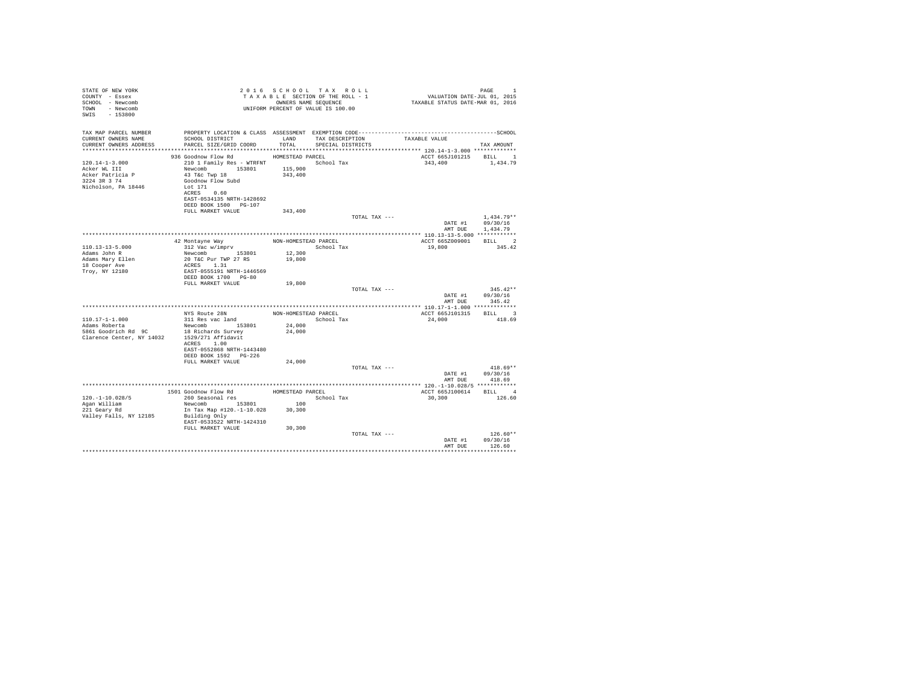STATE OF NEW YORK
COUNTY - Essex
SCHOOL - Newcomb
TOWN - Newcomb
SWIS - 153800

2 0 1 6 S C H O O L T A X R O L L
T A X A B L E SECTION OF THE ROLL - 1
OWNERS NAME SEQUENCE
UNIFORM PERCENT OF VALUE IS 100.00

VALUATION DATE-JUL 01, 2015
TAXABLE STATUS DATE-MAR 01, 2016

| TAX MAP PARCEL NUMBER / CURRENT OWNERS NAME / CURRENT OWNERS ADDRESS | PROPERTY LOCATION & CLASS / SCHOOL DISTRICT / PARCEL SIZE/GRID COORD | ASSESSMENT LAND / TOTAL | EXEMPTION CODE / TAX DESCRIPTION / SPECIAL DISTRICTS | TAXABLE VALUE | TAX AMOUNT |
|---|---|---|---|---|---|
| **120.14-1-3.000** | 936 Goodnow Flow Rd | HOMESTEAD PARCEL | | ACCT 665J101215 | BILL 1 |
| 120.14-1-3.000 | 210 1 Family Res - WTRFNT | | School Tax | 343,400 | 1,434.79 |
| Acker WL III | Newcomb 153801 | 115,900 | | | |
| Acker Patricia P | 43 T&c Twp 18 | 343,400 | | | |
| 3224 3R 3 74 | Goodnow Flow Subd | | | | |
| Nicholson, PA 18446 | Lot 171 | | | | |
| | ACRES 0.60 | | | | |
| | EAST-0534135 NRTH-1428692 | | | | |
| | DEED BOOK 1500 PG-107 | | | | |
| | FULL MARKET VALUE | 343,400 | | | |
| | | | TOTAL TAX --- | | 1,434.79** |
| | | | | DATE #1 | 09/30/16 |
| | | | | AMT DUE | 1,434.79 |
| **110.13-13-5.000** | 42 Montayne Way | NON-HOMESTEAD PARCEL | | ACCT 665Z009001 | BILL 2 |
| 110.13-13-5.000 | 312 Vac w/imprv | | School Tax | 19,800 | 345.42 |
| Adams John R | Newcomb 153801 | 12,300 | | | |
| Adams Mary Ellen | 20 T&C Pur TWP 27 RS | 19,800 | | | |
| 18 Cooper Ave | ACRES 1.31 | | | | |
| Troy, NY 12180 | EAST-0555191 NRTH-1446569 | | | | |
| | DEED BOOK 1700 PG-80 | | | | |
| | FULL MARKET VALUE | 19,800 | | | |
| | | | TOTAL TAX --- | | 345.42** |
| | | | | DATE #1 | 09/30/16 |
| | | | | AMT DUE | 345.42 |
| **110.17-1-1.000** | NYS Route 28N | NON-HOMESTEAD PARCEL | | ACCT 665J101315 | BILL 3 |
| 110.17-1-1.000 | 311 Res vac land | | School Tax | 24,000 | 418.69 |
| Adams Roberta | Newcomb 153801 | 24,000 | | | |
| 5861 Goodrich Rd 9C | 18 Richards Survey | 24,000 | | | |
| Clarence Center, NY 14032 | 1529/271 Affidavit | | | | |
| | ACRES 1.00 | | | | |
| | EAST-0552868 NRTH-1443480 | | | | |
| | DEED BOOK 1592 PG-226 | | | | |
| | FULL MARKET VALUE | 24,000 | | | |
| | | | TOTAL TAX --- | | 418.69** |
| | | | | DATE #1 | 09/30/16 |
| | | | | AMT DUE | 418.69 |
| **120.-1-10.028/5** | 1501 Goodnow Flow Rd | HOMESTEAD PARCEL | | ACCT 665J100614 | BILL 4 |
| 120.-1-10.028/5 | 260 Seasonal res | | School Tax | 30,300 | 126.60 |
| Agan William | Newcomb 153801 | 100 | | | |
| 221 Geary Rd | In Tax Map #120.-1-10.028 | 30,300 | | | |
| Valley Falls, NY 12185 | Building Only | | | | |
| | EAST-0533522 NRTH-1424310 | | | | |
| | FULL MARKET VALUE | 30,300 | | | |
| | | | TOTAL TAX --- | | 126.60** |
| | | | | DATE #1 | 09/30/16 |
| | | | | AMT DUE | 126.60 |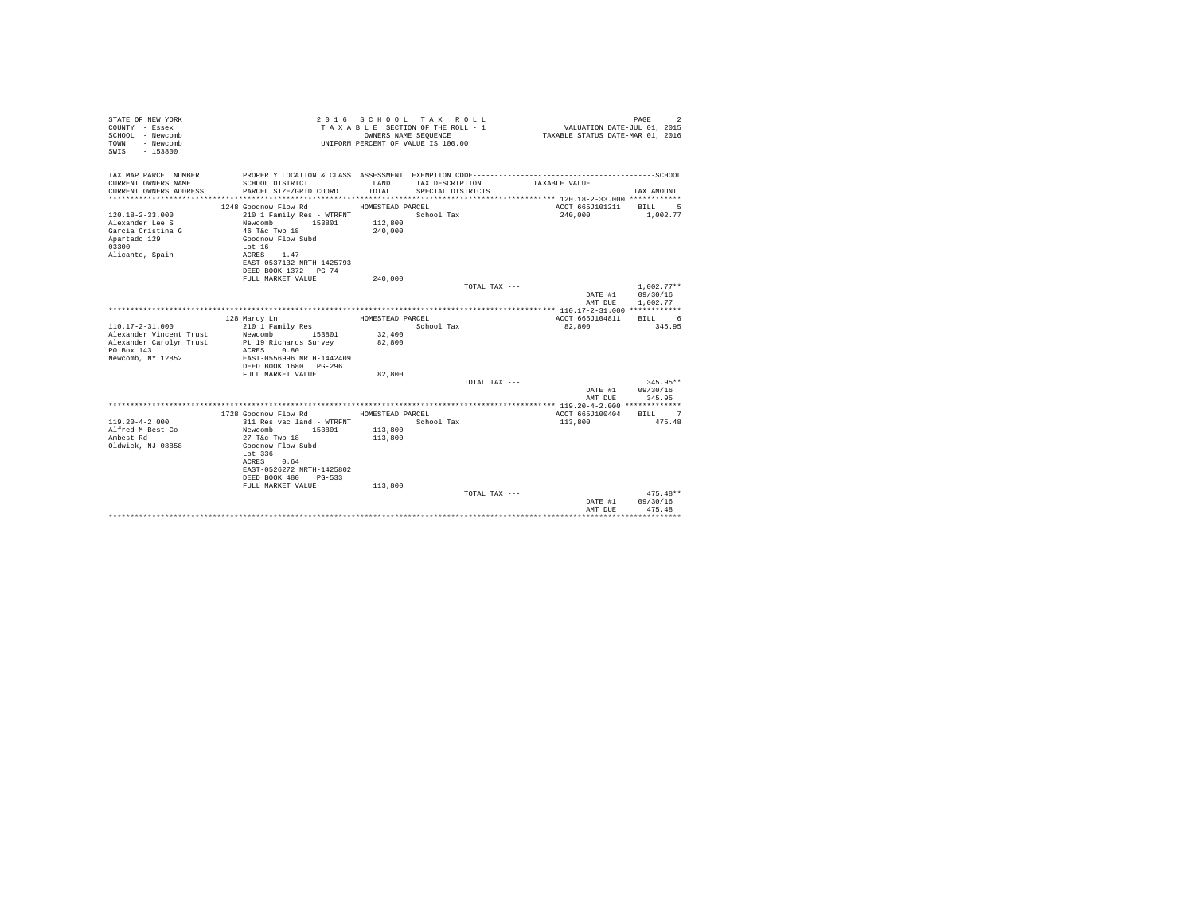STATE OF NEW YORK
COUNTY - Essex
SCHOOL - Newcomb
TOWN - Newcomb
SWIS - 153800

2 0 1 6 S C H O O L T A X R O L L
T A X A B L E SECTION OF THE ROLL - 1
OWNERS NAME SEQUENCE
UNIFORM PERCENT OF VALUE IS 100.00

VALUATION DATE-JUL 01, 2015
TAXABLE STATUS DATE-MAR 01, 2016

| TAX MAP PARCEL NUMBER / CURRENT OWNERS NAME / CURRENT OWNERS ADDRESS | PROPERTY LOCATION & CLASS / SCHOOL DISTRICT / PARCEL SIZE/GRID COORD | ASSESSMENT LAND / TOTAL | EXEMPTION CODE / TAX DESCRIPTION / SPECIAL DISTRICTS | TAXABLE VALUE | SCHOOL TAX AMOUNT |
|---|---|---|---|---|---|
| **120.18-2-33.000** | 1248 Goodnow Flow Rd | HOMESTEAD PARCEL | | ACCT 665J101211 | BILL 5 |
| 120.18-2-33.000 | 210 1 Family Res - WTRFNT | | School Tax | 240,000 | 1,002.77 |
| Alexander Lee S | Newcomb 153801 | 112,800 | | | |
| Garcia Cristina G | 46 T&c Twp 18 | 240,000 | | | |
| Apartado 129 | Goodnow Flow Subd | | | | |
| 03300 | Lot 16 | | | | |
| Alicante, Spain | ACRES 1.47 | | | | |
| | EAST-0537132 NRTH-1425793 | | | | |
| | DEED BOOK 1372 PG-74 | | | | |
| | FULL MARKET VALUE | 240,000 | | | |
| | | | TOTAL TAX --- | | 1,002.77** |
| | | | | DATE #1 | 09/30/16 |
| | | | | AMT DUE | 1,002.77 |
| **110.17-2-31.000** | 128 Marcy Ln | HOMESTEAD PARCEL | | ACCT 665J104811 | BILL 6 |
| 110.17-2-31.000 | 210 1 Family Res | | School Tax | 82,800 | 345.95 |
| Alexander Vincent Trust | Newcomb 153801 | 32,400 | | | |
| Alexander Carolyn Trust | Pt 19 Richards Survey | 82,800 | | | |
| PO Box 143 | ACRES 0.80 | | | | |
| Newcomb, NY 12852 | EAST-0556996 NRTH-1442409 | | | | |
| | DEED BOOK 1680 PG-296 | | | | |
| | FULL MARKET VALUE | 82,800 | | | |
| | | | TOTAL TAX --- | | 345.95** |
| | | | | DATE #1 | 09/30/16 |
| | | | | AMT DUE | 345.95 |
| **119.20-4-2.000** | 1728 Goodnow Flow Rd | HOMESTEAD PARCEL | | ACCT 665J100404 | BILL 7 |
| 119.20-4-2.000 | 311 Res vac land - WTRFNT | | School Tax | 113,800 | 475.48 |
| Alfred M Best Co | Newcomb 153801 | 113,800 | | | |
| Ambest Rd | 27 T&c Twp 18 | 113,800 | | | |
| Oldwick, NJ 08858 | Goodnow Flow Subd | | | | |
| | Lot 336 | | | | |
| | ACRES 0.64 | | | | |
| | EAST-0526272 NRTH-1425802 | | | | |
| | DEED BOOK 480 PG-533 | | | | |
| | FULL MARKET VALUE | 113,800 | | | |
| | | | TOTAL TAX --- | | 475.48** |
| | | | | DATE #1 | 09/30/16 |
| | | | | AMT DUE | 475.48 |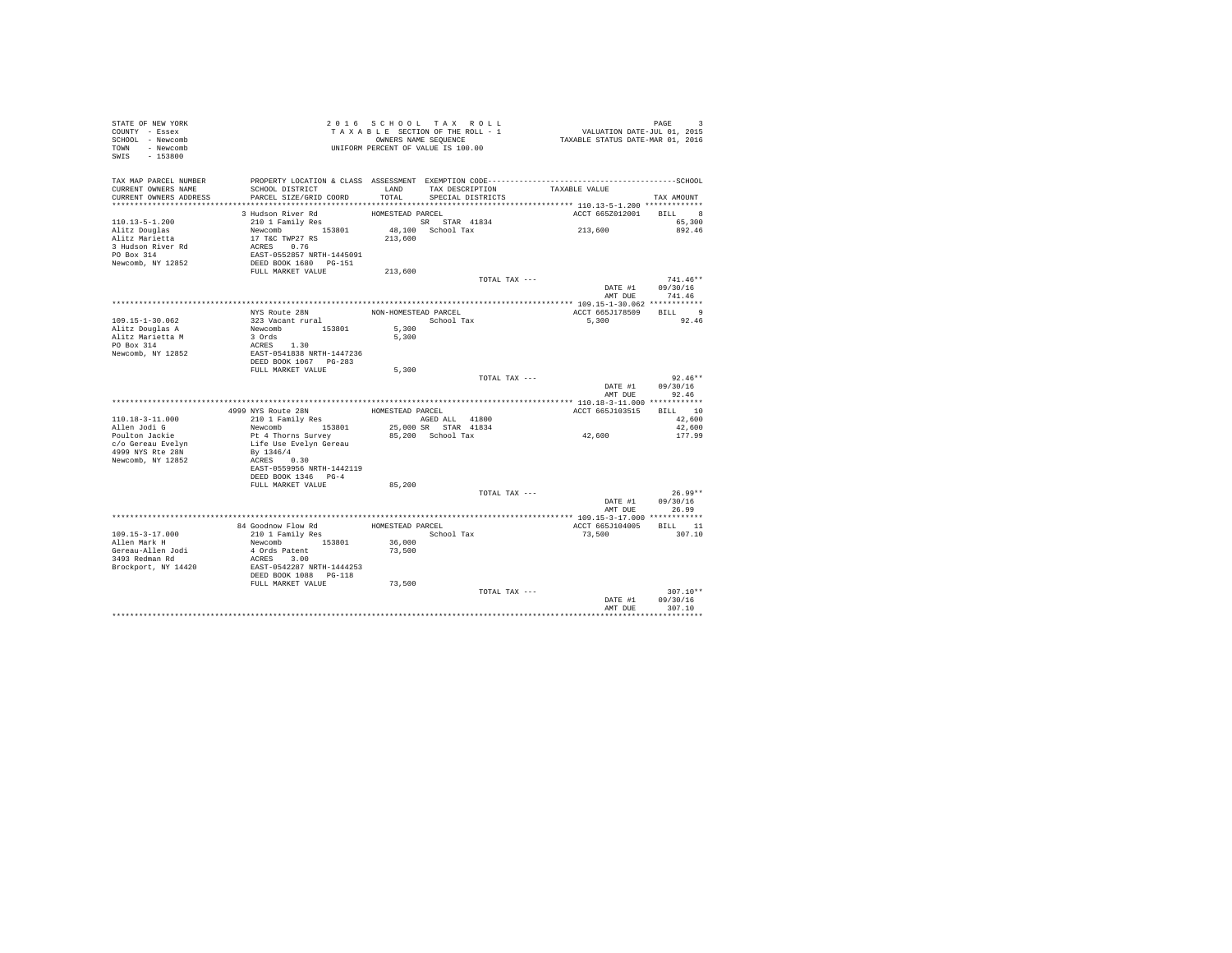STATE OF NEW YORK
COUNTY - Essex
SCHOOL - Newcomb
TOWN - Newcomb
SWIS - 153800

2016 SCHOOL TAX ROLL
TAXABLE SECTION OF THE ROLL - 1
OWNERS NAME SEQUENCE
UNIFORM PERCENT OF VALUE IS 100.00

VALUATION DATE-JUL 01, 2015
TAXABLE STATUS DATE-MAR 01, 2016

| TAX MAP PARCEL NUMBER / CURRENT OWNERS NAME / CURRENT OWNERS ADDRESS | PROPERTY LOCATION & CLASS / SCHOOL DISTRICT / PARCEL SIZE/GRID COORD | ASSESSMENT LAND / TOTAL | EXEMPTION CODE / TAX DESCRIPTION / SPECIAL DISTRICTS | TAXABLE VALUE | TAX AMOUNT |
|---|---|---|---|---|---|
| **110.13-5-1.200** | 3 Hudson River Rd | HOMESTEAD PARCEL | | ACCT 665Z012001 | BILL 8 |
| 110.13-5-1.200 | 210 1 Family Res | | SR STAR 41834 | | 65,300 |
| Alitz Douglas | Newcomb 153801 | 48,100 | School Tax | 213,600 | 892.46 |
| Alitz Marietta | 17 T&C TWP27 RS | 213,600 | | | |
| 3 Hudson River Rd | ACRES 0.76 | | | | |
| PO Box 314 | EAST-0552857 NRTH-1445091 | | | | |
| Newcomb, NY 12852 | DEED BOOK 1680 PG-151 | | | | |
| | FULL MARKET VALUE | 213,600 | | | |
| | | | TOTAL TAX --- | | 741.46** |
| | | | | DATE #1 | 09/30/16 |
| | | | | AMT DUE | 741.46 |
| **109.15-1-30.062** | NYS Route 28N | NON-HOMESTEAD PARCEL | | ACCT 665J178509 | BILL 9 |
| 109.15-1-30.062 | 323 Vacant rural | | School Tax | 5,300 | 92.46 |
| Alitz Douglas A | Newcomb 153801 | 5,300 | | | |
| Alitz Marietta M | 3 Ords | 5,300 | | | |
| PO Box 314 | ACRES 1.30 | | | | |
| Newcomb, NY 12852 | EAST-0541838 NRTH-1447236 | | | | |
| | DEED BOOK 1067 PG-283 | | | | |
| | FULL MARKET VALUE | 5,300 | | | |
| | | | TOTAL TAX --- | | 92.46** |
| | | | | DATE #1 | 09/30/16 |
| | | | | AMT DUE | 92.46 |
| **110.18-3-11.000** | 4999 NYS Route 28N | HOMESTEAD PARCEL | | ACCT 665J103515 | BILL 10 |
| 110.18-3-11.000 | 210 1 Family Res | | AGED ALL 41800 | | 42,600 |
| Allen Jodi G | Newcomb 153801 | 25,000 | SR STAR 41834 | | 42,600 |
| Poulton Jackie | Pt 4 Thorns Survey | 85,200 | School Tax | 42,600 | 177.99 |
| c/o Gereau Evelyn | Life Use Evelyn Gereau | | | | |
| 4999 NYS Rte 28N | By 1346/4 | | | | |
| Newcomb, NY 12852 | ACRES 0.30 | | | | |
| | EAST-0559956 NRTH-1442119 | | | | |
| | DEED BOOK 1346 PG-4 | | | | |
| | FULL MARKET VALUE | 85,200 | | | |
| | | | TOTAL TAX --- | | 26.99** |
| | | | | DATE #1 | 09/30/16 |
| | | | | AMT DUE | 26.99 |
| **109.15-3-17.000** | 84 Goodnow Flow Rd | HOMESTEAD PARCEL | | ACCT 665J104005 | BILL 11 |
| 109.15-3-17.000 | 210 1 Family Res | | School Tax | 73,500 | 307.10 |
| Allen Mark H | Newcomb 153801 | 36,000 | | | |
| Gereau-Allen Jodi | 4 Ords Patent | 73,500 | | | |
| 3493 Redman Rd | ACRES 3.00 | | | | |
| Brockport, NY 14420 | EAST-0542287 NRTH-1444253 | | | | |
| | DEED BOOK 1088 PG-118 | | | | |
| | FULL MARKET VALUE | 73,500 | | | |
| | | | TOTAL TAX --- | | 307.10** |
| | | | | DATE #1 | 09/30/16 |
| | | | | AMT DUE | 307.10 |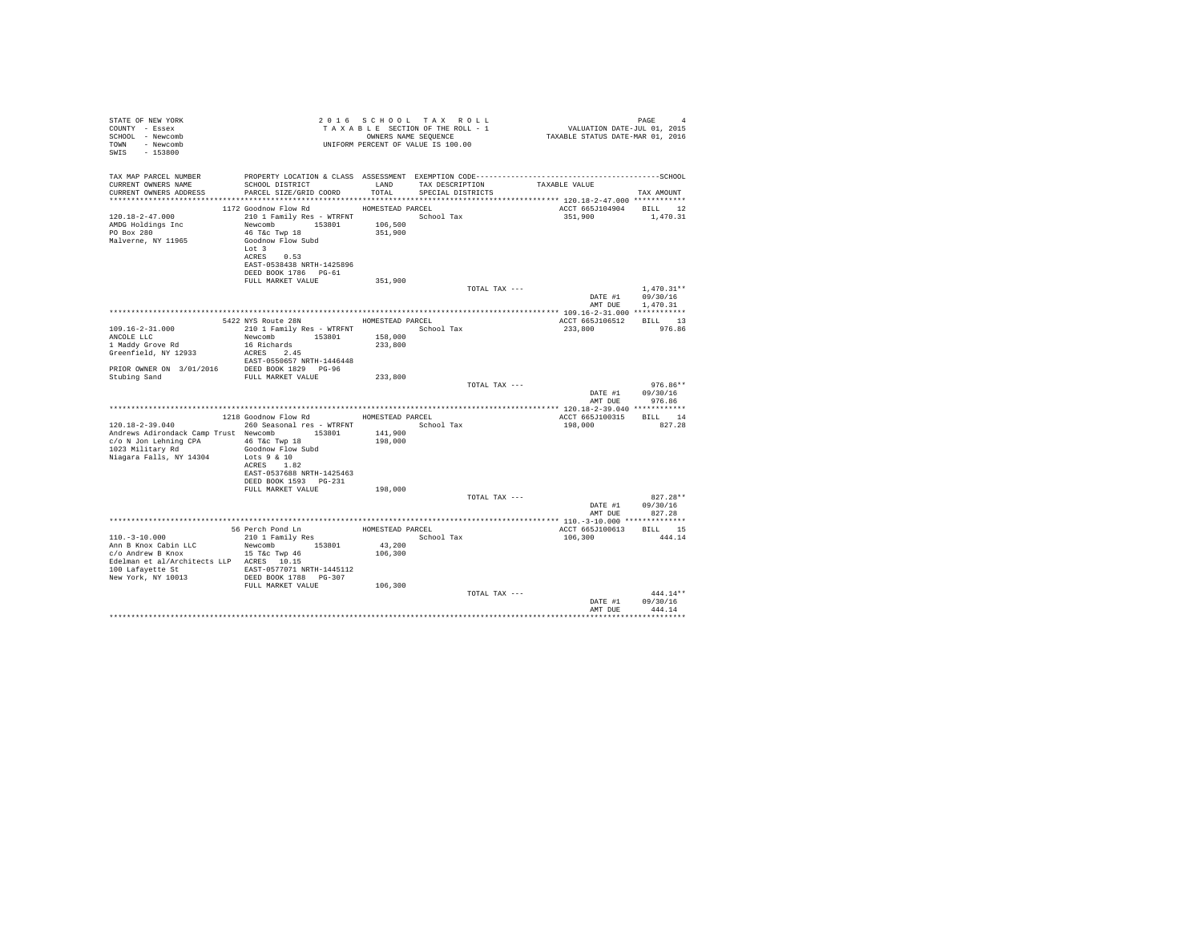STATE OF NEW YORK
COUNTY - Essex
SCHOOL - Newcomb
TOWN - Newcomb
SWIS - 153800

2016 SCHOOL TAX ROLL
TAXABLE SECTION OF THE ROLL - 1
OWNERS NAME SEQUENCE
UNIFORM PERCENT OF VALUE IS 100.00

VALUATION DATE-JUL 01, 2015
TAXABLE STATUS DATE-MAR 01, 2016

| TAX MAP PARCEL NUMBER / CURRENT OWNERS NAME / CURRENT OWNERS ADDRESS | PROPERTY LOCATION & CLASS / SCHOOL DISTRICT / PARCEL SIZE/GRID COORD | ASSESSMENT LAND / TOTAL | EXEMPTION CODE / TAX DESCRIPTION / SPECIAL DISTRICTS | TAXABLE VALUE | TAX AMOUNT |
|---|---|---|---|---|---|
| 120.18-2-47.000 | 1172 Goodnow Flow Rd | HOMESTEAD PARCEL | | ACCT 665J104904 | BILL 12 |
| | 210 1 Family Res - WTRFNT | | School Tax | 351,900 | 1,470.31 |
| AMDG Holdings Inc | Newcomb 153801 | 106,500 | | | |
| PO Box 280 | 46 T&c Twp 18 | 351,900 | | | |
| Malverne, NY 11965 | Goodnow Flow Subd | | | | |
| | Lot 3 | | | | |
| | ACRES 0.53 | | | | |
| | EAST-0538438 NRTH-1425896 | | | | |
| | DEED BOOK 1786 PG-61 | | | | |
| | FULL MARKET VALUE | 351,900 | | | |
| | | | TOTAL TAX --- | | 1,470.31** |
| | | | | DATE #1 | 09/30/16 |
| | | | | AMT DUE | 1,470.31 |
| 109.16-2-31.000 | 5422 NYS Route 28N | HOMESTEAD PARCEL | | ACCT 665J106512 | BILL 13 |
| | 210 1 Family Res - WTRFNT | | School Tax | 233,800 | 976.86 |
| ANCOLE LLC | Newcomb 153801 | 158,000 | | | |
| 1 Maddy Grove Rd | 16 Richards | 233,800 | | | |
| Greenfield, NY 12933 | ACRES 2.45 | | | | |
| | EAST-0550657 NRTH-1446448 | | | | |
| PRIOR OWNER ON 3/01/2016 | DEED BOOK 1829 PG-96 | | | | |
| Stubing Sand | FULL MARKET VALUE | 233,800 | | | |
| | | | TOTAL TAX --- | | 976.86** |
| | | | | DATE #1 | 09/30/16 |
| | | | | AMT DUE | 976.86 |
| 120.18-2-39.040 | 1218 Goodnow Flow Rd | HOMESTEAD PARCEL | | ACCT 665J100315 | BILL 14 |
| | 260 Seasonal res - WTRFNT | | School Tax | 198,000 | 827.28 |
| Andrews Adirondack Camp Trust | Newcomb 153801 | 141,900 | | | |
| c/o N Jon Lehning CPA | 46 T&c Twp 18 | 198,000 | | | |
| 1023 Military Rd | Goodnow Flow Subd | | | | |
| Niagara Falls, NY 14304 | Lots 9 & 10 | | | | |
| | ACRES 1.82 | | | | |
| | EAST-0537688 NRTH-1425463 | | | | |
| | DEED BOOK 1593 PG-231 | | | | |
| | FULL MARKET VALUE | 198,000 | | | |
| | | | TOTAL TAX --- | | 827.28** |
| | | | | DATE #1 | 09/30/16 |
| | | | | AMT DUE | 827.28 |
| 110.-3-10.000 | 56 Perch Pond Ln | HOMESTEAD PARCEL | | ACCT 665J100613 | BILL 15 |
| | 210 1 Family Res | | School Tax | 106,300 | 444.14 |
| Ann B Knox Cabin LLC | Newcomb 153801 | 43,200 | | | |
| c/o Andrew B Knox | 15 T&c Twp 46 | 106,300 | | | |
| Edelman et al/Architects LLP | ACRES 10.15 | | | | |
| 100 Lafayette St | EAST-0577071 NRTH-1445112 | | | | |
| New York, NY 10013 | DEED BOOK 1788 PG-307 | | | | |
| | FULL MARKET VALUE | 106,300 | | | |
| | | | TOTAL TAX --- | | 444.14** |
| | | | | DATE #1 | 09/30/16 |
| | | | | AMT DUE | 444.14 |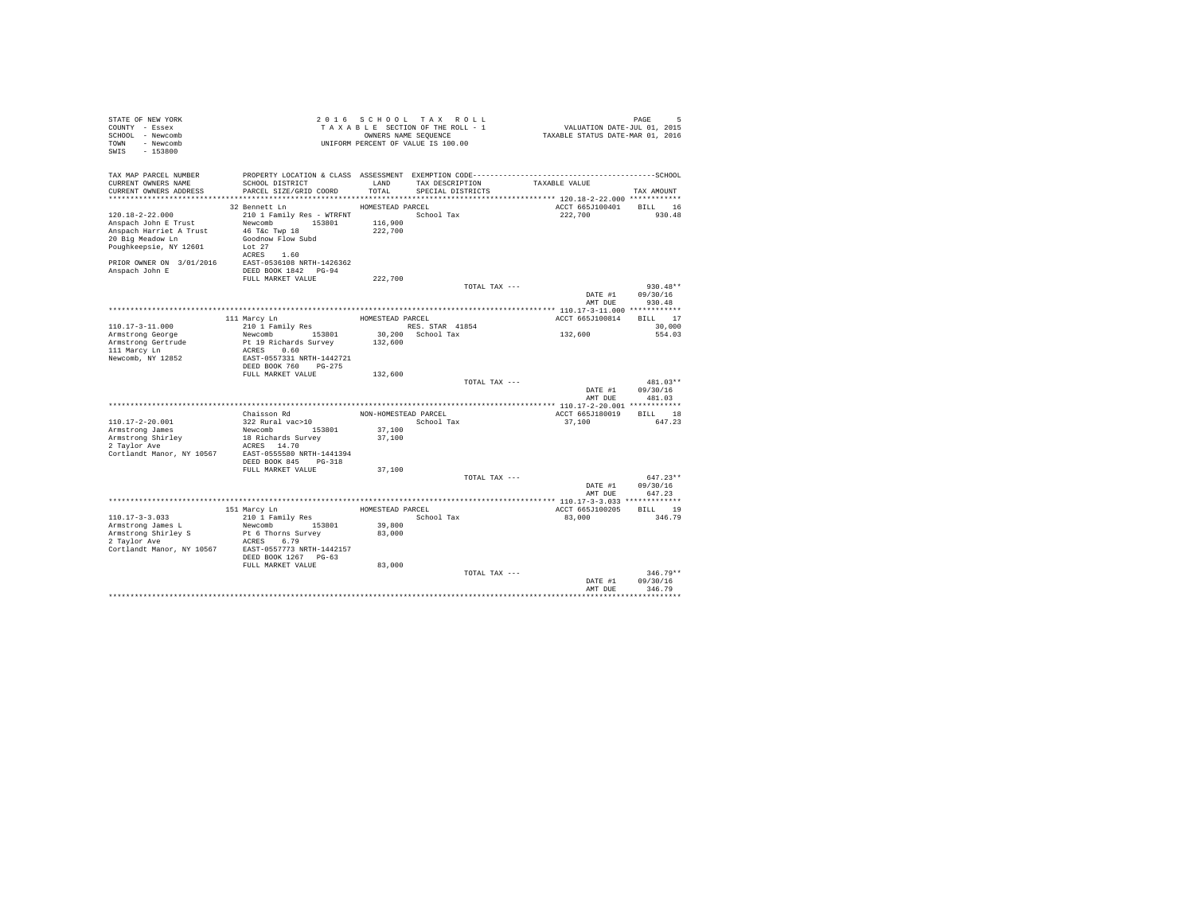STATE OF NEW YORK
COUNTY - Essex
SCHOOL - Newcomb
TOWN - Newcomb
SWIS - 153800

2 0 1 6 S C H O O L T A X R O L L
T A X A B L E SECTION OF THE ROLL - 1
OWNERS NAME SEQUENCE
UNIFORM PERCENT OF VALUE IS 100.00

VALUATION DATE-JUL 01, 2015
TAXABLE STATUS DATE-MAR 01, 2016

| TAX MAP PARCEL NUMBER / CURRENT OWNERS NAME / CURRENT OWNERS ADDRESS | PROPERTY LOCATION & CLASS / SCHOOL DISTRICT / PARCEL SIZE/GRID COORD | ASSESSMENT LAND / TOTAL | EXEMPTION CODE / TAX DESCRIPTION / SPECIAL DISTRICTS | TAXABLE VALUE | TAX AMOUNT |
|---|---|---|---|---|---|
| 120.18-2-22.000 | 32 Bennett Ln | HOMESTEAD PARCEL | | ACCT 665J100401 | BILL 16 |
| Anspach John E Trust | 210 1 Family Res - WTRFNT | | School Tax | 222,700 | 930.48 |
| Anspach Harriet A Trust | Newcomb 153801 | 116,900 | | | |
| 20 Big Meadow Ln | 46 T&c Twp 18 | 222,700 | | | |
| Poughkeepsie, NY 12601 | Goodnow Flow Subd | | | | |
| | Lot 27 | | | | |
| | ACRES 1.60 | | | | |
| PRIOR OWNER ON 3/01/2016 | EAST-0536108 NRTH-1426362 | | | | |
| Anspach John E | DEED BOOK 1842 PG-94 | | | | |
| | FULL MARKET VALUE | 222,700 | | | |
| | | | TOTAL TAX --- | | 930.48** |
| | | | | DATE #1 | 09/30/16 |
| | | | | AMT DUE | 930.48 |
| 110.17-3-11.000 | 111 Marcy Ln | HOMESTEAD PARCEL | | ACCT 665J100814 | BILL 17 |
| Armstrong George | 210 1 Family Res | | RES. STAR 41854 | | 30,000 |
| Armstrong Gertrude | Newcomb 153801 | 30,200 | School Tax | 132,600 | 554.03 |
| 111 Marcy Ln | Pt 19 Richards Survey | 132,600 | | | |
| Newcomb, NY 12852 | ACRES 0.60 | | | | |
| | EAST-0557331 NRTH-1442721 | | | | |
| | DEED BOOK 760 PG-275 | | | | |
| | FULL MARKET VALUE | 132,600 | | | |
| | | | TOTAL TAX --- | | 481.03** |
| | | | | DATE #1 | 09/30/16 |
| | | | | AMT DUE | 481.03 |
| 110.17-2-20.001 | Chaisson Rd | NON-HOMESTEAD PARCEL | | ACCT 665J180019 | BILL 18 |
| Armstrong James | 322 Rural vac>10 | | School Tax | 37,100 | 647.23 |
| Armstrong Shirley | Newcomb 153801 | 37,100 | | | |
| 2 Taylor Ave | 18 Richards Survey | 37,100 | | | |
| Cortlandt Manor, NY 10567 | ACRES 14.70 | | | | |
| | EAST-0555580 NRTH-1441394 | | | | |
| | DEED BOOK 845 PG-318 | | | | |
| | FULL MARKET VALUE | 37,100 | | | |
| | | | TOTAL TAX --- | | 647.23** |
| | | | | DATE #1 | 09/30/16 |
| | | | | AMT DUE | 647.23 |
| 110.17-3-3.033 | 151 Marcy Ln | HOMESTEAD PARCEL | | ACCT 665J100205 | BILL 19 |
| Armstrong James L | 210 1 Family Res | | School Tax | 83,000 | 346.79 |
| Armstrong Shirley S | Newcomb 153801 | 39,800 | | | |
| 2 Taylor Ave | Pt 6 Thorns Survey | 83,000 | | | |
| Cortlandt Manor, NY 10567 | ACRES 6.79 | | | | |
| | EAST-0557773 NRTH-1442157 | | | | |
| | DEED BOOK 1267 PG-63 | | | | |
| | FULL MARKET VALUE | 83,000 | | | |
| | | | TOTAL TAX --- | | 346.79** |
| | | | | DATE #1 | 09/30/16 |
| | | | | AMT DUE | 346.79 |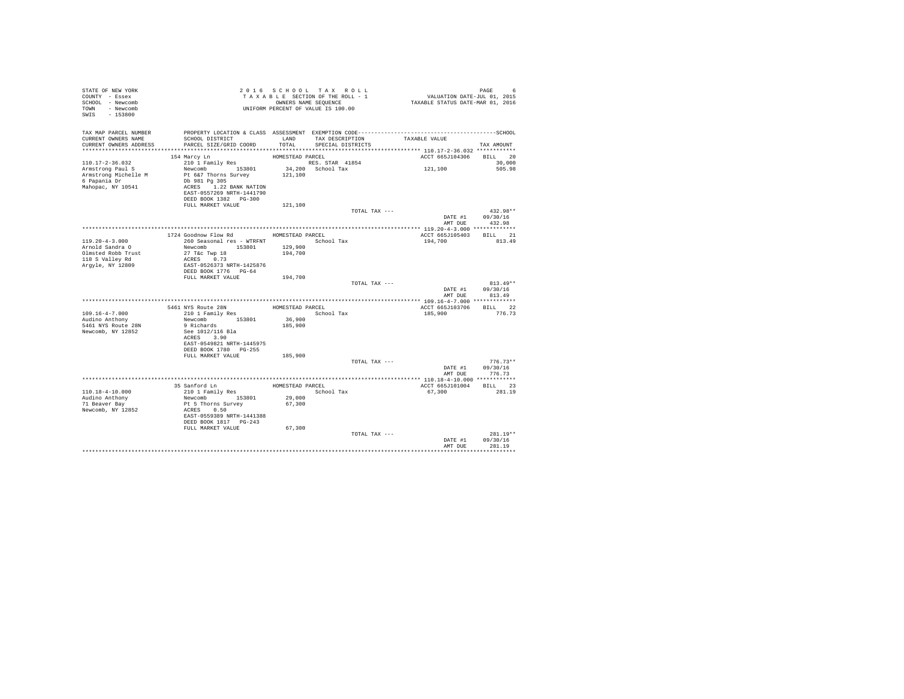STATE OF NEW YORK
COUNTY - Essex
SCHOOL - Newcomb
TOWN - Newcomb
SWIS - 153800

2016 SCHOOL TAX ROLL
TAXABLE SECTION OF THE ROLL - 1
OWNERS NAME SEQUENCE
UNIFORM PERCENT OF VALUE IS 100.00

VALUATION DATE-JUL 01, 2015
TAXABLE STATUS DATE-MAR 01, 2016

| TAX MAP PARCEL NUMBER / CURRENT OWNERS NAME / CURRENT OWNERS ADDRESS | PROPERTY LOCATION & CLASS / SCHOOL DISTRICT / PARCEL SIZE/GRID COORD | ASSESSMENT LAND / TOTAL | EXEMPTION CODE / TAX DESCRIPTION / SPECIAL DISTRICTS | TAXABLE VALUE | TAX AMOUNT |
|---|---|---|---|---|---|
| **110.17-2-36.032** | 154 Marcy Ln | HOMESTEAD PARCEL | | ACCT 665J104306 | BILL 20 |
| 110.17-2-36.032 | 210 1 Family Res | | RES. STAR 41854 | | 30,000 |
| Armstrong Paul S | Newcomb 153801 | 34,200 | School Tax | 121,100 | 505.98 |
| Armstrong Michelle M | Pt 6&7 Thorns Survey | 121,100 | | | |
| 6 Papania Dr | Db 981 Pg 305 | | | | |
| Mahopac, NY 10541 | ACRES 1.22 BANK NATION | | | | |
| | EAST-0557269 NRTH-1441790 | | | | |
| | DEED BOOK 1382 PG-300 | | | | |
| | FULL MARKET VALUE | 121,100 | | | |
| | | | TOTAL TAX --- | | 432.98** |
| | | | | DATE #1 | 09/30/16 |
| | | | | AMT DUE | 432.98 |
| **119.20-4-3.000** | 1724 Goodnow Flow Rd | HOMESTEAD PARCEL | | ACCT 665J105403 | BILL 21 |
| 119.20-4-3.000 | 260 Seasonal res - WTRFNT | | School Tax | 194,700 | 813.49 |
| Arnold Sandra O | Newcomb 153801 | 129,900 | | | |
| Olmsted Robb Trust | 27 T&c Twp 18 | 194,700 | | | |
| 118 S Valley Rd | ACRES 0.73 | | | | |
| Argyle, NY 12809 | EAST-0526373 NRTH-1425876 | | | | |
| | DEED BOOK 1776 PG-64 | | | | |
| | FULL MARKET VALUE | 194,700 | | | |
| | | | TOTAL TAX --- | | 813.49** |
| | | | | DATE #1 | 09/30/16 |
| | | | | AMT DUE | 813.49 |
| **109.16-4-7.000** | 5461 NYS Route 28N | HOMESTEAD PARCEL | | ACCT 665J103706 | BILL 22 |
| 109.16-4-7.000 | 210 1 Family Res | | School Tax | 185,900 | 776.73 |
| Audino Anthony | Newcomb 153801 | 36,900 | | | |
| 5461 NYS Route 28N | 9 Richards | 185,900 | | | |
| Newcomb, NY 12852 | See 1012/116 Bla | | | | |
| | ACRES 3.90 | | | | |
| | EAST-0549821 NRTH-1445975 | | | | |
| | DEED BOOK 1780 PG-255 | | | | |
| | FULL MARKET VALUE | 185,900 | | | |
| | | | TOTAL TAX --- | | 776.73** |
| | | | | DATE #1 | 09/30/16 |
| | | | | AMT DUE | 776.73 |
| **110.18-4-10.000** | 35 Sanford Ln | HOMESTEAD PARCEL | | ACCT 665J101004 | BILL 23 |
| 110.18-4-10.000 | 210 1 Family Res | | School Tax | 67,300 | 281.19 |
| Audino Anthony | Newcomb 153801 | 29,000 | | | |
| 71 Beaver Bay | Pt 5 Thorns Survey | 67,300 | | | |
| Newcomb, NY 12852 | ACRES 0.50 | | | | |
| | EAST-0559389 NRTH-1441388 | | | | |
| | DEED BOOK 1817 PG-243 | | | | |
| | FULL MARKET VALUE | 67,300 | | | |
| | | | TOTAL TAX --- | | 281.19** |
| | | | | DATE #1 | 09/30/16 |
| | | | | AMT DUE | 281.19 |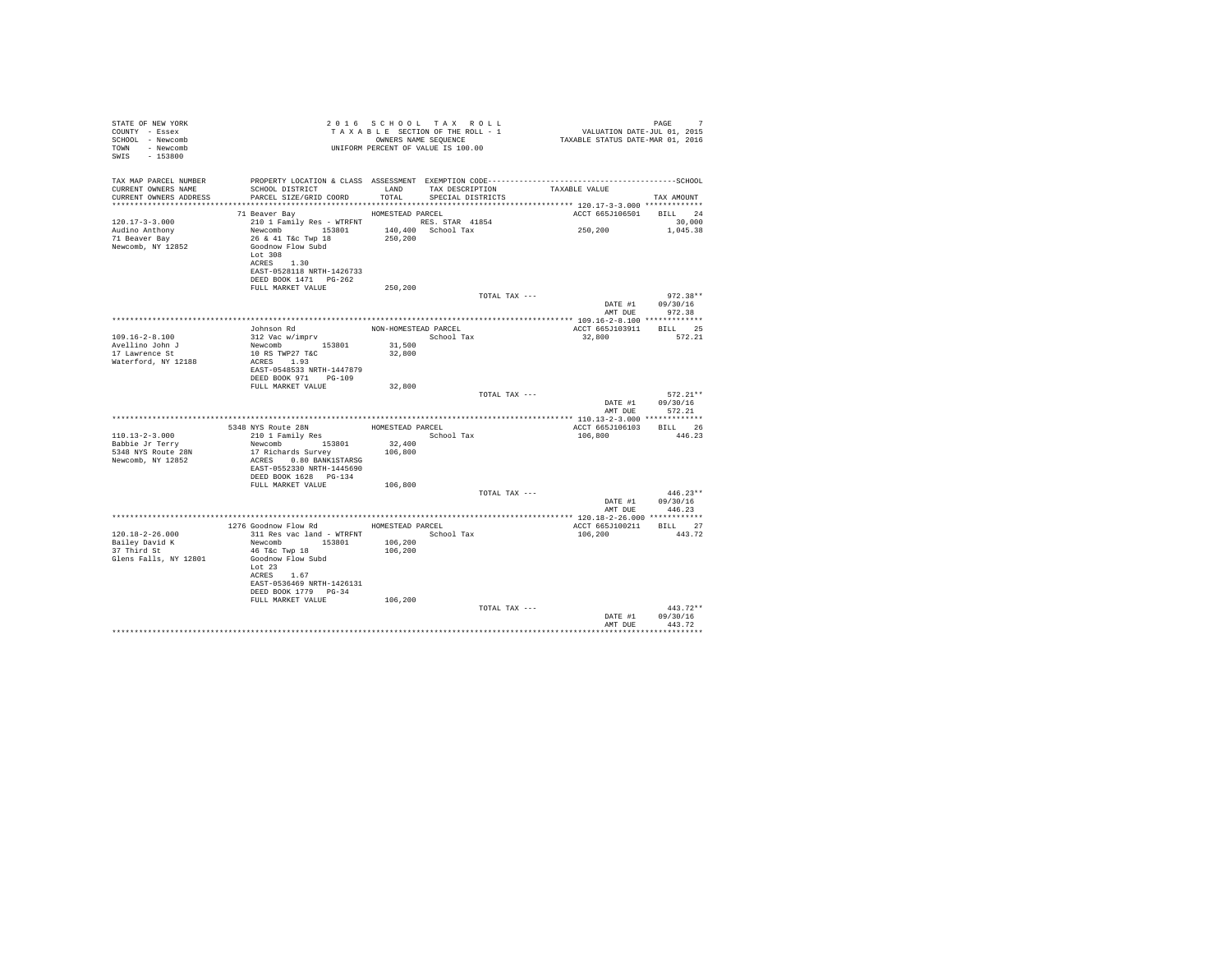STATE OF NEW YORK
COUNTY - Essex
SCHOOL - Newcomb
TOWN - Newcomb
SWIS - 153800

2 0 1 6 S C H O O L T A X R O L L
T A X A B L E SECTION OF THE ROLL - 1
OWNERS NAME SEQUENCE
UNIFORM PERCENT OF VALUE IS 100.00

VALUATION DATE-JUL 01, 2015
TAXABLE STATUS DATE-MAR 01, 2016

| TAX MAP PARCEL NUMBER / CURRENT OWNERS NAME / CURRENT OWNERS ADDRESS | PROPERTY LOCATION & CLASS / SCHOOL DISTRICT / PARCEL SIZE/GRID COORD | ASSESSMENT LAND / TOTAL | EXEMPTION CODE / TAX DESCRIPTION / SPECIAL DISTRICTS | TAXABLE VALUE | SCHOOL TAX AMOUNT |
|---|---|---|---|---|---|
| 120.17-3-3.000 | 71 Beaver Bay | HOMESTEAD PARCEL | | ACCT 665J106501 | BILL 24 |
| Audino Anthony | 210 1 Family Res - WTRFNT | | RES. STAR 41854 | | 30,000 |
| 71 Beaver Bay | Newcomb 153801 | 140,400 | School Tax | 250,200 | 1,045.38 |
| Newcomb, NY 12852 | 26 & 41 T&c Twp 18 | 250,200 | | | |
| | Goodnow Flow Subd | | | | |
| | Lot 308 | | | | |
| | ACRES 1.30 | | | | |
| | EAST-0528118 NRTH-1426733 | | | | |
| | DEED BOOK 1471 PG-262 | | | | |
| | FULL MARKET VALUE | 250,200 | | | |
| | | | TOTAL TAX --- | | 972.38** |
| | | | | DATE #1 | 09/30/16 |
| | | | | AMT DUE | 972.38 |
| 109.16-2-8.100 | Johnson Rd | NON-HOMESTEAD PARCEL | | ACCT 665J103911 | BILL 25 |
| Avellino John J | 312 Vac w/imprv | | School Tax | 32,800 | 572.21 |
| 17 Lawrence St | Newcomb 153801 | 31,500 | | | |
| Waterford, NY 12188 | 10 RS TWP27 T&C | 32,800 | | | |
| | ACRES 1.93 | | | | |
| | EAST-0548533 NRTH-1447879 | | | | |
| | DEED BOOK 971 PG-109 | | | | |
| | FULL MARKET VALUE | 32,800 | | | |
| | | | TOTAL TAX --- | | 572.21** |
| | | | | DATE #1 | 09/30/16 |
| | | | | AMT DUE | 572.21 |
| 110.13-2-3.000 | 5348 NYS Route 28N | HOMESTEAD PARCEL | | ACCT 665J106103 | BILL 26 |
| Babbie Jr Terry | 210 1 Family Res | | School Tax | 106,800 | 446.23 |
| 5348 NYS Route 28N | Newcomb 153801 | 32,400 | | | |
| Newcomb, NY 12852 | 17 Richards Survey | 106,800 | | | |
| | ACRES 0.80 BANK1STARSG | | | | |
| | EAST-0552330 NRTH-1445690 | | | | |
| | DEED BOOK 1628 PG-134 | | | | |
| | FULL MARKET VALUE | 106,800 | | | |
| | | | TOTAL TAX --- | | 446.23** |
| | | | | DATE #1 | 09/30/16 |
| | | | | AMT DUE | 446.23 |
| 120.18-2-26.000 | 1276 Goodnow Flow Rd | HOMESTEAD PARCEL | | ACCT 665J100211 | BILL 27 |
| Bailey David K | 311 Res vac land - WTRFNT | | School Tax | 106,200 | 443.72 |
| 37 Third St | Newcomb 153801 | 106,200 | | | |
| Glens Falls, NY 12801 | 46 T&c Twp 18 | 106,200 | | | |
| | Goodnow Flow Subd | | | | |
| | Lot 23 | | | | |
| | ACRES 1.67 | | | | |
| | EAST-0536469 NRTH-1426131 | | | | |
| | DEED BOOK 1779 PG-34 | | | | |
| | FULL MARKET VALUE | 106,200 | | | |
| | | | TOTAL TAX --- | | 443.72** |
| | | | | DATE #1 | 09/30/16 |
| | | | | AMT DUE | 443.72 |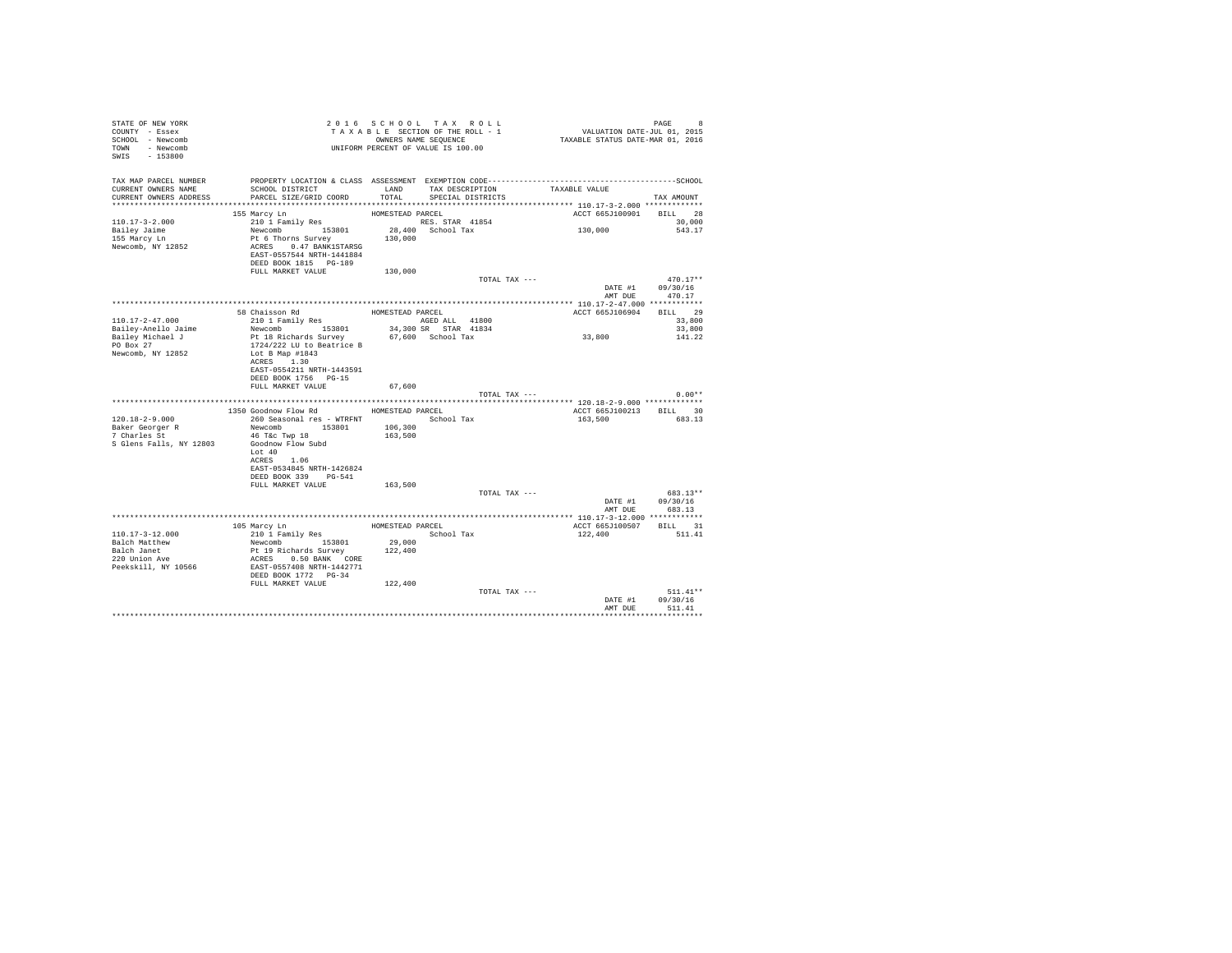STATE OF NEW YORK
COUNTY - Essex
SCHOOL - Newcomb
TOWN - Newcomb
SWIS - 153800

2 0 1 6 S C H O O L T A X R O L L
T A X A B L E SECTION OF THE ROLL - 1
OWNERS NAME SEQUENCE
UNIFORM PERCENT OF VALUE IS 100.00

VALUATION DATE-JUL 01, 2015
TAXABLE STATUS DATE-MAR 01, 2016

| TAX MAP PARCEL NUMBER / CURRENT OWNERS NAME / CURRENT OWNERS ADDRESS | PROPERTY LOCATION & CLASS / SCHOOL DISTRICT / PARCEL SIZE/GRID COORD | ASSESSMENT LAND / TOTAL | EXEMPTION CODE / TAX DESCRIPTION / SPECIAL DISTRICTS | TAXABLE VALUE | SCHOOL / TAX AMOUNT |
|---|---|---|---|---|---|
| 110.17-3-2.000 | 155 Marcy Ln | HOMESTEAD PARCEL | | ACCT 665J100901 | BILL 28 |
| Bailey Jaime | 210 1 Family Res | | RES. STAR 41854 | | 30,000 |
| 155 Marcy Ln | Newcomb 153801 | 28,400 | School Tax | 130,000 | 543.17 |
| Newcomb, NY 12852 | Pt 6 Thorns Survey | 130,000 | | | |
| | ACRES 0.47 BANK1STARSG | | | | |
| | EAST-0557544 NRTH-1441884 | | | | |
| | DEED BOOK 1815 PG-189 | | | | |
| | FULL MARKET VALUE | 130,000 | | | |
| | | | TOTAL TAX --- | | 470.17** |
| | | | | DATE #1 | 09/30/16 |
| | | | | AMT DUE | 470.17 |
| 110.17-2-47.000 | 58 Chaisson Rd | HOMESTEAD PARCEL | | ACCT 665J106904 | BILL 29 |
| Bailey-Anello Jaime | 210 1 Family Res | | AGED ALL 41800 | | 33,800 |
| Bailey Michael J | Newcomb 153801 | 34,300 | SR STAR 41834 | | 33,800 |
| PO Box 27 | Pt 18 Richards Survey | 67,600 | School Tax | 33,800 | 141.22 |
| Newcomb, NY 12852 | 1724/222 LU to Beatrice B | | | | |
| | Lot B Map #1843 | | | | |
| | ACRES 1.30 | | | | |
| | EAST-0554211 NRTH-1443591 | | | | |
| | DEED BOOK 1756 PG-15 | | | | |
| | FULL MARKET VALUE | 67,600 | | | |
| | | | TOTAL TAX --- | | 0.00** |
| 120.18-2-9.000 | 1350 Goodnow Flow Rd | HOMESTEAD PARCEL | | ACCT 665J100213 | BILL 30 |
| Baker Georger R | 260 Seasonal res - WTRFNT | | School Tax | 163,500 | 683.13 |
| 7 Charles St | Newcomb 153801 | 106,300 | | | |
| S Glens Falls, NY 12803 | 46 T&c Twp 18 | 163,500 | | | |
| | Goodnow Flow Subd | | | | |
| | Lot 40 | | | | |
| | ACRES 1.06 | | | | |
| | EAST-0534845 NRTH-1426824 | | | | |
| | DEED BOOK 339 PG-541 | | | | |
| | FULL MARKET VALUE | 163,500 | | | |
| | | | TOTAL TAX --- | | 683.13** |
| | | | | DATE #1 | 09/30/16 |
| | | | | AMT DUE | 683.13 |
| 110.17-3-12.000 | 105 Marcy Ln | HOMESTEAD PARCEL | | ACCT 665J100507 | BILL 31 |
| Balch Matthew | 210 1 Family Res | | School Tax | 122,400 | 511.41 |
| Balch Janet | Newcomb 153801 | 29,000 | | | |
| 220 Union Ave | Pt 19 Richards Survey | 122,400 | | | |
| Peekskill, NY 10566 | ACRES 0.50 BANK CORE | | | | |
| | EAST-0557408 NRTH-1442771 | | | | |
| | DEED BOOK 1772 PG-34 | | | | |
| | FULL MARKET VALUE | 122,400 | | | |
| | | | TOTAL TAX --- | | 511.41** |
| | | | | DATE #1 | 09/30/16 |
| | | | | AMT DUE | 511.41 |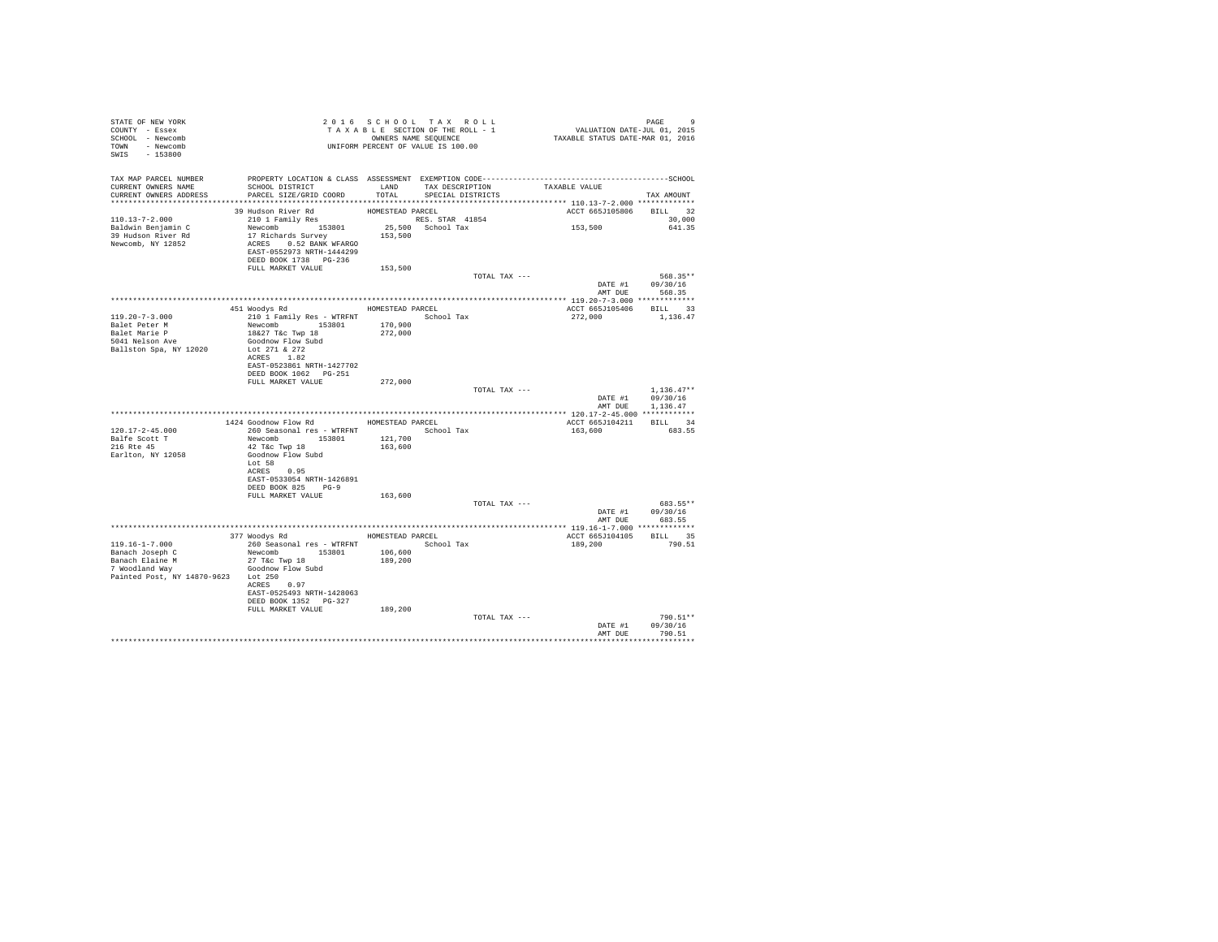STATE OF NEW YORK
COUNTY - Essex
SCHOOL - Newcomb
TOWN - Newcomb
SWIS - 153800

2 0 1 6 S C H O O L T A X R O L L
T A X A B L E SECTION OF THE ROLL - 1
OWNERS NAME SEQUENCE
UNIFORM PERCENT OF VALUE IS 100.00

VALUATION DATE-JUL 01, 2015
TAXABLE STATUS DATE-MAR 01, 2016

| TAX MAP PARCEL NUMBER / CURRENT OWNERS NAME / CURRENT OWNERS ADDRESS | PROPERTY LOCATION & CLASS / SCHOOL DISTRICT / PARCEL SIZE/GRID COORD | ASSESSMENT LAND / TOTAL | EXEMPTION CODE / TAX DESCRIPTION / SPECIAL DISTRICTS | TAXABLE VALUE | SCHOOL TAX AMOUNT |
|---|---|---|---|---|---|
| 110.13-7-2.000 | 39 Hudson River Rd | HOMESTEAD PARCEL | | ACCT 665J105806 | BILL 32 |
| Baldwin Benjamin C | 210 1 Family Res | | RES. STAR 41854 | | 30,000 |
| 39 Hudson River Rd | Newcomb 153801 | 25,500 | School Tax | 153,500 | 641.35 |
| Newcomb, NY 12852 | 17 Richards Survey | 153,500 | | | |
| | ACRES 0.52 BANK WFARGO | | | | |
| | EAST-0552973 NRTH-1444299 | | | | |
| | DEED BOOK 1738 PG-236 | | | | |
| | FULL MARKET VALUE | 153,500 | | | |
| | | | TOTAL TAX --- | | 568.35** |
| | | | | DATE #1 | 09/30/16 |
| | | | | AMT DUE | 568.35 |
| 119.20-7-3.000 | 451 Woodys Rd | HOMESTEAD PARCEL | | ACCT 665J105406 | BILL 33 |
| Balet Peter M | 210 1 Family Res - WTRFNT | | School Tax | 272,000 | 1,136.47 |
| Balet Marie P | Newcomb 153801 | 170,900 | | | |
| 5041 Nelson Ave | 18&27 T&c Twp 18 | 272,000 | | | |
| Ballston Spa, NY 12020 | Goodnow Flow Subd | | | | |
| | Lot 271 & 272 | | | | |
| | ACRES 1.82 | | | | |
| | EAST-0523861 NRTH-1427702 | | | | |
| | DEED BOOK 1062 PG-251 | | | | |
| | FULL MARKET VALUE | 272,000 | | | |
| | | | TOTAL TAX --- | | 1,136.47** |
| | | | | DATE #1 | 09/30/16 |
| | | | | AMT DUE | 1,136.47 |
| 120.17-2-45.000 | 1424 Goodnow Flow Rd | HOMESTEAD PARCEL | | ACCT 665J104211 | BILL 34 |
| Balfe Scott T | 260 Seasonal res - WTRFNT | | School Tax | 163,600 | 683.55 |
| 216 Rte 45 | Newcomb 153801 | 121,700 | | | |
| Earlton, NY 12058 | 42 T&c Twp 18 | 163,600 | | | |
| | Goodnow Flow Subd | | | | |
| | Lot 58 | | | | |
| | ACRES 0.95 | | | | |
| | EAST-0533054 NRTH-1426891 | | | | |
| | DEED BOOK 825 PG-9 | | | | |
| | FULL MARKET VALUE | 163,600 | | | |
| | | | TOTAL TAX --- | | 683.55** |
| | | | | DATE #1 | 09/30/16 |
| | | | | AMT DUE | 683.55 |
| 119.16-1-7.000 | 377 Woodys Rd | HOMESTEAD PARCEL | | ACCT 665J104105 | BILL 35 |
| Banach Joseph C | 260 Seasonal res - WTRFNT | | School Tax | 189,200 | 790.51 |
| Banach Elaine M | Newcomb 153801 | 106,600 | | | |
| 7 Woodland Way | 27 T&c Twp 18 | 189,200 | | | |
| Painted Post, NY 14870-9623 | Goodnow Flow Subd | | | | |
| | Lot 250 | | | | |
| | ACRES 0.97 | | | | |
| | EAST-0525493 NRTH-1428063 | | | | |
| | DEED BOOK 1352 PG-327 | | | | |
| | FULL MARKET VALUE | 189,200 | | | |
| | | | TOTAL TAX --- | | 790.51** |
| | | | | DATE #1 | 09/30/16 |
| | | | | AMT DUE | 790.51 |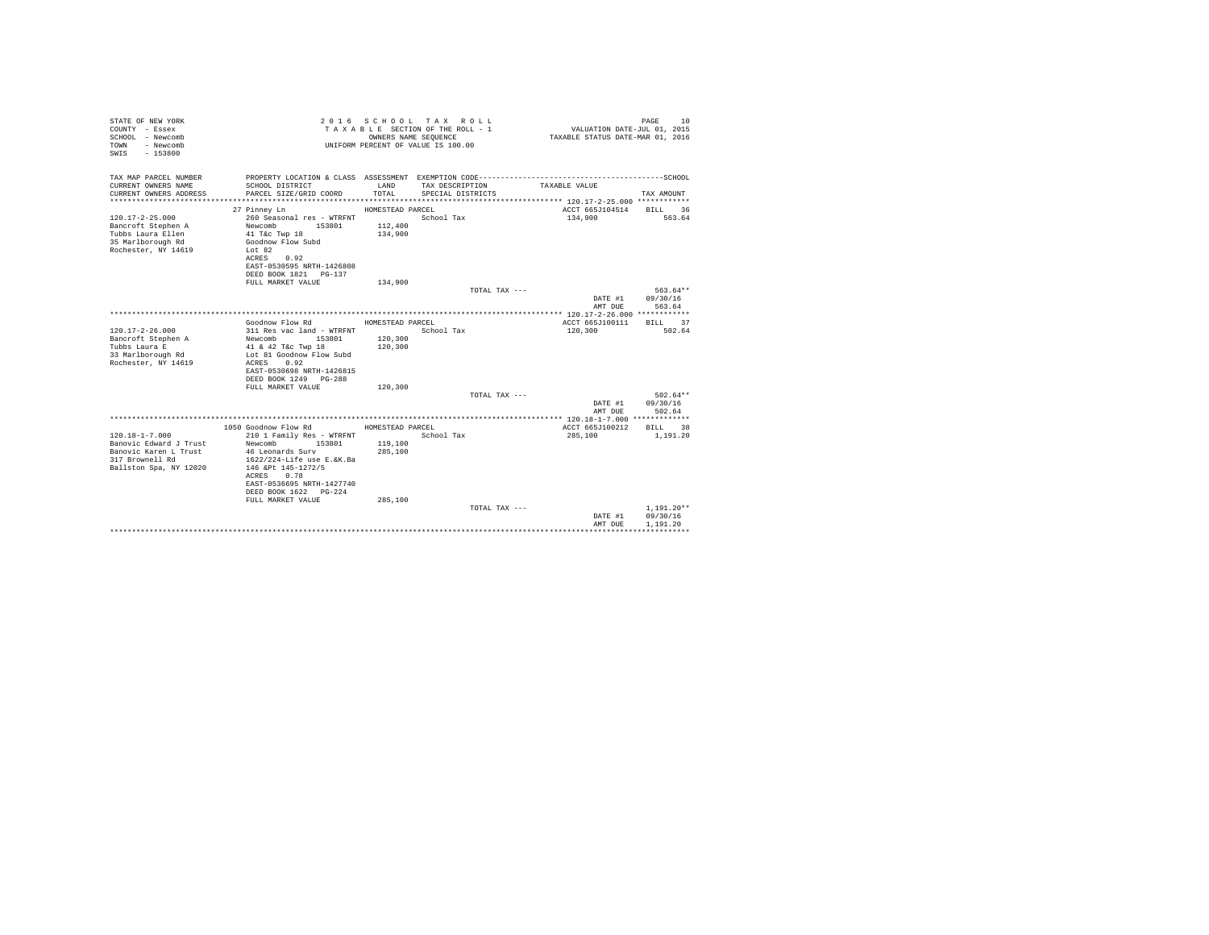STATE OF NEW YORK
COUNTY - Essex
SCHOOL - Newcomb
TOWN - Newcomb
SWIS - 153800

2016 SCHOOL TAX ROLL
TAXABLE SECTION OF THE ROLL - 1
OWNERS NAME SEQUENCE
UNIFORM PERCENT OF VALUE IS 100.00

VALUATION DATE-JUL 01, 2015
TAXABLE STATUS DATE-MAR 01, 2016

| TAX MAP PARCEL NUMBER / CURRENT OWNERS NAME / CURRENT OWNERS ADDRESS | PROPERTY LOCATION & CLASS / SCHOOL DISTRICT / PARCEL SIZE/GRID COORD | ASSESSMENT LAND / TOTAL | EXEMPTION CODE / TAX DESCRIPTION / SPECIAL DISTRICTS | TAXABLE VALUE | TAX AMOUNT |
|---|---|---|---|---|---|
| **120.17-2-25.000** | 27 Pinney Ln | HOMESTEAD PARCEL | | ACCT 665J104514 | BILL 36 |
| 120.17-2-25.000 | 260 Seasonal res - WTRFNT | | School Tax | 134,900 | 563.64 |
| Bancroft Stephen A | Newcomb 153801 | 112,400 | | | |
| Tubbs Laura Ellen | 41 T&c Twp 18 | 134,900 | | | |
| 35 Marlborough Rd | Goodnow Flow Subd | | | | |
| Rochester, NY 14619 | Lot 82 | | | | |
| | ACRES 0.92 | | | | |
| | EAST-0530595 NRTH-1426808 | | | | |
| | DEED BOOK 1821 PG-137 | | | | |
| | FULL MARKET VALUE | 134,900 | | | |
| | | | TOTAL TAX --- | | 563.64** |
| | | | | DATE #1 | 09/30/16 |
| | | | | AMT DUE | 563.64 |
| **120.17-2-26.000** | Goodnow Flow Rd | HOMESTEAD PARCEL | | ACCT 665J100111 | BILL 37 |
| 120.17-2-26.000 | 311 Res vac land - WTRFNT | | School Tax | 120,300 | 502.64 |
| Bancroft Stephen A | Newcomb 153801 | 120,300 | | | |
| Tubbs Laura E | 41 & 42 T&c Twp 18 | 120,300 | | | |
| 33 Marlborough Rd | Lot 81 Goodnow Flow Subd | | | | |
| Rochester, NY 14619 | ACRES 0.92 | | | | |
| | EAST-0530698 NRTH-1426815 | | | | |
| | DEED BOOK 1249 PG-288 | | | | |
| | FULL MARKET VALUE | 120,300 | | | |
| | | | TOTAL TAX --- | | 502.64** |
| | | | | DATE #1 | 09/30/16 |
| | | | | AMT DUE | 502.64 |
| **120.18-1-7.000** | 1050 Goodnow Flow Rd | HOMESTEAD PARCEL | | ACCT 665J100212 | BILL 38 |
| 120.18-1-7.000 | 210 1 Family Res - WTRFNT | | School Tax | 285,100 | 1,191.20 |
| Banovic Edward J Trust | Newcomb 153801 | 119,100 | | | |
| Banovic Karen L Trust | 46 Leonards Surv | 285,100 | | | |
| 317 Brownell Rd | 1622/224-Life use E.&K.Ba | | | | |
| Ballston Spa, NY 12020 | 146 &Pt 145-1272/5 | | | | |
| | ACRES 0.78 | | | | |
| | EAST-0536695 NRTH-1427740 | | | | |
| | DEED BOOK 1622 PG-224 | | | | |
| | FULL MARKET VALUE | 285,100 | | | |
| | | | TOTAL TAX --- | | 1,191.20** |
| | | | | DATE #1 | 09/30/16 |
| | | | | AMT DUE | 1,191.20 |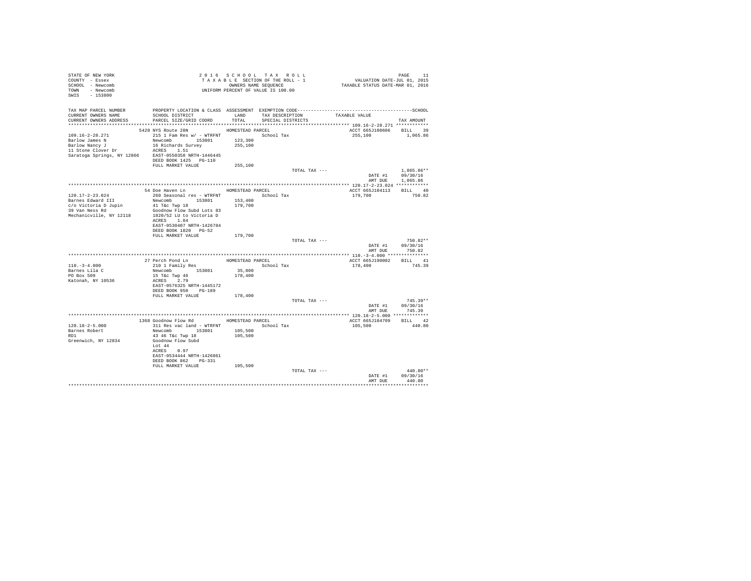STATE OF NEW YORK
COUNTY - Essex
SCHOOL - Newcomb
TOWN - Newcomb
SWIS - 153800

2 0 1 6 S C H O O L T A X R O L L
T A X A B L E SECTION OF THE ROLL - 1
OWNERS NAME SEQUENCE
UNIFORM PERCENT OF VALUE IS 100.00

VALUATION DATE-JUL 01, 2015
TAXABLE STATUS DATE-MAR 01, 2016

| TAX MAP PARCEL NUMBER / CURRENT OWNERS NAME / CURRENT OWNERS ADDRESS | PROPERTY LOCATION & CLASS / SCHOOL DISTRICT / PARCEL SIZE/GRID COORD | ASSESSMENT LAND / TOTAL | EXEMPTION CODE / TAX DESCRIPTION / SPECIAL DISTRICTS | TAXABLE VALUE | TAX AMOUNT |
|---|---|---|---|---|---|
| 109.16-2-28.271 | 5428 NYS Route 28N | HOMESTEAD PARCEL | | ACCT 665J100606 | BILL 39 |
| Barlow James N | 215 1 Fam Res w/ - WTRFNT | | School Tax | 255,100 | 1,065.86 |
| Barlow Nancy J | Newcomb 153801 | 123,300 | | | |
| 11 Stone Clover Dr | 16 Richards Survey | 255,100 | | | |
| Saratoga Springs, NY 12866 | ACRES 1.51 | | | | |
| | EAST-0550358 NRTH-1446445 | | | | |
| | DEED BOOK 1425 PG-110 | | | | |
| | FULL MARKET VALUE | 255,100 | | | |
| | | | TOTAL TAX --- | | 1,065.86** |
| | | | | DATE #1 | 09/30/16 |
| | | | | AMT DUE | 1,065.86 |
| 120.17-2-23.024 | 54 Doe Haven Ln | HOMESTEAD PARCEL | | ACCT 665J104113 | BILL 40 |
| Barnes Edward III | 260 Seasonal res - WTRFNT | | School Tax | 179,700 | 750.82 |
| c/o Victoria D Jupin | Newcomb 153801 | 153,400 | | | |
| 39 Van Ness Rd | 41 T&c Twp 18 | 179,700 | | | |
| Mechanicville, NY 12118 | Goodnow Flow Subd Lots 83 | | | | |
| | 1820/52 LU to Victoria D | | | | |
| | ACRES 1.84 | | | | |
| | EAST-0530407 NRTH-1426784 | | | | |
| | DEED BOOK 1820 PG-52 | | | | |
| | FULL MARKET VALUE | 179,700 | | | |
| | | | TOTAL TAX --- | | 750.82** |
| | | | | DATE #1 | 09/30/16 |
| | | | | AMT DUE | 750.82 |
| 110.-3-4.000 | 27 Perch Pond Ln | HOMESTEAD PARCEL | | ACCT 665J190002 | BILL 41 |
| Barnes Lila C | 210 1 Family Res | | School Tax | 178,400 | 745.39 |
| PO Box 509 | Newcomb 153801 | 35,800 | | | |
| Katonah, NY 10536 | 15 T&c Twp 46 | 178,400 | | | |
| | ACRES 2.79 | | | | |
| | EAST-0576325 NRTH-1445172 | | | | |
| | DEED BOOK 950 PG-189 | | | | |
| | FULL MARKET VALUE | 178,400 | | | |
| | | | TOTAL TAX --- | | 745.39** |
| | | | | DATE #1 | 09/30/16 |
| | | | | AMT DUE | 745.39 |
| 120.18-2-5.000 | 1368 Goodnow Flow Rd | HOMESTEAD PARCEL | | ACCT 665J104709 | BILL 42 |
| Barnes Robert | 311 Res vac land - WTRFNT | | School Tax | 105,500 | 440.80 |
| RD1 | Newcomb 153801 | 105,500 | | | |
| Greenwich, NY 12834 | 43 46 T&c Twp 18 | 105,500 | | | |
| | Goodnow Flow Subd | | | | |
| | Lot 44 | | | | |
| | ACRES 0.97 | | | | |
| | EAST-0534444 NRTH-1426861 | | | | |
| | DEED BOOK 862 PG-331 | | | | |
| | FULL MARKET VALUE | 105,500 | | | |
| | | | TOTAL TAX --- | | 440.80** |
| | | | | DATE #1 | 09/30/16 |
| | | | | AMT DUE | 440.80 |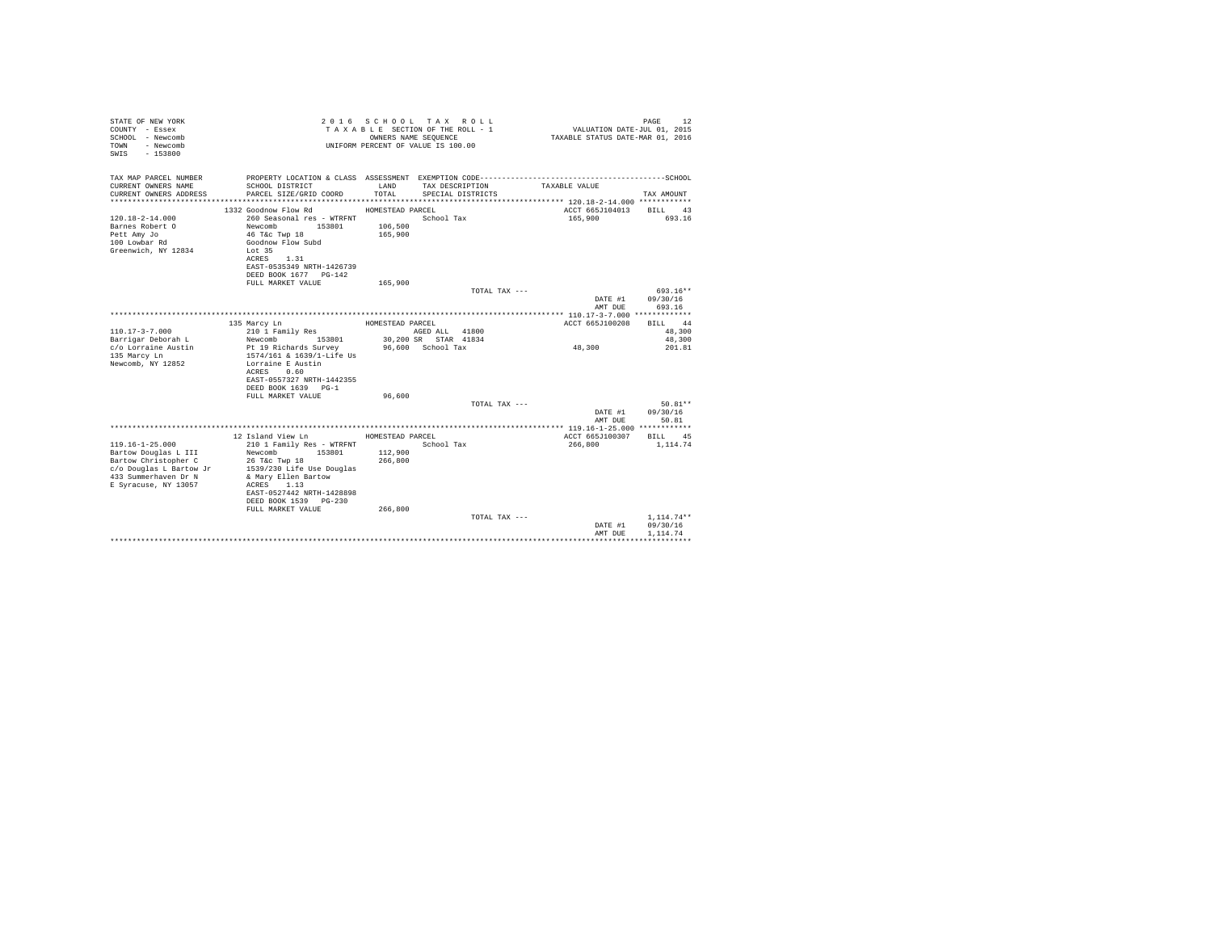STATE OF NEW YORK
COUNTY - Essex
SCHOOL - Newcomb
TOWN - Newcomb
SWIS - 153800

2 0 1 6 S C H O O L T A X R O L L
T A X A B L E SECTION OF THE ROLL - 1
OWNERS NAME SEQUENCE
UNIFORM PERCENT OF VALUE IS 100.00

VALUATION DATE-JUL 01, 2015
TAXABLE STATUS DATE-MAR 01, 2016

| TAX MAP PARCEL NUMBER / CURRENT OWNERS NAME / CURRENT OWNERS ADDRESS | PROPERTY LOCATION & CLASS / SCHOOL DISTRICT / PARCEL SIZE/GRID COORD | ASSESSMENT LAND / TOTAL | EXEMPTION CODE / TAX DESCRIPTION / SPECIAL DISTRICTS | TAXABLE VALUE | TAX AMOUNT |
|---|---|---|---|---|---|
| **120.18-2-14.000** | 1332 Goodnow Flow Rd | HOMESTEAD PARCEL | | ACCT 665J104013 | BILL 43 |
| 120.18-2-14.000 | 260 Seasonal res - WTRFNT | | School Tax | 165,900 | 693.16 |
| Barnes Robert O | Newcomb 153801 | 106,500 | | | |
| Pett Amy Jo | 46 T&c Twp 18 | 165,900 | | | |
| 100 Lowbar Rd | Goodnow Flow Subd | | | | |
| Greenwich, NY 12834 | Lot 35 | | | | |
| | ACRES 1.31 | | | | |
| | EAST-0535349 NRTH-1426739 | | | | |
| | DEED BOOK 1677 PG-142 | | | | |
| | FULL MARKET VALUE | 165,900 | | | |
| | | | TOTAL TAX --- | | 693.16** |
| | | | | DATE #1 | 09/30/16 |
| | | | | AMT DUE | 693.16 |
| **110.17-3-7.000** | 135 Marcy Ln | HOMESTEAD PARCEL | | ACCT 665J100208 | BILL 44 |
| 110.17-3-7.000 | 210 1 Family Res | | AGED ALL 41800 | | 48,300 |
| Barrigar Deborah L | Newcomb 153801 | 30,200 | SR STAR 41834 | | 48,300 |
| c/o Lorraine Austin | Pt 19 Richards Survey | 96,600 | School Tax | 48,300 | 201.81 |
| 135 Marcy Ln | 1574/161 & 1639/1-Life Us | | | | |
| Newcomb, NY 12852 | Lorraine E Austin | | | | |
| | ACRES 0.60 | | | | |
| | EAST-0557327 NRTH-1442355 | | | | |
| | DEED BOOK 1639 PG-1 | | | | |
| | FULL MARKET VALUE | 96,600 | | | |
| | | | TOTAL TAX --- | | 50.81** |
| | | | | DATE #1 | 09/30/16 |
| | | | | AMT DUE | 50.81 |
| **119.16-1-25.000** | 12 Island View Ln | HOMESTEAD PARCEL | | ACCT 665J100307 | BILL 45 |
| 119.16-1-25.000 | 210 1 Family Res - WTRFNT | | School Tax | 266,800 | 1,114.74 |
| Bartow Douglas L III | Newcomb 153801 | 112,900 | | | |
| Bartow Christopher C | 26 T&c Twp 18 | 266,800 | | | |
| c/o Douglas L Bartow Jr | 1539/230 Life Use Douglas | | | | |
| 433 Summerhaven Dr N | & Mary Ellen Bartow | | | | |
| E Syracuse, NY 13057 | ACRES 1.13 | | | | |
| | EAST-0527442 NRTH-1428898 | | | | |
| | DEED BOOK 1539 PG-230 | | | | |
| | FULL MARKET VALUE | 266,800 | | | |
| | | | TOTAL TAX --- | | 1,114.74** |
| | | | | DATE #1 | 09/30/16 |
| | | | | AMT DUE | 1,114.74 |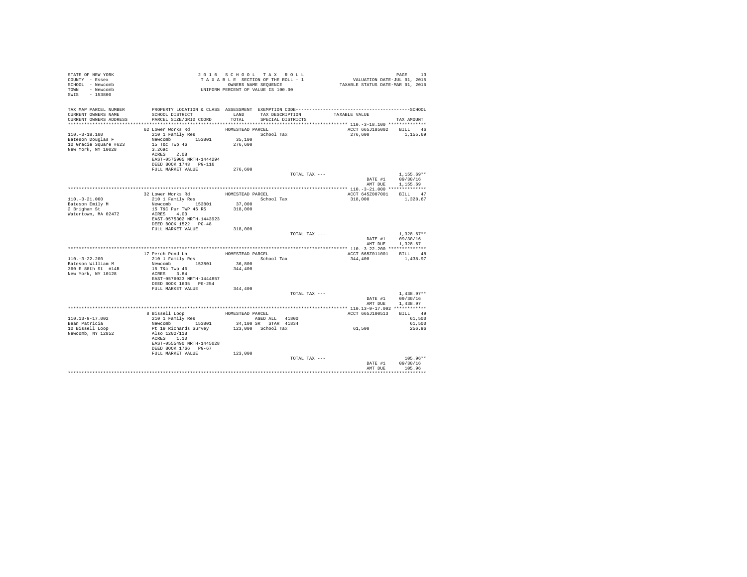STATE OF NEW YORK
COUNTY - Essex
SCHOOL - Newcomb
TOWN - Newcomb
SWIS - 153800

2 0 1 6 S C H O O L T A X R O L L
T A X A B L E SECTION OF THE ROLL - 1
OWNERS NAME SEQUENCE
UNIFORM PERCENT OF VALUE IS 100.00

VALUATION DATE-JUL 01, 2015
TAXABLE STATUS DATE-MAR 01, 2016

| TAX MAP PARCEL NUMBER / CURRENT OWNERS NAME / CURRENT OWNERS ADDRESS | PROPERTY LOCATION & CLASS / SCHOOL DISTRICT / PARCEL SIZE/GRID COORD | ASSESSMENT LAND / TOTAL | EXEMPTION CODE / TAX DESCRIPTION / SPECIAL DISTRICTS | TAXABLE VALUE | SCHOOL TAX AMOUNT |
|---|---|---|---|---|---|
| 110.-3-18.100 | 62 Lower Works Rd | HOMESTEAD PARCEL | | ACCT 665J185002 | BILL 46 |
| Bateson Douglas F | 210 1 Family Res | | School Tax | 276,600 | 1,155.69 |
| 10 Gracie Square #623 | Newcomb 153801 | 35,100 | | | |
| New York, NY 10028 | 15 T&c Twp 46 | 276,600 | | | |
| | 3.26ac | | | | |
| | ACRES 2.08 | | | | |
| | EAST-0575905 NRTH-1444294 | | | | |
| | DEED BOOK 1743 PG-116 | | | | |
| | FULL MARKET VALUE | 276,600 | | | |
| | | | TOTAL TAX --- | | 1,155.69** |
| | | | | DATE #1 | 09/30/16 |
| | | | | AMT DUE | 1,155.69 |
| 110.-3-21.000 | 32 Lower Works Rd | HOMESTEAD PARCEL | | ACCT 645Z007001 | BILL 47 |
| Bateson Emily M | 210 1 Family Res | | School Tax | 318,000 | 1,328.67 |
| 2 Brigham St | Newcomb 153801 | 37,000 | | | |
| Watertown, MA 02472 | 15 T&C Pur TWP 46 RS | 318,000 | | | |
| | ACRES 4.00 | | | | |
| | EAST-0575302 NRTH-1443923 | | | | |
| | DEED BOOK 1522 PG-48 | | | | |
| | FULL MARKET VALUE | 318,000 | | | |
| | | | TOTAL TAX --- | | 1,328.67** |
| | | | | DATE #1 | 09/30/16 |
| | | | | AMT DUE | 1,328.67 |
| 110.-3-22.200 | 17 Perch Pond Ln | HOMESTEAD PARCEL | | ACCT 665Z011001 | BILL 48 |
| Bateson William M | 210 1 Family Res | | School Tax | 344,400 | 1,438.97 |
| 360 E 88th St #14B | Newcomb 153801 | 36,800 | | | |
| New York, NY 10128 | 15 T&c Twp 46 | 344,400 | | | |
| | ACRES 3.84 | | | | |
| | EAST-0576023 NRTH-1444857 | | | | |
| | DEED BOOK 1635 PG-254 | | | | |
| | FULL MARKET VALUE | 344,400 | | | |
| | | | TOTAL TAX --- | | 1,438.97** |
| | | | | DATE #1 | 09/30/16 |
| | | | | AMT DUE | 1,438.97 |
| 110.13-9-17.002 | 8 Bissell Loop | HOMESTEAD PARCEL | | ACCT 665J100513 | BILL 49 |
| Bean Patricia | 210 1 Family Res | | AGED ALL 41800 | | 61,500 |
| 10 Bissell Loop | Newcomb 153801 | 34,100 | SR STAR 41834 | | 61,500 |
| Newcomb, NY 12852 | Pt 19 Richards Survey | 123,000 | School Tax | 61,500 | 256.96 |
| | Also 1202/118 | | | | |
| | ACRES 1.10 | | | | |
| | EAST-0555490 NRTH-1445028 | | | | |
| | DEED BOOK 1766 PG-67 | | | | |
| | FULL MARKET VALUE | 123,000 | | | |
| | | | TOTAL TAX --- | | 105.96** |
| | | | | DATE #1 | 09/30/16 |
| | | | | AMT DUE | 105.96 |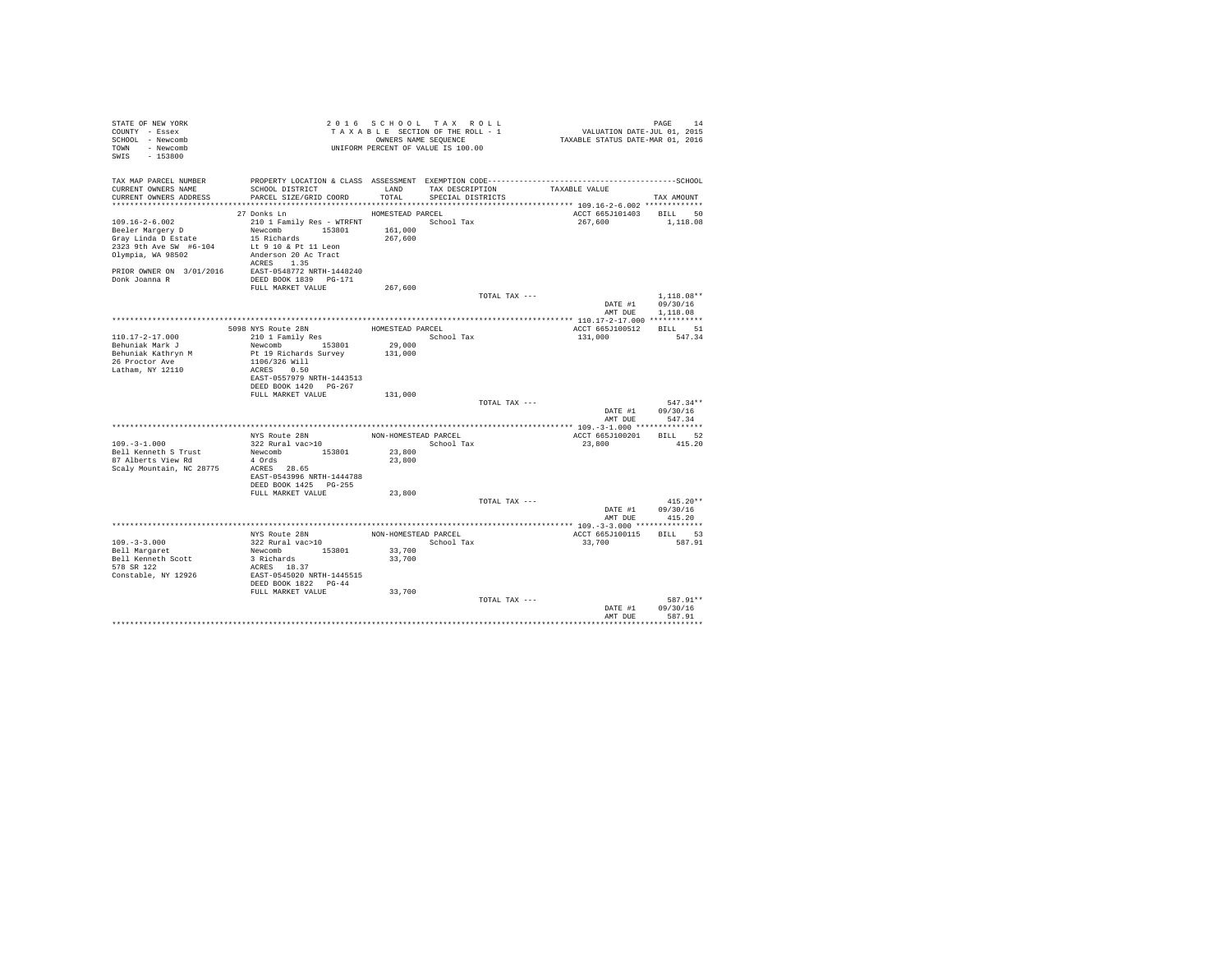STATE OF NEW YORK
COUNTY - Essex
SCHOOL - Newcomb
TOWN - Newcomb
SWIS - 153800

2016 SCHOOL TAX ROLL
TAXABLE SECTION OF THE ROLL - 1
OWNERS NAME SEQUENCE
UNIFORM PERCENT OF VALUE IS 100.00

VALUATION DATE-JUL 01, 2015
TAXABLE STATUS DATE-MAR 01, 2016

| TAX MAP PARCEL NUMBER / CURRENT OWNERS NAME / CURRENT OWNERS ADDRESS | PROPERTY LOCATION & CLASS / SCHOOL DISTRICT / PARCEL SIZE/GRID COORD | ASSESSMENT LAND / TOTAL | EXEMPTION CODE / TAX DESCRIPTION / SPECIAL DISTRICTS | TAXABLE VALUE | TAX AMOUNT |
|---|---|---|---|---|---|
| **109.16-2-6.002** | 27 Donks Ln | HOMESTEAD PARCEL | | ACCT 665J101403 | BILL 50 |
| 109.16-2-6.002 | 210 1 Family Res - WTRFNT | | School Tax | 267,600 | 1,118.08 |
| Beeler Margery D | Newcomb 153801 | 161,000 | | | |
| Gray Linda D Estate | 15 Richards | 267,600 | | | |
| 2323 9th Ave SW #6-104 | Lt 9 10 & Pt 11 Leon | | | | |
| Olympia, WA 98502 | Anderson 20 Ac Tract | | | | |
| | ACRES 1.35 | | | | |
| PRIOR OWNER ON 3/01/2016 | EAST-0548772 NRTH-1448240 | | | | |
| Donk Joanna R | DEED BOOK 1839 PG-171 | | | | |
| | FULL MARKET VALUE | 267,600 | | | |
| | | | TOTAL TAX --- | | 1,118.08** |
| | | | | DATE #1 | 09/30/16 |
| | | | | AMT DUE | 1,118.08 |
| **110.17-2-17.000** | 5098 NYS Route 28N | HOMESTEAD PARCEL | | ACCT 665J100512 | BILL 51 |
| 110.17-2-17.000 | 210 1 Family Res | | School Tax | 131,000 | 547.34 |
| Behuniak Mark J | Newcomb 153801 | 29,000 | | | |
| Behuniak Kathryn M | Pt 19 Richards Survey | 131,000 | | | |
| 26 Proctor Ave | 1106/326 Will | | | | |
| Latham, NY 12110 | ACRES 0.50 | | | | |
| | EAST-0557979 NRTH-1443513 | | | | |
| | DEED BOOK 1420 PG-267 | | | | |
| | FULL MARKET VALUE | 131,000 | | | |
| | | | TOTAL TAX --- | | 547.34** |
| | | | | DATE #1 | 09/30/16 |
| | | | | AMT DUE | 547.34 |
| **109.-3-1.000** | NYS Route 28N | NON-HOMESTEAD PARCEL | | ACCT 665J100201 | BILL 52 |
| 109.-3-1.000 | 322 Rural vac>10 | | School Tax | 23,800 | 415.20 |
| Bell Kenneth S Trust | Newcomb 153801 | 23,800 | | | |
| 87 Alberts View Rd | 4 Ords | 23,800 | | | |
| Scaly Mountain, NC 28775 | ACRES 28.65 | | | | |
| | EAST-0543996 NRTH-1444788 | | | | |
| | DEED BOOK 1425 PG-255 | | | | |
| | FULL MARKET VALUE | 23,800 | | | |
| | | | TOTAL TAX --- | | 415.20** |
| | | | | DATE #1 | 09/30/16 |
| | | | | AMT DUE | 415.20 |
| **109.-3-3.000** | NYS Route 28N | NON-HOMESTEAD PARCEL | | ACCT 665J100115 | BILL 53 |
| 109.-3-3.000 | 322 Rural vac>10 | | School Tax | 33,700 | 587.91 |
| Bell Margaret | Newcomb 153801 | 33,700 | | | |
| Bell Kenneth Scott | 3 Richards | 33,700 | | | |
| 578 SR 122 | ACRES 18.37 | | | | |
| Constable, NY 12926 | EAST-0545020 NRTH-1445515 | | | | |
| | DEED BOOK 1822 PG-44 | | | | |
| | FULL MARKET VALUE | 33,700 | | | |
| | | | TOTAL TAX --- | | 587.91** |
| | | | | DATE #1 | 09/30/16 |
| | | | | AMT DUE | 587.91 |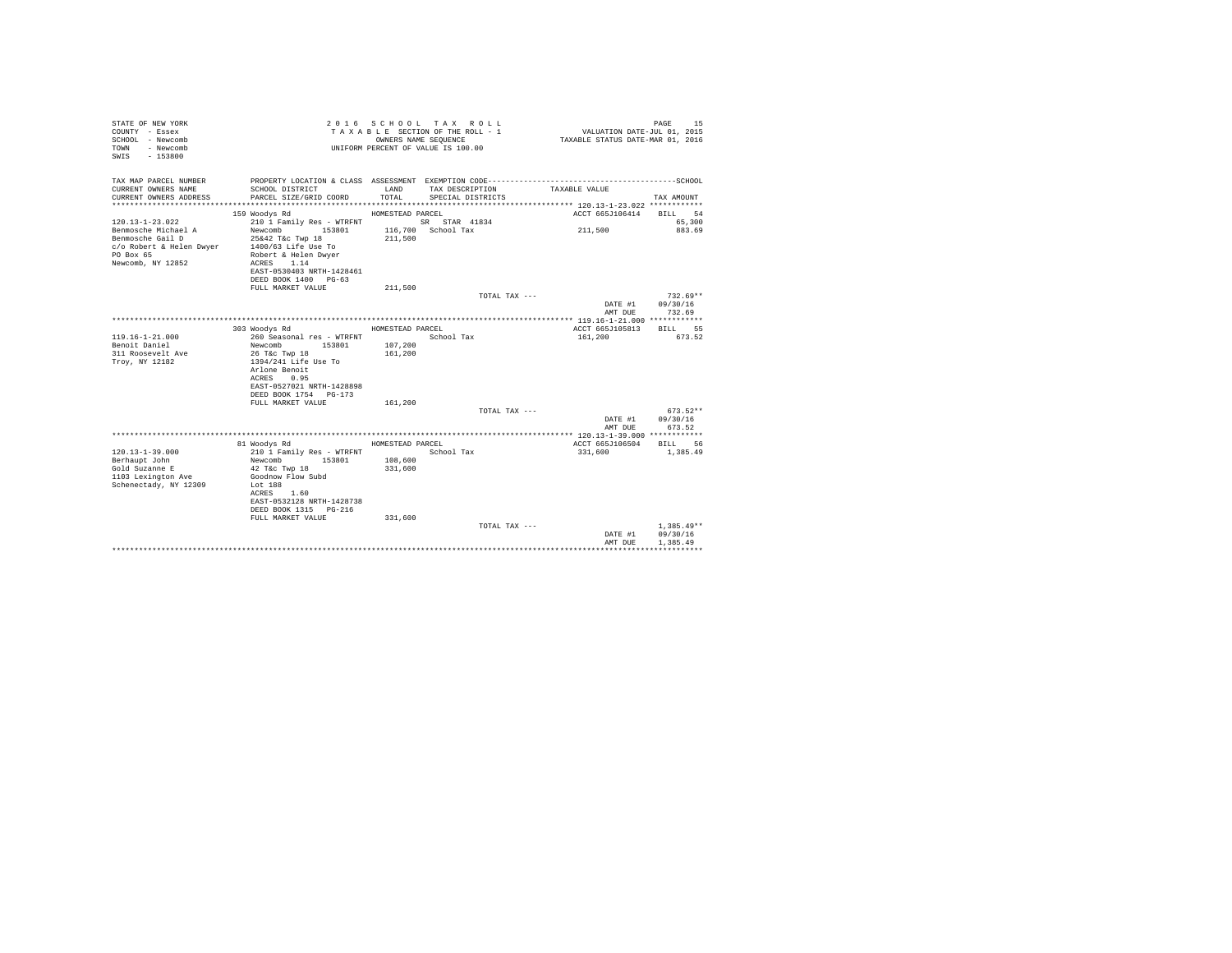STATE OF NEW YORK
COUNTY - Essex
SCHOOL - Newcomb
TOWN - Newcomb
SWIS - 153800

2 0 1 6 S C H O O L T A X R O L L
T A X A B L E SECTION OF THE ROLL - 1
OWNERS NAME SEQUENCE
UNIFORM PERCENT OF VALUE IS 100.00

VALUATION DATE-JUL 01, 2015
TAXABLE STATUS DATE-MAR 01, 2016

| TAX MAP PARCEL NUMBER / CURRENT OWNERS NAME / CURRENT OWNERS ADDRESS | PROPERTY LOCATION & CLASS / SCHOOL DISTRICT / PARCEL SIZE/GRID COORD | ASSESSMENT LAND / TOTAL | EXEMPTION CODE / TAX DESCRIPTION / SPECIAL DISTRICTS | TAXABLE VALUE | SCHOOL TAX AMOUNT |
|---|---|---|---|---|---|
| **120.13-1-23.022** | 159 Woodys Rd | HOMESTEAD PARCEL | | ACCT 665J106414 | BILL 54 |
| 120.13-1-23.022 | 210 1 Family Res - WTRFNT | | SR STAR 41834 | | 65,300 |
| Benmosche Michael A | Newcomb 153801 | 116,700 | School Tax | 211,500 | 883.69 |
| Benmosche Gail D | 25&42 T&c Twp 18 | 211,500 | | | |
| c/o Robert & Helen Dwyer | 1400/63 Life Use To | | | | |
| PO Box 65 | Robert & Helen Dwyer | | | | |
| Newcomb, NY 12852 | ACRES 1.14 | | | | |
| | EAST-0530403 NRTH-1428461 | | | | |
| | DEED BOOK 1400 PG-63 | | | | |
| | FULL MARKET VALUE | 211,500 | | | |
| | | | TOTAL TAX --- | | 732.69** |
| | | | | DATE #1 | 09/30/16 |
| | | | | AMT DUE | 732.69 |
| **119.16-1-21.000** | 303 Woodys Rd | HOMESTEAD PARCEL | | ACCT 665J105813 | BILL 55 |
| 119.16-1-21.000 | 260 Seasonal res - WTRFNT | | School Tax | 161,200 | 673.52 |
| Benoit Daniel | Newcomb 153801 | 107,200 | | | |
| 311 Roosevelt Ave | 26 T&c Twp 18 | 161,200 | | | |
| Troy, NY 12182 | 1394/241 Life Use To | | | | |
| | Arlone Benoit | | | | |
| | ACRES 0.95 | | | | |
| | EAST-0527021 NRTH-1428898 | | | | |
| | DEED BOOK 1754 PG-173 | | | | |
| | FULL MARKET VALUE | 161,200 | | | |
| | | | TOTAL TAX --- | | 673.52** |
| | | | | DATE #1 | 09/30/16 |
| | | | | AMT DUE | 673.52 |
| **120.13-1-39.000** | 81 Woodys Rd | HOMESTEAD PARCEL | | ACCT 665J106504 | BILL 56 |
| 120.13-1-39.000 | 210 1 Family Res - WTRFNT | | School Tax | 331,600 | 1,385.49 |
| Berhaupt John | Newcomb 153801 | 108,600 | | | |
| Gold Suzanne E | 42 T&c Twp 18 | 331,600 | | | |
| 1103 Lexington Ave | Goodnow Flow Subd | | | | |
| Schenectady, NY 12309 | Lot 188 | | | | |
| | ACRES 1.60 | | | | |
| | EAST-0532128 NRTH-1428738 | | | | |
| | DEED BOOK 1315 PG-216 | | | | |
| | FULL MARKET VALUE | 331,600 | | | |
| | | | TOTAL TAX --- | | 1,385.49** |
| | | | | DATE #1 | 09/30/16 |
| | | | | AMT DUE | 1,385.49 |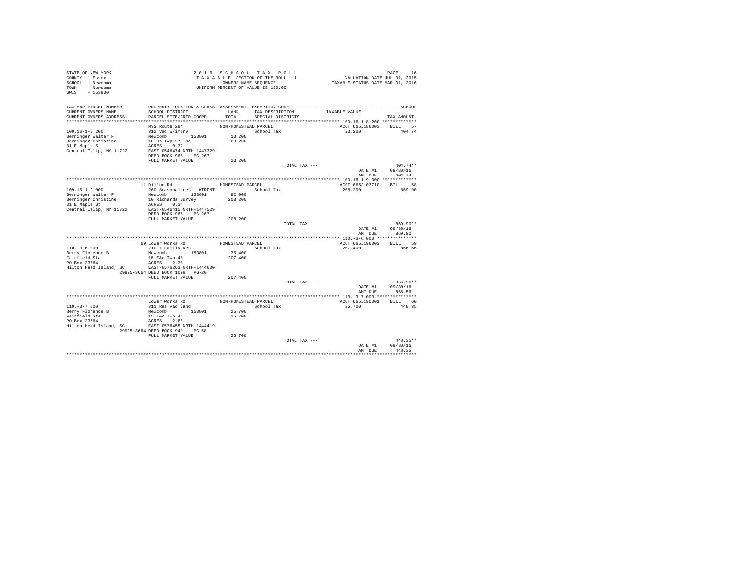STATE OF NEW YORK
COUNTY - Essex
SCHOOL - Newcomb
TOWN - Newcomb
SWIS - 153800

2 0 1 6 S C H O O L T A X R O L L
T A X A B L E SECTION OF THE ROLL - 1
OWNERS NAME SEQUENCE
UNIFORM PERCENT OF VALUE IS 100.00

VALUATION DATE-JUL 01, 2015
TAXABLE STATUS DATE-MAR 01, 2016

```
TAX MAP PARCEL NUMBER        PROPERTY LOCATION & CLASS  ASSESSMENT  EXEMPTION CODE------------------------------------------------SCHOOL
CURRENT OWNERS NAME          SCHOOL DISTRICT             LAND       TAX DESCRIPTION            TAXABLE VALUE
CURRENT OWNERS ADDRESS       PARCEL SIZE/GRID COORD      TOTAL      SPECIAL DISTRICTS                                     TAX AMOUNT
************************************************************************************************ 109.16-1-8.200 ************
                             NYS Route 28N               NON-HOMESTEAD PARCEL                  ACCT 665J186003    BILL   57
109.16-1-8.200               312 Vac w/imprv                         School Tax                23,200                 404.74
Berninger Walter F           Newcomb        153801        13,200
Berninger Christine          10 Rs Twp 27 T&c             23,200
31 E Maple St                ACRES    0.37
Central Islip, NY 11722      EAST-0546474 NRTH-1447329
                             DEED BOOK 965    PG-267
                             FULL MARKET VALUE            23,200
                                                                       TOTAL TAX ---                                  404.74**
                                                                                                  DATE #1        09/30/16
                                                                                                  AMT DUE          404.74
************************************************************************************************ 109.16-1-9.000 ************
                             11 Dillon Rd                HOMESTEAD PARCEL                      ACCT 665J103710    BILL   58
109.16-1-9.000               260 Seasonal res - WTRFNT               School Tax               208,200                 869.90
Berninger Walter F           Newcomb        153801        92,000
Berninger Christine          10 Richards Survey          208,200
31 E Maple St                ACRES    0.34
Central Islip, NY 11722      EAST-0546415 NRTH-1447529
                             DEED BOOK 965    PG-267
                             FULL MARKET VALUE           208,200
                                                                       TOTAL TAX ---                                  869.90**
                                                                                                  DATE #1        09/30/16
                                                                                                  AMT DUE          869.90
************************************************************************************************ 110.-3-6.000 **************
                             69 Lower Works Rd           HOMESTEAD PARCEL                      ACCT 665J196003    BILL   59
110.-3-6.000                 210 1 Family Res                        School Tax               207,400                 866.56
Berry Florence B             Newcomb        153801        35,400
Fairfield Sta                15 T&c Twp 46               207,400
PO Box 23664                 ACRES    2.36
Hilton Head Island, SC       EAST-0576263 NRTH-1444600
                  29925-3664 DEED BOOK 1098   PG-20
                             FULL MARKET VALUE           207,400
                                                                       TOTAL TAX ---                                  866.56**
                                                                                                  DATE #1        09/30/16
                                                                                                  AMT DUE          866.56
************************************************************************************************ 110.-3-7.000 **************
                             Lower Works Rd              NON-HOMESTEAD PARCEL                  ACCT 665J190001    BILL   60
110.-3-7.000                 311 Res vac land                        School Tax                25,700                 448.35
Berry Florence B             Newcomb        153801        25,700
Fairfield Sta                15 T&c Twp 46                25,700
PO Box 23664                 ACRES    2.66
Hilton Head Island, SC       EAST-0576455 NRTH-1444419
                  29925-3664 DEED BOOK 949    PG-58
                             FULL MARKET VALUE            25,700
                                                                       TOTAL TAX ---                                  448.35**
                                                                                                  DATE #1        09/30/16
                                                                                                  AMT DUE          448.35
****************************************************************************************************************************
```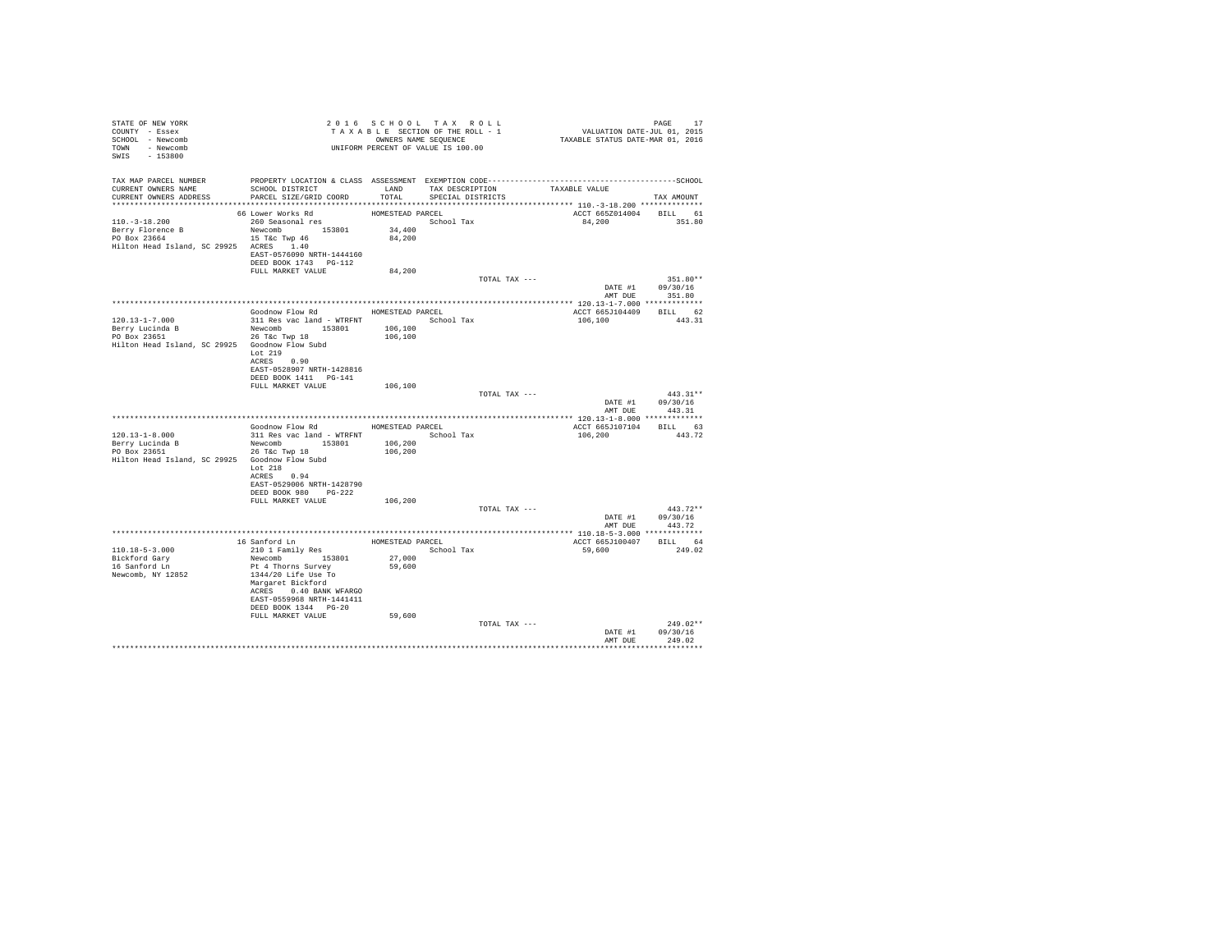STATE OF NEW YORK
COUNTY - Essex
SCHOOL - Newcomb
TOWN - Newcomb
SWIS - 153800

2 0 1 6 S C H O O L T A X R O L L
T A X A B L E SECTION OF THE ROLL - 1
OWNERS NAME SEQUENCE
UNIFORM PERCENT OF VALUE IS 100.00

VALUATION DATE-JUL 01, 2015
TAXABLE STATUS DATE-MAR 01, 2016

| TAX MAP PARCEL NUMBER / CURRENT OWNERS NAME / CURRENT OWNERS ADDRESS | PROPERTY LOCATION & CLASS / SCHOOL DISTRICT / PARCEL SIZE/GRID COORD | ASSESSMENT LAND / TOTAL | EXEMPTION CODE / TAX DESCRIPTION / SPECIAL DISTRICTS | TAXABLE VALUE | TAX AMOUNT |
|---|---|---|---|---|---|
| 110.-3-18.200 | 66 Lower Works Rd | HOMESTEAD PARCEL | | ACCT 665Z014004 | BILL 61 |
| Berry Florence B | 260 Seasonal res | | School Tax | 84,200 | 351.80 |
| PO Box 23664 | Newcomb 153801 | 34,400 | | | |
| Hilton Head Island, SC 29925 | 15 T&c Twp 46 | 84,200 | | | |
| | ACRES 1.40 | | | | |
| | EAST-0576090 NRTH-1444160 | | | | |
| | DEED BOOK 1743 PG-112 | | | | |
| | FULL MARKET VALUE | 84,200 | | | |
| | | | TOTAL TAX --- | | 351.80** |
| | | | | DATE #1 | 09/30/16 |
| | | | | AMT DUE | 351.80 |
| 120.13-1-7.000 | Goodnow Flow Rd | HOMESTEAD PARCEL | | ACCT 665J104409 | BILL 62 |
| Berry Lucinda B | 311 Res vac land - WTRFNT | | School Tax | 106,100 | 443.31 |
| PO Box 23651 | Newcomb 153801 | 106,100 | | | |
| Hilton Head Island, SC 29925 | 26 T&c Twp 18 | 106,100 | | | |
| | Goodnow Flow Subd | | | | |
| | Lot 219 | | | | |
| | ACRES 0.90 | | | | |
| | EAST-0528907 NRTH-1428816 | | | | |
| | DEED BOOK 1411 PG-141 | | | | |
| | FULL MARKET VALUE | 106,100 | | | |
| | | | TOTAL TAX --- | | 443.31** |
| | | | | DATE #1 | 09/30/16 |
| | | | | AMT DUE | 443.31 |
| 120.13-1-8.000 | Goodnow Flow Rd | HOMESTEAD PARCEL | | ACCT 665J107104 | BILL 63 |
| Berry Lucinda B | 311 Res vac land - WTRFNT | | School Tax | 106,200 | 443.72 |
| PO Box 23651 | Newcomb 153801 | 106,200 | | | |
| Hilton Head Island, SC 29925 | 26 T&c Twp 18 | 106,200 | | | |
| | Goodnow Flow Subd | | | | |
| | Lot 218 | | | | |
| | ACRES 0.94 | | | | |
| | EAST-0529006 NRTH-1428790 | | | | |
| | DEED BOOK 980 PG-222 | | | | |
| | FULL MARKET VALUE | 106,200 | | | |
| | | | TOTAL TAX --- | | 443.72** |
| | | | | DATE #1 | 09/30/16 |
| | | | | AMT DUE | 443.72 |
| 110.18-5-3.000 | 16 Sanford Ln | HOMESTEAD PARCEL | | ACCT 665J100407 | BILL 64 |
| Bickford Gary | 210 1 Family Res | | School Tax | 59,600 | 249.02 |
| 16 Sanford Ln | Newcomb 153801 | 27,000 | | | |
| Newcomb, NY 12852 | Pt 4 Thorns Survey | 59,600 | | | |
| | 1344/20 Life Use To | | | | |
| | Margaret Bickford | | | | |
| | ACRES 0.40 BANK WFARGO | | | | |
| | EAST-0559968 NRTH-1441411 | | | | |
| | DEED BOOK 1344 PG-20 | | | | |
| | FULL MARKET VALUE | 59,600 | | | |
| | | | TOTAL TAX --- | | 249.02** |
| | | | | DATE #1 | 09/30/16 |
| | | | | AMT DUE | 249.02 |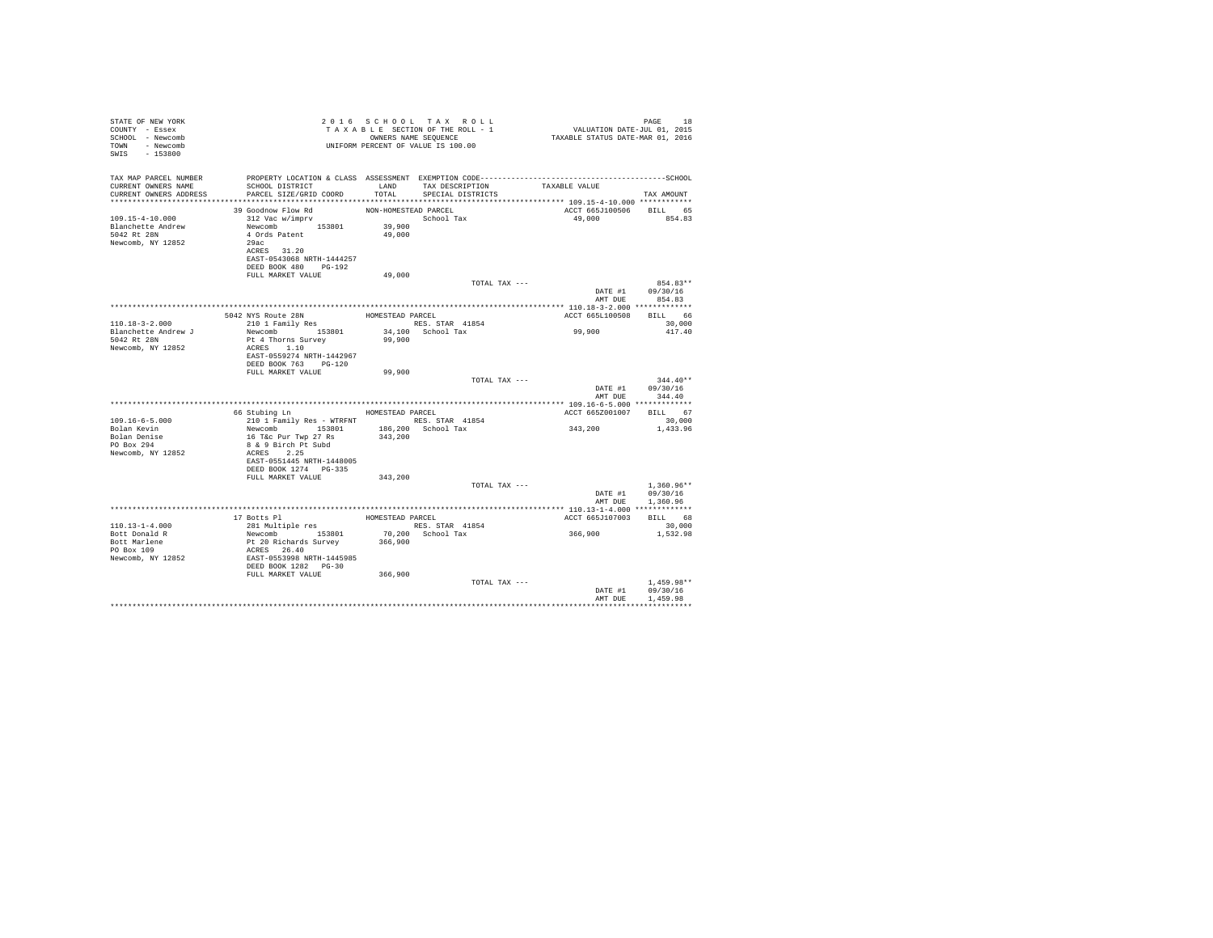STATE OF NEW YORK
COUNTY - Essex
SCHOOL - Newcomb
TOWN - Newcomb
SWIS - 153800

2 0 1 6 S C H O O L T A X R O L L
T A X A B L E SECTION OF THE ROLL - 1
OWNERS NAME SEQUENCE
UNIFORM PERCENT OF VALUE IS 100.00

VALUATION DATE-JUL 01, 2015
TAXABLE STATUS DATE-MAR 01, 2016

| TAX MAP PARCEL NUMBER / CURRENT OWNERS NAME / CURRENT OWNERS ADDRESS | PROPERTY LOCATION & CLASS / SCHOOL DISTRICT / PARCEL SIZE/GRID COORD | ASSESSMENT LAND / TOTAL | EXEMPTION CODE / TAX DESCRIPTION / SPECIAL DISTRICTS | TAXABLE VALUE | TAX AMOUNT |
|---|---|---|---|---|---|
| **109.15-4-10.000** | 39 Goodnow Flow Rd | NON-HOMESTEAD PARCEL | | ACCT 665J100506 | BILL 65 |
| Blanchette Andrew | 312 Vac w/imprv | | School Tax | 49,000 | 854.83 |
| 5042 Rt 28N | Newcomb 153801 | 39,900 | | | |
| Newcomb, NY 12852 | 4 Ords Patent | 49,000 | | | |
| | 29ac | | | | |
| | ACRES 31.20 | | | | |
| | EAST-0543068 NRTH-1444257 | | | | |
| | DEED BOOK 480 PG-192 | | | | |
| | FULL MARKET VALUE | 49,000 | | | |
| | | | TOTAL TAX --- | | 854.83** |
| | | | | DATE #1 | 09/30/16 |
| | | | | AMT DUE | 854.83 |
| **110.18-3-2.000** | 5042 NYS Route 28N | HOMESTEAD PARCEL | | ACCT 665L100508 | BILL 66 |
| Blanchette Andrew J | 210 1 Family Res | | RES. STAR 41854 | | 30,000 |
| 5042 Rt 28N | Newcomb 153801 | 34,100 | School Tax | 99,900 | 417.40 |
| Newcomb, NY 12852 | Pt 4 Thorns Survey | 99,900 | | | |
| | ACRES 1.10 | | | | |
| | EAST-0559274 NRTH-1442967 | | | | |
| | DEED BOOK 763 PG-120 | | | | |
| | FULL MARKET VALUE | 99,900 | | | |
| | | | TOTAL TAX --- | | 344.40** |
| | | | | DATE #1 | 09/30/16 |
| | | | | AMT DUE | 344.40 |
| **109.16-6-5.000** | 66 Stubing Ln | HOMESTEAD PARCEL | | ACCT 665Z001007 | BILL 67 |
| Bolan Kevin | 210 1 Family Res - WTRFNT | | RES. STAR 41854 | | 30,000 |
| Bolan Denise | Newcomb 153801 | 186,200 | School Tax | 343,200 | 1,433.96 |
| PO Box 294 | 16 T&c Pur Twp 27 Rs | 343,200 | | | |
| Newcomb, NY 12852 | 8 & 9 Birch Pt Subd | | | | |
| | ACRES 2.25 | | | | |
| | EAST-0551445 NRTH-1448005 | | | | |
| | DEED BOOK 1274 PG-335 | | | | |
| | FULL MARKET VALUE | 343,200 | | | |
| | | | TOTAL TAX --- | | 1,360.96** |
| | | | | DATE #1 | 09/30/16 |
| | | | | AMT DUE | 1,360.96 |
| **110.13-1-4.000** | 17 Botts Pl | HOMESTEAD PARCEL | | ACCT 665J107003 | BILL 68 |
| Bott Donald R | 281 Multiple res | | RES. STAR 41854 | | 30,000 |
| Bott Marlene | Newcomb 153801 | 70,200 | School Tax | 366,900 | 1,532.98 |
| PO Box 109 | Pt 20 Richards Survey | 366,900 | | | |
| Newcomb, NY 12852 | ACRES 26.40 | | | | |
| | EAST-0553998 NRTH-1445985 | | | | |
| | DEED BOOK 1282 PG-30 | | | | |
| | FULL MARKET VALUE | 366,900 | | | |
| | | | TOTAL TAX --- | | 1,459.98** |
| | | | | DATE #1 | 09/30/16 |
| | | | | AMT DUE | 1,459.98 |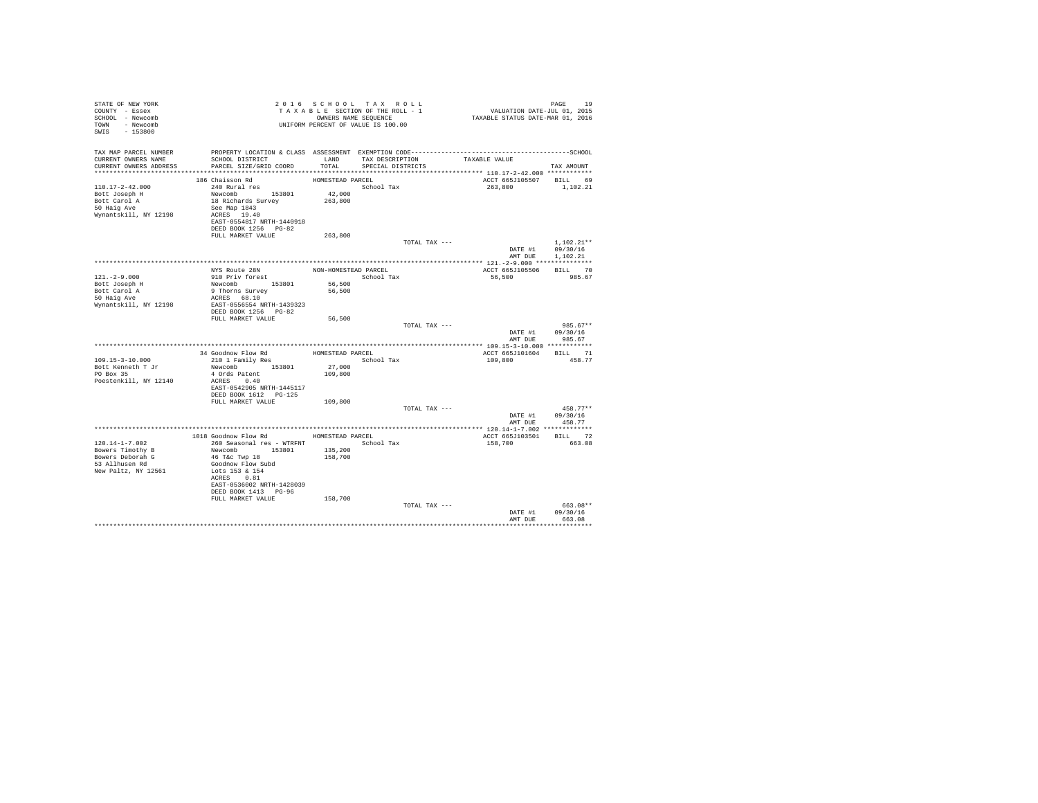STATE OF NEW YORK
COUNTY - Essex
SCHOOL - Newcomb
TOWN - Newcomb
SWIS - 153800

2 0 1 6 S C H O O L T A X R O L L
T A X A B L E SECTION OF THE ROLL - 1
OWNERS NAME SEQUENCE
UNIFORM PERCENT OF VALUE IS 100.00

VALUATION DATE-JUL 01, 2015
TAXABLE STATUS DATE-MAR 01, 2016

| TAX MAP PARCEL NUMBER / CURRENT OWNERS NAME / CURRENT OWNERS ADDRESS | PROPERTY LOCATION & CLASS / SCHOOL DISTRICT / PARCEL SIZE/GRID COORD | ASSESSMENT LAND / TOTAL | EXEMPTION CODE / TAX DESCRIPTION / SPECIAL DISTRICTS | TAXABLE VALUE | SCHOOL TAX AMOUNT |
|---|---|---|---|---|---|
| 110.17-2-42.000 | 186 Chaisson Rd | HOMESTEAD PARCEL | | ACCT 665J105507 | BILL 69 |
| 110.17-2-42.000 | 240 Rural res | | School Tax | 263,800 | 1,102.21 |
| Bott Joseph H | Newcomb 153801 | 42,000 | | | |
| Bott Carol A | 18 Richards Survey | 263,800 | | | |
| 50 Haig Ave | See Map 1843 | | | | |
| Wynantskill, NY 12198 | ACRES 19.40 | | | | |
| | EAST-0554817 NRTH-1440918 | | | | |
| | DEED BOOK 1256 PG-82 | | | | |
| | FULL MARKET VALUE | 263,800 | | | |
| | | | TOTAL TAX --- | | 1,102.21** |
| | | | | DATE #1 | 09/30/16 |
| | | | | AMT DUE | 1,102.21 |
| 121.-2-9.000 | NYS Route 28N | NON-HOMESTEAD PARCEL | | ACCT 665J105506 | BILL 70 |
| 121.-2-9.000 | 910 Priv forest | | School Tax | 56,500 | 985.67 |
| Bott Joseph H | Newcomb 153801 | 56,500 | | | |
| Bott Carol A | 9 Thorns Survey | 56,500 | | | |
| 50 Haig Ave | ACRES 68.10 | | | | |
| Wynantskill, NY 12198 | EAST-0556554 NRTH-1439323 | | | | |
| | DEED BOOK 1256 PG-82 | | | | |
| | FULL MARKET VALUE | 56,500 | | | |
| | | | TOTAL TAX --- | | 985.67** |
| | | | | DATE #1 | 09/30/16 |
| | | | | AMT DUE | 985.67 |
| 109.15-3-10.000 | 34 Goodnow Flow Rd | HOMESTEAD PARCEL | | ACCT 665J101604 | BILL 71 |
| 109.15-3-10.000 | 210 1 Family Res | | School Tax | 109,800 | 458.77 |
| Bott Kenneth T Jr | Newcomb 153801 | 27,000 | | | |
| PO Box 35 | 4 Ords Patent | 109,800 | | | |
| Poestenkill, NY 12140 | ACRES 0.40 | | | | |
| | EAST-0542905 NRTH-1445117 | | | | |
| | DEED BOOK 1612 PG-125 | | | | |
| | FULL MARKET VALUE | 109,800 | | | |
| | | | TOTAL TAX --- | | 458.77** |
| | | | | DATE #1 | 09/30/16 |
| | | | | AMT DUE | 458.77 |
| 120.14-1-7.002 | 1018 Goodnow Flow Rd | HOMESTEAD PARCEL | | ACCT 665J103501 | BILL 72 |
| 120.14-1-7.002 | 260 Seasonal res - WTRFNT | | School Tax | 158,700 | 663.08 |
| Bowers Timothy B | Newcomb 153801 | 135,200 | | | |
| Bowers Deborah G | 46 T&c Twp 18 | 158,700 | | | |
| 53 Allhusen Rd | Goodnow Flow Subd | | | | |
| New Paltz, NY 12561 | Lots 153 & 154 | | | | |
| | ACRES 0.81 | | | | |
| | EAST-0536002 NRTH-1428039 | | | | |
| | DEED BOOK 1413 PG-96 | | | | |
| | FULL MARKET VALUE | 158,700 | | | |
| | | | TOTAL TAX --- | | 663.08** |
| | | | | DATE #1 | 09/30/16 |
| | | | | AMT DUE | 663.08 |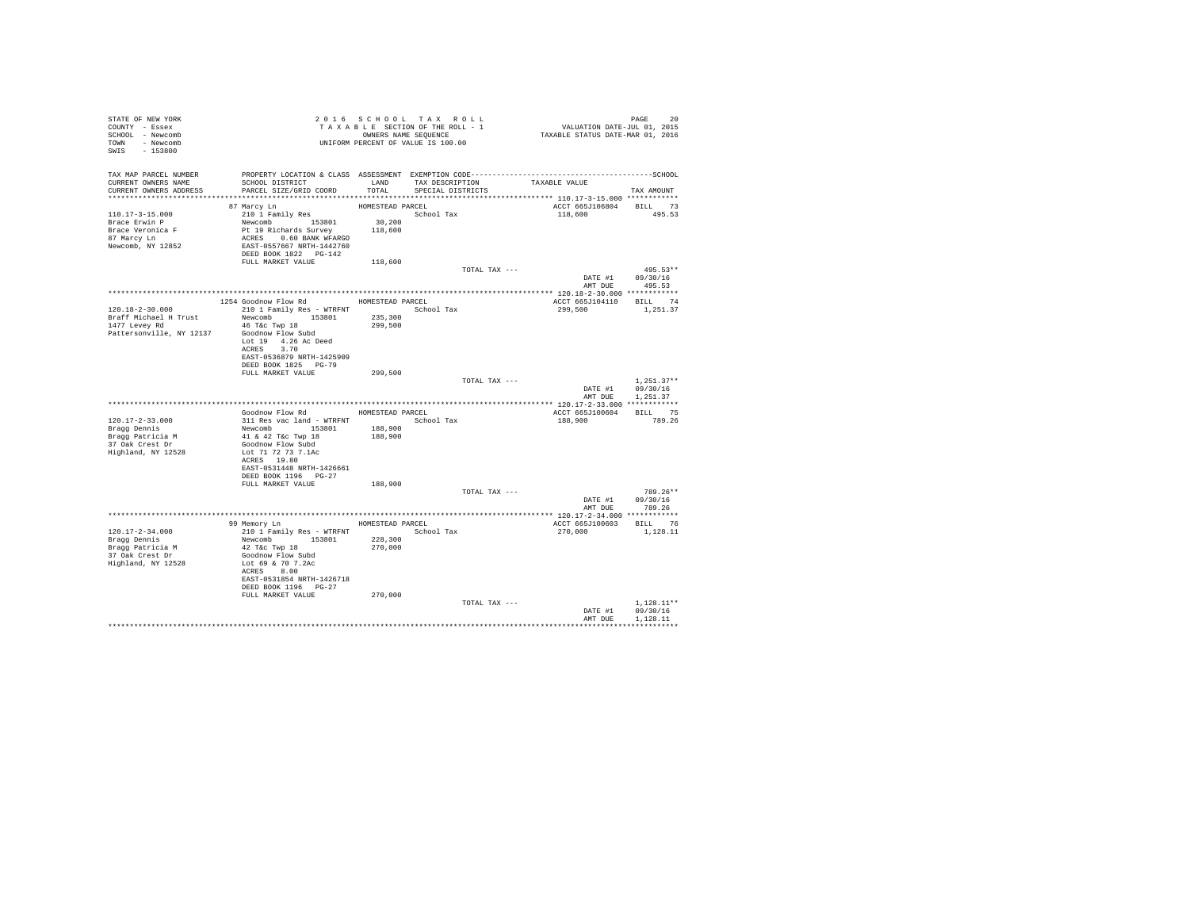STATE OF NEW YORK
COUNTY - Essex
SCHOOL - Newcomb
TOWN - Newcomb
SWIS - 153800

2016 SCHOOL TAX ROLL
TAXABLE SECTION OF THE ROLL - 1
OWNERS NAME SEQUENCE
UNIFORM PERCENT OF VALUE IS 100.00

VALUATION DATE-JUL 01, 2015
TAXABLE STATUS DATE-MAR 01, 2016

| TAX MAP PARCEL NUMBER / CURRENT OWNERS NAME / CURRENT OWNERS ADDRESS | PROPERTY LOCATION & CLASS / SCHOOL DISTRICT / PARCEL SIZE/GRID COORD | ASSESSMENT LAND / TOTAL | EXEMPTION CODE / TAX DESCRIPTION / SPECIAL DISTRICTS | TAXABLE VALUE | TAX AMOUNT |
|---|---|---|---|---|---|
| 110.17-3-15.000 | 87 Marcy Ln | HOMESTEAD PARCEL | | ACCT 665J106804 | BILL 73 |
| Brace Erwin P | 210 1 Family Res | | School Tax | 118,600 | 495.53 |
| Brace Veronica F | Newcomb 153801 | 30,200 | | | |
| 87 Marcy Ln | Pt 19 Richards Survey | 118,600 | | | |
| Newcomb, NY 12852 | ACRES 0.60 BANK WFARGO | | | | |
| | EAST-0557667 NRTH-1442760 | | | | |
| | DEED BOOK 1822 PG-142 | | | | |
| | FULL MARKET VALUE | 118,600 | | | |
| | | | TOTAL TAX --- | | 495.53** |
| | | | | DATE #1 | 09/30/16 |
| | | | | AMT DUE | 495.53 |
| 120.18-2-30.000 | 1254 Goodnow Flow Rd | HOMESTEAD PARCEL | | ACCT 665J104110 | BILL 74 |
| Braff Michael H Trust | 210 1 Family Res - WTRFNT | | School Tax | 299,500 | 1,251.37 |
| 1477 Levey Rd | Newcomb 153801 | 235,300 | | | |
| Pattersonville, NY 12137 | 46 T&c Twp 18 | 299,500 | | | |
| | Goodnow Flow Subd | | | | |
| | Lot 19 4.26 Ac Deed | | | | |
| | ACRES 3.70 | | | | |
| | EAST-0536879 NRTH-1425909 | | | | |
| | DEED BOOK 1825 PG-79 | | | | |
| | FULL MARKET VALUE | 299,500 | | | |
| | | | TOTAL TAX --- | | 1,251.37** |
| | | | | DATE #1 | 09/30/16 |
| | | | | AMT DUE | 1,251.37 |
| 120.17-2-33.000 | Goodnow Flow Rd | HOMESTEAD PARCEL | | ACCT 665J100604 | BILL 75 |
| Bragg Dennis | 311 Res vac land - WTRFNT | | School Tax | 188,900 | 789.26 |
| Bragg Patricia M | Newcomb 153801 | 188,900 | | | |
| 37 Oak Crest Dr | 41 & 42 T&c Twp 18 | 188,900 | | | |
| Highland, NY 12528 | Goodnow Flow Subd | | | | |
| | Lot 71 72 73 7.1Ac | | | | |
| | ACRES 19.80 | | | | |
| | EAST-0531448 NRTH-1426661 | | | | |
| | DEED BOOK 1196 PG-27 | | | | |
| | FULL MARKET VALUE | 188,900 | | | |
| | | | TOTAL TAX --- | | 789.26** |
| | | | | DATE #1 | 09/30/16 |
| | | | | AMT DUE | 789.26 |
| 120.17-2-34.000 | 99 Memory Ln | HOMESTEAD PARCEL | | ACCT 665J100603 | BILL 76 |
| Bragg Dennis | 210 1 Family Res - WTRFNT | | School Tax | 270,000 | 1,128.11 |
| Bragg Patricia M | Newcomb 153801 | 228,300 | | | |
| 37 Oak Crest Dr | 42 T&c Twp 18 | 270,000 | | | |
| Highland, NY 12528 | Goodnow Flow Subd | | | | |
| | Lot 69 & 70 7.2Ac | | | | |
| | ACRES 8.00 | | | | |
| | EAST-0531854 NRTH-1426718 | | | | |
| | DEED BOOK 1196 PG-27 | | | | |
| | FULL MARKET VALUE | 270,000 | | | |
| | | | TOTAL TAX --- | | 1,128.11** |
| | | | | DATE #1 | 09/30/16 |
| | | | | AMT DUE | 1,128.11 |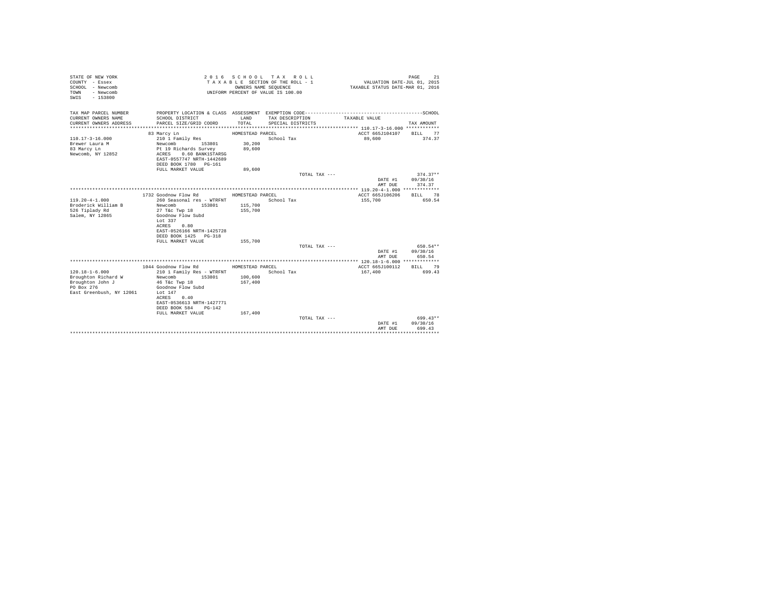STATE OF NEW YORK
COUNTY - Essex
SCHOOL - Newcomb
TOWN - Newcomb
SWIS - 153800

2016 SCHOOL TAX ROLL
TAXABLE SECTION OF THE ROLL - 1
OWNERS NAME SEQUENCE
UNIFORM PERCENT OF VALUE IS 100.00

VALUATION DATE-JUL 01, 2015
TAXABLE STATUS DATE-MAR 01, 2016

| TAX MAP PARCEL NUMBER / CURRENT OWNERS NAME / CURRENT OWNERS ADDRESS | PROPERTY LOCATION & CLASS / SCHOOL DISTRICT / PARCEL SIZE/GRID COORD | ASSESSMENT LAND / TOTAL | EXEMPTION CODE / TAX DESCRIPTION / SPECIAL DISTRICTS | TAXABLE VALUE | TAX AMOUNT (SCHOOL) |
|---|---|---|---|---|---|
| **110.17-3-16.000** | 83 Marcy Ln | HOMESTEAD PARCEL | | ACCT 665J104107 | BILL 77 |
| 110.17-3-16.000 | 210 1 Family Res | | School Tax | 89,600 | 374.37 |
| Brewer Laura M | Newcomb 153801 | 30,200 | | | |
| 83 Marcy Ln | Pt 19 Richards Survey | 89,600 | | | |
| Newcomb, NY 12852 | ACRES 0.60 BANK1STARSG | | | | |
| | EAST-0557747 NRTH-1442689 | | | | |
| | DEED BOOK 1780 PG-161 | | | | |
| | FULL MARKET VALUE | 89,600 | | | |
| | | | TOTAL TAX --- | | 374.37** |
| | | | | DATE #1 | 09/30/16 |
| | | | | AMT DUE | 374.37 |
| **119.20-4-1.000** | 1732 Goodnow Flow Rd | HOMESTEAD PARCEL | | ACCT 665J106206 | BILL 78 |
| 119.20-4-1.000 | 260 Seasonal res - WTRFNT | | School Tax | 155,700 | 650.54 |
| Broderick William B | Newcomb 153801 | 115,700 | | | |
| 526 Tiplady Rd | 27 T&c Twp 18 | 155,700 | | | |
| Salem, NY 12865 | Goodnow Flow Subd | | | | |
| | Lot 337 | | | | |
| | ACRES 0.80 | | | | |
| | EAST-0526166 NRTH-1425728 | | | | |
| | DEED BOOK 1425 PG-318 | | | | |
| | FULL MARKET VALUE | 155,700 | | | |
| | | | TOTAL TAX --- | | 650.54** |
| | | | | DATE #1 | 09/30/16 |
| | | | | AMT DUE | 650.54 |
| **120.18-1-6.000** | 1044 Goodnow Flow Rd | HOMESTEAD PARCEL | | ACCT 665J100112 | BILL 79 |
| 120.18-1-6.000 | 210 1 Family Res - WTRFNT | | School Tax | 167,400 | 699.43 |
| Broughton Richard W | Newcomb 153801 | 100,600 | | | |
| Broughton John J | 46 T&c Twp 18 | 167,400 | | | |
| PO Box 276 | Goodnow Flow Subd | | | | |
| East Greenbush, NY 12061 | Lot 147 | | | | |
| | ACRES 0.40 | | | | |
| | EAST-0536613 NRTH-1427771 | | | | |
| | DEED BOOK 584 PG-142 | | | | |
| | FULL MARKET VALUE | 167,400 | | | |
| | | | TOTAL TAX --- | | 699.43** |
| | | | | DATE #1 | 09/30/16 |
| | | | | AMT DUE | 699.43 |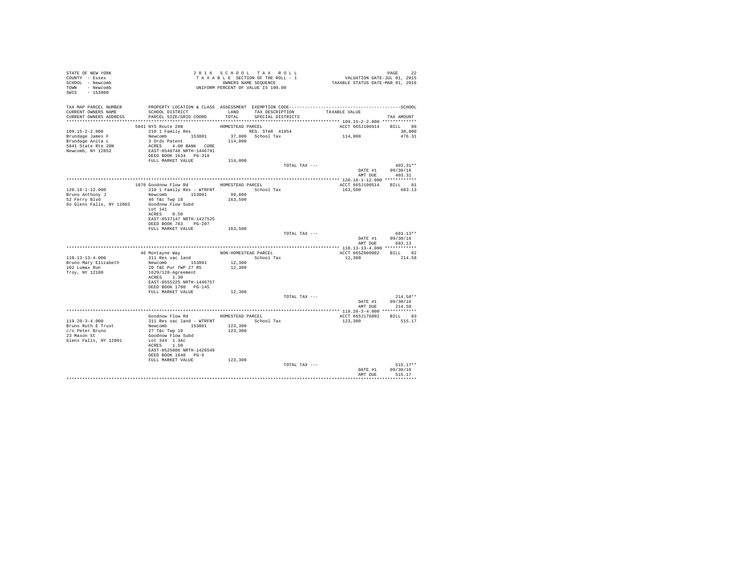STATE OF NEW YORK
COUNTY - Essex
SCHOOL - Newcomb
TOWN - Newcomb
SWIS - 153800

2016 SCHOOL TAX ROLL
TAXABLE SECTION OF THE ROLL - 1
OWNERS NAME SEQUENCE
UNIFORM PERCENT OF VALUE IS 100.00

VALUATION DATE-JUL 01, 2015
TAXABLE STATUS DATE-MAR 01, 2016

| TAX MAP PARCEL NUMBER / CURRENT OWNERS NAME / CURRENT OWNERS ADDRESS | PROPERTY LOCATION & CLASS / SCHOOL DISTRICT / PARCEL SIZE/GRID COORD | ASSESSMENT LAND / TOTAL | EXEMPTION CODE / TAX DESCRIPTION / SPECIAL DISTRICTS | TAXABLE VALUE | TAX AMOUNT |
|---|---|---|---|---|---|
| **109.15-2-2.000** | 5841 NYS Route 28N | HOMESTEAD PARCEL | | ACCT 665J106914 | BILL 80 |
| 109.15-2-2.000 | 210 1 Family Res | | RES. STAR 41854 | | 30,000 |
| Brundage James F | Newcomb 153801 | 37,000 | School Tax | 114,000 | 476.31 |
| Brundage Anita L | 3 Ords Patent | 114,000 | | | |
| 5841 State Rte 28N | ACRES 4.00 BANK CORE | | | | |
| Newcomb, NY 12852 | EAST-0540748 NRTH-1446791 | | | | |
| | DEED BOOK 1634 PG-318 | | | | |
| | FULL MARKET VALUE | 114,000 | | | |
| | | | TOTAL TAX --- | | 403.31** |
| | | | | DATE #1 | 09/30/16 |
| | | | | AMT DUE | 403.31 |
| **120.18-1-12.000** | 1070 Goodnow Flow Rd | HOMESTEAD PARCEL | | ACCT 665J100514 | BILL 81 |
| 120.18-1-12.000 | 210 1 Family Res - WTRFNT | | School Tax | 163,500 | 683.13 |
| Bruno Anthony J | Newcomb 153801 | 99,800 | | | |
| 52 Ferry Blvd | 46 T&c Twp 18 | 163,500 | | | |
| So Glens Falls, NY 12803 | Goodnow Flow Subd | | | | |
| | Lot 141 | | | | |
| | ACRES 0.50 | | | | |
| | EAST-0537147 NRTH-1427525 | | | | |
| | DEED BOOK 783 PG-207 | | | | |
| | FULL MARKET VALUE | 163,500 | | | |
| | | | TOTAL TAX --- | | 683.13** |
| | | | | DATE #1 | 09/30/16 |
| | | | | AMT DUE | 683.13 |
| **110.13-13-4.000** | 46 Montayne Way | NON-HOMESTEAD PARCEL | | ACCT 665Z009002 | BILL 82 |
| 110.13-13-4.000 | 311 Res vac land | | School Tax | 12,300 | 214.58 |
| Bruno Mary Elizabeth | Newcomb 153801 | 12,300 | | | |
| 102 Lumax Run | 20 T&C Pur TWP 27 RS | 12,300 | | | |
| Troy, NY 12180 | 1629/128-Agreement | | | | |
| | ACRES 1.30 | | | | |
| | EAST-0555225 NRTH-1446757 | | | | |
| | DEED BOOK 1700 PG-145 | | | | |
| | FULL MARKET VALUE | 12,300 | | | |
| | | | TOTAL TAX --- | | 214.58** |
| | | | | DATE #1 | 09/30/16 |
| | | | | AMT DUE | 214.58 |
| **119.20-3-4.000** | Goodnow Flow Rd | HOMESTEAD PARCEL | | ACCT 665J176002 | BILL 83 |
| 119.20-3-4.000 | 311 Res vac land - WTRFNT | | School Tax | 123,300 | 515.17 |
| Bruno Ruth E Trust | Newcomb 153801 | 123,300 | | | |
| c/o Peter Bruno | 27 T&c Twp 18 | 123,300 | | | |
| 23 Mason St | Goodnow Flow Subd | | | | |
| Glens Falls, NY 12801 | Lot 344 1.3Ac | | | | |
| | ACRES 1.50 | | | | |
| | EAST-0525086 NRTH-1426549 | | | | |
| | DEED BOOK 1640 PG-9 | | | | |
| | FULL MARKET VALUE | 123,300 | | | |
| | | | TOTAL TAX --- | | 515.17** |
| | | | | DATE #1 | 09/30/16 |
| | | | | AMT DUE | 515.17 |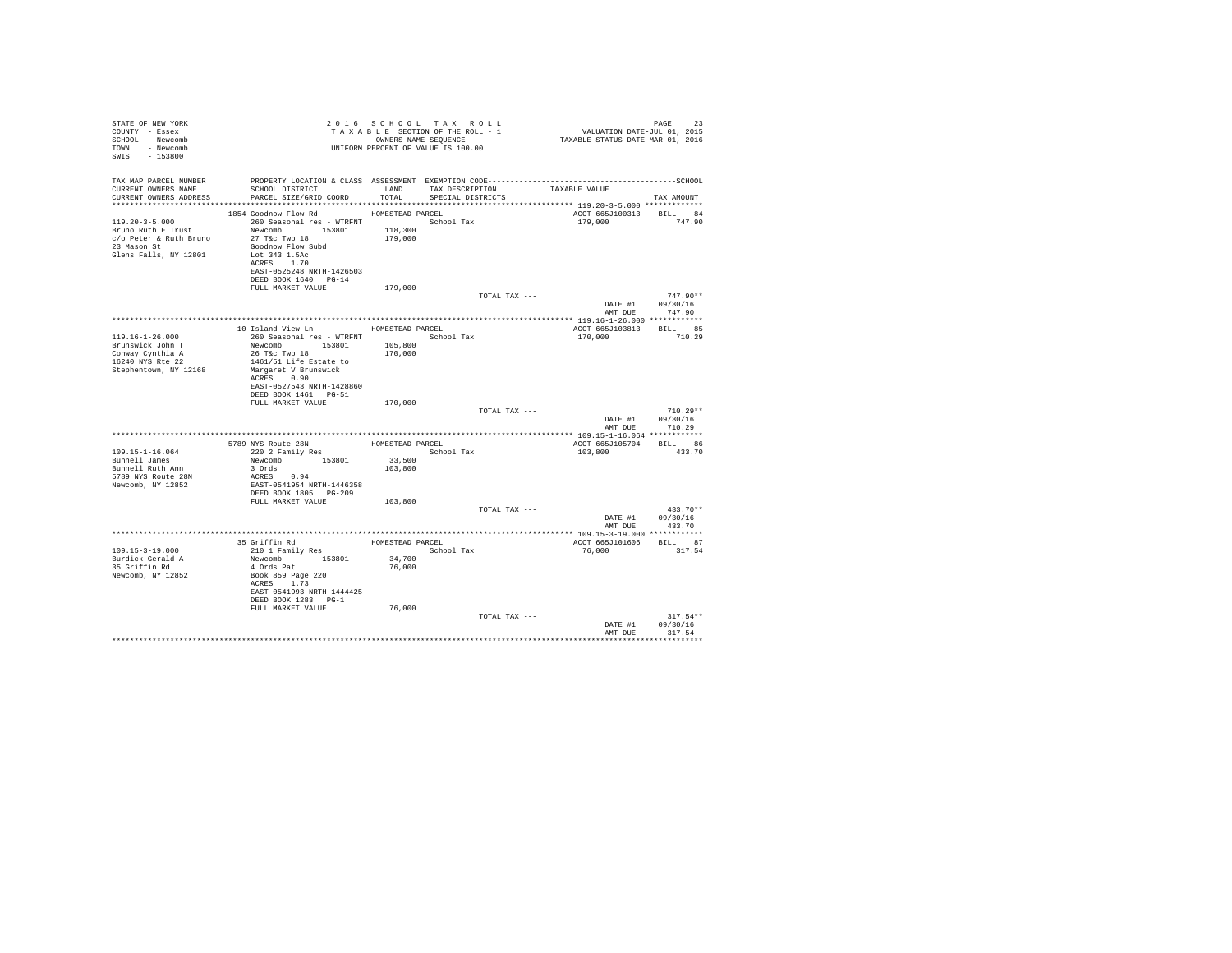STATE OF NEW YORK
COUNTY - Essex
SCHOOL - Newcomb
TOWN - Newcomb
SWIS - 153800

2 0 1 6 S C H O O L T A X R O L L
T A X A B L E SECTION OF THE ROLL - 1
OWNERS NAME SEQUENCE
UNIFORM PERCENT OF VALUE IS 100.00

VALUATION DATE-JUL 01, 2015
TAXABLE STATUS DATE-MAR 01, 2016

| TAX MAP PARCEL NUMBER / CURRENT OWNERS NAME / CURRENT OWNERS ADDRESS | PROPERTY LOCATION & CLASS / SCHOOL DISTRICT / PARCEL SIZE/GRID COORD | ASSESSMENT LAND / TOTAL | EXEMPTION CODE / TAX DESCRIPTION / SPECIAL DISTRICTS | TAXABLE VALUE | TAX AMOUNT |
|---|---|---|---|---|---|
| 119.20-3-5.000 | 1854 Goodnow Flow Rd | HOMESTEAD PARCEL | | ACCT 665J100313 | BILL 84 |
| Bruno Ruth E Trust | 260 Seasonal res - WTRFNT | | School Tax | 179,000 | 747.90 |
| c/o Peter & Ruth Bruno | Newcomb 153801 | 118,300 | | | |
| 23 Mason St | 27 T&c Twp 18 | 179,000 | | | |
| Glens Falls, NY 12801 | Goodnow Flow Subd | | | | |
| | Lot 343 1.5Ac | | | | |
| | ACRES 1.70 | | | | |
| | EAST-0525248 NRTH-1426503 | | | | |
| | DEED BOOK 1640 PG-14 | | | | |
| | FULL MARKET VALUE | 179,000 | | | |
| | | | TOTAL TAX --- | | 747.90** |
| | | | | DATE #1 | 09/30/16 |
| | | | | AMT DUE | 747.90 |
| 119.16-1-26.000 | 10 Island View Ln | HOMESTEAD PARCEL | | ACCT 665J103813 | BILL 85 |
| Brunswick John T | 260 Seasonal res - WTRFNT | | School Tax | 170,000 | 710.29 |
| Conway Cynthia A | Newcomb 153801 | 105,800 | | | |
| 16240 NYS Rte 22 | 26 T&c Twp 18 | 170,000 | | | |
| Stephentown, NY 12168 | 1461/51 Life Estate to | | | | |
| | Margaret V Brunswick | | | | |
| | ACRES 0.90 | | | | |
| | EAST-0527543 NRTH-1428860 | | | | |
| | DEED BOOK 1461 PG-51 | | | | |
| | FULL MARKET VALUE | 170,000 | | | |
| | | | TOTAL TAX --- | | 710.29** |
| | | | | DATE #1 | 09/30/16 |
| | | | | AMT DUE | 710.29 |
| 109.15-1-16.064 | 5789 NYS Route 28N | HOMESTEAD PARCEL | | ACCT 665J105704 | BILL 86 |
| Bunnell James | 220 2 Family Res | | School Tax | 103,800 | 433.70 |
| Bunnell Ruth Ann | Newcomb 153801 | 33,500 | | | |
| 5789 NYS Route 28N | 3 Ords | 103,800 | | | |
| Newcomb, NY 12852 | ACRES 0.94 | | | | |
| | EAST-0541954 NRTH-1446358 | | | | |
| | DEED BOOK 1805 PG-209 | | | | |
| | FULL MARKET VALUE | 103,800 | | | |
| | | | TOTAL TAX --- | | 433.70** |
| | | | | DATE #1 | 09/30/16 |
| | | | | AMT DUE | 433.70 |
| 109.15-3-19.000 | 35 Griffin Rd | HOMESTEAD PARCEL | | ACCT 665J101606 | BILL 87 |
| Burdick Gerald A | 210 1 Family Res | | School Tax | 76,000 | 317.54 |
| 35 Griffin Rd | Newcomb 153801 | 34,700 | | | |
| Newcomb, NY 12852 | 4 Ords Pat | 76,000 | | | |
| | Book 859 Page 220 | | | | |
| | ACRES 1.73 | | | | |
| | EAST-0541993 NRTH-1444425 | | | | |
| | DEED BOOK 1283 PG-1 | | | | |
| | FULL MARKET VALUE | 76,000 | | | |
| | | | TOTAL TAX --- | | 317.54** |
| | | | | DATE #1 | 09/30/16 |
| | | | | AMT DUE | 317.54 |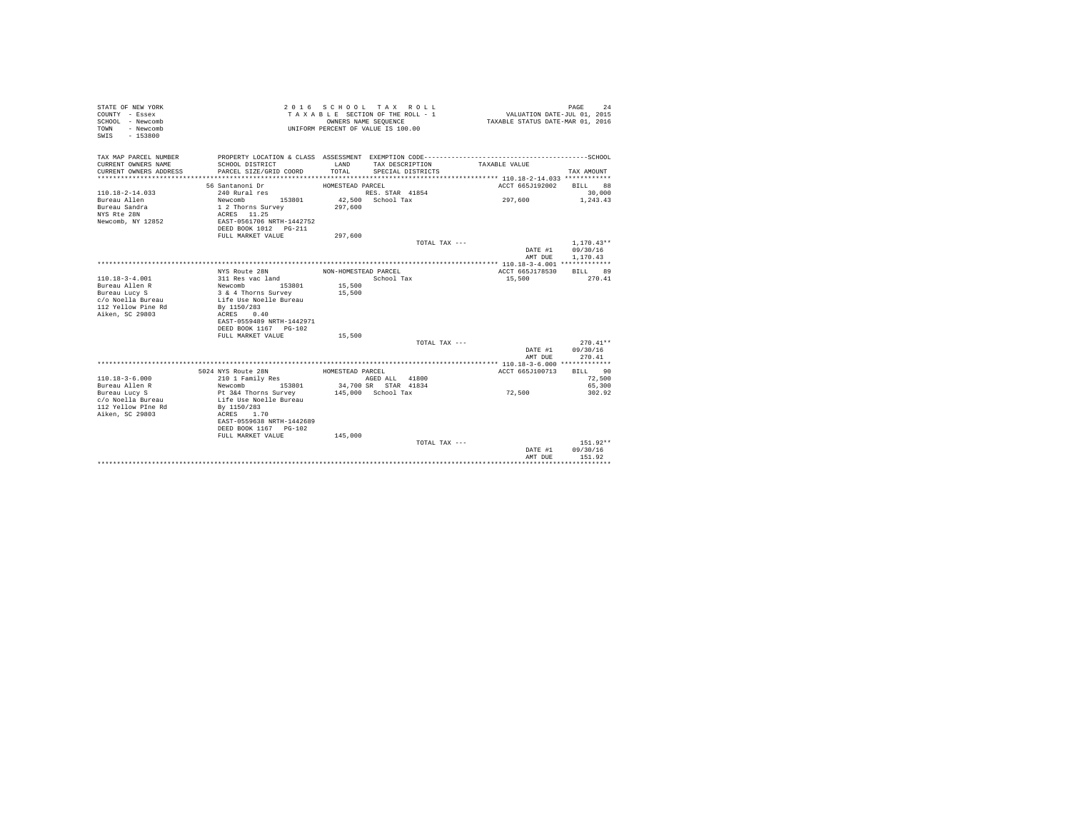STATE OF NEW YORK
COUNTY - Essex
SCHOOL - Newcomb
TOWN - Newcomb
SWIS - 153800

2 0 1 6 S C H O O L T A X R O L L
T A X A B L E SECTION OF THE ROLL - 1
OWNERS NAME SEQUENCE
UNIFORM PERCENT OF VALUE IS 100.00

VALUATION DATE-JUL 01, 2015
TAXABLE STATUS DATE-MAR 01, 2016

| TAX MAP PARCEL NUMBER / CURRENT OWNERS NAME / CURRENT OWNERS ADDRESS | PROPERTY LOCATION & CLASS / SCHOOL DISTRICT / PARCEL SIZE/GRID COORD | ASSESSMENT LAND / TOTAL | EXEMPTION CODE / TAX DESCRIPTION / SPECIAL DISTRICTS | TAXABLE VALUE | TAX AMOUNT |
|---|---|---|---|---|---|
| 110.18-2-14.033 | 56 Santanoni Dr | HOMESTEAD PARCEL | | ACCT 665J192002 | BILL 88 |
| Bureau Allen | 240 Rural res | | RES. STAR 41854 | | 30,000 |
| Bureau Sandra | Newcomb 153801 | 42,500 | School Tax | 297,600 | 1,243.43 |
| NYS Rte 28N | 1 2 Thorns Survey | 297,600 | | | |
| Newcomb, NY 12852 | ACRES 11.25 | | | | |
| | EAST-0561706 NRTH-1442752 | | | | |
| | DEED BOOK 1012 PG-211 | | | | |
| | FULL MARKET VALUE | 297,600 | | | |
| | | | TOTAL TAX --- | | 1,170.43** |
| | | | | DATE #1 | 09/30/16 |
| | | | | AMT DUE | 1,170.43 |
| 110.18-3-4.001 | NYS Route 28N | NON-HOMESTEAD PARCEL | | ACCT 665J178530 | BILL 89 |
| Bureau Allen R | 311 Res vac land | | School Tax | 15,500 | 270.41 |
| Bureau Lucy S | Newcomb 153801 | 15,500 | | | |
| c/o Noella Bureau | 3 & 4 Thorns Survey | 15,500 | | | |
| 112 Yellow Pine Rd | Life Use Noelle Bureau | | | | |
| Aiken, SC 29803 | By 1150/283 | | | | |
| | ACRES 0.40 | | | | |
| | EAST-0559489 NRTH-1442971 | | | | |
| | DEED BOOK 1167 PG-102 | | | | |
| | FULL MARKET VALUE | 15,500 | | | |
| | | | TOTAL TAX --- | | 270.41** |
| | | | | DATE #1 | 09/30/16 |
| | | | | AMT DUE | 270.41 |
| 110.18-3-6.000 | 5024 NYS Route 28N | HOMESTEAD PARCEL | | ACCT 665J100713 | BILL 90 |
| Bureau Allen R | 210 1 Family Res | | AGED ALL 41800 | | 72,500 |
| Bureau Lucy S | Newcomb 153801 | 34,700 | SR STAR 41834 | | 65,300 |
| c/o Noella Bureau | Pt 3&4 Thorns Survey | 145,000 | School Tax | 72,500 | 302.92 |
| 112 Yellow PIne Rd | Life Use Noelle Bureau | | | | |
| Aiken, SC 29803 | By 1150/283 | | | | |
| | ACRES 1.70 | | | | |
| | EAST-0559638 NRTH-1442689 | | | | |
| | DEED BOOK 1167 PG-102 | | | | |
| | FULL MARKET VALUE | 145,000 | | | |
| | | | TOTAL TAX --- | | 151.92** |
| | | | | DATE #1 | 09/30/16 |
| | | | | AMT DUE | 151.92 |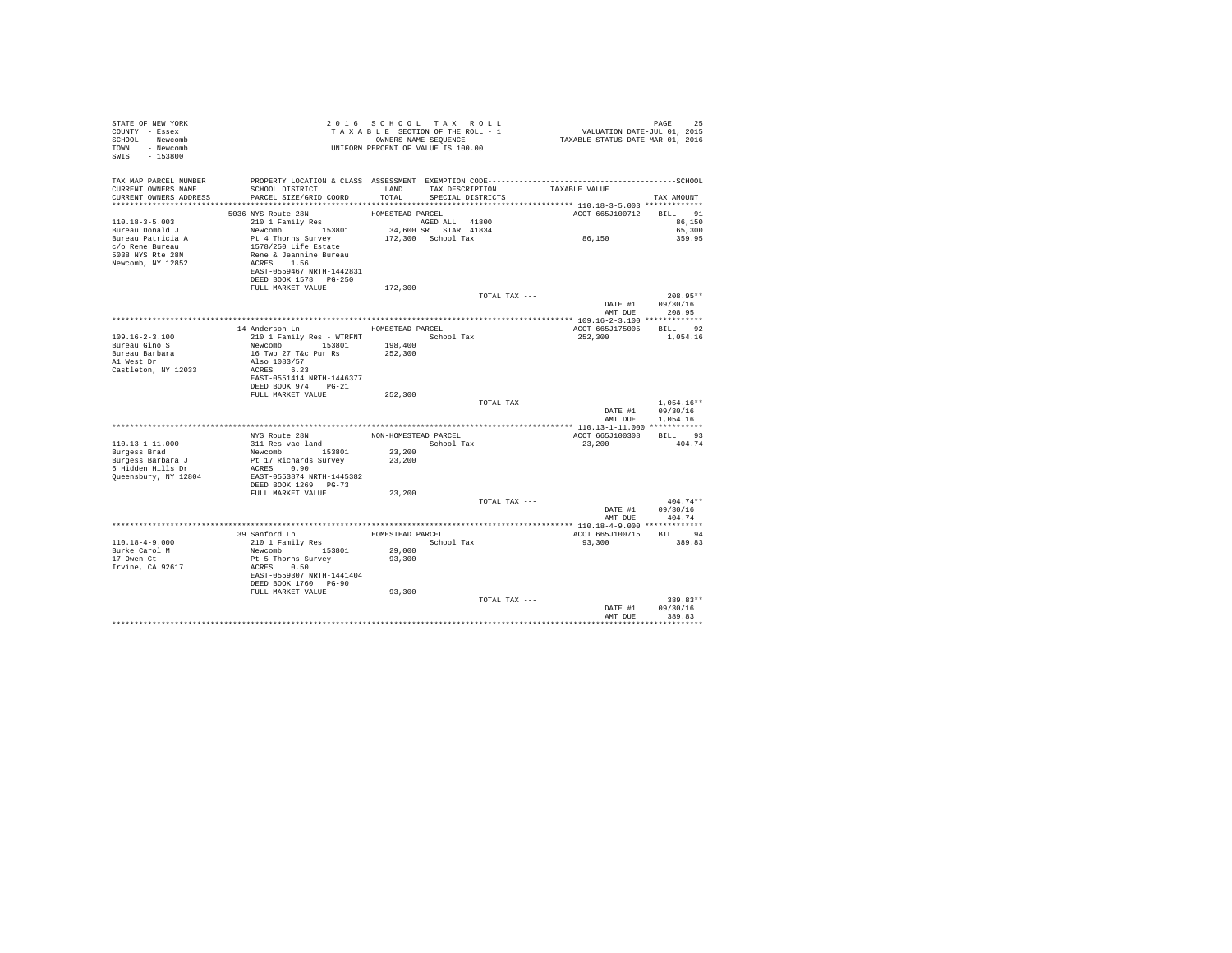STATE OF NEW YORK
COUNTY - Essex
SCHOOL - Newcomb
TOWN - Newcomb
SWIS - 153800

2016 SCHOOL TAX ROLL
TAXABLE SECTION OF THE ROLL - 1
OWNERS NAME SEQUENCE
UNIFORM PERCENT OF VALUE IS 100.00

VALUATION DATE-JUL 01, 2015
TAXABLE STATUS DATE-MAR 01, 2016

| TAX MAP PARCEL NUMBER / CURRENT OWNERS NAME / CURRENT OWNERS ADDRESS | PROPERTY LOCATION & CLASS / SCHOOL DISTRICT / PARCEL SIZE/GRID COORD | ASSESSMENT LAND / TOTAL | EXEMPTION CODE / TAX DESCRIPTION / SPECIAL DISTRICTS | TAXABLE VALUE | TAX AMOUNT |
|---|---|---|---|---|---|
| **110.18-3-5.003** | 5036 NYS Route 28N | HOMESTEAD PARCEL | | ACCT 665J100712 | BILL 91 |
| 110.18-3-5.003 | 210 1 Family Res | | AGED ALL 41800 | | 86,150 |
| Bureau Donald J | Newcomb 153801 | 34,600 | SR STAR 41834 | | 65,300 |
| Bureau Patricia A | Pt 4 Thorns Survey | 172,300 | School Tax | 86,150 | 359.95 |
| c/o Rene Bureau | 1578/250 Life Estate | | | | |
| 5038 NYS Rte 28N | Rene & Jeannine Bureau | | | | |
| Newcomb, NY 12852 | ACRES 1.56 | | | | |
| | EAST-0559467 NRTH-1442831 | | | | |
| | DEED BOOK 1578 PG-250 | | | | |
| | FULL MARKET VALUE | 172,300 | | | |
| | | | TOTAL TAX --- | | 208.95** |
| | | | | DATE #1 | 09/30/16 |
| | | | | AMT DUE | 208.95 |
| **109.16-2-3.100** | 14 Anderson Ln | HOMESTEAD PARCEL | | ACCT 665J175005 | BILL 92 |
| 109.16-2-3.100 | 210 1 Family Res - WTRFNT | | School Tax | 252,300 | 1,054.16 |
| Bureau Gino S | Newcomb 153801 | 198,400 | | | |
| Bureau Barbara | 16 Twp 27 T&c Pur Rs | 252,300 | | | |
| A1 West Dr | Also 1083/57 | | | | |
| Castleton, NY 12033 | ACRES 6.23 | | | | |
| | EAST-0551414 NRTH-1446377 | | | | |
| | DEED BOOK 974 PG-21 | | | | |
| | FULL MARKET VALUE | 252,300 | | | |
| | | | TOTAL TAX --- | | 1,054.16** |
| | | | | DATE #1 | 09/30/16 |
| | | | | AMT DUE | 1,054.16 |
| **110.13-1-11.000** | NYS Route 28N | NON-HOMESTEAD PARCEL | | ACCT 665J100308 | BILL 93 |
| 110.13-1-11.000 | 311 Res vac land | | School Tax | 23,200 | 404.74 |
| Burgess Brad | Newcomb 153801 | 23,200 | | | |
| Burgess Barbara J | Pt 17 Richards Survey | 23,200 | | | |
| 6 Hidden Hills Dr | ACRES 0.90 | | | | |
| Queensbury, NY 12804 | EAST-0553874 NRTH-1445382 | | | | |
| | DEED BOOK 1269 PG-73 | | | | |
| | FULL MARKET VALUE | 23,200 | | | |
| | | | TOTAL TAX --- | | 404.74** |
| | | | | DATE #1 | 09/30/16 |
| | | | | AMT DUE | 404.74 |
| **110.18-4-9.000** | 39 Sanford Ln | HOMESTEAD PARCEL | | ACCT 665J100715 | BILL 94 |
| 110.18-4-9.000 | 210 1 Family Res | | School Tax | 93,300 | 389.83 |
| Burke Carol M | Newcomb 153801 | 29,000 | | | |
| 17 Owen Ct | Pt 5 Thorns Survey | 93,300 | | | |
| Irvine, CA 92617 | ACRES 0.50 | | | | |
| | EAST-0559307 NRTH-1441404 | | | | |
| | DEED BOOK 1760 PG-90 | | | | |
| | FULL MARKET VALUE | 93,300 | | | |
| | | | TOTAL TAX --- | | 389.83** |
| | | | | DATE #1 | 09/30/16 |
| | | | | AMT DUE | 389.83 |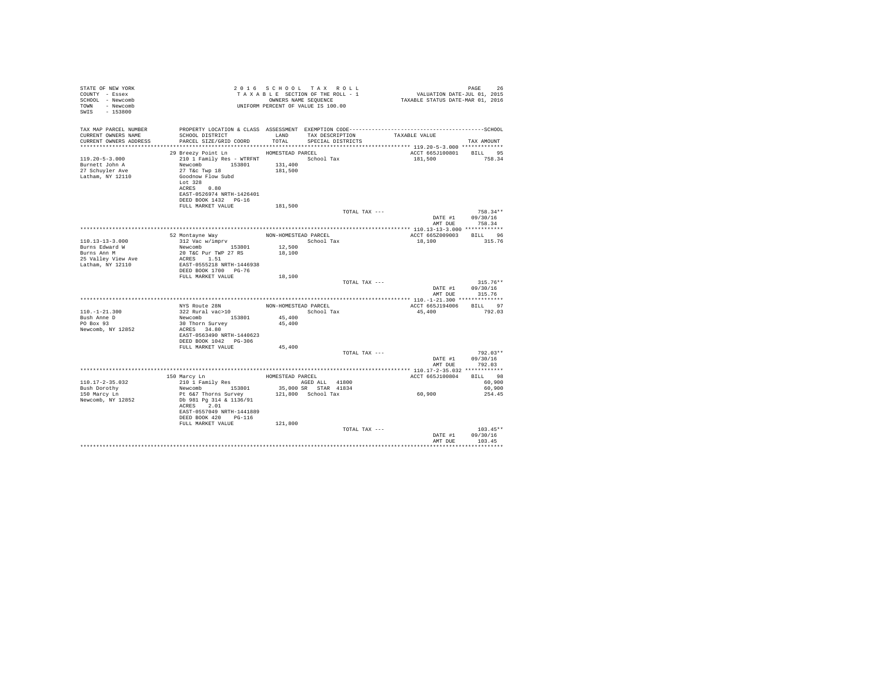STATE OF NEW YORK
COUNTY - Essex
SCHOOL - Newcomb
TOWN - Newcomb
SWIS - 153800

2016 SCHOOL TAX ROLL
TAXABLE SECTION OF THE ROLL - 1
OWNERS NAME SEQUENCE
UNIFORM PERCENT OF VALUE IS 100.00

VALUATION DATE-JUL 01, 2015
TAXABLE STATUS DATE-MAR 01, 2016

| TAX MAP PARCEL NUMBER / CURRENT OWNERS NAME / CURRENT OWNERS ADDRESS | PROPERTY LOCATION & CLASS / SCHOOL DISTRICT / PARCEL SIZE/GRID COORD | ASSESSMENT LAND / TOTAL | EXEMPTION CODE / TAX DESCRIPTION / SPECIAL DISTRICTS | TAXABLE VALUE | TAX AMOUNT |
|---|---|---|---|---|---|
| **119.20-5-3.000** | 29 Breezy Point Ln | HOMESTEAD PARCEL | | ACCT 665J100801 | BILL 95 |
| 119.20-5-3.000 | 210 1 Family Res - WTRFNT | | School Tax | 181,500 | 758.34 |
| Burnett John A | Newcomb 153801 | 131,400 | | | |
| 27 Schuyler Ave | 27 T&c Twp 18 | 181,500 | | | |
| Latham, NY 12110 | Goodnow Flow Subd | | | | |
| | Lot 328 | | | | |
| | ACRES 0.80 | | | | |
| | EAST-0526974 NRTH-1426401 | | | | |
| | DEED BOOK 1432 PG-16 | | | | |
| | FULL MARKET VALUE | 181,500 | | | |
| | | | TOTAL TAX --- | | 758.34** |
| | | | | DATE #1 | 09/30/16 |
| | | | | AMT DUE | 758.34 |
| **110.13-13-3.000** | 52 Montayne Way | NON-HOMESTEAD PARCEL | | ACCT 665Z009003 | BILL 96 |
| 110.13-13-3.000 | 312 Vac w/imprv | | School Tax | 18,100 | 315.76 |
| Burns Edward W | Newcomb 153801 | 12,500 | | | |
| Burns Ann M | 20 T&C Pur TWP 27 RS | 18,100 | | | |
| 25 Valley View Ave | ACRES 1.51 | | | | |
| Latham, NY 12110 | EAST-0555218 NRTH-1446938 | | | | |
| | DEED BOOK 1700 PG-76 | | | | |
| | FULL MARKET VALUE | 18,100 | | | |
| | | | TOTAL TAX --- | | 315.76** |
| | | | | DATE #1 | 09/30/16 |
| | | | | AMT DUE | 315.76 |
| **110.-1-21.300** | NYS Route 28N | NON-HOMESTEAD PARCEL | | ACCT 665J194006 | BILL 97 |
| 110.-1-21.300 | 322 Rural vac>10 | | School Tax | 45,400 | 792.03 |
| Bush Anne D | Newcomb 153801 | 45,400 | | | |
| PO Box 93 | 30 Thorn Survey | 45,400 | | | |
| Newcomb, NY 12852 | ACRES 34.80 | | | | |
| | EAST-0563490 NRTH-1440623 | | | | |
| | DEED BOOK 1042 PG-306 | | | | |
| | FULL MARKET VALUE | 45,400 | | | |
| | | | TOTAL TAX --- | | 792.03** |
| | | | | DATE #1 | 09/30/16 |
| | | | | AMT DUE | 792.03 |
| **110.17-2-35.032** | 150 Marcy Ln | HOMESTEAD PARCEL | | ACCT 665J100804 | BILL 98 |
| 110.17-2-35.032 | 210 1 Family Res | | AGED ALL 41800 | | 60,900 |
| Bush Dorothy | Newcomb 153801 | 35,000 | SR STAR 41834 | | 60,900 |
| 150 Marcy Ln | Pt 6&7 Thorns Survey | 121,800 | School Tax | 60,900 | 254.45 |
| Newcomb, NY 12852 | Db 981 Pg 314 & 1136/91 | | | | |
| | ACRES 2.01 | | | | |
| | EAST-0557049 NRTH-1441889 | | | | |
| | DEED BOOK 420 PG-116 | | | | |
| | FULL MARKET VALUE | 121,800 | | | |
| | | | TOTAL TAX --- | | 103.45** |
| | | | | DATE #1 | 09/30/16 |
| | | | | AMT DUE | 103.45 |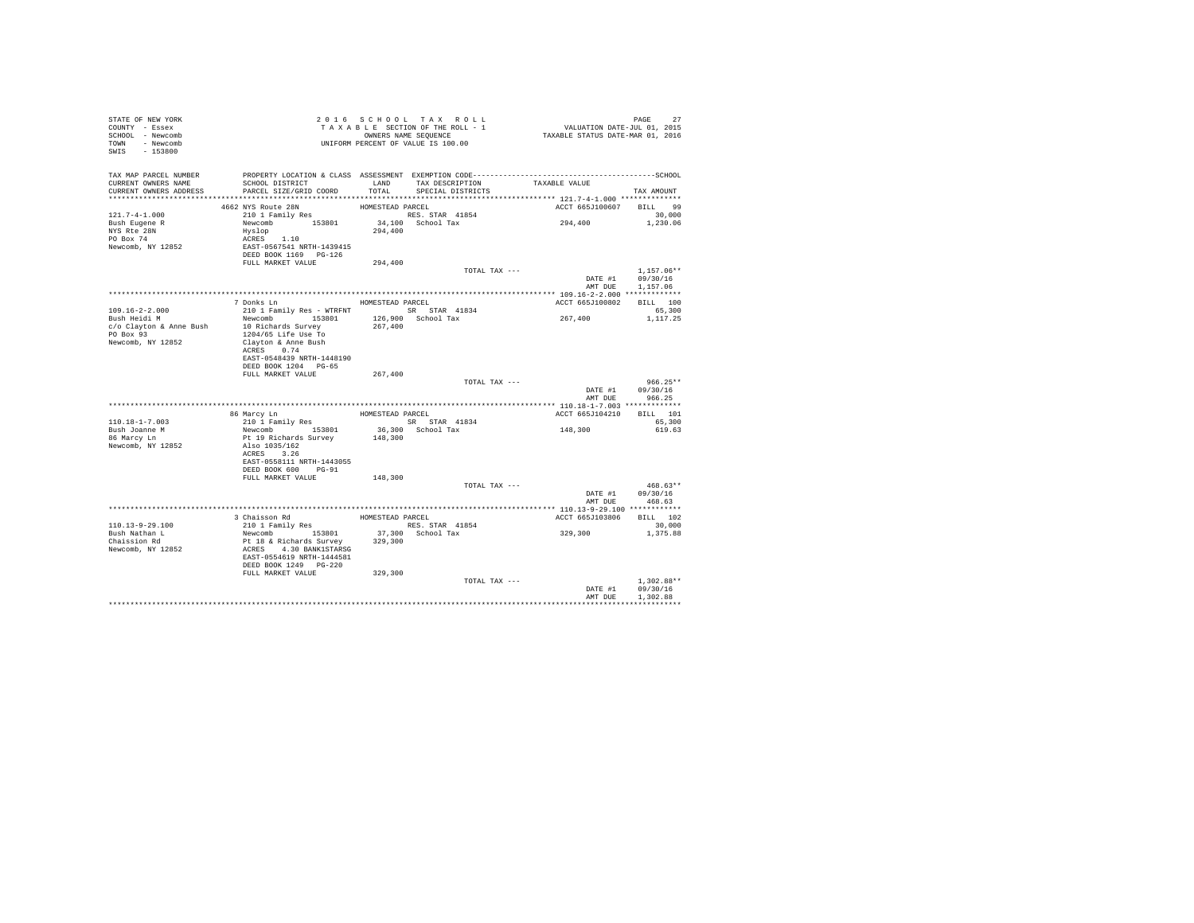STATE OF NEW YORK
COUNTY - Essex
SCHOOL - Newcomb
TOWN - Newcomb
SWIS - 153800

2016 SCHOOL TAX ROLL
TAXABLE SECTION OF THE ROLL - 1
OWNERS NAME SEQUENCE
UNIFORM PERCENT OF VALUE IS 100.00

VALUATION DATE-JUL 01, 2015
TAXABLE STATUS DATE-MAR 01, 2016

| TAX MAP PARCEL NUMBER / CURRENT OWNERS NAME / CURRENT OWNERS ADDRESS | PROPERTY LOCATION & CLASS / SCHOOL DISTRICT / PARCEL SIZE/GRID COORD | ASSESSMENT LAND / TOTAL | EXEMPTION CODE / TAX DESCRIPTION / SPECIAL DISTRICTS | TAXABLE VALUE | TAX AMOUNT |
|---|---|---|---|---|---|
| **121.7-4-1.000** | 4662 NYS Route 28N | HOMESTEAD PARCEL | | ACCT 665J100607 | BILL 99 |
| Bush Eugene R | 210 1 Family Res | | RES. STAR 41854 | | 30,000 |
| NYS Rte 28N | Newcomb 153801 | 34,100 | School Tax | 294,400 | 1,230.06 |
| PO Box 74 | Hyslop | 294,400 | | | |
| Newcomb, NY 12852 | ACRES 1.10 | | | | |
| | EAST-0567541 NRTH-1439415 | | | | |
| | DEED BOOK 1169 PG-126 | | | | |
| | FULL MARKET VALUE | 294,400 | | | |
| | | | TOTAL TAX --- | | 1,157.06** |
| | | | | DATE #1 | 09/30/16 |
| | | | | AMT DUE | 1,157.06 |
| **109.16-2-2.000** | 7 Donks Ln | HOMESTEAD PARCEL | | ACCT 665J100802 | BILL 100 |
| Bush Heidi M | 210 1 Family Res - WTRFNT | | SR STAR 41834 | | 65,300 |
| c/o Clayton & Anne Bush | Newcomb 153801 | 126,900 | School Tax | 267,400 | 1,117.25 |
| PO Box 93 | 10 Richards Survey | 267,400 | | | |
| Newcomb, NY 12852 | 1204/65 Life Use To | | | | |
| | Clayton & Anne Bush | | | | |
| | ACRES 0.74 | | | | |
| | EAST-0548439 NRTH-1448190 | | | | |
| | DEED BOOK 1204 PG-65 | | | | |
| | FULL MARKET VALUE | 267,400 | | | |
| | | | TOTAL TAX --- | | 966.25** |
| | | | | DATE #1 | 09/30/16 |
| | | | | AMT DUE | 966.25 |
| **110.18-1-7.003** | 86 Marcy Ln | HOMESTEAD PARCEL | | ACCT 665J104210 | BILL 101 |
| Bush Joanne M | 210 1 Family Res | | SR STAR 41834 | | 65,300 |
| 86 Marcy Ln | Newcomb 153801 | 36,300 | School Tax | 148,300 | 619.63 |
| Newcomb, NY 12852 | Pt 19 Richards Survey | 148,300 | | | |
| | Also 1035/162 | | | | |
| | ACRES 3.26 | | | | |
| | EAST-0558111 NRTH-1443055 | | | | |
| | DEED BOOK 600 PG-91 | | | | |
| | FULL MARKET VALUE | 148,300 | | | |
| | | | TOTAL TAX --- | | 468.63** |
| | | | | DATE #1 | 09/30/16 |
| | | | | AMT DUE | 468.63 |
| **110.13-9-29.100** | 3 Chaisson Rd | HOMESTEAD PARCEL | | ACCT 665J103806 | BILL 102 |
| Bush Nathan L | 210 1 Family Res | | RES. STAR 41854 | | 30,000 |
| Chaission Rd | Newcomb 153801 | 37,300 | School Tax | 329,300 | 1,375.88 |
| Newcomb, NY 12852 | Pt 18 & Richards Survey | 329,300 | | | |
| | ACRES 4.30 BANK1STARSG | | | | |
| | EAST-0554619 NRTH-1444581 | | | | |
| | DEED BOOK 1249 PG-220 | | | | |
| | FULL MARKET VALUE | 329,300 | | | |
| | | | TOTAL TAX --- | | 1,302.88** |
| | | | | DATE #1 | 09/30/16 |
| | | | | AMT DUE | 1,302.88 |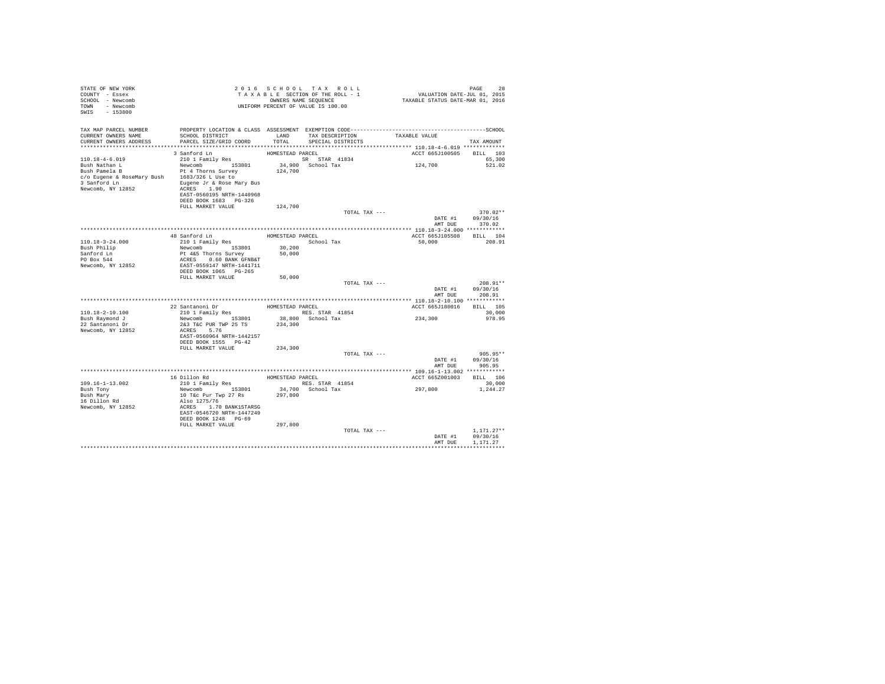STATE OF NEW YORK
COUNTY - Essex
SCHOOL - Newcomb
TOWN - Newcomb
SWIS - 153800

2 0 1 6 S C H O O L T A X R O L L
T A X A B L E SECTION OF THE ROLL - 1
OWNERS NAME SEQUENCE
UNIFORM PERCENT OF VALUE IS 100.00

VALUATION DATE-JUL 01, 2015
TAXABLE STATUS DATE-MAR 01, 2016

| TAX MAP PARCEL NUMBER<br>CURRENT OWNERS NAME<br>CURRENT OWNERS ADDRESS | PROPERTY LOCATION & CLASS<br>SCHOOL DISTRICT<br>PARCEL SIZE/GRID COORD | ASSESSMENT<br>LAND<br>TOTAL | EXEMPTION CODE<br>TAX DESCRIPTION<br>SPECIAL DISTRICTS | TAXABLE VALUE | SCHOOL<br>TAX AMOUNT |
|---|---|---|---|---|---|
| 110.18-4-6.019 | 3 Sanford Ln | HOMESTEAD PARCEL | | ACCT 665J100505 | BILL 103 |
| Bush Nathan L | 210 1 Family Res | | SR STAR 41834 | | 65,300 |
| Bush Pamela B | Newcomb 153801 | 34,900 | School Tax | 124,700 | 521.02 |
| c/o Eugene & RoseMary Bush | Pt 4 Thorns Survey | 124,700 | | | |
| 3 Sanford Ln | 1683/326 L Use to | | | | |
| Newcomb, NY 12852 | Eugene Jr & Rose Mary Bus | | | | |
| | ACRES 1.90 | | | | |
| | EAST-0560195 NRTH-1440968 | | | | |
| | DEED BOOK 1683 PG-326 | | | | |
| | FULL MARKET VALUE | 124,700 | | | |
| | | | TOTAL TAX --- | | 370.02** |
| | | | | DATE #1 | 09/30/16 |
| | | | | AMT DUE | 370.02 |
| 110.18-3-24.000 | 48 Sanford Ln | HOMESTEAD PARCEL | | ACCT 665J105508 | BILL 104 |
| Bush Philip | 210 1 Family Res | | School Tax | 50,000 | 208.91 |
| Sanford Ln | Newcomb 153801 | 30,200 | | | |
| PO Box 544 | Pt 4&5 Thorns Survey | 50,000 | | | |
| Newcomb, NY 12852 | ACRES 0.60 BANK GFNB&T | | | | |
| | EAST-0559147 NRTH-1441711 | | | | |
| | DEED BOOK 1065 PG-265 | | | | |
| | FULL MARKET VALUE | 50,000 | | | |
| | | | TOTAL TAX --- | | 208.91** |
| | | | | DATE #1 | 09/30/16 |
| | | | | AMT DUE | 208.91 |
| 110.18-2-10.100 | 22 Santanoni Dr | HOMESTEAD PARCEL | | ACCT 665J180016 | BILL 105 |
| Bush Raymond J | 210 1 Family Res | | RES. STAR 41854 | | 30,000 |
| 22 Santanoni Dr | Newcomb 153801 | 38,800 | School Tax | 234,300 | 978.95 |
| Newcomb, NY 12852 | 2&3 T&C PUR TWP 25 TS | 234,300 | | | |
| | ACRES 5.76 | | | | |
| | EAST-0560964 NRTH-1442157 | | | | |
| | DEED BOOK 1555 PG-42 | | | | |
| | FULL MARKET VALUE | 234,300 | | | |
| | | | TOTAL TAX --- | | 905.95** |
| | | | | DATE #1 | 09/30/16 |
| | | | | AMT DUE | 905.95 |
| 109.16-1-13.002 | 16 Dillon Rd | HOMESTEAD PARCEL | | ACCT 665Z001003 | BILL 106 |
| Bush Tony | 210 1 Family Res | | RES. STAR 41854 | | 30,000 |
| Bush Mary | Newcomb 153801 | 34,700 | School Tax | 297,800 | 1,244.27 |
| 16 Dillon Rd | 10 T&c Pur Twp 27 Rs | 297,800 | | | |
| Newcomb, NY 12852 | Also 1275/76 | | | | |
| | ACRES 1.70 BANK1STARSG | | | | |
| | EAST-0546720 NRTH-1447249 | | | | |
| | DEED BOOK 1248 PG-69 | | | | |
| | FULL MARKET VALUE | 297,800 | | | |
| | | | TOTAL TAX --- | | 1,171.27** |
| | | | | DATE #1 | 09/30/16 |
| | | | | AMT DUE | 1,171.27 |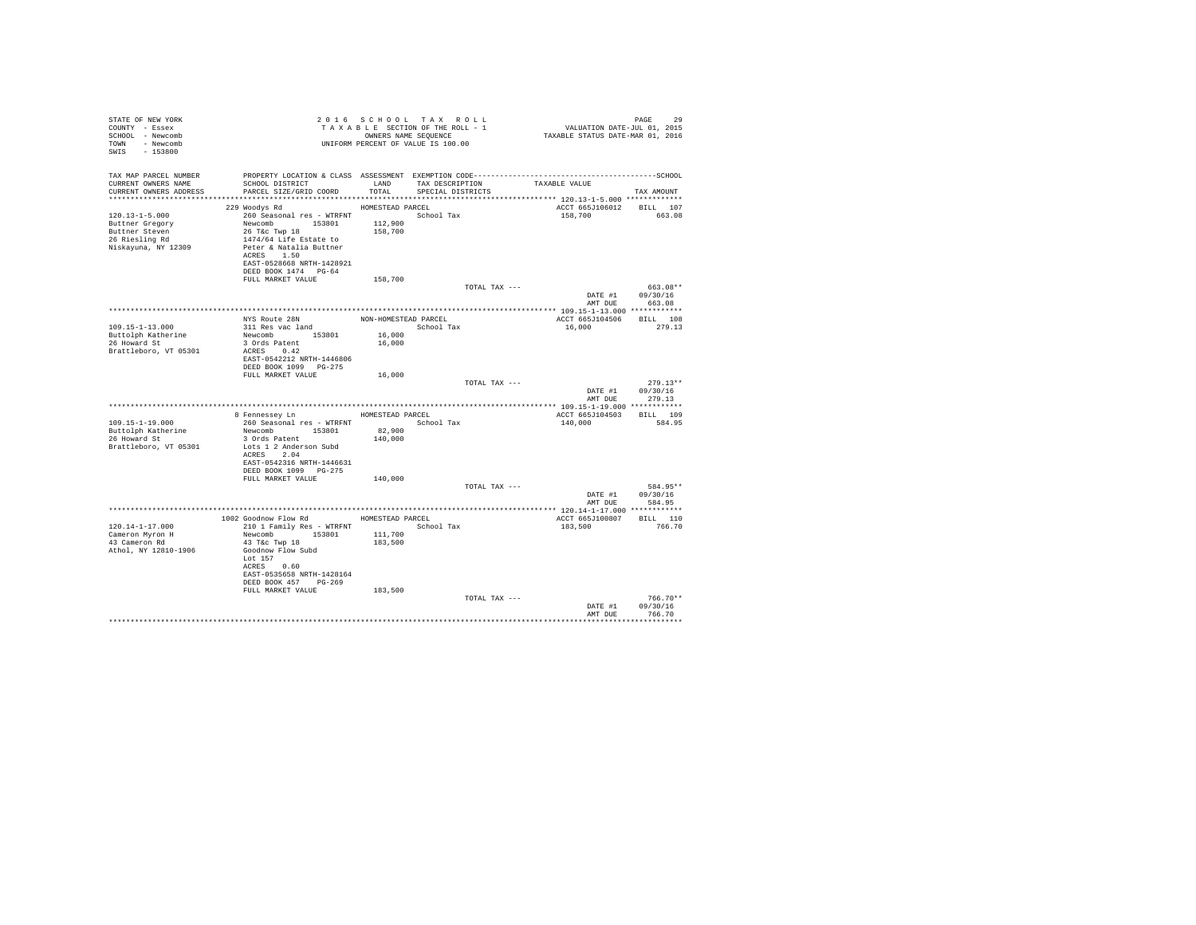STATE OF NEW YORK
COUNTY - Essex
SCHOOL - Newcomb
TOWN - Newcomb
SWIS - 153800

2 0 1 6 S C H O O L T A X R O L L
T A X A B L E SECTION OF THE ROLL - 1
OWNERS NAME SEQUENCE
UNIFORM PERCENT OF VALUE IS 100.00

VALUATION DATE-JUL 01, 2015
TAXABLE STATUS DATE-MAR 01, 2016

| TAX MAP PARCEL NUMBER / CURRENT OWNERS NAME / CURRENT OWNERS ADDRESS | PROPERTY LOCATION & CLASS / SCHOOL DISTRICT / PARCEL SIZE/GRID COORD | ASSESSMENT LAND / TOTAL | EXEMPTION CODE / TAX DESCRIPTION / SPECIAL DISTRICTS | TAXABLE VALUE | SCHOOL TAX AMOUNT |
|---|---|---|---|---|---|
| **120.13-1-5.000** | 229 Woodys Rd | HOMESTEAD PARCEL | | ACCT 665J106012 | BILL 107 |
| 120.13-1-5.000 | 260 Seasonal res - WTRFNT | | School Tax | 158,700 | 663.08 |
| Buttner Gregory | Newcomb 153801 | 112,900 | | | |
| Buttner Steven | 26 T&c Twp 18 | 158,700 | | | |
| 26 Riesling Rd | 1474/64 Life Estate to | | | | |
| Niskayuna, NY 12309 | Peter & Natalia Buttner | | | | |
| | ACRES 1.50 | | | | |
| | EAST-0528668 NRTH-1428921 | | | | |
| | DEED BOOK 1474 PG-64 | | | | |
| | FULL MARKET VALUE | 158,700 | | | |
| | | | TOTAL TAX --- | | 663.08** |
| | | | | DATE #1 | 09/30/16 |
| | | | | AMT DUE | 663.08 |
| **109.15-1-13.000** | NYS Route 28N | NON-HOMESTEAD PARCEL | | ACCT 665J104506 | BILL 108 |
| 109.15-1-13.000 | 311 Res vac land | | School Tax | 16,000 | 279.13 |
| Buttolph Katherine | Newcomb 153801 | 16,000 | | | |
| 26 Howard St | 3 Ords Patent | 16,000 | | | |
| Brattleboro, VT 05301 | ACRES 0.42 | | | | |
| | EAST-0542212 NRTH-1446806 | | | | |
| | DEED BOOK 1099 PG-275 | | | | |
| | FULL MARKET VALUE | 16,000 | | | |
| | | | TOTAL TAX --- | | 279.13** |
| | | | | DATE #1 | 09/30/16 |
| | | | | AMT DUE | 279.13 |
| **109.15-1-19.000** | 8 Fennessey Ln | HOMESTEAD PARCEL | | ACCT 665J104503 | BILL 109 |
| 109.15-1-19.000 | 260 Seasonal res - WTRFNT | | School Tax | 140,000 | 584.95 |
| Buttolph Katherine | Newcomb 153801 | 82,900 | | | |
| 26 Howard St | 3 Ords Patent | 140,000 | | | |
| Brattleboro, VT 05301 | Lots 1 2 Anderson Subd | | | | |
| | ACRES 2.04 | | | | |
| | EAST-0542316 NRTH-1446631 | | | | |
| | DEED BOOK 1099 PG-275 | | | | |
| | FULL MARKET VALUE | 140,000 | | | |
| | | | TOTAL TAX --- | | 584.95** |
| | | | | DATE #1 | 09/30/16 |
| | | | | AMT DUE | 584.95 |
| **120.14-1-17.000** | 1002 Goodnow Flow Rd | HOMESTEAD PARCEL | | ACCT 665J100807 | BILL 110 |
| 120.14-1-17.000 | 210 1 Family Res - WTRFNT | | School Tax | 183,500 | 766.70 |
| Cameron Myron H | Newcomb 153801 | 111,700 | | | |
| 43 Cameron Rd | 43 T&c Twp 18 | 183,500 | | | |
| Athol, NY 12810-1906 | Goodnow Flow Subd | | | | |
| | Lot 157 | | | | |
| | ACRES 0.60 | | | | |
| | EAST-0535658 NRTH-1428164 | | | | |
| | DEED BOOK 457 PG-269 | | | | |
| | FULL MARKET VALUE | 183,500 | | | |
| | | | TOTAL TAX --- | | 766.70** |
| | | | | DATE #1 | 09/30/16 |
| | | | | AMT DUE | 766.70 |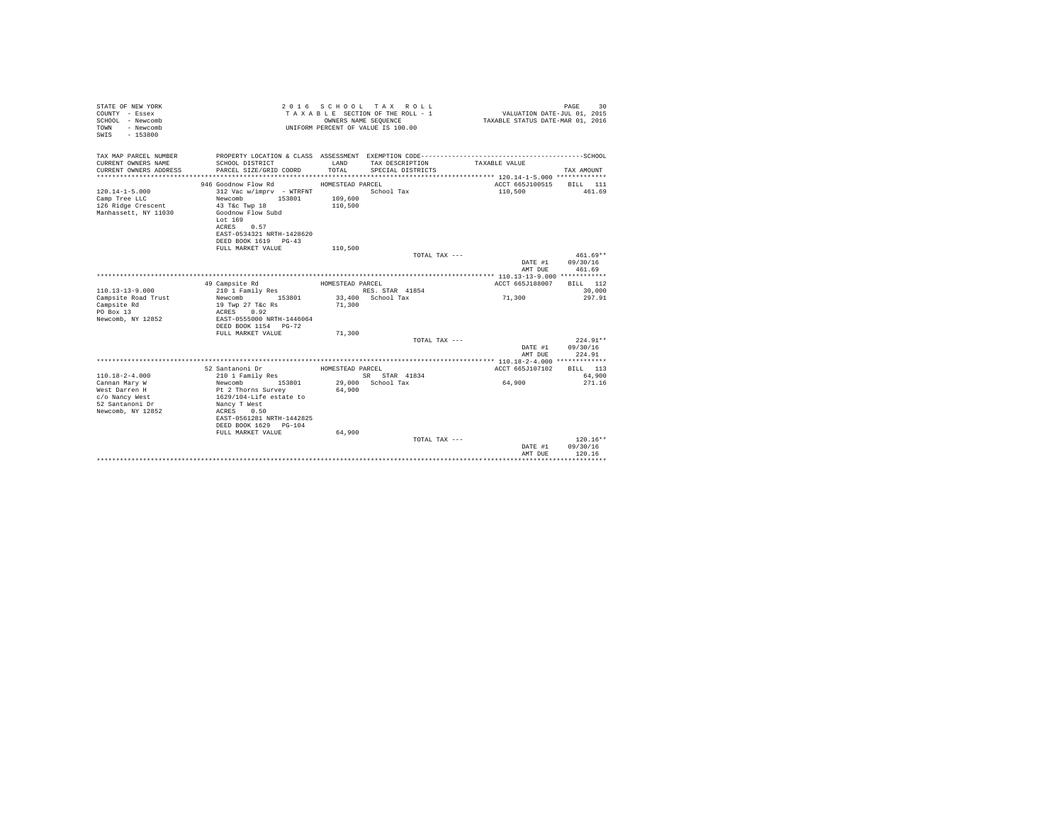STATE OF NEW YORK
COUNTY - Essex
SCHOOL - Newcomb
TOWN - Newcomb
SWIS - 153800

2 0 1 6 S C H O O L T A X R O L L
T A X A B L E SECTION OF THE ROLL - 1
OWNERS NAME SEQUENCE
UNIFORM PERCENT OF VALUE IS 100.00

VALUATION DATE-JUL 01, 2015
TAXABLE STATUS DATE-MAR 01, 2016

| TAX MAP PARCEL NUMBER / CURRENT OWNERS NAME / CURRENT OWNERS ADDRESS | PROPERTY LOCATION & CLASS / SCHOOL DISTRICT / PARCEL SIZE/GRID COORD | ASSESSMENT LAND / TOTAL | EXEMPTION CODE / TAX DESCRIPTION / SPECIAL DISTRICTS | TAXABLE VALUE | SCHOOL TAX AMOUNT |
|---|---|---|---|---|---|
| 120.14-1-5.000 | 946 Goodnow Flow Rd | HOMESTEAD PARCEL | | ACCT 665J100515 | BILL 111 |
| Camp Tree LLC | 312 Vac w/imprv - WTRFNT | | School Tax | 110,500 | 461.69 |
| 126 Ridge Crescent | Newcomb 153801 | 109,600 | | | |
| Manhassett, NY 11030 | 43 T&c Twp 18 | 110,500 | | | |
| | Goodnow Flow Subd | | | | |
| | Lot 169 | | | | |
| | ACRES 0.57 | | | | |
| | EAST-0534321 NRTH-1428620 | | | | |
| | DEED BOOK 1619 PG-43 | | | | |
| | FULL MARKET VALUE | 110,500 | | | |
| | | | TOTAL TAX --- | | 461.69** |
| | | | | DATE #1 | 09/30/16 |
| | | | | AMT DUE | 461.69 |
| 110.13-13-9.000 | 49 Campsite Rd | HOMESTEAD PARCEL | | ACCT 665J188007 | BILL 112 |
| Campsite Road Trust | 210 1 Family Res | | RES. STAR 41854 | | 30,000 |
| Campsite Rd | Newcomb 153801 | 33,400 | School Tax | 71,300 | 297.91 |
| PO Box 13 | 19 Twp 27 T&c Rs | 71,300 | | | |
| Newcomb, NY 12852 | ACRES 0.92 | | | | |
| | EAST-0555000 NRTH-1446064 | | | | |
| | DEED BOOK 1154 PG-72 | | | | |
| | FULL MARKET VALUE | 71,300 | | | |
| | | | TOTAL TAX --- | | 224.91** |
| | | | | DATE #1 | 09/30/16 |
| | | | | AMT DUE | 224.91 |
| 110.18-2-4.000 | 52 Santanoni Dr | HOMESTEAD PARCEL | | ACCT 665J107102 | BILL 113 |
| Cannan Mary W | 210 1 Family Res | | SR STAR 41834 | | 64,900 |
| West Darren H | Newcomb 153801 | 29,000 | School Tax | 64,900 | 271.16 |
| c/o Nancy West | Pt 2 Thorns Survey | 64,900 | | | |
| 52 Santanoni Dr | 1629/104-Life estate to | | | | |
| Newcomb, NY 12852 | Nancy T West | | | | |
| | ACRES 0.50 | | | | |
| | EAST-0561281 NRTH-1442825 | | | | |
| | DEED BOOK 1629 PG-104 | | | | |
| | FULL MARKET VALUE | 64,900 | | | |
| | | | TOTAL TAX --- | | 120.16** |
| | | | | DATE #1 | 09/30/16 |
| | | | | AMT DUE | 120.16 |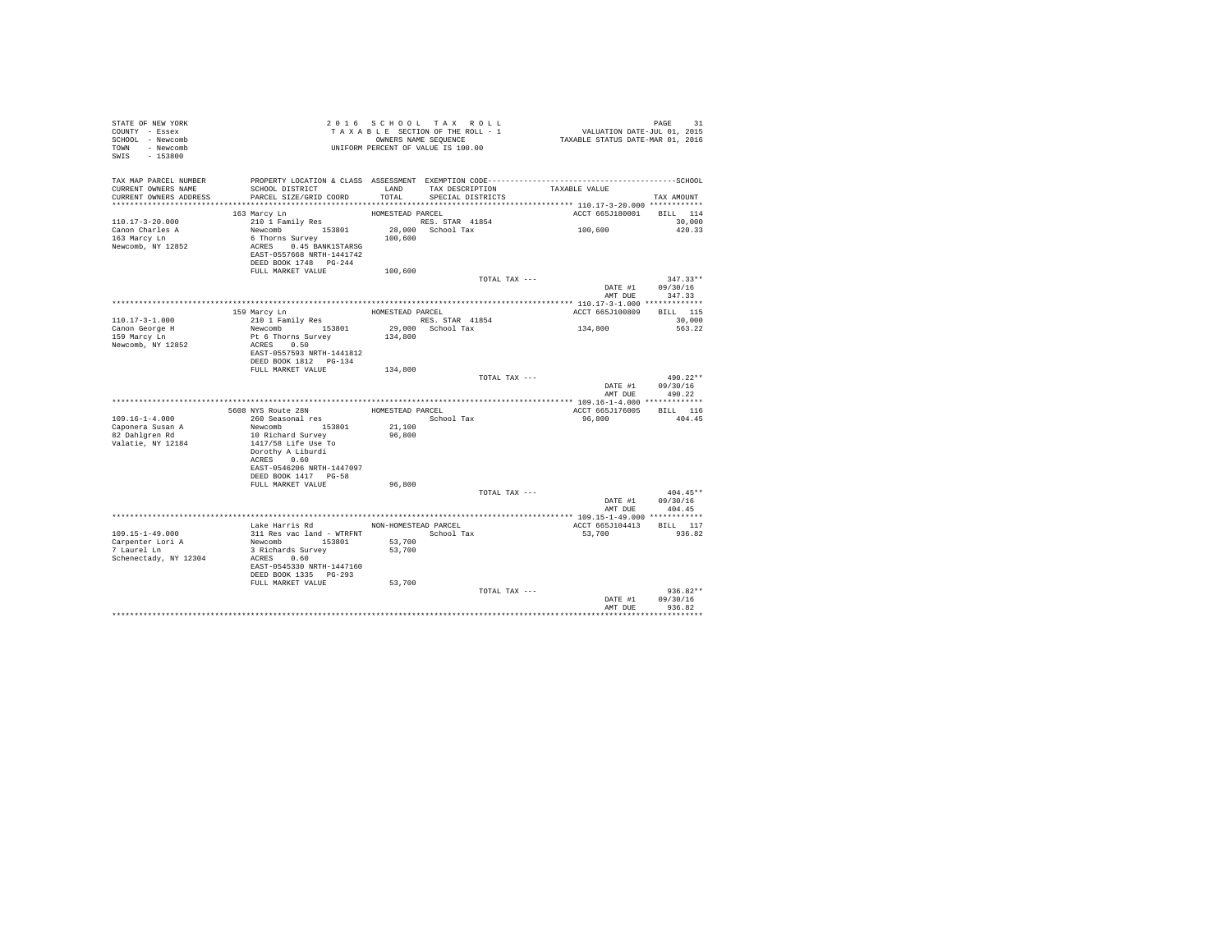STATE OF NEW YORK
COUNTY - Essex
SCHOOL - Newcomb
TOWN - Newcomb
SWIS - 153800

2 0 1 6 S C H O O L T A X R O L L
T A X A B L E SECTION OF THE ROLL - 1
OWNERS NAME SEQUENCE
UNIFORM PERCENT OF VALUE IS 100.00

VALUATION DATE-JUL 01, 2015
TAXABLE STATUS DATE-MAR 01, 2016

| TAX MAP PARCEL NUMBER / CURRENT OWNERS NAME / CURRENT OWNERS ADDRESS | PROPERTY LOCATION & CLASS / SCHOOL DISTRICT / PARCEL SIZE/GRID COORD | ASSESSMENT LAND / TOTAL | EXEMPTION CODE / TAX DESCRIPTION / SPECIAL DISTRICTS | TAXABLE VALUE | SCHOOL TAX AMOUNT |
|---|---|---|---|---|---|
| **110.17-3-20.000** | 163 Marcy Ln | HOMESTEAD PARCEL | | ACCT 665J180001 | BILL 114 |
| 110.17-3-20.000 | 210 1 Family Res | | RES. STAR 41854 | | 30,000 |
| Canon Charles A | Newcomb 153801 | 28,000 | School Tax | 100,600 | 420.33 |
| 163 Marcy Ln | 6 Thorns Survey | 100,600 | | | |
| Newcomb, NY 12852 | ACRES 0.45 BANK1STARSG | | | | |
| | EAST-0557668 NRTH-1441742 | | | | |
| | DEED BOOK 1748 PG-244 | | | | |
| | FULL MARKET VALUE | 100,600 | | | |
| | | | TOTAL TAX --- | | 347.33** |
| | | | | DATE #1 | 09/30/16 |
| | | | | AMT DUE | 347.33 |
| **110.17-3-1.000** | 159 Marcy Ln | HOMESTEAD PARCEL | | ACCT 665J100809 | BILL 115 |
| 110.17-3-1.000 | 210 1 Family Res | | RES. STAR 41854 | | 30,000 |
| Canon George H | Newcomb 153801 | 29,000 | School Tax | 134,800 | 563.22 |
| 159 Marcy Ln | Pt 6 Thorns Survey | 134,800 | | | |
| Newcomb, NY 12852 | ACRES 0.50 | | | | |
| | EAST-0557593 NRTH-1441812 | | | | |
| | DEED BOOK 1812 PG-134 | | | | |
| | FULL MARKET VALUE | 134,800 | | | |
| | | | TOTAL TAX --- | | 490.22** |
| | | | | DATE #1 | 09/30/16 |
| | | | | AMT DUE | 490.22 |
| **109.16-1-4.000** | 5608 NYS Route 28N | HOMESTEAD PARCEL | | ACCT 665J176005 | BILL 116 |
| 109.16-1-4.000 | 260 Seasonal res | | School Tax | 96,800 | 404.45 |
| Caponera Susan A | Newcomb 153801 | 21,100 | | | |
| 82 Dahlgren Rd | 10 Richard Survey | 96,800 | | | |
| Valatie, NY 12184 | 1417/58 Life Use To | | | | |
| | Dorothy A Liburdi | | | | |
| | ACRES 0.60 | | | | |
| | EAST-0546206 NRTH-1447097 | | | | |
| | DEED BOOK 1417 PG-58 | | | | |
| | FULL MARKET VALUE | 96,800 | | | |
| | | | TOTAL TAX --- | | 404.45** |
| | | | | DATE #1 | 09/30/16 |
| | | | | AMT DUE | 404.45 |
| **109.15-1-49.000** | Lake Harris Rd | NON-HOMESTEAD PARCEL | | ACCT 665J104413 | BILL 117 |
| 109.15-1-49.000 | 311 Res vac land - WTRFNT | | School Tax | 53,700 | 936.82 |
| Carpenter Lori A | Newcomb 153801 | 53,700 | | | |
| 7 Laurel Ln | 3 Richards Survey | 53,700 | | | |
| Schenectady, NY 12304 | ACRES 0.60 | | | | |
| | EAST-0545330 NRTH-1447160 | | | | |
| | DEED BOOK 1335 PG-293 | | | | |
| | FULL MARKET VALUE | 53,700 | | | |
| | | | TOTAL TAX --- | | 936.82** |
| | | | | DATE #1 | 09/30/16 |
| | | | | AMT DUE | 936.82 |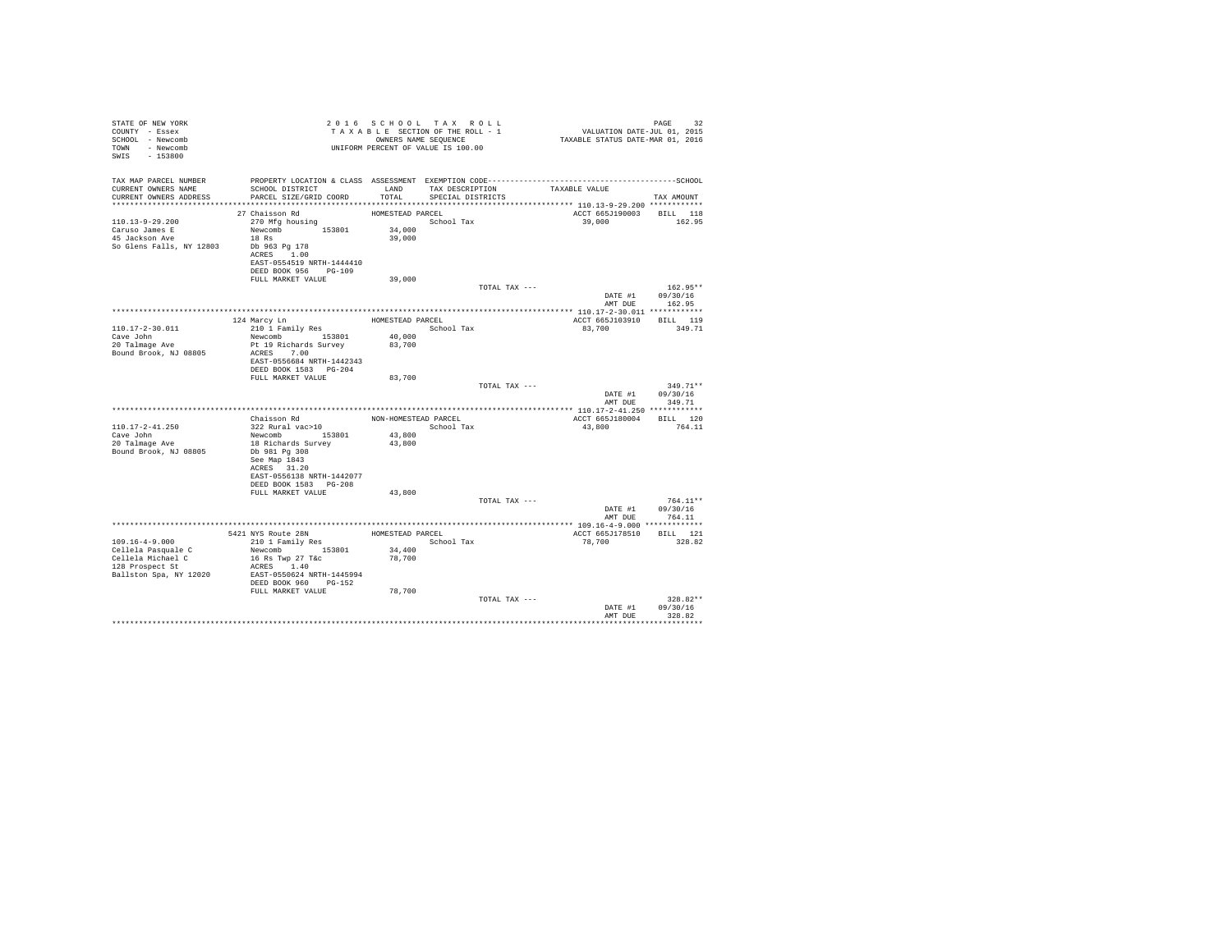STATE OF NEW YORK
COUNTY - Essex
SCHOOL - Newcomb
TOWN - Newcomb
SWIS - 153800

2016 SCHOOL TAX ROLL
TAXABLE SECTION OF THE ROLL - 1
OWNERS NAME SEQUENCE
UNIFORM PERCENT OF VALUE IS 100.00

VALUATION DATE-JUL 01, 2015
TAXABLE STATUS DATE-MAR 01, 2016

| TAX MAP PARCEL NUMBER / CURRENT OWNERS NAME / CURRENT OWNERS ADDRESS | PROPERTY LOCATION & CLASS / SCHOOL DISTRICT / PARCEL SIZE/GRID COORD | ASSESSMENT LAND / TOTAL | EXEMPTION CODE / TAX DESCRIPTION / SPECIAL DISTRICTS | TAXABLE VALUE | TAX AMOUNT |
|---|---|---|---|---|---|
| **110.13-9-29.200** | 27 Chaisson Rd | HOMESTEAD PARCEL | | ACCT 665J190003 | BILL 118 |
| 110.13-9-29.200 | 270 Mfg housing | | School Tax | 39,000 | 162.95 |
| Caruso James E | Newcomb 153801 | 34,000 | | | |
| 45 Jackson Ave | 18 Rs | 39,000 | | | |
| So Glens Falls, NY 12803 | Db 963 Pg 178 | | | | |
| | ACRES 1.00 | | | | |
| | EAST-0554519 NRTH-1444410 | | | | |
| | DEED BOOK 956 PG-109 | | | | |
| | FULL MARKET VALUE | 39,000 | | | |
| | | | TOTAL TAX --- | | 162.95** |
| | | | | DATE #1 | 09/30/16 |
| | | | | AMT DUE | 162.95 |
| **110.17-2-30.011** | 124 Marcy Ln | HOMESTEAD PARCEL | | ACCT 665J103910 | BILL 119 |
| 110.17-2-30.011 | 210 1 Family Res | | School Tax | 83,700 | 349.71 |
| Cave John | Newcomb 153801 | 40,000 | | | |
| 20 Talmage Ave | Pt 19 Richards Survey | 83,700 | | | |
| Bound Brook, NJ 08805 | ACRES 7.00 | | | | |
| | EAST-0556684 NRTH-1442343 | | | | |
| | DEED BOOK 1583 PG-204 | | | | |
| | FULL MARKET VALUE | 83,700 | | | |
| | | | TOTAL TAX --- | | 349.71** |
| | | | | DATE #1 | 09/30/16 |
| | | | | AMT DUE | 349.71 |
| **110.17-2-41.250** | Chaisson Rd | NON-HOMESTEAD PARCEL | | ACCT 665J180004 | BILL 120 |
| 110.17-2-41.250 | 322 Rural vac>10 | | School Tax | 43,800 | 764.11 |
| Cave John | Newcomb 153801 | 43,800 | | | |
| 20 Talmage Ave | 18 Richards Survey | 43,800 | | | |
| Bound Brook, NJ 08805 | Db 981 Pg 308 | | | | |
| | See Map 1843 | | | | |
| | ACRES 31.20 | | | | |
| | EAST-0556138 NRTH-1442077 | | | | |
| | DEED BOOK 1583 PG-208 | | | | |
| | FULL MARKET VALUE | 43,800 | | | |
| | | | TOTAL TAX --- | | 764.11** |
| | | | | DATE #1 | 09/30/16 |
| | | | | AMT DUE | 764.11 |
| **109.16-4-9.000** | 5421 NYS Route 28N | HOMESTEAD PARCEL | | ACCT 665J178510 | BILL 121 |
| 109.16-4-9.000 | 210 1 Family Res | | School Tax | 78,700 | 328.82 |
| Cellela Pasquale C | Newcomb 153801 | 34,400 | | | |
| Cellela Michael C | 16 Rs Twp 27 T&c | 78,700 | | | |
| 128 Prospect St | ACRES 1.40 | | | | |
| Ballston Spa, NY 12020 | EAST-0550624 NRTH-1445994 | | | | |
| | DEED BOOK 960 PG-152 | | | | |
| | FULL MARKET VALUE | 78,700 | | | |
| | | | TOTAL TAX --- | | 328.82** |
| | | | | DATE #1 | 09/30/16 |
| | | | | AMT DUE | 328.82 |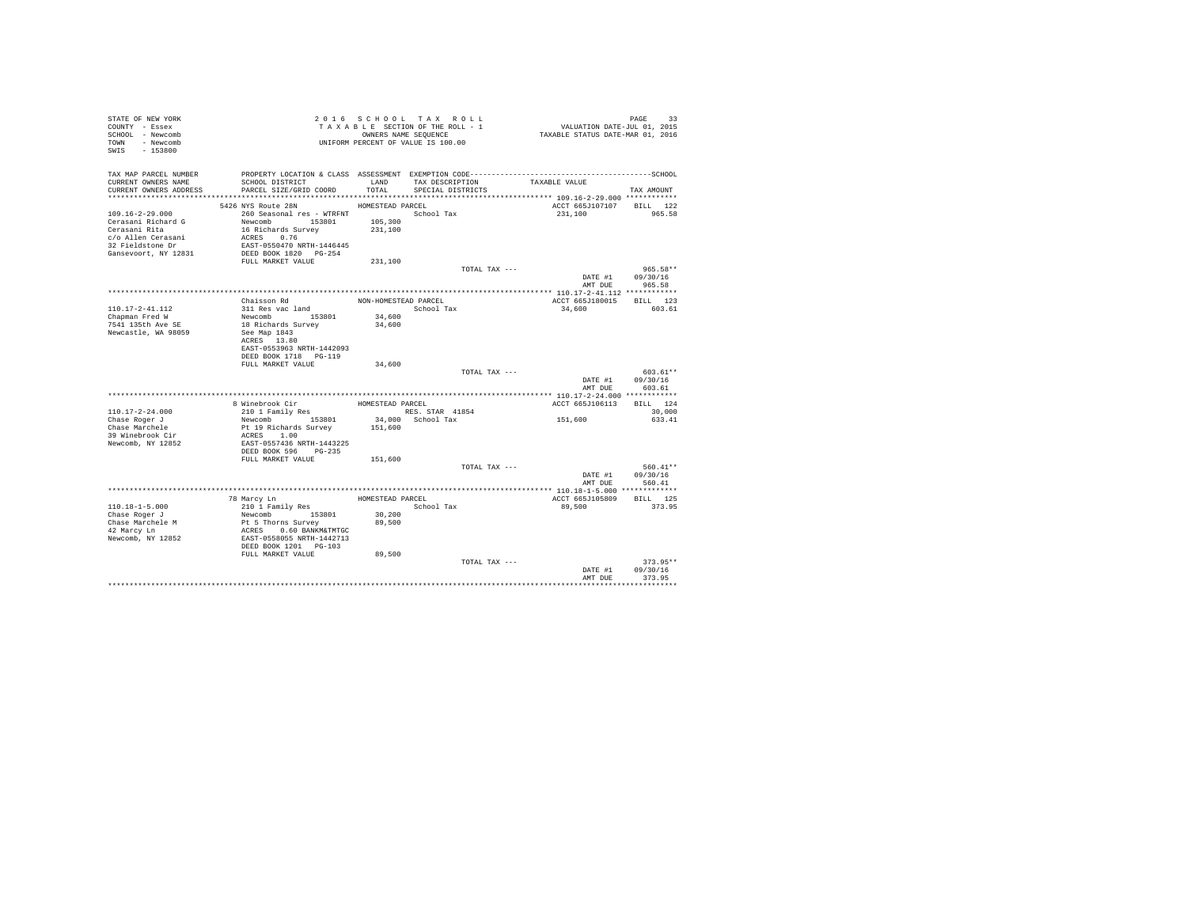STATE OF NEW YORK
COUNTY - Essex
SCHOOL - Newcomb
TOWN - Newcomb
SWIS - 153800

2016 SCHOOL TAX ROLL
TAXABLE SECTION OF THE ROLL - 1
OWNERS NAME SEQUENCE
UNIFORM PERCENT OF VALUE IS 100.00

VALUATION DATE-JUL 01, 2015
TAXABLE STATUS DATE-MAR 01, 2016

| TAX MAP PARCEL NUMBER / CURRENT OWNERS NAME / CURRENT OWNERS ADDRESS | PROPERTY LOCATION & CLASS / SCHOOL DISTRICT / PARCEL SIZE/GRID COORD | ASSESSMENT LAND / TOTAL | EXEMPTION CODE / TAX DESCRIPTION / SPECIAL DISTRICTS | TAXABLE VALUE | TAX AMOUNT |
|---|---|---|---|---|---|
| **109.16-2-29.000** | 5426 NYS Route 28N | HOMESTEAD PARCEL | | ACCT 665J107107 | BILL 122 |
| 109.16-2-29.000 | 260 Seasonal res - WTRFNT | | School Tax | 231,100 | 965.58 |
| Cerasani Richard G | Newcomb 153801 | 105,300 | | | |
| Cerasani Rita | 16 Richards Survey | 231,100 | | | |
| c/o Allen Cerasani | ACRES 0.76 | | | | |
| 32 Fieldstone Dr | EAST-0550470 NRTH-1446445 | | | | |
| Gansevoort, NY 12831 | DEED BOOK 1820 PG-254 | | | | |
| | FULL MARKET VALUE | 231,100 | | | |
| | | | TOTAL TAX --- | | 965.58** |
| | | | | DATE #1 | 09/30/16 |
| | | | | AMT DUE | 965.58 |
| **110.17-2-41.112** | Chaisson Rd | NON-HOMESTEAD PARCEL | | ACCT 665J180015 | BILL 123 |
| 110.17-2-41.112 | 311 Res vac land | | School Tax | 34,600 | 603.61 |
| Chapman Fred W | Newcomb 153801 | 34,600 | | | |
| 7541 135th Ave SE | 18 Richards Survey | 34,600 | | | |
| Newcastle, WA 98059 | See Map 1843 | | | | |
| | ACRES 13.80 | | | | |
| | EAST-0553963 NRTH-1442093 | | | | |
| | DEED BOOK 1718 PG-119 | | | | |
| | FULL MARKET VALUE | 34,600 | | | |
| | | | TOTAL TAX --- | | 603.61** |
| | | | | DATE #1 | 09/30/16 |
| | | | | AMT DUE | 603.61 |
| **110.17-2-24.000** | 8 Winebrook Cir | HOMESTEAD PARCEL | | ACCT 665J106113 | BILL 124 |
| 110.17-2-24.000 | 210 1 Family Res | | RES. STAR 41854 | | 30,000 |
| Chase Roger J | Newcomb 153801 | 34,000 | School Tax | 151,600 | 633.41 |
| Chase Marchele | Pt 19 Richards Survey | 151,600 | | | |
| 39 Winebrook Cir | ACRES 1.00 | | | | |
| Newcomb, NY 12852 | EAST-0557436 NRTH-1443225 | | | | |
| | DEED BOOK 596 PG-235 | | | | |
| | FULL MARKET VALUE | 151,600 | | | |
| | | | TOTAL TAX --- | | 560.41** |
| | | | | DATE #1 | 09/30/16 |
| | | | | AMT DUE | 560.41 |
| **110.18-1-5.000** | 78 Marcy Ln | HOMESTEAD PARCEL | | ACCT 665J105809 | BILL 125 |
| 110.18-1-5.000 | 210 1 Family Res | | School Tax | 89,500 | 373.95 |
| Chase Roger J | Newcomb 153801 | 30,200 | | | |
| Chase Marchele M | Pt 5 Thorns Survey | 89,500 | | | |
| 42 Marcy Ln | ACRES 0.60 BANKM&TMTGC | | | | |
| Newcomb, NY 12852 | EAST-0558055 NRTH-1442713 | | | | |
| | DEED BOOK 1201 PG-103 | | | | |
| | FULL MARKET VALUE | 89,500 | | | |
| | | | TOTAL TAX --- | | 373.95** |
| | | | | DATE #1 | 09/30/16 |
| | | | | AMT DUE | 373.95 |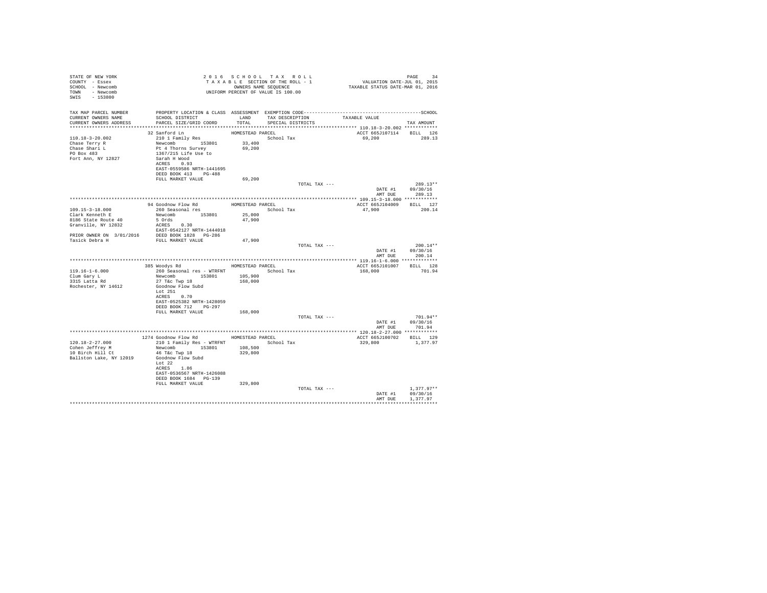STATE OF NEW YORK
COUNTY - Essex
SCHOOL - Newcomb
TOWN - Newcomb
SWIS - 153800

2 0 1 6 S C H O O L T A X R O L L
T A X A B L E SECTION OF THE ROLL - 1
OWNERS NAME SEQUENCE
UNIFORM PERCENT OF VALUE IS 100.00

VALUATION DATE-JUL 01, 2015
TAXABLE STATUS DATE-MAR 01, 2016

| TAX MAP PARCEL NUMBER / CURRENT OWNERS NAME / CURRENT OWNERS ADDRESS | PROPERTY LOCATION & CLASS / SCHOOL DISTRICT / PARCEL SIZE/GRID COORD | ASSESSMENT LAND / TOTAL | EXEMPTION CODE / TAX DESCRIPTION / SPECIAL DISTRICTS | TAXABLE VALUE | TAX AMOUNT |
|---|---|---|---|---|---|
| 110.18-3-20.002 | 32 Sanford Ln | HOMESTEAD PARCEL | | ACCT 665J107114 | BILL 126 |
| Chase Terry R | 210 1 Family Res | | School Tax | 69,200 | 289.13 |
| Chase Shari L | Newcomb 153801 | 33,400 | | | |
| PO Box 483 | Pt 4 Thorns Survey | 69,200 | | | |
| Fort Ann, NY 12827 | 1367/215 Life Use to | | | | |
| | Sarah H Wood | | | | |
| | ACRES 0.93 | | | | |
| | EAST-0559586 NRTH-1441695 | | | | |
| | DEED BOOK 413 PG-488 | | | | |
| | FULL MARKET VALUE | 69,200 | | | |
| | | | TOTAL TAX --- | | 289.13** |
| | | | | DATE #1 | 09/30/16 |
| | | | | AMT DUE | 289.13 |
| 109.15-3-18.000 | 94 Goodnow Flow Rd | HOMESTEAD PARCEL | | ACCT 665J104009 | BILL 127 |
| Clark Kenneth E | 260 Seasonal res | | School Tax | 47,900 | 200.14 |
| 8186 State Route 40 | Newcomb 153801 | 25,000 | | | |
| Granville, NY 12832 | 5 Ords | 47,900 | | | |
| | ACRES 0.30 | | | | |
| | EAST-0542127 NRTH-1444018 | | | | |
| PRIOR OWNER ON 3/01/2016 | DEED BOOK 1828 PG-286 | | | | |
| Tasick Debra H | FULL MARKET VALUE | 47,900 | | | |
| | | | TOTAL TAX --- | | 200.14** |
| | | | | DATE #1 | 09/30/16 |
| | | | | AMT DUE | 200.14 |
| 119.16-1-6.000 | 385 Woodys Rd | HOMESTEAD PARCEL | | ACCT 665J101007 | BILL 128 |
| Clum Gary L | 260 Seasonal res - WTRFNT | | School Tax | 168,000 | 701.94 |
| 3315 Latta Rd | Newcomb 153801 | 105,900 | | | |
| Rochester, NY 14612 | 27 T&c Twp 18 | 168,000 | | | |
| | Goodnow Flow Subd | | | | |
| | Lot 251 | | | | |
| | ACRES 0.70 | | | | |
| | EAST-0525382 NRTH-1428059 | | | | |
| | DEED BOOK 712 PG-297 | | | | |
| | FULL MARKET VALUE | 168,000 | | | |
| | | | TOTAL TAX --- | | 701.94** |
| | | | | DATE #1 | 09/30/16 |
| | | | | AMT DUE | 701.94 |
| 120.18-2-27.000 | 1274 Goodnow Flow Rd | HOMESTEAD PARCEL | | ACCT 665J100702 | BILL 129 |
| Cohen Jeffrey M | 210 1 Family Res - WTRFNT | | School Tax | 329,800 | 1,377.97 |
| 10 Birch Hill Ct | Newcomb 153801 | 108,500 | | | |
| Ballston Lake, NY 12019 | 46 T&c Twp 18 | 329,800 | | | |
| | Goodnow Flow Subd | | | | |
| | Lot 22 | | | | |
| | ACRES 1.86 | | | | |
| | EAST-0536567 NRTH-1426088 | | | | |
| | DEED BOOK 1684 PG-139 | | | | |
| | FULL MARKET VALUE | 329,800 | | | |
| | | | TOTAL TAX --- | | 1,377.97** |
| | | | | DATE #1 | 09/30/16 |
| | | | | AMT DUE | 1,377.97 |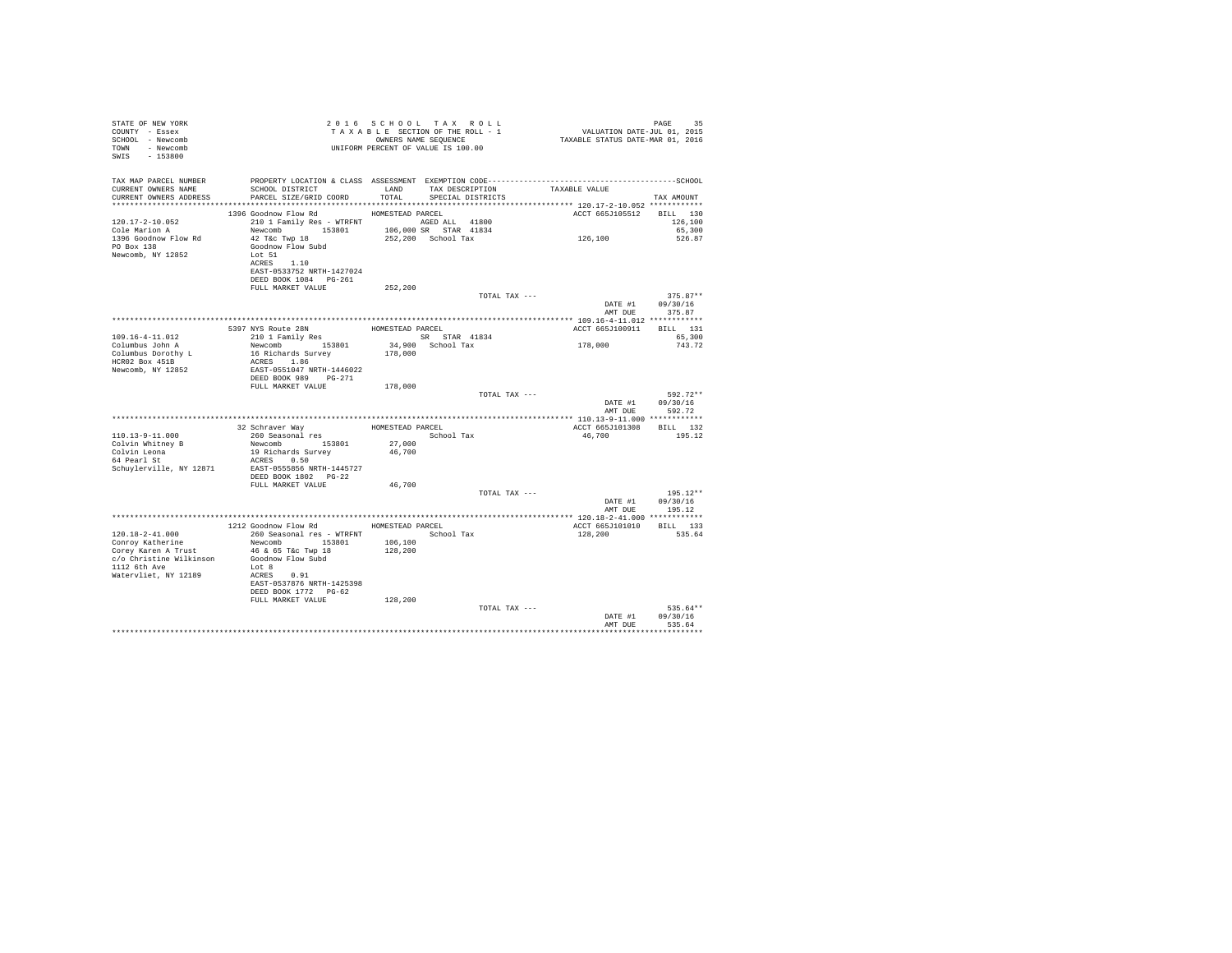STATE OF NEW YORK
COUNTY - Essex
SCHOOL - Newcomb
TOWN - Newcomb
SWIS - 153800

2 0 1 6 S C H O O L T A X R O L L
T A X A B L E SECTION OF THE ROLL - 1
OWNERS NAME SEQUENCE
UNIFORM PERCENT OF VALUE IS 100.00

VALUATION DATE-JUL 01, 2015
TAXABLE STATUS DATE-MAR 01, 2016

| TAX MAP PARCEL NUMBER / CURRENT OWNERS NAME / CURRENT OWNERS ADDRESS | PROPERTY LOCATION & CLASS / SCHOOL DISTRICT / PARCEL SIZE/GRID COORD | ASSESSMENT LAND / TOTAL | EXEMPTION CODE / TAX DESCRIPTION / SPECIAL DISTRICTS | TAXABLE VALUE | SCHOOL TAX AMOUNT |
|---|---|---|---|---|---|
| **120.17-2-10.052** | 1396 Goodnow Flow Rd | HOMESTEAD PARCEL | | ACCT 665J105512 | BILL 130 |
| 120.17-2-10.052 | 210 1 Family Res - WTRFNT | | AGED ALL 41800 | | 126,100 |
| Cole Marion A | Newcomb 153801 | 106,000 | SR STAR 41834 | | 65,300 |
| 1396 Goodnow Flow Rd | 42 T&c Twp 18 | 252,200 | School Tax | 126,100 | 526.87 |
| PO Box 138 | Goodnow Flow Subd | | | | |
| Newcomb, NY 12852 | Lot 51 | | | | |
| | ACRES 1.10 | | | | |
| | EAST-0533752 NRTH-1427024 | | | | |
| | DEED BOOK 1084 PG-261 | | | | |
| | FULL MARKET VALUE | 252,200 | | | |
| | | | TOTAL TAX --- | | 375.87** |
| | | | | DATE #1 | 09/30/16 |
| | | | | AMT DUE | 375.87 |
| **109.16-4-11.012** | 5397 NYS Route 28N | HOMESTEAD PARCEL | | ACCT 665J100911 | BILL 131 |
| 109.16-4-11.012 | 210 1 Family Res | | SR STAR 41834 | | 65,300 |
| Columbus John A | Newcomb 153801 | 34,900 | School Tax | 178,000 | 743.72 |
| Columbus Dorothy L | 16 Richards Survey | 178,000 | | | |
| HCR02 Box 451B | ACRES 1.86 | | | | |
| Newcomb, NY 12852 | EAST-0551047 NRTH-1446022 | | | | |
| | DEED BOOK 989 PG-271 | | | | |
| | FULL MARKET VALUE | 178,000 | | | |
| | | | TOTAL TAX --- | | 592.72** |
| | | | | DATE #1 | 09/30/16 |
| | | | | AMT DUE | 592.72 |
| **110.13-9-11.000** | 32 Schraver Way | HOMESTEAD PARCEL | | ACCT 665J101308 | BILL 132 |
| 110.13-9-11.000 | 260 Seasonal res | | School Tax | 46,700 | 195.12 |
| Colvin Whitney B | Newcomb 153801 | 27,000 | | | |
| Colvin Leona | 19 Richards Survey | 46,700 | | | |
| 64 Pearl St | ACRES 0.50 | | | | |
| Schuylerville, NY 12871 | EAST-0555856 NRTH-1445727 | | | | |
| | DEED BOOK 1802 PG-22 | | | | |
| | FULL MARKET VALUE | 46,700 | | | |
| | | | TOTAL TAX --- | | 195.12** |
| | | | | DATE #1 | 09/30/16 |
| | | | | AMT DUE | 195.12 |
| **120.18-2-41.000** | 1212 Goodnow Flow Rd | HOMESTEAD PARCEL | | ACCT 665J101010 | BILL 133 |
| 120.18-2-41.000 | 260 Seasonal res - WTRFNT | | School Tax | 128,200 | 535.64 |
| Conroy Katherine | Newcomb 153801 | 106,100 | | | |
| Corey Karen A Trust | 46 & 65 T&c Twp 18 | 128,200 | | | |
| c/o Christine Wilkinson | Goodnow Flow Subd | | | | |
| 1112 6th Ave | Lot 8 | | | | |
| Watervliet, NY 12189 | ACRES 0.91 | | | | |
| | EAST-0537876 NRTH-1425398 | | | | |
| | DEED BOOK 1772 PG-62 | | | | |
| | FULL MARKET VALUE | 128,200 | | | |
| | | | TOTAL TAX --- | | 535.64** |
| | | | | DATE #1 | 09/30/16 |
| | | | | AMT DUE | 535.64 |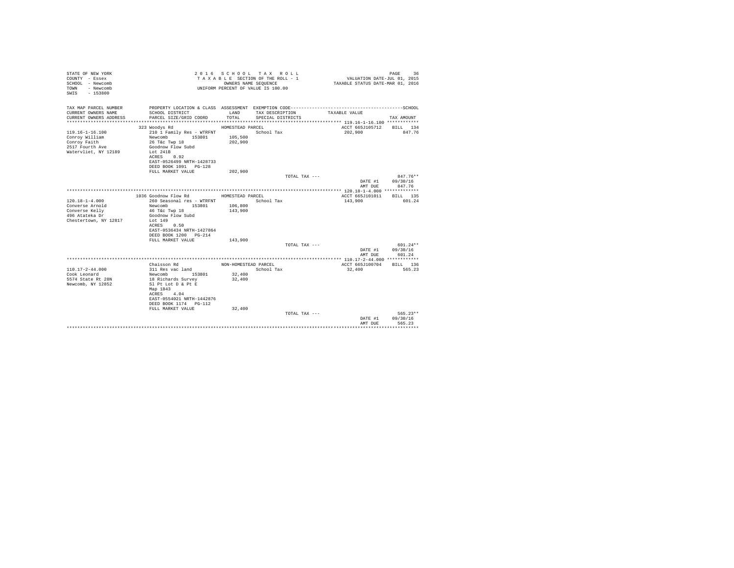STATE OF NEW YORK
COUNTY - Essex
SCHOOL - Newcomb
TOWN - Newcomb
SWIS - 153800

2016 SCHOOL TAX ROLL
TAXABLE SECTION OF THE ROLL - 1
OWNERS NAME SEQUENCE
UNIFORM PERCENT OF VALUE IS 100.00

VALUATION DATE-JUL 01, 2015
TAXABLE STATUS DATE-MAR 01, 2016

| TAX MAP PARCEL NUMBER / CURRENT OWNERS NAME / CURRENT OWNERS ADDRESS | PROPERTY LOCATION & CLASS / SCHOOL DISTRICT / PARCEL SIZE/GRID COORD | ASSESSMENT LAND / TOTAL | EXEMPTION CODE / TAX DESCRIPTION / SPECIAL DISTRICTS | TAXABLE VALUE | TAX AMOUNT |
|---|---|---|---|---|---|
| **119.16-1-16.100** | 323 Woodys Rd | HOMESTEAD PARCEL | | ACCT 665J105712 | BILL 134 |
| 119.16-1-16.100 | 210 1 Family Res - WTRFNT | | School Tax | 202,900 | 847.76 |
| Conroy William | Newcomb 153801 | 105,500 | | | |
| Conroy Faith | 26 T&c Twp 18 | 202,900 | | | |
| 2517 Fourth Ave | Goodnow Flow Subd | | | | |
| Watervliet, NY 12189 | Lot 241B | | | | |
| | ACRES 0.92 | | | | |
| | EAST-0526499 NRTH-1428733 | | | | |
| | DEED BOOK 1091 PG-128 | | | | |
| | FULL MARKET VALUE | 202,900 | | | |
| | | | TOTAL TAX --- | | 847.76** |
| | | | | DATE #1 | 09/30/16 |
| | | | | AMT DUE | 847.76 |
| **120.18-1-4.000** | 1036 Goodnow Flow Rd | HOMESTEAD PARCEL | | ACCT 665J101011 | BILL 135 |
| 120.18-1-4.000 | 260 Seasonal res - WTRFNT | | School Tax | 143,900 | 601.24 |
| Converse Arnold | Newcomb 153801 | 106,800 | | | |
| Converse Kelly | 46 T&c Twp 18 | 143,900 | | | |
| 496 Atateka Dr | Goodnow Flow Subd | | | | |
| Chestertown, NY 12817 | Lot 149 | | | | |
| | ACRES 0.50 | | | | |
| | EAST-0536434 NRTH-1427864 | | | | |
| | DEED BOOK 1200 PG-214 | | | | |
| | FULL MARKET VALUE | 143,900 | | | |
| | | | TOTAL TAX --- | | 601.24** |
| | | | | DATE #1 | 09/30/16 |
| | | | | AMT DUE | 601.24 |
| **110.17-2-44.000** | Chaisson Rd | NON-HOMESTEAD PARCEL | | ACCT 665J100704 | BILL 136 |
| 110.17-2-44.000 | 311 Res vac land | | School Tax | 32,400 | 565.23 |
| Cook Leonard | Newcomb 153801 | 32,400 | | | |
| 5574 State Rt 28N | 18 Richards Survey | 32,400 | | | |
| Newcomb, NY 12852 | Sl Pt Lot D & Pt E | | | | |
| | Map 1843 | | | | |
| | ACRES 4.04 | | | | |
| | EAST-0554021 NRTH-1442876 | | | | |
| | DEED BOOK 1174 PG-112 | | | | |
| | FULL MARKET VALUE | 32,400 | | | |
| | | | TOTAL TAX --- | | 565.23** |
| | | | | DATE #1 | 09/30/16 |
| | | | | AMT DUE | 565.23 |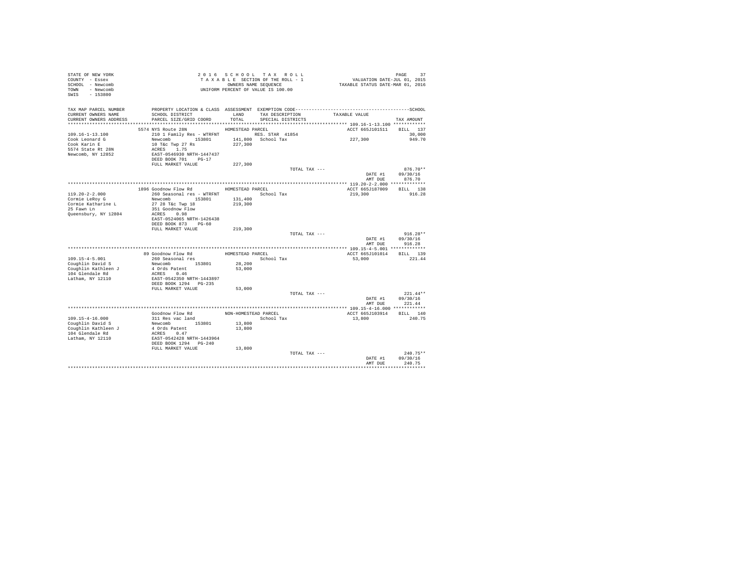STATE OF NEW YORK
COUNTY - Essex
SCHOOL - Newcomb
TOWN - Newcomb
SWIS - 153800

2 0 1 6 S C H O O L T A X R O L L
T A X A B L E SECTION OF THE ROLL - 1
OWNERS NAME SEQUENCE
UNIFORM PERCENT OF VALUE IS 100.00

VALUATION DATE-JUL 01, 2015
TAXABLE STATUS DATE-MAR 01, 2016

| TAX MAP PARCEL NUMBER / CURRENT OWNERS NAME / CURRENT OWNERS ADDRESS | PROPERTY LOCATION & CLASS / SCHOOL DISTRICT / PARCEL SIZE/GRID COORD | ASSESSMENT LAND / TOTAL | EXEMPTION CODE / TAX DESCRIPTION / SPECIAL DISTRICTS | TAXABLE VALUE | SCHOOL TAX AMOUNT |
|---|---|---|---|---|---|
| **109.16-1-13.100** | 5574 NYS Route 28N | HOMESTEAD PARCEL | | ACCT 665J101511 | BILL 137 |
| 109.16-1-13.100 | 210 1 Family Res - WTRFNT | | RES. STAR 41854 | | 30,000 |
| Cook Leonard G | Newcomb 153801 | 141,800 | School Tax | 227,300 | 949.70 |
| Cook Karin E | 10 T&c Twp 27 Rs | 227,300 | | | |
| 5574 State Rt 28N | ACRES 1.75 | | | | |
| Newcomb, NY 12852 | EAST-0546930 NRTH-1447437 | | | | |
| | DEED BOOK 701 PG-17 | | | | |
| | FULL MARKET VALUE | 227,300 | | | |
| | | | TOTAL TAX --- | | 876.70** |
| | | | | DATE #1 | 09/30/16 |
| | | | | AMT DUE | 876.70 |
| **119.20-2-2.000** | 1896 Goodnow Flow Rd | HOMESTEAD PARCEL | | ACCT 665J187009 | BILL 138 |
| 119.20-2-2.000 | 260 Seasonal res - WTRFNT | | School Tax | 219,300 | 916.28 |
| Cormie LeRoy G | Newcomb 153801 | 131,400 | | | |
| Cormie Katharine L | 27 28 T&c Twp 18 | 219,300 | | | |
| 25 Fawn Ln | 351 Goodnow Flow | | | | |
| Queensbury, NY 12804 | ACRES 0.98 | | | | |
| | EAST-0524065 NRTH-1426438 | | | | |
| | DEED BOOK 873 PG-60 | | | | |
| | FULL MARKET VALUE | 219,300 | | | |
| | | | TOTAL TAX --- | | 916.28** |
| | | | | DATE #1 | 09/30/16 |
| | | | | AMT DUE | 916.28 |
| **109.15-4-5.001** | 89 Goodnow Flow Rd | HOMESTEAD PARCEL | | ACCT 665J101014 | BILL 139 |
| 109.15-4-5.001 | 260 Seasonal res | | School Tax | 53,000 | 221.44 |
| Coughlin David S | Newcomb 153801 | 28,200 | | | |
| Coughlin Kathleen J | 4 Ords Patent | 53,000 | | | |
| 104 Glendale Rd | ACRES 0.46 | | | | |
| Latham, NY 12110 | EAST-0542350 NRTH-1443897 | | | | |
| | DEED BOOK 1294 PG-235 | | | | |
| | FULL MARKET VALUE | 53,000 | | | |
| | | | TOTAL TAX --- | | 221.44** |
| | | | | DATE #1 | 09/30/16 |
| | | | | AMT DUE | 221.44 |
| **109.15-4-16.000** | Goodnow Flow Rd | NON-HOMESTEAD PARCEL | | ACCT 665J103914 | BILL 140 |
| 109.15-4-16.000 | 311 Res vac land | | School Tax | 13,800 | 240.75 |
| Coughlin David S | Newcomb 153801 | 13,800 | | | |
| Coughlin Kathleen J | 4 Ords Patent | 13,800 | | | |
| 104 Glendale Rd | ACRES 0.47 | | | | |
| Latham, NY 12110 | EAST-0542428 NRTH-1443964 | | | | |
| | DEED BOOK 1294 PG-240 | | | | |
| | FULL MARKET VALUE | 13,800 | | | |
| | | | TOTAL TAX --- | | 240.75** |
| | | | | DATE #1 | 09/30/16 |
| | | | | AMT DUE | 240.75 |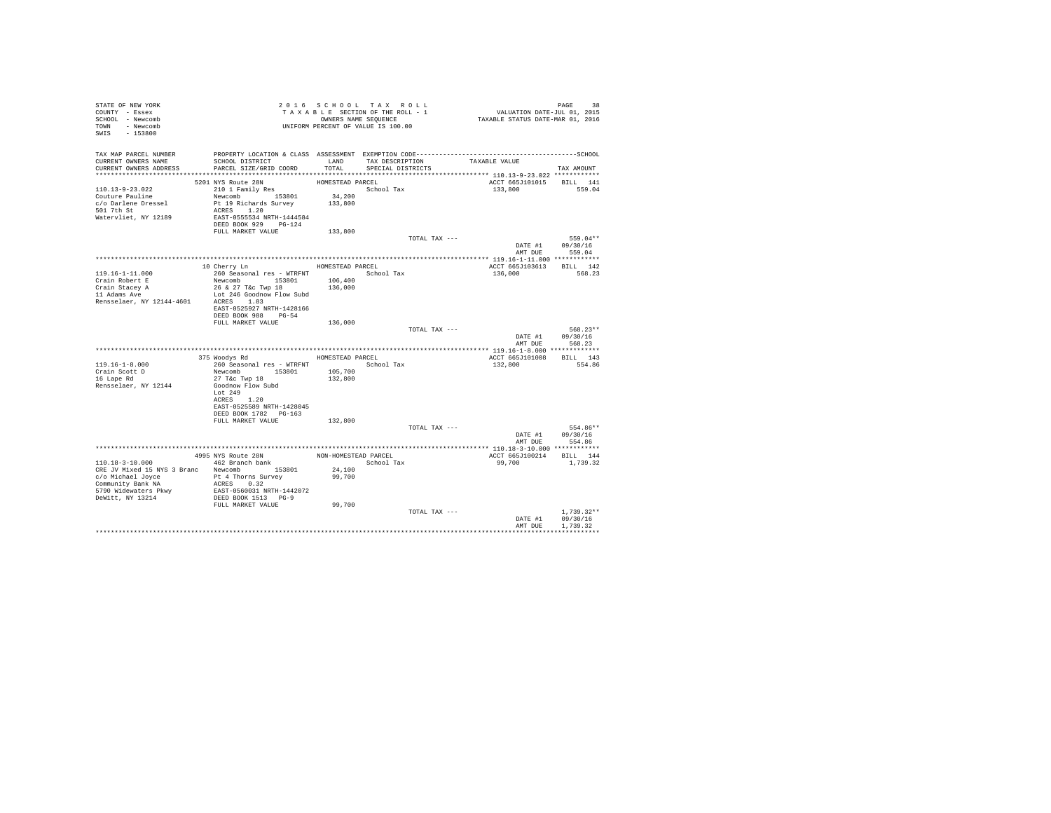STATE OF NEW YORK
COUNTY - Essex
SCHOOL - Newcomb
TOWN - Newcomb
SWIS - 153800

2 0 1 6 S C H O O L T A X R O L L
T A X A B L E SECTION OF THE ROLL - 1
OWNERS NAME SEQUENCE
UNIFORM PERCENT OF VALUE IS 100.00

VALUATION DATE-JUL 01, 2015
TAXABLE STATUS DATE-MAR 01, 2016

| TAX MAP PARCEL NUMBER / CURRENT OWNERS NAME / CURRENT OWNERS ADDRESS | PROPERTY LOCATION & CLASS / SCHOOL DISTRICT / PARCEL SIZE/GRID COORD | ASSESSMENT LAND / TOTAL | EXEMPTION CODE / TAX DESCRIPTION / SPECIAL DISTRICTS | TAXABLE VALUE | TAX AMOUNT |
|---|---|---|---|---|---|
| 110.13-9-23.022 | 5201 NYS Route 28N | HOMESTEAD PARCEL | | ACCT 665J101015 | BILL 141 |
| Couture Pauline | 210 1 Family Res | | School Tax | 133,800 | 559.04 |
| c/o Darlene Dressel | Newcomb 153801 | 34,200 | | | |
| 501 7th St | Pt 19 Richards Survey | 133,800 | | | |
| Watervliet, NY 12189 | ACRES 1.20 | | | | |
| | EAST-0555534 NRTH-1444584 | | | | |
| | DEED BOOK 929 PG-124 | | | | |
| | FULL MARKET VALUE | 133,800 | | | |
| | | | TOTAL TAX --- | | 559.04** |
| | | | | DATE #1 | 09/30/16 |
| | | | | AMT DUE | 559.04 |
| 119.16-1-11.000 | 10 Cherry Ln | HOMESTEAD PARCEL | | ACCT 665J103613 | BILL 142 |
| Crain Robert E | 260 Seasonal res - WTRFNT | | School Tax | 136,000 | 568.23 |
| Crain Stacey A | Newcomb 153801 | 106,400 | | | |
| 11 Adams Ave | 26 & 27 T&c Twp 18 | 136,000 | | | |
| Rensselaer, NY 12144-4601 | Lot 246 Goodnow Flow Subd | | | | |
| | ACRES 1.83 | | | | |
| | EAST-0525927 NRTH-1428166 | | | | |
| | DEED BOOK 980 PG-54 | | | | |
| | FULL MARKET VALUE | 136,000 | | | |
| | | | TOTAL TAX --- | | 568.23** |
| | | | | DATE #1 | 09/30/16 |
| | | | | AMT DUE | 568.23 |
| 119.16-1-8.000 | 375 Woodys Rd | HOMESTEAD PARCEL | | ACCT 665J101008 | BILL 143 |
| Crain Scott D | 260 Seasonal res - WTRFNT | | School Tax | 132,800 | 554.86 |
| 16 Lape Rd | Newcomb 153801 | 105,700 | | | |
| Rensselaer, NY 12144 | 27 T&c Twp 18 | 132,800 | | | |
| | Goodnow Flow Subd | | | | |
| | Lot 249 | | | | |
| | ACRES 1.20 | | | | |
| | EAST-0525589 NRTH-1428045 | | | | |
| | DEED BOOK 1782 PG-163 | | | | |
| | FULL MARKET VALUE | 132,800 | | | |
| | | | TOTAL TAX --- | | 554.86** |
| | | | | DATE #1 | 09/30/16 |
| | | | | AMT DUE | 554.86 |
| 110.18-3-10.000 | 4995 NYS Route 28N | NON-HOMESTEAD PARCEL | | ACCT 665J100214 | BILL 144 |
| CRE JV Mixed 15 NYS 3 Branc | 462 Branch bank | | School Tax | 99,700 | 1,739.32 |
| c/o Michael Joyce | Newcomb 153801 | 24,100 | | | |
| Community Bank NA | Pt 4 Thorns Survey | 99,700 | | | |
| 5790 Widewaters Pkwy | ACRES 0.32 | | | | |
| DeWitt, NY 13214 | EAST-0560031 NRTH-1442072 | | | | |
| | DEED BOOK 1513 PG-9 | | | | |
| | FULL MARKET VALUE | 99,700 | | | |
| | | | TOTAL TAX --- | | 1,739.32** |
| | | | | DATE #1 | 09/30/16 |
| | | | | AMT DUE | 1,739.32 |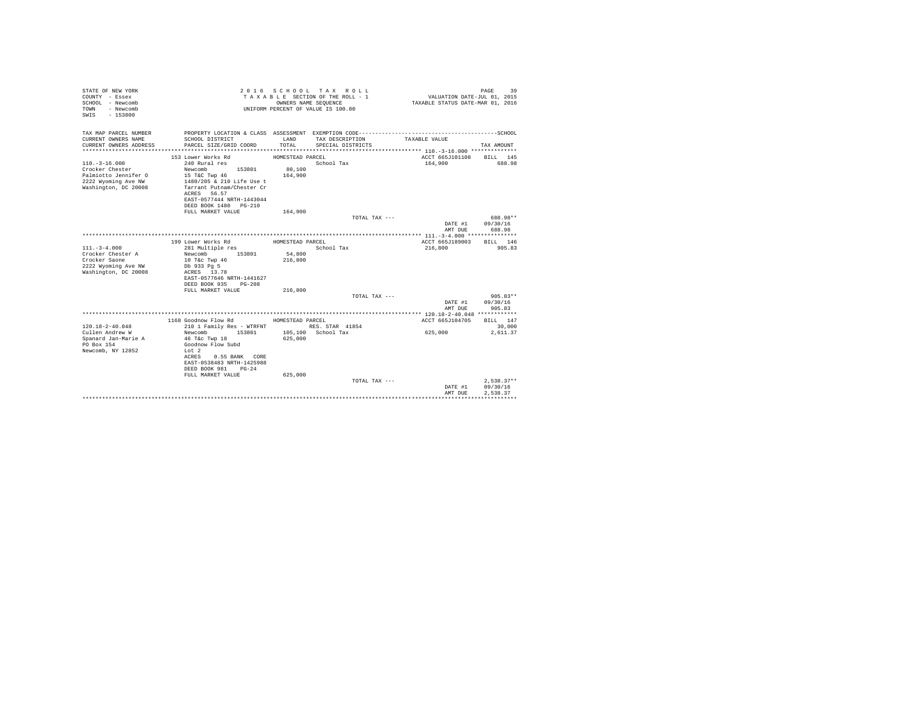STATE OF NEW YORK
COUNTY - Essex
SCHOOL - Newcomb
TOWN - Newcomb
SWIS - 153800

2016 SCHOOL TAX ROLL
TAXABLE SECTION OF THE ROLL - 1
OWNERS NAME SEQUENCE
UNIFORM PERCENT OF VALUE IS 100.00

VALUATION DATE-JUL 01, 2015
TAXABLE STATUS DATE-MAR 01, 2016

| TAX MAP PARCEL NUMBER / CURRENT OWNERS NAME / CURRENT OWNERS ADDRESS | PROPERTY LOCATION & CLASS / SCHOOL DISTRICT / PARCEL SIZE/GRID COORD | ASSESSMENT LAND / TOTAL | EXEMPTION CODE / TAX DESCRIPTION / SPECIAL DISTRICTS | TAXABLE VALUE | TAX AMOUNT |
|---|---|---|---|---|---|
| **110.-3-16.000** | 153 Lower Works Rd | HOMESTEAD PARCEL | | ACCT 665J101108 | BILL 145 |
| 110.-3-16.000 | 240 Rural res | | School Tax | 164,900 | 688.98 |
| Crocker Chester | Newcomb 153801 | 80,100 | | | |
| Palmiotto Jennifer O | 15 T&C Twp 46 | 164,900 | | | |
| 2222 Wyoming Ave NW | 1480/205 & 210 Life Use t | | | | |
| Washington, DC 20008 | Tarrant Putnam/Chester Cr | | | | |
| | ACRES 56.57 | | | | |
| | EAST-0577444 NRTH-1443044 | | | | |
| | DEED BOOK 1480 PG-210 | | | | |
| | FULL MARKET VALUE | 164,900 | | | |
| | | | TOTAL TAX --- | | 688.98** |
| | | | | DATE #1 | 09/30/16 |
| | | | | AMT DUE | 688.98 |
| **111.-3-4.000** | 199 Lower Works Rd | HOMESTEAD PARCEL | | ACCT 665J189003 | BILL 146 |
| 111.-3-4.000 | 281 Multiple res | | School Tax | 216,800 | 905.83 |
| Crocker Chester A | Newcomb 153801 | 54,800 | | | |
| Crocker Saone | 10 T&c Twp 46 | 216,800 | | | |
| 2222 Wyoming Ave NW | Db 933 Pg 5 | | | | |
| Washington, DC 20008 | ACRES 13.78 | | | | |
| | EAST-0577646 NRTH-1441627 | | | | |
| | DEED BOOK 935 PG-208 | | | | |
| | FULL MARKET VALUE | 216,800 | | | |
| | | | TOTAL TAX --- | | 905.83** |
| | | | | DATE #1 | 09/30/16 |
| | | | | AMT DUE | 905.83 |
| **120.18-2-40.048** | 1168 Goodnow Flow Rd | HOMESTEAD PARCEL | | ACCT 665J104705 | BILL 147 |
| 120.18-2-40.048 | 210 1 Family Res - WTRFNT | | RES. STAR 41854 | | 30,000 |
| Cullen Andrew W | Newcomb 153801 | 105,100 | School Tax | 625,000 | 2,611.37 |
| Spanard Jan-Marie A | 46 T&c Twp 18 | 625,000 | | | |
| PO Box 154 | Goodnow Flow Subd | | | | |
| Newcomb, NY 12852 | Lot 2 | | | | |
| | ACRES 0.55 BANK CORE | | | | |
| | EAST-0538483 NRTH-1425988 | | | | |
| | DEED BOOK 981 PG-24 | | | | |
| | FULL MARKET VALUE | 625,000 | | | |
| | | | TOTAL TAX --- | | 2,538.37** |
| | | | | DATE #1 | 09/30/16 |
| | | | | AMT DUE | 2,538.37 |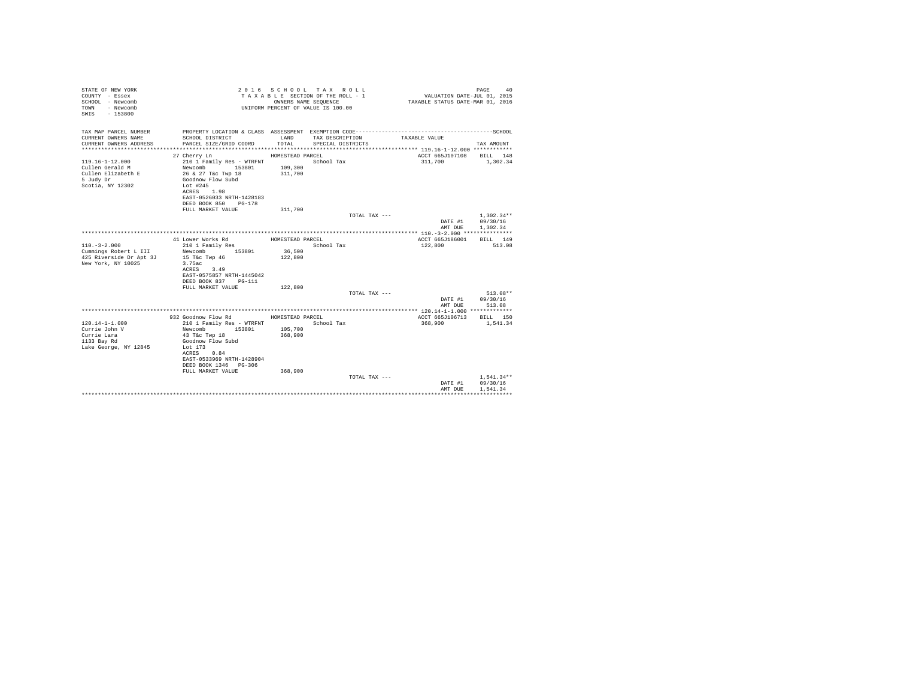STATE OF NEW YORK
COUNTY - Essex
SCHOOL - Newcomb
TOWN - Newcomb
SWIS - 153800

2016 SCHOOL TAX ROLL
TAXABLE SECTION OF THE ROLL - 1
OWNERS NAME SEQUENCE
UNIFORM PERCENT OF VALUE IS 100.00

VALUATION DATE-JUL 01, 2015
TAXABLE STATUS DATE-MAR 01, 2016

| TAX MAP PARCEL NUMBER / CURRENT OWNERS NAME / CURRENT OWNERS ADDRESS | PROPERTY LOCATION & CLASS / SCHOOL DISTRICT / PARCEL SIZE/GRID COORD | ASSESSMENT LAND / TOTAL | EXEMPTION CODE / TAX DESCRIPTION / SPECIAL DISTRICTS | TAXABLE VALUE | SCHOOL TAX AMOUNT |
|---|---|---|---|---|---|
| 119.16-1-12.000 | 27 Cherry Ln | HOMESTEAD PARCEL | | ACCT 665J107108 | BILL 148 |
| Cullen Gerald M | 210 1 Family Res - WTRFNT | | School Tax | 311,700 | 1,302.34 |
| Cullen Elizabeth E | Newcomb 153801 | 109,300 | | | |
| 5 Judy Dr | 26 & 27 T&c Twp 18 | 311,700 | | | |
| Scotia, NY 12302 | Goodnow Flow Subd | | | | |
| | Lot #245 | | | | |
| | ACRES 1.98 | | | | |
| | EAST-0526033 NRTH-1428183 | | | | |
| | DEED BOOK 850 PG-178 | | | | |
| | FULL MARKET VALUE | 311,700 | | | |
| | | | TOTAL TAX --- | | 1,302.34** |
| | | | | DATE #1 | 09/30/16 |
| | | | | AMT DUE | 1,302.34 |
| 110.-3-2.000 | 41 Lower Works Rd | HOMESTEAD PARCEL | | ACCT 665J186001 | BILL 149 |
| Cummings Robert L III | 210 1 Family Res | | School Tax | 122,800 | 513.08 |
| 425 Riverside Dr Apt 3J | Newcomb 153801 | 36,500 | | | |
| New York, NY 10025 | 15 T&c Twp 46 | 122,800 | | | |
| | 3.75ac | | | | |
| | ACRES 3.49 | | | | |
| | EAST-0575857 NRTH-1445042 | | | | |
| | DEED BOOK 837 PG-111 | | | | |
| | FULL MARKET VALUE | 122,800 | | | |
| | | | TOTAL TAX --- | | 513.08** |
| | | | | DATE #1 | 09/30/16 |
| | | | | AMT DUE | 513.08 |
| 120.14-1-1.000 | 932 Goodnow Flow Rd | HOMESTEAD PARCEL | | ACCT 665J106713 | BILL 150 |
| Currie John V | 210 1 Family Res - WTRFNT | | School Tax | 368,900 | 1,541.34 |
| Currie Lara | Newcomb 153801 | 105,700 | | | |
| 1133 Bay Rd | 43 T&c Twp 18 | 368,900 | | | |
| Lake George, NY 12845 | Goodnow Flow Subd | | | | |
| | Lot 173 | | | | |
| | ACRES 0.84 | | | | |
| | EAST-0533969 NRTH-1428904 | | | | |
| | DEED BOOK 1346 PG-306 | | | | |
| | FULL MARKET VALUE | 368,900 | | | |
| | | | TOTAL TAX --- | | 1,541.34** |
| | | | | DATE #1 | 09/30/16 |
| | | | | AMT DUE | 1,541.34 |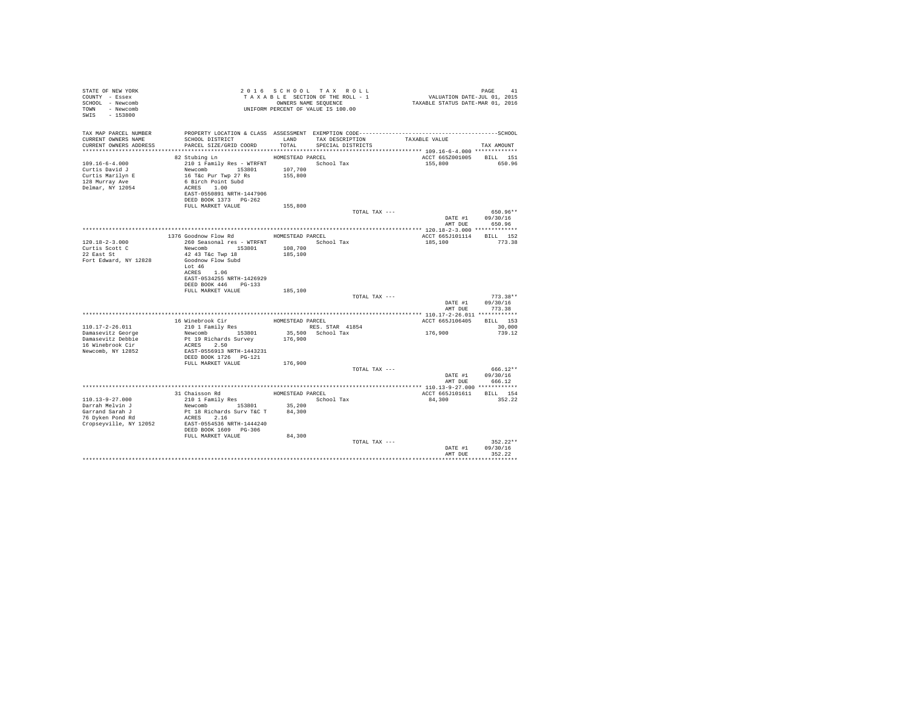STATE OF NEW YORK
COUNTY - Essex
SCHOOL - Newcomb
TOWN - Newcomb
SWIS - 153800

2 0 1 6 S C H O O L T A X R O L L
T A X A B L E SECTION OF THE ROLL - 1
OWNERS NAME SEQUENCE
UNIFORM PERCENT OF VALUE IS 100.00

VALUATION DATE-JUL 01, 2015
TAXABLE STATUS DATE-MAR 01, 2016

| TAX MAP PARCEL NUMBER / CURRENT OWNERS NAME / CURRENT OWNERS ADDRESS | PROPERTY LOCATION & CLASS / SCHOOL DISTRICT / PARCEL SIZE/GRID COORD | ASSESSMENT LAND / TOTAL | EXEMPTION CODE / TAX DESCRIPTION / SPECIAL DISTRICTS | TAXABLE VALUE | TAX AMOUNT |
|---|---|---|---|---|---|
| 109.16-6-4.000 | 82 Stubing Ln — HOMESTEAD PARCEL | | | ACCT 665Z001005 | BILL 151 |
| Curtis David J | 210 1 Family Res - WTRFNT | | School Tax | 155,800 | 650.96 |
| Curtis Marilyn E | Newcomb 153801 | 107,700 | | | |
| 128 Murray Ave | 16 T&c Pur Twp 27 Rs | 155,800 | | | |
| Delmar, NY 12054 | 6 Birch Point Subd | | | | |
| | ACRES 1.00 | | | | |
| | EAST-0550891 NRTH-1447906 | | | | |
| | DEED BOOK 1373 PG-262 | | | | |
| | FULL MARKET VALUE | 155,800 | | | |
| | | | TOTAL TAX --- | | 650.96** |
| | | | | DATE #1 | 09/30/16 |
| | | | | AMT DUE | 650.96 |
| 120.18-2-3.000 | 1376 Goodnow Flow Rd — HOMESTEAD PARCEL | | | ACCT 665J101114 | BILL 152 |
| Curtis Scott C | 260 Seasonal res - WTRFNT | | School Tax | 185,100 | 773.38 |
| 22 East St | Newcomb 153801 | 108,700 | | | |
| Fort Edward, NY 12828 | 42 43 T&c Twp 18 | 185,100 | | | |
| | Goodnow Flow Subd | | | | |
| | Lot 46 | | | | |
| | ACRES 1.06 | | | | |
| | EAST-0534255 NRTH-1426929 | | | | |
| | DEED BOOK 446 PG-133 | | | | |
| | FULL MARKET VALUE | 185,100 | | | |
| | | | TOTAL TAX --- | | 773.38** |
| | | | | DATE #1 | 09/30/16 |
| | | | | AMT DUE | 773.38 |
| 110.17-2-26.011 | 16 Winebrook Cir — HOMESTEAD PARCEL | | | ACCT 665J106405 | BILL 153 |
| Damasevitz George | 210 1 Family Res | | RES. STAR 41854 | | 30,000 |
| Damasevitz Debbie | Newcomb 153801 | 35,500 | School Tax | 176,900 | 739.12 |
| 16 Winebrook Cir | Pt 19 Richards Survey | 176,900 | | | |
| Newcomb, NY 12852 | ACRES 2.50 | | | | |
| | EAST-0556913 NRTH-1443231 | | | | |
| | DEED BOOK 1726 PG-121 | | | | |
| | FULL MARKET VALUE | 176,900 | | | |
| | | | TOTAL TAX --- | | 666.12** |
| | | | | DATE #1 | 09/30/16 |
| | | | | AMT DUE | 666.12 |
| 110.13-9-27.000 | 31 Chaisson Rd — HOMESTEAD PARCEL | | | ACCT 665J101611 | BILL 154 |
| Darrah Melvin J | 210 1 Family Res | | School Tax | 84,300 | 352.22 |
| Garrand Sarah J | Newcomb 153801 | 35,200 | | | |
| 76 Dyken Pond Rd | Pt 18 Richards Surv T&C T | 84,300 | | | |
| Cropseyville, NY 12052 | ACRES 2.16 | | | | |
| | EAST-0554536 NRTH-1444240 | | | | |
| | DEED BOOK 1609 PG-306 | | | | |
| | FULL MARKET VALUE | 84,300 | | | |
| | | | TOTAL TAX --- | | 352.22** |
| | | | | DATE #1 | 09/30/16 |
| | | | | AMT DUE | 352.22 |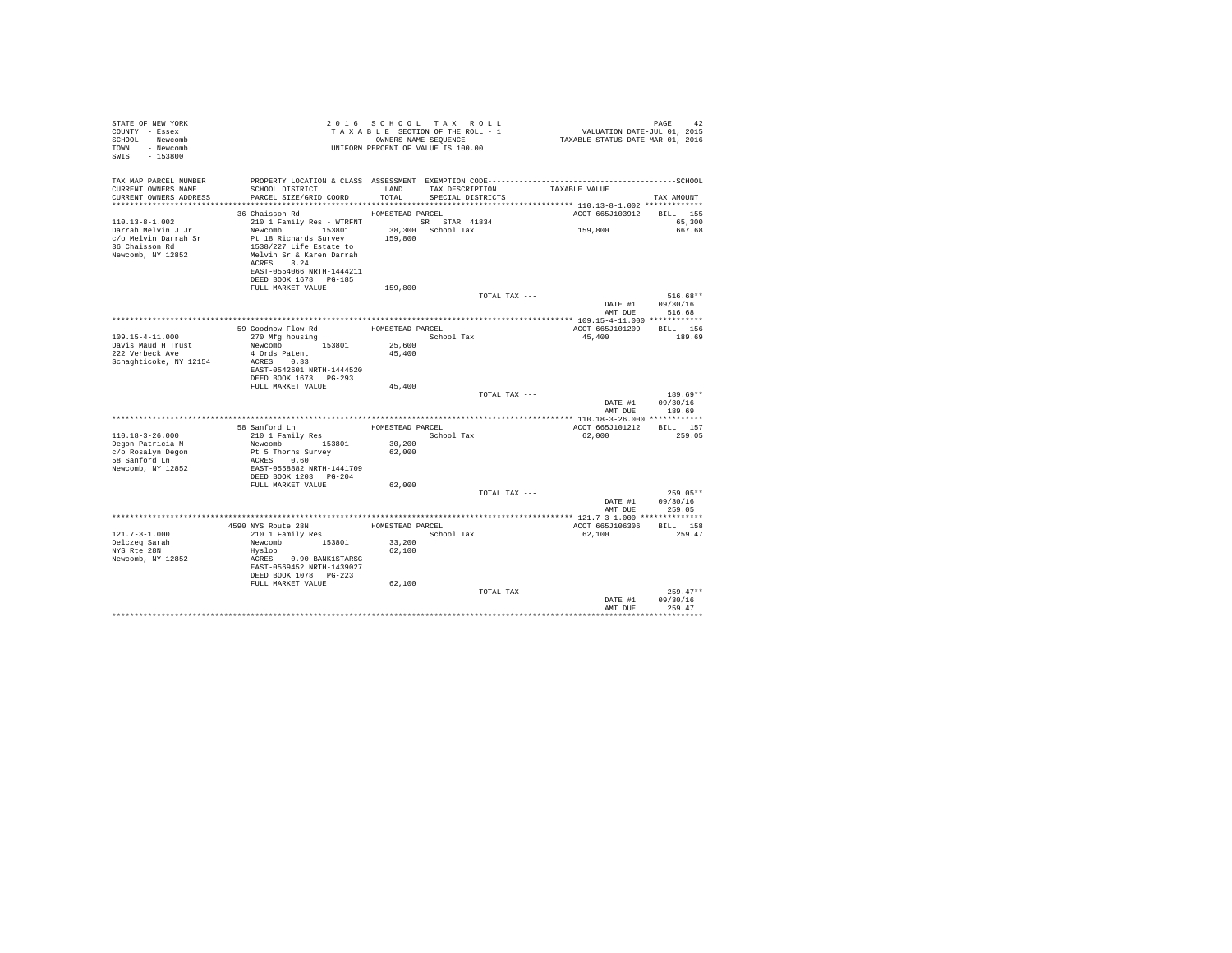STATE OF NEW YORK
COUNTY - Essex
SCHOOL - Newcomb
TOWN - Newcomb
SWIS - 153800

2016 SCHOOL TAX ROLL
TAXABLE SECTION OF THE ROLL - 1
OWNERS NAME SEQUENCE
UNIFORM PERCENT OF VALUE IS 100.00

VALUATION DATE-JUL 01, 2015
TAXABLE STATUS DATE-MAR 01, 2016

| TAX MAP PARCEL NUMBER / CURRENT OWNERS NAME / CURRENT OWNERS ADDRESS | PROPERTY LOCATION & CLASS / SCHOOL DISTRICT / PARCEL SIZE/GRID COORD | ASSESSMENT LAND / TOTAL | EXEMPTION CODE / TAX DESCRIPTION / SPECIAL DISTRICTS | TAXABLE VALUE | SCHOOL TAX AMOUNT |
|---|---|---|---|---|---|
| **110.13-8-1.002** | 36 Chaisson Rd | HOMESTEAD PARCEL | | ACCT 665J103912 | BILL 155 |
| 110.13-8-1.002 | 210 1 Family Res - WTRFNT | | SR STAR 41834 | | 65,300 |
| Darrah Melvin J Jr | Newcomb 153801 | 38,300 | School Tax | 159,800 | 667.68 |
| c/o Melvin Darrah Sr | Pt 18 Richards Survey | 159,800 | | | |
| 36 Chaisson Rd | 1538/227 Life Estate to | | | | |
| Newcomb, NY 12852 | Melvin Sr & Karen Darrah | | | | |
| | ACRES 3.24 | | | | |
| | EAST-0554066 NRTH-1444211 | | | | |
| | DEED BOOK 1678 PG-185 | | | | |
| | FULL MARKET VALUE | 159,800 | | | |
| | | | TOTAL TAX --- | | 516.68** |
| | | | | DATE #1 | 09/30/16 |
| | | | | AMT DUE | 516.68 |
| **109.15-4-11.000** | 59 Goodnow Flow Rd | HOMESTEAD PARCEL | | ACCT 665J101209 | BILL 156 |
| 109.15-4-11.000 | 270 Mfg housing | | School Tax | 45,400 | 189.69 |
| Davis Maud H Trust | Newcomb 153801 | 25,600 | | | |
| 222 Verbeck Ave | 4 Ords Patent | 45,400 | | | |
| Schaghticoke, NY 12154 | ACRES 0.33 | | | | |
| | EAST-0542601 NRTH-1444520 | | | | |
| | DEED BOOK 1673 PG-293 | | | | |
| | FULL MARKET VALUE | 45,400 | | | |
| | | | TOTAL TAX --- | | 189.69** |
| | | | | DATE #1 | 09/30/16 |
| | | | | AMT DUE | 189.69 |
| **110.18-3-26.000** | 58 Sanford Ln | HOMESTEAD PARCEL | | ACCT 665J101212 | BILL 157 |
| 110.18-3-26.000 | 210 1 Family Res | | School Tax | 62,000 | 259.05 |
| Degon Patricia M | Newcomb 153801 | 30,200 | | | |
| c/o Rosalyn Degon | Pt 5 Thorns Survey | 62,000 | | | |
| 58 Sanford Ln | ACRES 0.60 | | | | |
| Newcomb, NY 12852 | EAST-0558882 NRTH-1441709 | | | | |
| | DEED BOOK 1203 PG-204 | | | | |
| | FULL MARKET VALUE | 62,000 | | | |
| | | | TOTAL TAX --- | | 259.05** |
| | | | | DATE #1 | 09/30/16 |
| | | | | AMT DUE | 259.05 |
| **121.7-3-1.000** | 4590 NYS Route 28N | HOMESTEAD PARCEL | | ACCT 665J106306 | BILL 158 |
| 121.7-3-1.000 | 210 1 Family Res | | School Tax | 62,100 | 259.47 |
| Delczeg Sarah | Newcomb 153801 | 33,200 | | | |
| NYS Rte 28N | Hyslop | 62,100 | | | |
| Newcomb, NY 12852 | ACRES 0.90 BANK1STARSG | | | | |
| | EAST-0569452 NRTH-1439027 | | | | |
| | DEED BOOK 1078 PG-223 | | | | |
| | FULL MARKET VALUE | 62,100 | | | |
| | | | TOTAL TAX --- | | 259.47** |
| | | | | DATE #1 | 09/30/16 |
| | | | | AMT DUE | 259.47 |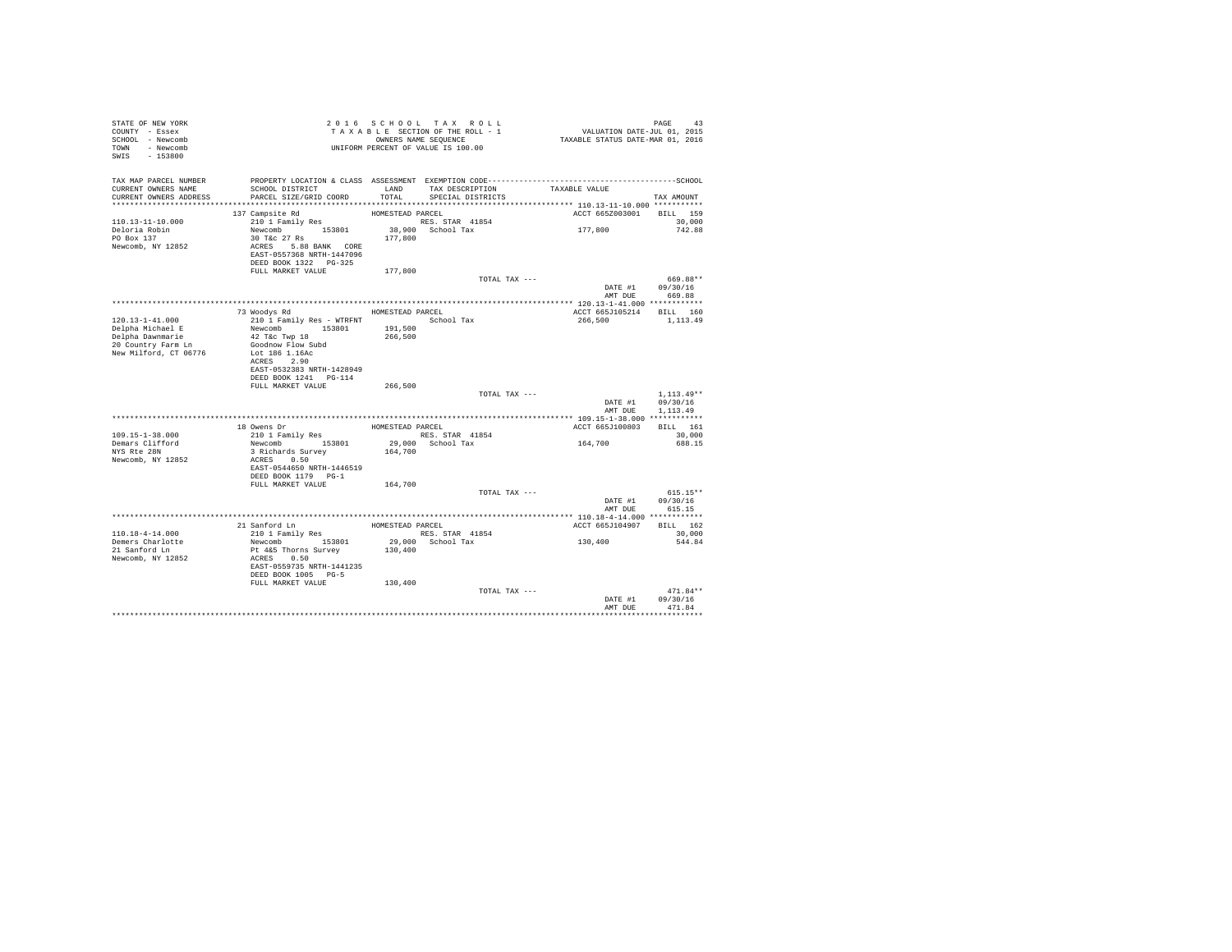STATE OF NEW YORK
COUNTY - Essex
SCHOOL - Newcomb
TOWN - Newcomb
SWIS - 153800

2 0 1 6 S C H O O L T A X R O L L
T A X A B L E SECTION OF THE ROLL - 1
OWNERS NAME SEQUENCE
UNIFORM PERCENT OF VALUE IS 100.00

VALUATION DATE-JUL 01, 2015
TAXABLE STATUS DATE-MAR 01, 2016

| TAX MAP PARCEL NUMBER / CURRENT OWNERS NAME / CURRENT OWNERS ADDRESS | PROPERTY LOCATION & CLASS / SCHOOL DISTRICT / PARCEL SIZE/GRID COORD | ASSESSMENT LAND / TOTAL | EXEMPTION CODE / TAX DESCRIPTION / SPECIAL DISTRICTS | TAXABLE VALUE | TAX AMOUNT |
|---|---|---|---|---|---|
| **110.13-11-10.000** | 137 Campsite Rd | HOMESTEAD PARCEL | | ACCT 665Z003001 | BILL 159 |
| 110.13-11-10.000 | 210 1 Family Res | | RES. STAR 41854 | | 30,000 |
| Deloria Robin | Newcomb 153801 | 38,900 | School Tax | 177,800 | 742.88 |
| PO Box 137 | 30 T&c 27 Rs | 177,800 | | | |
| Newcomb, NY 12852 | ACRES 5.88 BANK CORE | | | | |
| | EAST-0557368 NRTH-1447096 | | | | |
| | DEED BOOK 1322 PG-325 | | | | |
| | FULL MARKET VALUE | 177,800 | | | |
| | | | TOTAL TAX --- | | 669.88** |
| | | | | DATE #1 | 09/30/16 |
| | | | | AMT DUE | 669.88 |
| **120.13-1-41.000** | 73 Woodys Rd | HOMESTEAD PARCEL | | ACCT 665J105214 | BILL 160 |
| 120.13-1-41.000 | 210 1 Family Res - WTRFNT | | School Tax | 266,500 | 1,113.49 |
| Delpha Michael E | Newcomb 153801 | 191,500 | | | |
| Delpha Dawnmarie | 42 T&c Twp 18 | 266,500 | | | |
| 20 Country Farm Ln | Goodnow Flow Subd | | | | |
| New Milford, CT 06776 | Lot 186 1.16Ac | | | | |
| | ACRES 2.90 | | | | |
| | EAST-0532383 NRTH-1428949 | | | | |
| | DEED BOOK 1241 PG-114 | | | | |
| | FULL MARKET VALUE | 266,500 | | | |
| | | | TOTAL TAX --- | | 1,113.49** |
| | | | | DATE #1 | 09/30/16 |
| | | | | AMT DUE | 1,113.49 |
| **109.15-1-38.000** | 18 Owens Dr | HOMESTEAD PARCEL | | ACCT 665J100803 | BILL 161 |
| 109.15-1-38.000 | 210 1 Family Res | | RES. STAR 41854 | | 30,000 |
| Demars Clifford | Newcomb 153801 | 29,000 | School Tax | 164,700 | 688.15 |
| NYS Rte 28N | 3 Richards Survey | 164,700 | | | |
| Newcomb, NY 12852 | ACRES 0.50 | | | | |
| | EAST-0544650 NRTH-1446519 | | | | |
| | DEED BOOK 1179 PG-1 | | | | |
| | FULL MARKET VALUE | 164,700 | | | |
| | | | TOTAL TAX --- | | 615.15** |
| | | | | DATE #1 | 09/30/16 |
| | | | | AMT DUE | 615.15 |
| **110.18-4-14.000** | 21 Sanford Ln | HOMESTEAD PARCEL | | ACCT 665J104907 | BILL 162 |
| 110.18-4-14.000 | 210 1 Family Res | | RES. STAR 41854 | | 30,000 |
| Demers Charlotte | Newcomb 153801 | 29,000 | School Tax | 130,400 | 544.84 |
| 21 Sanford Ln | Pt 4&5 Thorns Survey | 130,400 | | | |
| Newcomb, NY 12852 | ACRES 0.50 | | | | |
| | EAST-0559735 NRTH-1441235 | | | | |
| | DEED BOOK 1005 PG-5 | | | | |
| | FULL MARKET VALUE | 130,400 | | | |
| | | | TOTAL TAX --- | | 471.84** |
| | | | | DATE #1 | 09/30/16 |
| | | | | AMT DUE | 471.84 |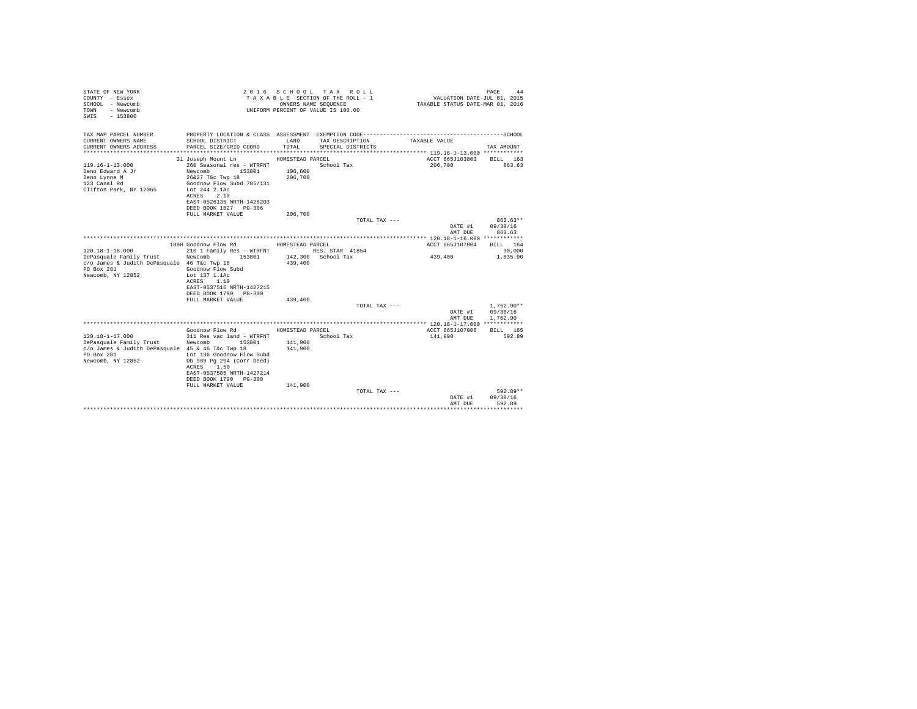STATE OF NEW YORK
COUNTY - Essex
SCHOOL - Newcomb
TOWN - Newcomb
SWIS - 153800

2016 SCHOOL TAX ROLL
TAXABLE SECTION OF THE ROLL - 1
OWNERS NAME SEQUENCE
UNIFORM PERCENT OF VALUE IS 100.00

VALUATION DATE-JUL 01, 2015
TAXABLE STATUS DATE-MAR 01, 2016

| TAX MAP PARCEL NUMBER / CURRENT OWNERS NAME / CURRENT OWNERS ADDRESS | PROPERTY LOCATION & CLASS / SCHOOL DISTRICT / PARCEL SIZE/GRID COORD | ASSESSMENT LAND / TOTAL | EXEMPTION CODE / TAX DESCRIPTION / SPECIAL DISTRICTS | TAXABLE VALUE | TAX AMOUNT |
|---|---|---|---|---|---|
| 119.16-1-13.000 | 31 Joseph Mount Ln | HOMESTEAD PARCEL | | ACCT 665J103803 | BILL 163 |
| | 260 Seasonal res - WTRFNT | | School Tax | 206,700 | 863.63 |
| Deno Edward A Jr | Newcomb 153801 | 106,600 | | | |
| Deno Lynne M | 26&27 T&c Twp 18 | 206,700 | | | |
| 123 Canal Rd | Goodnow Flow Subd 785/131 | | | | |
| Clifton Park, NY 12065 | Lot 244 2.1Ac | | | | |
| | ACRES 2.10 | | | | |
| | EAST-0526135 NRTH-1428203 | | | | |
| | DEED BOOK 1827 PG-306 | | | | |
| | FULL MARKET VALUE | 206,700 | | | |
| | | | TOTAL TAX --- | | 863.63** |
| | | | | DATE #1 | 09/30/16 |
| | | | | AMT DUE | 863.63 |
| 120.18-1-16.000 | 1098 Goodnow Flow Rd | HOMESTEAD PARCEL | | ACCT 665J107004 | BILL 164 |
| | 210 1 Family Res - WTRFNT | | RES. STAR 41854 | | 30,000 |
| DePasquale Family Trust | Newcomb 153801 | 142,300 | School Tax | 439,400 | 1,835.90 |
| c/o James & Judith DePasquale | 46 T&c Twp 18 | 439,400 | | | |
| PO Box 281 | Goodnow Flow Subd | | | | |
| Newcomb, NY 12852 | Lot 137 1.1Ac | | | | |
| | ACRES 1.10 | | | | |
| | EAST-0537516 NRTH-1427215 | | | | |
| | DEED BOOK 1790 PG-300 | | | | |
| | FULL MARKET VALUE | 439,400 | | | |
| | | | TOTAL TAX --- | | 1,762.90** |
| | | | | DATE #1 | 09/30/16 |
| | | | | AMT DUE | 1,762.90 |
| 120.18-1-17.000 | Goodnow Flow Rd | HOMESTEAD PARCEL | | ACCT 665J107006 | BILL 165 |
| | 311 Res vac land - WTRFNT | | School Tax | 141,900 | 592.89 |
| DePasquale Family Trust | Newcomb 153801 | 141,900 | | | |
| c/o James & Judith DePasquale | 45 & 46 T&c Twp 18 | 141,900 | | | |
| PO Box 281 | Lot 136 Goodnow Flow Subd | | | | |
| Newcomb, NY 12852 | Db 989 Pg 294 (Corr Deed) | | | | |
| | ACRES 1.50 | | | | |
| | EAST-0537585 NRTH-1427214 | | | | |
| | DEED BOOK 1790 PG-300 | | | | |
| | FULL MARKET VALUE | 141,900 | | | |
| | | | TOTAL TAX --- | | 592.89** |
| | | | | DATE #1 | 09/30/16 |
| | | | | AMT DUE | 592.89 |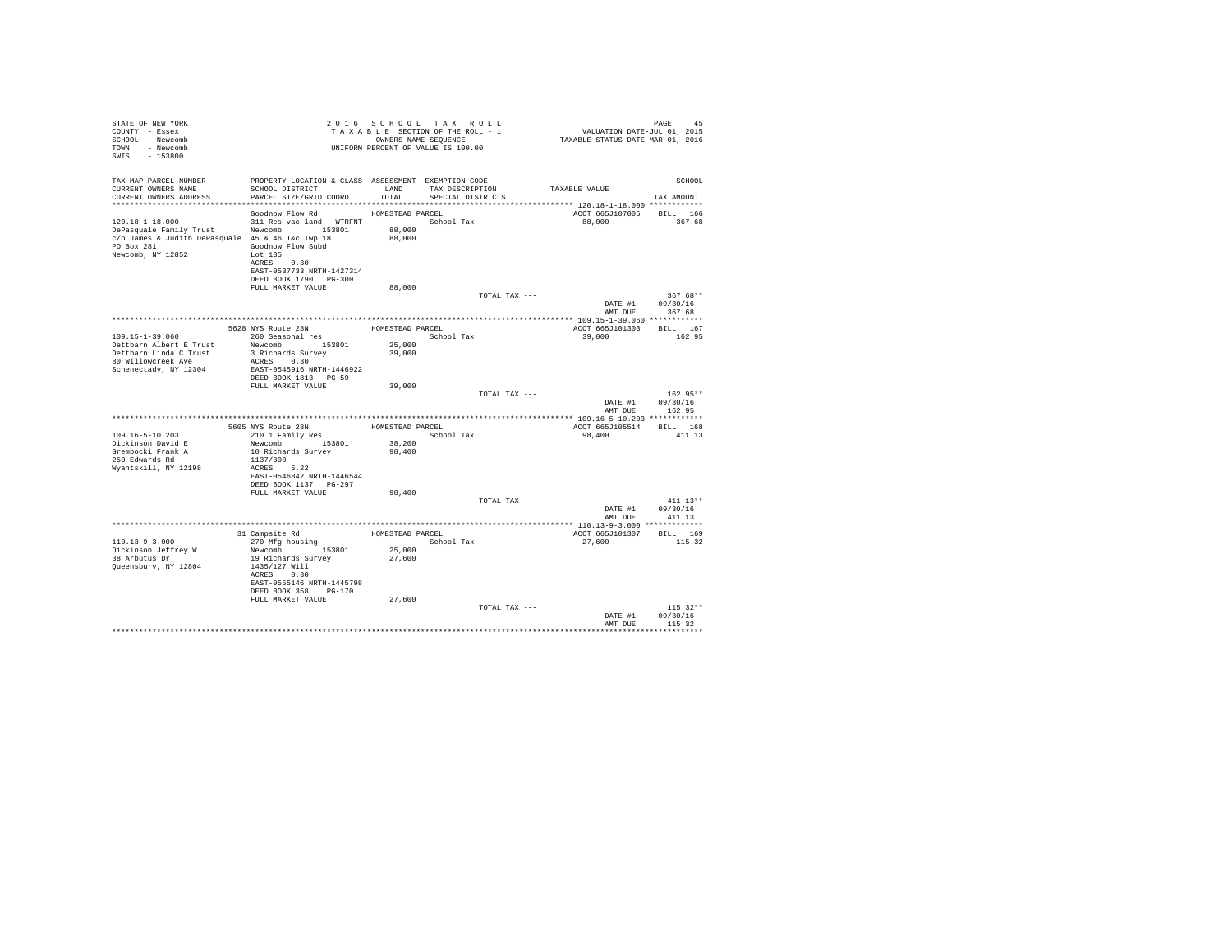STATE OF NEW YORK
COUNTY - Essex
SCHOOL - Newcomb
TOWN - Newcomb
SWIS - 153800

2 0 1 6 S C H O O L T A X R O L L
T A X A B L E SECTION OF THE ROLL - 1
OWNERS NAME SEQUENCE
UNIFORM PERCENT OF VALUE IS 100.00

VALUATION DATE-JUL 01, 2015
TAXABLE STATUS DATE-MAR 01, 2016

| TAX MAP PARCEL NUMBER / CURRENT OWNERS NAME / CURRENT OWNERS ADDRESS | PROPERTY LOCATION & CLASS / SCHOOL DISTRICT / PARCEL SIZE/GRID COORD | ASSESSMENT LAND / TOTAL | EXEMPTION CODE / TAX DESCRIPTION / SPECIAL DISTRICTS | TAXABLE VALUE | SCHOOL TAX AMOUNT |
|---|---|---|---|---|---|
| **120.18-1-18.000** | Goodnow Flow Rd | HOMESTEAD PARCEL | | ACCT 665J107005 | BILL 166 |
| 120.18-1-18.000 | 311 Res vac land - WTRFNT | | School Tax | 88,000 | 367.68 |
| DePasquale Family Trust | Newcomb 153801 | 88,000 | | | |
| c/o James & Judith DePasquale | 45 & 46 T&c Twp 18 | 88,000 | | | |
| PO Box 281 | Goodnow Flow Subd | | | | |
| Newcomb, NY 12852 | Lot 135 | | | | |
| | ACRES 0.30 | | | | |
| | EAST-0537733 NRTH-1427314 | | | | |
| | DEED BOOK 1790 PG-300 | | | | |
| | FULL MARKET VALUE | 88,000 | | | |
| | | | TOTAL TAX --- | | 367.68** |
| | | | | DATE #1 | 09/30/16 |
| | | | | AMT DUE | 367.68 |
| **109.15-1-39.060** | 5628 NYS Route 28N | HOMESTEAD PARCEL | | ACCT 665J101303 | BILL 167 |
| 109.15-1-39.060 | 260 Seasonal res | | School Tax | 39,000 | 162.95 |
| Dettbarn Albert E Trust | Newcomb 153801 | 25,000 | | | |
| Dettbarn Linda C Trust | 3 Richards Survey | 39,000 | | | |
| 80 Willowcreek Ave | ACRES 0.30 | | | | |
| Schenectady, NY 12304 | EAST-0545916 NRTH-1446922 | | | | |
| | DEED BOOK 1813 PG-59 | | | | |
| | FULL MARKET VALUE | 39,000 | | | |
| | | | TOTAL TAX --- | | 162.95** |
| | | | | DATE #1 | 09/30/16 |
| | | | | AMT DUE | 162.95 |
| **109.16-5-10.203** | 5605 NYS Route 28N | HOMESTEAD PARCEL | | ACCT 665J105514 | BILL 168 |
| 109.16-5-10.203 | 210 1 Family Res | | School Tax | 98,400 | 411.13 |
| Dickinson David E | Newcomb 153801 | 38,200 | | | |
| Grembocki Frank A | 10 Richards Survey | 98,400 | | | |
| 250 Edwards Rd | 1137/300 | | | | |
| Wyantskill, NY 12198 | ACRES 5.22 | | | | |
| | EAST-0546842 NRTH-1446544 | | | | |
| | DEED BOOK 1137 PG-297 | | | | |
| | FULL MARKET VALUE | 98,400 | | | |
| | | | TOTAL TAX --- | | 411.13** |
| | | | | DATE #1 | 09/30/16 |
| | | | | AMT DUE | 411.13 |
| **110.13-9-3.000** | 31 Campsite Rd | HOMESTEAD PARCEL | | ACCT 665J101307 | BILL 169 |
| 110.13-9-3.000 | 270 Mfg housing | | School Tax | 27,600 | 115.32 |
| Dickinson Jeffrey W | Newcomb 153801 | 25,000 | | | |
| 38 Arbutus Dr | 19 Richards Survey | 27,600 | | | |
| Queensbury, NY 12804 | 1435/127 Will | | | | |
| | ACRES 0.30 | | | | |
| | EAST-0555146 NRTH-1445798 | | | | |
| | DEED BOOK 358 PG-170 | | | | |
| | FULL MARKET VALUE | 27,600 | | | |
| | | | TOTAL TAX --- | | 115.32** |
| | | | | DATE #1 | 09/30/16 |
| | | | | AMT DUE | 115.32 |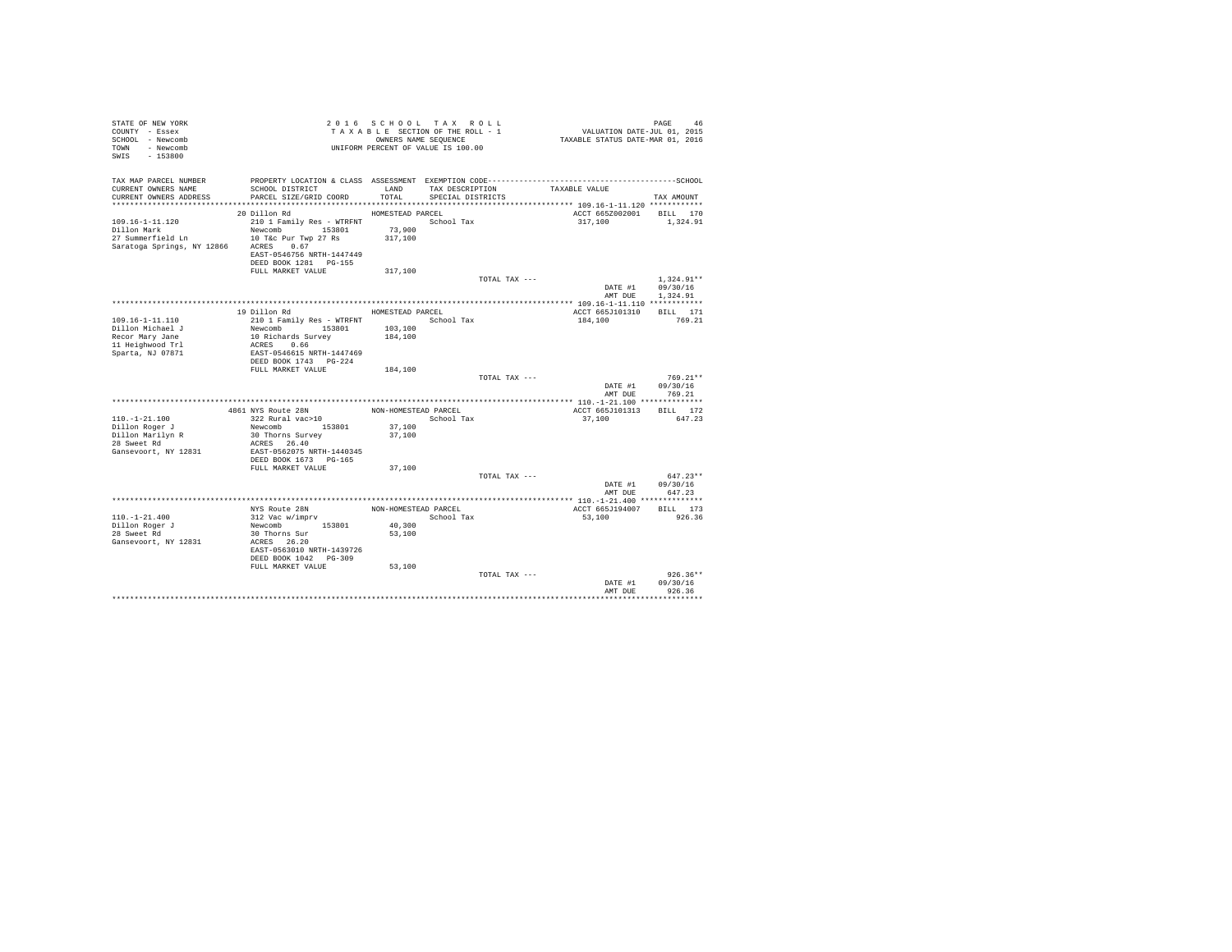STATE OF NEW YORK
COUNTY - Essex
SCHOOL - Newcomb
TOWN - Newcomb
SWIS - 153800

2016 SCHOOL TAX ROLL
TAXABLE SECTION OF THE ROLL - 1
OWNERS NAME SEQUENCE
UNIFORM PERCENT OF VALUE IS 100.00

VALUATION DATE-JUL 01, 2015
TAXABLE STATUS DATE-MAR 01, 2016

| TAX MAP PARCEL NUMBER / CURRENT OWNERS NAME / CURRENT OWNERS ADDRESS | PROPERTY LOCATION & CLASS / SCHOOL DISTRICT / PARCEL SIZE/GRID COORD | ASSESSMENT LAND / TOTAL | EXEMPTION CODE / TAX DESCRIPTION / SPECIAL DISTRICTS | TAXABLE VALUE | TAX AMOUNT |
|---|---|---|---|---|---|
| **109.16-1-11.120** | 20 Dillon Rd | HOMESTEAD PARCEL | | ACCT 665Z002001 | BILL 170 |
| 109.16-1-11.120 | 210 1 Family Res - WTRFNT | | School Tax | 317,100 | 1,324.91 |
| Dillon Mark | Newcomb 153801 | 73,900 | | | |
| 27 Summerfield Ln | 10 T&c Pur Twp 27 Rs | 317,100 | | | |
| Saratoga Springs, NY 12866 | ACRES 0.67 | | | | |
| | EAST-0546756 NRTH-1447449 | | | | |
| | DEED BOOK 1281 PG-155 | | | | |
| | FULL MARKET VALUE | 317,100 | | | |
| | | | TOTAL TAX --- | | 1,324.91** |
| | | | | DATE #1 | 09/30/16 |
| | | | | AMT DUE | 1,324.91 |
| **109.16-1-11.110** | 19 Dillon Rd | HOMESTEAD PARCEL | | ACCT 665J101310 | BILL 171 |
| 109.16-1-11.110 | 210 1 Family Res - WTRFNT | | School Tax | 184,100 | 769.21 |
| Dillon Michael J | Newcomb 153801 | 103,100 | | | |
| Recor Mary Jane | 10 Richards Survey | 184,100 | | | |
| 11 Heighwood Trl | ACRES 0.66 | | | | |
| Sparta, NJ 07871 | EAST-0546615 NRTH-1447469 | | | | |
| | DEED BOOK 1743 PG-224 | | | | |
| | FULL MARKET VALUE | 184,100 | | | |
| | | | TOTAL TAX --- | | 769.21** |
| | | | | DATE #1 | 09/30/16 |
| | | | | AMT DUE | 769.21 |
| **110.-1-21.100** | 4861 NYS Route 28N | NON-HOMESTEAD PARCEL | | ACCT 665J101313 | BILL 172 |
| 110.-1-21.100 | 322 Rural vac>10 | | School Tax | 37,100 | 647.23 |
| Dillon Roger J | Newcomb 153801 | 37,100 | | | |
| Dillon Marilyn R | 30 Thorns Survey | 37,100 | | | |
| 28 Sweet Rd | ACRES 26.40 | | | | |
| Gansevoort, NY 12831 | EAST-0562075 NRTH-1440345 | | | | |
| | DEED BOOK 1673 PG-165 | | | | |
| | FULL MARKET VALUE | 37,100 | | | |
| | | | TOTAL TAX --- | | 647.23** |
| | | | | DATE #1 | 09/30/16 |
| | | | | AMT DUE | 647.23 |
| **110.-1-21.400** | NYS Route 28N | NON-HOMESTEAD PARCEL | | ACCT 665J194007 | BILL 173 |
| 110.-1-21.400 | 312 Vac w/imprv | | School Tax | 53,100 | 926.36 |
| Dillon Roger J | Newcomb 153801 | 40,300 | | | |
| 28 Sweet Rd | 30 Thorns Sur | 53,100 | | | |
| Gansevoort, NY 12831 | ACRES 26.20 | | | | |
| | EAST-0563010 NRTH-1439726 | | | | |
| | DEED BOOK 1042 PG-309 | | | | |
| | FULL MARKET VALUE | 53,100 | | | |
| | | | TOTAL TAX --- | | 926.36** |
| | | | | DATE #1 | 09/30/16 |
| | | | | AMT DUE | 926.36 |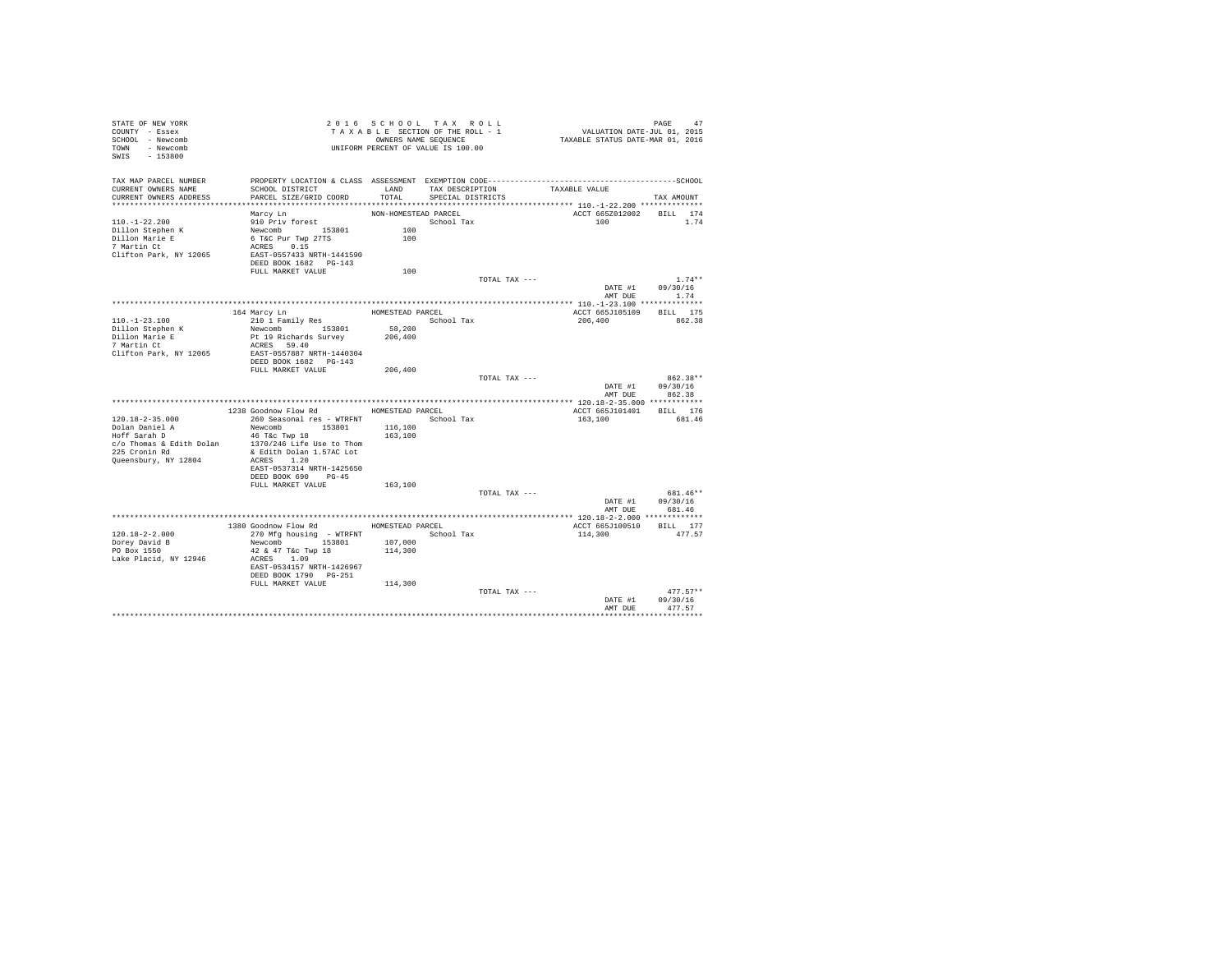STATE OF NEW YORK
COUNTY - Essex
SCHOOL - Newcomb
TOWN - Newcomb
SWIS - 153800

2 0 1 6 S C H O O L T A X R O L L
T A X A B L E SECTION OF THE ROLL - 1
OWNERS NAME SEQUENCE
UNIFORM PERCENT OF VALUE IS 100.00

VALUATION DATE-JUL 01, 2015
TAXABLE STATUS DATE-MAR 01, 2016

| TAX MAP PARCEL NUMBER / CURRENT OWNERS NAME / CURRENT OWNERS ADDRESS | PROPERTY LOCATION & CLASS / SCHOOL DISTRICT / PARCEL SIZE/GRID COORD | ASSESSMENT LAND / TOTAL | EXEMPTION CODE / TAX DESCRIPTION / SPECIAL DISTRICTS | TAXABLE VALUE | TAX AMOUNT |
|---|---|---|---|---|---|
| 110.-1-22.200 | Marcy Ln | NON-HOMESTEAD PARCEL | | ACCT 665Z012002 | BILL 174 |
| | 910 Priv forest | | School Tax | 100 | 1.74 |
| Dillon Stephen K | Newcomb 153801 | 100 | | | |
| Dillon Marie E | 6 T&C Pur Twp 27TS | 100 | | | |
| 7 Martin Ct | ACRES 0.15 | | | | |
| Clifton Park, NY 12065 | EAST-0557433 NRTH-1441590 | | | | |
| | DEED BOOK 1682 PG-143 | | | | |
| | FULL MARKET VALUE | 100 | | | |
| | | | TOTAL TAX --- | | 1.74** |
| | | | | DATE #1 | 09/30/16 |
| | | | | AMT DUE | 1.74 |
| 110.-1-23.100 | 164 Marcy Ln | HOMESTEAD PARCEL | | ACCT 665J105109 | BILL 175 |
| | 210 1 Family Res | | School Tax | 206,400 | 862.38 |
| Dillon Stephen K | Newcomb 153801 | 58,200 | | | |
| Dillon Marie E | Pt 19 Richards Survey | 206,400 | | | |
| 7 Martin Ct | ACRES 59.40 | | | | |
| Clifton Park, NY 12065 | EAST-0557887 NRTH-1440304 | | | | |
| | DEED BOOK 1682 PG-143 | | | | |
| | FULL MARKET VALUE | 206,400 | | | |
| | | | TOTAL TAX --- | | 862.38** |
| | | | | DATE #1 | 09/30/16 |
| | | | | AMT DUE | 862.38 |
| 120.18-2-35.000 | 1238 Goodnow Flow Rd | HOMESTEAD PARCEL | | ACCT 665J101401 | BILL 176 |
| | 260 Seasonal res - WTRFNT | | School Tax | 163,100 | 681.46 |
| Dolan Daniel A | Newcomb 153801 | 116,100 | | | |
| Hoff Sarah D | 46 T&c Twp 18 | 163,100 | | | |
| c/o Thomas & Edith Dolan | 1370/246 Life Use to Thom | | | | |
| 225 Cronin Rd | & Edith Dolan 1.57AC Lot | | | | |
| Queensbury, NY 12804 | ACRES 1.20 | | | | |
| | EAST-0537314 NRTH-1425650 | | | | |
| | DEED BOOK 690 PG-45 | | | | |
| | FULL MARKET VALUE | 163,100 | | | |
| | | | TOTAL TAX --- | | 681.46** |
| | | | | DATE #1 | 09/30/16 |
| | | | | AMT DUE | 681.46 |
| 120.18-2-2.000 | 1380 Goodnow Flow Rd | HOMESTEAD PARCEL | | ACCT 665J100510 | BILL 177 |
| | 270 Mfg housing - WTRFNT | | School Tax | 114,300 | 477.57 |
| Dorey David B | Newcomb 153801 | 107,000 | | | |
| PO Box 1550 | 42 & 47 T&c Twp 18 | 114,300 | | | |
| Lake Placid, NY 12946 | ACRES 1.09 | | | | |
| | EAST-0534157 NRTH-1426967 | | | | |
| | DEED BOOK 1790 PG-251 | | | | |
| | FULL MARKET VALUE | 114,300 | | | |
| | | | TOTAL TAX --- | | 477.57** |
| | | | | DATE #1 | 09/30/16 |
| | | | | AMT DUE | 477.57 |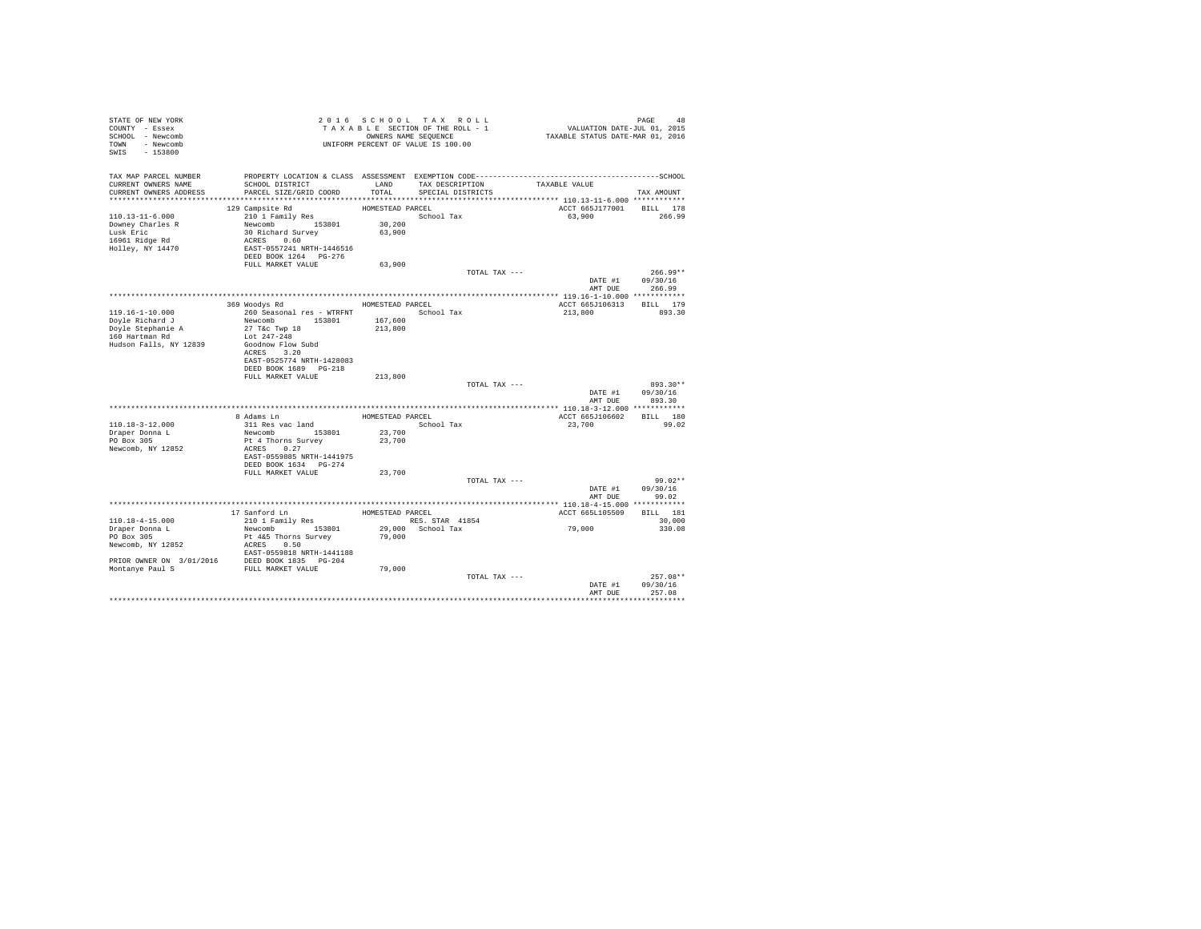STATE OF NEW YORK
COUNTY - Essex
SCHOOL - Newcomb
TOWN - Newcomb
SWIS - 153800

2 0 1 6 S C H O O L T A X R O L L
T A X A B L E SECTION OF THE ROLL - 1
OWNERS NAME SEQUENCE
UNIFORM PERCENT OF VALUE IS 100.00

VALUATION DATE-JUL 01, 2015
TAXABLE STATUS DATE-MAR 01, 2016

| TAX MAP PARCEL NUMBER / CURRENT OWNERS NAME / CURRENT OWNERS ADDRESS | PROPERTY LOCATION & CLASS / SCHOOL DISTRICT / PARCEL SIZE/GRID COORD | ASSESSMENT LAND / TOTAL | EXEMPTION CODE / TAX DESCRIPTION / SPECIAL DISTRICTS | TAXABLE VALUE | TAX AMOUNT |
|---|---|---|---|---|---|
| 110.13-11-6.000 | 129 Campsite Rd | HOMESTEAD PARCEL | | ACCT 665J177001 | BILL 178 |
| Downey Charles R | 210 1 Family Res | | School Tax | 63,900 | 266.99 |
| Lusk Eric | Newcomb 153801 | 30,200 | | | |
| 16961 Ridge Rd | 30 Richard Survey | 63,900 | | | |
| Holley, NY 14470 | ACRES 0.60 | | | | |
| | EAST-0557241 NRTH-1446516 | | | | |
| | DEED BOOK 1264 PG-276 | | | | |
| | FULL MARKET VALUE | 63,900 | | | |
| | | | TOTAL TAX --- | | 266.99** |
| | | | | DATE #1 | 09/30/16 |
| | | | | AMT DUE | 266.99 |
| 119.16-1-10.000 | 369 Woodys Rd | HOMESTEAD PARCEL | | ACCT 665J106313 | BILL 179 |
| Doyle Richard J | 260 Seasonal res - WTRFNT | | School Tax | 213,800 | 893.30 |
| Doyle Stephanie A | Newcomb 153801 | 167,600 | | | |
| 160 Hartman Rd | 27 T&c Twp 18 | 213,800 | | | |
| Hudson Falls, NY 12839 | Lot 247-248 | | | | |
| | Goodnow Flow Subd | | | | |
| | ACRES 3.20 | | | | |
| | EAST-0525774 NRTH-1428083 | | | | |
| | DEED BOOK 1689 PG-218 | | | | |
| | FULL MARKET VALUE | 213,800 | | | |
| | | | TOTAL TAX --- | | 893.30** |
| | | | | DATE #1 | 09/30/16 |
| | | | | AMT DUE | 893.30 |
| 110.18-3-12.000 | 8 Adams Ln | HOMESTEAD PARCEL | | ACCT 665J106602 | BILL 180 |
| Draper Donna L | 311 Res vac land | | School Tax | 23,700 | 99.02 |
| PO Box 305 | Newcomb 153801 | 23,700 | | | |
| Newcomb, NY 12852 | Pt 4 Thorns Survey | 23,700 | | | |
| | ACRES 0.27 | | | | |
| | EAST-0559885 NRTH-1441975 | | | | |
| | DEED BOOK 1634 PG-274 | | | | |
| | FULL MARKET VALUE | 23,700 | | | |
| | | | TOTAL TAX --- | | 99.02** |
| | | | | DATE #1 | 09/30/16 |
| | | | | AMT DUE | 99.02 |
| 110.18-4-15.000 | 17 Sanford Ln | HOMESTEAD PARCEL | | ACCT 665L105509 | BILL 181 |
| Draper Donna L | 210 1 Family Res | | RES. STAR 41854 | | 30,000 |
| PO Box 305 | Newcomb 153801 | 29,000 | School Tax | 79,000 | 330.08 |
| Newcomb, NY 12852 | Pt 4&5 Thorns Survey | 79,000 | | | |
| | ACRES 0.50 | | | | |
| | EAST-0559818 NRTH-1441188 | | | | |
| PRIOR OWNER ON 3/01/2016 | DEED BOOK 1835 PG-204 | | | | |
| Montanye Paul S | FULL MARKET VALUE | 79,000 | | | |
| | | | TOTAL TAX --- | | 257.08** |
| | | | | DATE #1 | 09/30/16 |
| | | | | AMT DUE | 257.08 |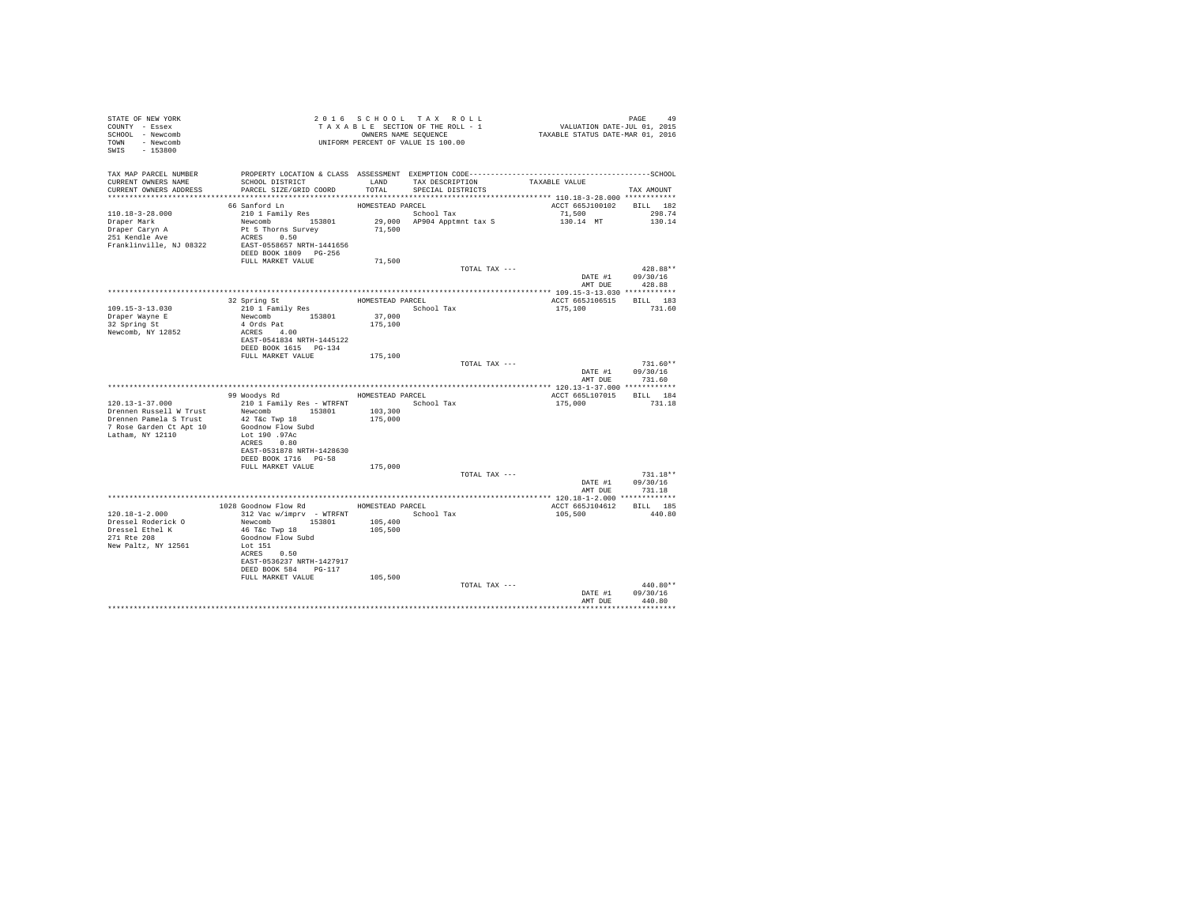STATE OF NEW YORK
COUNTY - Essex
SCHOOL - Newcomb
TOWN - Newcomb
SWIS - 153800

2 0 1 6 S C H O O L T A X R O L L
T A X A B L E SECTION OF THE ROLL - 1
OWNERS NAME SEQUENCE
UNIFORM PERCENT OF VALUE IS 100.00

VALUATION DATE-JUL 01, 2015
TAXABLE STATUS DATE-MAR 01, 2016

| TAX MAP PARCEL NUMBER / CURRENT OWNERS NAME / CURRENT OWNERS ADDRESS | PROPERTY LOCATION & CLASS / SCHOOL DISTRICT / PARCEL SIZE/GRID COORD | ASSESSMENT LAND / TOTAL | EXEMPTION CODE / TAX DESCRIPTION / SPECIAL DISTRICTS | TAXABLE VALUE | TAX AMOUNT |
|---|---|---|---|---|---|
| 110.18-3-28.000 | 66 Sanford Ln | HOMESTEAD PARCEL | | ACCT 665J100102 | BILL 182 |
| Draper Mark | 210 1 Family Res | | School Tax | 71,500 | 298.74 |
| Draper Caryn A | Newcomb 153801 | 29,000 | AP904 Apptmnt tax S | 130.14 MT | 130.14 |
| 251 Kendle Ave | Pt 5 Thorns Survey | 71,500 | | | |
| Franklinville, NJ 08322 | ACRES 0.50 | | | | |
| | EAST-0558657 NRTH-1441656 | | | | |
| | DEED BOOK 1809 PG-256 | | | | |
| | FULL MARKET VALUE | 71,500 | | | |
| | | | TOTAL TAX --- | | 428.88** |
| | | | | DATE #1 | 09/30/16 |
| | | | | AMT DUE | 428.88 |
| 109.15-3-13.030 | 32 Spring St | HOMESTEAD PARCEL | | ACCT 665J106515 | BILL 183 |
| Draper Wayne E | 210 1 Family Res | | School Tax | 175,100 | 731.60 |
| 32 Spring St | Newcomb 153801 | 37,000 | | | |
| Newcomb, NY 12852 | 4 Ords Pat | 175,100 | | | |
| | ACRES 4.00 | | | | |
| | EAST-0541834 NRTH-1445122 | | | | |
| | DEED BOOK 1615 PG-134 | | | | |
| | FULL MARKET VALUE | 175,100 | | | |
| | | | TOTAL TAX --- | | 731.60** |
| | | | | DATE #1 | 09/30/16 |
| | | | | AMT DUE | 731.60 |
| 120.13-1-37.000 | 99 Woodys Rd | HOMESTEAD PARCEL | | ACCT 665L107015 | BILL 184 |
| Drennen Russell W Trust | 210 1 Family Res - WTRFNT | | School Tax | 175,000 | 731.18 |
| Drennen Pamela S Trust | Newcomb 153801 | 103,300 | | | |
| 7 Rose Garden Ct Apt 10 | 42 T&c Twp 18 | 175,000 | | | |
| Latham, NY 12110 | Goodnow Flow Subd | | | | |
| | Lot 190 .97Ac | | | | |
| | ACRES 0.80 | | | | |
| | EAST-0531878 NRTH-1428630 | | | | |
| | DEED BOOK 1716 PG-58 | | | | |
| | FULL MARKET VALUE | 175,000 | | | |
| | | | TOTAL TAX --- | | 731.18** |
| | | | | DATE #1 | 09/30/16 |
| | | | | AMT DUE | 731.18 |
| 120.18-1-2.000 | 1028 Goodnow Flow Rd | HOMESTEAD PARCEL | | ACCT 665J104612 | BILL 185 |
| Dressel Roderick O | 312 Vac w/imprv - WTRFNT | | School Tax | 105,500 | 440.80 |
| Dressel Ethel K | Newcomb 153801 | 105,400 | | | |
| 271 Rte 208 | 46 T&c Twp 18 | 105,500 | | | |
| New Paltz, NY 12561 | Goodnow Flow Subd | | | | |
| | Lot 151 | | | | |
| | ACRES 0.50 | | | | |
| | EAST-0536237 NRTH-1427917 | | | | |
| | DEED BOOK 584 PG-117 | | | | |
| | FULL MARKET VALUE | 105,500 | | | |
| | | | TOTAL TAX --- | | 440.80** |
| | | | | DATE #1 | 09/30/16 |
| | | | | AMT DUE | 440.80 |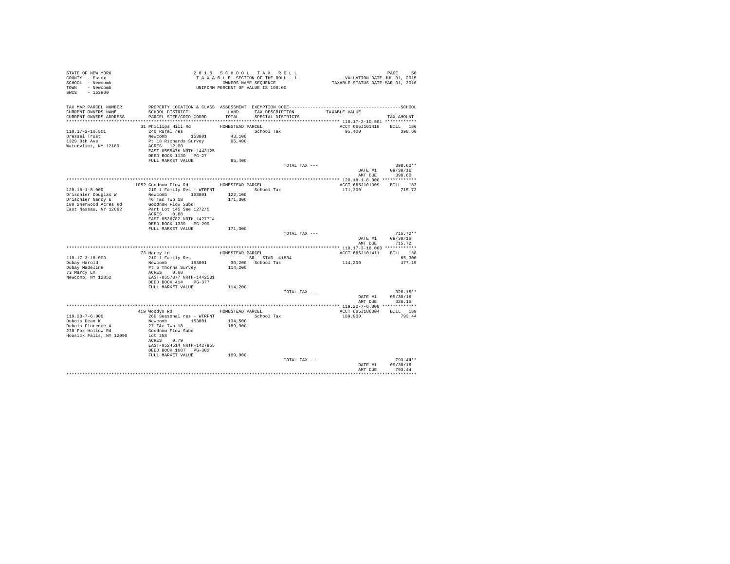STATE OF NEW YORK
COUNTY - Essex
SCHOOL - Newcomb
TOWN - Newcomb
SWIS - 153800

2 0 1 6 S C H O O L T A X R O L L
T A X A B L E SECTION OF THE ROLL - 1
OWNERS NAME SEQUENCE
UNIFORM PERCENT OF VALUE IS 100.00

VALUATION DATE-JUL 01, 2015
TAXABLE STATUS DATE-MAR 01, 2016

| TAX MAP PARCEL NUMBER / CURRENT OWNERS NAME / CURRENT OWNERS ADDRESS | PROPERTY LOCATION & CLASS / SCHOOL DISTRICT / PARCEL SIZE/GRID COORD | ASSESSMENT LAND / TOTAL | EXEMPTION CODE / TAX DESCRIPTION / SPECIAL DISTRICTS | TAXABLE VALUE | TAX AMOUNT |
|---|---|---|---|---|---|
| 110.17-2-10.501 | 31 Phillips Hill Rd | HOMESTEAD PARCEL | | ACCT 665J101410 | BILL 186 |
| Dressel Trust | 240 Rural res | | School Tax | 95,400 | 398.60 |
| 1329 8th Ave | Newcomb 153801 | 43,100 | | | |
| Watervliet, NY 12189 | Pt 18 Richards Survey | 95,400 | | | |
| | ACRES 12.00 | | | | |
| | EAST-0555476 NRTH-1443125 | | | | |
| | DEED BOOK 1130 PG-27 | | | | |
| | FULL MARKET VALUE | 95,400 | | | |
| | | | TOTAL TAX --- | | 398.60** |
| | | | | DATE #1 | 09/30/16 |
| | | | | AMT DUE | 398.60 |
| 120.18-1-8.000 | 1052 Goodnow Flow Rd | HOMESTEAD PARCEL | | ACCT 665J101009 | BILL 187 |
| Drischler Douglas W | 210 1 Family Res - WTRFNT | | School Tax | 171,300 | 715.72 |
| Drischler Nancy E | Newcomb 153801 | 122,100 | | | |
| 180 Sherwood Acres Rd | 46 T&c Twp 18 | 171,300 | | | |
| East Nassau, NY 12062 | Goodnow Flow Subd | | | | |
| | Part Lot 145 See 1272/5 | | | | |
| | ACRES 0.68 | | | | |
| | EAST-0536782 NRTH-1427714 | | | | |
| | DEED BOOK 1339 PG-299 | | | | |
| | FULL MARKET VALUE | 171,300 | | | |
| | | | TOTAL TAX --- | | 715.72** |
| | | | | DATE #1 | 09/30/16 |
| | | | | AMT DUE | 715.72 |
| 110.17-3-18.000 | 73 Marcy Ln | HOMESTEAD PARCEL | | ACCT 665J101411 | BILL 188 |
| Dubay Harold | 210 1 Family Res | | SR STAR 41834 | | 65,300 |
| Dubay Madeline | Newcomb 153801 | 30,200 | School Tax | 114,200 | 477.15 |
| 73 Marcy Ln | Pt 5 Thorns Survey | 114,200 | | | |
| Newcomb, NY 12852 | ACRES 0.60 | | | | |
| | EAST-0557877 NRTH-1442501 | | | | |
| | DEED BOOK 414 PG-377 | | | | |
| | FULL MARKET VALUE | 114,200 | | | |
| | | | TOTAL TAX --- | | 326.15** |
| | | | | DATE #1 | 09/30/16 |
| | | | | AMT DUE | 326.15 |
| 119.20-7-6.000 | 419 Woodys Rd | HOMESTEAD PARCEL | | ACCT 665J186004 | BILL 189 |
| Dubois Dean K | 260 Seasonal res - WTRFNT | | School Tax | 189,900 | 793.44 |
| Dubois Florence A | Newcomb 153801 | 134,500 | | | |
| 278 Fox Hollow Rd | 27 T&c Twp 18 | 189,900 | | | |
| Hoosick Falls, NY 12090 | Goodnow Flow Subd | | | | |
| | Lot 258 | | | | |
| | ACRES 0.79 | | | | |
| | EAST-0524514 NRTH-1427955 | | | | |
| | DEED BOOK 1687 PG-302 | | | | |
| | FULL MARKET VALUE | 189,900 | | | |
| | | | TOTAL TAX --- | | 793.44** |
| | | | | DATE #1 | 09/30/16 |
| | | | | AMT DUE | 793.44 |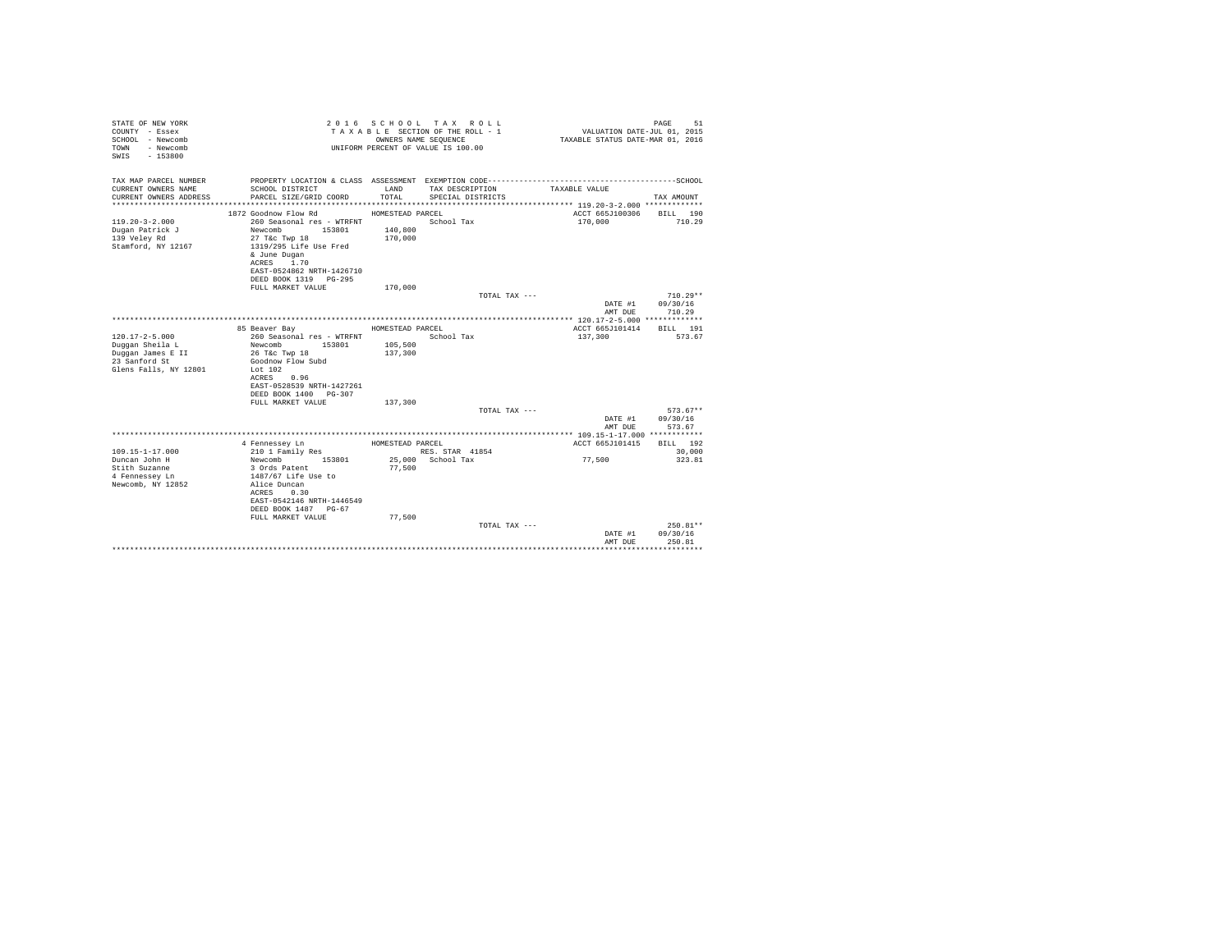STATE OF NEW YORK
COUNTY - Essex
SCHOOL - Newcomb
TOWN - Newcomb
SWIS - 153800

2 0 1 6 S C H O O L T A X R O L L
T A X A B L E SECTION OF THE ROLL - 1
OWNERS NAME SEQUENCE
UNIFORM PERCENT OF VALUE IS 100.00

VALUATION DATE-JUL 01, 2015
TAXABLE STATUS DATE-MAR 01, 2016

| TAX MAP PARCEL NUMBER / CURRENT OWNERS NAME / CURRENT OWNERS ADDRESS | PROPERTY LOCATION & CLASS / SCHOOL DISTRICT / PARCEL SIZE/GRID COORD | ASSESSMENT LAND / TOTAL | EXEMPTION CODE / TAX DESCRIPTION / SPECIAL DISTRICTS | TAXABLE VALUE | SCHOOL TAX AMOUNT |
|---|---|---|---|---|---|
| **119.20-3-2.000** | 1872 Goodnow Flow Rd | HOMESTEAD PARCEL | | ACCT 665J100306 | BILL 190 |
| 119.20-3-2.000 | 260 Seasonal res - WTRFNT | | School Tax | 170,000 | 710.29 |
| Dugan Patrick J | Newcomb 153801 | 140,800 | | | |
| 139 Veley Rd | 27 T&c Twp 18 | 170,000 | | | |
| Stamford, NY 12167 | 1319/295 Life Use Fred | | | | |
| | & June Dugan | | | | |
| | ACRES 1.70 | | | | |
| | EAST-0524862 NRTH-1426710 | | | | |
| | DEED BOOK 1319 PG-295 | | | | |
| | FULL MARKET VALUE | 170,000 | | | |
| | | | TOTAL TAX --- | | 710.29** |
| | | | | DATE #1 | 09/30/16 |
| | | | | AMT DUE | 710.29 |
| **120.17-2-5.000** | 85 Beaver Bay | HOMESTEAD PARCEL | | ACCT 665J101414 | BILL 191 |
| 120.17-2-5.000 | 260 Seasonal res - WTRFNT | | School Tax | 137,300 | 573.67 |
| Duggan Sheila L | Newcomb 153801 | 105,500 | | | |
| Duggan James E II | 26 T&c Twp 18 | 137,300 | | | |
| 23 Sanford St | Goodnow Flow Subd | | | | |
| Glens Falls, NY 12801 | Lot 102 | | | | |
| | ACRES 0.96 | | | | |
| | EAST-0528539 NRTH-1427261 | | | | |
| | DEED BOOK 1400 PG-307 | | | | |
| | FULL MARKET VALUE | 137,300 | | | |
| | | | TOTAL TAX --- | | 573.67** |
| | | | | DATE #1 | 09/30/16 |
| | | | | AMT DUE | 573.67 |
| **109.15-1-17.000** | 4 Fennessey Ln | HOMESTEAD PARCEL | | ACCT 665J101415 | BILL 192 |
| 109.15-1-17.000 | 210 1 Family Res | | RES. STAR 41854 | | 30,000 |
| Duncan John H | Newcomb 153801 | 25,000 | School Tax | 77,500 | 323.81 |
| Stith Suzanne | 3 Ords Patent | 77,500 | | | |
| 4 Fennessey Ln | 1487/67 Life Use to | | | | |
| Newcomb, NY 12852 | Alice Duncan | | | | |
| | ACRES 0.30 | | | | |
| | EAST-0542146 NRTH-1446549 | | | | |
| | DEED BOOK 1487 PG-67 | | | | |
| | FULL MARKET VALUE | 77,500 | | | |
| | | | TOTAL TAX --- | | 250.81** |
| | | | | DATE #1 | 09/30/16 |
| | | | | AMT DUE | 250.81 |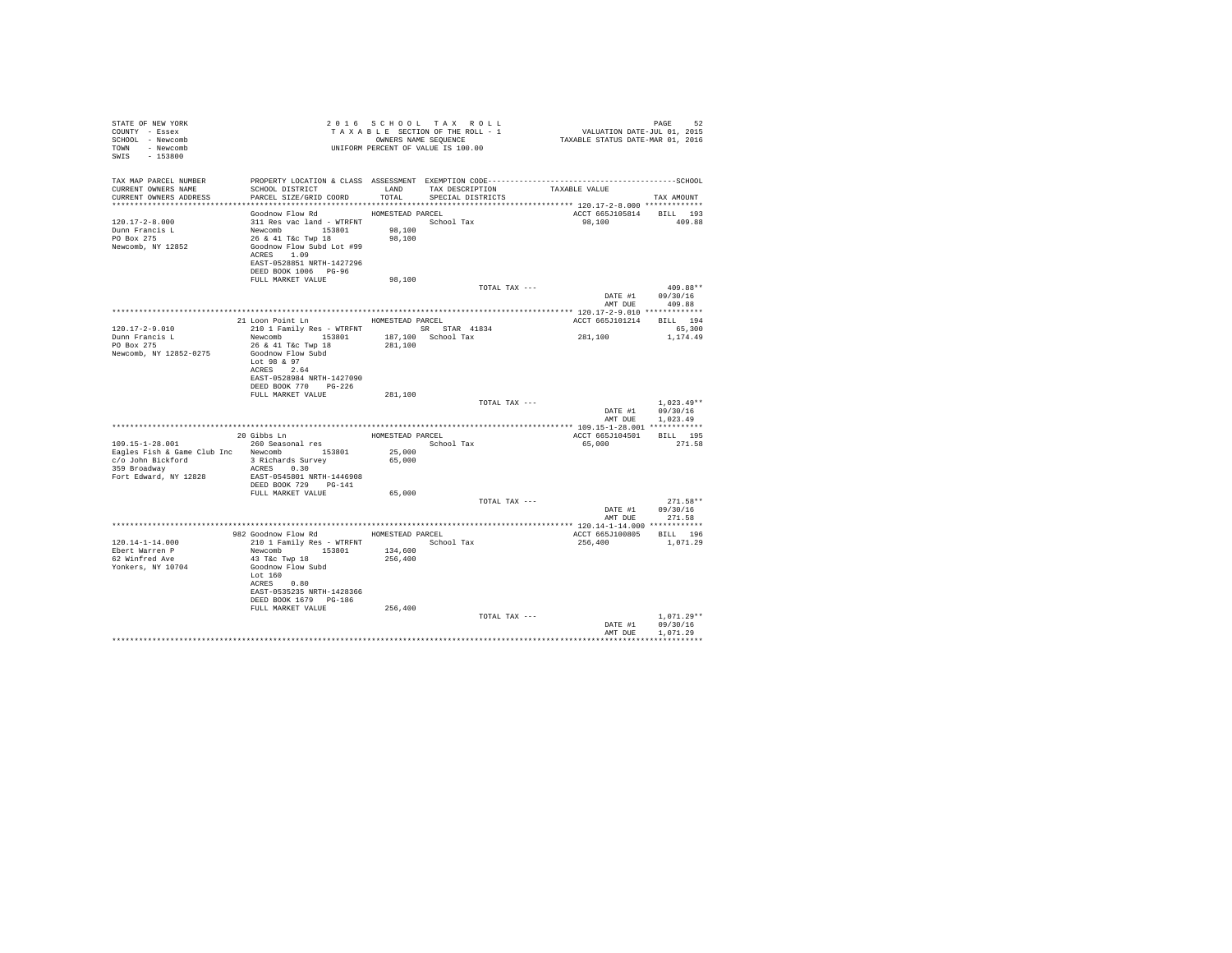STATE OF NEW YORK
COUNTY - Essex
SCHOOL - Newcomb
TOWN - Newcomb
SWIS - 153800

2016 SCHOOL TAX ROLL
TAXABLE SECTION OF THE ROLL - 1
OWNERS NAME SEQUENCE
UNIFORM PERCENT OF VALUE IS 100.00

VALUATION DATE-JUL 01, 2015
TAXABLE STATUS DATE-MAR 01, 2016

| TAX MAP PARCEL NUMBER / CURRENT OWNERS NAME / CURRENT OWNERS ADDRESS | PROPERTY LOCATION & CLASS / SCHOOL DISTRICT / PARCEL SIZE/GRID COORD | ASSESSMENT LAND / TOTAL | EXEMPTION CODE / TAX DESCRIPTION / SPECIAL DISTRICTS | TAXABLE VALUE | TAX AMOUNT |
|---|---|---|---|---|---|
| **120.17-2-8.000** | Goodnow Flow Rd | HOMESTEAD PARCEL | | ACCT 665J105814 | BILL 193 |
| 120.17-2-8.000 | 311 Res vac land - WTRFNT | | School Tax | 98,100 | 409.88 |
| Dunn Francis L | Newcomb 153801 | 98,100 | | | |
| PO Box 275 | 26 & 41 T&c Twp 18 | 98,100 | | | |
| Newcomb, NY 12852 | Goodnow Flow Subd Lot #99 | | | | |
| | ACRES 1.09 | | | | |
| | EAST-0528851 NRTH-1427296 | | | | |
| | DEED BOOK 1006 PG-96 | | | | |
| | FULL MARKET VALUE | 98,100 | | | |
| | | | TOTAL TAX --- | | 409.88** |
| | | | | DATE #1 | 09/30/16 |
| | | | | AMT DUE | 409.88 |
| **120.17-2-9.010** | 21 Loon Point Ln | HOMESTEAD PARCEL | | ACCT 665J101214 | BILL 194 |
| 120.17-2-9.010 | 210 1 Family Res - WTRFNT | | SR STAR 41834 | | 65,300 |
| Dunn Francis L | Newcomb 153801 | 187,100 | School Tax | 281,100 | 1,174.49 |
| PO Box 275 | 26 & 41 T&c Twp 18 | 281,100 | | | |
| Newcomb, NY 12852-0275 | Goodnow Flow Subd | | | | |
| | Lot 98 & 97 | | | | |
| | ACRES 2.64 | | | | |
| | EAST-0528984 NRTH-1427090 | | | | |
| | DEED BOOK 770 PG-226 | | | | |
| | FULL MARKET VALUE | 281,100 | | | |
| | | | TOTAL TAX --- | | 1,023.49** |
| | | | | DATE #1 | 09/30/16 |
| | | | | AMT DUE | 1,023.49 |
| **109.15-1-28.001** | 20 Gibbs Ln | HOMESTEAD PARCEL | | ACCT 665J104501 | BILL 195 |
| 109.15-1-28.001 | 260 Seasonal res | | School Tax | 65,000 | 271.58 |
| Eagles Fish & Game Club Inc | Newcomb 153801 | 25,000 | | | |
| c/o John Bickford | 3 Richards Survey | 65,000 | | | |
| 359 Broadway | ACRES 0.30 | | | | |
| Fort Edward, NY 12828 | EAST-0545801 NRTH-1446908 | | | | |
| | DEED BOOK 729 PG-141 | | | | |
| | FULL MARKET VALUE | 65,000 | | | |
| | | | TOTAL TAX --- | | 271.58** |
| | | | | DATE #1 | 09/30/16 |
| | | | | AMT DUE | 271.58 |
| **120.14-1-14.000** | 982 Goodnow Flow Rd | HOMESTEAD PARCEL | | ACCT 665J100805 | BILL 196 |
| 120.14-1-14.000 | 210 1 Family Res - WTRFNT | | School Tax | 256,400 | 1,071.29 |
| Ebert Warren P | Newcomb 153801 | 134,600 | | | |
| 62 Winfred Ave | 43 T&c Twp 18 | 256,400 | | | |
| Yonkers, NY 10704 | Goodnow Flow Subd | | | | |
| | Lot 160 | | | | |
| | ACRES 0.80 | | | | |
| | EAST-0535235 NRTH-1428366 | | | | |
| | DEED BOOK 1679 PG-186 | | | | |
| | FULL MARKET VALUE | 256,400 | | | |
| | | | TOTAL TAX --- | | 1,071.29** |
| | | | | DATE #1 | 09/30/16 |
| | | | | AMT DUE | 1,071.29 |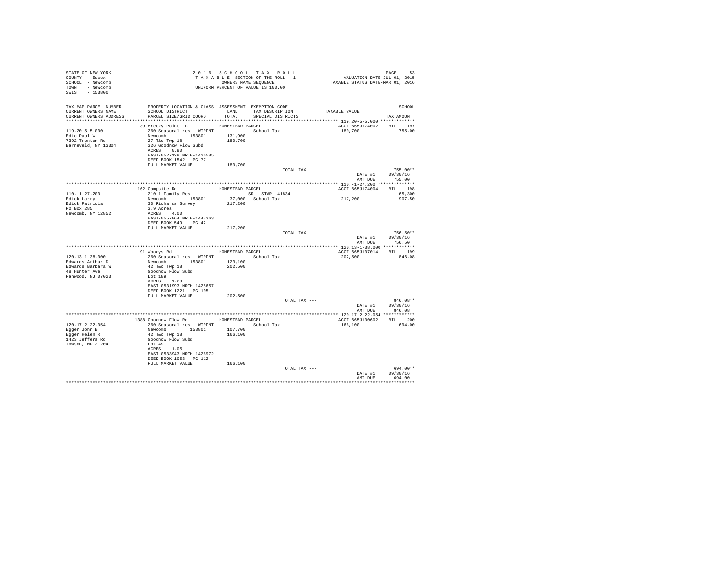STATE OF NEW YORK
COUNTY - Essex
SCHOOL - Newcomb
TOWN - Newcomb
SWIS - 153800

2016 SCHOOL TAX ROLL
TAXABLE SECTION OF THE ROLL - 1
OWNERS NAME SEQUENCE
UNIFORM PERCENT OF VALUE IS 100.00

VALUATION DATE-JUL 01, 2015
TAXABLE STATUS DATE-MAR 01, 2016

| TAX MAP PARCEL NUMBER / CURRENT OWNERS NAME / CURRENT OWNERS ADDRESS | PROPERTY LOCATION & CLASS / SCHOOL DISTRICT / PARCEL SIZE/GRID COORD | ASSESSMENT LAND / TOTAL | EXEMPTION CODE / TAX DESCRIPTION / SPECIAL DISTRICTS | TAXABLE VALUE | TAX AMOUNT |
|---|---|---|---|---|---|
| 119.20-5-5.000 | 39 Breezy Point Ln | HOMESTEAD PARCEL | | ACCT 665J174002 | BILL 197 |
| Edic Paul W | 260 Seasonal res - WTRFNT | | School Tax | 180,700 | 755.00 |
| 7392 Trenton Rd | Newcomb 153801 | 131,900 | | | |
| Barneveld, NY 13304 | 27 T&c Twp 18 | 180,700 | | | |
| | 326 Goodnow Flow Subd | | | | |
| | ACRES 0.80 | | | | |
| | EAST-0527128 NRTH-1426585 | | | | |
| | DEED BOOK 1542 PG-77 | | | | |
| | FULL MARKET VALUE | 180,700 | | | |
| | | | TOTAL TAX --- | | 755.00** |
| | | | | DATE #1 | 09/30/16 |
| | | | | AMT DUE | 755.00 |
| 110.-1-27.200 | 162 Campsite Rd | HOMESTEAD PARCEL | | ACCT 665J174004 | BILL 198 |
| Edick Larry | 210 1 Family Res | | SR STAR 41834 | | 65,300 |
| Edick Patricia | Newcomb 153801 | 37,000 | School Tax | 217,200 | 907.50 |
| PO Box 285 | 30 Richards Survey | 217,200 | | | |
| Newcomb, NY 12852 | 3.9 Acres | | | | |
| | ACRES 4.00 | | | | |
| | EAST-0557864 NRTH-1447363 | | | | |
| | DEED BOOK 549 PG-42 | | | | |
| | FULL MARKET VALUE | 217,200 | | | |
| | | | TOTAL TAX --- | | 756.50** |
| | | | | DATE #1 | 09/30/16 |
| | | | | AMT DUE | 756.50 |
| 120.13-1-38.000 | 91 Woodys Rd | HOMESTEAD PARCEL | | ACCT 665J107014 | BILL 199 |
| Edwards Arthur D | 260 Seasonal res - WTRFNT | | School Tax | 202,500 | 846.08 |
| Edwards Barbara W | Newcomb 153801 | 123,100 | | | |
| 48 Hunter Ave | 42 T&c Twp 18 | 202,500 | | | |
| Fanwood, NJ 07023 | Goodnow Flow Subd | | | | |
| | Lot 189 | | | | |
| | ACRES 1.29 | | | | |
| | EAST-0531993 NRTH-1428657 | | | | |
| | DEED BOOK 1221 PG-105 | | | | |
| | FULL MARKET VALUE | 202,500 | | | |
| | | | TOTAL TAX --- | | 846.08** |
| | | | | DATE #1 | 09/30/16 |
| | | | | AMT DUE | 846.08 |
| 120.17-2-22.054 | 1388 Goodnow Flow Rd | HOMESTEAD PARCEL | | ACCT 665J100602 | BILL 200 |
| Egger John B | 260 Seasonal res - WTRFNT | | School Tax | 166,100 | 694.00 |
| Egger Helen R | Newcomb 153801 | 107,700 | | | |
| 1423 Jeffers Rd | 42 T&c Twp 18 | 166,100 | | | |
| Towson, MD 21204 | Goodnow Flow Subd | | | | |
| | Lot 49 | | | | |
| | ACRES 1.05 | | | | |
| | EAST-0533943 NRTH-1426972 | | | | |
| | DEED BOOK 1053 PG-112 | | | | |
| | FULL MARKET VALUE | 166,100 | | | |
| | | | TOTAL TAX --- | | 694.00** |
| | | | | DATE #1 | 09/30/16 |
| | | | | AMT DUE | 694.00 |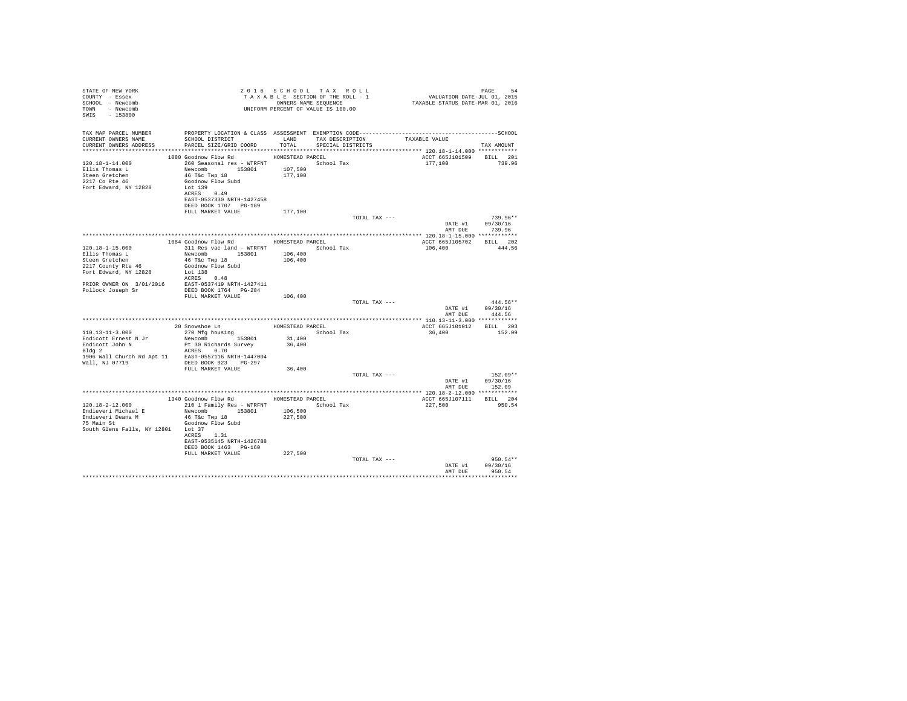STATE OF NEW YORK
COUNTY - Essex
SCHOOL - Newcomb
TOWN - Newcomb
SWIS - 153800

2 0 1 6 S C H O O L T A X R O L L
T A X A B L E SECTION OF THE ROLL - 1
OWNERS NAME SEQUENCE
UNIFORM PERCENT OF VALUE IS 100.00

VALUATION DATE-JUL 01, 2015
TAXABLE STATUS DATE-MAR 01, 2016

| TAX MAP PARCEL NUMBER / CURRENT OWNERS NAME / CURRENT OWNERS ADDRESS | PROPERTY LOCATION & CLASS / SCHOOL DISTRICT / PARCEL SIZE/GRID COORD | ASSESSMENT LAND / TOTAL | EXEMPTION CODE / TAX DESCRIPTION / SPECIAL DISTRICTS | TAXABLE VALUE | TAX AMOUNT |
|---|---|---|---|---|---|
| 120.18-1-14.000 | 1080 Goodnow Flow Rd | HOMESTEAD PARCEL | | ACCT 665J101509 | BILL 201 |
| 120.18-1-14.000 | 260 Seasonal res - WTRFNT | | School Tax | 177,100 | 739.96 |
| Ellis Thomas L | Newcomb 153801 | 107,500 | | | |
| Steen Gretchen | 46 T&c Twp 18 | 177,100 | | | |
| 2217 Co Rte 46 | Goodnow Flow Subd | | | | |
| Fort Edward, NY 12828 | Lot 139 | | | | |
| | ACRES 0.49 | | | | |
| | EAST-0537330 NRTH-1427458 | | | | |
| | DEED BOOK 1707 PG-189 | | | | |
| | FULL MARKET VALUE | 177,100 | | | |
| | | | TOTAL TAX --- | | 739.96** |
| | | | | DATE #1 | 09/30/16 |
| | | | | AMT DUE | 739.96 |
| 120.18-1-15.000 | 1084 Goodnow Flow Rd | HOMESTEAD PARCEL | | ACCT 665J105702 | BILL 202 |
| 120.18-1-15.000 | 311 Res vac land - WTRFNT | | School Tax | 106,400 | 444.56 |
| Ellis Thomas L | Newcomb 153801 | 106,400 | | | |
| Steen Gretchen | 46 T&c Twp 18 | 106,400 | | | |
| 2217 County Rte 46 | Goodnow Flow Subd | | | | |
| Fort Edward, NY 12828 | Lot 138 | | | | |
| | ACRES 0.48 | | | | |
| PRIOR OWNER ON 3/01/2016 | EAST-0537419 NRTH-1427411 | | | | |
| Pollock Joseph Sr | DEED BOOK 1764 PG-284 | | | | |
| | FULL MARKET VALUE | 106,400 | | | |
| | | | TOTAL TAX --- | | 444.56** |
| | | | | DATE #1 | 09/30/16 |
| | | | | AMT DUE | 444.56 |
| 110.13-11-3.000 | 20 Snowshoe Ln | HOMESTEAD PARCEL | | ACCT 665J101012 | BILL 203 |
| 110.13-11-3.000 | 270 Mfg housing | | School Tax | 36,400 | 152.09 |
| Endicott Ernest N Jr | Newcomb 153801 | 31,400 | | | |
| Endicott John N | Pt 30 Richards Survey | 36,400 | | | |
| Bldg 2 | ACRES 0.70 | | | | |
| 1906 Wall Church Rd Apt 11 | EAST-0557116 NRTH-1447004 | | | | |
| Wall, NJ 07719 | DEED BOOK 923 PG-297 | | | | |
| | FULL MARKET VALUE | 36,400 | | | |
| | | | TOTAL TAX --- | | 152.09** |
| | | | | DATE #1 | 09/30/16 |
| | | | | AMT DUE | 152.09 |
| 120.18-2-12.000 | 1340 Goodnow Flow Rd | HOMESTEAD PARCEL | | ACCT 665J107111 | BILL 204 |
| 120.18-2-12.000 | 210 1 Family Res - WTRFNT | | School Tax | 227,500 | 950.54 |
| Endieveri Michael E | Newcomb 153801 | 106,500 | | | |
| Endieveri Deana M | 46 T&c Twp 18 | 227,500 | | | |
| 75 Main St | Goodnow Flow Subd | | | | |
| South Glens Falls, NY 12801 | Lot 37 | | | | |
| | ACRES 1.31 | | | | |
| | EAST-0535145 NRTH-1426788 | | | | |
| | DEED BOOK 1463 PG-160 | | | | |
| | FULL MARKET VALUE | 227,500 | | | |
| | | | TOTAL TAX --- | | 950.54** |
| | | | | DATE #1 | 09/30/16 |
| | | | | AMT DUE | 950.54 |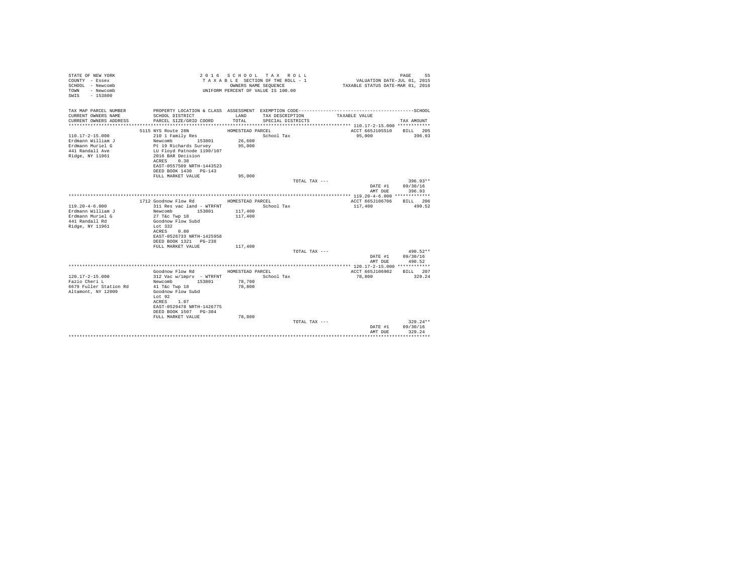STATE OF NEW YORK
COUNTY - Essex
SCHOOL - Newcomb
TOWN - Newcomb
SWIS - 153800

2016 SCHOOL TAX ROLL
TAXABLE SECTION OF THE ROLL - 1
OWNERS NAME SEQUENCE
UNIFORM PERCENT OF VALUE IS 100.00

VALUATION DATE-JUL 01, 2015
TAXABLE STATUS DATE-MAR 01, 2016

| TAX MAP PARCEL NUMBER / CURRENT OWNERS NAME / CURRENT OWNERS ADDRESS | PROPERTY LOCATION & CLASS / SCHOOL DISTRICT / PARCEL SIZE/GRID COORD | ASSESSMENT LAND / TOTAL | EXEMPTION CODE / TAX DESCRIPTION / SPECIAL DISTRICTS | TAXABLE VALUE | SCHOOL TAX AMOUNT |
|---|---|---|---|---|---|
| **110.17-2-15.000** | 5115 NYS Route 28N | HOMESTEAD PARCEL | | ACCT 665J105510 | BILL 205 |
| 110.17-2-15.000 | 210 1 Family Res | | School Tax | 95,000 | 396.93 |
| Erdmann William J | Newcomb 153801 | 26,600 | | | |
| Erdmann Muriel G | Pt 19 Richards Survey | 95,000 | | | |
| 441 Randall Ave | LU Floyd Patnode 1190/107 | | | | |
| Ridge, NY 11961 | 2016 BAR Decision | | | | |
| | ACRES 0.38 | | | | |
| | EAST-0557509 NRTH-1443523 | | | | |
| | DEED BOOK 1430 PG-143 | | | | |
| | FULL MARKET VALUE | 95,000 | | | |
| | | | TOTAL TAX --- | | 396.93** |
| | | | | DATE #1 | 09/30/16 |
| | | | | AMT DUE | 396.93 |
| **119.20-4-6.000** | 1712 Goodnow Flow Rd | HOMESTEAD PARCEL | | ACCT 665J106706 | BILL 206 |
| 119.20-4-6.000 | 311 Res vac land - WTRFNT | | School Tax | 117,400 | 490.52 |
| Erdmann William J | Newcomb 153801 | 117,400 | | | |
| Erdmann Muriel G | 27 T&c Twp 18 | 117,400 | | | |
| 441 Randall Rd | Goodnow Flow Subd | | | | |
| Ridge, NY 11961 | Lot 332 | | | | |
| | ACRES 0.80 | | | | |
| | EAST-0526733 NRTH-1425958 | | | | |
| | DEED BOOK 1321 PG-238 | | | | |
| | FULL MARKET VALUE | 117,400 | | | |
| | | | TOTAL TAX --- | | 490.52** |
| | | | | DATE #1 | 09/30/16 |
| | | | | AMT DUE | 490.52 |
| **120.17-2-15.000** | Goodnow Flow Rd | HOMESTEAD PARCEL | | ACCT 665J106902 | BILL 207 |
| 120.17-2-15.000 | 312 Vac w/imprv - WTRFNT | | School Tax | 78,800 | 329.24 |
| Fazio Cheri L | Newcomb 153801 | 78,700 | | | |
| 6679 Fuller Station Rd | 41 T&c Twp 18 | 78,800 | | | |
| Altamont, NY 12009 | Goodnow Flow Subd | | | | |
| | Lot 92 | | | | |
| | ACRES 1.07 | | | | |
| | EAST-0529478 NRTH-1426775 | | | | |
| | DEED BOOK 1507 PG-304 | | | | |
| | FULL MARKET VALUE | 78,800 | | | |
| | | | TOTAL TAX --- | | 329.24** |
| | | | | DATE #1 | 09/30/16 |
| | | | | AMT DUE | 329.24 |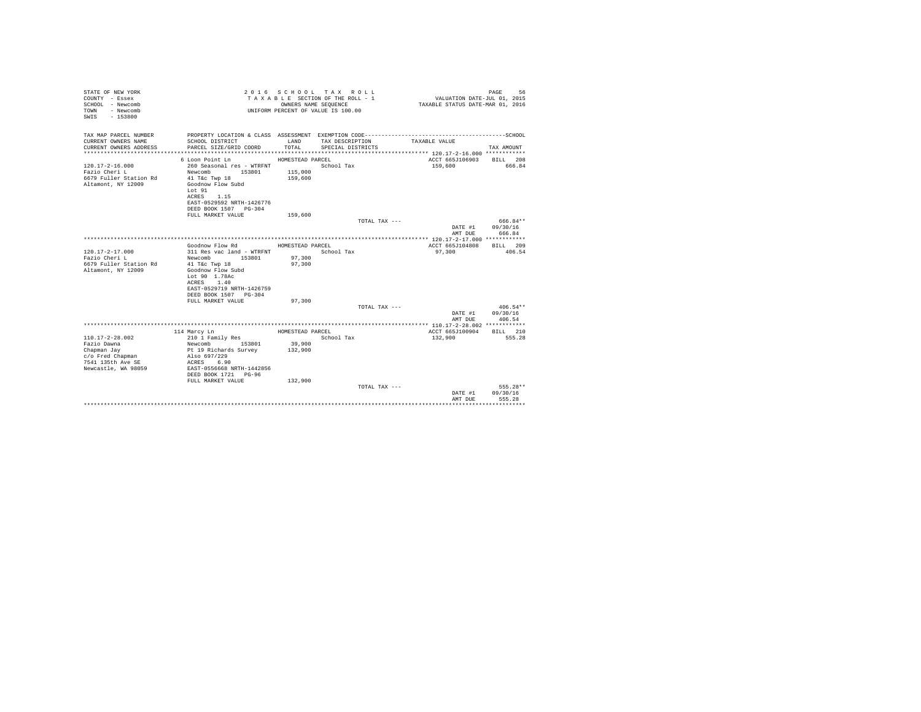STATE OF NEW YORK
COUNTY - Essex
SCHOOL - Newcomb
TOWN - Newcomb
SWIS - 153800

2 0 1 6 S C H O O L T A X R O L L
T A X A B L E SECTION OF THE ROLL - 1
OWNERS NAME SEQUENCE
UNIFORM PERCENT OF VALUE IS 100.00

VALUATION DATE-JUL 01, 2015
TAXABLE STATUS DATE-MAR 01, 2016

| TAX MAP PARCEL NUMBER / CURRENT OWNERS NAME / CURRENT OWNERS ADDRESS | PROPERTY LOCATION & CLASS / SCHOOL DISTRICT / PARCEL SIZE/GRID COORD | ASSESSMENT LAND / TOTAL | EXEMPTION CODE / TAX DESCRIPTION / SPECIAL DISTRICTS | TAXABLE VALUE | SCHOOL TAX AMOUNT |
|---|---|---|---|---|---|
| **120.17-2-16.000** | 6 Loon Point Ln | HOMESTEAD PARCEL | | ACCT 665J106903 | BILL 208 |
| 120.17-2-16.000 | 260 Seasonal res - WTRFNT | | School Tax | 159,600 | 666.84 |
| Fazio Cheri L | Newcomb 153801 | 115,000 | | | |
| 6679 Fuller Station Rd | 41 T&c Twp 18 | 159,600 | | | |
| Altamont, NY 12009 | Goodnow Flow Subd | | | | |
| | Lot 91 | | | | |
| | ACRES 1.15 | | | | |
| | EAST-0529592 NRTH-1426776 | | | | |
| | DEED BOOK 1507 PG-304 | | | | |
| | FULL MARKET VALUE | 159,600 | | | |
| | | | TOTAL TAX --- | | 666.84** |
| | | | | DATE #1 | 09/30/16 |
| | | | | AMT DUE | 666.84 |
| **120.17-2-17.000** | Goodnow Flow Rd | HOMESTEAD PARCEL | | ACCT 665J104808 | BILL 209 |
| 120.17-2-17.000 | 311 Res vac land - WTRFNT | | School Tax | 97,300 | 406.54 |
| Fazio Cheri L | Newcomb 153801 | 97,300 | | | |
| 6679 Fuller Station Rd | 41 T&c Twp 18 | 97,300 | | | |
| Altamont, NY 12009 | Goodnow Flow Subd | | | | |
| | Lot 90 1.78Ac | | | | |
| | ACRES 1.40 | | | | |
| | EAST-0529719 NRTH-1426759 | | | | |
| | DEED BOOK 1507 PG-304 | | | | |
| | FULL MARKET VALUE | 97,300 | | | |
| | | | TOTAL TAX --- | | 406.54** |
| | | | | DATE #1 | 09/30/16 |
| | | | | AMT DUE | 406.54 |
| **110.17-2-28.002** | 114 Marcy Ln | HOMESTEAD PARCEL | | ACCT 665J100904 | BILL 210 |
| 110.17-2-28.002 | 210 1 Family Res | | School Tax | 132,900 | 555.28 |
| Fazio Dawna | Newcomb 153801 | 39,900 | | | |
| Chapman Jay | Pt 19 Richards Survey | 132,900 | | | |
| c/o Fred Chapman | Also 697/229 | | | | |
| 7541 135th Ave SE | ACRES 6.90 | | | | |
| Newcastle, WA 98059 | EAST-0556668 NRTH-1442856 | | | | |
| | DEED BOOK 1721 PG-96 | | | | |
| | FULL MARKET VALUE | 132,900 | | | |
| | | | TOTAL TAX --- | | 555.28** |
| | | | | DATE #1 | 09/30/16 |
| | | | | AMT DUE | 555.28 |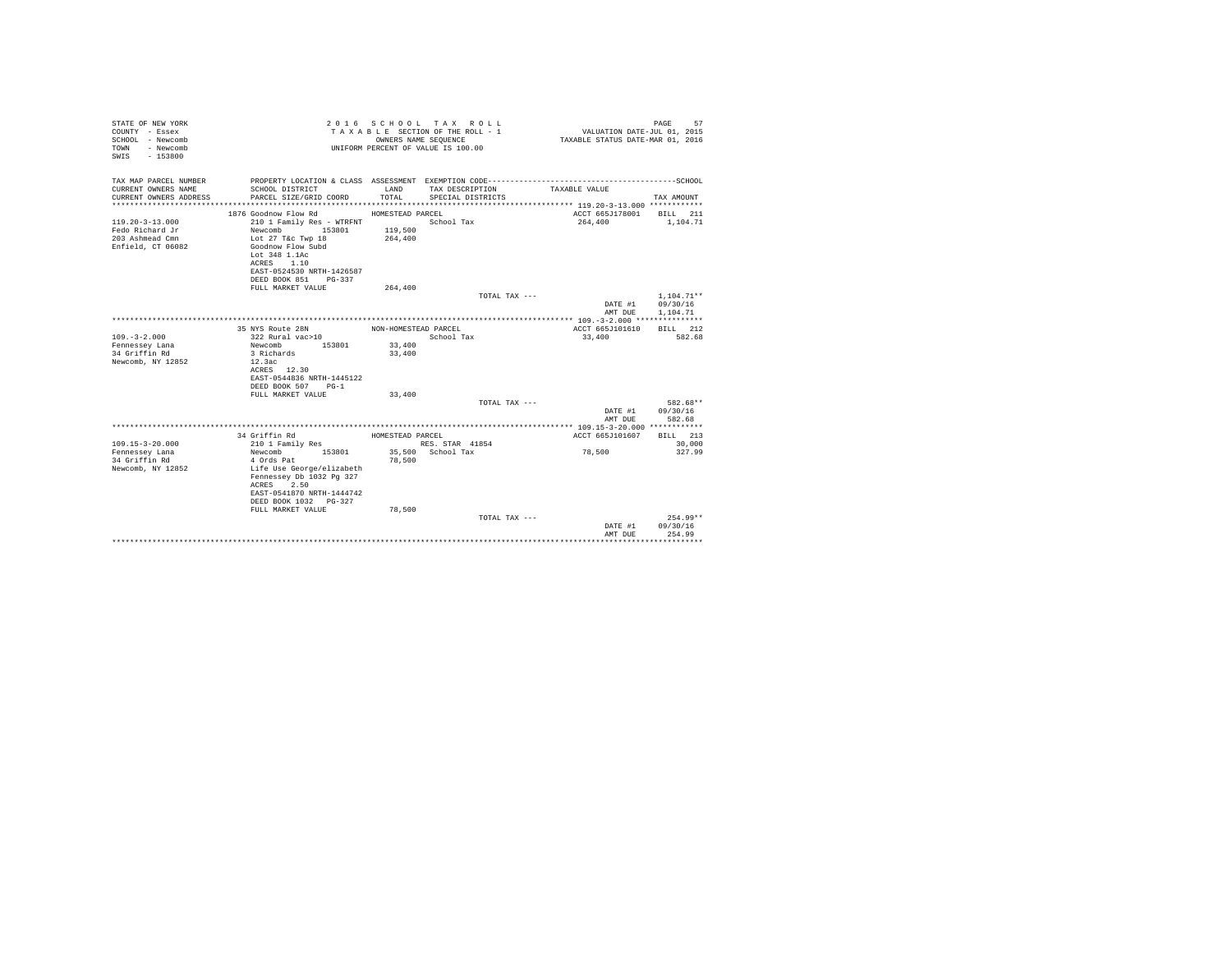STATE OF NEW YORK
COUNTY - Essex
SCHOOL - Newcomb
TOWN - Newcomb
SWIS - 153800

2 0 1 6 S C H O O L T A X R O L L
T A X A B L E SECTION OF THE ROLL - 1
OWNERS NAME SEQUENCE
UNIFORM PERCENT OF VALUE IS 100.00

VALUATION DATE-JUL 01, 2015
TAXABLE STATUS DATE-MAR 01, 2016

| TAX MAP PARCEL NUMBER / CURRENT OWNERS NAME / CURRENT OWNERS ADDRESS | PROPERTY LOCATION & CLASS / SCHOOL DISTRICT / PARCEL SIZE/GRID COORD | ASSESSMENT LAND / TOTAL | EXEMPTION CODE / TAX DESCRIPTION / SPECIAL DISTRICTS | TAXABLE VALUE | TAX AMOUNT |
|---|---|---|---|---|---|
| **119.20-3-13.000** | 1876 Goodnow Flow Rd — HOMESTEAD PARCEL | | | ACCT 665J178001 | BILL 211 |
| 119.20-3-13.000 | 210 1 Family Res - WTRFNT | | School Tax | 264,400 | 1,104.71 |
| Fedo Richard Jr | Newcomb 153801 | 119,500 | | | |
| 203 Ashmead Cmn | Lot 27 T&c Twp 18 | 264,400 | | | |
| Enfield, CT 06082 | Goodnow Flow Subd | | | | |
| | Lot 348 1.1Ac | | | | |
| | ACRES 1.10 | | | | |
| | EAST-0524530 NRTH-1426587 | | | | |
| | DEED BOOK 851 PG-337 | | | | |
| | FULL MARKET VALUE | 264,400 | | | |
| | | | TOTAL TAX --- | | 1,104.71** |
| | | | | DATE #1 | 09/30/16 |
| | | | | AMT DUE | 1,104.71 |
| **109.-3-2.000** | 35 NYS Route 28N — NON-HOMESTEAD PARCEL | | | ACCT 665J101610 | BILL 212 |
| 109.-3-2.000 | 322 Rural vac>10 | | School Tax | 33,400 | 582.68 |
| Fennessey Lana | Newcomb 153801 | 33,400 | | | |
| 34 Griffin Rd | 3 Richards | 33,400 | | | |
| Newcomb, NY 12852 | 12.3ac | | | | |
| | ACRES 12.30 | | | | |
| | EAST-0544836 NRTH-1445122 | | | | |
| | DEED BOOK 507 PG-1 | | | | |
| | FULL MARKET VALUE | 33,400 | | | |
| | | | TOTAL TAX --- | | 582.68** |
| | | | | DATE #1 | 09/30/16 |
| | | | | AMT DUE | 582.68 |
| **109.15-3-20.000** | 34 Griffin Rd — HOMESTEAD PARCEL | | | ACCT 665J101607 | BILL 213 |
| 109.15-3-20.000 | 210 1 Family Res | | RES. STAR 41854 | | 30,000 |
| Fennessey Lana | Newcomb 153801 | 35,500 | School Tax | 78,500 | 327.99 |
| 34 Griffin Rd | 4 Ords Pat | 78,500 | | | |
| Newcomb, NY 12852 | Life Use George/elizabeth | | | | |
| | Fennessey Db 1032 Pg 327 | | | | |
| | ACRES 2.50 | | | | |
| | EAST-0541870 NRTH-1444742 | | | | |
| | DEED BOOK 1032 PG-327 | | | | |
| | FULL MARKET VALUE | 78,500 | | | |
| | | | TOTAL TAX --- | | 254.99** |
| | | | | DATE #1 | 09/30/16 |
| | | | | AMT DUE | 254.99 |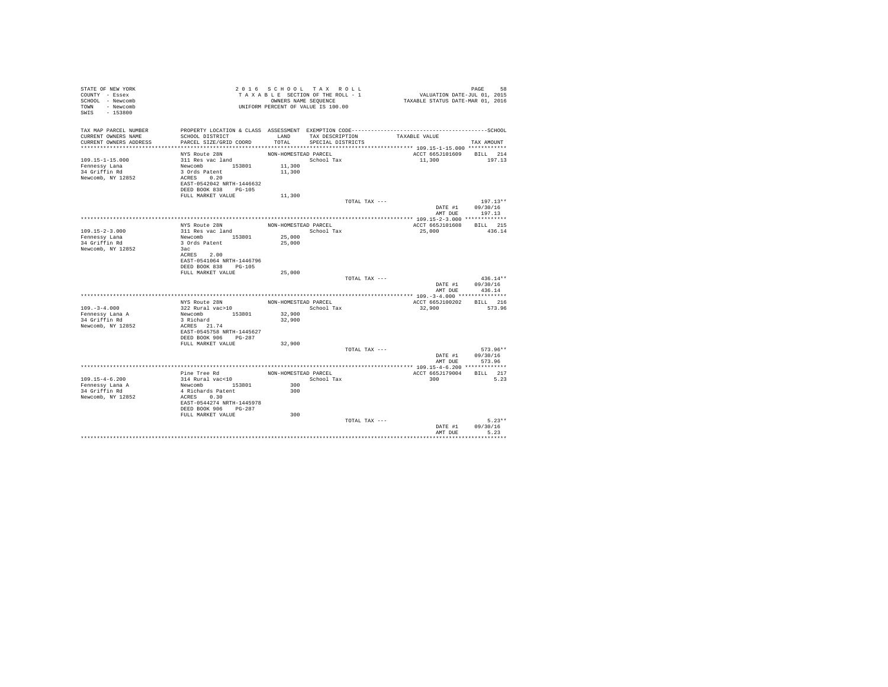STATE OF NEW YORK
COUNTY - Essex
SCHOOL - Newcomb
TOWN - Newcomb
SWIS - 153800

2 0 1 6 S C H O O L T A X R O L L
T A X A B L E SECTION OF THE ROLL - 1
OWNERS NAME SEQUENCE
UNIFORM PERCENT OF VALUE IS 100.00

VALUATION DATE-JUL 01, 2015
TAXABLE STATUS DATE-MAR 01, 2016

| TAX MAP PARCEL NUMBER / CURRENT OWNERS NAME / CURRENT OWNERS ADDRESS | PROPERTY LOCATION & CLASS / SCHOOL DISTRICT / PARCEL SIZE/GRID COORD | ASSESSMENT LAND / TOTAL | EXEMPTION CODE / TAX DESCRIPTION / SPECIAL DISTRICTS | TAXABLE VALUE | SCHOOL TAX AMOUNT |
|---|---|---|---|---|---|
| **109.15-1-15.000** | NYS Route 28N | NON-HOMESTEAD PARCEL | | ACCT 665J101609 | BILL 214 |
| 109.15-1-15.000 | 311 Res vac land | | School Tax | 11,300 | 197.13 |
| Fennessy Lana | Newcomb 153801 | 11,300 | | | |
| 34 Griffin Rd | 3 Ords Patent | 11,300 | | | |
| Newcomb, NY 12852 | ACRES 0.20 | | | | |
| | EAST-0542042 NRTH-1446632 | | | | |
| | DEED BOOK 838 PG-105 | | | | |
| | FULL MARKET VALUE | 11,300 | | | |
| | | | TOTAL TAX --- | | 197.13** |
| | | | | DATE #1 | 09/30/16 |
| | | | | AMT DUE | 197.13 |
| **109.15-2-3.000** | NYS Route 28N | NON-HOMESTEAD PARCEL | | ACCT 665J101608 | BILL 215 |
| 109.15-2-3.000 | 311 Res vac land | | School Tax | 25,000 | 436.14 |
| Fennessy Lana | Newcomb 153801 | 25,000 | | | |
| 34 Griffin Rd | 3 Ords Patent | 25,000 | | | |
| Newcomb, NY 12852 | 3ac | | | | |
| | ACRES 2.00 | | | | |
| | EAST-0541064 NRTH-1446796 | | | | |
| | DEED BOOK 838 PG-105 | | | | |
| | FULL MARKET VALUE | 25,000 | | | |
| | | | TOTAL TAX --- | | 436.14** |
| | | | | DATE #1 | 09/30/16 |
| | | | | AMT DUE | 436.14 |
| **109.-3-4.000** | NYS Route 28N | NON-HOMESTEAD PARCEL | | ACCT 665J100202 | BILL 216 |
| 109.-3-4.000 | 322 Rural vac>10 | | School Tax | 32,900 | 573.96 |
| Fennessy Lana A | Newcomb 153801 | 32,900 | | | |
| 34 Griffin Rd | 3 Richard | 32,900 | | | |
| Newcomb, NY 12852 | ACRES 21.74 | | | | |
| | EAST-0545758 NRTH-1445627 | | | | |
| | DEED BOOK 906 PG-287 | | | | |
| | FULL MARKET VALUE | 32,900 | | | |
| | | | TOTAL TAX --- | | 573.96** |
| | | | | DATE #1 | 09/30/16 |
| | | | | AMT DUE | 573.96 |
| **109.15-4-6.200** | Pine Tree Rd | NON-HOMESTEAD PARCEL | | ACCT 665J179004 | BILL 217 |
| 109.15-4-6.200 | 314 Rural vac<10 | | School Tax | 300 | 5.23 |
| Fennessy Lana A | Newcomb 153801 | 300 | | | |
| 34 Griffin Rd | 4 Richards Patent | 300 | | | |
| Newcomb, NY 12852 | ACRES 0.30 | | | | |
| | EAST-0544274 NRTH-1445978 | | | | |
| | DEED BOOK 906 PG-287 | | | | |
| | FULL MARKET VALUE | 300 | | | |
| | | | TOTAL TAX --- | | 5.23** |
| | | | | DATE #1 | 09/30/16 |
| | | | | AMT DUE | 5.23 |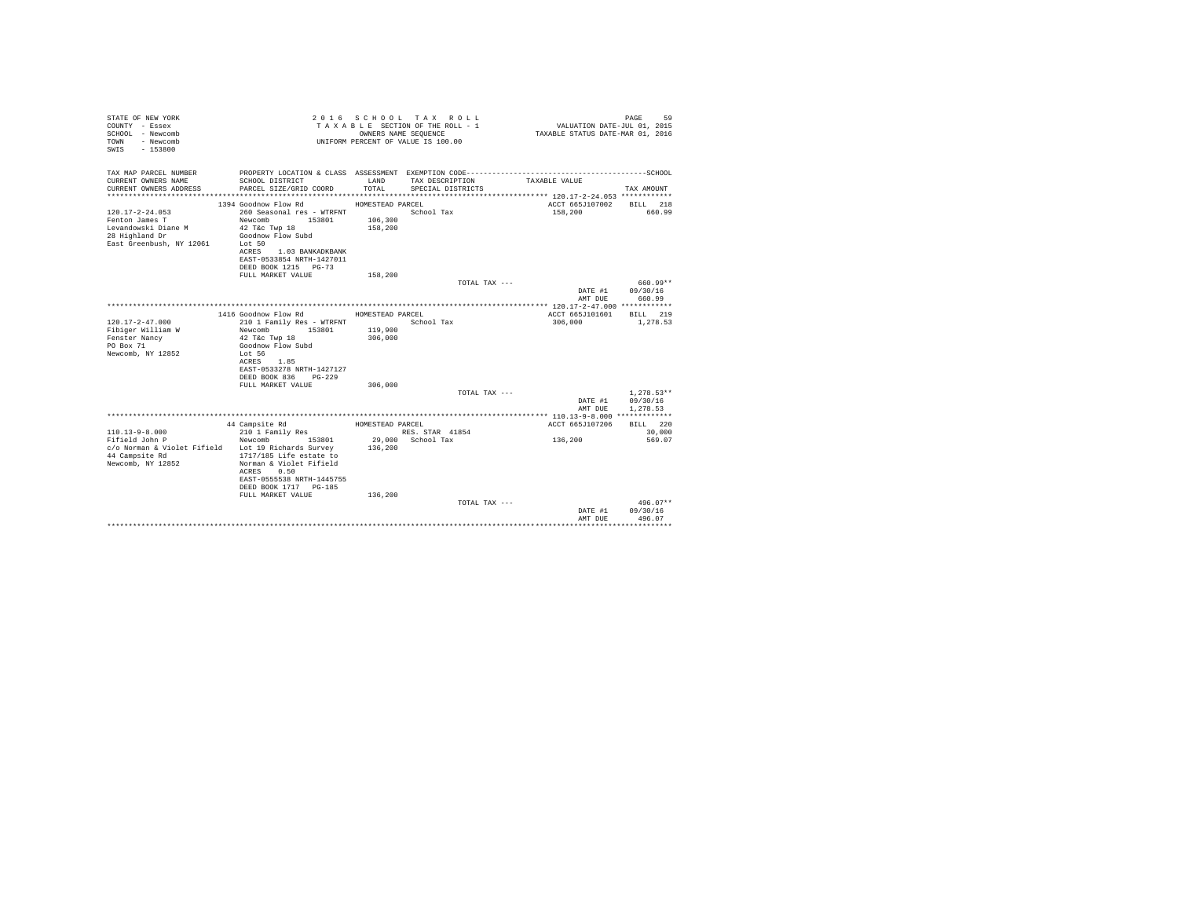STATE OF NEW YORK | 2 0 1 6 S C H O O L T A X R O L L | PAGE 59
COUNTY - Essex | T A X A B L E SECTION OF THE ROLL - 1 | VALUATION DATE-JUL 01, 2015
SCHOOL - Newcomb | OWNERS NAME SEQUENCE | TAXABLE STATUS DATE-MAR 01, 2016
TOWN - Newcomb | UNIFORM PERCENT OF VALUE IS 100.00
SWIS - 153800

| TAX MAP PARCEL NUMBER / CURRENT OWNERS NAME / CURRENT OWNERS ADDRESS | PROPERTY LOCATION & CLASS / SCHOOL DISTRICT / PARCEL SIZE/GRID COORD | ASSESSMENT LAND / TOTAL | EXEMPTION CODE / TAX DESCRIPTION / SPECIAL DISTRICTS | TAXABLE VALUE | TAX AMOUNT |
|---|---|---|---|---|---|
| **120.17-2-24.053** | 1394 Goodnow Flow Rd | HOMESTEAD PARCEL | | ACCT 665J107002 | BILL 218 |
| 120.17-2-24.053 | 260 Seasonal res - WTRFNT | | School Tax | 158,200 | 660.99 |
| Fenton James T | Newcomb 153801 | 106,300 | | | |
| Levandowski Diane M | 42 T&c Twp 18 | 158,200 | | | |
| 28 Highland Dr | Goodnow Flow Subd | | | | |
| East Greenbush, NY 12061 | Lot 50 | | | | |
| | ACRES 1.03 BANKADKBANK | | | | |
| | EAST-0533854 NRTH-1427011 | | | | |
| | DEED BOOK 1215 PG-73 | | | | |
| | FULL MARKET VALUE | 158,200 | | | |
| | | | TOTAL TAX --- | | 660.99** |
| | | | | DATE #1 | 09/30/16 |
| | | | | AMT DUE | 660.99 |
| **120.17-2-47.000** | 1416 Goodnow Flow Rd | HOMESTEAD PARCEL | | ACCT 665J101601 | BILL 219 |
| 120.17-2-47.000 | 210 1 Family Res - WTRFNT | | School Tax | 306,000 | 1,278.53 |
| Fibiger William W | Newcomb 153801 | 119,900 | | | |
| Fenster Nancy | 42 T&c Twp 18 | 306,000 | | | |
| PO Box 71 | Goodnow Flow Subd | | | | |
| Newcomb, NY 12852 | Lot 56 | | | | |
| | ACRES 1.85 | | | | |
| | EAST-0533278 NRTH-1427127 | | | | |
| | DEED BOOK 836 PG-229 | | | | |
| | FULL MARKET VALUE | 306,000 | | | |
| | | | TOTAL TAX --- | | 1,278.53** |
| | | | | DATE #1 | 09/30/16 |
| | | | | AMT DUE | 1,278.53 |
| **110.13-9-8.000** | 44 Campsite Rd | HOMESTEAD PARCEL | | ACCT 665J107206 | BILL 220 |
| 110.13-9-8.000 | 210 1 Family Res | | RES. STAR 41854 | | 30,000 |
| Fifield John P | Newcomb 153801 | 29,000 | School Tax | 136,200 | 569.07 |
| c/o Norman & Violet Fifield | Lot 19 Richards Survey | 136,200 | | | |
| 44 Campsite Rd | 1717/185 Life estate to | | | | |
| Newcomb, NY 12852 | Norman & Violet Fifield | | | | |
| | ACRES 0.50 | | | | |
| | EAST-0555538 NRTH-1445755 | | | | |
| | DEED BOOK 1717 PG-185 | | | | |
| | FULL MARKET VALUE | 136,200 | | | |
| | | | TOTAL TAX --- | | 496.07** |
| | | | | DATE #1 | 09/30/16 |
| | | | | AMT DUE | 496.07 |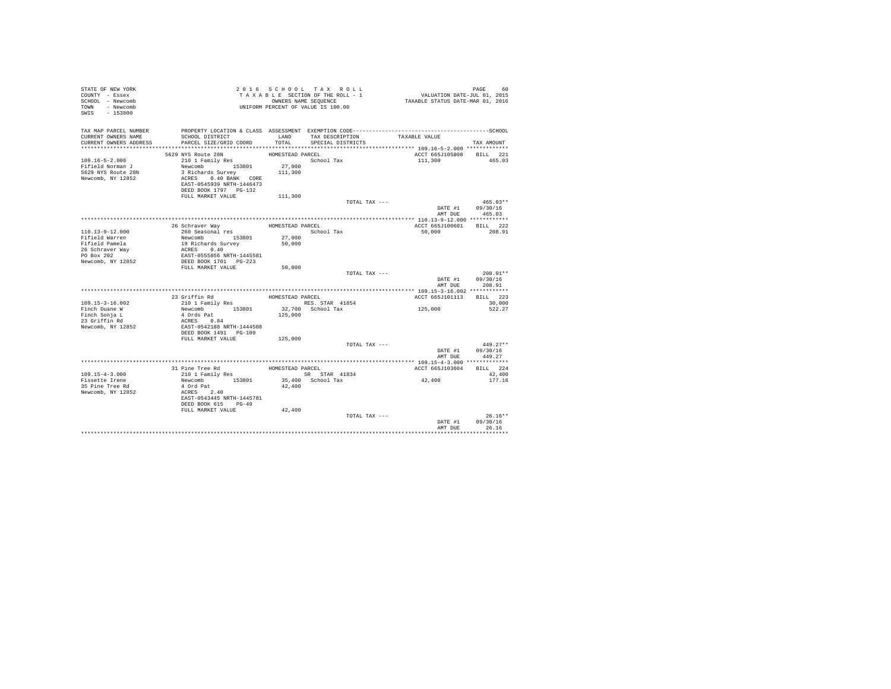STATE OF NEW YORK
COUNTY - Essex
SCHOOL - Newcomb
TOWN - Newcomb
SWIS - 153800

2016 SCHOOL TAX ROLL
TAXABLE SECTION OF THE ROLL - 1
OWNERS NAME SEQUENCE
UNIFORM PERCENT OF VALUE IS 100.00

VALUATION DATE-JUL 01, 2015
TAXABLE STATUS DATE-MAR 01, 2016

| TAX MAP PARCEL NUMBER / CURRENT OWNERS NAME / CURRENT OWNERS ADDRESS | PROPERTY LOCATION & CLASS / SCHOOL DISTRICT / PARCEL SIZE/GRID COORD | ASSESSMENT LAND / TOTAL | EXEMPTION CODE / TAX DESCRIPTION / SPECIAL DISTRICTS | TAXABLE VALUE | TAX AMOUNT |
|---|---|---|---|---|---|
| **109.16-5-2.000** | 5629 NYS Route 28N | HOMESTEAD PARCEL | | ACCT 665J105808 | BILL 221 |
| 109.16-5-2.000 | 210 1 Family Res | | School Tax | 111,300 | 465.03 |
| Fifield Norman J | Newcomb 153801 | 27,000 | | | |
| 5629 NYS Route 28N | 3 Richards Survey | 111,300 | | | |
| Newcomb, NY 12852 | ACRES 0.40 BANK CORE | | | | |
| | EAST-0545939 NRTH-1446473 | | | | |
| | DEED BOOK 1797 PG-132 | | | | |
| | FULL MARKET VALUE | 111,300 | | | |
| | | | TOTAL TAX --- | | 465.03** |
| | | | | DATE #1 | 09/30/16 |
| | | | | AMT DUE | 465.03 |
| **110.13-9-12.000** | 26 Schraver Way | HOMESTEAD PARCEL | | ACCT 665J100601 | BILL 222 |
| 110.13-9-12.000 | 260 Seasonal res | | School Tax | 50,000 | 208.91 |
| Fifield Warren | Newcomb 153801 | 27,000 | | | |
| Fifield Pamela | 19 Richards Survey | 50,000 | | | |
| 26 Schraver Way | ACRES 0.40 | | | | |
| PO Box 202 | EAST-0555856 NRTH-1445581 | | | | |
| Newcomb, NY 12852 | DEED BOOK 1701 PG-223 | | | | |
| | FULL MARKET VALUE | 50,000 | | | |
| | | | TOTAL TAX --- | | 208.91** |
| | | | | DATE #1 | 09/30/16 |
| | | | | AMT DUE | 208.91 |
| **109.15-3-16.002** | 23 Griffin Rd | HOMESTEAD PARCEL | | ACCT 665J101113 | BILL 223 |
| 109.15-3-16.002 | 210 1 Family Res | | RES. STAR 41854 | | 30,000 |
| Finch Duane W | Newcomb 153801 | 32,700 | School Tax | 125,000 | 522.27 |
| Finch Sonja L | 4 Ords Pat | 125,000 | | | |
| 23 Griffin Rd | ACRES 0.84 | | | | |
| Newcomb, NY 12852 | EAST-0542188 NRTH-1444508 | | | | |
| | DEED BOOK 1491 PG-109 | | | | |
| | FULL MARKET VALUE | 125,000 | | | |
| | | | TOTAL TAX --- | | 449.27** |
| | | | | DATE #1 | 09/30/16 |
| | | | | AMT DUE | 449.27 |
| **109.15-4-3.000** | 31 Pine Tree Rd | HOMESTEAD PARCEL | | ACCT 665J103604 | BILL 224 |
| 109.15-4-3.000 | 210 1 Family Res | | SR STAR 41834 | | 42,400 |
| Fissette Irene | Newcomb 153801 | 35,400 | School Tax | 42,400 | 177.16 |
| 35 Pine Tree Rd | 4 Ord Pat | 42,400 | | | |
| Newcomb, NY 12852 | ACRES 2.40 | | | | |
| | EAST-0543445 NRTH-1445781 | | | | |
| | DEED BOOK 615 PG-49 | | | | |
| | FULL MARKET VALUE | 42,400 | | | |
| | | | TOTAL TAX --- | | 26.16** |
| | | | | DATE #1 | 09/30/16 |
| | | | | AMT DUE | 26.16 |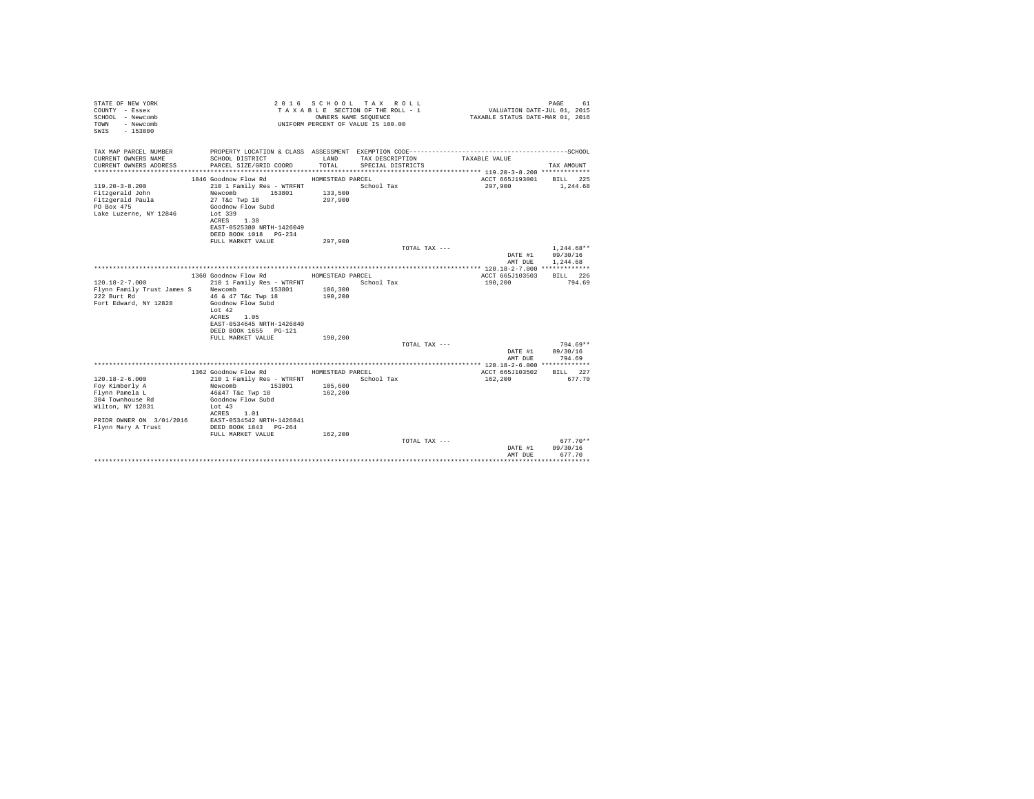STATE OF NEW YORK
COUNTY - Essex
SCHOOL - Newcomb
TOWN - Newcomb
SWIS - 153800

2 0 1 6 S C H O O L T A X R O L L
T A X A B L E SECTION OF THE ROLL - 1
OWNERS NAME SEQUENCE
UNIFORM PERCENT OF VALUE IS 100.00

VALUATION DATE-JUL 01, 2015
TAXABLE STATUS DATE-MAR 01, 2016

| TAX MAP PARCEL NUMBER / CURRENT OWNERS NAME / CURRENT OWNERS ADDRESS | PROPERTY LOCATION & CLASS / SCHOOL DISTRICT / PARCEL SIZE/GRID COORD | ASSESSMENT LAND / TOTAL | EXEMPTION CODE / TAX DESCRIPTION / SPECIAL DISTRICTS | TAXABLE VALUE | TAX AMOUNT |
|---|---|---|---|---|---|
| **119.20-3-8.200** | 1846 Goodnow Flow Rd | HOMESTEAD PARCEL | | ACCT 665J193001 | BILL 225 |
| 119.20-3-8.200 | 210 1 Family Res - WTRFNT | | School Tax | 297,900 | 1,244.68 |
| Fitzgerald John | Newcomb 153801 | 133,500 | | | |
| Fitzgerald Paula | 27 T&c Twp 18 | 297,900 | | | |
| PO Box 475 | Goodnow Flow Subd | | | | |
| Lake Luzerne, NY 12846 | Lot 339 | | | | |
| | ACRES 1.30 | | | | |
| | EAST-0525380 NRTH-1426049 | | | | |
| | DEED BOOK 1018 PG-234 | | | | |
| | FULL MARKET VALUE | 297,900 | | | |
| | | | TOTAL TAX --- | | 1,244.68** |
| | | | | DATE #1 | 09/30/16 |
| | | | | AMT DUE | 1,244.68 |
| **120.18-2-7.000** | 1360 Goodnow Flow Rd | HOMESTEAD PARCEL | | ACCT 665J103503 | BILL 226 |
| 120.18-2-7.000 | 210 1 Family Res - WTRFNT | | School Tax | 190,200 | 794.69 |
| Flynn Family Trust James S | Newcomb 153801 | 106,300 | | | |
| 222 Burt Rd | 46 & 47 T&c Twp 18 | 190,200 | | | |
| Fort Edward, NY 12828 | Goodnow Flow Subd | | | | |
| | Lot 42 | | | | |
| | ACRES 1.05 | | | | |
| | EAST-0534645 NRTH-1426840 | | | | |
| | DEED BOOK 1655 PG-121 | | | | |
| | FULL MARKET VALUE | 190,200 | | | |
| | | | TOTAL TAX --- | | 794.69** |
| | | | | DATE #1 | 09/30/16 |
| | | | | AMT DUE | 794.69 |
| **120.18-2-6.000** | 1362 Goodnow Flow Rd | HOMESTEAD PARCEL | | ACCT 665J103502 | BILL 227 |
| 120.18-2-6.000 | 210 1 Family Res - WTRFNT | | School Tax | 162,200 | 677.70 |
| Foy Kimberly A | Newcomb 153801 | 105,600 | | | |
| Flynn Pamela L | 46&47 T&c Twp 18 | 162,200 | | | |
| 304 Townhouse Rd | Goodnow Flow Subd | | | | |
| Wilton, NY 12831 | Lot 43 | | | | |
| | ACRES 1.01 | | | | |
| PRIOR OWNER ON 3/01/2016 | EAST-0534542 NRTH-1426841 | | | | |
| Flynn Mary A Trust | DEED BOOK 1843 PG-264 | | | | |
| | FULL MARKET VALUE | 162,200 | | | |
| | | | TOTAL TAX --- | | 677.70** |
| | | | | DATE #1 | 09/30/16 |
| | | | | AMT DUE | 677.70 |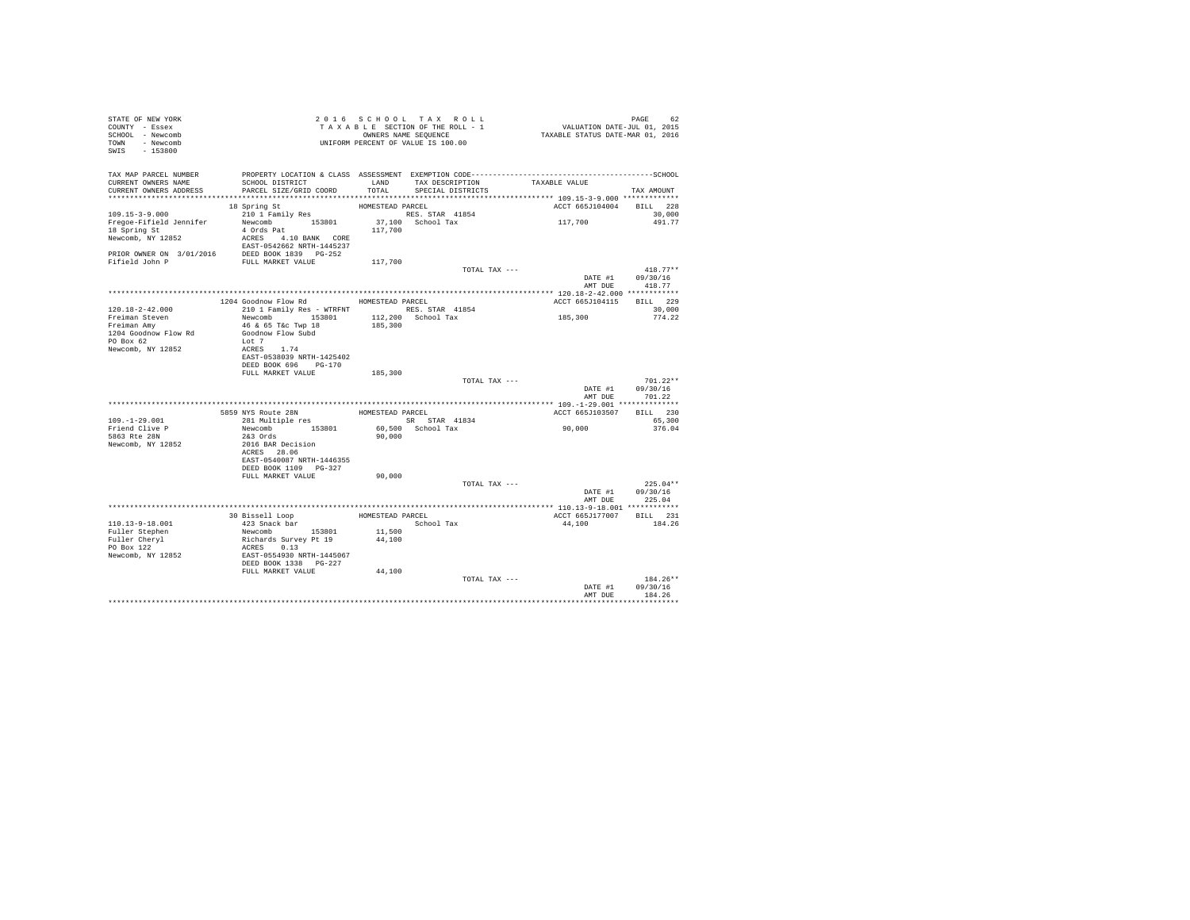STATE OF NEW YORK
COUNTY - Essex
SCHOOL - Newcomb
TOWN - Newcomb
SWIS - 153800

2 0 1 6 S C H O O L T A X R O L L
T A X A B L E SECTION OF THE ROLL - 1
OWNERS NAME SEQUENCE
UNIFORM PERCENT OF VALUE IS 100.00

VALUATION DATE-JUL 01, 2015
TAXABLE STATUS DATE-MAR 01, 2016

| TAX MAP PARCEL NUMBER / CURRENT OWNERS NAME / CURRENT OWNERS ADDRESS | PROPERTY LOCATION & CLASS / SCHOOL DISTRICT / PARCEL SIZE/GRID COORD | ASSESSMENT LAND / TOTAL | EXEMPTION CODE / TAX DESCRIPTION / SPECIAL DISTRICTS | TAXABLE VALUE | TAX AMOUNT |
|---|---|---|---|---|---|
| **109.15-3-9.000** | 18 Spring St | HOMESTEAD PARCEL | | ACCT 665J104004 | BILL 228 |
| Fregoe-Fifield Jennifer | 210 1 Family Res | | RES. STAR 41854 | | 30,000 |
| 18 Spring St | Newcomb 153801 | 37,100 | School Tax | 117,700 | 491.77 |
| Newcomb, NY 12852 | 4 Ords Pat | 117,700 | | | |
| | ACRES 4.10 BANK CORE | | | | |
| | EAST-0542662 NRTH-1445237 | | | | |
| PRIOR OWNER ON 3/01/2016 | DEED BOOK 1839 PG-252 | | | | |
| Fifield John P | FULL MARKET VALUE | 117,700 | | | |
| | | | TOTAL TAX --- | | 418.77** |
| | | | | DATE #1 | 09/30/16 |
| | | | | AMT DUE | 418.77 |
| **120.18-2-42.000** | 1204 Goodnow Flow Rd | HOMESTEAD PARCEL | | ACCT 665J104115 | BILL 229 |
| Freiman Steven | 210 1 Family Res - WTRFNT | | RES. STAR 41854 | | 30,000 |
| Freiman Amy | Newcomb 153801 | 112,200 | School Tax | 185,300 | 774.22 |
| 1204 Goodnow Flow Rd | 46 & 65 T&c Twp 18 | 185,300 | | | |
| PO Box 62 | Goodnow Flow Subd | | | | |
| Newcomb, NY 12852 | Lot 7 | | | | |
| | ACRES 1.74 | | | | |
| | EAST-0538039 NRTH-1425402 | | | | |
| | DEED BOOK 696 PG-170 | | | | |
| | FULL MARKET VALUE | 185,300 | | | |
| | | | TOTAL TAX --- | | 701.22** |
| | | | | DATE #1 | 09/30/16 |
| | | | | AMT DUE | 701.22 |
| **109.-1-29.001** | 5859 NYS Route 28N | HOMESTEAD PARCEL | | ACCT 665J103507 | BILL 230 |
| Friend Clive P | 281 Multiple res | | SR STAR 41834 | | 65,300 |
| 5863 Rte 28N | Newcomb 153801 | 60,500 | School Tax | 90,000 | 376.04 |
| Newcomb, NY 12852 | 2&3 Ords | 90,000 | | | |
| | 2016 BAR Decision | | | | |
| | ACRES 28.06 | | | | |
| | EAST-0540087 NRTH-1446355 | | | | |
| | DEED BOOK 1109 PG-327 | | | | |
| | FULL MARKET VALUE | 90,000 | | | |
| | | | TOTAL TAX --- | | 225.04** |
| | | | | DATE #1 | 09/30/16 |
| | | | | AMT DUE | 225.04 |
| **110.13-9-18.001** | 30 Bissell Loop | HOMESTEAD PARCEL | | ACCT 665J177007 | BILL 231 |
| Fuller Stephen | 423 Snack bar | | School Tax | 44,100 | 184.26 |
| Fuller Cheryl | Newcomb 153801 | 11,500 | | | |
| PO Box 122 | Richards Survey Pt 19 | 44,100 | | | |
| Newcomb, NY 12852 | ACRES 0.13 | | | | |
| | EAST-0554930 NRTH-1445067 | | | | |
| | DEED BOOK 1338 PG-227 | | | | |
| | FULL MARKET VALUE | 44,100 | | | |
| | | | TOTAL TAX --- | | 184.26** |
| | | | | DATE #1 | 09/30/16 |
| | | | | AMT DUE | 184.26 |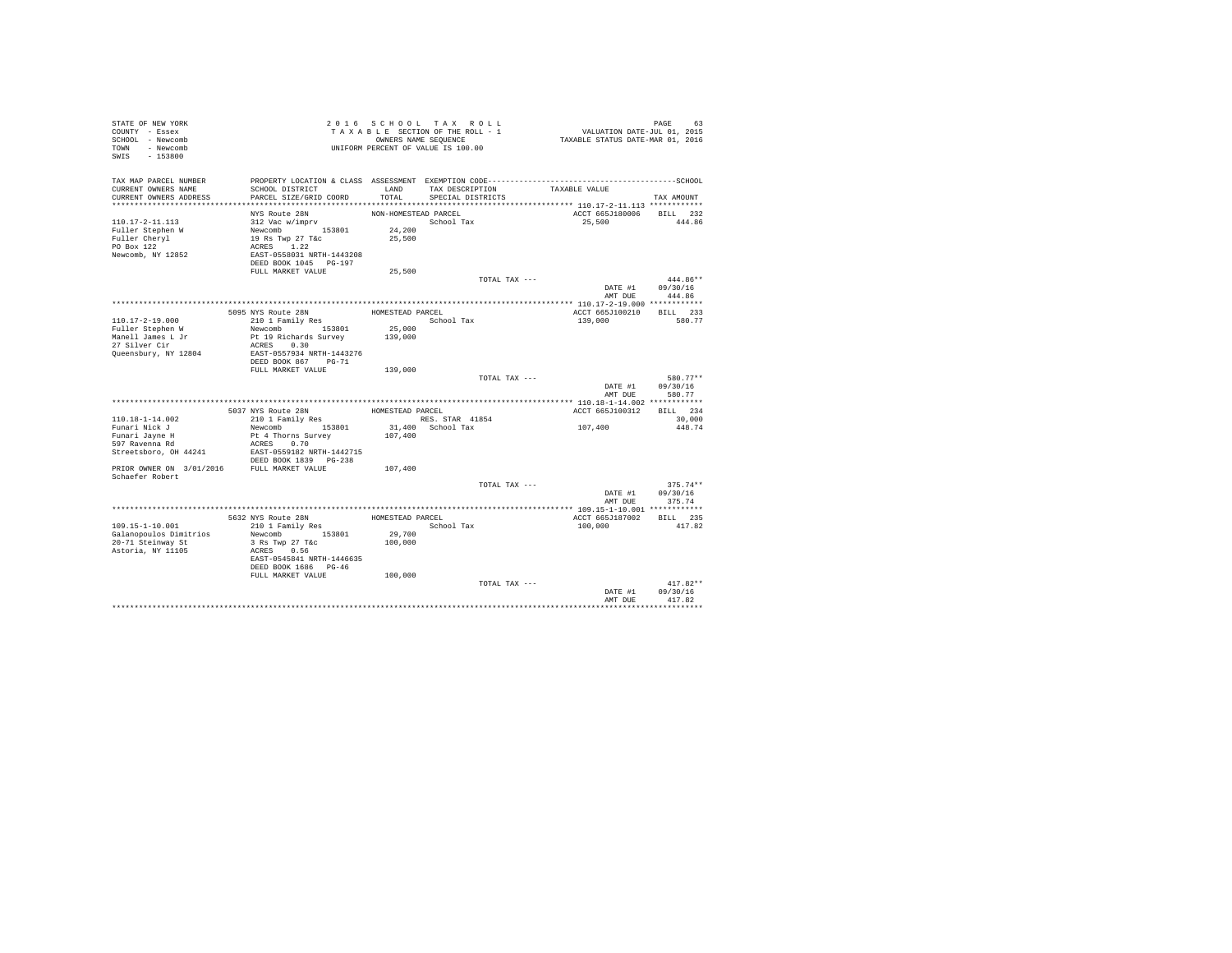STATE OF NEW YORK
COUNTY - Essex
SCHOOL - Newcomb
TOWN - Newcomb
SWIS - 153800

2016 SCHOOL TAX ROLL
TAXABLE SECTION OF THE ROLL - 1
OWNERS NAME SEQUENCE
UNIFORM PERCENT OF VALUE IS 100.00

VALUATION DATE-JUL 01, 2015
TAXABLE STATUS DATE-MAR 01, 2016

| TAX MAP PARCEL NUMBER / CURRENT OWNERS NAME / CURRENT OWNERS ADDRESS | PROPERTY LOCATION & CLASS / SCHOOL DISTRICT / PARCEL SIZE/GRID COORD | ASSESSMENT LAND / TOTAL | EXEMPTION CODE / TAX DESCRIPTION / SPECIAL DISTRICTS | TAXABLE VALUE | TAX AMOUNT |
|---|---|---|---|---|---|

**110.17-2-11.113** — NYS Route 28N — NON-HOMESTEAD PARCEL — ACCT 665J180006 — BILL 232

| | | | | | |
|---|---|---|---|---|---|
| 110.17-2-11.113 | 312 Vac w/imprv | | School Tax | 25,500 | 444.86 |
| Fuller Stephen W | Newcomb 153801 | 24,200 | | | |
| Fuller Cheryl | 19 Rs Twp 27 T&c | 25,500 | | | |
| PO Box 122 | ACRES 1.22 | | | | |
| Newcomb, NY 12852 | EAST-0558031 NRTH-1443208 | | | | |
| | DEED BOOK 1045 PG-197 | | | | |
| | FULL MARKET VALUE | 25,500 | | | |
| | | | TOTAL TAX --- | | 444.86** |
| | | | | DATE #1 | 09/30/16 |
| | | | | AMT DUE | 444.86 |

**110.17-2-19.000** — 5095 NYS Route 28N — HOMESTEAD PARCEL — ACCT 665J100210 — BILL 233

| | | | | | |
|---|---|---|---|---|---|
| 110.17-2-19.000 | 210 1 Family Res | | School Tax | 139,000 | 580.77 |
| Fuller Stephen W | Newcomb 153801 | 25,000 | | | |
| Manell James L Jr | Pt 19 Richards Survey | 139,000 | | | |
| 27 Silver Cir | ACRES 0.30 | | | | |
| Queensbury, NY 12804 | EAST-0557934 NRTH-1443276 | | | | |
| | DEED BOOK 867 PG-71 | | | | |
| | FULL MARKET VALUE | 139,000 | | | |
| | | | TOTAL TAX --- | | 580.77** |
| | | | | DATE #1 | 09/30/16 |
| | | | | AMT DUE | 580.77 |

**110.18-1-14.002** — 5037 NYS Route 28N — HOMESTEAD PARCEL — ACCT 665J100312 — BILL 234

| | | | | | |
|---|---|---|---|---|---|
| 110.18-1-14.002 | 210 1 Family Res | | RES. STAR 41854 | | 30,000 |
| Funari Nick J | Newcomb 153801 | 31,400 | School Tax | 107,400 | 448.74 |
| Funari Jayne H | Pt 4 Thorns Survey | 107,400 | | | |
| 597 Ravenna Rd | ACRES 0.70 | | | | |
| Streetsboro, OH 44241 | EAST-0559182 NRTH-1442715 | | | | |
| | DEED BOOK 1839 PG-238 | | | | |
| PRIOR OWNER ON 3/01/2016 | FULL MARKET VALUE | 107,400 | | | |
| Schaefer Robert | | | | | |
| | | | TOTAL TAX --- | | 375.74** |
| | | | | DATE #1 | 09/30/16 |
| | | | | AMT DUE | 375.74 |

**109.15-1-10.001** — 5632 NYS Route 28N — HOMESTEAD PARCEL — ACCT 665J187002 — BILL 235

| | | | | | |
|---|---|---|---|---|---|
| 109.15-1-10.001 | 210 1 Family Res | | School Tax | 100,000 | 417.82 |
| Galanopoulos Dimitrios | Newcomb 153801 | 29,700 | | | |
| 20-71 Steinway St | 3 Rs Twp 27 T&c | 100,000 | | | |
| Astoria, NY 11105 | ACRES 0.56 | | | | |
| | EAST-0545841 NRTH-1446635 | | | | |
| | DEED BOOK 1686 PG-46 | | | | |
| | FULL MARKET VALUE | 100,000 | | | |
| | | | TOTAL TAX --- | | 417.82** |
| | | | | DATE #1 | 09/30/16 |
| | | | | AMT DUE | 417.82 |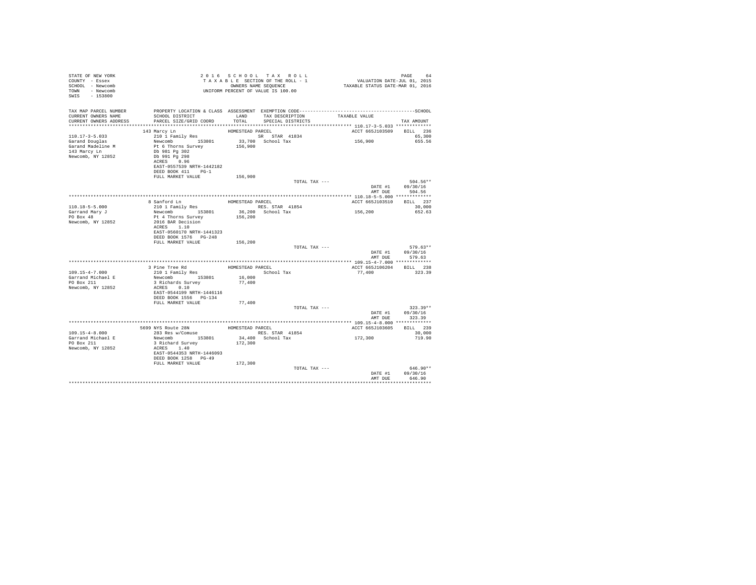STATE OF NEW YORK
COUNTY - Essex
SCHOOL - Newcomb
TOWN - Newcomb
SWIS - 153800

2 0 1 6 S C H O O L T A X R O L L
T A X A B L E SECTION OF THE ROLL - 1
OWNERS NAME SEQUENCE
UNIFORM PERCENT OF VALUE IS 100.00

VALUATION DATE-JUL 01, 2015
TAXABLE STATUS DATE-MAR 01, 2016

| TAX MAP PARCEL NUMBER / CURRENT OWNERS NAME / CURRENT OWNERS ADDRESS | PROPERTY LOCATION & CLASS / SCHOOL DISTRICT / PARCEL SIZE/GRID COORD | ASSESSMENT LAND / TOTAL | EXEMPTION CODE / TAX DESCRIPTION / SPECIAL DISTRICTS | TAXABLE VALUE | TAX AMOUNT |
|---|---|---|---|---|---|
| **110.17-3-5.033** | 143 Marcy Ln | HOMESTEAD PARCEL | | ACCT 665J103509 | BILL 236 |
| 110.17-3-5.033 | 210 1 Family Res | | SR STAR 41834 | | 65,300 |
| Garand Douglas | Newcomb 153801 | 33,700 | School Tax | 156,900 | 655.56 |
| Garand Madeline M | Pt 6 Thorns Survey | 156,900 | | | |
| 143 Marcy Ln | Db 981 Pg 302 | | | | |
| Newcomb, NY 12852 | Db 991 Pg 298 | | | | |
| | ACRES 0.96 | | | | |
| | EAST-0557539 NRTH-1442182 | | | | |
| | DEED BOOK 411 PG-1 | | | | |
| | FULL MARKET VALUE | 156,900 | | | |
| | | | TOTAL TAX --- | | 504.56** |
| | | | | DATE #1 | 09/30/16 |
| | | | | AMT DUE | 504.56 |
| **110.18-5-5.000** | 8 Sanford Ln | HOMESTEAD PARCEL | | ACCT 665J103510 | BILL 237 |
| 110.18-5-5.000 | 210 1 Family Res | | RES. STAR 41854 | | 30,000 |
| Garrand Mary J | Newcomb 153801 | 36,200 | School Tax | 156,200 | 652.63 |
| PO Box 48 | Pt 4 Thorns Survey | 156,200 | | | |
| Newcomb, NY 12852 | 2016 BAR Decision | | | | |
| | ACRES 1.10 | | | | |
| | EAST-0560170 NRTH-1441323 | | | | |
| | DEED BOOK 1576 PG-248 | | | | |
| | FULL MARKET VALUE | 156,200 | | | |
| | | | TOTAL TAX --- | | 579.63** |
| | | | | DATE #1 | 09/30/16 |
| | | | | AMT DUE | 579.63 |
| **109.15-4-7.000** | 3 Pine Tree Rd | HOMESTEAD PARCEL | | ACCT 665J106204 | BILL 238 |
| 109.15-4-7.000 | 210 1 Family Res | | School Tax | 77,400 | 323.39 |
| Garrand Michael E | Newcomb 153801 | 16,000 | | | |
| PO Box 211 | 3 Richards Survey | 77,400 | | | |
| Newcomb, NY 12852 | ACRES 0.10 | | | | |
| | EAST-0544199 NRTH-1446116 | | | | |
| | DEED BOOK 1556 PG-134 | | | | |
| | FULL MARKET VALUE | 77,400 | | | |
| | | | TOTAL TAX --- | | 323.39** |
| | | | | DATE #1 | 09/30/16 |
| | | | | AMT DUE | 323.39 |
| **109.15-4-8.000** | 5699 NYS Route 28N | HOMESTEAD PARCEL | | ACCT 665J103605 | BILL 239 |
| 109.15-4-8.000 | 283 Res w/Comuse | | RES. STAR 41854 | | 30,000 |
| Garrand Michael E | Newcomb 153801 | 34,400 | School Tax | 172,300 | 719.90 |
| PO Box 211 | 3 Richard Survey | 172,300 | | | |
| Newcomb, NY 12852 | ACRES 1.40 | | | | |
| | EAST-0544353 NRTH-1446093 | | | | |
| | DEED BOOK 1258 PG-49 | | | | |
| | FULL MARKET VALUE | 172,300 | | | |
| | | | TOTAL TAX --- | | 646.90** |
| | | | | DATE #1 | 09/30/16 |
| | | | | AMT DUE | 646.90 |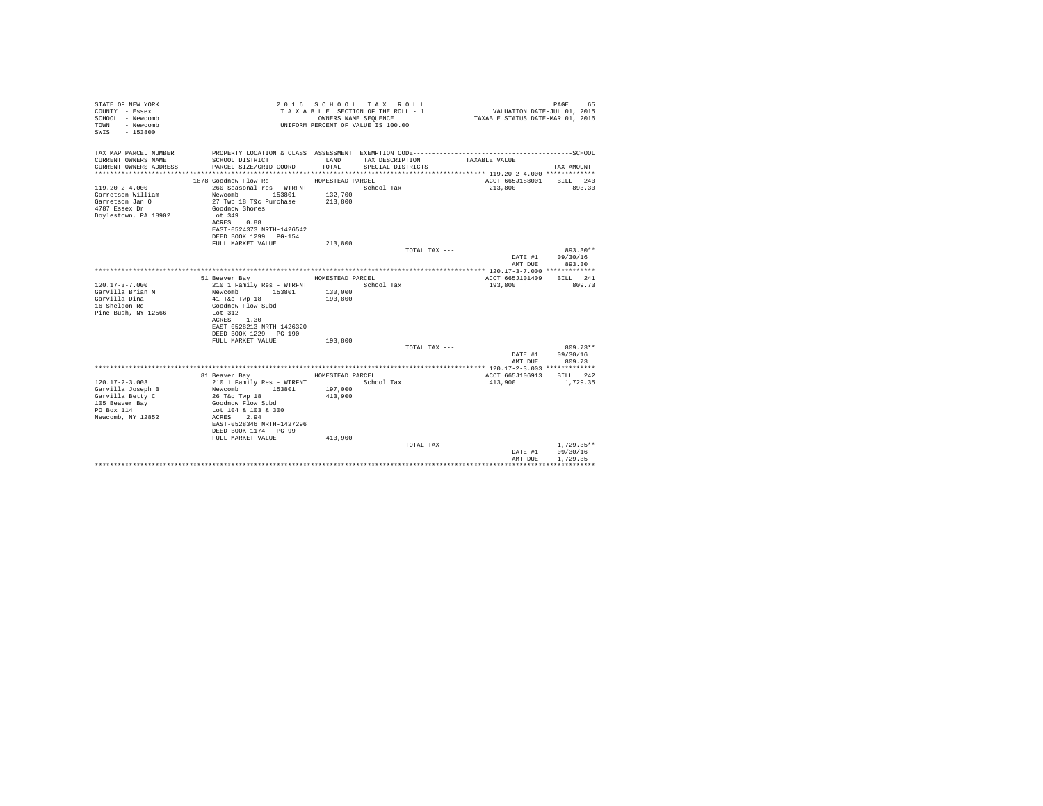```
STATE OF NEW YORK                          2 0 1 6   S C H O O L   T A X   R O L L                                    PAGE    65
COUNTY  - Essex                             T A X A B L E  SECTION OF THE ROLL - 1                  VALUATION DATE-JUL 01, 2015
SCHOOL  - Newcomb                                   OWNERS NAME SEQUENCE                          TAXABLE STATUS DATE-MAR 01, 2016
TOWN    - Newcomb                               UNIFORM PERCENT OF VALUE IS 100.00
SWIS    - 153800

TAX MAP PARCEL NUMBER          PROPERTY LOCATION & CLASS  ASSESSMENT  EXEMPTION CODE-----------------------------------------------SCHOOL
CURRENT OWNERS NAME            SCHOOL DISTRICT               LAND      TAX DESCRIPTION             TAXABLE VALUE
CURRENT OWNERS ADDRESS         PARCEL SIZE/GRID COORD        TOTAL     SPECIAL DISTRICTS                                     TAX AMOUNT
*************************************************************************************************** 119.20-2-4.000 *************
                          1878 Goodnow Flow Rd              HOMESTEAD PARCEL                           ACCT 665J188001    BILL  240
119.20-2-4.000                 260 Seasonal res - WTRFNT               School Tax                      213,800              893.30
Garretson William              Newcomb          153801      132,700
Garretson Jan O                27 Twp 18 T&c Purchase       213,800
4787 Essex Dr                  Goodnow Shores
Doylestown, PA 18902           Lot 349
                               ACRES     0.88
                               EAST-0524373 NRTH-1426542
                               DEED BOOK 1299   PG-154
                               FULL MARKET VALUE            213,800
                                                                         TOTAL TAX ---                                     893.30**
                                                                                                      DATE #1         09/30/16
                                                                                                      AMT DUE           893.30
*************************************************************************************************** 120.17-3-7.000 *************
                          51 Beaver Bay                     HOMESTEAD PARCEL                           ACCT 665J101409    BILL  241
120.17-3-7.000                 210 1 Family Res - WTRFNT               School Tax                      193,800              809.73
Garvilla Brian M               Newcomb          153801      130,000
Garvilla Dina                  41 T&c Twp 18                193,800
16 Sheldon Rd                  Goodnow Flow Subd
Pine Bush, NY 12566            Lot 312
                               ACRES     1.30
                               EAST-0528213 NRTH-1426320
                               DEED BOOK 1229   PG-190
                               FULL MARKET VALUE            193,800
                                                                         TOTAL TAX ---                                     809.73**
                                                                                                      DATE #1         09/30/16
                                                                                                      AMT DUE           809.73
*************************************************************************************************** 120.17-2-3.003 *************
                          81 Beaver Bay                     HOMESTEAD PARCEL                           ACCT 665J106913    BILL  242
120.17-2-3.003                 210 1 Family Res - WTRFNT               School Tax                      413,900            1,729.35
Garvilla Joseph B              Newcomb          153801      197,000
Garvilla Betty C               26 T&c Twp 18                413,900
105 Beaver Bay                 Goodnow Flow Subd
PO Box 114                     Lot 104 & 103 & 300
Newcomb, NY 12852              ACRES     2.94
                               EAST-0528346 NRTH-1427296
                               DEED BOOK 1174   PG-99
                               FULL MARKET VALUE            413,900
                                                                         TOTAL TAX ---                                   1,729.35**
                                                                                                      DATE #1         09/30/16
                                                                                                      AMT DUE         1,729.35
********************************************************************************************************************************
```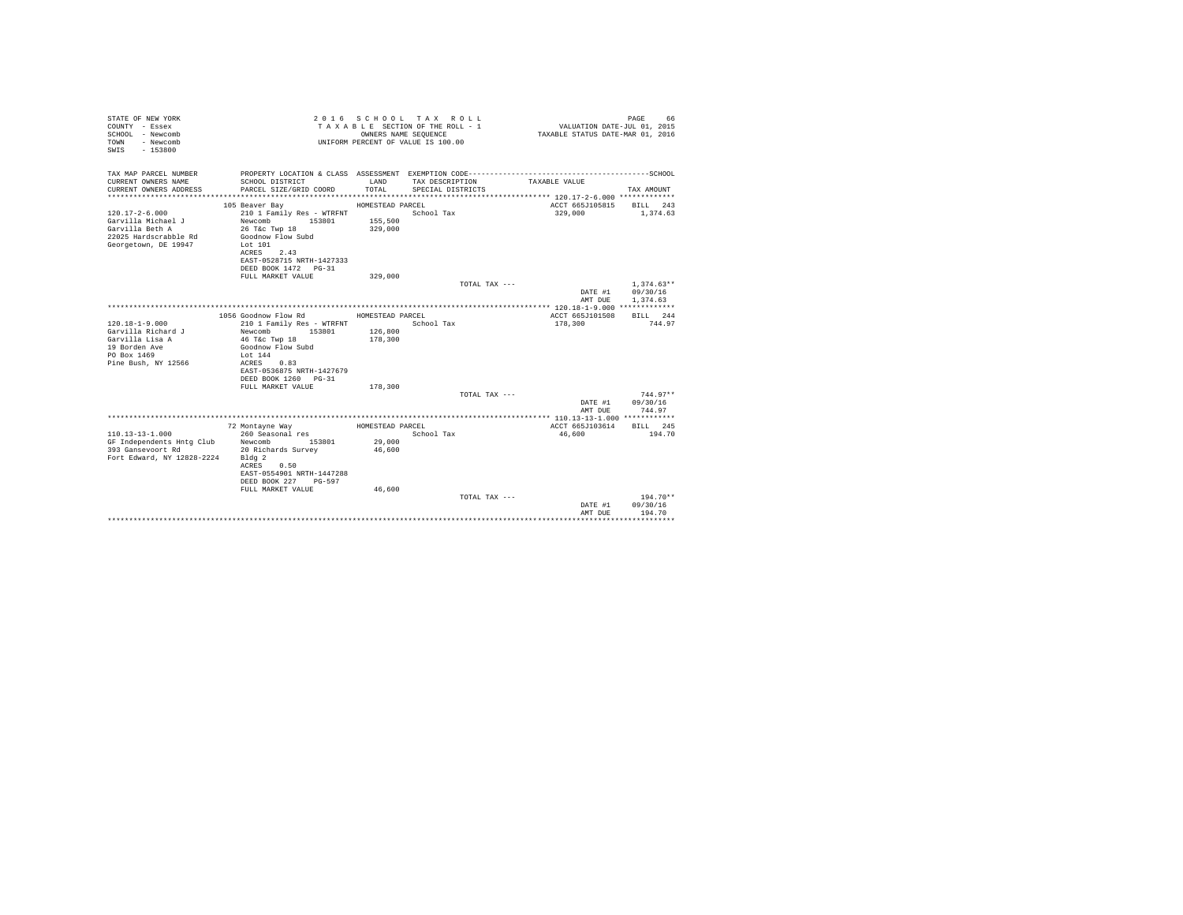```
STATE OF NEW YORK                          2 0 1 6   S C H O O L   T A X   R O L L                                PAGE    66
COUNTY  - Essex                            T A X A B L E  SECTION OF THE ROLL - 1                 VALUATION DATE-JUL 01, 2015
SCHOOL  - Newcomb                                   OWNERS NAME SEQUENCE                        TAXABLE STATUS DATE-MAR 01, 2016
TOWN    - Newcomb                             UNIFORM PERCENT OF VALUE IS 100.00
SWIS    - 153800

TAX MAP PARCEL NUMBER          PROPERTY LOCATION & CLASS  ASSESSMENT  EXEMPTION CODE------------------------------------------SCHOOL
CURRENT OWNERS NAME            SCHOOL DISTRICT               LAND      TAX DESCRIPTION           TAXABLE VALUE
CURRENT OWNERS ADDRESS         PARCEL SIZE/GRID COORD        TOTAL     SPECIAL DISTRICTS                                  TAX AMOUNT
*********************************************************************************************** 120.17-2-6.000 *************
                           105 Beaver Bay                HOMESTEAD PARCEL                            ACCT 665J105815    BILL  243
120.17-2-6.000                 210 1 Family Res - WTRFNT               School Tax                    329,000              1,374.63
Garvilla Michael J             Newcomb         153801       155,500
Garvilla Beth A                26 T&c Twp 18                329,000
22025 Hardscrabble Rd          Goodnow Flow Subd
Georgetown, DE 19947           Lot 101
                               ACRES    2.43
                               EAST-0528715 NRTH-1427333
                               DEED BOOK 1472   PG-31
                               FULL MARKET VALUE            329,000
                                                                           TOTAL TAX ---                                 1,374.63**
                                                                                                          DATE #1       09/30/16
                                                                                                          AMT DUE       1,374.63
*********************************************************************************************** 120.18-1-9.000 *************
                           1056 Goodnow Flow Rd          HOMESTEAD PARCEL                            ACCT 665J101508    BILL  244
120.18-1-9.000                 210 1 Family Res - WTRFNT               School Tax                    178,300                744.97
Garvilla Richard J             Newcomb         153801       126,800
Garvilla Lisa A                46 T&c Twp 18                178,300
19 Borden Ave                  Goodnow Flow Subd
PO Box 1469                    Lot 144
Pine Bush, NY 12566            ACRES    0.83
                               EAST-0536875 NRTH-1427679
                               DEED BOOK 1260   PG-31
                               FULL MARKET VALUE            178,300
                                                                           TOTAL TAX ---                                   744.97**
                                                                                                          DATE #1       09/30/16
                                                                                                          AMT DUE         744.97
*********************************************************************************************** 110.13-13-1.000 ************
                           72 Montayne Way               HOMESTEAD PARCEL                            ACCT 665J103614    BILL  245
110.13-13-1.000                260 Seasonal res                        School Tax                     46,600                194.70
GF Independents Hntg Club      Newcomb         153801        29,000
393 Gansevoort Rd              20 Richards Survey            46,600
Fort Edward, NY 12828-2224     Bldg 2
                               ACRES    0.50
                               EAST-0554901 NRTH-1447288
                               DEED BOOK 227    PG-597
                               FULL MARKET VALUE             46,600
                                                                           TOTAL TAX ---                                   194.70**
                                                                                                          DATE #1       09/30/16
                                                                                                          AMT DUE         194.70
******************************************************************************************************************************
```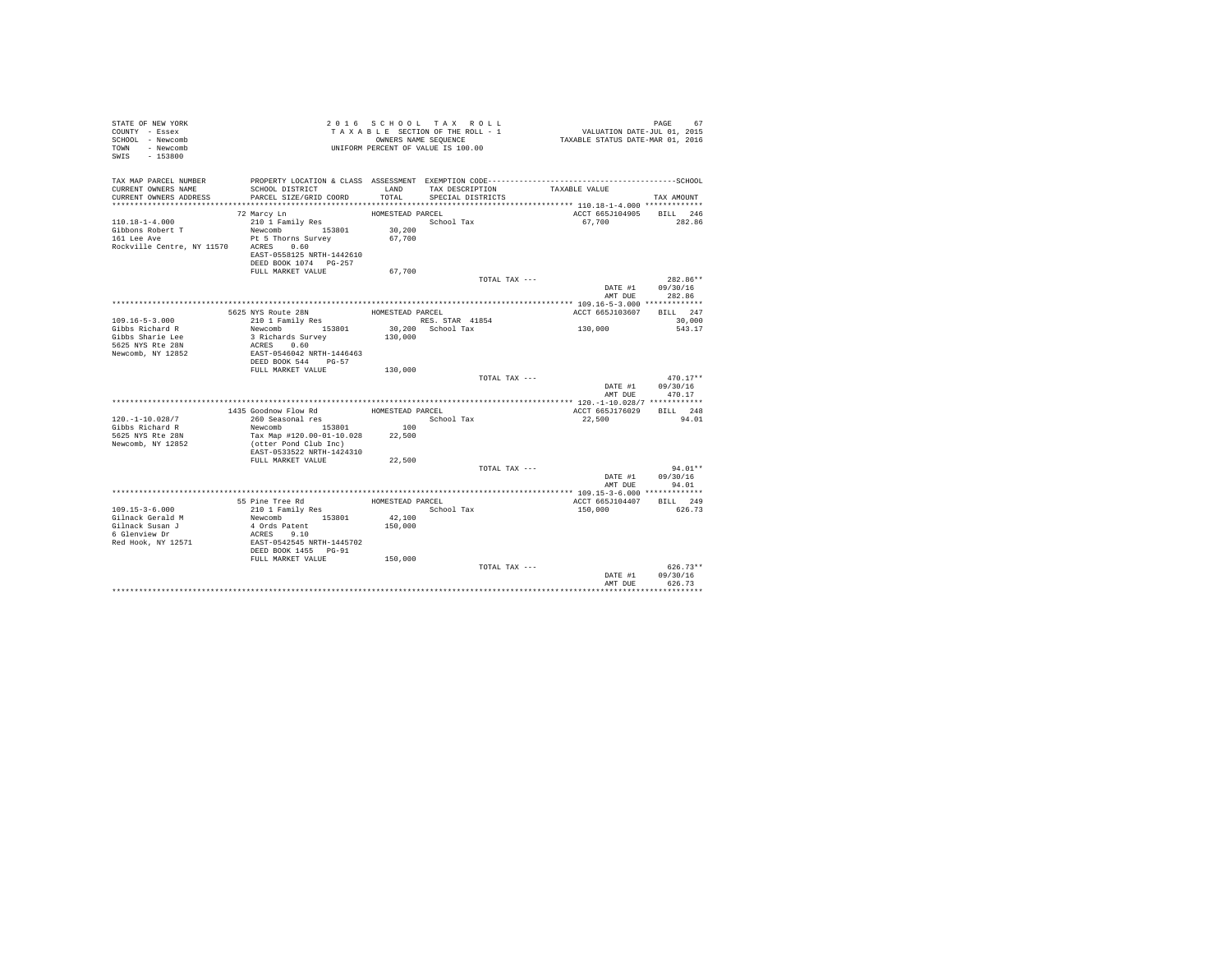STATE OF NEW YORK
COUNTY - Essex
SCHOOL - Newcomb
TOWN - Newcomb
SWIS - 153800

2016 SCHOOL TAX ROLL
TAXABLE SECTION OF THE ROLL - 1
OWNERS NAME SEQUENCE
UNIFORM PERCENT OF VALUE IS 100.00

VALUATION DATE-JUL 01, 2015
TAXABLE STATUS DATE-MAR 01, 2016

| TAX MAP PARCEL NUMBER / CURRENT OWNERS NAME / CURRENT OWNERS ADDRESS | PROPERTY LOCATION & CLASS / SCHOOL DISTRICT / PARCEL SIZE/GRID COORD | ASSESSMENT LAND / TOTAL | EXEMPTION CODE / TAX DESCRIPTION / SPECIAL DISTRICTS | TAXABLE VALUE | TAX AMOUNT |
|---|---|---|---|---|---|
| 110.18-1-4.000 | 72 Marcy Ln | HOMESTEAD PARCEL | | ACCT 665J104905 | BILL 246 |
| Gibbons Robert T | 210 1 Family Res | | School Tax | 67,700 | 282.86 |
| 161 Lee Ave | Newcomb 153801 | 30,200 | | | |
| Rockville Centre, NY 11570 | Pt 5 Thorns Survey | 67,700 | | | |
| | ACRES 0.60 | | | | |
| | EAST-0558125 NRTH-1442610 | | | | |
| | DEED BOOK 1074 PG-257 | | | | |
| | FULL MARKET VALUE | 67,700 | | | |
| | | | TOTAL TAX --- | | 282.86** |
| | | | | DATE #1 | 09/30/16 |
| | | | | AMT DUE | 282.86 |
| 109.16-5-3.000 | 5625 NYS Route 28N | HOMESTEAD PARCEL | | ACCT 665J103607 | BILL 247 |
| Gibbs Richard R | 210 1 Family Res | | RES. STAR 41854 | | 30,000 |
| Gibbs Sharie Lee | Newcomb 153801 | 30,200 | School Tax | 130,000 | 543.17 |
| 5625 NYS Rte 28N | 3 Richards Survey | 130,000 | | | |
| Newcomb, NY 12852 | ACRES 0.60 | | | | |
| | EAST-0546042 NRTH-1446463 | | | | |
| | DEED BOOK 544 PG-57 | | | | |
| | FULL MARKET VALUE | 130,000 | | | |
| | | | TOTAL TAX --- | | 470.17** |
| | | | | DATE #1 | 09/30/16 |
| | | | | AMT DUE | 470.17 |
| 120.-1-10.028/7 | 1435 Goodnow Flow Rd | HOMESTEAD PARCEL | | ACCT 665J176029 | BILL 248 |
| Gibbs Richard R | 260 Seasonal res | | School Tax | 22,500 | 94.01 |
| 5625 NYS Rte 28N | Newcomb 153801 | 100 | | | |
| Newcomb, NY 12852 | Tax Map #120.00-01-10.028 | 22,500 | | | |
| | (otter Pond Club Inc) | | | | |
| | EAST-0533522 NRTH-1424310 | | | | |
| | FULL MARKET VALUE | 22,500 | | | |
| | | | TOTAL TAX --- | | 94.01** |
| | | | | DATE #1 | 09/30/16 |
| | | | | AMT DUE | 94.01 |
| 109.15-3-6.000 | 55 Pine Tree Rd | HOMESTEAD PARCEL | | ACCT 665J104407 | BILL 249 |
| Gilnack Gerald M | 210 1 Family Res | | School Tax | 150,000 | 626.73 |
| Gilnack Susan J | Newcomb 153801 | 42,100 | | | |
| 6 Glenview Dr | 4 Ords Patent | 150,000 | | | |
| Red Hook, NY 12571 | ACRES 9.10 | | | | |
| | EAST-0542545 NRTH-1445702 | | | | |
| | DEED BOOK 1455 PG-91 | | | | |
| | FULL MARKET VALUE | 150,000 | | | |
| | | | TOTAL TAX --- | | 626.73** |
| | | | | DATE #1 | 09/30/16 |
| | | | | AMT DUE | 626.73 |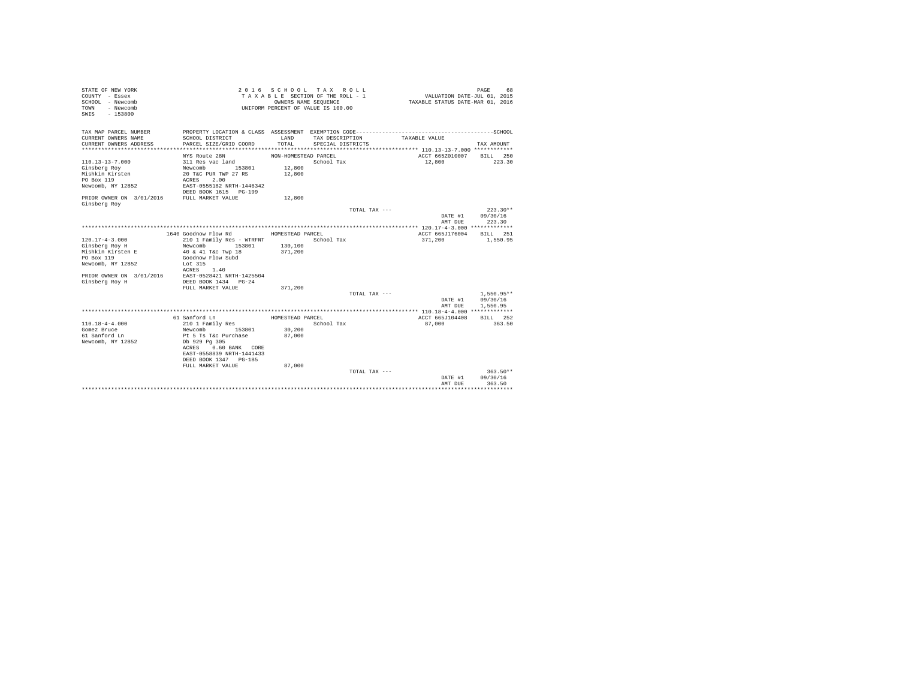STATE OF NEW YORK
COUNTY - Essex
SCHOOL - Newcomb
TOWN - Newcomb
SWIS - 153800

2016 SCHOOL TAX ROLL
TAXABLE SECTION OF THE ROLL - 1
OWNERS NAME SEQUENCE
UNIFORM PERCENT OF VALUE IS 100.00

VALUATION DATE-JUL 01, 2015
TAXABLE STATUS DATE-MAR 01, 2016

| TAX MAP PARCEL NUMBER / CURRENT OWNERS NAME / CURRENT OWNERS ADDRESS | PROPERTY LOCATION & CLASS / SCHOOL DISTRICT / PARCEL SIZE/GRID COORD | ASSESSMENT LAND / TOTAL | EXEMPTION CODE / TAX DESCRIPTION / SPECIAL DISTRICTS | TAXABLE VALUE | TAX AMOUNT |
|---|---|---|---|---|---|
| **110.13-13-7.000** | NYS Route 28N — NON-HOMESTEAD PARCEL | | | ACCT 665Z010007 | BILL 250 |
| 110.13-13-7.000 | 311 Res vac land | | School Tax | 12,800 | 223.30 |
| Ginsberg Roy | Newcomb 153801 | 12,800 | | | |
| Mishkin Kirsten | 20 T&C PUR TWP 27 RS | 12,800 | | | |
| PO Box 119 | ACRES 2.00 | | | | |
| Newcomb, NY 12852 | EAST-0555182 NRTH-1446342 | | | | |
| | DEED BOOK 1615 PG-199 | | | | |
| PRIOR OWNER ON 3/01/2016 | FULL MARKET VALUE | 12,800 | | | |
| Ginsberg Roy | | | | | |
| | | | TOTAL TAX --- | | 223.30** |
| | | | | DATE #1 | 09/30/16 |
| | | | | AMT DUE | 223.30 |
| **120.17-4-3.000** | 1640 Goodnow Flow Rd — HOMESTEAD PARCEL | | | ACCT 665J176004 | BILL 251 |
| 120.17-4-3.000 | 210 1 Family Res - WTRFNT | | School Tax | 371,200 | 1,550.95 |
| Ginsberg Roy H | Newcomb 153801 | 130,100 | | | |
| Mishkin Kirsten E | 40 & 41 T&c Twp 18 | 371,200 | | | |
| PO Box 119 | Goodnow Flow Subd | | | | |
| Newcomb, NY 12852 | Lot 315 | | | | |
| | ACRES 1.40 | | | | |
| PRIOR OWNER ON 3/01/2016 | EAST-0528421 NRTH-1425504 | | | | |
| Ginsberg Roy H | DEED BOOK 1434 PG-24 | | | | |
| | FULL MARKET VALUE | 371,200 | | | |
| | | | TOTAL TAX --- | | 1,550.95** |
| | | | | DATE #1 | 09/30/16 |
| | | | | AMT DUE | 1,550.95 |
| **110.18-4-4.000** | 61 Sanford Ln — HOMESTEAD PARCEL | | | ACCT 665J104408 | BILL 252 |
| 110.18-4-4.000 | 210 1 Family Res | | School Tax | 87,000 | 363.50 |
| Gomez Bruce | Newcomb 153801 | 30,200 | | | |
| 61 Sanford Ln | Pt 5 Ts T&c Purchase | 87,000 | | | |
| Newcomb, NY 12852 | Db 929 Pg 305 | | | | |
| | ACRES 0.60 BANK CORE | | | | |
| | EAST-0558839 NRTH-1441433 | | | | |
| | DEED BOOK 1347 PG-185 | | | | |
| | FULL MARKET VALUE | 87,000 | | | |
| | | | TOTAL TAX --- | | 363.50** |
| | | | | DATE #1 | 09/30/16 |
| | | | | AMT DUE | 363.50 |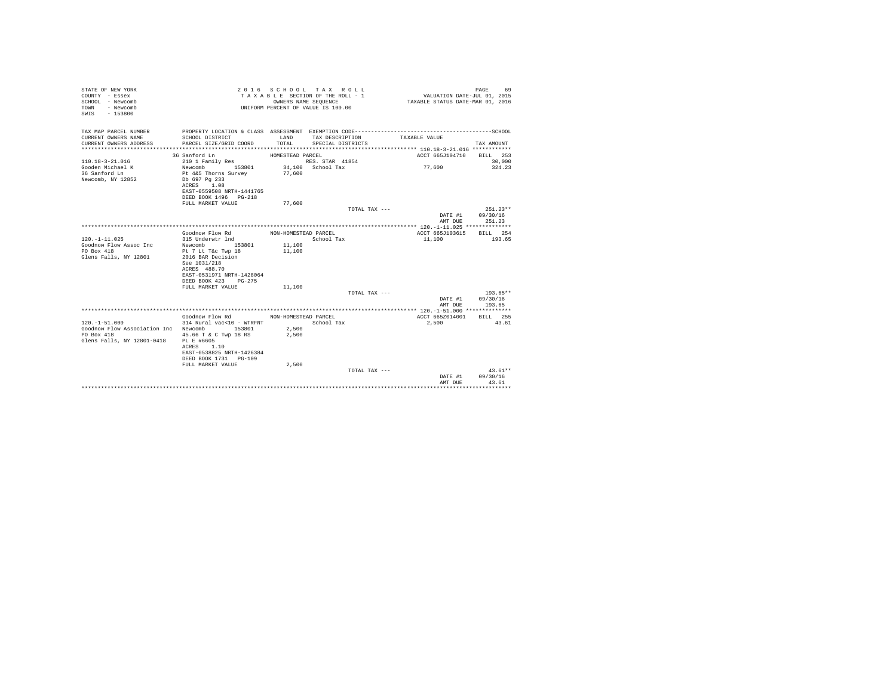STATE OF NEW YORK
COUNTY - Essex
SCHOOL - Newcomb
TOWN - Newcomb
SWIS - 153800

2 0 1 6 S C H O O L T A X R O L L
T A X A B L E SECTION OF THE ROLL - 1
OWNERS NAME SEQUENCE
UNIFORM PERCENT OF VALUE IS 100.00

VALUATION DATE-JUL 01, 2015
TAXABLE STATUS DATE-MAR 01, 2016

| TAX MAP PARCEL NUMBER / CURRENT OWNERS NAME / CURRENT OWNERS ADDRESS | PROPERTY LOCATION & CLASS / SCHOOL DISTRICT / PARCEL SIZE/GRID COORD | ASSESSMENT LAND / TOTAL | EXEMPTION CODE / TAX DESCRIPTION / SPECIAL DISTRICTS | TAXABLE VALUE | SCHOOL TAX AMOUNT |
|---|---|---|---|---|---|
| **110.18-3-21.016** | 36 Sanford Ln — HOMESTEAD PARCEL | | | ACCT 665J104710 | BILL 253 |
| 110.18-3-21.016 | 210 1 Family Res | | RES. STAR 41854 | | 30,000 |
| Gooden Michael K | Newcomb 153801 | 34,100 | School Tax | 77,600 | 324.23 |
| 36 Sanford Ln | Pt 4&5 Thorns Survey | 77,600 | | | |
| Newcomb, NY 12852 | Db 697 Pg 233 | | | | |
| | ACRES 1.08 | | | | |
| | EAST-0559508 NRTH-1441765 | | | | |
| | DEED BOOK 1496 PG-218 | | | | |
| | FULL MARKET VALUE | 77,600 | | | |
| | | | TOTAL TAX --- | | 251.23** |
| | | | | DATE #1 | 09/30/16 |
| | | | | AMT DUE | 251.23 |
| **120.-1-11.025** | Goodnow Flow Rd — NON-HOMESTEAD PARCEL | | | ACCT 665J103615 | BILL 254 |
| 120.-1-11.025 | 315 Underwtr lnd | | School Tax | 11,100 | 193.65 |
| Goodnow Flow Assoc Inc | Newcomb 153801 | 11,100 | | | |
| PO Box 418 | Pt 7 Lt T&c Twp 18 | 11,100 | | | |
| Glens Falls, NY 12801 | 2016 BAR Decision | | | | |
| | See 1031/218 | | | | |
| | ACRES 488.70 | | | | |
| | EAST-0531971 NRTH-1428064 | | | | |
| | DEED BOOK 423 PG-275 | | | | |
| | FULL MARKET VALUE | 11,100 | | | |
| | | | TOTAL TAX --- | | 193.65** |
| | | | | DATE #1 | 09/30/16 |
| | | | | AMT DUE | 193.65 |
| **120.-1-51.000** | Goodnow Flow Rd — NON-HOMESTEAD PARCEL | | | ACCT 665Z014001 | BILL 255 |
| 120.-1-51.000 | 314 Rural vac<10 - WTRFNT | | School Tax | 2,500 | 43.61 |
| Goodnow Flow Association Inc | Newcomb 153801 | 2,500 | | | |
| PO Box 418 | 45.66 T & C Twp 18 RS | 2,500 | | | |
| Glens Falls, NY 12801-0418 | PL E #6605 | | | | |
| | ACRES 1.10 | | | | |
| | EAST-0538825 NRTH-1426384 | | | | |
| | DEED BOOK 1731 PG-109 | | | | |
| | FULL MARKET VALUE | 2,500 | | | |
| | | | TOTAL TAX --- | | 43.61** |
| | | | | DATE #1 | 09/30/16 |
| | | | | AMT DUE | 43.61 |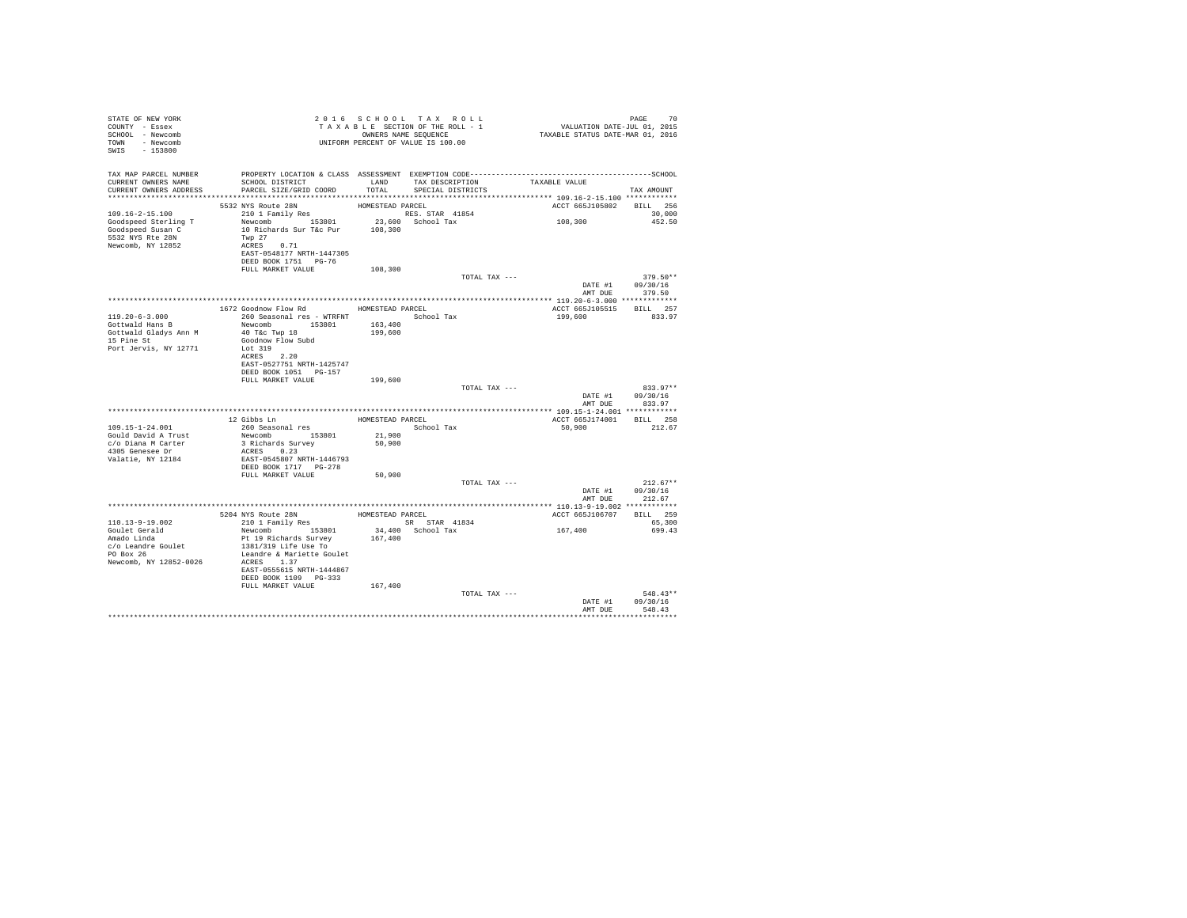STATE OF NEW YORK
COUNTY - Essex
SCHOOL - Newcomb
TOWN - Newcomb
SWIS - 153800

2016 SCHOOL TAX ROLL
TAXABLE SECTION OF THE ROLL - 1
OWNERS NAME SEQUENCE
UNIFORM PERCENT OF VALUE IS 100.00

VALUATION DATE-JUL 01, 2015
TAXABLE STATUS DATE-MAR 01, 2016

| TAX MAP PARCEL NUMBER / CURRENT OWNERS NAME / CURRENT OWNERS ADDRESS | PROPERTY LOCATION & CLASS / SCHOOL DISTRICT / PARCEL SIZE/GRID COORD | ASSESSMENT LAND / TOTAL | EXEMPTION CODE / TAX DESCRIPTION / SPECIAL DISTRICTS | TAXABLE VALUE | TAX AMOUNT |
|---|---|---|---|---|---|
| **109.16-2-15.100** | 5532 NYS Route 28N | HOMESTEAD PARCEL | | ACCT 665J105802 | BILL 256 |
| 109.16-2-15.100 | 210 1 Family Res | | RES. STAR 41854 | | 30,000 |
| Goodspeed Sterling T | Newcomb 153801 | 23,600 | School Tax | 108,300 | 452.50 |
| Goodspeed Susan C | 10 Richards Sur T&c Pur | 108,300 | | | |
| 5532 NYS Rte 28N | Twp 27 | | | | |
| Newcomb, NY 12852 | ACRES 0.71 | | | | |
| | EAST-0548177 NRTH-1447305 | | | | |
| | DEED BOOK 1751 PG-76 | | | | |
| | FULL MARKET VALUE | 108,300 | | | |
| | | | TOTAL TAX --- | | 379.50** |
| | | | | DATE #1 | 09/30/16 |
| | | | | AMT DUE | 379.50 |
| **119.20-6-3.000** | 1672 Goodnow Flow Rd | HOMESTEAD PARCEL | | ACCT 665J105515 | BILL 257 |
| 119.20-6-3.000 | 260 Seasonal res - WTRFNT | | School Tax | 199,600 | 833.97 |
| Gottwald Hans B | Newcomb 153801 | 163,400 | | | |
| Gottwald Gladys Ann M | 40 T&c Twp 18 | 199,600 | | | |
| 15 Pine St | Goodnow Flow Subd | | | | |
| Port Jervis, NY 12771 | Lot 319 | | | | |
| | ACRES 2.20 | | | | |
| | EAST-0527751 NRTH-1425747 | | | | |
| | DEED BOOK 1051 PG-157 | | | | |
| | FULL MARKET VALUE | 199,600 | | | |
| | | | TOTAL TAX --- | | 833.97** |
| | | | | DATE #1 | 09/30/16 |
| | | | | AMT DUE | 833.97 |
| **109.15-1-24.001** | 12 Gibbs Ln | HOMESTEAD PARCEL | | ACCT 665J174001 | BILL 258 |
| 109.15-1-24.001 | 260 Seasonal res | | School Tax | 50,900 | 212.67 |
| Gould David A Trust | Newcomb 153801 | 21,900 | | | |
| c/o Diana M Carter | 3 Richards Survey | 50,900 | | | |
| 4305 Genesee Dr | ACRES 0.23 | | | | |
| Valatie, NY 12184 | EAST-0545807 NRTH-1446793 | | | | |
| | DEED BOOK 1717 PG-278 | | | | |
| | FULL MARKET VALUE | 50,900 | | | |
| | | | TOTAL TAX --- | | 212.67** |
| | | | | DATE #1 | 09/30/16 |
| | | | | AMT DUE | 212.67 |
| **110.13-9-19.002** | 5204 NYS Route 28N | HOMESTEAD PARCEL | | ACCT 665J106707 | BILL 259 |
| 110.13-9-19.002 | 210 1 Family Res | | SR STAR 41834 | | 65,300 |
| Goulet Gerald | Newcomb 153801 | 34,400 | School Tax | 167,400 | 699.43 |
| Amado Linda | Pt 19 Richards Survey | 167,400 | | | |
| c/o Leandre Goulet | 1381/319 Life Use To | | | | |
| PO Box 26 | Leandre & Mariette Goulet | | | | |
| Newcomb, NY 12852-0026 | ACRES 1.37 | | | | |
| | EAST-0555615 NRTH-1444867 | | | | |
| | DEED BOOK 1109 PG-333 | | | | |
| | FULL MARKET VALUE | 167,400 | | | |
| | | | TOTAL TAX --- | | 548.43** |
| | | | | DATE #1 | 09/30/16 |
| | | | | AMT DUE | 548.43 |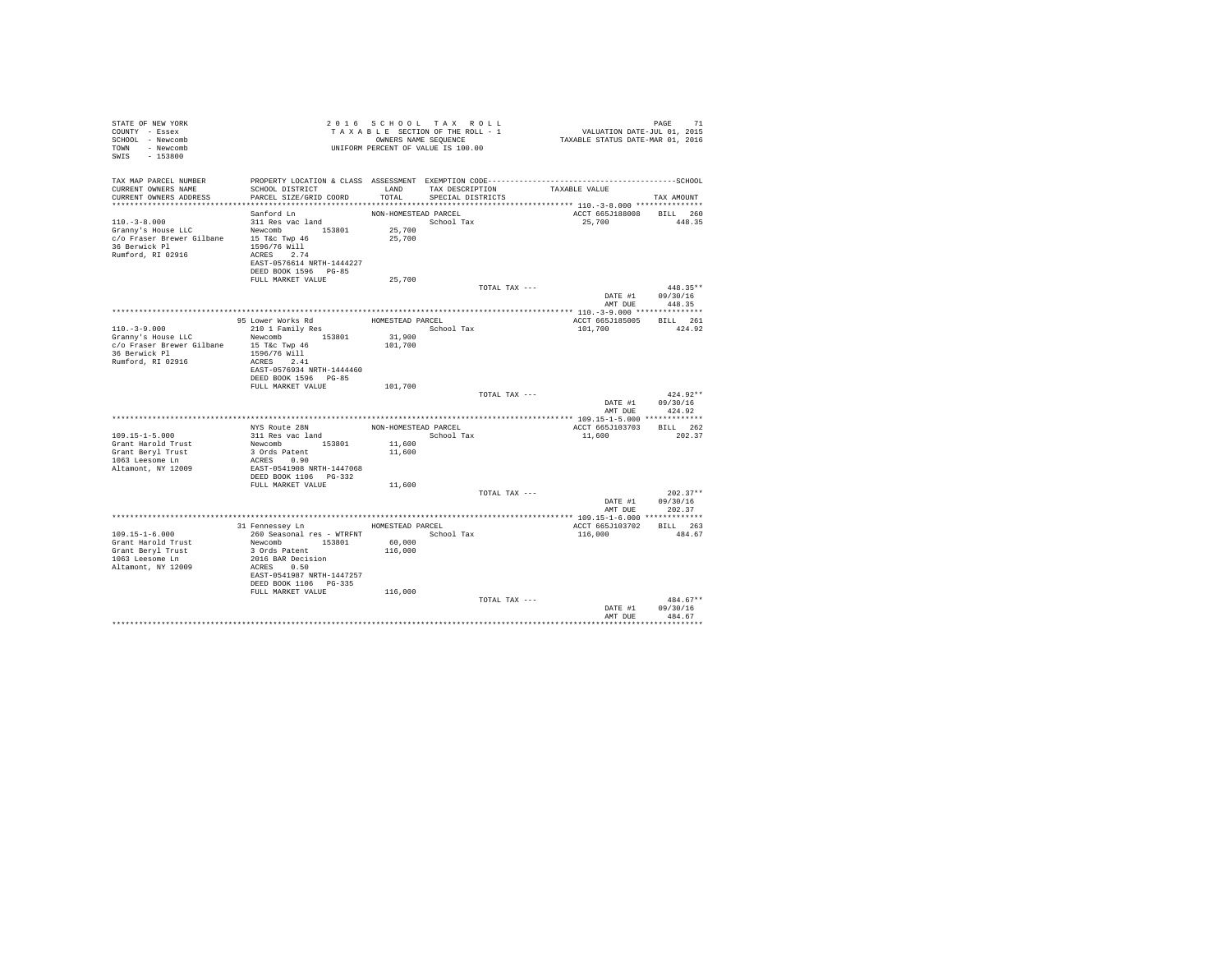STATE OF NEW YORK
COUNTY - Essex
SCHOOL - Newcomb
TOWN - Newcomb
SWIS - 153800

2 0 1 6 S C H O O L T A X R O L L
T A X A B L E SECTION OF THE ROLL - 1
OWNERS NAME SEQUENCE
UNIFORM PERCENT OF VALUE IS 100.00

VALUATION DATE-JUL 01, 2015
TAXABLE STATUS DATE-MAR 01, 2016

| TAX MAP PARCEL NUMBER / CURRENT OWNERS NAME / CURRENT OWNERS ADDRESS | PROPERTY LOCATION & CLASS / SCHOOL DISTRICT / PARCEL SIZE/GRID COORD | ASSESSMENT LAND / TOTAL | EXEMPTION CODE / TAX DESCRIPTION / SPECIAL DISTRICTS | TAXABLE VALUE | TAX AMOUNT |
|---|---|---|---|---|---|
| **110.-3-8.000** | Sanford Ln | NON-HOMESTEAD PARCEL | | ACCT 665J188008 | BILL 260 |
| 110.-3-8.000 | 311 Res vac land | | School Tax | 25,700 | 448.35 |
| Granny's House LLC | Newcomb 153801 | 25,700 | | | |
| c/o Fraser Brewer Gilbane | 15 T&c Twp 46 | 25,700 | | | |
| 36 Berwick Pl | 1596/76 Will | | | | |
| Rumford, RI 02916 | ACRES 2.74 | | | | |
| | EAST-0576614 NRTH-1444227 | | | | |
| | DEED BOOK 1596 PG-85 | | | | |
| | FULL MARKET VALUE | 25,700 | | | |
| | | | TOTAL TAX --- | | 448.35** |
| | | | | DATE #1 | 09/30/16 |
| | | | | AMT DUE | 448.35 |
| **110.-3-9.000** | 95 Lower Works Rd | HOMESTEAD PARCEL | | ACCT 665J185005 | BILL 261 |
| 110.-3-9.000 | 210 1 Family Res | | School Tax | 101,700 | 424.92 |
| Granny's House LLC | Newcomb 153801 | 31,900 | | | |
| c/o Fraser Brewer Gilbane | 15 T&c Twp 46 | 101,700 | | | |
| 36 Berwick Pl | 1596/76 Will | | | | |
| Rumford, RI 02916 | ACRES 2.41 | | | | |
| | EAST-0576934 NRTH-1444460 | | | | |
| | DEED BOOK 1596 PG-85 | | | | |
| | FULL MARKET VALUE | 101,700 | | | |
| | | | TOTAL TAX --- | | 424.92** |
| | | | | DATE #1 | 09/30/16 |
| | | | | AMT DUE | 424.92 |
| **109.15-1-5.000** | NYS Route 28N | NON-HOMESTEAD PARCEL | | ACCT 665J103703 | BILL 262 |
| 109.15-1-5.000 | 311 Res vac land | | School Tax | 11,600 | 202.37 |
| Grant Harold Trust | Newcomb 153801 | 11,600 | | | |
| Grant Beryl Trust | 3 Ords Patent | 11,600 | | | |
| 1063 Leesome Ln | ACRES 0.90 | | | | |
| Altamont, NY 12009 | EAST-0541908 NRTH-1447068 | | | | |
| | DEED BOOK 1106 PG-332 | | | | |
| | FULL MARKET VALUE | 11,600 | | | |
| | | | TOTAL TAX --- | | 202.37** |
| | | | | DATE #1 | 09/30/16 |
| | | | | AMT DUE | 202.37 |
| **109.15-1-6.000** | 31 Fennessey Ln | HOMESTEAD PARCEL | | ACCT 665J103702 | BILL 263 |
| 109.15-1-6.000 | 260 Seasonal res - WTRFNT | | School Tax | 116,000 | 484.67 |
| Grant Harold Trust | Newcomb 153801 | 60,000 | | | |
| Grant Beryl Trust | 3 Ords Patent | 116,000 | | | |
| 1063 Leesome Ln | 2016 BAR Decision | | | | |
| Altamont, NY 12009 | ACRES 0.50 | | | | |
| | EAST-0541907 NRTH-1447257 | | | | |
| | DEED BOOK 1106 PG-335 | | | | |
| | FULL MARKET VALUE | 116,000 | | | |
| | | | TOTAL TAX --- | | 484.67** |
| | | | | DATE #1 | 09/30/16 |
| | | | | AMT DUE | 484.67 |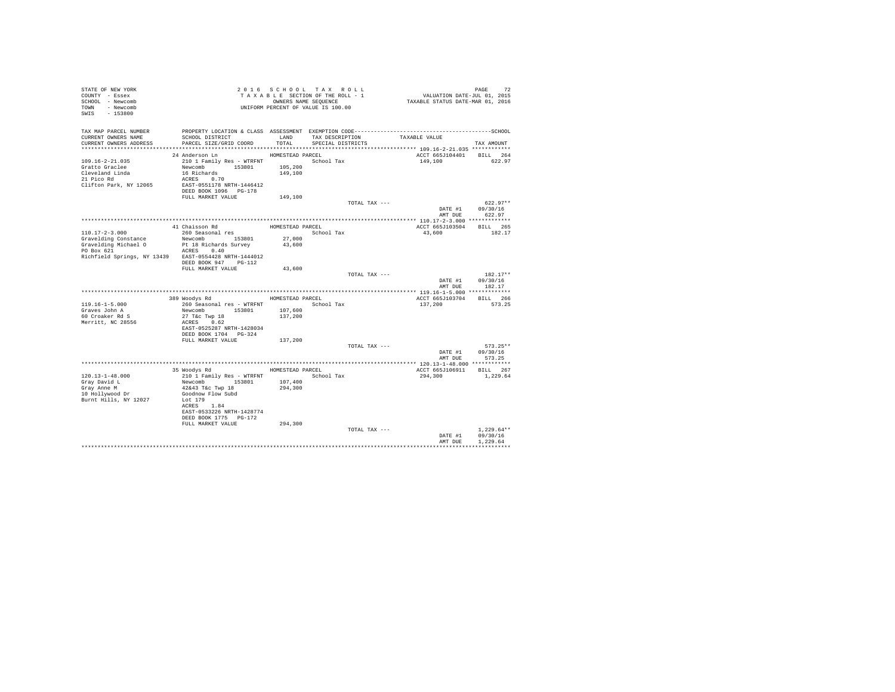STATE OF NEW YORK
COUNTY - Essex
SCHOOL - Newcomb
TOWN - Newcomb
SWIS - 153800

2016 SCHOOL TAX ROLL
TAXABLE SECTION OF THE ROLL - 1
OWNERS NAME SEQUENCE
UNIFORM PERCENT OF VALUE IS 100.00

VALUATION DATE-JUL 01, 2015
TAXABLE STATUS DATE-MAR 01, 2016

| TAX MAP PARCEL NUMBER / CURRENT OWNERS NAME / CURRENT OWNERS ADDRESS | PROPERTY LOCATION & CLASS / SCHOOL DISTRICT / PARCEL SIZE/GRID COORD | ASSESSMENT LAND / TOTAL | EXEMPTION CODE / TAX DESCRIPTION / SPECIAL DISTRICTS | TAXABLE VALUE | TAX AMOUNT |
|---|---|---|---|---|---|
| **109.16-2-21.035** | 24 Anderson Ln | HOMESTEAD PARCEL | | ACCT 665J104401 | BILL 264 |
| 109.16-2-21.035 | 210 1 Family Res - WTRFNT | | School Tax | 149,100 | 622.97 |
| Gratto Graclee | Newcomb 153801 | 105,200 | | | |
| Cleveland Linda | 16 Richards | 149,100 | | | |
| 21 Pico Rd | ACRES 0.70 | | | | |
| Clifton Park, NY 12065 | EAST-0551178 NRTH-1446412 | | | | |
| | DEED BOOK 1096 PG-178 | | | | |
| | FULL MARKET VALUE | 149,100 | | | |
| | | | TOTAL TAX --- | | 622.97** |
| | | | | DATE #1 | 09/30/16 |
| | | | | AMT DUE | 622.97 |
| **110.17-2-3.000** | 41 Chaisson Rd | HOMESTEAD PARCEL | | ACCT 665J103504 | BILL 265 |
| 110.17-2-3.000 | 260 Seasonal res | | School Tax | 43,600 | 182.17 |
| Gravelding Constance | Newcomb 153801 | 27,000 | | | |
| Gravelding Michael O | Pt 18 Richards Survey | 43,600 | | | |
| PO Box 621 | ACRES 0.40 | | | | |
| Richfield Springs, NY 13439 | EAST-0554428 NRTH-1444012 | | | | |
| | DEED BOOK 947 PG-112 | | | | |
| | FULL MARKET VALUE | 43,600 | | | |
| | | | TOTAL TAX --- | | 182.17** |
| | | | | DATE #1 | 09/30/16 |
| | | | | AMT DUE | 182.17 |
| **119.16-1-5.000** | 389 Woodys Rd | HOMESTEAD PARCEL | | ACCT 665J103704 | BILL 266 |
| 119.16-1-5.000 | 260 Seasonal res - WTRFNT | | School Tax | 137,200 | 573.25 |
| Graves John A | Newcomb 153801 | 107,600 | | | |
| 60 Croaker Rd S | 27 T&c Twp 18 | 137,200 | | | |
| Merritt, NC 28556 | ACRES 0.62 | | | | |
| | EAST-0525287 NRTH-1428034 | | | | |
| | DEED BOOK 1704 PG-324 | | | | |
| | FULL MARKET VALUE | 137,200 | | | |
| | | | TOTAL TAX --- | | 573.25** |
| | | | | DATE #1 | 09/30/16 |
| | | | | AMT DUE | 573.25 |
| **120.13-1-48.000** | 35 Woodys Rd | HOMESTEAD PARCEL | | ACCT 665J106911 | BILL 267 |
| 120.13-1-48.000 | 210 1 Family Res - WTRFNT | | School Tax | 294,300 | 1,229.64 |
| Gray David L | Newcomb 153801 | 107,400 | | | |
| Gray Anne M | 42&43 T&c Twp 18 | 294,300 | | | |
| 10 Hollywood Dr | Goodnow Flow Subd | | | | |
| Burnt Hills, NY 12027 | Lot 179 | | | | |
| | ACRES 1.84 | | | | |
| | EAST-0533226 NRTH-1428774 | | | | |
| | DEED BOOK 1775 PG-172 | | | | |
| | FULL MARKET VALUE | 294,300 | | | |
| | | | TOTAL TAX --- | | 1,229.64** |
| | | | | DATE #1 | 09/30/16 |
| | | | | AMT DUE | 1,229.64 |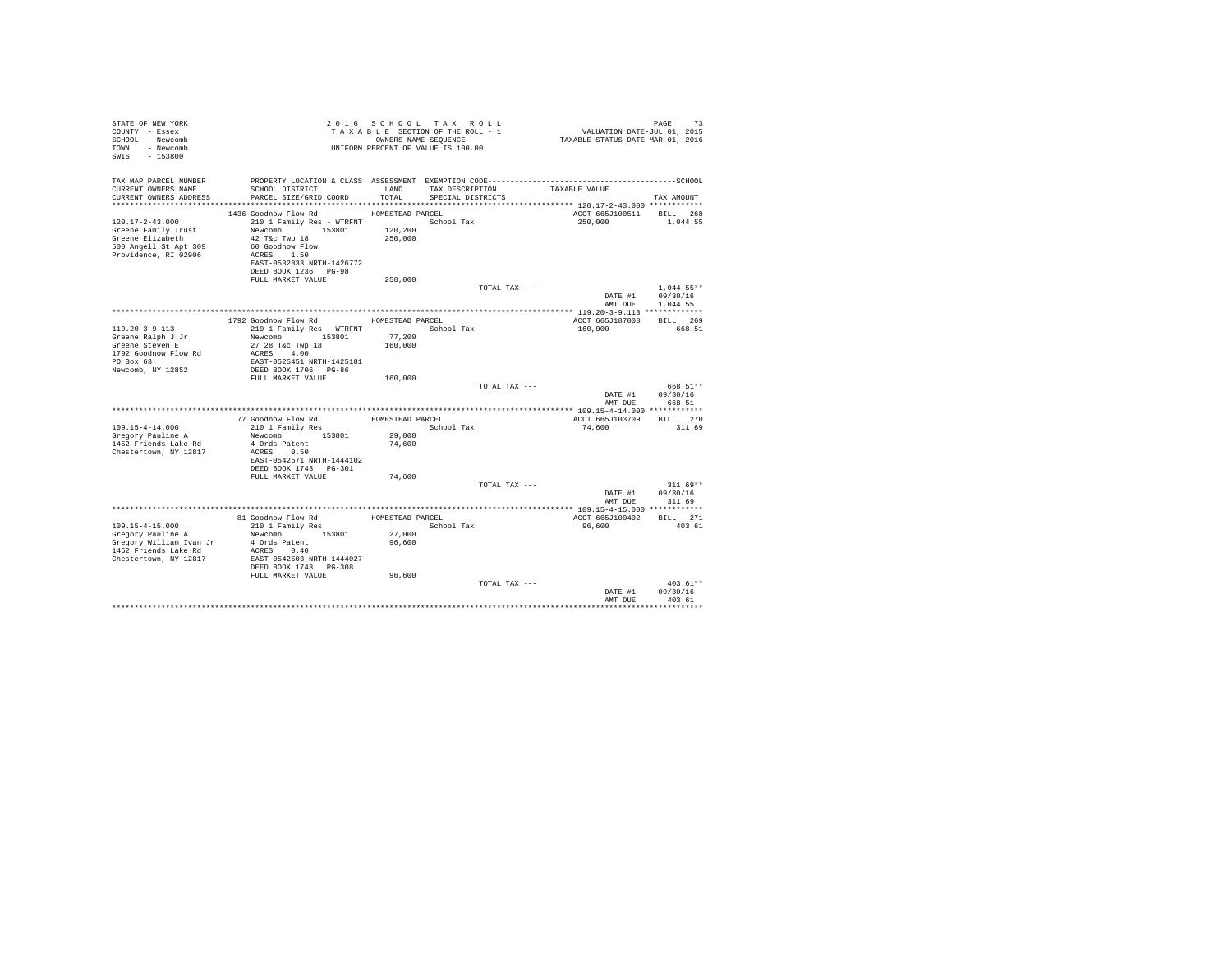STATE OF NEW YORK
COUNTY - Essex
SCHOOL - Newcomb
TOWN - Newcomb
SWIS - 153800

2 0 1 6 S C H O O L T A X R O L L
T A X A B L E SECTION OF THE ROLL - 1
OWNERS NAME SEQUENCE
UNIFORM PERCENT OF VALUE IS 100.00

VALUATION DATE-JUL 01, 2015
TAXABLE STATUS DATE-MAR 01, 2016

| TAX MAP PARCEL NUMBER / CURRENT OWNERS NAME / CURRENT OWNERS ADDRESS | PROPERTY LOCATION & CLASS / SCHOOL DISTRICT / PARCEL SIZE/GRID COORD | ASSESSMENT LAND / TOTAL | EXEMPTION CODE / TAX DESCRIPTION / SPECIAL DISTRICTS | TAXABLE VALUE | TAX AMOUNT |
|---|---|---|---|---|---|
| **120.17-2-43.000** | 1436 Goodnow Flow Rd | HOMESTEAD PARCEL | | ACCT 665J100511 | BILL 268 |
| 120.17-2-43.000 | 210 1 Family Res - WTRFNT | | School Tax | 250,000 | 1,044.55 |
| Greene Family Trust | Newcomb 153801 | 120,200 | | | |
| Greene Elizabeth | 42 T&c Twp 18 | 250,000 | | | |
| 500 Angell St Apt 309 | 60 Goodnow Flow | | | | |
| Providence, RI 02906 | ACRES 1.50 | | | | |
| | EAST-0532833 NRTH-1426772 | | | | |
| | DEED BOOK 1236 PG-98 | | | | |
| | FULL MARKET VALUE | 250,000 | | | |
| | | | TOTAL TAX --- | | 1,044.55** |
| | | | | DATE #1 | 09/30/16 |
| | | | | AMT DUE | 1,044.55 |
| **119.20-3-9.113** | 1792 Goodnow Flow Rd | HOMESTEAD PARCEL | | ACCT 665J187008 | BILL 269 |
| 119.20-3-9.113 | 210 1 Family Res - WTRFNT | | School Tax | 160,000 | 668.51 |
| Greene Ralph J Jr | Newcomb 153801 | 77,200 | | | |
| Greene Steven E | 27 28 T&c Twp 18 | 160,000 | | | |
| 1792 Goodnow Flow Rd | ACRES 4.00 | | | | |
| PO Box 63 | EAST-0525451 NRTH-1425181 | | | | |
| Newcomb, NY 12852 | DEED BOOK 1706 PG-86 | | | | |
| | FULL MARKET VALUE | 160,000 | | | |
| | | | TOTAL TAX --- | | 668.51** |
| | | | | DATE #1 | 09/30/16 |
| | | | | AMT DUE | 668.51 |
| **109.15-4-14.000** | 77 Goodnow Flow Rd | HOMESTEAD PARCEL | | ACCT 665J103709 | BILL 270 |
| 109.15-4-14.000 | 210 1 Family Res | | School Tax | 74,600 | 311.69 |
| Gregory Pauline A | Newcomb 153801 | 29,000 | | | |
| 1452 Friends Lake Rd | 4 Ords Patent | 74,600 | | | |
| Chestertown, NY 12817 | ACRES 0.50 | | | | |
| | EAST-0542571 NRTH-1444102 | | | | |
| | DEED BOOK 1743 PG-301 | | | | |
| | FULL MARKET VALUE | 74,600 | | | |
| | | | TOTAL TAX --- | | 311.69** |
| | | | | DATE #1 | 09/30/16 |
| | | | | AMT DUE | 311.69 |
| **109.15-4-15.000** | 81 Goodnow Flow Rd | HOMESTEAD PARCEL | | ACCT 665J100402 | BILL 271 |
| 109.15-4-15.000 | 210 1 Family Res | | School Tax | 96,600 | 403.61 |
| Gregory Pauline A | Newcomb 153801 | 27,000 | | | |
| Gregory William Ivan Jr | 4 Ords Patent | 96,600 | | | |
| 1452 Friends Lake Rd | ACRES 0.40 | | | | |
| Chestertown, NY 12817 | EAST-0542503 NRTH-1444027 | | | | |
| | DEED BOOK 1743 PG-308 | | | | |
| | FULL MARKET VALUE | 96,600 | | | |
| | | | TOTAL TAX --- | | 403.61** |
| | | | | DATE #1 | 09/30/16 |
| | | | | AMT DUE | 403.61 |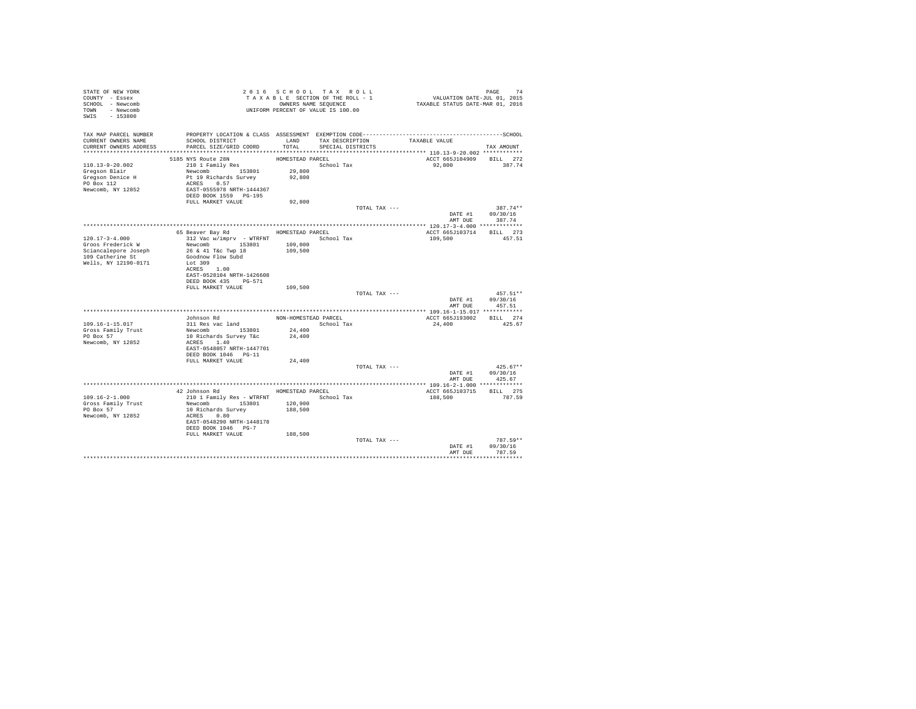STATE OF NEW YORK
COUNTY - Essex
SCHOOL - Newcomb
TOWN - Newcomb
SWIS - 153800

2016 SCHOOL TAX ROLL
TAXABLE SECTION OF THE ROLL - 1
OWNERS NAME SEQUENCE
UNIFORM PERCENT OF VALUE IS 100.00

VALUATION DATE-JUL 01, 2015
TAXABLE STATUS DATE-MAR 01, 2016

| TAX MAP PARCEL NUMBER / CURRENT OWNERS NAME / CURRENT OWNERS ADDRESS | PROPERTY LOCATION & CLASS / SCHOOL DISTRICT / PARCEL SIZE/GRID COORD | ASSESSMENT LAND / TOTAL | EXEMPTION CODE / TAX DESCRIPTION / SPECIAL DISTRICTS | TAXABLE VALUE | SCHOOL TAX AMOUNT |
|---|---|---|---|---|---|
| 110.13-9-20.002 | 5185 NYS Route 28N | HOMESTEAD PARCEL | | ACCT 665J104909 | BILL 272 |
| | 210 1 Family Res | | School Tax | 92,800 | 387.74 |
| Gregson Blair | Newcomb 153801 | 29,800 | | | |
| Gregson Denice H | Pt 19 Richards Survey | 92,800 | | | |
| PO Box 112 | ACRES 0.57 | | | | |
| Newcomb, NY 12852 | EAST-0555978 NRTH-1444367 | | | | |
| | DEED BOOK 1559 PG-195 | | | | |
| | FULL MARKET VALUE | 92,800 | | | |
| | | | TOTAL TAX --- | | 387.74** |
| | | | | DATE #1 | 09/30/16 |
| | | | | AMT DUE | 387.74 |
| 120.17-3-4.000 | 65 Beaver Bay Rd | HOMESTEAD PARCEL | | ACCT 665J103714 | BILL 273 |
| | 312 Vac w/imprv - WTRFNT | | School Tax | 109,500 | 457.51 |
| Groos Frederick W | Newcomb 153801 | 109,000 | | | |
| Sciancalepore Joseph | 26 & 41 T&c Twp 18 | 109,500 | | | |
| 109 Catherine St | Goodnow Flow Subd | | | | |
| Wells, NY 12190-0171 | Lot 309 | | | | |
| | ACRES 1.00 | | | | |
| | EAST-0528104 NRTH-1426608 | | | | |
| | DEED BOOK 435 PG-571 | | | | |
| | FULL MARKET VALUE | 109,500 | | | |
| | | | TOTAL TAX --- | | 457.51** |
| | | | | DATE #1 | 09/30/16 |
| | | | | AMT DUE | 457.51 |
| 109.16-1-15.017 | Johnson Rd | NON-HOMESTEAD PARCEL | | ACCT 665J193002 | BILL 274 |
| | 311 Res vac land | | School Tax | 24,400 | 425.67 |
| Gross Family Trust | Newcomb 153801 | 24,400 | | | |
| PO Box 57 | 10 Richards Survey T&c | 24,400 | | | |
| Newcomb, NY 12852 | ACRES 1.40 | | | | |
| | EAST-0548057 NRTH-1447701 | | | | |
| | DEED BOOK 1046 PG-11 | | | | |
| | FULL MARKET VALUE | 24,400 | | | |
| | | | TOTAL TAX --- | | 425.67** |
| | | | | DATE #1 | 09/30/16 |
| | | | | AMT DUE | 425.67 |
| 109.16-2-1.000 | 42 Johnson Rd | HOMESTEAD PARCEL | | ACCT 665J103715 | BILL 275 |
| | 210 1 Family Res - WTRFNT | | School Tax | 188,500 | 787.59 |
| Gross Family Trust | Newcomb 153801 | 120,900 | | | |
| PO Box 57 | 10 Richards Survey | 188,500 | | | |
| Newcomb, NY 12852 | ACRES 0.80 | | | | |
| | EAST-0548290 NRTH-1448178 | | | | |
| | DEED BOOK 1046 PG-7 | | | | |
| | FULL MARKET VALUE | 188,500 | | | |
| | | | TOTAL TAX --- | | 787.59** |
| | | | | DATE #1 | 09/30/16 |
| | | | | AMT DUE | 787.59 |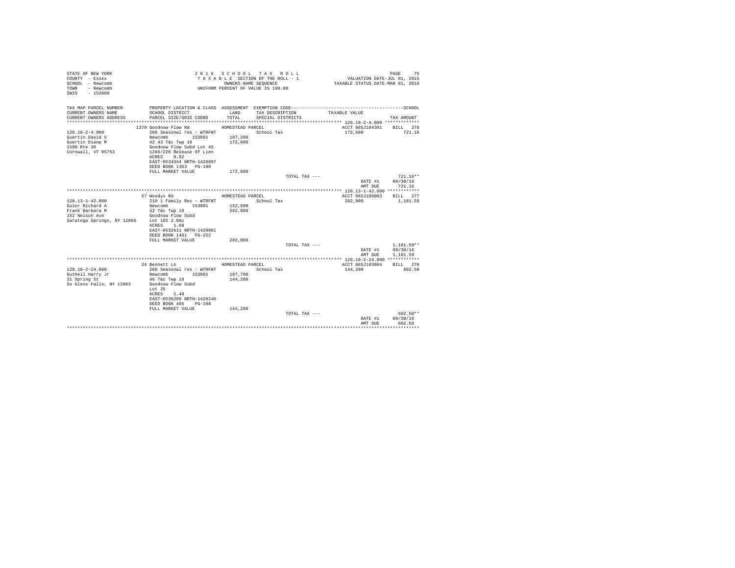STATE OF NEW YORK
COUNTY - Essex
SCHOOL - Newcomb
TOWN - Newcomb
SWIS - 153800

2016 SCHOOL TAX ROLL
TAXABLE SECTION OF THE ROLL - 1
OWNERS NAME SEQUENCE
UNIFORM PERCENT OF VALUE IS 100.00

VALUATION DATE-JUL 01, 2015
TAXABLE STATUS DATE-MAR 01, 2016

| TAX MAP PARCEL NUMBER / CURRENT OWNERS NAME / CURRENT OWNERS ADDRESS | PROPERTY LOCATION & CLASS / SCHOOL DISTRICT / PARCEL SIZE/GRID COORD | ASSESSMENT LAND / TOTAL | EXEMPTION CODE / TAX DESCRIPTION / SPECIAL DISTRICTS | TAXABLE VALUE | TAX AMOUNT |
|---|---|---|---|---|---|
| **120.18-2-4.000** | 1370 Goodnow Flow Rd | HOMESTEAD PARCEL | | ACCT 665J104301 | BILL 276 |
| 120.18-2-4.000 | 260 Seasonal res - WTRFNT | | School Tax | 172,600 | 721.16 |
| Guertin David S | Newcomb 153801 | 107,200 | | | |
| Guertin Diane M | 42 43 T&c Twp 18 | 172,600 | | | |
| 1599 Rte 30 | Goodnow Flow Subd Lot 45 | | | | |
| Cornwall, VT 05753 | 1266/226 Release Of Lien | | | | |
| | ACRES 0.92 | | | | |
| | EAST-0534344 NRTH-1426897 | | | | |
| | DEED BOOK 1363 PG-190 | | | | |
| | FULL MARKET VALUE | 172,600 | | | |
| | | | TOTAL TAX --- | | 721.16** |
| | | | | DATE #1 | 09/30/16 |
| | | | | AMT DUE | 721.16 |
| **120.13-1-42.000** | 57 Woodys Rd | HOMESTEAD PARCEL | | ACCT 665J106003 | BILL 277 |
| 120.13-1-42.000 | 210 1 Family Res - WTRFNT | | School Tax | 282,800 | 1,181.59 |
| Guior Richard A | Newcomb 153801 | 152,500 | | | |
| Frank Barbara M | 42 T&c Twp 18 | 282,800 | | | |
| 152 Nelson Ave | Goodnow Flow Subd | | | | |
| Saratoga Springs, NY 12866 | Lot 185 2.8Ac | | | | |
| | ACRES 1.60 | | | | |
| | EAST-0532611 NRTH-1429061 | | | | |
| | DEED BOOK 1461 PG-252 | | | | |
| | FULL MARKET VALUE | 282,800 | | | |
| | | | TOTAL TAX --- | | 1,181.59** |
| | | | | DATE #1 | 09/30/16 |
| | | | | AMT DUE | 1,181.59 |
| **120.18-2-24.000** | 24 Bennett Ln | HOMESTEAD PARCEL | | ACCT 665J103804 | BILL 278 |
| 120.18-2-24.000 | 260 Seasonal res - WTRFNT | | School Tax | 144,200 | 602.50 |
| Gutheil Harry Jr | Newcomb 153801 | 107,700 | | | |
| 21 Spring St | 46 T&c Twp 18 | 144,200 | | | |
| So Glens Falls, NY 12803 | Goodnow Flow Subd | | | | |
| | Lot 25 | | | | |
| | ACRES 1.40 | | | | |
| | EAST-0536289 NRTH-1426240 | | | | |
| | DEED BOOK 465 PG-108 | | | | |
| | FULL MARKET VALUE | 144,200 | | | |
| | | | TOTAL TAX --- | | 602.50** |
| | | | | DATE #1 | 09/30/16 |
| | | | | AMT DUE | 602.50 |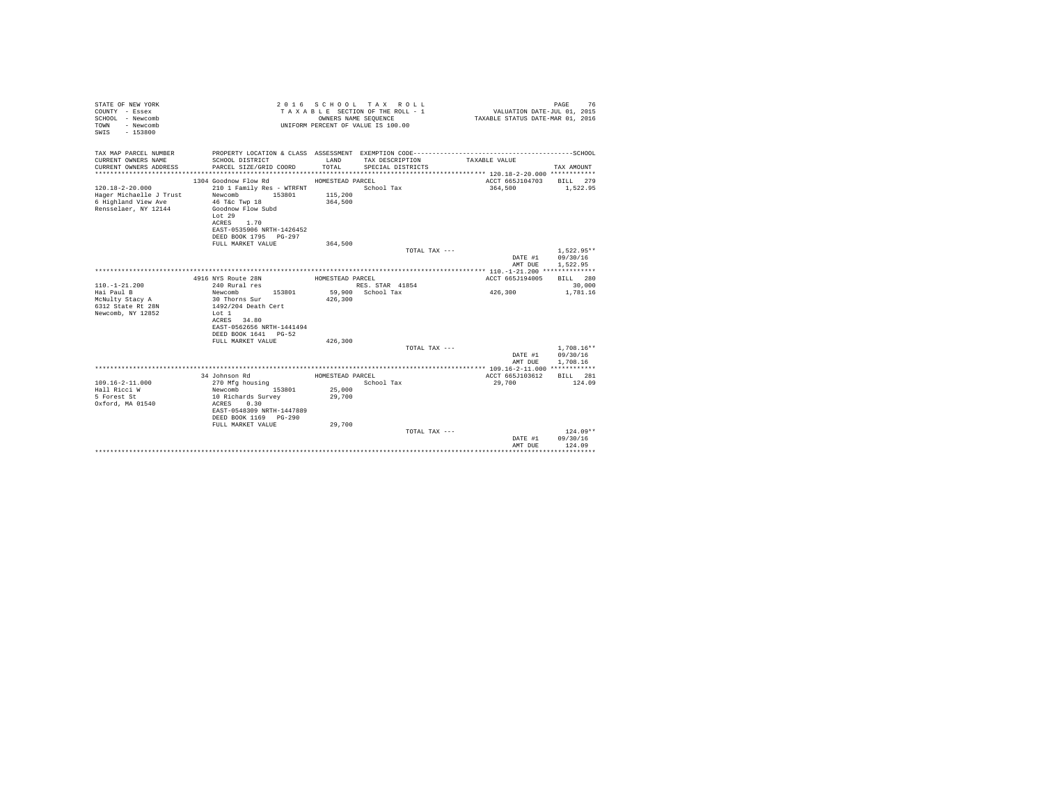STATE OF NEW YORK
COUNTY - Essex
SCHOOL - Newcomb
TOWN - Newcomb
SWIS - 153800

2 0 1 6 S C H O O L T A X R O L L
T A X A B L E SECTION OF THE ROLL - 1
OWNERS NAME SEQUENCE
UNIFORM PERCENT OF VALUE IS 100.00

VALUATION DATE-JUL 01, 2015
TAXABLE STATUS DATE-MAR 01, 2016

| TAX MAP PARCEL NUMBER / CURRENT OWNERS NAME / CURRENT OWNERS ADDRESS | PROPERTY LOCATION & CLASS / SCHOOL DISTRICT / PARCEL SIZE/GRID COORD | ASSESSMENT LAND / TOTAL | EXEMPTION CODE / TAX DESCRIPTION / SPECIAL DISTRICTS | TAXABLE VALUE | SCHOOL TAX AMOUNT |
|---|---|---|---|---|---|
| **120.18-2-20.000** | 1304 Goodnow Flow Rd | HOMESTEAD PARCEL | | ACCT 665J104703 | BILL 279 |
| 120.18-2-20.000 | 210 1 Family Res - WTRFNT | | School Tax | 364,500 | 1,522.95 |
| Hager Michaelle J Trust | Newcomb 153801 | 115,200 | | | |
| 6 Highland View Ave | 46 T&c Twp 18 | 364,500 | | | |
| Rensselaer, NY 12144 | Goodnow Flow Subd | | | | |
| | Lot 29 | | | | |
| | ACRES 1.70 | | | | |
| | EAST-0535906 NRTH-1426452 | | | | |
| | DEED BOOK 1795 PG-297 | | | | |
| | FULL MARKET VALUE | 364,500 | | | |
| | | | TOTAL TAX --- | | 1,522.95** |
| | | | | DATE #1 | 09/30/16 |
| | | | | AMT DUE | 1,522.95 |
| **110.-1-21.200** | 4916 NYS Route 28N | HOMESTEAD PARCEL | | ACCT 665J194005 | BILL 280 |
| 110.-1-21.200 | 240 Rural res | | RES. STAR 41854 | | 30,000 |
| Hai Paul B | Newcomb 153801 | 59,900 | School Tax | 426,300 | 1,781.16 |
| McNulty Stacy A | 30 Thorns Sur | 426,300 | | | |
| 6312 State Rt 28N | 1492/204 Death Cert | | | | |
| Newcomb, NY 12852 | Lot 1 | | | | |
| | ACRES 34.80 | | | | |
| | EAST-0562656 NRTH-1441494 | | | | |
| | DEED BOOK 1641 PG-52 | | | | |
| | FULL MARKET VALUE | 426,300 | | | |
| | | | TOTAL TAX --- | | 1,708.16** |
| | | | | DATE #1 | 09/30/16 |
| | | | | AMT DUE | 1,708.16 |
| **109.16-2-11.000** | 34 Johnson Rd | HOMESTEAD PARCEL | | ACCT 665J103612 | BILL 281 |
| 109.16-2-11.000 | 270 Mfg housing | | School Tax | 29,700 | 124.09 |
| Hall Ricci W | Newcomb 153801 | 25,000 | | | |
| 5 Forest St | 10 Richards Survey | 29,700 | | | |
| Oxford, MA 01540 | ACRES 0.30 | | | | |
| | EAST-0548309 NRTH-1447889 | | | | |
| | DEED BOOK 1169 PG-290 | | | | |
| | FULL MARKET VALUE | 29,700 | | | |
| | | | TOTAL TAX --- | | 124.09** |
| | | | | DATE #1 | 09/30/16 |
| | | | | AMT DUE | 124.09 |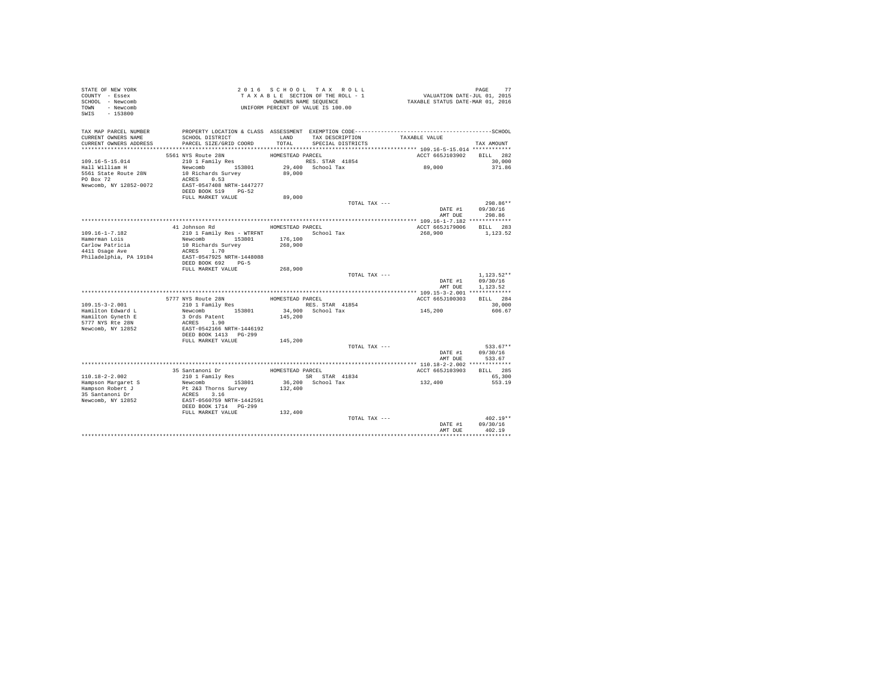STATE OF NEW YORK
COUNTY - Essex
SCHOOL - Newcomb
TOWN - Newcomb
SWIS - 153800

2016 SCHOOL TAX ROLL
TAXABLE SECTION OF THE ROLL - 1
OWNERS NAME SEQUENCE
UNIFORM PERCENT OF VALUE IS 100.00

VALUATION DATE-JUL 01, 2015
TAXABLE STATUS DATE-MAR 01, 2016

| TAX MAP PARCEL NUMBER / CURRENT OWNERS NAME / CURRENT OWNERS ADDRESS | PROPERTY LOCATION & CLASS / SCHOOL DISTRICT / PARCEL SIZE/GRID COORD | ASSESSMENT LAND / TOTAL | EXEMPTION CODE / TAX DESCRIPTION / SPECIAL DISTRICTS | TAXABLE VALUE | TAX AMOUNT |
|---|---|---|---|---|---|
| 109.16-5-15.014 | 5561 NYS Route 28N | HOMESTEAD PARCEL | | ACCT 665J103902 | BILL 282 |
| Hall William H | 210 1 Family Res | | RES. STAR 41854 | | 30,000 |
| 5561 State Route 28N | Newcomb 153801 | 29,400 | School Tax | 89,000 | 371.86 |
| PO Box 72 | 10 Richards Survey | 89,000 | | | |
| Newcomb, NY 12852-0072 | ACRES 0.53 | | | | |
| | EAST-0547408 NRTH-1447277 | | | | |
| | DEED BOOK 519 PG-52 | | | | |
| | FULL MARKET VALUE | 89,000 | | | |
| | | | TOTAL TAX --- | | 298.86** |
| | | | | DATE #1 | 09/30/16 |
| | | | | AMT DUE | 298.86 |
| 109.16-1-7.182 | 41 Johnson Rd | HOMESTEAD PARCEL | | ACCT 665J179006 | BILL 283 |
| Hamerman Lois | 210 1 Family Res - WTRFNT | | School Tax | 268,900 | 1,123.52 |
| Carlow Patricia | Newcomb 153801 | 176,100 | | | |
| 4411 Osage Ave | 10 Richards Survey | 268,900 | | | |
| Philadelphia, PA 19104 | ACRES 1.70 | | | | |
| | EAST-0547925 NRTH-1448088 | | | | |
| | DEED BOOK 692 PG-5 | | | | |
| | FULL MARKET VALUE | 268,900 | | | |
| | | | TOTAL TAX --- | | 1,123.52** |
| | | | | DATE #1 | 09/30/16 |
| | | | | AMT DUE | 1,123.52 |
| 109.15-3-2.001 | 5777 NYS Route 28N | HOMESTEAD PARCEL | | ACCT 665J100303 | BILL 284 |
| Hamilton Edward L | 210 1 Family Res | | RES. STAR 41854 | | 30,000 |
| Hamilton Gyneth E | Newcomb 153801 | 34,900 | School Tax | 145,200 | 606.67 |
| 5777 NYS Rte 28N | 3 Ords Patent | 145,200 | | | |
| Newcomb, NY 12852 | ACRES 1.90 | | | | |
| | EAST-0542166 NRTH-1446192 | | | | |
| | DEED BOOK 1413 PG-299 | | | | |
| | FULL MARKET VALUE | 145,200 | | | |
| | | | TOTAL TAX --- | | 533.67** |
| | | | | DATE #1 | 09/30/16 |
| | | | | AMT DUE | 533.67 |
| 110.18-2-2.002 | 35 Santanoni Dr | HOMESTEAD PARCEL | | ACCT 665J103903 | BILL 285 |
| Hampson Margaret S | 210 1 Family Res | | SR STAR 41834 | | 65,300 |
| Hampson Robert J | Newcomb 153801 | 36,200 | School Tax | 132,400 | 553.19 |
| 35 Santanoni Dr | Pt 2&3 Thorns Survey | 132,400 | | | |
| Newcomb, NY 12852 | ACRES 3.16 | | | | |
| | EAST-0560759 NRTH-1442591 | | | | |
| | DEED BOOK 1714 PG-299 | | | | |
| | FULL MARKET VALUE | 132,400 | | | |
| | | | TOTAL TAX --- | | 402.19** |
| | | | | DATE #1 | 09/30/16 |
| | | | | AMT DUE | 402.19 |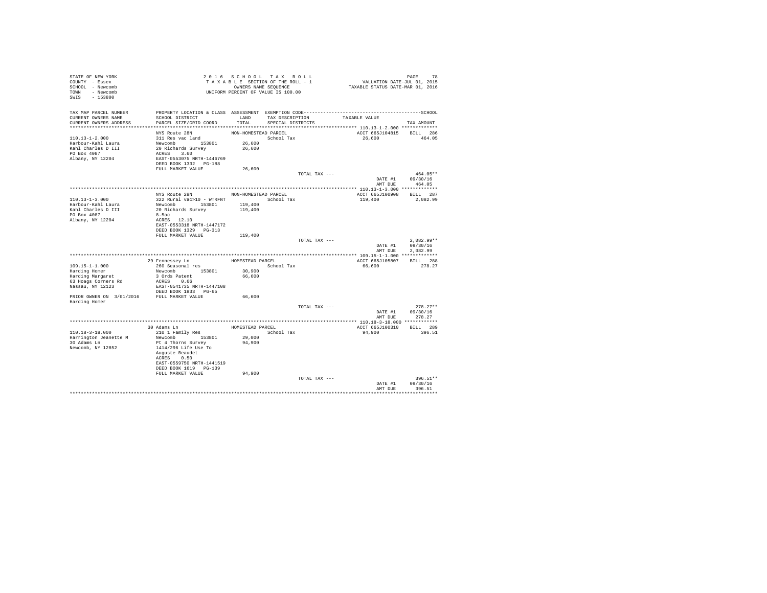STATE OF NEW YORK — 2016 SCHOOL TAX ROLL
COUNTY - Essex — TAXABLE SECTION OF THE ROLL - 1 — VALUATION DATE-JUL 01, 2015
SCHOOL - Newcomb — OWNERS NAME SEQUENCE — TAXABLE STATUS DATE-MAR 01, 2016
TOWN - Newcomb — UNIFORM PERCENT OF VALUE IS 100.00
SWIS - 153800

| TAX MAP PARCEL NUMBER / CURRENT OWNERS NAME / CURRENT OWNERS ADDRESS | PROPERTY LOCATION & CLASS / SCHOOL DISTRICT / PARCEL SIZE/GRID COORD | ASSESSMENT LAND / TOTAL | EXEMPTION CODE / TAX DESCRIPTION / SPECIAL DISTRICTS | TAXABLE VALUE | TAX AMOUNT |
|---|---|---|---|---|---|
| **110.13-1-2.000** | NYS Route 28N | NON-HOMESTEAD PARCEL | | ACCT 665J104815 | BILL 286 |
| 110.13-1-2.000 | 311 Res vac land | | School Tax | 26,600 | 464.05 |
| Harbour-Kahl Laura | Newcomb 153801 | 26,600 | | | |
| Kahl Charles D III | 20 Richards Survey | 26,600 | | | |
| PO Box 4087 | ACRES 3.60 | | | | |
| Albany, NY 12204 | EAST-0553075 NRTH-1446769 | | | | |
| | DEED BOOK 1332 PG-188 | | | | |
| | FULL MARKET VALUE | 26,600 | | | |
| | | | TOTAL TAX --- | | 464.05** |
| | | | | DATE #1 | 09/30/16 |
| | | | | AMT DUE | 464.05 |
| **110.13-1-3.000** | NYS Route 28N | NON-HOMESTEAD PARCEL | | ACCT 665J100908 | BILL 287 |
| 110.13-1-3.000 | 322 Rural vac>10 - WTRFNT | | School Tax | 119,400 | 2,082.99 |
| Harbour-Kahl Laura | Newcomb 153801 | 119,400 | | | |
| Kahl Charles D III | 20 Richards Survey | 119,400 | | | |
| PO Box 4087 | 8.5ac | | | | |
| Albany, NY 12204 | ACRES 12.10 | | | | |
| | EAST-0553318 NRTH-1447172 | | | | |
| | DEED BOOK 1329 PG-313 | | | | |
| | FULL MARKET VALUE | 119,400 | | | |
| | | | TOTAL TAX --- | | 2,082.99** |
| | | | | DATE #1 | 09/30/16 |
| | | | | AMT DUE | 2,082.99 |
| **109.15-1-1.000** | 29 Fennessey Ln | HOMESTEAD PARCEL | | ACCT 665J105807 | BILL 288 |
| 109.15-1-1.000 | 260 Seasonal res | | School Tax | 66,600 | 278.27 |
| Harding Homer | Newcomb 153801 | 30,900 | | | |
| Harding Margaret | 3 Ords Patent | 66,600 | | | |
| 63 Hoags Corners Rd | ACRES 0.66 | | | | |
| Nassau, NY 12123 | EAST-0541735 NRTH-1447108 | | | | |
| | DEED BOOK 1833 PG-65 | | | | |
| PRIOR OWNER ON 3/01/2016 | FULL MARKET VALUE | 66,600 | | | |
| Harding Homer | | | | | |
| | | | TOTAL TAX --- | | 278.27** |
| | | | | DATE #1 | 09/30/16 |
| | | | | AMT DUE | 278.27 |
| **110.18-3-18.000** | 30 Adams Ln | HOMESTEAD PARCEL | | ACCT 665J100310 | BILL 289 |
| 110.18-3-18.000 | 210 1 Family Res | | School Tax | 94,900 | 396.51 |
| Harrington Jeanette M | Newcomb 153801 | 29,000 | | | |
| 30 Adams Ln | Pt 4 Thorns Survey | 94,900 | | | |
| Newcomb, NY 12852 | 1414/296 Life Use To | | | | |
| | Auguste Beaudet | | | | |
| | ACRES 0.50 | | | | |
| | EAST-0559750 NRTH-1441519 | | | | |
| | DEED BOOK 1619 PG-139 | | | | |
| | FULL MARKET VALUE | 94,900 | | | |
| | | | TOTAL TAX --- | | 396.51** |
| | | | | DATE #1 | 09/30/16 |
| | | | | AMT DUE | 396.51 |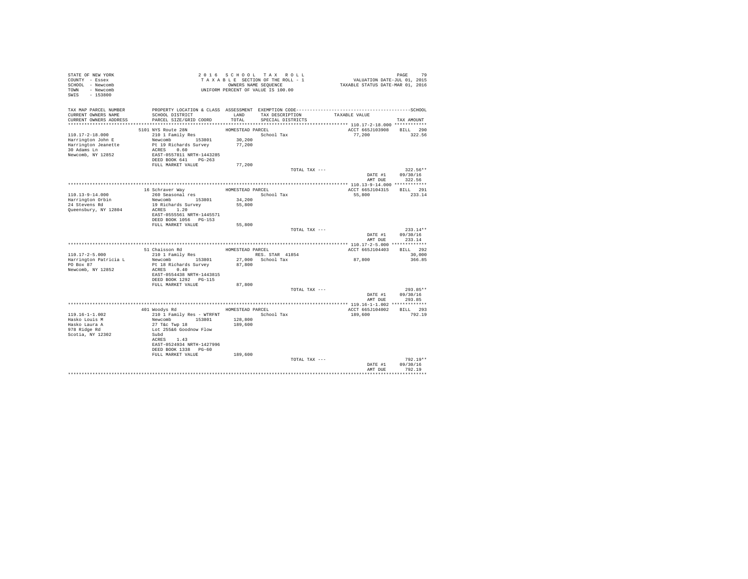STATE OF NEW YORK
COUNTY - Essex
SCHOOL - Newcomb
TOWN - Newcomb
SWIS - 153800

2 0 1 6 S C H O O L T A X R O L L
T A X A B L E SECTION OF THE ROLL - 1
OWNERS NAME SEQUENCE
UNIFORM PERCENT OF VALUE IS 100.00

VALUATION DATE-JUL 01, 2015
TAXABLE STATUS DATE-MAR 01, 2016

| TAX MAP PARCEL NUMBER / CURRENT OWNERS NAME / CURRENT OWNERS ADDRESS | PROPERTY LOCATION & CLASS / SCHOOL DISTRICT / PARCEL SIZE/GRID COORD | ASSESSMENT LAND / TOTAL | EXEMPTION CODE / TAX DESCRIPTION / SPECIAL DISTRICTS | TAXABLE VALUE | SCHOOL TAX AMOUNT |
|---|---|---|---|---|---|
| 110.17-2-18.000 | 5101 NYS Route 28N | HOMESTEAD PARCEL | | ACCT 665J103908 | BILL 290 |
| Harrington John E | 210 1 Family Res | | School Tax | 77,200 | 322.56 |
| Harrington Jeanette | Newcomb 153801 | 30,200 | | | |
| 30 Adams Ln | Pt 19 Richards Survey | 77,200 | | | |
| Newcomb, NY 12852 | ACRES 0.60 | | | | |
| | EAST-0557811 NRTH-1443285 | | | | |
| | DEED BOOK 641 PG-263 | | | | |
| | FULL MARKET VALUE | 77,200 | | | |
| | | | TOTAL TAX --- | | 322.56** |
| | | | | DATE #1 | 09/30/16 |
| | | | | AMT DUE | 322.56 |
| 110.13-9-14.000 | 16 Schraver Way | HOMESTEAD PARCEL | | ACCT 665J104315 | BILL 291 |
| Harrington Orbin | 260 Seasonal res | | School Tax | 55,800 | 233.14 |
| 24 Stevens Rd | Newcomb 153801 | 34,200 | | | |
| Queensbury, NY 12804 | 19 Richards Survey | 55,800 | | | |
| | ACRES 1.20 | | | | |
| | EAST-0555561 NRTH-1445571 | | | | |
| | DEED BOOK 1056 PG-153 | | | | |
| | FULL MARKET VALUE | 55,800 | | | |
| | | | TOTAL TAX --- | | 233.14** |
| | | | | DATE #1 | 09/30/16 |
| | | | | AMT DUE | 233.14 |
| 110.17-2-5.000 | 51 Chaisson Rd | HOMESTEAD PARCEL | | ACCT 665J104403 | BILL 292 |
| Harrington Patricia L | 210 1 Family Res | | RES. STAR 41854 | | 30,000 |
| PO Box 87 | Newcomb 153801 | 27,000 | School Tax | 87,800 | 366.85 |
| Newcomb, NY 12852 | Pt 18 Richards Survey | 87,800 | | | |
| | ACRES 0.40 | | | | |
| | EAST-0554438 NRTH-1443815 | | | | |
| | DEED BOOK 1292 PG-115 | | | | |
| | FULL MARKET VALUE | 87,800 | | | |
| | | | TOTAL TAX --- | | 293.85** |
| | | | | DATE #1 | 09/30/16 |
| | | | | AMT DUE | 293.85 |
| 119.16-1-1.002 | 401 Woodys Rd | HOMESTEAD PARCEL | | ACCT 665J104002 | BILL 293 |
| Hasko Louis M | 210 1 Family Res - WTRFNT | | School Tax | 189,600 | 792.19 |
| Hasko Laura A | Newcomb 153801 | 128,800 | | | |
| 978 Ridge Rd | 27 T&c Twp 18 | 189,600 | | | |
| Scotia, NY 12302 | Lot 25&6 Goodnow Flow | | | | |
| | Subd | | | | |
| | ACRES 1.43 | | | | |
| | EAST-0524934 NRTH-1427996 | | | | |
| | DEED BOOK 1338 PG-60 | | | | |
| | FULL MARKET VALUE | 189,600 | | | |
| | | | TOTAL TAX --- | | 792.19** |
| | | | | DATE #1 | 09/30/16 |
| | | | | AMT DUE | 792.19 |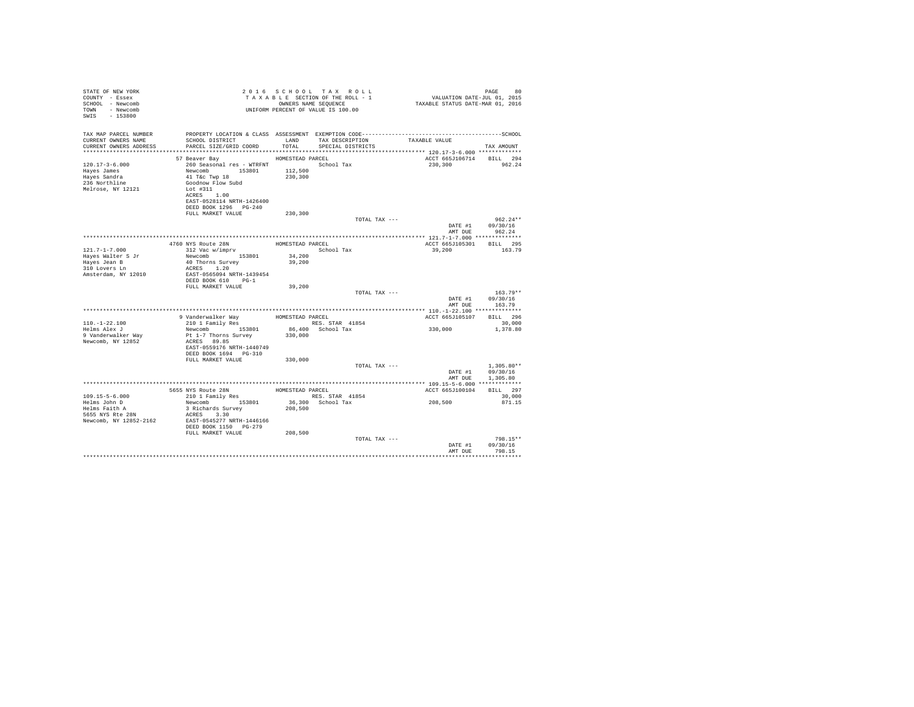STATE OF NEW YORK
COUNTY - Essex
SCHOOL - Newcomb
TOWN - Newcomb
SWIS - 153800

2016 SCHOOL TAX ROLL
TAXABLE SECTION OF THE ROLL - 1
OWNERS NAME SEQUENCE
UNIFORM PERCENT OF VALUE IS 100.00

VALUATION DATE-JUL 01, 2015
TAXABLE STATUS DATE-MAR 01, 2016

| TAX MAP PARCEL NUMBER / CURRENT OWNERS NAME / CURRENT OWNERS ADDRESS | PROPERTY LOCATION & CLASS / SCHOOL DISTRICT / PARCEL SIZE/GRID COORD | ASSESSMENT LAND / TOTAL | EXEMPTION CODE / TAX DESCRIPTION / SPECIAL DISTRICTS | TAXABLE VALUE | TAX AMOUNT |
|---|---|---|---|---|---|
| **120.17-3-6.000** | 57 Beaver Bay | HOMESTEAD PARCEL | | ACCT 665J106714 | BILL 294 |
| Hayes James | 260 Seasonal res - WTRFNT | | School Tax | 230,300 | 962.24 |
| Hayes Sandra | Newcomb 153801 | 112,500 | | | |
| 236 Northline | 41 T&c Twp 18 | 230,300 | | | |
| Melrose, NY 12121 | Goodnow Flow Subd | | | | |
| | Lot #311 | | | | |
| | ACRES 1.00 | | | | |
| | EAST-0528114 NRTH-1426400 | | | | |
| | DEED BOOK 1296 PG-240 | | | | |
| | FULL MARKET VALUE | 230,300 | | | |
| | | | TOTAL TAX --- | | 962.24** |
| | | | | DATE #1 | 09/30/16 |
| | | | | AMT DUE | 962.24 |
| **121.7-1-7.000** | 4760 NYS Route 28N | HOMESTEAD PARCEL | | ACCT 665J105301 | BILL 295 |
| Hayes Walter S Jr | 312 Vac w/imprv | | School Tax | 39,200 | 163.79 |
| Hayes Jean B | Newcomb 153801 | 34,200 | | | |
| 310 Lovers Ln | 40 Thorns Survey | 39,200 | | | |
| Amsterdam, NY 12010 | ACRES 1.20 | | | | |
| | EAST-0565094 NRTH-1439454 | | | | |
| | DEED BOOK 610 PG-1 | | | | |
| | FULL MARKET VALUE | 39,200 | | | |
| | | | TOTAL TAX --- | | 163.79** |
| | | | | DATE #1 | 09/30/16 |
| | | | | AMT DUE | 163.79 |
| **110.-1-22.100** | 9 Vanderwalker Way | HOMESTEAD PARCEL | | ACCT 665J105107 | BILL 296 |
| Helms Alex J | 210 1 Family Res | | RES. STAR 41854 | | 30,000 |
| 9 Vanderwalker Way | Newcomb 153801 | 86,400 | School Tax | 330,000 | 1,378.80 |
| Newcomb, NY 12852 | Pt 1-7 Thorns Survey | 330,000 | | | |
| | ACRES 89.85 | | | | |
| | EAST-0559176 NRTH-1440749 | | | | |
| | DEED BOOK 1694 PG-310 | | | | |
| | FULL MARKET VALUE | 330,000 | | | |
| | | | TOTAL TAX --- | | 1,305.80** |
| | | | | DATE #1 | 09/30/16 |
| | | | | AMT DUE | 1,305.80 |
| **109.15-5-6.000** | 5655 NYS Route 28N | HOMESTEAD PARCEL | | ACCT 665J100104 | BILL 297 |
| Helms John D | 210 1 Family Res | | RES. STAR 41854 | | 30,000 |
| Helms Faith A | Newcomb 153801 | 36,300 | School Tax | 208,500 | 871.15 |
| 5655 NYS Rte 28N | 3 Richards Survey | 208,500 | | | |
| Newcomb, NY 12852-2162 | ACRES 3.30 | | | | |
| | EAST-0545277 NRTH-1446166 | | | | |
| | DEED BOOK 1150 PG-279 | | | | |
| | FULL MARKET VALUE | 208,500 | | | |
| | | | TOTAL TAX --- | | 798.15** |
| | | | | DATE #1 | 09/30/16 |
| | | | | AMT DUE | 798.15 |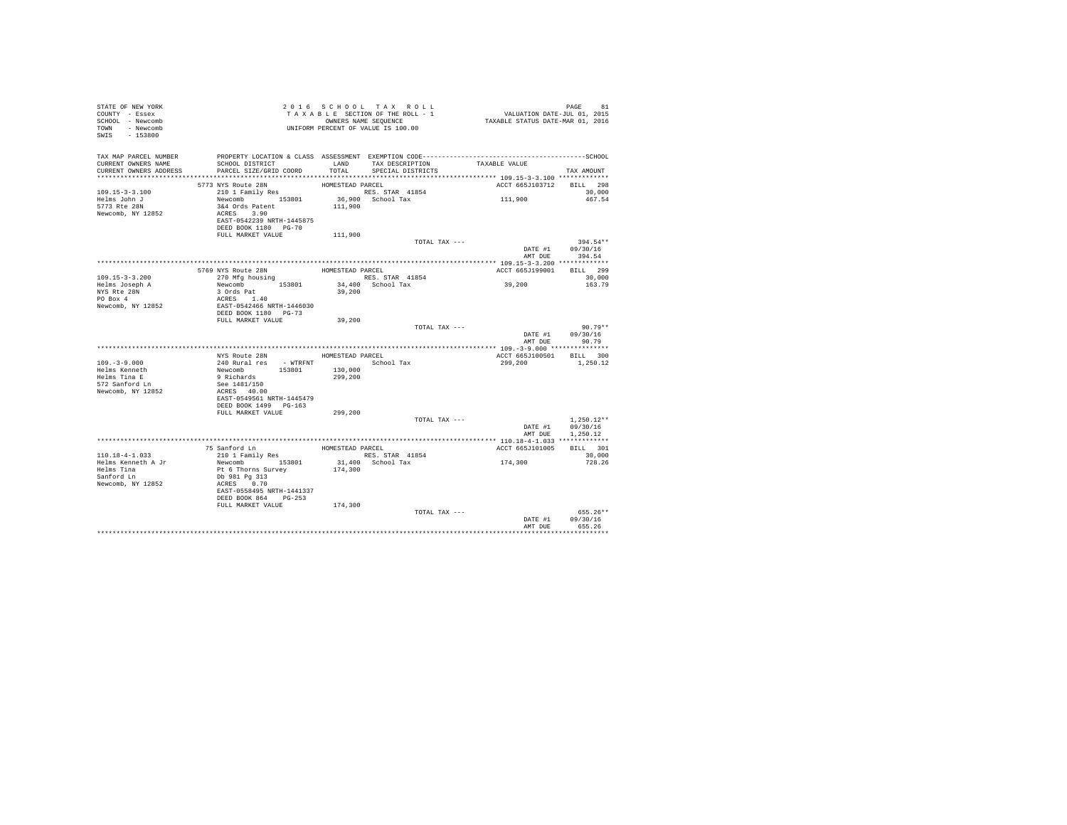STATE OF NEW YORK
COUNTY - Essex
SCHOOL - Newcomb
TOWN - Newcomb
SWIS - 153800

2 0 1 6 S C H O O L T A X R O L L
T A X A B L E SECTION OF THE ROLL - 1
OWNERS NAME SEQUENCE
UNIFORM PERCENT OF VALUE IS 100.00

VALUATION DATE-JUL 01, 2015
TAXABLE STATUS DATE-MAR 01, 2016

| TAX MAP PARCEL NUMBER / CURRENT OWNERS NAME / CURRENT OWNERS ADDRESS | PROPERTY LOCATION & CLASS / SCHOOL DISTRICT / PARCEL SIZE/GRID COORD | ASSESSMENT LAND / TOTAL | EXEMPTION CODE / TAX DESCRIPTION / SPECIAL DISTRICTS | TAXABLE VALUE | TAX AMOUNT |
|---|---|---|---|---|---|
| **109.15-3-3.100** | 5773 NYS Route 28N | HOMESTEAD PARCEL | | ACCT 665J103712 | BILL 298 |
| 109.15-3-3.100 | 210 1 Family Res | | RES. STAR 41854 | | 30,000 |
| Helms John J | Newcomb 153801 | 36,900 | School Tax | 111,900 | 467.54 |
| 5773 Rte 28N | 3&4 Ords Patent | 111,900 | | | |
| Newcomb, NY 12852 | ACRES 3.90 | | | | |
| | EAST-0542239 NRTH-1445875 | | | | |
| | DEED BOOK 1180 PG-70 | | | | |
| | FULL MARKET VALUE | 111,900 | | | |
| | | | TOTAL TAX --- | | 394.54** |
| | | | | DATE #1 | 09/30/16 |
| | | | | AMT DUE | 394.54 |
| **109.15-3-3.200** | 5769 NYS Route 28N | HOMESTEAD PARCEL | | ACCT 665J199001 | BILL 299 |
| 109.15-3-3.200 | 270 Mfg housing | | RES. STAR 41854 | | 30,000 |
| Helms Joseph A | Newcomb 153801 | 34,400 | School Tax | 39,200 | 163.79 |
| NYS Rte 28N | 3 Ords Pat | 39,200 | | | |
| PO Box 4 | ACRES 1.40 | | | | |
| Newcomb, NY 12852 | EAST-0542466 NRTH-1446030 | | | | |
| | DEED BOOK 1180 PG-73 | | | | |
| | FULL MARKET VALUE | 39,200 | | | |
| | | | TOTAL TAX --- | | 90.79** |
| | | | | DATE #1 | 09/30/16 |
| | | | | AMT DUE | 90.79 |
| **109.-3-9.000** | NYS Route 28N | HOMESTEAD PARCEL | | ACCT 665J100501 | BILL 300 |
| 109.-3-9.000 | 240 Rural res - WTRFNT | | School Tax | 299,200 | 1,250.12 |
| Helms Kenneth | Newcomb 153801 | 130,000 | | | |
| Helms Tina E | 9 Richards | 299,200 | | | |
| 572 Sanford Ln | See 1481/150 | | | | |
| Newcomb, NY 12852 | ACRES 40.00 | | | | |
| | EAST-0549561 NRTH-1445479 | | | | |
| | DEED BOOK 1499 PG-163 | | | | |
| | FULL MARKET VALUE | 299,200 | | | |
| | | | TOTAL TAX --- | | 1,250.12** |
| | | | | DATE #1 | 09/30/16 |
| | | | | AMT DUE | 1,250.12 |
| **110.18-4-1.033** | 75 Sanford Ln | HOMESTEAD PARCEL | | ACCT 665J101005 | BILL 301 |
| 110.18-4-1.033 | 210 1 Family Res | | RES. STAR 41854 | | 30,000 |
| Helms Kenneth A Jr | Newcomb 153801 | 31,400 | School Tax | 174,300 | 728.26 |
| Helms Tina | Pt 6 Thorns Survey | 174,300 | | | |
| Sanford Ln | Db 981 Pg 313 | | | | |
| Newcomb, NY 12852 | ACRES 0.70 | | | | |
| | EAST-0558495 NRTH-1441337 | | | | |
| | DEED BOOK 864 PG-253 | | | | |
| | FULL MARKET VALUE | 174,300 | | | |
| | | | TOTAL TAX --- | | 655.26** |
| | | | | DATE #1 | 09/30/16 |
| | | | | AMT DUE | 655.26 |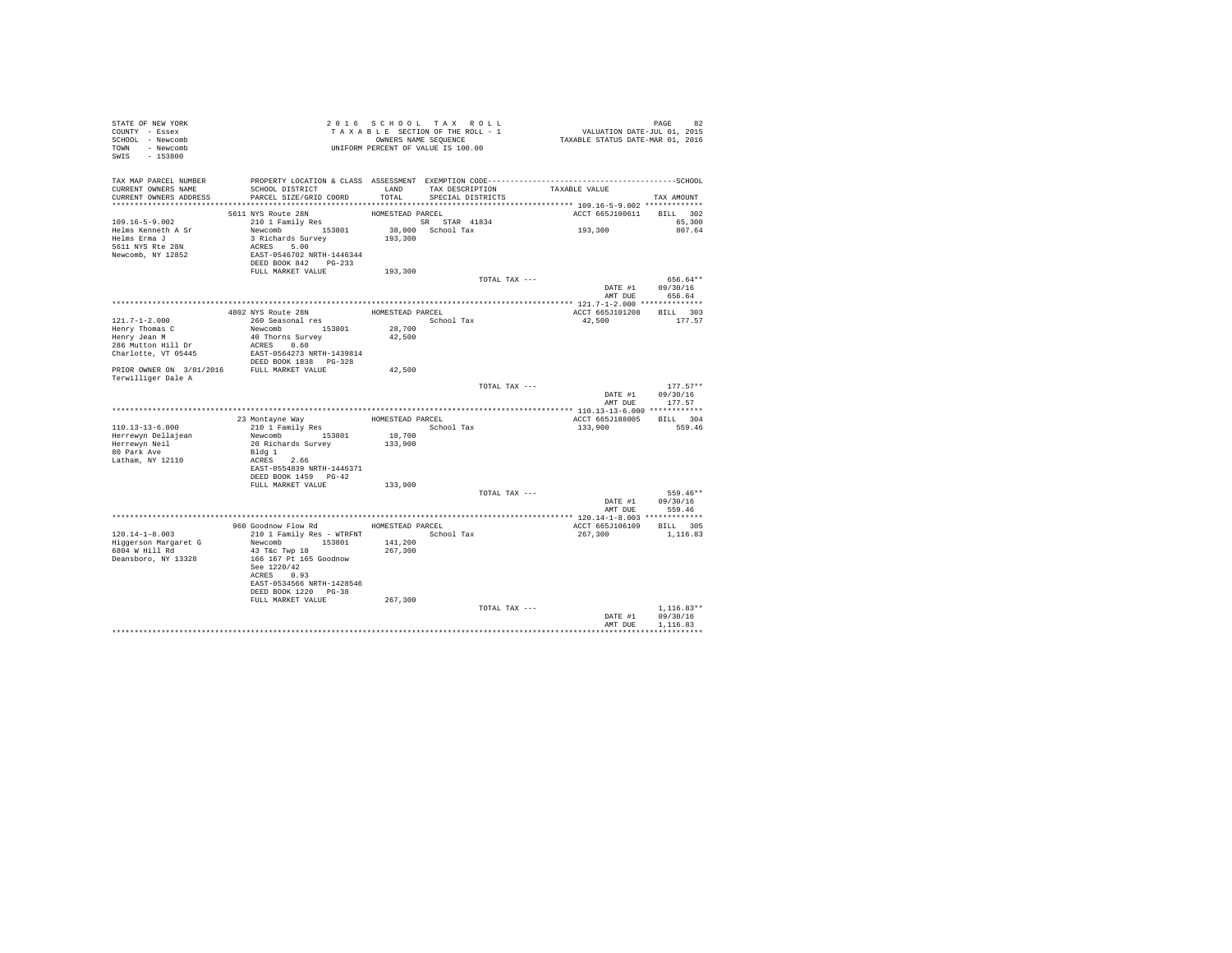STATE OF NEW YORK
COUNTY - Essex
SCHOOL - Newcomb
TOWN - Newcomb
SWIS - 153800

2 0 1 6 S C H O O L T A X R O L L
T A X A B L E SECTION OF THE ROLL - 1
OWNERS NAME SEQUENCE
UNIFORM PERCENT OF VALUE IS 100.00

VALUATION DATE-JUL 01, 2015
TAXABLE STATUS DATE-MAR 01, 2016

| TAX MAP PARCEL NUMBER / CURRENT OWNERS NAME / CURRENT OWNERS ADDRESS | PROPERTY LOCATION & CLASS / SCHOOL DISTRICT / PARCEL SIZE/GRID COORD | ASSESSMENT LAND / TOTAL | EXEMPTION CODE / TAX DESCRIPTION / SPECIAL DISTRICTS | TAXABLE VALUE | TAX AMOUNT |
|---|---|---|---|---|---|
| 109.16-5-9.002 | 5611 NYS Route 28N | HOMESTEAD PARCEL | | ACCT 665J100611 | BILL 302 |
| | 210 1 Family Res | | SR STAR 41834 | | 65,300 |
| Helms Kenneth A Sr | Newcomb 153801 | 38,000 | School Tax | 193,300 | 807.64 |
| Helms Erma J | 3 Richards Survey | 193,300 | | | |
| 5611 NYS Rte 28N | ACRES 5.00 | | | | |
| Newcomb, NY 12852 | EAST-0546702 NRTH-1446344 | | | | |
| | DEED BOOK 842 PG-233 | | | | |
| | FULL MARKET VALUE | 193,300 | | | |
| | | | TOTAL TAX --- | | 656.64** |
| | | | | DATE #1 | 09/30/16 |
| | | | | AMT DUE | 656.64 |
| 121.7-1-2.000 | 4802 NYS Route 28N | HOMESTEAD PARCEL | | ACCT 665J101208 | BILL 303 |
| | 260 Seasonal res | | School Tax | 42,500 | 177.57 |
| Henry Thomas C | Newcomb 153801 | 28,700 | | | |
| Henry Jean M | 40 Thorns Survey | 42,500 | | | |
| 286 Mutton Hill Dr | ACRES 0.60 | | | | |
| Charlotte, VT 05445 | EAST-0564273 NRTH-1439814 | | | | |
| | DEED BOOK 1838 PG-328 | | | | |
| PRIOR OWNER ON 3/01/2016 | FULL MARKET VALUE | 42,500 | | | |
| Terwilliger Dale A | | | | | |
| | | | TOTAL TAX --- | | 177.57** |
| | | | | DATE #1 | 09/30/16 |
| | | | | AMT DUE | 177.57 |
| 110.13-13-6.000 | 23 Montayne Way | HOMESTEAD PARCEL | | ACCT 665J188005 | BILL 304 |
| | 210 1 Family Res | | School Tax | 133,900 | 559.46 |
| Herrewyn Dellajean | Newcomb 153801 | 18,700 | | | |
| Herrewyn Neil | 20 Richards Survey | 133,900 | | | |
| 80 Park Ave | Bldg 1 | | | | |
| Latham, NY 12110 | ACRES 2.66 | | | | |
| | EAST-0554839 NRTH-1446371 | | | | |
| | DEED BOOK 1459 PG-42 | | | | |
| | FULL MARKET VALUE | 133,900 | | | |
| | | | TOTAL TAX --- | | 559.46** |
| | | | | DATE #1 | 09/30/16 |
| | | | | AMT DUE | 559.46 |
| 120.14-1-8.003 | 960 Goodnow Flow Rd | HOMESTEAD PARCEL | | ACCT 665J106109 | BILL 305 |
| | 210 1 Family Res - WTRFNT | | School Tax | 267,300 | 1,116.83 |
| Higgerson Margaret G | Newcomb 153801 | 141,200 | | | |
| 6804 W Hill Rd | 43 T&c Twp 18 | 267,300 | | | |
| Deansboro, NY 13328 | 166 167 Pt 165 Goodnow | | | | |
| | See 1220/42 | | | | |
| | ACRES 0.93 | | | | |
| | EAST-0534566 NRTH-1428546 | | | | |
| | DEED BOOK 1220 PG-38 | | | | |
| | FULL MARKET VALUE | 267,300 | | | |
| | | | TOTAL TAX --- | | 1,116.83** |
| | | | | DATE #1 | 09/30/16 |
| | | | | AMT DUE | 1,116.83 |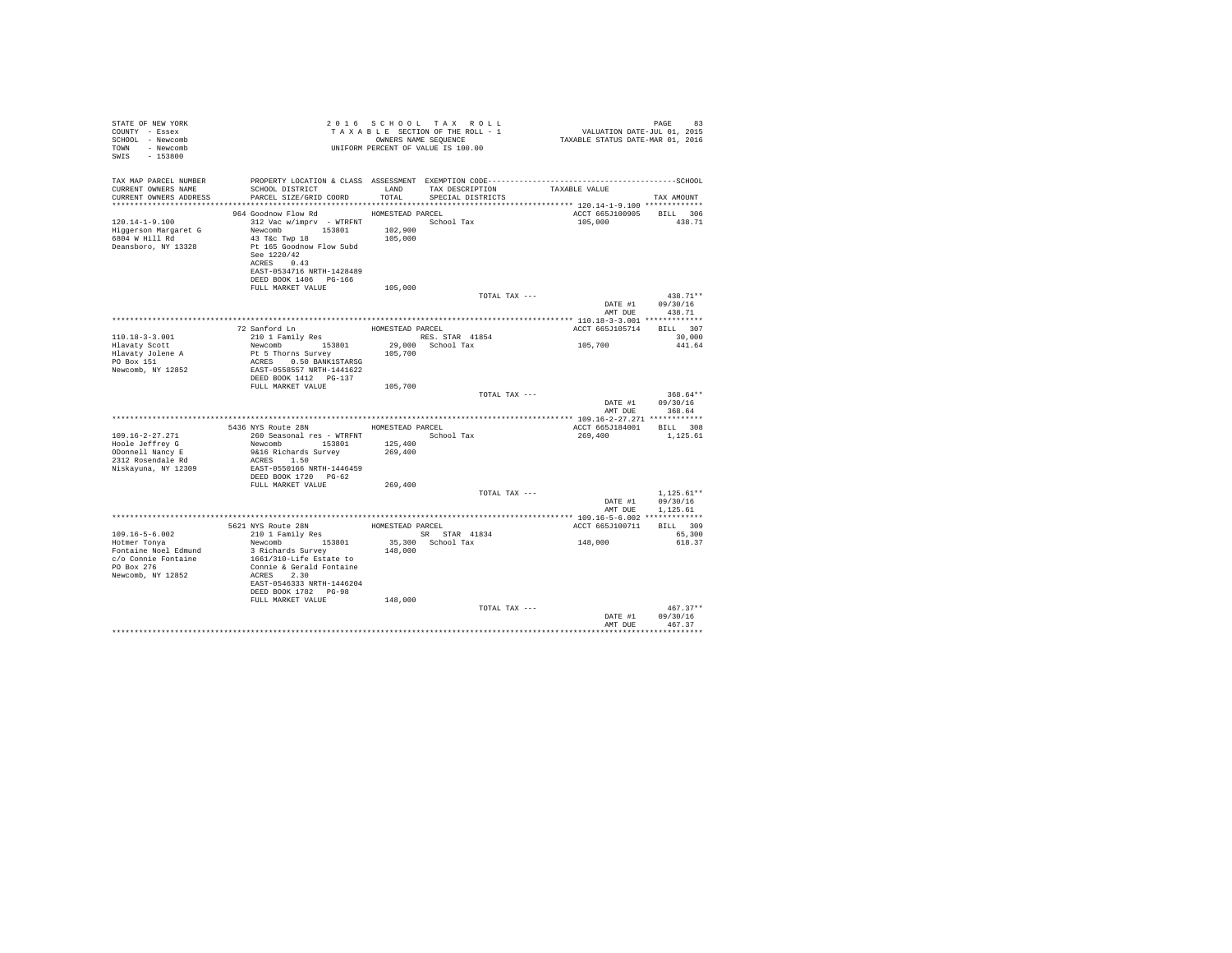STATE OF NEW YORK
COUNTY - Essex
SCHOOL - Newcomb
TOWN - Newcomb
SWIS - 153800

2 0 1 6 S C H O O L T A X R O L L
T A X A B L E SECTION OF THE ROLL - 1
OWNERS NAME SEQUENCE
UNIFORM PERCENT OF VALUE IS 100.00

VALUATION DATE-JUL 01, 2015
TAXABLE STATUS DATE-MAR 01, 2016

| TAX MAP PARCEL NUMBER / CURRENT OWNERS NAME / CURRENT OWNERS ADDRESS | PROPERTY LOCATION & CLASS / SCHOOL DISTRICT / PARCEL SIZE/GRID COORD | ASSESSMENT LAND / TOTAL | EXEMPTION CODE / TAX DESCRIPTION / SPECIAL DISTRICTS | TAXABLE VALUE | TAX AMOUNT |
|---|---|---|---|---|---|
| 120.14-1-9.100 | 964 Goodnow Flow Rd | HOMESTEAD PARCEL | | ACCT 665J100905 | BILL 306 |
| Higgerson Margaret G | 312 Vac w/imprv - WTRFNT | | School Tax | 105,000 | 438.71 |
| 6804 W Hill Rd | Newcomb 153801 | 102,900 | | | |
| Deansboro, NY 13328 | 43 T&c Twp 18 | 105,000 | | | |
| | Pt 165 Goodnow Flow Subd | | | | |
| | See 1220/42 | | | | |
| | ACRES 0.43 | | | | |
| | EAST-0534716 NRTH-1428489 | | | | |
| | DEED BOOK 1406 PG-166 | | | | |
| | FULL MARKET VALUE | 105,000 | | | |
| | | | TOTAL TAX --- | | 438.71** |
| | | | | DATE #1 | 09/30/16 |
| | | | | AMT DUE | 438.71 |
| 110.18-3-3.001 | 72 Sanford Ln | HOMESTEAD PARCEL | | ACCT 665J105714 | BILL 307 |
| Hlavaty Scott | 210 1 Family Res | | RES. STAR 41854 | | 30,000 |
| Hlavaty Jolene A | Newcomb 153801 | 29,000 | School Tax | 105,700 | 441.64 |
| PO Box 151 | Pt 5 Thorns Survey | 105,700 | | | |
| Newcomb, NY 12852 | ACRES 0.50 BANK1STARSG | | | | |
| | EAST-0558557 NRTH-1441622 | | | | |
| | DEED BOOK 1412 PG-137 | | | | |
| | FULL MARKET VALUE | 105,700 | | | |
| | | | TOTAL TAX --- | | 368.64** |
| | | | | DATE #1 | 09/30/16 |
| | | | | AMT DUE | 368.64 |
| 109.16-2-27.271 | 5436 NYS Route 28N | HOMESTEAD PARCEL | | ACCT 665J184001 | BILL 308 |
| Hoole Jeffrey G | 260 Seasonal res - WTRFNT | | School Tax | 269,400 | 1,125.61 |
| ODonnell Nancy E | Newcomb 153801 | 125,400 | | | |
| 2312 Rosendale Rd | 9&16 Richards Survey | 269,400 | | | |
| Niskayuna, NY 12309 | ACRES 1.50 | | | | |
| | EAST-0550166 NRTH-1446459 | | | | |
| | DEED BOOK 1720 PG-62 | | | | |
| | FULL MARKET VALUE | 269,400 | | | |
| | | | TOTAL TAX --- | | 1,125.61** |
| | | | | DATE #1 | 09/30/16 |
| | | | | AMT DUE | 1,125.61 |
| 109.16-5-6.002 | 5621 NYS Route 28N | HOMESTEAD PARCEL | | ACCT 665J100711 | BILL 309 |
| Hotmer Tonya | 210 1 Family Res | | SR STAR 41834 | | 65,300 |
| Fontaine Noel Edmund | Newcomb 153801 | 35,300 | School Tax | 148,000 | 618.37 |
| c/o Connie Fontaine | 3 Richards Survey | 148,000 | | | |
| PO Box 276 | 1661/310-Life Estate to | | | | |
| Newcomb, NY 12852 | Connie & Gerald Fontaine | | | | |
| | ACRES 2.30 | | | | |
| | EAST-0546333 NRTH-1446204 | | | | |
| | DEED BOOK 1782 PG-98 | | | | |
| | FULL MARKET VALUE | 148,000 | | | |
| | | | TOTAL TAX --- | | 467.37** |
| | | | | DATE #1 | 09/30/16 |
| | | | | AMT DUE | 467.37 |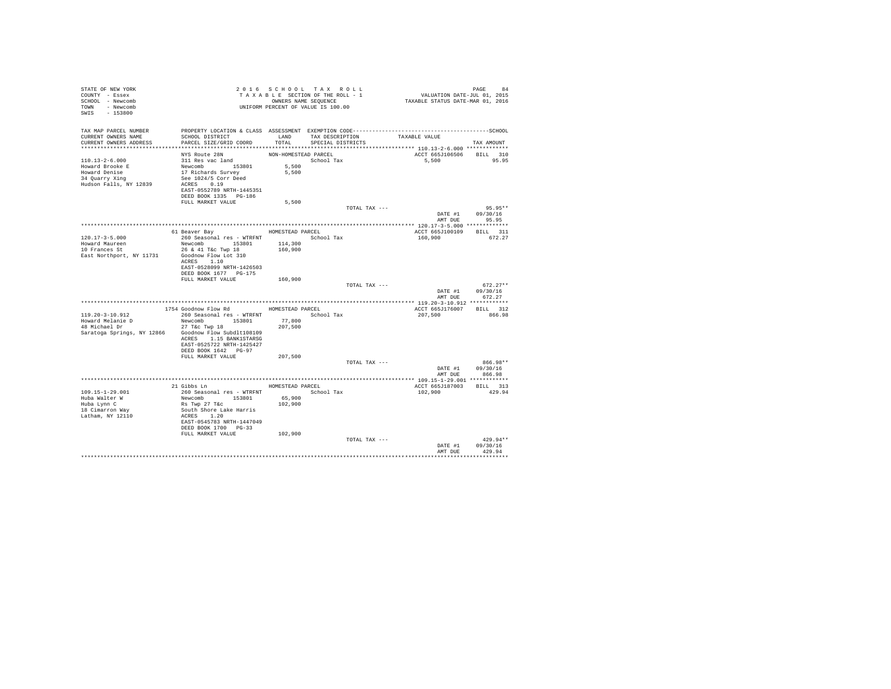STATE OF NEW YORK
COUNTY - Essex
SCHOOL - Newcomb
TOWN - Newcomb
SWIS - 153800

2 0 1 6 S C H O O L T A X R O L L
T A X A B L E SECTION OF THE ROLL - 1
OWNERS NAME SEQUENCE
UNIFORM PERCENT OF VALUE IS 100.00

VALUATION DATE-JUL 01, 2015
TAXABLE STATUS DATE-MAR 01, 2016

| TAX MAP PARCEL NUMBER / CURRENT OWNERS NAME / CURRENT OWNERS ADDRESS | PROPERTY LOCATION & CLASS / SCHOOL DISTRICT / PARCEL SIZE/GRID COORD | ASSESSMENT LAND / TOTAL | EXEMPTION CODE / TAX DESCRIPTION / SPECIAL DISTRICTS | TAXABLE VALUE | TAX AMOUNT |
|---|---|---|---|---|---|
| 110.13-2-6.000 | NYS Route 28N | NON-HOMESTEAD PARCEL | | ACCT 665J106506 | BILL 310 |
| Howard Brooke E | 311 Res vac land | | School Tax | 5,500 | 95.95 |
| Howard Denise | Newcomb 153801 | 5,500 | | | |
| 34 Quarry Xing | 17 Richards Survey | 5,500 | | | |
| Hudson Falls, NY 12839 | See 1024/5 Corr Deed | | | | |
| | ACRES 0.19 | | | | |
| | EAST-0552789 NRTH-1445351 | | | | |
| | DEED BOOK 1335 PG-186 | | | | |
| | FULL MARKET VALUE | 5,500 | | | |
| | | | TOTAL TAX --- | | 95.95** |
| | | | | DATE #1 | 09/30/16 |
| | | | | AMT DUE | 95.95 |
| 120.17-3-5.000 | 61 Beaver Bay | HOMESTEAD PARCEL | | ACCT 665J100109 | BILL 311 |
| Howard Maureen | 260 Seasonal res - WTRFNT | | School Tax | 160,900 | 672.27 |
| 10 Frances St | Newcomb 153801 | 114,300 | | | |
| East Northport, NY 11731 | 26 & 41 T&c Twp 18 | 160,900 | | | |
| | Goodnow Flow Lot 310 | | | | |
| | ACRES 1.10 | | | | |
| | EAST-0528099 NRTH-1426503 | | | | |
| | DEED BOOK 1677 PG-175 | | | | |
| | FULL MARKET VALUE | 160,900 | | | |
| | | | TOTAL TAX --- | | 672.27** |
| | | | | DATE #1 | 09/30/16 |
| | | | | AMT DUE | 672.27 |
| 119.20-3-10.912 | 1754 Goodnow Flow Rd | HOMESTEAD PARCEL | | ACCT 665J176007 | BILL 312 |
| Howard Melanie D | 260 Seasonal res - WTRFNT | | School Tax | 207,500 | 866.98 |
| 48 Michael Dr | Newcomb 153801 | 77,800 | | | |
| Saratoga Springs, NY 12866 | 27 T&c Twp 18 | 207,500 | | | |
| | Goodnow Flow Subdlt108109 | | | | |
| | ACRES 1.15 BANK1STARSG | | | | |
| | EAST-0525722 NRTH-1425427 | | | | |
| | DEED BOOK 1642 PG-97 | | | | |
| | FULL MARKET VALUE | 207,500 | | | |
| | | | TOTAL TAX --- | | 866.98** |
| | | | | DATE #1 | 09/30/16 |
| | | | | AMT DUE | 866.98 |
| 109.15-1-29.001 | 21 Gibbs Ln | HOMESTEAD PARCEL | | ACCT 665J187003 | BILL 313 |
| Huba Walter W | 260 Seasonal res - WTRFNT | | School Tax | 102,900 | 429.94 |
| Huba Lynn C | Newcomb 153801 | 65,900 | | | |
| 18 Cimarron Way | Rs Twp 27 T&c | 102,900 | | | |
| Latham, NY 12110 | South Shore Lake Harris | | | | |
| | ACRES 1.20 | | | | |
| | EAST-0545783 NRTH-1447049 | | | | |
| | DEED BOOK 1700 PG-33 | | | | |
| | FULL MARKET VALUE | 102,900 | | | |
| | | | TOTAL TAX --- | | 429.94** |
| | | | | DATE #1 | 09/30/16 |
| | | | | AMT DUE | 429.94 |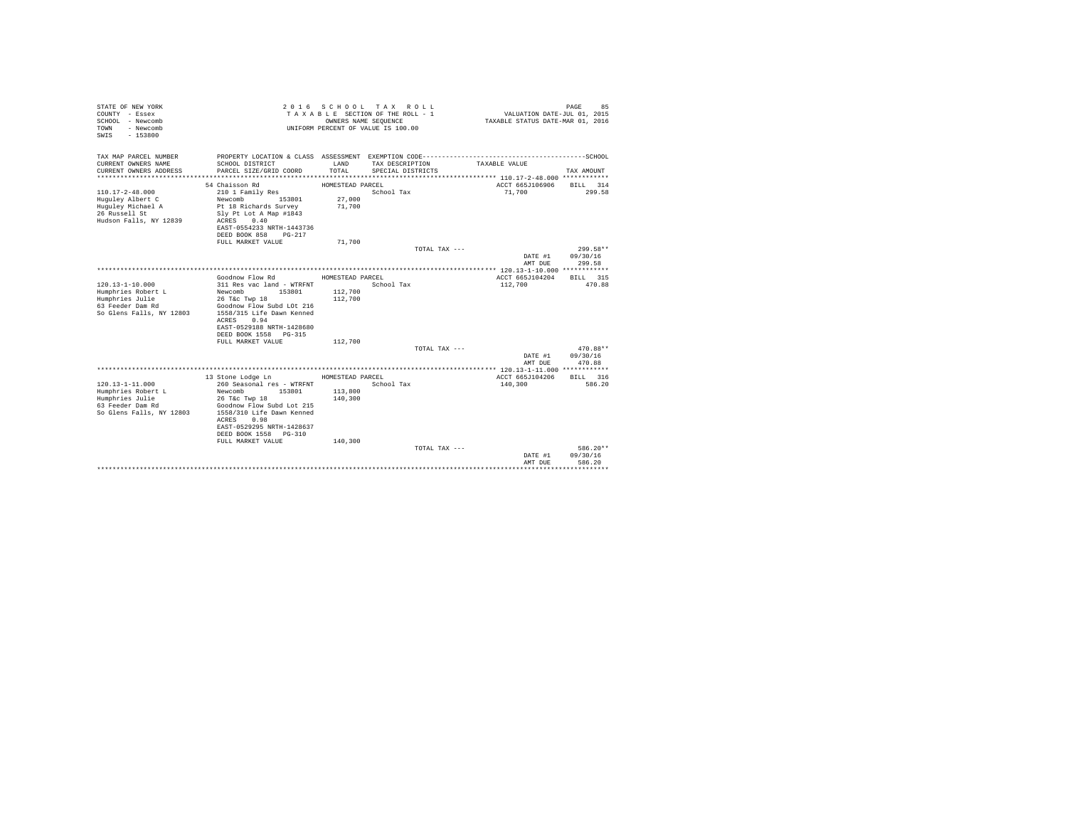STATE OF NEW YORK
COUNTY - Essex
SCHOOL - Newcomb
TOWN - Newcomb
SWIS - 153800

2 0 1 6 S C H O O L T A X R O L L
T A X A B L E SECTION OF THE ROLL - 1
OWNERS NAME SEQUENCE
UNIFORM PERCENT OF VALUE IS 100.00

VALUATION DATE-JUL 01, 2015
TAXABLE STATUS DATE-MAR 01, 2016

```
TAX MAP PARCEL NUMBER         PROPERTY LOCATION & CLASS  ASSESSMENT  EXEMPTION CODE-----------------------------------------------SCHOOL
CURRENT OWNERS NAME           SCHOOL DISTRICT              LAND      TAX DESCRIPTION          TAXABLE VALUE
CURRENT OWNERS ADDRESS        PARCEL SIZE/GRID COORD       TOTAL     SPECIAL DISTRICTS                                      TAX AMOUNT
*********************************************************************************************** 110.17-2-48.000 ************
                              54 Chaisson Rd              HOMESTEAD PARCEL                        ACCT 665J106906    BILL  314
110.17-2-48.000               210 1 Family Res                       School Tax                   71,700               299.58
Huguley Albert C              Newcomb       153801        27,000
Huguley Michael A             Pt 18 Richards Survey       71,700
26 Russell St                 Sly Pt Lot A Map #1843
Hudson Falls, NY 12839        ACRES    0.40
                              EAST-0554233 NRTH-1443736
                              DEED BOOK 858    PG-217
                              FULL MARKET VALUE           71,700
                                                                     TOTAL TAX ---                                    299.58**
                                                                                              DATE #1           09/30/16
                                                                                              AMT DUE             299.58
*********************************************************************************************** 120.13-1-10.000 ************
                              Goodnow Flow Rd             HOMESTEAD PARCEL                        ACCT 665J104204    BILL  315
120.13-1-10.000               311 Res vac land - WTRFNT              School Tax                   112,700              470.88
Humphries Robert L            Newcomb       153801       112,700
Humphries Julie               26 T&c Twp 18              112,700
63 Feeder Dam Rd              Goodnow Flow Subd LOt 216
So Glens Falls, NY 12803      1558/315 Life Dawn Kenned
                              ACRES    0.94
                              EAST-0529188 NRTH-1428680
                              DEED BOOK 1558   PG-315
                              FULL MARKET VALUE          112,700
                                                                     TOTAL TAX ---                                    470.88**
                                                                                              DATE #1           09/30/16
                                                                                              AMT DUE             470.88
*********************************************************************************************** 120.13-1-11.000 ************
                              13 Stone Lodge Ln           HOMESTEAD PARCEL                        ACCT 665J104206    BILL  316
120.13-1-11.000               260 Seasonal res - WTRFNT              School Tax                   140,300              586.20
Humphries Robert L            Newcomb       153801       113,800
Humphries Julie               26 T&c Twp 18              140,300
63 Feeder Dam Rd              Goodnow Flow Subd Lot 215
So Glens Falls, NY 12803      1558/310 Life Dawn Kenned
                              ACRES    0.98
                              EAST-0529295 NRTH-1428637
                              DEED BOOK 1558   PG-310
                              FULL MARKET VALUE          140,300
                                                                     TOTAL TAX ---                                    586.20**
                                                                                              DATE #1           09/30/16
                                                                                              AMT DUE             586.20
******************************************************************************************************************************
```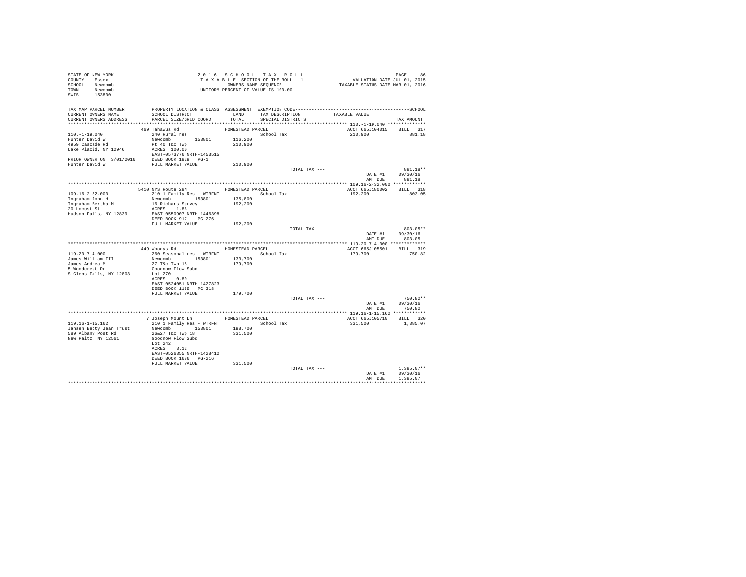STATE OF NEW YORK
COUNTY - Essex
SCHOOL - Newcomb
TOWN - Newcomb
SWIS - 153800

2016 SCHOOL TAX ROLL
TAXABLE SECTION OF THE ROLL - 1
OWNERS NAME SEQUENCE
UNIFORM PERCENT OF VALUE IS 100.00

VALUATION DATE-JUL 01, 2015
TAXABLE STATUS DATE-MAR 01, 2016

| TAX MAP PARCEL NUMBER / CURRENT OWNERS NAME / CURRENT OWNERS ADDRESS | PROPERTY LOCATION & CLASS / SCHOOL DISTRICT / PARCEL SIZE/GRID COORD | ASSESSMENT LAND / TOTAL | EXEMPTION CODE / TAX DESCRIPTION / SPECIAL DISTRICTS | TAXABLE VALUE | TAX AMOUNT |
|---|---|---|---|---|---|
| 110.-1-19.040 | 469 Tahawus Rd | HOMESTEAD PARCEL | | ACCT 665J104015 | BILL 317 |
| 110.-1-19.040 | 240 Rural res | | School Tax | 210,900 | 881.18 |
| Hunter David W | Newcomb 153801 | 116,200 | | | |
| 4959 Cascade Rd | Pt 40 T&c Twp | 210,900 | | | |
| Lake Placid, NY 12946 | ACRES 100.00 | | | | |
| | EAST-0573776 NRTH-1453515 | | | | |
| PRIOR OWNER ON 3/01/2016 | DEED BOOK 1829 PG-1 | | | | |
| Hunter David W | FULL MARKET VALUE | 210,900 | | | |
| | | | TOTAL TAX --- | | 881.18** |
| | | | | DATE #1 | 09/30/16 |
| | | | | AMT DUE | 881.18 |
| 109.16-2-32.000 | 5410 NYS Route 28N | HOMESTEAD PARCEL | | ACCT 665J180002 | BILL 318 |
| 109.16-2-32.000 | 210 1 Family Res - WTRFNT | | School Tax | 192,200 | 803.05 |
| Ingraham John H | Newcomb 153801 | 135,800 | | | |
| Ingraham Bertha M | 16 Richars Survey | 192,200 | | | |
| 20 Locust St | ACRES 1.86 | | | | |
| Hudson Falls, NY 12839 | EAST-0550907 NRTH-1446398 | | | | |
| | DEED BOOK 917 PG-276 | | | | |
| | FULL MARKET VALUE | 192,200 | | | |
| | | | TOTAL TAX --- | | 803.05** |
| | | | | DATE #1 | 09/30/16 |
| | | | | AMT DUE | 803.05 |
| 119.20-7-4.000 | 449 Woodys Rd | HOMESTEAD PARCEL | | ACCT 665J105501 | BILL 319 |
| 119.20-7-4.000 | 260 Seasonal res - WTRFNT | | School Tax | 179,700 | 750.82 |
| James William III | Newcomb 153801 | 133,700 | | | |
| James Andrea M | 27 T&c Twp 18 | 179,700 | | | |
| 5 Woodcrest Dr | Goodnow Flow Subd | | | | |
| S Glens Falls, NY 12803 | Lot 270 | | | | |
| | ACRES 0.80 | | | | |
| | EAST-0524051 NRTH-1427823 | | | | |
| | DEED BOOK 1169 PG-318 | | | | |
| | FULL MARKET VALUE | 179,700 | | | |
| | | | TOTAL TAX --- | | 750.82** |
| | | | | DATE #1 | 09/30/16 |
| | | | | AMT DUE | 750.82 |
| 119.16-1-15.162 | 7 Joseph Mount Ln | HOMESTEAD PARCEL | | ACCT 665J105710 | BILL 320 |
| 119.16-1-15.162 | 210 1 Family Res - WTRFNT | | School Tax | 331,500 | 1,385.07 |
| Jansen Betty Jean Trust | Newcomb 153801 | 198,700 | | | |
| 589 Albany Post Rd | 26&27 T&c Twp 18 | 331,500 | | | |
| New Paltz, NY 12561 | Goodnow Flow Subd | | | | |
| | Lot 242 | | | | |
| | ACRES 3.12 | | | | |
| | EAST-0526355 NRTH-1428412 | | | | |
| | DEED BOOK 1686 PG-216 | | | | |
| | FULL MARKET VALUE | 331,500 | | | |
| | | | TOTAL TAX --- | | 1,385.07** |
| | | | | DATE #1 | 09/30/16 |
| | | | | AMT DUE | 1,385.07 |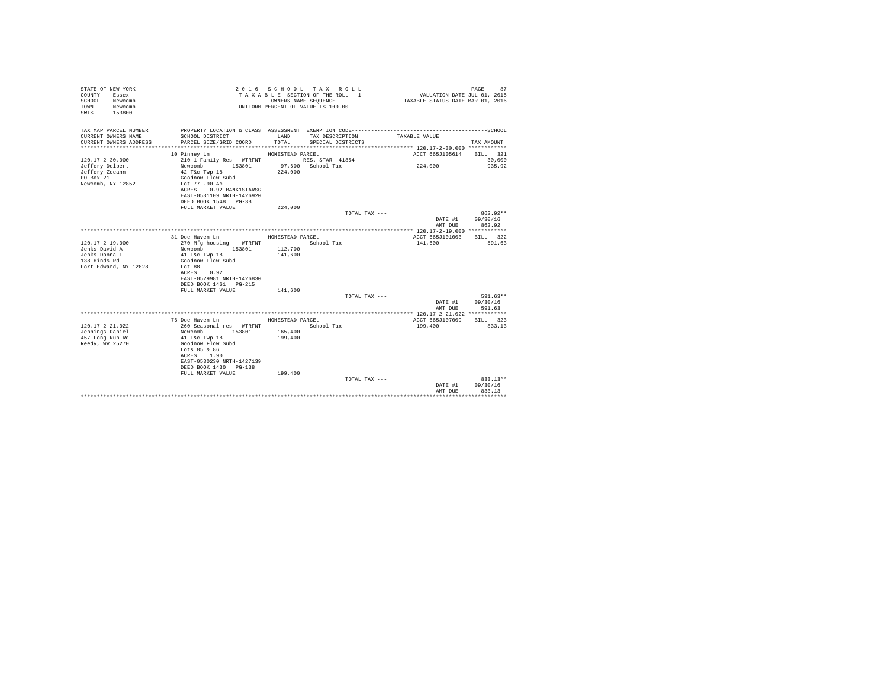STATE OF NEW YORK
COUNTY - Essex
SCHOOL - Newcomb
TOWN - Newcomb
SWIS - 153800

2 0 1 6 S C H O O L T A X R O L L
T A X A B L E SECTION OF THE ROLL - 1
OWNERS NAME SEQUENCE
UNIFORM PERCENT OF VALUE IS 100.00

VALUATION DATE-JUL 01, 2015
TAXABLE STATUS DATE-MAR 01, 2016

| TAX MAP PARCEL NUMBER / CURRENT OWNERS NAME / CURRENT OWNERS ADDRESS | PROPERTY LOCATION & CLASS / SCHOOL DISTRICT / PARCEL SIZE/GRID COORD | ASSESSMENT LAND / TOTAL | EXEMPTION CODE / TAX DESCRIPTION / SPECIAL DISTRICTS | TAXABLE VALUE | TAX AMOUNT |
|---|---|---|---|---|---|
| 120.17-2-30.000 | 10 Pinney Ln | HOMESTEAD PARCEL | | ACCT 665J105614 | BILL 321 |
| Jeffery Delbert | 210 1 Family Res - WTRFNT | | RES. STAR 41854 | | 30,000 |
| Jeffery Zoeann | Newcomb 153801 | 97,600 | School Tax | 224,000 | 935.92 |
| PO Box 21 | 42 T&c Twp 18 | 224,000 | | | |
| Newcomb, NY 12852 | Goodnow Flow Subd | | | | |
| | Lot 77 .90 Ac | | | | |
| | ACRES 0.92 BANK1STARSG | | | | |
| | EAST-0531109 NRTH-1426920 | | | | |
| | DEED BOOK 1548 PG-38 | | | | |
| | FULL MARKET VALUE | 224,000 | | | |
| | | | TOTAL TAX --- | | 862.92** |
| | | | | DATE #1 | 09/30/16 |
| | | | | AMT DUE | 862.92 |
| 120.17-2-19.000 | 31 Doe Haven Ln | HOMESTEAD PARCEL | | ACCT 665J101003 | BILL 322 |
| Jenks David A | 270 Mfg housing - WTRFNT | | School Tax | 141,600 | 591.63 |
| Jenks Donna L | Newcomb 153801 | 112,700 | | | |
| 138 Hinds Rd | 41 T&c Twp 18 | 141,600 | | | |
| Fort Edward, NY 12828 | Goodnow Flow Subd | | | | |
| | Lot 88 | | | | |
| | ACRES 0.92 | | | | |
| | EAST-0529981 NRTH-1426830 | | | | |
| | DEED BOOK 1461 PG-215 | | | | |
| | FULL MARKET VALUE | 141,600 | | | |
| | | | TOTAL TAX --- | | 591.63** |
| | | | | DATE #1 | 09/30/16 |
| | | | | AMT DUE | 591.63 |
| 120.17-2-21.022 | 76 Doe Haven Ln | HOMESTEAD PARCEL | | ACCT 665J107009 | BILL 323 |
| Jennings Daniel | 260 Seasonal res - WTRFNT | | School Tax | 199,400 | 833.13 |
| 457 Long Run Rd | Newcomb 153801 | 165,400 | | | |
| Reedy, WV 25270 | 41 T&c Twp 18 | 199,400 | | | |
| | Goodnow Flow Subd | | | | |
| | Lots 85 & 86 | | | | |
| | ACRES 1.90 | | | | |
| | EAST-0530230 NRTH-1427139 | | | | |
| | DEED BOOK 1430 PG-138 | | | | |
| | FULL MARKET VALUE | 199,400 | | | |
| | | | TOTAL TAX --- | | 833.13** |
| | | | | DATE #1 | 09/30/16 |
| | | | | AMT DUE | 833.13 |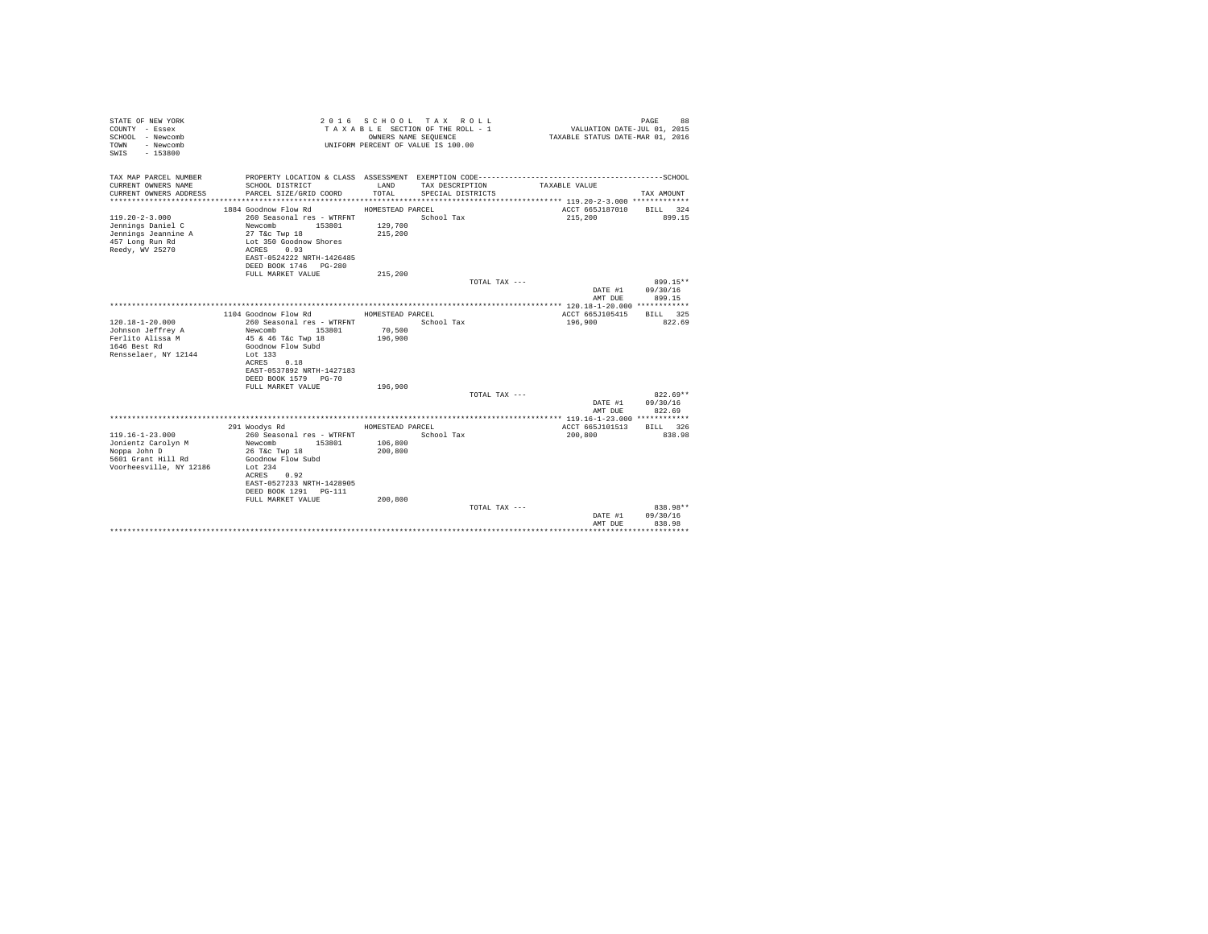STATE OF NEW YORK
COUNTY - Essex
SCHOOL - Newcomb
TOWN - Newcomb
SWIS - 153800

2 0 1 6 S C H O O L T A X R O L L
T A X A B L E SECTION OF THE ROLL - 1
OWNERS NAME SEQUENCE
UNIFORM PERCENT OF VALUE IS 100.00

VALUATION DATE-JUL 01, 2015
TAXABLE STATUS DATE-MAR 01, 2016

| TAX MAP PARCEL NUMBER / CURRENT OWNERS NAME / CURRENT OWNERS ADDRESS | PROPERTY LOCATION & CLASS / SCHOOL DISTRICT / PARCEL SIZE/GRID COORD | ASSESSMENT LAND / TOTAL | EXEMPTION CODE / TAX DESCRIPTION / SPECIAL DISTRICTS | TAXABLE VALUE | TAX AMOUNT |
|---|---|---|---|---|---|
| **119.20-2-3.000** | 1884 Goodnow Flow Rd | HOMESTEAD PARCEL | | ACCT 665J187010 | BILL 324 |
| 119.20-2-3.000 | 260 Seasonal res - WTRFNT | | School Tax | 215,200 | 899.15 |
| Jennings Daniel C | Newcomb 153801 | 129,700 | | | |
| Jennings Jeannine A | 27 T&c Twp 18 | 215,200 | | | |
| 457 Long Run Rd | Lot 350 Goodnow Shores | | | | |
| Reedy, WV 25270 | ACRES 0.93 | | | | |
| | EAST-0524222 NRTH-1426485 | | | | |
| | DEED BOOK 1746 PG-280 | | | | |
| | FULL MARKET VALUE | 215,200 | | | |
| | | | TOTAL TAX --- | | 899.15** |
| | | | | DATE #1 | 09/30/16 |
| | | | | AMT DUE | 899.15 |
| **120.18-1-20.000** | 1104 Goodnow Flow Rd | HOMESTEAD PARCEL | | ACCT 665J105415 | BILL 325 |
| 120.18-1-20.000 | 260 Seasonal res - WTRFNT | | School Tax | 196,900 | 822.69 |
| Johnson Jeffrey A | Newcomb 153801 | 70,500 | | | |
| Ferlito Alissa M | 45 & 46 T&c Twp 18 | 196,900 | | | |
| 1646 Best Rd | Goodnow Flow Subd | | | | |
| Rensselaer, NY 12144 | Lot 133 | | | | |
| | ACRES 0.18 | | | | |
| | EAST-0537892 NRTH-1427183 | | | | |
| | DEED BOOK 1579 PG-70 | | | | |
| | FULL MARKET VALUE | 196,900 | | | |
| | | | TOTAL TAX --- | | 822.69** |
| | | | | DATE #1 | 09/30/16 |
| | | | | AMT DUE | 822.69 |
| **119.16-1-23.000** | 291 Woodys Rd | HOMESTEAD PARCEL | | ACCT 665J101513 | BILL 326 |
| 119.16-1-23.000 | 260 Seasonal res - WTRFNT | | School Tax | 200,800 | 838.98 |
| Jonientz Carolyn M | Newcomb 153801 | 106,800 | | | |
| Noppa John D | 26 T&c Twp 18 | 200,800 | | | |
| 5601 Grant Hill Rd | Goodnow Flow Subd | | | | |
| Voorheesville, NY 12186 | Lot 234 | | | | |
| | ACRES 0.92 | | | | |
| | EAST-0527233 NRTH-1428905 | | | | |
| | DEED BOOK 1291 PG-111 | | | | |
| | FULL MARKET VALUE | 200,800 | | | |
| | | | TOTAL TAX --- | | 838.98** |
| | | | | DATE #1 | 09/30/16 |
| | | | | AMT DUE | 838.98 |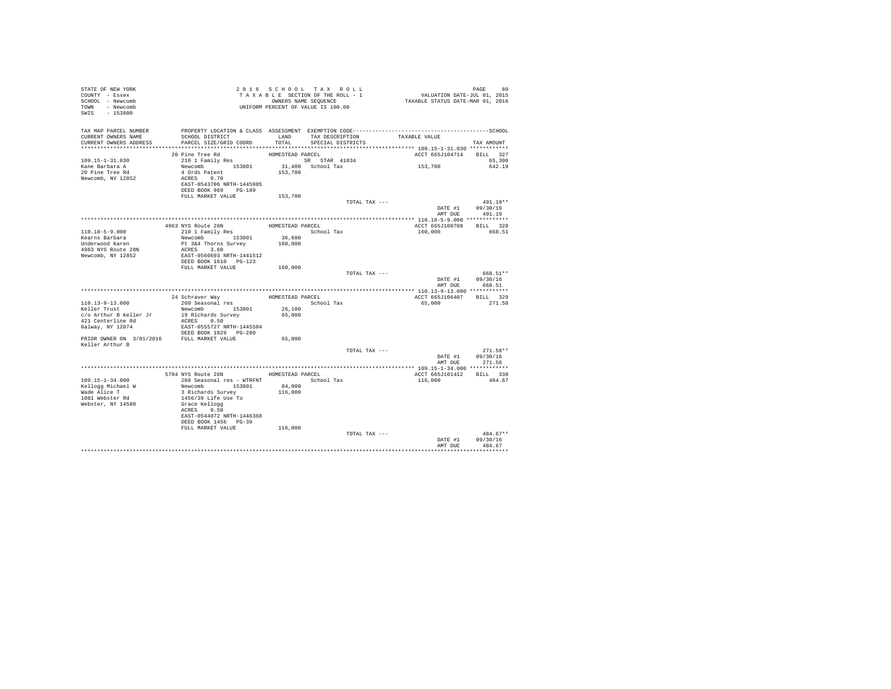```
STATE OF NEW YORK                    2 0 1 6   S C H O O L   T A X   R O L L                                   PAGE    89
COUNTY  - Essex                      T A X A B L E  SECTION OF THE ROLL - 1                    VALUATION DATE-JUL 01, 2015
SCHOOL  - Newcomb                           OWNERS NAME SEQUENCE                          TAXABLE STATUS DATE-MAR 01, 2016
TOWN    - Newcomb                    UNIFORM PERCENT OF VALUE IS 100.00
SWIS    - 153800

TAX MAP PARCEL NUMBER          PROPERTY LOCATION & CLASS  ASSESSMENT  EXEMPTION CODE------------------------------------------------SCHOOL
CURRENT OWNERS NAME            SCHOOL DISTRICT              LAND      TAX DESCRIPTION            TAXABLE VALUE
CURRENT OWNERS ADDRESS         PARCEL SIZE/GRID COORD       TOTAL     SPECIAL DISTRICTS                                    TAX AMOUNT
******************************************************************************************************* 109.15-1-31.030 ************
                          20 Pine Tree Rd                HOMESTEAD PARCEL                          ACCT 665J104714    BILL  327
109.15-1-31.030           210 1 Family Res                  SR  STAR 41834                                                65,300
Kane Barbara A            Newcomb       153801         31,400   School Tax                  153,700                       642.19
20 Pine Tree Rd           4 Ords Patent                153,700
Newcomb, NY 12852         ACRES    0.70
                          EAST-0543706 NRTH-1445985
                          DEED BOOK 969    PG-189
                          FULL MARKET VALUE            153,700
                                                                        TOTAL TAX ---                                  491.19**
                                                                                                      DATE #1        09/30/16
                                                                                                      AMT DUE          491.19
******************************************************************************************************* 110.18-5-9.000 *************
                          4963 NYS Route 28N             HOMESTEAD PARCEL                          ACCT 665J100708    BILL  328
110.18-5-9.000            210 1 Family Res                          School Tax              160,000                       668.51
Kearns Barbara            Newcomb       153801         36,600
Underwood Karen           Pt 3&4 Thorns Survey         160,000
4963 NYS Route 28N        ACRES    3.60
Newcomb, NY 12852         EAST-0560693 NRTH-1441512
                          DEED BOOK 1610   PG-123
                          FULL MARKET VALUE            160,000
                                                                        TOTAL TAX ---                                  668.51**
                                                                                                      DATE #1        09/30/16
                                                                                                      AMT DUE          668.51
******************************************************************************************************* 110.13-9-13.000 ************
                          24 Schraver Way                HOMESTEAD PARCEL                          ACCT 665J106407    BILL  329
110.13-9-13.000           260 Seasonal res                          School Tax               65,000                       271.58
Keller Trust              Newcomb       153801         26,100
c/o Arthur B Keller Jr    19 Richards Survey            65,000
421 Centerline Rd         ACRES    0.50
Galway, NY 12074          EAST-0555727 NRTH-1445504
                          DEED BOOK 1829   PG-280
PRIOR OWNER ON 3/01/2016  FULL MARKET VALUE             65,000
Keller Arthur B
                                                                        TOTAL TAX ---                                  271.58**
                                                                                                      DATE #1        09/30/16
                                                                                                      AMT DUE          271.58
******************************************************************************************************* 109.15-1-34.000 ************
                          5704 NYS Route 28N             HOMESTEAD PARCEL                          ACCT 665J101412    BILL  330
109.15-1-34.000           260 Seasonal res - WTRFNT                 School Tax              116,000                       484.67
Kellogg Michael W         Newcomb       153801         84,000
Wade Alice T              3 Richards Survey            116,000
1081 Webster Rd           1456/39 Life Use To
Webster, NY 14580         Grace Kellogg
                          ACRES    0.50
                          EAST-0544072 NRTH-1446368
                          DEED BOOK 1456   PG-39
                          FULL MARKET VALUE            116,000
                                                                        TOTAL TAX ---                                  484.67**
                                                                                                      DATE #1        09/30/16
                                                                                                      AMT DUE          484.67
************************************************************************************************************************************
```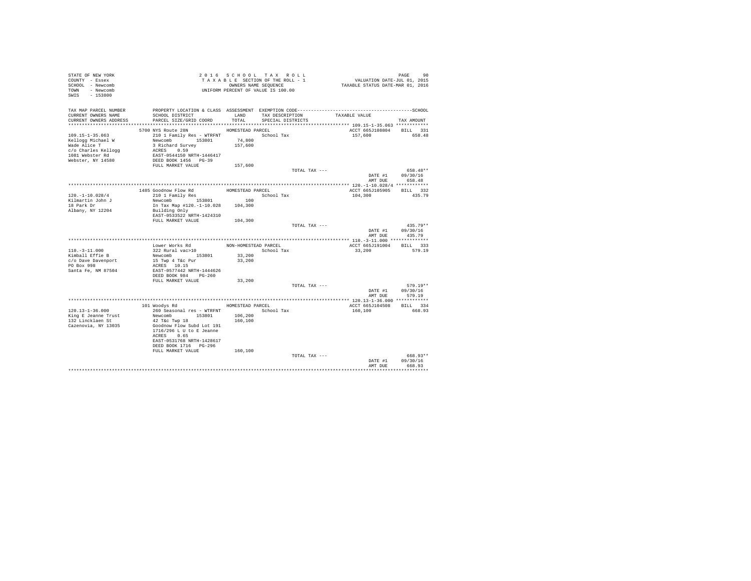STATE OF NEW YORK
COUNTY - Essex
SCHOOL - Newcomb
TOWN - Newcomb
SWIS - 153800

2016 SCHOOL TAX ROLL
TAXABLE SECTION OF THE ROLL - 1
OWNERS NAME SEQUENCE
UNIFORM PERCENT OF VALUE IS 100.00

VALUATION DATE-JUL 01, 2015
TAXABLE STATUS DATE-MAR 01, 2016

| TAX MAP PARCEL NUMBER / CURRENT OWNERS NAME / CURRENT OWNERS ADDRESS | PROPERTY LOCATION & CLASS / SCHOOL DISTRICT / PARCEL SIZE/GRID COORD | ASSESSMENT LAND / TOTAL | EXEMPTION CODE / TAX DESCRIPTION / SPECIAL DISTRICTS | TAXABLE VALUE | SCHOOL TAX AMOUNT |
|---|---|---|---|---|---|
| 109.15-1-35.063 | 5700 NYS Route 28N | HOMESTEAD PARCEL | | ACCT 665J108804 | BILL 331 |
| 109.15-1-35.063 | 210 1 Family Res - WTRFNT | | School Tax | 157,600 | 658.48 |
| Kellogg Michael W | Newcomb 153801 | 74,800 | | | |
| Wade Alice T | 3 Richard Survey | 157,600 | | | |
| c/o Charles Kellogg | ACRES 0.59 | | | | |
| 1081 Webster Rd | EAST-0544150 NRTH-1446417 | | | | |
| Webster, NY 14580 | DEED BOOK 1456 PG-39 | | | | |
| | FULL MARKET VALUE | 157,600 | | | |
| | | | TOTAL TAX --- | | 658.48** |
| | | | | DATE #1 | 09/30/16 |
| | | | | AMT DUE | 658.48 |
| 120.-1-10.028/4 | 1485 Goodnow Flow Rd | HOMESTEAD PARCEL | | ACCT 665J105905 | BILL 332 |
| 120.-1-10.028/4 | 210 1 Family Res | | School Tax | 104,300 | 435.79 |
| Kilmartin John J | Newcomb 153801 | 100 | | | |
| 18 Park Dr | In Tax Map #120.-1-10.028 | 104,300 | | | |
| Albany, NY 12204 | Building Only | | | | |
| | EAST-0533522 NRTH-1424310 | | | | |
| | FULL MARKET VALUE | 104,300 | | | |
| | | | TOTAL TAX --- | | 435.79** |
| | | | | DATE #1 | 09/30/16 |
| | | | | AMT DUE | 435.79 |
| 110.-3-11.000 | Lower Works Rd | NON-HOMESTEAD PARCEL | | ACCT 665J191004 | BILL 333 |
| 110.-3-11.000 | 322 Rural vac>10 | | School Tax | 33,200 | 579.19 |
| Kimball Effie B | Newcomb 153801 | 33,200 | | | |
| c/o Dave Davenport | 15 Twp 4 T&c Pur | 33,200 | | | |
| PO Box 998 | ACRES 10.15 | | | | |
| Santa Fe, NM 87504 | EAST-0577442 NRTH-1444626 | | | | |
| | DEED BOOK 984 PG-260 | | | | |
| | FULL MARKET VALUE | 33,200 | | | |
| | | | TOTAL TAX --- | | 579.19** |
| | | | | DATE #1 | 09/30/16 |
| | | | | AMT DUE | 579.19 |
| 120.13-1-36.000 | 101 Woodys Rd | HOMESTEAD PARCEL | | ACCT 665J104508 | BILL 334 |
| 120.13-1-36.000 | 260 Seasonal res - WTRFNT | | School Tax | 160,100 | 668.93 |
| King E Jeanne Trust | Newcomb 153801 | 106,200 | | | |
| 132 Lincklaen St | 42 T&c Twp 18 | 160,100 | | | |
| Cazenovia, NY 13035 | Goodnow Flow Subd Lot 191 | | | | |
| | 1716/296 L U to E Jeanne | | | | |
| | ACRES 0.65 | | | | |
| | EAST-0531768 NRTH-1428617 | | | | |
| | DEED BOOK 1716 PG-296 | | | | |
| | FULL MARKET VALUE | 160,100 | | | |
| | | | TOTAL TAX --- | | 668.93** |
| | | | | DATE #1 | 09/30/16 |
| | | | | AMT DUE | 668.93 |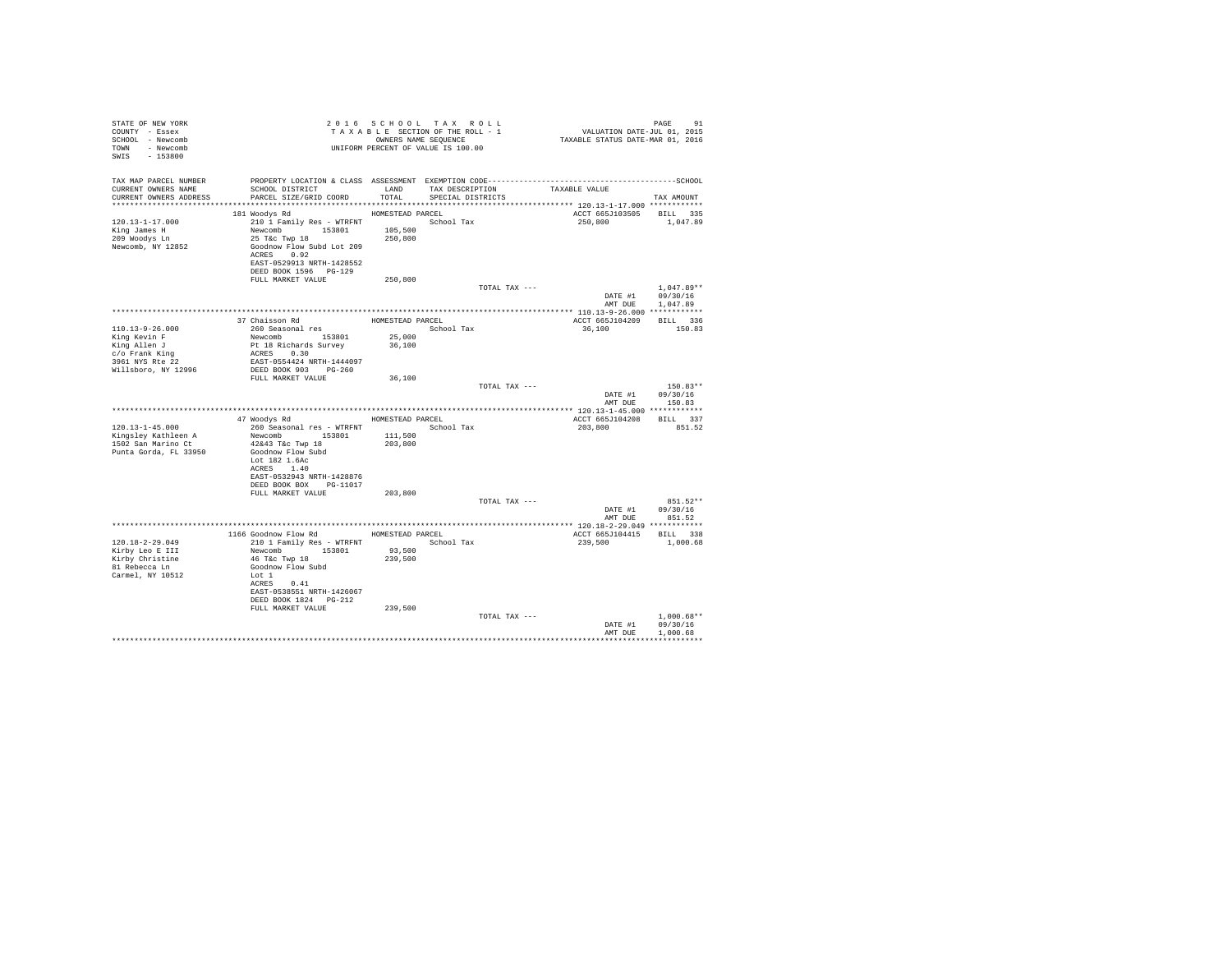```
STATE OF NEW YORK                    2 0 1 6   S C H O O L   T A X   R O L L                              PAGE    91
COUNTY  - Essex                      T A X A B L E  SECTION OF THE ROLL - 1                  VALUATION DATE-JUL 01, 2015
SCHOOL  - Newcomb                           OWNERS NAME SEQUENCE                          TAXABLE STATUS DATE-MAR 01, 2016
TOWN    - Newcomb                     UNIFORM PERCENT OF VALUE IS 100.00
SWIS    - 153800

TAX MAP PARCEL NUMBER        PROPERTY LOCATION & CLASS  ASSESSMENT  EXEMPTION CODE------------------------------------------SCHOOL
CURRENT OWNERS NAME          SCHOOL DISTRICT               LAND      TAX DESCRIPTION            TAXABLE VALUE
CURRENT OWNERS ADDRESS       PARCEL SIZE/GRID COORD        TOTAL     SPECIAL DISTRICTS                                 TAX AMOUNT
************************************************************************************************ 120.13-1-17.000 ************
                             181 Woodys Rd                 HOMESTEAD PARCEL                           ACCT 665J103505    BILL  335
120.13-1-17.000              210 1 Family Res - WTRFNT              School Tax                         250,800           1,047.89
King James H                 Newcomb        153801        105,500
209 Woodys Ln                25 T&c Twp 18                250,800
Newcomb, NY 12852            Goodnow Flow Subd Lot 209
                             ACRES    0.92
                             EAST-0529913 NRTH-1428552
                             DEED BOOK 1596   PG-129
                             FULL MARKET VALUE            250,800
                                                                       TOTAL TAX ---                                 1,047.89**
                                                                                                DATE #1          09/30/16
                                                                                                AMT DUE          1,047.89
************************************************************************************************ 110.13-9-26.000 ************
                             37 Chaisson Rd                HOMESTEAD PARCEL                           ACCT 665J104209    BILL  336
110.13-9-26.000              260 Seasonal res                       School Tax                          36,100             150.83
King Kevin F                 Newcomb        153801         25,000
King Allen J                 Pt 18 Richards Survey         36,100
c/o Frank King               ACRES    0.30
3961 NYS Rte 22              EAST-0554424 NRTH-1444097
Willsboro, NY 12996          DEED BOOK 903    PG-260
                             FULL MARKET VALUE             36,100
                                                                       TOTAL TAX ---                                   150.83**
                                                                                                DATE #1          09/30/16
                                                                                                AMT DUE            150.83
************************************************************************************************ 120.13-1-45.000 ************
                             47 Woodys Rd                  HOMESTEAD PARCEL                           ACCT 665J104208    BILL  337
120.13-1-45.000              260 Seasonal res - WTRFNT              School Tax                         203,800             851.52
Kingsley Kathleen A          Newcomb        153801        111,500
1502 San Marino Ct           42&43 T&c Twp 18             203,800
Punta Gorda, FL 33950        Goodnow Flow Subd
                             Lot 182 1.6Ac
                             ACRES    1.40
                             EAST-0532943 NRTH-1428876
                             DEED BOOK BOX    PG-11017
                             FULL MARKET VALUE            203,800
                                                                       TOTAL TAX ---                                   851.52**
                                                                                                DATE #1          09/30/16
                                                                                                AMT DUE            851.52
************************************************************************************************ 120.18-2-29.049 ************
                             1166 Goodnow Flow Rd          HOMESTEAD PARCEL                           ACCT 665J104415    BILL  338
120.18-2-29.049              210 1 Family Res - WTRFNT              School Tax                         239,500           1,000.68
Kirby Leo E III              Newcomb        153801         93,500
Kirby Christine              46 T&c Twp 18                239,500
81 Rebecca Ln                Goodnow Flow Subd
Carmel, NY 10512             Lot 1
                             ACRES    0.41
                             EAST-0538551 NRTH-1426067
                             DEED BOOK 1824   PG-212
                             FULL MARKET VALUE            239,500
                                                                       TOTAL TAX ---                                 1,000.68**
                                                                                                DATE #1          09/30/16
                                                                                                AMT DUE          1,000.68
******************************************************************************************************************************
```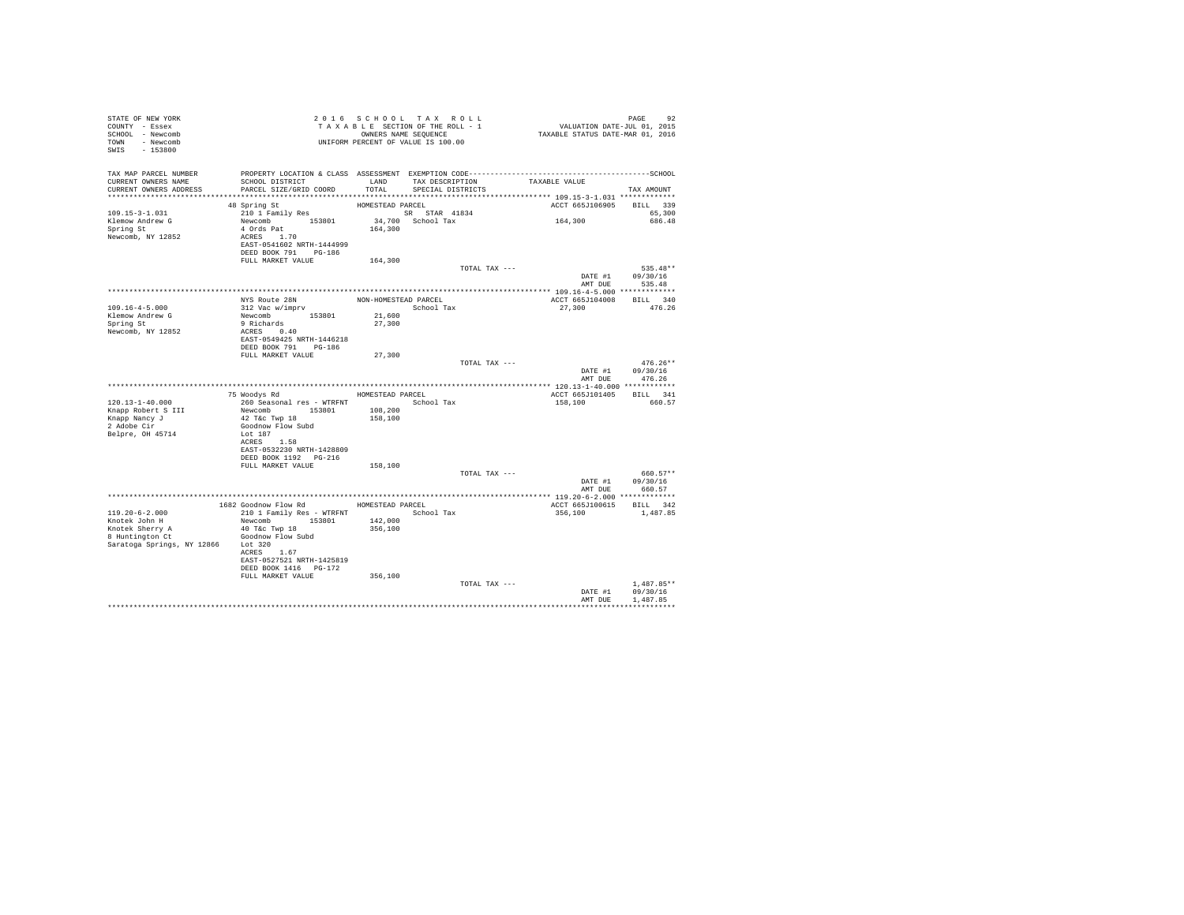STATE OF NEW YORK
COUNTY - Essex
SCHOOL - Newcomb
TOWN - Newcomb
SWIS - 153800

2016 SCHOOL TAX ROLL
TAXABLE SECTION OF THE ROLL - 1
OWNERS NAME SEQUENCE
UNIFORM PERCENT OF VALUE IS 100.00

VALUATION DATE-JUL 01, 2015
TAXABLE STATUS DATE-MAR 01, 2016

| TAX MAP PARCEL NUMBER / CURRENT OWNERS NAME / CURRENT OWNERS ADDRESS | PROPERTY LOCATION & CLASS / SCHOOL DISTRICT / PARCEL SIZE/GRID COORD | ASSESSMENT LAND / TOTAL | EXEMPTION CODE / TAX DESCRIPTION / SPECIAL DISTRICTS | TAXABLE VALUE | TAX AMOUNT |
|---|---|---|---|---|---|
| 109.15-3-1.031 | 48 Spring St | HOMESTEAD PARCEL | | ACCT 665J106905 | BILL 339 |
| Klemow Andrew G | 210 1 Family Res | | SR STAR 41834 | | 65,300 |
| Spring St | Newcomb 153801 | 34,700 | School Tax | 164,300 | 686.48 |
| Newcomb, NY 12852 | 4 Ords Pat | 164,300 | | | |
| | ACRES 1.70 | | | | |
| | EAST-0541602 NRTH-1444999 | | | | |
| | DEED BOOK 791 PG-186 | | | | |
| | FULL MARKET VALUE | 164,300 | | | |
| | | | TOTAL TAX --- | | 535.48** |
| | | | | DATE #1 | 09/30/16 |
| | | | | AMT DUE | 535.48 |
| 109.16-4-5.000 | NYS Route 28N | NON-HOMESTEAD PARCEL | | ACCT 665J104008 | BILL 340 |
| Klemow Andrew G | 312 Vac w/imprv | | School Tax | 27,300 | 476.26 |
| Spring St | Newcomb 153801 | 21,600 | | | |
| Newcomb, NY 12852 | 9 Richards | 27,300 | | | |
| | ACRES 0.40 | | | | |
| | EAST-0549425 NRTH-1446218 | | | | |
| | DEED BOOK 791 PG-186 | | | | |
| | FULL MARKET VALUE | 27,300 | | | |
| | | | TOTAL TAX --- | | 476.26** |
| | | | | DATE #1 | 09/30/16 |
| | | | | AMT DUE | 476.26 |
| 120.13-1-40.000 | 75 Woodys Rd | HOMESTEAD PARCEL | | ACCT 665J101405 | BILL 341 |
| Knapp Robert S III | 260 Seasonal res - WTRFNT | | School Tax | 158,100 | 660.57 |
| Knapp Nancy J | Newcomb 153801 | 108,200 | | | |
| 2 Adobe Cir | 42 T&c Twp 18 | 158,100 | | | |
| Belpre, OH 45714 | Goodnow Flow Subd | | | | |
| | Lot 187 | | | | |
| | ACRES 1.58 | | | | |
| | EAST-0532230 NRTH-1428809 | | | | |
| | DEED BOOK 1192 PG-216 | | | | |
| | FULL MARKET VALUE | 158,100 | | | |
| | | | TOTAL TAX --- | | 660.57** |
| | | | | DATE #1 | 09/30/16 |
| | | | | AMT DUE | 660.57 |
| 119.20-6-2.000 | 1682 Goodnow Flow Rd | HOMESTEAD PARCEL | | ACCT 665J100615 | BILL 342 |
| Knotek John H | 210 1 Family Res - WTRFNT | | School Tax | 356,100 | 1,487.85 |
| Knotek Sherry A | Newcomb 153801 | 142,000 | | | |
| 8 Huntington Ct | 40 T&c Twp 18 | 356,100 | | | |
| Saratoga Springs, NY 12866 | Goodnow Flow Subd | | | | |
| | Lot 320 | | | | |
| | ACRES 1.67 | | | | |
| | EAST-0527521 NRTH-1425819 | | | | |
| | DEED BOOK 1416 PG-172 | | | | |
| | FULL MARKET VALUE | 356,100 | | | |
| | | | TOTAL TAX --- | | 1,487.85** |
| | | | | DATE #1 | 09/30/16 |
| | | | | AMT DUE | 1,487.85 |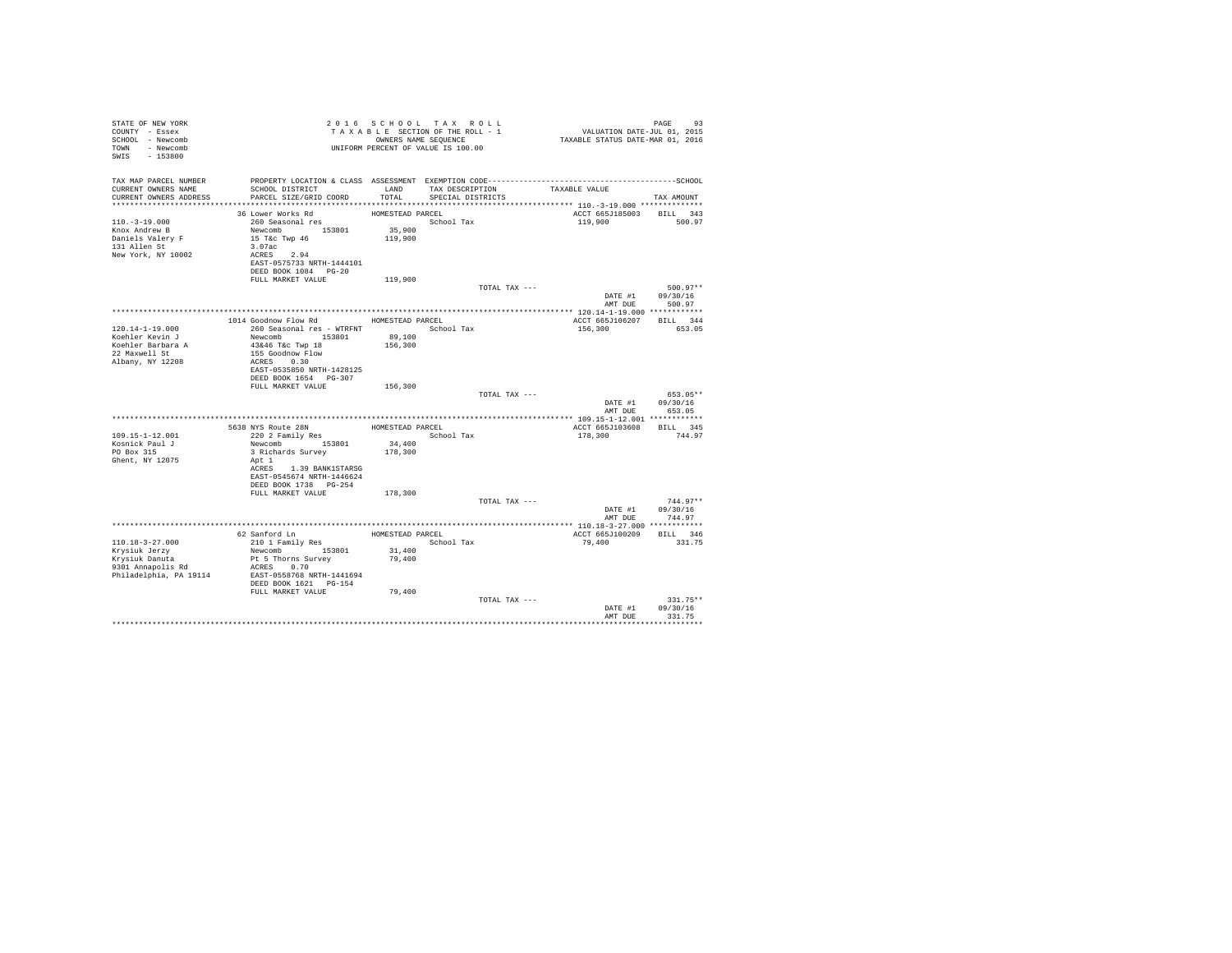STATE OF NEW YORK
COUNTY - Essex
SCHOOL - Newcomb
TOWN - Newcomb
SWIS - 153800

2 0 1 6 S C H O O L T A X R O L L
T A X A B L E SECTION OF THE ROLL - 1
OWNERS NAME SEQUENCE
UNIFORM PERCENT OF VALUE IS 100.00

VALUATION DATE-JUL 01, 2015
TAXABLE STATUS DATE-MAR 01, 2016

| TAX MAP PARCEL NUMBER / CURRENT OWNERS NAME / CURRENT OWNERS ADDRESS | PROPERTY LOCATION & CLASS / SCHOOL DISTRICT / PARCEL SIZE/GRID COORD | ASSESSMENT LAND / TOTAL | EXEMPTION CODE / TAX DESCRIPTION / SPECIAL DISTRICTS | TAXABLE VALUE | TAX AMOUNT |
|---|---|---|---|---|---|
| **110.-3-19.000** | 36 Lower Works Rd | HOMESTEAD PARCEL | | ACCT 665J185003 | BILL 343 |
| 110.-3-19.000 | 260 Seasonal res | | School Tax | 119,900 | 500.97 |
| Knox Andrew B | Newcomb 153801 | 35,900 | | | |
| Daniels Valery F | 15 T&c Twp 46 | 119,900 | | | |
| 131 Allen St | 3.07ac | | | | |
| New York, NY 10002 | ACRES 2.94 | | | | |
| | EAST-0575733 NRTH-1444101 | | | | |
| | DEED BOOK 1084 PG-20 | | | | |
| | FULL MARKET VALUE | 119,900 | | | |
| | | | TOTAL TAX --- | | 500.97** |
| | | | | DATE #1 | 09/30/16 |
| | | | | AMT DUE | 500.97 |
| **120.14-1-19.000** | 1014 Goodnow Flow Rd | HOMESTEAD PARCEL | | ACCT 665J106207 | BILL 344 |
| 120.14-1-19.000 | 260 Seasonal res - WTRFNT | | School Tax | 156,300 | 653.05 |
| Koehler Kevin J | Newcomb 153801 | 89,100 | | | |
| Koehler Barbara A | 43&46 T&c Twp 18 | 156,300 | | | |
| 22 Maxwell St | 155 Goodnow Flow | | | | |
| Albany, NY 12208 | ACRES 0.30 | | | | |
| | EAST-0535850 NRTH-1428125 | | | | |
| | DEED BOOK 1654 PG-307 | | | | |
| | FULL MARKET VALUE | 156,300 | | | |
| | | | TOTAL TAX --- | | 653.05** |
| | | | | DATE #1 | 09/30/16 |
| | | | | AMT DUE | 653.05 |
| **109.15-1-12.001** | 5638 NYS Route 28N | HOMESTEAD PARCEL | | ACCT 665J103608 | BILL 345 |
| 109.15-1-12.001 | 220 2 Family Res | | School Tax | 178,300 | 744.97 |
| Kosnick Paul J | Newcomb 153801 | 34,400 | | | |
| PO Box 315 | 3 Richards Survey | 178,300 | | | |
| Ghent, NY 12075 | Apt 1 | | | | |
| | ACRES 1.39 BANK1STARSG | | | | |
| | EAST-0545674 NRTH-1446624 | | | | |
| | DEED BOOK 1738 PG-254 | | | | |
| | FULL MARKET VALUE | 178,300 | | | |
| | | | TOTAL TAX --- | | 744.97** |
| | | | | DATE #1 | 09/30/16 |
| | | | | AMT DUE | 744.97 |
| **110.18-3-27.000** | 62 Sanford Ln | HOMESTEAD PARCEL | | ACCT 665J100209 | BILL 346 |
| 110.18-3-27.000 | 210 1 Family Res | | School Tax | 79,400 | 331.75 |
| Krysiuk Jerzy | Newcomb 153801 | 31,400 | | | |
| Krysiuk Danuta | Pt 5 Thorns Survey | 79,400 | | | |
| 9301 Annapolis Rd | ACRES 0.70 | | | | |
| Philadelphia, PA 19114 | EAST-0558768 NRTH-1441694 | | | | |
| | DEED BOOK 1621 PG-154 | | | | |
| | FULL MARKET VALUE | 79,400 | | | |
| | | | TOTAL TAX --- | | 331.75** |
| | | | | DATE #1 | 09/30/16 |
| | | | | AMT DUE | 331.75 |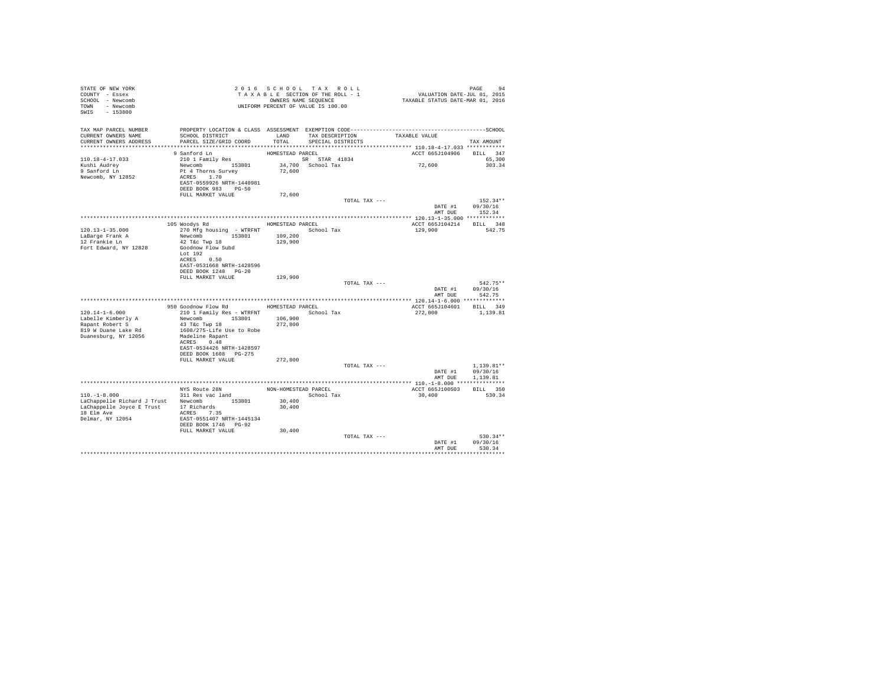STATE OF NEW YORK
COUNTY - Essex
SCHOOL - Newcomb
TOWN - Newcomb
SWIS - 153800

2016 SCHOOL TAX ROLL
TAXABLE SECTION OF THE ROLL - 1
OWNERS NAME SEQUENCE
UNIFORM PERCENT OF VALUE IS 100.00

VALUATION DATE-JUL 01, 2015
TAXABLE STATUS DATE-MAR 01, 2016

| TAX MAP PARCEL NUMBER / CURRENT OWNERS NAME / CURRENT OWNERS ADDRESS | PROPERTY LOCATION & CLASS / SCHOOL DISTRICT / PARCEL SIZE/GRID COORD | ASSESSMENT LAND / TOTAL | EXEMPTION CODE / TAX DESCRIPTION / SPECIAL DISTRICTS | TAXABLE VALUE | TAX AMOUNT |
|---|---|---|---|---|---|
| **110.18-4-17.033** | 9 Sanford Ln | HOMESTEAD PARCEL | | ACCT 665J104906 | BILL 347 |
| Kushi Audrey | 210 1 Family Res | | SR STAR 41834 | | 65,300 |
| 9 Sanford Ln | Newcomb 153801 | 34,700 | School Tax | 72,600 | 303.34 |
| Newcomb, NY 12852 | Pt 4 Thorns Survey | 72,600 | | | |
| | ACRES 1.70 | | | | |
| | EAST-0559926 NRTH-1440981 | | | | |
| | DEED BOOK 983 PG-50 | | | | |
| | FULL MARKET VALUE | 72,600 | | | |
| | | | TOTAL TAX --- | | 152.34** |
| | | | | DATE #1 | 09/30/16 |
| | | | | AMT DUE | 152.34 |
| **120.13-1-35.000** | 105 Woodys Rd | HOMESTEAD PARCEL | | ACCT 665J104214 | BILL 348 |
| LaBarge Frank A | 270 Mfg housing - WTRFNT | | School Tax | 129,900 | 542.75 |
| 12 Frankie Ln | Newcomb 153801 | 109,200 | | | |
| Fort Edward, NY 12828 | 42 T&c Twp 18 | 129,900 | | | |
| | Goodnow Flow Subd | | | | |
| | Lot 192 | | | | |
| | ACRES 0.50 | | | | |
| | EAST-0531668 NRTH-1428596 | | | | |
| | DEED BOOK 1248 PG-20 | | | | |
| | FULL MARKET VALUE | 129,900 | | | |
| | | | TOTAL TAX --- | | 542.75** |
| | | | | DATE #1 | 09/30/16 |
| | | | | AMT DUE | 542.75 |
| **120.14-1-6.000** | 950 Goodnow Flow Rd | HOMESTEAD PARCEL | | ACCT 665J104601 | BILL 349 |
| Labelle Kimberly A | 210 1 Family Res - WTRFNT | | School Tax | 272,800 | 1,139.81 |
| Rapant Robert S | Newcomb 153801 | 106,900 | | | |
| 819 W Duane Lake Rd | 43 T&c Twp 18 | 272,800 | | | |
| Duanesburg, NY 12056 | 1608/275-Life Use to Robe | | | | |
| | Madeline Rapant | | | | |
| | ACRES 0.48 | | | | |
| | EAST-0534426 NRTH-1428597 | | | | |
| | DEED BOOK 1608 PG-275 | | | | |
| | FULL MARKET VALUE | 272,800 | | | |
| | | | TOTAL TAX --- | | 1,139.81** |
| | | | | DATE #1 | 09/30/16 |
| | | | | AMT DUE | 1,139.81 |
| **110.-1-8.000** | NYS Route 28N | NON-HOMESTEAD PARCEL | | ACCT 665J100503 | BILL 350 |
| LaChappelle Richard J Trust | 311 Res vac land | | School Tax | 30,400 | 530.34 |
| LaChappelle Joyce E Trust | Newcomb 153801 | 30,400 | | | |
| 18 Elm Ave | 17 Richards | 30,400 | | | |
| Delmar, NY 12054 | ACRES 7.35 | | | | |
| | EAST-0551407 NRTH-1445134 | | | | |
| | DEED BOOK 1746 PG-92 | | | | |
| | FULL MARKET VALUE | 30,400 | | | |
| | | | TOTAL TAX --- | | 530.34** |
| | | | | DATE #1 | 09/30/16 |
| | | | | AMT DUE | 530.34 |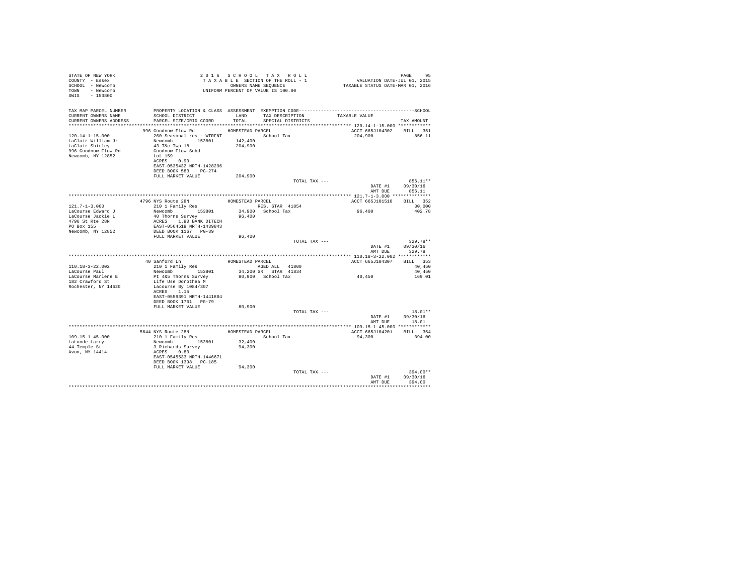STATE OF NEW YORK
COUNTY - Essex
SCHOOL - Newcomb
TOWN - Newcomb
SWIS - 153800

2 0 1 6 S C H O O L T A X R O L L
T A X A B L E SECTION OF THE ROLL - 1
OWNERS NAME SEQUENCE
UNIFORM PERCENT OF VALUE IS 100.00

VALUATION DATE-JUL 01, 2015
TAXABLE STATUS DATE-MAR 01, 2016

```
TAX MAP PARCEL NUMBER     PROPERTY LOCATION & CLASS  ASSESSMENT  EXEMPTION CODE-----------------------------------------------SCHOOL
CURRENT OWNERS NAME       SCHOOL DISTRICT             LAND       TAX DESCRIPTION            TAXABLE VALUE
CURRENT OWNERS ADDRESS    PARCEL SIZE/GRID COORD      TOTAL      SPECIAL DISTRICTS                                     TAX AMOUNT
********************************************************************************************** 120.14-1-15.000 ************
                          996 Goodnow Flow Rd          HOMESTEAD PARCEL                          ACCT 665J104302    BILL  351
120.14-1-15.000           260 Seasonal res - WTRFNT              School Tax                     204,900                856.11
LaClair William Jr        Newcomb        153801       142,400
LaClair Shirley           43 T&c Twp 18                204,900
996 Goodnow Flow Rd       Goodnow Flow Subd
Newcomb, NY 12852         Lot 159
                          ACRES    0.90
                          EAST-0535432 NRTH-1428296
                          DEED BOOK 583    PG-274
                          FULL MARKET VALUE            204,900
                                                                  TOTAL TAX ---                                    856.11**
                                                                                                DATE #1          09/30/16
                                                                                                AMT DUE            856.11
********************************************************************************************** 121.7-1-3.000 **************
                          4796 NYS Route 28N           HOMESTEAD PARCEL                          ACCT 665J101510    BILL  352
121.7-1-3.000             210 1 Family Res                       RES. STAR  41854                                    30,000
LaCourse Edward J         Newcomb        153801        34,900    School Tax                      96,400                402.78
LaCourse Jackie L         40 Thorns Survey              96,400
4796 St Rte 28N           ACRES    1.90 BANK DITECH
PO Box 155                EAST-0564519 NRTH-1439843
Newcomb, NY 12852         DEED BOOK 1167   PG-39
                          FULL MARKET VALUE             96,400
                                                                  TOTAL TAX ---                                    329.78**
                                                                                                DATE #1          09/30/16
                                                                                                AMT DUE            329.78
********************************************************************************************** 110.18-3-22.002 ************
                          40 Sanford Ln                HOMESTEAD PARCEL                          ACCT 665J104307    BILL  353
110.18-3-22.002           210 1 Family Res                       AGED ALL   41800                                    40,450
LaCourse Paul             Newcomb        153801        34,200 SR    STAR  41834                                      40,450
LaCourse Marlene E        Pt 4&5 Thorns Survey          80,900   School Tax                      40,450                169.01
182 Crawford St           Life Use Dorothea M
Rochester, NY 14620       Lacourse By 1084/307
                          ACRES    1.15
                          EAST-0559391 NRTH-1441804
                          DEED BOOK 1761   PG-79
                          FULL MARKET VALUE             80,900
                                                                  TOTAL TAX ---                                     18.01**
                                                                                                DATE #1          09/30/16
                                                                                                AMT DUE             18.01
********************************************************************************************** 109.15-1-45.000 ************
                          5644 NYS Route 28N           HOMESTEAD PARCEL                          ACCT 665J104201    BILL  354
109.15-1-45.000           210 1 Family Res                       School Tax                      94,300                394.00
LaLonde Larry             Newcomb        153801        32,400
44 Temple St              3 Richards Survey             94,300
Avon, NY 14414            ACRES    0.80
                          EAST-0545533 NRTH-1446671
                          DEED BOOK 1398   PG-185
                          FULL MARKET VALUE             94,300
                                                                  TOTAL TAX ---                                    394.00**
                                                                                                DATE #1          09/30/16
                                                                                                AMT DUE            394.00
****************************************************************************************************************************
```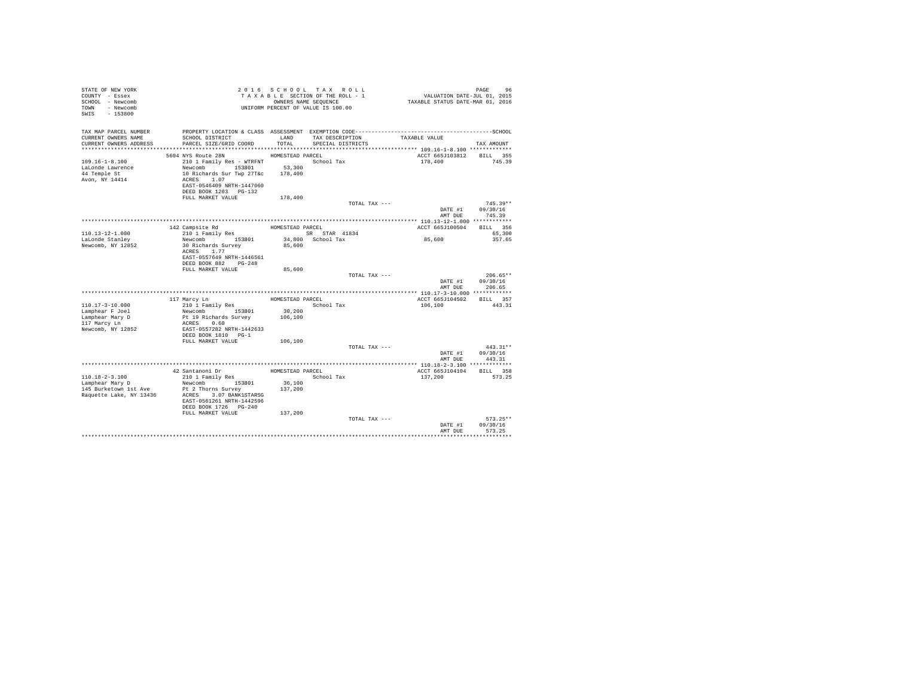STATE OF NEW YORK
COUNTY - Essex
SCHOOL - Newcomb
TOWN - Newcomb
SWIS - 153800

2 0 1 6 S C H O O L T A X R O L L
T A X A B L E SECTION OF THE ROLL - 1
OWNERS NAME SEQUENCE
UNIFORM PERCENT OF VALUE IS 100.00

VALUATION DATE-JUL 01, 2015
TAXABLE STATUS DATE-MAR 01, 2016

| TAX MAP PARCEL NUMBER / CURRENT OWNERS NAME / CURRENT OWNERS ADDRESS | PROPERTY LOCATION & CLASS / SCHOOL DISTRICT / PARCEL SIZE/GRID COORD | ASSESSMENT LAND / TOTAL | EXEMPTION CODE / TAX DESCRIPTION / SPECIAL DISTRICTS | TAXABLE VALUE | TAX AMOUNT |
|---|---|---|---|---|---|
| **109.16-1-8.100** | 5604 NYS Route 28N | | HOMESTEAD PARCEL | ACCT 665J103812 | BILL 355 |
| LaLonde Lawrence | 210 1 Family Res - WTRFNT | | School Tax | 178,400 | 745.39 |
| 44 Temple St | Newcomb 153801 | 53,300 | | | |
| Avon, NY 14414 | 10 Richards Sur Twp 27T&c | 178,400 | | | |
| | ACRES 1.07 | | | | |
| | EAST-0546409 NRTH-1447060 | | | | |
| | DEED BOOK 1203 PG-132 | | | | |
| | FULL MARKET VALUE | 178,400 | | | |
| | | | TOTAL TAX --- | | 745.39** |
| | | | | DATE #1 | 09/30/16 |
| | | | | AMT DUE | 745.39 |
| **110.13-12-1.000** | 142 Campsite Rd | | HOMESTEAD PARCEL | ACCT 665J100504 | BILL 356 |
| LaLonde Stanley | 210 1 Family Res | | SR STAR 41834 | | 65,300 |
| Newcomb, NY 12852 | Newcomb 153801 | 34,800 | School Tax | 85,600 | 357.65 |
| | 30 Richards Survey | 85,600 | | | |
| | ACRES 1.77 | | | | |
| | EAST-0557649 NRTH-1446561 | | | | |
| | DEED BOOK 882 PG-248 | | | | |
| | FULL MARKET VALUE | 85,600 | | | |
| | | | TOTAL TAX --- | | 206.65** |
| | | | | DATE #1 | 09/30/16 |
| | | | | AMT DUE | 206.65 |
| **110.17-3-10.000** | 117 Marcy Ln | | HOMESTEAD PARCEL | ACCT 665J104502 | BILL 357 |
| Lamphear F Joel | 210 1 Family Res | | School Tax | 106,100 | 443.31 |
| Lamphear Mary D | Newcomb 153801 | 30,200 | | | |
| 117 Marcy Ln | Pt 19 Richards Survey | 106,100 | | | |
| Newcomb, NY 12852 | ACRES 0.60 | | | | |
| | EAST-0557282 NRTH-1442633 | | | | |
| | DEED BOOK 1810 PG-1 | | | | |
| | FULL MARKET VALUE | 106,100 | | | |
| | | | TOTAL TAX --- | | 443.31** |
| | | | | DATE #1 | 09/30/16 |
| | | | | AMT DUE | 443.31 |
| **110.18-2-3.100** | 42 Santanoni Dr | | HOMESTEAD PARCEL | ACCT 665J104104 | BILL 358 |
| Lamphear Mary D | 210 1 Family Res | | School Tax | 137,200 | 573.25 |
| 145 Burketown 1st Ave | Newcomb 153801 | 36,100 | | | |
| Raquette Lake, NY 13436 | Pt 2 Thorns Survey | 137,200 | | | |
| | ACRES 3.07 BANK1STARSG | | | | |
| | EAST-0561261 NRTH-1442596 | | | | |
| | DEED BOOK 1726 PG-240 | | | | |
| | FULL MARKET VALUE | 137,200 | | | |
| | | | TOTAL TAX --- | | 573.25** |
| | | | | DATE #1 | 09/30/16 |
| | | | | AMT DUE | 573.25 |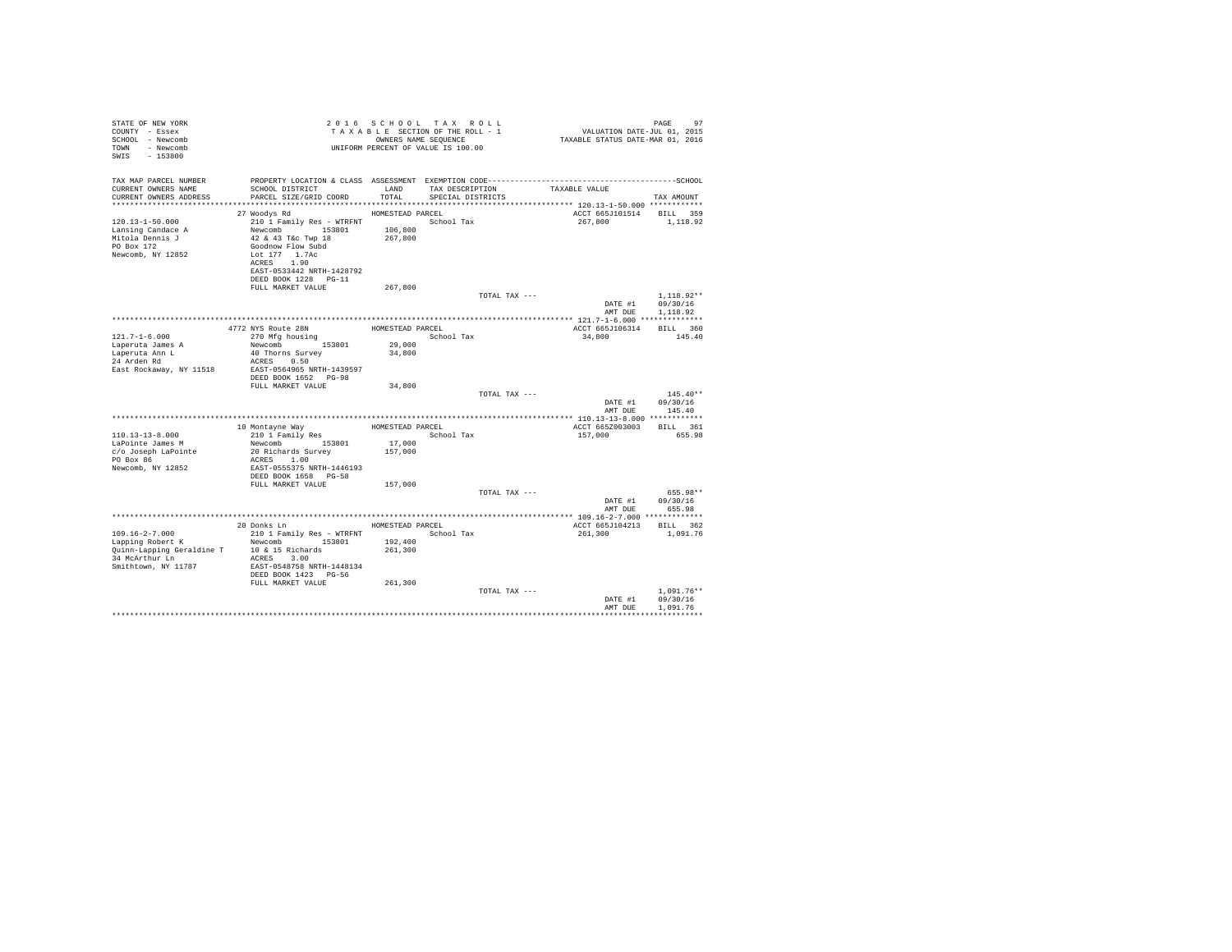STATE OF NEW YORK
COUNTY - Essex
SCHOOL - Newcomb
TOWN - Newcomb
SWIS - 153800

2016 SCHOOL TAX ROLL
TAXABLE SECTION OF THE ROLL - 1
OWNERS NAME SEQUENCE
UNIFORM PERCENT OF VALUE IS 100.00

VALUATION DATE-JUL 01, 2015
TAXABLE STATUS DATE-MAR 01, 2016

| TAX MAP PARCEL NUMBER / CURRENT OWNERS NAME / CURRENT OWNERS ADDRESS | PROPERTY LOCATION & CLASS / SCHOOL DISTRICT / PARCEL SIZE/GRID COORD | ASSESSMENT LAND / TOTAL | EXEMPTION CODE / TAX DESCRIPTION / SPECIAL DISTRICTS | TAXABLE VALUE | TAX AMOUNT |
|---|---|---|---|---|---|
| 120.13-1-50.000 | 27 Woodys Rd | HOMESTEAD PARCEL | | ACCT 665J101514 | BILL 359 |
| Lansing Candace A | 210 1 Family Res - WTRFNT | | School Tax | 267,800 | 1,118.92 |
| Mitola Dennis J | Newcomb 153801 | 106,800 | | | |
| PO Box 172 | 42 & 43 T&c Twp 18 | 267,800 | | | |
| Newcomb, NY 12852 | Goodnow Flow Subd | | | | |
| | Lot 177 1.7Ac | | | | |
| | ACRES 1.90 | | | | |
| | EAST-0533442 NRTH-1428792 | | | | |
| | DEED BOOK 1228 PG-11 | | | | |
| | FULL MARKET VALUE | 267,800 | | | |
| | | | TOTAL TAX --- | | 1,118.92** |
| | | | | DATE #1 | 09/30/16 |
| | | | | AMT DUE | 1,118.92 |
| 121.7-1-6.000 | 4772 NYS Route 28N | HOMESTEAD PARCEL | | ACCT 665J106314 | BILL 360 |
| Laperuta James A | 270 Mfg housing | | School Tax | 34,800 | 145.40 |
| Laperuta Ann L | Newcomb 153801 | 29,000 | | | |
| 24 Arden Rd | 40 Thorns Survey | 34,800 | | | |
| East Rockaway, NY 11518 | ACRES 0.50 | | | | |
| | EAST-0564965 NRTH-1439597 | | | | |
| | DEED BOOK 1652 PG-98 | | | | |
| | FULL MARKET VALUE | 34,800 | | | |
| | | | TOTAL TAX --- | | 145.40** |
| | | | | DATE #1 | 09/30/16 |
| | | | | AMT DUE | 145.40 |
| 110.13-13-8.000 | 10 Montayne Way | HOMESTEAD PARCEL | | ACCT 665Z003003 | BILL 361 |
| LaPointe James M | 210 1 Family Res | | School Tax | 157,000 | 655.98 |
| c/o Joseph LaPointe | Newcomb 153801 | 17,000 | | | |
| PO Box 86 | 20 Richards Survey | 157,000 | | | |
| Newcomb, NY 12852 | ACRES 1.00 | | | | |
| | EAST-0555375 NRTH-1446193 | | | | |
| | DEED BOOK 1658 PG-58 | | | | |
| | FULL MARKET VALUE | 157,000 | | | |
| | | | TOTAL TAX --- | | 655.98** |
| | | | | DATE #1 | 09/30/16 |
| | | | | AMT DUE | 655.98 |
| 109.16-2-7.000 | 20 Donks Ln | HOMESTEAD PARCEL | | ACCT 665J104213 | BILL 362 |
| Lapping Robert K | 210 1 Family Res - WTRFNT | | School Tax | 261,300 | 1,091.76 |
| Quinn-Lapping Geraldine T | Newcomb 153801 | 192,400 | | | |
| 34 McArthur Ln | 10 & 15 Richards | 261,300 | | | |
| Smithtown, NY 11787 | ACRES 3.00 | | | | |
| | EAST-0548758 NRTH-1448134 | | | | |
| | DEED BOOK 1423 PG-56 | | | | |
| | FULL MARKET VALUE | 261,300 | | | |
| | | | TOTAL TAX --- | | 1,091.76** |
| | | | | DATE #1 | 09/30/16 |
| | | | | AMT DUE | 1,091.76 |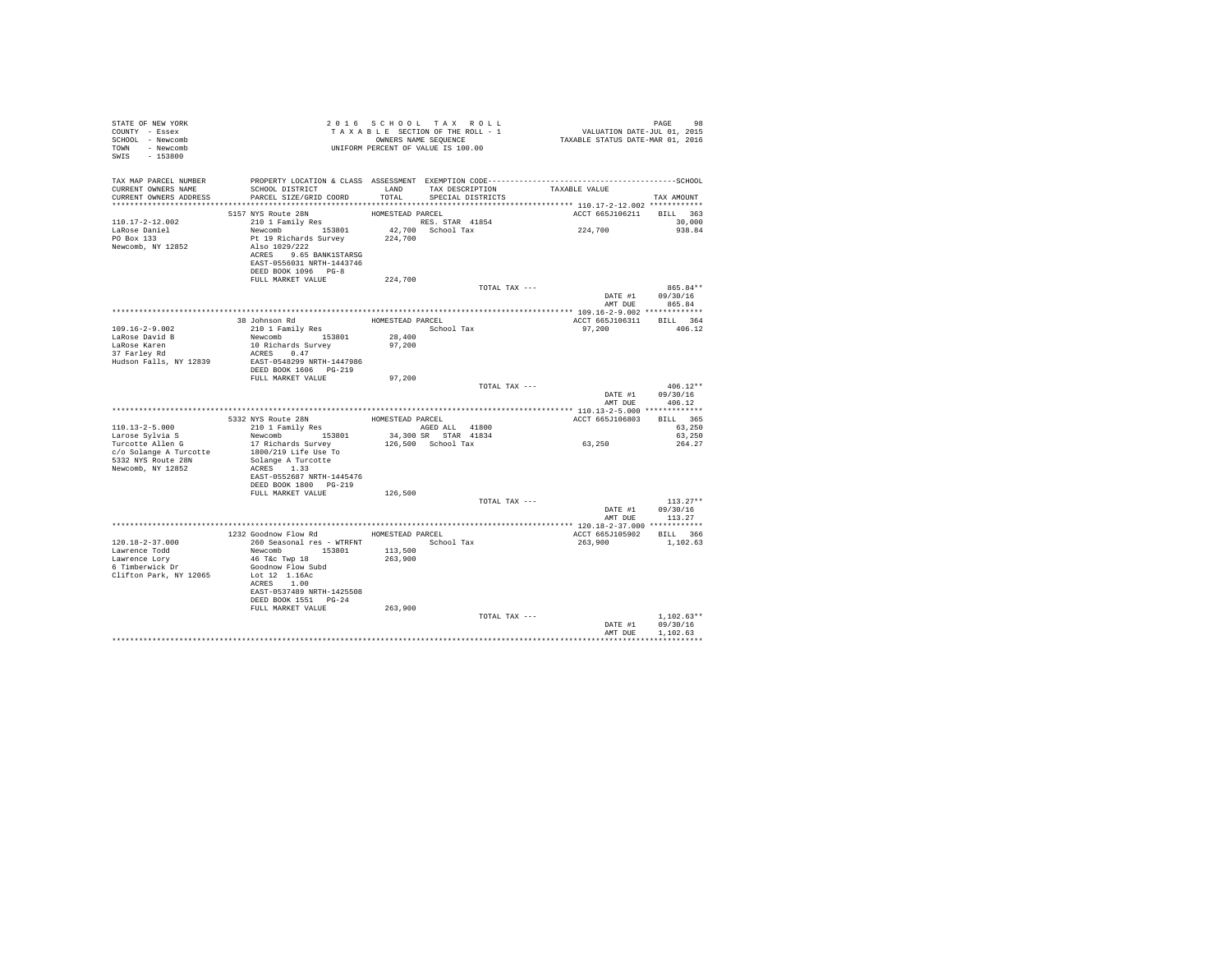STATE OF NEW YORK
COUNTY - Essex
SCHOOL - Newcomb
TOWN - Newcomb
SWIS - 153800

2 0 1 6 S C H O O L T A X R O L L
T A X A B L E SECTION OF THE ROLL - 1
OWNERS NAME SEQUENCE
UNIFORM PERCENT OF VALUE IS 100.00

VALUATION DATE-JUL 01, 2015
TAXABLE STATUS DATE-MAR 01, 2016

| TAX MAP PARCEL NUMBER / CURRENT OWNERS NAME / CURRENT OWNERS ADDRESS | PROPERTY LOCATION & CLASS / SCHOOL DISTRICT / PARCEL SIZE/GRID COORD | ASSESSMENT LAND / TOTAL | EXEMPTION CODE / TAX DESCRIPTION / SPECIAL DISTRICTS | TAXABLE VALUE | SCHOOL TAX AMOUNT |
|---|---|---|---|---|---|
| **110.17-2-12.002** | 5157 NYS Route 28N | HOMESTEAD PARCEL | | ACCT 665J106211 | BILL 363 |
| 110.17-2-12.002 | 210 1 Family Res | | RES. STAR 41854 | | 30,000 |
| LaRose Daniel | Newcomb 153801 | 42,700 | School Tax | 224,700 | 938.84 |
| PO Box 133 | Pt 19 Richards Survey | 224,700 | | | |
| Newcomb, NY 12852 | Also 1029/222 | | | | |
| | ACRES 9.65 BANK1STARSG | | | | |
| | EAST-0556031 NRTH-1443746 | | | | |
| | DEED BOOK 1096 PG-8 | | | | |
| | FULL MARKET VALUE | 224,700 | | | |
| | | | TOTAL TAX --- | | 865.84** |
| | | | | DATE #1 | 09/30/16 |
| | | | | AMT DUE | 865.84 |
| **109.16-2-9.002** | 38 Johnson Rd | HOMESTEAD PARCEL | | ACCT 665J106311 | BILL 364 |
| 109.16-2-9.002 | 210 1 Family Res | | School Tax | 97,200 | 406.12 |
| LaRose David B | Newcomb 153801 | 28,400 | | | |
| LaRose Karen | 10 Richards Survey | 97,200 | | | |
| 37 Farley Rd | ACRES 0.47 | | | | |
| Hudson Falls, NY 12839 | EAST-0548299 NRTH-1447986 | | | | |
| | DEED BOOK 1606 PG-219 | | | | |
| | FULL MARKET VALUE | 97,200 | | | |
| | | | TOTAL TAX --- | | 406.12** |
| | | | | DATE #1 | 09/30/16 |
| | | | | AMT DUE | 406.12 |
| **110.13-2-5.000** | 5332 NYS Route 28N | HOMESTEAD PARCEL | | ACCT 665J106803 | BILL 365 |
| 110.13-2-5.000 | 210 1 Family Res | | AGED ALL 41800 | | 63,250 |
| Larose Sylvia S | Newcomb 153801 | 34,300 | SR STAR 41834 | | 63,250 |
| Turcotte Allen G | 17 Richards Survey | 126,500 | School Tax | 63,250 | 264.27 |
| c/o Solange A Turcotte | 1800/219 Life Use To | | | | |
| 5332 NYS Route 28N | Solange A Turcotte | | | | |
| Newcomb, NY 12852 | ACRES 1.33 | | | | |
| | EAST-0552687 NRTH-1445476 | | | | |
| | DEED BOOK 1800 PG-219 | | | | |
| | FULL MARKET VALUE | 126,500 | | | |
| | | | TOTAL TAX --- | | 113.27** |
| | | | | DATE #1 | 09/30/16 |
| | | | | AMT DUE | 113.27 |
| **120.18-2-37.000** | 1232 Goodnow Flow Rd | HOMESTEAD PARCEL | | ACCT 665J105902 | BILL 366 |
| 120.18-2-37.000 | 260 Seasonal res - WTRFNT | | School Tax | 263,900 | 1,102.63 |
| Lawrence Todd | Newcomb 153801 | 113,500 | | | |
| Lawrence Lory | 46 T&c Twp 18 | 263,900 | | | |
| 6 Timberwick Dr | Goodnow Flow Subd | | | | |
| Clifton Park, NY 12065 | Lot 12 1.16Ac | | | | |
| | ACRES 1.00 | | | | |
| | EAST-0537489 NRTH-1425508 | | | | |
| | DEED BOOK 1551 PG-24 | | | | |
| | FULL MARKET VALUE | 263,900 | | | |
| | | | TOTAL TAX --- | | 1,102.63** |
| | | | | DATE #1 | 09/30/16 |
| | | | | AMT DUE | 1,102.63 |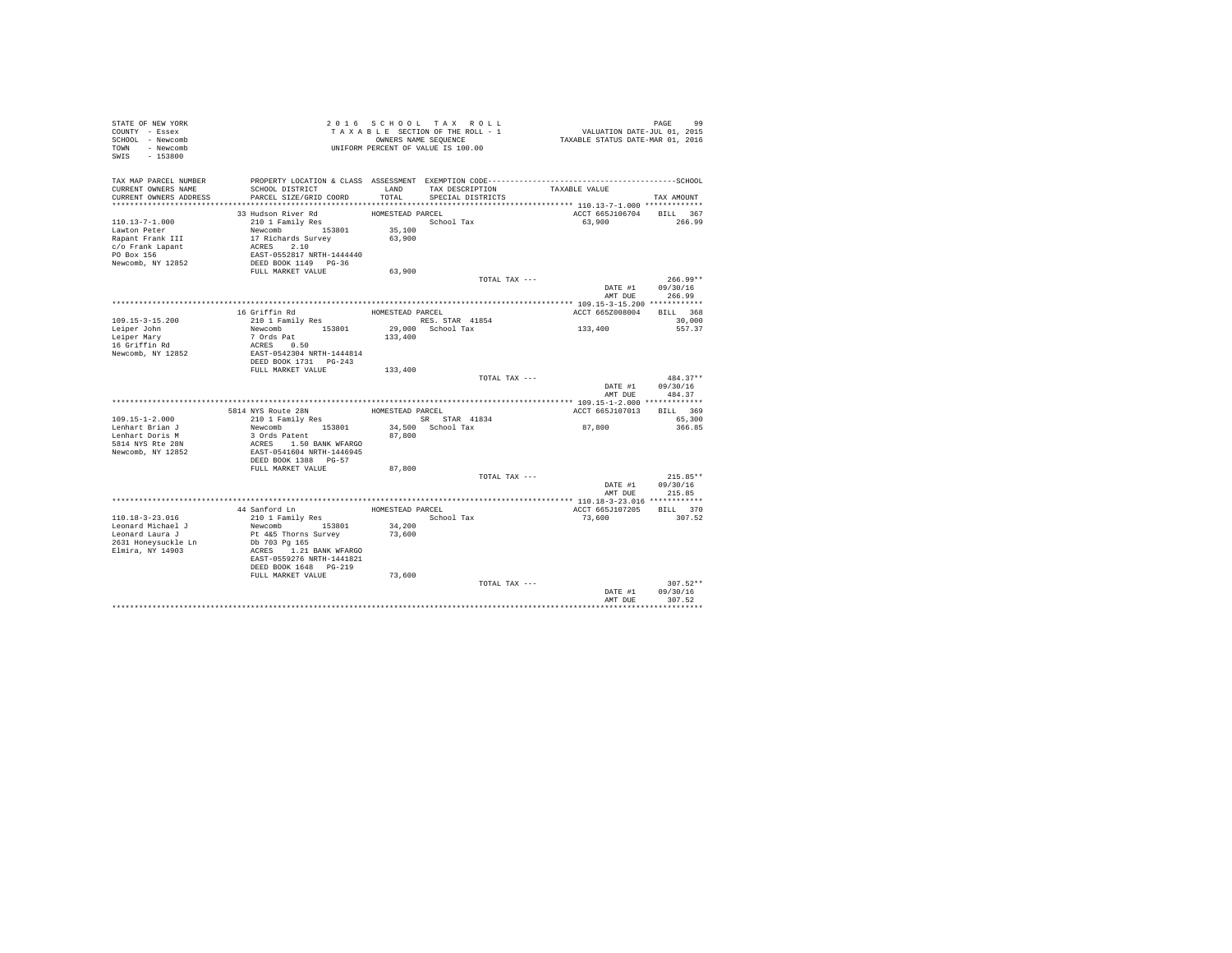STATE OF NEW YORK
COUNTY - Essex
SCHOOL - Newcomb
TOWN - Newcomb
SWIS - 153800

2016 SCHOOL TAX ROLL
TAXABLE SECTION OF THE ROLL - 1
OWNERS NAME SEQUENCE
UNIFORM PERCENT OF VALUE IS 100.00

VALUATION DATE-JUL 01, 2015
TAXABLE STATUS DATE-MAR 01, 2016

| TAX MAP PARCEL NUMBER / CURRENT OWNERS NAME / CURRENT OWNERS ADDRESS | PROPERTY LOCATION & CLASS / SCHOOL DISTRICT / PARCEL SIZE/GRID COORD | ASSESSMENT LAND / TOTAL | EXEMPTION CODE / TAX DESCRIPTION / SPECIAL DISTRICTS | TAXABLE VALUE | TAX AMOUNT |
|---|---|---|---|---|---|
| 110.13-7-1.000 | 33 Hudson River Rd | HOMESTEAD PARCEL | | ACCT 665J106704 | BILL 367 |
| Lawton Peter | 210 1 Family Res | | School Tax | 63,900 | 266.99 |
| Rapant Frank III | Newcomb 153801 | 35,100 | | | |
| c/o Frank Lapant | 17 Richards Survey | 63,900 | | | |
| PO Box 156 | ACRES 2.10 | | | | |
| Newcomb, NY 12852 | EAST-0552817 NRTH-1444440 | | | | |
| | DEED BOOK 1149 PG-36 | | | | |
| | FULL MARKET VALUE | 63,900 | | | |
| | | | TOTAL TAX --- | | 266.99** |
| | | | | DATE #1 | 09/30/16 |
| | | | | AMT DUE | 266.99 |
| 109.15-3-15.200 | 16 Griffin Rd | HOMESTEAD PARCEL | | ACCT 665Z008004 | BILL 368 |
| Leiper John | 210 1 Family Res | | RES. STAR 41854 | | 30,000 |
| Leiper Mary | Newcomb 153801 | 29,000 | School Tax | 133,400 | 557.37 |
| 16 Griffin Rd | 7 Ords Pat | 133,400 | | | |
| Newcomb, NY 12852 | ACRES 0.50 | | | | |
| | EAST-0542304 NRTH-1444814 | | | | |
| | DEED BOOK 1731 PG-243 | | | | |
| | FULL MARKET VALUE | 133,400 | | | |
| | | | TOTAL TAX --- | | 484.37** |
| | | | | DATE #1 | 09/30/16 |
| | | | | AMT DUE | 484.37 |
| 109.15-1-2.000 | 5814 NYS Route 28N | HOMESTEAD PARCEL | | ACCT 665J107013 | BILL 369 |
| Lenhart Brian J | 210 1 Family Res | | SR STAR 41834 | | 65,300 |
| Lenhart Doris M | Newcomb 153801 | 34,500 | School Tax | 87,800 | 366.85 |
| 5814 NYS Rte 28N | 3 Ords Patent | 87,800 | | | |
| Newcomb, NY 12852 | ACRES 1.50 BANK WFARGO | | | | |
| | EAST-0541604 NRTH-1446945 | | | | |
| | DEED BOOK 1388 PG-57 | | | | |
| | FULL MARKET VALUE | 87,800 | | | |
| | | | TOTAL TAX --- | | 215.85** |
| | | | | DATE #1 | 09/30/16 |
| | | | | AMT DUE | 215.85 |
| 110.18-3-23.016 | 44 Sanford Ln | HOMESTEAD PARCEL | | ACCT 665J107205 | BILL 370 |
| Leonard Michael J | 210 1 Family Res | | School Tax | 73,600 | 307.52 |
| Leonard Laura J | Newcomb 153801 | 34,200 | | | |
| 2631 Honeysuckle Ln | Pt 4&5 Thorns Survey | 73,600 | | | |
| Elmira, NY 14903 | Db 703 Pg 165 | | | | |
| | ACRES 1.21 BANK WFARGO | | | | |
| | EAST-0559276 NRTH-1441821 | | | | |
| | DEED BOOK 1648 PG-219 | | | | |
| | FULL MARKET VALUE | 73,600 | | | |
| | | | TOTAL TAX --- | | 307.52** |
| | | | | DATE #1 | 09/30/16 |
| | | | | AMT DUE | 307.52 |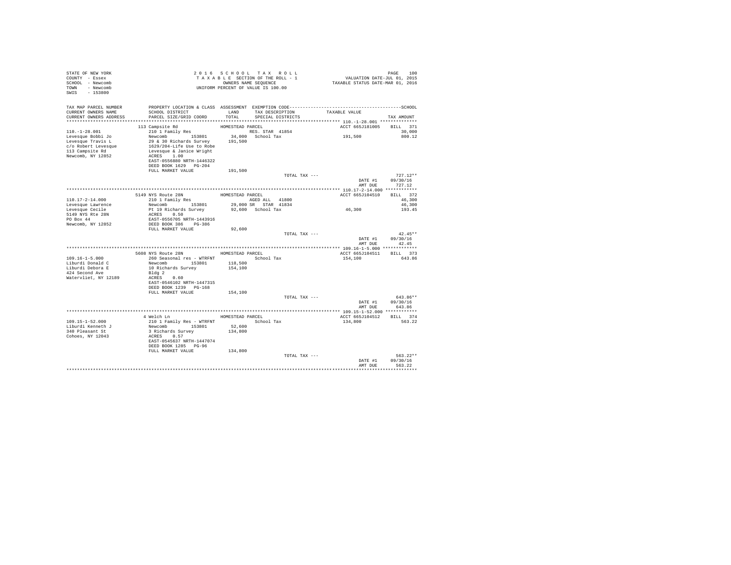STATE OF NEW YORK
COUNTY - Essex
SCHOOL - Newcomb
TOWN - Newcomb
SWIS - 153800

2 0 1 6 S C H O O L T A X R O L L
T A X A B L E SECTION OF THE ROLL - 1
OWNERS NAME SEQUENCE
UNIFORM PERCENT OF VALUE IS 100.00

VALUATION DATE-JUL 01, 2015
TAXABLE STATUS DATE-MAR 01, 2016

| TAX MAP PARCEL NUMBER / CURRENT OWNERS NAME / CURRENT OWNERS ADDRESS | PROPERTY LOCATION & CLASS / SCHOOL DISTRICT / PARCEL SIZE/GRID COORD | ASSESSMENT LAND / TOTAL | EXEMPTION CODE / TAX DESCRIPTION / SPECIAL DISTRICTS | TAXABLE VALUE | TAX AMOUNT |
|---|---|---|---|---|---|
| **110.-1-28.001** | 113 Campsite Rd | HOMESTEAD PARCEL | | ACCT 665J181005 | BILL 371 |
| 110.-1-28.001 | 210 1 Family Res | | RES. STAR 41854 | | 30,000 |
| Levesque Bobbi Jo | Newcomb 153801 | 34,000 | School Tax | 191,500 | 800.12 |
| Levesque Travis L | 29 & 30 Richards Survey | 191,500 | | | |
| c/o Robert Levesque | 1629/204-Life Use to Robe | | | | |
| 113 Campsite Rd | Levesque & Janice Wright | | | | |
| Newcomb, NY 12852 | ACRES 1.00 | | | | |
| | EAST-0556880 NRTH-1446322 | | | | |
| | DEED BOOK 1629 PG-204 | | | | |
| | FULL MARKET VALUE | 191,500 | | | |
| | | | TOTAL TAX --- | | 727.12** |
| | | | | DATE #1 | 09/30/16 |
| | | | | AMT DUE | 727.12 |
| **110.17-2-14.000** | 5149 NYS Route 28N | HOMESTEAD PARCEL | | ACCT 665J104510 | BILL 372 |
| 110.17-2-14.000 | 210 1 Family Res | | AGED ALL 41800 | | 46,300 |
| Levesque Lawrence | Newcomb 153801 | 29,000 | SR STAR 41834 | | 46,300 |
| Levesque Cecile | Pt 19 Richards Survey | 92,600 | School Tax | 46,300 | 193.45 |
| 5149 NYS Rte 28N | ACRES 0.50 | | | | |
| PO Box 44 | EAST-0556705 NRTH-1443916 | | | | |
| Newcomb, NY 12852 | DEED BOOK 386 PG-386 | | | | |
| | FULL MARKET VALUE | 92,600 | | | |
| | | | TOTAL TAX --- | | 42.45** |
| | | | | DATE #1 | 09/30/16 |
| | | | | AMT DUE | 42.45 |
| **109.16-1-5.000** | 5608 NYS Route 28N | HOMESTEAD PARCEL | | ACCT 665J104511 | BILL 373 |
| 109.16-1-5.000 | 260 Seasonal res - WTRFNT | | School Tax | 154,100 | 643.86 |
| Liburdi Donald C | Newcomb 153801 | 118,500 | | | |
| Liburdi Debora E | 10 Richards Survey | 154,100 | | | |
| 424 Second Ave | Bldg 2 | | | | |
| Watervliet, NY 12189 | ACRES 0.60 | | | | |
| | EAST-0546102 NRTH-1447315 | | | | |
| | DEED BOOK 1239 PG-168 | | | | |
| | FULL MARKET VALUE | 154,100 | | | |
| | | | TOTAL TAX --- | | 643.86** |
| | | | | DATE #1 | 09/30/16 |
| | | | | AMT DUE | 643.86 |
| **109.15-1-52.000** | 4 Welch Ln | HOMESTEAD PARCEL | | ACCT 665J104512 | BILL 374 |
| 109.15-1-52.000 | 210 1 Family Res - WTRFNT | | School Tax | 134,800 | 563.22 |
| Liburdi Kenneth J | Newcomb 153801 | 52,600 | | | |
| 340 Pleasant St | 3 Richards Survey | 134,800 | | | |
| Cohoes, NY 12043 | ACRES 0.57 | | | | |
| | EAST-0545637 NRTH-1447074 | | | | |
| | DEED BOOK 1285 PG-96 | | | | |
| | FULL MARKET VALUE | 134,800 | | | |
| | | | TOTAL TAX --- | | 563.22** |
| | | | | DATE #1 | 09/30/16 |
| | | | | AMT DUE | 563.22 |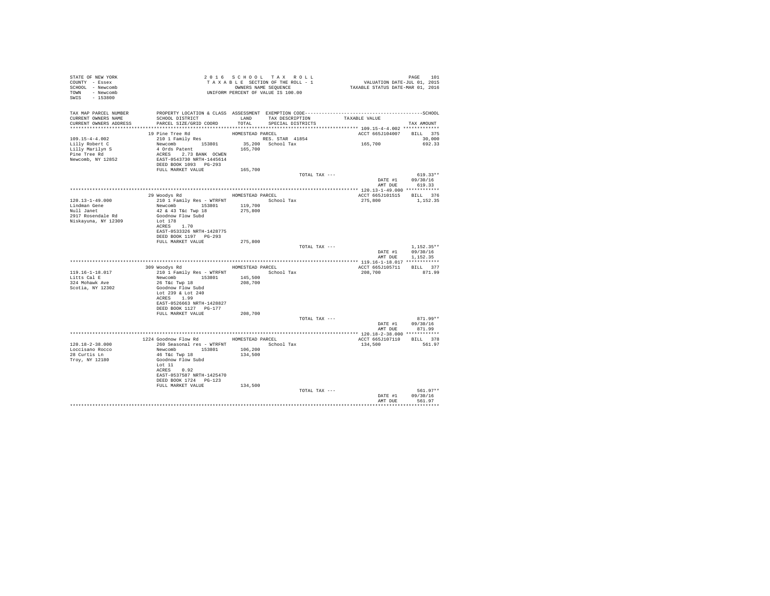STATE OF NEW YORK
COUNTY - Essex
SCHOOL - Newcomb
TOWN - Newcomb
SWIS - 153800

2016 SCHOOL TAX ROLL
TAXABLE SECTION OF THE ROLL - 1
OWNERS NAME SEQUENCE
UNIFORM PERCENT OF VALUE IS 100.00

VALUATION DATE-JUL 01, 2015
TAXABLE STATUS DATE-MAR 01, 2016

| TAX MAP PARCEL NUMBER / CURRENT OWNERS NAME / CURRENT OWNERS ADDRESS | PROPERTY LOCATION & CLASS / SCHOOL DISTRICT / PARCEL SIZE/GRID COORD | ASSESSMENT LAND / TOTAL | EXEMPTION CODE / TAX DESCRIPTION / SPECIAL DISTRICTS | TAXABLE VALUE | TAX AMOUNT |
|---|---|---|---|---|---|
| **109.15-4-4.002** | 19 Pine Tree Rd | HOMESTEAD PARCEL | | ACCT 665J104007 | BILL 375 |
| 109.15-4-4.002 | 210 1 Family Res | | RES. STAR 41854 | | 30,000 |
| Lilly Robert C | Newcomb 153801 | 35,200 | School Tax | 165,700 | 692.33 |
| Lilly Marilyn S | 4 Ords Patent | 165,700 | | | |
| Pine Tree Rd | ACRES 2.73 BANK OCWEN | | | | |
| Newcomb, NY 12852 | EAST-0543730 NRTH-1445614 | | | | |
| | DEED BOOK 1093 PG-293 | | | | |
| | FULL MARKET VALUE | 165,700 | | | |
| | | | TOTAL TAX --- | | 619.33** |
| | | | | DATE #1 | 09/30/16 |
| | | | | AMT DUE | 619.33 |
| **120.13-1-49.000** | 29 Woodys Rd | HOMESTEAD PARCEL | | ACCT 665J101515 | BILL 376 |
| 120.13-1-49.000 | 210 1 Family Res - WTRFNT | | School Tax | 275,800 | 1,152.35 |
| Lindman Gene | Newcomb 153801 | 119,700 | | | |
| Null Janet | 42 & 43 T&c Twp 18 | 275,800 | | | |
| 2917 Rosendale Rd | Goodnow Flow Subd | | | | |
| Niskayuna, NY 12309 | Lot 178 | | | | |
| | ACRES 1.70 | | | | |
| | EAST-0533326 NRTH-1428775 | | | | |
| | DEED BOOK 1197 PG-293 | | | | |
| | FULL MARKET VALUE | 275,800 | | | |
| | | | TOTAL TAX --- | | 1,152.35** |
| | | | | DATE #1 | 09/30/16 |
| | | | | AMT DUE | 1,152.35 |
| **119.16-1-18.017** | 309 Woodys Rd | HOMESTEAD PARCEL | | ACCT 665J105711 | BILL 377 |
| 119.16-1-18.017 | 210 1 Family Res - WTRFNT | | School Tax | 208,700 | 871.99 |
| Litts Cal E | Newcomb 153801 | 145,500 | | | |
| 324 Mohawk Ave | 26 T&c Twp 18 | 208,700 | | | |
| Scotia, NY 12302 | Goodnow Flow Subd | | | | |
| | Lot 239 & Lot 240 | | | | |
| | ACRES 1.99 | | | | |
| | EAST-0526663 NRTH-1428827 | | | | |
| | DEED BOOK 1127 PG-177 | | | | |
| | FULL MARKET VALUE | 208,700 | | | |
| | | | TOTAL TAX --- | | 871.99** |
| | | | | DATE #1 | 09/30/16 |
| | | | | AMT DUE | 871.99 |
| **120.18-2-38.000** | 1224 Goodnow Flow Rd | HOMESTEAD PARCEL | | ACCT 665J107110 | BILL 378 |
| 120.18-2-38.000 | 260 Seasonal res - WTRFNT | | School Tax | 134,500 | 561.97 |
| Loccisano Rocco | Newcomb 153801 | 106,200 | | | |
| 28 Curtis Ln | 46 T&c Twp 18 | 134,500 | | | |
| Troy, NY 12180 | Goodnow Flow Subd | | | | |
| | Lot 11 | | | | |
| | ACRES 0.92 | | | | |
| | EAST-0537587 NRTH-1425470 | | | | |
| | DEED BOOK 1724 PG-123 | | | | |
| | FULL MARKET VALUE | 134,500 | | | |
| | | | TOTAL TAX --- | | 561.97** |
| | | | | DATE #1 | 09/30/16 |
| | | | | AMT DUE | 561.97 |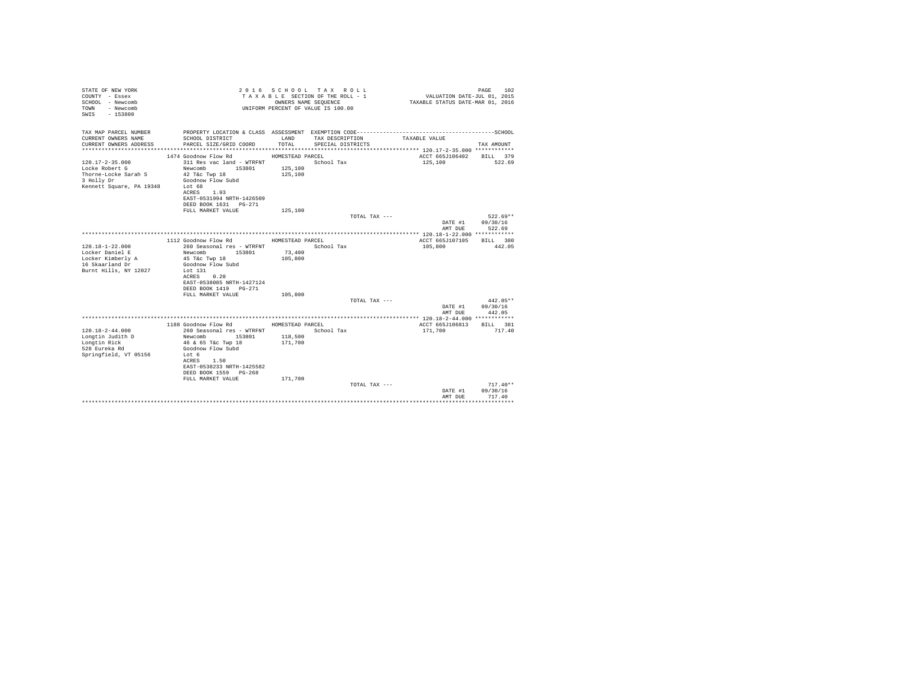STATE OF NEW YORK
COUNTY - Essex
SCHOOL - Newcomb
TOWN - Newcomb
SWIS - 153800

2 0 1 6 S C H O O L T A X R O L L
T A X A B L E SECTION OF THE ROLL - 1
OWNERS NAME SEQUENCE
UNIFORM PERCENT OF VALUE IS 100.00

VALUATION DATE-JUL 01, 2015
TAXABLE STATUS DATE-MAR 01, 2016

| TAX MAP PARCEL NUMBER<br>CURRENT OWNERS NAME<br>CURRENT OWNERS ADDRESS | PROPERTY LOCATION & CLASS<br>SCHOOL DISTRICT<br>PARCEL SIZE/GRID COORD | ASSESSMENT<br>LAND<br>TOTAL | EXEMPTION CODE<br>TAX DESCRIPTION<br>SPECIAL DISTRICTS | TAXABLE VALUE | SCHOOL<br>TAX AMOUNT |
|---|---|---|---|---|---|
| **120.17-2-35.000** | 1474 Goodnow Flow Rd | HOMESTEAD PARCEL | | ACCT 665J106402 | BILL 379 |
| 120.17-2-35.000 | 311 Res vac land - WTRFNT | | School Tax | 125,100 | 522.69 |
| Locke Robert G | Newcomb 153801 | 125,100 | | | |
| Thorne-Locke Sarah S | 42 T&c Twp 18 | 125,100 | | | |
| 3 Holly Dr | Goodnow Flow Subd | | | | |
| Kennett Square, PA 19348 | Lot 68 | | | | |
| | ACRES 1.93 | | | | |
| | EAST-0531994 NRTH-1426509 | | | | |
| | DEED BOOK 1631 PG-271 | | | | |
| | FULL MARKET VALUE | 125,100 | | | |
| | | | TOTAL TAX --- | | 522.69** |
| | | | | DATE #1 | 09/30/16 |
| | | | | AMT DUE | 522.69 |
| **120.18-1-22.000** | 1112 Goodnow Flow Rd | HOMESTEAD PARCEL | | ACCT 665J107105 | BILL 380 |
| 120.18-1-22.000 | 260 Seasonal res - WTRFNT | | School Tax | 105,800 | 442.05 |
| Locker Daniel E | Newcomb 153801 | 73,400 | | | |
| Locker Kimberly A | 45 T&c Twp 18 | 105,800 | | | |
| 16 Skaarland Dr | Goodnow Flow Subd | | | | |
| Burnt Hills, NY 12027 | Lot 131 | | | | |
| | ACRES 0.20 | | | | |
| | EAST-0538085 NRTH-1427124 | | | | |
| | DEED BOOK 1419 PG-271 | | | | |
| | FULL MARKET VALUE | 105,800 | | | |
| | | | TOTAL TAX --- | | 442.05** |
| | | | | DATE #1 | 09/30/16 |
| | | | | AMT DUE | 442.05 |
| **120.18-2-44.000** | 1188 Goodnow Flow Rd | HOMESTEAD PARCEL | | ACCT 665J106813 | BILL 381 |
| 120.18-2-44.000 | 260 Seasonal res - WTRFNT | | School Tax | 171,700 | 717.40 |
| Longtin Judith D | Newcomb 153801 | 118,500 | | | |
| Longtin Rick | 46 & 65 T&c Twp 18 | 171,700 | | | |
| 528 Eureka Rd | Goodnow Flow Subd | | | | |
| Springfield, VT 05156 | Lot 6 | | | | |
| | ACRES 1.50 | | | | |
| | EAST-0538233 NRTH-1425582 | | | | |
| | DEED BOOK 1559 PG-268 | | | | |
| | FULL MARKET VALUE | 171,700 | | | |
| | | | TOTAL TAX --- | | 717.40** |
| | | | | DATE #1 | 09/30/16 |
| | | | | AMT DUE | 717.40 |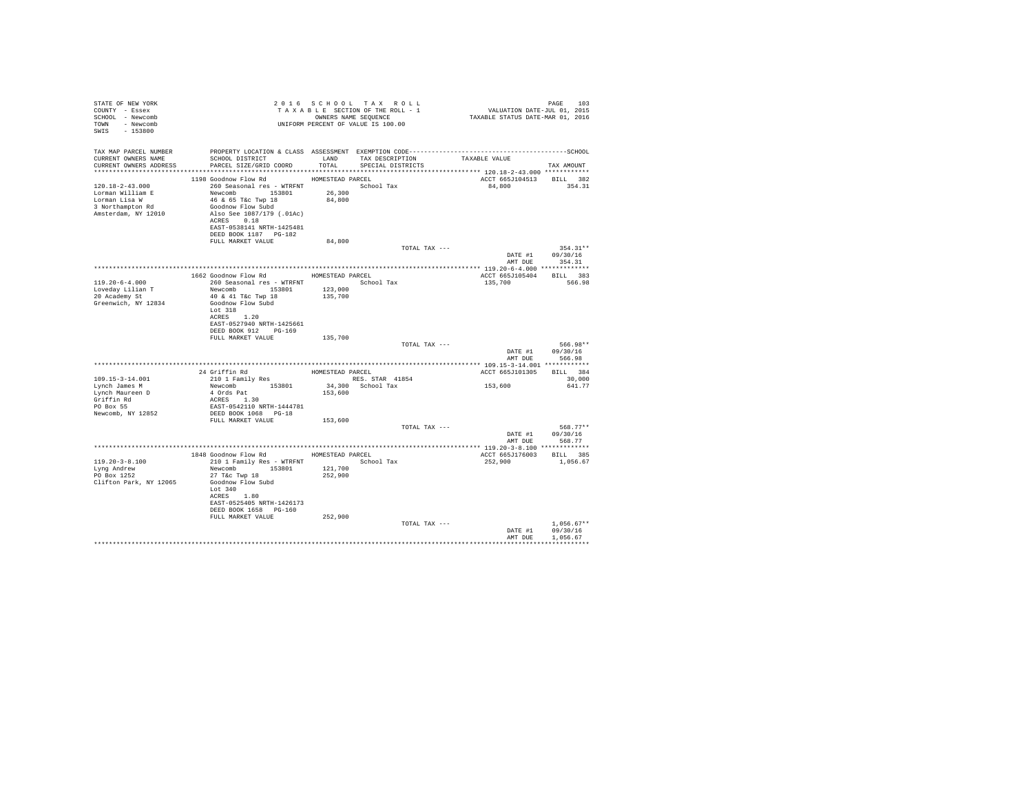STATE OF NEW YORK
COUNTY - Essex
SCHOOL - Newcomb
TOWN - Newcomb
SWIS - 153800

2016 SCHOOL TAX ROLL
TAXABLE SECTION OF THE ROLL - 1
OWNERS NAME SEQUENCE
UNIFORM PERCENT OF VALUE IS 100.00

VALUATION DATE-JUL 01, 2015
TAXABLE STATUS DATE-MAR 01, 2016

| TAX MAP PARCEL NUMBER / CURRENT OWNERS NAME / CURRENT OWNERS ADDRESS | PROPERTY LOCATION & CLASS / SCHOOL DISTRICT / PARCEL SIZE/GRID COORD | ASSESSMENT LAND / TOTAL | EXEMPTION CODE / TAX DESCRIPTION / SPECIAL DISTRICTS | TAXABLE VALUE | TAX AMOUNT |
|---|---|---|---|---|---|
| **120.18-2-43.000** | 1198 Goodnow Flow Rd | HOMESTEAD PARCEL | | ACCT 665J104513 | BILL 382 |
| 120.18-2-43.000 | 260 Seasonal res - WTRFNT | | School Tax | 84,800 | 354.31 |
| Lorman William E | Newcomb 153801 | 26,300 | | | |
| Lorman Lisa W | 46 & 65 T&c Twp 18 | 84,800 | | | |
| 3 Northampton Rd | Goodnow Flow Subd | | | | |
| Amsterdam, NY 12010 | Also See 1087/179 (.01Ac) | | | | |
| | ACRES 0.18 | | | | |
| | EAST-0538141 NRTH-1425481 | | | | |
| | DEED BOOK 1187 PG-182 | | | | |
| | FULL MARKET VALUE | 84,800 | | | |
| | | | TOTAL TAX --- | | 354.31** |
| | | | | DATE #1 | 09/30/16 |
| | | | | AMT DUE | 354.31 |
| **119.20-6-4.000** | 1662 Goodnow Flow Rd | HOMESTEAD PARCEL | | ACCT 665J105404 | BILL 383 |
| 119.20-6-4.000 | 260 Seasonal res - WTRFNT | | School Tax | 135,700 | 566.98 |
| Loveday Lilian T | Newcomb 153801 | 123,000 | | | |
| 20 Academy St | 40 & 41 T&c Twp 18 | 135,700 | | | |
| Greenwich, NY 12834 | Goodnow Flow Subd | | | | |
| | Lot 318 | | | | |
| | ACRES 1.20 | | | | |
| | EAST-0527940 NRTH-1425661 | | | | |
| | DEED BOOK 912 PG-169 | | | | |
| | FULL MARKET VALUE | 135,700 | | | |
| | | | TOTAL TAX --- | | 566.98** |
| | | | | DATE #1 | 09/30/16 |
| | | | | AMT DUE | 566.98 |
| **109.15-3-14.001** | 24 Griffin Rd | HOMESTEAD PARCEL | | ACCT 665J101305 | BILL 384 |
| 109.15-3-14.001 | 210 1 Family Res | | RES. STAR 41854 | | 30,000 |
| Lynch James M | Newcomb 153801 | 34,300 | School Tax | 153,600 | 641.77 |
| Lynch Maureen D | 4 Ords Pat | 153,600 | | | |
| Griffin Rd | ACRES 1.30 | | | | |
| PO Box 55 | EAST-0542110 NRTH-1444781 | | | | |
| Newcomb, NY 12852 | DEED BOOK 1068 PG-18 | | | | |
| | FULL MARKET VALUE | 153,600 | | | |
| | | | TOTAL TAX --- | | 568.77** |
| | | | | DATE #1 | 09/30/16 |
| | | | | AMT DUE | 568.77 |
| **119.20-3-8.100** | 1848 Goodnow Flow Rd | HOMESTEAD PARCEL | | ACCT 665J176003 | BILL 385 |
| 119.20-3-8.100 | 210 1 Family Res - WTRFNT | | School Tax | 252,900 | 1,056.67 |
| Lyng Andrew | Newcomb 153801 | 121,700 | | | |
| PO Box 1252 | 27 T&c Twp 18 | 252,900 | | | |
| Clifton Park, NY 12065 | Goodnow Flow Subd | | | | |
| | Lot 340 | | | | |
| | ACRES 1.80 | | | | |
| | EAST-0525405 NRTH-1426173 | | | | |
| | DEED BOOK 1658 PG-160 | | | | |
| | FULL MARKET VALUE | 252,900 | | | |
| | | | TOTAL TAX --- | | 1,056.67** |
| | | | | DATE #1 | 09/30/16 |
| | | | | AMT DUE | 1,056.67 |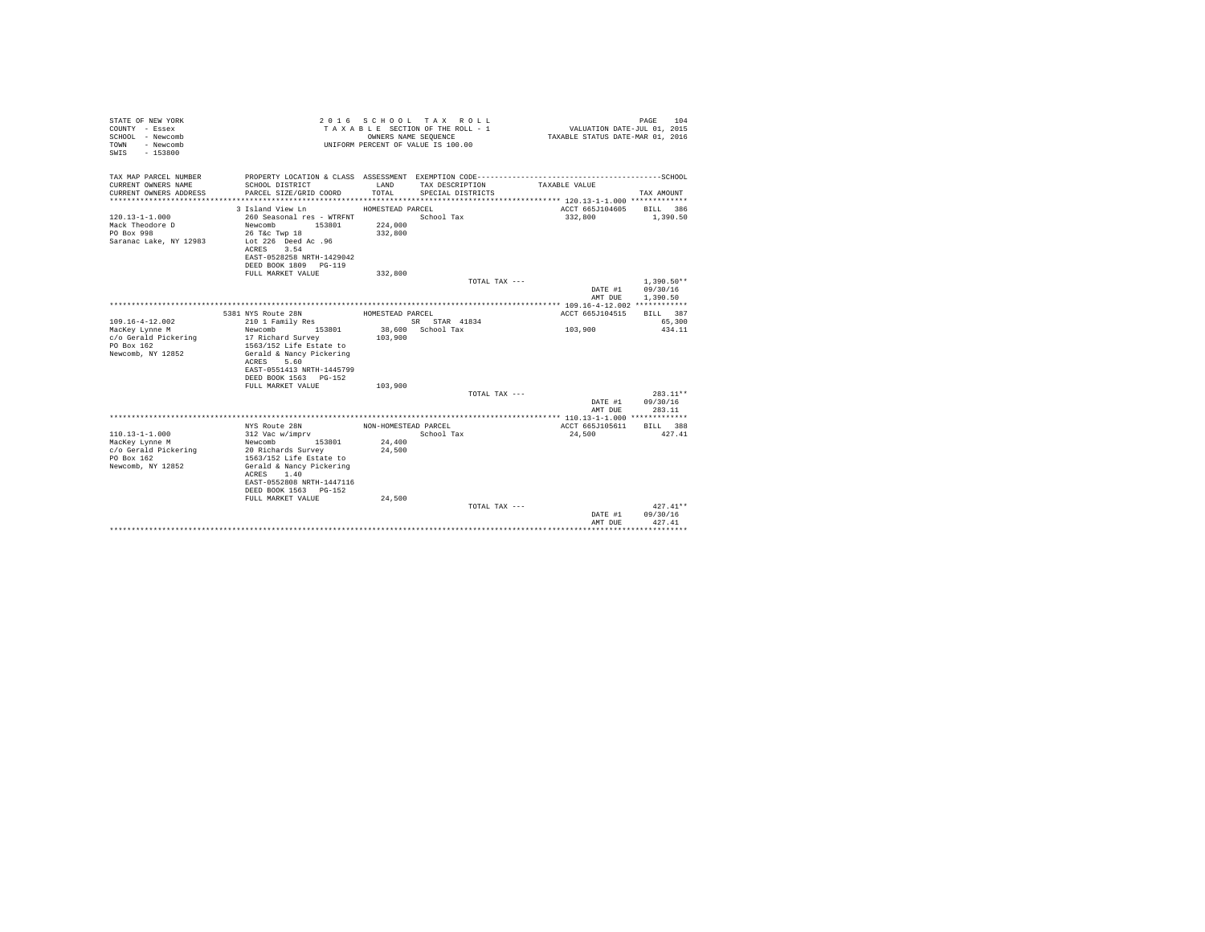STATE OF NEW YORK
COUNTY - Essex
SCHOOL - Newcomb
TOWN - Newcomb
SWIS - 153800

2 0 1 6 S C H O O L T A X R O L L
T A X A B L E SECTION OF THE ROLL - 1
OWNERS NAME SEQUENCE
UNIFORM PERCENT OF VALUE IS 100.00

VALUATION DATE-JUL 01, 2015
TAXABLE STATUS DATE-MAR 01, 2016

| TAX MAP PARCEL NUMBER / CURRENT OWNERS NAME / CURRENT OWNERS ADDRESS | PROPERTY LOCATION & CLASS / SCHOOL DISTRICT / PARCEL SIZE/GRID COORD | ASSESSMENT LAND / TOTAL | EXEMPTION CODE / TAX DESCRIPTION / SPECIAL DISTRICTS | TAXABLE VALUE | TAX AMOUNT |
|---|---|---|---|---|---|
| **120.13-1-1.000** | 3 Island View Ln — HOMESTEAD PARCEL | | | ACCT 665J104605 | BILL 386 |
| 120.13-1-1.000 | 260 Seasonal res - WTRFNT | | School Tax | 332,800 | 1,390.50 |
| Mack Theodore D | Newcomb 153801 | 224,000 | | | |
| PO Box 998 | 26 T&c Twp 18 | 332,800 | | | |
| Saranac Lake, NY 12983 | Lot 226 Deed Ac .96 | | | | |
| | ACRES 3.54 | | | | |
| | EAST-0528258 NRTH-1429042 | | | | |
| | DEED BOOK 1809 PG-119 | | | | |
| | FULL MARKET VALUE | 332,800 | | | |
| | | | TOTAL TAX --- | | 1,390.50** |
| | | | | DATE #1 | 09/30/16 |
| | | | | AMT DUE | 1,390.50 |
| **109.16-4-12.002** | 5381 NYS Route 28N — HOMESTEAD PARCEL | | | ACCT 665J104515 | BILL 387 |
| 109.16-4-12.002 | 210 1 Family Res | | SR STAR 41834 | | 65,300 |
| MacKey Lynne M | Newcomb 153801 | 38,600 | School Tax | 103,900 | 434.11 |
| c/o Gerald Pickering | 17 Richard Survey | 103,900 | | | |
| PO Box 162 | 1563/152 Life Estate to | | | | |
| Newcomb, NY 12852 | Gerald & Nancy Pickering | | | | |
| | ACRES 5.60 | | | | |
| | EAST-0551413 NRTH-1445799 | | | | |
| | DEED BOOK 1563 PG-152 | | | | |
| | FULL MARKET VALUE | 103,900 | | | |
| | | | TOTAL TAX --- | | 283.11** |
| | | | | DATE #1 | 09/30/16 |
| | | | | AMT DUE | 283.11 |
| **110.13-1-1.000** | NYS Route 28N — NON-HOMESTEAD PARCEL | | | ACCT 665J105611 | BILL 388 |
| 110.13-1-1.000 | 312 Vac w/imprv | | School Tax | 24,500 | 427.41 |
| MacKey Lynne M | Newcomb 153801 | 24,400 | | | |
| c/o Gerald Pickering | 20 Richards Survey | 24,500 | | | |
| PO Box 162 | 1563/152 Life Estate to | | | | |
| Newcomb, NY 12852 | Gerald & Nancy Pickering | | | | |
| | ACRES 1.40 | | | | |
| | EAST-0552808 NRTH-1447116 | | | | |
| | DEED BOOK 1563 PG-152 | | | | |
| | FULL MARKET VALUE | 24,500 | | | |
| | | | TOTAL TAX --- | | 427.41** |
| | | | | DATE #1 | 09/30/16 |
| | | | | AMT DUE | 427.41 |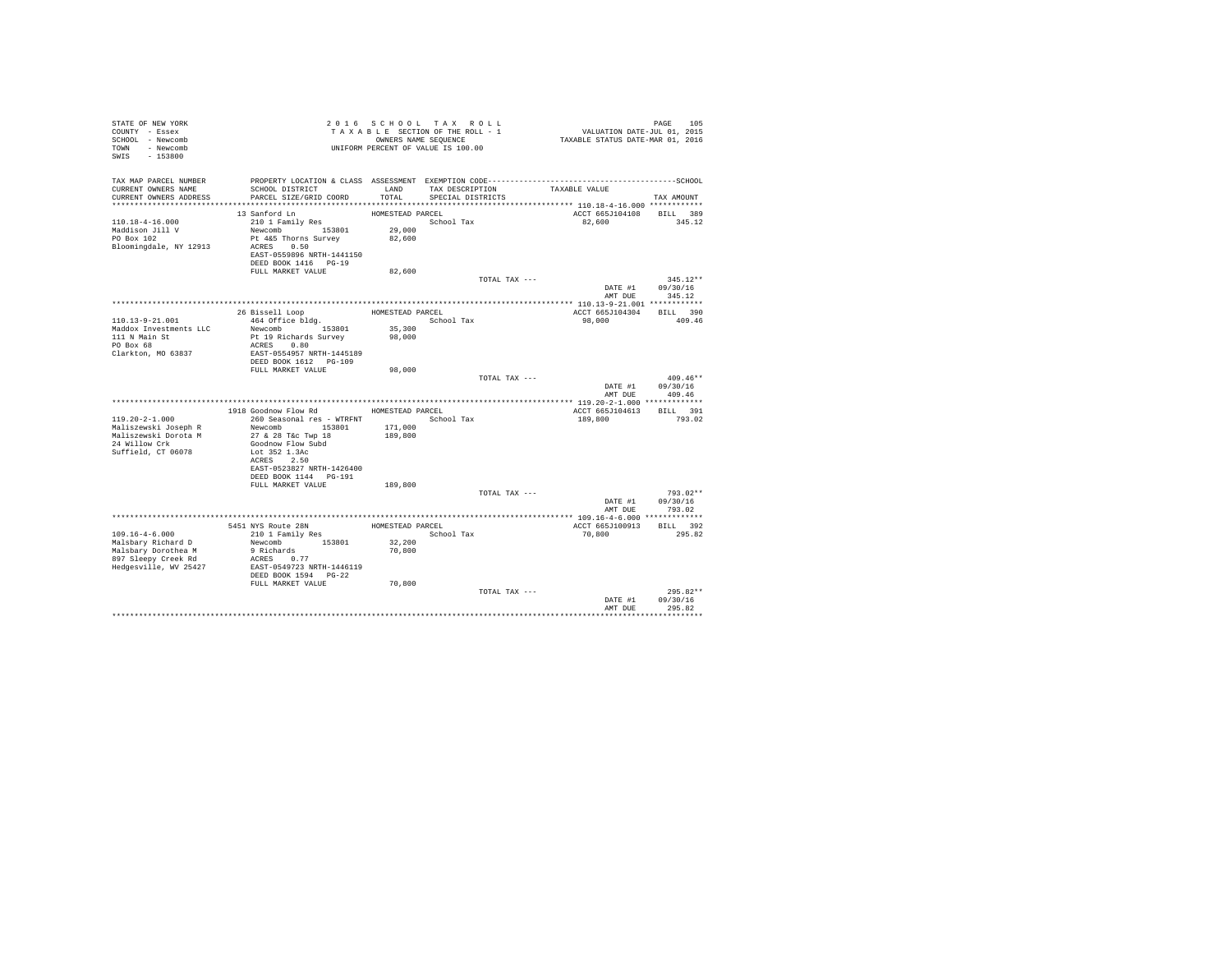STATE OF NEW YORK
COUNTY - Essex
SCHOOL - Newcomb
TOWN - Newcomb
SWIS - 153800

2016 SCHOOL TAX ROLL
TAXABLE SECTION OF THE ROLL - 1
OWNERS NAME SEQUENCE
UNIFORM PERCENT OF VALUE IS 100.00

VALUATION DATE-JUL 01, 2015
TAXABLE STATUS DATE-MAR 01, 2016

| TAX MAP PARCEL NUMBER / CURRENT OWNERS NAME / CURRENT OWNERS ADDRESS | PROPERTY LOCATION & CLASS / SCHOOL DISTRICT / PARCEL SIZE/GRID COORD | ASSESSMENT LAND / TOTAL | EXEMPTION CODE / TAX DESCRIPTION / SPECIAL DISTRICTS | TAXABLE VALUE | TAX AMOUNT |
|---|---|---|---|---|---|
| 110.18-4-16.000 | 13 Sanford Ln | HOMESTEAD PARCEL | | ACCT 665J104108 | BILL 389 |
| Maddison Jill V | 210 1 Family Res | | School Tax | 82,600 | 345.12 |
| PO Box 102 | Newcomb 153801 | 29,000 | | | |
| Bloomingdale, NY 12913 | Pt 4&5 Thorns Survey | 82,600 | | | |
| | ACRES 0.50 | | | | |
| | EAST-0559896 NRTH-1441150 | | | | |
| | DEED BOOK 1416 PG-19 | | | | |
| | FULL MARKET VALUE | 82,600 | | | |
| | | | TOTAL TAX --- | | 345.12** |
| | | | | DATE #1 | 09/30/16 |
| | | | | AMT DUE | 345.12 |
| 110.13-9-21.001 | 26 Bissell Loop | HOMESTEAD PARCEL | | ACCT 665J104304 | BILL 390 |
| Maddox Investments LLC | 464 Office bldg. | | School Tax | 98,000 | 409.46 |
| 111 N Main St | Newcomb 153801 | 35,300 | | | |
| PO Box 68 | Pt 19 Richards Survey | 98,000 | | | |
| Clarkton, MO 63837 | ACRES 0.80 | | | | |
| | EAST-0554957 NRTH-1445189 | | | | |
| | DEED BOOK 1612 PG-109 | | | | |
| | FULL MARKET VALUE | 98,000 | | | |
| | | | TOTAL TAX --- | | 409.46** |
| | | | | DATE #1 | 09/30/16 |
| | | | | AMT DUE | 409.46 |
| 119.20-2-1.000 | 1918 Goodnow Flow Rd | HOMESTEAD PARCEL | | ACCT 665J104613 | BILL 391 |
| Maliszewski Joseph R | 260 Seasonal res - WTRFNT | | School Tax | 189,800 | 793.02 |
| Maliszewski Dorota M | Newcomb 153801 | 171,000 | | | |
| 24 Willow Crk | 27 & 28 T&c Twp 18 | 189,800 | | | |
| Suffield, CT 06078 | Goodnow Flow Subd | | | | |
| | Lot 352 1.3Ac | | | | |
| | ACRES 2.50 | | | | |
| | EAST-0523827 NRTH-1426400 | | | | |
| | DEED BOOK 1144 PG-191 | | | | |
| | FULL MARKET VALUE | 189,800 | | | |
| | | | TOTAL TAX --- | | 793.02** |
| | | | | DATE #1 | 09/30/16 |
| | | | | AMT DUE | 793.02 |
| 109.16-4-6.000 | 5451 NYS Route 28N | HOMESTEAD PARCEL | | ACCT 665J100913 | BILL 392 |
| Malsbary Richard D | 210 1 Family Res | | School Tax | 70,800 | 295.82 |
| Malsbary Dorothea M | Newcomb 153801 | 32,200 | | | |
| 897 Sleepy Creek Rd | 9 Richards | 70,800 | | | |
| Hedgesville, WV 25427 | ACRES 0.77 | | | | |
| | EAST-0549723 NRTH-1446119 | | | | |
| | DEED BOOK 1594 PG-22 | | | | |
| | FULL MARKET VALUE | 70,800 | | | |
| | | | TOTAL TAX --- | | 295.82** |
| | | | | DATE #1 | 09/30/16 |
| | | | | AMT DUE | 295.82 |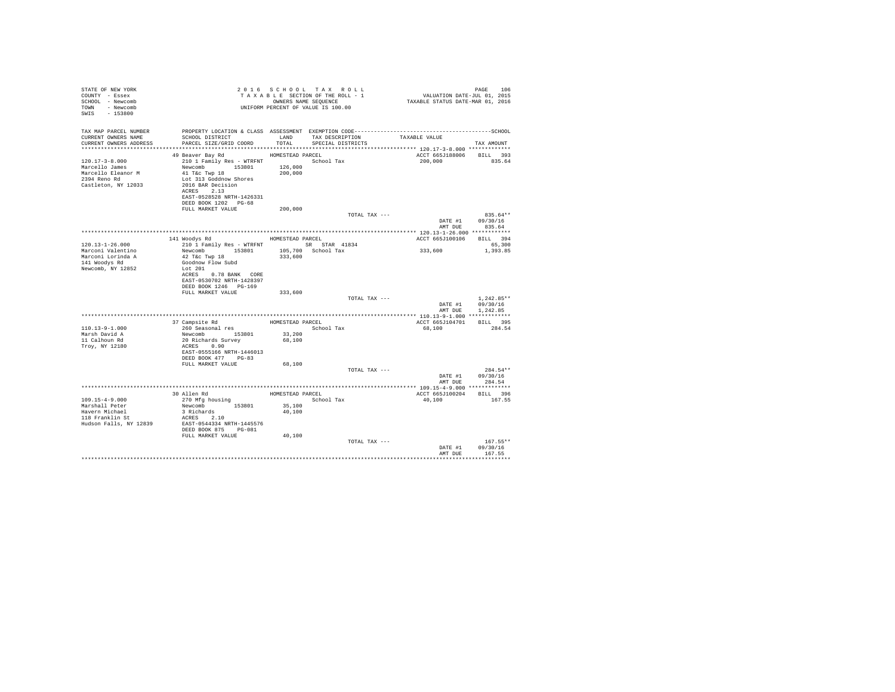STATE OF NEW YORK
COUNTY - Essex
SCHOOL - Newcomb
TOWN - Newcomb
SWIS - 153800

2 0 1 6 S C H O O L T A X R O L L
T A X A B L E SECTION OF THE ROLL - 1
OWNERS NAME SEQUENCE
UNIFORM PERCENT OF VALUE IS 100.00

VALUATION DATE-JUL 01, 2015
TAXABLE STATUS DATE-MAR 01, 2016

```
TAX MAP PARCEL NUMBER      PROPERTY LOCATION & CLASS  ASSESSMENT  EXEMPTION CODE------------------------------------------SCHOOL
CURRENT OWNERS NAME        SCHOOL DISTRICT              LAND      TAX DESCRIPTION            TAXABLE VALUE
CURRENT OWNERS ADDRESS     PARCEL SIZE/GRID COORD       TOTAL     SPECIAL DISTRICTS                                   TAX AMOUNT
*************************************************************************************************** 120.17-3-8.000 *************
                           49 Beaver Bay Rd             HOMESTEAD PARCEL                        ACCT 665J188006     BILL  393
120.17-3-8.000             210 1 Family Res - WTRFNT              School Tax                    200,000               835.64
Marcello James             Newcomb         153801      126,000
Marcello Eleanor M         41 T&c Twp 18               200,000
2394 Reno Rd               Lot 313 Goddnow Shores
Castleton, NY 12033        2016 BAR Decision
                           ACRES    2.13
                           EAST-0528528 NRTH-1426331
                           DEED BOOK 1202   PG-68
                           FULL MARKET VALUE           200,000
                                                                  TOTAL TAX ---                                     835.64**
                                                                                                DATE #1           09/30/16
                                                                                                AMT DUE             835.64
*************************************************************************************************** 120.13-1-26.000 ************
                           141 Woodys Rd                HOMESTEAD PARCEL                        ACCT 665J100106     BILL  394
120.13-1-26.000            210 1 Family Res - WTRFNT              SR  STAR  41834                                     65,300
Marconi Valentino          Newcomb         153801      105,700   School Tax                    333,600             1,393.85
Marconi Lorinda A          42 T&c Twp 18               333,600
141 Woodys Rd              Goodnow Flow Subd
Newcomb, NY 12852          Lot 201
                           ACRES    0.78 BANK   CORE
                           EAST-0530702 NRTH-1428397
                           DEED BOOK 1246   PG-169
                           FULL MARKET VALUE           333,600
                                                                  TOTAL TAX ---                                   1,242.85**
                                                                                                DATE #1           09/30/16
                                                                                                AMT DUE           1,242.85
*************************************************************************************************** 110.13-9-1.000 *************
                           37 Campsite Rd               HOMESTEAD PARCEL                        ACCT 665J104701     BILL  395
110.13-9-1.000             260 Seasonal res                       School Tax                    68,100                284.54
Marsh David A              Newcomb         153801       33,200
11 Calhoun Rd              20 Richards Survey           68,100
Troy, NY 12180             ACRES    0.90
                           EAST-0555166 NRTH-1446013
                           DEED BOOK 477    PG-83
                           FULL MARKET VALUE            68,100
                                                                  TOTAL TAX ---                                     284.54**
                                                                                                DATE #1           09/30/16
                                                                                                AMT DUE             284.54
*************************************************************************************************** 109.15-4-9.000 *************
                           30 Allen Rd                  HOMESTEAD PARCEL                        ACCT 665J100204     BILL  396
109.15-4-9.000             270 Mfg housing                        School Tax                    40,100                167.55
Marshall Peter             Newcomb         153801       35,100
Havern Michael             3 Richards                   40,100
118 Franklin St            ACRES    2.10
Hudson Falls, NY 12839     EAST-0544334 NRTH-1445576
                           DEED BOOK 875    PG-081
                           FULL MARKET VALUE            40,100
                                                                  TOTAL TAX ---                                     167.55**
                                                                                                DATE #1           09/30/16
                                                                                                AMT DUE             167.55
********************************************************************************************************************************
```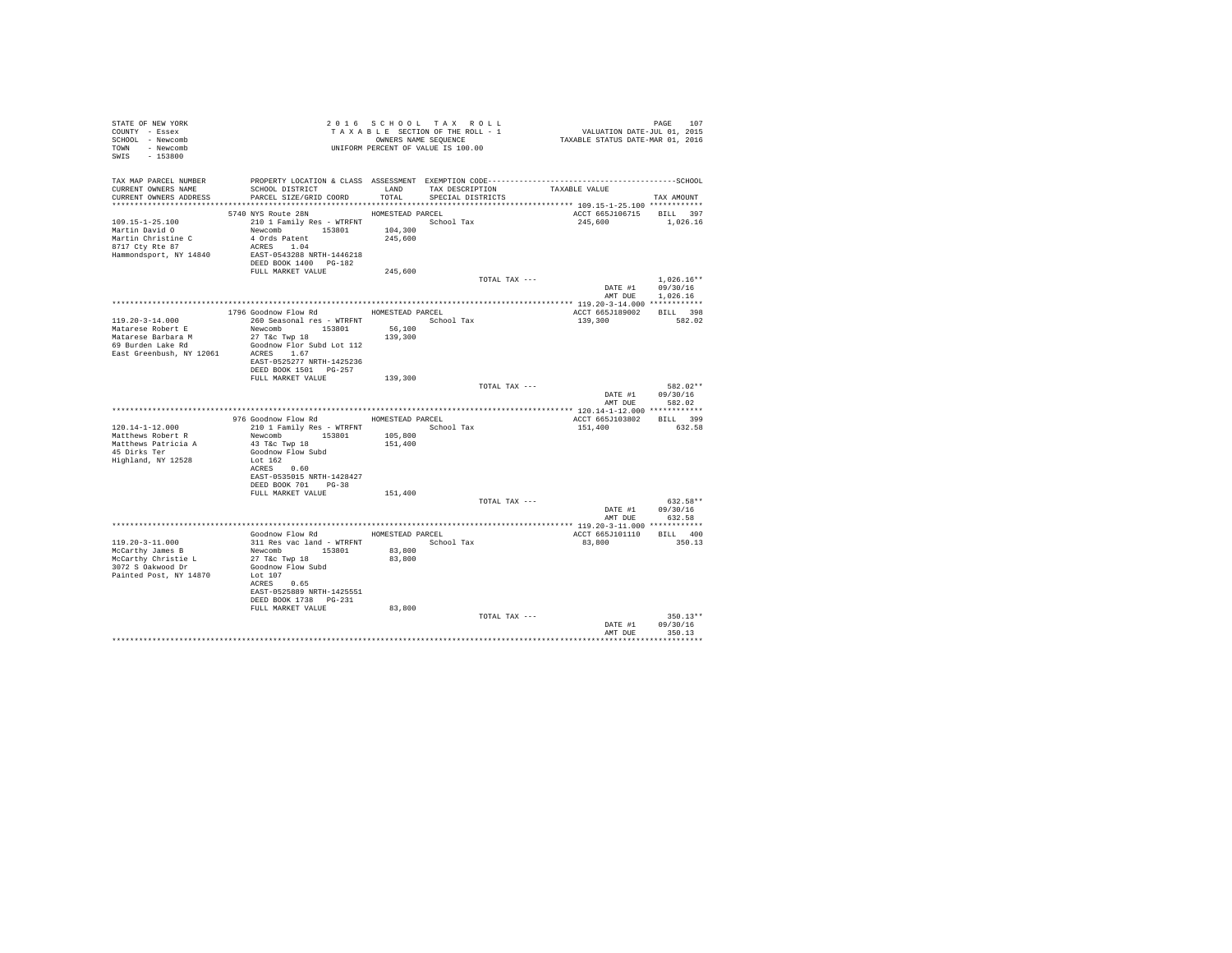STATE OF NEW YORK
COUNTY - Essex
SCHOOL - Newcomb
TOWN - Newcomb
SWIS - 153800

2016 SCHOOL TAX ROLL
TAXABLE SECTION OF THE ROLL - 1
OWNERS NAME SEQUENCE
UNIFORM PERCENT OF VALUE IS 100.00

VALUATION DATE-JUL 01, 2015
TAXABLE STATUS DATE-MAR 01, 2016

| TAX MAP PARCEL NUMBER / CURRENT OWNERS NAME / CURRENT OWNERS ADDRESS | PROPERTY LOCATION & CLASS / SCHOOL DISTRICT / PARCEL SIZE/GRID COORD | ASSESSMENT LAND / TOTAL | EXEMPTION CODE / TAX DESCRIPTION / SPECIAL DISTRICTS | TAXABLE VALUE | TAX AMOUNT |
|---|---|---|---|---|---|
| 109.15-1-25.100 | 5740 NYS Route 28N | HOMESTEAD PARCEL | | ACCT 665J106715 | BILL 397 |
| Martin David O | 210 1 Family Res - WTRFNT | | School Tax | 245,600 | 1,026.16 |
| Martin Christine C | Newcomb 153801 | 104,300 | | | |
| 8717 Cty Rte 87 | 4 Ords Patent | 245,600 | | | |
| Hammondsport, NY 14840 | ACRES 1.04 | | | | |
| | EAST-0543288 NRTH-1446218 | | | | |
| | DEED BOOK 1400 PG-182 | | | | |
| | FULL MARKET VALUE | 245,600 | | | |
| | | | TOTAL TAX --- | | 1,026.16** |
| | | | | DATE #1 | 09/30/16 |
| | | | | AMT DUE | 1,026.16 |
| 119.20-3-14.000 | 1796 Goodnow Flow Rd | HOMESTEAD PARCEL | | ACCT 665J189002 | BILL 398 |
| Matarese Robert E | 260 Seasonal res - WTRFNT | | School Tax | 139,300 | 582.02 |
| Matarese Barbara M | Newcomb 153801 | 56,100 | | | |
| 69 Burden Lake Rd | 27 T&c Twp 18 | 139,300 | | | |
| East Greenbush, NY 12061 | Goodnow Flor Subd Lot 112 | | | | |
| | ACRES 1.67 | | | | |
| | EAST-0525277 NRTH-1425236 | | | | |
| | DEED BOOK 1501 PG-257 | | | | |
| | FULL MARKET VALUE | 139,300 | | | |
| | | | TOTAL TAX --- | | 582.02** |
| | | | | DATE #1 | 09/30/16 |
| | | | | AMT DUE | 582.02 |
| 120.14-1-12.000 | 976 Goodnow Flow Rd | HOMESTEAD PARCEL | | ACCT 665J103802 | BILL 399 |
| Matthews Robert R | 210 1 Family Res - WTRFNT | | School Tax | 151,400 | 632.58 |
| Matthews Patricia A | Newcomb 153801 | 105,800 | | | |
| 45 Dirks Ter | 43 T&c Twp 18 | 151,400 | | | |
| Highland, NY 12528 | Goodnow Flow Subd | | | | |
| | Lot 162 | | | | |
| | ACRES 0.60 | | | | |
| | EAST-0535015 NRTH-1428427 | | | | |
| | DEED BOOK 701 PG-38 | | | | |
| | FULL MARKET VALUE | 151,400 | | | |
| | | | TOTAL TAX --- | | 632.58** |
| | | | | DATE #1 | 09/30/16 |
| | | | | AMT DUE | 632.58 |
| 119.20-3-11.000 | Goodnow Flow Rd | HOMESTEAD PARCEL | | ACCT 665J101110 | BILL 400 |
| McCarthy James B | 311 Res vac land - WTRFNT | | School Tax | 83,800 | 350.13 |
| McCarthy Christie L | Newcomb 153801 | 83,800 | | | |
| 3072 S Oakwood Dr | 27 T&c Twp 18 | 83,800 | | | |
| Painted Post, NY 14870 | Goodnow Flow Subd | | | | |
| | Lot 107 | | | | |
| | ACRES 0.65 | | | | |
| | EAST-0525889 NRTH-1425551 | | | | |
| | DEED BOOK 1738 PG-231 | | | | |
| | FULL MARKET VALUE | 83,800 | | | |
| | | | TOTAL TAX --- | | 350.13** |
| | | | | DATE #1 | 09/30/16 |
| | | | | AMT DUE | 350.13 |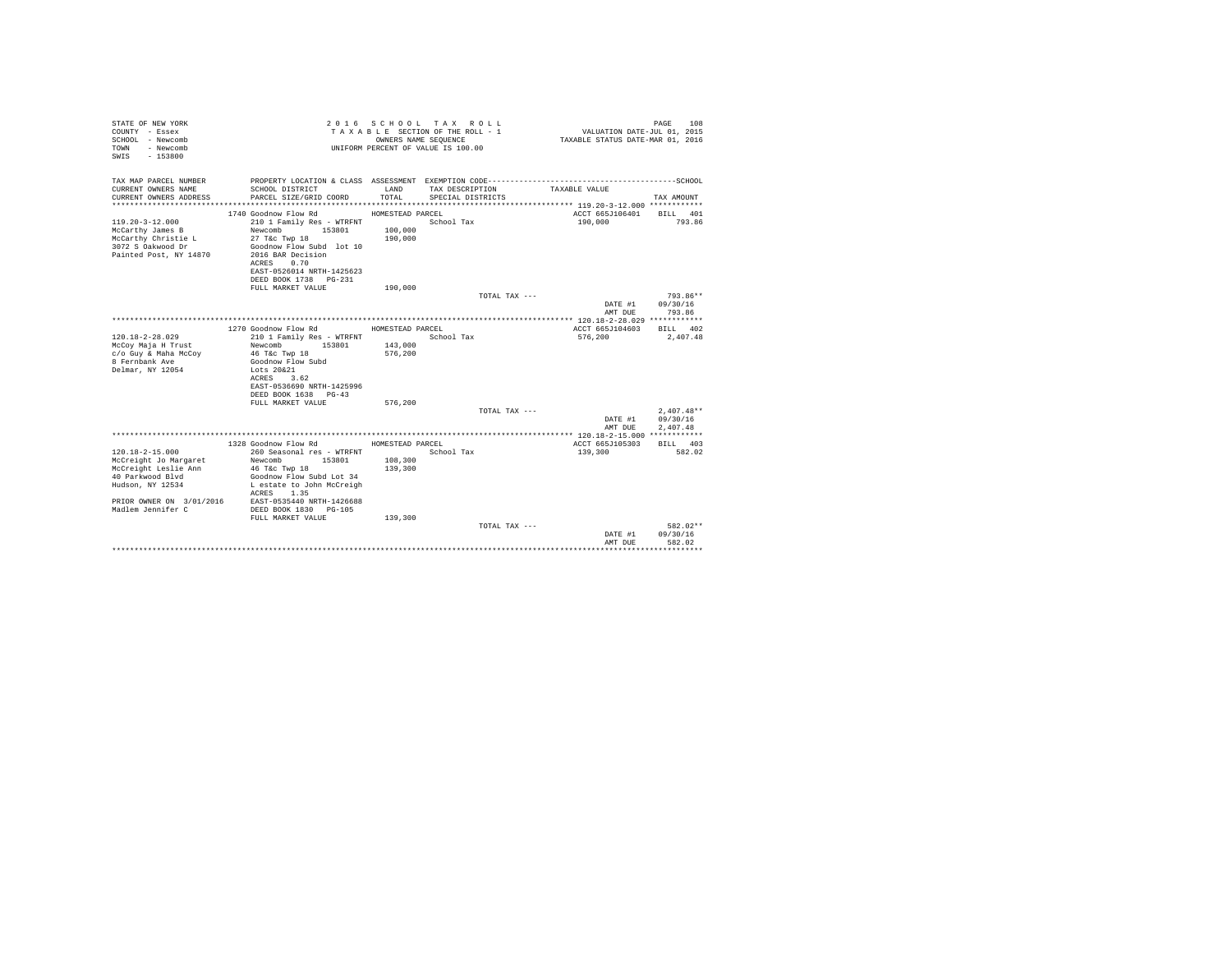STATE OF NEW YORK
COUNTY - Essex
SCHOOL - Newcomb
TOWN - Newcomb
SWIS - 153800

2016 SCHOOL TAX ROLL
TAXABLE SECTION OF THE ROLL - 1
OWNERS NAME SEQUENCE
UNIFORM PERCENT OF VALUE IS 100.00

VALUATION DATE-JUL 01, 2015
TAXABLE STATUS DATE-MAR 01, 2016

| TAX MAP PARCEL NUMBER / CURRENT OWNERS NAME / CURRENT OWNERS ADDRESS | PROPERTY LOCATION & CLASS / SCHOOL DISTRICT / PARCEL SIZE/GRID COORD | ASSESSMENT LAND / TOTAL | EXEMPTION CODE / TAX DESCRIPTION / SPECIAL DISTRICTS | TAXABLE VALUE | TAX AMOUNT |
|---|---|---|---|---|---|
| **119.20-3-12.000** | 1740 Goodnow Flow Rd | HOMESTEAD PARCEL | | ACCT 665J106401 | BILL 401 |
| 119.20-3-12.000 | 210 1 Family Res - WTRFNT | | School Tax | 190,000 | 793.86 |
| McCarthy James B | Newcomb 153801 | 100,000 | | | |
| McCarthy Christie L | 27 T&c Twp 18 | 190,000 | | | |
| 3072 S Oakwood Dr | Goodnow Flow Subd lot 10 | | | | |
| Painted Post, NY 14870 | 2016 BAR Decision | | | | |
| | ACRES 0.70 | | | | |
| | EAST-0526014 NRTH-1425623 | | | | |
| | DEED BOOK 1738 PG-231 | | | | |
| | FULL MARKET VALUE | 190,000 | | | |
| | | | TOTAL TAX --- | | 793.86** |
| | | | | DATE #1 | 09/30/16 |
| | | | | AMT DUE | 793.86 |
| **120.18-2-28.029** | 1270 Goodnow Flow Rd | HOMESTEAD PARCEL | | ACCT 665J104603 | BILL 402 |
| 120.18-2-28.029 | 210 1 Family Res - WTRFNT | | School Tax | 576,200 | 2,407.48 |
| McCoy Maja H Trust | Newcomb 153801 | 143,000 | | | |
| c/o Guy & Maha McCoy | 46 T&c Twp 18 | 576,200 | | | |
| 8 Fernbank Ave | Goodnow Flow Subd | | | | |
| Delmar, NY 12054 | Lots 20&21 | | | | |
| | ACRES 3.62 | | | | |
| | EAST-0536690 NRTH-1425996 | | | | |
| | DEED BOOK 1638 PG-43 | | | | |
| | FULL MARKET VALUE | 576,200 | | | |
| | | | TOTAL TAX --- | | 2,407.48** |
| | | | | DATE #1 | 09/30/16 |
| | | | | AMT DUE | 2,407.48 |
| **120.18-2-15.000** | 1328 Goodnow Flow Rd | HOMESTEAD PARCEL | | ACCT 665J105303 | BILL 403 |
| 120.18-2-15.000 | 260 Seasonal res - WTRFNT | | School Tax | 139,300 | 582.02 |
| McCreight Jo Margaret | Newcomb 153801 | 108,300 | | | |
| McCreight Leslie Ann | 46 T&c Twp 18 | 139,300 | | | |
| 40 Parkwood Blvd | Goodnow Flow Subd Lot 34 | | | | |
| Hudson, NY 12534 | L estate to John McCreigh | | | | |
| | ACRES 1.35 | | | | |
| PRIOR OWNER ON 3/01/2016 | EAST-0535440 NRTH-1426688 | | | | |
| Madlem Jennifer C | DEED BOOK 1830 PG-105 | | | | |
| | FULL MARKET VALUE | 139,300 | | | |
| | | | TOTAL TAX --- | | 582.02** |
| | | | | DATE #1 | 09/30/16 |
| | | | | AMT DUE | 582.02 |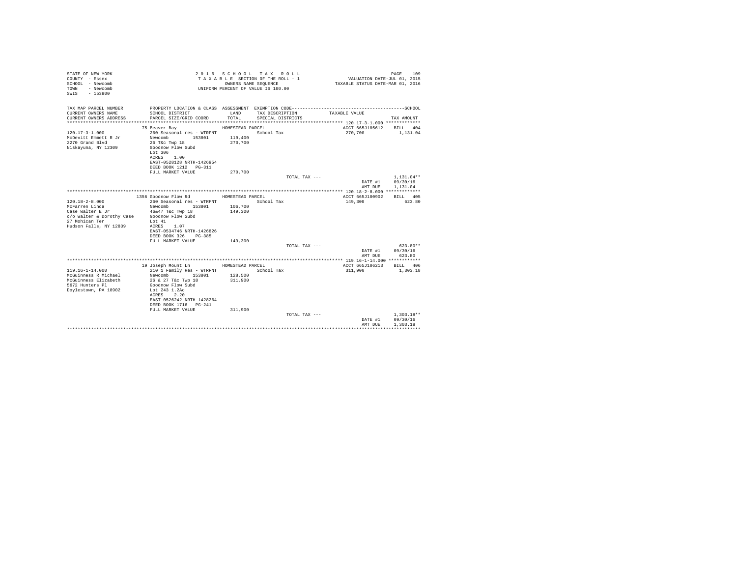STATE OF NEW YORK
COUNTY - Essex
SCHOOL - Newcomb
TOWN - Newcomb
SWIS - 153800

2 0 1 6 S C H O O L T A X R O L L
T A X A B L E SECTION OF THE ROLL - 1
OWNERS NAME SEQUENCE
UNIFORM PERCENT OF VALUE IS 100.00

VALUATION DATE-JUL 01, 2015
TAXABLE STATUS DATE-MAR 01, 2016

| TAX MAP PARCEL NUMBER / CURRENT OWNERS NAME / CURRENT OWNERS ADDRESS | PROPERTY LOCATION & CLASS / SCHOOL DISTRICT / PARCEL SIZE/GRID COORD | ASSESSMENT LAND / TOTAL | EXEMPTION CODE / TAX DESCRIPTION / SPECIAL DISTRICTS | TAXABLE VALUE | TAX AMOUNT |
|---|---|---|---|---|---|
| **120.17-3-1.000** | 75 Beaver Bay | HOMESTEAD PARCEL | | ACCT 665J105612 | BILL 404 |
| 120.17-3-1.000 | 260 Seasonal res - WTRFNT | | School Tax | 270,700 | 1,131.04 |
| McDevitt Emmett R Jr | Newcomb 153801 | 119,400 | | | |
| 2270 Grand Blvd | 26 T&c Twp 18 | 270,700 | | | |
| Niskayuna, NY 12309 | Goodnow Flow Subd | | | | |
| | Lot 306 | | | | |
| | ACRES 1.00 | | | | |
| | EAST-0528128 NRTH-1426954 | | | | |
| | DEED BOOK 1212 PG-311 | | | | |
| | FULL MARKET VALUE | 270,700 | | | |
| | | | TOTAL TAX --- | | 1,131.04** |
| | | | | DATE #1 | 09/30/16 |
| | | | | AMT DUE | 1,131.04 |
| **120.18-2-8.000** | 1356 Goodnow Flow Rd | HOMESTEAD PARCEL | | ACCT 665J100902 | BILL 405 |
| 120.18-2-8.000 | 260 Seasonal res - WTRFNT | | School Tax | 149,300 | 623.80 |
| McFarren Linda | Newcomb 153801 | 106,700 | | | |
| Case Walter E Jr | 46&47 T&c Twp 18 | 149,300 | | | |
| c/o Walter & Dorothy Case | Goodnow Flow Subd | | | | |
| 27 Mohican Ter | Lot 41 | | | | |
| Hudson Falls, NY 12839 | ACRES 1.07 | | | | |
| | EAST-0534746 NRTH-1426826 | | | | |
| | DEED BOOK 326 PG-385 | | | | |
| | FULL MARKET VALUE | 149,300 | | | |
| | | | TOTAL TAX --- | | 623.80** |
| | | | | DATE #1 | 09/30/16 |
| | | | | AMT DUE | 623.80 |
| **119.16-1-14.000** | 19 Joseph Mount Ln | HOMESTEAD PARCEL | | ACCT 665J106213 | BILL 406 |
| 119.16-1-14.000 | 210 1 Family Res - WTRFNT | | School Tax | 311,900 | 1,303.18 |
| McGuinness R Michael | Newcomb 153801 | 128,500 | | | |
| McGuinness Elizabeth | 26 & 27 T&c Twp 18 | 311,900 | | | |
| 5672 Hunters Pl | Goodnow Flow Subd | | | | |
| Doylestown, PA 18902 | Lot 243 1.2Ac | | | | |
| | ACRES 2.20 | | | | |
| | EAST-0526242 NRTH-1428264 | | | | |
| | DEED BOOK 1716 PG-241 | | | | |
| | FULL MARKET VALUE | 311,900 | | | |
| | | | TOTAL TAX --- | | 1,303.18** |
| | | | | DATE #1 | 09/30/16 |
| | | | | AMT DUE | 1,303.18 |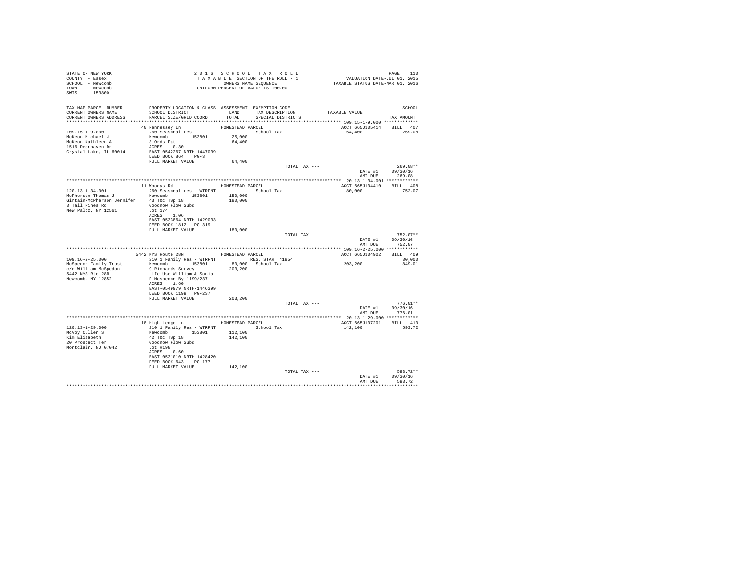STATE OF NEW YORK
COUNTY - Essex
SCHOOL - Newcomb
TOWN - Newcomb
SWIS - 153800

2016 SCHOOL TAX ROLL
TAXABLE SECTION OF THE ROLL - 1
OWNERS NAME SEQUENCE
UNIFORM PERCENT OF VALUE IS 100.00

VALUATION DATE-JUL 01, 2015
TAXABLE STATUS DATE-MAR 01, 2016

| TAX MAP PARCEL NUMBER / CURRENT OWNERS NAME / CURRENT OWNERS ADDRESS | PROPERTY LOCATION & CLASS / SCHOOL DISTRICT / PARCEL SIZE/GRID COORD | ASSESSMENT LAND / TOTAL | EXEMPTION CODE / TAX DESCRIPTION / SPECIAL DISTRICTS | TAXABLE VALUE | TAX AMOUNT |
|---|---|---|---|---|---|
| | 40 Fennessey Ln | HOMESTEAD PARCEL | | ACCT 665J105414 | BILL 407 |
| 109.15-1-9.000 | 260 Seasonal res | | School Tax | 64,400 | 269.08 |
| McKeon Michael J | Newcomb 153801 | 25,000 | | | |
| McKeon Kathleen A | 3 Ords Pat | 64,400 | | | |
| 1516 Deerhaven Dr | ACRES 0.30 | | | | |
| Crystal Lake, IL 60014 | EAST-0542267 NRTH-1447039 | | | | |
| | DEED BOOK 864 PG-3 | | | | |
| | FULL MARKET VALUE | 64,400 | | | |
| | | | TOTAL TAX --- | | 269.08** |
| | | | | DATE #1 | 09/30/16 |
| | | | | AMT DUE | 269.08 |
| | 11 Woodys Rd | HOMESTEAD PARCEL | | ACCT 665J104410 | BILL 408 |
| 120.13-1-34.001 | 260 Seasonal res - WTRFNT | | School Tax | 180,000 | 752.07 |
| McPherson Thomas J | Newcomb 153801 | 150,000 | | | |
| Girtain-McPherson Jennifer | 43 T&c Twp 18 | 180,000 | | | |
| 3 Tall Pines Rd | Goodnow Flow Subd | | | | |
| New Paltz, NY 12561 | Lot 174 | | | | |
| | ACRES 1.06 | | | | |
| | EAST-0533864 NRTH-1429033 | | | | |
| | DEED BOOK 1812 PG-319 | | | | |
| | FULL MARKET VALUE | 180,000 | | | |
| | | | TOTAL TAX --- | | 752.07** |
| | | | | DATE #1 | 09/30/16 |
| | | | | AMT DUE | 752.07 |
| | 5442 NYS Route 28N | HOMESTEAD PARCEL | | ACCT 665J104902 | BILL 409 |
| 109.16-2-25.000 | 210 1 Family Res - WTRFNT | | RES. STAR 41854 | | 30,000 |
| McSpedon Family Trust | Newcomb 153801 | 80,000 | School Tax | 203,200 | 849.01 |
| c/o William McSpedon | 9 Richards Survey | 203,200 | | | |
| 5442 NYS Rte 28N | Life Use William & Sonia | | | | |
| Newcomb, NY 12852 | F Mcspedon By 1199/237 | | | | |
| | ACRES 1.60 | | | | |
| | EAST-0549979 NRTH-1446399 | | | | |
| | DEED BOOK 1199 PG-237 | | | | |
| | FULL MARKET VALUE | 203,200 | | | |
| | | | TOTAL TAX --- | | 776.01** |
| | | | | DATE #1 | 09/30/16 |
| | | | | AMT DUE | 776.01 |
| | 18 High Ledge Ln | HOMESTEAD PARCEL | | ACCT 665J107201 | BILL 410 |
| 120.13-1-29.000 | 210 1 Family Res - WTRFNT | | School Tax | 142,100 | 593.72 |
| McVoy Cullen S | Newcomb 153801 | 112,100 | | | |
| Kim Elizabeth | 42 T&c Twp 18 | 142,100 | | | |
| 20 Prospect Ter | Goodnow Flow Subd | | | | |
| Montclair, NJ 07042 | Lot #198 | | | | |
| | ACRES 0.60 | | | | |
| | EAST-0531010 NRTH-1428420 | | | | |
| | DEED BOOK 643 PG-177 | | | | |
| | FULL MARKET VALUE | 142,100 | | | |
| | | | TOTAL TAX --- | | 593.72** |
| | | | | DATE #1 | 09/30/16 |
| | | | | AMT DUE | 593.72 |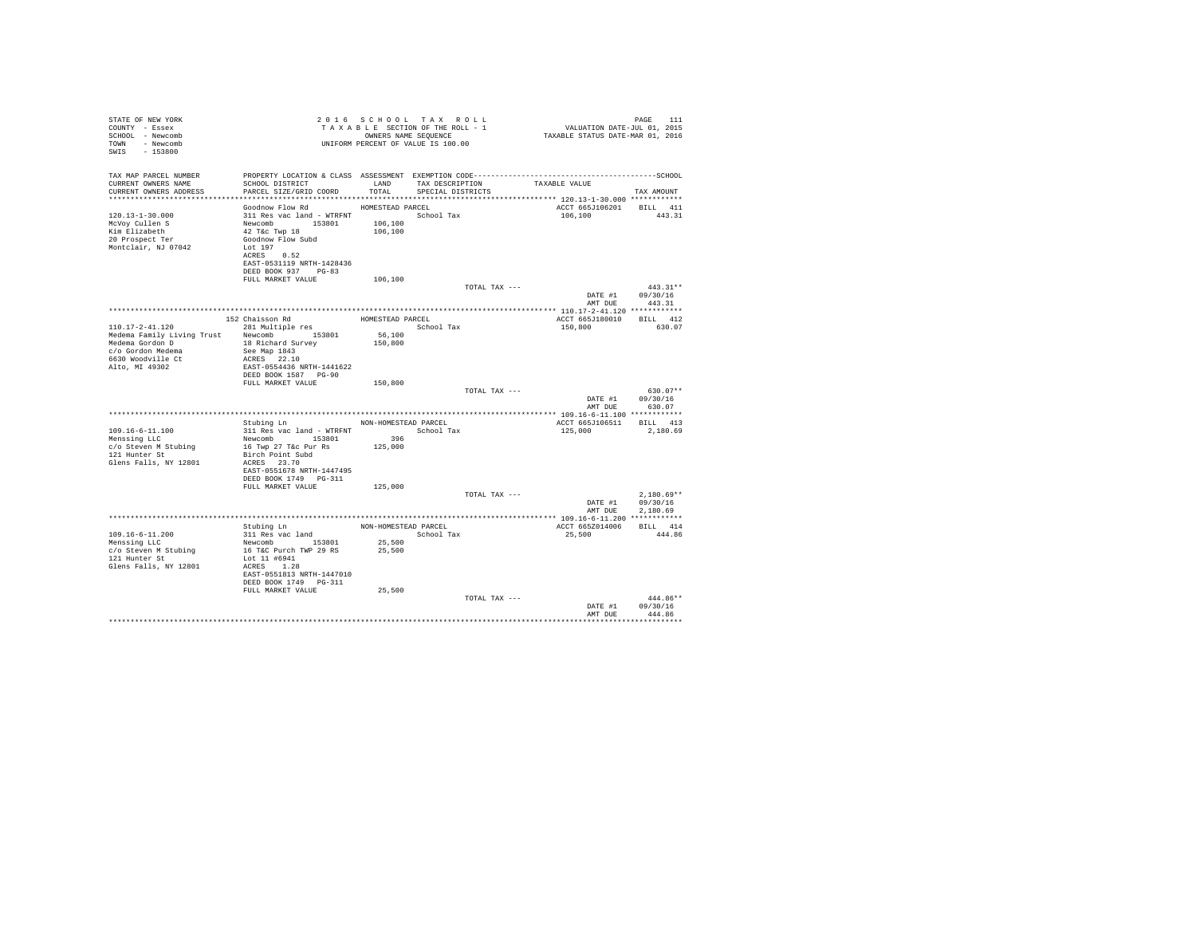STATE OF NEW YORK
COUNTY - Essex
SCHOOL - Newcomb
TOWN - Newcomb
SWIS - 153800

2 0 1 6 S C H O O L T A X R O L L
T A X A B L E SECTION OF THE ROLL - 1
OWNERS NAME SEQUENCE
UNIFORM PERCENT OF VALUE IS 100.00

VALUATION DATE-JUL 01, 2015
TAXABLE STATUS DATE-MAR 01, 2016

| TAX MAP PARCEL NUMBER<br>CURRENT OWNERS NAME<br>CURRENT OWNERS ADDRESS | PROPERTY LOCATION & CLASS<br>SCHOOL DISTRICT<br>PARCEL SIZE/GRID COORD | ASSESSMENT<br>LAND<br>TOTAL | EXEMPTION CODE<br>TAX DESCRIPTION<br>SPECIAL DISTRICTS | TAXABLE VALUE | SCHOOL<br>TAX AMOUNT |
|---|---|---|---|---|---|
| 120.13-1-30.000 | Goodnow Flow Rd | HOMESTEAD PARCEL | | ACCT 665J106201 | BILL 411 |
| 120.13-1-30.000<br>McVoy Cullen S<br>Kim Elizabeth<br>20 Prospect Ter<br>Montclair, NJ 07042 | 311 Res vac land - WTRFNT<br>Newcomb 153801<br>42 T&c Twp 18<br>Goodnow Flow Subd<br>Lot 197<br>ACRES 0.52<br>EAST-0531119 NRTH-1428436<br>DEED BOOK 937 PG-83<br>FULL MARKET VALUE | 106,100<br>106,100<br><br><br><br><br><br><br>106,100 | School Tax | 106,100 | 443.31 |
| | | | TOTAL TAX --- | | 443.31** |
| | | | | DATE #1 | 09/30/16 |
| | | | | AMT DUE | 443.31 |
| 110.17-2-41.120 | 152 Chaisson Rd | HOMESTEAD PARCEL | | ACCT 665J180010 | BILL 412 |
| 110.17-2-41.120<br>Medema Family Living Trust<br>Medema Gordon D<br>c/o Gordon Medema<br>6630 Woodville Ct<br>Alto, MI 49302 | 281 Multiple res<br>Newcomb 153801<br>18 Richard Survey<br>See Map 1843<br>ACRES 22.10<br>EAST-0554436 NRTH-1441622<br>DEED BOOK 1587 PG-90<br>FULL MARKET VALUE | 56,100<br>150,800<br><br><br><br><br><br>150,800 | School Tax | 150,800 | 630.07 |
| | | | TOTAL TAX --- | | 630.07** |
| | | | | DATE #1 | 09/30/16 |
| | | | | AMT DUE | 630.07 |
| 109.16-6-11.100 | Stubing Ln | NON-HOMESTEAD PARCEL | | ACCT 665J106511 | BILL 413 |
| 109.16-6-11.100<br>Menssing LLC<br>c/o Steven M Stubing<br>121 Hunter St<br>Glens Falls, NY 12801 | 311 Res vac land - WTRFNT<br>Newcomb 153801<br>16 Twp 27 T&c Pur Rs<br>Birch Point Subd<br>ACRES 23.70<br>EAST-0551678 NRTH-1447495<br>DEED BOOK 1749 PG-311<br>FULL MARKET VALUE | 396<br>125,000<br><br><br><br><br><br>125,000 | School Tax | 125,000 | 2,180.69 |
| | | | TOTAL TAX --- | | 2,180.69** |
| | | | | DATE #1 | 09/30/16 |
| | | | | AMT DUE | 2,180.69 |
| 109.16-6-11.200 | Stubing Ln | NON-HOMESTEAD PARCEL | | ACCT 665Z014006 | BILL 414 |
| 109.16-6-11.200<br>Menssing LLC<br>c/o Steven M Stubing<br>121 Hunter St<br>Glens Falls, NY 12801 | 311 Res vac land<br>Newcomb 153801<br>16 T&C Purch TWP 29 RS<br>Lot 11 #6941<br>ACRES 1.28<br>EAST-0551813 NRTH-1447010<br>DEED BOOK 1749 PG-311<br>FULL MARKET VALUE | 25,500<br>25,500<br><br><br><br><br><br>25,500 | School Tax | 25,500 | 444.86 |
| | | | TOTAL TAX --- | | 444.86** |
| | | | | DATE #1 | 09/30/16 |
| | | | | AMT DUE | 444.86 |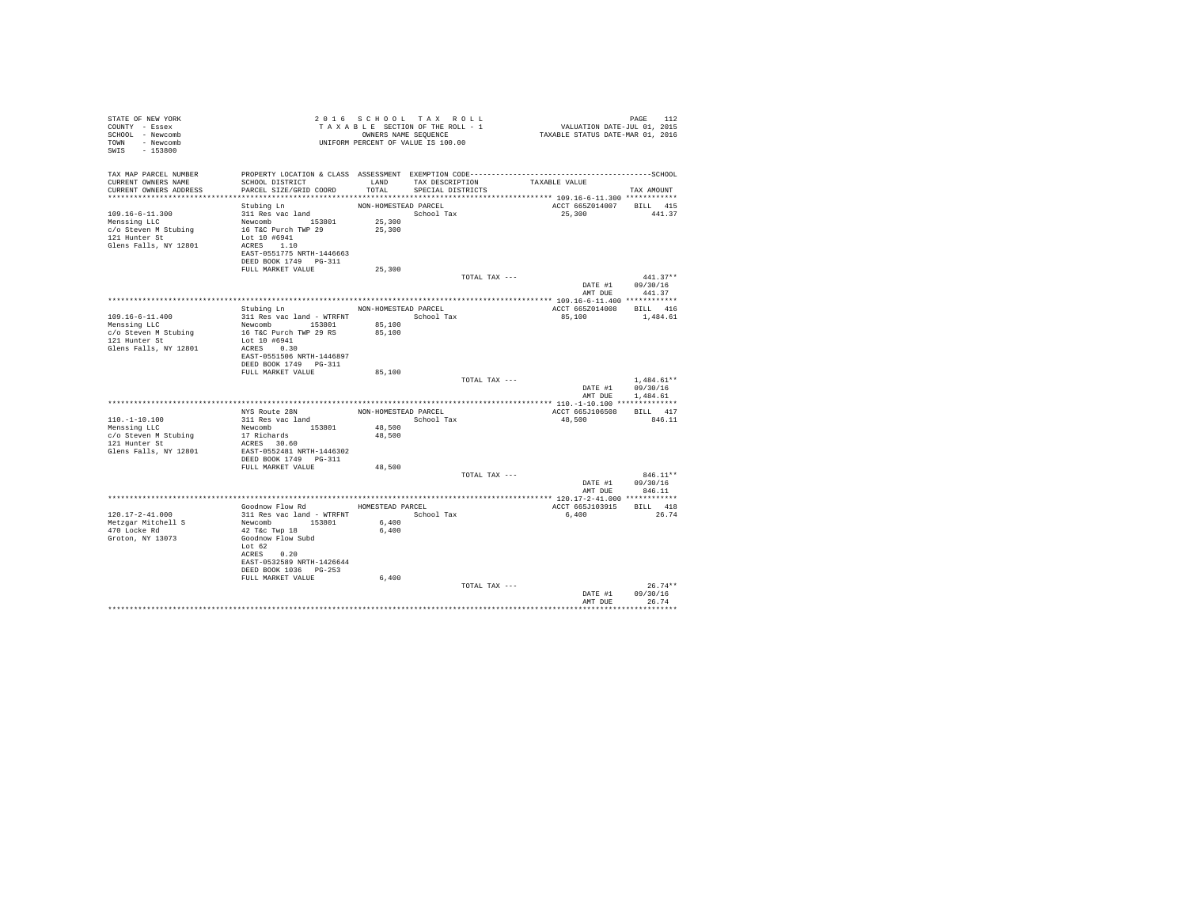STATE OF NEW YORK
COUNTY - Essex
SCHOOL - Newcomb
TOWN - Newcomb
SWIS - 153800

2016 SCHOOL TAX ROLL
TAXABLE SECTION OF THE ROLL - 1
OWNERS NAME SEQUENCE
UNIFORM PERCENT OF VALUE IS 100.00

VALUATION DATE-JUL 01, 2015
TAXABLE STATUS DATE-MAR 01, 2016

| TAX MAP PARCEL NUMBER / CURRENT OWNERS NAME / CURRENT OWNERS ADDRESS | PROPERTY LOCATION & CLASS / SCHOOL DISTRICT / PARCEL SIZE/GRID COORD | ASSESSMENT LAND / TOTAL | EXEMPTION CODE / TAX DESCRIPTION / SPECIAL DISTRICTS | TAXABLE VALUE | TAX AMOUNT |
|---|---|---|---|---|---|
| 109.16-6-11.300 | Stubing Ln | NON-HOMESTEAD PARCEL | | ACCT 665Z014007 | BILL 415 |
| Menssing LLC | 311 Res vac land | | School Tax | 25,300 | 441.37 |
| c/o Steven M Stubing | Newcomb 153801 | 25,300 | | | |
| 121 Hunter St | 16 T&C Purch TWP 29 | 25,300 | | | |
| Glens Falls, NY 12801 | Lot 10 #6941 | | | | |
| | ACRES 1.10 | | | | |
| | EAST-0551775 NRTH-1446663 | | | | |
| | DEED BOOK 1749 PG-311 | | | | |
| | FULL MARKET VALUE | 25,300 | | | |
| | | | TOTAL TAX --- | | 441.37** |
| | | | | DATE #1 | 09/30/16 |
| | | | | AMT DUE | 441.37 |
| 109.16-6-11.400 | Stubing Ln | NON-HOMESTEAD PARCEL | | ACCT 665Z014008 | BILL 416 |
| Menssing LLC | 311 Res vac land - WTRFNT | | School Tax | 85,100 | 1,484.61 |
| c/o Steven M Stubing | Newcomb 153801 | 85,100 | | | |
| 121 Hunter St | 16 T&C Purch TWP 29 RS | 85,100 | | | |
| Glens Falls, NY 12801 | Lot 10 #6941 | | | | |
| | ACRES 0.30 | | | | |
| | EAST-0551506 NRTH-1446897 | | | | |
| | DEED BOOK 1749 PG-311 | | | | |
| | FULL MARKET VALUE | 85,100 | | | |
| | | | TOTAL TAX --- | | 1,484.61** |
| | | | | DATE #1 | 09/30/16 |
| | | | | AMT DUE | 1,484.61 |
| 110.-1-10.100 | NYS Route 28N | NON-HOMESTEAD PARCEL | | ACCT 665J106508 | BILL 417 |
| Menssing LLC | 311 Res vac land | | School Tax | 48,500 | 846.11 |
| c/o Steven M Stubing | Newcomb 153801 | 48,500 | | | |
| 121 Hunter St | 17 Richards | 48,500 | | | |
| Glens Falls, NY 12801 | ACRES 30.60 | | | | |
| | EAST-0552481 NRTH-1446302 | | | | |
| | DEED BOOK 1749 PG-311 | | | | |
| | FULL MARKET VALUE | 48,500 | | | |
| | | | TOTAL TAX --- | | 846.11** |
| | | | | DATE #1 | 09/30/16 |
| | | | | AMT DUE | 846.11 |
| 120.17-2-41.000 | Goodnow Flow Rd | HOMESTEAD PARCEL | | ACCT 665J103915 | BILL 418 |
| Metzgar Mitchell S | 311 Res vac land - WTRFNT | | School Tax | 6,400 | 26.74 |
| 470 Locke Rd | Newcomb 153801 | 6,400 | | | |
| Groton, NY 13073 | 42 T&c Twp 18 | 6,400 | | | |
| | Goodnow Flow Subd | | | | |
| | Lot 62 | | | | |
| | ACRES 0.20 | | | | |
| | EAST-0532589 NRTH-1426644 | | | | |
| | DEED BOOK 1036 PG-253 | | | | |
| | FULL MARKET VALUE | 6,400 | | | |
| | | | TOTAL TAX --- | | 26.74** |
| | | | | DATE #1 | 09/30/16 |
| | | | | AMT DUE | 26.74 |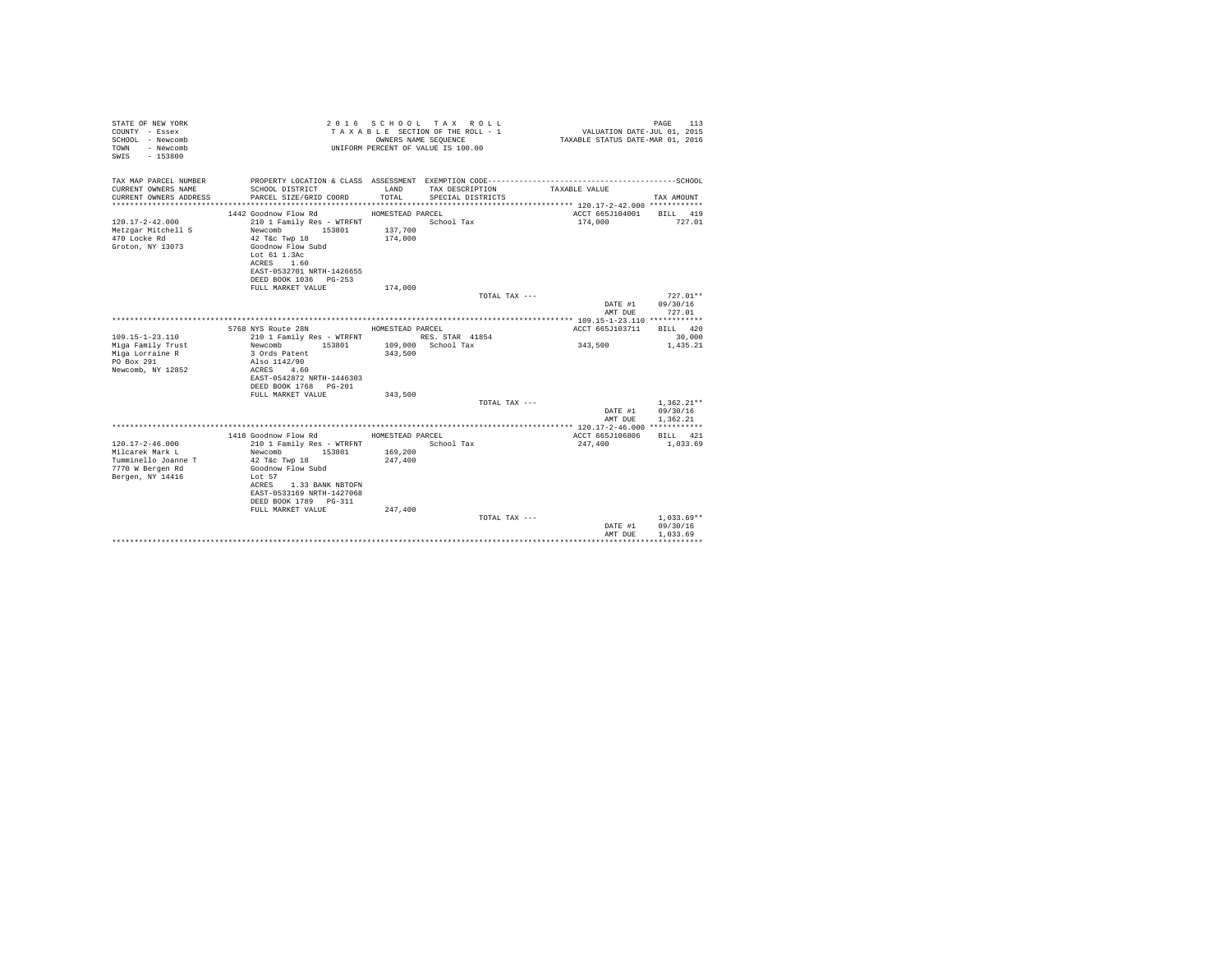STATE OF NEW YORK
COUNTY - Essex
SCHOOL - Newcomb
TOWN - Newcomb
SWIS - 153800

2016 SCHOOL TAX ROLL
TAXABLE SECTION OF THE ROLL - 1
OWNERS NAME SEQUENCE
UNIFORM PERCENT OF VALUE IS 100.00

VALUATION DATE-JUL 01, 2015
TAXABLE STATUS DATE-MAR 01, 2016

| TAX MAP PARCEL NUMBER / CURRENT OWNERS NAME / CURRENT OWNERS ADDRESS | PROPERTY LOCATION & CLASS / SCHOOL DISTRICT / PARCEL SIZE/GRID COORD | ASSESSMENT LAND / TOTAL | EXEMPTION CODE / TAX DESCRIPTION / SPECIAL DISTRICTS | TAXABLE VALUE | TAX AMOUNT (SCHOOL) |
|---|---|---|---|---|---|
| **120.17-2-42.000** | 1442 Goodnow Flow Rd | HOMESTEAD PARCEL | | ACCT 665J104001 | BILL 419 |
| 120.17-2-42.000 | 210 1 Family Res - WTRFNT | | School Tax | 174,000 | 727.01 |
| Metzgar Mitchell S | Newcomb 153801 | 137,700 | | | |
| 470 Locke Rd | 42 T&c Twp 18 | 174,000 | | | |
| Groton, NY 13073 | Goodnow Flow Subd | | | | |
| | Lot 61 1.3Ac | | | | |
| | ACRES 1.60 | | | | |
| | EAST-0532701 NRTH-1426655 | | | | |
| | DEED BOOK 1036 PG-253 | | | | |
| | FULL MARKET VALUE | 174,000 | | | |
| | | | TOTAL TAX --- | | 727.01** |
| | | | | DATE #1 | 09/30/16 |
| | | | | AMT DUE | 727.01 |
| **109.15-1-23.110** | 5768 NYS Route 28N | HOMESTEAD PARCEL | | ACCT 665J103711 | BILL 420 |
| 109.15-1-23.110 | 210 1 Family Res - WTRFNT | | RES. STAR 41854 | | 30,000 |
| Miga Family Trust | Newcomb 153801 | 109,000 | School Tax | 343,500 | 1,435.21 |
| Miga Lorraine R | 3 Ords Patent | 343,500 | | | |
| PO Box 291 | Also 1142/90 | | | | |
| Newcomb, NY 12852 | ACRES 4.60 | | | | |
| | EAST-0542872 NRTH-1446303 | | | | |
| | DEED BOOK 1768 PG-201 | | | | |
| | FULL MARKET VALUE | 343,500 | | | |
| | | | TOTAL TAX --- | | 1,362.21** |
| | | | | DATE #1 | 09/30/16 |
| | | | | AMT DUE | 1,362.21 |
| **120.17-2-46.000** | 1418 Goodnow Flow Rd | HOMESTEAD PARCEL | | ACCT 665J106806 | BILL 421 |
| 120.17-2-46.000 | 210 1 Family Res - WTRFNT | | School Tax | 247,400 | 1,033.69 |
| Milcarek Mark L | Newcomb 153801 | 169,200 | | | |
| Tumminello Joanne T | 42 T&c Twp 18 | 247,400 | | | |
| 7770 W Bergen Rd | Goodnow Flow Subd | | | | |
| Bergen, NY 14416 | Lot 57 | | | | |
| | ACRES 1.33 BANK NBTOFN | | | | |
| | EAST-0533169 NRTH-1427068 | | | | |
| | DEED BOOK 1789 PG-311 | | | | |
| | FULL MARKET VALUE | 247,400 | | | |
| | | | TOTAL TAX --- | | 1,033.69** |
| | | | | DATE #1 | 09/30/16 |
| | | | | AMT DUE | 1,033.69 |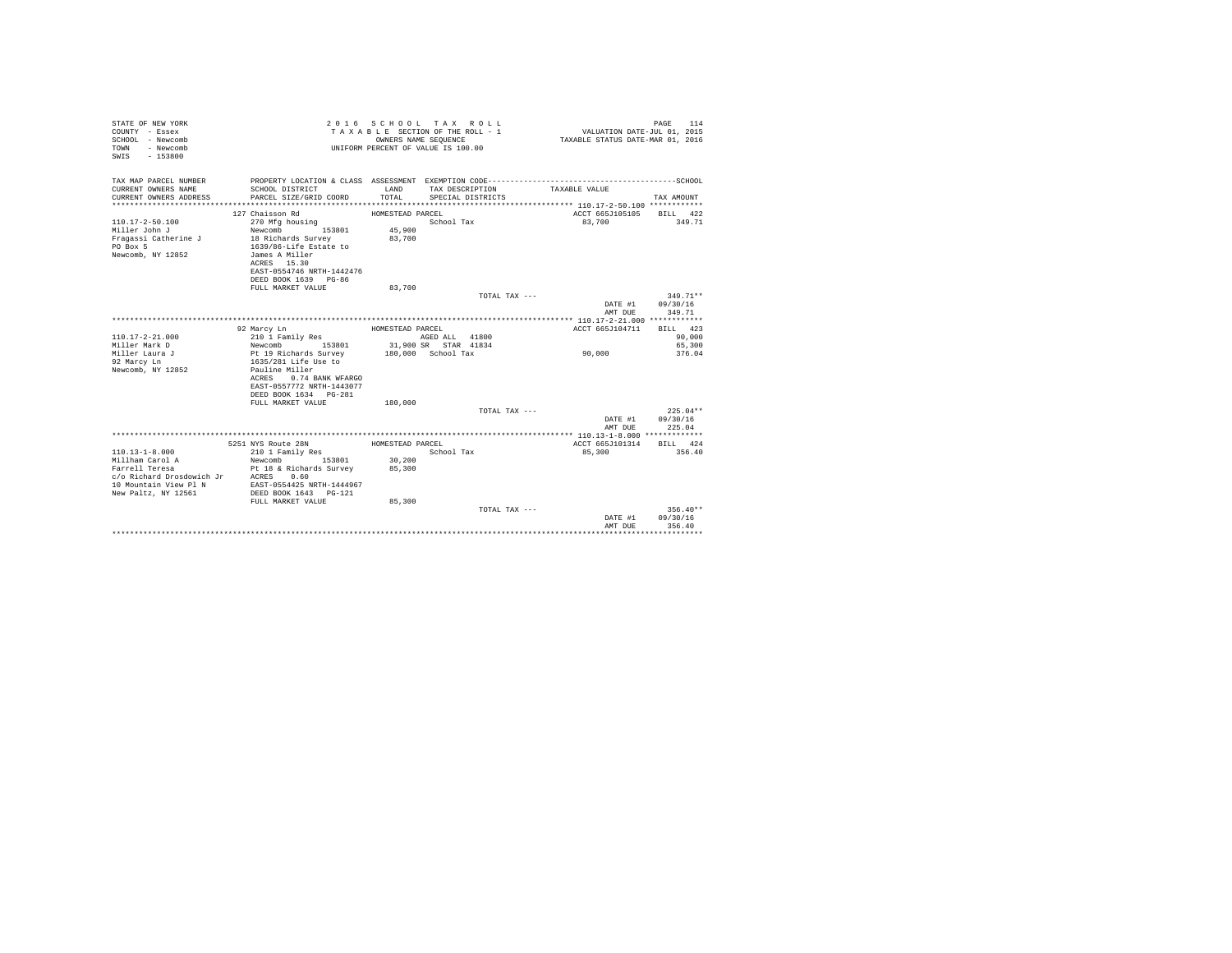STATE OF NEW YORK
COUNTY - Essex
SCHOOL - Newcomb
TOWN - Newcomb
SWIS - 153800

2 0 1 6 S C H O O L T A X R O L L
T A X A B L E SECTION OF THE ROLL - 1
OWNERS NAME SEQUENCE
UNIFORM PERCENT OF VALUE IS 100.00

VALUATION DATE-JUL 01, 2015
TAXABLE STATUS DATE-MAR 01, 2016

```
TAX MAP PARCEL NUMBER      PROPERTY LOCATION & CLASS  ASSESSMENT  EXEMPTION CODE------------------------------------------------SCHOOL
CURRENT OWNERS NAME        SCHOOL DISTRICT               LAND      TAX DESCRIPTION            TAXABLE VALUE
CURRENT OWNERS ADDRESS     PARCEL SIZE/GRID COORD        TOTAL     SPECIAL DISTRICTS                                    TAX AMOUNT
******************************************************************************************************* 110.17-2-50.100 ************
                    127 Chaisson Rd                HOMESTEAD PARCEL                                ACCT 665J105105    BILL  422
110.17-2-50.100           270 Mfg housing                         School Tax                      83,700            349.71
Miller John J             Newcomb        153801       45,900
Fragassi Catherine J      18 Richards Survey          83,700
PO Box 5                  1639/86-Life Estate to
Newcomb, NY 12852         James A Miller
                          ACRES   15.30
                          EAST-0554746 NRTH-1442476
                          DEED BOOK 1639   PG-86
                          FULL MARKET VALUE           83,700
                                                                      TOTAL TAX ---                                 349.71**
                                                                                                DATE #1       09/30/16
                                                                                                AMT DUE         349.71
******************************************************************************************************* 110.17-2-21.000 ************
                    92 Marcy Ln                    HOMESTEAD PARCEL                                ACCT 665J104711    BILL  423
110.17-2-21.000           210 1 Family Res                        AGED ALL  41800                                    90,000
Miller Mark D             Newcomb        153801       31,900 SR   STAR  41834                                         65,300
Miller Laura J            Pt 19 Richards Survey      180,000  School Tax                         90,000            376.04
92 Marcy Ln               1635/281 Life Use to
Newcomb, NY 12852         Pauline Miller
                          ACRES    0.74 BANK WFARGO
                          EAST-0557772 NRTH-1443077
                          DEED BOOK 1634   PG-281
                          FULL MARKET VALUE          180,000
                                                                      TOTAL TAX ---                                 225.04**
                                                                                                DATE #1       09/30/16
                                                                                                AMT DUE         225.04
******************************************************************************************************* 110.13-1-8.000 *************
                    5251 NYS Route 28N             HOMESTEAD PARCEL                                ACCT 665J101314    BILL  424
110.13-1-8.000            210 1 Family Res                        School Tax                      85,300            356.40
Millham Carol A           Newcomb        153801       30,200
Farrell Teresa            Pt 18 & Richards Survey     85,300
c/o Richard Drosdowich Jr ACRES    0.60
10 Mountain View Pl N     EAST-0554425 NRTH-1444967
New Paltz, NY 12561       DEED BOOK 1643   PG-121
                          FULL MARKET VALUE           85,300
                                                                      TOTAL TAX ---                                 356.40**
                                                                                                DATE #1       09/30/16
                                                                                                AMT DUE         356.40
************************************************************************************************************************************
```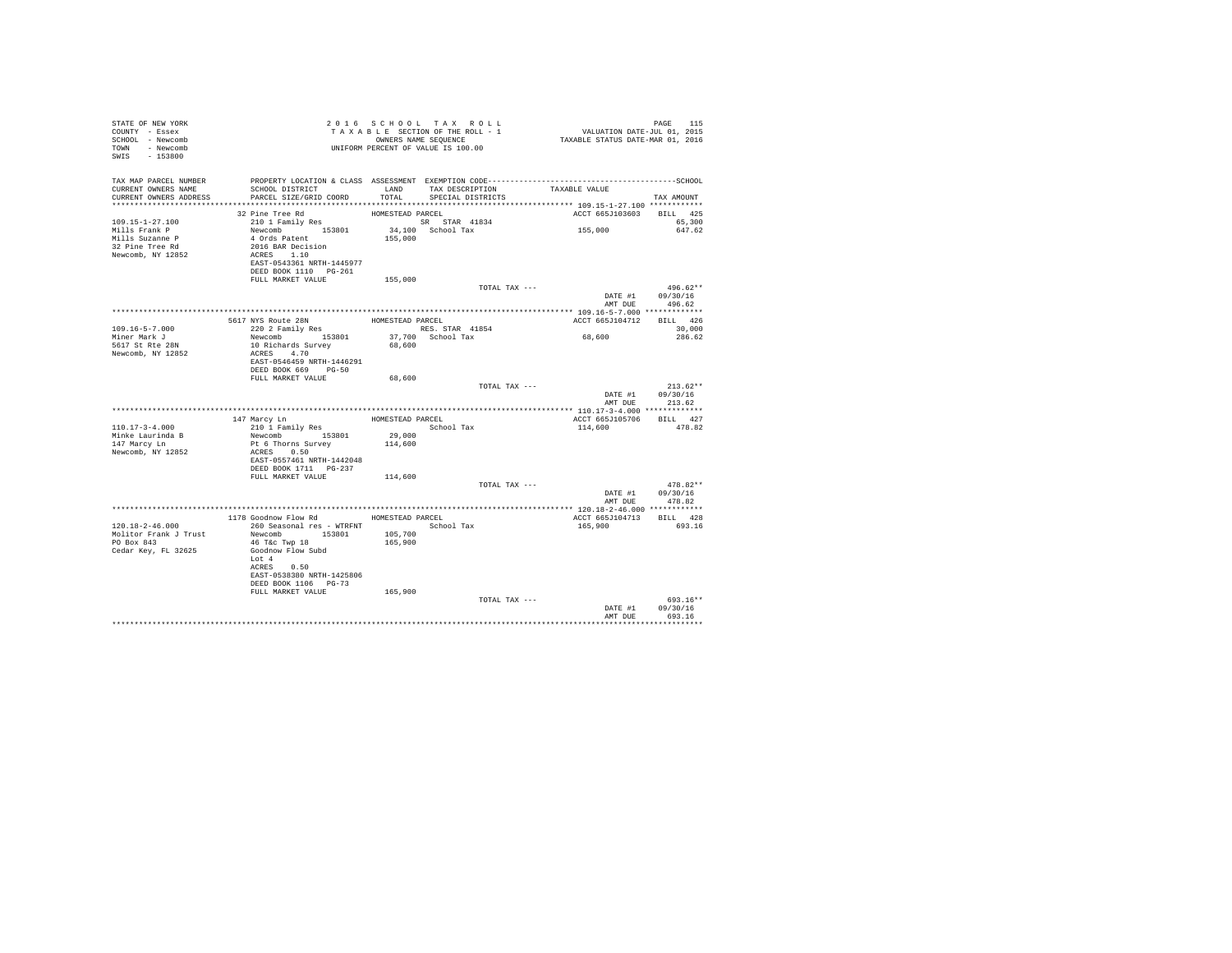STATE OF NEW YORK
COUNTY - Essex
SCHOOL - Newcomb
TOWN - Newcomb
SWIS - 153800

2016 SCHOOL TAX ROLL
TAXABLE SECTION OF THE ROLL - 1
OWNERS NAME SEQUENCE
UNIFORM PERCENT OF VALUE IS 100.00

VALUATION DATE-JUL 01, 2015
TAXABLE STATUS DATE-MAR 01, 2016

| TAX MAP PARCEL NUMBER / CURRENT OWNERS NAME / CURRENT OWNERS ADDRESS | PROPERTY LOCATION & CLASS / SCHOOL DISTRICT / PARCEL SIZE/GRID COORD | ASSESSMENT LAND / TOTAL | EXEMPTION CODE / TAX DESCRIPTION / SPECIAL DISTRICTS | TAXABLE VALUE | TAX AMOUNT |
|---|---|---|---|---|---|
| 109.15-1-27.100 | 32 Pine Tree Rd | HOMESTEAD PARCEL | | ACCT 665J103603 | BILL 425 |
| Mills Frank P | 210 1 Family Res | | SR STAR 41834 | | 65,300 |
| Mills Suzanne P | Newcomb 153801 | 34,100 | School Tax | 155,000 | 647.62 |
| 32 Pine Tree Rd | 4 Ords Patent | 155,000 | | | |
| Newcomb, NY 12852 | 2016 BAR Decision | | | | |
| | ACRES 1.10 | | | | |
| | EAST-0543361 NRTH-1445977 | | | | |
| | DEED BOOK 1110 PG-261 | | | | |
| | FULL MARKET VALUE | 155,000 | | | |
| | | | TOTAL TAX --- | | 496.62** |
| | | | | DATE #1 | 09/30/16 |
| | | | | AMT DUE | 496.62 |
| 109.16-5-7.000 | 5617 NYS Route 28N | HOMESTEAD PARCEL | | ACCT 665J104712 | BILL 426 |
| Miner Mark J | 220 2 Family Res | | RES. STAR 41854 | | 30,000 |
| 5617 St Rte 28N | Newcomb 153801 | 37,700 | School Tax | 68,600 | 286.62 |
| Newcomb, NY 12852 | 10 Richards Survey | 68,600 | | | |
| | ACRES 4.70 | | | | |
| | EAST-0546459 NRTH-1446291 | | | | |
| | DEED BOOK 669 PG-50 | | | | |
| | FULL MARKET VALUE | 68,600 | | | |
| | | | TOTAL TAX --- | | 213.62** |
| | | | | DATE #1 | 09/30/16 |
| | | | | AMT DUE | 213.62 |
| 110.17-3-4.000 | 147 Marcy Ln | HOMESTEAD PARCEL | | ACCT 665J105706 | BILL 427 |
| Minke Laurinda B | 210 1 Family Res | | School Tax | 114,600 | 478.82 |
| 147 Marcy Ln | Newcomb 153801 | 29,000 | | | |
| Newcomb, NY 12852 | Pt 6 Thorns Survey | 114,600 | | | |
| | ACRES 0.50 | | | | |
| | EAST-0557461 NRTH-1442048 | | | | |
| | DEED BOOK 1711 PG-237 | | | | |
| | FULL MARKET VALUE | 114,600 | | | |
| | | | TOTAL TAX --- | | 478.82** |
| | | | | DATE #1 | 09/30/16 |
| | | | | AMT DUE | 478.82 |
| 120.18-2-46.000 | 1178 Goodnow Flow Rd | HOMESTEAD PARCEL | | ACCT 665J104713 | BILL 428 |
| Molitor Frank J Trust | 260 Seasonal res - WTRFNT | | School Tax | 165,900 | 693.16 |
| PO Box 843 | Newcomb 153801 | 105,700 | | | |
| Cedar Key, FL 32625 | 46 T&c Twp 18 | 165,900 | | | |
| | Goodnow Flow Subd | | | | |
| | Lot 4 | | | | |
| | ACRES 0.50 | | | | |
| | EAST-0538380 NRTH-1425806 | | | | |
| | DEED BOOK 1106 PG-73 | | | | |
| | FULL MARKET VALUE | 165,900 | | | |
| | | | TOTAL TAX --- | | 693.16** |
| | | | | DATE #1 | 09/30/16 |
| | | | | AMT DUE | 693.16 |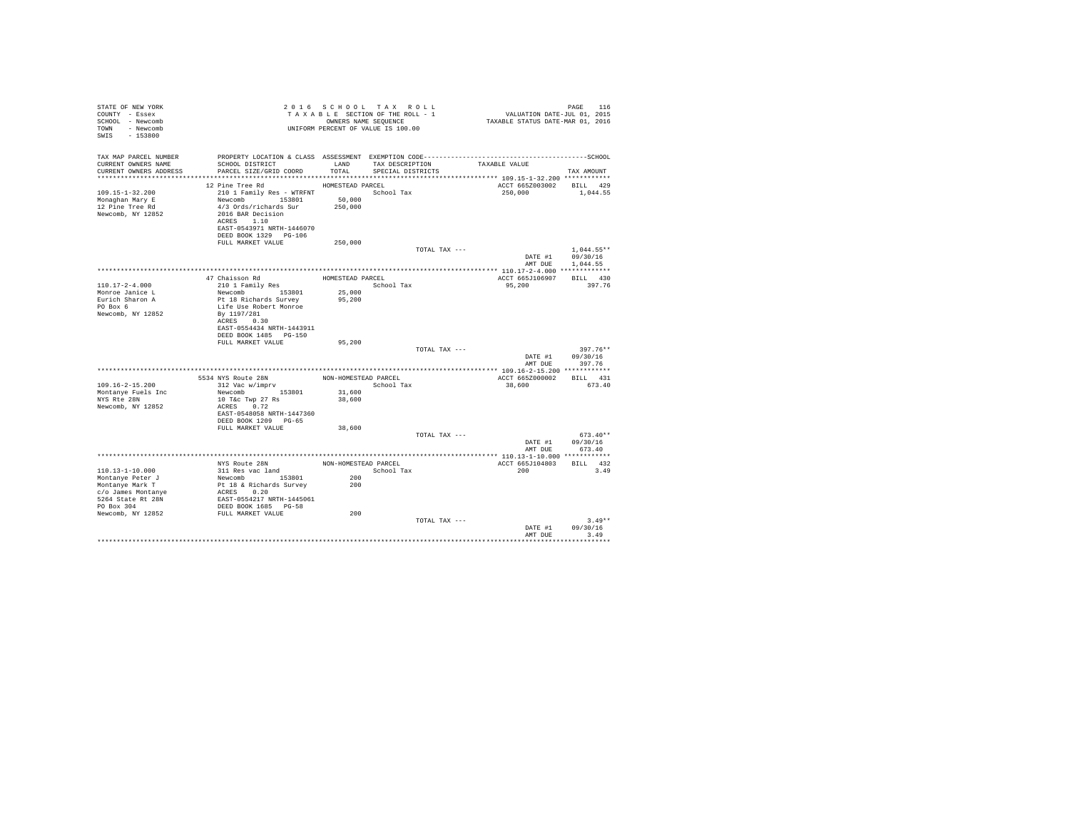STATE OF NEW YORK
COUNTY - Essex
SCHOOL - Newcomb
TOWN - Newcomb
SWIS - 153800

2 0 1 6 S C H O O L T A X R O L L
T A X A B L E SECTION OF THE ROLL - 1
OWNERS NAME SEQUENCE
UNIFORM PERCENT OF VALUE IS 100.00

VALUATION DATE-JUL 01, 2015
TAXABLE STATUS DATE-MAR 01, 2016

| TAX MAP PARCEL NUMBER / CURRENT OWNERS NAME / CURRENT OWNERS ADDRESS | PROPERTY LOCATION & CLASS / SCHOOL DISTRICT / PARCEL SIZE/GRID COORD | ASSESSMENT LAND / TOTAL | EXEMPTION CODE / TAX DESCRIPTION / SPECIAL DISTRICTS | TAXABLE VALUE | TAX AMOUNT |
|---|---|---|---|---|---|
| **109.15-1-32.200** | 12 Pine Tree Rd | HOMESTEAD PARCEL | | ACCT 665Z003002 | BILL 429 |
| 109.15-1-32.200 | 210 1 Family Res - WTRFNT | | School Tax | 250,000 | 1,044.55 |
| Monaghan Mary E | Newcomb 153801 | 50,000 | | | |
| 12 Pine Tree Rd | 4/3 Ords/richards Sur | 250,000 | | | |
| Newcomb, NY 12852 | 2016 BAR Decision | | | | |
| | ACRES 1.10 | | | | |
| | EAST-0543971 NRTH-1446070 | | | | |
| | DEED BOOK 1329 PG-106 | | | | |
| | FULL MARKET VALUE | 250,000 | | | |
| | | | TOTAL TAX --- | | 1,044.55** |
| | | | | DATE #1 | 09/30/16 |
| | | | | AMT DUE | 1,044.55 |
| **110.17-2-4.000** | 47 Chaisson Rd | HOMESTEAD PARCEL | | ACCT 665J106907 | BILL 430 |
| 110.17-2-4.000 | 210 1 Family Res | | School Tax | 95,200 | 397.76 |
| Monroe Janice L | Newcomb 153801 | 25,000 | | | |
| Eurich Sharon A | Pt 18 Richards Survey | 95,200 | | | |
| PO Box 6 | Life Use Robert Monroe | | | | |
| Newcomb, NY 12852 | By 1197/281 | | | | |
| | ACRES 0.30 | | | | |
| | EAST-0554434 NRTH-1443911 | | | | |
| | DEED BOOK 1485 PG-150 | | | | |
| | FULL MARKET VALUE | 95,200 | | | |
| | | | TOTAL TAX --- | | 397.76** |
| | | | | DATE #1 | 09/30/16 |
| | | | | AMT DUE | 397.76 |
| **109.16-2-15.200** | 5534 NYS Route 28N | NON-HOMESTEAD PARCEL | | ACCT 665Z000002 | BILL 431 |
| 109.16-2-15.200 | 312 Vac w/imprv | | School Tax | 38,600 | 673.40 |
| Montanye Fuels Inc | Newcomb 153801 | 31,600 | | | |
| NYS Rte 28N | 10 T&c Twp 27 Rs | 38,600 | | | |
| Newcomb, NY 12852 | ACRES 0.72 | | | | |
| | EAST-0548058 NRTH-1447360 | | | | |
| | DEED BOOK 1209 PG-65 | | | | |
| | FULL MARKET VALUE | 38,600 | | | |
| | | | TOTAL TAX --- | | 673.40** |
| | | | | DATE #1 | 09/30/16 |
| | | | | AMT DUE | 673.40 |
| **110.13-1-10.000** | NYS Route 28N | NON-HOMESTEAD PARCEL | | ACCT 665J104803 | BILL 432 |
| 110.13-1-10.000 | 311 Res vac land | | School Tax | 200 | 3.49 |
| Montanye Peter J | Newcomb 153801 | 200 | | | |
| Montanye Mark T | Pt 18 & Richards Survey | 200 | | | |
| c/o James Montanye | ACRES 0.20 | | | | |
| 5264 State Rt 28N | EAST-0554217 NRTH-1445061 | | | | |
| PO Box 304 | DEED BOOK 1685 PG-58 | | | | |
| Newcomb, NY 12852 | FULL MARKET VALUE | 200 | | | |
| | | | TOTAL TAX --- | | 3.49** |
| | | | | DATE #1 | 09/30/16 |
| | | | | AMT DUE | 3.49 |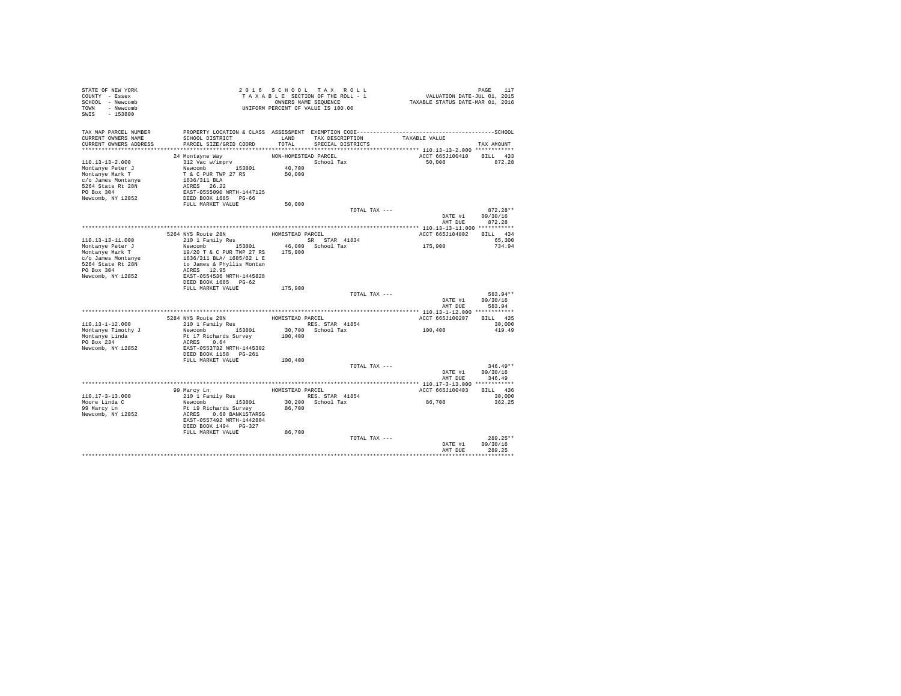STATE OF NEW YORK
COUNTY - Essex
SCHOOL - Newcomb
TOWN - Newcomb
SWIS - 153800

2 0 1 6 S C H O O L T A X R O L L
T A X A B L E SECTION OF THE ROLL - 1
OWNERS NAME SEQUENCE
UNIFORM PERCENT OF VALUE IS 100.00

VALUATION DATE-JUL 01, 2015
TAXABLE STATUS DATE-MAR 01, 2016

| TAX MAP PARCEL NUMBER<br>CURRENT OWNERS NAME<br>CURRENT OWNERS ADDRESS | PROPERTY LOCATION & CLASS<br>SCHOOL DISTRICT<br>PARCEL SIZE/GRID COORD | ASSESSMENT<br>LAND<br>TOTAL | EXEMPTION CODE<br>TAX DESCRIPTION<br>SPECIAL DISTRICTS | TAXABLE VALUE | SCHOOL<br>TAX AMOUNT |
|---|---|---|---|---|---|
| **110.13-13-2.000** | 24 Montayne Way | NON-HOMESTEAD PARCEL | | ACCT 665J100410 | BILL 433 |
| 110.13-13-2.000 | 312 Vac w/imprv | | School Tax | 50,000 | 872.28 |
| Montanye Peter J | Newcomb 153801 | 40,700 | | | |
| Montanye Mark T | T & C PUR TWP 27 RS | 50,000 | | | |
| c/o James Montanye | 1636/311 BLA | | | | |
| 5264 State Rt 28N | ACRES 26.22 | | | | |
| PO Box 304 | EAST-0555090 NRTH-1447125 | | | | |
| Newcomb, NY 12852 | DEED BOOK 1685 PG-66 | | | | |
| | FULL MARKET VALUE | 50,000 | | | |
| | | | TOTAL TAX --- | | 872.28** |
| | | | | DATE #1 | 09/30/16 |
| | | | | AMT DUE | 872.28 |
| **110.13-13-11.000** | 5264 NYS Route 28N | HOMESTEAD PARCEL | | ACCT 665J104802 | BILL 434 |
| 110.13-13-11.000 | 210 1 Family Res | | SR STAR 41834 | | 65,300 |
| Montanye Peter J | Newcomb 153801 | 46,000 | School Tax | 175,900 | 734.94 |
| Montanye Mark T | 19/20 T & C PUR TWP 27 RS | 175,900 | | | |
| c/o James Montanye | 1636/311 BLA/ 1685/62 L E | | | | |
| 5264 State Rt 28N | to James & Phyllis Montan | | | | |
| PO Box 304 | ACRES 12.95 | | | | |
| Newcomb, NY 12852 | EAST-0554536 NRTH-1445828 | | | | |
| | DEED BOOK 1685 PG-62 | | | | |
| | FULL MARKET VALUE | 175,900 | | | |
| | | | TOTAL TAX --- | | 583.94** |
| | | | | DATE #1 | 09/30/16 |
| | | | | AMT DUE | 583.94 |
| **110.13-1-12.000** | 5284 NYS Route 28N | HOMESTEAD PARCEL | | ACCT 665J100207 | BILL 435 |
| 110.13-1-12.000 | 210 1 Family Res | | RES. STAR 41854 | | 30,000 |
| Montanye Timothy J | Newcomb 153801 | 30,700 | School Tax | 100,400 | 419.49 |
| Montanye Linda | Pt 17 Richards Survey | 100,400 | | | |
| PO Box 234 | ACRES 0.64 | | | | |
| Newcomb, NY 12852 | EAST-0553732 NRTH-1445302 | | | | |
| | DEED BOOK 1158 PG-261 | | | | |
| | FULL MARKET VALUE | 100,400 | | | |
| | | | TOTAL TAX --- | | 346.49** |
| | | | | DATE #1 | 09/30/16 |
| | | | | AMT DUE | 346.49 |
| **110.17-3-13.000** | 99 Marcy Ln | HOMESTEAD PARCEL | | ACCT 665J100403 | BILL 436 |
| 110.17-3-13.000 | 210 1 Family Res | | RES. STAR 41854 | | 30,000 |
| Moore Linda C | Newcomb 153801 | 30,200 | School Tax | 86,700 | 362.25 |
| 99 Marcy Ln | Pt 19 Richards Survey | 86,700 | | | |
| Newcomb, NY 12852 | ACRES 0.60 BANK1STARSG | | | | |
| | EAST-0557492 NRTH-1442804 | | | | |
| | DEED BOOK 1494 PG-327 | | | | |
| | FULL MARKET VALUE | 86,700 | | | |
| | | | TOTAL TAX --- | | 289.25** |
| | | | | DATE #1 | 09/30/16 |
| | | | | AMT DUE | 289.25 |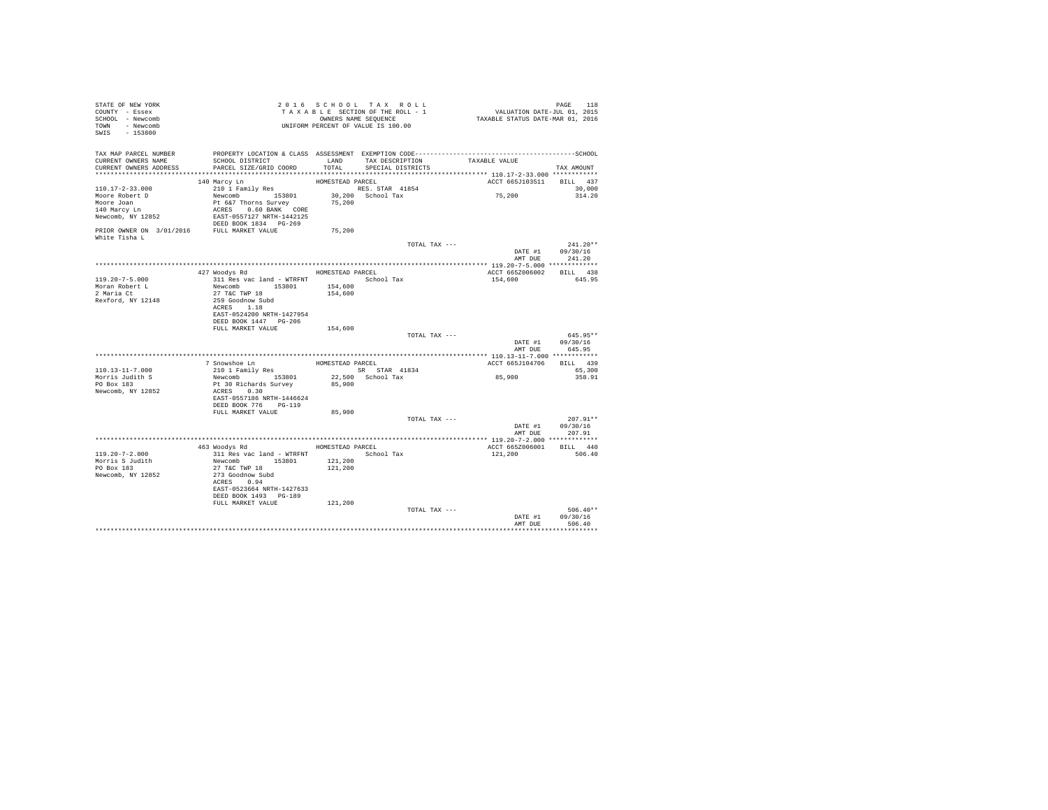STATE OF NEW YORK
COUNTY - Essex
SCHOOL - Newcomb
TOWN - Newcomb
SWIS - 153800

2016 SCHOOL TAX ROLL
TAXABLE SECTION OF THE ROLL - 1
OWNERS NAME SEQUENCE
UNIFORM PERCENT OF VALUE IS 100.00

VALUATION DATE-JUL 01, 2015
TAXABLE STATUS DATE-MAR 01, 2016

| TAX MAP PARCEL NUMBER / CURRENT OWNERS NAME / CURRENT OWNERS ADDRESS | PROPERTY LOCATION & CLASS / SCHOOL DISTRICT / PARCEL SIZE/GRID COORD | ASSESSMENT LAND / TOTAL | EXEMPTION CODE / TAX DESCRIPTION / SPECIAL DISTRICTS | TAXABLE VALUE | TAX AMOUNT |
|---|---|---|---|---|---|
| **110.17-2-33.000** | 140 Marcy Ln | HOMESTEAD PARCEL | | ACCT 665J103511 | BILL 437 |
| 110.17-2-33.000 | 210 1 Family Res | | RES. STAR 41854 | | 30,000 |
| Moore Robert D | Newcomb 153801 | 30,200 | School Tax | 75,200 | 314.20 |
| Moore Joan | Pt 6&7 Thorns Survey | 75,200 | | | |
| 140 Marcy Ln | ACRES 0.60 BANK CORE | | | | |
| Newcomb, NY 12852 | EAST-0557127 NRTH-1442125 | | | | |
| | DEED BOOK 1834 PG-269 | | | | |
| PRIOR OWNER ON 3/01/2016 | FULL MARKET VALUE | 75,200 | | | |
| White Tisha L | | | | | |
| | | | TOTAL TAX --- | | 241.20** |
| | | | | DATE #1 | 09/30/16 |
| | | | | AMT DUE | 241.20 |
| **119.20-7-5.000** | 427 Woodys Rd | HOMESTEAD PARCEL | | ACCT 665Z006002 | BILL 438 |
| 119.20-7-5.000 | 311 Res vac land - WTRFNT | | School Tax | 154,600 | 645.95 |
| Moran Robert L | Newcomb 153801 | 154,600 | | | |
| 2 Maria Ct | 27 T&C TWP 18 | 154,600 | | | |
| Rexford, NY 12148 | 259 Goodnow Subd | | | | |
| | ACRES 1.18 | | | | |
| | EAST-0524200 NRTH-1427954 | | | | |
| | DEED BOOK 1447 PG-206 | | | | |
| | FULL MARKET VALUE | 154,600 | | | |
| | | | TOTAL TAX --- | | 645.95** |
| | | | | DATE #1 | 09/30/16 |
| | | | | AMT DUE | 645.95 |
| **110.13-11-7.000** | 7 Snowshoe Ln | HOMESTEAD PARCEL | | ACCT 665J104706 | BILL 439 |
| 110.13-11-7.000 | 210 1 Family Res | | SR STAR 41834 | | 65,300 |
| Morris Judith S | Newcomb 153801 | 22,500 | School Tax | 85,900 | 358.91 |
| PO Box 183 | Pt 30 Richards Survey | 85,900 | | | |
| Newcomb, NY 12852 | ACRES 0.30 | | | | |
| | EAST-0557186 NRTH-1446624 | | | | |
| | DEED BOOK 776 PG-119 | | | | |
| | FULL MARKET VALUE | 85,900 | | | |
| | | | TOTAL TAX --- | | 207.91** |
| | | | | DATE #1 | 09/30/16 |
| | | | | AMT DUE | 207.91 |
| **119.20-7-2.000** | 463 Woodys Rd | HOMESTEAD PARCEL | | ACCT 665Z006001 | BILL 440 |
| 119.20-7-2.000 | 311 Res vac land - WTRFNT | | School Tax | 121,200 | 506.40 |
| Morris S Judith | Newcomb 153801 | 121,200 | | | |
| PO Box 183 | 27 T&C TWP 18 | 121,200 | | | |
| Newcomb, NY 12852 | 273 Goodnow Subd | | | | |
| | ACRES 0.94 | | | | |
| | EAST-0523664 NRTH-1427633 | | | | |
| | DEED BOOK 1493 PG-189 | | | | |
| | FULL MARKET VALUE | 121,200 | | | |
| | | | TOTAL TAX --- | | 506.40** |
| | | | | DATE #1 | 09/30/16 |
| | | | | AMT DUE | 506.40 |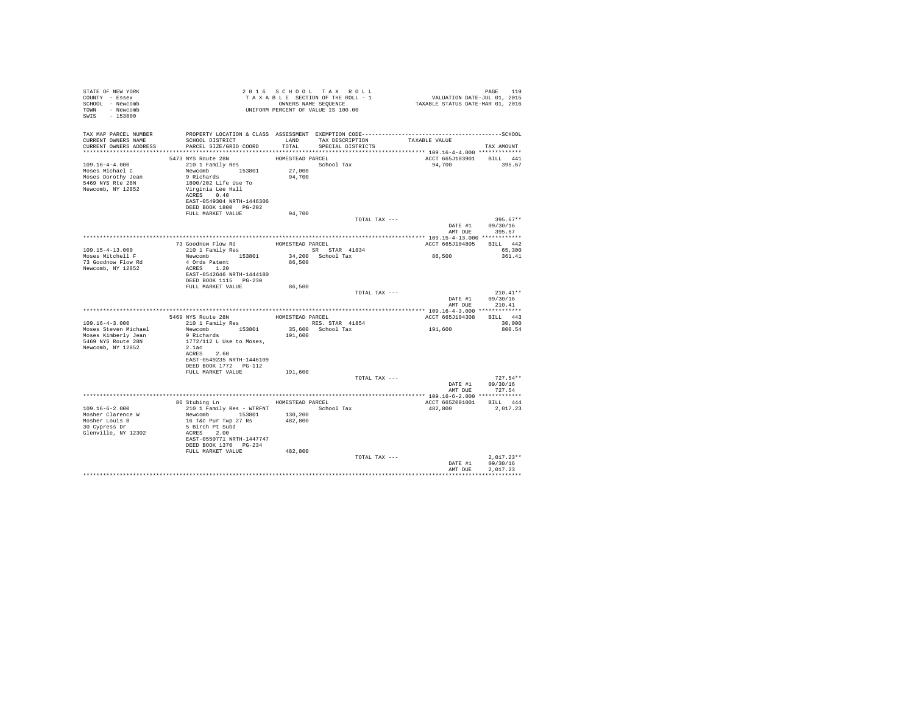STATE OF NEW YORK
COUNTY - Essex
SCHOOL - Newcomb
TOWN - Newcomb
SWIS - 153800

2 0 1 6 S C H O O L T A X R O L L
T A X A B L E SECTION OF THE ROLL - 1
OWNERS NAME SEQUENCE
UNIFORM PERCENT OF VALUE IS 100.00

VALUATION DATE-JUL 01, 2015
TAXABLE STATUS DATE-MAR 01, 2016

| TAX MAP PARCEL NUMBER / CURRENT OWNERS NAME / CURRENT OWNERS ADDRESS | PROPERTY LOCATION & CLASS / SCHOOL DISTRICT / PARCEL SIZE/GRID COORD | ASSESSMENT LAND / TOTAL | EXEMPTION CODE / TAX DESCRIPTION / SPECIAL DISTRICTS | TAXABLE VALUE | TAX AMOUNT |
|---|---|---|---|---|---|
| **109.16-4-4.000** | 5473 NYS Route 28N | HOMESTEAD PARCEL | | ACCT 665J103901 | BILL 441 |
| Moses Michael C | 210 1 Family Res | | School Tax | 94,700 | 395.67 |
| Moses Dorothy Jean | Newcomb 153801 | 27,000 | | | |
| 5469 NYS Rte 28N | 9 Richards | 94,700 | | | |
| Newcomb, NY 12852 | 1800/202 Life Use To | | | | |
| | Virginia Lee Hall | | | | |
| | ACRES 0.40 | | | | |
| | EAST-0549304 NRTH-1446306 | | | | |
| | DEED BOOK 1800 PG-202 | | | | |
| | FULL MARKET VALUE | 94,700 | | | |
| | | | TOTAL TAX --- | | 395.67** |
| | | | | DATE #1 | 09/30/16 |
| | | | | AMT DUE | 395.67 |
| **109.15-4-13.000** | 73 Goodnow Flow Rd | HOMESTEAD PARCEL | | ACCT 665J104805 | BILL 442 |
| Moses Mitchell F | 210 1 Family Res | | SR STAR 41834 | | 65,300 |
| 73 Goodnow Flow Rd | Newcomb 153801 | 34,200 | School Tax | 86,500 | 361.41 |
| Newcomb, NY 12852 | 4 Ords Patent | 86,500 | | | |
| | ACRES 1.20 | | | | |
| | EAST-0542646 NRTH-1444180 | | | | |
| | DEED BOOK 1115 PG-230 | | | | |
| | FULL MARKET VALUE | 86,500 | | | |
| | | | TOTAL TAX --- | | 210.41** |
| | | | | DATE #1 | 09/30/16 |
| | | | | AMT DUE | 210.41 |
| **109.16-4-3.000** | 5469 NYS Route 28N | HOMESTEAD PARCEL | | ACCT 665J104308 | BILL 443 |
| Moses Steven Michael | 210 1 Family Res | | RES. STAR 41854 | | 30,000 |
| Moses Kimberly Jean | Newcomb 153801 | 35,600 | School Tax | 191,600 | 800.54 |
| 5469 NYS Route 28N | 9 Richards | 191,600 | | | |
| Newcomb, NY 12852 | 1772/112 L Use to Moses, | | | | |
| | 2.1ac | | | | |
| | ACRES 2.60 | | | | |
| | EAST-0549235 NRTH-1446109 | | | | |
| | DEED BOOK 1772 PG-112 | | | | |
| | FULL MARKET VALUE | 191,600 | | | |
| | | | TOTAL TAX --- | | 727.54** |
| | | | | DATE #1 | 09/30/16 |
| | | | | AMT DUE | 727.54 |
| **109.16-6-2.000** | 86 Stubing Ln | HOMESTEAD PARCEL | | ACCT 665Z001001 | BILL 444 |
| Mosher Clarence W | 210 1 Family Res - WTRFNT | | School Tax | 482,800 | 2,017.23 |
| Mosher Louis B | Newcomb 153801 | 130,200 | | | |
| 30 Cypress Dr | 16 T&c Pur Twp 27 Rs | 482,800 | | | |
| Glenville, NY 12302 | 5 Birch Pt Subd | | | | |
| | ACRES 2.00 | | | | |
| | EAST-0550771 NRTH-1447747 | | | | |
| | DEED BOOK 1370 PG-234 | | | | |
| | FULL MARKET VALUE | 482,800 | | | |
| | | | TOTAL TAX --- | | 2,017.23** |
| | | | | DATE #1 | 09/30/16 |
| | | | | AMT DUE | 2,017.23 |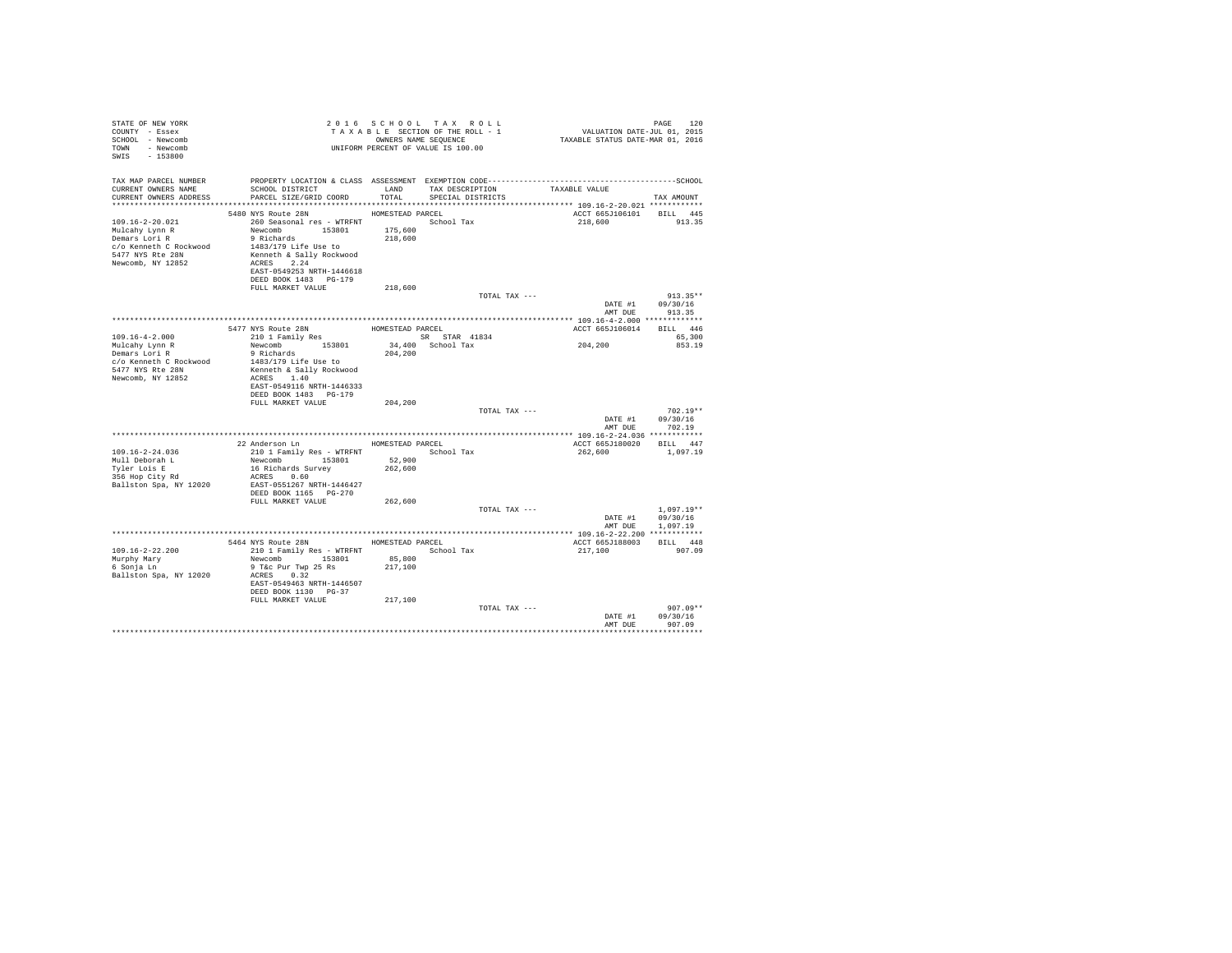STATE OF NEW YORK
COUNTY - Essex
SCHOOL - Newcomb
TOWN - Newcomb
SWIS - 153800

2016 SCHOOL TAX ROLL
TAXABLE SECTION OF THE ROLL - 1
OWNERS NAME SEQUENCE
UNIFORM PERCENT OF VALUE IS 100.00

VALUATION DATE-JUL 01, 2015
TAXABLE STATUS DATE-MAR 01, 2016

| TAX MAP PARCEL NUMBER / CURRENT OWNERS NAME / CURRENT OWNERS ADDRESS | PROPERTY LOCATION & CLASS / SCHOOL DISTRICT / PARCEL SIZE/GRID COORD | ASSESSMENT LAND / TOTAL | EXEMPTION CODE / TAX DESCRIPTION / SPECIAL DISTRICTS | TAXABLE VALUE | TAX AMOUNT |
|---|---|---|---|---|---|
| **109.16-2-20.021** | 5480 NYS Route 28N | HOMESTEAD PARCEL | | ACCT 665J106101 | BILL 445 |
| 109.16-2-20.021 | 260 Seasonal res - WTRFNT | | School Tax | 218,600 | 913.35 |
| Mulcahy Lynn R | Newcomb 153801 | 175,600 | | | |
| Demars Lori R | 9 Richards | 218,600 | | | |
| c/o Kenneth C Rockwood | 1483/179 Life Use to | | | | |
| 5477 NYS Rte 28N | Kenneth & Sally Rockwood | | | | |
| Newcomb, NY 12852 | ACRES 2.24 | | | | |
| | EAST-0549253 NRTH-1446618 | | | | |
| | DEED BOOK 1483 PG-179 | | | | |
| | FULL MARKET VALUE | 218,600 | | | |
| | | | TOTAL TAX --- | | 913.35** |
| | | | | DATE #1 | 09/30/16 |
| | | | | AMT DUE | 913.35 |
| **109.16-4-2.000** | 5477 NYS Route 28N | HOMESTEAD PARCEL | | ACCT 665J106014 | BILL 446 |
| 109.16-4-2.000 | 210 1 Family Res | | SR STAR 41834 | | 65,300 |
| Mulcahy Lynn R | Newcomb 153801 | 34,400 | School Tax | 204,200 | 853.19 |
| Demars Lori R | 9 Richards | 204,200 | | | |
| c/o Kenneth C Rockwood | 1483/179 Life Use to | | | | |
| 5477 NYS Rte 28N | Kenneth & Sally Rockwood | | | | |
| Newcomb, NY 12852 | ACRES 1.40 | | | | |
| | EAST-0549116 NRTH-1446333 | | | | |
| | DEED BOOK 1483 PG-179 | | | | |
| | FULL MARKET VALUE | 204,200 | | | |
| | | | TOTAL TAX --- | | 702.19** |
| | | | | DATE #1 | 09/30/16 |
| | | | | AMT DUE | 702.19 |
| **109.16-2-24.036** | 22 Anderson Ln | HOMESTEAD PARCEL | | ACCT 665J180020 | BILL 447 |
| 109.16-2-24.036 | 210 1 Family Res - WTRFNT | | School Tax | 262,600 | 1,097.19 |
| Mull Deborah L | Newcomb 153801 | 52,900 | | | |
| Tyler Lois E | 16 Richards Survey | 262,600 | | | |
| 356 Hop City Rd | ACRES 0.60 | | | | |
| Ballston Spa, NY 12020 | EAST-0551267 NRTH-1446427 | | | | |
| | DEED BOOK 1165 PG-270 | | | | |
| | FULL MARKET VALUE | 262,600 | | | |
| | | | TOTAL TAX --- | | 1,097.19** |
| | | | | DATE #1 | 09/30/16 |
| | | | | AMT DUE | 1,097.19 |
| **109.16-2-22.200** | 5464 NYS Route 28N | HOMESTEAD PARCEL | | ACCT 665J188003 | BILL 448 |
| 109.16-2-22.200 | 210 1 Family Res - WTRFNT | | School Tax | 217,100 | 907.09 |
| Murphy Mary | Newcomb 153801 | 85,800 | | | |
| 6 Sonja Ln | 9 T&c Pur Twp 25 Rs | 217,100 | | | |
| Ballston Spa, NY 12020 | ACRES 0.32 | | | | |
| | EAST-0549463 NRTH-1446507 | | | | |
| | DEED BOOK 1130 PG-37 | | | | |
| | FULL MARKET VALUE | 217,100 | | | |
| | | | TOTAL TAX --- | | 907.09** |
| | | | | DATE #1 | 09/30/16 |
| | | | | AMT DUE | 907.09 |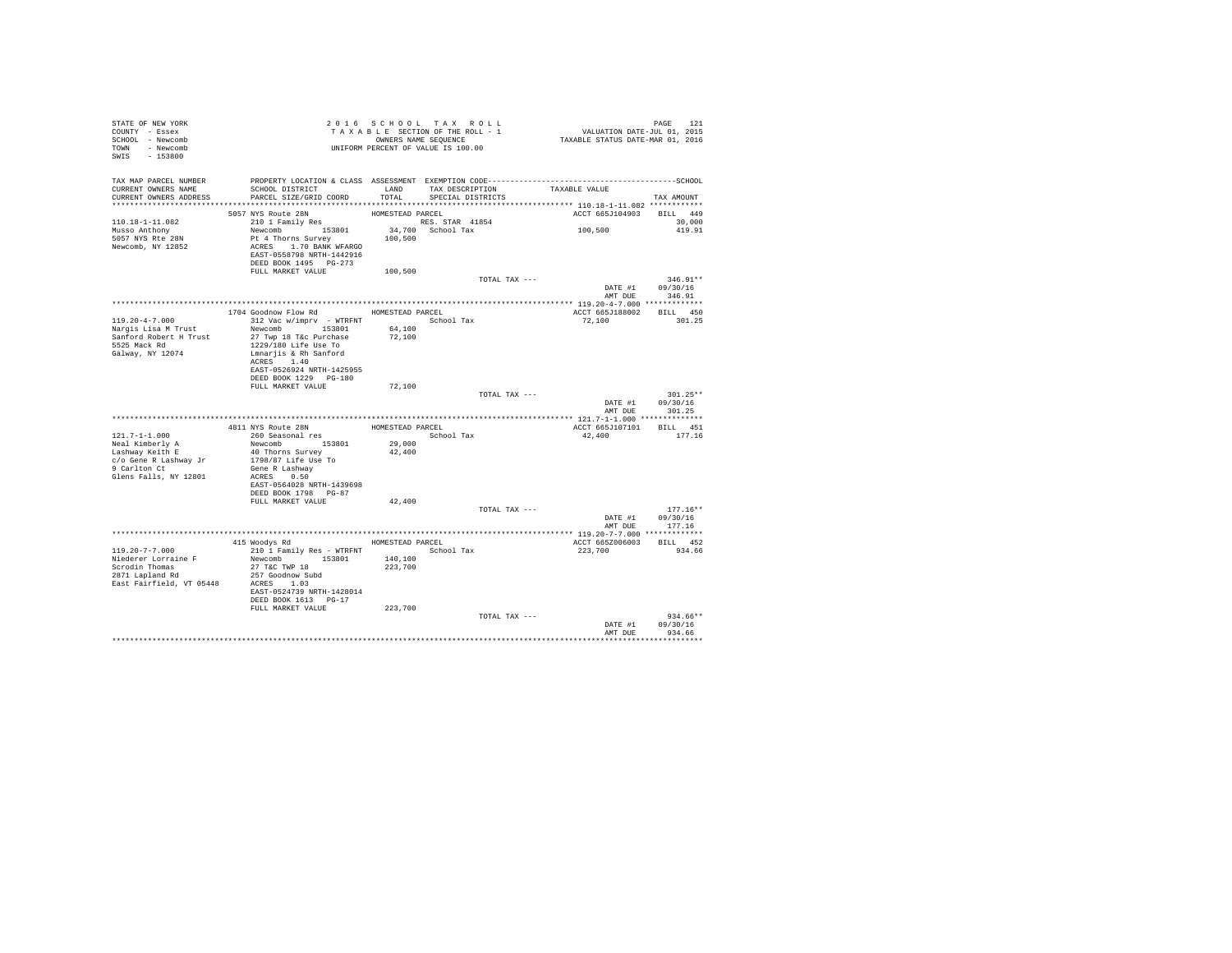STATE OF NEW YORK
COUNTY - Essex
SCHOOL - Newcomb
TOWN - Newcomb
SWIS - 153800

2016 SCHOOL TAX ROLL
TAXABLE SECTION OF THE ROLL - 1
OWNERS NAME SEQUENCE
UNIFORM PERCENT OF VALUE IS 100.00

VALUATION DATE-JUL 01, 2015
TAXABLE STATUS DATE-MAR 01, 2016

| TAX MAP PARCEL NUMBER / CURRENT OWNERS NAME / CURRENT OWNERS ADDRESS | PROPERTY LOCATION & CLASS / SCHOOL DISTRICT / PARCEL SIZE/GRID COORD | ASSESSMENT LAND / TOTAL | EXEMPTION CODE / TAX DESCRIPTION / SPECIAL DISTRICTS | TAXABLE VALUE | TAX AMOUNT (SCHOOL) |
|---|---|---|---|---|---|
| 110.18-1-11.082 | 5057 NYS Route 28N | HOMESTEAD PARCEL | | ACCT 665J104903 | BILL 449 |
| Musso Anthony | 210 1 Family Res | | RES. STAR 41854 | | 30,000 |
| 5057 NYS Rte 28N | Newcomb 153801 | 34,700 | School Tax | 100,500 | 419.91 |
| Newcomb, NY 12852 | Pt 4 Thorns Survey | 100,500 | | | |
| | ACRES 1.70 BANK WFARGO | | | | |
| | EAST-0558798 NRTH-1442916 | | | | |
| | DEED BOOK 1495 PG-273 | | | | |
| | FULL MARKET VALUE | 100,500 | | | |
| | | | TOTAL TAX --- | | 346.91** |
| | | | | DATE #1 | 09/30/16 |
| | | | | AMT DUE | 346.91 |
| 119.20-4-7.000 | 1704 Goodnow Flow Rd | HOMESTEAD PARCEL | | ACCT 665J188002 | BILL 450 |
| Nargis Lisa M Trust | 312 Vac w/imprv - WTRFNT | | School Tax | 72,100 | 301.25 |
| Sanford Robert H Trust | Newcomb 153801 | 64,100 | | | |
| 5525 Mack Rd | 27 Twp 18 T&c Purchase | 72,100 | | | |
| Galway, NY 12074 | 1229/180 Life Use To | | | | |
| | Lmnarjis & Rh Sanford | | | | |
| | ACRES 1.40 | | | | |
| | EAST-0526924 NRTH-1425955 | | | | |
| | DEED BOOK 1229 PG-180 | | | | |
| | FULL MARKET VALUE | 72,100 | | | |
| | | | TOTAL TAX --- | | 301.25** |
| | | | | DATE #1 | 09/30/16 |
| | | | | AMT DUE | 301.25 |
| 121.7-1-1.000 | 4811 NYS Route 28N | HOMESTEAD PARCEL | | ACCT 665J107101 | BILL 451 |
| Neal Kimberly A | 260 Seasonal res | | School Tax | 42,400 | 177.16 |
| Lashway Keith E | Newcomb 153801 | 29,000 | | | |
| c/o Gene R Lashway Jr | 40 Thorns Survey | 42,400 | | | |
| 9 Carlton Ct | 1798/87 Life Use To | | | | |
| Glens Falls, NY 12801 | Gene R Lashway | | | | |
| | ACRES 0.50 | | | | |
| | EAST-0564028 NRTH-1439698 | | | | |
| | DEED BOOK 1798 PG-87 | | | | |
| | FULL MARKET VALUE | 42,400 | | | |
| | | | TOTAL TAX --- | | 177.16** |
| | | | | DATE #1 | 09/30/16 |
| | | | | AMT DUE | 177.16 |
| 119.20-7-7.000 | 415 Woodys Rd | HOMESTEAD PARCEL | | ACCT 665Z006003 | BILL 452 |
| Niederer Lorraine F | 210 1 Family Res - WTRFNT | | School Tax | 223,700 | 934.66 |
| Scrodin Thomas | Newcomb 153801 | 140,100 | | | |
| 2871 Lapland Rd | 27 T&C TWP 18 | 223,700 | | | |
| East Fairfield, VT 05448 | 257 Goodnow Subd | | | | |
| | ACRES 1.03 | | | | |
| | EAST-0524739 NRTH-1428014 | | | | |
| | DEED BOOK 1613 PG-17 | | | | |
| | FULL MARKET VALUE | 223,700 | | | |
| | | | TOTAL TAX --- | | 934.66** |
| | | | | DATE #1 | 09/30/16 |
| | | | | AMT DUE | 934.66 |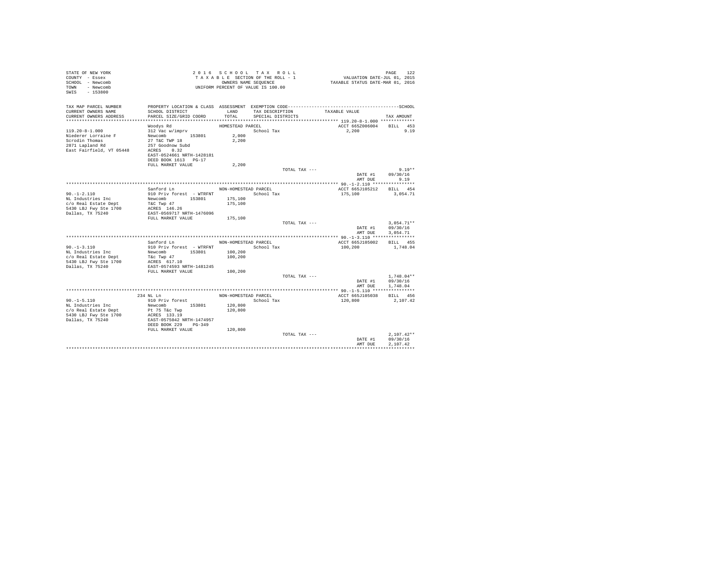STATE OF NEW YORK
COUNTY - Essex
SCHOOL - Newcomb
TOWN - Newcomb
SWIS - 153800

2 0 1 6 S C H O O L T A X R O L L
T A X A B L E SECTION OF THE ROLL - 1
OWNERS NAME SEQUENCE
UNIFORM PERCENT OF VALUE IS 100.00

VALUATION DATE-JUL 01, 2015
TAXABLE STATUS DATE-MAR 01, 2016

| TAX MAP PARCEL NUMBER / CURRENT OWNERS NAME / CURRENT OWNERS ADDRESS | PROPERTY LOCATION & CLASS / SCHOOL DISTRICT / PARCEL SIZE/GRID COORD | ASSESSMENT LAND / TOTAL | EXEMPTION CODE / TAX DESCRIPTION / SPECIAL DISTRICTS | TAXABLE VALUE | TAX AMOUNT |
|---|---|---|---|---|---|
| 119.20-8-1.000 | Woodys Rd | HOMESTEAD PARCEL | | ACCT 665Z006004 | BILL 453 |
| Niederer Lorraine F | 312 Vac w/imprv | | School Tax | 2,200 | 9.19 |
| Scrodin Thomas | Newcomb 153801 | 2,000 | | | |
| 2871 Lapland Rd | 27 T&C TWP 18 | 2,200 | | | |
| East Fairfield, VT 05448 | 257 Goodnow Subd | | | | |
| | ACRES 0.32 | | | | |
| | EAST-0524661 NRTH-1428181 | | | | |
| | DEED BOOK 1613 PG-17 | | | | |
| | FULL MARKET VALUE | 2,200 | | | |
| | | | TOTAL TAX --- | | 9.19** |
| | | | | DATE #1 | 09/30/16 |
| | | | | AMT DUE | 9.19 |
| 90.-1-2.110 | Sanford Ln | NON-HOMESTEAD PARCEL | | ACCT 665J105212 | BILL 454 |
| NL Industries Inc | 910 Priv forest - WTRFNT | | School Tax | 175,100 | 3,054.71 |
| c/o Real Estate Dept | Newcomb 153801 | 175,100 | | | |
| 5430 LBJ Fwy Ste 1700 | T&C Twp 47 | 175,100 | | | |
| Dallas, TX 75240 | ACRES 146.26 | | | | |
| | EAST-0569717 NRTH-1476096 | | | | |
| | FULL MARKET VALUE | 175,100 | | | |
| | | | TOTAL TAX --- | | 3,054.71** |
| | | | | DATE #1 | 09/30/16 |
| | | | | AMT DUE | 3,054.71 |
| 90.-1-3.110 | Sanford Ln | NON-HOMESTEAD PARCEL | | ACCT 665J105002 | BILL 455 |
| NL Industries Inc | 910 Priv forest - WTRFNT | | School Tax | 100,200 | 1,748.04 |
| c/o Real Estate Dept | Newcomb 153801 | 100,200 | | | |
| 5430 LBJ Fwy Ste 1700 | T&c Twp 47 | 100,200 | | | |
| Dallas, TX 75240 | ACRES 617.10 | | | | |
| | EAST-0574593 NRTH-1481245 | | | | |
| | FULL MARKET VALUE | 100,200 | | | |
| | | | TOTAL TAX --- | | 1,748.04** |
| | | | | DATE #1 | 09/30/16 |
| | | | | AMT DUE | 1,748.04 |
| 90.-1-5.110 | 234 NL Ln | NON-HOMESTEAD PARCEL | | ACCT 665J105038 | BILL 456 |
| NL Industries Inc | 910 Priv forest | | School Tax | 120,800 | 2,107.42 |
| c/o Real Estate Dept | Newcomb 153801 | 120,800 | | | |
| 5430 LBJ Fwy Ste 1700 | Pt 75 T&c Twp | 120,800 | | | |
| Dallas, TX 75240 | ACRES 133.19 | | | | |
| | EAST-0575042 NRTH-1474957 | | | | |
| | DEED BOOK 229 PG-349 | | | | |
| | FULL MARKET VALUE | 120,800 | | | |
| | | | TOTAL TAX --- | | 2,107.42** |
| | | | | DATE #1 | 09/30/16 |
| | | | | AMT DUE | 2,107.42 |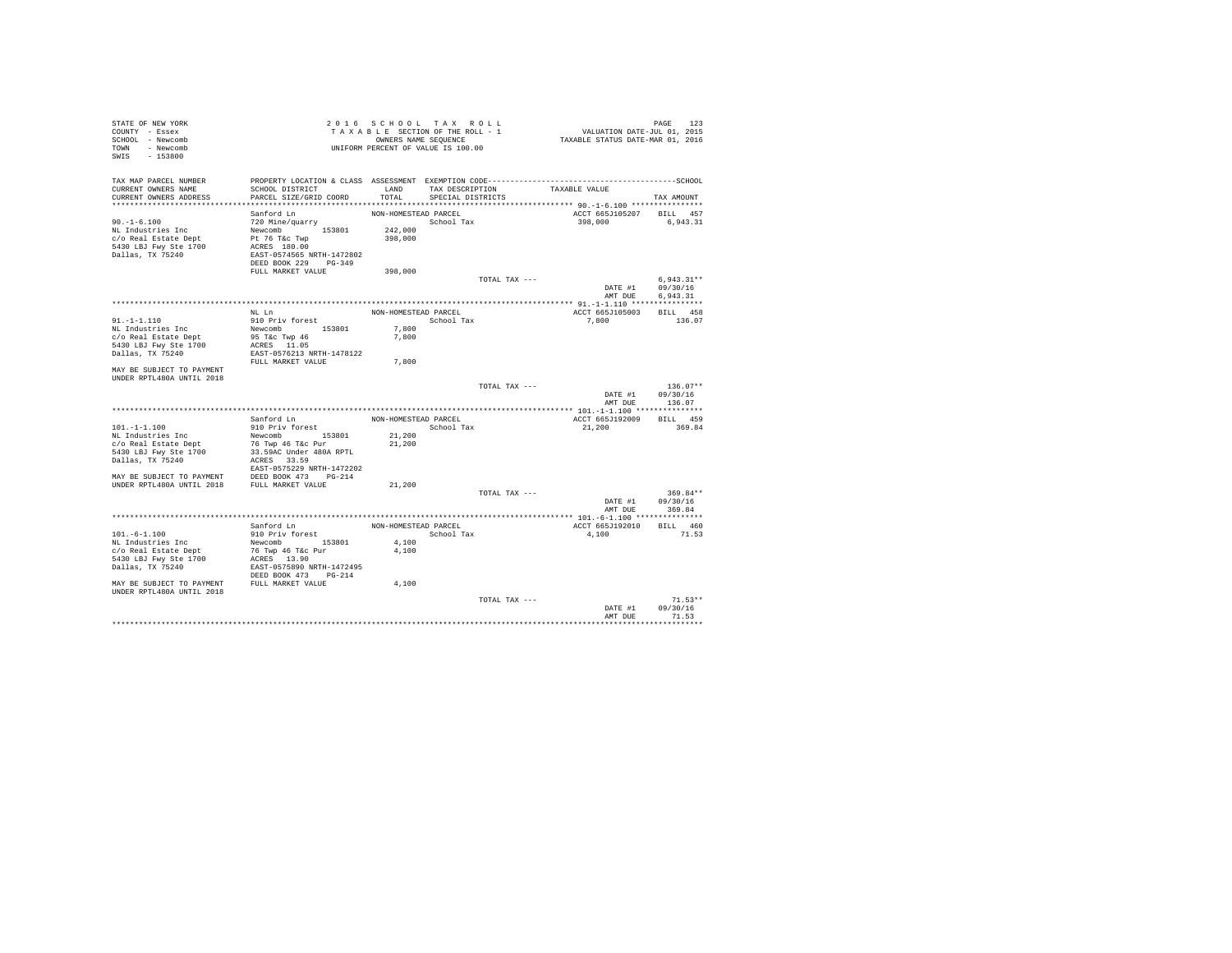STATE OF NEW YORK
COUNTY - Essex
SCHOOL - Newcomb
TOWN - Newcomb
SWIS - 153800

2016 SCHOOL TAX ROLL
TAXABLE SECTION OF THE ROLL - 1
OWNERS NAME SEQUENCE
UNIFORM PERCENT OF VALUE IS 100.00

VALUATION DATE-JUL 01, 2015
TAXABLE STATUS DATE-MAR 01, 2016

| TAX MAP PARCEL NUMBER / CURRENT OWNERS NAME / CURRENT OWNERS ADDRESS | PROPERTY LOCATION & CLASS / SCHOOL DISTRICT / PARCEL SIZE/GRID COORD | ASSESSMENT LAND / TOTAL | EXEMPTION CODE / TAX DESCRIPTION / SPECIAL DISTRICTS | TAXABLE VALUE | TAX AMOUNT |
|---|---|---|---|---|---|
| **90.-1-6.100** | Sanford Ln | NON-HOMESTEAD PARCEL | | ACCT 665J105207 | BILL 457 |
| 90.-1-6.100 | 720 Mine/quarry | | School Tax | 398,000 | 6,943.31 |
| NL Industries Inc | Newcomb 153801 | 242,000 | | | |
| c/o Real Estate Dept | Pt 76 T&c Twp | 398,000 | | | |
| 5430 LBJ Fwy Ste 1700 | ACRES 180.00 | | | | |
| Dallas, TX 75240 | EAST-0574565 NRTH-1472802 | | | | |
| | DEED BOOK 229 PG-349 | | | | |
| | FULL MARKET VALUE | 398,000 | | | |
| | | | TOTAL TAX --- | | 6,943.31** |
| | | | | DATE #1 | 09/30/16 |
| | | | | AMT DUE | 6,943.31 |
| **91.-1-1.110** | NL Ln | NON-HOMESTEAD PARCEL | | ACCT 665J105003 | BILL 458 |
| 91.-1-1.110 | 910 Priv forest | | School Tax | 7,800 | 136.07 |
| NL Industries Inc | Newcomb 153801 | 7,800 | | | |
| c/o Real Estate Dept | 95 T&c Twp 46 | 7,800 | | | |
| 5430 LBJ Fwy Ste 1700 | ACRES 11.05 | | | | |
| Dallas, TX 75240 | EAST-0576213 NRTH-1478122 | | | | |
| | FULL MARKET VALUE | 7,800 | | | |
| MAY BE SUBJECT TO PAYMENT UNDER RPTL480A UNTIL 2018 | | | | | |
| | | | TOTAL TAX --- | | 136.07** |
| | | | | DATE #1 | 09/30/16 |
| | | | | AMT DUE | 136.07 |
| **101.-1-1.100** | Sanford Ln | NON-HOMESTEAD PARCEL | | ACCT 665J192009 | BILL 459 |
| 101.-1-1.100 | 910 Priv forest | | School Tax | 21,200 | 369.84 |
| NL Industries Inc | Newcomb 153801 | 21,200 | | | |
| c/o Real Estate Dept | 76 Twp 46 T&c Pur | 21,200 | | | |
| 5430 LBJ Fwy Ste 1700 | 33.59AC Under 480A RPTL | | | | |
| Dallas, TX 75240 | ACRES 33.59 | | | | |
| | EAST-0575229 NRTH-1472202 | | | | |
| MAY BE SUBJECT TO PAYMENT | DEED BOOK 473 PG-214 | | | | |
| UNDER RPTL480A UNTIL 2018 | FULL MARKET VALUE | 21,200 | | | |
| | | | TOTAL TAX --- | | 369.84** |
| | | | | DATE #1 | 09/30/16 |
| | | | | AMT DUE | 369.84 |
| **101.-6-1.100** | Sanford Ln | NON-HOMESTEAD PARCEL | | ACCT 665J192010 | BILL 460 |
| 101.-6-1.100 | 910 Priv forest | | School Tax | 4,100 | 71.53 |
| NL Industries Inc | Newcomb 153801 | 4,100 | | | |
| c/o Real Estate Dept | 76 Twp 46 T&c Pur | 4,100 | | | |
| 5430 LBJ Fwy Ste 1700 | ACRES 13.90 | | | | |
| Dallas, TX 75240 | EAST-0575890 NRTH-1472495 | | | | |
| | DEED BOOK 473 PG-214 | | | | |
| MAY BE SUBJECT TO PAYMENT | FULL MARKET VALUE | 4,100 | | | |
| UNDER RPTL480A UNTIL 2018 | | | | | |
| | | | TOTAL TAX --- | | 71.53** |
| | | | | DATE #1 | 09/30/16 |
| | | | | AMT DUE | 71.53 |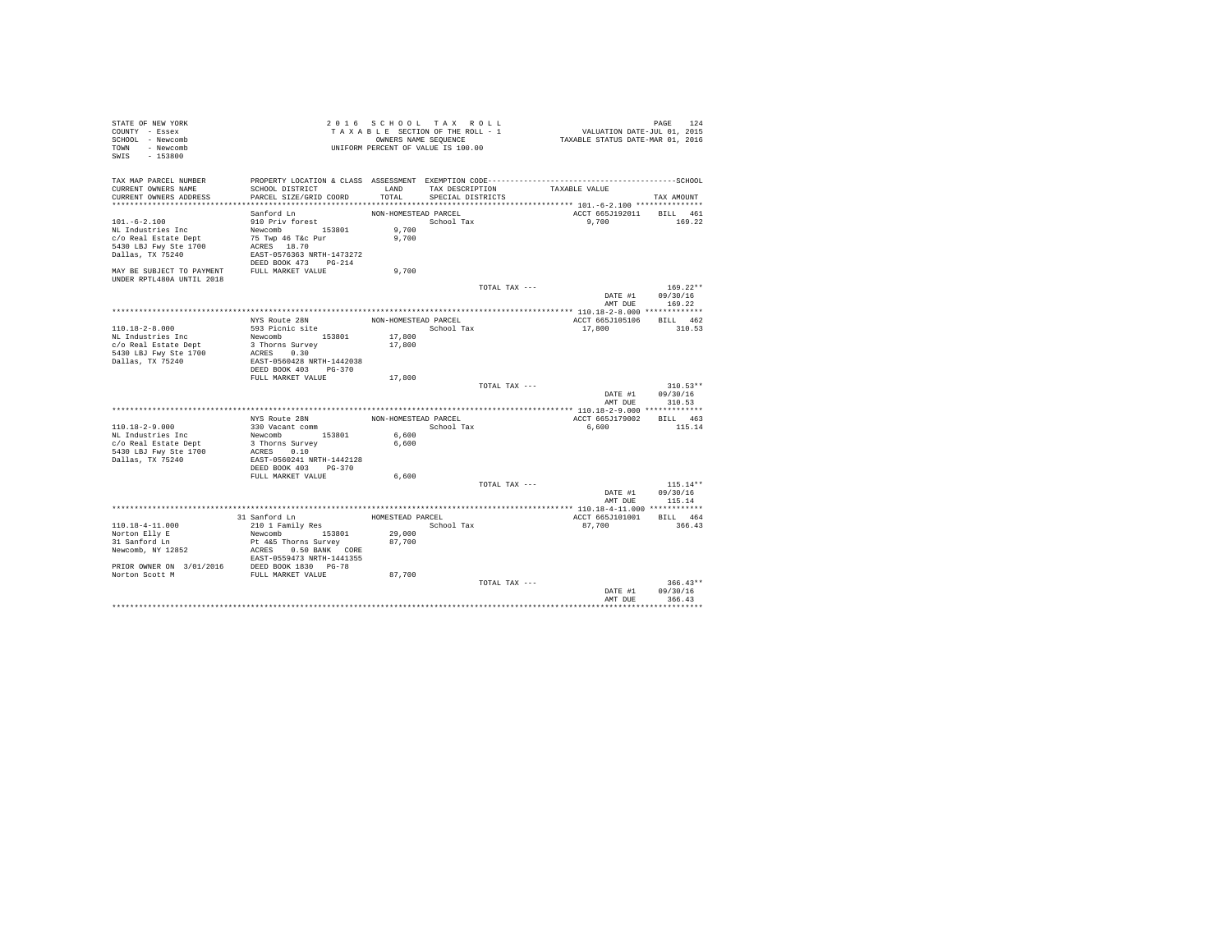STATE OF NEW YORK
COUNTY - Essex
SCHOOL - Newcomb
TOWN - Newcomb
SWIS - 153800

2016 SCHOOL TAX ROLL
TAXABLE SECTION OF THE ROLL - 1
OWNERS NAME SEQUENCE
UNIFORM PERCENT OF VALUE IS 100.00

VALUATION DATE-JUL 01, 2015
TAXABLE STATUS DATE-MAR 01, 2016

| TAX MAP PARCEL NUMBER / CURRENT OWNERS NAME / CURRENT OWNERS ADDRESS | PROPERTY LOCATION & CLASS / SCHOOL DISTRICT / PARCEL SIZE/GRID COORD | ASSESSMENT LAND / TOTAL | EXEMPTION CODE / TAX DESCRIPTION / SPECIAL DISTRICTS | TAXABLE VALUE | TAX AMOUNT |
|---|---|---|---|---|---|
| **101.-6-2.100** | Sanford Ln | NON-HOMESTEAD PARCEL | | ACCT 665J192011 | BILL 461 |
| 101.-6-2.100 | 910 Priv forest | | School Tax | 9,700 | 169.22 |
| NL Industries Inc | Newcomb 153801 | 9,700 | | | |
| c/o Real Estate Dept | 75 Twp 46 T&c Pur | 9,700 | | | |
| 5430 LBJ Fwy Ste 1700 | ACRES 18.70 | | | | |
| Dallas, TX 75240 | EAST-0576363 NRTH-1473272 | | | | |
| | DEED BOOK 473 PG-214 | | | | |
| MAY BE SUBJECT TO PAYMENT UNDER RPTL480A UNTIL 2018 | FULL MARKET VALUE | 9,700 | | | |
| | | | TOTAL TAX --- | | 169.22** |
| | | | | DATE #1 | 09/30/16 |
| | | | | AMT DUE | 169.22 |
| **110.18-2-8.000** | NYS Route 28N | NON-HOMESTEAD PARCEL | | ACCT 665J105106 | BILL 462 |
| 110.18-2-8.000 | 593 Picnic site | | School Tax | 17,800 | 310.53 |
| NL Industries Inc | Newcomb 153801 | 17,800 | | | |
| c/o Real Estate Dept | 3 Thorns Survey | 17,800 | | | |
| 5430 LBJ Fwy Ste 1700 | ACRES 0.30 | | | | |
| Dallas, TX 75240 | EAST-0560428 NRTH-1442038 | | | | |
| | DEED BOOK 403 PG-370 | | | | |
| | FULL MARKET VALUE | 17,800 | | | |
| | | | TOTAL TAX --- | | 310.53** |
| | | | | DATE #1 | 09/30/16 |
| | | | | AMT DUE | 310.53 |
| **110.18-2-9.000** | NYS Route 28N | NON-HOMESTEAD PARCEL | | ACCT 665J179002 | BILL 463 |
| 110.18-2-9.000 | 330 Vacant comm | | School Tax | 6,600 | 115.14 |
| NL Industries Inc | Newcomb 153801 | 6,600 | | | |
| c/o Real Estate Dept | 3 Thorns Survey | 6,600 | | | |
| 5430 LBJ Fwy Ste 1700 | ACRES 0.10 | | | | |
| Dallas, TX 75240 | EAST-0560241 NRTH-1442128 | | | | |
| | DEED BOOK 403 PG-370 | | | | |
| | FULL MARKET VALUE | 6,600 | | | |
| | | | TOTAL TAX --- | | 115.14** |
| | | | | DATE #1 | 09/30/16 |
| | | | | AMT DUE | 115.14 |
| **110.18-4-11.000** | 31 Sanford Ln | HOMESTEAD PARCEL | | ACCT 665J101001 | BILL 464 |
| 110.18-4-11.000 | 210 1 Family Res | | School Tax | 87,700 | 366.43 |
| Norton Elly E | Newcomb 153801 | 29,000 | | | |
| 31 Sanford Ln | Pt 4&5 Thorns Survey | 87,700 | | | |
| Newcomb, NY 12852 | ACRES 0.50 BANK CORE | | | | |
| | EAST-0559473 NRTH-1441355 | | | | |
| PRIOR OWNER ON 3/01/2016 | DEED BOOK 1830 PG-78 | | | | |
| Norton Scott M | FULL MARKET VALUE | 87,700 | | | |
| | | | TOTAL TAX --- | | 366.43** |
| | | | | DATE #1 | 09/30/16 |
| | | | | AMT DUE | 366.43 |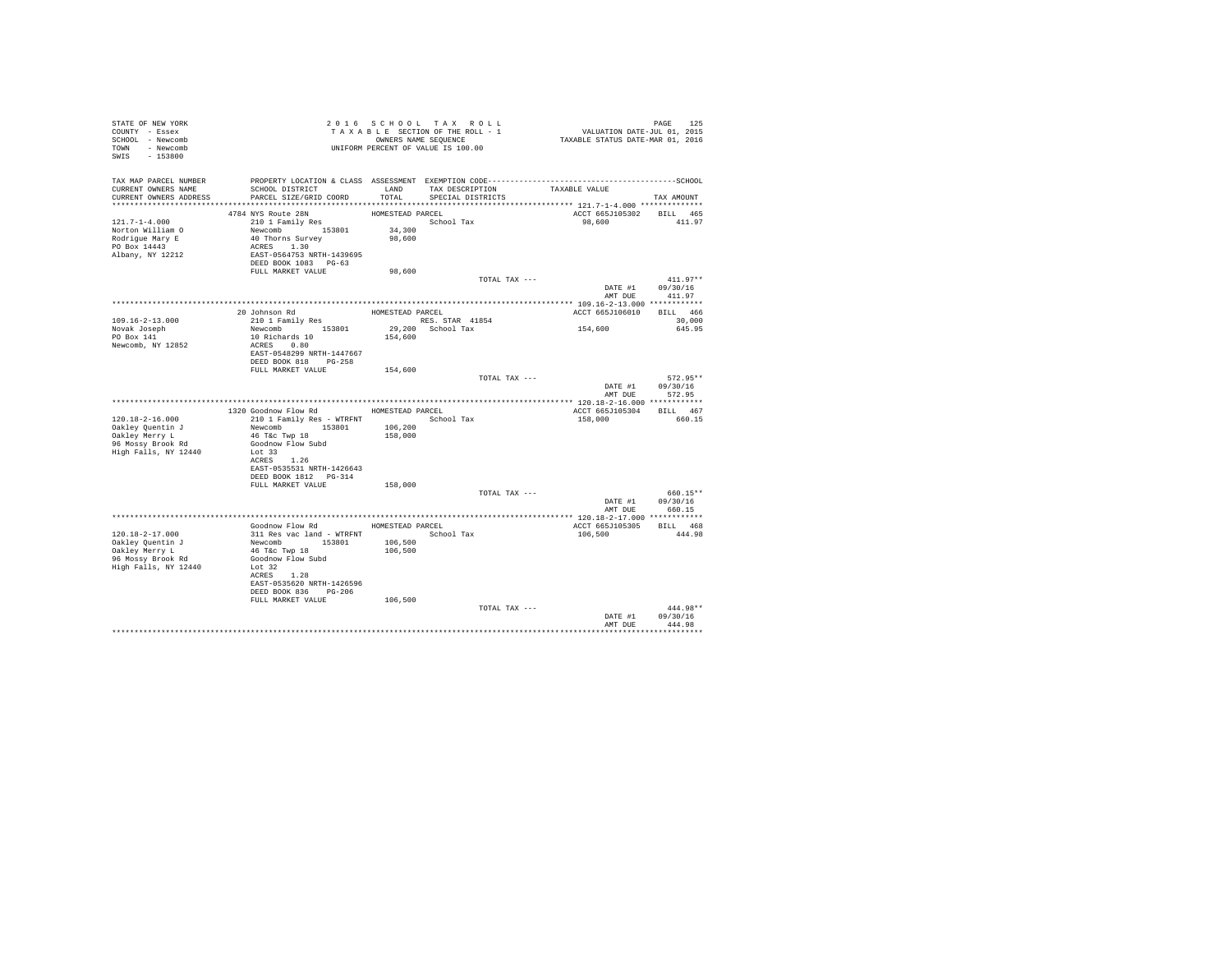STATE OF NEW YORK
COUNTY - Essex
SCHOOL - Newcomb
TOWN - Newcomb
SWIS - 153800

2 0 1 6 S C H O O L T A X R O L L
T A X A B L E SECTION OF THE ROLL - 1
OWNERS NAME SEQUENCE
UNIFORM PERCENT OF VALUE IS 100.00

VALUATION DATE-JUL 01, 2015
TAXABLE STATUS DATE-MAR 01, 2016

| TAX MAP PARCEL NUMBER / CURRENT OWNERS NAME / CURRENT OWNERS ADDRESS | PROPERTY LOCATION & CLASS / SCHOOL DISTRICT / PARCEL SIZE/GRID COORD | ASSESSMENT LAND / TOTAL | EXEMPTION CODE / TAX DESCRIPTION / SPECIAL DISTRICTS | TAXABLE VALUE | TAX AMOUNT |
|---|---|---|---|---|---|
| 121.7-1-4.000 | 4784 NYS Route 28N | HOMESTEAD PARCEL | | ACCT 665J105302 | BILL 465 |
| Norton William O | 210 1 Family Res | | School Tax | 98,600 | 411.97 |
| Rodrigue Mary E | Newcomb 153801 | 34,300 | | | |
| PO Box 14443 | 40 Thorns Survey | 98,600 | | | |
| Albany, NY 12212 | ACRES 1.30 | | | | |
| | EAST-0564753 NRTH-1439695 | | | | |
| | DEED BOOK 1083 PG-63 | | | | |
| | FULL MARKET VALUE | 98,600 | | | |
| | | | TOTAL TAX --- | | 411.97** |
| | | | | DATE #1 | 09/30/16 |
| | | | | AMT DUE | 411.97 |
| 109.16-2-13.000 | 20 Johnson Rd | HOMESTEAD PARCEL | | ACCT 665J106010 | BILL 466 |
| Novak Joseph | 210 1 Family Res | | RES. STAR 41854 | | 30,000 |
| PO Box 141 | Newcomb 153801 | 29,200 | School Tax | 154,600 | 645.95 |
| Newcomb, NY 12852 | 10 Richards 10 | 154,600 | | | |
| | ACRES 0.80 | | | | |
| | EAST-0548299 NRTH-1447667 | | | | |
| | DEED BOOK 818 PG-258 | | | | |
| | FULL MARKET VALUE | 154,600 | | | |
| | | | TOTAL TAX --- | | 572.95** |
| | | | | DATE #1 | 09/30/16 |
| | | | | AMT DUE | 572.95 |
| 120.18-2-16.000 | 1320 Goodnow Flow Rd | HOMESTEAD PARCEL | | ACCT 665J105304 | BILL 467 |
| Oakley Quentin J | 210 1 Family Res - WTRFNT | | School Tax | 158,000 | 660.15 |
| Oakley Merry L | Newcomb 153801 | 106,200 | | | |
| 96 Mossy Brook Rd | 46 T&c Twp 18 | 158,000 | | | |
| High Falls, NY 12440 | Goodnow Flow Subd | | | | |
| | Lot 33 | | | | |
| | ACRES 1.26 | | | | |
| | EAST-0535531 NRTH-1426643 | | | | |
| | DEED BOOK 1812 PG-314 | | | | |
| | FULL MARKET VALUE | 158,000 | | | |
| | | | TOTAL TAX --- | | 660.15** |
| | | | | DATE #1 | 09/30/16 |
| | | | | AMT DUE | 660.15 |
| 120.18-2-17.000 | Goodnow Flow Rd | HOMESTEAD PARCEL | | ACCT 665J105305 | BILL 468 |
| Oakley Quentin J | 311 Res vac land - WTRFNT | | School Tax | 106,500 | 444.98 |
| Oakley Merry L | Newcomb 153801 | 106,500 | | | |
| 96 Mossy Brook Rd | 46 T&c Twp 18 | 106,500 | | | |
| High Falls, NY 12440 | Goodnow Flow Subd | | | | |
| | Lot 32 | | | | |
| | ACRES 1.28 | | | | |
| | EAST-0535620 NRTH-1426596 | | | | |
| | DEED BOOK 836 PG-206 | | | | |
| | FULL MARKET VALUE | 106,500 | | | |
| | | | TOTAL TAX --- | | 444.98** |
| | | | | DATE #1 | 09/30/16 |
| | | | | AMT DUE | 444.98 |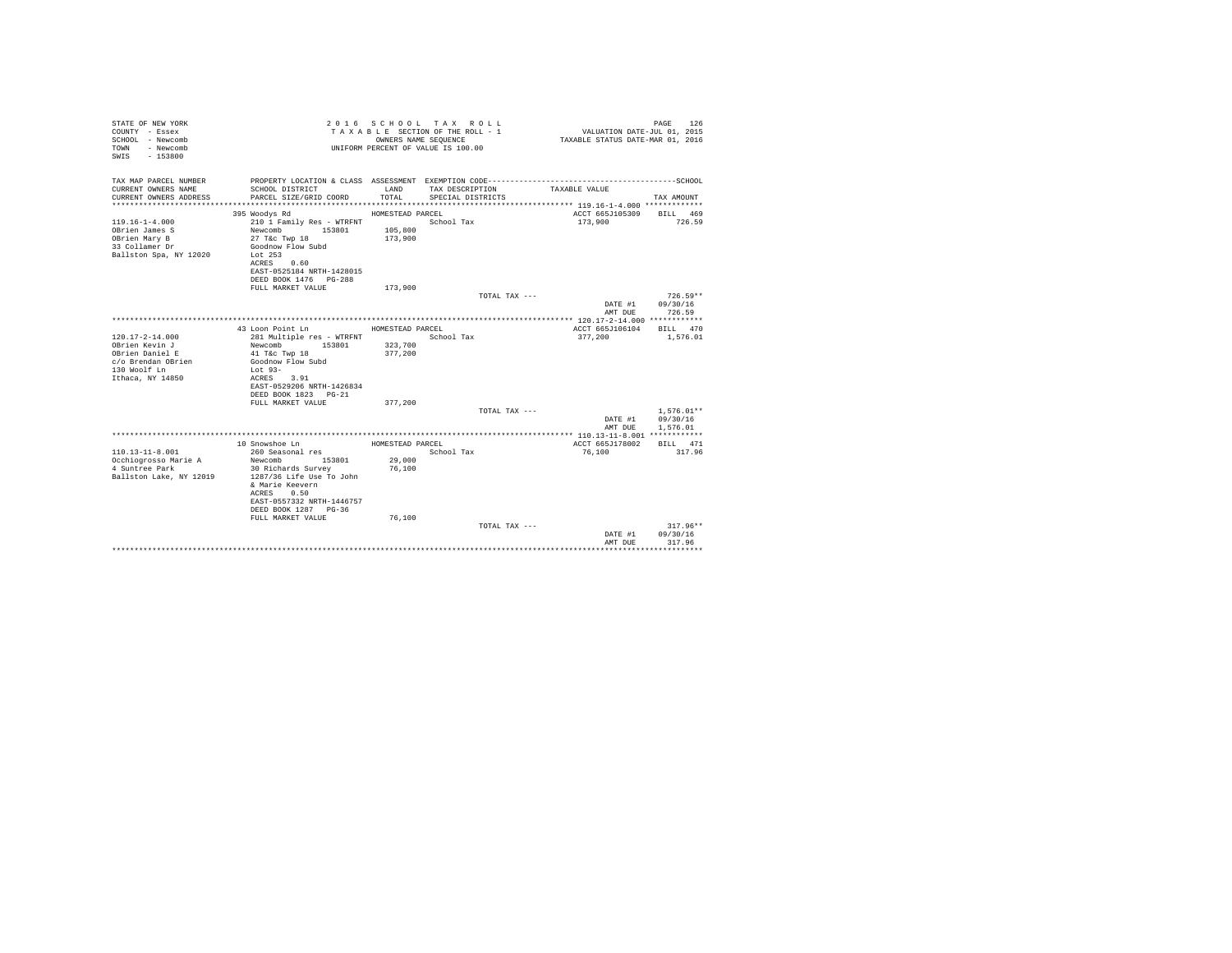STATE OF NEW YORK
COUNTY - Essex
SCHOOL - Newcomb
TOWN - Newcomb
SWIS - 153800

2016 SCHOOL TAX ROLL
TAXABLE SECTION OF THE ROLL - 1
OWNERS NAME SEQUENCE
UNIFORM PERCENT OF VALUE IS 100.00

VALUATION DATE-JUL 01, 2015
TAXABLE STATUS DATE-MAR 01, 2016

| TAX MAP PARCEL NUMBER / CURRENT OWNERS NAME / CURRENT OWNERS ADDRESS | PROPERTY LOCATION & CLASS / SCHOOL DISTRICT / PARCEL SIZE/GRID COORD | ASSESSMENT LAND / TOTAL | EXEMPTION CODE / TAX DESCRIPTION / SPECIAL DISTRICTS | TAXABLE VALUE | TAX AMOUNT |
|---|---|---|---|---|---|
| **119.16-1-4.000** | | | | | |
| | 395 Woodys Rd | HOMESTEAD PARCEL | | ACCT 665J105309 | BILL 469 |
| 119.16-1-4.000 | 210 1 Family Res - WTRFNT | | School Tax | 173,900 | 726.59 |
| OBrien James S | Newcomb 153801 | 105,800 | | | |
| OBrien Mary B | 27 T&c Twp 18 | 173,900 | | | |
| 33 Collamer Dr | Goodnow Flow Subd | | | | |
| Ballston Spa, NY 12020 | Lot 253 | | | | |
| | ACRES 0.60 | | | | |
| | EAST-0525184 NRTH-1428015 | | | | |
| | DEED BOOK 1476 PG-288 | | | | |
| | FULL MARKET VALUE | 173,900 | | | |
| | | | TOTAL TAX --- | | 726.59** |
| | | | | DATE #1 | 09/30/16 |
| | | | | AMT DUE | 726.59 |
| **120.17-2-14.000** | | | | | |
| | 43 Loon Point Ln | HOMESTEAD PARCEL | | ACCT 665J106104 | BILL 470 |
| 120.17-2-14.000 | 281 Multiple res - WTRFNT | | School Tax | 377,200 | 1,576.01 |
| OBrien Kevin J | Newcomb 153801 | 323,700 | | | |
| OBrien Daniel E | 41 T&c Twp 18 | 377,200 | | | |
| c/o Brendan OBrien | Goodnow Flow Subd | | | | |
| 130 Woolf Ln | Lot 93- | | | | |
| Ithaca, NY 14850 | ACRES 3.91 | | | | |
| | EAST-0529206 NRTH-1426834 | | | | |
| | DEED BOOK 1823 PG-21 | | | | |
| | FULL MARKET VALUE | 377,200 | | | |
| | | | TOTAL TAX --- | | 1,576.01** |
| | | | | DATE #1 | 09/30/16 |
| | | | | AMT DUE | 1,576.01 |
| **110.13-11-8.001** | | | | | |
| | 10 Snowshoe Ln | HOMESTEAD PARCEL | | ACCT 665J178002 | BILL 471 |
| 110.13-11-8.001 | 260 Seasonal res | | School Tax | 76,100 | 317.96 |
| Occhiogrosso Marie A | Newcomb 153801 | 29,000 | | | |
| 4 Suntree Park | 30 Richards Survey | 76,100 | | | |
| Ballston Lake, NY 12019 | 1287/36 Life Use To John | | | | |
| | & Marie Keevern | | | | |
| | ACRES 0.50 | | | | |
| | EAST-0557332 NRTH-1446757 | | | | |
| | DEED BOOK 1287 PG-36 | | | | |
| | FULL MARKET VALUE | 76,100 | | | |
| | | | TOTAL TAX --- | | 317.96** |
| | | | | DATE #1 | 09/30/16 |
| | | | | AMT DUE | 317.96 |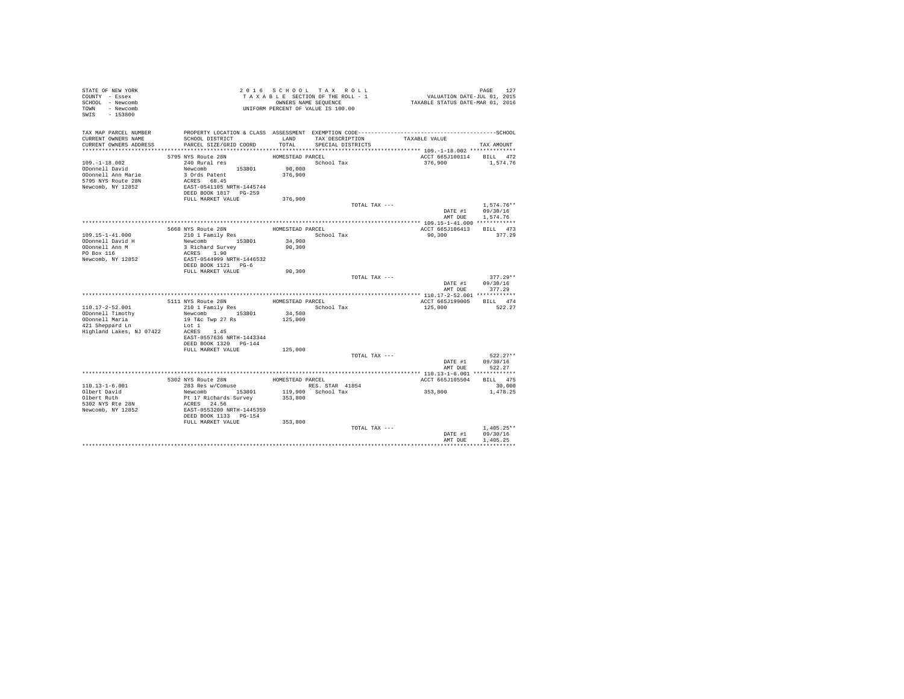STATE OF NEW YORK
COUNTY - Essex
SCHOOL - Newcomb
TOWN - Newcomb
SWIS - 153800

2 0 1 6 S C H O O L T A X R O L L
T A X A B L E SECTION OF THE ROLL - 1
OWNERS NAME SEQUENCE
UNIFORM PERCENT OF VALUE IS 100.00

VALUATION DATE-JUL 01, 2015
TAXABLE STATUS DATE-MAR 01, 2016

```
TAX MAP PARCEL NUMBER      PROPERTY LOCATION & CLASS  ASSESSMENT  EXEMPTION CODE------------------------------------------------SCHOOL
CURRENT OWNERS NAME        SCHOOL DISTRICT               LAND      TAX DESCRIPTION            TAXABLE VALUE
CURRENT OWNERS ADDRESS     PARCEL SIZE/GRID COORD        TOTAL     SPECIAL DISTRICTS                                    TAX AMOUNT
*************************************************************************************************** 109.-1-18.002 **************
                           5795 NYS Route 28N             HOMESTEAD PARCEL                        ACCT 665J100114    BILL  472
109.-1-18.002              240 Rural res                            School Tax                    376,900             1,574.76
ODonnell David             Newcomb         153801        90,000
ODonnell Ann Marie         3 Ords Patent                376,900
5795 NYS Route 28N         ACRES   68.45
Newcomb, NY 12852          EAST-0541105 NRTH-1445744
                           DEED BOOK 1817   PG-259
                           FULL MARKET VALUE            376,900
                                                                      TOTAL TAX ---                                   1,574.76**
                                                                                                       DATE #1        09/30/16
                                                                                                       AMT DUE        1,574.76
*************************************************************************************************** 109.15-1-41.000 ************
                           5668 NYS Route 28N             HOMESTEAD PARCEL                        ACCT 665J106413    BILL  473
109.15-1-41.000            210 1 Family Res                         School Tax                     90,300               377.29
ODonnell David H           Newcomb         153801        34,900
ODonnell Ann M             3 Richard Survey              90,300
PO Box 116                 ACRES    1.90
Newcomb, NY 12852          EAST-0544999 NRTH-1446532
                           DEED BOOK 1121   PG-6
                           FULL MARKET VALUE             90,300
                                                                      TOTAL TAX ---                                     377.29**
                                                                                                       DATE #1        09/30/16
                                                                                                       AMT DUE          377.29
*************************************************************************************************** 110.17-2-52.001 ************
                           5111 NYS Route 28N             HOMESTEAD PARCEL                        ACCT 665J199005    BILL  474
110.17-2-52.001            210 1 Family Res                         School Tax                    125,000               522.27
ODonnell Timothy           Newcomb         153801        34,500
ODonnell Maria             19 T&c Twp 27 Rs             125,000
421 Sheppard Ln            Lot 1
Highland Lakes, NJ 07422   ACRES    1.45
                           EAST-0557636 NRTH-1443344
                           DEED BOOK 1320   PG-144
                           FULL MARKET VALUE            125,000
                                                                      TOTAL TAX ---                                     522.27**
                                                                                                       DATE #1        09/30/16
                                                                                                       AMT DUE          522.27
*************************************************************************************************** 110.13-1-6.001 *************
                           5302 NYS Route 28N             HOMESTEAD PARCEL                        ACCT 665J105504    BILL  475
110.13-1-6.001             283 Res w/Comuse                         RES. STAR  41854                                 30,000
Olbert David               Newcomb         153801       119,900     School Tax                    353,800             1,478.25
Olbert Ruth                Pt 17 Richards Survey        353,800
5302 NYS Rte 28N           ACRES   24.56
Newcomb, NY 12852          EAST-0553200 NRTH-1445359
                           DEED BOOK 1133   PG-154
                           FULL MARKET VALUE            353,800
                                                                      TOTAL TAX ---                                   1,405.25**
                                                                                                       DATE #1        09/30/16
                                                                                                       AMT DUE        1,405.25
********************************************************************************************************************************
```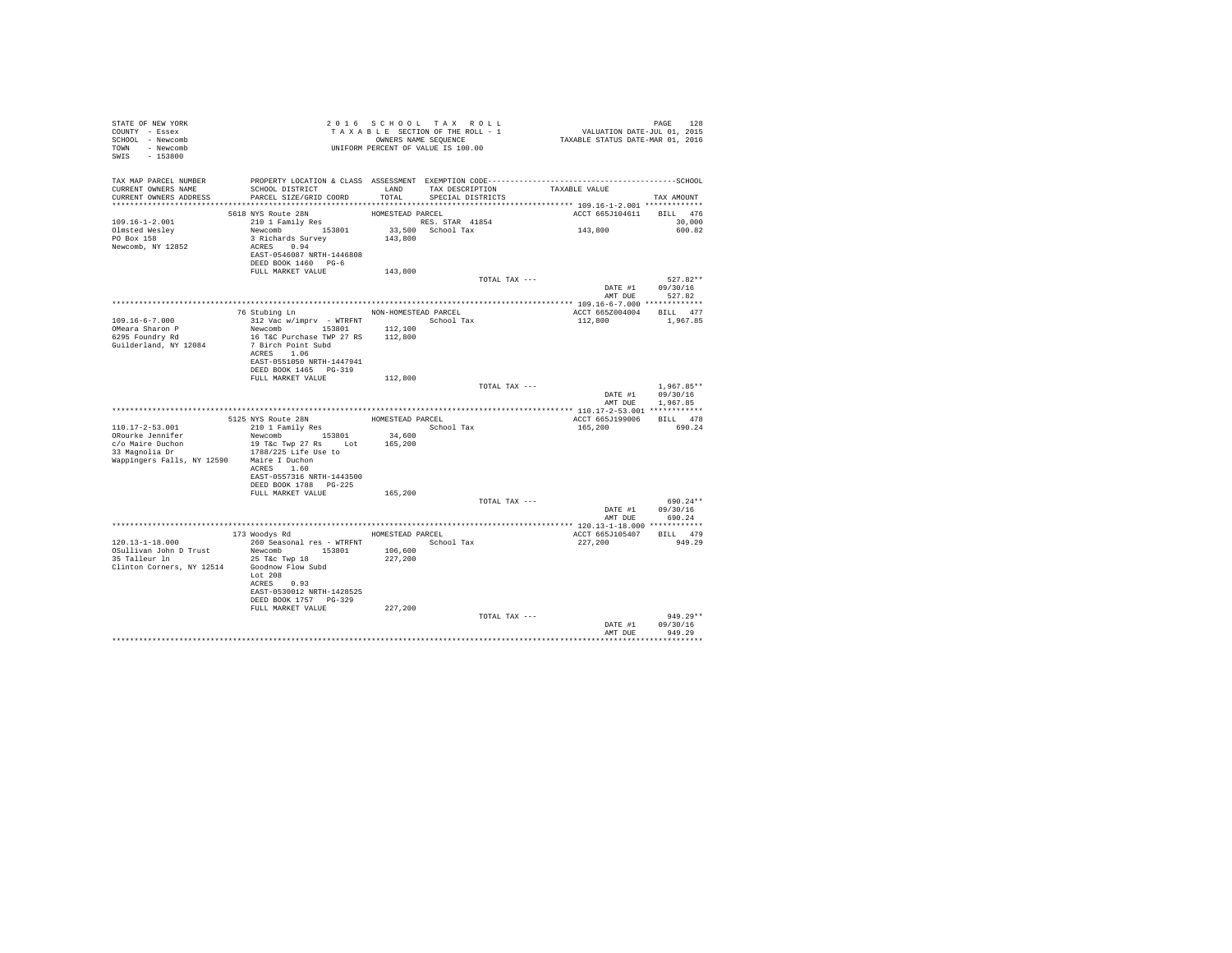STATE OF NEW YORK
COUNTY - Essex
SCHOOL - Newcomb
TOWN - Newcomb
SWIS - 153800

2016 SCHOOL TAX ROLL
TAXABLE SECTION OF THE ROLL - 1
OWNERS NAME SEQUENCE
UNIFORM PERCENT OF VALUE IS 100.00

VALUATION DATE-JUL 01, 2015
TAXABLE STATUS DATE-MAR 01, 2016

| TAX MAP PARCEL NUMBER / CURRENT OWNERS NAME / CURRENT OWNERS ADDRESS | PROPERTY LOCATION & CLASS / SCHOOL DISTRICT / PARCEL SIZE/GRID COORD | ASSESSMENT LAND / TOTAL | EXEMPTION CODE / TAX DESCRIPTION / SPECIAL DISTRICTS | TAXABLE VALUE | TAX AMOUNT |
|---|---|---|---|---|---|
| **109.16-1-2.001** | 5618 NYS Route 28N | HOMESTEAD PARCEL | | ACCT 665J104611 | BILL 476 |
| 109.16-1-2.001 | 210 1 Family Res | | RES. STAR 41854 | | 30,000 |
| Olmsted Wesley | Newcomb 153801 | 33,500 | School Tax | 143,800 | 600.82 |
| PO Box 158 | 3 Richards Survey | 143,800 | | | |
| Newcomb, NY 12852 | ACRES 0.94 | | | | |
| | EAST-0546087 NRTH-1446808 | | | | |
| | DEED BOOK 1460 PG-6 | | | | |
| | FULL MARKET VALUE | 143,800 | | | |
| | | | TOTAL TAX --- | | 527.82** |
| | | | | DATE #1 | 09/30/16 |
| | | | | AMT DUE | 527.82 |
| **109.16-6-7.000** | 76 Stubing Ln | NON-HOMESTEAD PARCEL | | ACCT 665Z004004 | BILL 477 |
| 109.16-6-7.000 | 312 Vac w/imprv - WTRFNT | | School Tax | 112,800 | 1,967.85 |
| OMeara Sharon P | Newcomb 153801 | 112,100 | | | |
| 6295 Foundry Rd | 16 T&C Purchase TWP 27 RS | 112,800 | | | |
| Guilderland, NY 12084 | 7 Birch Point Subd | | | | |
| | ACRES 1.06 | | | | |
| | EAST-0551050 NRTH-1447941 | | | | |
| | DEED BOOK 1465 PG-319 | | | | |
| | FULL MARKET VALUE | 112,800 | | | |
| | | | TOTAL TAX --- | | 1,967.85** |
| | | | | DATE #1 | 09/30/16 |
| | | | | AMT DUE | 1,967.85 |
| **110.17-2-53.001** | 5125 NYS Route 28N | HOMESTEAD PARCEL | | ACCT 665J199006 | BILL 478 |
| 110.17-2-53.001 | 210 1 Family Res | | School Tax | 165,200 | 690.24 |
| ORourke Jennifer | Newcomb 153801 | 34,600 | | | |
| c/o Maire Duchon | 19 T&c Twp 27 Rs Lot | 165,200 | | | |
| 33 Magnolia Dr | 1788/225 Life Use to | | | | |
| Wappingers Falls, NY 12590 | Maire I Duchon | | | | |
| | ACRES 1.60 | | | | |
| | EAST-0557316 NRTH-1443500 | | | | |
| | DEED BOOK 1788 PG-225 | | | | |
| | FULL MARKET VALUE | 165,200 | | | |
| | | | TOTAL TAX --- | | 690.24** |
| | | | | DATE #1 | 09/30/16 |
| | | | | AMT DUE | 690.24 |
| **120.13-1-18.000** | 173 Woodys Rd | HOMESTEAD PARCEL | | ACCT 665J105407 | BILL 479 |
| 120.13-1-18.000 | 260 Seasonal res - WTRFNT | | School Tax | 227,200 | 949.29 |
| OSullivan John D Trust | Newcomb 153801 | 106,600 | | | |
| 35 Talleur ln | 25 T&c Twp 18 | 227,200 | | | |
| Clinton Corners, NY 12514 | Goodnow Flow Subd | | | | |
| | Lot 208 | | | | |
| | ACRES 0.93 | | | | |
| | EAST-0530012 NRTH-1428525 | | | | |
| | DEED BOOK 1757 PG-329 | | | | |
| | FULL MARKET VALUE | 227,200 | | | |
| | | | TOTAL TAX --- | | 949.29** |
| | | | | DATE #1 | 09/30/16 |
| | | | | AMT DUE | 949.29 |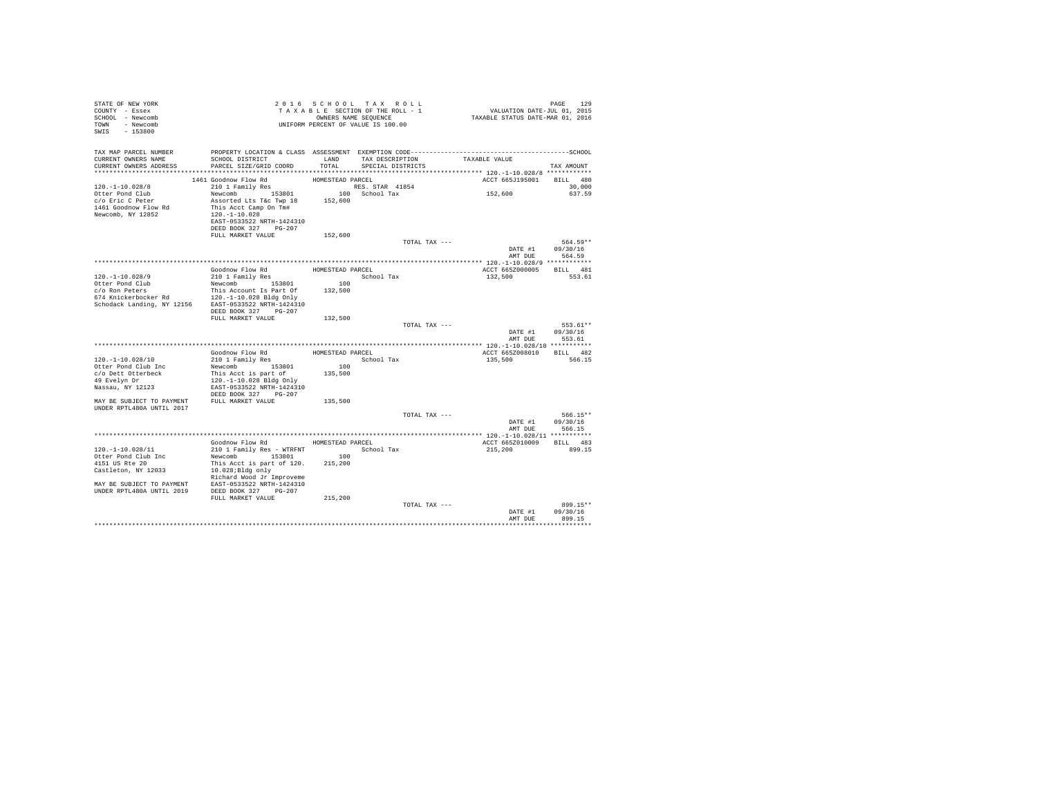STATE OF NEW YORK
COUNTY - Essex
SCHOOL - Newcomb
TOWN - Newcomb
SWIS - 153800

2 0 1 6 S C H O O L T A X R O L L
T A X A B L E SECTION OF THE ROLL - 1
OWNERS NAME SEQUENCE
UNIFORM PERCENT OF VALUE IS 100.00

VALUATION DATE-JUL 01, 2015
TAXABLE STATUS DATE-MAR 01, 2016

| TAX MAP PARCEL NUMBER / CURRENT OWNERS NAME / CURRENT OWNERS ADDRESS | PROPERTY LOCATION & CLASS / SCHOOL DISTRICT / PARCEL SIZE/GRID COORD | ASSESSMENT LAND / TOTAL | EXEMPTION CODE / TAX DESCRIPTION / SPECIAL DISTRICTS | TAXABLE VALUE | TAX AMOUNT |
|---|---|---|---|---|---|
| **120.-1-10.028/8** | 1461 Goodnow Flow Rd | HOMESTEAD PARCEL | | ACCT 665J195001 | BILL 480 |
| 120.-1-10.028/8 | 210 1 Family Res | | RES. STAR 41854 | | 30,000 |
| Otter Pond Club | Newcomb 153801 | 100 | School Tax | 152,600 | 637.59 |
| c/o Eric C Peter | Assorted Lts T&c Twp 18 | 152,600 | | | |
| 1461 Goodnow Flow Rd | This Acct Camp On Tm# | | | | |
| Newcomb, NY 12852 | 120.-1-10.028 | | | | |
| | EAST-0533522 NRTH-1424310 | | | | |
| | DEED BOOK 327 PG-207 | | | | |
| | FULL MARKET VALUE | 152,600 | | | |
| | | | TOTAL TAX --- | | 564.59** |
| | | | | DATE #1 | 09/30/16 |
| | | | | AMT DUE | 564.59 |
| **120.-1-10.028/9** | Goodnow Flow Rd | HOMESTEAD PARCEL | | ACCT 665Z000005 | BILL 481 |
| 120.-1-10.028/9 | 210 1 Family Res | | School Tax | 132,500 | 553.61 |
| Otter Pond Club | Newcomb 153801 | 100 | | | |
| c/o Ron Peters | This Account Is Part Of | 132,500 | | | |
| 674 Knickerbocker Rd | 120.-1-10.028 Bldg Only | | | | |
| Schodack Landing, NY 12156 | EAST-0533522 NRTH-1424310 | | | | |
| | DEED BOOK 327 PG-207 | | | | |
| | FULL MARKET VALUE | 132,500 | | | |
| | | | TOTAL TAX --- | | 553.61** |
| | | | | DATE #1 | 09/30/16 |
| | | | | AMT DUE | 553.61 |
| **120.-1-10.028/10** | Goodnow Flow Rd | HOMESTEAD PARCEL | | ACCT 665Z008010 | BILL 482 |
| 120.-1-10.028/10 | 210 1 Family Res | | School Tax | 135,500 | 566.15 |
| Otter Pond Club Inc | Newcomb 153801 | 100 | | | |
| c/o Dett Otterbeck | This Acct is part of | 135,500 | | | |
| 49 Evelyn Dr | 120.-1-10.028 Bldg Only | | | | |
| Nassau, NY 12123 | EAST-0533522 NRTH-1424310 | | | | |
| | DEED BOOK 327 PG-207 | | | | |
| MAY BE SUBJECT TO PAYMENT | FULL MARKET VALUE | 135,500 | | | |
| UNDER RPTL480A UNTIL 2017 | | | | | |
| | | | TOTAL TAX --- | | 566.15** |
| | | | | DATE #1 | 09/30/16 |
| | | | | AMT DUE | 566.15 |
| **120.-1-10.028/11** | Goodnow Flow Rd | HOMESTEAD PARCEL | | ACCT 665Z010009 | BILL 483 |
| 120.-1-10.028/11 | 210 1 Family Res - WTRFNT | | School Tax | 215,200 | 899.15 |
| Otter Pond Club Inc | Newcomb 153801 | 100 | | | |
| 4151 US Rte 20 | This Acct is part of 120. | 215,200 | | | |
| Castleton, NY 12033 | 10.028;Bldg only | | | | |
| | Richard Wood Jr Improveme | | | | |
| MAY BE SUBJECT TO PAYMENT | EAST-0533522 NRTH-1424310 | | | | |
| UNDER RPTL480A UNTIL 2019 | DEED BOOK 327 PG-207 | | | | |
| | FULL MARKET VALUE | 215,200 | | | |
| | | | TOTAL TAX --- | | 899.15** |
| | | | | DATE #1 | 09/30/16 |
| | | | | AMT DUE | 899.15 |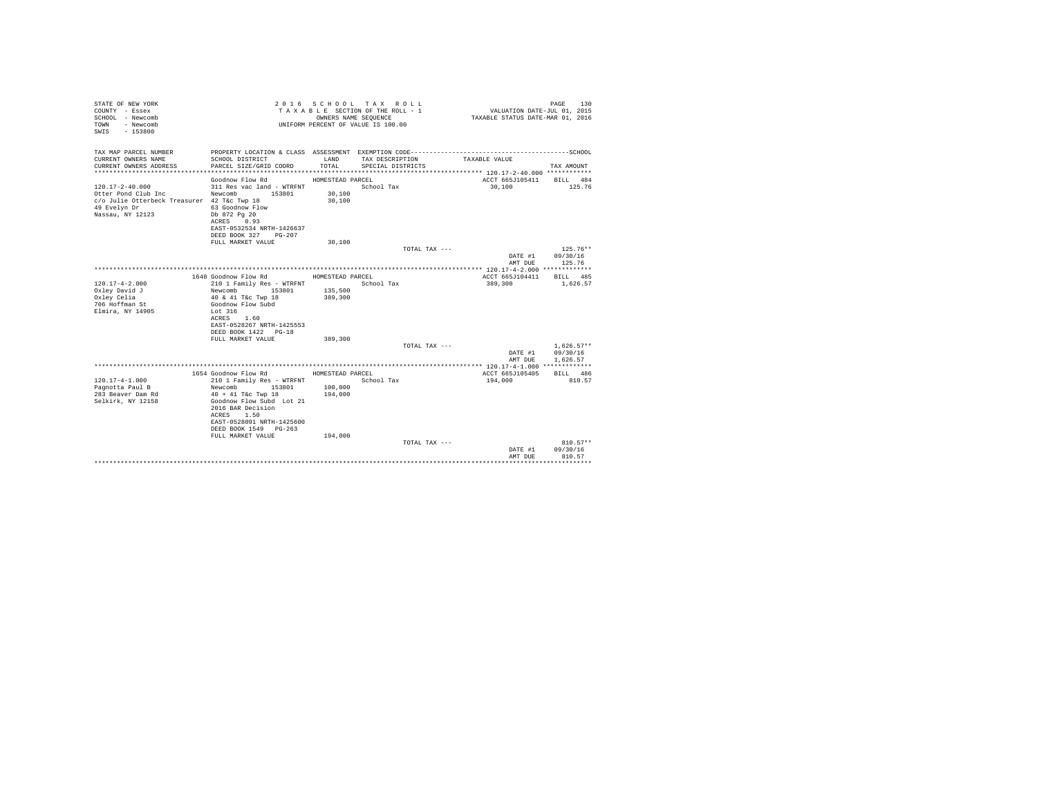STATE OF NEW YORK
COUNTY - Essex
SCHOOL - Newcomb
TOWN - Newcomb
SWIS - 153800

2 0 1 6 S C H O O L T A X R O L L
T A X A B L E SECTION OF THE ROLL - 1
OWNERS NAME SEQUENCE
UNIFORM PERCENT OF VALUE IS 100.00

VALUATION DATE-JUL 01, 2015
TAXABLE STATUS DATE-MAR 01, 2016

| TAX MAP PARCEL NUMBER / CURRENT OWNERS NAME / CURRENT OWNERS ADDRESS | PROPERTY LOCATION & CLASS / SCHOOL DISTRICT / PARCEL SIZE/GRID COORD | ASSESSMENT LAND / TOTAL | EXEMPTION CODE / TAX DESCRIPTION / SPECIAL DISTRICTS | TAXABLE VALUE | SCHOOL TAX AMOUNT |
|---|---|---|---|---|---|
| 120.17-2-40.000 | Goodnow Flow Rd — HOMESTEAD PARCEL | | | ACCT 665J105411 | BILL 484 |
| 120.17-2-40.000 | 311 Res vac land - WTRFNT | | School Tax | 30,100 | 125.76 |
| Otter Pond Club Inc | Newcomb 153801 | 30,100 | | | |
| c/o Julie Otterbeck Treasurer | 42 T&c Twp 18 | 30,100 | | | |
| 49 Evelyn Dr | 63 Goodnow Flow | | | | |
| Nassau, NY 12123 | Db 872 Pg 20 | | | | |
| | ACRES 0.93 | | | | |
| | EAST-0532534 NRTH-1426637 | | | | |
| | DEED BOOK 327 PG-207 | | | | |
| | FULL MARKET VALUE | 30,100 | | | |
| | | | TOTAL TAX --- | | 125.76** |
| | | | | DATE #1 | 09/30/16 |
| | | | | AMT DUE | 125.76 |
| 120.17-4-2.000 | 1648 Goodnow Flow Rd — HOMESTEAD PARCEL | | | ACCT 665J104411 | BILL 485 |
| 120.17-4-2.000 | 210 1 Family Res - WTRFNT | | School Tax | 389,300 | 1,626.57 |
| Oxley David J | Newcomb 153801 | 135,500 | | | |
| Oxley Celia | 40 & 41 T&c Twp 18 | 389,300 | | | |
| 706 Hoffman St | Goodnow Flow Subd | | | | |
| Elmira, NY 14905 | Lot 316 | | | | |
| | ACRES 1.60 | | | | |
| | EAST-0528267 NRTH-1425553 | | | | |
| | DEED BOOK 1422 PG-18 | | | | |
| | FULL MARKET VALUE | 389,300 | | | |
| | | | TOTAL TAX --- | | 1,626.57** |
| | | | | DATE #1 | 09/30/16 |
| | | | | AMT DUE | 1,626.57 |
| 120.17-4-1.000 | 1654 Goodnow Flow Rd — HOMESTEAD PARCEL | | | ACCT 665J105405 | BILL 486 |
| 120.17-4-1.000 | 210 1 Family Res - WTRFNT | | School Tax | 194,000 | 810.57 |
| Pagnotta Paul B | Newcomb 153801 | 100,000 | | | |
| 283 Beaver Dam Rd | 40 + 41 T&c Twp 18 | 194,000 | | | |
| Selkirk, NY 12158 | Goodnow Flow Subd Lot 21 | | | | |
| | 2016 BAR Decision | | | | |
| | ACRES 1.50 | | | | |
| | EAST-0528091 NRTH-1425600 | | | | |
| | DEED BOOK 1549 PG-263 | | | | |
| | FULL MARKET VALUE | 194,000 | | | |
| | | | TOTAL TAX --- | | 810.57** |
| | | | | DATE #1 | 09/30/16 |
| | | | | AMT DUE | 810.57 |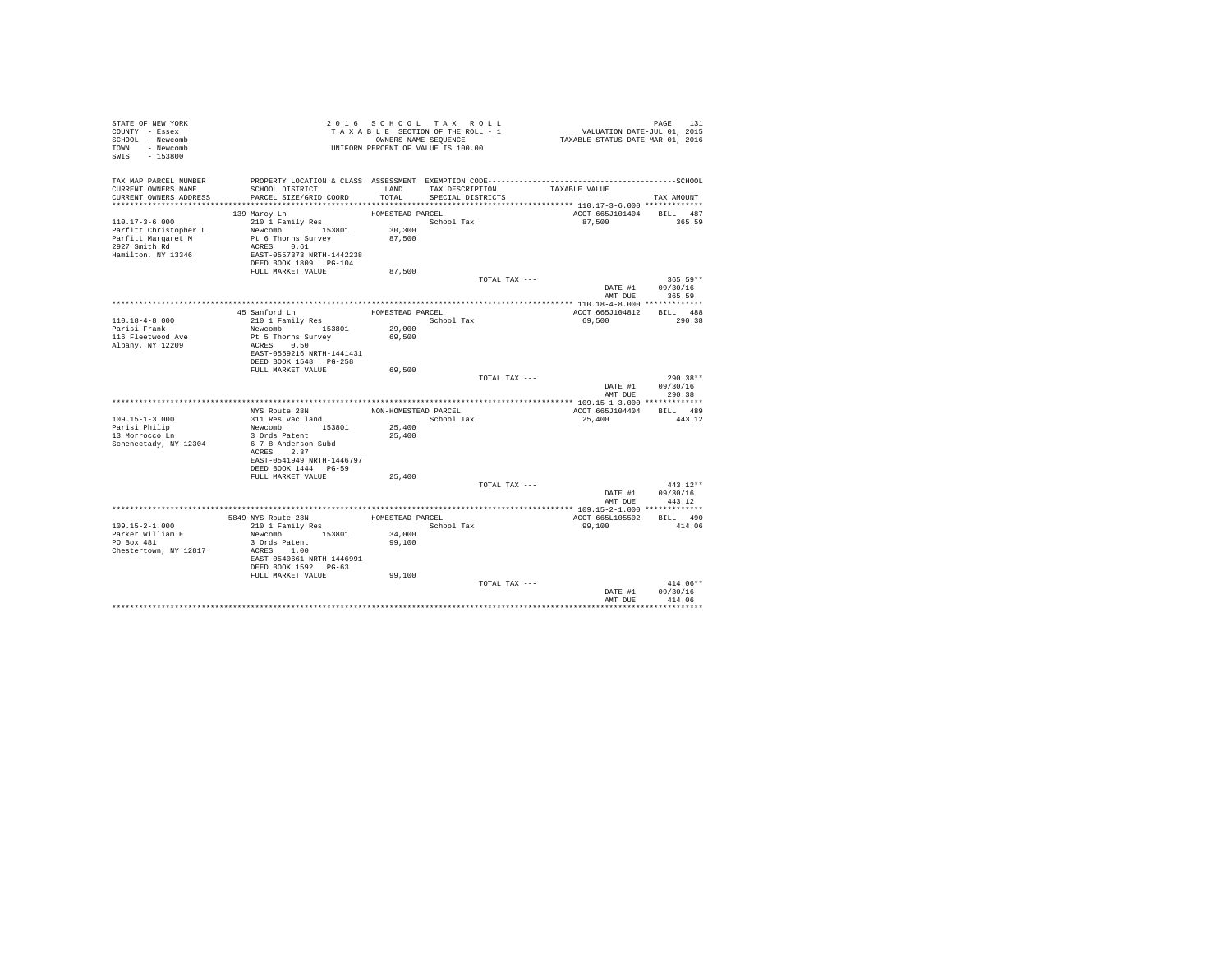STATE OF NEW YORK
COUNTY - Essex
SCHOOL - Newcomb
TOWN - Newcomb
SWIS - 153800

2016 SCHOOL TAX ROLL
TAXABLE SECTION OF THE ROLL - 1
OWNERS NAME SEQUENCE
UNIFORM PERCENT OF VALUE IS 100.00

VALUATION DATE-JUL 01, 2015
TAXABLE STATUS DATE-MAR 01, 2016

| TAX MAP PARCEL NUMBER / CURRENT OWNERS NAME / CURRENT OWNERS ADDRESS | PROPERTY LOCATION & CLASS / SCHOOL DISTRICT / PARCEL SIZE/GRID COORD | ASSESSMENT LAND / TOTAL | EXEMPTION CODE / TAX DESCRIPTION / SPECIAL DISTRICTS | TAXABLE VALUE | TAX AMOUNT |
|---|---|---|---|---|---|
| 110.17-3-6.000 | 139 Marcy Ln | HOMESTEAD PARCEL | | ACCT 665J101404 | BILL 487 |
| 110.17-3-6.000 | 210 1 Family Res | | School Tax | 87,500 | 365.59 |
| Parfitt Christopher L | Newcomb 153801 | 30,300 | | | |
| Parfitt Margaret M | Pt 6 Thorns Survey | 87,500 | | | |
| 2927 Smith Rd | ACRES 0.61 | | | | |
| Hamilton, NY 13346 | EAST-0557373 NRTH-1442238 | | | | |
| | DEED BOOK 1809 PG-104 | | | | |
| | FULL MARKET VALUE | 87,500 | | | |
| | | | TOTAL TAX --- | | 365.59** |
| | | | | DATE #1 | 09/30/16 |
| | | | | AMT DUE | 365.59 |
| 110.18-4-8.000 | 45 Sanford Ln | HOMESTEAD PARCEL | | ACCT 665J104812 | BILL 488 |
| 110.18-4-8.000 | 210 1 Family Res | | School Tax | 69,500 | 290.38 |
| Parisi Frank | Newcomb 153801 | 29,000 | | | |
| 116 Fleetwood Ave | Pt 5 Thorns Survey | 69,500 | | | |
| Albany, NY 12209 | ACRES 0.50 | | | | |
| | EAST-0559216 NRTH-1441431 | | | | |
| | DEED BOOK 1548 PG-258 | | | | |
| | FULL MARKET VALUE | 69,500 | | | |
| | | | TOTAL TAX --- | | 290.38** |
| | | | | DATE #1 | 09/30/16 |
| | | | | AMT DUE | 290.38 |
| 109.15-1-3.000 | NYS Route 28N | NON-HOMESTEAD PARCEL | | ACCT 665J104404 | BILL 489 |
| 109.15-1-3.000 | 311 Res vac land | | School Tax | 25,400 | 443.12 |
| Parisi Philip | Newcomb 153801 | 25,400 | | | |
| 13 Morrocco Ln | 3 Ords Patent | 25,400 | | | |
| Schenectady, NY 12304 | 6 7 8 Anderson Subd | | | | |
| | ACRES 2.37 | | | | |
| | EAST-0541949 NRTH-1446797 | | | | |
| | DEED BOOK 1444 PG-59 | | | | |
| | FULL MARKET VALUE | 25,400 | | | |
| | | | TOTAL TAX --- | | 443.12** |
| | | | | DATE #1 | 09/30/16 |
| | | | | AMT DUE | 443.12 |
| 109.15-2-1.000 | 5849 NYS Route 28N | HOMESTEAD PARCEL | | ACCT 665L105502 | BILL 490 |
| 109.15-2-1.000 | 210 1 Family Res | | School Tax | 99,100 | 414.06 |
| Parker William E | Newcomb 153801 | 34,000 | | | |
| PO Box 481 | 3 Ords Patent | 99,100 | | | |
| Chestertown, NY 12817 | ACRES 1.00 | | | | |
| | EAST-0540661 NRTH-1446991 | | | | |
| | DEED BOOK 1592 PG-63 | | | | |
| | FULL MARKET VALUE | 99,100 | | | |
| | | | TOTAL TAX --- | | 414.06** |
| | | | | DATE #1 | 09/30/16 |
| | | | | AMT DUE | 414.06 |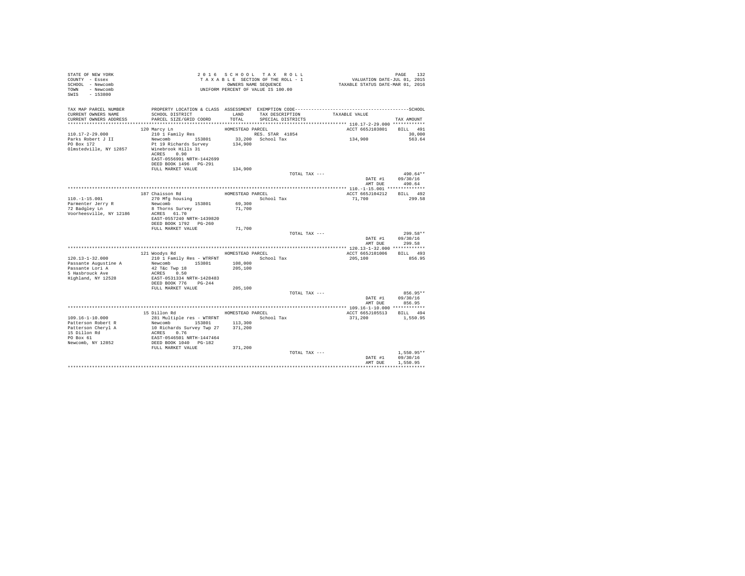STATE OF NEW YORK
COUNTY - Essex
SCHOOL - Newcomb
TOWN - Newcomb
SWIS - 153800

2 0 1 6 S C H O O L T A X R O L L
T A X A B L E SECTION OF THE ROLL - 1
OWNERS NAME SEQUENCE
UNIFORM PERCENT OF VALUE IS 100.00

VALUATION DATE-JUL 01, 2015
TAXABLE STATUS DATE-MAR 01, 2016

| TAX MAP PARCEL NUMBER / CURRENT OWNERS NAME / CURRENT OWNERS ADDRESS | PROPERTY LOCATION & CLASS / SCHOOL DISTRICT / PARCEL SIZE/GRID COORD | ASSESSMENT LAND / TOTAL | EXEMPTION CODE / TAX DESCRIPTION / SPECIAL DISTRICTS | TAXABLE VALUE | TAX AMOUNT |
|---|---|---|---|---|---|
| 110.17-2-29.000 | 120 Marcy Ln | HOMESTEAD PARCEL | | ACCT 665J103801 | BILL 491 |
| 110.17-2-29.000 | 210 1 Family Res | | RES. STAR 41854 | | 30,000 |
| Parks Robert J II | Newcomb 153801 | 33,200 | School Tax | 134,900 | 563.64 |
| PO Box 172 | Pt 19 Richards Survey | 134,900 | | | |
| Olmstedville, NY 12857 | Winebrook Hills 31 | | | | |
| | ACRES 0.90 | | | | |
| | EAST-0556991 NRTH-1442699 | | | | |
| | DEED BOOK 1496 PG-291 | | | | |
| | FULL MARKET VALUE | 134,900 | | | |
| | | | TOTAL TAX --- | | 490.64** |
| | | | | DATE #1 | 09/30/16 |
| | | | | AMT DUE | 490.64 |
| 110.-1-15.001 | 187 Chaisson Rd | HOMESTEAD PARCEL | | ACCT 665J104212 | BILL 492 |
| 110.-1-15.001 | 270 Mfg housing | | School Tax | 71,700 | 299.58 |
| Parmenter Jerry R | Newcomb 153801 | 69,300 | | | |
| 72 Badgley Ln | 8 Thorns Survey | 71,700 | | | |
| Voorheesville, NY 12186 | ACRES 61.70 | | | | |
| | EAST-0557240 NRTH-1439820 | | | | |
| | DEED BOOK 1792 PG-260 | | | | |
| | FULL MARKET VALUE | 71,700 | | | |
| | | | TOTAL TAX --- | | 299.58** |
| | | | | DATE #1 | 09/30/16 |
| | | | | AMT DUE | 299.58 |
| 120.13-1-32.000 | 121 Woodys Rd | HOMESTEAD PARCEL | | ACCT 665J101006 | BILL 493 |
| 120.13-1-32.000 | 210 1 Family Res - WTRFNT | | School Tax | 205,100 | 856.95 |
| Passante Augustine A | Newcomb 153801 | 108,000 | | | |
| Passante Lori A | 42 T&c Twp 18 | 205,100 | | | |
| 5 Hasbrouck Ave | ACRES 0.50 | | | | |
| Highland, NY 12528 | EAST-0531334 NRTH-1428483 | | | | |
| | DEED BOOK 776 PG-244 | | | | |
| | FULL MARKET VALUE | 205,100 | | | |
| | | | TOTAL TAX --- | | 856.95** |
| | | | | DATE #1 | 09/30/16 |
| | | | | AMT DUE | 856.95 |
| 109.16-1-10.000 | 15 Dillon Rd | HOMESTEAD PARCEL | | ACCT 665J105513 | BILL 494 |
| 109.16-1-10.000 | 281 Multiple res - WTRFNT | | School Tax | 371,200 | 1,550.95 |
| Patterson Robert R | Newcomb 153801 | 113,300 | | | |
| Patterson Cheryl A | 10 Richards Survey Twp 27 | 371,200 | | | |
| 15 Dillon Rd | ACRES 0.76 | | | | |
| PO Box 61 | EAST-0546501 NRTH-1447464 | | | | |
| Newcomb, NY 12852 | DEED BOOK 1040 PG-182 | | | | |
| | FULL MARKET VALUE | 371,200 | | | |
| | | | TOTAL TAX --- | | 1,550.95** |
| | | | | DATE #1 | 09/30/16 |
| | | | | AMT DUE | 1,550.95 |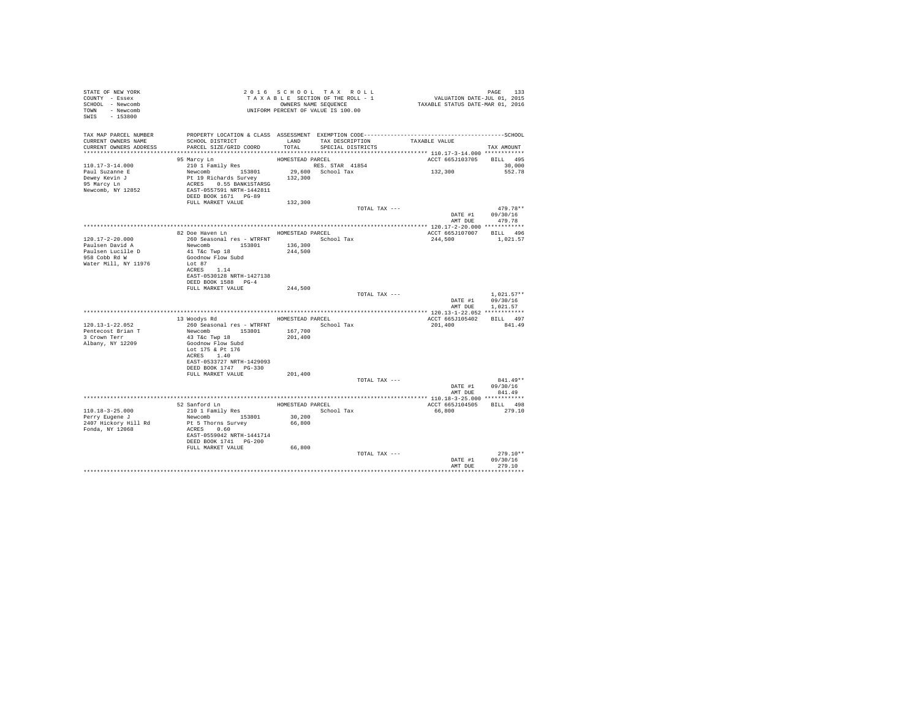STATE OF NEW YORK
COUNTY - Essex
SCHOOL - Newcomb
TOWN - Newcomb
SWIS - 153800

2016 SCHOOL TAX ROLL
TAXABLE SECTION OF THE ROLL - 1
OWNERS NAME SEQUENCE
UNIFORM PERCENT OF VALUE IS 100.00

VALUATION DATE-JUL 01, 2015
TAXABLE STATUS DATE-MAR 01, 2016

| TAX MAP PARCEL NUMBER / CURRENT OWNERS NAME / CURRENT OWNERS ADDRESS | PROPERTY LOCATION & CLASS / SCHOOL DISTRICT / PARCEL SIZE/GRID COORD | ASSESSMENT LAND / TOTAL | EXEMPTION CODE / TAX DESCRIPTION / SPECIAL DISTRICTS | TAXABLE VALUE | TAX AMOUNT |
|---|---|---|---|---|---|
| 110.17-3-14.000 | 95 Marcy Ln | HOMESTEAD PARCEL | | ACCT 665J103705 | BILL 495 |
| Paul Suzanne E | 210 1 Family Res | | RES. STAR 41854 | | 30,000 |
| Dewey Kevin J | Newcomb 153801 | 29,600 | School Tax | 132,300 | 552.78 |
| 95 Marcy Ln | Pt 19 Richards Survey | 132,300 | | | |
| Newcomb, NY 12852 | ACRES 0.55 BANK1STARSG | | | | |
| | EAST-0557591 NRTH-1442811 | | | | |
| | DEED BOOK 1671 PG-89 | | | | |
| | FULL MARKET VALUE | 132,300 | | | |
| | | | TOTAL TAX --- | | 479.78** |
| | | | | DATE #1 | 09/30/16 |
| | | | | AMT DUE | 479.78 |
| 120.17-2-20.000 | 82 Doe Haven Ln | HOMESTEAD PARCEL | | ACCT 665J107007 | BILL 496 |
| Paulsen David A | 260 Seasonal res - WTRFNT | | School Tax | 244,500 | 1,021.57 |
| Paulsen Lucille D | Newcomb 153801 | 136,300 | | | |
| 958 Cobb Rd W | 41 T&c Twp 18 | 244,500 | | | |
| Water Mill, NY 11976 | Goodnow Flow Subd | | | | |
| | Lot 87 | | | | |
| | ACRES 1.14 | | | | |
| | EAST-0530128 NRTH-1427138 | | | | |
| | DEED BOOK 1588 PG-4 | | | | |
| | FULL MARKET VALUE | 244,500 | | | |
| | | | TOTAL TAX --- | | 1,021.57** |
| | | | | DATE #1 | 09/30/16 |
| | | | | AMT DUE | 1,021.57 |
| 120.13-1-22.052 | 13 Woodys Rd | HOMESTEAD PARCEL | | ACCT 665J105402 | BILL 497 |
| Pentecost Brian T | 260 Seasonal res - WTRFNT | | School Tax | 201,400 | 841.49 |
| 3 Crown Terr | Newcomb 153801 | 167,700 | | | |
| Albany, NY 12209 | 43 T&c Twp 18 | 201,400 | | | |
| | Goodnow Flow Subd | | | | |
| | Lot 175 & Pt 176 | | | | |
| | ACRES 1.40 | | | | |
| | EAST-0533727 NRTH-1429093 | | | | |
| | DEED BOOK 1747 PG-330 | | | | |
| | FULL MARKET VALUE | 201,400 | | | |
| | | | TOTAL TAX --- | | 841.49** |
| | | | | DATE #1 | 09/30/16 |
| | | | | AMT DUE | 841.49 |
| 110.18-3-25.000 | 52 Sanford Ln | HOMESTEAD PARCEL | | ACCT 665J104505 | BILL 498 |
| Perry Eugene J | 210 1 Family Res | | School Tax | 66,800 | 279.10 |
| 2407 Hickory Hill Rd | Newcomb 153801 | 30,200 | | | |
| Fonda, NY 12068 | Pt 5 Thorns Survey | 66,800 | | | |
| | ACRES 0.60 | | | | |
| | EAST-0559042 NRTH-1441714 | | | | |
| | DEED BOOK 1741 PG-200 | | | | |
| | FULL MARKET VALUE | 66,800 | | | |
| | | | TOTAL TAX --- | | 279.10** |
| | | | | DATE #1 | 09/30/16 |
| | | | | AMT DUE | 279.10 |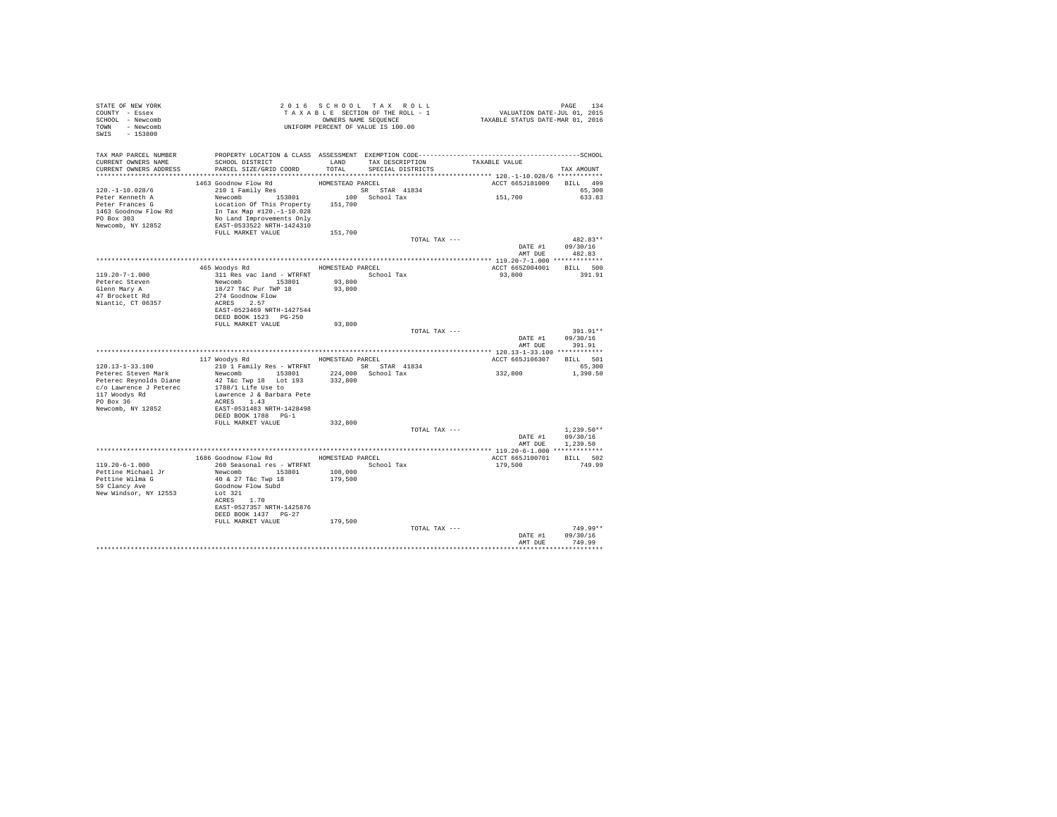STATE OF NEW YORK
COUNTY - Essex
SCHOOL - Newcomb
TOWN - Newcomb
SWIS - 153800

2016 SCHOOL TAX ROLL
TAXABLE SECTION OF THE ROLL - 1
OWNERS NAME SEQUENCE
UNIFORM PERCENT OF VALUE IS 100.00

VALUATION DATE-JUL 01, 2015
TAXABLE STATUS DATE-MAR 01, 2016

| TAX MAP PARCEL NUMBER / CURRENT OWNERS NAME / CURRENT OWNERS ADDRESS | PROPERTY LOCATION & CLASS / SCHOOL DISTRICT / PARCEL SIZE/GRID COORD | ASSESSMENT LAND / TOTAL | EXEMPTION CODE / TAX DESCRIPTION / SPECIAL DISTRICTS | TAXABLE VALUE | TAX AMOUNT |
|---|---|---|---|---|---|
| | 1463 Goodnow Flow Rd | HOMESTEAD PARCEL | | ACCT 665J181009 | BILL 499 |
| 120.-1-10.028/6 | 210 1 Family Res | | SR STAR 41834 | | 65,300 |
| Peter Kenneth A | Newcomb 153801 | 100 | School Tax | 151,700 | 633.83 |
| Peter Frances G | Location Of This Property | 151,700 | | | |
| 1463 Goodnow Flow Rd | In Tax Map #120.-1-10.028 | | | | |
| PO Box 303 | No Land Improvements Only | | | | |
| Newcomb, NY 12852 | EAST-0533522 NRTH-1424310 | | | | |
| | FULL MARKET VALUE | 151,700 | | | |
| | | | TOTAL TAX --- | | 482.83** |
| | | | | DATE #1 | 09/30/16 |
| | | | | AMT DUE | 482.83 |
| | 465 Woodys Rd | HOMESTEAD PARCEL | | ACCT 665Z004001 | BILL 500 |
| 119.20-7-1.000 | 311 Res vac land - WTRFNT | | School Tax | 93,800 | 391.91 |
| Peterec Steven | Newcomb 153801 | 93,800 | | | |
| Glenn Mary A | 18/27 T&C Pur TWP 18 | 93,800 | | | |
| 47 Brockett Rd | 274 Goodnow Flow | | | | |
| Niantic, CT 06357 | ACRES 2.57 | | | | |
| | EAST-0523469 NRTH-1427544 | | | | |
| | DEED BOOK 1523 PG-250 | | | | |
| | FULL MARKET VALUE | 93,800 | | | |
| | | | TOTAL TAX --- | | 391.91** |
| | | | | DATE #1 | 09/30/16 |
| | | | | AMT DUE | 391.91 |
| | 117 Woodys Rd | HOMESTEAD PARCEL | | ACCT 665J106307 | BILL 501 |
| 120.13-1-33.100 | 210 1 Family Res - WTRFNT | | SR STAR 41834 | | 65,300 |
| Peterec Steven Mark | Newcomb 153801 | 224,000 | School Tax | 332,800 | 1,390.50 |
| Peterec Reynolds Diane | 42 T&c Twp 18 Lot 193 | 332,800 | | | |
| c/o Lawrence J Peterec | 1788/1 Life Use to | | | | |
| 117 Woodys Rd | Lawrence J & Barbara Pete | | | | |
| PO Box 36 | ACRES 1.43 | | | | |
| Newcomb, NY 12852 | EAST-0531483 NRTH-1428498 | | | | |
| | DEED BOOK 1788 PG-1 | | | | |
| | FULL MARKET VALUE | 332,800 | | | |
| | | | TOTAL TAX --- | | 1,239.50** |
| | | | | DATE #1 | 09/30/16 |
| | | | | AMT DUE | 1,239.50 |
| | 1686 Goodnow Flow Rd | HOMESTEAD PARCEL | | ACCT 665J100701 | BILL 502 |
| 119.20-6-1.000 | 260 Seasonal res - WTRFNT | | School Tax | 179,500 | 749.99 |
| Pettine Michael Jr | Newcomb 153801 | 108,000 | | | |
| Pettine Wilma G | 40 & 27 T&c Twp 18 | 179,500 | | | |
| 59 Clancy Ave | Goodnow Flow Subd | | | | |
| New Windsor, NY 12553 | Lot 321 | | | | |
| | ACRES 1.70 | | | | |
| | EAST-0527357 NRTH-1425876 | | | | |
| | DEED BOOK 1437 PG-27 | | | | |
| | FULL MARKET VALUE | 179,500 | | | |
| | | | TOTAL TAX --- | | 749.99** |
| | | | | DATE #1 | 09/30/16 |
| | | | | AMT DUE | 749.99 |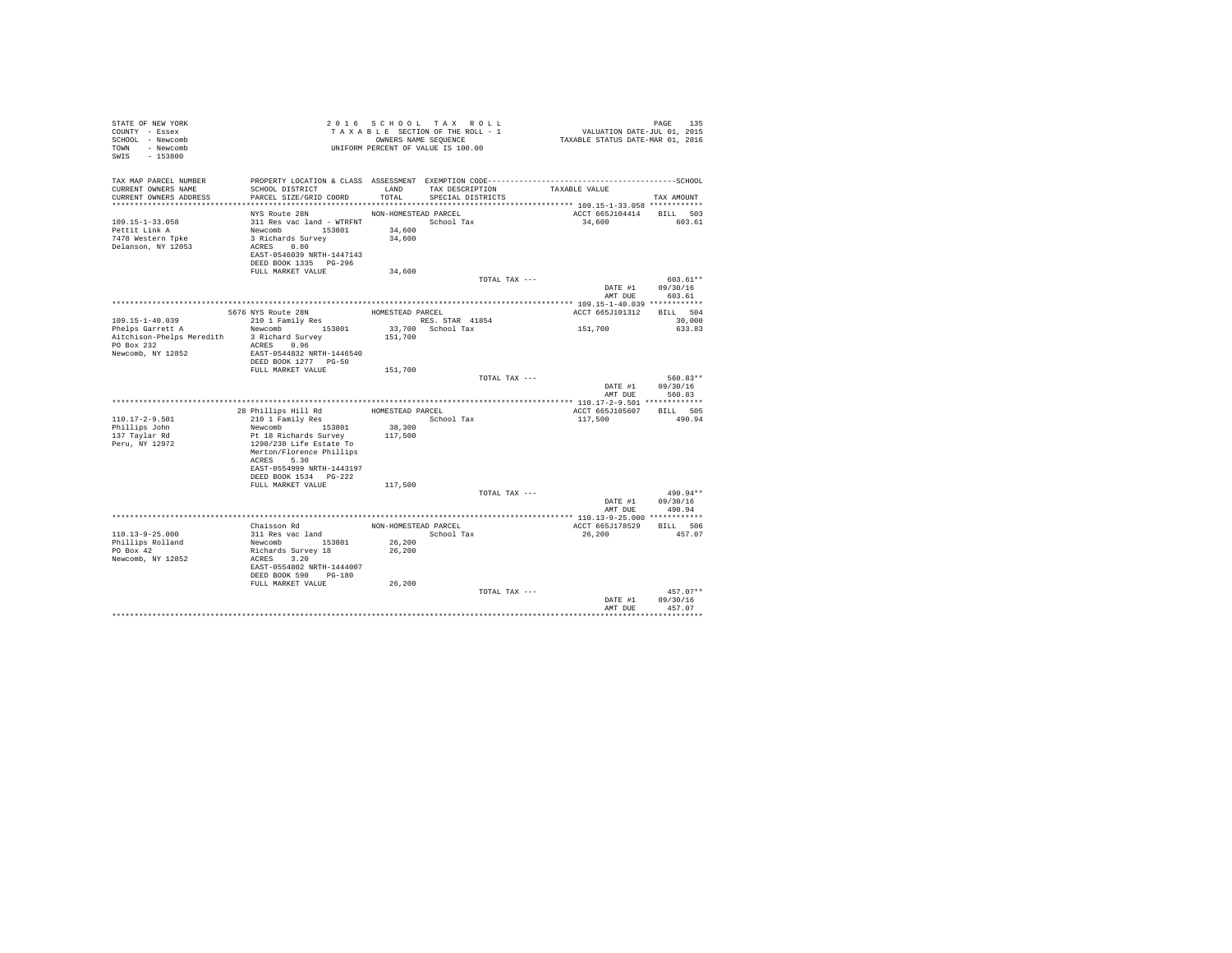STATE OF NEW YORK
COUNTY - Essex
SCHOOL - Newcomb
TOWN - Newcomb
SWIS - 153800

2 0 1 6 S C H O O L T A X R O L L
T A X A B L E SECTION OF THE ROLL - 1
OWNERS NAME SEQUENCE
UNIFORM PERCENT OF VALUE IS 100.00

VALUATION DATE-JUL 01, 2015
TAXABLE STATUS DATE-MAR 01, 2016

| TAX MAP PARCEL NUMBER / CURRENT OWNERS NAME / CURRENT OWNERS ADDRESS | PROPERTY LOCATION & CLASS / SCHOOL DISTRICT / PARCEL SIZE/GRID COORD | ASSESSMENT LAND / TOTAL | EXEMPTION CODE / TAX DESCRIPTION / SPECIAL DISTRICTS | TAXABLE VALUE | TAX AMOUNT |
|---|---|---|---|---|---|
| 109.15-1-33.058 | NYS Route 28N | NON-HOMESTEAD PARCEL | | ACCT 665J104414 | BILL 503 |
| Pettit Link A | 311 Res vac land - WTRFNT | | School Tax | 34,600 | 603.61 |
| 7478 Western Tpke | Newcomb 153801 | 34,600 | | | |
| Delanson, NY 12053 | 3 Richards Survey | 34,600 | | | |
| | ACRES 0.80 | | | | |
| | EAST-0546039 NRTH-1447143 | | | | |
| | DEED BOOK 1335 PG-296 | | | | |
| | FULL MARKET VALUE | 34,600 | | | |
| | | | TOTAL TAX --- | | 603.61** |
| | | | | DATE #1 | 09/30/16 |
| | | | | AMT DUE | 603.61 |
| 109.15-1-40.039 | 5676 NYS Route 28N | HOMESTEAD PARCEL | | ACCT 665J101312 | BILL 504 |
| Phelps Garrett A | 210 1 Family Res | | RES. STAR 41854 | | 30,000 |
| Aitchison-Phelps Meredith | Newcomb 153801 | 33,700 | School Tax | 151,700 | 633.83 |
| PO Box 232 | 3 Richard Survey | 151,700 | | | |
| Newcomb, NY 12852 | ACRES 0.96 | | | | |
| | EAST-0544832 NRTH-1446540 | | | | |
| | DEED BOOK 1277 PG-50 | | | | |
| | FULL MARKET VALUE | 151,700 | | | |
| | | | TOTAL TAX --- | | 560.83** |
| | | | | DATE #1 | 09/30/16 |
| | | | | AMT DUE | 560.83 |
| 110.17-2-9.501 | 28 Phillips Hill Rd | HOMESTEAD PARCEL | | ACCT 665J105607 | BILL 505 |
| Phillips John | 210 1 Family Res | | School Tax | 117,500 | 490.94 |
| 137 Taylar Rd | Newcomb 153801 | 38,300 | | | |
| Peru, NY 12972 | Pt 18 Richards Survey | 117,500 | | | |
| | 1290/230 Life Estate To | | | | |
| | Merton/Florence Phillips | | | | |
| | ACRES 5.30 | | | | |
| | EAST-0554999 NRTH-1443197 | | | | |
| | DEED BOOK 1534 PG-222 | | | | |
| | FULL MARKET VALUE | 117,500 | | | |
| | | | TOTAL TAX --- | | 490.94** |
| | | | | DATE #1 | 09/30/16 |
| | | | | AMT DUE | 490.94 |
| 110.13-9-25.000 | Chaisson Rd | NON-HOMESTEAD PARCEL | | ACCT 665J178529 | BILL 506 |
| Phillips Rolland | 311 Res vac land | | School Tax | 26,200 | 457.07 |
| PO Box 42 | Newcomb 153801 | 26,200 | | | |
| Newcomb, NY 12852 | Richards Survey 18 | 26,200 | | | |
| | ACRES 3.20 | | | | |
| | EAST-0554802 NRTH-1444007 | | | | |
| | DEED BOOK 590 PG-180 | | | | |
| | FULL MARKET VALUE | 26,200 | | | |
| | | | TOTAL TAX --- | | 457.07** |
| | | | | DATE #1 | 09/30/16 |
| | | | | AMT DUE | 457.07 |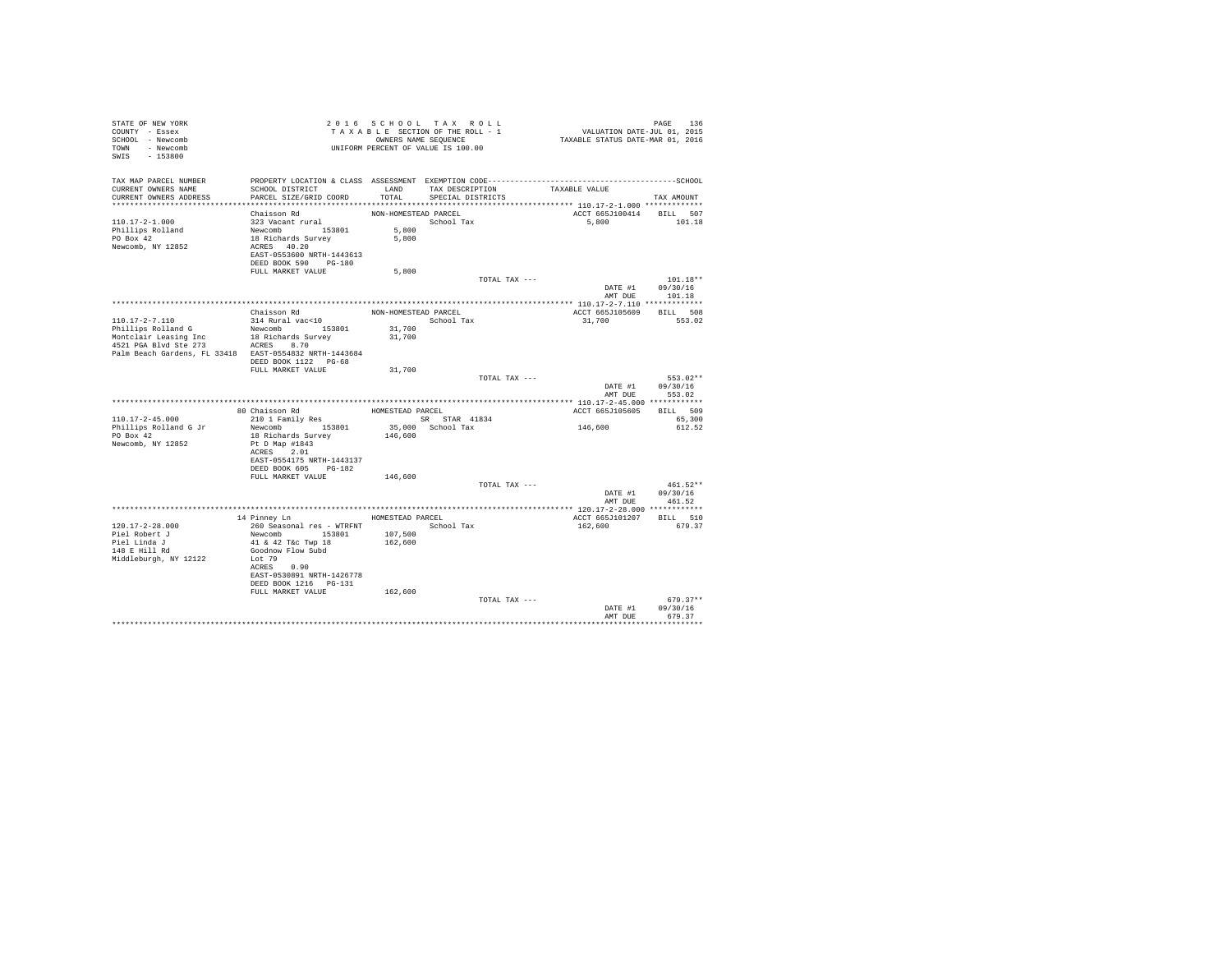STATE OF NEW YORK
COUNTY - Essex
SCHOOL - Newcomb
TOWN - Newcomb
SWIS - 153800

2016 SCHOOL TAX ROLL
TAXABLE SECTION OF THE ROLL - 1
OWNERS NAME SEQUENCE
UNIFORM PERCENT OF VALUE IS 100.00

VALUATION DATE-JUL 01, 2015
TAXABLE STATUS DATE-MAR 01, 2016

```
TAX MAP PARCEL NUMBER      PROPERTY LOCATION & CLASS  ASSESSMENT  EXEMPTION CODE------------------------------------------SCHOOL
CURRENT OWNERS NAME        SCHOOL DISTRICT               LAND      TAX DESCRIPTION           TAXABLE VALUE
CURRENT OWNERS ADDRESS     PARCEL SIZE/GRID COORD        TOTAL     SPECIAL DISTRICTS                                    TAX AMOUNT
*************************************************************************************************** 110.17-2-1.000 *************
                           Chaisson Rd                 NON-HOMESTEAD PARCEL                      ACCT 665J100414     BILL  507
110.17-2-1.000             323 Vacant rural                          School Tax                      5,800              101.18
Phillips Rolland           Newcomb        153801          5,800
PO Box 42                  18 Richards Survey             5,800
Newcomb, NY 12852          ACRES   40.20
                           EAST-0553600 NRTH-1443613
                           DEED BOOK 590    PG-180
                           FULL MARKET VALUE              5,800
                                                                         TOTAL TAX ---                                  101.18**
                                                                                                   DATE #1          09/30/16
                                                                                                   AMT DUE            101.18
*************************************************************************************************** 110.17-2-7.110 *************
                           Chaisson Rd                 NON-HOMESTEAD PARCEL                      ACCT 665J105609     BILL  508
110.17-2-7.110             314 Rural vac<10                          School Tax                     31,700              553.02
Phillips Rolland G         Newcomb        153801         31,700
Montclair Leasing Inc      18 Richards Survey            31,700
4521 PGA Blvd Ste 273      ACRES    8.70
Palm Beach Gardens, FL 33418 EAST-0554832 NRTH-1443684
                           DEED BOOK 1122   PG-68
                           FULL MARKET VALUE             31,700
                                                                         TOTAL TAX ---                                  553.02**
                                                                                                   DATE #1          09/30/16
                                                                                                   AMT DUE            553.02
*************************************************************************************************** 110.17-2-45.000 ************
                        80 Chaisson Rd                 HOMESTEAD PARCEL                          ACCT 665J105605     BILL  509
110.17-2-45.000            210 1 Family Res                     SR   STAR 41834                                       65,300
Phillips Rolland G Jr      Newcomb        153801         35,000   School Tax                       146,600              612.52
PO Box 42                  18 Richards Survey           146,600
Newcomb, NY 12852          Pt D Map #1843
                           ACRES    2.01
                           EAST-0554175 NRTH-1443137
                           DEED BOOK 605    PG-182
                           FULL MARKET VALUE            146,600
                                                                         TOTAL TAX ---                                  461.52**
                                                                                                   DATE #1          09/30/16
                                                                                                   AMT DUE            461.52
*************************************************************************************************** 120.17-2-28.000 ************
                        14 Pinney Ln                   HOMESTEAD PARCEL                          ACCT 665J101207     BILL  510
120.17-2-28.000            260 Seasonal res - WTRFNT                 School Tax                    162,600              679.37
Piel Robert J              Newcomb        153801        107,500
Piel Linda J               41 & 42 T&c Twp 18           162,600
148 E Hill Rd              Goodnow Flow Subd
Middleburgh, NY 12122      Lot 79
                           ACRES    0.90
                           EAST-0530891 NRTH-1426778
                           DEED BOOK 1216   PG-131
                           FULL MARKET VALUE            162,600
                                                                         TOTAL TAX ---                                  679.37**
                                                                                                   DATE #1          09/30/16
                                                                                                   AMT DUE            679.37
********************************************************************************************************************************
```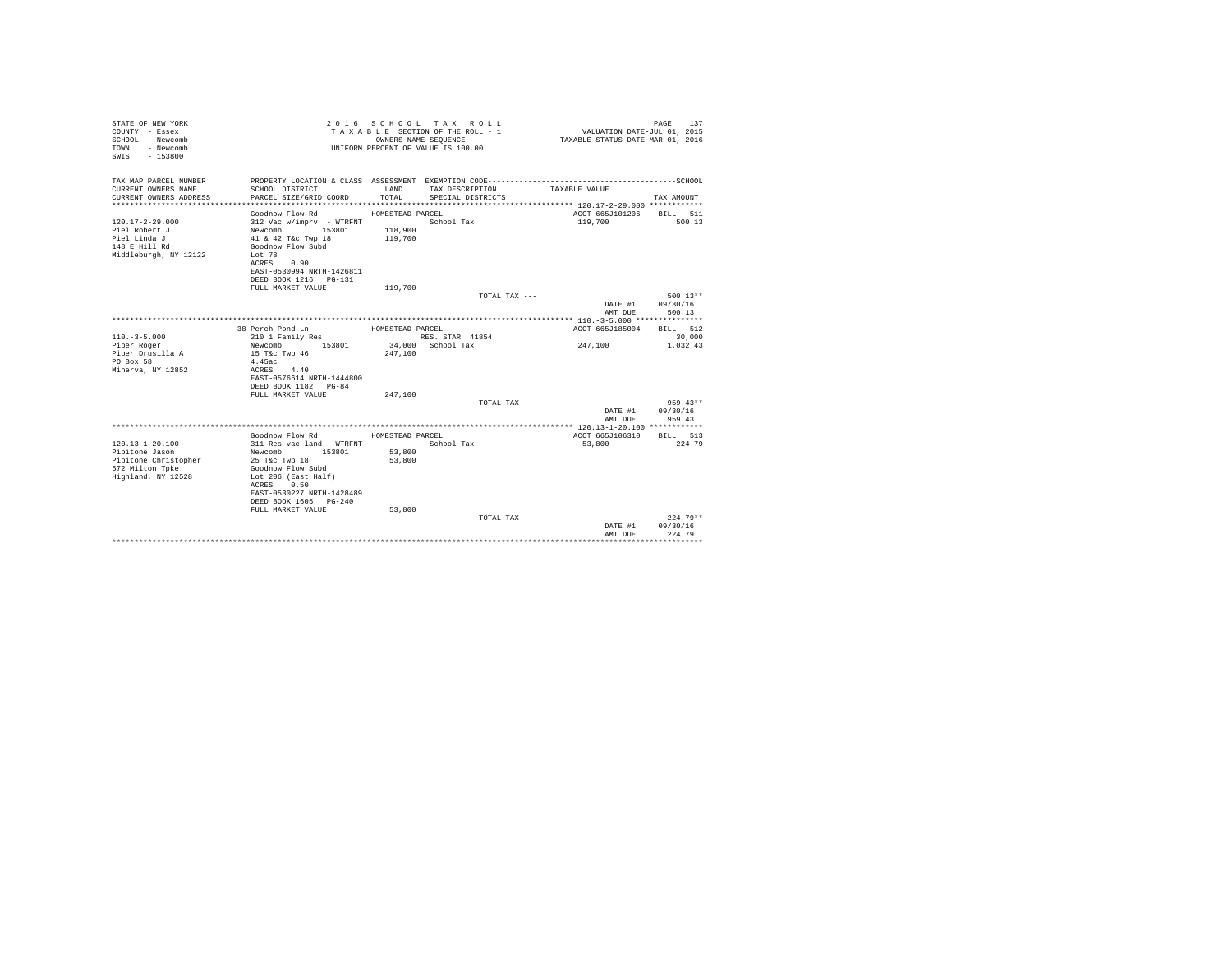STATE OF NEW YORK
COUNTY - Essex
SCHOOL - Newcomb
TOWN - Newcomb
SWIS - 153800

2016 SCHOOL TAX ROLL
TAXABLE SECTION OF THE ROLL - 1
OWNERS NAME SEQUENCE
UNIFORM PERCENT OF VALUE IS 100.00

VALUATION DATE-JUL 01, 2015
TAXABLE STATUS DATE-MAR 01, 2016

| TAX MAP PARCEL NUMBER / CURRENT OWNERS NAME / CURRENT OWNERS ADDRESS | PROPERTY LOCATION & CLASS / SCHOOL DISTRICT / PARCEL SIZE/GRID COORD | ASSESSMENT LAND / TOTAL | EXEMPTION CODE / TAX DESCRIPTION / SPECIAL DISTRICTS | TAXABLE VALUE | TAX AMOUNT |
|---|---|---|---|---|---|
| **120.17-2-29.000** | Goodnow Flow Rd | HOMESTEAD PARCEL | | ACCT 665J101206 | BILL 511 |
| Piel Robert J | 312 Vac w/imprv - WTRFNT | | School Tax | 119,700 | 500.13 |
| Piel Linda J | Newcomb 153801 | 118,900 | | | |
| 148 E Hill Rd | 41 & 42 T&c Twp 18 | 119,700 | | | |
| Middleburgh, NY 12122 | Goodnow Flow Subd | | | | |
| | Lot 78 | | | | |
| | ACRES 0.90 | | | | |
| | EAST-0530994 NRTH-1426811 | | | | |
| | DEED BOOK 1216 PG-131 | | | | |
| | FULL MARKET VALUE | 119,700 | | | |
| | | | TOTAL TAX --- | | 500.13** |
| | | | | DATE #1 | 09/30/16 |
| | | | | AMT DUE | 500.13 |
| **110.-3-5.000** | 38 Perch Pond Ln | HOMESTEAD PARCEL | | ACCT 665J185004 | BILL 512 |
| Piper Roger | 210 1 Family Res | | RES. STAR 41854 | | 30,000 |
| Piper Drusilla A | Newcomb 153801 | 34,000 | School Tax | 247,100 | 1,032.43 |
| PO Box 58 | 15 T&c Twp 46 | 247,100 | | | |
| Minerva, NY 12852 | 4.45ac | | | | |
| | ACRES 4.40 | | | | |
| | EAST-0576614 NRTH-1444800 | | | | |
| | DEED BOOK 1182 PG-84 | | | | |
| | FULL MARKET VALUE | 247,100 | | | |
| | | | TOTAL TAX --- | | 959.43** |
| | | | | DATE #1 | 09/30/16 |
| | | | | AMT DUE | 959.43 |
| **120.13-1-20.100** | Goodnow Flow Rd | HOMESTEAD PARCEL | | ACCT 665J106310 | BILL 513 |
| Pipitone Jason | 311 Res vac land - WTRFNT | | School Tax | 53,800 | 224.79 |
| Pipitone Christopher | Newcomb 153801 | 53,800 | | | |
| 572 Milton Tpke | 25 T&c Twp 18 | 53,800 | | | |
| Highland, NY 12528 | Goodnow Flow Subd | | | | |
| | Lot 206 (East Half) | | | | |
| | ACRES 0.50 | | | | |
| | EAST-0530227 NRTH-1428489 | | | | |
| | DEED BOOK 1605 PG-240 | | | | |
| | FULL MARKET VALUE | 53,800 | | | |
| | | | TOTAL TAX --- | | 224.79** |
| | | | | DATE #1 | 09/30/16 |
| | | | | AMT DUE | 224.79 |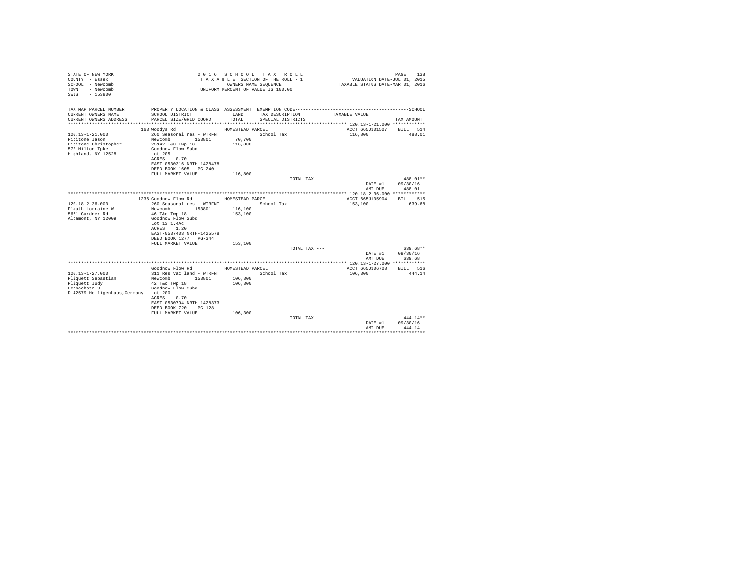STATE OF NEW YORK
COUNTY - Essex
SCHOOL - Newcomb
TOWN - Newcomb
SWIS - 153800

2 0 1 6 S C H O O L T A X R O L L
T A X A B L E SECTION OF THE ROLL - 1
OWNERS NAME SEQUENCE
UNIFORM PERCENT OF VALUE IS 100.00

VALUATION DATE-JUL 01, 2015
TAXABLE STATUS DATE-MAR 01, 2016

| TAX MAP PARCEL NUMBER / CURRENT OWNERS NAME / CURRENT OWNERS ADDRESS | PROPERTY LOCATION & CLASS / SCHOOL DISTRICT / PARCEL SIZE/GRID COORD | ASSESSMENT LAND / TOTAL | EXEMPTION CODE / TAX DESCRIPTION / SPECIAL DISTRICTS | TAXABLE VALUE | SCHOOL TAX AMOUNT |
|---|---|---|---|---|---|
| **120.13-1-21.000** | 163 Woodys Rd | HOMESTEAD PARCEL | | ACCT 665J101507 | BILL 514 |
| 120.13-1-21.000 | 260 Seasonal res - WTRFNT | | School Tax | 116,800 | 488.01 |
| Pipitone Jason | Newcomb 153801 | 70,700 | | | |
| Pipitone Christopher | 25&42 T&C Twp 18 | 116,800 | | | |
| 572 Milton Tpke | Goodnow Flow Subd | | | | |
| Highland, NY 12528 | Lot 205 | | | | |
| | ACRES 0.70 | | | | |
| | EAST-0530316 NRTH-1428478 | | | | |
| | DEED BOOK 1605 PG-240 | | | | |
| | FULL MARKET VALUE | 116,800 | | | |
| | | | TOTAL TAX --- | | 488.01** |
| | | | | DATE #1 | 09/30/16 |
| | | | | AMT DUE | 488.01 |
| **120.18-2-36.000** | 1236 Goodnow Flow Rd | HOMESTEAD PARCEL | | ACCT 665J105904 | BILL 515 |
| 120.18-2-36.000 | 260 Seasonal res - WTRFNT | | School Tax | 153,100 | 639.68 |
| Plauth Lorraine W | Newcomb 153801 | 116,100 | | | |
| 5661 Gardner Rd | 46 T&c Twp 18 | 153,100 | | | |
| Altamont, NY 12009 | Goodnow Flow Subd | | | | |
| | Lot 13 1.4Ac | | | | |
| | ACRES 1.20 | | | | |
| | EAST-0537403 NRTH-1425578 | | | | |
| | DEED BOOK 1277 PG-344 | | | | |
| | FULL MARKET VALUE | 153,100 | | | |
| | | | TOTAL TAX --- | | 639.68** |
| | | | | DATE #1 | 09/30/16 |
| | | | | AMT DUE | 639.68 |
| **120.13-1-27.000** | Goodnow Flow Rd | HOMESTEAD PARCEL | | ACCT 665J106708 | BILL 516 |
| 120.13-1-27.000 | 311 Res vac land - WTRFNT | | School Tax | 106,300 | 444.14 |
| Pliquett Sebastian | Newcomb 153801 | 106,300 | | | |
| Pliquett Judy | 42 T&c Twp 18 | 106,300 | | | |
| Lenbachstr 9 | Goodnow Flow Subd | | | | |
| D-42579 Heiligenhaus,Germany | Lot 200 | | | | |
| | ACRES 0.70 | | | | |
| | EAST-0530794 NRTH-1428373 | | | | |
| | DEED BOOK 720 PG-128 | | | | |
| | FULL MARKET VALUE | 106,300 | | | |
| | | | TOTAL TAX --- | | 444.14** |
| | | | | DATE #1 | 09/30/16 |
| | | | | AMT DUE | 444.14 |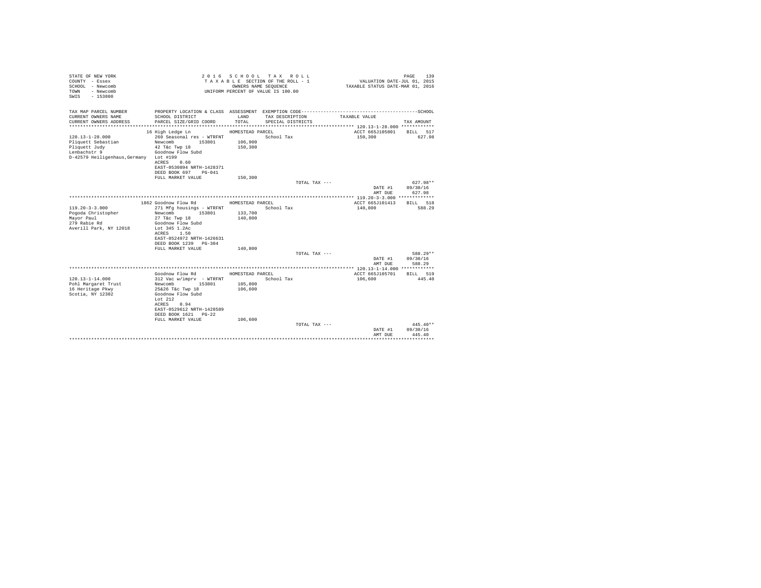STATE OF NEW YORK | 2 0 1 6 S C H O O L T A X R O L L | PAGE 139
COUNTY - Essex | T A X A B L E SECTION OF THE ROLL - 1 | VALUATION DATE-JUL 01, 2015
SCHOOL - Newcomb | OWNERS NAME SEQUENCE | TAXABLE STATUS DATE-MAR 01, 2016
TOWN - Newcomb | UNIFORM PERCENT OF VALUE IS 100.00
SWIS - 153800

| TAX MAP PARCEL NUMBER / CURRENT OWNERS NAME / CURRENT OWNERS ADDRESS | PROPERTY LOCATION & CLASS / SCHOOL DISTRICT / PARCEL SIZE/GRID COORD | ASSESSMENT LAND / TOTAL | EXEMPTION CODE / TAX DESCRIPTION / SPECIAL DISTRICTS | TAXABLE VALUE | SCHOOL TAX AMOUNT |
|---|---|---|---|---|---|
| **120.13-1-28.000** | 16 High Ledge Ln | HOMESTEAD PARCEL | | ACCT 665J105801 | BILL 517 |
| 120.13-1-28.000 | 260 Seasonal res - WTRFNT | | School Tax | 150,300 | 627.98 |
| Pliquett Sebastian | Newcomb 153801 | 106,900 | | | |
| Pliquett Judy | 42 T&c Twp 18 | 150,300 | | | |
| Lenbachstr 9 | Goodnow Flow Subd | | | | |
| D-42579 Heiligenhaus,Germany | Lot #199 | | | | |
| | ACRES 0.60 | | | | |
| | EAST-0530894 NRTH-1428371 | | | | |
| | DEED BOOK 697 PG-041 | | | | |
| | FULL MARKET VALUE | 150,300 | | | |
| | | | TOTAL TAX --- | | 627.98** |
| | | | | DATE #1 | 09/30/16 |
| | | | | AMT DUE | 627.98 |
| **119.20-3-3.000** | 1862 Goodnow Flow Rd | HOMESTEAD PARCEL | | ACCT 665J101413 | BILL 518 |
| 119.20-3-3.000 | 271 Mfg housings - WTRFNT | | School Tax | 140,800 | 588.29 |
| Pogoda Christopher | Newcomb 153801 | 133,700 | | | |
| Mayor Paul | 27 T&c Twp 18 | 140,800 | | | |
| 279 Rabie Rd | Goodnow Flow Subd | | | | |
| Averill Park, NY 12018 | Lot 345 1.2Ac | | | | |
| | ACRES 1.50 | | | | |
| | EAST-0524972 NRTH-1426631 | | | | |
| | DEED BOOK 1239 PG-304 | | | | |
| | FULL MARKET VALUE | 140,800 | | | |
| | | | TOTAL TAX --- | | 588.29** |
| | | | | DATE #1 | 09/30/16 |
| | | | | AMT DUE | 588.29 |
| **120.13-1-14.000** | Goodnow Flow Rd | HOMESTEAD PARCEL | | ACCT 665J105701 | BILL 519 |
| 120.13-1-14.000 | 312 Vac w/imprv - WTRFNT | | School Tax | 106,600 | 445.40 |
| Pohl Margaret Trust | Newcomb 153801 | 105,800 | | | |
| 16 Heritage Pkwy | 25&26 T&c Twp 18 | 106,600 | | | |
| Scotia, NY 12302 | Goodnow Flow Subd | | | | |
| | Lot 212 | | | | |
| | ACRES 0.94 | | | | |
| | EAST-0529612 NRTH-1428589 | | | | |
| | DEED BOOK 1621 PG-22 | | | | |
| | FULL MARKET VALUE | 106,600 | | | |
| | | | TOTAL TAX --- | | 445.40** |
| | | | | DATE #1 | 09/30/16 |
| | | | | AMT DUE | 445.40 |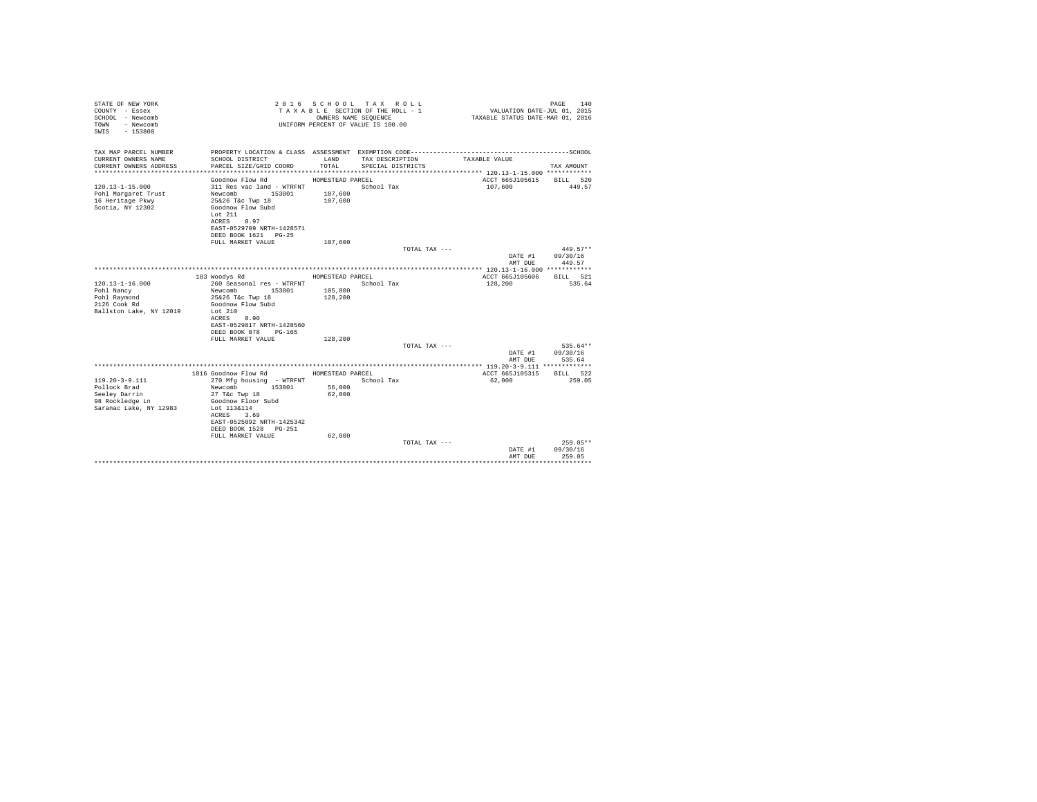STATE OF NEW YORK
COUNTY - Essex
SCHOOL - Newcomb
TOWN - Newcomb
SWIS - 153800

2016 SCHOOL TAX ROLL
TAXABLE SECTION OF THE ROLL - 1
OWNERS NAME SEQUENCE
UNIFORM PERCENT OF VALUE IS 100.00

VALUATION DATE-JUL 01, 2015
TAXABLE STATUS DATE-MAR 01, 2016

| TAX MAP PARCEL NUMBER / CURRENT OWNERS NAME / CURRENT OWNERS ADDRESS | PROPERTY LOCATION & CLASS / SCHOOL DISTRICT / PARCEL SIZE/GRID COORD | ASSESSMENT LAND / TOTAL | EXEMPTION CODE / TAX DESCRIPTION / SPECIAL DISTRICTS | TAXABLE VALUE | TAX AMOUNT |
|---|---|---|---|---|---|
| **120.13-1-15.000** | Goodnow Flow Rd | HOMESTEAD PARCEL | | ACCT 665J105615 | BILL 520 |
| 120.13-1-15.000 | 311 Res vac land - WTRFNT | | School Tax | 107,600 | 449.57 |
| Pohl Margaret Trust | Newcomb 153801 | 107,600 | | | |
| 16 Heritage Pkwy | 25&26 T&c Twp 18 | 107,600 | | | |
| Scotia, NY 12302 | Goodnow Flow Subd | | | | |
| | Lot 211 | | | | |
| | ACRES 0.97 | | | | |
| | EAST-0529709 NRTH-1428571 | | | | |
| | DEED BOOK 1621 PG-25 | | | | |
| | FULL MARKET VALUE | 107,600 | | | |
| | | | TOTAL TAX --- | | 449.57** |
| | | | | DATE #1 | 09/30/16 |
| | | | | AMT DUE | 449.57 |
| **120.13-1-16.000** | 183 Woodys Rd | HOMESTEAD PARCEL | | ACCT 665J105606 | BILL 521 |
| 120.13-1-16.000 | 260 Seasonal res - WTRFNT | | School Tax | 128,200 | 535.64 |
| Pohl Nancy | Newcomb 153801 | 105,800 | | | |
| Pohl Raymond | 25&26 T&c Twp 18 | 128,200 | | | |
| 2126 Cook Rd | Goodnow Flow Subd | | | | |
| Ballston Lake, NY 12019 | Lot 210 | | | | |
| | ACRES 0.90 | | | | |
| | EAST-0529817 NRTH-1428560 | | | | |
| | DEED BOOK 878 PG-165 | | | | |
| | FULL MARKET VALUE | 128,200 | | | |
| | | | TOTAL TAX --- | | 535.64** |
| | | | | DATE #1 | 09/30/16 |
| | | | | AMT DUE | 535.64 |
| **119.20-3-9.111** | 1816 Goodnow Flow Rd | HOMESTEAD PARCEL | | ACCT 665J105315 | BILL 522 |
| 119.20-3-9.111 | 270 Mfg housing - WTRFNT | | School Tax | 62,000 | 259.05 |
| Pollock Brad | Newcomb 153801 | 56,000 | | | |
| Seeley Darrin | 27 T&c Twp 18 | 62,000 | | | |
| 98 Rockledge Ln | Goodnow Floor Subd | | | | |
| Saranac Lake, NY 12983 | Lot 113&114 | | | | |
| | ACRES 3.69 | | | | |
| | EAST-0525092 NRTH-1425342 | | | | |
| | DEED BOOK 1528 PG-251 | | | | |
| | FULL MARKET VALUE | 62,000 | | | |
| | | | TOTAL TAX --- | | 259.05** |
| | | | | DATE #1 | 09/30/16 |
| | | | | AMT DUE | 259.05 |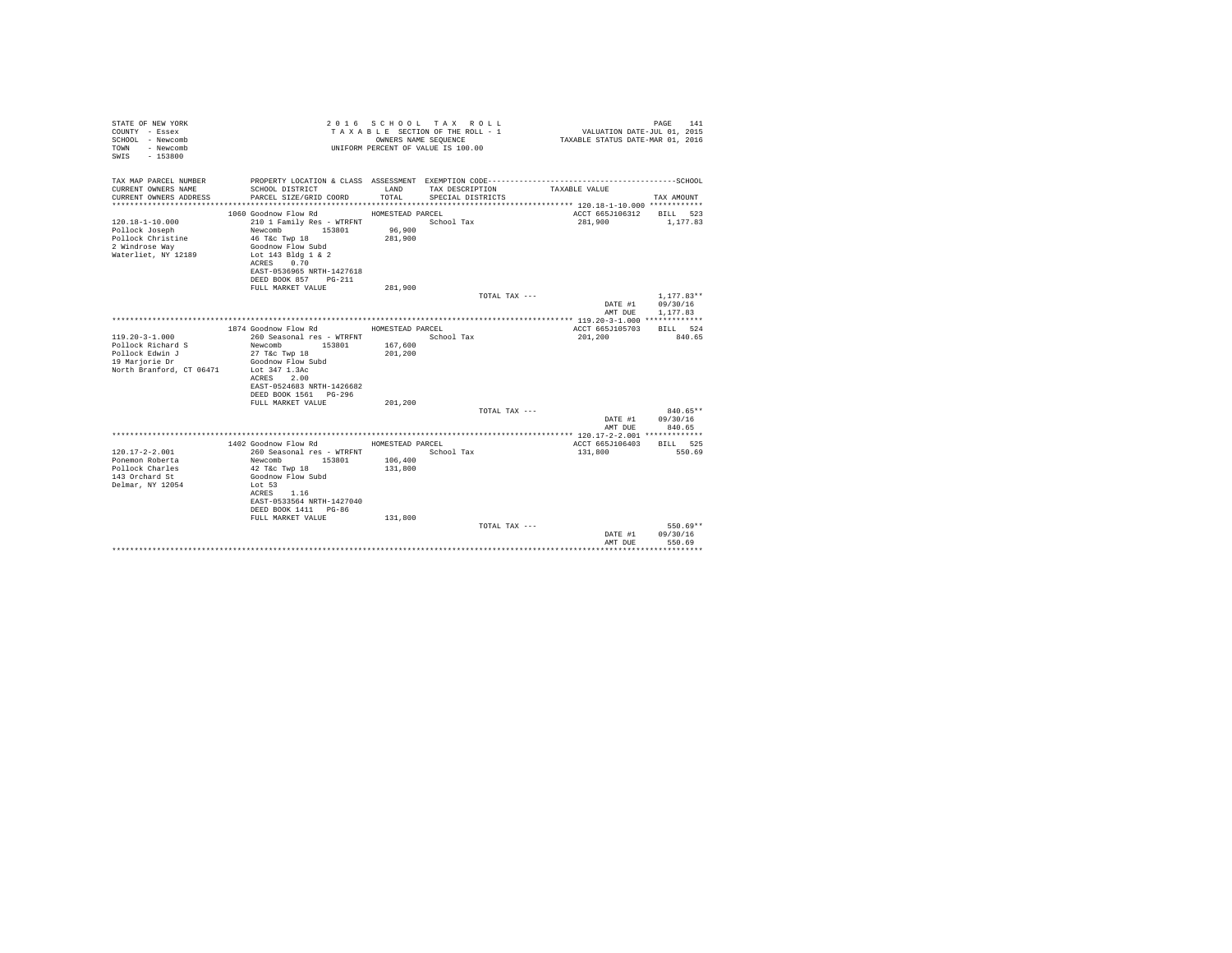```
STATE OF NEW YORK                    2 0 1 6   S C H O O L   T A X   R O L L                              PAGE   141
COUNTY  - Essex                      T A X A B L E  SECTION OF THE ROLL - 1                  VALUATION DATE-JUL 01, 2015
SCHOOL  - Newcomb                          OWNERS NAME SEQUENCE                        TAXABLE STATUS DATE-MAR 01, 2016
TOWN    - Newcomb                    UNIFORM PERCENT OF VALUE IS 100.00
SWIS    - 153800

TAX MAP PARCEL NUMBER          PROPERTY LOCATION & CLASS  ASSESSMENT  EXEMPTION CODE------------------------------------------SCHOOL
CURRENT OWNERS NAME            SCHOOL DISTRICT              LAND      TAX DESCRIPTION            TAXABLE VALUE
CURRENT OWNERS ADDRESS         PARCEL SIZE/GRID COORD      TOTAL      SPECIAL DISTRICTS                                 TAX AMOUNT
********************************************************************************************** 120.18-1-10.000 ***********
                          1060 Goodnow Flow Rd            HOMESTEAD PARCEL                          ACCT 665J106312    BILL  523
120.18-1-10.000                210 1 Family Res - WTRFNT              School Tax                     281,900            1,177.83
Pollock Joseph                 Newcomb        153801        96,900
Pollock Christine              46 T&c Twp 18               281,900
2 Windrose Way                 Goodnow Flow Subd
Waterliet, NY 12189            Lot 143 Bldg 1 & 2
                               ACRES    0.70
                               EAST-0536965 NRTH-1427618
                               DEED BOOK 857    PG-211
                               FULL MARKET VALUE           281,900
                                                                    TOTAL TAX ---                                   1,177.83**
                                                                                                     DATE #1        09/30/16
                                                                                                     AMT DUE        1,177.83
********************************************************************************************** 119.20-3-1.000 ************
                          1874 Goodnow Flow Rd            HOMESTEAD PARCEL                          ACCT 665J105703    BILL  524
119.20-3-1.000                 260 Seasonal res - WTRFNT              School Tax                     201,200              840.65
Pollock Richard S              Newcomb        153801       167,600
Pollock Edwin J                27 T&c Twp 18               201,200
19 Marjorie Dr                 Goodnow Flow Subd
North Branford, CT 06471       Lot 347 1.3Ac
                               ACRES    2.00
                               EAST-0524683 NRTH-1426682
                               DEED BOOK 1561   PG-296
                               FULL MARKET VALUE           201,200
                                                                    TOTAL TAX ---                                     840.65**
                                                                                                     DATE #1        09/30/16
                                                                                                     AMT DUE          840.65
********************************************************************************************** 120.17-2-2.001 ************
                          1402 Goodnow Flow Rd            HOMESTEAD PARCEL                          ACCT 665J106403    BILL  525
120.17-2-2.001                 260 Seasonal res - WTRFNT              School Tax                     131,800              550.69
Ponemon Roberta                Newcomb        153801       106,400
Pollock Charles                42 T&c Twp 18               131,800
143 Orchard St                 Goodnow Flow Subd
Delmar, NY 12054               Lot 53
                               ACRES    1.16
                               EAST-0533564 NRTH-1427040
                               DEED BOOK 1411   PG-86
                               FULL MARKET VALUE           131,800
                                                                    TOTAL TAX ---                                     550.69**
                                                                                                     DATE #1        09/30/16
                                                                                                     AMT DUE          550.69
****************************************************************************************************************************
```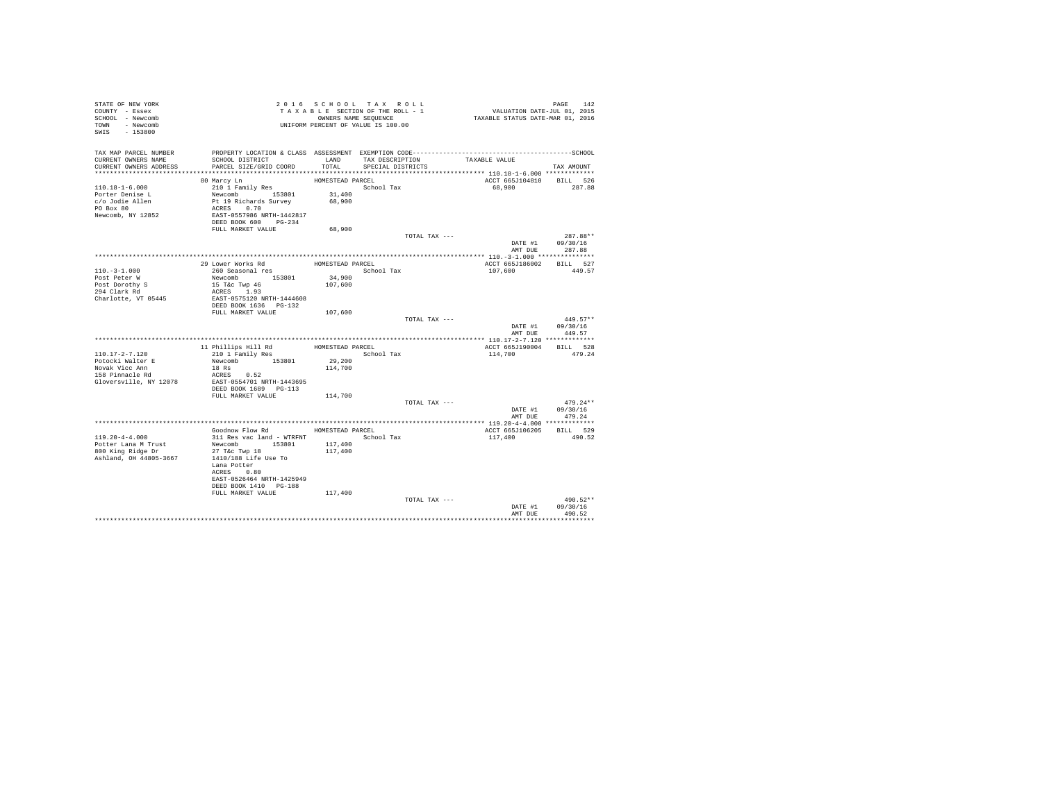STATE OF NEW YORK
COUNTY - Essex
SCHOOL - Newcomb
TOWN - Newcomb
SWIS - 153800

2016 SCHOOL TAX ROLL
TAXABLE SECTION OF THE ROLL - 1
OWNERS NAME SEQUENCE
UNIFORM PERCENT OF VALUE IS 100.00

VALUATION DATE-JUL 01, 2015
TAXABLE STATUS DATE-MAR 01, 2016

| TAX MAP PARCEL NUMBER / CURRENT OWNERS NAME / CURRENT OWNERS ADDRESS | PROPERTY LOCATION & CLASS / SCHOOL DISTRICT / PARCEL SIZE/GRID COORD | ASSESSMENT LAND / TOTAL | EXEMPTION CODE / TAX DESCRIPTION / SPECIAL DISTRICTS | TAXABLE VALUE | TAX AMOUNT |
|---|---|---|---|---|---|
| | 80 Marcy Ln | HOMESTEAD PARCEL | | ACCT 665J104810 | BILL 526 |
| 110.18-1-6.000 | 210 1 Family Res | | School Tax | 68,900 | 287.88 |
| Porter Denise L | Newcomb 153801 | 31,400 | | | |
| c/o Jodie Allen | Pt 19 Richards Survey | 68,900 | | | |
| PO Box 80 | ACRES 0.70 | | | | |
| Newcomb, NY 12852 | EAST-0557986 NRTH-1442817 | | | | |
| | DEED BOOK 600 PG-234 | | | | |
| | FULL MARKET VALUE | 68,900 | | | |
| | | | TOTAL TAX --- | | 287.88** |
| | | | | DATE #1 | 09/30/16 |
| | | | | AMT DUE | 287.88 |
| | 29 Lower Works Rd | HOMESTEAD PARCEL | | ACCT 665J186002 | BILL 527 |
| 110.-3-1.000 | 260 Seasonal res | | School Tax | 107,600 | 449.57 |
| Post Peter W | Newcomb 153801 | 34,900 | | | |
| Post Dorothy S | 15 T&c Twp 46 | 107,600 | | | |
| 294 Clark Rd | ACRES 1.93 | | | | |
| Charlotte, VT 05445 | EAST-0575120 NRTH-1444608 | | | | |
| | DEED BOOK 1636 PG-132 | | | | |
| | FULL MARKET VALUE | 107,600 | | | |
| | | | TOTAL TAX --- | | 449.57** |
| | | | | DATE #1 | 09/30/16 |
| | | | | AMT DUE | 449.57 |
| | 11 Phillips Hill Rd | HOMESTEAD PARCEL | | ACCT 665J190004 | BILL 528 |
| 110.17-2-7.120 | 210 1 Family Res | | School Tax | 114,700 | 479.24 |
| Potocki Walter E | Newcomb 153801 | 29,200 | | | |
| Novak Vicc Ann | 18 Rs | 114,700 | | | |
| 158 Pinnacle Rd | ACRES 0.52 | | | | |
| Gloversville, NY 12078 | EAST-0554701 NRTH-1443695 | | | | |
| | DEED BOOK 1689 PG-113 | | | | |
| | FULL MARKET VALUE | 114,700 | | | |
| | | | TOTAL TAX --- | | 479.24** |
| | | | | DATE #1 | 09/30/16 |
| | | | | AMT DUE | 479.24 |
| | Goodnow Flow Rd | HOMESTEAD PARCEL | | ACCT 665J106205 | BILL 529 |
| 119.20-4-4.000 | 311 Res vac land - WTRFNT | | School Tax | 117,400 | 490.52 |
| Potter Lana M Trust | Newcomb 153801 | 117,400 | | | |
| 800 King Ridge Dr | 27 T&c Twp 18 | 117,400 | | | |
| Ashland, OH 44805-3667 | 1410/188 Life Use To | | | | |
| | Lana Potter | | | | |
| | ACRES 0.80 | | | | |
| | EAST-0526464 NRTH-1425949 | | | | |
| | DEED BOOK 1410 PG-188 | | | | |
| | FULL MARKET VALUE | 117,400 | | | |
| | | | TOTAL TAX --- | | 490.52** |
| | | | | DATE #1 | 09/30/16 |
| | | | | AMT DUE | 490.52 |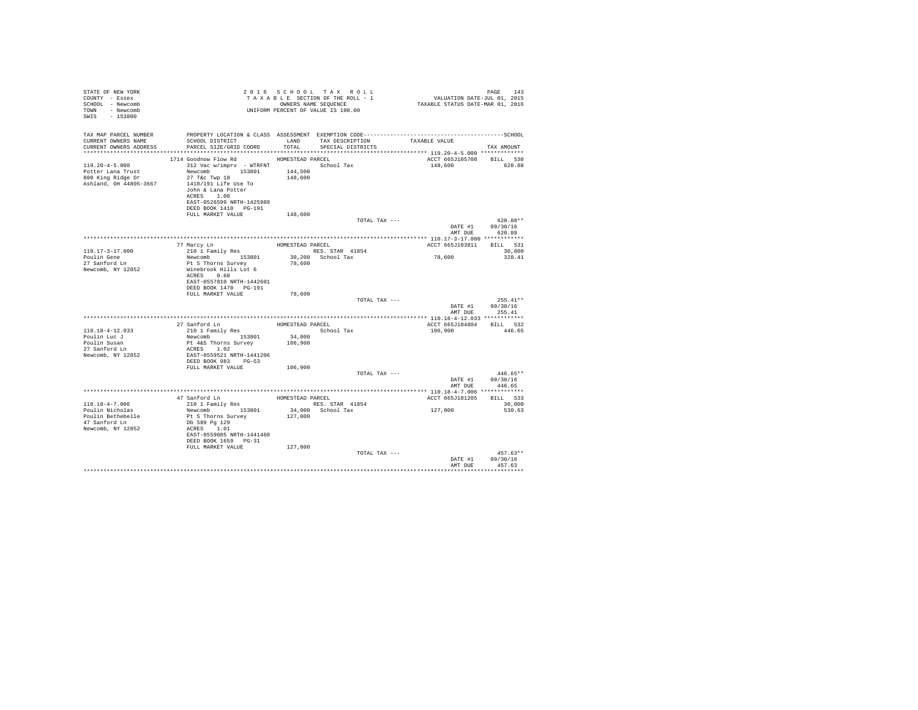STATE OF NEW YORK
COUNTY - Essex
SCHOOL - Newcomb
TOWN - Newcomb
SWIS - 153800

2016 SCHOOL TAX ROLL
TAXABLE SECTION OF THE ROLL - 1
OWNERS NAME SEQUENCE
UNIFORM PERCENT OF VALUE IS 100.00

VALUATION DATE-JUL 01, 2015
TAXABLE STATUS DATE-MAR 01, 2016

| TAX MAP PARCEL NUMBER / CURRENT OWNERS NAME / CURRENT OWNERS ADDRESS | PROPERTY LOCATION & CLASS / SCHOOL DISTRICT / PARCEL SIZE/GRID COORD | ASSESSMENT LAND / TOTAL | EXEMPTION CODE / TAX DESCRIPTION / SPECIAL DISTRICTS | TAXABLE VALUE | TAX AMOUNT |
|---|---|---|---|---|---|
| **119.20-4-5.000** | 1714 Goodnow Flow Rd | HOMESTEAD PARCEL | | ACCT 665J105708 | BILL 530 |
| 119.20-4-5.000 | 312 Vac w/imprv - WTRFNT | | School Tax | 148,600 | 620.88 |
| Potter Lana Trust | Newcomb 153801 | 144,500 | | | |
| 800 King Ridge Dr | 27 T&c Twp 18 | 148,600 | | | |
| Ashland, OH 44805-3667 | 1410/191 Life Use To | | | | |
| | John & Lana Potter | | | | |
| | ACRES 1.00 | | | | |
| | EAST-0526599 NRTH-1425989 | | | | |
| | DEED BOOK 1410 PG-191 | | | | |
| | FULL MARKET VALUE | 148,600 | | | |
| | | | TOTAL TAX --- | | 620.88** |
| | | | | DATE #1 | 09/30/16 |
| | | | | AMT DUE | 620.88 |
| **110.17-3-17.000** | 77 Marcy Ln | HOMESTEAD PARCEL | | ACCT 665J103811 | BILL 531 |
| 110.17-3-17.000 | 210 1 Family Res | | RES. STAR 41854 | | 30,000 |
| Poulin Gene | Newcomb 153801 | 30,200 | School Tax | 78,600 | 328.41 |
| 27 Sanford Ln | Pt 5 Thorns Survey | 78,600 | | | |
| Newcomb, NY 12852 | Winebrook Hills Lot 6 | | | | |
| | ACRES 0.60 | | | | |
| | EAST-0557810 NRTH-1442601 | | | | |
| | DEED BOOK 1470 PG-191 | | | | |
| | FULL MARKET VALUE | 78,600 | | | |
| | | | TOTAL TAX --- | | 255.41** |
| | | | | DATE #1 | 09/30/16 |
| | | | | AMT DUE | 255.41 |
| **110.18-4-12.033** | 27 Sanford Ln | HOMESTEAD PARCEL | | ACCT 665J104804 | BILL 532 |
| 110.18-4-12.033 | 210 1 Family Res | | School Tax | 106,900 | 446.65 |
| Poulin Luc J | Newcomb 153801 | 34,000 | | | |
| Poulin Susan | Pt 4&5 Thorns Survey | 106,900 | | | |
| 27 Sanford Ln | ACRES 1.02 | | | | |
| Newcomb, NY 12852 | EAST-0559521 NRTH-1441206 | | | | |
| | DEED BOOK 983 PG-53 | | | | |
| | FULL MARKET VALUE | 106,900 | | | |
| | | | TOTAL TAX --- | | 446.65** |
| | | | | DATE #1 | 09/30/16 |
| | | | | AMT DUE | 446.65 |
| **110.18-4-7.006** | 47 Sanford Ln | HOMESTEAD PARCEL | | ACCT 665J101205 | BILL 533 |
| 110.18-4-7.006 | 210 1 Family Res | | RES. STAR 41854 | | 30,000 |
| Poulin Nicholas | Newcomb 153801 | 34,000 | School Tax | 127,000 | 530.63 |
| Poulin Bethebelle | Pt 5 Thorns Survey | 127,000 | | | |
| 47 Sanford Ln | Db 589 Pg 129 | | | | |
| Newcomb, NY 12852 | ACRES 1.01 | | | | |
| | EAST-0559085 NRTH-1441460 | | | | |
| | DEED BOOK 1659 PG-31 | | | | |
| | FULL MARKET VALUE | 127,000 | | | |
| | | | TOTAL TAX --- | | 457.63** |
| | | | | DATE #1 | 09/30/16 |
| | | | | AMT DUE | 457.63 |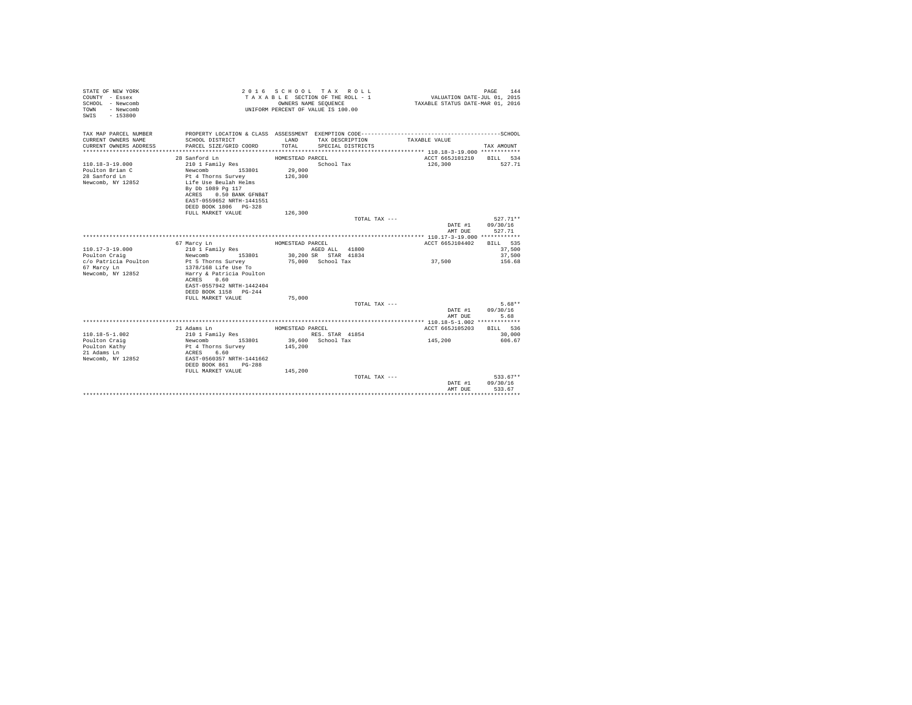STATE OF NEW YORK
COUNTY - Essex
SCHOOL - Newcomb
TOWN - Newcomb
SWIS - 153800

2016 SCHOOL TAX ROLL
TAXABLE SECTION OF THE ROLL - 1
OWNERS NAME SEQUENCE
UNIFORM PERCENT OF VALUE IS 100.00

VALUATION DATE-JUL 01, 2015
TAXABLE STATUS DATE-MAR 01, 2016

| TAX MAP PARCEL NUMBER / CURRENT OWNERS NAME / CURRENT OWNERS ADDRESS | PROPERTY LOCATION & CLASS / SCHOOL DISTRICT / PARCEL SIZE/GRID COORD | ASSESSMENT LAND / TOTAL | EXEMPTION CODE / TAX DESCRIPTION / SPECIAL DISTRICTS | TAXABLE VALUE | TAX AMOUNT |
|---|---|---|---|---|---|
| 110.18-3-19.000 | 28 Sanford Ln | HOMESTEAD PARCEL | | ACCT 665J101210 | BILL 534 |
| Poulton Brian C | 210 1 Family Res | | School Tax | 126,300 | 527.71 |
| 28 Sanford Ln | Newcomb 153801 | 29,000 | | | |
| Newcomb, NY 12852 | Pt 4 Thorns Survey | 126,300 | | | |
| | Life Use Beulah Helms | | | | |
| | By Db 1089 Pg 117 | | | | |
| | ACRES 0.50 BANK GFNB&T | | | | |
| | EAST-0559652 NRTH-1441551 | | | | |
| | DEED BOOK 1806 PG-328 | | | | |
| | FULL MARKET VALUE | 126,300 | | | |
| | | | TOTAL TAX --- | | 527.71** |
| | | | | DATE #1 | 09/30/16 |
| | | | | AMT DUE | 527.71 |
| 110.17-3-19.000 | 67 Marcy Ln | HOMESTEAD PARCEL | | ACCT 665J104402 | BILL 535 |
| Poulton Craig | 210 1 Family Res | | AGED ALL 41800 | | 37,500 |
| c/o Patricia Poulton | Newcomb 153801 | 30,200 | SR STAR 41834 | | 37,500 |
| 67 Marcy Ln | Pt 5 Thorns Survey | 75,000 | School Tax | 37,500 | 156.68 |
| Newcomb, NY 12852 | 1378/168 Life Use To | | | | |
| | Harry & Patricia Poulton | | | | |
| | ACRES 0.60 | | | | |
| | EAST-0557942 NRTH-1442404 | | | | |
| | DEED BOOK 1158 PG-244 | | | | |
| | FULL MARKET VALUE | 75,000 | | | |
| | | | TOTAL TAX --- | | 5.68** |
| | | | | DATE #1 | 09/30/16 |
| | | | | AMT DUE | 5.68 |
| 110.18-5-1.002 | 21 Adams Ln | HOMESTEAD PARCEL | | ACCT 665J105203 | BILL 536 |
| Poulton Craig | 210 1 Family Res | | RES. STAR 41854 | | 30,000 |
| Poulton Kathy | Newcomb 153801 | 39,600 | School Tax | 145,200 | 606.67 |
| 21 Adams Ln | Pt 4 Thorns Survey | 145,200 | | | |
| Newcomb, NY 12852 | ACRES 6.60 | | | | |
| | EAST-0560357 NRTH-1441662 | | | | |
| | DEED BOOK 861 PG-288 | | | | |
| | FULL MARKET VALUE | 145,200 | | | |
| | | | TOTAL TAX --- | | 533.67** |
| | | | | DATE #1 | 09/30/16 |
| | | | | AMT DUE | 533.67 |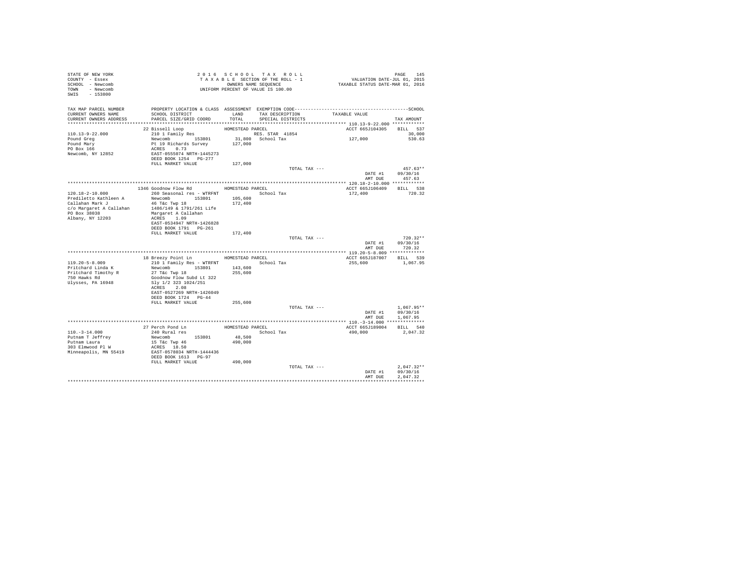STATE OF NEW YORK
COUNTY - Essex
SCHOOL - Newcomb
TOWN - Newcomb
SWIS - 153800

2016 SCHOOL TAX ROLL
TAXABLE SECTION OF THE ROLL - 1
OWNERS NAME SEQUENCE
UNIFORM PERCENT OF VALUE IS 100.00

VALUATION DATE-JUL 01, 2015
TAXABLE STATUS DATE-MAR 01, 2016

| TAX MAP PARCEL NUMBER / CURRENT OWNERS NAME / CURRENT OWNERS ADDRESS | PROPERTY LOCATION & CLASS / SCHOOL DISTRICT / PARCEL SIZE/GRID COORD | ASSESSMENT LAND / TOTAL | EXEMPTION CODE / TAX DESCRIPTION / SPECIAL DISTRICTS | TAXABLE VALUE | SCHOOL TAX AMOUNT |
|---|---|---|---|---|---|
| **110.13-9-22.000** | 22 Bissell Loop | HOMESTEAD PARCEL | | ACCT 665J104305 | BILL 537 |
| 110.13-9-22.000 | 210 1 Family Res | | RES. STAR 41854 | | 30,000 |
| Pound Greg | Newcomb 153801 | 31,800 | School Tax | 127,000 | 530.63 |
| Pound Mary | Pt 19 Richards Survey | 127,000 | | | |
| PO Box 166 | ACRES 0.73 | | | | |
| Newcomb, NY 12852 | EAST-0555074 NRTH-1445273 | | | | |
| | DEED BOOK 1254 PG-277 | | | | |
| | FULL MARKET VALUE | 127,000 | | | |
| | | | TOTAL TAX --- | | 457.63** |
| | | | | DATE #1 | 09/30/16 |
| | | | | AMT DUE | 457.63 |
| **120.18-2-10.000** | 1346 Goodnow Flow Rd | HOMESTEAD PARCEL | | ACCT 665J106409 | BILL 538 |
| 120.18-2-10.000 | 260 Seasonal res - WTRFNT | | School Tax | 172,400 | 720.32 |
| Prediletto Kathleen A | Newcomb 153801 | 105,600 | | | |
| Callahan Mark J | 46 T&c Twp 18 | 172,400 | | | |
| c/o Margaret A Callahan | 1486/149 & 1791/261 Life | | | | |
| PO Box 38038 | Margaret A Callahan | | | | |
| Albany, NY 12203 | ACRES 1.09 | | | | |
| | EAST-0534947 NRTH-1426828 | | | | |
| | DEED BOOK 1791 PG-261 | | | | |
| | FULL MARKET VALUE | 172,400 | | | |
| | | | TOTAL TAX --- | | 720.32** |
| | | | | DATE #1 | 09/30/16 |
| | | | | AMT DUE | 720.32 |
| **119.20-5-8.009** | 18 Breezy Point Ln | HOMESTEAD PARCEL | | ACCT 665J187007 | BILL 539 |
| 119.20-5-8.009 | 210 1 Family Res - WTRFNT | | School Tax | 255,600 | 1,067.95 |
| Pritchard Linda K | Newcomb 153801 | 143,600 | | | |
| Pritchard Timothy R | 27 T&c Twp 18 | 255,600 | | | |
| 750 Hawks Rd | Goodnow Flow Subd Lt 322 | | | | |
| Ulysses, PA 16948 | Sly 1/2 323 1024/251 | | | | |
| | ACRES 2.08 | | | | |
| | EAST-0527269 NRTH-1426049 | | | | |
| | DEED BOOK 1724 PG-44 | | | | |
| | FULL MARKET VALUE | 255,600 | | | |
| | | | TOTAL TAX --- | | 1,067.95** |
| | | | | DATE #1 | 09/30/16 |
| | | | | AMT DUE | 1,067.95 |
| **110.-3-14.000** | 27 Perch Pond Ln | HOMESTEAD PARCEL | | ACCT 665J189004 | BILL 540 |
| 110.-3-14.000 | 240 Rural res | | School Tax | 490,000 | 2,047.32 |
| Putnam T Jeffrey | Newcomb 153801 | 48,500 | | | |
| Putnam Laura | 15 T&c Twp 46 | 490,000 | | | |
| 303 Elmwood Pl W | ACRES 18.50 | | | | |
| Minneapolis, MN 55419 | EAST-0578034 NRTH-1444436 | | | | |
| | DEED BOOK 1613 PG-97 | | | | |
| | FULL MARKET VALUE | 490,000 | | | |
| | | | TOTAL TAX --- | | 2,047.32** |
| | | | | DATE #1 | 09/30/16 |
| | | | | AMT DUE | 2,047.32 |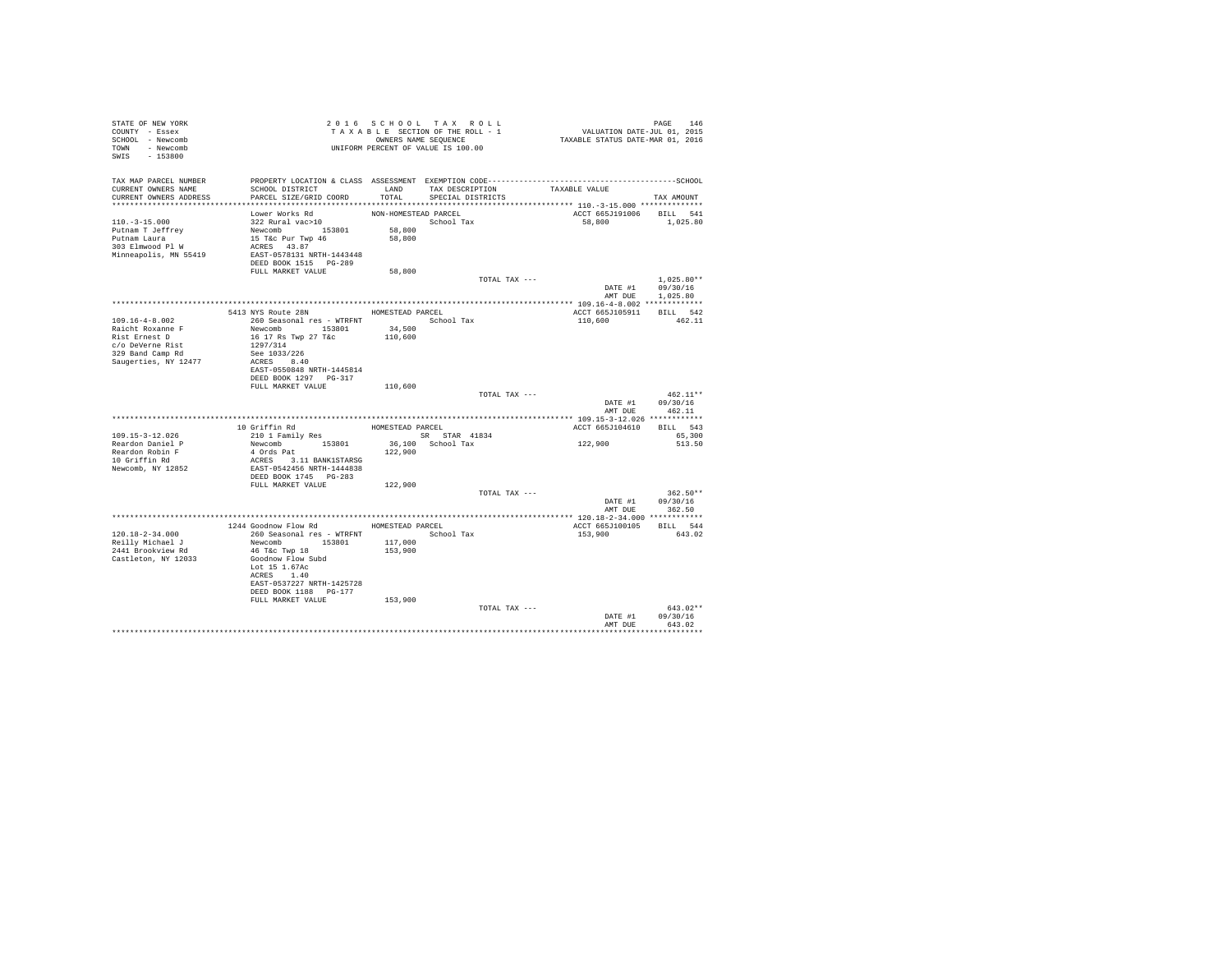STATE OF NEW YORK
COUNTY - Essex
SCHOOL - Newcomb
TOWN - Newcomb
SWIS - 153800

2016 SCHOOL TAX ROLL
TAXABLE SECTION OF THE ROLL - 1
OWNERS NAME SEQUENCE
UNIFORM PERCENT OF VALUE IS 100.00

VALUATION DATE-JUL 01, 2015
TAXABLE STATUS DATE-MAR 01, 2016

| TAX MAP PARCEL NUMBER / CURRENT OWNERS NAME / CURRENT OWNERS ADDRESS | PROPERTY LOCATION & CLASS / SCHOOL DISTRICT / PARCEL SIZE/GRID COORD | ASSESSMENT LAND / TOTAL | EXEMPTION CODE / TAX DESCRIPTION / SPECIAL DISTRICTS | TAXABLE VALUE | TAX AMOUNT |
|---|---|---|---|---|---|
| **110.-3-15.000** | Lower Works Rd | NON-HOMESTEAD PARCEL | | ACCT 665J191006 | BILL 541 |
| 110.-3-15.000 | 322 Rural vac>10 | | School Tax | 58,800 | 1,025.80 |
| Putnam T Jeffrey | Newcomb 153801 | 58,800 | | | |
| Putnam Laura | 15 T&c Pur Twp 46 | 58,800 | | | |
| 303 Elmwood Pl W | ACRES 43.87 | | | | |
| Minneapolis, MN 55419 | EAST-0578131 NRTH-1443448 | | | | |
| | DEED BOOK 1515 PG-289 | | | | |
| | FULL MARKET VALUE | 58,800 | | | |
| | | | TOTAL TAX --- | | 1,025.80** |
| | | | | DATE #1 | 09/30/16 |
| | | | | AMT DUE | 1,025.80 |
| **109.16-4-8.002** | 5413 NYS Route 28N | HOMESTEAD PARCEL | | ACCT 665J105911 | BILL 542 |
| 109.16-4-8.002 | 260 Seasonal res - WTRFNT | | School Tax | 110,600 | 462.11 |
| Raicht Roxanne F | Newcomb 153801 | 34,500 | | | |
| Rist Ernest D | 16 17 Rs Twp 27 T&c | 110,600 | | | |
| c/o DeVerne Rist | 1297/314 | | | | |
| 329 Band Camp Rd | See 1033/226 | | | | |
| Saugerties, NY 12477 | ACRES 8.40 | | | | |
| | EAST-0550848 NRTH-1445814 | | | | |
| | DEED BOOK 1297 PG-317 | | | | |
| | FULL MARKET VALUE | 110,600 | | | |
| | | | TOTAL TAX --- | | 462.11** |
| | | | | DATE #1 | 09/30/16 |
| | | | | AMT DUE | 462.11 |
| **109.15-3-12.026** | 10 Griffin Rd | HOMESTEAD PARCEL | | ACCT 665J104610 | BILL 543 |
| 109.15-3-12.026 | 210 1 Family Res | | SR STAR 41834 | | 65,300 |
| Reardon Daniel P | Newcomb 153801 | 36,100 | School Tax | 122,900 | 513.50 |
| Reardon Robin F | 4 Ords Pat | 122,900 | | | |
| 10 Griffin Rd | ACRES 3.11 BANK1STARSG | | | | |
| Newcomb, NY 12852 | EAST-0542456 NRTH-1444838 | | | | |
| | DEED BOOK 1745 PG-283 | | | | |
| | FULL MARKET VALUE | 122,900 | | | |
| | | | TOTAL TAX --- | | 362.50** |
| | | | | DATE #1 | 09/30/16 |
| | | | | AMT DUE | 362.50 |
| **120.18-2-34.000** | 1244 Goodnow Flow Rd | HOMESTEAD PARCEL | | ACCT 665J100105 | BILL 544 |
| 120.18-2-34.000 | 260 Seasonal res - WTRFNT | | School Tax | 153,900 | 643.02 |
| Reilly Michael J | Newcomb 153801 | 117,000 | | | |
| 2441 Brookview Rd | 46 T&c Twp 18 | 153,900 | | | |
| Castleton, NY 12033 | Goodnow Flow Subd | | | | |
| | Lot 15 1.67Ac | | | | |
| | ACRES 1.40 | | | | |
| | EAST-0537227 NRTH-1425728 | | | | |
| | DEED BOOK 1188 PG-177 | | | | |
| | FULL MARKET VALUE | 153,900 | | | |
| | | | TOTAL TAX --- | | 643.02** |
| | | | | DATE #1 | 09/30/16 |
| | | | | AMT DUE | 643.02 |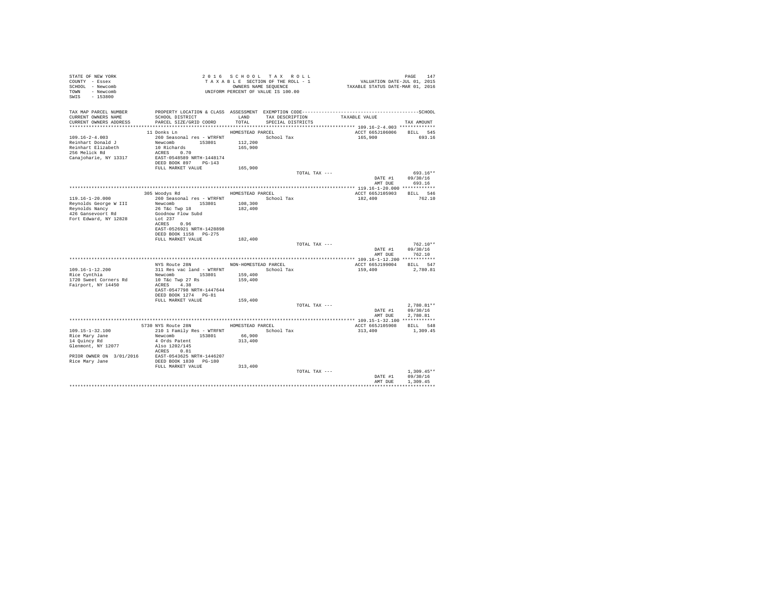STATE OF NEW YORK
COUNTY - Essex
SCHOOL - Newcomb
TOWN - Newcomb
SWIS - 153800

2016 SCHOOL TAX ROLL
TAXABLE SECTION OF THE ROLL - 1
OWNERS NAME SEQUENCE
UNIFORM PERCENT OF VALUE IS 100.00

VALUATION DATE-JUL 01, 2015
TAXABLE STATUS DATE-MAR 01, 2016

| TAX MAP PARCEL NUMBER / CURRENT OWNERS NAME / CURRENT OWNERS ADDRESS | PROPERTY LOCATION & CLASS / SCHOOL DISTRICT / PARCEL SIZE/GRID COORD | ASSESSMENT LAND / TOTAL | EXEMPTION CODE / TAX DESCRIPTION / SPECIAL DISTRICTS | TAXABLE VALUE | TAX AMOUNT |
|---|---|---|---|---|---|
| 109.16-2-4.003 | 11 Donks Ln | HOMESTEAD PARCEL | | ACCT 665J106006 | BILL 545 |
| Reinhart Donald J | 260 Seasonal res - WTRFNT | | School Tax | 165,900 | 693.16 |
| Reinhart Elizabeth | Newcomb 153801 | 112,200 | | | |
| 256 Melick Rd | 10 Richards | 165,900 | | | |
| Canajoharie, NY 13317 | ACRES 0.70 | | | | |
| | EAST-0548589 NRTH-1448174 | | | | |
| | DEED BOOK 897 PG-143 | | | | |
| | FULL MARKET VALUE | 165,900 | | | |
| | | | TOTAL TAX --- | | 693.16** |
| | | | | DATE #1 | 09/30/16 |
| | | | | AMT DUE | 693.16 |
| 119.16-1-20.000 | 305 Woodys Rd | HOMESTEAD PARCEL | | ACCT 665J105903 | BILL 546 |
| Reynolds George W III | 260 Seasonal res - WTRFNT | | School Tax | 182,400 | 762.10 |
| Reynolds Nancy | Newcomb 153801 | 108,300 | | | |
| 426 Gansevoort Rd | 26 T&c Twp 18 | 182,400 | | | |
| Fort Edward, NY 12828 | Goodnow Flow Subd | | | | |
| | Lot 237 | | | | |
| | ACRES 0.96 | | | | |
| | EAST-0526921 NRTH-1428898 | | | | |
| | DEED BOOK 1158 PG-275 | | | | |
| | FULL MARKET VALUE | 182,400 | | | |
| | | | TOTAL TAX --- | | 762.10** |
| | | | | DATE #1 | 09/30/16 |
| | | | | AMT DUE | 762.10 |
| 109.16-1-12.200 | NYS Route 28N | NON-HOMESTEAD PARCEL | | ACCT 665J199004 | BILL 547 |
| Rice Cynthia | 311 Res vac land - WTRFNT | | School Tax | 159,400 | 2,780.81 |
| 1720 Sweet Corners Rd | Newcomb 153801 | 159,400 | | | |
| Fairport, NY 14450 | 10 T&c Twp 27 Rs | 159,400 | | | |
| | ACRES 4.38 | | | | |
| | EAST-0547798 NRTH-1447644 | | | | |
| | DEED BOOK 1274 PG-81 | | | | |
| | FULL MARKET VALUE | 159,400 | | | |
| | | | TOTAL TAX --- | | 2,780.81** |
| | | | | DATE #1 | 09/30/16 |
| | | | | AMT DUE | 2,780.81 |
| 109.15-1-32.100 | 5730 NYS Route 28N | HOMESTEAD PARCEL | | ACCT 665J105908 | BILL 548 |
| Rice Mary Jane | 210 1 Family Res - WTRFNT | | School Tax | 313,400 | 1,309.45 |
| 14 Quincy Rd | Newcomb 153801 | 66,900 | | | |
| Glenmont, NY 12077 | 4 Ords Patent | 313,400 | | | |
| | Also 1202/145 | | | | |
| | ACRES 0.81 | | | | |
| PRIOR OWNER ON 3/01/2016 | EAST-0543625 NRTH-1446207 | | | | |
| Rice Mary Jane | DEED BOOK 1830 PG-180 | | | | |
| | FULL MARKET VALUE | 313,400 | | | |
| | | | TOTAL TAX --- | | 1,309.45** |
| | | | | DATE #1 | 09/30/16 |
| | | | | AMT DUE | 1,309.45 |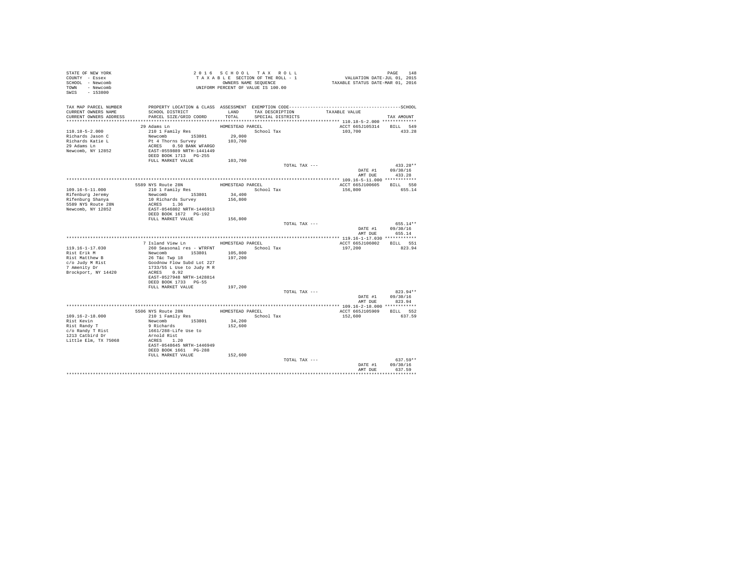STATE OF NEW YORK
COUNTY - Essex
SCHOOL - Newcomb
TOWN - Newcomb
SWIS - 153800

2016 SCHOOL TAX ROLL
TAXABLE SECTION OF THE ROLL - 1
OWNERS NAME SEQUENCE
UNIFORM PERCENT OF VALUE IS 100.00

VALUATION DATE-JUL 01, 2015
TAXABLE STATUS DATE-MAR 01, 2016

| TAX MAP PARCEL NUMBER / CURRENT OWNERS NAME / CURRENT OWNERS ADDRESS | PROPERTY LOCATION & CLASS / SCHOOL DISTRICT / PARCEL SIZE/GRID COORD | ASSESSMENT LAND / TOTAL | EXEMPTION CODE / TAX DESCRIPTION / SPECIAL DISTRICTS | TAXABLE VALUE | TAX AMOUNT |
|---|---|---|---|---|---|
| **110.18-5-2.000** | 29 Adams Ln | HOMESTEAD PARCEL | | ACCT 665J105314 | BILL 549 |
| 110.18-5-2.000 | 210 1 Family Res | | School Tax | 103,700 | 433.28 |
| Richards Jason C | Newcomb 153801 | 29,000 | | | |
| Richards Katie L | Pt 4 Thorns Survey | 103,700 | | | |
| 29 Adams Ln | ACRES 0.50 BANK WFARGO | | | | |
| Newcomb, NY 12852 | EAST-0559889 NRTH-1441449 | | | | |
| | DEED BOOK 1713 PG-255 | | | | |
| | FULL MARKET VALUE | 103,700 | | | |
| | | | TOTAL TAX --- | | 433.28** |
| | | | | DATE #1 | 09/30/16 |
| | | | | AMT DUE | 433.28 |
| **109.16-5-11.000** | 5589 NYS Route 28N | HOMESTEAD PARCEL | | ACCT 665J100605 | BILL 550 |
| 109.16-5-11.000 | 210 1 Family Res | | School Tax | 156,800 | 655.14 |
| Rifenburg Jeremy | Newcomb 153801 | 34,400 | | | |
| Rifenburg Shanya | 10 Richards Survey | 156,800 | | | |
| 5589 NYS Route 28N | ACRES 1.36 | | | | |
| Newcomb, NY 12852 | EAST-0546802 NRTH-1446913 | | | | |
| | DEED BOOK 1672 PG-192 | | | | |
| | FULL MARKET VALUE | 156,800 | | | |
| | | | TOTAL TAX --- | | 655.14** |
| | | | | DATE #1 | 09/30/16 |
| | | | | AMT DUE | 655.14 |
| **119.16-1-17.030** | 7 Island View Ln | HOMESTEAD PARCEL | | ACCT 665J106002 | BILL 551 |
| 119.16-1-17.030 | 260 Seasonal res - WTRFNT | | School Tax | 197,200 | 823.94 |
| Rist Erik M | Newcomb 153801 | 105,800 | | | |
| Rist Matthew B | 26 T&c Twp 18 | 197,200 | | | |
| c/o Judy M Rist | Goodnow Flow Subd Lot 227 | | | | |
| 7 Amenity Dr | 1733/55 L Use to Judy M R | | | | |
| Brockport, NY 14420 | ACRES 0.92 | | | | |
| | EAST-0527948 NRTH-1428814 | | | | |
| | DEED BOOK 1733 PG-55 | | | | |
| | FULL MARKET VALUE | 197,200 | | | |
| | | | TOTAL TAX --- | | 823.94** |
| | | | | DATE #1 | 09/30/16 |
| | | | | AMT DUE | 823.94 |
| **109.16-2-18.000** | 5506 NYS Route 28N | HOMESTEAD PARCEL | | ACCT 665J105909 | BILL 552 |
| 109.16-2-18.000 | 210 1 Family Res | | School Tax | 152,600 | 637.59 |
| Rist Kevin | Newcomb 153801 | 34,200 | | | |
| Rist Randy T | 9 Richards | 152,600 | | | |
| c/o Randy T Rist | 1661/288-Life Use to | | | | |
| 1213 Catbird Dr | Arnold Rist | | | | |
| Little Elm, TX 75068 | ACRES 1.20 | | | | |
| | EAST-0548645 NRTH-1446949 | | | | |
| | DEED BOOK 1661 PG-288 | | | | |
| | FULL MARKET VALUE | 152,600 | | | |
| | | | TOTAL TAX --- | | 637.59** |
| | | | | DATE #1 | 09/30/16 |
| | | | | AMT DUE | 637.59 |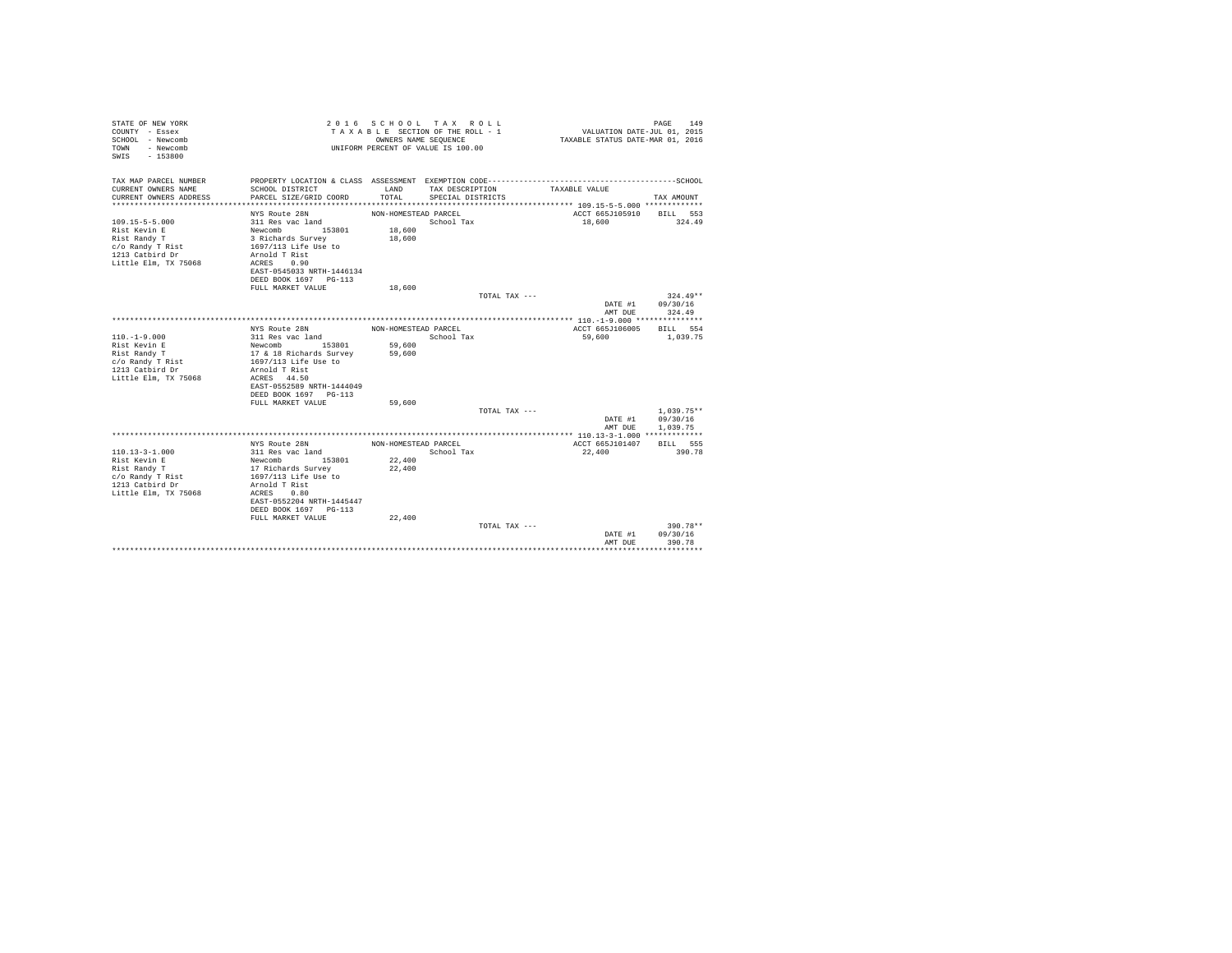STATE OF NEW YORK
COUNTY - Essex
SCHOOL - Newcomb
TOWN - Newcomb
SWIS - 153800

2 0 1 6 S C H O O L T A X R O L L
T A X A B L E SECTION OF THE ROLL - 1
OWNERS NAME SEQUENCE
UNIFORM PERCENT OF VALUE IS 100.00

VALUATION DATE-JUL 01, 2015
TAXABLE STATUS DATE-MAR 01, 2016

| TAX MAP PARCEL NUMBER / CURRENT OWNERS NAME / CURRENT OWNERS ADDRESS | PROPERTY LOCATION & CLASS / SCHOOL DISTRICT / PARCEL SIZE/GRID COORD | ASSESSMENT LAND / TOTAL | EXEMPTION CODE / TAX DESCRIPTION / SPECIAL DISTRICTS | TAXABLE VALUE | TAX AMOUNT |
|---|---|---|---|---|---|
| **109.15-5-5.000** | NYS Route 28N | NON-HOMESTEAD PARCEL | | ACCT 665J105910 | BILL 553 |
| 109.15-5-5.000 | 311 Res vac land | | School Tax | 18,600 | 324.49 |
| Rist Kevin E | Newcomb 153801 | 18,600 | | | |
| Rist Randy T | 3 Richards Survey | 18,600 | | | |
| c/o Randy T Rist | 1697/113 Life Use to | | | | |
| 1213 Catbird Dr | Arnold T Rist | | | | |
| Little Elm, TX 75068 | ACRES 0.90 | | | | |
| | EAST-0545033 NRTH-1446134 | | | | |
| | DEED BOOK 1697 PG-113 | | | | |
| | FULL MARKET VALUE | 18,600 | | | |
| | | | TOTAL TAX --- | | 324.49** |
| | | | | DATE #1 | 09/30/16 |
| | | | | AMT DUE | 324.49 |
| **110.-1-9.000** | NYS Route 28N | NON-HOMESTEAD PARCEL | | ACCT 665J106005 | BILL 554 |
| 110.-1-9.000 | 311 Res vac land | | School Tax | 59,600 | 1,039.75 |
| Rist Kevin E | Newcomb 153801 | 59,600 | | | |
| Rist Randy T | 17 & 18 Richards Survey | 59,600 | | | |
| c/o Randy T Rist | 1697/113 Life Use to | | | | |
| 1213 Catbird Dr | Arnold T Rist | | | | |
| Little Elm, TX 75068 | ACRES 44.50 | | | | |
| | EAST-0552589 NRTH-1444049 | | | | |
| | DEED BOOK 1697 PG-113 | | | | |
| | FULL MARKET VALUE | 59,600 | | | |
| | | | TOTAL TAX --- | | 1,039.75** |
| | | | | DATE #1 | 09/30/16 |
| | | | | AMT DUE | 1,039.75 |
| **110.13-3-1.000** | NYS Route 28N | NON-HOMESTEAD PARCEL | | ACCT 665J101407 | BILL 555 |
| 110.13-3-1.000 | 311 Res vac land | | School Tax | 22,400 | 390.78 |
| Rist Kevin E | Newcomb 153801 | 22,400 | | | |
| Rist Randy T | 17 Richards Survey | 22,400 | | | |
| c/o Randy T Rist | 1697/113 Life Use to | | | | |
| 1213 Catbird Dr | Arnold T Rist | | | | |
| Little Elm, TX 75068 | ACRES 0.80 | | | | |
| | EAST-0552204 NRTH-1445447 | | | | |
| | DEED BOOK 1697 PG-113 | | | | |
| | FULL MARKET VALUE | 22,400 | | | |
| | | | TOTAL TAX --- | | 390.78** |
| | | | | DATE #1 | 09/30/16 |
| | | | | AMT DUE | 390.78 |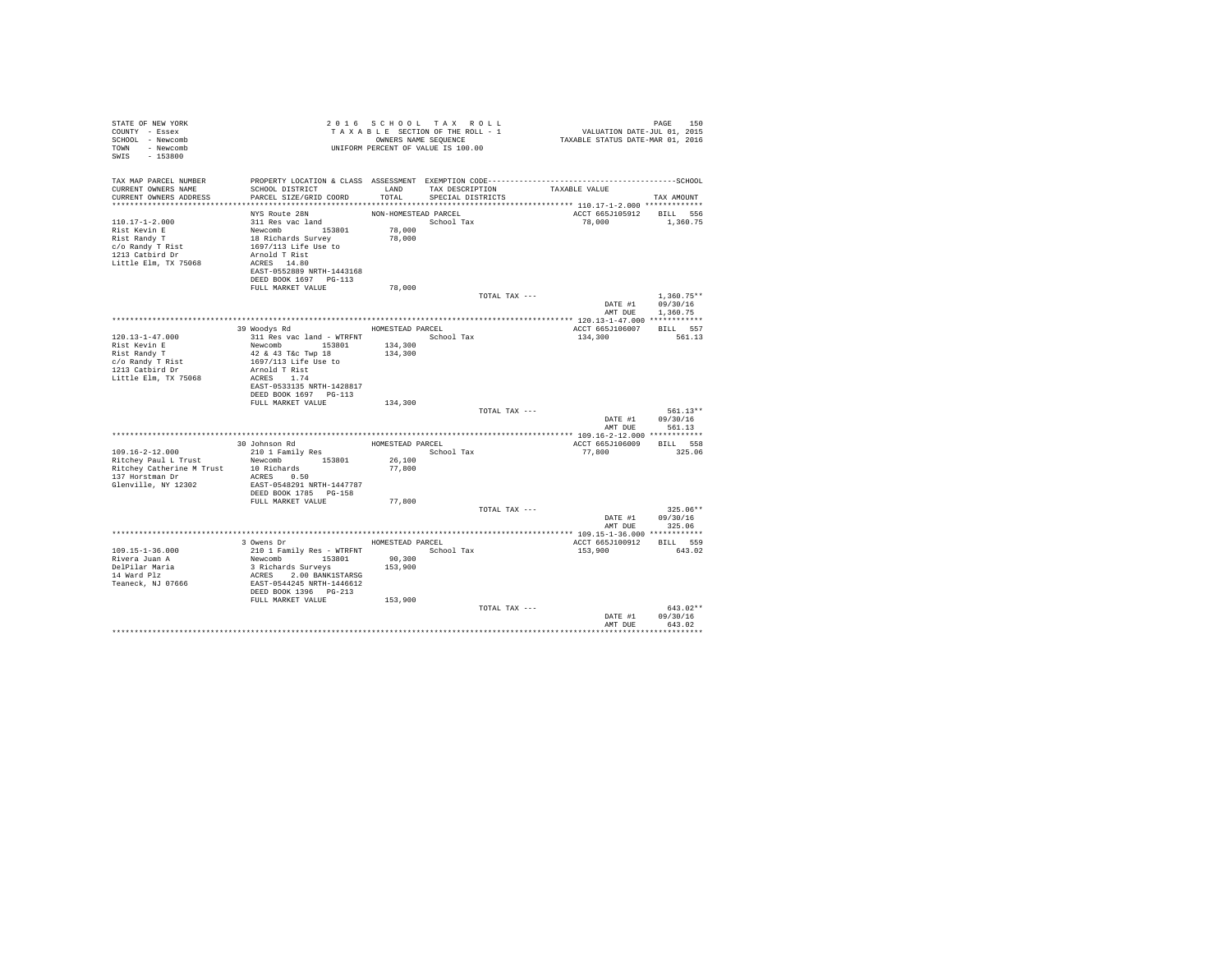STATE OF NEW YORK
COUNTY - Essex
SCHOOL - Newcomb
TOWN - Newcomb
SWIS - 153800

2 0 1 6 S C H O O L T A X R O L L
T A X A B L E SECTION OF THE ROLL - 1
OWNERS NAME SEQUENCE
UNIFORM PERCENT OF VALUE IS 100.00

VALUATION DATE-JUL 01, 2015
TAXABLE STATUS DATE-MAR 01, 2016

| TAX MAP PARCEL NUMBER / CURRENT OWNERS NAME / CURRENT OWNERS ADDRESS | PROPERTY LOCATION & CLASS / SCHOOL DISTRICT / PARCEL SIZE/GRID COORD | ASSESSMENT LAND / TOTAL | EXEMPTION CODE / TAX DESCRIPTION / SPECIAL DISTRICTS | TAXABLE VALUE | SCHOOL TAX AMOUNT |
|---|---|---|---|---|---|
| **110.17-1-2.000** | NYS Route 28N | NON-HOMESTEAD PARCEL | | ACCT 665J105912 | BILL 556 |
| 110.17-1-2.000 | 311 Res vac land | | School Tax | 78,000 | 1,360.75 |
| Rist Kevin E | Newcomb 153801 | 78,000 | | | |
| Rist Randy T | 18 Richards Survey | 78,000 | | | |
| c/o Randy T Rist | 1697/113 Life Use to | | | | |
| 1213 Catbird Dr | Arnold T Rist | | | | |
| Little Elm, TX 75068 | ACRES 14.80 | | | | |
| | EAST-0552889 NRTH-1443168 | | | | |
| | DEED BOOK 1697 PG-113 | | | | |
| | FULL MARKET VALUE | 78,000 | | | |
| | | | TOTAL TAX --- | | 1,360.75** |
| | | | | DATE #1 | 09/30/16 |
| | | | | AMT DUE | 1,360.75 |
| **120.13-1-47.000** | 39 Woodys Rd | HOMESTEAD PARCEL | | ACCT 665J106007 | BILL 557 |
| 120.13-1-47.000 | 311 Res vac land - WTRFNT | | School Tax | 134,300 | 561.13 |
| Rist Kevin E | Newcomb 153801 | 134,300 | | | |
| Rist Randy T | 42 & 43 T&c Twp 18 | 134,300 | | | |
| c/o Randy T Rist | 1697/113 Life Use to | | | | |
| 1213 Catbird Dr | Arnold T Rist | | | | |
| Little Elm, TX 75068 | ACRES 1.74 | | | | |
| | EAST-0533135 NRTH-1428817 | | | | |
| | DEED BOOK 1697 PG-113 | | | | |
| | FULL MARKET VALUE | 134,300 | | | |
| | | | TOTAL TAX --- | | 561.13** |
| | | | | DATE #1 | 09/30/16 |
| | | | | AMT DUE | 561.13 |
| **109.16-2-12.000** | 30 Johnson Rd | HOMESTEAD PARCEL | | ACCT 665J106009 | BILL 558 |
| 109.16-2-12.000 | 210 1 Family Res | | School Tax | 77,800 | 325.06 |
| Ritchey Paul L Trust | Newcomb 153801 | 26,100 | | | |
| Ritchey Catherine M Trust | 10 Richards | 77,800 | | | |
| 137 Horstman Dr | ACRES 0.50 | | | | |
| Glenville, NY 12302 | EAST-0548291 NRTH-1447787 | | | | |
| | DEED BOOK 1785 PG-158 | | | | |
| | FULL MARKET VALUE | 77,800 | | | |
| | | | TOTAL TAX --- | | 325.06** |
| | | | | DATE #1 | 09/30/16 |
| | | | | AMT DUE | 325.06 |
| **109.15-1-36.000** | 3 Owens Dr | HOMESTEAD PARCEL | | ACCT 665J100912 | BILL 559 |
| 109.15-1-36.000 | 210 1 Family Res - WTRFNT | | School Tax | 153,900 | 643.02 |
| Rivera Juan A | Newcomb 153801 | 90,300 | | | |
| DelPilar Maria | 3 Richards Surveys | 153,900 | | | |
| 14 Ward Plz | ACRES 2.00 BANK1STARSG | | | | |
| Teaneck, NJ 07666 | EAST-0544245 NRTH-1446612 | | | | |
| | DEED BOOK 1396 PG-213 | | | | |
| | FULL MARKET VALUE | 153,900 | | | |
| | | | TOTAL TAX --- | | 643.02** |
| | | | | DATE #1 | 09/30/16 |
| | | | | AMT DUE | 643.02 |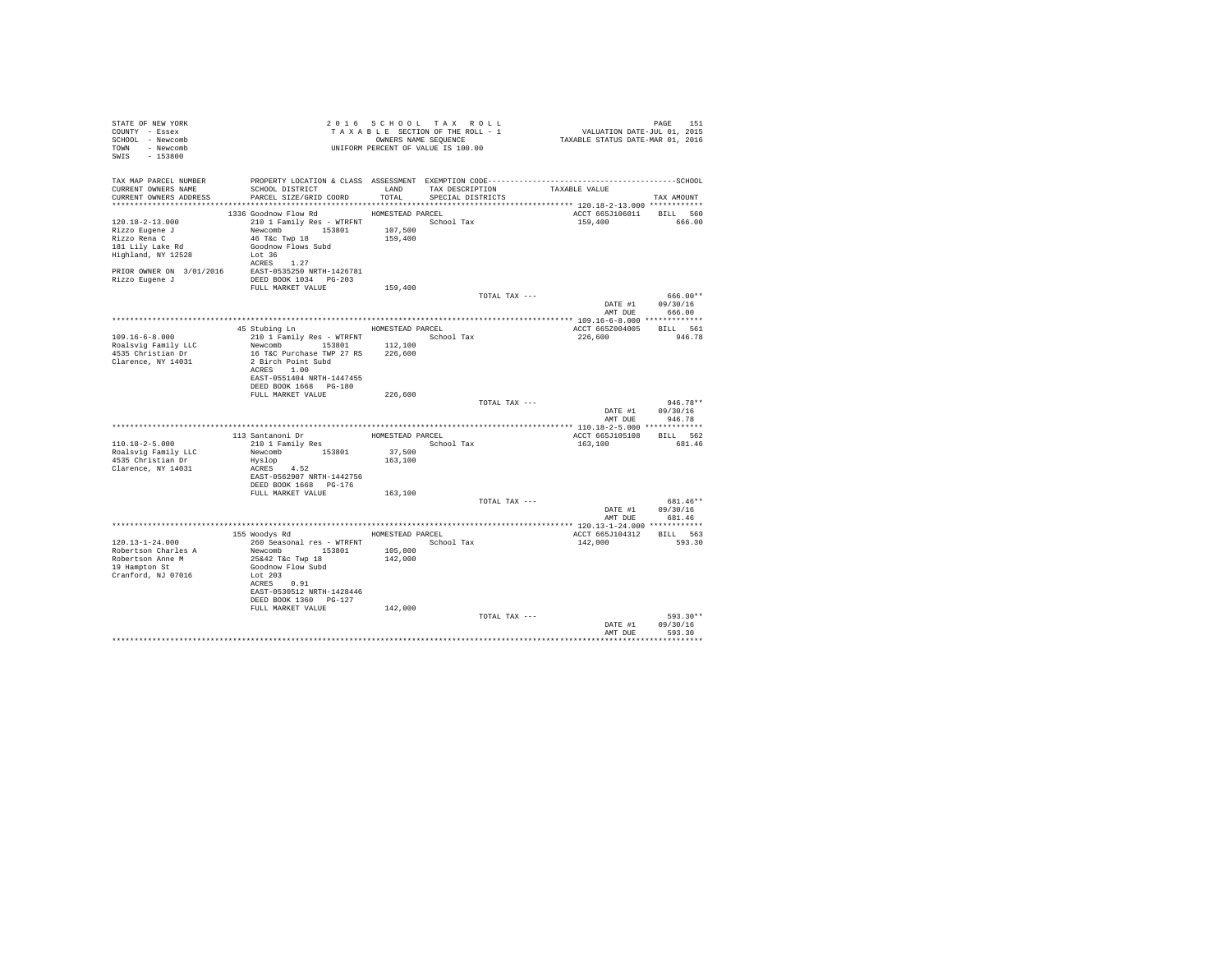STATE OF NEW YORK
COUNTY - Essex
SCHOOL - Newcomb
TOWN - Newcomb
SWIS - 153800

2 0 1 6 S C H O O L T A X R O L L
T A X A B L E SECTION OF THE ROLL - 1
OWNERS NAME SEQUENCE
UNIFORM PERCENT OF VALUE IS 100.00

VALUATION DATE-JUL 01, 2015
TAXABLE STATUS DATE-MAR 01, 2016

| TAX MAP PARCEL NUMBER / CURRENT OWNERS NAME / CURRENT OWNERS ADDRESS | PROPERTY LOCATION & CLASS / SCHOOL DISTRICT / PARCEL SIZE/GRID COORD | ASSESSMENT LAND / TOTAL | EXEMPTION CODE / TAX DESCRIPTION / SPECIAL DISTRICTS | TAXABLE VALUE | TAX AMOUNT |
|---|---|---|---|---|---|
| 120.18-2-13.000 | 1336 Goodnow Flow Rd | HOMESTEAD PARCEL | | ACCT 665J106011 | BILL 560 |
| 120.18-2-13.000 | 210 1 Family Res - WTRFNT | | School Tax | 159,400 | 666.00 |
| Rizzo Eugene J | Newcomb 153801 | 107,500 | | | |
| Rizzo Rena C | 46 T&c Twp 18 | 159,400 | | | |
| 181 Lily Lake Rd | Goodnow Flows Subd | | | | |
| Highland, NY 12528 | Lot 36 | | | | |
| | ACRES 1.27 | | | | |
| PRIOR OWNER ON 3/01/2016 | EAST-0535250 NRTH-1426781 | | | | |
| Rizzo Eugene J | DEED BOOK 1034 PG-203 | | | | |
| | FULL MARKET VALUE | 159,400 | | | |
| | | | TOTAL TAX --- | | 666.00** |
| | | | | DATE #1 | 09/30/16 |
| | | | | AMT DUE | 666.00 |
| 109.16-6-8.000 | 45 Stubing Ln | HOMESTEAD PARCEL | | ACCT 665Z004005 | BILL 561 |
| 109.16-6-8.000 | 210 1 Family Res - WTRFNT | | School Tax | 226,600 | 946.78 |
| Roalsvig Family LLC | Newcomb 153801 | 112,100 | | | |
| 4535 Christian Dr | 16 T&C Purchase TWP 27 RS | 226,600 | | | |
| Clarence, NY 14031 | 2 Birch Point Subd | | | | |
| | ACRES 1.00 | | | | |
| | EAST-0551404 NRTH-1447455 | | | | |
| | DEED BOOK 1668 PG-180 | | | | |
| | FULL MARKET VALUE | 226,600 | | | |
| | | | TOTAL TAX --- | | 946.78** |
| | | | | DATE #1 | 09/30/16 |
| | | | | AMT DUE | 946.78 |
| 110.18-2-5.000 | 113 Santanoni Dr | HOMESTEAD PARCEL | | ACCT 665J105108 | BILL 562 |
| 110.18-2-5.000 | 210 1 Family Res | | School Tax | 163,100 | 681.46 |
| Roalsvig Family LLC | Newcomb 153801 | 37,500 | | | |
| 4535 Christian Dr | Hyslop | 163,100 | | | |
| Clarence, NY 14031 | ACRES 4.52 | | | | |
| | EAST-0562907 NRTH-1442756 | | | | |
| | DEED BOOK 1668 PG-176 | | | | |
| | FULL MARKET VALUE | 163,100 | | | |
| | | | TOTAL TAX --- | | 681.46** |
| | | | | DATE #1 | 09/30/16 |
| | | | | AMT DUE | 681.46 |
| 120.13-1-24.000 | 155 Woodys Rd | HOMESTEAD PARCEL | | ACCT 665J104312 | BILL 563 |
| 120.13-1-24.000 | 260 Seasonal res - WTRFNT | | School Tax | 142,000 | 593.30 |
| Robertson Charles A | Newcomb 153801 | 105,800 | | | |
| Robertson Anne M | 25&42 T&c Twp 18 | 142,000 | | | |
| 19 Hampton St | Goodnow Flow Subd | | | | |
| Cranford, NJ 07016 | Lot 203 | | | | |
| | ACRES 0.91 | | | | |
| | EAST-0530512 NRTH-1428446 | | | | |
| | DEED BOOK 1360 PG-127 | | | | |
| | FULL MARKET VALUE | 142,000 | | | |
| | | | TOTAL TAX --- | | 593.30** |
| | | | | DATE #1 | 09/30/16 |
| | | | | AMT DUE | 593.30 |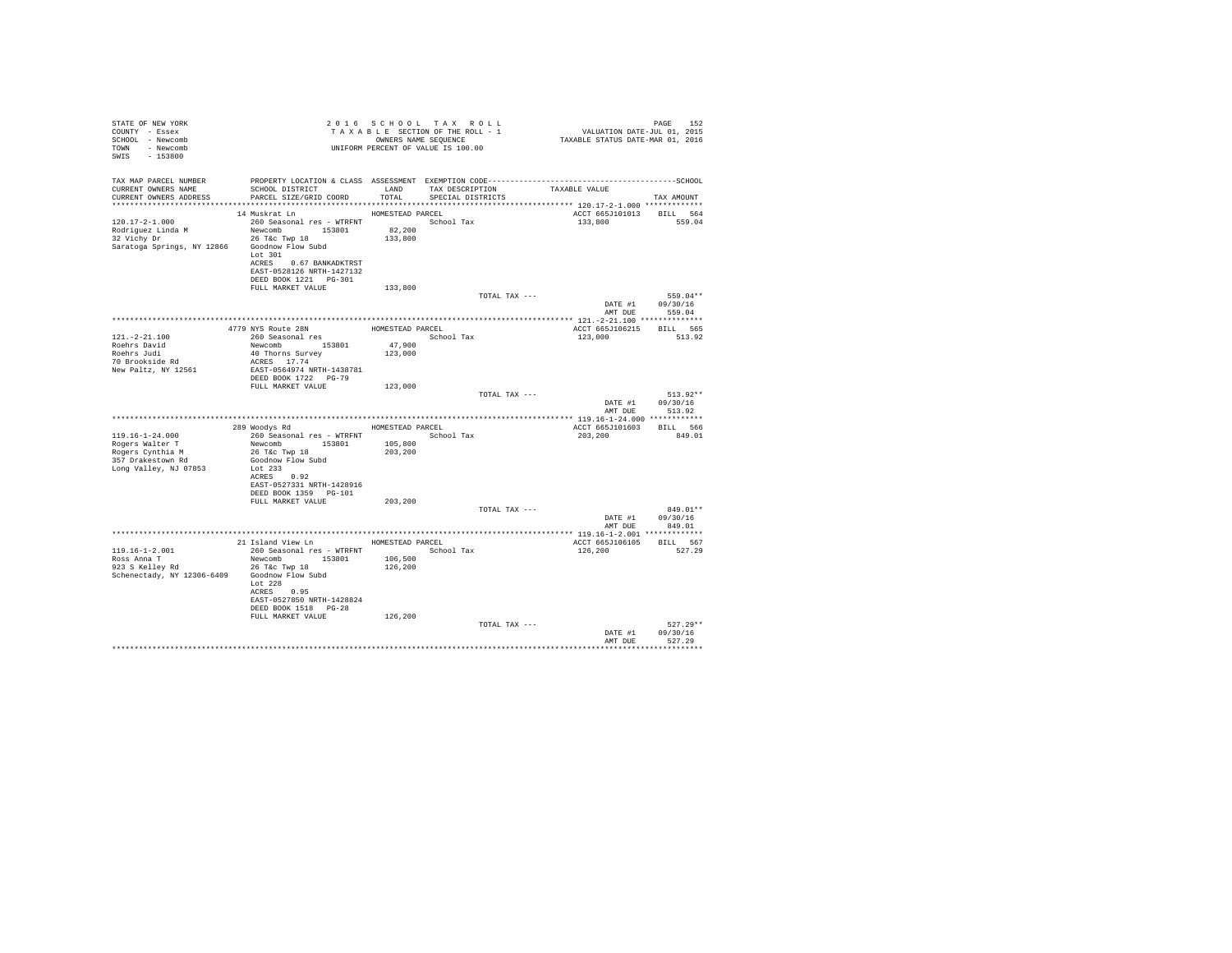STATE OF NEW YORK
COUNTY - Essex
SCHOOL - Newcomb
TOWN - Newcomb
SWIS - 153800

2 0 1 6 S C H O O L T A X R O L L
T A X A B L E SECTION OF THE ROLL - 1
OWNERS NAME SEQUENCE
UNIFORM PERCENT OF VALUE IS 100.00

VALUATION DATE-JUL 01, 2015
TAXABLE STATUS DATE-MAR 01, 2016

| TAX MAP PARCEL NUMBER / CURRENT OWNERS NAME / CURRENT OWNERS ADDRESS | PROPERTY LOCATION & CLASS / SCHOOL DISTRICT / PARCEL SIZE/GRID COORD | ASSESSMENT LAND / TOTAL | EXEMPTION CODE / TAX DESCRIPTION / SPECIAL DISTRICTS | TAXABLE VALUE | TAX AMOUNT |
|---|---|---|---|---|---|
| **120.17-2-1.000** | 14 Muskrat Ln | HOMESTEAD PARCEL | | ACCT 665J101013 | BILL 564 |
| Rodriguez Linda M | 260 Seasonal res - WTRFNT | | School Tax | 133,800 | 559.04 |
| 32 Vichy Dr | Newcomb 153801 | 82,200 | | | |
| Saratoga Springs, NY 12866 | 26 T&c Twp 18 | 133,800 | | | |
| | Goodnow Flow Subd | | | | |
| | Lot 301 | | | | |
| | ACRES 0.67 BANKADKTRST | | | | |
| | EAST-0528126 NRTH-1427132 | | | | |
| | DEED BOOK 1221 PG-301 | | | | |
| | FULL MARKET VALUE | 133,800 | | | |
| | | | TOTAL TAX --- | | 559.04** |
| | | | | DATE #1 | 09/30/16 |
| | | | | AMT DUE | 559.04 |
| **121.-2-21.100** | 4779 NYS Route 28N | HOMESTEAD PARCEL | | ACCT 665J106215 | BILL 565 |
| Roehrs David | 260 Seasonal res | | School Tax | 123,000 | 513.92 |
| Roehrs Judi | Newcomb 153801 | 47,900 | | | |
| 70 Brookside Rd | 40 Thorns Survey | 123,000 | | | |
| New Paltz, NY 12561 | ACRES 17.74 | | | | |
| | EAST-0564974 NRTH-1438781 | | | | |
| | DEED BOOK 1722 PG-79 | | | | |
| | FULL MARKET VALUE | 123,000 | | | |
| | | | TOTAL TAX --- | | 513.92** |
| | | | | DATE #1 | 09/30/16 |
| | | | | AMT DUE | 513.92 |
| **119.16-1-24.000** | 289 Woodys Rd | HOMESTEAD PARCEL | | ACCT 665J101603 | BILL 566 |
| Rogers Walter T | 260 Seasonal res - WTRFNT | | School Tax | 203,200 | 849.01 |
| Rogers Cynthia M | Newcomb 153801 | 105,800 | | | |
| 357 Drakestown Rd | 26 T&c Twp 18 | 203,200 | | | |
| Long Valley, NJ 07853 | Goodnow Flow Subd | | | | |
| | Lot 233 | | | | |
| | ACRES 0.92 | | | | |
| | EAST-0527331 NRTH-1428916 | | | | |
| | DEED BOOK 1359 PG-101 | | | | |
| | FULL MARKET VALUE | 203,200 | | | |
| | | | TOTAL TAX --- | | 849.01** |
| | | | | DATE #1 | 09/30/16 |
| | | | | AMT DUE | 849.01 |
| **119.16-1-2.001** | 21 Island View Ln | HOMESTEAD PARCEL | | ACCT 665J106105 | BILL 567 |
| Ross Anna T | 260 Seasonal res - WTRFNT | | School Tax | 126,200 | 527.29 |
| 923 S Kelley Rd | Newcomb 153801 | 106,500 | | | |
| Schenectady, NY 12306-6409 | 26 T&c Twp 18 | 126,200 | | | |
| | Goodnow Flow Subd | | | | |
| | Lot 228 | | | | |
| | ACRES 0.95 | | | | |
| | EAST-0527850 NRTH-1428824 | | | | |
| | DEED BOOK 1518 PG-28 | | | | |
| | FULL MARKET VALUE | 126,200 | | | |
| | | | TOTAL TAX --- | | 527.29** |
| | | | | DATE #1 | 09/30/16 |
| | | | | AMT DUE | 527.29 |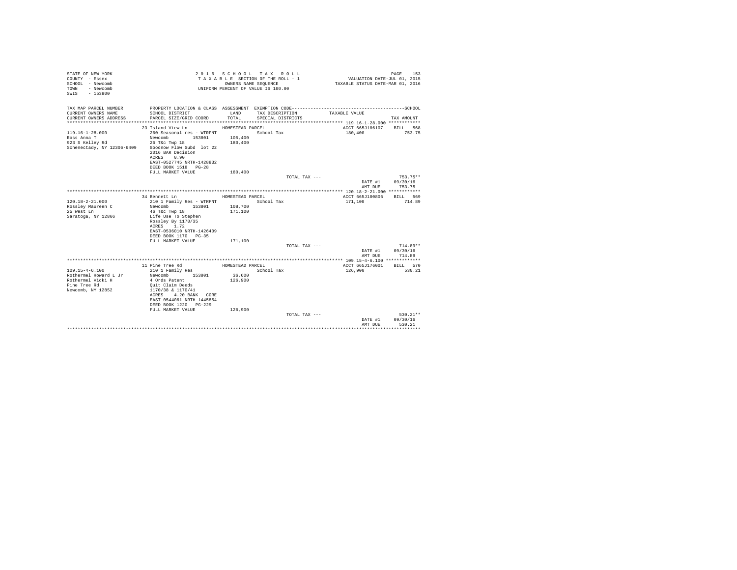STATE OF NEW YORK
COUNTY - Essex
SCHOOL - Newcomb
TOWN - Newcomb
SWIS - 153800

2 0 1 6 S C H O O L T A X R O L L
T A X A B L E SECTION OF THE ROLL - 1
OWNERS NAME SEQUENCE
UNIFORM PERCENT OF VALUE IS 100.00

VALUATION DATE-JUL 01, 2015
TAXABLE STATUS DATE-MAR 01, 2016

| TAX MAP PARCEL NUMBER / CURRENT OWNERS NAME / CURRENT OWNERS ADDRESS | PROPERTY LOCATION & CLASS / SCHOOL DISTRICT / PARCEL SIZE/GRID COORD | ASSESSMENT LAND / TOTAL | EXEMPTION CODE / TAX DESCRIPTION / SPECIAL DISTRICTS | TAXABLE VALUE | SCHOOL TAX AMOUNT |
|---|---|---|---|---|---|
| 119.16-1-28.000 | 23 Island View Ln | HOMESTEAD PARCEL | | ACCT 665J106107 | BILL 568 |
| Ross Anna T | 260 Seasonal res - WTRFNT | | School Tax | 180,400 | 753.75 |
| 923 S Kelley Rd | Newcomb 153801 | 105,400 | | | |
| Schenectady, NY 12306-6409 | 26 T&c Twp 18 | 180,400 | | | |
| | Goodnow Flow Subd lot 22 | | | | |
| | 2016 BAR Decision | | | | |
| | ACRES 0.90 | | | | |
| | EAST-0527745 NRTH-1428832 | | | | |
| | DEED BOOK 1518 PG-28 | | | | |
| | FULL MARKET VALUE | 180,400 | | | |
| | | | TOTAL TAX --- | | 753.75** |
| | | | | DATE #1 | 09/30/16 |
| | | | | AMT DUE | 753.75 |
| 120.18-2-21.000 | 34 Bennett Ln | HOMESTEAD PARCEL | | ACCT 665J100806 | BILL 569 |
| Rossley Maureen C | 210 1 Family Res - WTRFNT | | School Tax | 171,100 | 714.89 |
| 25 West Ln | Newcomb 153801 | 108,700 | | | |
| Saratoga, NY 12866 | 46 T&c Twp 18 | 171,100 | | | |
| | Life Use To Stephen | | | | |
| | Rossley By 1170/35 | | | | |
| | ACRES 1.72 | | | | |
| | EAST-0536010 NRTH-1426409 | | | | |
| | DEED BOOK 1170 PG-35 | | | | |
| | FULL MARKET VALUE | 171,100 | | | |
| | | | TOTAL TAX --- | | 714.89** |
| | | | | DATE #1 | 09/30/16 |
| | | | | AMT DUE | 714.89 |
| 109.15-4-6.100 | 11 Pine Tree Rd | HOMESTEAD PARCEL | | ACCT 665J176001 | BILL 570 |
| Rothermel Howard L Jr | 210 1 Family Res | | School Tax | 126,900 | 530.21 |
| Rothermel Vicki H | Newcomb 153801 | 36,600 | | | |
| Pine Tree Rd | 4 Ords Patent | 126,900 | | | |
| Newcomb, NY 12852 | Quit Claim Deeds | | | | |
| | 1170/38 & 1170/41 | | | | |
| | ACRES 4.20 BANK CORE | | | | |
| | EAST-0544061 NRTH-1445854 | | | | |
| | DEED BOOK 1220 PG-229 | | | | |
| | FULL MARKET VALUE | 126,900 | | | |
| | | | TOTAL TAX --- | | 530.21** |
| | | | | DATE #1 | 09/30/16 |
| | | | | AMT DUE | 530.21 |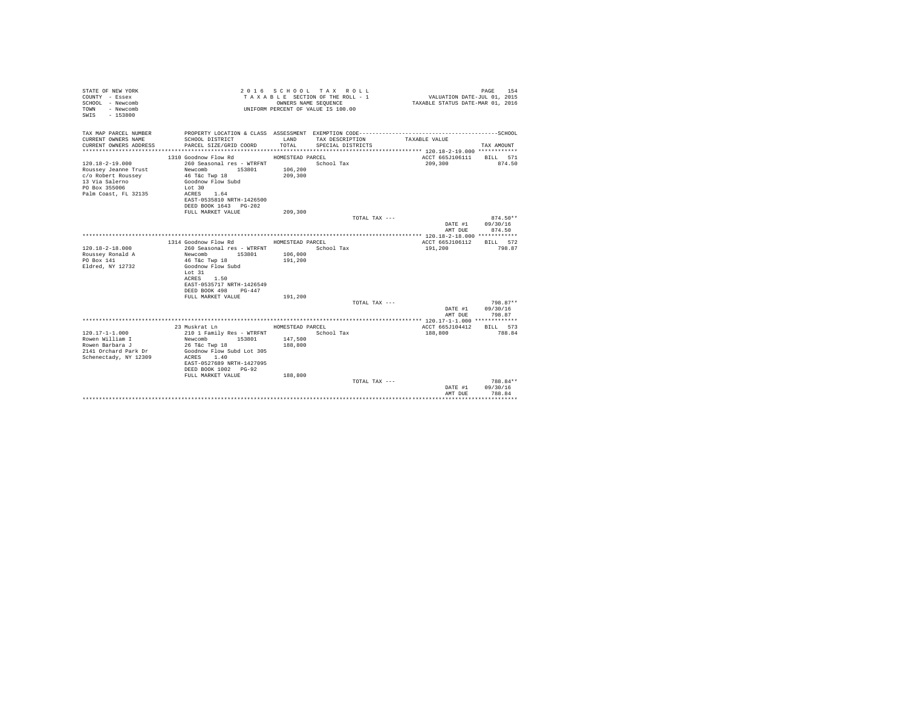STATE OF NEW YORK
COUNTY - Essex
SCHOOL - Newcomb
TOWN - Newcomb
SWIS - 153800

2016 SCHOOL TAX ROLL
TAXABLE SECTION OF THE ROLL - 1
OWNERS NAME SEQUENCE
UNIFORM PERCENT OF VALUE IS 100.00

VALUATION DATE-JUL 01, 2015
TAXABLE STATUS DATE-MAR 01, 2016

| TAX MAP PARCEL NUMBER / CURRENT OWNERS NAME / CURRENT OWNERS ADDRESS | PROPERTY LOCATION & CLASS / SCHOOL DISTRICT / PARCEL SIZE/GRID COORD | ASSESSMENT LAND / TOTAL | EXEMPTION CODE / TAX DESCRIPTION / SPECIAL DISTRICTS | TAXABLE VALUE | TAX AMOUNT |
|---|---|---|---|---|---|
| **120.18-2-19.000** | 1310 Goodnow Flow Rd | HOMESTEAD PARCEL | | ACCT 665J106111 | BILL 571 |
| 120.18-2-19.000 | 260 Seasonal res - WTRFNT | | School Tax | 209,300 | 874.50 |
| Roussey Jeanne Trust | Newcomb 153801 | 106,200 | | | |
| c/o Robert Roussey | 46 T&c Twp 18 | 209,300 | | | |
| 13 Via Salerno | Goodnow Flow Subd | | | | |
| PO Box 355006 | Lot 30 | | | | |
| Palm Coast, FL 32135 | ACRES 1.64 | | | | |
| | EAST-0535810 NRTH-1426500 | | | | |
| | DEED BOOK 1643 PG-202 | | | | |
| | FULL MARKET VALUE | 209,300 | | | |
| | | | TOTAL TAX --- | | 874.50** |
| | | | | DATE #1 | 09/30/16 |
| | | | | AMT DUE | 874.50 |
| **120.18-2-18.000** | 1314 Goodnow Flow Rd | HOMESTEAD PARCEL | | ACCT 665J106112 | BILL 572 |
| 120.18-2-18.000 | 260 Seasonal res - WTRFNT | | School Tax | 191,200 | 798.87 |
| Roussey Ronald A | Newcomb 153801 | 106,000 | | | |
| PO Box 141 | 46 T&c Twp 18 | 191,200 | | | |
| Eldred, NY 12732 | Goodnow Flow Subd | | | | |
| | Lot 31 | | | | |
| | ACRES 1.50 | | | | |
| | EAST-0535717 NRTH-1426549 | | | | |
| | DEED BOOK 498 PG-447 | | | | |
| | FULL MARKET VALUE | 191,200 | | | |
| | | | TOTAL TAX --- | | 798.87** |
| | | | | DATE #1 | 09/30/16 |
| | | | | AMT DUE | 798.87 |
| **120.17-1-1.000** | 23 Muskrat Ln | HOMESTEAD PARCEL | | ACCT 665J104412 | BILL 573 |
| 120.17-1-1.000 | 210 1 Family Res - WTRFNT | | School Tax | 188,800 | 788.84 |
| Rowen William I | Newcomb 153801 | 147,500 | | | |
| Rowen Barbara J | 26 T&c Twp 18 | 188,800 | | | |
| 2141 Orchard Park Dr | Goodnow Flow Subd Lot 305 | | | | |
| Schenectady, NY 12309 | ACRES 1.40 | | | | |
| | EAST-0527689 NRTH-1427095 | | | | |
| | DEED BOOK 1002 PG-92 | | | | |
| | FULL MARKET VALUE | 188,800 | | | |
| | | | TOTAL TAX --- | | 788.84** |
| | | | | DATE #1 | 09/30/16 |
| | | | | AMT DUE | 788.84 |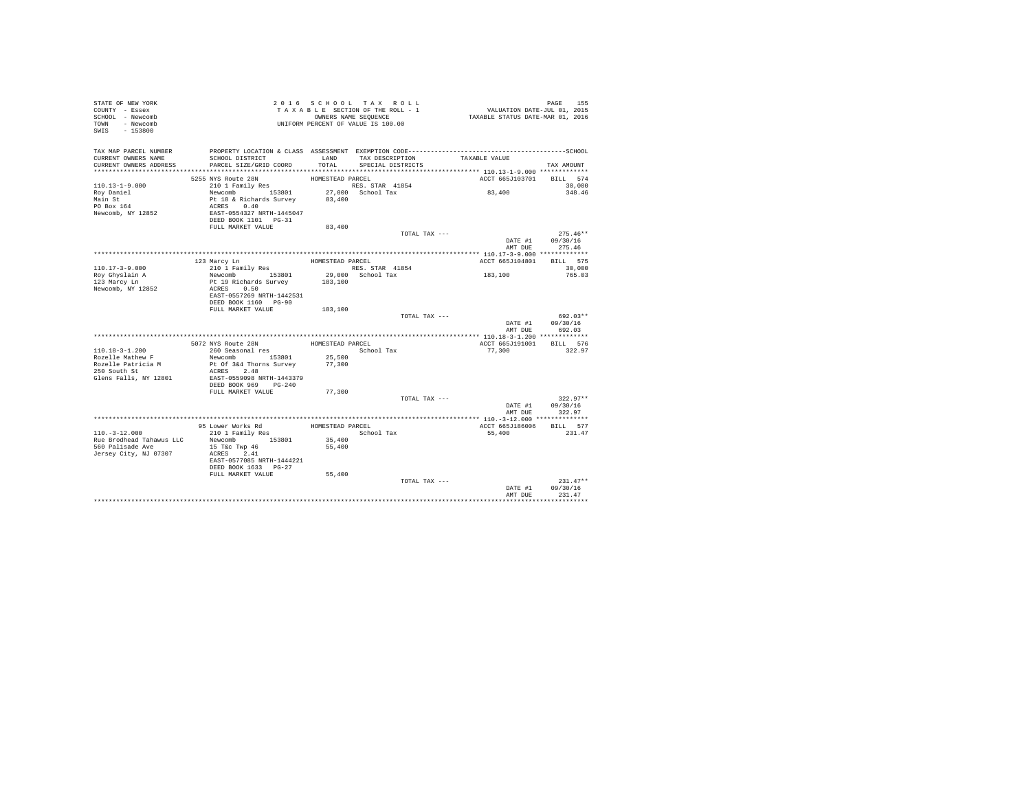STATE OF NEW YORK
COUNTY - Essex
SCHOOL - Newcomb
TOWN - Newcomb
SWIS - 153800

2016 SCHOOL TAX ROLL
TAXABLE SECTION OF THE ROLL - 1
OWNERS NAME SEQUENCE
UNIFORM PERCENT OF VALUE IS 100.00

VALUATION DATE-JUL 01, 2015
TAXABLE STATUS DATE-MAR 01, 2016

| TAX MAP PARCEL NUMBER / CURRENT OWNERS NAME / CURRENT OWNERS ADDRESS | PROPERTY LOCATION & CLASS / SCHOOL DISTRICT / PARCEL SIZE/GRID COORD | ASSESSMENT LAND / TOTAL | EXEMPTION CODE / TAX DESCRIPTION / SPECIAL DISTRICTS | TAXABLE VALUE | TAX AMOUNT |
|---|---|---|---|---|---|
| 110.13-1-9.000 | 5255 NYS Route 28N | HOMESTEAD PARCEL | | ACCT 665J103701 | BILL 574 |
| | 210 1 Family Res | | RES. STAR 41854 | | 30,000 |
| Roy Daniel | Newcomb 153801 | 27,000 | School Tax | 83,400 | 348.46 |
| Main St | Pt 18 & Richards Survey | 83,400 | | | |
| PO Box 164 | ACRES 0.40 | | | | |
| Newcomb, NY 12852 | EAST-0554327 NRTH-1445047 | | | | |
| | DEED BOOK 1101 PG-31 | | | | |
| | FULL MARKET VALUE | 83,400 | | | |
| | | | TOTAL TAX --- | | 275.46** |
| | | | | DATE #1 | 09/30/16 |
| | | | | AMT DUE | 275.46 |
| 110.17-3-9.000 | 123 Marcy Ln | HOMESTEAD PARCEL | | ACCT 665J104801 | BILL 575 |
| | 210 1 Family Res | | RES. STAR 41854 | | 30,000 |
| Roy Ghyslain A | Newcomb 153801 | 29,000 | School Tax | 183,100 | 765.03 |
| 123 Marcy Ln | Pt 19 Richards Survey | 183,100 | | | |
| Newcomb, NY 12852 | ACRES 0.50 | | | | |
| | EAST-0557269 NRTH-1442531 | | | | |
| | DEED BOOK 1160 PG-90 | | | | |
| | FULL MARKET VALUE | 183,100 | | | |
| | | | TOTAL TAX --- | | 692.03** |
| | | | | DATE #1 | 09/30/16 |
| | | | | AMT DUE | 692.03 |
| 110.18-3-1.200 | 5072 NYS Route 28N | HOMESTEAD PARCEL | | ACCT 665J191001 | BILL 576 |
| | 260 Seasonal res | | School Tax | 77,300 | 322.97 |
| Rozelle Mathew F | Newcomb 153801 | 25,500 | | | |
| Rozelle Patricia M | Pt Of 3&4 Thorns Survey | 77,300 | | | |
| 250 South St | ACRES 2.48 | | | | |
| Glens Falls, NY 12801 | EAST-0559098 NRTH-1443379 | | | | |
| | DEED BOOK 969 PG-240 | | | | |
| | FULL MARKET VALUE | 77,300 | | | |
| | | | TOTAL TAX --- | | 322.97** |
| | | | | DATE #1 | 09/30/16 |
| | | | | AMT DUE | 322.97 |
| 110.-3-12.000 | 95 Lower Works Rd | HOMESTEAD PARCEL | | ACCT 665J186006 | BILL 577 |
| | 210 1 Family Res | | School Tax | 55,400 | 231.47 |
| Rue Brodhead Tahawus LLC | Newcomb 153801 | 35,400 | | | |
| 560 Palisade Ave | 15 T&c Twp 46 | 55,400 | | | |
| Jersey City, NJ 07307 | ACRES 2.41 | | | | |
| | EAST-0577085 NRTH-1444221 | | | | |
| | DEED BOOK 1633 PG-27 | | | | |
| | FULL MARKET VALUE | 55,400 | | | |
| | | | TOTAL TAX --- | | 231.47** |
| | | | | DATE #1 | 09/30/16 |
| | | | | AMT DUE | 231.47 |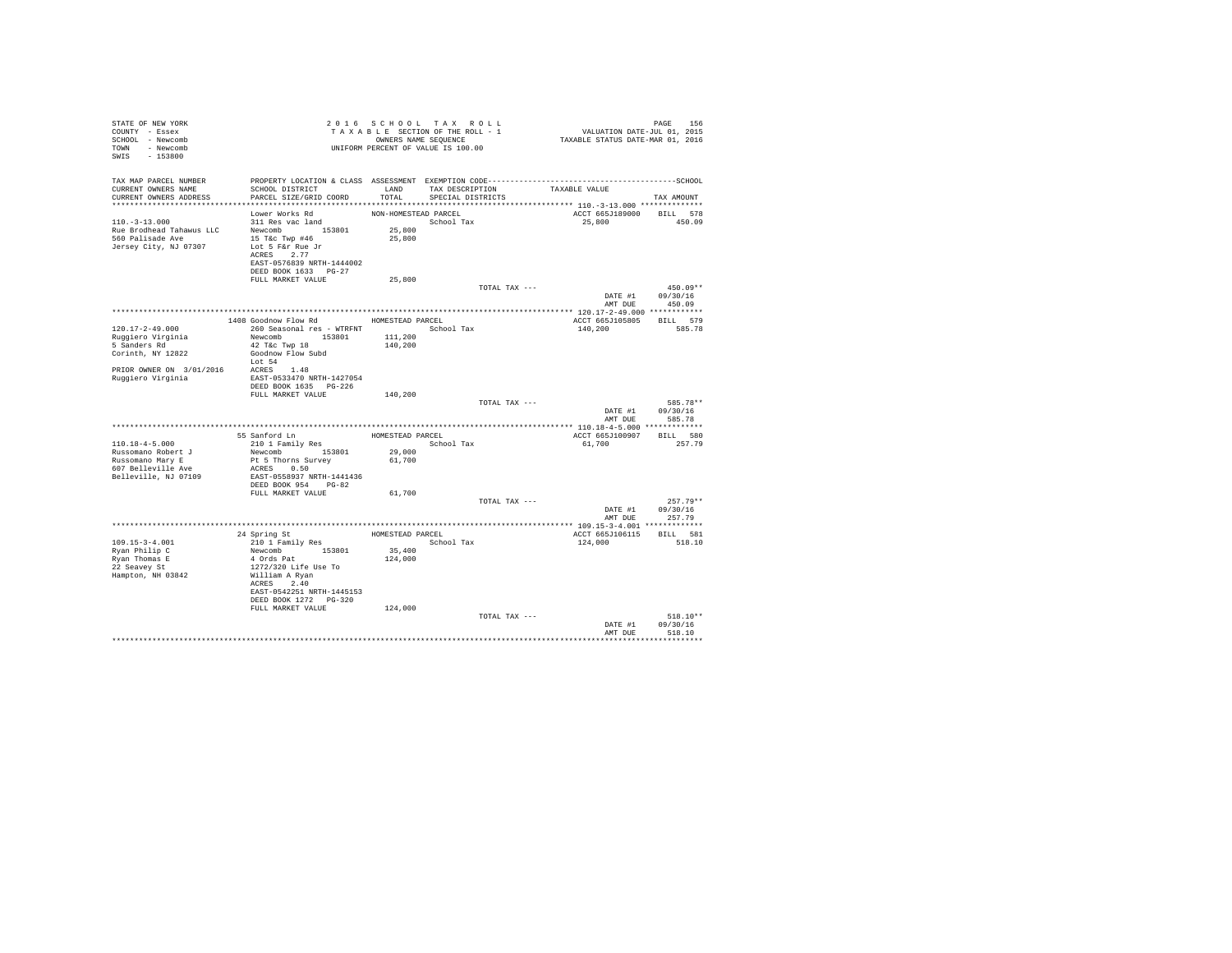STATE OF NEW YORK
COUNTY - Essex
SCHOOL - Newcomb
TOWN - Newcomb
SWIS - 153800

2 0 1 6 S C H O O L T A X R O L L
T A X A B L E SECTION OF THE ROLL - 1
OWNERS NAME SEQUENCE
UNIFORM PERCENT OF VALUE IS 100.00

VALUATION DATE-JUL 01, 2015
TAXABLE STATUS DATE-MAR 01, 2016

| TAX MAP PARCEL NUMBER / CURRENT OWNERS NAME / CURRENT OWNERS ADDRESS | PROPERTY LOCATION & CLASS / SCHOOL DISTRICT / PARCEL SIZE/GRID COORD | ASSESSMENT LAND / TOTAL | EXEMPTION CODE / TAX DESCRIPTION / SPECIAL DISTRICTS | TAXABLE VALUE | TAX AMOUNT |
|---|---|---|---|---|---|
| **110.-3-13.000** | Lower Works Rd | NON-HOMESTEAD PARCEL | | ACCT 665J189000 | BILL 578 |
| 110.-3-13.000 | 311 Res vac land | | School Tax | 25,800 | 450.09 |
| Rue Brodhead Tahawus LLC | Newcomb 153801 | 25,800 | | | |
| 560 Palisade Ave | 15 T&c Twp #46 | 25,800 | | | |
| Jersey City, NJ 07307 | Lot 5 F&r Rue Jr | | | | |
| | ACRES 2.77 | | | | |
| | EAST-0576839 NRTH-1444002 | | | | |
| | DEED BOOK 1633 PG-27 | | | | |
| | FULL MARKET VALUE | 25,800 | | | |
| | | | TOTAL TAX --- | | 450.09** |
| | | | | DATE #1 | 09/30/16 |
| | | | | AMT DUE | 450.09 |
| **120.17-2-49.000** | 1408 Goodnow Flow Rd | HOMESTEAD PARCEL | | ACCT 665J105805 | BILL 579 |
| 120.17-2-49.000 | 260 Seasonal res - WTRFNT | | School Tax | 140,200 | 585.78 |
| Ruggiero Virginia | Newcomb 153801 | 111,200 | | | |
| 5 Sanders Rd | 42 T&c Twp 18 | 140,200 | | | |
| Corinth, NY 12822 | Goodnow Flow Subd | | | | |
| | Lot 54 | | | | |
| PRIOR OWNER ON 3/01/2016 | ACRES 1.48 | | | | |
| Ruggiero Virginia | EAST-0533470 NRTH-1427054 | | | | |
| | DEED BOOK 1635 PG-226 | | | | |
| | FULL MARKET VALUE | 140,200 | | | |
| | | | TOTAL TAX --- | | 585.78** |
| | | | | DATE #1 | 09/30/16 |
| | | | | AMT DUE | 585.78 |
| **110.18-4-5.000** | 55 Sanford Ln | HOMESTEAD PARCEL | | ACCT 665J100907 | BILL 580 |
| 110.18-4-5.000 | 210 1 Family Res | | School Tax | 61,700 | 257.79 |
| Russomano Robert J | Newcomb 153801 | 29,000 | | | |
| Russomano Mary E | Pt 5 Thorns Survey | 61,700 | | | |
| 607 Belleville Ave | ACRES 0.50 | | | | |
| Belleville, NJ 07109 | EAST-0558937 NRTH-1441436 | | | | |
| | DEED BOOK 954 PG-82 | | | | |
| | FULL MARKET VALUE | 61,700 | | | |
| | | | TOTAL TAX --- | | 257.79** |
| | | | | DATE #1 | 09/30/16 |
| | | | | AMT DUE | 257.79 |
| **109.15-3-4.001** | 24 Spring St | HOMESTEAD PARCEL | | ACCT 665J106115 | BILL 581 |
| 109.15-3-4.001 | 210 1 Family Res | | School Tax | 124,000 | 518.10 |
| Ryan Philip C | Newcomb 153801 | 35,400 | | | |
| Ryan Thomas E | 4 Ords Pat | 124,000 | | | |
| 22 Seavey St | 1272/320 Life Use To | | | | |
| Hampton, NH 03842 | William A Ryan | | | | |
| | ACRES 2.40 | | | | |
| | EAST-0542251 NRTH-1445153 | | | | |
| | DEED BOOK 1272 PG-320 | | | | |
| | FULL MARKET VALUE | 124,000 | | | |
| | | | TOTAL TAX --- | | 518.10** |
| | | | | DATE #1 | 09/30/16 |
| | | | | AMT DUE | 518.10 |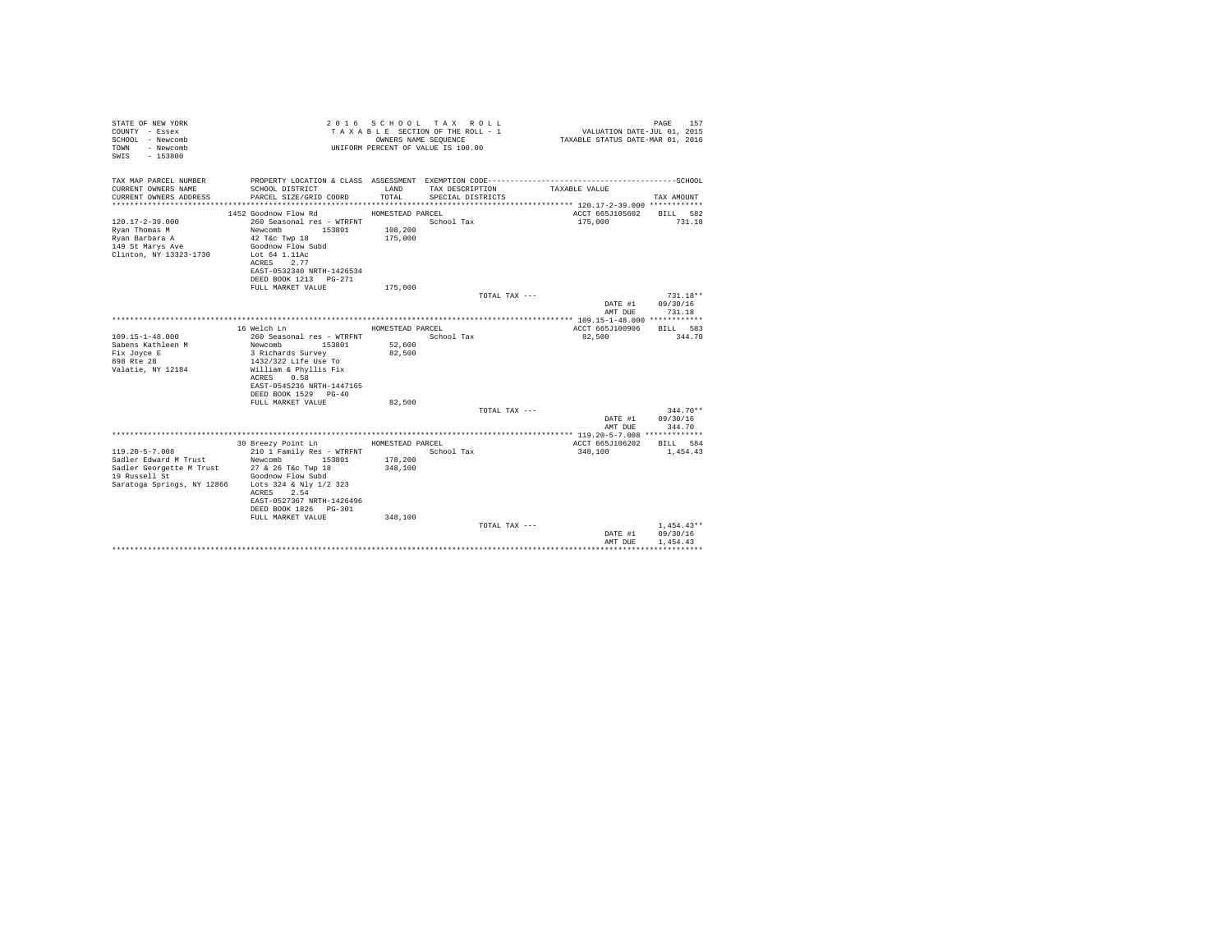```
STATE OF NEW YORK                          2 0 1 6   S C H O O L   T A X   R O L L                                    PAGE   157
COUNTY  - Essex                            T A X A B L E  SECTION OF THE ROLL - 1                    VALUATION DATE-JUL 01, 2015
SCHOOL  - Newcomb                                 OWNERS NAME SEQUENCE                         TAXABLE STATUS DATE-MAR 01, 2016
TOWN    - Newcomb                           UNIFORM PERCENT OF VALUE IS 100.00
SWIS    - 153800

TAX MAP PARCEL NUMBER          PROPERTY LOCATION & CLASS  ASSESSMENT  EXEMPTION CODE------------------------------------------SCHOOL
CURRENT OWNERS NAME            SCHOOL DISTRICT              LAND      TAX DESCRIPTION              TAXABLE VALUE
CURRENT OWNERS ADDRESS         PARCEL SIZE/GRID COORD       TOTAL     SPECIAL DISTRICTS                                 TAX AMOUNT
****************************************************************************************************** 120.17-2-39.000 ************
                       1452 Goodnow Flow Rd           HOMESTEAD PARCEL                              ACCT 665J105602    BILL  582
120.17-2-39.000                260 Seasonal res - WTRFNT               School Tax                    175,000             731.18
Ryan Thomas M                  Newcomb       153801      108,200
Ryan Barbara A                 42 T&c Twp 18             175,000
149 St Marys Ave               Goodnow Flow Subd
Clinton, NY 13323-1730         Lot 64 1.11Ac
                               ACRES    2.77
                               EAST-0532340 NRTH-1426534
                               DEED BOOK 1213   PG-271
                               FULL MARKET VALUE         175,000
                                                                        TOTAL TAX ---                                   731.18**
                                                                                                      DATE #1       09/30/16
                                                                                                      AMT DUE         731.18
****************************************************************************************************** 109.15-1-48.000 ************
                       16 Welch Ln                    HOMESTEAD PARCEL                              ACCT 665J100906    BILL  583
109.15-1-48.000                260 Seasonal res - WTRFNT               School Tax                     82,500             344.70
Sabens Kathleen M              Newcomb       153801       52,600
Fix Joyce E                    3 Richards Survey          82,500
698 Rte 28                     1432/322 Life Use To
Valatie, NY 12184              William & Phyllis Fix
                               ACRES    0.58
                               EAST-0545236 NRTH-1447165
                               DEED BOOK 1529   PG-40
                               FULL MARKET VALUE          82,500
                                                                        TOTAL TAX ---                                   344.70**
                                                                                                      DATE #1       09/30/16
                                                                                                      AMT DUE         344.70
****************************************************************************************************** 119.20-5-7.008 *************
                       30 Breezy Point Ln             HOMESTEAD PARCEL                              ACCT 665J106202    BILL  584
119.20-5-7.008                 210 1 Family Res - WTRFNT               School Tax                    348,100           1,454.43
Sadler Edward M Trust          Newcomb       153801      178,200
Sadler Georgette M Trust       27 & 26 T&c Twp 18        348,100
19 Russell St                  Goodnow Flow Subd
Saratoga Springs, NY 12866     Lots 324 & Nly 1/2 323
                               ACRES    2.54
                               EAST-0527367 NRTH-1426496
                               DEED BOOK 1826   PG-301
                               FULL MARKET VALUE         348,100
                                                                        TOTAL TAX ---                                 1,454.43**
                                                                                                      DATE #1       09/30/16
                                                                                                      AMT DUE       1,454.43
************************************************************************************************************************************
```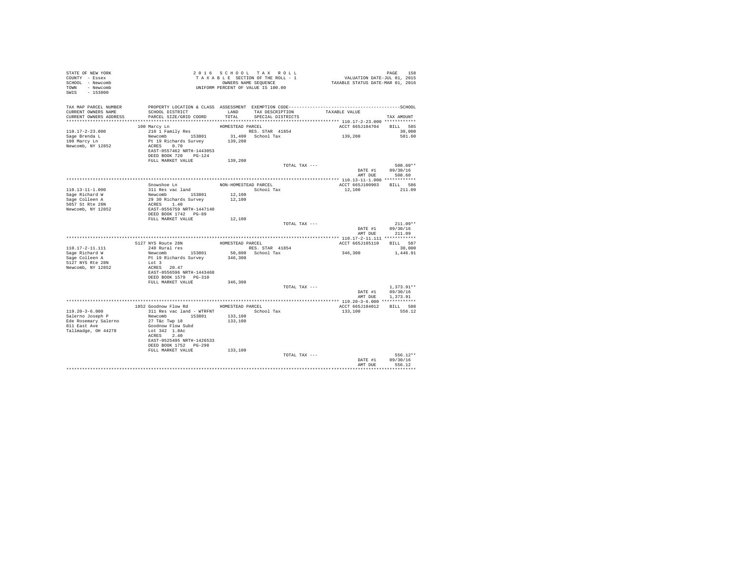STATE OF NEW YORK
COUNTY - Essex
SCHOOL - Newcomb
TOWN - Newcomb
SWIS - 153800

2016 SCHOOL TAX ROLL
TAXABLE SECTION OF THE ROLL - 1
OWNERS NAME SEQUENCE
UNIFORM PERCENT OF VALUE IS 100.00

VALUATION DATE-JUL 01, 2015
TAXABLE STATUS DATE-MAR 01, 2016

| TAX MAP PARCEL NUMBER / CURRENT OWNERS NAME / CURRENT OWNERS ADDRESS | PROPERTY LOCATION & CLASS / SCHOOL DISTRICT / PARCEL SIZE/GRID COORD | ASSESSMENT LAND / TOTAL | EXEMPTION CODE / TAX DESCRIPTION / SPECIAL DISTRICTS | TAXABLE VALUE | TAX AMOUNT |
|---|---|---|---|---|---|
| **110.17-2-23.000** | 100 Marcy Ln | HOMESTEAD PARCEL | | ACCT 665J104704 | BILL 585 |
| 110.17-2-23.000 | 210 1 Family Res | | RES. STAR 41854 | | 30,000 |
| Sage Brenda L | Newcomb 153801 | 31,400 | School Tax | 139,200 | 581.60 |
| 100 Marcy Ln | Pt 19 Richards Survey | 139,200 | | | |
| Newcomb, NY 12852 | ACRES 0.70 | | | | |
| | EAST-0557462 NRTH-1443053 | | | | |
| | DEED BOOK 720 PG-124 | | | | |
| | FULL MARKET VALUE | 139,200 | | | |
| | | | TOTAL TAX --- | | 508.60** |
| | | | | DATE #1 | 09/30/16 |
| | | | | AMT DUE | 508.60 |
| **110.13-11-1.000** | Snowshoe Ln | NON-HOMESTEAD PARCEL | | ACCT 665J100903 | BILL 586 |
| 110.13-11-1.000 | 311 Res vac land | | School Tax | 12,100 | 211.09 |
| Sage Richard W | Newcomb 153801 | 12,100 | | | |
| Sage Colleen A | 29 30 Richards Survey | 12,100 | | | |
| 5057 St Rte 28N | ACRES 1.40 | | | | |
| Newcomb, NY 12852 | EAST-0556759 NRTH-1447140 | | | | |
| | DEED BOOK 1742 PG-89 | | | | |
| | FULL MARKET VALUE | 12,100 | | | |
| | | | TOTAL TAX --- | | 211.09** |
| | | | | DATE #1 | 09/30/16 |
| | | | | AMT DUE | 211.09 |
| **110.17-2-11.111** | 5127 NYS Route 28N | HOMESTEAD PARCEL | | ACCT 665J105110 | BILL 587 |
| 110.17-2-11.111 | 240 Rural res | | RES. STAR 41854 | | 30,000 |
| Sage Richard W | Newcomb 153801 | 50,800 | School Tax | 346,300 | 1,446.91 |
| Sage Colleen A | Pt 19 Richards Survey | 346,300 | | | |
| 5127 NYS Rte 28N | Lot 3 | | | | |
| Newcomb, NY 12852 | ACRES 20.47 | | | | |
| | EAST-0556596 NRTH-1443468 | | | | |
| | DEED BOOK 1579 PG-310 | | | | |
| | FULL MARKET VALUE | 346,300 | | | |
| | | | TOTAL TAX --- | | 1,373.91** |
| | | | | DATE #1 | 09/30/16 |
| | | | | AMT DUE | 1,373.91 |
| **119.20-3-6.000** | 1852 Goodnow Flow Rd | HOMESTEAD PARCEL | | ACCT 665J104012 | BILL 588 |
| 119.20-3-6.000 | 311 Res vac land - WTRFNT | | School Tax | 133,100 | 556.12 |
| Salerno Joseph P | Newcomb 153801 | 133,100 | | | |
| Ede Rosemary Salerno | 27 T&c Twp 18 | 133,100 | | | |
| 811 East Ave | Goodnow Flow Subd | | | | |
| Tallmadge, OH 44278 | Lot 342 1.8Ac | | | | |
| | ACRES 2.40 | | | | |
| | EAST-0525495 NRTH-1426533 | | | | |
| | DEED BOOK 1752 PG-298 | | | | |
| | FULL MARKET VALUE | 133,100 | | | |
| | | | TOTAL TAX --- | | 556.12** |
| | | | | DATE #1 | 09/30/16 |
| | | | | AMT DUE | 556.12 |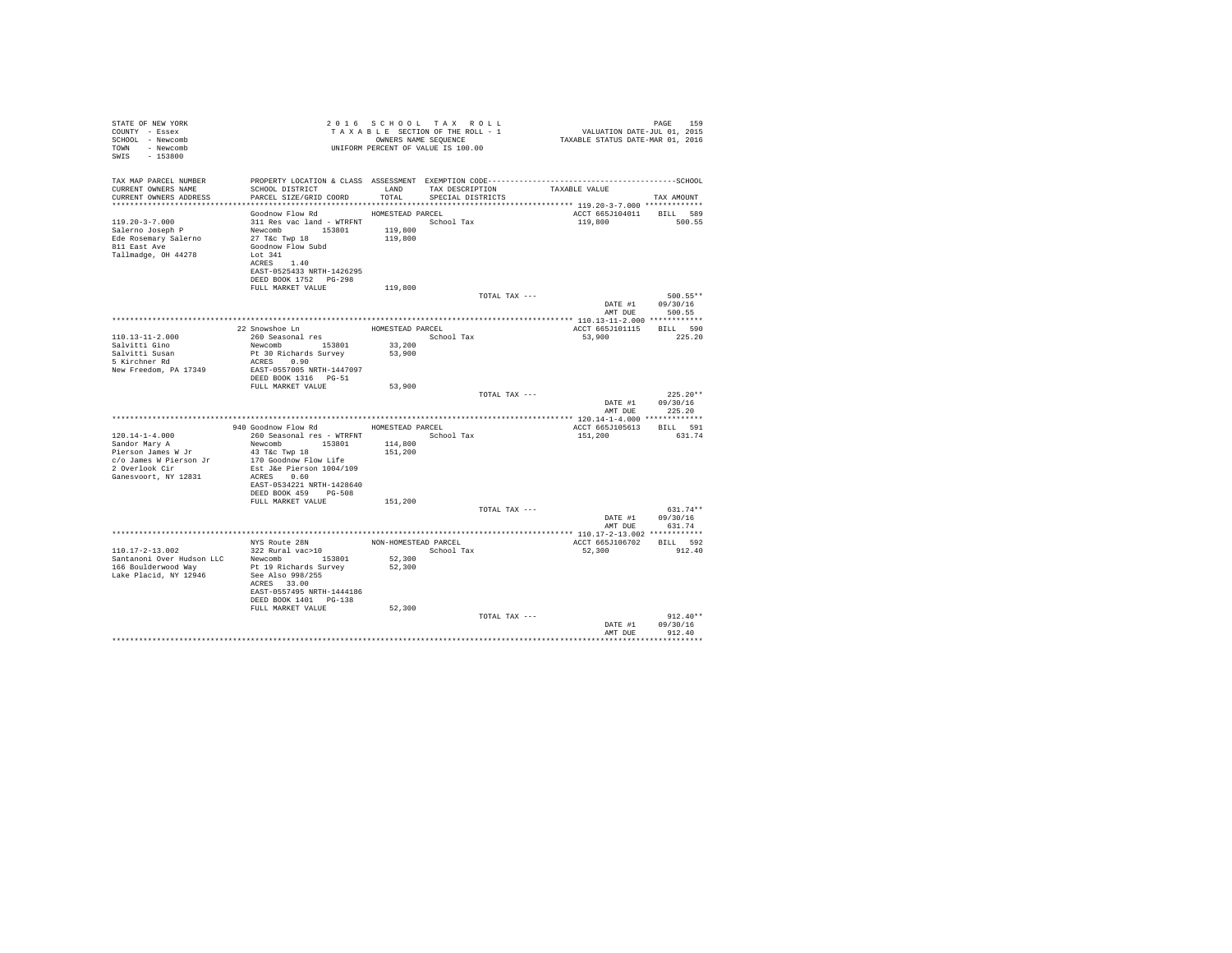STATE OF NEW YORK
COUNTY - Essex
SCHOOL - Newcomb
TOWN - Newcomb
SWIS - 153800

2 0 1 6 S C H O O L T A X R O L L
T A X A B L E SECTION OF THE ROLL - 1
OWNERS NAME SEQUENCE
UNIFORM PERCENT OF VALUE IS 100.00

VALUATION DATE-JUL 01, 2015
TAXABLE STATUS DATE-MAR 01, 2016

| TAX MAP PARCEL NUMBER / CURRENT OWNERS NAME / CURRENT OWNERS ADDRESS | PROPERTY LOCATION & CLASS / SCHOOL DISTRICT / PARCEL SIZE/GRID COORD | ASSESSMENT LAND / TOTAL | EXEMPTION CODE / TAX DESCRIPTION / SPECIAL DISTRICTS | TAXABLE VALUE | TAX AMOUNT |
|---|---|---|---|---|---|
| **119.20-3-7.000** | Goodnow Flow Rd | HOMESTEAD PARCEL | | ACCT 665J104011 | BILL 589 |
| 119.20-3-7.000 | 311 Res vac land - WTRFNT | | School Tax | 119,800 | 500.55 |
| Salerno Joseph P | Newcomb 153801 | 119,800 | | | |
| Ede Rosemary Salerno | 27 T&c Twp 18 | 119,800 | | | |
| 811 East Ave | Goodnow Flow Subd | | | | |
| Tallmadge, OH 44278 | Lot 341 | | | | |
| | ACRES 1.40 | | | | |
| | EAST-0525433 NRTH-1426295 | | | | |
| | DEED BOOK 1752 PG-298 | | | | |
| | FULL MARKET VALUE | 119,800 | | | |
| | | | TOTAL TAX --- | | 500.55** |
| | | | | DATE #1 | 09/30/16 |
| | | | | AMT DUE | 500.55 |
| **110.13-11-2.000** | 22 Snowshoe Ln | HOMESTEAD PARCEL | | ACCT 665J101115 | BILL 590 |
| 110.13-11-2.000 | 260 Seasonal res | | School Tax | 53,900 | 225.20 |
| Salvitti Gino | Newcomb 153801 | 33,200 | | | |
| Salvitti Susan | Pt 30 Richards Survey | 53,900 | | | |
| 5 Kirchner Rd | ACRES 0.90 | | | | |
| New Freedom, PA 17349 | EAST-0557005 NRTH-1447097 | | | | |
| | DEED BOOK 1316 PG-51 | | | | |
| | FULL MARKET VALUE | 53,900 | | | |
| | | | TOTAL TAX --- | | 225.20** |
| | | | | DATE #1 | 09/30/16 |
| | | | | AMT DUE | 225.20 |
| **120.14-1-4.000** | 940 Goodnow Flow Rd | HOMESTEAD PARCEL | | ACCT 665J105613 | BILL 591 |
| 120.14-1-4.000 | 260 Seasonal res - WTRFNT | | School Tax | 151,200 | 631.74 |
| Sandor Mary A | Newcomb 153801 | 114,800 | | | |
| Pierson James W Jr | 43 T&c Twp 18 | 151,200 | | | |
| c/o James W Pierson Jr | 170 Goodnow Flow Life | | | | |
| 2 Overlook Cir | Est J&e Pierson 1004/109 | | | | |
| Ganesvoort, NY 12831 | ACRES 0.60 | | | | |
| | EAST-0534221 NRTH-1428640 | | | | |
| | DEED BOOK 459 PG-508 | | | | |
| | FULL MARKET VALUE | 151,200 | | | |
| | | | TOTAL TAX --- | | 631.74** |
| | | | | DATE #1 | 09/30/16 |
| | | | | AMT DUE | 631.74 |
| **110.17-2-13.002** | NYS Route 28N | NON-HOMESTEAD PARCEL | | ACCT 665J106702 | BILL 592 |
| 110.17-2-13.002 | 322 Rural vac>10 | | School Tax | 52,300 | 912.40 |
| Santanoni Over Hudson LLC | Newcomb 153801 | 52,300 | | | |
| 166 Boulderwood Way | Pt 19 Richards Survey | 52,300 | | | |
| Lake Placid, NY 12946 | See Also 998/255 | | | | |
| | ACRES 33.00 | | | | |
| | EAST-0557495 NRTH-1444186 | | | | |
| | DEED BOOK 1401 PG-138 | | | | |
| | FULL MARKET VALUE | 52,300 | | | |
| | | | TOTAL TAX --- | | 912.40** |
| | | | | DATE #1 | 09/30/16 |
| | | | | AMT DUE | 912.40 |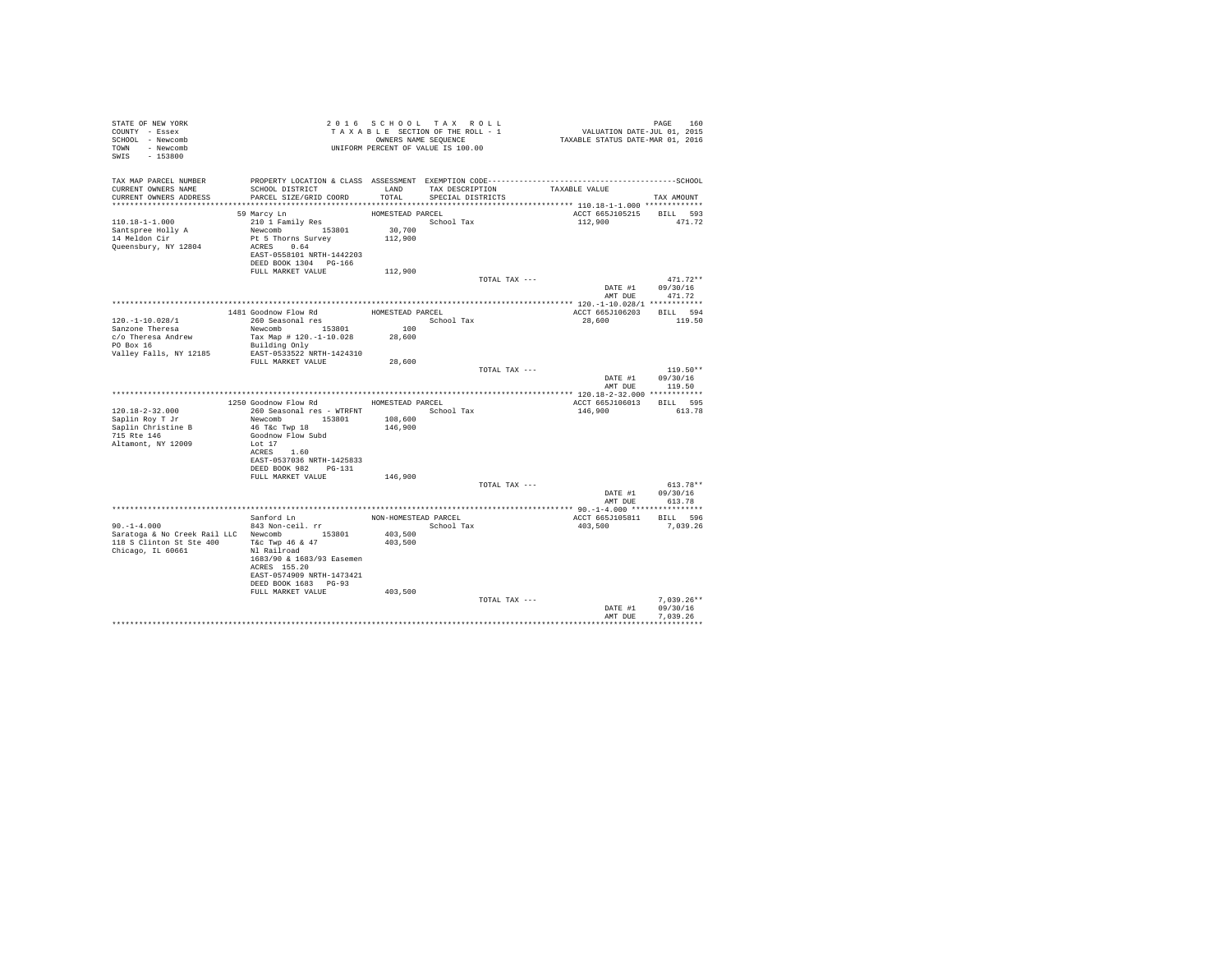STATE OF NEW YORK
COUNTY - Essex
SCHOOL - Newcomb
TOWN - Newcomb
SWIS - 153800

2 0 1 6 S C H O O L T A X R O L L
T A X A B L E SECTION OF THE ROLL - 1
OWNERS NAME SEQUENCE
UNIFORM PERCENT OF VALUE IS 100.00

VALUATION DATE-JUL 01, 2015
TAXABLE STATUS DATE-MAR 01, 2016

```
TAX MAP PARCEL NUMBER     PROPERTY LOCATION & CLASS  ASSESSMENT  EXEMPTION CODE-----------------------------------------------SCHOOL
CURRENT OWNERS NAME       SCHOOL DISTRICT              LAND      TAX DESCRIPTION            TAXABLE VALUE
CURRENT OWNERS ADDRESS    PARCEL SIZE/GRID COORD       TOTAL     SPECIAL DISTRICTS                                    TAX AMOUNT
******************************************************************************************* 110.18-1-1.000 *************
                          59 Marcy Ln                  HOMESTEAD PARCEL                      ACCT 665J105215    BILL  593
110.18-1-1.000            210 1 Family Res                        School Tax                 112,900              471.72
Santspree Holly A         Newcomb      153801         30,700
14 Meldon Cir             Pt 5 Thorns Survey         112,900
Queensbury, NY 12804      ACRES    0.64
                          EAST-0558101 NRTH-1442203
                          DEED BOOK 1304   PG-166
                          FULL MARKET VALUE          112,900
                                                                 TOTAL TAX ---                                    471.72**
                                                                                           DATE #1     09/30/16
                                                                                           AMT DUE       471.72
******************************************************************************************* 120.-1-10.028/1 ************
                          1481 Goodnow Flow Rd         HOMESTEAD PARCEL                      ACCT 665J106203    BILL  594
120.-1-10.028/1           260 Seasonal res                        School Tax                  28,600              119.50
Sanzone Theresa           Newcomb      153801            100
c/o Theresa Andrew        Tax Map # 120.-1-10.028     28,600
PO Box 16                 Building Only
Valley Falls, NY 12185    EAST-0533522 NRTH-1424310
                          FULL MARKET VALUE           28,600
                                                                 TOTAL TAX ---                                    119.50**
                                                                                           DATE #1     09/30/16
                                                                                           AMT DUE       119.50
******************************************************************************************* 120.18-2-32.000 ************
                          1250 Goodnow Flow Rd         HOMESTEAD PARCEL                      ACCT 665J106013    BILL  595
120.18-2-32.000           260 Seasonal res - WTRFNT               School Tax                 146,900              613.78
Saplin Roy T Jr           Newcomb      153801        108,600
Saplin Christine B        46 T&c Twp 18              146,900
715 Rte 146               Goodnow Flow Subd
Altamont, NY 12009        Lot 17
                          ACRES    1.60
                          EAST-0537036 NRTH-1425833
                          DEED BOOK 982    PG-131
                          FULL MARKET VALUE          146,900
                                                                 TOTAL TAX ---                                    613.78**
                                                                                           DATE #1     09/30/16
                                                                                           AMT DUE       613.78
******************************************************************************************* 90.-1-4.000 ****************
                          Sanford Ln                   NON-HOMESTEAD PARCEL                  ACCT 665J105811    BILL  596
90.-1-4.000               843 Non-ceil. rr                        School Tax                 403,500            7,039.26
Saratoga & No Creek Rail LLC  Newcomb  153801        403,500
118 S Clinton St Ste 400  T&c Twp 46 & 47            403,500
Chicago, IL 60661         Nl Railroad
                          1683/90 & 1683/93 Easemen
                          ACRES  155.20
                          EAST-0574909 NRTH-1473421
                          DEED BOOK 1683   PG-93
                          FULL MARKET VALUE          403,500
                                                                 TOTAL TAX ---                                  7,039.26**
                                                                                           DATE #1     09/30/16
                                                                                           AMT DUE     7,039.26
************************************************************************************************************************
```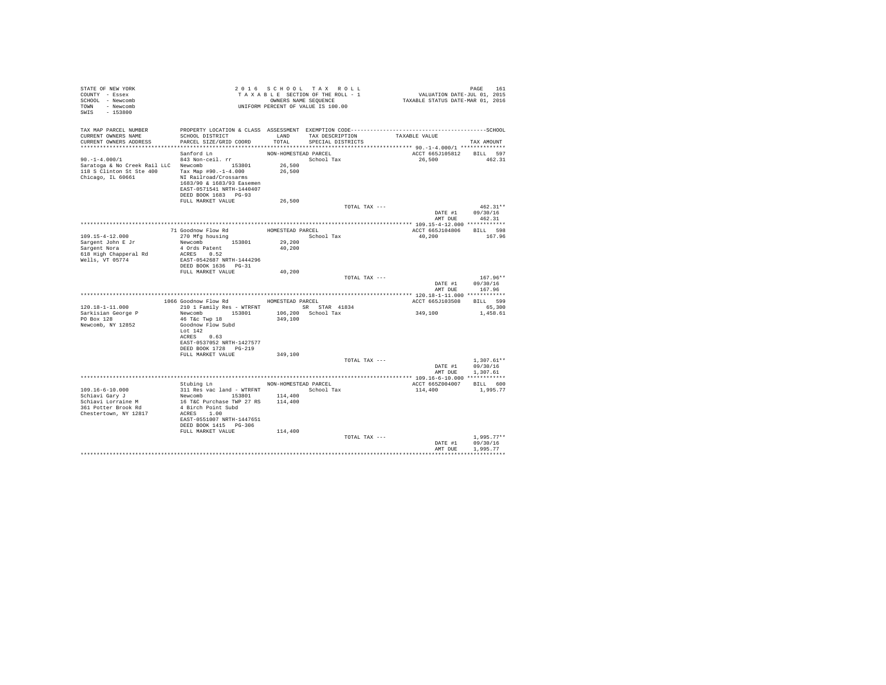STATE OF NEW YORK
COUNTY - Essex
SCHOOL - Newcomb
TOWN - Newcomb
SWIS - 153800

2016 SCHOOL TAX ROLL
TAXABLE SECTION OF THE ROLL - 1
OWNERS NAME SEQUENCE
UNIFORM PERCENT OF VALUE IS 100.00

VALUATION DATE-JUL 01, 2015
TAXABLE STATUS DATE-MAR 01, 2016

| TAX MAP PARCEL NUMBER / CURRENT OWNERS NAME / CURRENT OWNERS ADDRESS | PROPERTY LOCATION & CLASS / SCHOOL DISTRICT / PARCEL SIZE/GRID COORD | ASSESSMENT LAND / TOTAL | EXEMPTION CODE / TAX DESCRIPTION / SPECIAL DISTRICTS | TAXABLE VALUE | TAX AMOUNT |
|---|---|---|---|---|---|
| **90.-1-4.000/1** | Sanford Ln | NON-HOMESTEAD PARCEL | | ACCT 665J105812 | BILL 597 |
| 90.-1-4.000/1 | 843 Non-ceil. rr | | School Tax | 26,500 | 462.31 |
| Saratoga & No Creek Rail LLC | Newcomb 153801 | 26,500 | | | |
| 118 S Clinton St Ste 400 | Tax Map #90.-1-4.000 | 26,500 | | | |
| Chicago, IL 60661 | NI Railroad/Crossarms | | | | |
| | 1683/90 & 1683/93 Easemen | | | | |
| | EAST-0571541 NRTH-1440407 | | | | |
| | DEED BOOK 1683 PG-93 | | | | |
| | FULL MARKET VALUE | 26,500 | | | |
| | | | TOTAL TAX --- | | 462.31** |
| | | | | DATE #1 | 09/30/16 |
| | | | | AMT DUE | 462.31 |
| **109.15-4-12.000** | 71 Goodnow Flow Rd | HOMESTEAD PARCEL | | ACCT 665J104806 | BILL 598 |
| 109.15-4-12.000 | 270 Mfg housing | | School Tax | 40,200 | 167.96 |
| Sargent John E Jr | Newcomb 153801 | 29,200 | | | |
| Sargent Nora | 4 Ords Patent | 40,200 | | | |
| 618 High Chapperal Rd | ACRES 0.52 | | | | |
| Wells, VT 05774 | EAST-0542687 NRTH-1444296 | | | | |
| | DEED BOOK 1636 PG-31 | | | | |
| | FULL MARKET VALUE | 40,200 | | | |
| | | | TOTAL TAX --- | | 167.96** |
| | | | | DATE #1 | 09/30/16 |
| | | | | AMT DUE | 167.96 |
| **120.18-1-11.000** | 1066 Goodnow Flow Rd | HOMESTEAD PARCEL | | ACCT 665J103508 | BILL 599 |
| 120.18-1-11.000 | 210 1 Family Res - WTRFNT | | SR STAR 41834 | | 65,300 |
| Sarkisian George P | Newcomb 153801 | 106,200 | School Tax | 349,100 | 1,458.61 |
| PO Box 128 | 46 T&c Twp 18 | 349,100 | | | |
| Newcomb, NY 12852 | Goodnow Flow Subd | | | | |
| | Lot 142 | | | | |
| | ACRES 0.63 | | | | |
| | EAST-0537052 NRTH-1427577 | | | | |
| | DEED BOOK 1728 PG-219 | | | | |
| | FULL MARKET VALUE | 349,100 | | | |
| | | | TOTAL TAX --- | | 1,307.61** |
| | | | | DATE #1 | 09/30/16 |
| | | | | AMT DUE | 1,307.61 |
| **109.16-6-10.000** | Stubing Ln | NON-HOMESTEAD PARCEL | | ACCT 665Z004007 | BILL 600 |
| 109.16-6-10.000 | 311 Res vac land - WTRFNT | | School Tax | 114,400 | 1,995.77 |
| Schiavi Gary J | Newcomb 153801 | 114,400 | | | |
| Schiavi Lorraine M | 16 T&C Purchase TWP 27 RS | 114,400 | | | |
| 361 Potter Brook Rd | 4 Birch Point Subd | | | | |
| Chestertown, NY 12817 | ACRES 1.00 | | | | |
| | EAST-0551007 NRTH-1447651 | | | | |
| | DEED BOOK 1415 PG-306 | | | | |
| | FULL MARKET VALUE | 114,400 | | | |
| | | | TOTAL TAX --- | | 1,995.77** |
| | | | | DATE #1 | 09/30/16 |
| | | | | AMT DUE | 1,995.77 |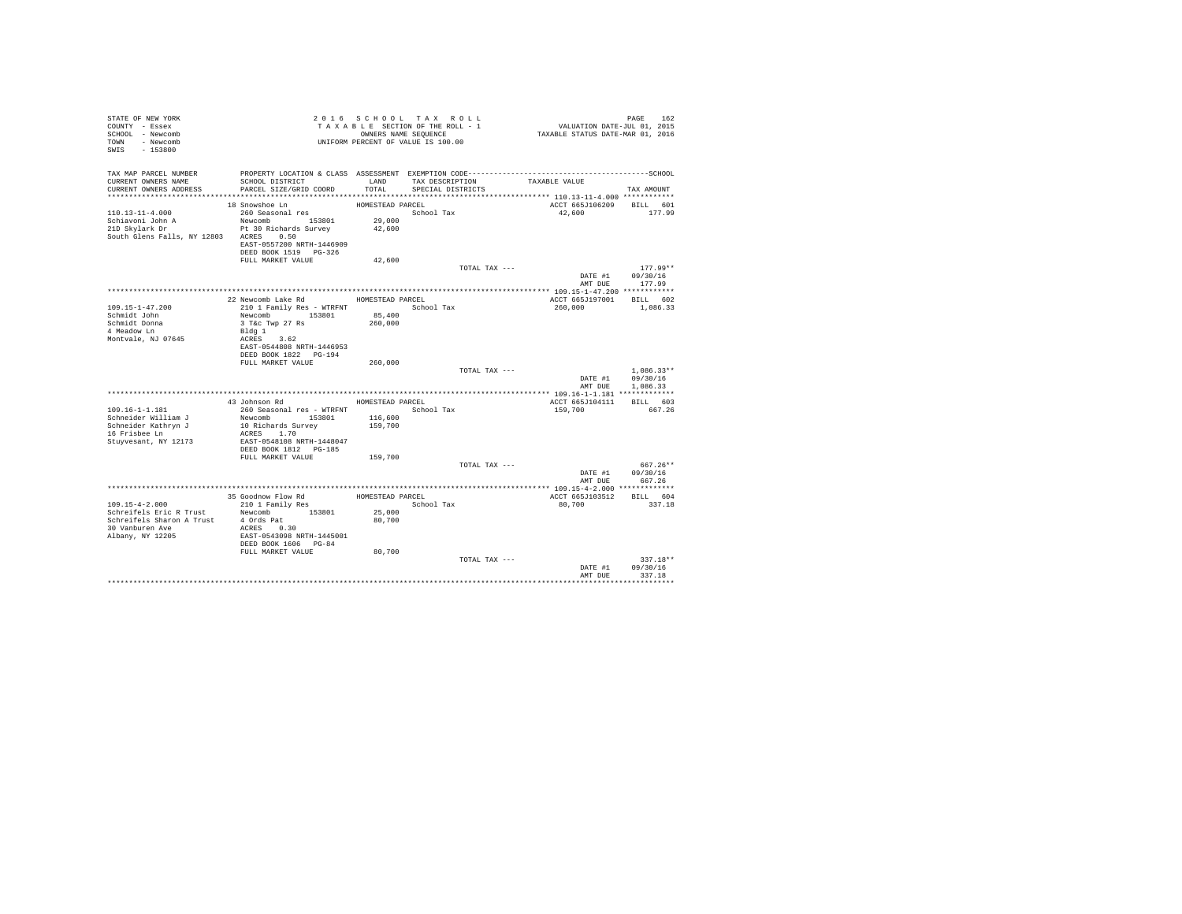STATE OF NEW YORK
COUNTY - Essex
SCHOOL - Newcomb
TOWN - Newcomb
SWIS - 153800

2 0 1 6 S C H O O L T A X R O L L
T A X A B L E SECTION OF THE ROLL - 1
OWNERS NAME SEQUENCE
UNIFORM PERCENT OF VALUE IS 100.00

VALUATION DATE-JUL 01, 2015
TAXABLE STATUS DATE-MAR 01, 2016

| TAX MAP PARCEL NUMBER / CURRENT OWNERS NAME / CURRENT OWNERS ADDRESS | PROPERTY LOCATION & CLASS / SCHOOL DISTRICT / PARCEL SIZE/GRID COORD | ASSESSMENT LAND / TOTAL | EXEMPTION CODE / TAX DESCRIPTION / SPECIAL DISTRICTS | TAXABLE VALUE | TAX AMOUNT |
|---|---|---|---|---|---|
| **110.13-11-4.000** | 18 Snowshoe Ln | HOMESTEAD PARCEL | | ACCT 665J106209 | BILL 601 |
| 110.13-11-4.000 | 260 Seasonal res | | School Tax | 42,600 | 177.99 |
| Schiavoni John A | Newcomb 153801 | 29,000 | | | |
| 21D Skylark Dr | Pt 30 Richards Survey | 42,600 | | | |
| South Glens Falls, NY 12803 | ACRES 0.50 | | | | |
| | EAST-0557200 NRTH-1446909 | | | | |
| | DEED BOOK 1519 PG-326 | | | | |
| | FULL MARKET VALUE | 42,600 | | | |
| | | | TOTAL TAX --- | | 177.99** |
| | | | | DATE #1 | 09/30/16 |
| | | | | AMT DUE | 177.99 |
| **109.15-1-47.200** | 22 Newcomb Lake Rd | HOMESTEAD PARCEL | | ACCT 665J197001 | BILL 602 |
| 109.15-1-47.200 | 210 1 Family Res - WTRFNT | | School Tax | 260,000 | 1,086.33 |
| Schmidt John | Newcomb 153801 | 85,400 | | | |
| Schmidt Donna | 3 T&c Twp 27 Rs | 260,000 | | | |
| 4 Meadow Ln | Bldg 1 | | | | |
| Montvale, NJ 07645 | ACRES 3.62 | | | | |
| | EAST-0544808 NRTH-1446953 | | | | |
| | DEED BOOK 1822 PG-194 | | | | |
| | FULL MARKET VALUE | 260,000 | | | |
| | | | TOTAL TAX --- | | 1,086.33** |
| | | | | DATE #1 | 09/30/16 |
| | | | | AMT DUE | 1,086.33 |
| **109.16-1-1.181** | 43 Johnson Rd | HOMESTEAD PARCEL | | ACCT 665J104111 | BILL 603 |
| 109.16-1-1.181 | 260 Seasonal res - WTRFNT | | School Tax | 159,700 | 667.26 |
| Schneider William J | Newcomb 153801 | 116,600 | | | |
| Schneider Kathryn J | 10 Richards Survey | 159,700 | | | |
| 16 Frisbee Ln | ACRES 1.70 | | | | |
| Stuyvesant, NY 12173 | EAST-0548108 NRTH-1448047 | | | | |
| | DEED BOOK 1812 PG-185 | | | | |
| | FULL MARKET VALUE | 159,700 | | | |
| | | | TOTAL TAX --- | | 667.26** |
| | | | | DATE #1 | 09/30/16 |
| | | | | AMT DUE | 667.26 |
| **109.15-4-2.000** | 35 Goodnow Flow Rd | HOMESTEAD PARCEL | | ACCT 665J103512 | BILL 604 |
| 109.15-4-2.000 | 210 1 Family Res | | School Tax | 80,700 | 337.18 |
| Schreifels Eric R Trust | Newcomb 153801 | 25,000 | | | |
| Schreifels Sharon A Trust | 4 Ords Pat | 80,700 | | | |
| 30 Vanburen Ave | ACRES 0.30 | | | | |
| Albany, NY 12205 | EAST-0543098 NRTH-1445001 | | | | |
| | DEED BOOK 1606 PG-84 | | | | |
| | FULL MARKET VALUE | 80,700 | | | |
| | | | TOTAL TAX --- | | 337.18** |
| | | | | DATE #1 | 09/30/16 |
| | | | | AMT DUE | 337.18 |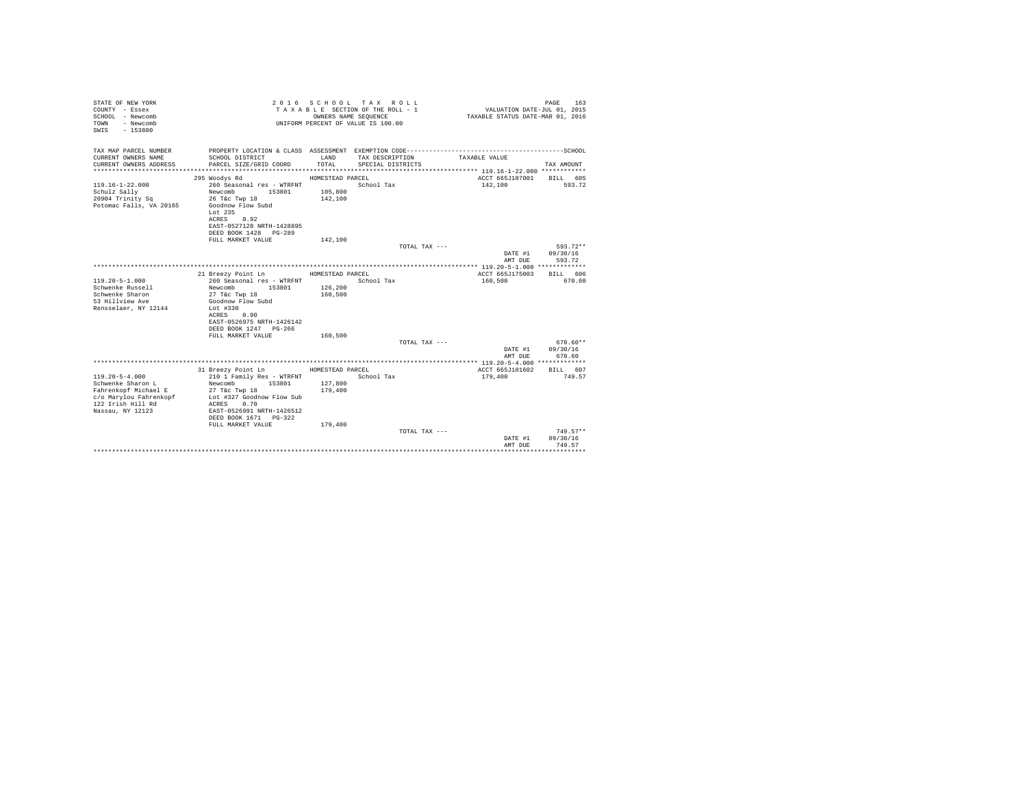STATE OF NEW YORK
COUNTY - Essex
SCHOOL - Newcomb
TOWN - Newcomb
SWIS - 153800

2 0 1 6 S C H O O L T A X R O L L
T A X A B L E SECTION OF THE ROLL - 1
OWNERS NAME SEQUENCE
UNIFORM PERCENT OF VALUE IS 100.00

VALUATION DATE-JUL 01, 2015
TAXABLE STATUS DATE-MAR 01, 2016

| TAX MAP PARCEL NUMBER / CURRENT OWNERS NAME / CURRENT OWNERS ADDRESS | PROPERTY LOCATION & CLASS / SCHOOL DISTRICT / PARCEL SIZE/GRID COORD | ASSESSMENT LAND / TOTAL | EXEMPTION CODE / TAX DESCRIPTION / SPECIAL DISTRICTS | TAXABLE VALUE | TAX AMOUNT |
|---|---|---|---|---|---|
| 119.16-1-22.000 | 295 Woodys Rd | HOMESTEAD PARCEL | | ACCT 665J107001 | BILL 605 |
| 119.16-1-22.000 | 260 Seasonal res - WTRFNT | | School Tax | 142,100 | 593.72 |
| Schulz Sally | Newcomb 153801 | 105,800 | | | |
| 20904 Trinity Sq | 26 T&c Twp 18 | 142,100 | | | |
| Potomac Falls, VA 20165 | Goodnow Flow Subd | | | | |
| | Lot 235 | | | | |
| | ACRES 0.92 | | | | |
| | EAST-0527128 NRTH-1428895 | | | | |
| | DEED BOOK 1428 PG-289 | | | | |
| | FULL MARKET VALUE | 142,100 | | | |
| | | | TOTAL TAX --- | | 593.72** |
| | | | | DATE #1 | 09/30/16 |
| | | | | AMT DUE | 593.72 |
| 119.20-5-1.000 | 21 Breezy Point Ln | HOMESTEAD PARCEL | | ACCT 665J175003 | BILL 606 |
| 119.20-5-1.000 | 260 Seasonal res - WTRFNT | | School Tax | 160,500 | 670.60 |
| Schwenke Russell | Newcomb 153801 | 126,200 | | | |
| Schwenke Sharon | 27 T&c Twp 18 | 160,500 | | | |
| 53 Hillview Ave | Goodnow Flow Subd | | | | |
| Rensselaer, NY 12144 | Lot #330 | | | | |
| | ACRES 0.90 | | | | |
| | EAST-0526975 NRTH-1426142 | | | | |
| | DEED BOOK 1247 PG-266 | | | | |
| | FULL MARKET VALUE | 160,500 | | | |
| | | | TOTAL TAX --- | | 670.60** |
| | | | | DATE #1 | 09/30/16 |
| | | | | AMT DUE | 670.60 |
| 119.20-5-4.000 | 31 Breezy Point Ln | HOMESTEAD PARCEL | | ACCT 665J101602 | BILL 607 |
| 119.20-5-4.000 | 210 1 Family Res - WTRFNT | | School Tax | 179,400 | 749.57 |
| Schwenke Sharon L | Newcomb 153801 | 127,800 | | | |
| Fahrenkopf Michael E | 27 T&c Twp 18 | 179,400 | | | |
| c/o Marylou Fahrenkopf | Lot #327 Goodnow Flow Sub | | | | |
| 122 Irish Hill Rd | ACRES 0.70 | | | | |
| Nassau, NY 12123 | EAST-0526991 NRTH-1426512 | | | | |
| | DEED BOOK 1671 PG-322 | | | | |
| | FULL MARKET VALUE | 179,400 | | | |
| | | | TOTAL TAX --- | | 749.57** |
| | | | | DATE #1 | 09/30/16 |
| | | | | AMT DUE | 749.57 |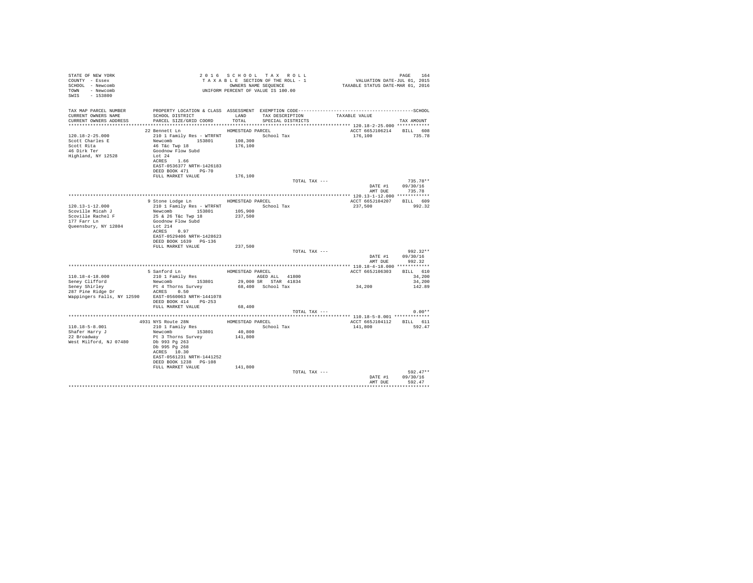STATE OF NEW YORK
COUNTY - Essex
SCHOOL - Newcomb
TOWN - Newcomb
SWIS - 153800

2016 SCHOOL TAX ROLL
TAXABLE SECTION OF THE ROLL - 1
OWNERS NAME SEQUENCE
UNIFORM PERCENT OF VALUE IS 100.00

VALUATION DATE-JUL 01, 2015
TAXABLE STATUS DATE-MAR 01, 2016

| TAX MAP PARCEL NUMBER / CURRENT OWNERS NAME / CURRENT OWNERS ADDRESS | PROPERTY LOCATION & CLASS / SCHOOL DISTRICT / PARCEL SIZE/GRID COORD | ASSESSMENT LAND / TOTAL | EXEMPTION CODE / TAX DESCRIPTION / SPECIAL DISTRICTS | TAXABLE VALUE | TAX AMOUNT |
|---|---|---|---|---|---|
| **120.18-2-25.000** | 22 Bennett Ln | HOMESTEAD PARCEL | | ACCT 665J106214 | BILL 608 |
| 120.18-2-25.000 | 210 1 Family Res - WTRFNT | | School Tax | 176,100 | 735.78 |
| Scott Charles E | Newcomb 153801 | 108,300 | | | |
| Scott Rita | 46 T&c Twp 18 | 176,100 | | | |
| 46 Dirk Ter | Goodnow Flow Subd | | | | |
| Highland, NY 12528 | Lot 24 | | | | |
| | ACRES 1.66 | | | | |
| | EAST-0536377 NRTH-1426183 | | | | |
| | DEED BOOK 471 PG-70 | | | | |
| | FULL MARKET VALUE | 176,100 | | | |
| | | | TOTAL TAX --- | | 735.78** |
| | | | | DATE #1 | 09/30/16 |
| | | | | AMT DUE | 735.78 |
| **120.13-1-12.000** | 9 Stone Lodge Ln | HOMESTEAD PARCEL | | ACCT 665J104207 | BILL 609 |
| 120.13-1-12.000 | 210 1 Family Res - WTRFNT | | School Tax | 237,500 | 992.32 |
| Scoville Micah J | Newcomb 153801 | 105,900 | | | |
| Scoville Rachel F | 25 & 26 T&c Twp 18 | 237,500 | | | |
| 177 Farr Ln | Goodnow Flow Subd | | | | |
| Queensbury, NY 12804 | Lot 214 | | | | |
| | ACRES 0.97 | | | | |
| | EAST-0529406 NRTH-1428623 | | | | |
| | DEED BOOK 1639 PG-136 | | | | |
| | FULL MARKET VALUE | 237,500 | | | |
| | | | TOTAL TAX --- | | 992.32** |
| | | | | DATE #1 | 09/30/16 |
| | | | | AMT DUE | 992.32 |
| **110.18-4-18.000** | 5 Sanford Ln | HOMESTEAD PARCEL | | ACCT 665J106303 | BILL 610 |
| 110.18-4-18.000 | 210 1 Family Res | | AGED ALL 41800 | | 34,200 |
| Seney Clifford | Newcomb 153801 | 29,000 | SR STAR 41834 | | 34,200 |
| Seney Shirley | Pt 4 Thorns Survey | 68,400 | School Tax | 34,200 | 142.89 |
| 287 Pine Ridge Dr | ACRES 0.50 | | | | |
| Wappingers Falls, NY 12590 | EAST-0560063 NRTH-1441078 | | | | |
| | DEED BOOK 414 PG-253 | | | | |
| | FULL MARKET VALUE | 68,400 | | | |
| | | | TOTAL TAX --- | | 0.00** |
| **110.18-5-8.001** | 4931 NYS Route 28N | HOMESTEAD PARCEL | | ACCT 665J104112 | BILL 611 |
| 110.18-5-8.001 | 210 1 Family Res | | School Tax | 141,800 | 592.47 |
| Shafer Harry J | Newcomb 153801 | 40,800 | | | |
| 22 Broadway | Pt 3 Thorns Survey | 141,800 | | | |
| West Milford, NJ 07480 | Db 993 Pg 263 | | | | |
| | Db 995 Pg 268 | | | | |
| | ACRES 10.30 | | | | |
| | EAST-0561231 NRTH-1441252 | | | | |
| | DEED BOOK 1238 PG-108 | | | | |
| | FULL MARKET VALUE | 141,800 | | | |
| | | | TOTAL TAX --- | | 592.47** |
| | | | | DATE #1 | 09/30/16 |
| | | | | AMT DUE | 592.47 |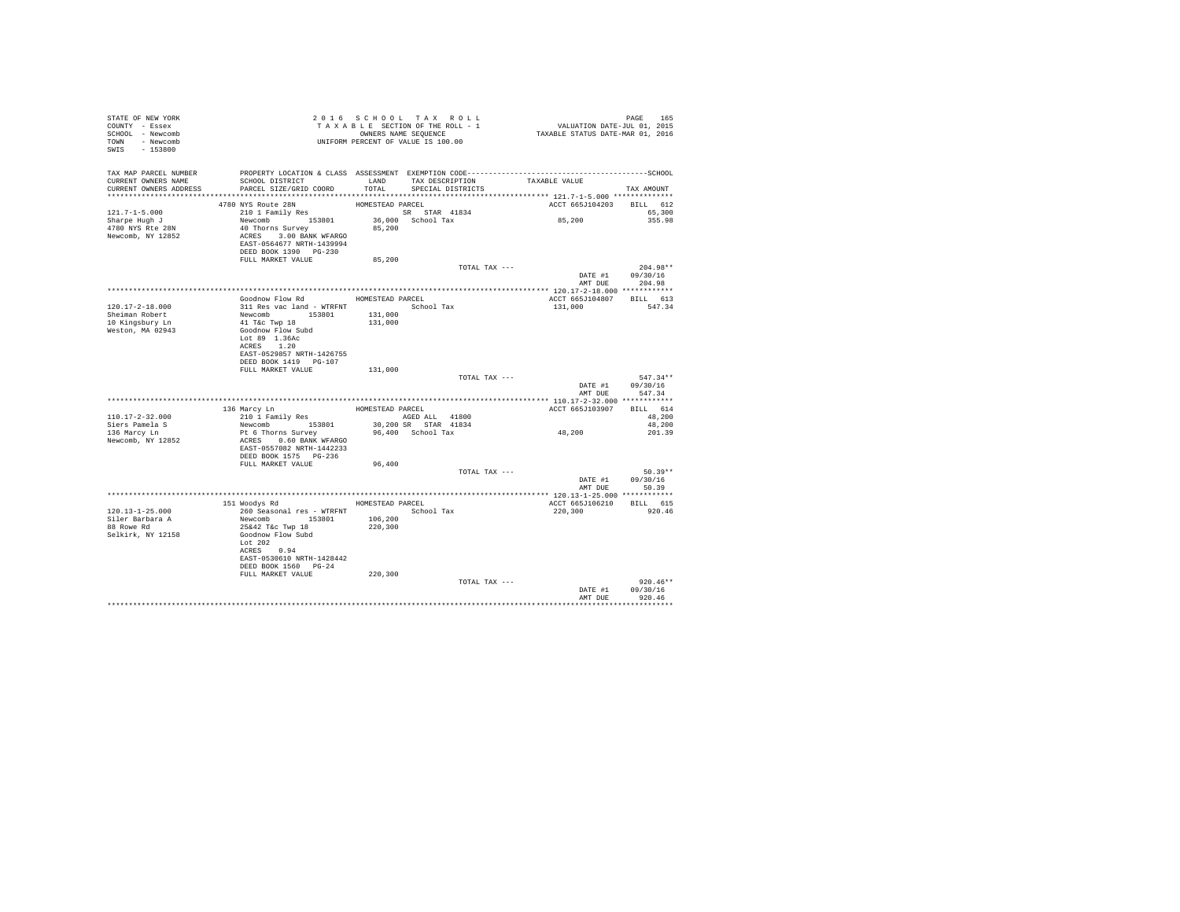STATE OF NEW YORK
COUNTY - Essex
SCHOOL - Newcomb
TOWN - Newcomb
SWIS - 153800

2016 SCHOOL TAX ROLL
TAXABLE SECTION OF THE ROLL - 1
OWNERS NAME SEQUENCE
UNIFORM PERCENT OF VALUE IS 100.00

VALUATION DATE-JUL 01, 2015
TAXABLE STATUS DATE-MAR 01, 2016

| TAX MAP PARCEL NUMBER / CURRENT OWNERS NAME / CURRENT OWNERS ADDRESS | PROPERTY LOCATION & CLASS / SCHOOL DISTRICT / PARCEL SIZE/GRID COORD | ASSESSMENT LAND / TOTAL | EXEMPTION CODE / TAX DESCRIPTION / SPECIAL DISTRICTS | TAXABLE VALUE | TAX AMOUNT |
|---|---|---|---|---|---|
| ******** 121.7-1-5.000 | | | | | |
| | 4780 NYS Route 28N | HOMESTEAD PARCEL | | ACCT 665J104203 | BILL 612 |
| 121.7-1-5.000 | 210 1 Family Res | | SR STAR 41834 | | 65,300 |
| Sharpe Hugh J | Newcomb 153801 | 36,000 | School Tax | 85,200 | 355.98 |
| 4780 NYS Rte 28N | 40 Thorns Survey | 85,200 | | | |
| Newcomb, NY 12852 | ACRES 3.00 BANK WFARGO | | | | |
| | EAST-0564677 NRTH-1439994 | | | | |
| | DEED BOOK 1390 PG-230 | | | | |
| | FULL MARKET VALUE | 85,200 | | | |
| | | | TOTAL TAX --- | | 204.98** |
| | | | | DATE #1 | 09/30/16 |
| | | | | AMT DUE | 204.98 |
| ******** 120.17-2-18.000 | | | | | |
| | Goodnow Flow Rd | HOMESTEAD PARCEL | | ACCT 665J104807 | BILL 613 |
| 120.17-2-18.000 | 311 Res vac land - WTRFNT | | School Tax | 131,000 | 547.34 |
| Sheiman Robert | Newcomb 153801 | 131,000 | | | |
| 10 Kingsbury Ln | 41 T&c Twp 18 | 131,000 | | | |
| Weston, MA 02943 | Goodnow Flow Subd | | | | |
| | Lot 89 1.36Ac | | | | |
| | ACRES 1.20 | | | | |
| | EAST-0529857 NRTH-1426755 | | | | |
| | DEED BOOK 1419 PG-107 | | | | |
| | FULL MARKET VALUE | 131,000 | | | |
| | | | TOTAL TAX --- | | 547.34** |
| | | | | DATE #1 | 09/30/16 |
| | | | | AMT DUE | 547.34 |
| ******** 110.17-2-32.000 | | | | | |
| | 136 Marcy Ln | HOMESTEAD PARCEL | | ACCT 665J103907 | BILL 614 |
| 110.17-2-32.000 | 210 1 Family Res | | AGED ALL 41800 | | 48,200 |
| Siers Pamela S | Newcomb 153801 | 30,200 | SR STAR 41834 | | 48,200 |
| 136 Marcy Ln | Pt 6 Thorns Survey | 96,400 | School Tax | 48,200 | 201.39 |
| Newcomb, NY 12852 | ACRES 0.60 BANK WFARGO | | | | |
| | EAST-0557082 NRTH-1442233 | | | | |
| | DEED BOOK 1575 PG-236 | | | | |
| | FULL MARKET VALUE | 96,400 | | | |
| | | | TOTAL TAX --- | | 50.39** |
| | | | | DATE #1 | 09/30/16 |
| | | | | AMT DUE | 50.39 |
| ******** 120.13-1-25.000 | | | | | |
| | 151 Woodys Rd | HOMESTEAD PARCEL | | ACCT 665J106210 | BILL 615 |
| 120.13-1-25.000 | 260 Seasonal res - WTRFNT | | School Tax | 220,300 | 920.46 |
| Siler Barbara A | Newcomb 153801 | 106,200 | | | |
| 88 Rowe Rd | 25&42 T&c Twp 18 | 220,300 | | | |
| Selkirk, NY 12158 | Goodnow Flow Subd | | | | |
| | Lot 202 | | | | |
| | ACRES 0.94 | | | | |
| | EAST-0530610 NRTH-1428442 | | | | |
| | DEED BOOK 1560 PG-24 | | | | |
| | FULL MARKET VALUE | 220,300 | | | |
| | | | TOTAL TAX --- | | 920.46** |
| | | | | DATE #1 | 09/30/16 |
| | | | | AMT DUE | 920.46 |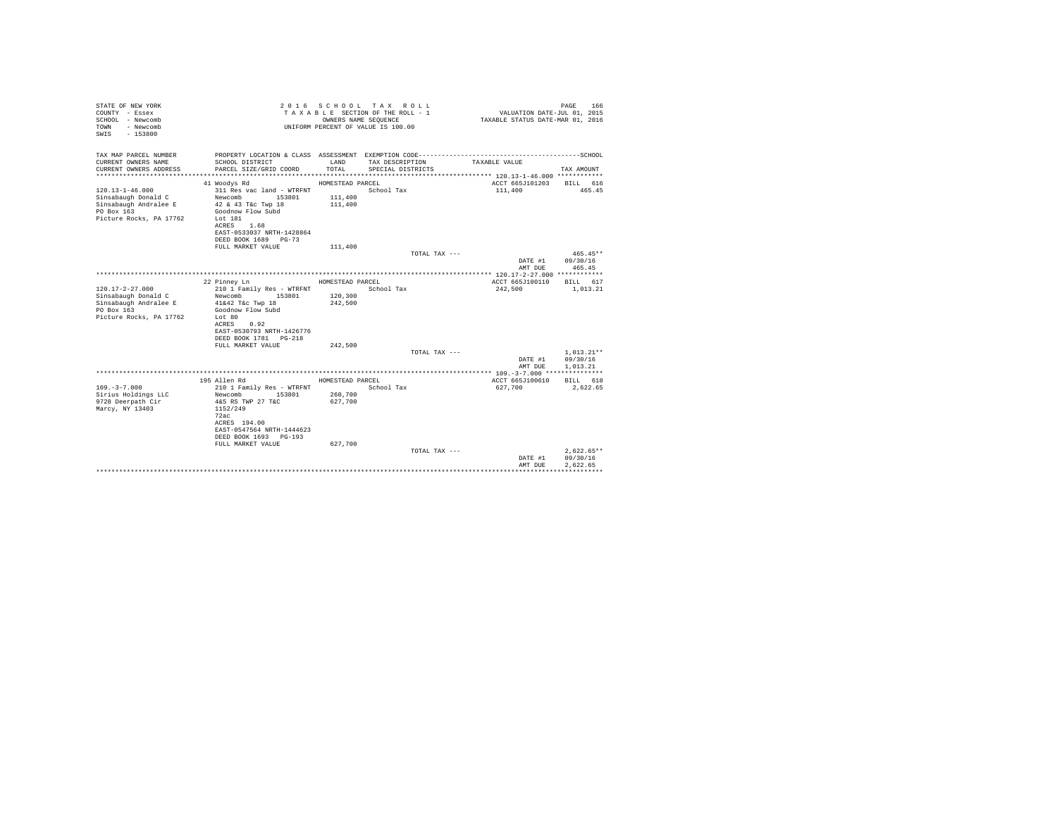STATE OF NEW YORK
COUNTY - Essex
SCHOOL - Newcomb
TOWN - Newcomb
SWIS - 153800

2 0 1 6 S C H O O L T A X R O L L
T A X A B L E SECTION OF THE ROLL - 1
OWNERS NAME SEQUENCE
UNIFORM PERCENT OF VALUE IS 100.00

VALUATION DATE-JUL 01, 2015
TAXABLE STATUS DATE-MAR 01, 2016

| TAX MAP PARCEL NUMBER / CURRENT OWNERS NAME / CURRENT OWNERS ADDRESS | PROPERTY LOCATION & CLASS / SCHOOL DISTRICT / PARCEL SIZE/GRID COORD | ASSESSMENT LAND / TOTAL | EXEMPTION CODE / TAX DESCRIPTION / SPECIAL DISTRICTS | TAXABLE VALUE | TAX AMOUNT |
|---|---|---|---|---|---|
| **120.13-1-46.000** | 41 Woodys Rd | HOMESTEAD PARCEL | | ACCT 665J101203 | BILL 616 |
| 120.13-1-46.000 | 311 Res vac land - WTRFNT | | School Tax | 111,400 | 465.45 |
| Sinsabaugh Donald C | Newcomb 153801 | 111,400 | | | |
| Sinsabaugh Andralee E | 42 & 43 T&c Twp 18 | 111,400 | | | |
| PO Box 163 | Goodnow Flow Subd | | | | |
| Picture Rocks, PA 17762 | Lot 181 | | | | |
| | ACRES 1.68 | | | | |
| | EAST-0533037 NRTH-1428864 | | | | |
| | DEED BOOK 1689 PG-73 | | | | |
| | FULL MARKET VALUE | 111,400 | | | |
| | | | TOTAL TAX --- | | 465.45** |
| | | | | DATE #1 | 09/30/16 |
| | | | | AMT DUE | 465.45 |
| **120.17-2-27.000** | 22 Pinney Ln | HOMESTEAD PARCEL | | ACCT 665J100110 | BILL 617 |
| 120.17-2-27.000 | 210 1 Family Res - WTRFNT | | School Tax | 242,500 | 1,013.21 |
| Sinsabaugh Donald C | Newcomb 153801 | 120,300 | | | |
| Sinsabaugh Andralee E | 41&42 T&c Twp 18 | 242,500 | | | |
| PO Box 163 | Goodnow Flow Subd | | | | |
| Picture Rocks, PA 17762 | Lot 80 | | | | |
| | ACRES 0.92 | | | | |
| | EAST-0530793 NRTH-1426776 | | | | |
| | DEED BOOK 1781 PG-218 | | | | |
| | FULL MARKET VALUE | 242,500 | | | |
| | | | TOTAL TAX --- | | 1,013.21** |
| | | | | DATE #1 | 09/30/16 |
| | | | | AMT DUE | 1,013.21 |
| **109.-3-7.000** | 195 Allen Rd | HOMESTEAD PARCEL | | ACCT 665J100610 | BILL 618 |
| 109.-3-7.000 | 210 1 Family Res - WTRFNT | | School Tax | 627,700 | 2,622.65 |
| Sirius Holdings LLC | Newcomb 153801 | 260,700 | | | |
| 9728 Deerpath Cir | 4&5 RS TWP 27 T&C | 627,700 | | | |
| Marcy, NY 13403 | 1152/249 | | | | |
| | 72ac | | | | |
| | ACRES 194.00 | | | | |
| | EAST-0547564 NRTH-1444623 | | | | |
| | DEED BOOK 1693 PG-193 | | | | |
| | FULL MARKET VALUE | 627,700 | | | |
| | | | TOTAL TAX --- | | 2,622.65** |
| | | | | DATE #1 | 09/30/16 |
| | | | | AMT DUE | 2,622.65 |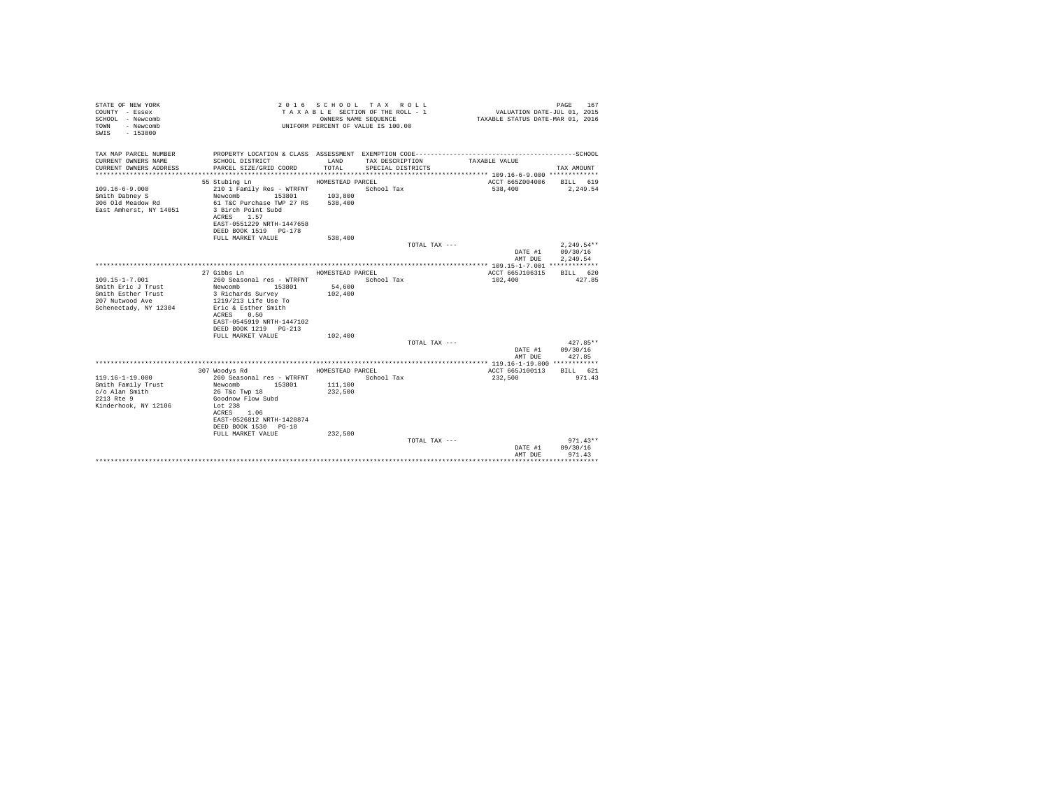STATE OF NEW YORK
COUNTY - Essex
SCHOOL - Newcomb
TOWN - Newcomb
SWIS - 153800

2 0 1 6 S C H O O L T A X R O L L
T A X A B L E SECTION OF THE ROLL - 1
OWNERS NAME SEQUENCE
UNIFORM PERCENT OF VALUE IS 100.00

VALUATION DATE-JUL 01, 2015
TAXABLE STATUS DATE-MAR 01, 2016

| TAX MAP PARCEL NUMBER / CURRENT OWNERS NAME / CURRENT OWNERS ADDRESS | PROPERTY LOCATION & CLASS / SCHOOL DISTRICT / PARCEL SIZE/GRID COORD | ASSESSMENT LAND / TOTAL | EXEMPTION CODE / TAX DESCRIPTION / SPECIAL DISTRICTS | TAXABLE VALUE | TAX AMOUNT |
|---|---|---|---|---|---|
| **109.16-6-9.000** | 55 Stubing Ln | HOMESTEAD PARCEL | | ACCT 665Z004006 | BILL 619 |
| 109.16-6-9.000 | 210 1 Family Res - WTRFNT | | School Tax | 538,400 | 2,249.54 |
| Smith Dabney S | Newcomb 153801 | 103,800 | | | |
| 306 Old Meadow Rd | 61 T&C Purchase TWP 27 RS | 538,400 | | | |
| East Amherst, NY 14051 | 3 Birch Point Subd | | | | |
| | ACRES 1.57 | | | | |
| | EAST-0551229 NRTH-1447658 | | | | |
| | DEED BOOK 1519 PG-178 | | | | |
| | FULL MARKET VALUE | 538,400 | | | |
| | | | TOTAL TAX --- | | 2,249.54** |
| | | | | DATE #1 | 09/30/16 |
| | | | | AMT DUE | 2,249.54 |
| **109.15-1-7.001** | 27 Gibbs Ln | HOMESTEAD PARCEL | | ACCT 665J106315 | BILL 620 |
| 109.15-1-7.001 | 260 Seasonal res - WTRFNT | | School Tax | 102,400 | 427.85 |
| Smith Eric J Trust | Newcomb 153801 | 54,600 | | | |
| Smith Esther Trust | 3 Richards Survey | 102,400 | | | |
| 207 Nutwood Ave | 1219/213 Life Use To | | | | |
| Schenectady, NY 12304 | Eric & Esther Smith | | | | |
| | ACRES 0.50 | | | | |
| | EAST-0545919 NRTH-1447102 | | | | |
| | DEED BOOK 1219 PG-213 | | | | |
| | FULL MARKET VALUE | 102,400 | | | |
| | | | TOTAL TAX --- | | 427.85** |
| | | | | DATE #1 | 09/30/16 |
| | | | | AMT DUE | 427.85 |
| **119.16-1-19.000** | 307 Woodys Rd | HOMESTEAD PARCEL | | ACCT 665J100113 | BILL 621 |
| 119.16-1-19.000 | 260 Seasonal res - WTRFNT | | School Tax | 232,500 | 971.43 |
| Smith Family Trust | Newcomb 153801 | 111,100 | | | |
| c/o Alan Smith | 26 T&c Twp 18 | 232,500 | | | |
| 2213 Rte 9 | Goodnow Flow Subd | | | | |
| Kinderhook, NY 12106 | Lot 238 | | | | |
| | ACRES 1.06 | | | | |
| | EAST-0526812 NRTH-1428874 | | | | |
| | DEED BOOK 1530 PG-18 | | | | |
| | FULL MARKET VALUE | 232,500 | | | |
| | | | TOTAL TAX --- | | 971.43** |
| | | | | DATE #1 | 09/30/16 |
| | | | | AMT DUE | 971.43 |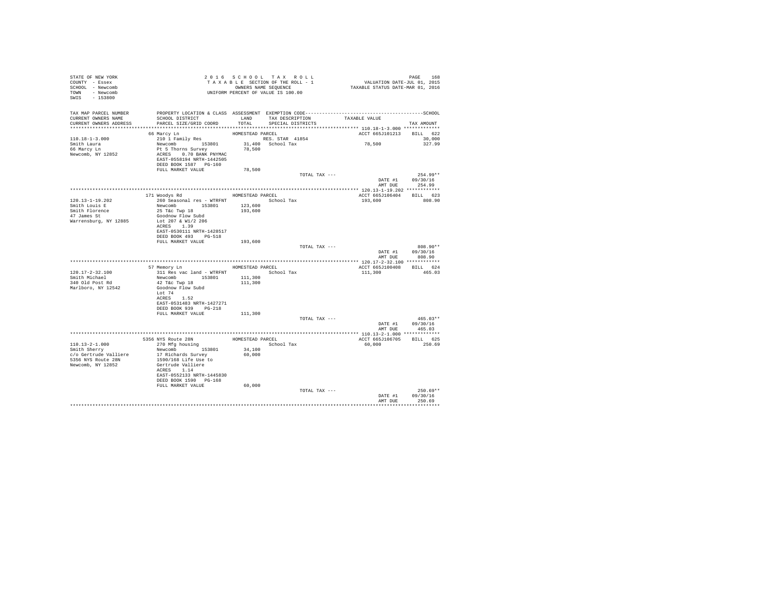STATE OF NEW YORK
COUNTY - Essex
SCHOOL - Newcomb
TOWN - Newcomb
SWIS - 153800

2016 SCHOOL TAX ROLL
TAXABLE SECTION OF THE ROLL - 1
OWNERS NAME SEQUENCE
UNIFORM PERCENT OF VALUE IS 100.00

VALUATION DATE-JUL 01, 2015
TAXABLE STATUS DATE-MAR 01, 2016

| TAX MAP PARCEL NUMBER / CURRENT OWNERS NAME / CURRENT OWNERS ADDRESS | PROPERTY LOCATION & CLASS / SCHOOL DISTRICT / PARCEL SIZE/GRID COORD | ASSESSMENT LAND / TOTAL | EXEMPTION CODE / TAX DESCRIPTION / SPECIAL DISTRICTS | TAXABLE VALUE | TAX AMOUNT |
|---|---|---|---|---|---|
| **110.18-1-3.000** | 66 Marcy Ln | HOMESTEAD PARCEL | | ACCT 665J101213 | BILL 622 |
| 110.18-1-3.000 | 210 1 Family Res | | RES. STAR 41854 | | 30,000 |
| Smith Laura | Newcomb 153801 | 31,400 | School Tax | 78,500 | 327.99 |
| 66 Marcy Ln | Pt 5 Thorns Survey | 78,500 | | | |
| Newcomb, NY 12852 | ACRES 0.70 BANK PNYMAC | | | | |
| | EAST-0558194 NRTH-1442505 | | | | |
| | DEED BOOK 1587 PG-160 | | | | |
| | FULL MARKET VALUE | 78,500 | | | |
| | | | TOTAL TAX --- | | 254.99** |
| | | | | DATE #1 | 09/30/16 |
| | | | | AMT DUE | 254.99 |
| **120.13-1-19.202** | 171 Woodys Rd | HOMESTEAD PARCEL | | ACCT 665J106404 | BILL 623 |
| 120.13-1-19.202 | 260 Seasonal res - WTRFNT | | School Tax | 193,600 | 808.90 |
| Smith Louis E | Newcomb 153801 | 123,600 | | | |
| Smith Florence | 25 T&c Twp 18 | 193,600 | | | |
| 47 James St | Goodnow Flow Subd | | | | |
| Warrensburg, NY 12885 | Lot 207 & W1/2 206 | | | | |
| | ACRES 1.39 | | | | |
| | EAST-0530111 NRTH-1428517 | | | | |
| | DEED BOOK 493 PG-518 | | | | |
| | FULL MARKET VALUE | 193,600 | | | |
| | | | TOTAL TAX --- | | 808.90** |
| | | | | DATE #1 | 09/30/16 |
| | | | | AMT DUE | 808.90 |
| **120.17-2-32.100** | 57 Memory Ln | HOMESTEAD PARCEL | | ACCT 665J100408 | BILL 624 |
| 120.17-2-32.100 | 311 Res vac land - WTRFNT | | School Tax | 111,300 | 465.03 |
| Smith Michael | Newcomb 153801 | 111,300 | | | |
| 340 Old Post Rd | 42 T&c Twp 18 | 111,300 | | | |
| Marlboro, NY 12542 | Goodnow Flow Subd | | | | |
| | Lot 74 | | | | |
| | ACRES 1.52 | | | | |
| | EAST-0531483 NRTH-1427271 | | | | |
| | DEED BOOK 939 PG-218 | | | | |
| | FULL MARKET VALUE | 111,300 | | | |
| | | | TOTAL TAX --- | | 465.03** |
| | | | | DATE #1 | 09/30/16 |
| | | | | AMT DUE | 465.03 |
| **110.13-2-1.000** | 5356 NYS Route 28N | HOMESTEAD PARCEL | | ACCT 665J106705 | BILL 625 |
| 110.13-2-1.000 | 270 Mfg housing | | School Tax | 60,000 | 250.69 |
| Smith Sherry | Newcomb 153801 | 34,100 | | | |
| c/o Gertrude Valliere | 17 Richards Survey | 60,000 | | | |
| 5356 NYS Route 28N | 1590/168 Life Use to | | | | |
| Newcomb, NY 12852 | Gertrude Valliere | | | | |
| | ACRES 1.14 | | | | |
| | EAST-0552133 NRTH-1445830 | | | | |
| | DEED BOOK 1590 PG-168 | | | | |
| | FULL MARKET VALUE | 60,000 | | | |
| | | | TOTAL TAX --- | | 250.69** |
| | | | | DATE #1 | 09/30/16 |
| | | | | AMT DUE | 250.69 |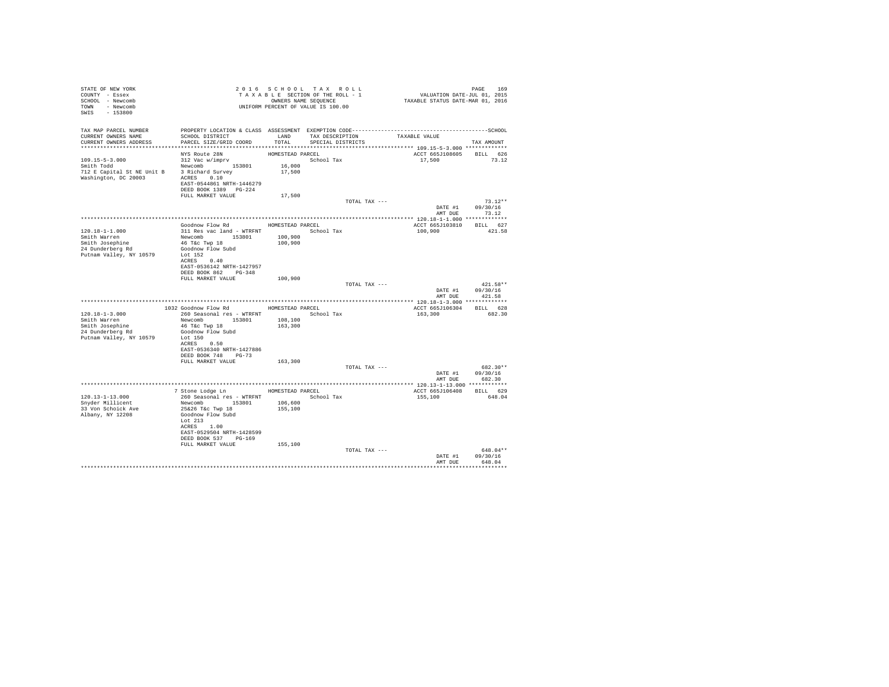STATE OF NEW YORK
COUNTY - Essex
SCHOOL - Newcomb
TOWN - Newcomb
SWIS - 153800

2016 SCHOOL TAX ROLL
TAXABLE SECTION OF THE ROLL - 1
OWNERS NAME SEQUENCE
UNIFORM PERCENT OF VALUE IS 100.00

VALUATION DATE-JUL 01, 2015
TAXABLE STATUS DATE-MAR 01, 2016

| TAX MAP PARCEL NUMBER / CURRENT OWNERS NAME / CURRENT OWNERS ADDRESS | PROPERTY LOCATION & CLASS / SCHOOL DISTRICT / PARCEL SIZE/GRID COORD | ASSESSMENT LAND / TOTAL | EXEMPTION CODE / TAX DESCRIPTION / SPECIAL DISTRICTS | TAXABLE VALUE | TAX AMOUNT |
|---|---|---|---|---|---|
| **109.15-5-3.000** | NYS Route 28N | HOMESTEAD PARCEL | | ACCT 665J108605 | BILL 626 |
| 109.15-5-3.000 | 312 Vac w/imprv | | School Tax | 17,500 | 73.12 |
| Smith Todd | Newcomb 153801 | 16,000 | | | |
| 712 E Capital St NE Unit B | 3 Richard Survey | 17,500 | | | |
| Washington, DC 20003 | ACRES 0.10 | | | | |
| | EAST-0544861 NRTH-1446279 | | | | |
| | DEED BOOK 1389 PG-224 | | | | |
| | FULL MARKET VALUE | 17,500 | | | |
| | | | TOTAL TAX --- | | 73.12** |
| | | | | DATE #1 | 09/30/16 |
| | | | | AMT DUE | 73.12 |
| **120.18-1-1.000** | Goodnow Flow Rd | HOMESTEAD PARCEL | | ACCT 665J103810 | BILL 627 |
| 120.18-1-1.000 | 311 Res vac land - WTRFNT | | School Tax | 100,900 | 421.58 |
| Smith Warren | Newcomb 153801 | 100,900 | | | |
| Smith Josephine | 46 T&c Twp 18 | 100,900 | | | |
| 24 Dunderberg Rd | Goodnow Flow Subd | | | | |
| Putnam Valley, NY 10579 | Lot 152 | | | | |
| | ACRES 0.40 | | | | |
| | EAST-0536142 NRTH-1427957 | | | | |
| | DEED BOOK 862 PG-348 | | | | |
| | FULL MARKET VALUE | 100,900 | | | |
| | | | TOTAL TAX --- | | 421.58** |
| | | | | DATE #1 | 09/30/16 |
| | | | | AMT DUE | 421.58 |
| **120.18-1-3.000** | 1032 Goodnow Flow Rd | HOMESTEAD PARCEL | | ACCT 665J106304 | BILL 628 |
| 120.18-1-3.000 | 260 Seasonal res - WTRFNT | | School Tax | 163,300 | 682.30 |
| Smith Warren | Newcomb 153801 | 108,100 | | | |
| Smith Josephine | 46 T&c Twp 18 | 163,300 | | | |
| 24 Dunderberg Rd | Goodnow Flow Subd | | | | |
| Putnam Valley, NY 10579 | Lot 150 | | | | |
| | ACRES 0.50 | | | | |
| | EAST-0536340 NRTH-1427886 | | | | |
| | DEED BOOK 748 PG-73 | | | | |
| | FULL MARKET VALUE | 163,300 | | | |
| | | | TOTAL TAX --- | | 682.30** |
| | | | | DATE #1 | 09/30/16 |
| | | | | AMT DUE | 682.30 |
| **120.13-1-13.000** | 7 Stone Lodge Ln | HOMESTEAD PARCEL | | ACCT 665J106408 | BILL 629 |
| 120.13-1-13.000 | 260 Seasonal res - WTRFNT | | School Tax | 155,100 | 648.04 |
| Snyder Millicent | Newcomb 153801 | 106,600 | | | |
| 33 Von Schoick Ave | 25&26 T&c Twp 18 | 155,100 | | | |
| Albany, NY 12208 | Goodnow Flow Subd | | | | |
| | Lot 213 | | | | |
| | ACRES 1.00 | | | | |
| | EAST-0529504 NRTH-1428599 | | | | |
| | DEED BOOK 537 PG-169 | | | | |
| | FULL MARKET VALUE | 155,100 | | | |
| | | | TOTAL TAX --- | | 648.04** |
| | | | | DATE #1 | 09/30/16 |
| | | | | AMT DUE | 648.04 |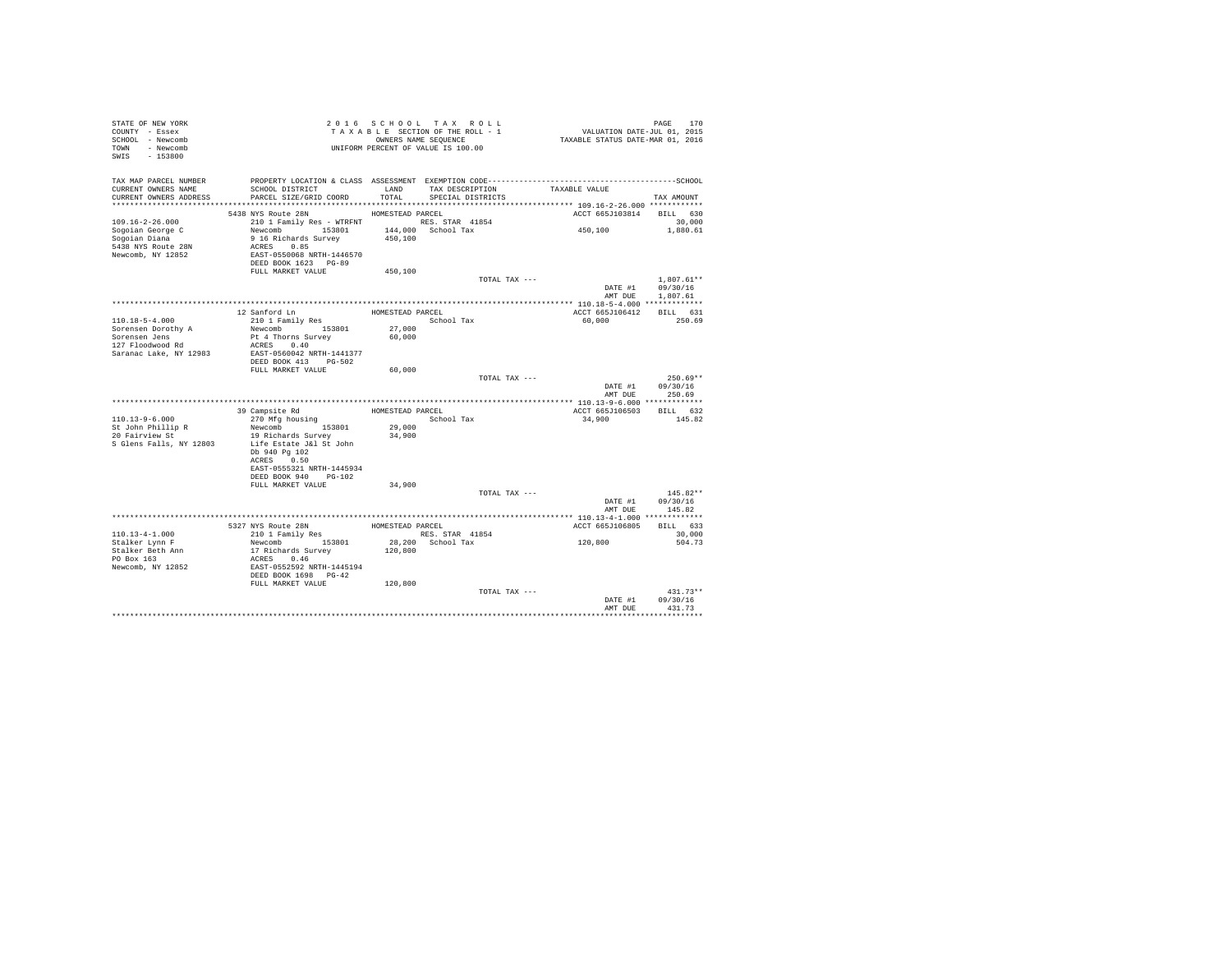```
STATE OF NEW YORK                2 0 1 6   S C H O O L   T A X   R O L L                        PAGE    170
COUNTY  - Essex                  T A X A B L E SECTION OF THE ROLL - 1             VALUATION DATE-JUL 01, 2015
SCHOOL  - Newcomb                       OWNERS NAME SEQUENCE                    TAXABLE STATUS DATE-MAR 01, 2016
TOWN    - Newcomb                UNIFORM PERCENT OF VALUE IS 100.00
SWIS    - 153800

TAX MAP PARCEL NUMBER     PROPERTY LOCATION & CLASS  ASSESSMENT  EXEMPTION CODE------------------------------------------------SCHOOL
CURRENT OWNERS NAME       SCHOOL DISTRICT             LAND       TAX DESCRIPTION             TAXABLE VALUE
CURRENT OWNERS ADDRESS    PARCEL SIZE/GRID COORD      TOTAL      SPECIAL DISTRICTS                                  TAX AMOUNT
************************************************************************************************ 109.16-2-26.000 ************
                          5438 NYS Route 28N          HOMESTEAD PARCEL                            ACCT 665J103814    BILL  630
109.16-2-26.000           210 1 Family Res - WTRFNT              RES. STAR  41854                                    30,000
Sogoian George C          Newcomb         153801       144,000   School Tax                       450,100          1,880.61
Sogoian Diana             9 16 Richards Survey         450,100
5438 NYS Route 28N        ACRES    0.85
Newcomb, NY 12852         EAST-0550068 NRTH-1446570
                          DEED BOOK 1623   PG-89
                          FULL MARKET VALUE            450,100
                                                                  TOTAL TAX ---                                    1,807.61**
                                                                                                  DATE #1          09/30/16
                                                                                                  AMT DUE          1,807.61
************************************************************************************************ 110.18-5-4.000 *************
                          12 Sanford Ln               HOMESTEAD PARCEL                            ACCT 665J106412    BILL  631
110.18-5-4.000            210 1 Family Res                       School Tax                        60,000            250.69
Sorensen Dorothy A        Newcomb         153801        27,000
Sorensen Jens             Pt 4 Thorns Survey            60,000
127 Floodwood Rd          ACRES    0.40
Saranac Lake, NY 12983    EAST-0560042 NRTH-1441377
                          DEED BOOK 413    PG-502
                          FULL MARKET VALUE             60,000
                                                                  TOTAL TAX ---                                      250.69**
                                                                                                  DATE #1          09/30/16
                                                                                                  AMT DUE            250.69
************************************************************************************************ 110.13-9-6.000 *************
                          39 Campsite Rd              HOMESTEAD PARCEL                            ACCT 665J106503    BILL  632
110.13-9-6.000            270 Mfg housing                        School Tax                        34,900            145.82
St John Phillip R         Newcomb         153801        29,000
20 Fairview St            19 Richards Survey            34,900
S Glens Falls, NY 12803   Life Estate J&l St John
                          Db 940 Pg 102
                          ACRES    0.50
                          EAST-0555321 NRTH-1445934
                          DEED BOOK 940    PG-102
                          FULL MARKET VALUE             34,900
                                                                  TOTAL TAX ---                                      145.82**
                                                                                                  DATE #1          09/30/16
                                                                                                  AMT DUE            145.82
************************************************************************************************ 110.13-4-1.000 *************
                          5327 NYS Route 28N          HOMESTEAD PARCEL                            ACCT 665J106805    BILL  633
110.13-4-1.000            210 1 Family Res                       RES. STAR  41854                                    30,000
Stalker Lynn F            Newcomb         153801        28,200   School Tax                       120,800            504.73
Stalker Beth Ann          17 Richards Survey           120,800
PO Box 163                ACRES    0.46
Newcomb, NY 12852         EAST-0552592 NRTH-1445194
                          DEED BOOK 1698   PG-42
                          FULL MARKET VALUE            120,800
                                                                  TOTAL TAX ---                                      431.73**
                                                                                                  DATE #1          09/30/16
                                                                                                  AMT DUE            431.73
******************************************************************************************************************************
```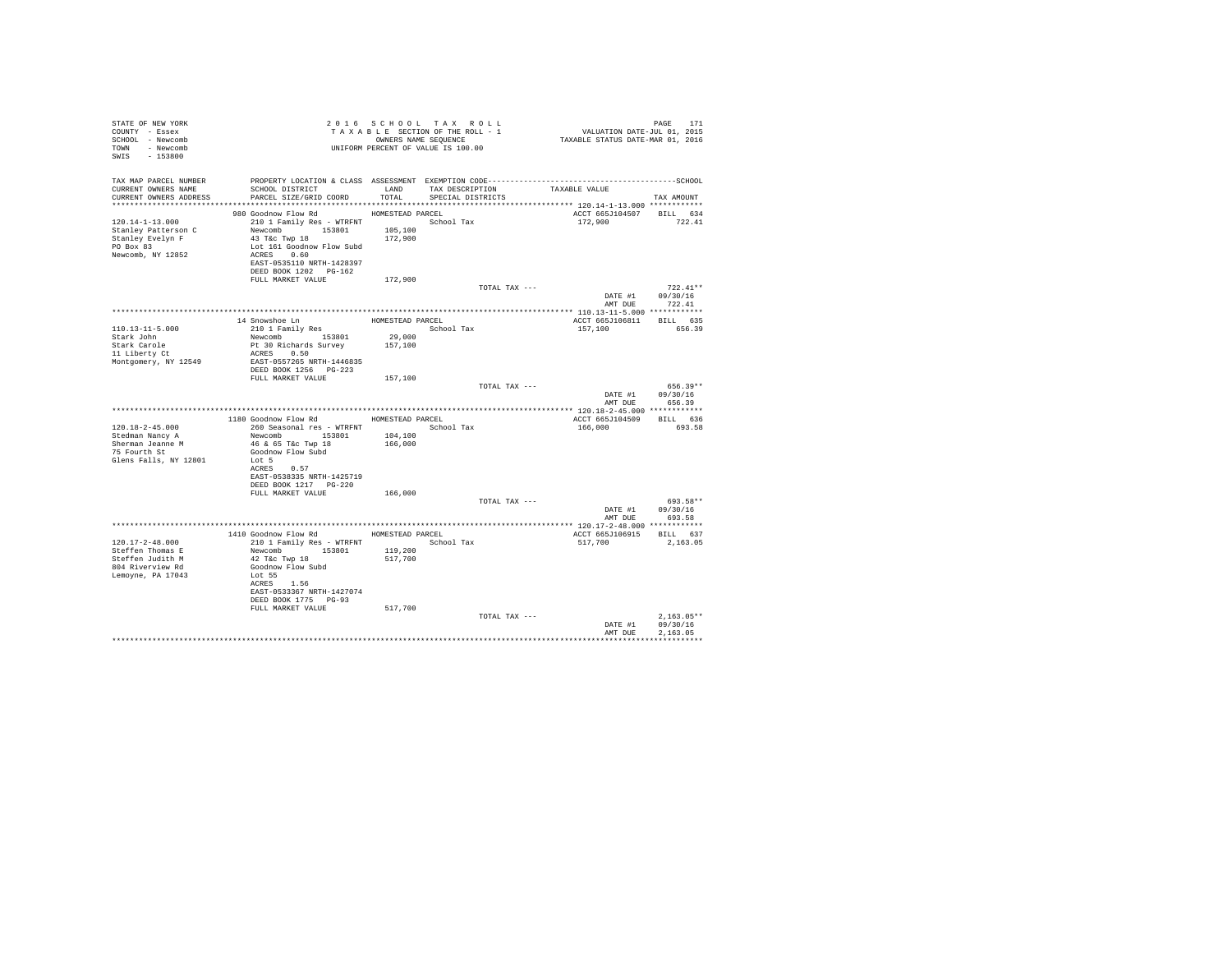STATE OF NEW YORK
COUNTY - Essex
SCHOOL - Newcomb
TOWN - Newcomb
SWIS - 153800

2 0 1 6 S C H O O L T A X R O L L
T A X A B L E SECTION OF THE ROLL - 1
OWNERS NAME SEQUENCE
UNIFORM PERCENT OF VALUE IS 100.00

VALUATION DATE-JUL 01, 2015
TAXABLE STATUS DATE-MAR 01, 2016

| TAX MAP PARCEL NUMBER / CURRENT OWNERS NAME / CURRENT OWNERS ADDRESS | PROPERTY LOCATION & CLASS / SCHOOL DISTRICT / PARCEL SIZE/GRID COORD | ASSESSMENT LAND / TOTAL | EXEMPTION CODE / TAX DESCRIPTION / SPECIAL DISTRICTS | TAXABLE VALUE | SCHOOL TAX AMOUNT |
|---|---|---|---|---|---|
| **120.14-1-13.000** | 980 Goodnow Flow Rd | HOMESTEAD PARCEL | | ACCT 665J104507 | BILL 634 |
| 120.14-1-13.000 | 210 1 Family Res - WTRFNT | | School Tax | 172,900 | 722.41 |
| Stanley Patterson C | Newcomb 153801 | 105,100 | | | |
| Stanley Evelyn F | 43 T&c Twp 18 | 172,900 | | | |
| PO Box 83 | Lot 161 Goodnow Flow Subd | | | | |
| Newcomb, NY 12852 | ACRES 0.60 | | | | |
| | EAST-0535110 NRTH-1428397 | | | | |
| | DEED BOOK 1202 PG-162 | | | | |
| | FULL MARKET VALUE | 172,900 | | | |
| | | | TOTAL TAX --- | | 722.41** |
| | | | | DATE #1 | 09/30/16 |
| | | | | AMT DUE | 722.41 |
| **110.13-11-5.000** | 14 Snowshoe Ln | HOMESTEAD PARCEL | | ACCT 665J106811 | BILL 635 |
| 110.13-11-5.000 | 210 1 Family Res | | School Tax | 157,100 | 656.39 |
| Stark John | Newcomb 153801 | 29,000 | | | |
| Stark Carole | Pt 30 Richards Survey | 157,100 | | | |
| 11 Liberty Ct | ACRES 0.50 | | | | |
| Montgomery, NY 12549 | EAST-0557265 NRTH-1446835 | | | | |
| | DEED BOOK 1256 PG-223 | | | | |
| | FULL MARKET VALUE | 157,100 | | | |
| | | | TOTAL TAX --- | | 656.39** |
| | | | | DATE #1 | 09/30/16 |
| | | | | AMT DUE | 656.39 |
| **120.18-2-45.000** | 1180 Goodnow Flow Rd | HOMESTEAD PARCEL | | ACCT 665J104509 | BILL 636 |
| 120.18-2-45.000 | 260 Seasonal res - WTRFNT | | School Tax | 166,000 | 693.58 |
| Stedman Nancy A | Newcomb 153801 | 104,100 | | | |
| Sherman Jeanne M | 46 & 65 T&c Twp 18 | 166,000 | | | |
| 75 Fourth St | Goodnow Flow Subd | | | | |
| Glens Falls, NY 12801 | Lot 5 | | | | |
| | ACRES 0.57 | | | | |
| | EAST-0538335 NRTH-1425719 | | | | |
| | DEED BOOK 1217 PG-220 | | | | |
| | FULL MARKET VALUE | 166,000 | | | |
| | | | TOTAL TAX --- | | 693.58** |
| | | | | DATE #1 | 09/30/16 |
| | | | | AMT DUE | 693.58 |
| **120.17-2-48.000** | 1410 Goodnow Flow Rd | HOMESTEAD PARCEL | | ACCT 665J106915 | BILL 637 |
| 120.17-2-48.000 | 210 1 Family Res - WTRFNT | | School Tax | 517,700 | 2,163.05 |
| Steffen Thomas E | Newcomb 153801 | 119,200 | | | |
| Steffen Judith M | 42 T&c Twp 18 | 517,700 | | | |
| 804 Riverview Rd | Goodnow Flow Subd | | | | |
| Lemoyne, PA 17043 | Lot 55 | | | | |
| | ACRES 1.56 | | | | |
| | EAST-0533367 NRTH-1427074 | | | | |
| | DEED BOOK 1775 PG-93 | | | | |
| | FULL MARKET VALUE | 517,700 | | | |
| | | | TOTAL TAX --- | | 2,163.05** |
| | | | | DATE #1 | 09/30/16 |
| | | | | AMT DUE | 2,163.05 |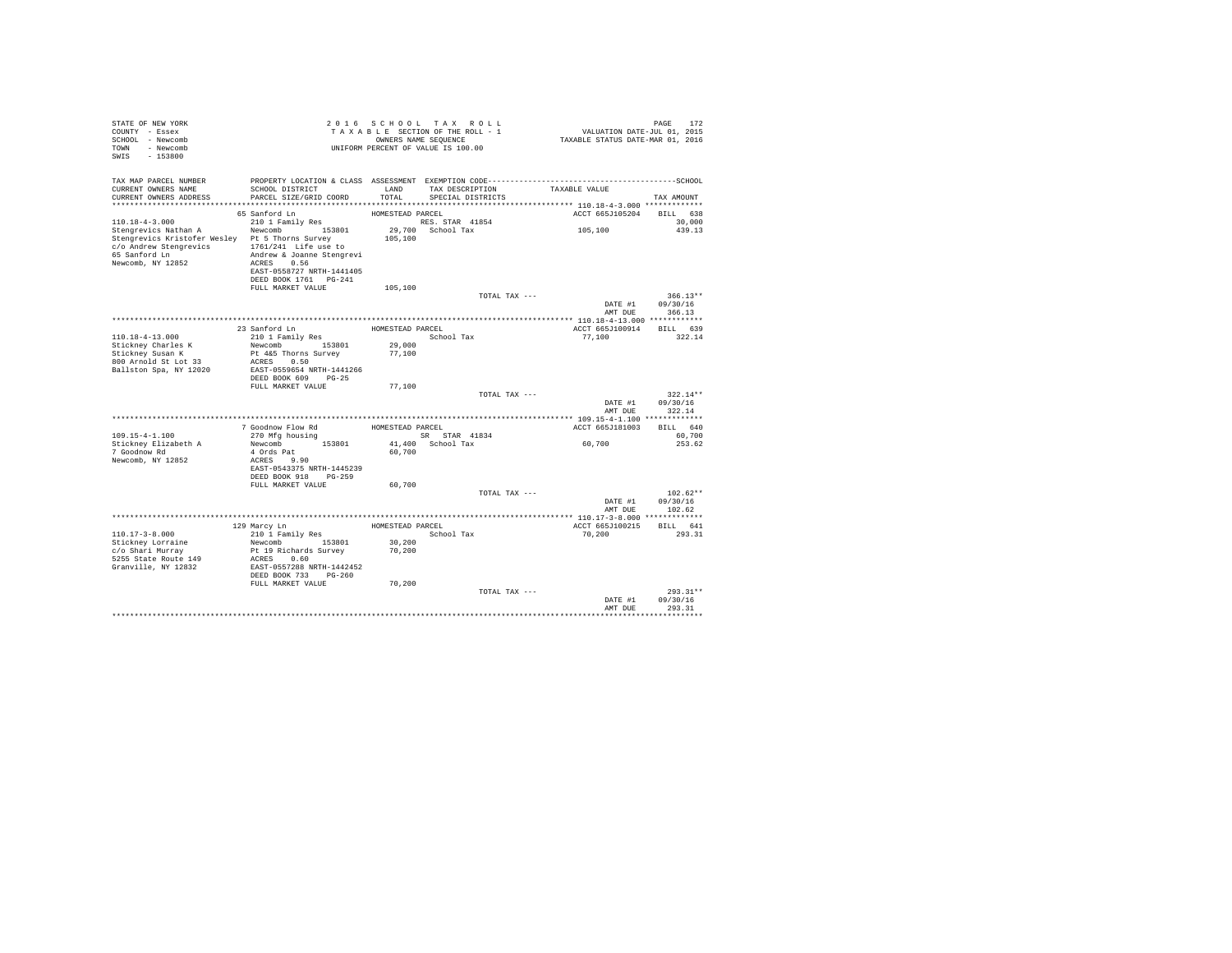STATE OF NEW YORK
COUNTY - Essex
SCHOOL - Newcomb
TOWN - Newcomb
SWIS - 153800

2 0 1 6   S C H O O L   T A X   R O L L
T A X A B L E  SECTION OF THE ROLL - 1
OWNERS NAME SEQUENCE
UNIFORM PERCENT OF VALUE IS 100.00

VALUATION DATE-JUL 01, 2015
TAXABLE STATUS DATE-MAR 01, 2016

```
TAX MAP PARCEL NUMBER      PROPERTY LOCATION & CLASS  ASSESSMENT  EXEMPTION CODE------------------------------------------------SCHOOL
CURRENT OWNERS NAME        SCHOOL DISTRICT              LAND      TAX DESCRIPTION            TAXABLE VALUE
CURRENT OWNERS ADDRESS     PARCEL SIZE/GRID COORD       TOTAL     SPECIAL DISTRICTS                                    TAX AMOUNT
************************************************************************************************ 110.18-4-3.000 ************
                           65 Sanford Ln                HOMESTEAD PARCEL                        ACCT 665J105204    BILL  638
110.18-4-3.000             210 1 Family Res                       RES. STAR 41854                                     30,000
Stengrevics Nathan A       Newcomb        153801        29,700    School Tax                    105,100               439.13
Stengrevics Kristofer Wesley  Pt 5 Thorns Survey        105,100
c/o Andrew Stengrevics     1761/241  Life use to
65 Sanford Ln              Andrew & Joanne Stengrevi
Newcomb, NY 12852          ACRES    0.56
                           EAST-0558727 NRTH-1441405
                           DEED BOOK 1761   PG-241
                           FULL MARKET VALUE            105,100
                                                                  TOTAL TAX ---                                      366.13**
                                                                                                 DATE #1          09/30/16
                                                                                                 AMT DUE            366.13
************************************************************************************************ 110.18-4-13.000 ***********
                           23 Sanford Ln                HOMESTEAD PARCEL                        ACCT 665J100914    BILL  639
110.18-4-13.000            210 1 Family Res                       School Tax                    77,100                322.14
Stickney Charles K         Newcomb        153801        29,000
Stickney Susan K           Pt 4&5 Thorns Survey         77,100
800 Arnold St Lot 33       ACRES    0.50
Ballston Spa, NY 12020     EAST-0559654 NRTH-1441266
                           DEED BOOK 609    PG-25
                           FULL MARKET VALUE            77,100
                                                                  TOTAL TAX ---                                      322.14**
                                                                                                 DATE #1          09/30/16
                                                                                                 AMT DUE            322.14
************************************************************************************************ 109.15-4-1.100 ************
                           7 Goodnow Flow Rd            HOMESTEAD PARCEL                        ACCT 665J181003    BILL  640
109.15-4-1.100             270 Mfg housing                        SR  STAR 41834                                      60,700
Stickney Elizabeth A       Newcomb        153801        41,400    School Tax                    60,700                253.62
7 Goodnow Rd               4 Ords Pat                   60,700
Newcomb, NY 12852          ACRES    9.90
                           EAST-0543375 NRTH-1445239
                           DEED BOOK 918    PG-259
                           FULL MARKET VALUE            60,700
                                                                  TOTAL TAX ---                                      102.62**
                                                                                                 DATE #1          09/30/16
                                                                                                 AMT DUE            102.62
************************************************************************************************ 110.17-3-8.000 ************
                           129 Marcy Ln                 HOMESTEAD PARCEL                        ACCT 665J100215    BILL  641
110.17-3-8.000             210 1 Family Res                       School Tax                    70,200                293.31
Stickney Lorraine          Newcomb        153801        30,200
c/o Shari Murray           Pt 19 Richards Survey        70,200
5255 State Route 149       ACRES    0.60
Granville, NY 12832        EAST-0557288 NRTH-1442452
                           DEED BOOK 733    PG-260
                           FULL MARKET VALUE            70,200
                                                                  TOTAL TAX ---                                      293.31**
                                                                                                 DATE #1          09/30/16
                                                                                                 AMT DUE            293.31
****************************************************************************************************************************
```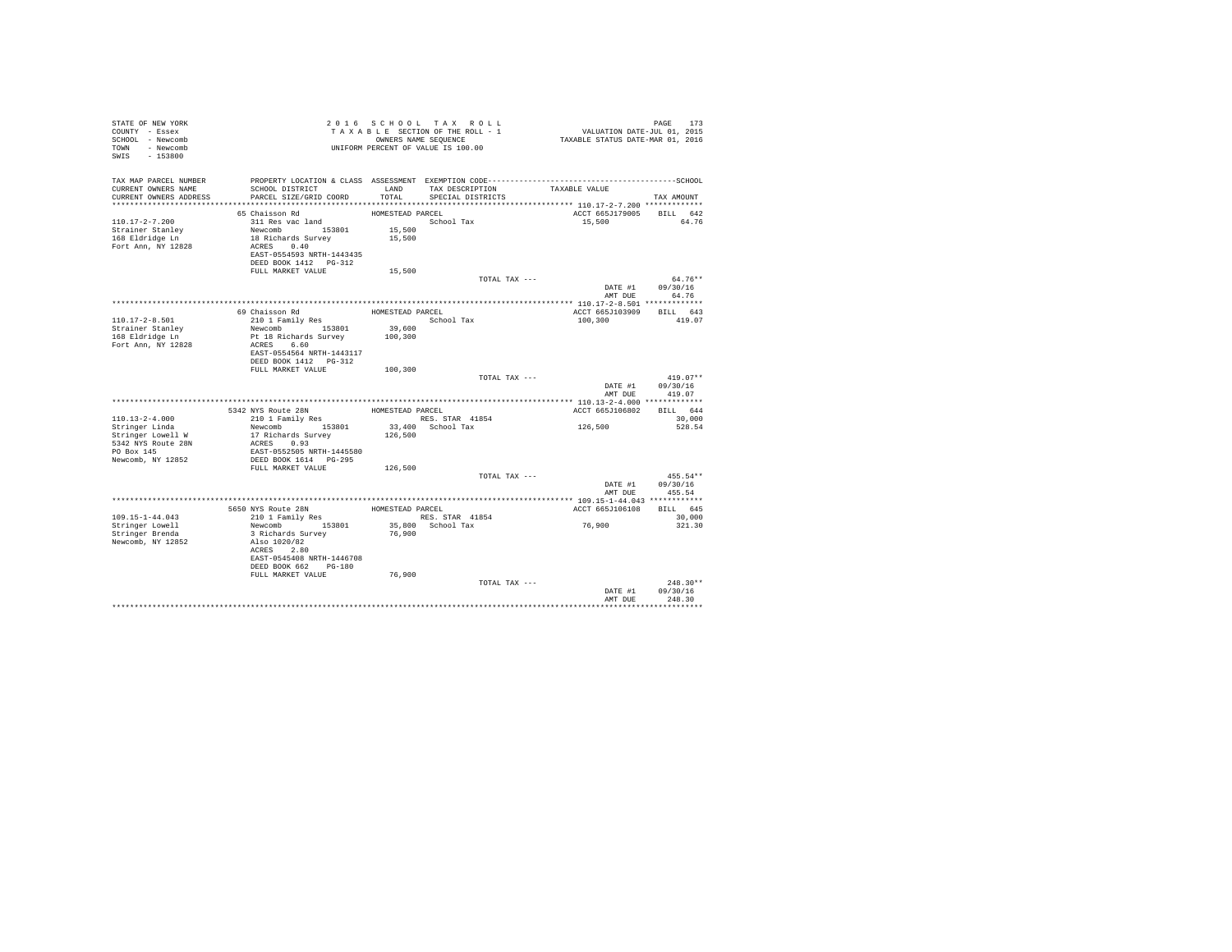STATE OF NEW YORK
COUNTY - Essex
SCHOOL - Newcomb
TOWN - Newcomb
SWIS - 153800

2 0 1 6 S C H O O L T A X R O L L
T A X A B L E SECTION OF THE ROLL - 1
OWNERS NAME SEQUENCE
UNIFORM PERCENT OF VALUE IS 100.00

VALUATION DATE-JUL 01, 2015
TAXABLE STATUS DATE-MAR 01, 2016

| TAX MAP PARCEL NUMBER / CURRENT OWNERS NAME / CURRENT OWNERS ADDRESS | PROPERTY LOCATION & CLASS / SCHOOL DISTRICT / PARCEL SIZE/GRID COORD | ASSESSMENT LAND / TOTAL | EXEMPTION CODE / TAX DESCRIPTION / SPECIAL DISTRICTS | TAXABLE VALUE | SCHOOL TAX AMOUNT |
|---|---|---|---|---|---|
| **110.17-2-7.200** | 65 Chaisson Rd | | HOMESTEAD PARCEL | ACCT 665J179005 | BILL 642 |
| 110.17-2-7.200 | 311 Res vac land | | School Tax | 15,500 | 64.76 |
| Strainer Stanley | Newcomb 153801 | 15,500 | | | |
| 168 Eldridge Ln | 18 Richards Survey | 15,500 | | | |
| Fort Ann, NY 12828 | ACRES 0.40 | | | | |
| | EAST-0554593 NRTH-1443435 | | | | |
| | DEED BOOK 1412 PG-312 | | | | |
| | FULL MARKET VALUE | 15,500 | | | |
| | | | TOTAL TAX --- | | 64.76** |
| | | | | DATE #1 | 09/30/16 |
| | | | | AMT DUE | 64.76 |
| **110.17-2-8.501** | 69 Chaisson Rd | | HOMESTEAD PARCEL | ACCT 665J103909 | BILL 643 |
| 110.17-2-8.501 | 210 1 Family Res | | School Tax | 100,300 | 419.07 |
| Strainer Stanley | Newcomb 153801 | 39,600 | | | |
| 168 Eldridge Ln | Pt 18 Richards Survey | 100,300 | | | |
| Fort Ann, NY 12828 | ACRES 6.60 | | | | |
| | EAST-0554564 NRTH-1443117 | | | | |
| | DEED BOOK 1412 PG-312 | | | | |
| | FULL MARKET VALUE | 100,300 | | | |
| | | | TOTAL TAX --- | | 419.07** |
| | | | | DATE #1 | 09/30/16 |
| | | | | AMT DUE | 419.07 |
| **110.13-2-4.000** | 5342 NYS Route 28N | | HOMESTEAD PARCEL | ACCT 665J106802 | BILL 644 |
| 110.13-2-4.000 | 210 1 Family Res | | RES. STAR 41854 | | 30,000 |
| Stringer Linda | Newcomb 153801 | 33,400 | School Tax | 126,500 | 528.54 |
| Stringer Lowell W | 17 Richards Survey | 126,500 | | | |
| 5342 NYS Route 28N | ACRES 0.93 | | | | |
| PO Box 145 | EAST-0552505 NRTH-1445580 | | | | |
| Newcomb, NY 12852 | DEED BOOK 1614 PG-295 | | | | |
| | FULL MARKET VALUE | 126,500 | | | |
| | | | TOTAL TAX --- | | 455.54** |
| | | | | DATE #1 | 09/30/16 |
| | | | | AMT DUE | 455.54 |
| **109.15-1-44.043** | 5650 NYS Route 28N | | HOMESTEAD PARCEL | ACCT 665J106108 | BILL 645 |
| 109.15-1-44.043 | 210 1 Family Res | | RES. STAR 41854 | | 30,000 |
| Stringer Lowell | Newcomb 153801 | 35,800 | School Tax | 76,900 | 321.30 |
| Stringer Brenda | 3 Richards Survey | 76,900 | | | |
| Newcomb, NY 12852 | Also 1020/82 | | | | |
| | ACRES 2.80 | | | | |
| | EAST-0545408 NRTH-1446708 | | | | |
| | DEED BOOK 662 PG-180 | | | | |
| | FULL MARKET VALUE | 76,900 | | | |
| | | | TOTAL TAX --- | | 248.30** |
| | | | | DATE #1 | 09/30/16 |
| | | | | AMT DUE | 248.30 |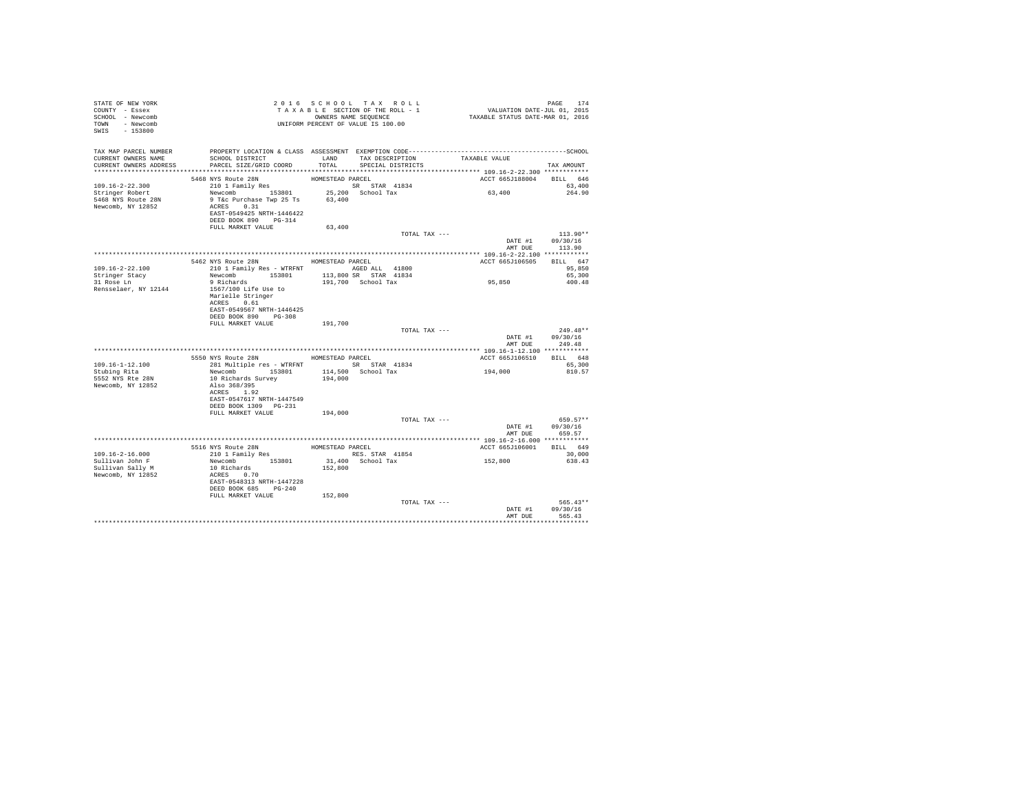STATE OF NEW YORK
COUNTY - Essex
SCHOOL - Newcomb
TOWN - Newcomb
SWIS - 153800

2016 SCHOOL TAX ROLL
TAXABLE SECTION OF THE ROLL - 1
OWNERS NAME SEQUENCE
UNIFORM PERCENT OF VALUE IS 100.00

VALUATION DATE-JUL 01, 2015
TAXABLE STATUS DATE-MAR 01, 2016

| TAX MAP PARCEL NUMBER / CURRENT OWNERS NAME / CURRENT OWNERS ADDRESS | PROPERTY LOCATION & CLASS / SCHOOL DISTRICT / PARCEL SIZE/GRID COORD | ASSESSMENT LAND / TOTAL | EXEMPTION CODE / TAX DESCRIPTION / SPECIAL DISTRICTS | TAXABLE VALUE | TAX AMOUNT |
|---|---|---|---|---|---|
| 109.16-2-22.300 | 5468 NYS Route 28N | HOMESTEAD PARCEL | | ACCT 665J188004 | BILL 646 |
| Stringer Robert | 210 1 Family Res | | SR STAR 41834 | | 63,400 |
| 5468 NYS Route 28N | Newcomb 153801 | 25,200 | School Tax | 63,400 | 264.90 |
| Newcomb, NY 12852 | 9 T&c Purchase Twp 25 Ts | 63,400 | | | |
| | ACRES 0.31 | | | | |
| | EAST-0549425 NRTH-1446422 | | | | |
| | DEED BOOK 890 PG-314 | | | | |
| | FULL MARKET VALUE | 63,400 | | | |
| | | | TOTAL TAX --- | | 113.90** |
| | | | | DATE #1 | 09/30/16 |
| | | | | AMT DUE | 113.90 |
| 109.16-2-22.100 | 5462 NYS Route 28N | HOMESTEAD PARCEL | | ACCT 665J106505 | BILL 647 |
| Stringer Stacy | 210 1 Family Res - WTRFNT | | AGED ALL 41800 | | 95,850 |
| 31 Rose Ln | Newcomb 153801 | 113,800 | SR STAR 41834 | | 65,300 |
| Rensselaer, NY 12144 | 9 Richards | 191,700 | School Tax | 95,850 | 400.48 |
| | 1567/100 Life Use to | | | | |
| | Marielle Stringer | | | | |
| | ACRES 0.61 | | | | |
| | EAST-0549567 NRTH-1446425 | | | | |
| | DEED BOOK 890 PG-308 | | | | |
| | FULL MARKET VALUE | 191,700 | | | |
| | | | TOTAL TAX --- | | 249.48** |
| | | | | DATE #1 | 09/30/16 |
| | | | | AMT DUE | 249.48 |
| 109.16-1-12.100 | 5550 NYS Route 28N | HOMESTEAD PARCEL | | ACCT 665J106510 | BILL 648 |
| Stubing Rita | 281 Multiple res - WTRFNT | | SR STAR 41834 | | 65,300 |
| 5552 NYS Rte 28N | Newcomb 153801 | 114,500 | School Tax | 194,000 | 810.57 |
| Newcomb, NY 12852 | 10 Richards Survey | 194,000 | | | |
| | Also 368/395 | | | | |
| | ACRES 1.92 | | | | |
| | EAST-0547617 NRTH-1447549 | | | | |
| | DEED BOOK 1309 PG-231 | | | | |
| | FULL MARKET VALUE | 194,000 | | | |
| | | | TOTAL TAX --- | | 659.57** |
| | | | | DATE #1 | 09/30/16 |
| | | | | AMT DUE | 659.57 |
| 109.16-2-16.000 | 5516 NYS Route 28N | HOMESTEAD PARCEL | | ACCT 665J106001 | BILL 649 |
| Sullivan John F | 210 1 Family Res | | RES. STAR 41854 | | 30,000 |
| Sullivan Sally M | Newcomb 153801 | 31,400 | School Tax | 152,800 | 638.43 |
| Newcomb, NY 12852 | 10 Richards | 152,800 | | | |
| | ACRES 0.70 | | | | |
| | EAST-0548313 NRTH-1447228 | | | | |
| | DEED BOOK 685 PG-240 | | | | |
| | FULL MARKET VALUE | 152,800 | | | |
| | | | TOTAL TAX --- | | 565.43** |
| | | | | DATE #1 | 09/30/16 |
| | | | | AMT DUE | 565.43 |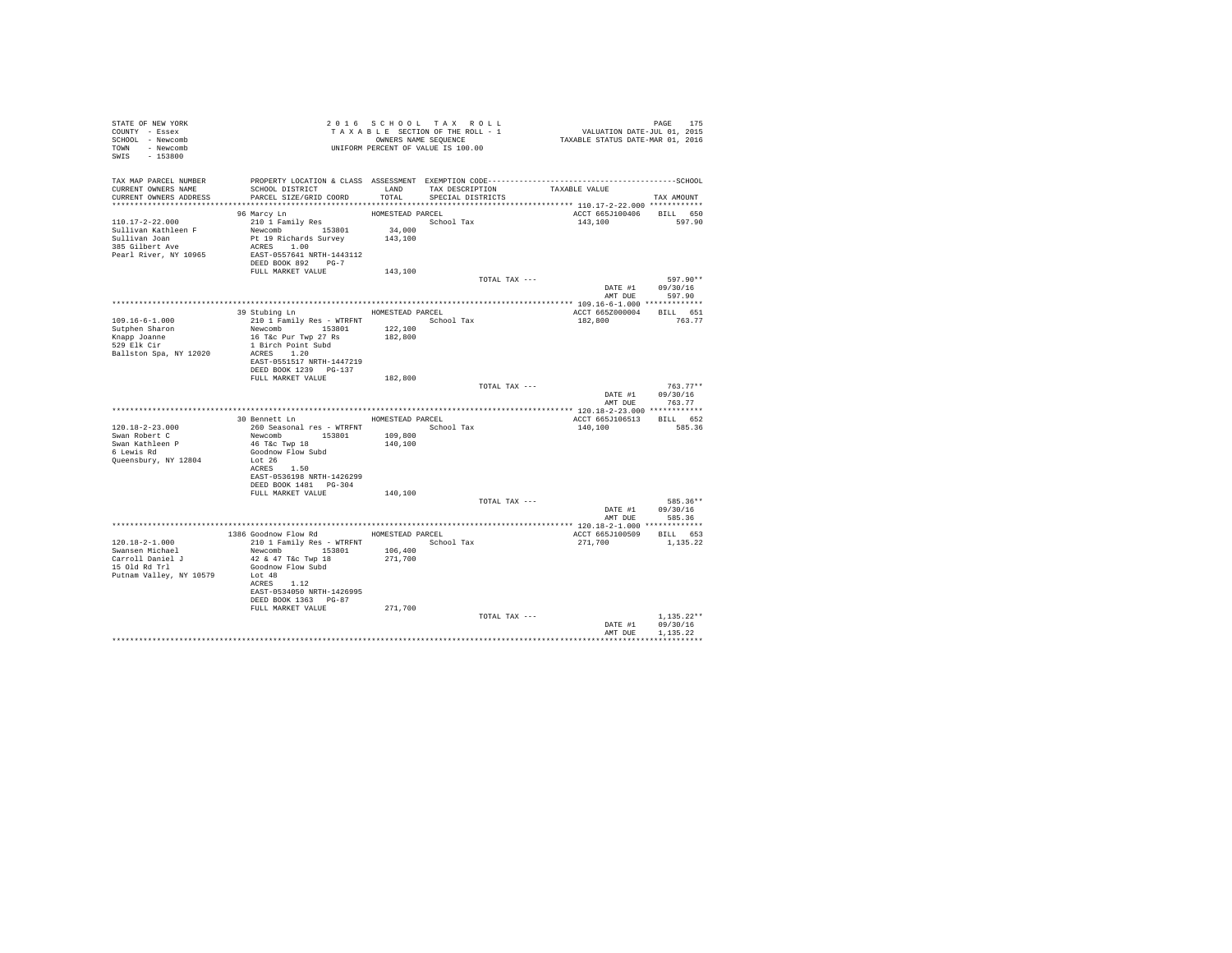STATE OF NEW YORK
COUNTY - Essex
SCHOOL - Newcomb
TOWN - Newcomb
SWIS - 153800

2016 SCHOOL TAX ROLL
TAXABLE SECTION OF THE ROLL - 1
OWNERS NAME SEQUENCE
UNIFORM PERCENT OF VALUE IS 100.00

VALUATION DATE-JUL 01, 2015
TAXABLE STATUS DATE-MAR 01, 2016

| TAX MAP PARCEL NUMBER / CURRENT OWNERS NAME / CURRENT OWNERS ADDRESS | PROPERTY LOCATION & CLASS / SCHOOL DISTRICT / PARCEL SIZE/GRID COORD | ASSESSMENT LAND / TOTAL | EXEMPTION CODE / TAX DESCRIPTION / SPECIAL DISTRICTS | TAXABLE VALUE | TAX AMOUNT |
|---|---|---|---|---|---|
| 110.17-2-22.000 | 96 Marcy Ln | HOMESTEAD PARCEL | | ACCT 665J100406 | BILL 650 |
| Sullivan Kathleen F | 210 1 Family Res | | School Tax | 143,100 | 597.90 |
| Sullivan Joan | Newcomb 153801 | 34,000 | | | |
| 385 Gilbert Ave | Pt 19 Richards Survey | 143,100 | | | |
| Pearl River, NY 10965 | ACRES 1.00 | | | | |
| | EAST-0557641 NRTH-1443112 | | | | |
| | DEED BOOK 892 PG-7 | | | | |
| | FULL MARKET VALUE | 143,100 | | | |
| | | | TOTAL TAX --- | | 597.90** |
| | | | | DATE #1 | 09/30/16 |
| | | | | AMT DUE | 597.90 |
| 109.16-6-1.000 | 39 Stubing Ln | HOMESTEAD PARCEL | | ACCT 665Z000004 | BILL 651 |
| Sutphen Sharon | 210 1 Family Res - WTRFNT | | School Tax | 182,800 | 763.77 |
| Knapp Joanne | Newcomb 153801 | 122,100 | | | |
| 529 Elk Cir | 16 T&c Pur Twp 27 Rs | 182,800 | | | |
| Ballston Spa, NY 12020 | 1 Birch Point Subd | | | | |
| | ACRES 1.20 | | | | |
| | EAST-0551517 NRTH-1447219 | | | | |
| | DEED BOOK 1239 PG-137 | | | | |
| | FULL MARKET VALUE | 182,800 | | | |
| | | | TOTAL TAX --- | | 763.77** |
| | | | | DATE #1 | 09/30/16 |
| | | | | AMT DUE | 763.77 |
| 120.18-2-23.000 | 30 Bennett Ln | HOMESTEAD PARCEL | | ACCT 665J106513 | BILL 652 |
| Swan Robert C | 260 Seasonal res - WTRFNT | | School Tax | 140,100 | 585.36 |
| Swan Kathleen P | Newcomb 153801 | 109,800 | | | |
| 6 Lewis Rd | 46 T&c Twp 18 | 140,100 | | | |
| Queensbury, NY 12804 | Goodnow Flow Subd | | | | |
| | Lot 26 | | | | |
| | ACRES 1.50 | | | | |
| | EAST-0536198 NRTH-1426299 | | | | |
| | DEED BOOK 1481 PG-304 | | | | |
| | FULL MARKET VALUE | 140,100 | | | |
| | | | TOTAL TAX --- | | 585.36** |
| | | | | DATE #1 | 09/30/16 |
| | | | | AMT DUE | 585.36 |
| 120.18-2-1.000 | 1386 Goodnow Flow Rd | HOMESTEAD PARCEL | | ACCT 665J100509 | BILL 653 |
| Swansen Michael | 210 1 Family Res - WTRFNT | | School Tax | 271,700 | 1,135.22 |
| Carroll Daniel J | Newcomb 153801 | 106,400 | | | |
| 15 Old Rd Trl | 42 & 47 T&c Twp 18 | 271,700 | | | |
| Putnam Valley, NY 10579 | Goodnow Flow Subd | | | | |
| | Lot 48 | | | | |
| | ACRES 1.12 | | | | |
| | EAST-0534050 NRTH-1426995 | | | | |
| | DEED BOOK 1363 PG-87 | | | | |
| | FULL MARKET VALUE | 271,700 | | | |
| | | | TOTAL TAX --- | | 1,135.22** |
| | | | | DATE #1 | 09/30/16 |
| | | | | AMT DUE | 1,135.22 |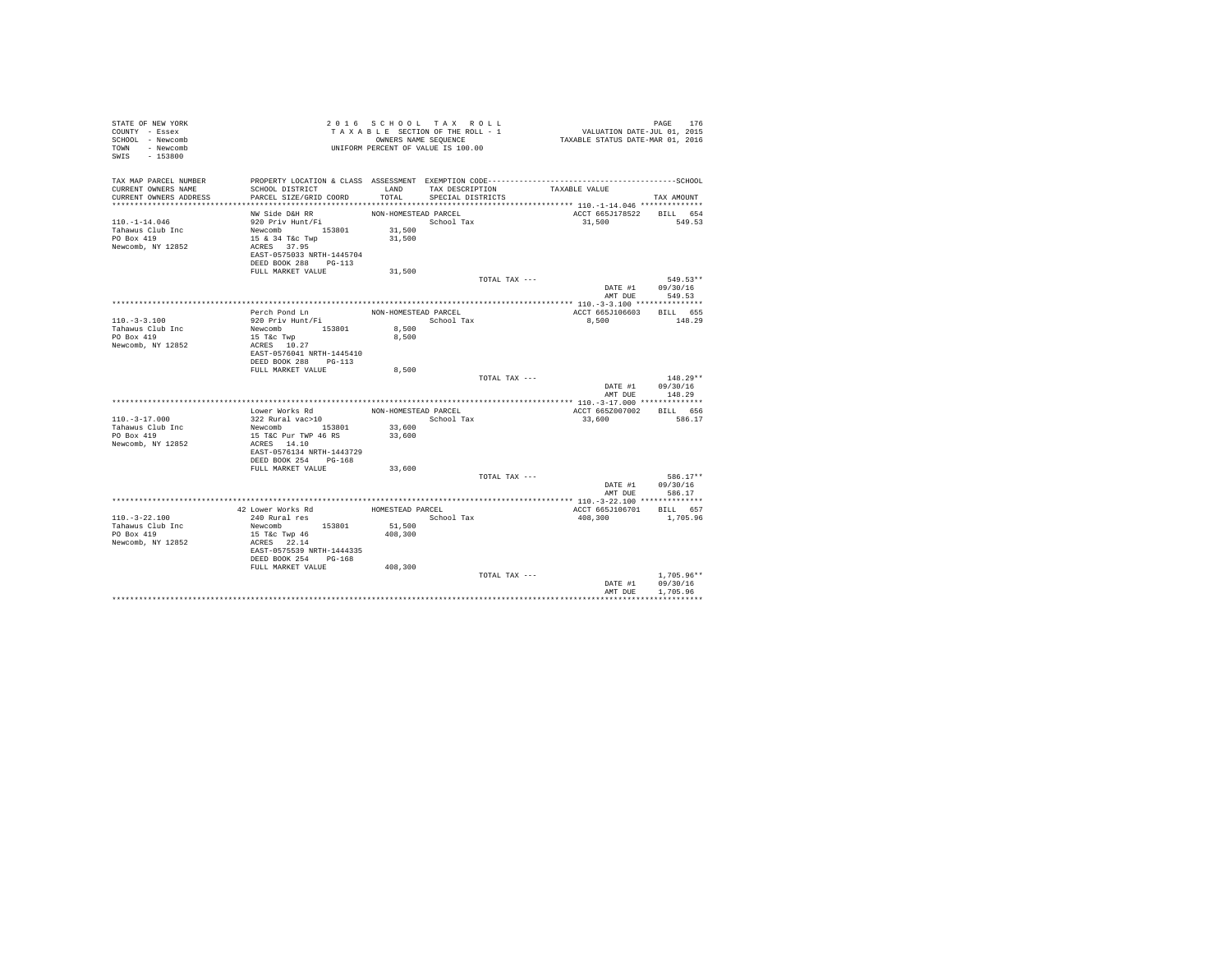STATE OF NEW YORK
COUNTY - Essex
SCHOOL - Newcomb
TOWN - Newcomb
SWIS - 153800

2 0 1 6 S C H O O L T A X R O L L
T A X A B L E SECTION OF THE ROLL - 1
OWNERS NAME SEQUENCE
UNIFORM PERCENT OF VALUE IS 100.00

VALUATION DATE-JUL 01, 2015
TAXABLE STATUS DATE-MAR 01, 2016

| TAX MAP PARCEL NUMBER / CURRENT OWNERS NAME / CURRENT OWNERS ADDRESS | PROPERTY LOCATION & CLASS / SCHOOL DISTRICT / PARCEL SIZE/GRID COORD | ASSESSMENT LAND / TOTAL | EXEMPTION CODE / TAX DESCRIPTION / SPECIAL DISTRICTS | TAXABLE VALUE | SCHOOL TAX AMOUNT |
|---|---|---|---|---|---|
| **110.-1-14.046** | NW Side D&H RR | NON-HOMESTEAD PARCEL | | ACCT 665J178522 | BILL 654 |
| 110.-1-14.046 | 920 Priv Hunt/Fi | | School Tax | 31,500 | 549.53 |
| Tahawus Club Inc | Newcomb 153801 | 31,500 | | | |
| PO Box 419 | 15 & 34 T&c Twp | 31,500 | | | |
| Newcomb, NY 12852 | ACRES 37.95 | | | | |
| | EAST-0575033 NRTH-1445704 | | | | |
| | DEED BOOK 288 PG-113 | | | | |
| | FULL MARKET VALUE | 31,500 | | | |
| | | | TOTAL TAX --- | | 549.53** |
| | | | | DATE #1 | 09/30/16 |
| | | | | AMT DUE | 549.53 |
| **110.-3-3.100** | Perch Pond Ln | NON-HOMESTEAD PARCEL | | ACCT 665J106603 | BILL 655 |
| 110.-3-3.100 | 920 Priv Hunt/Fi | | School Tax | 8,500 | 148.29 |
| Tahawus Club Inc | Newcomb 153801 | 8,500 | | | |
| PO Box 419 | 15 T&c Twp | 8,500 | | | |
| Newcomb, NY 12852 | ACRES 10.27 | | | | |
| | EAST-0576041 NRTH-1445410 | | | | |
| | DEED BOOK 288 PG-113 | | | | |
| | FULL MARKET VALUE | 8,500 | | | |
| | | | TOTAL TAX --- | | 148.29** |
| | | | | DATE #1 | 09/30/16 |
| | | | | AMT DUE | 148.29 |
| **110.-3-17.000** | Lower Works Rd | NON-HOMESTEAD PARCEL | | ACCT 665Z007002 | BILL 656 |
| 110.-3-17.000 | 322 Rural vac>10 | | School Tax | 33,600 | 586.17 |
| Tahawus Club Inc | Newcomb 153801 | 33,600 | | | |
| PO Box 419 | 15 T&C Pur TWP 46 RS | 33,600 | | | |
| Newcomb, NY 12852 | ACRES 14.10 | | | | |
| | EAST-0576134 NRTH-1443729 | | | | |
| | DEED BOOK 254 PG-168 | | | | |
| | FULL MARKET VALUE | 33,600 | | | |
| | | | TOTAL TAX --- | | 586.17** |
| | | | | DATE #1 | 09/30/16 |
| | | | | AMT DUE | 586.17 |
| **110.-3-22.100** | 42 Lower Works Rd | HOMESTEAD PARCEL | | ACCT 665J106701 | BILL 657 |
| 110.-3-22.100 | 240 Rural res | | School Tax | 408,300 | 1,705.96 |
| Tahawus Club Inc | Newcomb 153801 | 51,500 | | | |
| PO Box 419 | 15 T&c Twp 46 | 408,300 | | | |
| Newcomb, NY 12852 | ACRES 22.14 | | | | |
| | EAST-0575539 NRTH-1444335 | | | | |
| | DEED BOOK 254 PG-168 | | | | |
| | FULL MARKET VALUE | 408,300 | | | |
| | | | TOTAL TAX --- | | 1,705.96** |
| | | | | DATE #1 | 09/30/16 |
| | | | | AMT DUE | 1,705.96 |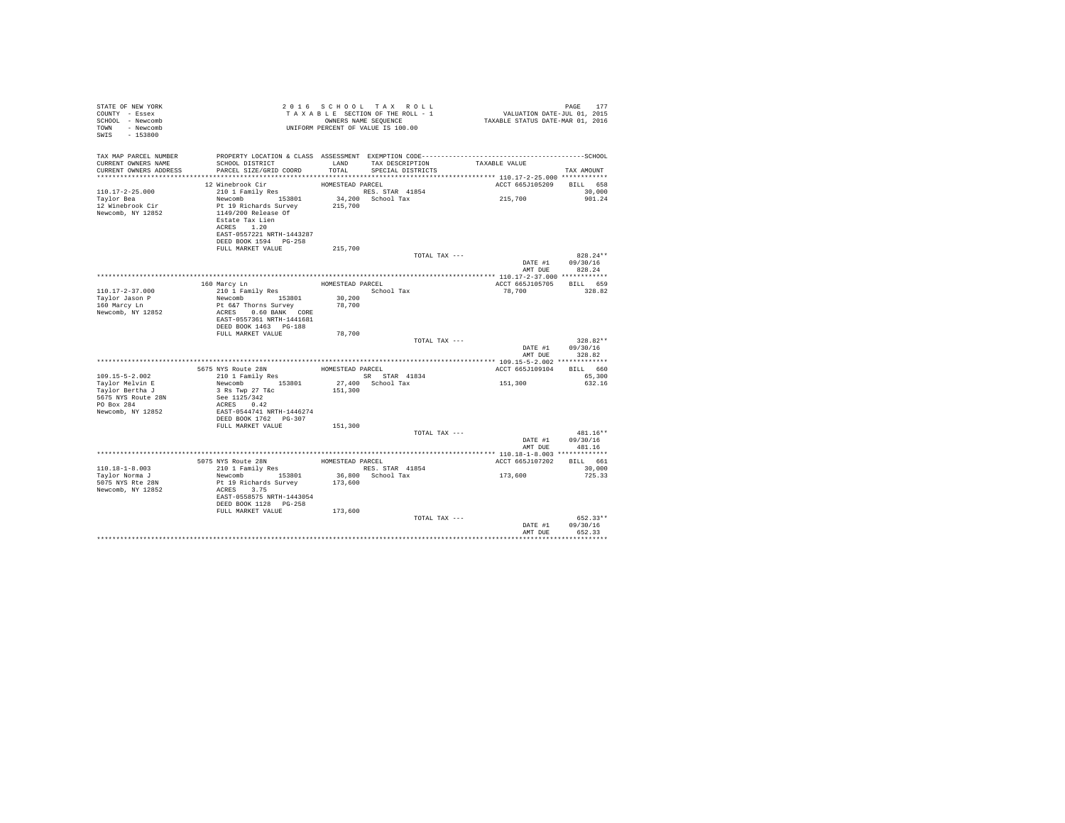STATE OF NEW YORK
COUNTY - Essex
SCHOOL - Newcomb
TOWN - Newcomb
SWIS - 153800

2016 SCHOOL TAX ROLL
TAXABLE SECTION OF THE ROLL - 1
OWNERS NAME SEQUENCE
UNIFORM PERCENT OF VALUE IS 100.00

VALUATION DATE-JUL 01, 2015
TAXABLE STATUS DATE-MAR 01, 2016

| TAX MAP PARCEL NUMBER / CURRENT OWNERS NAME / CURRENT OWNERS ADDRESS | PROPERTY LOCATION & CLASS / SCHOOL DISTRICT / PARCEL SIZE/GRID COORD | ASSESSMENT LAND / TOTAL | EXEMPTION CODE / TAX DESCRIPTION / SPECIAL DISTRICTS | TAXABLE VALUE | TAX AMOUNT |
|---|---|---|---|---|---|
| **110.17-2-25.000** | 12 Winebrook Cir | HOMESTEAD PARCEL | | ACCT 665J105209 | BILL 658 |
| 110.17-2-25.000 | 210 1 Family Res | | RES. STAR 41854 | | 30,000 |
| Taylor Bea | Newcomb 153801 | 34,200 | School Tax | 215,700 | 901.24 |
| 12 Winebrook Cir | Pt 19 Richards Survey | 215,700 | | | |
| Newcomb, NY 12852 | 1149/200 Release Of | | | | |
| | Estate Tax Lien | | | | |
| | ACRES 1.20 | | | | |
| | EAST-0557221 NRTH-1443287 | | | | |
| | DEED BOOK 1594 PG-258 | | | | |
| | FULL MARKET VALUE | 215,700 | | | |
| | | | TOTAL TAX --- | | 828.24** |
| | | | | DATE #1 | 09/30/16 |
| | | | | AMT DUE | 828.24 |
| **110.17-2-37.000** | 160 Marcy Ln | HOMESTEAD PARCEL | | ACCT 665J105705 | BILL 659 |
| 110.17-2-37.000 | 210 1 Family Res | | School Tax | 78,700 | 328.82 |
| Taylor Jason P | Newcomb 153801 | 30,200 | | | |
| 160 Marcy Ln | Pt 6&7 Thorns Survey | 78,700 | | | |
| Newcomb, NY 12852 | ACRES 0.60 BANK CORE | | | | |
| | EAST-0557361 NRTH-1441681 | | | | |
| | DEED BOOK 1463 PG-188 | | | | |
| | FULL MARKET VALUE | 78,700 | | | |
| | | | TOTAL TAX --- | | 328.82** |
| | | | | DATE #1 | 09/30/16 |
| | | | | AMT DUE | 328.82 |
| **109.15-5-2.002** | 5675 NYS Route 28N | HOMESTEAD PARCEL | | ACCT 665J109104 | BILL 660 |
| 109.15-5-2.002 | 210 1 Family Res | | SR STAR 41834 | | 65,300 |
| Taylor Melvin E | Newcomb 153801 | 27,400 | School Tax | 151,300 | 632.16 |
| Taylor Bertha J | 3 Rs Twp 27 T&c | 151,300 | | | |
| 5675 NYS Route 28N | See 1125/342 | | | | |
| PO Box 284 | ACRES 0.42 | | | | |
| Newcomb, NY 12852 | EAST-0544741 NRTH-1446274 | | | | |
| | DEED BOOK 1762 PG-307 | | | | |
| | FULL MARKET VALUE | 151,300 | | | |
| | | | TOTAL TAX --- | | 481.16** |
| | | | | DATE #1 | 09/30/16 |
| | | | | AMT DUE | 481.16 |
| **110.18-1-8.003** | 5075 NYS Route 28N | HOMESTEAD PARCEL | | ACCT 665J107202 | BILL 661 |
| 110.18-1-8.003 | 210 1 Family Res | | RES. STAR 41854 | | 30,000 |
| Taylor Norma J | Newcomb 153801 | 36,800 | School Tax | 173,600 | 725.33 |
| 5075 NYS Rte 28N | Pt 19 Richards Survey | 173,600 | | | |
| Newcomb, NY 12852 | ACRES 3.75 | | | | |
| | EAST-0558575 NRTH-1443054 | | | | |
| | DEED BOOK 1128 PG-258 | | | | |
| | FULL MARKET VALUE | 173,600 | | | |
| | | | TOTAL TAX --- | | 652.33** |
| | | | | DATE #1 | 09/30/16 |
| | | | | AMT DUE | 652.33 |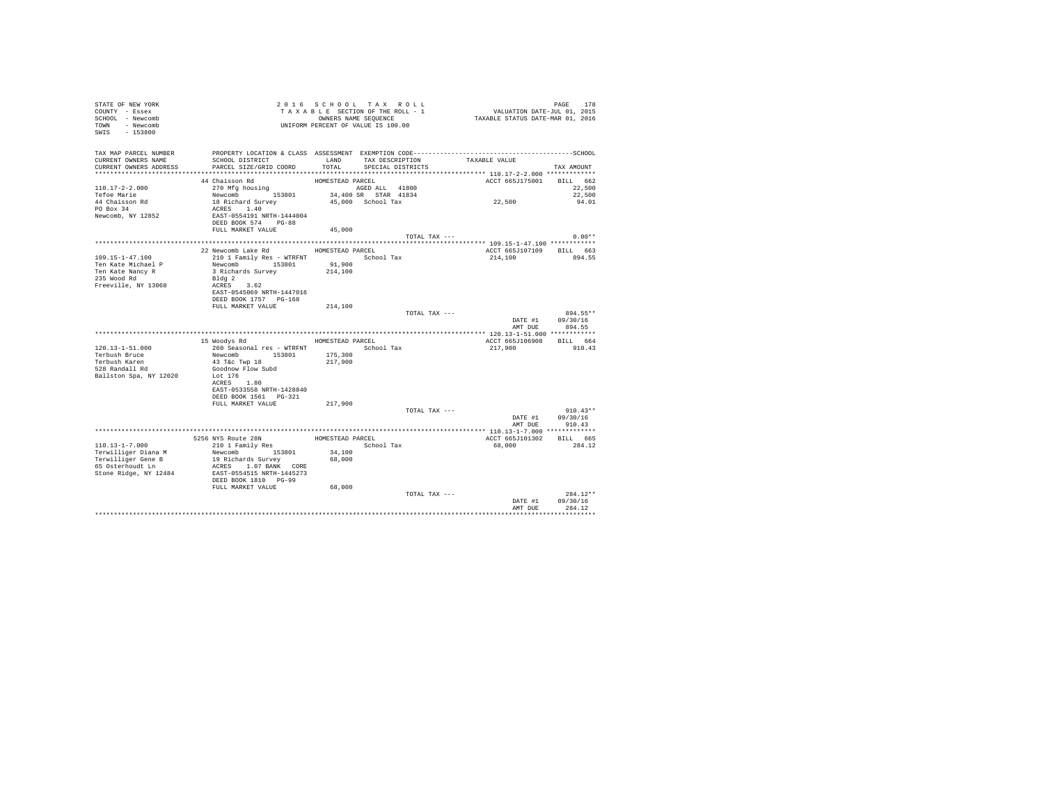```
STATE OF NEW YORK                    2 0 1 6   S C H O O L   T A X   R O L L                        PAGE   178
COUNTY  - Essex                      T A X A B L E  SECTION OF THE ROLL - 1            VALUATION DATE-JUL 01, 2015
SCHOOL  - Newcomb                         OWNERS NAME SEQUENCE                      TAXABLE STATUS DATE-MAR 01, 2016
TOWN    - Newcomb                    UNIFORM PERCENT OF VALUE IS 100.00
SWIS    - 153800

TAX MAP PARCEL NUMBER      PROPERTY LOCATION & CLASS  ASSESSMENT  EXEMPTION CODE------------------------------------------------SCHOOL
CURRENT OWNERS NAME        SCHOOL DISTRICT              LAND      TAX DESCRIPTION              TAXABLE VALUE
CURRENT OWNERS ADDRESS     PARCEL SIZE/GRID COORD       TOTAL     SPECIAL DISTRICTS                                   TAX AMOUNT
*************************************************************************************************** 110.17-2-2.000 *************
                           44 Chaisson Rd             HOMESTEAD PARCEL                           ACCT 665J175001    BILL   662
110.17-2-2.000             270 Mfg housing                        AGED ALL  41800                                        22,500
Tefoe Marie                Newcomb        153801        34,400 SR   STAR  41834                                          22,500
44 Chaisson Rd             18 Richard Survey            45,000  School Tax                     22,500                    94.01
PO Box 34                  ACRES    1.40
Newcomb, NY 12852          EAST-0554191 NRTH-1444004
                           DEED BOOK 574    PG-88
                           FULL MARKET VALUE            45,000
                                                                          TOTAL TAX ---                                  0.00**
*************************************************************************************************** 109.15-1-47.100 ************
                           22 Newcomb Lake Rd         HOMESTEAD PARCEL                           ACCT 665J107109    BILL   663
109.15-1-47.100            210 1 Family Res - WTRFNT             School Tax                    214,100                  894.55
Ten Kate Michael P         Newcomb        153801        91,900
Ten Kate Nancy R           3 Richards Survey           214,100
235 Wood Rd                Bldg 2
Freeville, NY 13068        ACRES    3.62
                           EAST-0545069 NRTH-1447016
                           DEED BOOK 1757   PG-168
                           FULL MARKET VALUE           214,100
                                                                          TOTAL TAX ---                                894.55**
                                                                                                  DATE #1       09/30/16
                                                                                                  AMT DUE         894.55
*************************************************************************************************** 120.13-1-51.000 ************
                           15 Woodys Rd               HOMESTEAD PARCEL                           ACCT 665J106908    BILL   664
120.13-1-51.000            260 Seasonal res - WTRFNT             School Tax                    217,900                  910.43
Terbush Bruce              Newcomb        153801       175,300
Terbush Karen              43 T&c Twp 18               217,900
528 Randall Rd             Goodnow Flow Subd
Ballston Spa, NY 12020     Lot 176
                           ACRES    1.80
                           EAST-0533558 NRTH-1428840
                           DEED BOOK 1561   PG-321
                           FULL MARKET VALUE           217,900
                                                                          TOTAL TAX ---                                910.43**
                                                                                                  DATE #1       09/30/16
                                                                                                  AMT DUE         910.43
*************************************************************************************************** 110.13-1-7.000 *************
                           5256 NYS Route 28N         HOMESTEAD PARCEL                           ACCT 665J101302    BILL   665
110.13-1-7.000             210 1 Family Res                      School Tax                     68,000                  284.12
Terwilliger Diana M        Newcomb        153801        34,100
Terwilliger Gene B         19 Richards Survey           68,000
65 Osterhoudt Ln           ACRES    1.07 BANK   CORE
Stone Ridge, NY 12484      EAST-0554515 NRTH-1445273
                           DEED BOOK 1810   PG-99
                           FULL MARKET VALUE            68,000
                                                                          TOTAL TAX ---                                284.12**
                                                                                                  DATE #1       09/30/16
                                                                                                  AMT DUE         284.12
********************************************************************************************************************************
```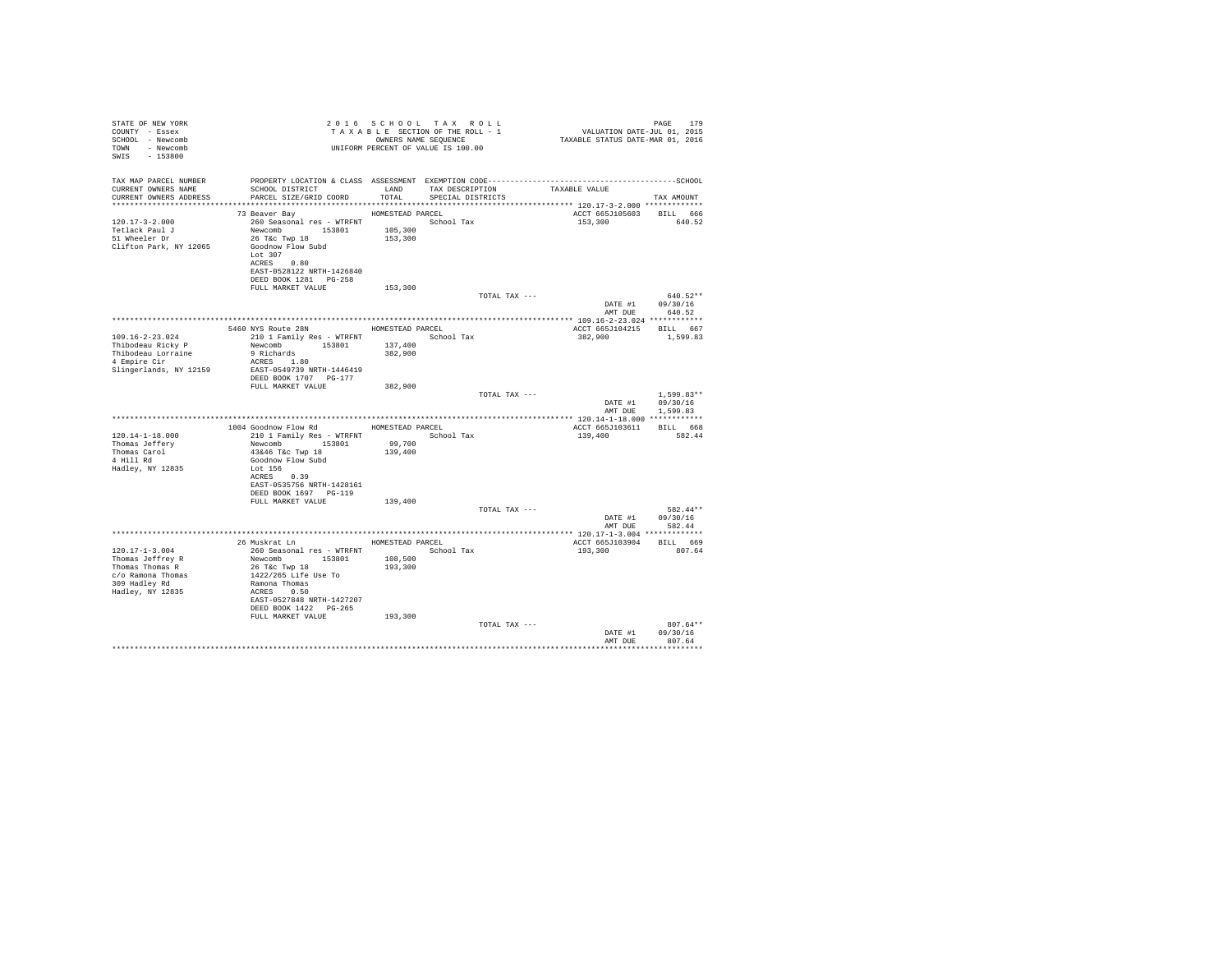STATE OF NEW YORK
COUNTY - Essex
SCHOOL - Newcomb
TOWN - Newcomb
SWIS - 153800

2 0 1 6 S C H O O L T A X R O L L
T A X A B L E SECTION OF THE ROLL - 1
OWNERS NAME SEQUENCE
UNIFORM PERCENT OF VALUE IS 100.00

VALUATION DATE-JUL 01, 2015
TAXABLE STATUS DATE-MAR 01, 2016

| TAX MAP PARCEL NUMBER / CURRENT OWNERS NAME / CURRENT OWNERS ADDRESS | PROPERTY LOCATION & CLASS / SCHOOL DISTRICT / PARCEL SIZE/GRID COORD | ASSESSMENT LAND / TOTAL | EXEMPTION CODE / TAX DESCRIPTION / SPECIAL DISTRICTS | TAXABLE VALUE | TAX AMOUNT |
|---|---|---|---|---|---|
| **120.17-3-2.000** | 73 Beaver Bay | HOMESTEAD PARCEL | | ACCT 665J105603 | BILL 666 |
| 120.17-3-2.000 | 260 Seasonal res - WTRFNT | | School Tax | 153,300 | 640.52 |
| Tetlack Paul J | Newcomb 153801 | 105,300 | | | |
| 51 Wheeler Dr | 26 T&c Twp 18 | 153,300 | | | |
| Clifton Park, NY 12065 | Goodnow Flow Subd | | | | |
| | Lot 307 | | | | |
| | ACRES 0.80 | | | | |
| | EAST-0528122 NRTH-1426840 | | | | |
| | DEED BOOK 1281 PG-258 | | | | |
| | FULL MARKET VALUE | 153,300 | | | |
| | | | TOTAL TAX --- | | 640.52** |
| | | | | DATE #1 | 09/30/16 |
| | | | | AMT DUE | 640.52 |
| **109.16-2-23.024** | 5460 NYS Route 28N | HOMESTEAD PARCEL | | ACCT 665J104215 | BILL 667 |
| 109.16-2-23.024 | 210 1 Family Res - WTRFNT | | School Tax | 382,900 | 1,599.83 |
| Thibodeau Ricky P | Newcomb 153801 | 137,400 | | | |
| Thibodeau Lorraine | 9 Richards | 382,900 | | | |
| 4 Empire Cir | ACRES 1.80 | | | | |
| Slingerlands, NY 12159 | EAST-0549739 NRTH-1446419 | | | | |
| | DEED BOOK 1707 PG-177 | | | | |
| | FULL MARKET VALUE | 382,900 | | | |
| | | | TOTAL TAX --- | | 1,599.83** |
| | | | | DATE #1 | 09/30/16 |
| | | | | AMT DUE | 1,599.83 |
| **120.14-1-18.000** | 1004 Goodnow Flow Rd | HOMESTEAD PARCEL | | ACCT 665J103611 | BILL 668 |
| 120.14-1-18.000 | 210 1 Family Res - WTRFNT | | School Tax | 139,400 | 582.44 |
| Thomas Jeffery | Newcomb 153801 | 99,700 | | | |
| Thomas Carol | 43&46 T&c Twp 18 | 139,400 | | | |
| 4 Hill Rd | Goodnow Flow Subd | | | | |
| Hadley, NY 12835 | Lot 156 | | | | |
| | ACRES 0.39 | | | | |
| | EAST-0535756 NRTH-1428161 | | | | |
| | DEED BOOK 1697 PG-119 | | | | |
| | FULL MARKET VALUE | 139,400 | | | |
| | | | TOTAL TAX --- | | 582.44** |
| | | | | DATE #1 | 09/30/16 |
| | | | | AMT DUE | 582.44 |
| **120.17-1-3.004** | 26 Muskrat Ln | HOMESTEAD PARCEL | | ACCT 665J103904 | BILL 669 |
| 120.17-1-3.004 | 260 Seasonal res - WTRFNT | | School Tax | 193,300 | 807.64 |
| Thomas Jeffrey R | Newcomb 153801 | 108,500 | | | |
| Thomas Thomas R | 26 T&c Twp 18 | 193,300 | | | |
| c/o Ramona Thomas | 1422/265 Life Use To | | | | |
| 309 Hadley Rd | Ramona Thomas | | | | |
| Hadley, NY 12835 | ACRES 0.50 | | | | |
| | EAST-0527848 NRTH-1427207 | | | | |
| | DEED BOOK 1422 PG-265 | | | | |
| | FULL MARKET VALUE | 193,300 | | | |
| | | | TOTAL TAX --- | | 807.64** |
| | | | | DATE #1 | 09/30/16 |
| | | | | AMT DUE | 807.64 |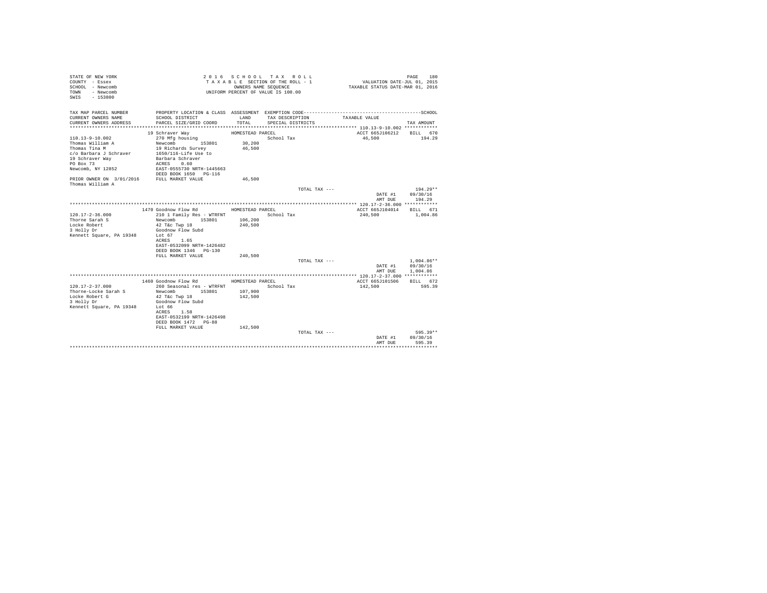STATE OF NEW YORK
COUNTY - Essex
SCHOOL - Newcomb
TOWN - Newcomb
SWIS - 153800

2016 SCHOOL TAX ROLL
TAXABLE SECTION OF THE ROLL - 1
OWNERS NAME SEQUENCE
UNIFORM PERCENT OF VALUE IS 100.00

VALUATION DATE-JUL 01, 2015
TAXABLE STATUS DATE-MAR 01, 2016

| TAX MAP PARCEL NUMBER / CURRENT OWNERS NAME / CURRENT OWNERS ADDRESS | PROPERTY LOCATION & CLASS / SCHOOL DISTRICT / PARCEL SIZE/GRID COORD | ASSESSMENT LAND / TOTAL | EXEMPTION CODE / TAX DESCRIPTION / SPECIAL DISTRICTS | TAXABLE VALUE | TAX AMOUNT |
|---|---|---|---|---|---|
| **110.13-9-10.002** | 19 Schraver Way | HOMESTEAD PARCEL | | ACCT 665J106212 | BILL 670 |
| 110.13-9-10.002 | 270 Mfg housing | | School Tax | 46,500 | 194.29 |
| Thomas William A | Newcomb 153801 | 30,200 | | | |
| Thomas Tina M | 19 Richards Survey | 46,500 | | | |
| c/o Barbara J Schraver | 1650/116-Life Use to | | | | |
| 19 Schraver Way | Barbara Schraver | | | | |
| PO Box 73 | ACRES 0.60 | | | | |
| Newcomb, NY 12852 | EAST-0555730 NRTH-1445663 | | | | |
| | DEED BOOK 1650 PG-116 | | | | |
| PRIOR OWNER ON 3/01/2016 | FULL MARKET VALUE | 46,500 | | | |
| Thomas William A | | | | | |
| | | | TOTAL TAX --- | | 194.29** |
| | | | | DATE #1 | 09/30/16 |
| | | | | AMT DUE | 194.29 |
| **120.17-2-36.000** | 1470 Goodnow Flow Rd | HOMESTEAD PARCEL | | ACCT 665J104014 | BILL 671 |
| 120.17-2-36.000 | 210 1 Family Res - WTRFNT | | School Tax | 240,500 | 1,004.86 |
| Thorne Sarah S | Newcomb 153801 | 106,200 | | | |
| Locke Robert | 42 T&c Twp 18 | 240,500 | | | |
| 3 Holly Dr | Goodnow Flow Subd | | | | |
| Kennett Square, PA 19348 | Lot 67 | | | | |
| | ACRES 1.65 | | | | |
| | EAST-0532099 NRTH-1426482 | | | | |
| | DEED BOOK 1346 PG-130 | | | | |
| | FULL MARKET VALUE | 240,500 | | | |
| | | | TOTAL TAX --- | | 1,004.86** |
| | | | | DATE #1 | 09/30/16 |
| | | | | AMT DUE | 1,004.86 |
| **120.17-2-37.000** | 1460 Goodnow Flow Rd | HOMESTEAD PARCEL | | ACCT 665J101506 | BILL 672 |
| 120.17-2-37.000 | 260 Seasonal res - WTRFNT | | School Tax | 142,500 | 595.39 |
| Thorne-Locke Sarah S | Newcomb 153801 | 107,900 | | | |
| Locke Robert G | 42 T&c Twp 18 | 142,500 | | | |
| 3 Holly Dr | Goodnow Flow Subd | | | | |
| Kennett Square, PA 19348 | Lot 66 | | | | |
| | ACRES 1.58 | | | | |
| | EAST-0532199 NRTH-1426498 | | | | |
| | DEED BOOK 1472 PG-88 | | | | |
| | FULL MARKET VALUE | 142,500 | | | |
| | | | TOTAL TAX --- | | 595.39** |
| | | | | DATE #1 | 09/30/16 |
| | | | | AMT DUE | 595.39 |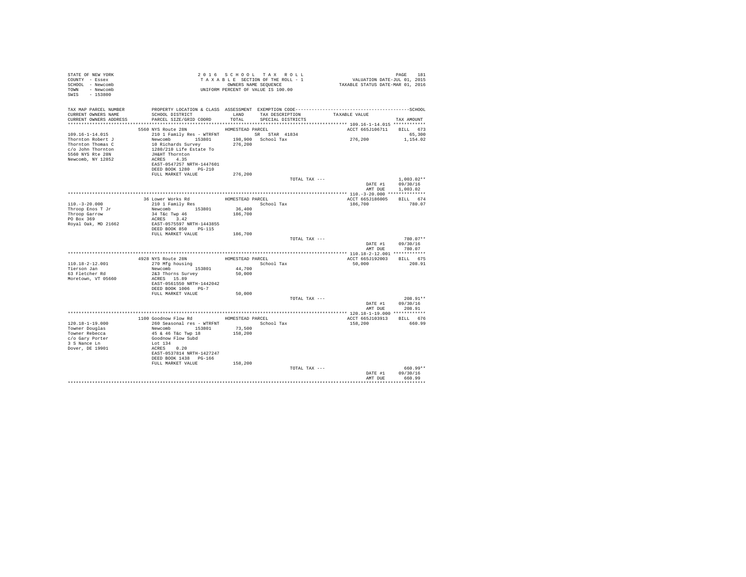STATE OF NEW YORK
COUNTY - Essex
SCHOOL - Newcomb
TOWN - Newcomb
SWIS - 153800

2 0 1 6 S C H O O L T A X R O L L
T A X A B L E SECTION OF THE ROLL - 1
OWNERS NAME SEQUENCE
UNIFORM PERCENT OF VALUE IS 100.00

VALUATION DATE-JUL 01, 2015
TAXABLE STATUS DATE-MAR 01, 2016

| TAX MAP PARCEL NUMBER / CURRENT OWNERS NAME / CURRENT OWNERS ADDRESS | PROPERTY LOCATION & CLASS / SCHOOL DISTRICT / PARCEL SIZE/GRID COORD | ASSESSMENT LAND / TOTAL | EXEMPTION CODE / TAX DESCRIPTION / SPECIAL DISTRICTS | TAXABLE VALUE | TAX AMOUNT |
|---|---|---|---|---|---|
| | 5560 NYS Route 28N | HOMESTEAD PARCEL | | ACCT 665J106711 | BILL 673 |
| 109.16-1-14.015 | 210 1 Family Res - WTRFNT | | SR STAR 41834 | | 65,300 |
| Thornton Robert J | Newcomb 153801 | 198,900 | School Tax | 276,200 | 1,154.02 |
| Thornton Thomas C | 10 Richards Survey | 276,200 | | | |
| c/o John Thornton | 1280/210 Life Estate To | | | | |
| 5560 NYS Rte 28N | JH&HT Thornton | | | | |
| Newcomb, NY 12852 | ACRES 4.35 | | | | |
| | EAST-0547257 NRTH-1447601 | | | | |
| | DEED BOOK 1280 PG-210 | | | | |
| | FULL MARKET VALUE | 276,200 | | | |
| | | | TOTAL TAX --- | | 1,003.02** |
| | | | | DATE #1 | 09/30/16 |
| | | | | AMT DUE | 1,003.02 |
| | 36 Lower Works Rd | HOMESTEAD PARCEL | | ACCT 665J186005 | BILL 674 |
| 110.-3-20.000 | 210 1 Family Res | | School Tax | 186,700 | 780.07 |
| Throop Enos T Jr | Newcomb 153801 | 36,400 | | | |
| Throop Garrow | 34 T&c Twp 46 | 186,700 | | | |
| PO Box 369 | ACRES 3.42 | | | | |
| Royal Oak, MD 21662 | EAST-0575597 NRTH-1443855 | | | | |
| | DEED BOOK 850 PG-115 | | | | |
| | FULL MARKET VALUE | 186,700 | | | |
| | | | TOTAL TAX --- | | 780.07** |
| | | | | DATE #1 | 09/30/16 |
| | | | | AMT DUE | 780.07 |
| | 4928 NYS Route 28N | HOMESTEAD PARCEL | | ACCT 665J192003 | BILL 675 |
| 110.18-2-12.001 | 270 Mfg housing | | School Tax | 50,000 | 208.91 |
| Tierson Jan | Newcomb 153801 | 44,700 | | | |
| 63 Fletcher Rd | 2&3 Thorns Survey | 50,000 | | | |
| Moretown, VT 05660 | ACRES 15.89 | | | | |
| | EAST-0561550 NRTH-1442042 | | | | |
| | DEED BOOK 1006 PG-7 | | | | |
| | FULL MARKET VALUE | 50,000 | | | |
| | | | TOTAL TAX --- | | 208.91** |
| | | | | DATE #1 | 09/30/16 |
| | | | | AMT DUE | 208.91 |
| | 1100 Goodnow Flow Rd | HOMESTEAD PARCEL | | ACCT 665J103913 | BILL 676 |
| 120.18-1-19.000 | 260 Seasonal res - WTRFNT | | School Tax | 158,200 | 660.99 |
| Towner Douglas | Newcomb 153801 | 73,500 | | | |
| Towner Rebecca | 45 & 46 T&c Twp 18 | 158,200 | | | |
| c/o Gary Porter | Goodnow Flow Subd | | | | |
| 3 S Nance Ln | Lot 134 | | | | |
| Dover, DE 19901 | ACRES 0.20 | | | | |
| | EAST-0537814 NRTH-1427247 | | | | |
| | DEED BOOK 1438 PG-166 | | | | |
| | FULL MARKET VALUE | 158,200 | | | |
| | | | TOTAL TAX --- | | 660.99** |
| | | | | DATE #1 | 09/30/16 |
| | | | | AMT DUE | 660.99 |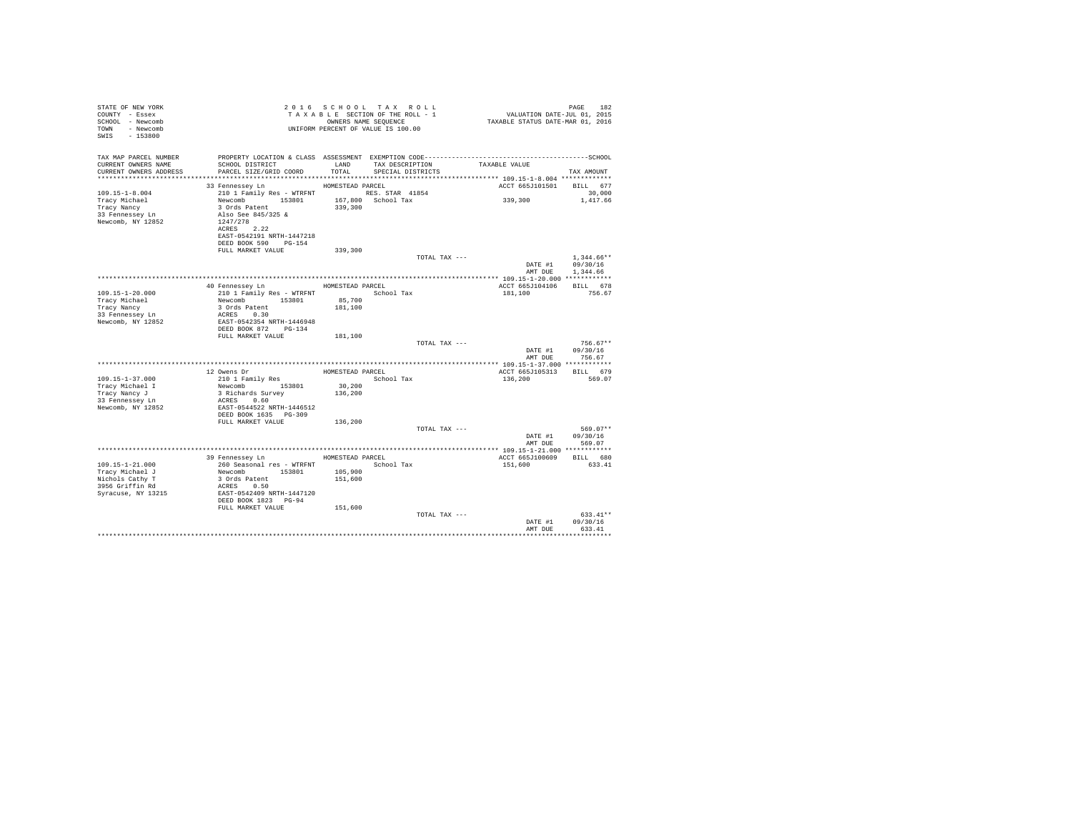STATE OF NEW YORK
COUNTY - Essex
SCHOOL - Newcomb
TOWN - Newcomb
SWIS - 153800

2 0 1 6 S C H O O L T A X R O L L
T A X A B L E SECTION OF THE ROLL - 1
OWNERS NAME SEQUENCE
UNIFORM PERCENT OF VALUE IS 100.00

VALUATION DATE-JUL 01, 2015
TAXABLE STATUS DATE-MAR 01, 2016

| TAX MAP PARCEL NUMBER / CURRENT OWNERS NAME / CURRENT OWNERS ADDRESS | PROPERTY LOCATION & CLASS / SCHOOL DISTRICT / PARCEL SIZE/GRID COORD | ASSESSMENT LAND / TOTAL | EXEMPTION CODE / TAX DESCRIPTION / SPECIAL DISTRICTS | TAXABLE VALUE | TAX AMOUNT |
|---|---|---|---|---|---|
| **109.15-1-8.004** | 33 Fennessey Ln — HOMESTEAD PARCEL | | | ACCT 665J101501 | BILL 677 |
| Tracy Michael | 210 1 Family Res - WTRFNT | | RES. STAR 41854 | | 30,000 |
| Tracy Nancy | Newcomb 153801 | 167,800 | School Tax | 339,300 | 1,417.66 |
| 33 Fennessey Ln | 3 Ords Patent | 339,300 | | | |
| Newcomb, NY 12852 | Also See 845/325 & 1247/278 | | | | |
| | ACRES 2.22 | | | | |
| | EAST-0542191 NRTH-1447218 | | | | |
| | DEED BOOK 590 PG-154 | | | | |
| | FULL MARKET VALUE | 339,300 | | | |
| | | | TOTAL TAX --- | | 1,344.66** |
| | | | | DATE #1 | 09/30/16 |
| | | | | AMT DUE | 1,344.66 |
| **109.15-1-20.000** | 40 Fennessey Ln — HOMESTEAD PARCEL | | | ACCT 665J104106 | BILL 678 |
| Tracy Michael | 210 1 Family Res - WTRFNT | | School Tax | 181,100 | 756.67 |
| Tracy Nancy | Newcomb 153801 | 85,700 | | | |
| 33 Fennessey Ln | 3 Ords Patent | 181,100 | | | |
| Newcomb, NY 12852 | ACRES 0.30 | | | | |
| | EAST-0542354 NRTH-1446948 | | | | |
| | DEED BOOK 872 PG-134 | | | | |
| | FULL MARKET VALUE | 181,100 | | | |
| | | | TOTAL TAX --- | | 756.67** |
| | | | | DATE #1 | 09/30/16 |
| | | | | AMT DUE | 756.67 |
| **109.15-1-37.000** | 12 Owens Dr — HOMESTEAD PARCEL | | | ACCT 665J105313 | BILL 679 |
| Tracy Michael I | 210 1 Family Res | | School Tax | 136,200 | 569.07 |
| Tracy Nancy J | Newcomb 153801 | 30,200 | | | |
| 33 Fennessey Ln | 3 Richards Survey | 136,200 | | | |
| Newcomb, NY 12852 | ACRES 0.60 | | | | |
| | EAST-0544522 NRTH-1446512 | | | | |
| | DEED BOOK 1635 PG-309 | | | | |
| | FULL MARKET VALUE | 136,200 | | | |
| | | | TOTAL TAX --- | | 569.07** |
| | | | | DATE #1 | 09/30/16 |
| | | | | AMT DUE | 569.07 |
| **109.15-1-21.000** | 39 Fennessey Ln — HOMESTEAD PARCEL | | | ACCT 665J100609 | BILL 680 |
| Tracy Michael J | 260 Seasonal res - WTRFNT | | School Tax | 151,600 | 633.41 |
| Nichols Cathy T | Newcomb 153801 | 105,900 | | | |
| 3956 Griffin Rd | 3 Ords Patent | 151,600 | | | |
| Syracuse, NY 13215 | ACRES 0.50 | | | | |
| | EAST-0542409 NRTH-1447120 | | | | |
| | DEED BOOK 1823 PG-94 | | | | |
| | FULL MARKET VALUE | 151,600 | | | |
| | | | TOTAL TAX --- | | 633.41** |
| | | | | DATE #1 | 09/30/16 |
| | | | | AMT DUE | 633.41 |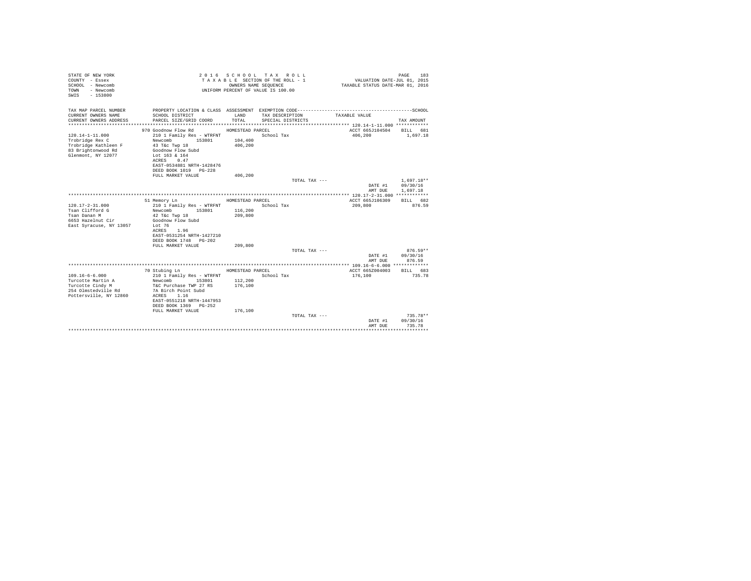STATE OF NEW YORK
COUNTY - Essex
SCHOOL - Newcomb
TOWN - Newcomb
SWIS - 153800

2 0 1 6 S C H O O L T A X R O L L
T A X A B L E SECTION OF THE ROLL - 1
OWNERS NAME SEQUENCE
UNIFORM PERCENT OF VALUE IS 100.00

VALUATION DATE-JUL 01, 2015
TAXABLE STATUS DATE-MAR 01, 2016

| TAX MAP PARCEL NUMBER / CURRENT OWNERS NAME / CURRENT OWNERS ADDRESS | PROPERTY LOCATION & CLASS / SCHOOL DISTRICT / PARCEL SIZE/GRID COORD | ASSESSMENT LAND / TOTAL | EXEMPTION CODE / TAX DESCRIPTION / SPECIAL DISTRICTS | TAXABLE VALUE | TAX AMOUNT |
|---|---|---|---|---|---|
| **120.14-1-11.000** | 970 Goodnow Flow Rd | HOMESTEAD PARCEL | | ACCT 665J104504 | BILL 681 |
| 120.14-1-11.000 | 210 1 Family Res - WTRFNT | | School Tax | 406,200 | 1,697.18 |
| Trobridge Rex C | Newcomb 153801 | 104,400 | | | |
| Trobridge Kathleen F | 43 T&c Twp 18 | 406,200 | | | |
| 83 Brightonwood Rd | Goodnow Flow Subd | | | | |
| Glenmont, NY 12077 | Lot 163 & 164 | | | | |
| | ACRES 0.47 | | | | |
| | EAST-0534881 NRTH-1428476 | | | | |
| | DEED BOOK 1019 PG-228 | | | | |
| | FULL MARKET VALUE | 406,200 | | | |
| | | | TOTAL TAX --- | | 1,697.18** |
| | | | | DATE #1 | 09/30/16 |
| | | | | AMT DUE | 1,697.18 |
| **120.17-2-31.000** | 51 Memory Ln | HOMESTEAD PARCEL | | ACCT 665J106309 | BILL 682 |
| 120.17-2-31.000 | 210 1 Family Res - WTRFNT | | School Tax | 209,800 | 876.59 |
| Tsan Clifford G | Newcomb 153801 | 116,200 | | | |
| Tsan Danan M | 42 T&c Twp 18 | 209,800 | | | |
| 6653 Hazelnut Cir | Goodnow Flow Subd | | | | |
| East Syracuse, NY 13057 | Lot 76 | | | | |
| | ACRES 1.96 | | | | |
| | EAST-0531254 NRTH-1427210 | | | | |
| | DEED BOOK 1748 PG-202 | | | | |
| | FULL MARKET VALUE | 209,800 | | | |
| | | | TOTAL TAX --- | | 876.59** |
| | | | | DATE #1 | 09/30/16 |
| | | | | AMT DUE | 876.59 |
| **109.16-6-6.000** | 70 Stubing Ln | HOMESTEAD PARCEL | | ACCT 665Z004003 | BILL 683 |
| 109.16-6-6.000 | 210 1 Family Res - WTRFNT | | School Tax | 176,100 | 735.78 |
| Turcotte Martin A | Newcomb 153801 | 112,200 | | | |
| Turcotte Cindy M | T&C Purchase TWP 27 RS | 176,100 | | | |
| 254 Olmstedville Rd | 7A Birch Point Subd | | | | |
| Pottersville, NY 12860 | ACRES 1.16 | | | | |
| | EAST-0551218 NRTH-1447953 | | | | |
| | DEED BOOK 1369 PG-252 | | | | |
| | FULL MARKET VALUE | 176,100 | | | |
| | | | TOTAL TAX --- | | 735.78** |
| | | | | DATE #1 | 09/30/16 |
| | | | | AMT DUE | 735.78 |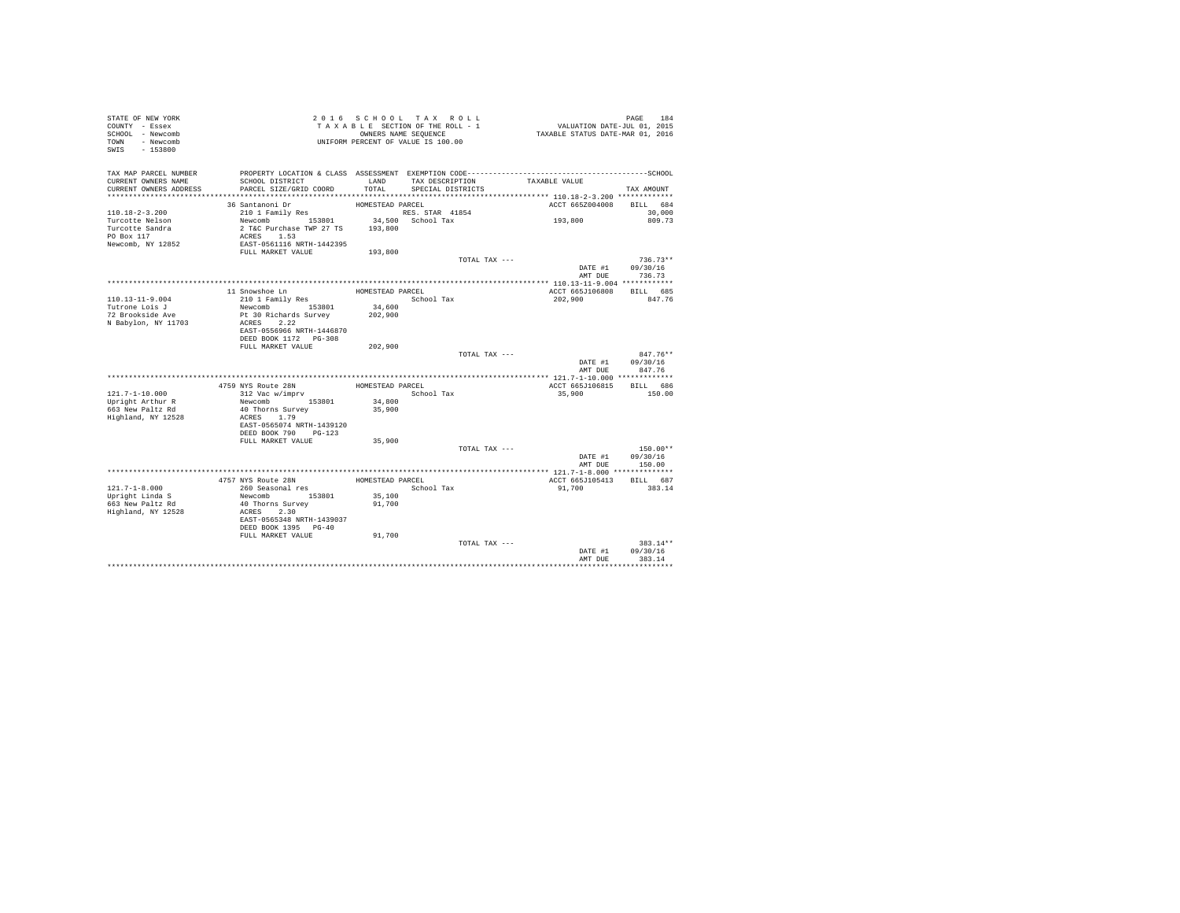```
STATE OF NEW YORK                          2 0 1 6   S C H O O L   T A X   R O L L                              PAGE   184
COUNTY  - Essex                             T A X A B L E  SECTION OF THE ROLL - 1                  VALUATION DATE-JUL 01, 2015
SCHOOL  - Newcomb                                  OWNERS NAME SEQUENCE                         TAXABLE STATUS DATE-MAR 01, 2016
TOWN    - Newcomb                           UNIFORM PERCENT OF VALUE IS 100.00
SWIS    - 153800

TAX MAP PARCEL NUMBER         PROPERTY LOCATION & CLASS  ASSESSMENT  EXEMPTION CODE------------------------------------------------SCHOOL
CURRENT OWNERS NAME           SCHOOL DISTRICT              LAND      TAX DESCRIPTION             TAXABLE VALUE
CURRENT OWNERS ADDRESS        PARCEL SIZE/GRID COORD       TOTAL     SPECIAL DISTRICTS                                         TAX AMOUNT
****************************************************************************************************** 110.18-2-3.200 *************
                              36 Santanoni Dr               HOMESTEAD PARCEL                                 ACCT 665Z004008    BILL   684
110.18-2-3.200                210 1 Family Res                          RES. STAR  41854                                        30,000
Turcotte Nelson               Newcomb         153801         34,500   School Tax                       193,800                809.73
Turcotte Sandra               2 T&C Purchase TWP 27 TS      193,800
PO Box 117                    ACRES    1.53
Newcomb, NY 12852             EAST-0561116 NRTH-1442395
                              FULL MARKET VALUE             193,800
                                                                                  TOTAL TAX ---                                  736.73**
                                                                                                               DATE #1        09/30/16
                                                                                                               AMT DUE          736.73
****************************************************************************************************** 110.13-11-9.004 ************
                              11 Snowshoe Ln                HOMESTEAD PARCEL                                 ACCT 665J106808    BILL   685
110.13-11-9.004               210 1 Family Res                          School Tax                       202,900                847.76
Tutrone Lois J                Newcomb         153801         34,600
72 Brookside Ave              Pt 30 Richards Survey         202,900
N Babylon, NY 11703           ACRES    2.22
                              EAST-0556966 NRTH-1446870
                              DEED BOOK 1172   PG-308
                              FULL MARKET VALUE             202,900
                                                                                  TOTAL TAX ---                                  847.76**
                                                                                                               DATE #1        09/30/16
                                                                                                               AMT DUE          847.76
****************************************************************************************************** 121.7-1-10.000 *************
                              4759 NYS Route 28N            HOMESTEAD PARCEL                                 ACCT 665J106815    BILL   686
121.7-1-10.000                312 Vac w/imprv                           School Tax                        35,900                150.00
Upright Arthur R              Newcomb         153801         34,800
663 New Paltz Rd              40 Thorns Survey               35,900
Highland, NY 12528            ACRES    1.79
                              EAST-0565074 NRTH-1439120
                              DEED BOOK 790    PG-123
                              FULL MARKET VALUE              35,900
                                                                                  TOTAL TAX ---                                  150.00**
                                                                                                               DATE #1        09/30/16
                                                                                                               AMT DUE          150.00
****************************************************************************************************** 121.7-1-8.000 **************
                              4757 NYS Route 28N            HOMESTEAD PARCEL                                 ACCT 665J105413    BILL   687
121.7-1-8.000                 260 Seasonal res                          School Tax                        91,700                383.14
Upright Linda S               Newcomb         153801         35,100
663 New Paltz Rd              40 Thorns Survey               91,700
Highland, NY 12528            ACRES    2.30
                              EAST-0565348 NRTH-1439037
                              DEED BOOK 1395   PG-40
                              FULL MARKET VALUE              91,700
                                                                                  TOTAL TAX ---                                  383.14**
                                                                                                               DATE #1        09/30/16
                                                                                                               AMT DUE          383.14
************************************************************************************************************************************
```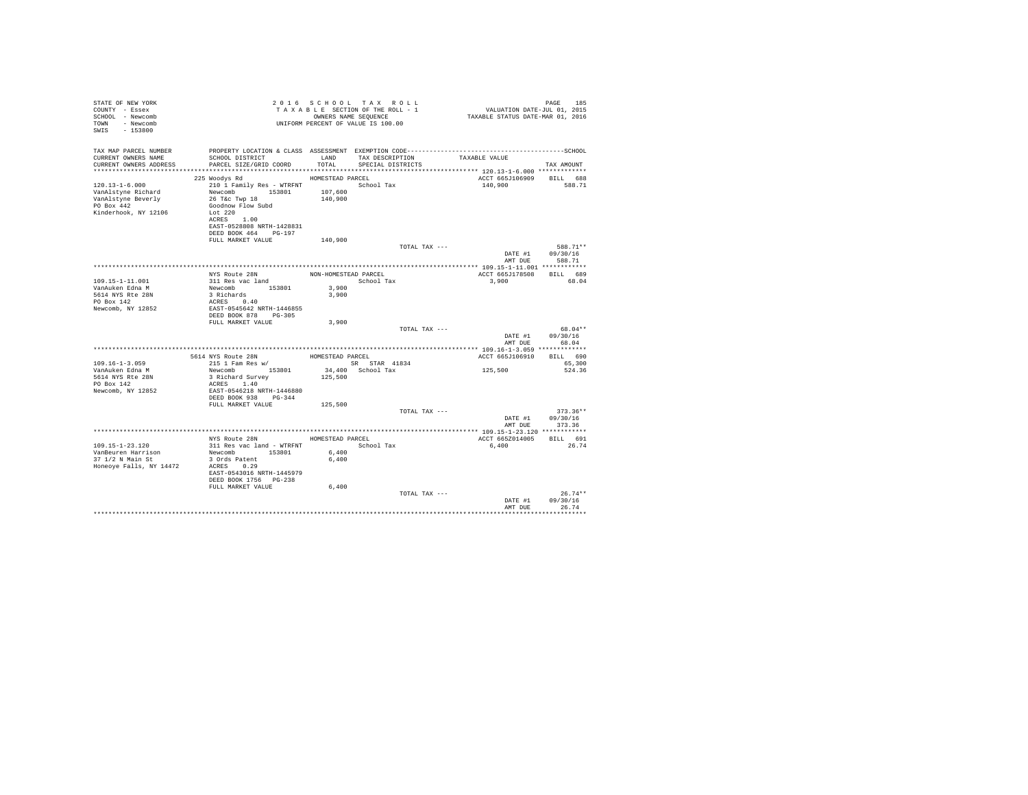```
STATE OF NEW YORK                    2 0 1 6   S C H O O L   T A X   R O L L                              PAGE   185
COUNTY  - Essex                       T A X A B L E  SECTION OF THE ROLL - 1              VALUATION DATE-JUL 01, 2015
SCHOOL  - Newcomb                            OWNERS NAME SEQUENCE                      TAXABLE STATUS DATE-MAR 01, 2016
TOWN    - Newcomb                     UNIFORM PERCENT OF VALUE IS 100.00
SWIS    - 153800

TAX MAP PARCEL NUMBER      PROPERTY LOCATION & CLASS  ASSESSMENT  EXEMPTION CODE------------------------------------------------SCHOOL
CURRENT OWNERS NAME        SCHOOL DISTRICT            LAND        TAX DESCRIPTION            TAXABLE VALUE
CURRENT OWNERS ADDRESS     PARCEL SIZE/GRID COORD     TOTAL       SPECIAL DISTRICTS                                      TAX AMOUNT
************************************************************************************************ 120.13-1-6.000 *************
                           225 Woodys Rd              HOMESTEAD PARCEL                         ACCT 665J106909     BILL  688
120.13-1-6.000             210 1 Family Res - WTRFNT               School Tax                   140,900                588.71
VanAlstyne Richard         Newcomb        153801       107,600
VanAlstyne Beverly         26 T&c Twp 18               140,900
PO Box 442                 Goodnow Flow Subd
Kinderhook, NY 12106       Lot 220
                           ACRES    1.00
                           EAST-0528808 NRTH-1428831
                           DEED BOOK 464    PG-197
                           FULL MARKET VALUE           140,900
                                                                    TOTAL TAX ---                                       588.71**
                                                                                                 DATE #1           09/30/16
                                                                                                 AMT DUE             588.71
************************************************************************************************ 109.15-1-11.001 ************
                           NYS Route 28N              NON-HOMESTEAD PARCEL                     ACCT 665J178508     BILL  689
109.15-1-11.001            311 Res vac land                        School Tax                     3,900                 68.04
VanAuken Edna M            Newcomb        153801         3,900
5614 NYS Rte 28N           3 Richards                    3,900
PO Box 142                 ACRES    0.40
Newcomb, NY 12852          EAST-0545642 NRTH-1446855
                           DEED BOOK 878    PG-305
                           FULL MARKET VALUE             3,900
                                                                    TOTAL TAX ---                                        68.04**
                                                                                                 DATE #1           09/30/16
                                                                                                 AMT DUE              68.04
************************************************************************************************ 109.16-1-3.059 *************
                           5614 NYS Route 28N         HOMESTEAD PARCEL                         ACCT 665J106910     BILL  690
109.16-1-3.059             215 1 Fam Res w/                   SR  STAR 41834                                         65,300
VanAuken Edna M            Newcomb        153801        34,400   School Tax                   125,500                524.36
5614 NYS Rte 28N           3 Richard Survey            125,500
PO Box 142                 ACRES    1.40
Newcomb, NY 12852          EAST-0546218 NRTH-1446880
                           DEED BOOK 938    PG-344
                           FULL MARKET VALUE           125,500
                                                                    TOTAL TAX ---                                       373.36**
                                                                                                 DATE #1           09/30/16
                                                                                                 AMT DUE             373.36
************************************************************************************************ 109.15-1-23.120 ************
                           NYS Route 28N              HOMESTEAD PARCEL                         ACCT 665Z014005     BILL  691
109.15-1-23.120            311 Res vac land - WTRFNT               School Tax                     6,400                 26.74
VanBeuren Harrison         Newcomb        153801         6,400
37 1/2 N Main St           3 Ords Patent                 6,400
Honeoye Falls, NY 14472    ACRES    0.29
                           EAST-0543016 NRTH-1445979
                           DEED BOOK 1756   PG-238
                           FULL MARKET VALUE             6,400
                                                                    TOTAL TAX ---                                        26.74**
                                                                                                 DATE #1           09/30/16
                                                                                                 AMT DUE              26.74
******************************************************************************************************************************
```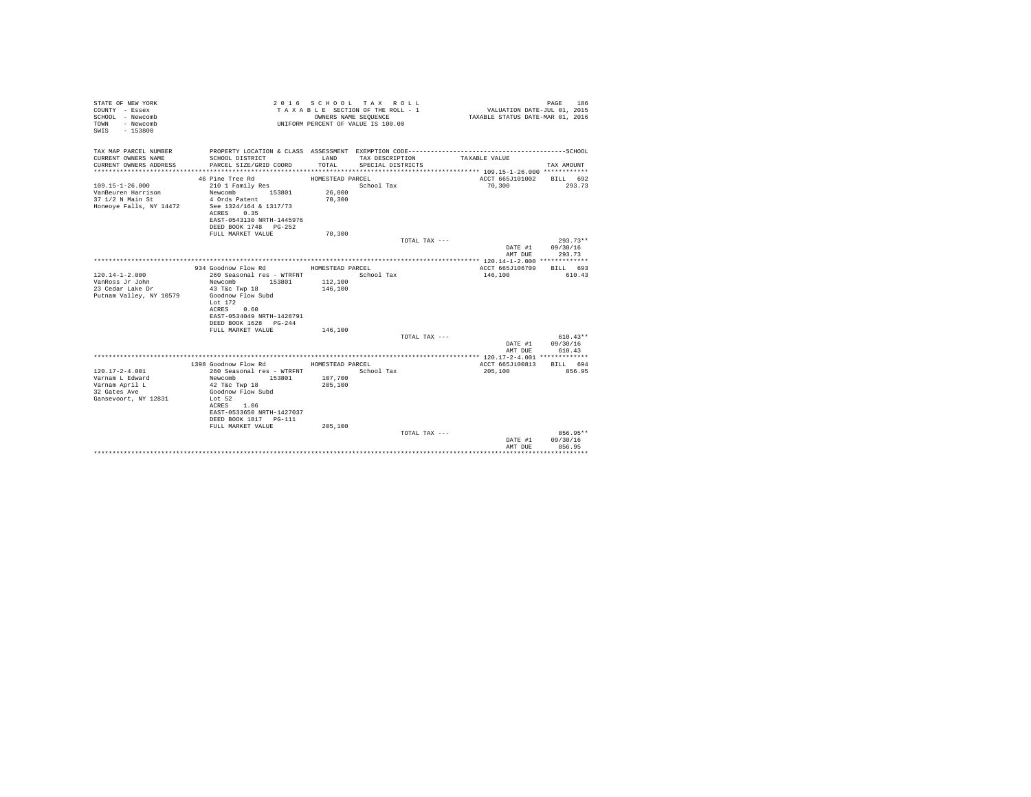STATE OF NEW YORK
COUNTY - Essex
SCHOOL - Newcomb
TOWN - Newcomb
SWIS - 153800

2 0 1 6   S C H O O L   T A X   R O L L
T A X A B L E  SECTION OF THE ROLL - 1
OWNERS NAME SEQUENCE
UNIFORM PERCENT OF VALUE IS 100.00

VALUATION DATE-JUL 01, 2015
TAXABLE STATUS DATE-MAR 01, 2016

| TAX MAP PARCEL NUMBER<br>CURRENT OWNERS NAME<br>CURRENT OWNERS ADDRESS | PROPERTY LOCATION & CLASS<br>SCHOOL DISTRICT<br>PARCEL SIZE/GRID COORD | ASSESSMENT<br>LAND<br>TOTAL | EXEMPTION CODE<br>TAX DESCRIPTION<br>SPECIAL DISTRICTS | TAXABLE VALUE | SCHOOL<br>TAX AMOUNT |
|---|---|---|---|---|---|
| 109.15-1-26.000 | 46 Pine Tree Rd | HOMESTEAD PARCEL | | ACCT 665J101002 | BILL 692 |
| 109.15-1-26.000<br>VanBeuren Harrison<br>37 1/2 N Main St<br>Honeoye Falls, NY 14472 | 210 1 Family Res<br>Newcomb 153801<br>4 Ords Patent<br>See 1324/164 & 1317/73<br>ACRES 0.35<br>EAST-0543130 NRTH-1445976<br>DEED BOOK 1748 PG-252<br>FULL MARKET VALUE | <br>26,000<br>70,300<br><br><br><br><br>70,300 | School Tax | 70,300 | 293.73 |
| | | | TOTAL TAX --- | | 293.73** |
| | | | | DATE #1 | 09/30/16 |
| | | | | AMT DUE | 293.73 |
| 120.14-1-2.000 | 934 Goodnow Flow Rd | HOMESTEAD PARCEL | | ACCT 665J106709 | BILL 693 |
| 120.14-1-2.000<br>VanRoss Jr John<br>23 Cedar Lake Dr<br>Putnam Valley, NY 10579 | 260 Seasonal res - WTRFNT<br>Newcomb 153801<br>43 T&c Twp 18<br>Goodnow Flow Subd<br>Lot 172<br>ACRES 0.60<br>EAST-0534049 NRTH-1428791<br>DEED BOOK 1628 PG-244<br>FULL MARKET VALUE | <br>112,100<br>146,100<br><br><br><br><br><br>146,100 | School Tax | 146,100 | 610.43 |
| | | | TOTAL TAX --- | | 610.43** |
| | | | | DATE #1 | 09/30/16 |
| | | | | AMT DUE | 610.43 |
| 120.17-2-4.001 | 1398 Goodnow Flow Rd | HOMESTEAD PARCEL | | ACCT 665J100813 | BILL 694 |
| 120.17-2-4.001<br>Varnam L Edward<br>Varnam April L<br>32 Gates Ave<br>Gansevoort, NY 12831 | 260 Seasonal res - WTRFNT<br>Newcomb 153801<br>42 T&c Twp 18<br>Goodnow Flow Subd<br>Lot 52<br>ACRES 1.06<br>EAST-0533650 NRTH-1427037<br>DEED BOOK 1817 PG-111<br>FULL MARKET VALUE | <br>107,700<br>205,100<br><br><br><br><br><br>205,100 | School Tax | 205,100 | 856.95 |
| | | | TOTAL TAX --- | | 856.95** |
| | | | | DATE #1 | 09/30/16 |
| | | | | AMT DUE | 856.95 |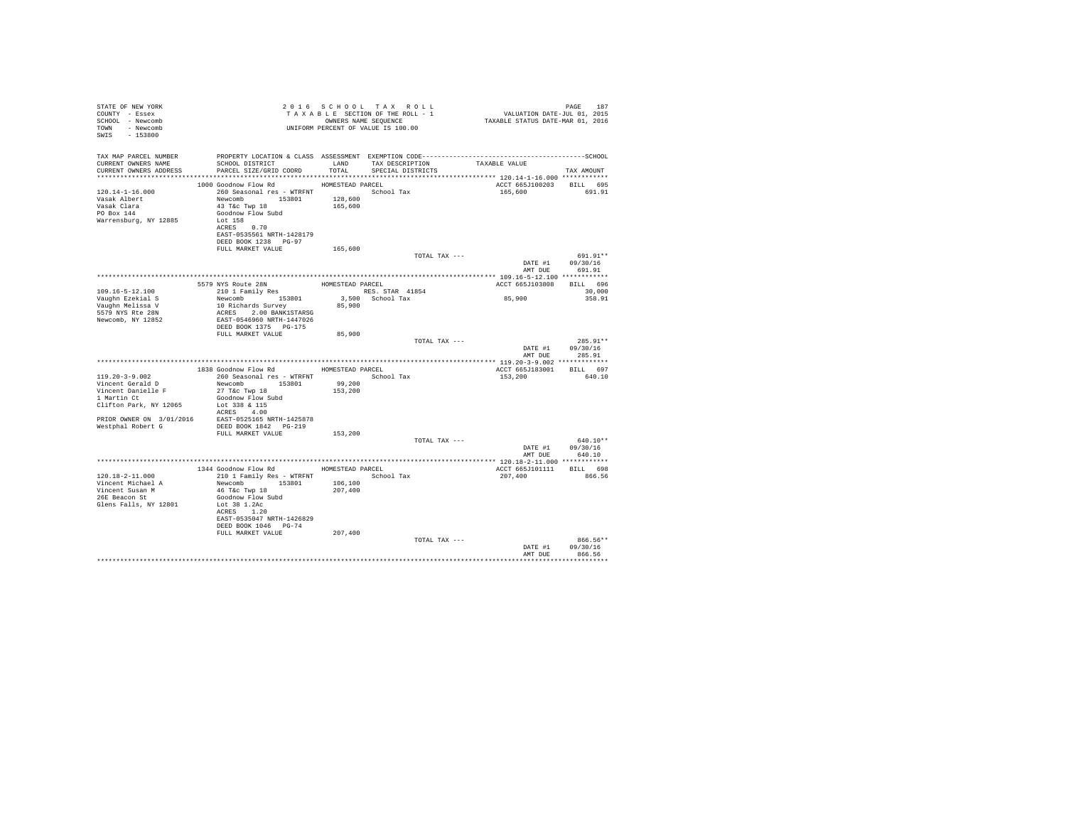STATE OF NEW YORK
COUNTY - Essex
SCHOOL - Newcomb
TOWN - Newcomb
SWIS - 153800

2016 SCHOOL TAX ROLL
TAXABLE SECTION OF THE ROLL - 1
OWNERS NAME SEQUENCE
UNIFORM PERCENT OF VALUE IS 100.00

VALUATION DATE-JUL 01, 2015
TAXABLE STATUS DATE-MAR 01, 2016

| TAX MAP PARCEL NUMBER / CURRENT OWNERS NAME / CURRENT OWNERS ADDRESS | PROPERTY LOCATION & CLASS / SCHOOL DISTRICT / PARCEL SIZE/GRID COORD | ASSESSMENT LAND / TOTAL | EXEMPTION CODE / TAX DESCRIPTION / SPECIAL DISTRICTS | TAXABLE VALUE | TAX AMOUNT |
|---|---|---|---|---|---|
| **120.14-1-16.000** | 1000 Goodnow Flow Rd | HOMESTEAD PARCEL | | ACCT 665J100203 | BILL 695 |
| Vasak Albert | 260 Seasonal res - WTRFNT | | School Tax | 165,600 | 691.91 |
| Vasak Clara | Newcomb 153801 | 128,600 | | | |
| PO Box 144 | 43 T&c Twp 18 | 165,600 | | | |
| Warrensburg, NY 12885 | Goodnow Flow Subd | | | | |
| | Lot 158 | | | | |
| | ACRES 0.70 | | | | |
| | EAST-0535561 NRTH-1428179 | | | | |
| | DEED BOOK 1238 PG-97 | | | | |
| | FULL MARKET VALUE | 165,600 | | | |
| | | | TOTAL TAX --- | | 691.91** |
| | | | | DATE #1 | 09/30/16 |
| | | | | AMT DUE | 691.91 |
| **109.16-5-12.100** | 5579 NYS Route 28N | HOMESTEAD PARCEL | | ACCT 665J103808 | BILL 696 |
| Vaughn Ezekial S | 210 1 Family Res | | RES. STAR 41854 | | 30,000 |
| Vaughn Melissa V | Newcomb 153801 | 3,500 | School Tax | 85,900 | 358.91 |
| 5579 NYS Rte 28N | 10 Richards Survey | 85,900 | | | |
| Newcomb, NY 12852 | ACRES 2.00 BANK1STARSG | | | | |
| | EAST-0546960 NRTH-1447026 | | | | |
| | DEED BOOK 1375 PG-175 | | | | |
| | FULL MARKET VALUE | 85,900 | | | |
| | | | TOTAL TAX --- | | 285.91** |
| | | | | DATE #1 | 09/30/16 |
| | | | | AMT DUE | 285.91 |
| **119.20-3-9.002** | 1838 Goodnow Flow Rd | HOMESTEAD PARCEL | | ACCT 665J183001 | BILL 697 |
| Vincent Gerald D | 260 Seasonal res - WTRFNT | | School Tax | 153,200 | 640.10 |
| Vincent Danielle F | Newcomb 153801 | 99,200 | | | |
| 1 Martin Ct | 27 T&c Twp 18 | 153,200 | | | |
| Clifton Park, NY 12065 | Goodnow Flow Subd | | | | |
| | Lot 338 & 115 | | | | |
| | ACRES 4.00 | | | | |
| PRIOR OWNER ON 3/01/2016 | EAST-0525165 NRTH-1425878 | | | | |
| Westphal Robert G | DEED BOOK 1842 PG-219 | | | | |
| | FULL MARKET VALUE | 153,200 | | | |
| | | | TOTAL TAX --- | | 640.10** |
| | | | | DATE #1 | 09/30/16 |
| | | | | AMT DUE | 640.10 |
| **120.18-2-11.000** | 1344 Goodnow Flow Rd | HOMESTEAD PARCEL | | ACCT 665J101111 | BILL 698 |
| Vincent Michael A | 210 1 Family Res - WTRFNT | | School Tax | 207,400 | 866.56 |
| Vincent Susan M | Newcomb 153801 | 106,100 | | | |
| 26E Beacon St | 46 T&c Twp 18 | 207,400 | | | |
| Glens Falls, NY 12801 | Goodnow Flow Subd | | | | |
| | Lot 38 1.2Ac | | | | |
| | ACRES 1.20 | | | | |
| | EAST-0535047 NRTH-1426829 | | | | |
| | DEED BOOK 1046 PG-74 | | | | |
| | FULL MARKET VALUE | 207,400 | | | |
| | | | TOTAL TAX --- | | 866.56** |
| | | | | DATE #1 | 09/30/16 |
| | | | | AMT DUE | 866.56 |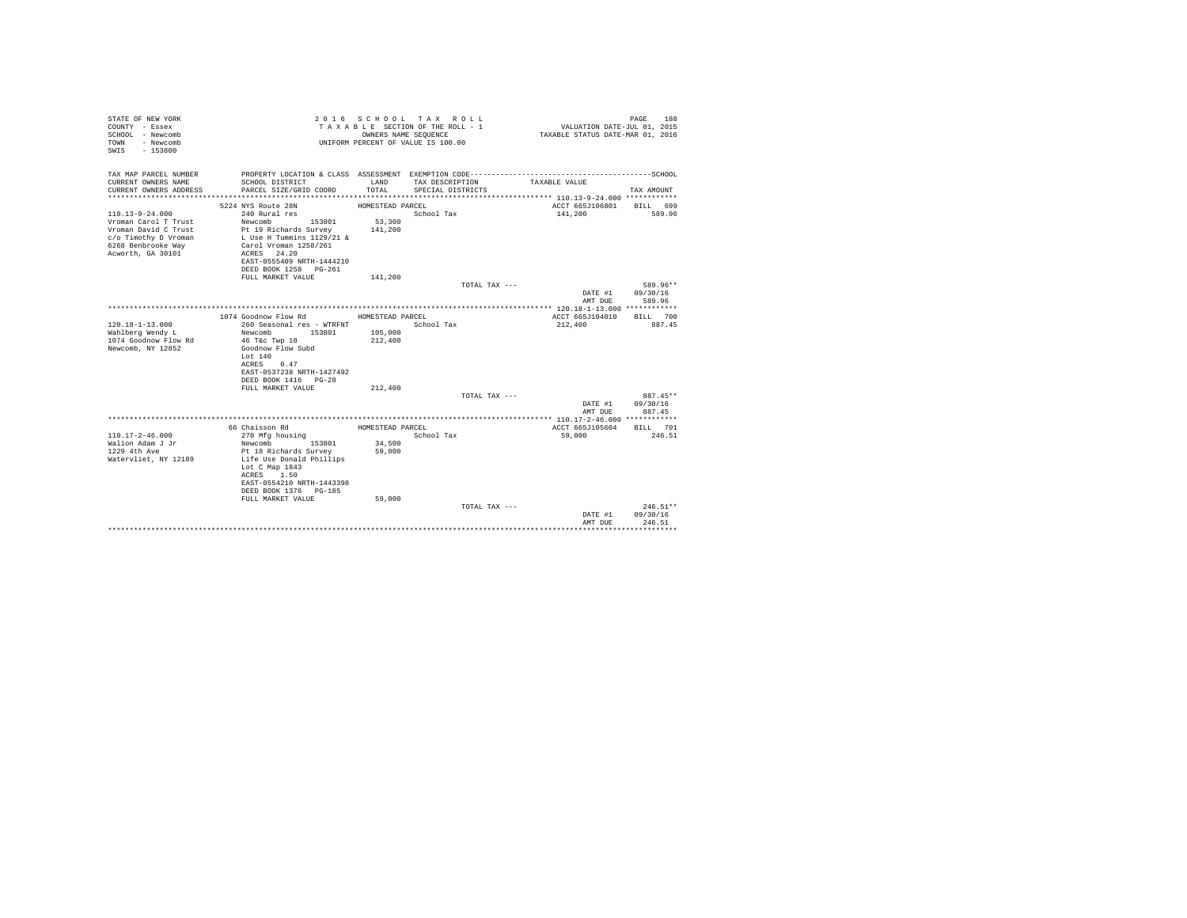STATE OF NEW YORK
COUNTY - Essex
SCHOOL - Newcomb
TOWN - Newcomb
SWIS - 153800

2 0 1 6 S C H O O L T A X R O L L
T A X A B L E SECTION OF THE ROLL - 1
OWNERS NAME SEQUENCE
UNIFORM PERCENT OF VALUE IS 100.00

VALUATION DATE-JUL 01, 2015
TAXABLE STATUS DATE-MAR 01, 2016

| TAX MAP PARCEL NUMBER / CURRENT OWNERS NAME / CURRENT OWNERS ADDRESS | PROPERTY LOCATION & CLASS / SCHOOL DISTRICT / PARCEL SIZE/GRID COORD | ASSESSMENT LAND / TOTAL | EXEMPTION CODE / TAX DESCRIPTION / SPECIAL DISTRICTS | TAXABLE VALUE | SCHOOL TAX AMOUNT |
|---|---|---|---|---|---|
| **110.13-9-24.000** | 5224 NYS Route 28N | HOMESTEAD PARCEL | | ACCT 665J106801 | BILL 699 |
| 110.13-9-24.000 | 240 Rural res | | School Tax | 141,200 | 589.96 |
| Vroman Carol T Trust | Newcomb 153801 | 53,300 | | | |
| Vroman David C Trust | Pt 19 Richards Survey | 141,200 | | | |
| c/o Timothy D Vroman | L Use H Tummins 1129/21 & | | | | |
| 6268 Benbrooke Way | Carol Vroman 1258/261 | | | | |
| Acworth, GA 30101 | ACRES 24.20 | | | | |
| | EAST-0555409 NRTH-1444210 | | | | |
| | DEED BOOK 1258 PG-261 | | | | |
| | FULL MARKET VALUE | 141,200 | | | |
| | | | TOTAL TAX --- | | 589.96** |
| | | | | DATE #1 | 09/30/16 |
| | | | | AMT DUE | 589.96 |
| **120.18-1-13.000** | 1074 Goodnow Flow Rd | HOMESTEAD PARCEL | | ACCT 665J104010 | BILL 700 |
| 120.18-1-13.000 | 260 Seasonal res - WTRFNT | | School Tax | 212,400 | 887.45 |
| Wahlberg Wendy L | Newcomb 153801 | 105,000 | | | |
| 1074 Goodnow Flow Rd | 46 T&c Twp 18 | 212,400 | | | |
| Newcomb, NY 12852 | Goodnow Flow Subd | | | | |
| | Lot 140 | | | | |
| | ACRES 0.47 | | | | |
| | EAST-0537238 NRTH-1427492 | | | | |
| | DEED BOOK 1416 PG-28 | | | | |
| | FULL MARKET VALUE | 212,400 | | | |
| | | | TOTAL TAX --- | | 887.45** |
| | | | | DATE #1 | 09/30/16 |
| | | | | AMT DUE | 887.45 |
| **110.17-2-46.000** | 66 Chaisson Rd | HOMESTEAD PARCEL | | ACCT 665J105604 | BILL 701 |
| 110.17-2-46.000 | 270 Mfg housing | | School Tax | 59,000 | 246.51 |
| Walion Adam J Jr | Newcomb 153801 | 34,500 | | | |
| 1229 4th Ave | Pt 18 Richards Survey | 59,000 | | | |
| Watervliet, NY 12189 | Life Use Donald Phillips | | | | |
| | Lot C Map 1843 | | | | |
| | ACRES 1.50 | | | | |
| | EAST-0554210 NRTH-1443398 | | | | |
| | DEED BOOK 1376 PG-185 | | | | |
| | FULL MARKET VALUE | 59,000 | | | |
| | | | TOTAL TAX --- | | 246.51** |
| | | | | DATE #1 | 09/30/16 |
| | | | | AMT DUE | 246.51 |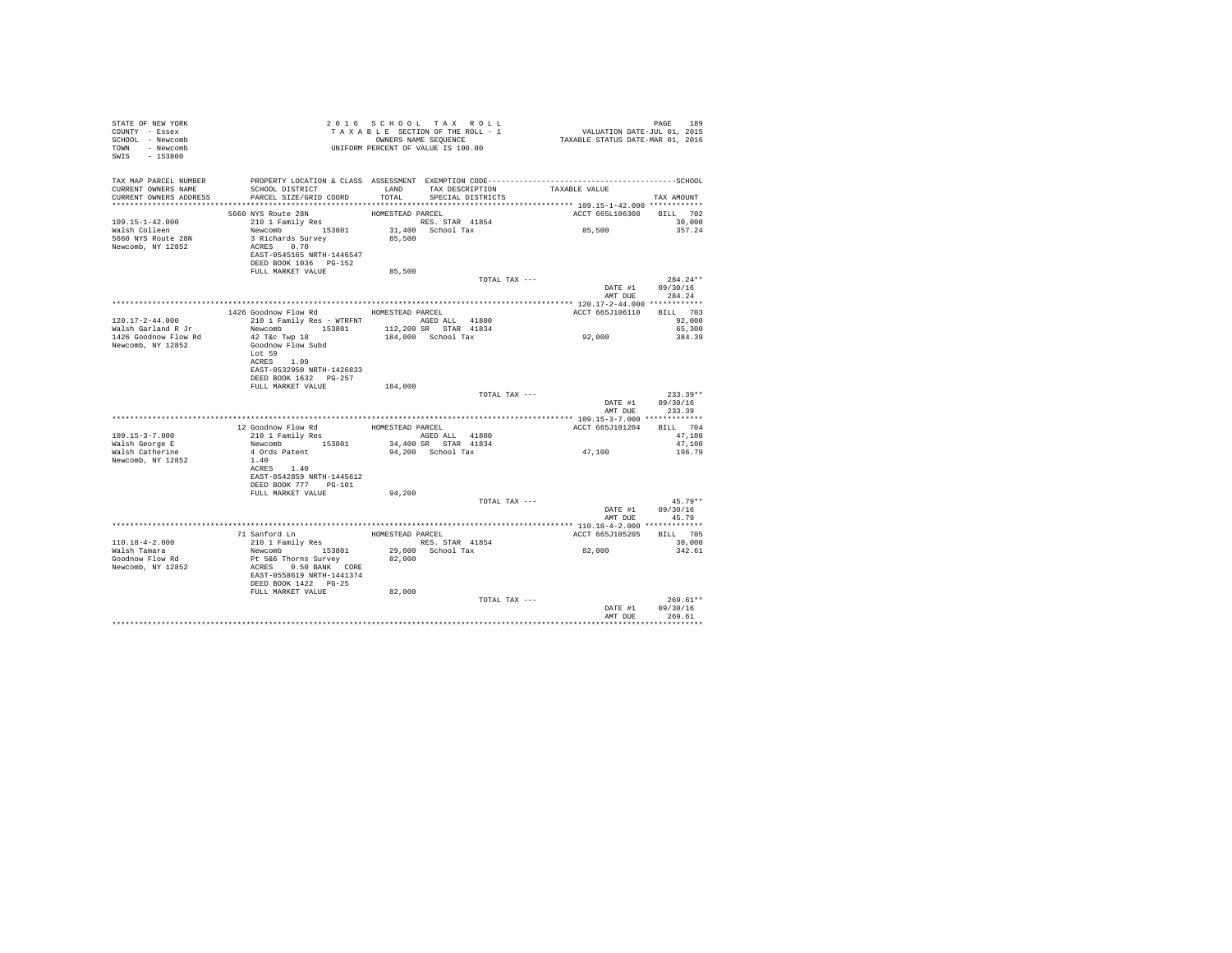STATE OF NEW YORK
COUNTY - Essex
SCHOOL - Newcomb
TOWN - Newcomb
SWIS - 153800

2 0 1 6 S C H O O L T A X R O L L
T A X A B L E SECTION OF THE ROLL - 1
OWNERS NAME SEQUENCE
UNIFORM PERCENT OF VALUE IS 100.00

VALUATION DATE-JUL 01, 2015
TAXABLE STATUS DATE-MAR 01, 2016

```
TAX MAP PARCEL NUMBER     PROPERTY LOCATION & CLASS  ASSESSMENT  EXEMPTION CODE------------------------------------------------SCHOOL
CURRENT OWNERS NAME       SCHOOL DISTRICT             LAND       TAX DESCRIPTION             TAXABLE VALUE
CURRENT OWNERS ADDRESS    PARCEL SIZE/GRID COORD      TOTAL      SPECIAL DISTRICTS                                    TAX AMOUNT
******************************************************************************************** 109.15-1-42.000 ************
                          5660 NYS Route 28N          HOMESTEAD PARCEL                          ACCT 665L106308    BILL  702
109.15-1-42.000           210 1 Family Res                        RES. STAR 41854                                      30,000
Walsh Colleen             Newcomb       153801        31,400   School Tax                        85,500              357.24
5660 NYS Route 28N        3 Richards Survey           85,500
Newcomb, NY 12852         ACRES    0.70
                          EAST-0545165 NRTH-1446547
                          DEED BOOK 1036   PG-152
                          FULL MARKET VALUE           85,500
                                                                       TOTAL TAX ---                                 284.24**
                                                                                                     DATE #1       09/30/16
                                                                                                     AMT DUE         284.24
******************************************************************************************** 120.17-2-44.000 ************
                          1426 Goodnow Flow Rd        HOMESTEAD PARCEL                          ACCT 665J106110    BILL  703
120.17-2-44.000           210 1 Family Res - WTRFNT               AGED ALL   41800                                     92,000
Walsh Garland R Jr        Newcomb       153801       112,200 SR   STAR 41834                                           65,300
1426 Goodnow Flow Rd      42 T&c Twp 18              184,000   School Tax                        92,000              384.39
Newcomb, NY 12852         Goodnow Flow Subd
                          Lot 59
                          ACRES    1.09
                          EAST-0532950 NRTH-1426833
                          DEED BOOK 1632   PG-257
                          FULL MARKET VALUE          184,000
                                                                       TOTAL TAX ---                                 233.39**
                                                                                                     DATE #1       09/30/16
                                                                                                     AMT DUE         233.39
******************************************************************************************** 109.15-3-7.000 *************
                          12 Goodnow Flow Rd          HOMESTEAD PARCEL                          ACCT 665J101204    BILL  704
109.15-3-7.000            210 1 Family Res                        AGED ALL   41800                                     47,100
Walsh George E            Newcomb       153801        34,400 SR   STAR 41834                                           47,100
Walsh Catherine           4 Ords Patent               94,200   School Tax                        47,100              196.79
Newcomb, NY 12852         1.40
                          ACRES    1.40
                          EAST-0542859 NRTH-1445612
                          DEED BOOK 777    PG-101
                          FULL MARKET VALUE           94,200
                                                                       TOTAL TAX ---                                  45.79**
                                                                                                     DATE #1       09/30/16
                                                                                                     AMT DUE          45.79
******************************************************************************************** 110.18-4-2.000 *************
                          71 Sanford Ln               HOMESTEAD PARCEL                          ACCT 665J105205    BILL  705
110.18-4-2.000            210 1 Family Res                        RES. STAR 41854                                      30,000
Walsh Tamara              Newcomb       153801        29,000   School Tax                        82,000              342.61
Goodnow Flow Rd           Pt 5&6 Thorns Survey        82,000
Newcomb, NY 12852         ACRES    0.50 BANK    CORE
                          EAST-0558619 NRTH-1441374
                          DEED BOOK 1422   PG-25
                          FULL MARKET VALUE           82,000
                                                                       TOTAL TAX ---                                 269.61**
                                                                                                     DATE #1       09/30/16
                                                                                                     AMT DUE         269.61
************************************************************************************************************************
```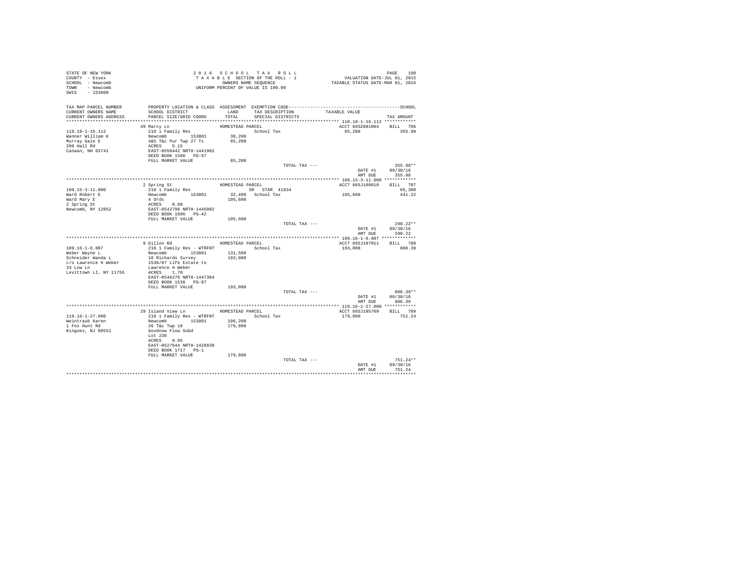STATE OF NEW YORK
COUNTY - Essex
SCHOOL - Newcomb
TOWN - Newcomb
SWIS - 153800

2016 SCHOOL TAX ROLL
TAXABLE SECTION OF THE ROLL - 1
OWNERS NAME SEQUENCE
UNIFORM PERCENT OF VALUE IS 100.00

VALUATION DATE-JUL 01, 2015
TAXABLE STATUS DATE-MAR 01, 2016

| TAX MAP PARCEL NUMBER / CURRENT OWNERS NAME / CURRENT OWNERS ADDRESS | PROPERTY LOCATION & CLASS / SCHOOL DISTRICT / PARCEL SIZE/GRID COORD | ASSESSMENT LAND / TOTAL | EXEMPTION CODE / TAX DESCRIPTION / SPECIAL DISTRICTS | TAXABLE VALUE | TAX AMOUNT |
|---|---|---|---|---|---|
| 110.18-1-16.112 | 49 Marcy Ln | HOMESTEAD PARCEL | | ACCT 665Z001004 | BILL 706 |
| Wanner William K | 210 1 Family Res | | School Tax | 85,200 | 355.98 |
| Murray Gale E | Newcomb 153801 | 38,200 | | | |
| 200 Hall Rd | 4&5 T&c Pur Twp 27 Ts | 85,200 | | | |
| Canaan, NH 03741 | ACRES 5.15 | | | | |
| | EAST-0558442 NRTH-1441902 | | | | |
| | DEED BOOK 1586 PG-97 | | | | |
| | FULL MARKET VALUE | 85,200 | | | |
| | | | TOTAL TAX --- | | 355.98** |
| | | | | DATE #1 | 09/30/16 |
| | | | | AMT DUE | 355.98 |
| 109.15-3-11.000 | 2 Spring St | HOMESTEAD PARCEL | | ACCT 665J100810 | BILL 707 |
| Ward Robert E | 210 1 Family Res | | SR STAR 41834 | | 65,300 |
| Ward Mary E | Newcomb 153801 | 32,400 | School Tax | 105,600 | 441.22 |
| 2 Spring St | 4 Ords | 105,600 | | | |
| Newcomb, NY 12852 | ACRES 0.80 | | | | |
| | EAST-0542796 NRTH-1445002 | | | | |
| | DEED BOOK 1696 PG-42 | | | | |
| | FULL MARKET VALUE | 105,600 | | | |
| | | | TOTAL TAX --- | | 290.22** |
| | | | | DATE #1 | 09/30/16 |
| | | | | AMT DUE | 290.22 |
| 109.16-1-6.007 | 9 Dillon Rd | HOMESTEAD PARCEL | | ACCT 665J107011 | BILL 708 |
| Weber Wayne L | 210 1 Family Res - WTRFNT | | School Tax | 193,000 | 806.39 |
| Schneider Wanda L | Newcomb 153801 | 131,500 | | | |
| c/o Lawrence H Weber | 10 Richards Survey | 193,000 | | | |
| 33 Low Ln | 1536/87 Life Estate to | | | | |
| Levittown LI, NY 11756 | Lawrence H Weber | | | | |
| | ACRES 1.70 | | | | |
| | EAST-0546276 NRTH-1447364 | | | | |
| | DEED BOOK 1536 PG-87 | | | | |
| | FULL MARKET VALUE | 193,000 | | | |
| | | | TOTAL TAX --- | | 806.39** |
| | | | | DATE #1 | 09/30/16 |
| | | | | AMT DUE | 806.39 |
| 119.16-1-27.000 | 29 Island View Ln | HOMESTEAD PARCEL | | ACCT 665J105709 | BILL 709 |
| Weintraub Karen | 210 1 Family Res - WTRFNT | | School Tax | 179,800 | 751.24 |
| 1 Fox Hunt Rd | Newcomb 153801 | 106,200 | | | |
| Ringoes, NJ 08551 | 26 T&c Twp 18 | 179,800 | | | |
| | Goodnow Flow Subd | | | | |
| | Lot 230 | | | | |
| | ACRES 0.95 | | | | |
| | EAST-0527644 NRTH-1428839 | | | | |
| | DEED BOOK 1717 PG-1 | | | | |
| | FULL MARKET VALUE | 179,800 | | | |
| | | | TOTAL TAX --- | | 751.24** |
| | | | | DATE #1 | 09/30/16 |
| | | | | AMT DUE | 751.24 |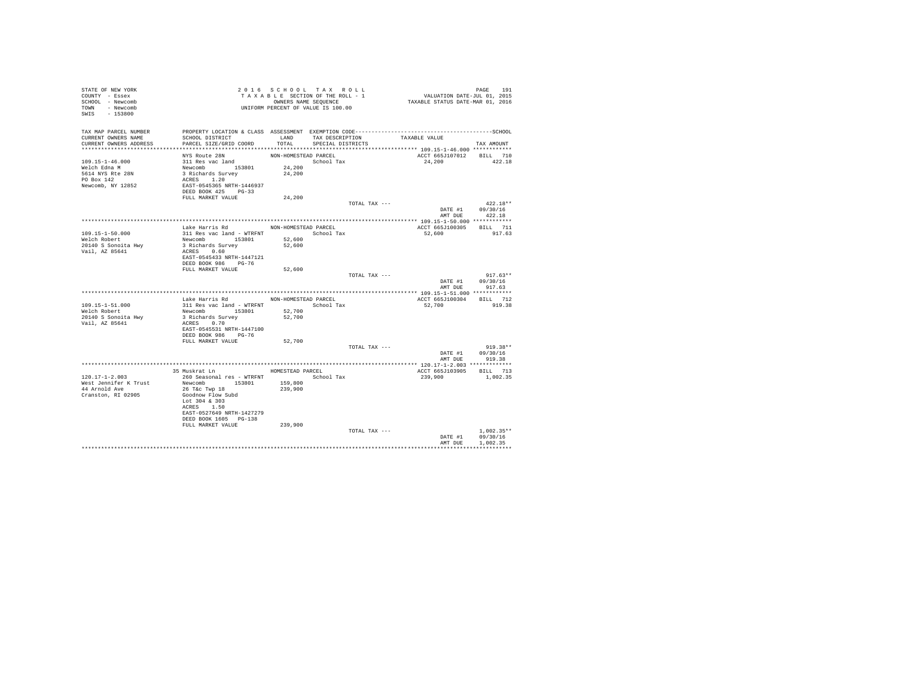STATE OF NEW YORK
COUNTY - Essex
SCHOOL - Newcomb
TOWN - Newcomb
SWIS - 153800

2016 SCHOOL TAX ROLL
TAXABLE SECTION OF THE ROLL - 1
OWNERS NAME SEQUENCE
UNIFORM PERCENT OF VALUE IS 100.00

VALUATION DATE-JUL 01, 2015
TAXABLE STATUS DATE-MAR 01, 2016

| TAX MAP PARCEL NUMBER / CURRENT OWNERS NAME / CURRENT OWNERS ADDRESS | PROPERTY LOCATION & CLASS / SCHOOL DISTRICT / PARCEL SIZE/GRID COORD | ASSESSMENT LAND / TOTAL | EXEMPTION CODE / TAX DESCRIPTION / SPECIAL DISTRICTS | TAXABLE VALUE | TAX AMOUNT |
|---|---|---|---|---|---|
| **109.15-1-46.000** | NYS Route 28N | NON-HOMESTEAD PARCEL | | ACCT 665J107012 | BILL 710 |
| 109.15-1-46.000 | 311 Res vac land | | School Tax | 24,200 | 422.18 |
| Welch Edna M | Newcomb 153801 | 24,200 | | | |
| 5614 NYS Rte 28N | 3 Richards Survey | 24,200 | | | |
| PO Box 142 | ACRES 1.20 | | | | |
| Newcomb, NY 12852 | EAST-0545365 NRTH-1446937 | | | | |
| | DEED BOOK 425 PG-33 | | | | |
| | FULL MARKET VALUE | 24,200 | | | |
| | | | TOTAL TAX --- | | 422.18** |
| | | | | DATE #1 | 09/30/16 |
| | | | | AMT DUE | 422.18 |
| **109.15-1-50.000** | Lake Harris Rd | NON-HOMESTEAD PARCEL | | ACCT 665J100305 | BILL 711 |
| 109.15-1-50.000 | 311 Res vac land - WTRFNT | | School Tax | 52,600 | 917.63 |
| Welch Robert | Newcomb 153801 | 52,600 | | | |
| 20140 S Sonoita Hwy | 3 Richards Survey | 52,600 | | | |
| Vail, AZ 85641 | ACRES 0.60 | | | | |
| | EAST-0545433 NRTH-1447121 | | | | |
| | DEED BOOK 986 PG-76 | | | | |
| | FULL MARKET VALUE | 52,600 | | | |
| | | | TOTAL TAX --- | | 917.63** |
| | | | | DATE #1 | 09/30/16 |
| | | | | AMT DUE | 917.63 |
| **109.15-1-51.000** | Lake Harris Rd | NON-HOMESTEAD PARCEL | | ACCT 665J100304 | BILL 712 |
| 109.15-1-51.000 | 311 Res vac land - WTRFNT | | School Tax | 52,700 | 919.38 |
| Welch Robert | Newcomb 153801 | 52,700 | | | |
| 20140 S Sonoita Hwy | 3 Richards Survey | 52,700 | | | |
| Vail, AZ 85641 | ACRES 0.70 | | | | |
| | EAST-0545531 NRTH-1447100 | | | | |
| | DEED BOOK 986 PG-76 | | | | |
| | FULL MARKET VALUE | 52,700 | | | |
| | | | TOTAL TAX --- | | 919.38** |
| | | | | DATE #1 | 09/30/16 |
| | | | | AMT DUE | 919.38 |
| **120.17-1-2.003** | 35 Muskrat Ln | HOMESTEAD PARCEL | | ACCT 665J103905 | BILL 713 |
| 120.17-1-2.003 | 260 Seasonal res - WTRFNT | | School Tax | 239,900 | 1,002.35 |
| West Jennifer K Trust | Newcomb 153801 | 159,800 | | | |
| 44 Arnold Ave | 26 T&c Twp 18 | 239,900 | | | |
| Cranston, RI 02905 | Goodnow Flow Subd | | | | |
| | Lot 304 & 303 | | | | |
| | ACRES 1.50 | | | | |
| | EAST-0527649 NRTH-1427279 | | | | |
| | DEED BOOK 1605 PG-138 | | | | |
| | FULL MARKET VALUE | 239,900 | | | |
| | | | TOTAL TAX --- | | 1,002.35** |
| | | | | DATE #1 | 09/30/16 |
| | | | | AMT DUE | 1,002.35 |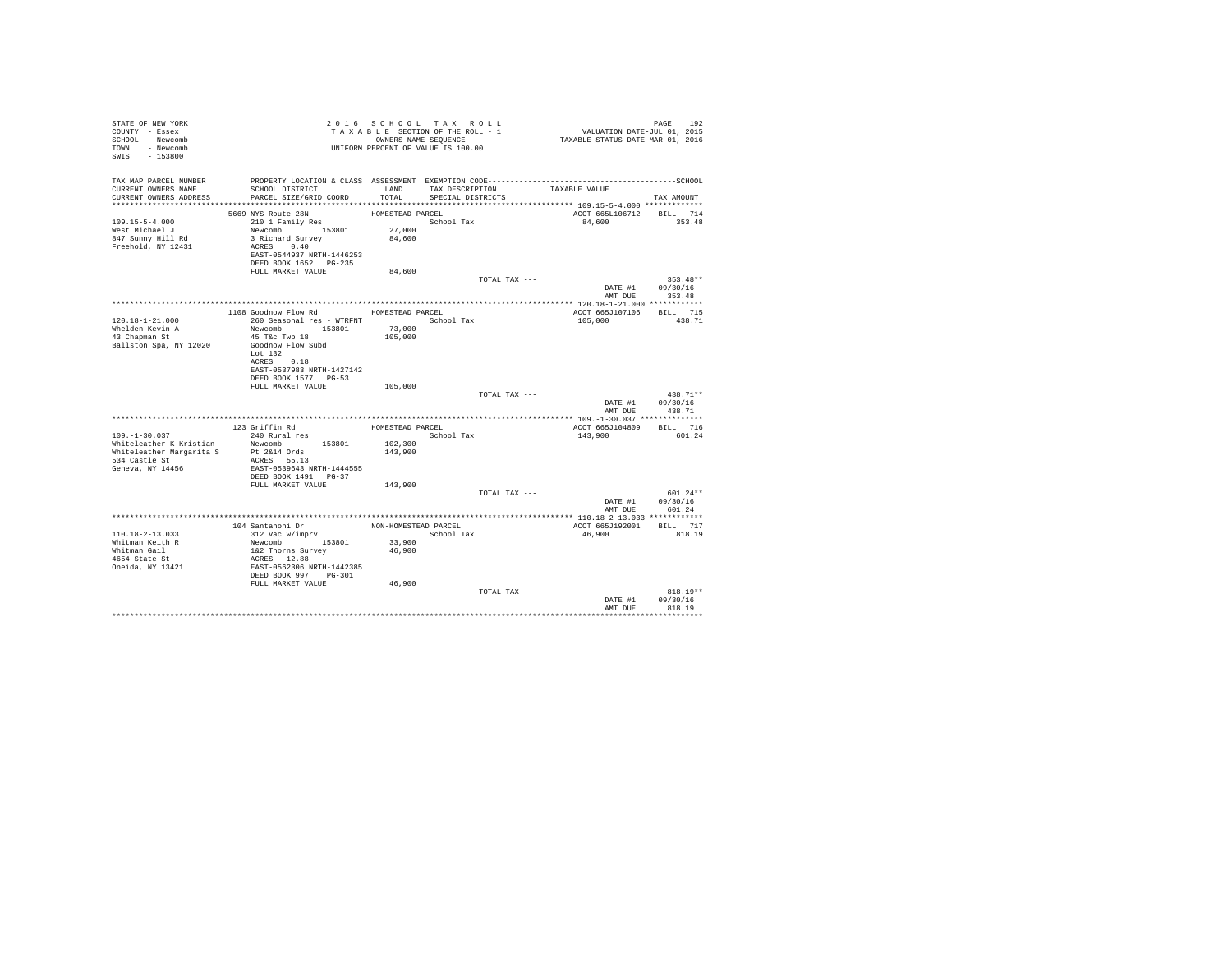STATE OF NEW YORK
COUNTY - Essex
SCHOOL - Newcomb
TOWN - Newcomb
SWIS - 153800

2016 SCHOOL TAX ROLL
TAXABLE SECTION OF THE ROLL - 1
OWNERS NAME SEQUENCE
UNIFORM PERCENT OF VALUE IS 100.00

VALUATION DATE-JUL 01, 2015
TAXABLE STATUS DATE-MAR 01, 2016

| TAX MAP PARCEL NUMBER / CURRENT OWNERS NAME / CURRENT OWNERS ADDRESS | PROPERTY LOCATION & CLASS / SCHOOL DISTRICT / PARCEL SIZE/GRID COORD | ASSESSMENT LAND / TOTAL | EXEMPTION CODE / TAX DESCRIPTION / SPECIAL DISTRICTS | TAXABLE VALUE | TAX AMOUNT |
|---|---|---|---|---|---|
| 109.15-5-4.000 | 5669 NYS Route 28N | HOMESTEAD PARCEL | | ACCT 665L106712 | BILL 714 |
| West Michael J | 210 1 Family Res | | School Tax | 84,600 | 353.48 |
| 847 Sunny Hill Rd | Newcomb 153801 | 27,000 | | | |
| Freehold, NY 12431 | 3 Richard Survey | 84,600 | | | |
| | ACRES 0.40 | | | | |
| | EAST-0544937 NRTH-1446253 | | | | |
| | DEED BOOK 1652 PG-235 | | | | |
| | FULL MARKET VALUE | 84,600 | | | |
| | | | TOTAL TAX --- | | 353.48** |
| | | | | DATE #1 | 09/30/16 |
| | | | | AMT DUE | 353.48 |
| 120.18-1-21.000 | 1108 Goodnow Flow Rd | HOMESTEAD PARCEL | | ACCT 665J107106 | BILL 715 |
| Whelden Kevin A | 260 Seasonal res - WTRFNT | | School Tax | 105,000 | 438.71 |
| 43 Chapman St | Newcomb 153801 | 73,000 | | | |
| Ballston Spa, NY 12020 | 45 T&c Twp 18 | 105,000 | | | |
| | Goodnow Flow Subd | | | | |
| | Lot 132 | | | | |
| | ACRES 0.18 | | | | |
| | EAST-0537983 NRTH-1427142 | | | | |
| | DEED BOOK 1577 PG-53 | | | | |
| | FULL MARKET VALUE | 105,000 | | | |
| | | | TOTAL TAX --- | | 438.71** |
| | | | | DATE #1 | 09/30/16 |
| | | | | AMT DUE | 438.71 |
| 109.-1-30.037 | 123 Griffin Rd | HOMESTEAD PARCEL | | ACCT 665J104809 | BILL 716 |
| Whiteleather K Kristian | 240 Rural res | | School Tax | 143,900 | 601.24 |
| Whiteleather Margarita S | Newcomb 153801 | 102,300 | | | |
| 534 Castle St | Pt 2&14 Ords | 143,900 | | | |
| Geneva, NY 14456 | ACRES 55.13 | | | | |
| | EAST-0539643 NRTH-1444555 | | | | |
| | DEED BOOK 1491 PG-37 | | | | |
| | FULL MARKET VALUE | 143,900 | | | |
| | | | TOTAL TAX --- | | 601.24** |
| | | | | DATE #1 | 09/30/16 |
| | | | | AMT DUE | 601.24 |
| 110.18-2-13.033 | 104 Santanoni Dr | NON-HOMESTEAD PARCEL | | ACCT 665J192001 | BILL 717 |
| Whitman Keith R | 312 Vac w/imprv | | School Tax | 46,900 | 818.19 |
| Whitman Gail | Newcomb 153801 | 33,900 | | | |
| 4654 State St | 1&2 Thorns Survey | 46,900 | | | |
| Oneida, NY 13421 | ACRES 12.88 | | | | |
| | EAST-0562306 NRTH-1442385 | | | | |
| | DEED BOOK 997 PG-301 | | | | |
| | FULL MARKET VALUE | 46,900 | | | |
| | | | TOTAL TAX --- | | 818.19** |
| | | | | DATE #1 | 09/30/16 |
| | | | | AMT DUE | 818.19 |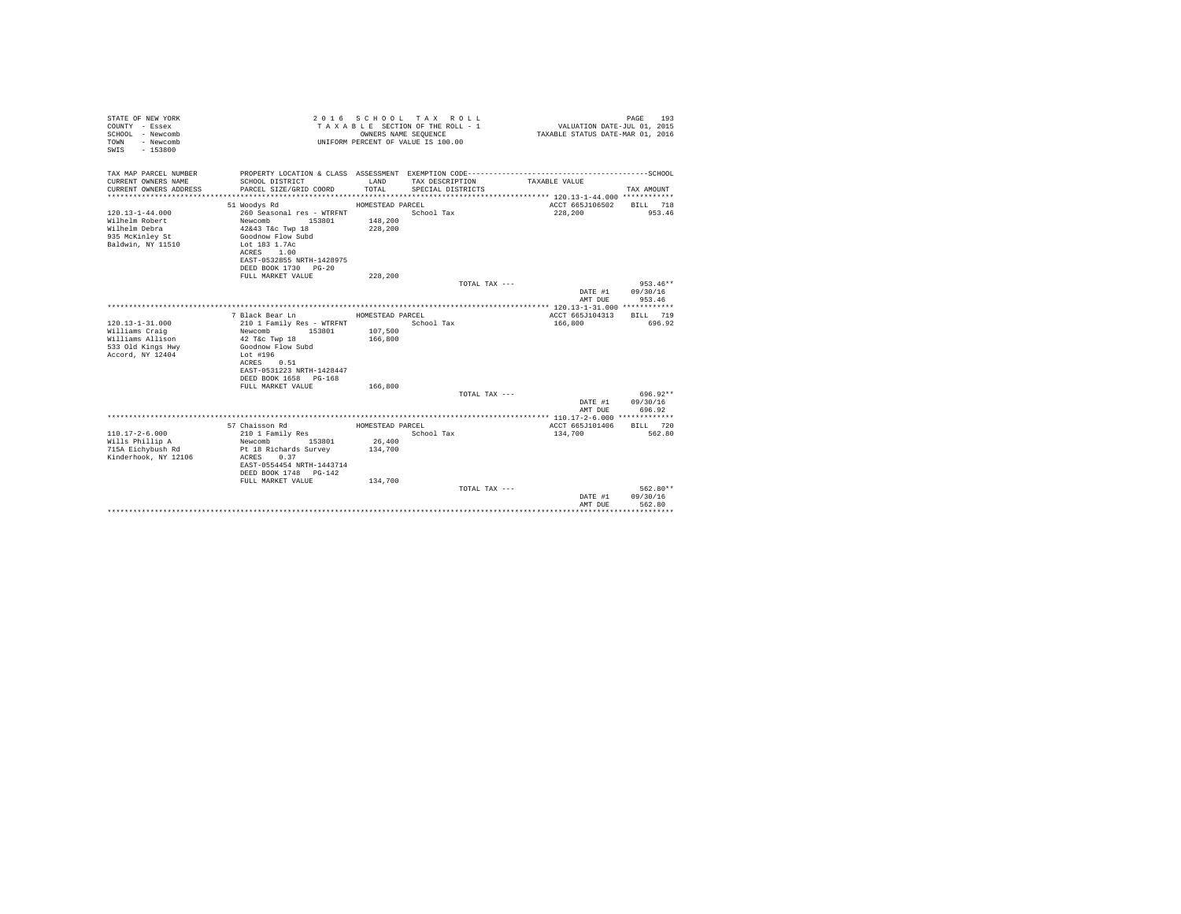STATE OF NEW YORK
COUNTY - Essex
SCHOOL - Newcomb
TOWN - Newcomb
SWIS - 153800

2016 SCHOOL TAX ROLL
TAXABLE SECTION OF THE ROLL - 1
OWNERS NAME SEQUENCE
UNIFORM PERCENT OF VALUE IS 100.00

VALUATION DATE-JUL 01, 2015
TAXABLE STATUS DATE-MAR 01, 2016

| TAX MAP PARCEL NUMBER / CURRENT OWNERS NAME / CURRENT OWNERS ADDRESS | PROPERTY LOCATION & CLASS / SCHOOL DISTRICT / PARCEL SIZE/GRID COORD | ASSESSMENT LAND / TOTAL | EXEMPTION CODE / TAX DESCRIPTION / SPECIAL DISTRICTS | TAXABLE VALUE | SCHOOL TAX AMOUNT |
|---|---|---|---|---|---|
| **120.13-1-44.000** | 51 Woodys Rd | HOMESTEAD PARCEL | | ACCT 665J106502 | BILL 718 |
| 120.13-1-44.000 | 260 Seasonal res - WTRFNT | | School Tax | 228,200 | 953.46 |
| Wilhelm Robert | Newcomb 153801 | 148,200 | | | |
| Wilhelm Debra | 42&43 T&c Twp 18 | 228,200 | | | |
| 935 McKinley St | Goodnow Flow Subd | | | | |
| Baldwin, NY 11510 | Lot 183 1.7Ac | | | | |
| | ACRES 1.00 | | | | |
| | EAST-0532855 NRTH-1428975 | | | | |
| | DEED BOOK 1730 PG-20 | | | | |
| | FULL MARKET VALUE | 228,200 | | | |
| | | | TOTAL TAX --- | | 953.46** |
| | | | | DATE #1 | 09/30/16 |
| | | | | AMT DUE | 953.46 |
| **120.13-1-31.000** | 7 Black Bear Ln | HOMESTEAD PARCEL | | ACCT 665J104313 | BILL 719 |
| 120.13-1-31.000 | 210 1 Family Res - WTRFNT | | School Tax | 166,800 | 696.92 |
| Williams Craig | Newcomb 153801 | 107,500 | | | |
| Williams Allison | 42 T&c Twp 18 | 166,800 | | | |
| 533 Old Kings Hwy | Goodnow Flow Subd | | | | |
| Accord, NY 12404 | Lot #196 | | | | |
| | ACRES 0.51 | | | | |
| | EAST-0531223 NRTH-1428447 | | | | |
| | DEED BOOK 1658 PG-168 | | | | |
| | FULL MARKET VALUE | 166,800 | | | |
| | | | TOTAL TAX --- | | 696.92** |
| | | | | DATE #1 | 09/30/16 |
| | | | | AMT DUE | 696.92 |
| **110.17-2-6.000** | 57 Chaisson Rd | HOMESTEAD PARCEL | | ACCT 665J101406 | BILL 720 |
| 110.17-2-6.000 | 210 1 Family Res | | School Tax | 134,700 | 562.80 |
| Wills Phillip A | Newcomb 153801 | 26,400 | | | |
| 715A Eichybush Rd | Pt 18 Richards Survey | 134,700 | | | |
| Kinderhook, NY 12106 | ACRES 0.37 | | | | |
| | EAST-0554454 NRTH-1443714 | | | | |
| | DEED BOOK 1748 PG-142 | | | | |
| | FULL MARKET VALUE | 134,700 | | | |
| | | | TOTAL TAX --- | | 562.80** |
| | | | | DATE #1 | 09/30/16 |
| | | | | AMT DUE | 562.80 |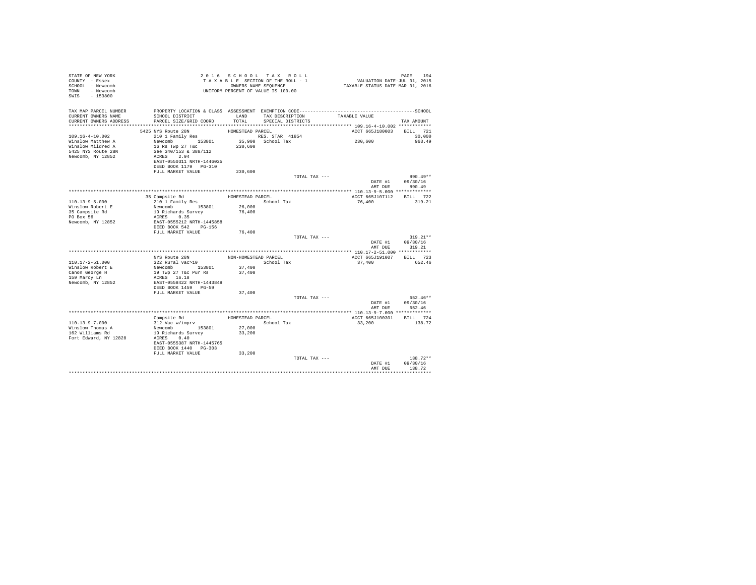STATE OF NEW YORK
COUNTY - Essex
SCHOOL - Newcomb
TOWN - Newcomb
SWIS - 153800

2 0 1 6 S C H O O L T A X R O L L
T A X A B L E SECTION OF THE ROLL - 1
OWNERS NAME SEQUENCE
UNIFORM PERCENT OF VALUE IS 100.00

VALUATION DATE-JUL 01, 2015
TAXABLE STATUS DATE-MAR 01, 2016

| TAX MAP PARCEL NUMBER / CURRENT OWNERS NAME / CURRENT OWNERS ADDRESS | PROPERTY LOCATION & CLASS / SCHOOL DISTRICT / PARCEL SIZE/GRID COORD | ASSESSMENT LAND / TOTAL | EXEMPTION CODE / TAX DESCRIPTION / SPECIAL DISTRICTS | TAXABLE VALUE | TAX AMOUNT |
|---|---|---|---|---|---|
| | 5425 NYS Route 28N | HOMESTEAD PARCEL | | ACCT 665J180003 | BILL 721 |
| 109.16-4-10.002 | 210 1 Family Res | | RES. STAR 41854 | | 30,000 |
| Winslow Matthew A | Newcomb 153801 | 35,900 | School Tax | 230,600 | 963.49 |
| Winslow Mildred A | 16 Rs Twp 27 T&c | 230,600 | | | |
| 5425 NYS Route 28N | See 340/153 & 388/112 | | | | |
| Newcomb, NY 12852 | ACRES 2.94 | | | | |
| | EAST-0550311 NRTH-1446025 | | | | |
| | DEED BOOK 1179 PG-310 | | | | |
| | FULL MARKET VALUE | 230,600 | | | |
| | | | TOTAL TAX --- | | 890.49** |
| | | | | DATE #1 | 09/30/16 |
| | | | | AMT DUE | 890.49 |
| | 35 Campsite Rd | HOMESTEAD PARCEL | | ACCT 665J107112 | BILL 722 |
| 110.13-9-5.000 | 210 1 Family Res | | School Tax | 76,400 | 319.21 |
| Winslow Robert E | Newcomb 153801 | 26,000 | | | |
| 35 Campsite Rd | 19 Richards Survey | 76,400 | | | |
| PO Box 56 | ACRES 0.35 | | | | |
| Newcomb, NY 12852 | EAST-0555212 NRTH-1445858 | | | | |
| | DEED BOOK 542 PG-156 | | | | |
| | FULL MARKET VALUE | 76,400 | | | |
| | | | TOTAL TAX --- | | 319.21** |
| | | | | DATE #1 | 09/30/16 |
| | | | | AMT DUE | 319.21 |
| | NYS Route 28N | NON-HOMESTEAD PARCEL | | ACCT 665J191007 | BILL 723 |
| 110.17-2-51.000 | 322 Rural vac>10 | | School Tax | 37,400 | 652.46 |
| Winslow Robert E | Newcomb 153801 | 37,400 | | | |
| Canon George H | 19 Twp 27 T&c Pur Rs | 37,400 | | | |
| 159 Marcy Ln | ACRES 16.18 | | | | |
| Newcomb, NY 12852 | EAST-0558422 NRTH-1443848 | | | | |
| | DEED BOOK 1459 PG-59 | | | | |
| | FULL MARKET VALUE | 37,400 | | | |
| | | | TOTAL TAX --- | | 652.46** |
| | | | | DATE #1 | 09/30/16 |
| | | | | AMT DUE | 652.46 |
| | Campsite Rd | HOMESTEAD PARCEL | | ACCT 665J100301 | BILL 724 |
| 110.13-9-7.000 | 312 Vac w/imprv | | School Tax | 33,200 | 138.72 |
| Winslow Thomas A | Newcomb 153801 | 27,000 | | | |
| 162 Williams Rd | 19 Richards Survey | 33,200 | | | |
| Fort Edward, NY 12828 | ACRES 0.40 | | | | |
| | EAST-0555387 NRTH-1445765 | | | | |
| | DEED BOOK 1440 PG-303 | | | | |
| | FULL MARKET VALUE | 33,200 | | | |
| | | | TOTAL TAX --- | | 138.72** |
| | | | | DATE #1 | 09/30/16 |
| | | | | AMT DUE | 138.72 |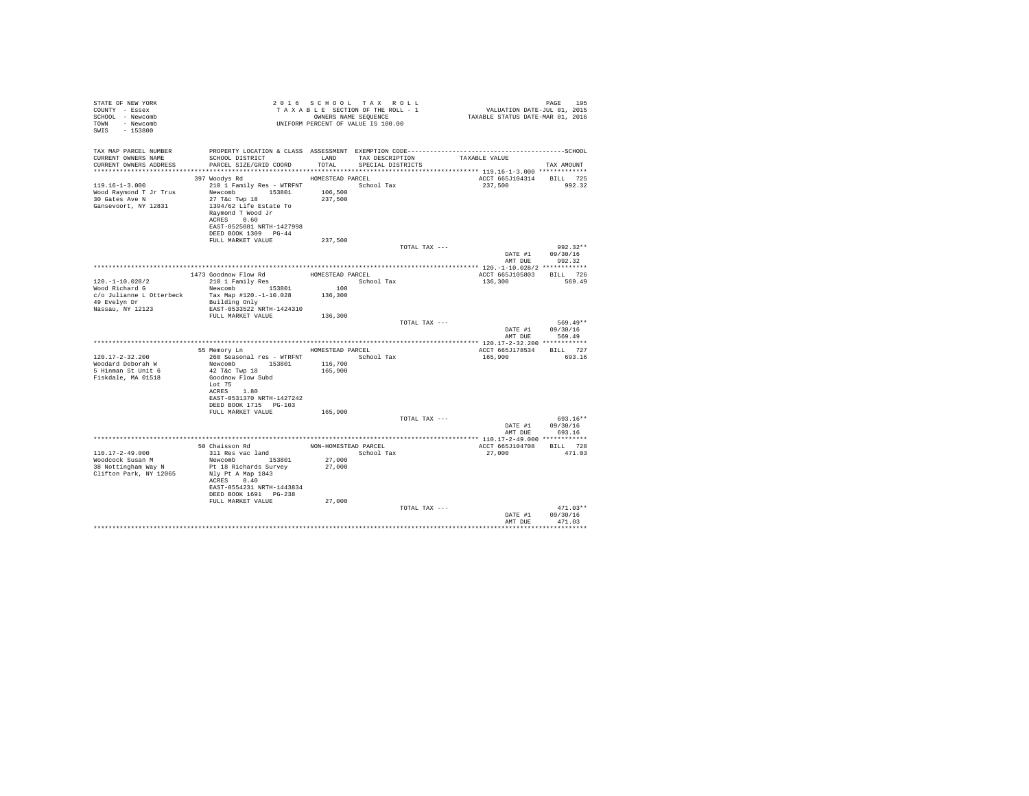STATE OF NEW YORK
COUNTY - Essex
SCHOOL - Newcomb
TOWN - Newcomb
SWIS - 153800

2 0 1 6 S C H O O L T A X R O L L
T A X A B L E SECTION OF THE ROLL - 1
OWNERS NAME SEQUENCE
UNIFORM PERCENT OF VALUE IS 100.00

VALUATION DATE-JUL 01, 2015
TAXABLE STATUS DATE-MAR 01, 2016

| TAX MAP PARCEL NUMBER / CURRENT OWNERS NAME / CURRENT OWNERS ADDRESS | PROPERTY LOCATION & CLASS / SCHOOL DISTRICT / PARCEL SIZE/GRID COORD | ASSESSMENT LAND / TOTAL | EXEMPTION CODE / TAX DESCRIPTION / SPECIAL DISTRICTS | TAXABLE VALUE | TAX AMOUNT |
|---|---|---|---|---|---|
| 119.16-1-3.000 | 397 Woodys Rd | HOMESTEAD PARCEL | | ACCT 665J104314 | BILL 725 |
| Wood Raymond T Jr Trus | 210 1 Family Res - WTRFNT | | School Tax | 237,500 | 992.32 |
| 30 Gates Ave N | Newcomb 153801 | 106,500 | | | |
| Gansevoort, NY 12831 | 27 T&c Twp 18 | 237,500 | | | |
| | 1394/62 Life Estate To | | | | |
| | Raymond T Wood Jr | | | | |
| | ACRES 0.60 | | | | |
| | EAST-0525081 NRTH-1427998 | | | | |
| | DEED BOOK 1309 PG-44 | | | | |
| | FULL MARKET VALUE | 237,500 | | | |
| | | | TOTAL TAX --- | | 992.32** |
| | | | | DATE #1 | 09/30/16 |
| | | | | AMT DUE | 992.32 |
| 120.-1-10.028/2 | 1473 Goodnow Flow Rd | HOMESTEAD PARCEL | | ACCT 665J105803 | BILL 726 |
| Wood Richard G | 210 1 Family Res | | School Tax | 136,300 | 569.49 |
| c/o Julianne L Otterbeck | Newcomb 153801 | 100 | | | |
| 49 Evelyn Dr | Tax Map #120.-1-10.028 | 136,300 | | | |
| Nassau, NY 12123 | Building Only | | | | |
| | EAST-0533522 NRTH-1424310 | | | | |
| | FULL MARKET VALUE | 136,300 | | | |
| | | | TOTAL TAX --- | | 569.49** |
| | | | | DATE #1 | 09/30/16 |
| | | | | AMT DUE | 569.49 |
| 120.17-2-32.200 | 55 Memory Ln | HOMESTEAD PARCEL | | ACCT 665J178534 | BILL 727 |
| Woodard Deborah W | 260 Seasonal res - WTRFNT | | School Tax | 165,900 | 693.16 |
| 5 Hinman St Unit 6 | Newcomb 153801 | 116,700 | | | |
| Fiskdale, MA 01518 | 42 T&c Twp 18 | 165,900 | | | |
| | Goodnow Flow Subd | | | | |
| | Lot 75 | | | | |
| | ACRES 1.80 | | | | |
| | EAST-0531370 NRTH-1427242 | | | | |
| | DEED BOOK 1715 PG-103 | | | | |
| | FULL MARKET VALUE | 165,900 | | | |
| | | | TOTAL TAX --- | | 693.16** |
| | | | | DATE #1 | 09/30/16 |
| | | | | AMT DUE | 693.16 |
| 110.17-2-49.000 | 50 Chaisson Rd | NON-HOMESTEAD PARCEL | | ACCT 665J104708 | BILL 728 |
| Woodcock Susan M | 311 Res vac land | | School Tax | 27,000 | 471.03 |
| 38 Nottingham Way N | Newcomb 153801 | 27,000 | | | |
| Clifton Park, NY 12065 | Pt 18 Richards Survey | 27,000 | | | |
| | Nly Pt A Map 1843 | | | | |
| | ACRES 0.40 | | | | |
| | EAST-0554231 NRTH-1443834 | | | | |
| | DEED BOOK 1691 PG-238 | | | | |
| | FULL MARKET VALUE | 27,000 | | | |
| | | | TOTAL TAX --- | | 471.03** |
| | | | | DATE #1 | 09/30/16 |
| | | | | AMT DUE | 471.03 |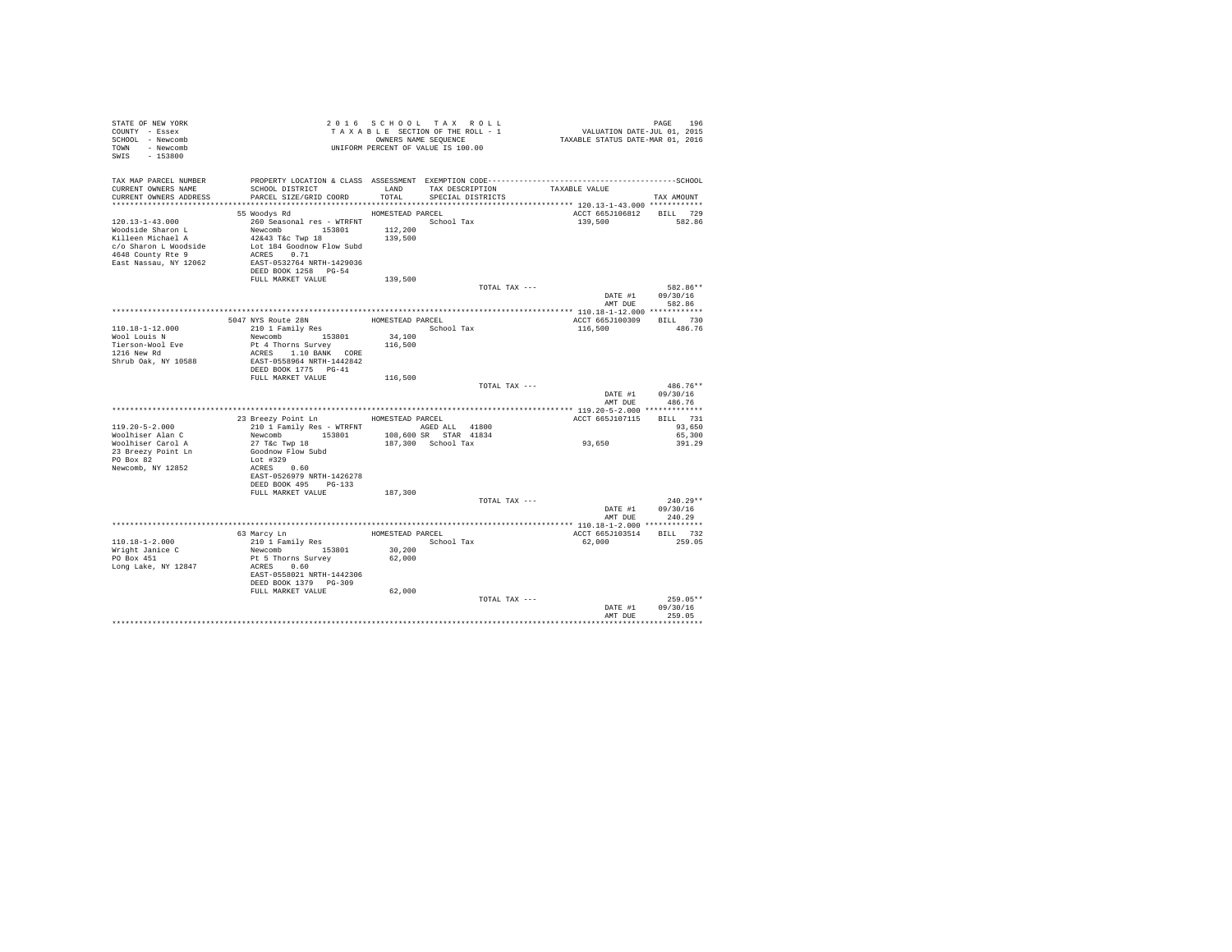STATE OF NEW YORK
COUNTY - Essex
SCHOOL - Newcomb
TOWN - Newcomb
SWIS - 153800

2 0 1 6 S C H O O L T A X R O L L
T A X A B L E SECTION OF THE ROLL - 1
OWNERS NAME SEQUENCE
UNIFORM PERCENT OF VALUE IS 100.00

VALUATION DATE-JUL 01, 2015
TAXABLE STATUS DATE-MAR 01, 2016

| TAX MAP PARCEL NUMBER / CURRENT OWNERS NAME / CURRENT OWNERS ADDRESS | PROPERTY LOCATION & CLASS / SCHOOL DISTRICT / PARCEL SIZE/GRID COORD | ASSESSMENT LAND / TOTAL | EXEMPTION CODE / TAX DESCRIPTION / SPECIAL DISTRICTS | TAXABLE VALUE | TAX AMOUNT |
|---|---|---|---|---|---|
| **120.13-1-43.000** | 55 Woodys Rd | HOMESTEAD PARCEL | | ACCT 665J106812 | BILL 729 |
| 120.13-1-43.000 | 260 Seasonal res - WTRFNT | | School Tax | 139,500 | 582.86 |
| Woodside Sharon L | Newcomb 153801 | 112,200 | | | |
| Killeen Michael A | 42&43 T&c Twp 18 | 139,500 | | | |
| c/o Sharon L Woodside | Lot 184 Goodnow Flow Subd | | | | |
| 4648 County Rte 9 | ACRES 0.71 | | | | |
| East Nassau, NY 12062 | EAST-0532764 NRTH-1429036 | | | | |
| | DEED BOOK 1258 PG-54 | | | | |
| | FULL MARKET VALUE | 139,500 | | | |
| | | | TOTAL TAX --- | | 582.86** |
| | | | | DATE #1 | 09/30/16 |
| | | | | AMT DUE | 582.86 |
| **110.18-1-12.000** | 5047 NYS Route 28N | HOMESTEAD PARCEL | | ACCT 665J100309 | BILL 730 |
| 110.18-1-12.000 | 210 1 Family Res | | School Tax | 116,500 | 486.76 |
| Wool Louis N | Newcomb 153801 | 34,100 | | | |
| Tierson-Wool Eve | Pt 4 Thorns Survey | 116,500 | | | |
| 1216 New Rd | ACRES 1.10 BANK CORE | | | | |
| Shrub Oak, NY 10588 | EAST-0558964 NRTH-1442842 | | | | |
| | DEED BOOK 1775 PG-41 | | | | |
| | FULL MARKET VALUE | 116,500 | | | |
| | | | TOTAL TAX --- | | 486.76** |
| | | | | DATE #1 | 09/30/16 |
| | | | | AMT DUE | 486.76 |
| **119.20-5-2.000** | 23 Breezy Point Ln | HOMESTEAD PARCEL | | ACCT 665J107115 | BILL 731 |
| 119.20-5-2.000 | 210 1 Family Res - WTRFNT | | AGED ALL 41800 | | 93,650 |
| Woolhiser Alan C | Newcomb 153801 | 108,600 | SR STAR 41834 | | 65,300 |
| Woolhiser Carol A | 27 T&c Twp 18 | 187,300 | School Tax | 93,650 | 391.29 |
| 23 Breezy Point Ln | Goodnow Flow Subd | | | | |
| PO Box 82 | Lot #329 | | | | |
| Newcomb, NY 12852 | ACRES 0.60 | | | | |
| | EAST-0526979 NRTH-1426278 | | | | |
| | DEED BOOK 495 PG-133 | | | | |
| | FULL MARKET VALUE | 187,300 | | | |
| | | | TOTAL TAX --- | | 240.29** |
| | | | | DATE #1 | 09/30/16 |
| | | | | AMT DUE | 240.29 |
| **110.18-1-2.000** | 63 Marcy Ln | HOMESTEAD PARCEL | | ACCT 665J103514 | BILL 732 |
| 110.18-1-2.000 | 210 1 Family Res | | School Tax | 62,000 | 259.05 |
| Wright Janice C | Newcomb 153801 | 30,200 | | | |
| PO Box 451 | Pt 5 Thorns Survey | 62,000 | | | |
| Long Lake, NY 12847 | ACRES 0.60 | | | | |
| | EAST-0558021 NRTH-1442306 | | | | |
| | DEED BOOK 1379 PG-309 | | | | |
| | FULL MARKET VALUE | 62,000 | | | |
| | | | TOTAL TAX --- | | 259.05** |
| | | | | DATE #1 | 09/30/16 |
| | | | | AMT DUE | 259.05 |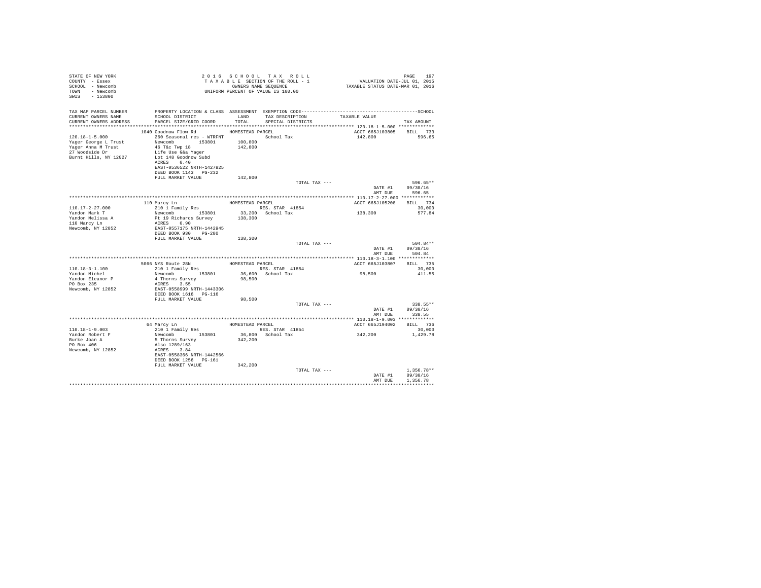STATE OF NEW YORK
COUNTY - Essex
SCHOOL - Newcomb
TOWN - Newcomb
SWIS - 153800

2 0 1 6 S C H O O L T A X R O L L
T A X A B L E SECTION OF THE ROLL - 1
OWNERS NAME SEQUENCE
UNIFORM PERCENT OF VALUE IS 100.00

VALUATION DATE-JUL 01, 2015
TAXABLE STATUS DATE-MAR 01, 2016

| TAX MAP PARCEL NUMBER / CURRENT OWNERS NAME / CURRENT OWNERS ADDRESS | PROPERTY LOCATION & CLASS / SCHOOL DISTRICT / PARCEL SIZE/GRID COORD | ASSESSMENT LAND / TOTAL | EXEMPTION CODE / TAX DESCRIPTION / SPECIAL DISTRICTS | TAXABLE VALUE | TAX AMOUNT |
|---|---|---|---|---|---|
| **120.18-1-5.000** | 1040 Goodnow Flow Rd | HOMESTEAD PARCEL | | ACCT 665J103805 | BILL 733 |
| Yager George L Trust | 260 Seasonal res - WTRFNT | | School Tax | 142,800 | 596.65 |
| Yager Anna M Trust | Newcomb 153801 | 100,800 | | | |
| 27 Woodside Dr | 46 T&c Twp 18 | 142,800 | | | |
| Burnt Hills, NY 12027 | Life Use G&a Yager | | | | |
| | Lot 148 Goodnow Subd | | | | |
| | ACRES 0.40 | | | | |
| | EAST-0536522 NRTH-1427825 | | | | |
| | DEED BOOK 1143 PG-232 | | | | |
| | FULL MARKET VALUE | 142,800 | | | |
| | | | TOTAL TAX --- | | 596.65** |
| | | | | DATE #1 | 09/30/16 |
| | | | | AMT DUE | 596.65 |
| **110.17-2-27.000** | 110 Marcy Ln | HOMESTEAD PARCEL | | ACCT 665J105208 | BILL 734 |
| Yandon Mark T | 210 1 Family Res | | RES. STAR 41854 | | 30,000 |
| Yandon Melissa A | Newcomb 153801 | 33,200 | School Tax | 138,300 | 577.84 |
| 110 Marcy Ln | Pt 19 Richards Survey | 138,300 | | | |
| Newcomb, NY 12852 | ACRES 0.90 | | | | |
| | EAST-0557175 NRTH-1442945 | | | | |
| | DEED BOOK 930 PG-280 | | | | |
| | FULL MARKET VALUE | 138,300 | | | |
| | | | TOTAL TAX --- | | 504.84** |
| | | | | DATE #1 | 09/30/16 |
| | | | | AMT DUE | 504.84 |
| **110.18-3-1.100** | 5066 NYS Route 28N | HOMESTEAD PARCEL | | ACCT 665J103807 | BILL 735 |
| Yandon Michel | 210 1 Family Res | | RES. STAR 41854 | | 30,000 |
| Yandon Eleanor P | Newcomb 153801 | 36,600 | School Tax | 98,500 | 411.55 |
| PO Box 235 | 4 Thorns Survey | 98,500 | | | |
| Newcomb, NY 12852 | ACRES 3.55 | | | | |
| | EAST-0558999 NRTH-1443306 | | | | |
| | DEED BOOK 1616 PG-116 | | | | |
| | FULL MARKET VALUE | 98,500 | | | |
| | | | TOTAL TAX --- | | 338.55** |
| | | | | DATE #1 | 09/30/16 |
| | | | | AMT DUE | 338.55 |
| **110.18-1-9.003** | 64 Marcy Ln | HOMESTEAD PARCEL | | ACCT 665J194002 | BILL 736 |
| Yandon Robert F | 210 1 Family Res | | RES. STAR 41854 | | 30,000 |
| Burke Joan A | Newcomb 153801 | 36,800 | School Tax | 342,200 | 1,429.78 |
| PO Box 406 | 5 Thorns Survey | 342,200 | | | |
| Newcomb, NY 12852 | Also 1289/163 | | | | |
| | ACRES 3.84 | | | | |
| | EAST-0558366 NRTH-1442566 | | | | |
| | DEED BOOK 1256 PG-161 | | | | |
| | FULL MARKET VALUE | 342,200 | | | |
| | | | TOTAL TAX --- | | 1,356.78** |
| | | | | DATE #1 | 09/30/16 |
| | | | | AMT DUE | 1,356.78 |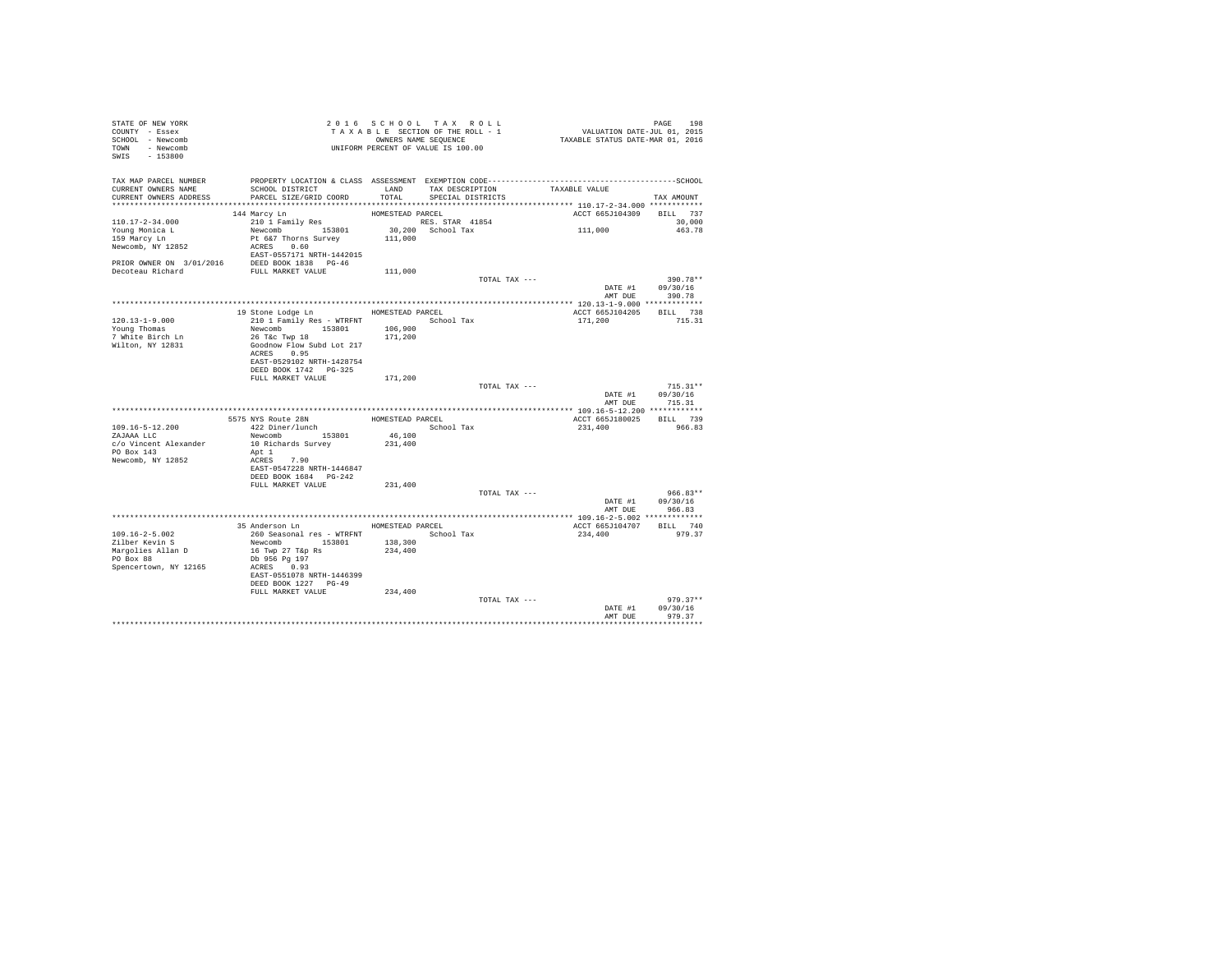STATE OF NEW YORK
COUNTY - Essex
SCHOOL - Newcomb
TOWN - Newcomb
SWIS - 153800

2 0 1 6 S C H O O L T A X R O L L
T A X A B L E SECTION OF THE ROLL - 1
OWNERS NAME SEQUENCE
UNIFORM PERCENT OF VALUE IS 100.00

VALUATION DATE-JUL 01, 2015
TAXABLE STATUS DATE-MAR 01, 2016

| TAX MAP PARCEL NUMBER / CURRENT OWNERS NAME / CURRENT OWNERS ADDRESS | PROPERTY LOCATION & CLASS / SCHOOL DISTRICT / PARCEL SIZE/GRID COORD | ASSESSMENT LAND / TOTAL | EXEMPTION CODE / TAX DESCRIPTION / SPECIAL DISTRICTS | TAXABLE VALUE | SCHOOL TAX AMOUNT |
|---|---|---|---|---|---|
| 110.17-2-34.000 | 144 Marcy Ln | HOMESTEAD PARCEL | | ACCT 665J104309 | BILL 737 |
| 110.17-2-34.000 | 210 1 Family Res | | RES. STAR 41854 | | 30,000 |
| Young Monica L | Newcomb 153801 | 30,200 | School Tax | 111,000 | 463.78 |
| 159 Marcy Ln | Pt 6&7 Thorns Survey | 111,000 | | | |
| Newcomb, NY 12852 | ACRES 0.60 | | | | |
| | EAST-0557171 NRTH-1442015 | | | | |
| PRIOR OWNER ON 3/01/2016 | DEED BOOK 1838 PG-46 | | | | |
| Decoteau Richard | FULL MARKET VALUE | 111,000 | | | |
| | | | TOTAL TAX --- | | 390.78** |
| | | | | DATE #1 | 09/30/16 |
| | | | | AMT DUE | 390.78 |
| 120.13-1-9.000 | 19 Stone Lodge Ln | HOMESTEAD PARCEL | | ACCT 665J104205 | BILL 738 |
| 120.13-1-9.000 | 210 1 Family Res - WTRFNT | | School Tax | 171,200 | 715.31 |
| Young Thomas | Newcomb 153801 | 106,900 | | | |
| 7 White Birch Ln | 26 T&c Twp 18 | 171,200 | | | |
| Wilton, NY 12831 | Goodnow Flow Subd Lot 217 | | | | |
| | ACRES 0.95 | | | | |
| | EAST-0529102 NRTH-1428754 | | | | |
| | DEED BOOK 1742 PG-325 | | | | |
| | FULL MARKET VALUE | 171,200 | | | |
| | | | TOTAL TAX --- | | 715.31** |
| | | | | DATE #1 | 09/30/16 |
| | | | | AMT DUE | 715.31 |
| 109.16-5-12.200 | 5575 NYS Route 28N | HOMESTEAD PARCEL | | ACCT 665J180025 | BILL 739 |
| 109.16-5-12.200 | 422 Diner/lunch | | School Tax | 231,400 | 966.83 |
| ZAJAAA LLC | Newcomb 153801 | 46,100 | | | |
| c/o Vincent Alexander | 10 Richards Survey | 231,400 | | | |
| PO Box 143 | Apt 1 | | | | |
| Newcomb, NY 12852 | ACRES 7.90 | | | | |
| | EAST-0547228 NRTH-1446847 | | | | |
| | DEED BOOK 1684 PG-242 | | | | |
| | FULL MARKET VALUE | 231,400 | | | |
| | | | TOTAL TAX --- | | 966.83** |
| | | | | DATE #1 | 09/30/16 |
| | | | | AMT DUE | 966.83 |
| 109.16-2-5.002 | 35 Anderson Ln | HOMESTEAD PARCEL | | ACCT 665J104707 | BILL 740 |
| 109.16-2-5.002 | 260 Seasonal res - WTRFNT | | School Tax | 234,400 | 979.37 |
| Zilber Kevin S | Newcomb 153801 | 138,300 | | | |
| Margolies Allan D | 16 Twp 27 T&p Rs | 234,400 | | | |
| PO Box 88 | Db 956 Pg 197 | | | | |
| Spencertown, NY 12165 | ACRES 0.93 | | | | |
| | EAST-0551078 NRTH-1446399 | | | | |
| | DEED BOOK 1227 PG-49 | | | | |
| | FULL MARKET VALUE | 234,400 | | | |
| | | | TOTAL TAX --- | | 979.37** |
| | | | | DATE #1 | 09/30/16 |
| | | | | AMT DUE | 979.37 |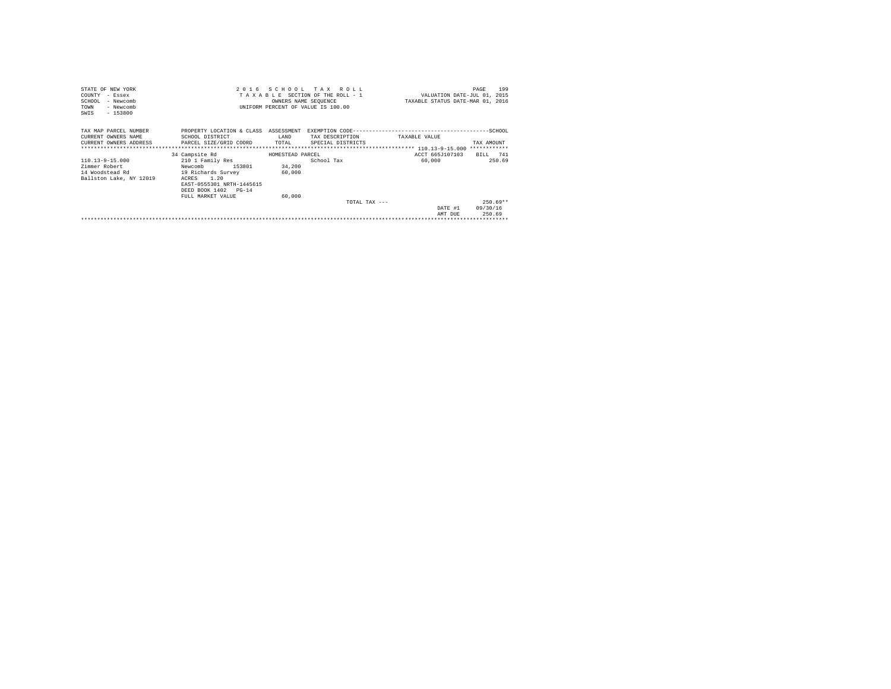STATE OF NEW YORK
COUNTY - Essex
SCHOOL - Newcomb
TOWN - Newcomb
SWIS - 153800

2016 SCHOOL TAX ROLL
TAXABLE SECTION OF THE ROLL - 1
OWNERS NAME SEQUENCE
UNIFORM PERCENT OF VALUE IS 100.00

VALUATION DATE-JUL 01, 2015
TAXABLE STATUS DATE-MAR 01, 2016

| TAX MAP PARCEL NUMBER / CURRENT OWNERS NAME / CURRENT OWNERS ADDRESS | PROPERTY LOCATION & CLASS / SCHOOL DISTRICT / PARCEL SIZE/GRID COORD | ASSESSMENT LAND / TOTAL | EXEMPTION CODE / TAX DESCRIPTION / SPECIAL DISTRICTS | TAXABLE VALUE | TAX AMOUNT |
|---|---|---|---|---|---|
| 110.13-9-15.000 | 34 Campsite Rd | HOMESTEAD PARCEL | | ACCT 665J107103 | BILL 741 |
| 110.13-9-15.000 | 210 1 Family Res | | School Tax | 60,000 | 250.69 |
| Zimmer Robert | Newcomb 153801 | 34,200 | | | |
| 14 Woodstead Rd | 19 Richards Survey | 60,000 | | | |
| Ballston Lake, NY 12019 | ACRES 1.20 | | | | |
| | EAST-0555301 NRTH-1445615 | | | | |
| | DEED BOOK 1402 PG-14 | | | | |
| | FULL MARKET VALUE | 60,000 | | | |
| | | | TOTAL TAX --- | | 250.69** |
| | | | | DATE #1 | 09/30/16 |
| | | | | AMT DUE | 250.69 |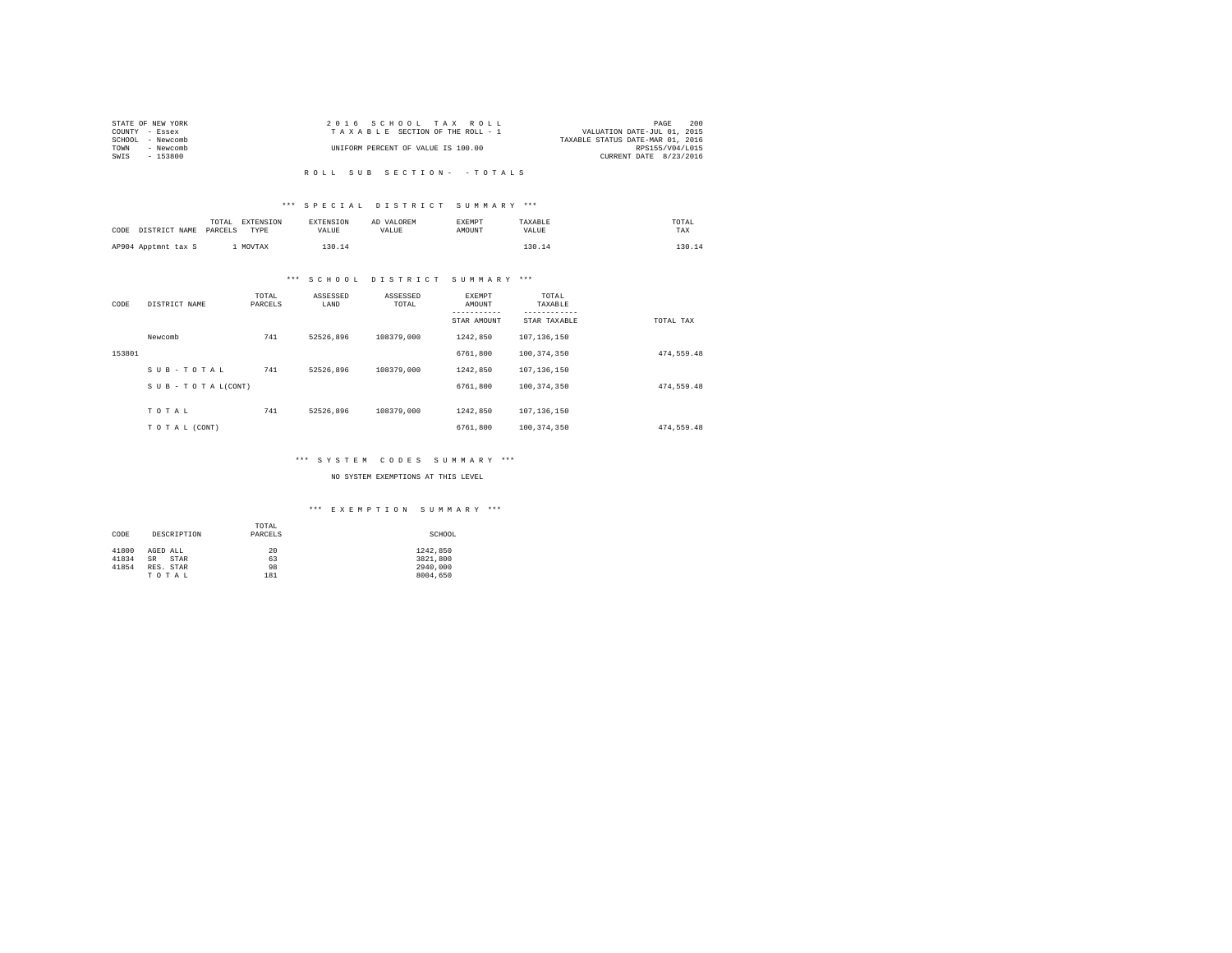STATE OF NEW YORK
COUNTY - Essex
SCHOOL - Newcomb
TOWN - Newcomb
SWIS - 153800

2 0 1 6 S C H O O L T A X R O L L
T A X A B L E SECTION OF THE ROLL - 1
UNIFORM PERCENT OF VALUE IS 100.00

VALUATION DATE-JUL 01, 2015
TAXABLE STATUS DATE-MAR 01, 2016
RPS155/V04/L015
CURRENT DATE 8/23/2016

R O L L S U B S E C T I O N - - T O T A L S

*** S P E C I A L D I S T R I C T S U M M A R Y ***

| CODE | DISTRICT NAME | TOTAL PARCELS | EXTENSION TYPE | EXTENSION VALUE | AD VALOREM VALUE | EXEMPT AMOUNT | TAXABLE VALUE | TOTAL TAX |
|---|---|---|---|---|---|---|---|---|
| AP904 | Apptmnt tax S | 1 | MOVTAX | 130.14 | | | 130.14 | 130.14 |

*** S C H O O L D I S T R I C T S U M M A R Y ***

| CODE | DISTRICT NAME | TOTAL PARCELS | ASSESSED LAND | ASSESSED TOTAL | EXEMPT AMOUNT / STAR AMOUNT | TOTAL TAXABLE / STAR TAXABLE | TOTAL TAX |
|---|---|---|---|---|---|---|---|
| | Newcomb | 741 | 52526,896 | 108379,000 | 1242,850 | 107,136,150 | |
| 153801 | | | | | 6761,800 | 100,374,350 | 474,559.48 |
| | S U B - T O T A L | 741 | 52526,896 | 108379,000 | 1242,850 | 107,136,150 | |
| | S U B - T O T A L(CONT) | | | | 6761,800 | 100,374,350 | 474,559.48 |
| | T O T A L | 741 | 52526,896 | 108379,000 | 1242,850 | 107,136,150 | |
| | T O T A L (CONT) | | | | 6761,800 | 100,374,350 | 474,559.48 |

*** S Y S T E M C O D E S S U M M A R Y ***

NO SYSTEM EXEMPTIONS AT THIS LEVEL

*** E X E M P T I O N S U M M A R Y ***

| CODE | DESCRIPTION | TOTAL PARCELS | SCHOOL |
|---|---|---|---|
| 41800 | AGED ALL | 20 | 1242,850 |
| 41834 | SR STAR | 63 | 3821,800 |
| 41854 | RES. STAR | 98 | 2940,000 |
| | T O T A L | 181 | 8004,650 |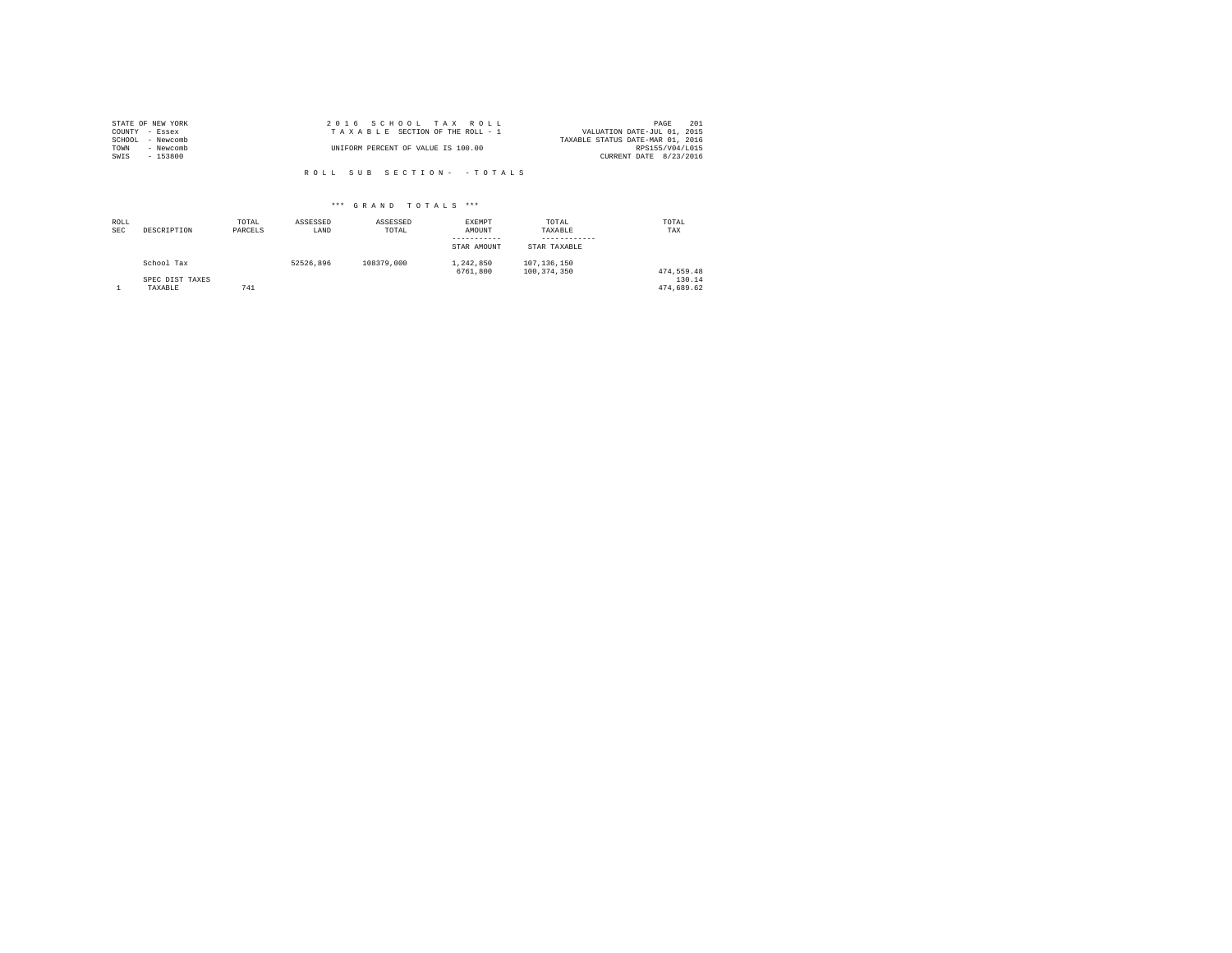STATE OF NEW YORK
COUNTY - Essex
SCHOOL - Newcomb
TOWN - Newcomb
SWIS - 153800

2 0 1 6 S C H O O L T A X R O L L
T A X A B L E SECTION OF THE ROLL - 1
UNIFORM PERCENT OF VALUE IS 100.00

PAGE 201
VALUATION DATE-JUL 01, 2015
TAXABLE STATUS DATE-MAR 01, 2016
RPS155/V04/L015
CURRENT DATE 8/23/2016

R O L L S U B S E C T I O N - - T O T A L S

\*\*\* G R A N D T O T A L S \*\*\*

| ROLL SEC | DESCRIPTION | TOTAL PARCELS | ASSESSED LAND | ASSESSED TOTAL | EXEMPT AMOUNT / STAR AMOUNT | TOTAL TAXABLE / STAR TAXABLE | TOTAL TAX |
|---|---|---|---|---|---|---|---|
| | School Tax | | 52526,896 | 108379,000 | 1,242,850 | 107,136,150 | |
| | | | | | 6761,800 | 100,374,350 | 474,559.48 |
| | SPEC DIST TAXES | | | | | | 130.14 |
| 1 | TAXABLE | 741 | | | | | 474,689.62 |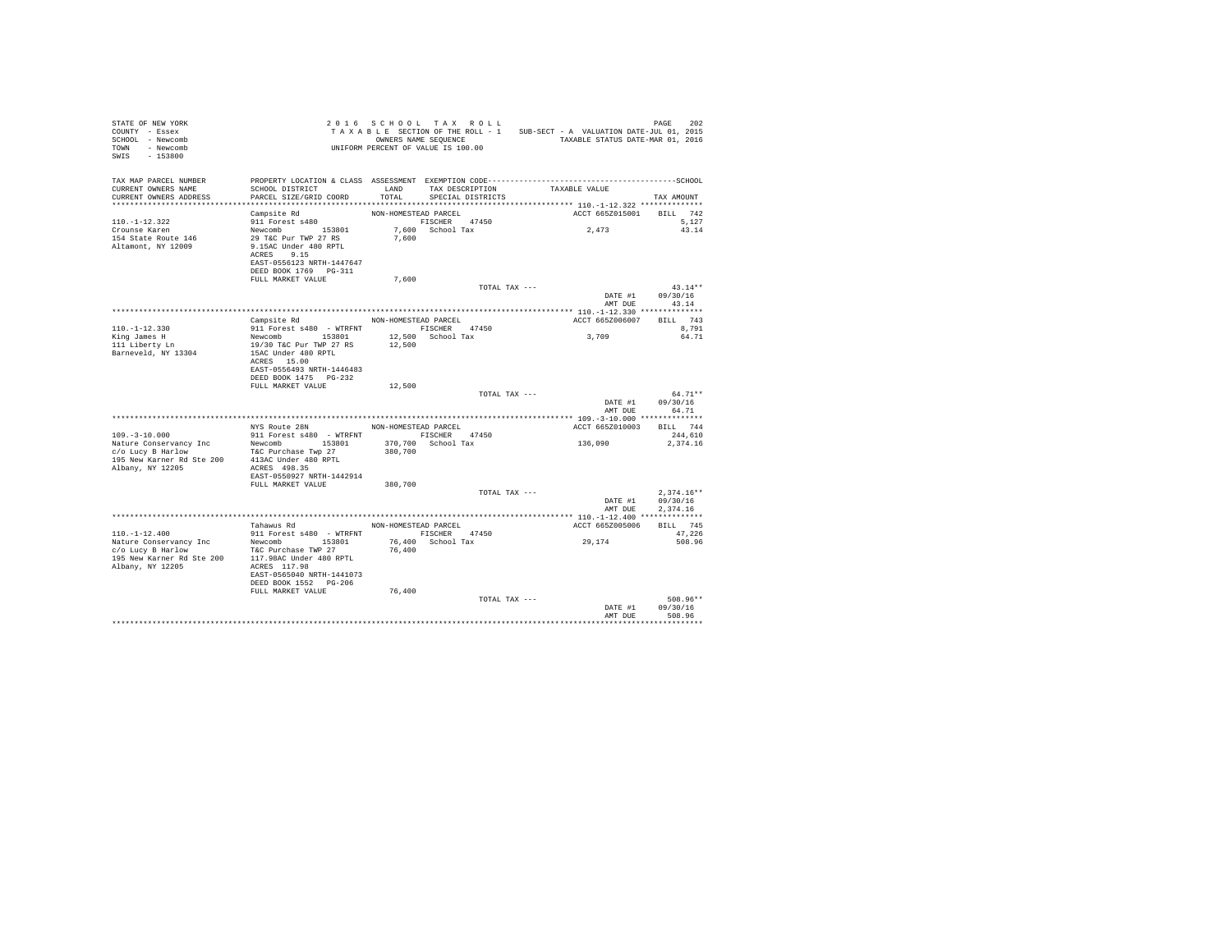```
STATE OF NEW YORK                         2 0 1 6   S C H O O L   T A X   R O L L                                        PAGE   202
COUNTY  - Essex                          T A X A B L E  SECTION OF THE ROLL - 1    SUB-SECT - A  VALUATION DATE-JUL 01, 2015
SCHOOL  - Newcomb                               OWNERS NAME SEQUENCE                    TAXABLE STATUS DATE-MAR 01, 2016
TOWN    - Newcomb                        UNIFORM PERCENT OF VALUE IS 100.00
SWIS    - 153800

TAX MAP PARCEL NUMBER        PROPERTY LOCATION & CLASS  ASSESSMENT  EXEMPTION CODE------------------------------------------SCHOOL
CURRENT OWNERS NAME          SCHOOL DISTRICT              LAND      TAX DESCRIPTION            TAXABLE VALUE
CURRENT OWNERS ADDRESS       PARCEL SIZE/GRID COORD       TOTAL     SPECIAL DISTRICTS                                   TAX AMOUNT
****************************************************************************************** 110.-1-12.322 **************
                             Campsite Rd                NON-HOMESTEAD PARCEL                      ACCT 665Z015001    BILL  742
110.-1-12.322                911 Forest s480                  FISCHER    47450                                          5,127
Crounse Karen                Newcomb       153801         7,600  School Tax                      2,473                  43.14
154 State Route 146          29 T&C Pur TWP 27 RS         7,600
Altamont, NY 12009           9.15AC Under 480 RPTL
                             ACRES    9.15
                             EAST-0556123 NRTH-1447647
                             DEED BOOK 1769   PG-311
                             FULL MARKET VALUE            7,600
                                                                      TOTAL TAX ---                                     43.14**
                                                                                                   DATE #1        09/30/16
                                                                                                   AMT DUE           43.14
****************************************************************************************** 110.-1-12.330 **************
                             Campsite Rd                NON-HOMESTEAD PARCEL                      ACCT 665Z006007    BILL  743
110.-1-12.330                911 Forest s480  - WTRFNT        FISCHER    47450                                          8,791
King James H                 Newcomb       153801        12,500  School Tax                      3,709                  64.71
111 Liberty Ln               19/30 T&C Pur TWP 27 RS     12,500
Barneveld, NY 13304          15AC Under 480 RPTL
                             ACRES   15.00
                             EAST-0556493 NRTH-1446483
                             DEED BOOK 1475   PG-232
                             FULL MARKET VALUE           12,500
                                                                      TOTAL TAX ---                                     64.71**
                                                                                                   DATE #1        09/30/16
                                                                                                   AMT DUE           64.71
****************************************************************************************** 109.-3-10.000 **************
                             NYS Route 28N              NON-HOMESTEAD PARCEL                      ACCT 665Z010003    BILL  744
109.-3-10.000                911 Forest s480  - WTRFNT        FISCHER    47450                                        244,610
Nature Conservancy Inc       Newcomb       153801       370,700  School Tax                    136,090               2,374.16
c/o Lucy B Harlow            T&C Purchase Twp 27        380,700
195 New Karner Rd Ste 200    413AC Under 480 RPTL
Albany, NY 12205             ACRES  498.35
                             EAST-0550927 NRTH-1442914
                             FULL MARKET VALUE          380,700
                                                                      TOTAL TAX ---                                  2,374.16**
                                                                                                   DATE #1        09/30/16
                                                                                                   AMT DUE        2,374.16
****************************************************************************************** 110.-1-12.400 **************
                             Tahawus Rd                 NON-HOMESTEAD PARCEL                      ACCT 665Z005006    BILL  745
110.-1-12.400                911 Forest s480  - WTRFNT        FISCHER    47450                                         47,226
Nature Conservancy Inc       Newcomb       153801        76,400  School Tax                     29,174                 508.96
c/o Lucy B Harlow            T&C Purchase TWP 27         76,400
195 New Karner Rd Ste 200    117.98AC Under 480 RPTL
Albany, NY 12205             ACRES  117.98
                             EAST-0565040 NRTH-1441073
                             DEED BOOK 1552   PG-206
                             FULL MARKET VALUE           76,400
                                                                      TOTAL TAX ---                                    508.96**
                                                                                                   DATE #1        09/30/16
                                                                                                   AMT DUE          508.96
************************************************************************************************************************
```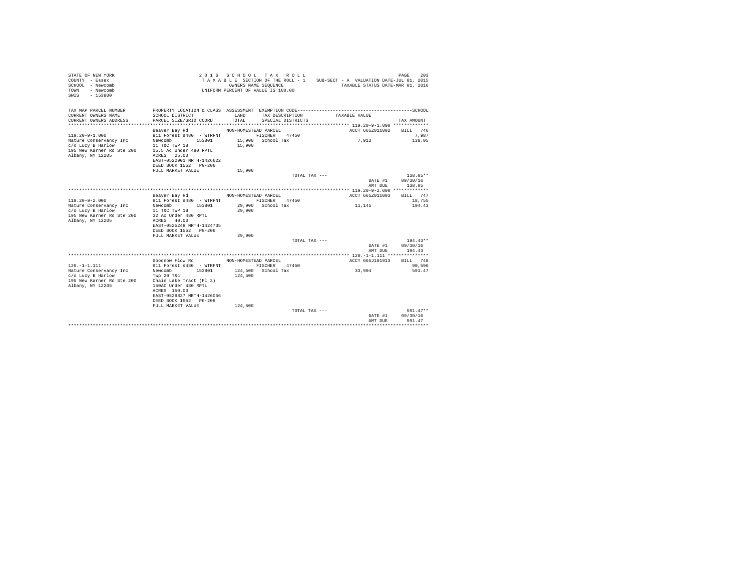STATE OF NEW YORK
COUNTY - Essex
SCHOOL - Newcomb
TOWN - Newcomb
SWIS - 153800

2 0 1 6 S C H O O L T A X R O L L
T A X A B L E SECTION OF THE ROLL - 1 SUB-SECT - A VALUATION DATE-JUL 01, 2015
OWNERS NAME SEQUENCE TAXABLE STATUS DATE-MAR 01, 2016
UNIFORM PERCENT OF VALUE IS 100.00

| TAX MAP PARCEL NUMBER / CURRENT OWNERS NAME / CURRENT OWNERS ADDRESS | PROPERTY LOCATION & CLASS / SCHOOL DISTRICT / PARCEL SIZE/GRID COORD | ASSESSMENT LAND / TOTAL | EXEMPTION CODE / TAX DESCRIPTION / SPECIAL DISTRICTS | TAXABLE VALUE | TAX AMOUNT |
|---|---|---|---|---|---|
| 119.20-9-1.000 | Beaver Bay Rd | NON-HOMESTEAD PARCEL | | ACCT 665Z011002 | BILL 746 |
| Nature Conservancy Inc | 911 Forest s480 - WTRFNT | | FISCHER 47450 | | 7,987 |
| c/o Lucy B Harlow | Newcomb 153801 | 15,900 | School Tax | 7,913 | 138.05 |
| 195 New Karner Rd Ste 200 | 11 T&C TWP 18 | 15,900 | | | |
| Albany, NY 12205 | 15.5 Ac Under 480 RPTL | | | | |
| | ACRES 25.00 | | | | |
| | EAST-0522901 NRTH-1426622 | | | | |
| | DEED BOOK 1552 PG-206 | | | | |
| | FULL MARKET VALUE | 15,900 | | | |
| | | | TOTAL TAX --- | | 138.05** |
| | | | | DATE #1 | 09/30/16 |
| | | | | AMT DUE | 138.05 |
| 119.20-9-2.000 | Beaver Bay Rd | NON-HOMESTEAD PARCEL | | ACCT 665Z011003 | BILL 747 |
| Nature Conservancy Inc | 911 Forest s480 - WTRFNT | | FISCHER 47450 | | 18,755 |
| c/o Lucy B Harlow | Newcomb 153801 | 29,900 | School Tax | 11,145 | 194.43 |
| 195 New Karner Rd Ste 200 | 11 T&C TWP 18 | 29,900 | | | |
| Albany, NY 12205 | 32 Ac Under 480 RPTL | | | | |
| | ACRES 40.00 | | | | |
| | EAST-0525248 NRTH-1424735 | | | | |
| | DEED BOOK 1552 PG-206 | | | | |
| | FULL MARKET VALUE | 29,900 | | | |
| | | | TOTAL TAX --- | | 194.43** |
| | | | | DATE #1 | 09/30/16 |
| | | | | AMT DUE | 194.43 |
| 120.-1-1.111 | Goodnow Flow Rd | NON-HOMESTEAD PARCEL | | ACCT 665J101913 | BILL 748 |
| Nature Conservancy Inc | 911 Forest s480 - WTRFNT | | FISCHER 47450 | | 90,596 |
| c/o Lucy B Harlow | Newcomb 153801 | 124,500 | School Tax | 33,904 | 591.47 |
| 195 New Karner Rd Ste 200 | Twp 20 T&c | 124,500 | | | |
| Albany, NY 12205 | Chain Lake Tract (Pl 3) | | | | |
| | 150AC Under 480 RPTL | | | | |
| | ACRES 150.00 | | | | |
| | EAST-0529837 NRTH-1426056 | | | | |
| | DEED BOOK 1552 PG-206 | | | | |
| | FULL MARKET VALUE | 124,500 | | | |
| | | | TOTAL TAX --- | | 591.47** |
| | | | | DATE #1 | 09/30/16 |
| | | | | AMT DUE | 591.47 |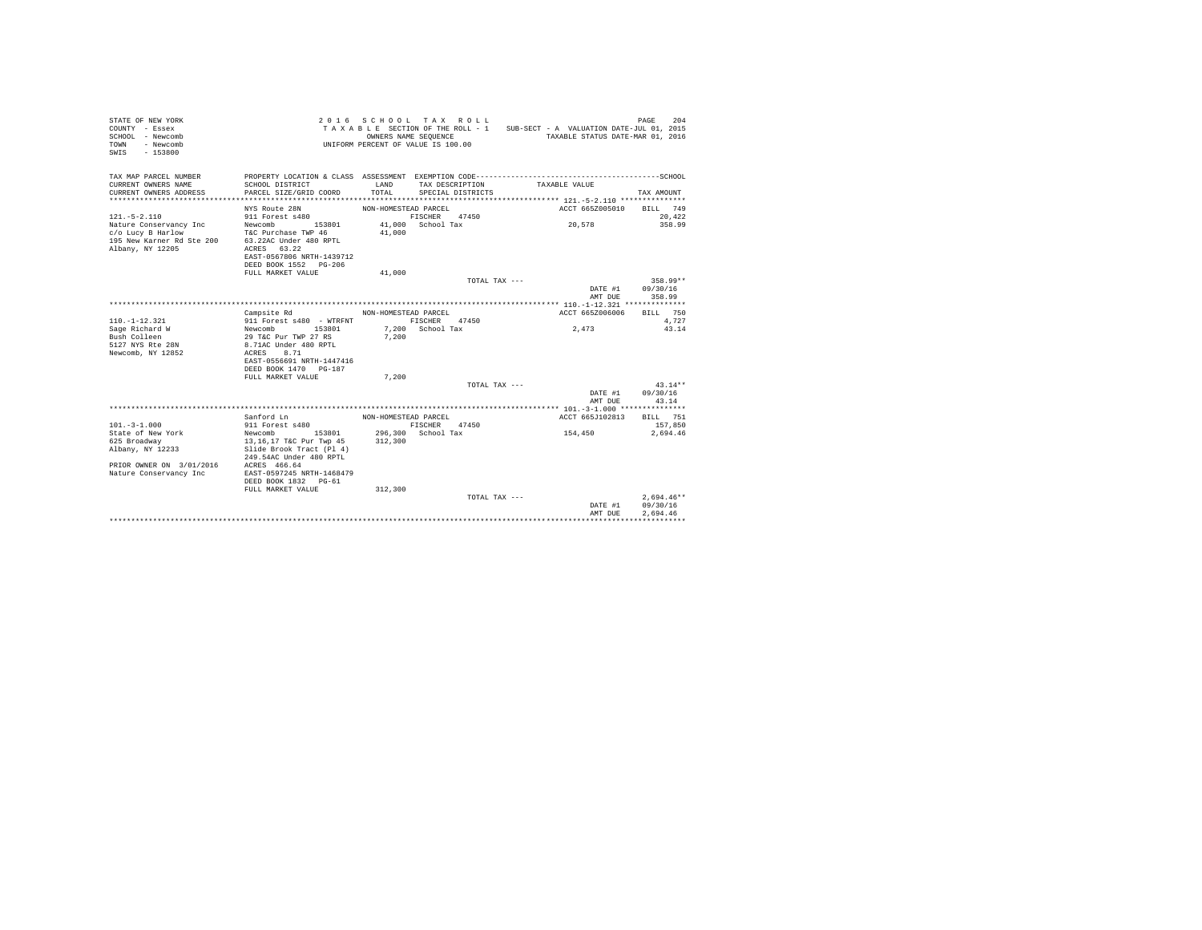STATE OF NEW YORK
COUNTY - Essex
SCHOOL - Newcomb
TOWN - Newcomb
SWIS - 153800

2016 SCHOOL TAX ROLL
TAXABLE SECTION OF THE ROLL - 1
OWNERS NAME SEQUENCE
UNIFORM PERCENT OF VALUE IS 100.00

SUB-SECT - A VALUATION DATE-JUL 01, 2015
TAXABLE STATUS DATE-MAR 01, 2016

| TAX MAP PARCEL NUMBER / CURRENT OWNERS NAME / CURRENT OWNERS ADDRESS | PROPERTY LOCATION & CLASS / SCHOOL DISTRICT / PARCEL SIZE/GRID COORD | ASSESSMENT LAND / TOTAL | EXEMPTION CODE / TAX DESCRIPTION / SPECIAL DISTRICTS | TAXABLE VALUE | SCHOOL TAX AMOUNT |
|---|---|---|---|---|---|
| 121.-5-2.110 | NYS Route 28N | NON-HOMESTEAD PARCEL | | ACCT 665Z005010 | BILL 749 |
| Nature Conservancy Inc | 911 Forest s480 | | FISCHER 47450 | | 20,422 |
| c/o Lucy B Harlow | Newcomb 153801 | 41,000 | School Tax | 20,578 | 358.99 |
| 195 New Karner Rd Ste 200 | T&C Purchase TWP 46 | 41,000 | | | |
| Albany, NY 12205 | 63.22AC Under 480 RPTL | | | | |
| | ACRES 63.22 | | | | |
| | EAST-0567806 NRTH-1439712 | | | | |
| | DEED BOOK 1552 PG-206 | | | | |
| | FULL MARKET VALUE | 41,000 | | | |
| | | | TOTAL TAX --- | | 358.99** |
| | | | | DATE #1 | 09/30/16 |
| | | | | AMT DUE | 358.99 |
| 110.-1-12.321 | Campsite Rd | NON-HOMESTEAD PARCEL | | ACCT 665Z006006 | BILL 750 |
| Sage Richard W | 911 Forest s480 - WTRFNT | | FISCHER 47450 | | 4,727 |
| Bush Colleen | Newcomb 153801 | 7,200 | School Tax | 2,473 | 43.14 |
| 5127 NYS Rte 28N | 29 T&C Pur TWP 27 RS | 7,200 | | | |
| Newcomb, NY 12852 | 8.71AC Under 480 RPTL | | | | |
| | ACRES 8.71 | | | | |
| | EAST-0556691 NRTH-1447416 | | | | |
| | DEED BOOK 1470 PG-187 | | | | |
| | FULL MARKET VALUE | 7,200 | | | |
| | | | TOTAL TAX --- | | 43.14** |
| | | | | DATE #1 | 09/30/16 |
| | | | | AMT DUE | 43.14 |
| 101.-3-1.000 | Sanford Ln | NON-HOMESTEAD PARCEL | | ACCT 665J102813 | BILL 751 |
| State of New York | 911 Forest s480 | | FISCHER 47450 | | 157,850 |
| 625 Broadway | Newcomb 153801 | 296,300 | School Tax | 154,450 | 2,694.46 |
| Albany, NY 12233 | 13,16,17 T&C Pur Twp 45 | 312,300 | | | |
| | Slide Brook Tract (Pl 4) | | | | |
| | 249.54AC Under 480 RPTL | | | | |
| PRIOR OWNER ON 3/01/2016 | ACRES 466.64 | | | | |
| Nature Conservancy Inc | EAST-0597245 NRTH-1468479 | | | | |
| | DEED BOOK 1832 PG-61 | | | | |
| | FULL MARKET VALUE | 312,300 | | | |
| | | | TOTAL TAX --- | | 2,694.46** |
| | | | | DATE #1 | 09/30/16 |
| | | | | AMT DUE | 2,694.46 |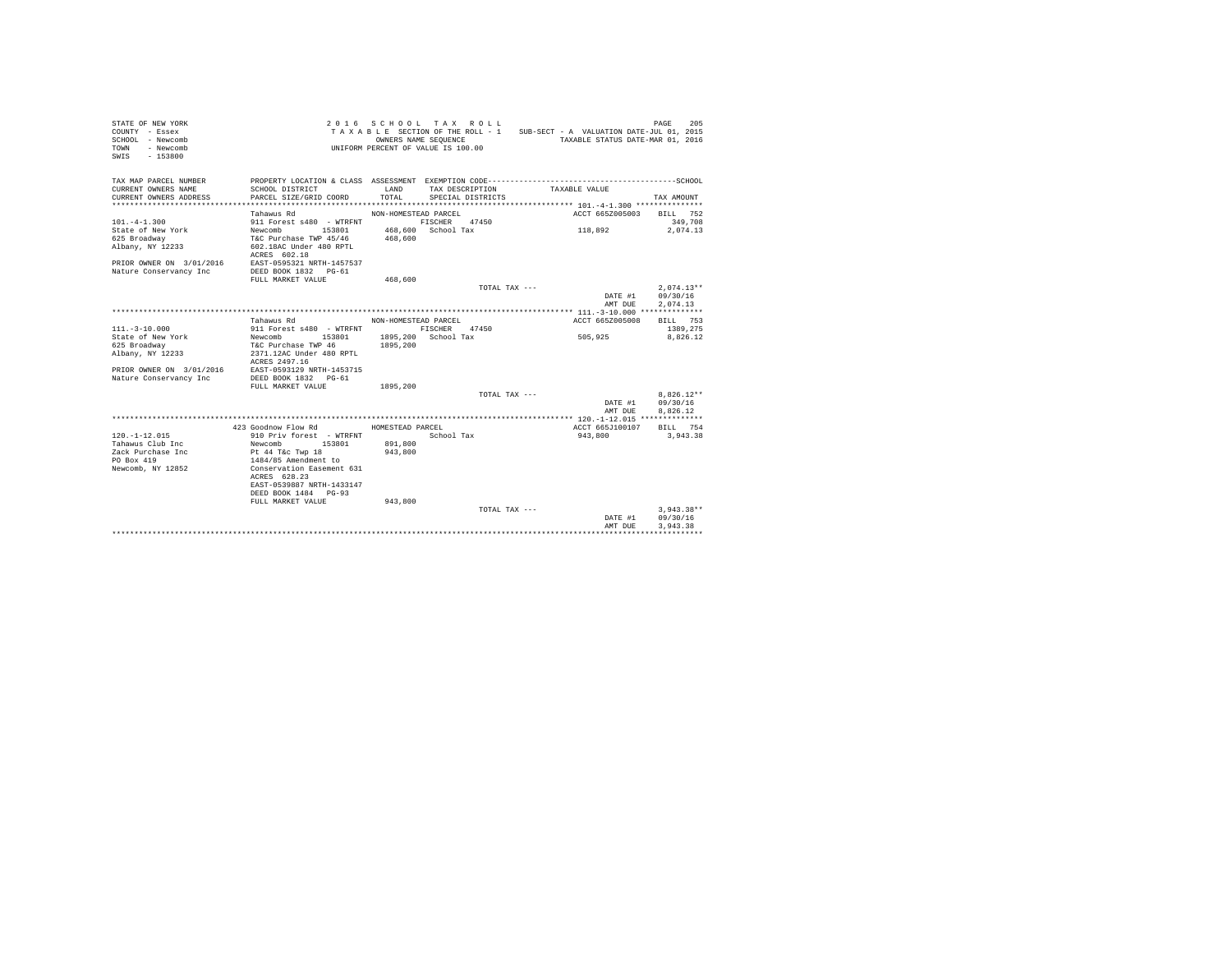```
STATE OF NEW YORK                          2 0 1 6   S C H O O L   T A X   R O L L                                     PAGE   205
COUNTY  - Essex                            T A X A B L E  SECTION OF THE ROLL - 1    SUB-SECT - A  VALUATION DATE-JUL 01, 2015
SCHOOL  - Newcomb                                  OWNERS NAME SEQUENCE                   TAXABLE STATUS DATE-MAR 01, 2016
TOWN    - Newcomb                            UNIFORM PERCENT OF VALUE IS 100.00
SWIS    - 153800

TAX MAP PARCEL NUMBER     PROPERTY LOCATION & CLASS  ASSESSMENT  EXEMPTION CODE-----------------------------------------------SCHOOL
CURRENT OWNERS NAME       SCHOOL DISTRICT              LAND      TAX DESCRIPTION            TAXABLE VALUE
CURRENT OWNERS ADDRESS    PARCEL SIZE/GRID COORD       TOTAL     SPECIAL DISTRICTS                                      TAX AMOUNT
************************************************************************************************ 101.-4-1.300 ***************
                          Tahawus Rd                 NON-HOMESTEAD PARCEL                          ACCT 665Z005003    BILL  752
101.-4-1.300              911 Forest s480  - WTRFNT           FISCHER    47450                                           349,708
State of New York         Newcomb       153801         468,600   School Tax                      118,892              2,074.13
625 Broadway              T&C Purchase TWP 45/46       468,600
Albany, NY 12233          602.18AC Under 480 RPTL
                          ACRES  602.18
PRIOR OWNER ON 3/01/2016  EAST-0595321 NRTH-1457537
Nature Conservancy Inc    DEED BOOK 1832   PG-61
                          FULL MARKET VALUE            468,600
                                                                         TOTAL TAX ---                                2,074.13**
                                                                                                  DATE #1           09/30/16
                                                                                                  AMT DUE           2,074.13
************************************************************************************************ 111.-3-10.000 **************
                          Tahawus Rd                 NON-HOMESTEAD PARCEL                          ACCT 665Z005008    BILL  753
111.-3-10.000             911 Forest s480  - WTRFNT           FISCHER    47450                                          1389,275
State of New York         Newcomb       153801        1895,200   School Tax                      505,925              8,826.12
625 Broadway              T&C Purchase TWP 46         1895,200
Albany, NY 12233          2371.12AC Under 480 RPTL
                          ACRES 2497.16
PRIOR OWNER ON 3/01/2016  EAST-0593129 NRTH-1453715
Nature Conservancy Inc    DEED BOOK 1832   PG-61
                          FULL MARKET VALUE           1895,200
                                                                         TOTAL TAX ---                                8,826.12**
                                                                                                  DATE #1           09/30/16
                                                                                                  AMT DUE           8,826.12
************************************************************************************************ 120.-1-12.015 **************
                          423 Goodnow Flow Rd        HOMESTEAD PARCEL                              ACCT 665J100107    BILL  754
120.-1-12.015             910 Priv forest  - WTRFNT            School Tax                        943,800              3,943.38
Tahawus Club Inc          Newcomb       153801         891,800
Zack Purchase Inc         Pt 44 T&c Twp 18             943,800
PO Box 419                1484/85 Amendment to
Newcomb, NY 12852         Conservation Easement 631
                          ACRES  628.23
                          EAST-0539887 NRTH-1433147
                          DEED BOOK 1484   PG-93
                          FULL MARKET VALUE            943,800
                                                                         TOTAL TAX ---                                3,943.38**
                                                                                                  DATE #1           09/30/16
                                                                                                  AMT DUE           3,943.38
******************************************************************************************************************************
```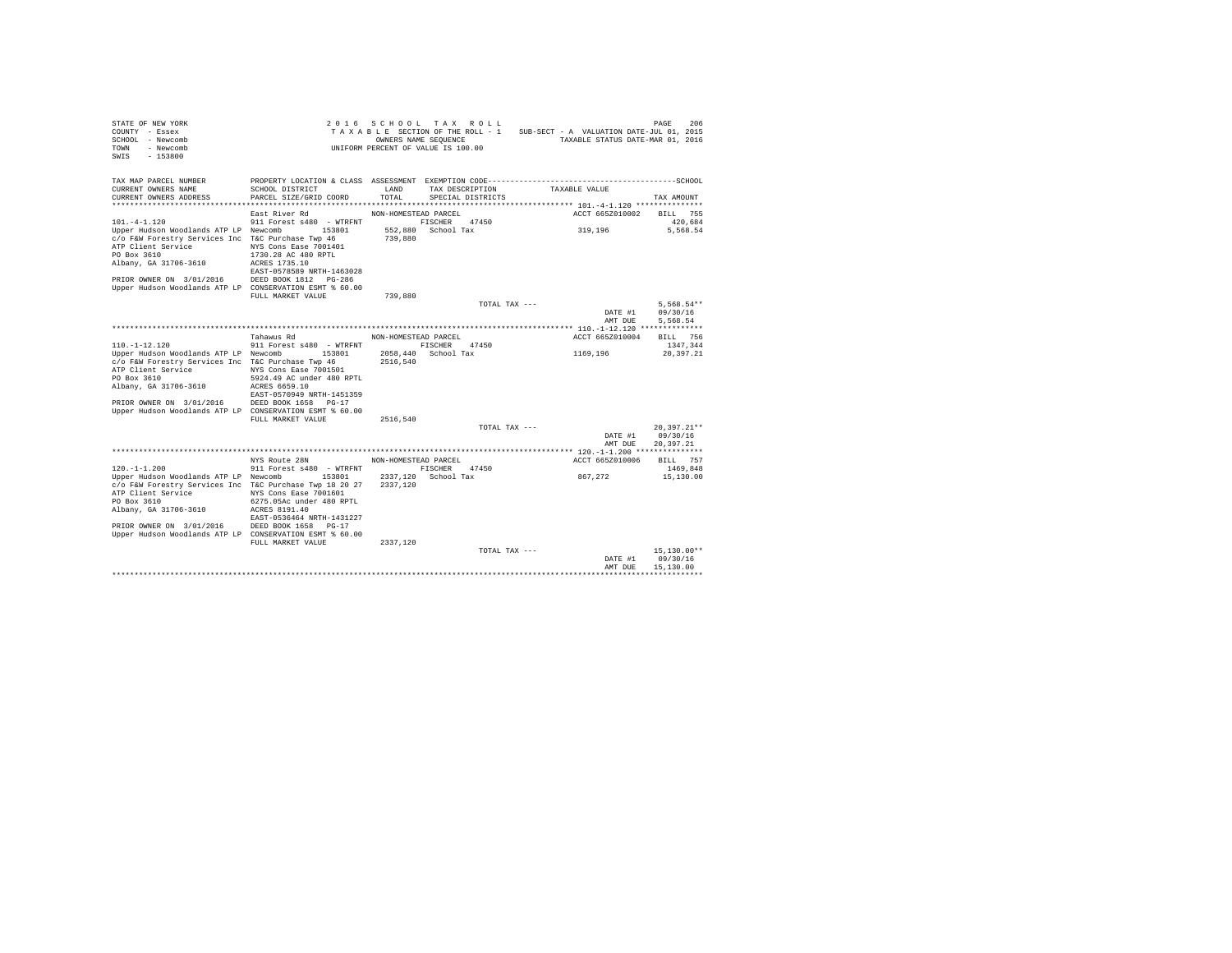```
STATE OF NEW YORK                                   2 0 1 6   S C H O O L   T A X   R O L L                                       PAGE   206
COUNTY  - Essex                                      T A X A B L E  SECTION OF THE ROLL - 1    SUB-SECT - A  VALUATION DATE-JUL 01, 2015
SCHOOL  - Newcomb                                            OWNERS NAME SEQUENCE                  TAXABLE STATUS DATE-MAR 01, 2016
TOWN    - Newcomb                                     UNIFORM PERCENT OF VALUE IS 100.00
SWIS    - 153800

TAX MAP PARCEL NUMBER          PROPERTY LOCATION & CLASS  ASSESSMENT  EXEMPTION CODE------------------------------------------------SCHOOL
CURRENT OWNERS NAME            SCHOOL DISTRICT               LAND      TAX DESCRIPTION             TAXABLE VALUE
CURRENT OWNERS ADDRESS         PARCEL SIZE/GRID COORD        TOTAL     SPECIAL DISTRICTS                                         TAX AMOUNT
****************************************************************************************************** 101.-4-1.120 ***************
                               East River Rd              NON-HOMESTEAD PARCEL                        ACCT 665Z010002     BILL   755
101.-4-1.120                   911 Forest s480  - WTRFNT         FISCHER    47450                                              420,684
Upper Hudson Woodlands ATP LP  Newcomb          153801      552,880  School Tax                       319,196               5,568.54
c/o F&W Forestry Services Inc  T&C Purchase Twp 46          739,880
ATP Client Service             NYS Cons Ease 7001401
PO Box 3610                    1730.28 AC 480 RPTL
Albany, GA 31706-3610          ACRES 1735.10
                               EAST-0578589 NRTH-1463028
PRIOR OWNER ON  3/01/2016      DEED BOOK 1812   PG-286
Upper Hudson Woodlands ATP LP  CONSERVATION ESMT % 60.00
                               FULL MARKET VALUE            739,880
                                                                         TOTAL TAX ---                                      5,568.54**
                                                                                                             DATE #1        09/30/16
                                                                                                             AMT DUE        5,568.54
****************************************************************************************************** 110.-1-12.120 **************
                               Tahawus Rd                 NON-HOMESTEAD PARCEL                        ACCT 665Z010004     BILL   756
110.-1-12.120                  911 Forest s480  - WTRFNT         FISCHER    47450                                             1347,344
Upper Hudson Woodlands ATP LP  Newcomb          153801     2058,440  School Tax                      1169,196              20,397.21
c/o F&W Forestry Services Inc  T&C Purchase Twp 46         2516,540
ATP Client Service             NYS Cons Ease 7001501
PO Box 3610                    5924.49 AC under 480 RPTL
Albany, GA 31706-3610          ACRES 6659.10
                               EAST-0570949 NRTH-1451359
PRIOR OWNER ON  3/01/2016      DEED BOOK 1658   PG-17
Upper Hudson Woodlands ATP LP  CONSERVATION ESMT % 60.00
                               FULL MARKET VALUE           2516,540
                                                                         TOTAL TAX ---                                     20,397.21**
                                                                                                             DATE #1        09/30/16
                                                                                                             AMT DUE       20,397.21
****************************************************************************************************** 120.-1-1.200 ***************
                               NYS Route 28N              NON-HOMESTEAD PARCEL                        ACCT 665Z010006     BILL   757
120.-1-1.200                   911 Forest s480  - WTRFNT         FISCHER    47450                                             1469,848
Upper Hudson Woodlands ATP LP  Newcomb          153801     2337,120  School Tax                       867,272              15,130.00
c/o F&W Forestry Services Inc  T&C Purchase Twp 18 20 27   2337,120
ATP Client Service             NYS Cons Ease 7001601
PO Box 3610                    6275.05Ac under 480 RPTL
Albany, GA 31706-3610          ACRES 8191.40
                               EAST-0536464 NRTH-1431227
PRIOR OWNER ON  3/01/2016      DEED BOOK 1658   PG-17
Upper Hudson Woodlands ATP LP  CONSERVATION ESMT % 60.00
                               FULL MARKET VALUE           2337,120
                                                                         TOTAL TAX ---                                     15,130.00**
                                                                                                             DATE #1        09/30/16
                                                                                                             AMT DUE       15,130.00
************************************************************************************************************************************
```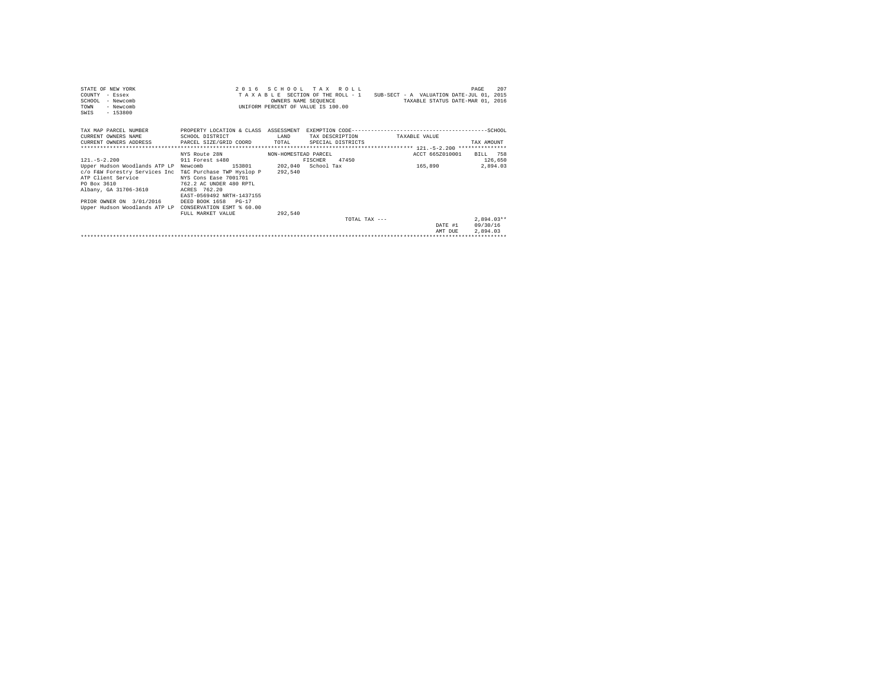STATE OF NEW YORK — 2016 SCHOOL TAX ROLL
COUNTY - Essex — TAXABLE SECTION OF THE ROLL - 1 — SUB-SECT - A VALUATION DATE-JUL 01, 2015
SCHOOL - Newcomb — OWNERS NAME SEQUENCE — TAXABLE STATUS DATE-MAR 01, 2016
TOWN - Newcomb — UNIFORM PERCENT OF VALUE IS 100.00
SWIS - 153800

| TAX MAP PARCEL NUMBER / CURRENT OWNERS NAME / CURRENT OWNERS ADDRESS | PROPERTY LOCATION & CLASS / SCHOOL DISTRICT / PARCEL SIZE/GRID COORD | ASSESSMENT LAND / TOTAL | EXEMPTION CODE / TAX DESCRIPTION / SPECIAL DISTRICTS | TAXABLE VALUE | TAX AMOUNT |
|---|---|---|---|---|---|
| 121.-5-2.200 | NYS Route 28N | NON-HOMESTEAD PARCEL | | ACCT 665Z010001 | BILL 758 |
| | 911 Forest s480 | | FISCHER 47450 | | 126,650 |
| Upper Hudson Woodlands ATP LP | Newcomb 153801 | 202,040 | School Tax | 165,890 | 2,894.03 |
| c/o F&W Forestry Services Inc | T&C Purchase TWP Hyslop P | 292,540 | | | |
| ATP Client Service | NYS Cons Ease 7001701 | | | | |
| PO Box 3610 | 762.2 AC UNDER 480 RPTL | | | | |
| Albany, GA 31706-3610 | ACRES 762.20 | | | | |
| | EAST-0569492 NRTH-1437155 | | | | |
| PRIOR OWNER ON 3/01/2016 | DEED BOOK 1658 PG-17 | | | | |
| Upper Hudson Woodlands ATP LP | CONSERVATION ESMT % 60.00 | | | | |
| | FULL MARKET VALUE | 292,540 | | | |
| | | | TOTAL TAX --- | | 2,894.03** |
| | | | | DATE #1 | 09/30/16 |
| | | | | AMT DUE | 2,894.03 |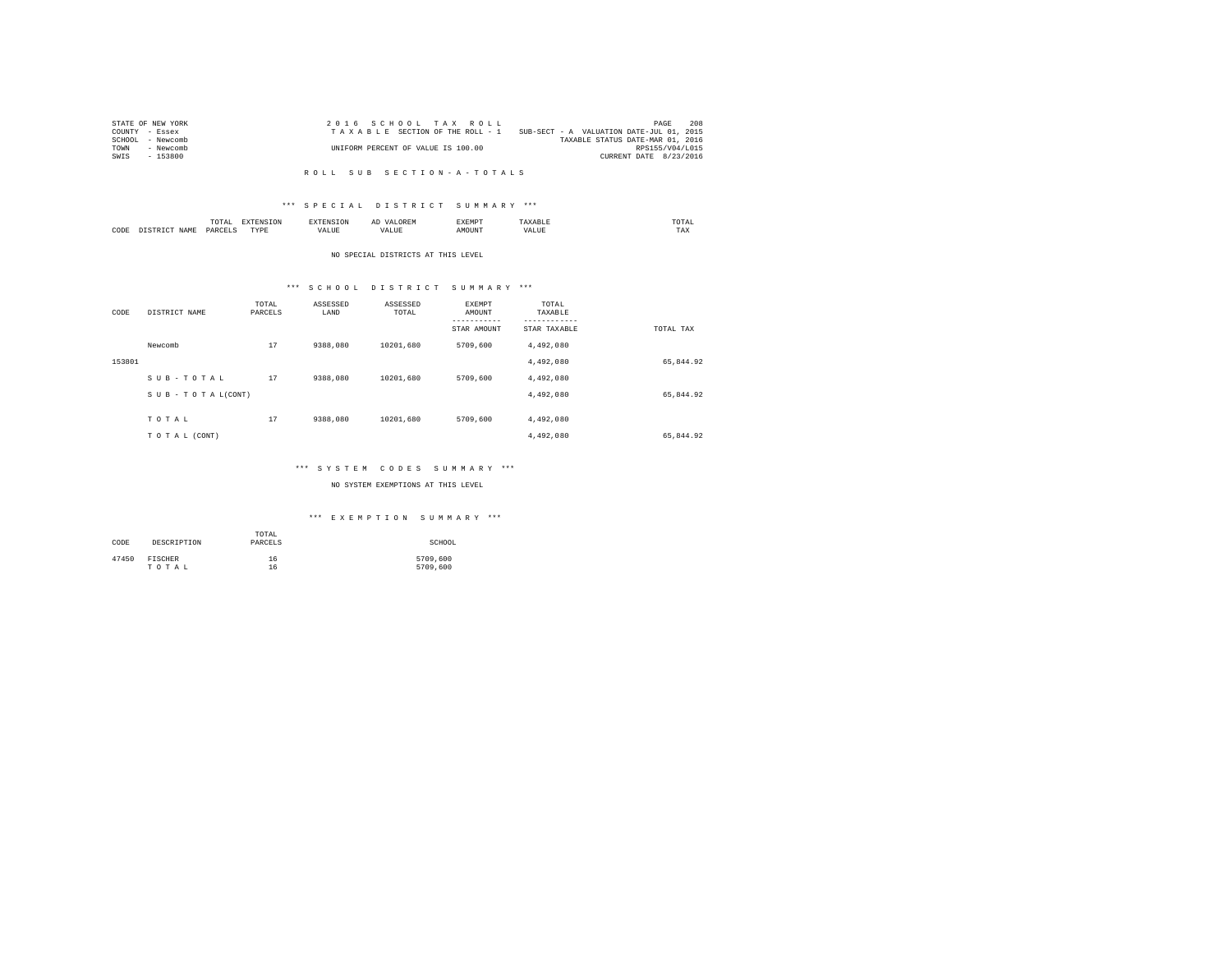STATE OF NEW YORK
COUNTY - Essex
SCHOOL - Newcomb
TOWN - Newcomb
SWIS - 153800

2 0 1 6 S C H O O L T A X R O L L
T A X A B L E SECTION OF THE ROLL - 1
UNIFORM PERCENT OF VALUE IS 100.00

SUB-SECT - A VALUATION DATE-JUL 01, 2015
TAXABLE STATUS DATE-MAR 01, 2016
RPS155/V04/L015
CURRENT DATE 8/23/2016

R O L L S U B S E C T I O N - A - T O T A L S

*** S P E C I A L D I S T R I C T S U M M A R Y ***

| CODE | DISTRICT NAME | TOTAL PARCELS | EXTENSION TYPE | EXTENSION VALUE | AD VALOREM VALUE | EXEMPT AMOUNT | TAXABLE VALUE | TOTAL TAX |
|---|---|---|---|---|---|---|---|---|

NO SPECIAL DISTRICTS AT THIS LEVEL

*** S C H O O L D I S T R I C T S U M M A R Y ***

| CODE | DISTRICT NAME | TOTAL PARCELS | ASSESSED LAND | ASSESSED TOTAL | EXEMPT AMOUNT / STAR AMOUNT | TOTAL TAXABLE / STAR TAXABLE | TOTAL TAX |
|---|---|---|---|---|---|---|---|
| | Newcomb | 17 | 9388,080 | 10201,680 | 5709,600 | 4,492,080 | |
| 153801 | | | | | | 4,492,080 | 65,844.92 |
| | S U B - T O T A L | 17 | 9388,080 | 10201,680 | 5709,600 | 4,492,080 | |
| | S U B - T O T A L(CONT) | | | | | 4,492,080 | 65,844.92 |
| | T O T A L | 17 | 9388,080 | 10201,680 | 5709,600 | 4,492,080 | |
| | T O T A L (CONT) | | | | | 4,492,080 | 65,844.92 |

*** S Y S T E M C O D E S S U M M A R Y ***

NO SYSTEM EXEMPTIONS AT THIS LEVEL

*** E X E M P T I O N S U M M A R Y ***

| CODE | DESCRIPTION | TOTAL PARCELS | SCHOOL |
|---|---|---|---|
| 47450 | FISCHER | 16 | 5709,600 |
| | T O T A L | 16 | 5709,600 |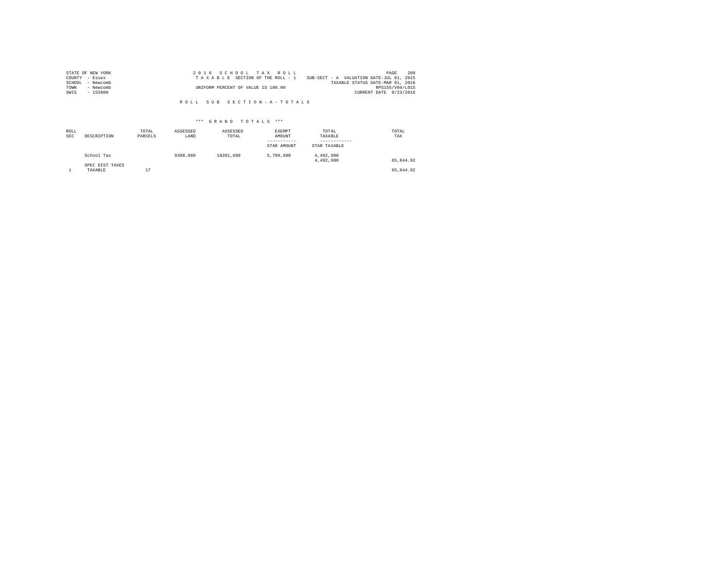STATE OF NEW YORK
COUNTY - Essex
SCHOOL - Newcomb
TOWN - Newcomb
SWIS - 153800

2016 SCHOOL TAX ROLL
TAXABLE SECTION OF THE ROLL - 1
UNIFORM PERCENT OF VALUE IS 100.00

SUB-SECT - A VALUATION DATE-JUL 01, 2015
TAXABLE STATUS DATE-MAR 01, 2016
RPS155/V04/L015
CURRENT DATE 8/23/2016

ROLL SUB SECTION-A-TOTALS

*** GRAND TOTALS ***

| ROLL SEC | DESCRIPTION | TOTAL PARCELS | ASSESSED LAND | ASSESSED TOTAL | EXEMPT AMOUNT<br>-----------<br>STAR AMOUNT | TOTAL TAXABLE<br>------------<br>STAR TAXABLE | TOTAL TAX |
|---|---|---|---|---|---|---|---|
| | School Tax | | 9388,080 | 10201,680 | 5,709,600 | 4,492,080<br>4,492,080 | 65,844.92 |
| | SPEC DIST TAXES | | | | | | |
| 1 | TAXABLE | 17 | | | | | 65,844.92 |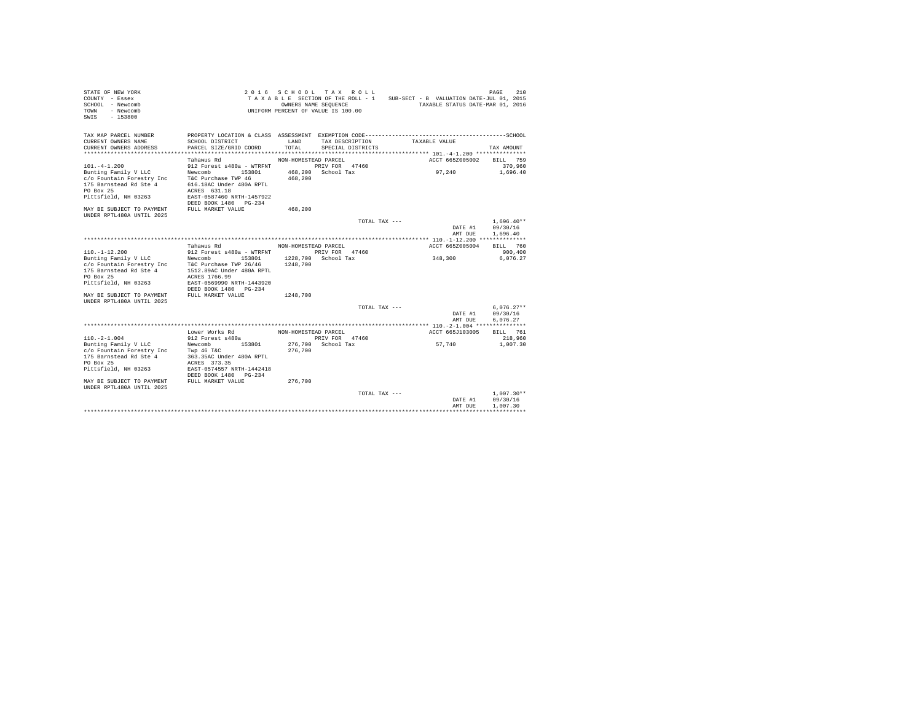STATE OF NEW YORK
COUNTY - Essex
SCHOOL - Newcomb
TOWN - Newcomb
SWIS - 153800

2 0 1 6 S C H O O L T A X R O L L
T A X A B L E SECTION OF THE ROLL - 1 SUB-SECT - B VALUATION DATE-JUL 01, 2015
OWNERS NAME SEQUENCE TAXABLE STATUS DATE-MAR 01, 2016
UNIFORM PERCENT OF VALUE IS 100.00

| TAX MAP PARCEL NUMBER / CURRENT OWNERS NAME / CURRENT OWNERS ADDRESS | PROPERTY LOCATION & CLASS / SCHOOL DISTRICT / PARCEL SIZE/GRID COORD | ASSESSMENT LAND / TOTAL | EXEMPTION CODE / TAX DESCRIPTION / SPECIAL DISTRICTS | TAXABLE VALUE | SCHOOL TAX AMOUNT |
|---|---|---|---|---|---|
| **101.-4-1.200** | Tahawus Rd | NON-HOMESTEAD PARCEL | | ACCT 665Z005002 | BILL 759 |
| 101.-4-1.200 | 912 Forest s480a - WTRFNT | | PRIV FOR 47460 | | 370,960 |
| Bunting Family V LLC | Newcomb 153801 | 468,200 | School Tax | 97,240 | 1,696.40 |
| c/o Fountain Forestry Inc | T&C Purchase TWP 46 | 468,200 | | | |
| 175 Barnstead Rd Ste 4 | 616.18AC Under 480A RPTL | | | | |
| PO Box 25 | ACRES 631.18 | | | | |
| Pittsfield, NH 03263 | EAST-0587460 NRTH-1457922 | | | | |
| | DEED BOOK 1480 PG-234 | | | | |
| MAY BE SUBJECT TO PAYMENT UNDER RPTL480A UNTIL 2025 | FULL MARKET VALUE | 468,200 | | | |
| | | | TOTAL TAX --- | | 1,696.40** |
| | | | | DATE #1 | 09/30/16 |
| | | | | AMT DUE | 1,696.40 |
| **110.-1-12.200** | Tahawus Rd | NON-HOMESTEAD PARCEL | | ACCT 665Z005004 | BILL 760 |
| 110.-1-12.200 | 912 Forest s480a - WTRFNT | | PRIV FOR 47460 | | 900,400 |
| Bunting Family V LLC | Newcomb 153801 | 1228,700 | School Tax | 348,300 | 6,076.27 |
| c/o Fountain Forestry Inc | T&C Purchase TWP 26/46 | 1248,700 | | | |
| 175 Barnstead Rd Ste 4 | 1512.89AC Under 480A RPTL | | | | |
| PO Box 25 | ACRES 1766.99 | | | | |
| Pittsfield, NH 03263 | EAST-0569990 NRTH-1443920 | | | | |
| | DEED BOOK 1480 PG-234 | | | | |
| MAY BE SUBJECT TO PAYMENT UNDER RPTL480A UNTIL 2025 | FULL MARKET VALUE | 1248,700 | | | |
| | | | TOTAL TAX --- | | 6,076.27** |
| | | | | DATE #1 | 09/30/16 |
| | | | | AMT DUE | 6,076.27 |
| **110.-2-1.004** | Lower Works Rd | NON-HOMESTEAD PARCEL | | ACCT 665J103005 | BILL 761 |
| 110.-2-1.004 | 912 Forest s480a | | PRIV FOR 47460 | | 218,960 |
| Bunting Family V LLC | Newcomb 153801 | 276,700 | School Tax | 57,740 | 1,007.30 |
| c/o Fountain Forestry Inc | Twp 46 T&C | 276,700 | | | |
| 175 Barnstead Rd Ste 4 | 363.35AC Under 480A RPTL | | | | |
| PO Box 25 | ACRES 373.35 | | | | |
| Pittsfield, NH 03263 | EAST-0574557 NRTH-1442418 | | | | |
| | DEED BOOK 1480 PG-234 | | | | |
| MAY BE SUBJECT TO PAYMENT UNDER RPTL480A UNTIL 2025 | FULL MARKET VALUE | 276,700 | | | |
| | | | TOTAL TAX --- | | 1,007.30** |
| | | | | DATE #1 | 09/30/16 |
| | | | | AMT DUE | 1,007.30 |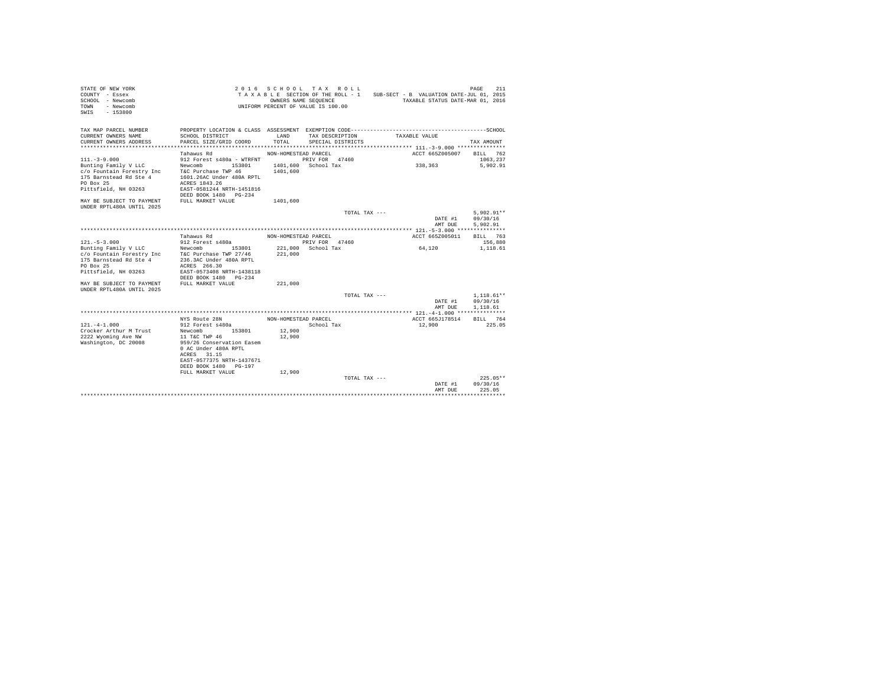STATE OF NEW YORK
COUNTY - Essex
SCHOOL - Newcomb
TOWN - Newcomb
SWIS - 153800

2016 SCHOOL TAX ROLL
TAXABLE SECTION OF THE ROLL - 1
OWNERS NAME SEQUENCE
UNIFORM PERCENT OF VALUE IS 100.00

SUB-SECT - B VALUATION DATE-JUL 01, 2015
TAXABLE STATUS DATE-MAR 01, 2016

| TAX MAP PARCEL NUMBER / CURRENT OWNERS NAME / CURRENT OWNERS ADDRESS | PROPERTY LOCATION & CLASS / SCHOOL DISTRICT / PARCEL SIZE/GRID COORD | ASSESSMENT LAND / TOTAL | EXEMPTION CODE / TAX DESCRIPTION / SPECIAL DISTRICTS | TAXABLE VALUE | TAX AMOUNT |
|---|---|---|---|---|---|
| **111.-3-9.000** | Tahawus Rd | NON-HOMESTEAD PARCEL | | ACCT 665Z005007 | BILL 762 |
| 111.-3-9.000 | 912 Forest s480a - WTRFNT | | PRIV FOR 47460 | | 1063,237 |
| Bunting Family V LLC | Newcomb 153801 | 1401,600 | School Tax | 338,363 | 5,902.91 |
| c/o Fountain Forestry Inc | T&C Purchase TWP 46 | 1401,600 | | | |
| 175 Barnstead Rd Ste 4 | 1601.26AC Under 480A RPTL | | | | |
| PO Box 25 | ACRES 1843.26 | | | | |
| Pittsfield, NH 03263 | EAST-0581244 NRTH-1451816 | | | | |
| | DEED BOOK 1480 PG-234 | | | | |
| MAY BE SUBJECT TO PAYMENT UNDER RPTL480A UNTIL 2025 | FULL MARKET VALUE | 1401,600 | | | |
| | | | TOTAL TAX --- | | 5,902.91** |
| | | | | DATE #1 | 09/30/16 |
| | | | | AMT DUE | 5,902.91 |
| **121.-5-3.000** | Tahawus Rd | NON-HOMESTEAD PARCEL | | ACCT 665Z005011 | BILL 763 |
| 121.-5-3.000 | 912 Forest s480a | | PRIV FOR 47460 | | 156,880 |
| Bunting Family V LLC | Newcomb 153801 | 221,000 | School Tax | 64,120 | 1,118.61 |
| c/o Fountain Forestry Inc | T&C Purchase TWP 27/46 | 221,000 | | | |
| 175 Barnstead Rd Ste 4 | 236.3AC Under 480A RPTL | | | | |
| PO Box 25 | ACRES 266.30 | | | | |
| Pittsfield, NH 03263 | EAST-0573408 NRTH-1438118 | | | | |
| | DEED BOOK 1480 PG-234 | | | | |
| MAY BE SUBJECT TO PAYMENT UNDER RPTL480A UNTIL 2025 | FULL MARKET VALUE | 221,000 | | | |
| | | | TOTAL TAX --- | | 1,118.61** |
| | | | | DATE #1 | 09/30/16 |
| | | | | AMT DUE | 1,118.61 |
| **121.-4-1.000** | NYS Route 28N | NON-HOMESTEAD PARCEL | | ACCT 665J178514 | BILL 764 |
| 121.-4-1.000 | 912 Forest s480a | | School Tax | 12,900 | 225.05 |
| Crocker Arthur M Trust | Newcomb 153801 | 12,900 | | | |
| 2222 Wyoming Ave NW | 11 T&C TWP 46 | 12,900 | | | |
| Washington, DC 20008 | 959/26 Conservation Easem | | | | |
| | 0 AC Under 480A RPTL | | | | |
| | ACRES 31.15 | | | | |
| | EAST-0577375 NRTH-1437671 | | | | |
| | DEED BOOK 1480 PG-197 | | | | |
| | FULL MARKET VALUE | 12,900 | | | |
| | | | TOTAL TAX --- | | 225.05** |
| | | | | DATE #1 | 09/30/16 |
| | | | | AMT DUE | 225.05 |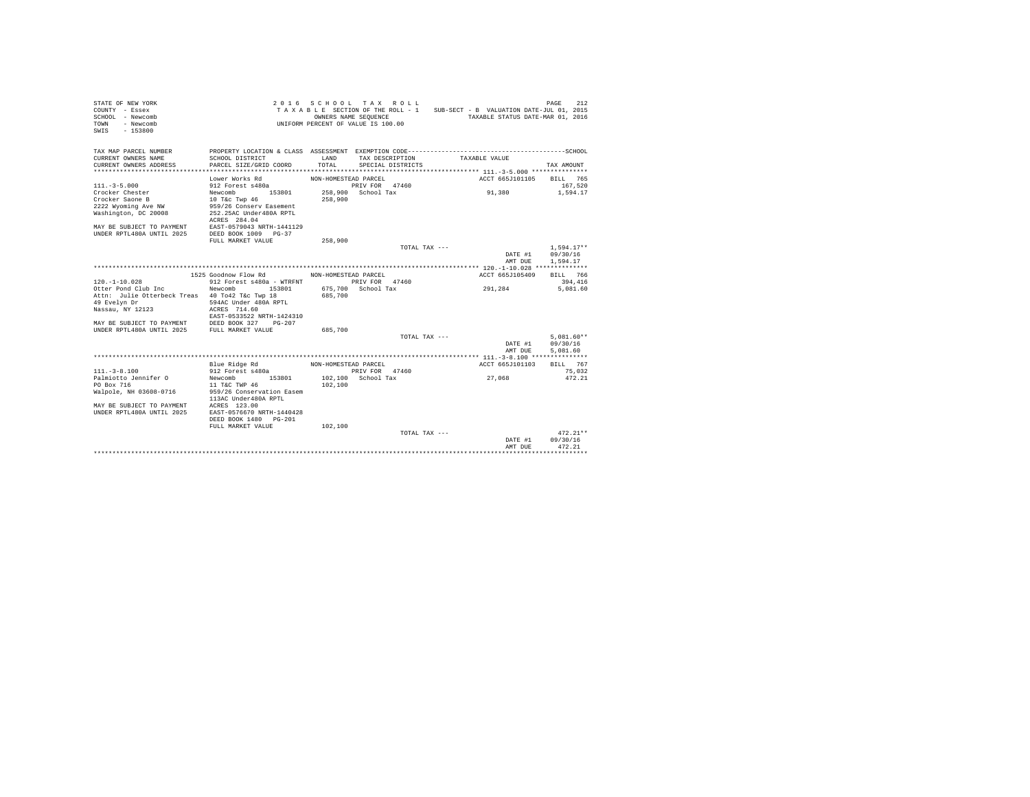STATE OF NEW YORK
COUNTY - Essex
SCHOOL - Newcomb
TOWN - Newcomb
SWIS - 153800

2 0 1 6 S C H O O L T A X R O L L
T A X A B L E SECTION OF THE ROLL - 1 SUB-SECT - B VALUATION DATE-JUL 01, 2015
OWNERS NAME SEQUENCE TAXABLE STATUS DATE-MAR 01, 2016
UNIFORM PERCENT OF VALUE IS 100.00

| TAX MAP PARCEL NUMBER / CURRENT OWNERS NAME / CURRENT OWNERS ADDRESS | PROPERTY LOCATION & CLASS / SCHOOL DISTRICT / PARCEL SIZE/GRID COORD | ASSESSMENT LAND / TOTAL | EXEMPTION CODE / TAX DESCRIPTION / SPECIAL DISTRICTS | TAXABLE VALUE | TAX AMOUNT |
|---|---|---|---|---|---|
| 111.-3-5.000 | Lower Works Rd | NON-HOMESTEAD PARCEL | | ACCT 665J101105 | BILL 765 |
| Crocker Chester | 912 Forest s480a | | PRIV FOR 47460 | | 167,520 |
| Crocker Saone B | Newcomb 153801 | 258,900 | School Tax | 91,380 | 1,594.17 |
| 2222 Wyoming Ave NW | 10 T&c Twp 46 | 258,900 | | | |
| Washington, DC 20008 | 959/26 Conserv Easement | | | | |
| | 252.25AC Under480A RPTL | | | | |
| | ACRES 284.04 | | | | |
| MAY BE SUBJECT TO PAYMENT | EAST-0579043 NRTH-1441129 | | | | |
| UNDER RPTL480A UNTIL 2025 | DEED BOOK 1009 PG-37 | | | | |
| | FULL MARKET VALUE | 258,900 | | | |
| | | | TOTAL TAX --- | | 1,594.17** |
| | | | | DATE #1 | 09/30/16 |
| | | | | AMT DUE | 1,594.17 |
| 120.-1-10.028 | 1525 Goodnow Flow Rd | NON-HOMESTEAD PARCEL | | ACCT 665J105409 | BILL 766 |
| Otter Pond Club Inc | 912 Forest s480a - WTRFNT | | PRIV FOR 47460 | | 394,416 |
| Attn: Julie Otterbeck Treas | Newcomb 153801 | 675,700 | School Tax | 291,284 | 5,081.60 |
| 49 Evelyn Dr | 40 To42 T&c Twp 18 | 685,700 | | | |
| Nassau, NY 12123 | 594AC Under 480A RPTL | | | | |
| | ACRES 714.60 | | | | |
| | EAST-0533522 NRTH-1424310 | | | | |
| MAY BE SUBJECT TO PAYMENT | DEED BOOK 327 PG-207 | | | | |
| UNDER RPTL480A UNTIL 2025 | FULL MARKET VALUE | 685,700 | | | |
| | | | TOTAL TAX --- | | 5,081.60** |
| | | | | DATE #1 | 09/30/16 |
| | | | | AMT DUE | 5,081.60 |
| 111.-3-8.100 | Blue Ridge Rd | NON-HOMESTEAD PARCEL | | ACCT 665J101103 | BILL 767 |
| Palmiotto Jennifer O | 912 Forest s480a | | PRIV FOR 47460 | | 75,032 |
| PO Box 716 | Newcomb 153801 | 102,100 | School Tax | 27,068 | 472.21 |
| Walpole, NH 03608-0716 | 11 T&C TWP 46 | 102,100 | | | |
| | 959/26 Conservation Easem | | | | |
| | 113AC Under480A RPTL | | | | |
| MAY BE SUBJECT TO PAYMENT | ACRES 123.00 | | | | |
| UNDER RPTL480A UNTIL 2025 | EAST-0576670 NRTH-1440428 | | | | |
| | DEED BOOK 1480 PG-201 | | | | |
| | FULL MARKET VALUE | 102,100 | | | |
| | | | TOTAL TAX --- | | 472.21** |
| | | | | DATE #1 | 09/30/16 |
| | | | | AMT DUE | 472.21 |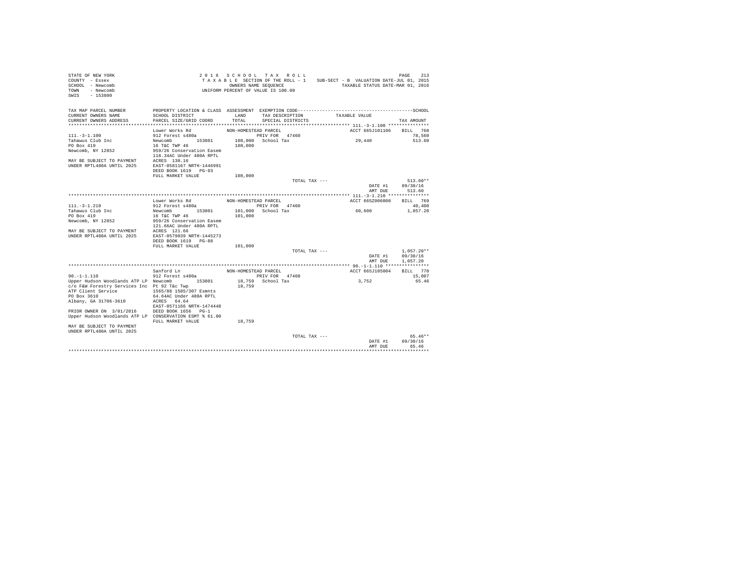STATE OF NEW YORK
COUNTY - Essex
SCHOOL - Newcomb
TOWN - Newcomb
SWIS - 153800

2016 SCHOOL TAX ROLL
TAXABLE SECTION OF THE ROLL - 1
OWNERS NAME SEQUENCE
UNIFORM PERCENT OF VALUE IS 100.00

SUB-SECT - B VALUATION DATE-JUL 01, 2015
TAXABLE STATUS DATE-MAR 01, 2016

| TAX MAP PARCEL NUMBER / CURRENT OWNERS NAME / CURRENT OWNERS ADDRESS | PROPERTY LOCATION & CLASS / SCHOOL DISTRICT / PARCEL SIZE/GRID COORD | ASSESSMENT LAND / TOTAL | EXEMPTION CODE / TAX DESCRIPTION / SPECIAL DISTRICTS | TAXABLE VALUE | TAX AMOUNT |
|---|---|---|---|---|---|
| **111.-3-1.100** | Lower Works Rd | NON-HOMESTEAD PARCEL | | ACCT 665J101106 | BILL 768 |
| 111.-3-1.100 | 912 Forest s480a | | PRIV FOR 47460 | | 78,560 |
| Tahawus Club Inc | Newcomb 153801 | 108,000 | School Tax | 29,440 | 513.60 |
| PO Box 419 | 16 T&C TWP 46 | 108,000 | | | |
| Newcomb, NY 12852 | 959/26 Conservation Easem | | | | |
| | 118.34AC Under 480A RPTL | | | | |
| MAY BE SUBJECT TO PAYMENT | ACRES 130.16 | | | | |
| UNDER RPTL480A UNTIL 2025 | EAST-0581167 NRTH-1446991 | | | | |
| | DEED BOOK 1619 PG-93 | | | | |
| | FULL MARKET VALUE | 108,000 | | | |
| | | | TOTAL TAX --- | | 513.60** |
| | | | | DATE #1 | 09/30/16 |
| | | | | AMT DUE | 513.60 |
| **111.-3-1.210** | Lower Works Rd | NON-HOMESTEAD PARCEL | | ACCT 665Z006008 | BILL 769 |
| 111.-3-1.210 | 912 Forest s480a | | PRIV FOR 47460 | | 40,400 |
| Tahawus Club Inc | Newcomb 153801 | 101,000 | School Tax | 60,600 | 1,057.20 |
| PO Box 419 | 16 T&C TWP 46 | 101,000 | | | |
| Newcomb, NY 12852 | 959/26 Conservation Easem | | | | |
| | 121.66AC Under 480A RPTL | | | | |
| MAY BE SUBJECT TO PAYMENT | ACRES 121.66 | | | | |
| UNDER RPTL480A UNTIL 2025 | EAST-0579039 NRTH-1445273 | | | | |
| | DEED BOOK 1619 PG-88 | | | | |
| | FULL MARKET VALUE | 101,000 | | | |
| | | | TOTAL TAX --- | | 1,057.20** |
| | | | | DATE #1 | 09/30/16 |
| | | | | AMT DUE | 1,057.20 |
| **90.-1-1.110** | Sanford Ln | NON-HOMESTEAD PARCEL | | ACCT 665J105004 | BILL 770 |
| 90.-1-1.110 | 912 Forest s480a | | PRIV FOR 47460 | | 15,007 |
| Upper Hudson Woodlands ATP LP | Newcomb 153801 | 18,759 | School Tax | 3,752 | 65.46 |
| c/o F&W Forestry Services Inc | Pt 92 T&c Twp | 18,759 | | | |
| ATP Client Service | 1565/88 1585/307 Esmnts | | | | |
| PO Box 3610 | 64.64AC Under 480A RPTL | | | | |
| Albany, GA 31706-3610 | ACRES 64.64 | | | | |
| | EAST-0571166 NRTH-1474448 | | | | |
| PRIOR OWNER ON 3/01/2016 | DEED BOOK 1656 PG-1 | | | | |
| Upper Hudson Woodlands ATP LP | CONSERVATION ESMT % 61.00 | | | | |
| | FULL MARKET VALUE | 18,759 | | | |
| MAY BE SUBJECT TO PAYMENT | | | | | |
| UNDER RPTL480A UNTIL 2025 | | | | | |
| | | | TOTAL TAX --- | | 65.46** |
| | | | | DATE #1 | 09/30/16 |
| | | | | AMT DUE | 65.46 |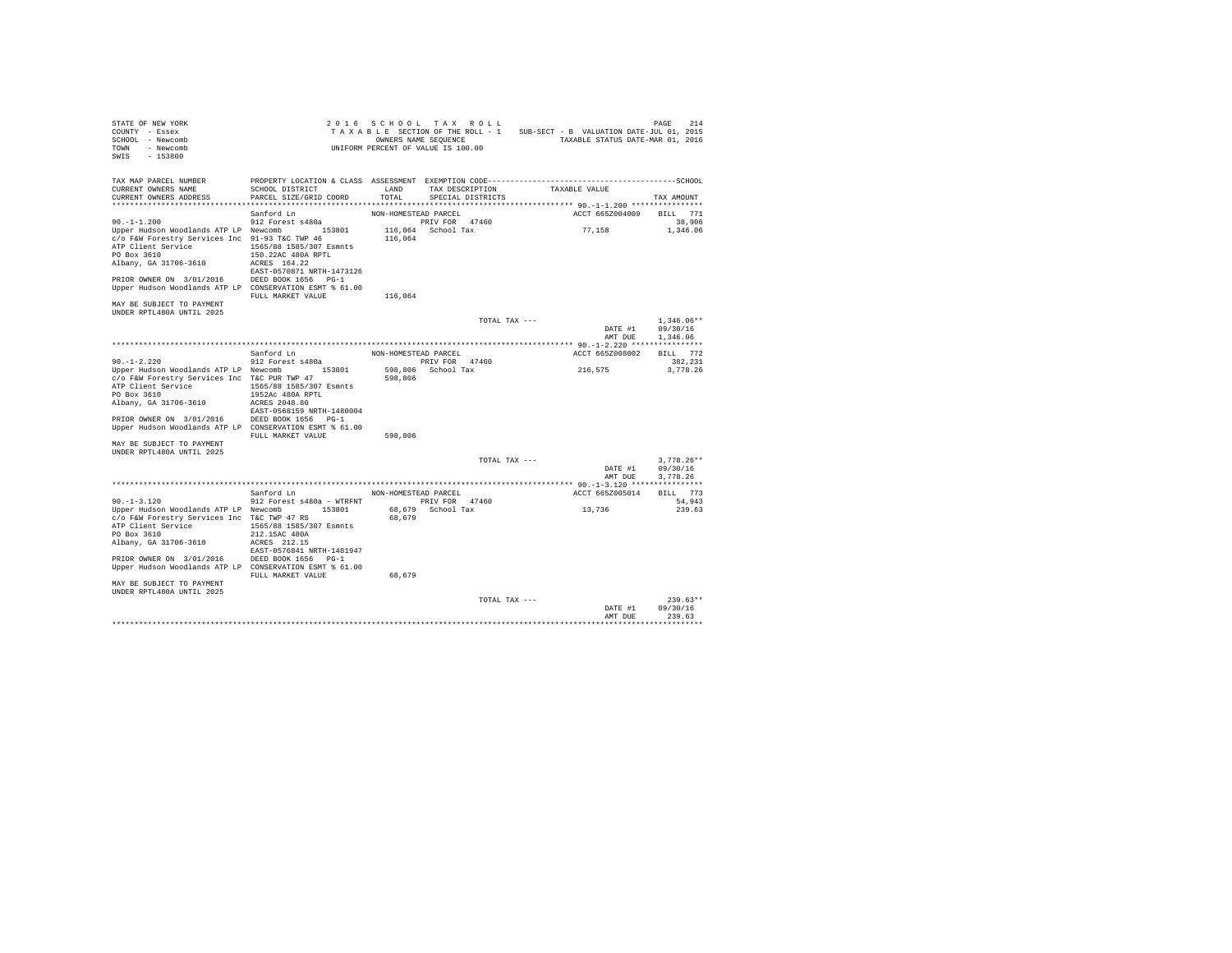STATE OF NEW YORK
COUNTY - Essex
SCHOOL - Newcomb
TOWN - Newcomb
SWIS - 153800

2016 SCHOOL TAX ROLL
TAXABLE SECTION OF THE ROLL - 1
OWNERS NAME SEQUENCE
UNIFORM PERCENT OF VALUE IS 100.00

SUB-SECT - B VALUATION DATE-JUL 01, 2015
TAXABLE STATUS DATE-MAR 01, 2016

| TAX MAP PARCEL NUMBER / CURRENT OWNERS NAME / CURRENT OWNERS ADDRESS | PROPERTY LOCATION & CLASS / SCHOOL DISTRICT / PARCEL SIZE/GRID COORD | ASSESSMENT LAND / TOTAL | EXEMPTION CODE / TAX DESCRIPTION / SPECIAL DISTRICTS | TAXABLE VALUE | TAX AMOUNT |
|---|---|---|---|---|---|
| 90.-1-1.200 | Sanford Ln | NON-HOMESTEAD PARCEL | | ACCT 665Z004009 | BILL 771 |
| | 912 Forest s480a | | PRIV FOR 47460 | | 38,906 |
| Upper Hudson Woodlands ATP LP | Newcomb 153801 | 116,064 | School Tax | 77,158 | 1,346.06 |
| c/o F&W Forestry Services Inc | 91-93 T&C TWP 46 | 116,064 | | | |
| ATP Client Service | 1565/88 1585/307 Esmnts | | | | |
| PO Box 3610 | 150.22AC 480A RPTL | | | | |
| Albany, GA 31706-3610 | ACRES 164.22 | | | | |
| | EAST-0570871 NRTH-1473126 | | | | |
| PRIOR OWNER ON 3/01/2016 | DEED BOOK 1656 PG-1 | | | | |
| Upper Hudson Woodlands ATP LP | CONSERVATION ESMT % 61.00 | | | | |
| | FULL MARKET VALUE | 116,064 | | | |
| MAY BE SUBJECT TO PAYMENT UNDER RPTL480A UNTIL 2025 | | | | | |
| | | | TOTAL TAX --- | | 1,346.06** |
| | | | | DATE #1 | 09/30/16 |
| | | | | AMT DUE | 1,346.06 |
| 90.-1-2.220 | Sanford Ln | NON-HOMESTEAD PARCEL | | ACCT 665Z008002 | BILL 772 |
| | 912 Forest s480a | | PRIV FOR 47460 | | 382,231 |
| Upper Hudson Woodlands ATP LP | Newcomb 153801 | 598,806 | School Tax | 216,575 | 3,778.26 |
| c/o F&W Forestry Services Inc | T&C PUR TWP 47 | 598,806 | | | |
| ATP Client Service | 1565/88 1585/307 Esmnts | | | | |
| PO Box 3610 | 1952Ac 480A RPTL | | | | |
| Albany, GA 31706-3610 | ACRES 2048.80 | | | | |
| | EAST-0568159 NRTH-1480004 | | | | |
| PRIOR OWNER ON 3/01/2016 | DEED BOOK 1656 PG-1 | | | | |
| Upper Hudson Woodlands ATP LP | CONSERVATION ESMT % 61.00 | | | | |
| | FULL MARKET VALUE | 598,806 | | | |
| MAY BE SUBJECT TO PAYMENT UNDER RPTL480A UNTIL 2025 | | | | | |
| | | | TOTAL TAX --- | | 3,778.26** |
| | | | | DATE #1 | 09/30/16 |
| | | | | AMT DUE | 3,778.26 |
| 90.-1-3.120 | Sanford Ln | NON-HOMESTEAD PARCEL | | ACCT 665Z005014 | BILL 773 |
| | 912 Forest s480a - WTRFNT | | PRIV FOR 47460 | | 54,943 |
| Upper Hudson Woodlands ATP LP | Newcomb 153801 | 68,679 | School Tax | 13,736 | 239.63 |
| c/o F&W Forestry Services Inc | T&C TWP 47 RS | 68,679 | | | |
| ATP Client Service | 1565/88 1585/307 Esmnts | | | | |
| PO Box 3610 | 212.15AC 480A | | | | |
| Albany, GA 31706-3610 | ACRES 212.15 | | | | |
| | EAST-0576841 NRTH-1481947 | | | | |
| PRIOR OWNER ON 3/01/2016 | DEED BOOK 1656 PG-1 | | | | |
| Upper Hudson Woodlands ATP LP | CONSERVATION ESMT % 61.00 | | | | |
| | FULL MARKET VALUE | 68,679 | | | |
| MAY BE SUBJECT TO PAYMENT UNDER RPTL480A UNTIL 2025 | | | | | |
| | | | TOTAL TAX --- | | 239.63** |
| | | | | DATE #1 | 09/30/16 |
| | | | | AMT DUE | 239.63 |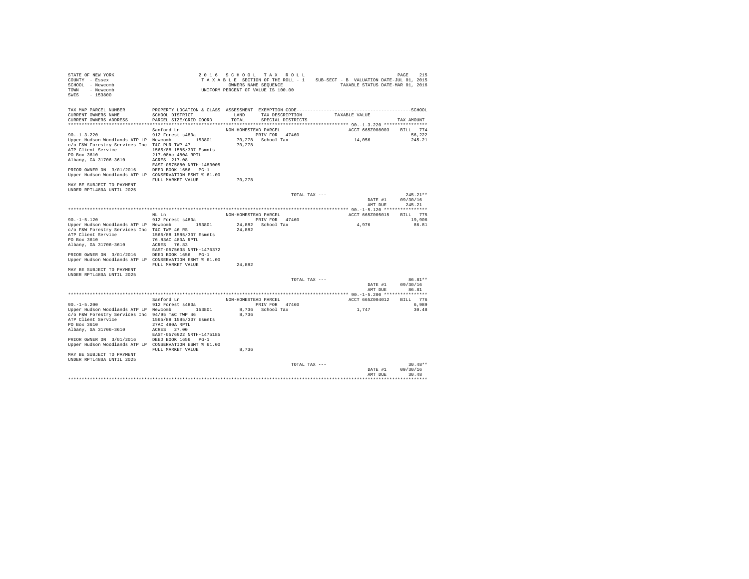```
STATE OF NEW YORK                          2 0 1 6   S C H O O L   T A X   R O L L                                  PAGE   215
COUNTY  - Essex                            T A X A B L E SECTION OF THE ROLL - 1    SUB-SECT - B  VALUATION DATE-JUL 01, 2015
SCHOOL  - Newcomb                                  OWNERS NAME SEQUENCE                   TAXABLE STATUS DATE-MAR 01, 2016
TOWN    - Newcomb                          UNIFORM PERCENT OF VALUE IS 100.00
SWIS    - 153800

TAX MAP PARCEL NUMBER          PROPERTY LOCATION & CLASS  ASSESSMENT  EXEMPTION CODE------------------------------------------SCHOOL
CURRENT OWNERS NAME            SCHOOL DISTRICT              LAND      TAX DESCRIPTION            TAXABLE VALUE
CURRENT OWNERS ADDRESS         PARCEL SIZE/GRID COORD       TOTAL     SPECIAL DISTRICTS                                 TAX AMOUNT
************************************************************************************************* 90.-1-3.220 ****************
                               Sanford Ln                 NON-HOMESTEAD PARCEL                       ACCT 665Z008003    BILL   774
90.-1-3.220                    912 Forest s480a                     PRIV FOR   47460                                         56,222
Upper Hudson Woodlands ATP LP  Newcomb        153801      70,278  School Tax                       14,056                 245.21
c/o F&W Forestry Services Inc  T&C PUR TWP 47             70,278
ATP Client Service             1565/88 1585/307 Esmnts
PO Box 3610                    217.08Ac 480A RPTL
Albany, GA 31706-3610          ACRES  217.08
                               EAST-0575880 NRTH-1483005
PRIOR OWNER ON  3/01/2016      DEED BOOK 1656   PG-1
Upper Hudson Woodlands ATP LP  CONSERVATION ESMT % 61.00
                               FULL MARKET VALUE          70,278
MAY BE SUBJECT TO PAYMENT
UNDER RPTL480A UNTIL 2025
                                                                          TOTAL TAX ---                                  245.21**
                                                                                                     DATE #1       09/30/16
                                                                                                     AMT DUE         245.21
************************************************************************************************* 90.-1-5.120 ****************
                               NL Ln                      NON-HOMESTEAD PARCEL                       ACCT 665Z005015    BILL   775
90.-1-5.120                    912 Forest s480a                     PRIV FOR   47460                                         19,906
Upper Hudson Woodlands ATP LP  Newcomb        153801      24,882  School Tax                        4,976                  86.81
c/o F&W Forestry Services Inc  T&C TWP 46 RS              24,882
ATP Client Service             1565/88 1585/307 Esmnts
PO Box 3610                    76.83AC 480A RPTL
Albany, GA 31706-3610          ACRES   76.83
                               EAST-0575638 NRTH-1476372
PRIOR OWNER ON  3/01/2016      DEED BOOK 1656   PG-1
Upper Hudson Woodlands ATP LP  CONSERVATION ESMT % 61.00
                               FULL MARKET VALUE          24,882
MAY BE SUBJECT TO PAYMENT
UNDER RPTL480A UNTIL 2025
                                                                          TOTAL TAX ---                                   86.81**
                                                                                                     DATE #1       09/30/16
                                                                                                     AMT DUE          86.81
************************************************************************************************* 90.-1-5.200 ****************
                               Sanford Ln                 NON-HOMESTEAD PARCEL                       ACCT 665Z004012    BILL   776
90.-1-5.200                    912 Forest s480a                     PRIV FOR   47460                                          6,989
Upper Hudson Woodlands ATP LP  Newcomb        153801       8,736  School Tax                        1,747                  30.48
c/o F&W Forestry Services Inc  94/95 T&C TWP 46            8,736
ATP Client Service             1565/88 1585/307 Esmnts
PO Box 3610                    27AC 480A RPTL
Albany, GA 31706-3610          ACRES   27.00
                               EAST-0576922 NRTH-1475185
PRIOR OWNER ON  3/01/2016      DEED BOOK 1656   PG-1
Upper Hudson Woodlands ATP LP  CONSERVATION ESMT % 61.00
                               FULL MARKET VALUE           8,736
MAY BE SUBJECT TO PAYMENT
UNDER RPTL480A UNTIL 2025
                                                                          TOTAL TAX ---                                   30.48**
                                                                                                     DATE #1       09/30/16
                                                                                                     AMT DUE          30.48
*******************************************************************************************************************************
```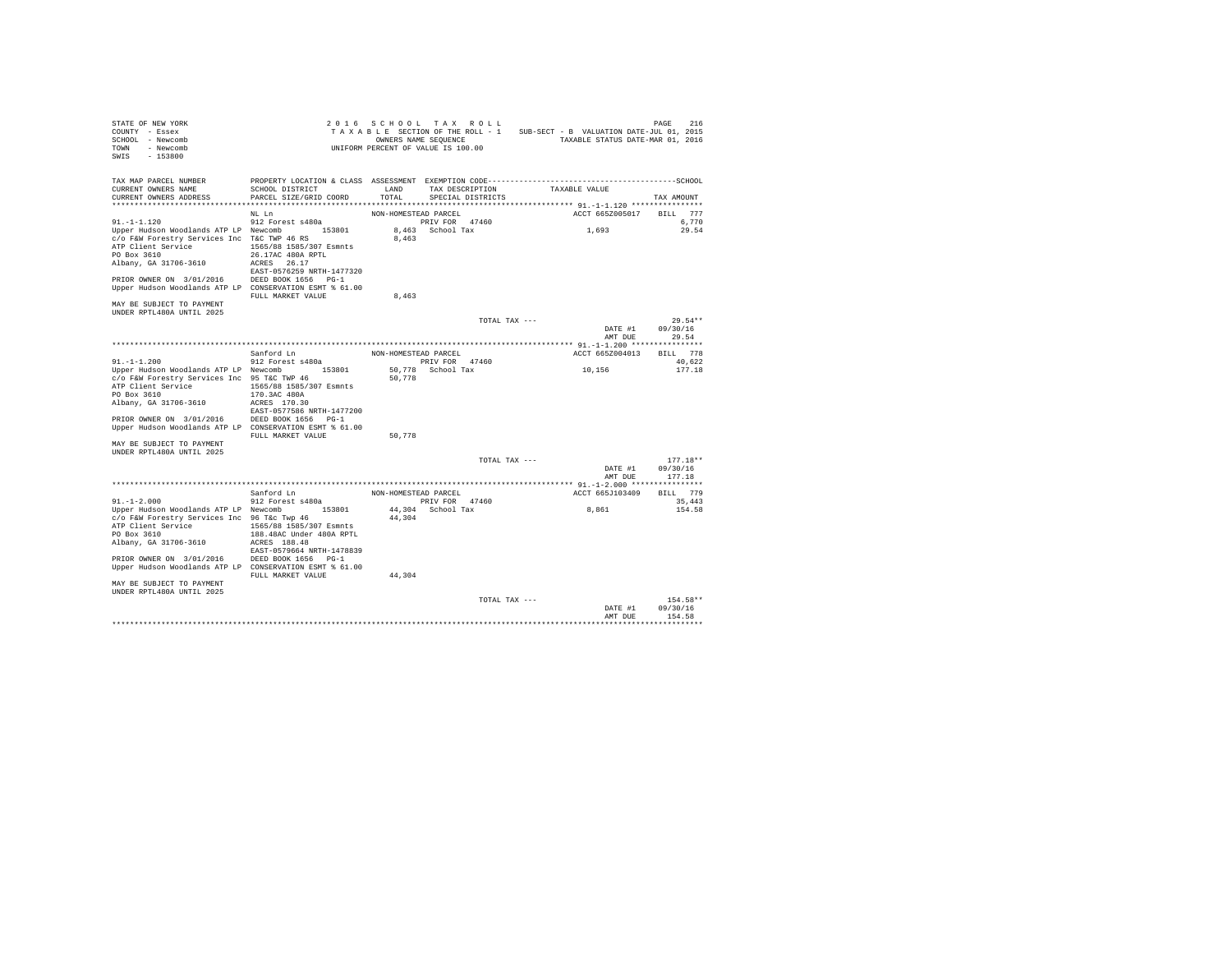```
STATE OF NEW YORK                        2 0 1 6   S C H O O L   T A X   R O L L                                   PAGE    216
COUNTY  - Essex                          T A X A B L E  SECTION OF THE ROLL - 1    SUB-SECT - B  VALUATION DATE-JUL 01, 2015
SCHOOL  - Newcomb                                  OWNERS NAME SEQUENCE                     TAXABLE STATUS DATE-MAR 01, 2016
TOWN    - Newcomb                          UNIFORM PERCENT OF VALUE IS 100.00
SWIS    - 153800

TAX MAP PARCEL NUMBER          PROPERTY LOCATION & CLASS  ASSESSMENT  EXEMPTION CODE----------------------------------------------SCHOOL
CURRENT OWNERS NAME            SCHOOL DISTRICT              LAND      TAX DESCRIPTION            TAXABLE VALUE
CURRENT OWNERS ADDRESS         PARCEL SIZE/GRID COORD       TOTAL     SPECIAL DISTRICTS                                   TAX AMOUNT
*********************************************************************************************** 91.-1-1.120 ****************
                               NL Ln                       NON-HOMESTEAD PARCEL                     ACCT 665Z005017    BILL  777
91.-1-1.120                    912 Forest s480a                       PRIV FOR   47460                                      6,770
Upper Hudson Woodlands ATP LP  Newcomb        153801         8,463   School Tax                         1,693              29.54
c/o F&W Forestry Services Inc  T&C TWP 46 RS                 8,463
ATP Client Service             1565/88 1585/307 Esmnts
PO Box 3610                    26.17AC 480A RPTL
Albany, GA 31706-3610          ACRES  26.17
                               EAST-0576259 NRTH-1477320
PRIOR OWNER ON  3/01/2016      DEED BOOK 1656   PG-1
Upper Hudson Woodlands ATP LP  CONSERVATION ESMT % 61.00
                               FULL MARKET VALUE             8,463
MAY BE SUBJECT TO PAYMENT
UNDER RPTL480A UNTIL 2025
                                                                              TOTAL TAX ---                                29.54**
                                                                                                       DATE #1      09/30/16
                                                                                                       AMT DUE         29.54
*********************************************************************************************** 91.-1-1.200 ****************
                               Sanford Ln                  NON-HOMESTEAD PARCEL                     ACCT 665Z004013    BILL  778
91.-1-1.200                    912 Forest s480a                       PRIV FOR   47460                                     40,622
Upper Hudson Woodlands ATP LP  Newcomb        153801        50,778   School Tax                        10,156             177.18
c/o F&W Forestry Services Inc  95 T&C TWP 46                50,778
ATP Client Service             1565/88 1585/307 Esmnts
PO Box 3610                    170.3AC 480A
Albany, GA 31706-3610          ACRES 170.30
                               EAST-0577586 NRTH-1477200
PRIOR OWNER ON  3/01/2016      DEED BOOK 1656   PG-1
Upper Hudson Woodlands ATP LP  CONSERVATION ESMT % 61.00
                               FULL MARKET VALUE            50,778
MAY BE SUBJECT TO PAYMENT
UNDER RPTL480A UNTIL 2025
                                                                              TOTAL TAX ---                               177.18**
                                                                                                       DATE #1      09/30/16
                                                                                                       AMT DUE        177.18
*********************************************************************************************** 91.-1-2.000 ****************
                               Sanford Ln                  NON-HOMESTEAD PARCEL                     ACCT 665J103409    BILL  779
91.-1-2.000                    912 Forest s480a                       PRIV FOR   47460                                     35,443
Upper Hudson Woodlands ATP LP  Newcomb        153801        44,304   School Tax                         8,861             154.58
c/o F&W Forestry Services Inc  96 T&c Twp 46                44,304
ATP Client Service             1565/88 1585/307 Esmnts
PO Box 3610                    188.48AC Under 480A RPTL
Albany, GA 31706-3610          ACRES 188.48
                               EAST-0579664 NRTH-1478839
PRIOR OWNER ON  3/01/2016      DEED BOOK 1656   PG-1
Upper Hudson Woodlands ATP LP  CONSERVATION ESMT % 61.00
                               FULL MARKET VALUE            44,304
MAY BE SUBJECT TO PAYMENT
UNDER RPTL480A UNTIL 2025
                                                                              TOTAL TAX ---                               154.58**
                                                                                                       DATE #1      09/30/16
                                                                                                       AMT DUE        154.58
****************************************************************************************************************************
```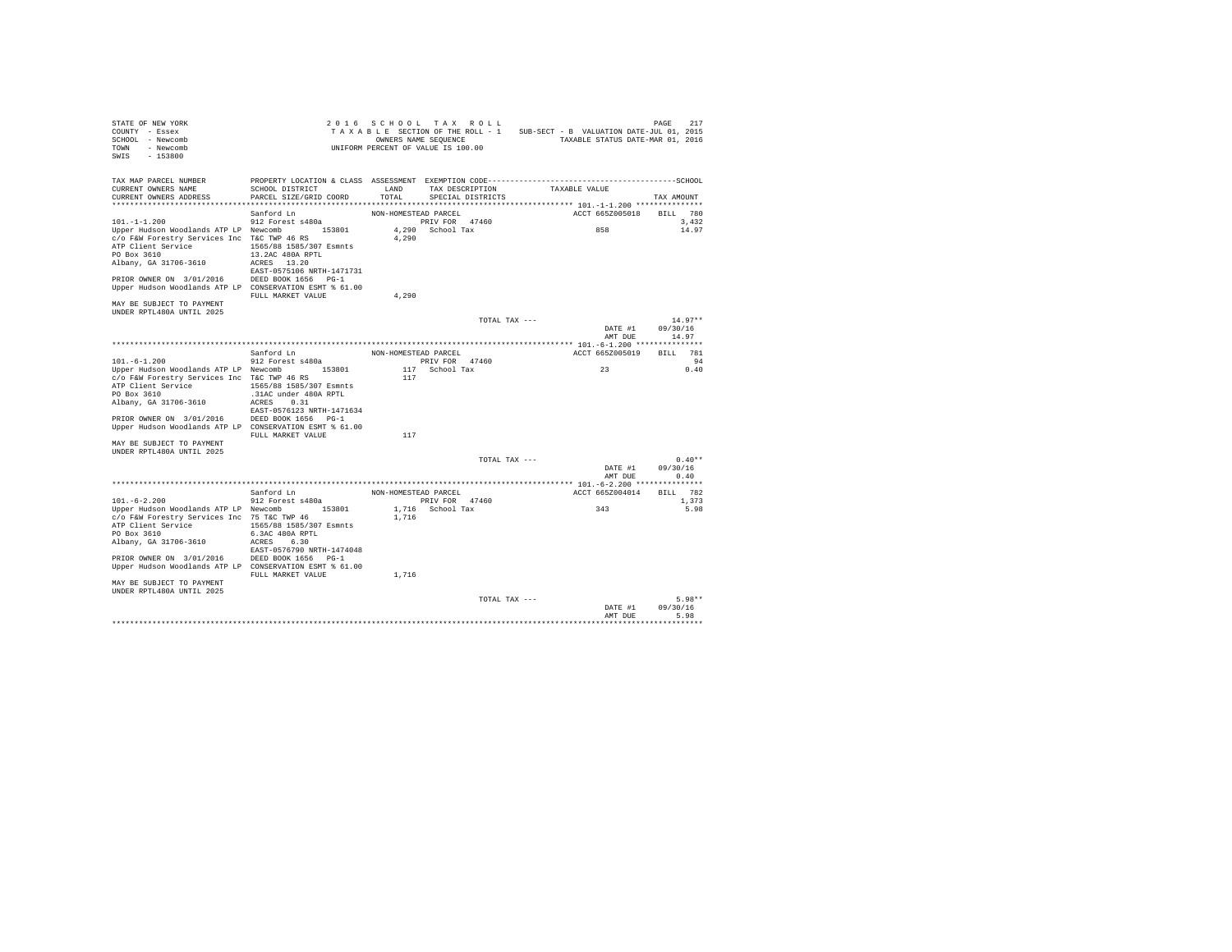STATE OF NEW YORK
COUNTY - Essex
SCHOOL - Newcomb
TOWN - Newcomb
SWIS - 153800

2016 SCHOOL TAX ROLL
TAXABLE SECTION OF THE ROLL - 1 SUB-SECT - B VALUATION DATE-JUL 01, 2015
OWNERS NAME SEQUENCE TAXABLE STATUS DATE-MAR 01, 2016
UNIFORM PERCENT OF VALUE IS 100.00

| TAX MAP PARCEL NUMBER / CURRENT OWNERS NAME / CURRENT OWNERS ADDRESS | PROPERTY LOCATION & CLASS / SCHOOL DISTRICT / PARCEL SIZE/GRID COORD | ASSESSMENT LAND / TOTAL | EXEMPTION CODE / TAX DESCRIPTION / SPECIAL DISTRICTS | TAXABLE VALUE | TAX AMOUNT |
|---|---|---|---|---|---|
| **101.-1-1.200** | Sanford Ln | NON-HOMESTEAD PARCEL | | ACCT 665Z005018 | BILL 780 |
| 101.-1-1.200 | 912 Forest s480a | | PRIV FOR 47460 | | 3,432 |
| Upper Hudson Woodlands ATP LP | Newcomb 153801 | 4,290 | School Tax | 858 | 14.97 |
| c/o F&W Forestry Services Inc | T&C TWP 46 RS | 4,290 | | | |
| ATP Client Service | 1565/88 1585/307 Esmnts | | | | |
| PO Box 3610 | 13.2AC 480A RPTL | | | | |
| Albany, GA 31706-3610 | ACRES 13.20 | | | | |
| | EAST-0575106 NRTH-1471731 | | | | |
| PRIOR OWNER ON 3/01/2016 | DEED BOOK 1656 PG-1 | | | | |
| Upper Hudson Woodlands ATP LP | CONSERVATION ESMT % 61.00 | | | | |
| | FULL MARKET VALUE | 4,290 | | | |
| MAY BE SUBJECT TO PAYMENT UNDER RPTL480A UNTIL 2025 | | | | | |
| | | | TOTAL TAX --- | | 14.97** |
| | | | | DATE #1 | 09/30/16 |
| | | | | AMT DUE | 14.97 |
| **101.-6-1.200** | Sanford Ln | NON-HOMESTEAD PARCEL | | ACCT 665Z005019 | BILL 781 |
| 101.-6-1.200 | 912 Forest s480a | | PRIV FOR 47460 | | 94 |
| Upper Hudson Woodlands ATP LP | Newcomb 153801 | 117 | School Tax | 23 | 0.40 |
| c/o F&W Forestry Services Inc | T&C TWP 46 RS | 117 | | | |
| ATP Client Service | 1565/88 1585/307 Esmnts | | | | |
| PO Box 3610 | .31AC under 480A RPTL | | | | |
| Albany, GA 31706-3610 | ACRES 0.31 | | | | |
| | EAST-0576123 NRTH-1471634 | | | | |
| PRIOR OWNER ON 3/01/2016 | DEED BOOK 1656 PG-1 | | | | |
| Upper Hudson Woodlands ATP LP | CONSERVATION ESMT % 61.00 | | | | |
| | FULL MARKET VALUE | 117 | | | |
| MAY BE SUBJECT TO PAYMENT UNDER RPTL480A UNTIL 2025 | | | | | |
| | | | TOTAL TAX --- | | 0.40** |
| | | | | DATE #1 | 09/30/16 |
| | | | | AMT DUE | 0.40 |
| **101.-6-2.200** | Sanford Ln | NON-HOMESTEAD PARCEL | | ACCT 665Z004014 | BILL 782 |
| 101.-6-2.200 | 912 Forest s480a | | PRIV FOR 47460 | | 1,373 |
| Upper Hudson Woodlands ATP LP | Newcomb 153801 | 1,716 | School Tax | 343 | 5.98 |
| c/o F&W Forestry Services Inc | 75 T&C TWP 46 | 1,716 | | | |
| ATP Client Service | 1565/88 1585/307 Esmnts | | | | |
| PO Box 3610 | 6.3AC 480A RPTL | | | | |
| Albany, GA 31706-3610 | ACRES 6.30 | | | | |
| | EAST-0576790 NRTH-1474048 | | | | |
| PRIOR OWNER ON 3/01/2016 | DEED BOOK 1656 PG-1 | | | | |
| Upper Hudson Woodlands ATP LP | CONSERVATION ESMT % 61.00 | | | | |
| | FULL MARKET VALUE | 1,716 | | | |
| MAY BE SUBJECT TO PAYMENT UNDER RPTL480A UNTIL 2025 | | | | | |
| | | | TOTAL TAX --- | | 5.98** |
| | | | | DATE #1 | 09/30/16 |
| | | | | AMT DUE | 5.98 |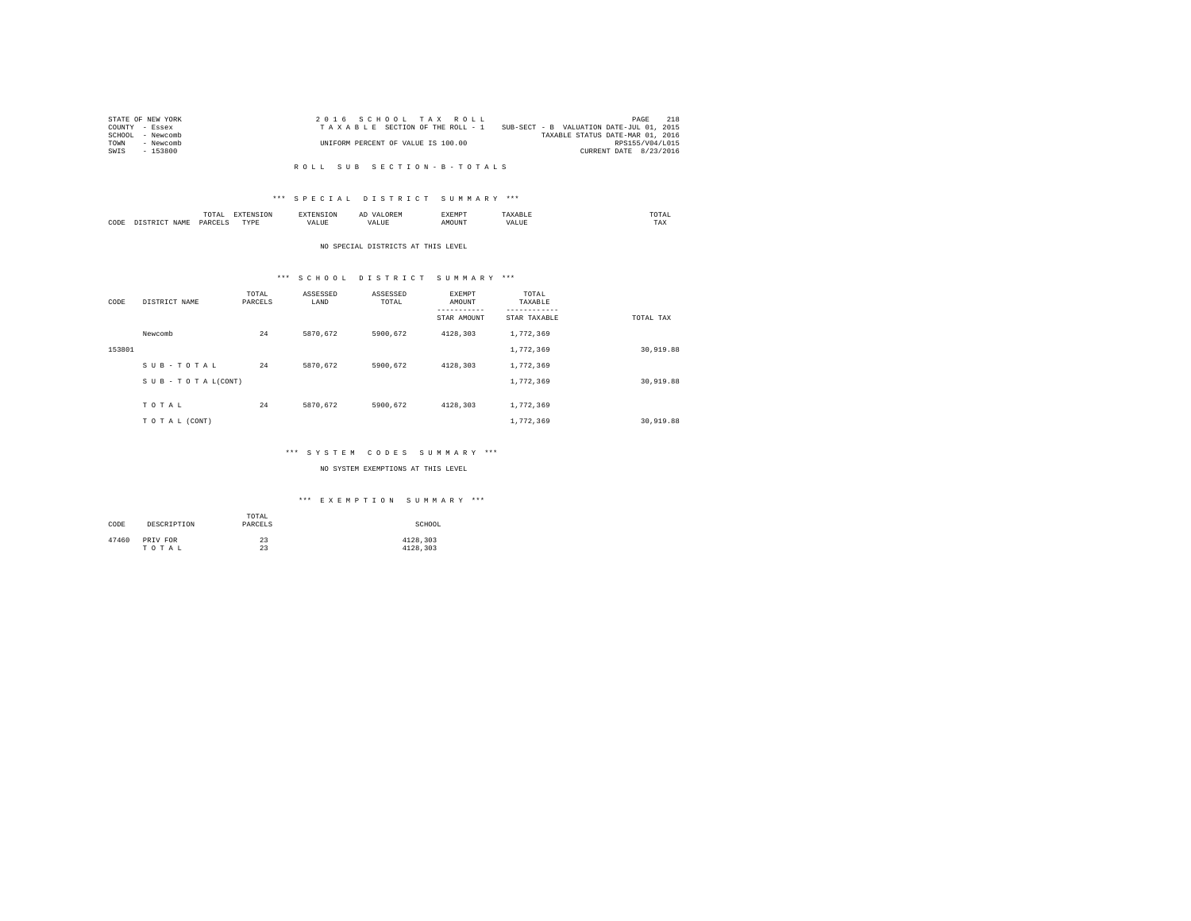STATE OF NEW YORK
COUNTY - Essex
SCHOOL - Newcomb
TOWN - Newcomb
SWIS - 153800

2 0 1 6 S C H O O L T A X R O L L
T A X A B L E SECTION OF THE ROLL - 1
UNIFORM PERCENT OF VALUE IS 100.00

SUB-SECT - B VALUATION DATE-JUL 01, 2015
TAXABLE STATUS DATE-MAR 01, 2016
RPS155/V04/L015
CURRENT DATE 8/23/2016

R O L L S U B S E C T I O N - B - T O T A L S

*** S P E C I A L D I S T R I C T S U M M A R Y ***

| CODE | DISTRICT NAME | TOTAL PARCELS | EXTENSION TYPE | EXTENSION VALUE | AD VALOREM VALUE | EXEMPT AMOUNT | TAXABLE VALUE | TOTAL TAX |
|---|---|---|---|---|---|---|---|---|

NO SPECIAL DISTRICTS AT THIS LEVEL

*** S C H O O L D I S T R I C T S U M M A R Y ***

| CODE | DISTRICT NAME | TOTAL PARCELS | ASSESSED LAND | ASSESSED TOTAL | EXEMPT AMOUNT / STAR AMOUNT | TOTAL TAXABLE / STAR TAXABLE | TOTAL TAX |
|---|---|---|---|---|---|---|---|
| | Newcomb | 24 | 5870,672 | 5900,672 | 4128,303 | 1,772,369 | |
| 153801 | | | | | | 1,772,369 | 30,919.88 |
| | S U B - T O T A L | 24 | 5870,672 | 5900,672 | 4128,303 | 1,772,369 | |
| | S U B - T O T A L(CONT) | | | | | 1,772,369 | 30,919.88 |
| | T O T A L | 24 | 5870,672 | 5900,672 | 4128,303 | 1,772,369 | |
| | T O T A L (CONT) | | | | | 1,772,369 | 30,919.88 |

*** S Y S T E M C O D E S S U M M A R Y ***

NO SYSTEM EXEMPTIONS AT THIS LEVEL

*** E X E M P T I O N S U M M A R Y ***

| CODE | DESCRIPTION | TOTAL PARCELS | SCHOOL |
|---|---|---|---|
| 47460 | PRIV FOR | 23 | 4128,303 |
| | T O T A L | 23 | 4128,303 |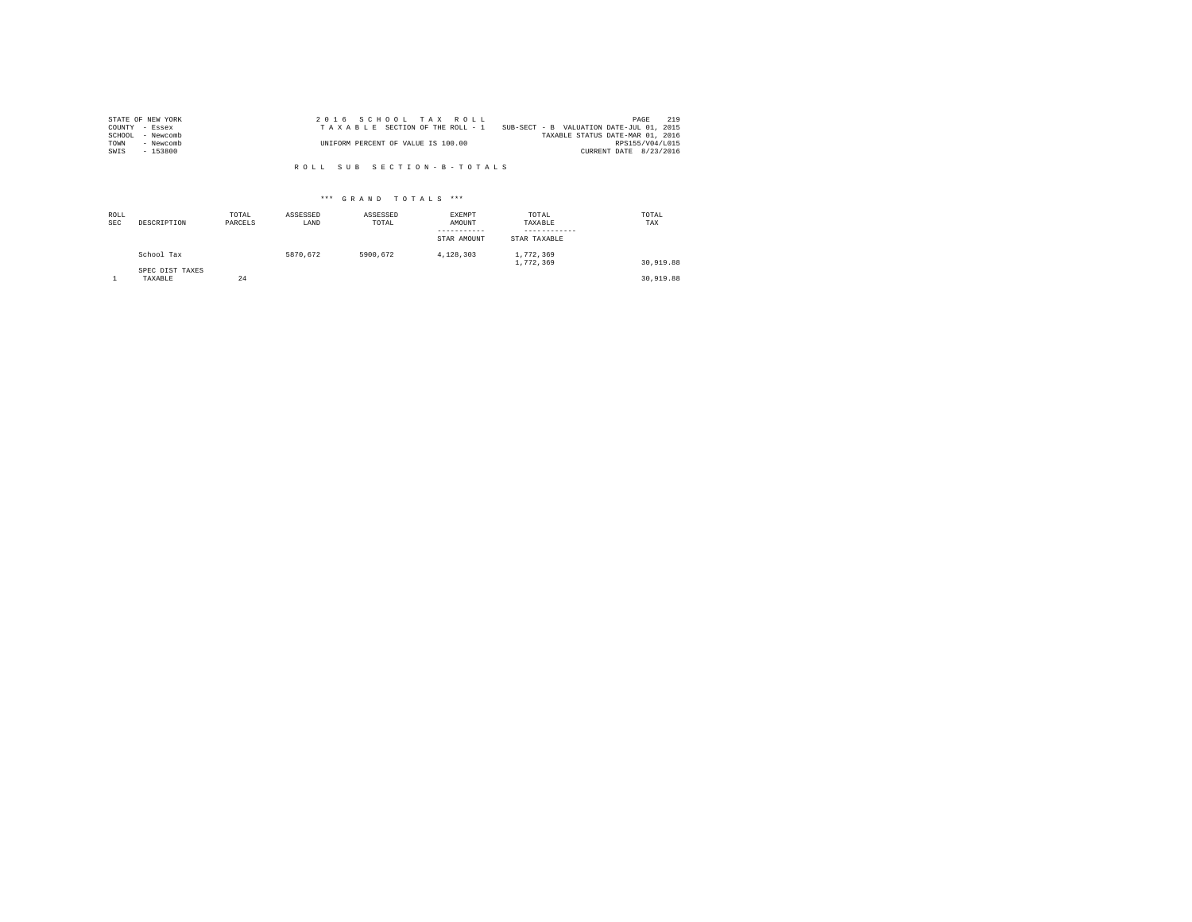STATE OF NEW YORK
COUNTY - Essex
SCHOOL - Newcomb
TOWN - Newcomb
SWIS - 153800

2016 SCHOOL TAX ROLL
TAXABLE SECTION OF THE ROLL - 1
SUB-SECT - B VALUATION DATE-JUL 01, 2015
TAXABLE STATUS DATE-MAR 01, 2016
UNIFORM PERCENT OF VALUE IS 100.00
RPS155/V04/L015
CURRENT DATE 8/23/2016

## ROLL SUB SECTION-B-TOTALS

### *** GRAND TOTALS ***

| ROLL SEC | DESCRIPTION | TOTAL PARCELS | ASSESSED LAND | ASSESSED TOTAL | EXEMPT AMOUNT / STAR AMOUNT | TOTAL TAXABLE / STAR TAXABLE | TOTAL TAX |
|---|---|---|---|---|---|---|---|
| | School Tax | | 5870,672 | 5900,672 | 4,128,303 | 1,772,369<br>1,772,369 | 30,919.88 |
| | SPEC DIST TAXES | | | | | | |
| 1 | TAXABLE | 24 | | | | | 30,919.88 |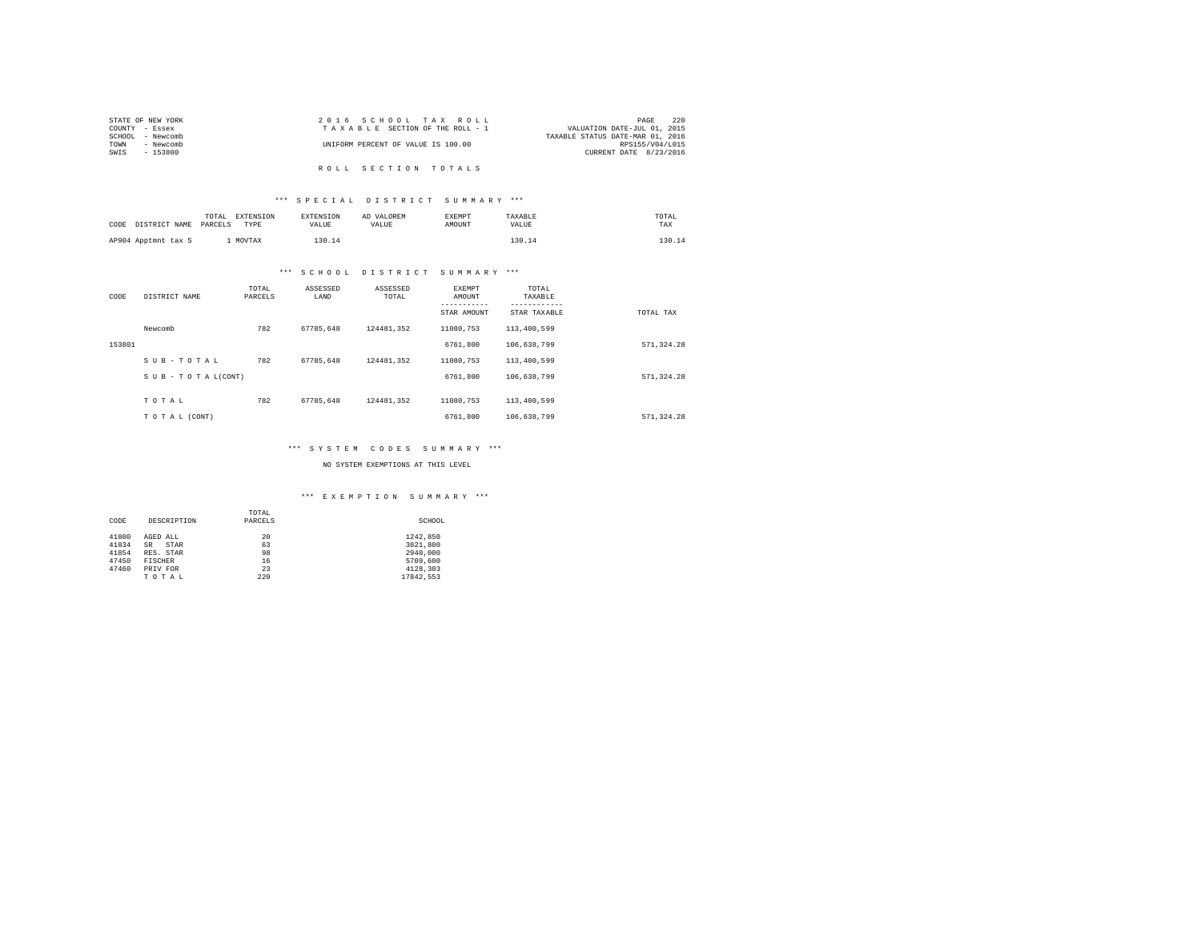STATE OF NEW YORK
COUNTY - Essex
SCHOOL - Newcomb
TOWN - Newcomb
SWIS - 153800

2 0 1 6 S C H O O L T A X R O L L
T A X A B L E SECTION OF THE ROLL - 1
UNIFORM PERCENT OF VALUE IS 100.00

VALUATION DATE-JUL 01, 2015
TAXABLE STATUS DATE-MAR 01, 2016
RPS155/V04/L015
CURRENT DATE 8/23/2016

## R O L L S E C T I O N T O T A L S

### *** S P E C I A L D I S T R I C T S U M M A R Y ***

| CODE | DISTRICT NAME | TOTAL PARCELS | EXTENSION TYPE | EXTENSION VALUE | AD VALOREM VALUE | EXEMPT AMOUNT | TAXABLE VALUE | TOTAL TAX |
|---|---|---|---|---|---|---|---|---|
| AP904 | Apptmnt tax S | 1 | MOVTAX | 130.14 | | | 130.14 | 130.14 |

### *** S C H O O L D I S T R I C T S U M M A R Y ***

| CODE | DISTRICT NAME | TOTAL PARCELS | ASSESSED LAND | ASSESSED TOTAL | EXEMPT AMOUNT / STAR AMOUNT | TOTAL TAXABLE / STAR TAXABLE | TOTAL TAX |
|---|---|---|---|---|---|---|---|
| | Newcomb | 782 | 67785,648 | 124481,352 | 11080,753 | 113,400,599 | |
| 153801 | | | | | 6761,800 | 106,638,799 | 571,324.28 |
| | S U B - T O T A L | 782 | 67785,648 | 124481,352 | 11080,753 | 113,400,599 | |
| | S U B - T O T A L(CONT) | | | | 6761,800 | 106,638,799 | 571,324.28 |
| | T O T A L | 782 | 67785,648 | 124481,352 | 11080,753 | 113,400,599 | |
| | T O T A L (CONT) | | | | 6761,800 | 106,638,799 | 571,324.28 |

### *** S Y S T E M C O D E S S U M M A R Y ***

NO SYSTEM EXEMPTIONS AT THIS LEVEL

### *** E X E M P T I O N S U M M A R Y ***

| CODE | DESCRIPTION | TOTAL PARCELS | SCHOOL |
|---|---|---|---|
| 41800 | AGED ALL | 20 | 1242,850 |
| 41834 | SR STAR | 63 | 3821,800 |
| 41854 | RES. STAR | 98 | 2940,000 |
| 47450 | FISCHER | 16 | 5709,600 |
| 47460 | PRIV FOR | 23 | 4128,303 |
| | T O T A L | 220 | 17842,553 |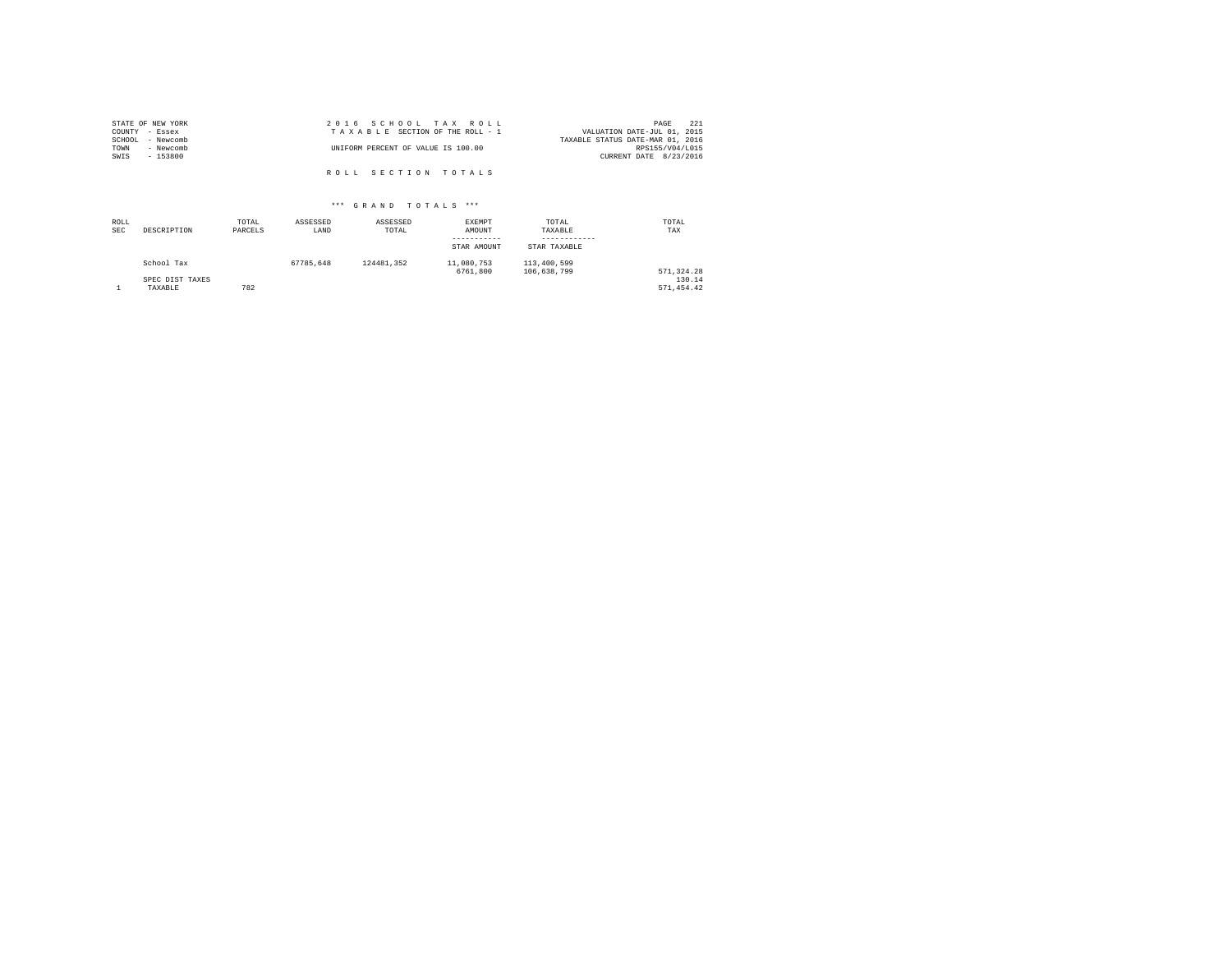STATE OF NEW YORK
COUNTY - Essex
SCHOOL - Newcomb
TOWN - Newcomb
SWIS - 153800

2 0 1 6 S C H O O L T A X R O L L
T A X A B L E SECTION OF THE ROLL - 1

UNIFORM PERCENT OF VALUE IS 100.00

VALUATION DATE-JUL 01, 2015
TAXABLE STATUS DATE-MAR 01, 2016
RPS155/V04/L015
CURRENT DATE 8/23/2016

R O L L S E C T I O N T O T A L S

*** G R A N D T O T A L S ***

| ROLL SEC | DESCRIPTION | TOTAL PARCELS | ASSESSED LAND | ASSESSED TOTAL | EXEMPT AMOUNT<br>-----------<br>STAR AMOUNT | TOTAL TAXABLE<br>------------<br>STAR TAXABLE | TOTAL TAX |
|---|---|---|---|---|---|---|---|
| | School Tax | | 67785,648 | 124481,352 | 11,080,753<br>6761,800 | 113,400,599<br>106,638,799 | 571,324.28 |
| | SPEC DIST TAXES | | | | | | 130.14 |
| 1 | TAXABLE | 782 | | | | | 571,454.42 |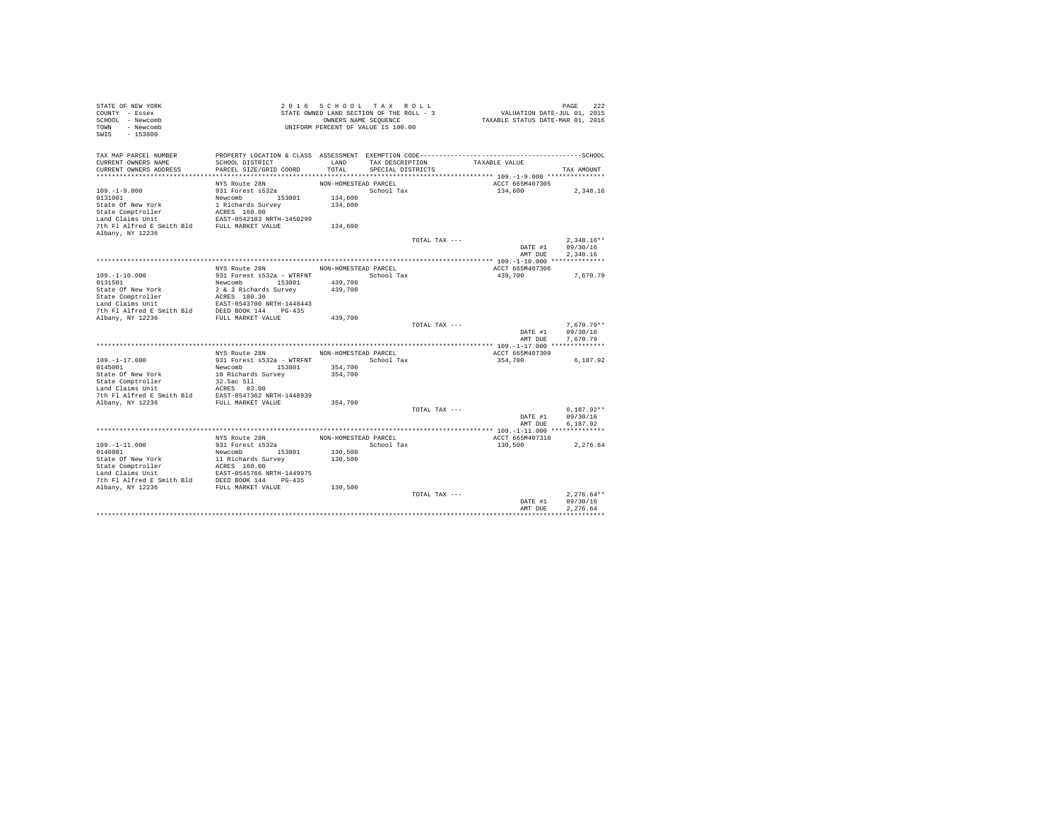STATE OF NEW YORK
COUNTY - Essex
SCHOOL - Newcomb
TOWN - Newcomb
SWIS - 153800

2 0 1 6 S C H O O L T A X R O L L
STATE OWNED LAND SECTION OF THE ROLL - 3
OWNERS NAME SEQUENCE
UNIFORM PERCENT OF VALUE IS 100.00

VALUATION DATE-JUL 01, 2015
TAXABLE STATUS DATE-MAR 01, 2016

| TAX MAP PARCEL NUMBER / CURRENT OWNERS NAME / CURRENT OWNERS ADDRESS | PROPERTY LOCATION & CLASS / SCHOOL DISTRICT / PARCEL SIZE/GRID COORD | ASSESSMENT LAND / TOTAL | EXEMPTION CODE / TAX DESCRIPTION / SPECIAL DISTRICTS | TAXABLE VALUE | TAX AMOUNT |
|---|---|---|---|---|---|
| **109.-1-9.000** | NYS Route 28N | NON-HOMESTEAD PARCEL | | ACCT 665M407305 | |
| 109.-1-9.000 | 931 Forest s532a | | School Tax | 134,600 | 2,348.16 |
| 0131001 | Newcomb 153801 | 134,600 | | | |
| State Of New York | 1 Richards Survey | 134,600 | | | |
| State Comptroller | ACRES 160.00 | | | | |
| Land Claims Unit | EAST-0542183 NRTH-1450299 | | | | |
| 7th Fl Alfred E Smith Bld | FULL MARKET VALUE | 134,600 | | | |
| Albany, NY 12236 | | | | | |
| | | | TOTAL TAX --- | | 2,348.16** |
| | | | | DATE #1 | 09/30/16 |
| | | | | AMT DUE | 2,348.16 |
| **109.-1-10.000** | NYS Route 28N | NON-HOMESTEAD PARCEL | | ACCT 665M407306 | |
| 109.-1-10.000 | 931 Forest s532a - WTRFNT | | School Tax | 439,700 | 7,670.79 |
| 0131501 | Newcomb 153801 | 439,700 | | | |
| State Of New York | 2 & 3 Richards Survey | 439,700 | | | |
| State Comptroller | ACRES 180.30 | | | | |
| Land Claims Unit | EAST-0543700 NRTH-1448443 | | | | |
| 7th Fl Alfred E Smith Bld | DEED BOOK 144 PG-435 | | | | |
| Albany, NY 12236 | FULL MARKET VALUE | 439,700 | | | |
| | | | TOTAL TAX --- | | 7,670.79** |
| | | | | DATE #1 | 09/30/16 |
| | | | | AMT DUE | 7,670.79 |
| **109.-1-17.000** | NYS Route 28N | NON-HOMESTEAD PARCEL | | ACCT 665M407309 | |
| 109.-1-17.000 | 931 Forest s532a - WTRFNT | | School Tax | 354,700 | 6,187.92 |
| 0145001 | Newcomb 153801 | 354,700 | | | |
| State Of New York | 10 Richards Survey | 354,700 | | | |
| State Comptroller | 32.5ac Sll | | | | |
| Land Claims Unit | ACRES 83.00 | | | | |
| 7th Fl Alfred E Smith Bld | EAST-0547362 NRTH-1448939 | | | | |
| Albany, NY 12236 | FULL MARKET VALUE | 354,700 | | | |
| | | | TOTAL TAX --- | | 6,187.92** |
| | | | | DATE #1 | 09/30/16 |
| | | | | AMT DUE | 6,187.92 |
| **109.-1-11.000** | NYS Route 28N | NON-HOMESTEAD PARCEL | | ACCT 665M407310 | |
| 109.-1-11.000 | 931 Forest s532a | | School Tax | 130,500 | 2,276.64 |
| 0146001 | Newcomb 153801 | 130,500 | | | |
| State Of New York | 11 Richards Survey | 130,500 | | | |
| State Comptroller | ACRES 160.00 | | | | |
| Land Claims Unit | EAST-0545766 NRTH-1449975 | | | | |
| 7th Fl Alfred E Smith Bld | DEED BOOK 144 PG-435 | | | | |
| Albany, NY 12236 | FULL MARKET VALUE | 130,500 | | | |
| | | | TOTAL TAX --- | | 2,276.64** |
| | | | | DATE #1 | 09/30/16 |
| | | | | AMT DUE | 2,276.64 |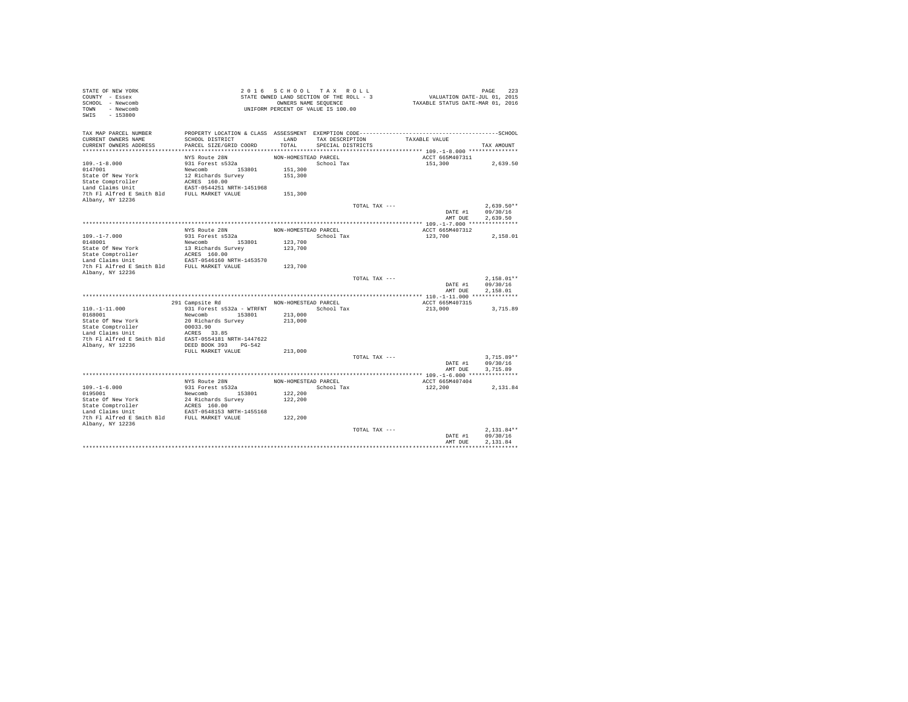STATE OF NEW YORK
COUNTY - Essex
SCHOOL - Newcomb
TOWN - Newcomb
SWIS - 153800

2 0 1 6 S C H O O L T A X R O L L
STATE OWNED LAND SECTION OF THE ROLL - 3
OWNERS NAME SEQUENCE
UNIFORM PERCENT OF VALUE IS 100.00

VALUATION DATE-JUL 01, 2015
TAXABLE STATUS DATE-MAR 01, 2016

| TAX MAP PARCEL NUMBER / CURRENT OWNERS NAME / CURRENT OWNERS ADDRESS | PROPERTY LOCATION & CLASS / SCHOOL DISTRICT / PARCEL SIZE/GRID COORD | ASSESSMENT LAND / TOTAL | EXEMPTION CODE / TAX DESCRIPTION / SPECIAL DISTRICTS | TAXABLE VALUE | TAX AMOUNT |
|---|---|---|---|---|---|
| 109.-1-8.000 | NYS Route 28N | NON-HOMESTEAD PARCEL | | ACCT 665M407311 | |
| 0147001 | 931 Forest s532a | | School Tax | 151,300 | 2,639.50 |
| State Of New York | Newcomb 153801 | 151,300 | | | |
| State Comptroller | 12 Richards Survey | 151,300 | | | |
| Land Claims Unit | ACRES 160.00 | | | | |
| 7th Fl Alfred E Smith Bld | EAST-0544251 NRTH-1451968 | | | | |
| Albany, NY 12236 | FULL MARKET VALUE | 151,300 | | | |
| | | | TOTAL TAX --- | | 2,639.50** |
| | | | | DATE #1 | 09/30/16 |
| | | | | AMT DUE | 2,639.50 |
| 109.-1-7.000 | NYS Route 28N | NON-HOMESTEAD PARCEL | | ACCT 665M407312 | |
| 0148001 | 931 Forest s532a | | School Tax | 123,700 | 2,158.01 |
| State Of New York | Newcomb 153801 | 123,700 | | | |
| State Comptroller | 13 Richards Survey | 123,700 | | | |
| Land Claims Unit | ACRES 160.00 | | | | |
| 7th Fl Alfred E Smith Bld | EAST-0546160 NRTH-1453570 | | | | |
| Albany, NY 12236 | FULL MARKET VALUE | 123,700 | | | |
| | | | TOTAL TAX --- | | 2,158.01** |
| | | | | DATE #1 | 09/30/16 |
| | | | | AMT DUE | 2,158.01 |
| 110.-1-11.000 | 291 Campsite Rd | NON-HOMESTEAD PARCEL | | ACCT 665M407315 | |
| 0168001 | 931 Forest s532a - WTRFNT | | School Tax | 213,000 | 3,715.89 |
| State Of New York | Newcomb 153801 | 213,000 | | | |
| State Comptroller | 20 Richards Survey | 213,000 | | | |
| Land Claims Unit | 00033.90 | | | | |
| 7th Fl Alfred E Smith Bld | ACRES 33.85 | | | | |
| Albany, NY 12236 | EAST-0554181 NRTH-1447622 | | | | |
| | DEED BOOK 393 PG-542 | | | | |
| | FULL MARKET VALUE | 213,000 | | | |
| | | | TOTAL TAX --- | | 3,715.89** |
| | | | | DATE #1 | 09/30/16 |
| | | | | AMT DUE | 3,715.89 |
| 109.-1-6.000 | NYS Route 28N | NON-HOMESTEAD PARCEL | | ACCT 665M407404 | |
| 0195001 | 931 Forest s532a | | School Tax | 122,200 | 2,131.84 |
| State Of New York | Newcomb 153801 | 122,200 | | | |
| State Comptroller | 24 Richards Survey | 122,200 | | | |
| Land Claims Unit | ACRES 160.00 | | | | |
| 7th Fl Alfred E Smith Bld | EAST-0548153 NRTH-1455168 | | | | |
| Albany, NY 12236 | FULL MARKET VALUE | 122,200 | | | |
| | | | TOTAL TAX --- | | 2,131.84** |
| | | | | DATE #1 | 09/30/16 |
| | | | | AMT DUE | 2,131.84 |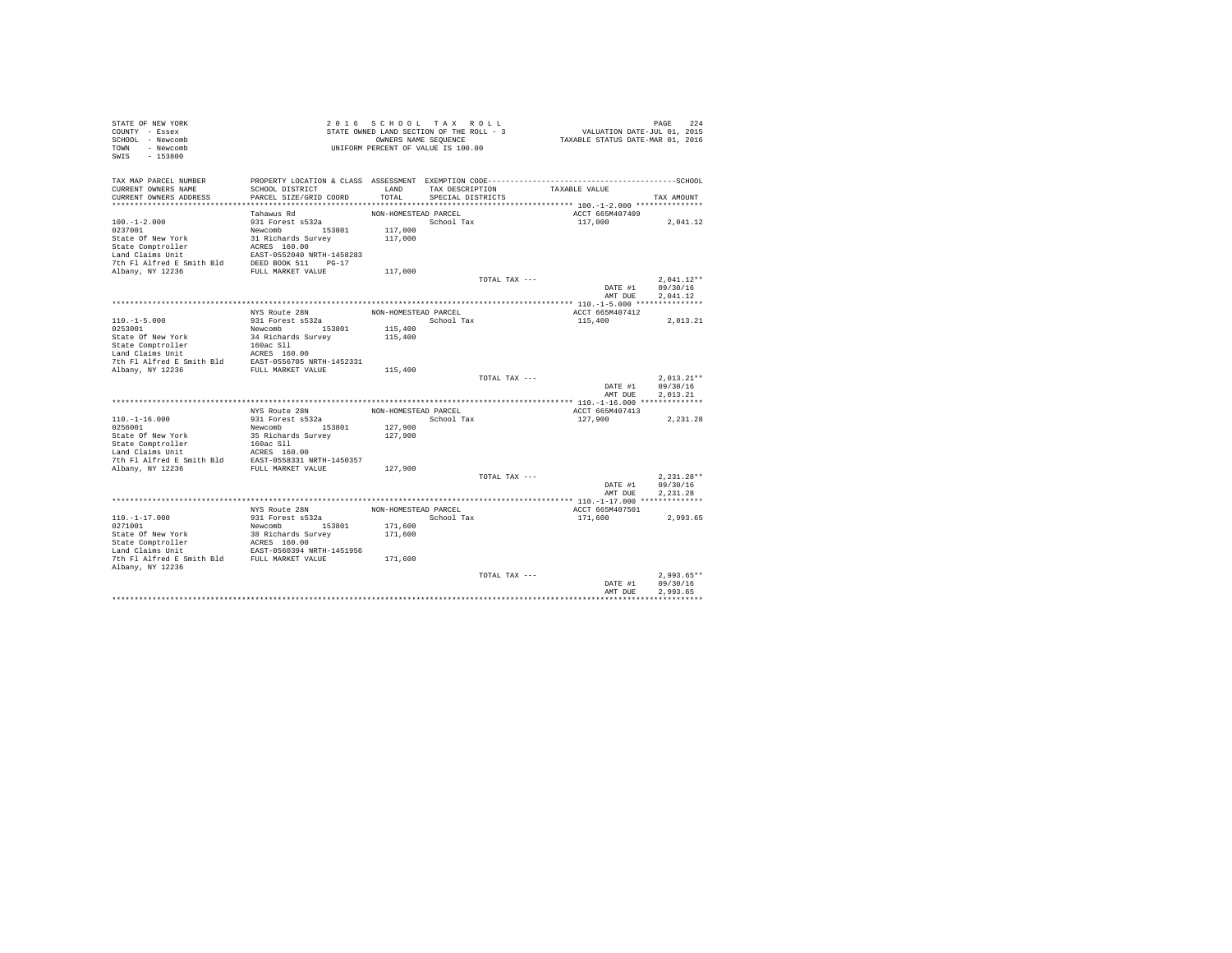STATE OF NEW YORK
COUNTY - Essex
SCHOOL - Newcomb
TOWN - Newcomb
SWIS - 153800

2 0 1 6 S C H O O L T A X R O L L
STATE OWNED LAND SECTION OF THE ROLL - 3
OWNERS NAME SEQUENCE
UNIFORM PERCENT OF VALUE IS 100.00

VALUATION DATE-JUL 01, 2015
TAXABLE STATUS DATE-MAR 01, 2016

| TAX MAP PARCEL NUMBER / CURRENT OWNERS NAME / CURRENT OWNERS ADDRESS | PROPERTY LOCATION & CLASS / SCHOOL DISTRICT / PARCEL SIZE/GRID COORD | ASSESSMENT LAND / TOTAL | EXEMPTION CODE / TAX DESCRIPTION / SPECIAL DISTRICTS | TAXABLE VALUE | TAX AMOUNT |
|---|---|---|---|---|---|
| 100.-1-2.000 | Tahawus Rd | NON-HOMESTEAD PARCEL | | ACCT 665M407409 | |
| 0237001 | 931 Forest s532a | | School Tax | 117,000 | 2,041.12 |
| State Of New York | Newcomb 153801 | 117,000 | | | |
| State Comptroller | 31 Richards Survey | 117,000 | | | |
| Land Claims Unit | ACRES 160.00 | | | | |
| 7th Fl Alfred E Smith Bld | EAST-0552040 NRTH-1458283 | | | | |
| Albany, NY 12236 | DEED BOOK 511 PG-17 | | | | |
| | FULL MARKET VALUE | 117,000 | | | |
| | | | TOTAL TAX --- | | 2,041.12** |
| | | | | DATE #1 | 09/30/16 |
| | | | | AMT DUE | 2,041.12 |
| 110.-1-5.000 | NYS Route 28N | NON-HOMESTEAD PARCEL | | ACCT 665M407412 | |
| 0253001 | 931 Forest s532a | | School Tax | 115,400 | 2,013.21 |
| State Of New York | Newcomb 153801 | 115,400 | | | |
| State Comptroller | 34 Richards Survey | 115,400 | | | |
| Land Claims Unit | 160ac Sll | | | | |
| 7th Fl Alfred E Smith Bld | ACRES 160.00 | | | | |
| Albany, NY 12236 | EAST-0556705 NRTH-1452331 | | | | |
| | FULL MARKET VALUE | 115,400 | | | |
| | | | TOTAL TAX --- | | 2,013.21** |
| | | | | DATE #1 | 09/30/16 |
| | | | | AMT DUE | 2,013.21 |
| 110.-1-16.000 | NYS Route 28N | NON-HOMESTEAD PARCEL | | ACCT 665M407413 | |
| 0256001 | 931 Forest s532a | | School Tax | 127,900 | 2,231.28 |
| State Of New York | Newcomb 153801 | 127,900 | | | |
| State Comptroller | 35 Richards Survey | 127,900 | | | |
| Land Claims Unit | 160ac Sll | | | | |
| 7th Fl Alfred E Smith Bld | ACRES 160.00 | | | | |
| Albany, NY 12236 | EAST-0558331 NRTH-1450357 | | | | |
| | FULL MARKET VALUE | 127,900 | | | |
| | | | TOTAL TAX --- | | 2,231.28** |
| | | | | DATE #1 | 09/30/16 |
| | | | | AMT DUE | 2,231.28 |
| 110.-1-17.000 | NYS Route 28N | NON-HOMESTEAD PARCEL | | ACCT 665M407501 | |
| 0271001 | 931 Forest s532a | | School Tax | 171,600 | 2,993.65 |
| State Of New York | Newcomb 153801 | 171,600 | | | |
| State Comptroller | 38 Richards Survey | 171,600 | | | |
| Land Claims Unit | ACRES 160.00 | | | | |
| 7th Fl Alfred E Smith Bld | EAST-0560394 NRTH-1451956 | | | | |
| Albany, NY 12236 | FULL MARKET VALUE | 171,600 | | | |
| | | | TOTAL TAX --- | | 2,993.65** |
| | | | | DATE #1 | 09/30/16 |
| | | | | AMT DUE | 2,993.65 |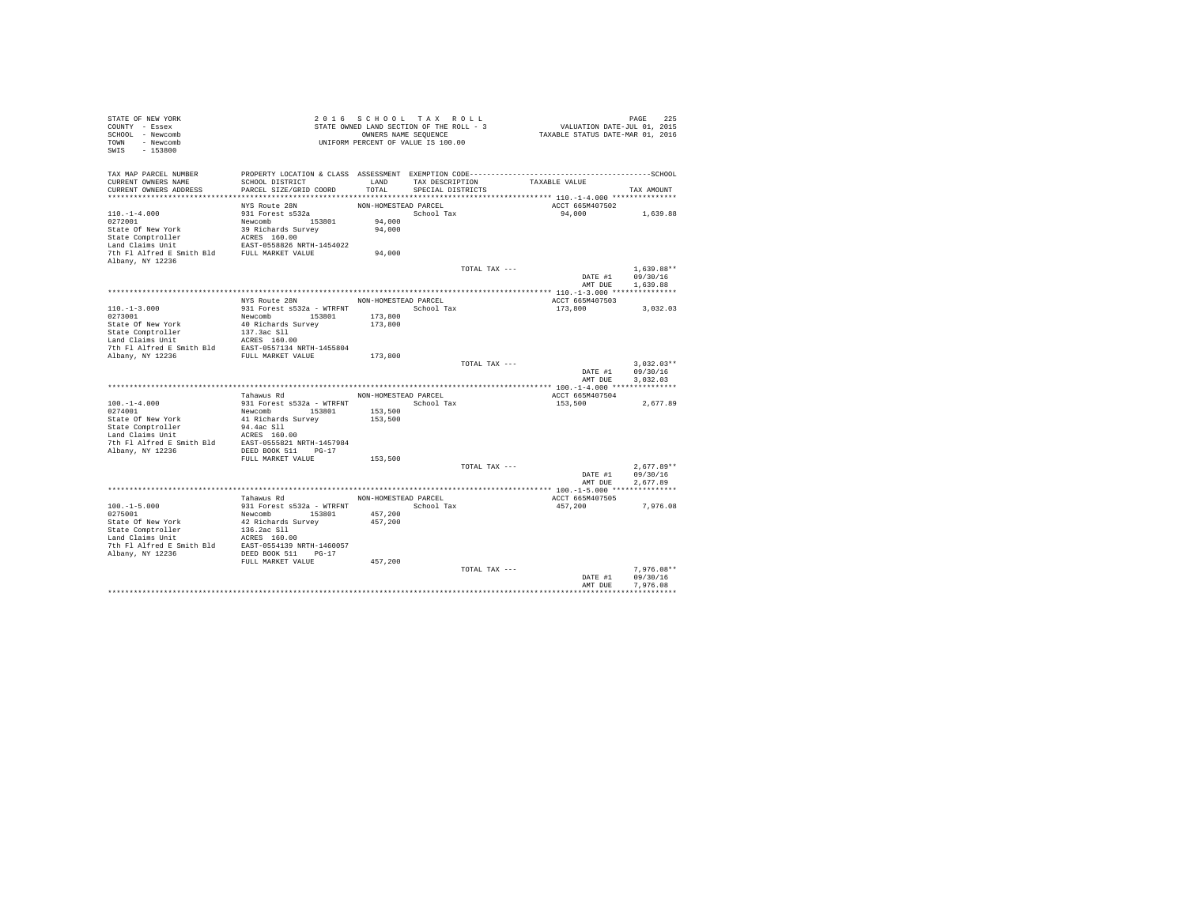STATE OF NEW YORK
COUNTY - Essex
SCHOOL - Newcomb
TOWN - Newcomb
SWIS - 153800

2016 SCHOOL TAX ROLL
STATE OWNED LAND SECTION OF THE ROLL - 3
OWNERS NAME SEQUENCE
UNIFORM PERCENT OF VALUE IS 100.00

VALUATION DATE-JUL 01, 2015
TAXABLE STATUS DATE-MAR 01, 2016

| TAX MAP PARCEL NUMBER / CURRENT OWNERS NAME / CURRENT OWNERS ADDRESS | PROPERTY LOCATION & CLASS / SCHOOL DISTRICT / PARCEL SIZE/GRID COORD | ASSESSMENT LAND / TOTAL | EXEMPTION CODE / TAX DESCRIPTION / SPECIAL DISTRICTS | TAXABLE VALUE | TAX AMOUNT |
|---|---|---|---|---|---|
| **110.-1-4.000** | NYS Route 28N | NON-HOMESTEAD PARCEL | | ACCT 665M407502 | |
| 110.-1-4.000 | 931 Forest s532a | | School Tax | 94,000 | 1,639.88 |
| 0272001 | Newcomb 153801 | 94,000 | | | |
| State Of New York | 39 Richards Survey | 94,000 | | | |
| State Comptroller | ACRES 160.00 | | | | |
| Land Claims Unit | EAST-0558826 NRTH-1454022 | | | | |
| 7th Fl Alfred E Smith Bld | FULL MARKET VALUE | 94,000 | | | |
| Albany, NY 12236 | | | | | |
| | | | TOTAL TAX --- | | 1,639.88** |
| | | | | DATE #1 | 09/30/16 |
| | | | | AMT DUE | 1,639.88 |
| **110.-1-3.000** | NYS Route 28N | NON-HOMESTEAD PARCEL | | ACCT 665M407503 | |
| 110.-1-3.000 | 931 Forest s532a - WTRFNT | | School Tax | 173,800 | 3,032.03 |
| 0273001 | Newcomb 153801 | 173,800 | | | |
| State Of New York | 40 Richards Survey | 173,800 | | | |
| State Comptroller | 137.3ac Sll | | | | |
| Land Claims Unit | ACRES 160.00 | | | | |
| 7th Fl Alfred E Smith Bld | EAST-0557134 NRTH-1455804 | | | | |
| Albany, NY 12236 | FULL MARKET VALUE | 173,800 | | | |
| | | | TOTAL TAX --- | | 3,032.03** |
| | | | | DATE #1 | 09/30/16 |
| | | | | AMT DUE | 3,032.03 |
| **100.-1-4.000** | Tahawus Rd | NON-HOMESTEAD PARCEL | | ACCT 665M407504 | |
| 100.-1-4.000 | 931 Forest s532a - WTRFNT | | School Tax | 153,500 | 2,677.89 |
| 0274001 | Newcomb 153801 | 153,500 | | | |
| State Of New York | 41 Richards Survey | 153,500 | | | |
| State Comptroller | 94.4ac Sll | | | | |
| Land Claims Unit | ACRES 160.00 | | | | |
| 7th Fl Alfred E Smith Bld | EAST-0555821 NRTH-1457984 | | | | |
| Albany, NY 12236 | DEED BOOK 511 PG-17 | | | | |
| | FULL MARKET VALUE | 153,500 | | | |
| | | | TOTAL TAX --- | | 2,677.89** |
| | | | | DATE #1 | 09/30/16 |
| | | | | AMT DUE | 2,677.89 |
| **100.-1-5.000** | Tahawus Rd | NON-HOMESTEAD PARCEL | | ACCT 665M407505 | |
| 100.-1-5.000 | 931 Forest s532a - WTRFNT | | School Tax | 457,200 | 7,976.08 |
| 0275001 | Newcomb 153801 | 457,200 | | | |
| State Of New York | 42 Richards Survey | 457,200 | | | |
| State Comptroller | 136.2ac Sll | | | | |
| Land Claims Unit | ACRES 160.00 | | | | |
| 7th Fl Alfred E Smith Bld | EAST-0554139 NRTH-1460057 | | | | |
| Albany, NY 12236 | DEED BOOK 511 PG-17 | | | | |
| | FULL MARKET VALUE | 457,200 | | | |
| | | | TOTAL TAX --- | | 7,976.08** |
| | | | | DATE #1 | 09/30/16 |
| | | | | AMT DUE | 7,976.08 |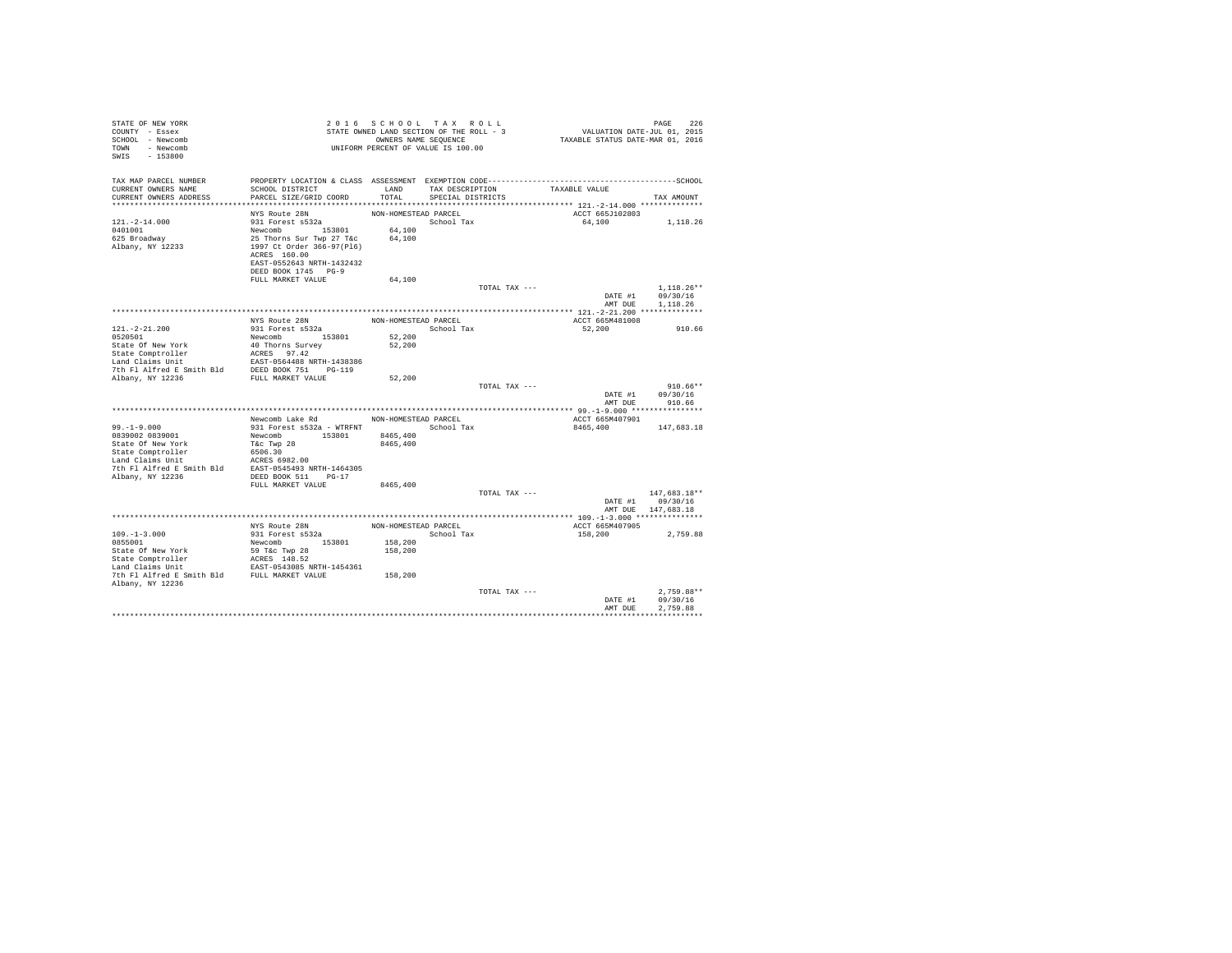STATE OF NEW YORK
COUNTY - Essex
SCHOOL - Newcomb
TOWN - Newcomb
SWIS - 153800

2016 SCHOOL TAX ROLL
STATE OWNED LAND SECTION OF THE ROLL - 3
OWNERS NAME SEQUENCE
UNIFORM PERCENT OF VALUE IS 100.00

VALUATION DATE-JUL 01, 2015
TAXABLE STATUS DATE-MAR 01, 2016

| TAX MAP PARCEL NUMBER / CURRENT OWNERS NAME / CURRENT OWNERS ADDRESS | PROPERTY LOCATION & CLASS / SCHOOL DISTRICT / PARCEL SIZE/GRID COORD | ASSESSMENT LAND / TOTAL | EXEMPTION CODE / TAX DESCRIPTION / SPECIAL DISTRICTS | TAXABLE VALUE | TAX AMOUNT |
|---|---|---|---|---|---|
| **121.-2-14.000** | NYS Route 28N | NON-HOMESTEAD PARCEL | | ACCT 665J102803 | |
| 121.-2-14.000 | 931 Forest s532a | | School Tax | 64,100 | 1,118.26 |
| 0401001 | Newcomb 153801 | 64,100 | | | |
| 625 Broadway | 25 Thorns Sur Twp 27 T&c | 64,100 | | | |
| Albany, NY 12233 | 1997 Ct Order 366-97(Pl6) | | | | |
| | ACRES 160.00 | | | | |
| | EAST-0552643 NRTH-1432432 | | | | |
| | DEED BOOK 1745 PG-9 | | | | |
| | FULL MARKET VALUE | 64,100 | | | |
| | | | TOTAL TAX --- | | 1,118.26** |
| | | | | DATE #1 | 09/30/16 |
| | | | | AMT DUE | 1,118.26 |
| **121.-2-21.200** | NYS Route 28N | NON-HOMESTEAD PARCEL | | ACCT 665M481008 | |
| 121.-2-21.200 | 931 Forest s532a | | School Tax | 52,200 | 910.66 |
| 0520501 | Newcomb 153801 | 52,200 | | | |
| State Of New York | 40 Thorns Survey | 52,200 | | | |
| State Comptroller | ACRES 97.42 | | | | |
| Land Claims Unit | EAST-0564488 NRTH-1438386 | | | | |
| 7th Fl Alfred E Smith Bld | DEED BOOK 751 PG-119 | | | | |
| Albany, NY 12236 | FULL MARKET VALUE | 52,200 | | | |
| | | | TOTAL TAX --- | | 910.66** |
| | | | | DATE #1 | 09/30/16 |
| | | | | AMT DUE | 910.66 |
| **99.-1-9.000** | Newcomb Lake Rd | NON-HOMESTEAD PARCEL | | ACCT 665M407901 | |
| 99.-1-9.000 | 931 Forest s532a - WTRFNT | | School Tax | 8465,400 | 147,683.18 |
| 0839002 0839001 | Newcomb 153801 | 8465,400 | | | |
| State Of New York | T&c Twp 28 | 8465,400 | | | |
| State Comptroller | 6506.30 | | | | |
| Land Claims Unit | ACRES 6982.00 | | | | |
| 7th Fl Alfred E Smith Bld | EAST-0545493 NRTH-1464305 | | | | |
| Albany, NY 12236 | DEED BOOK 511 PG-17 | | | | |
| | FULL MARKET VALUE | 8465,400 | | | |
| | | | TOTAL TAX --- | | 147,683.18** |
| | | | | DATE #1 | 09/30/16 |
| | | | | AMT DUE | 147,683.18 |
| **109.-1-3.000** | NYS Route 28N | NON-HOMESTEAD PARCEL | | ACCT 665M407905 | |
| 109.-1-3.000 | 931 Forest s532a | | School Tax | 158,200 | 2,759.88 |
| 0855001 | Newcomb 153801 | 158,200 | | | |
| State Of New York | 59 T&c Twp 28 | 158,200 | | | |
| State Comptroller | ACRES 148.52 | | | | |
| Land Claims Unit | EAST-0543085 NRTH-1454361 | | | | |
| 7th Fl Alfred E Smith Bld | FULL MARKET VALUE | 158,200 | | | |
| Albany, NY 12236 | | | | | |
| | | | TOTAL TAX --- | | 2,759.88** |
| | | | | DATE #1 | 09/30/16 |
| | | | | AMT DUE | 2,759.88 |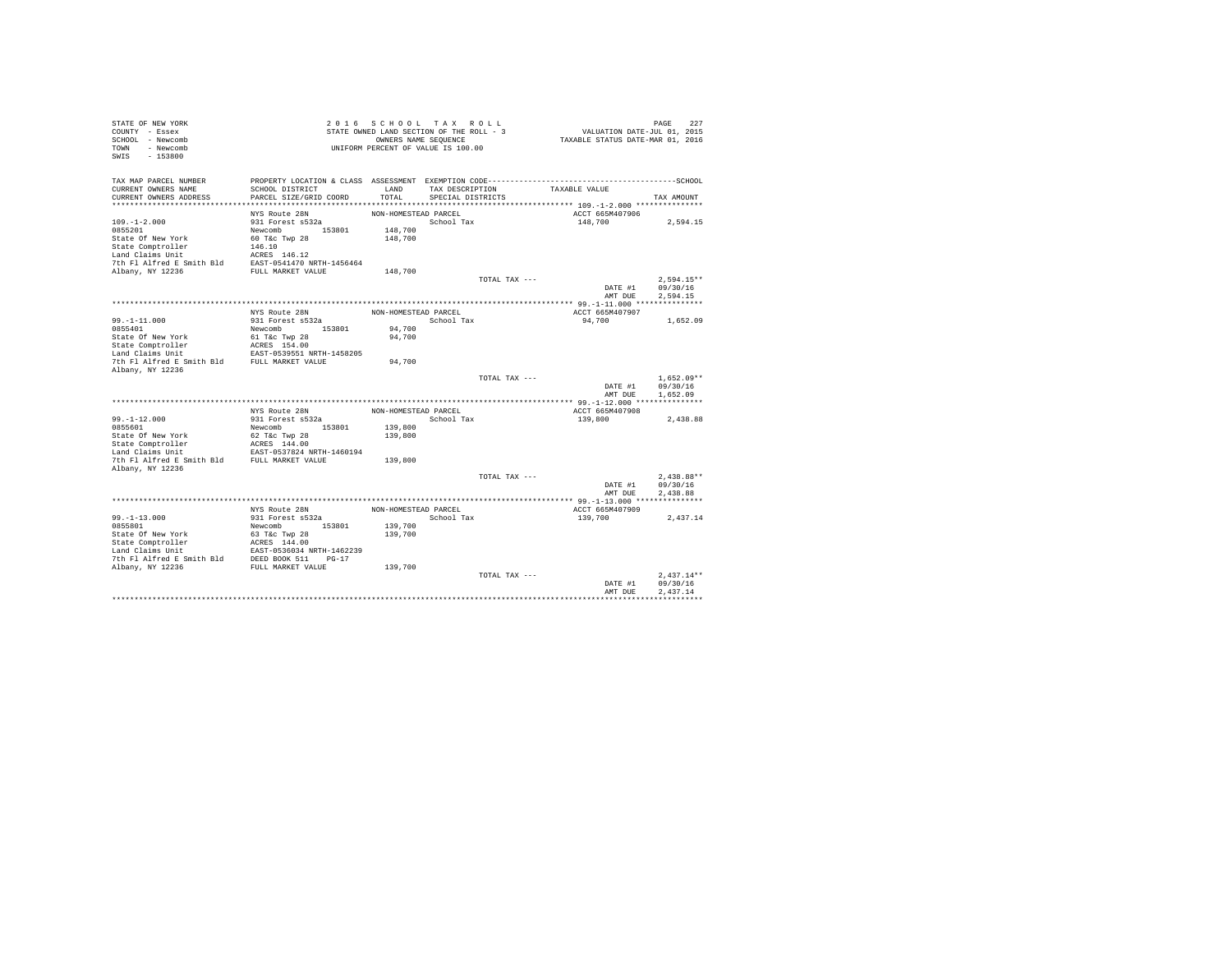STATE OF NEW YORK
COUNTY - Essex
SCHOOL - Newcomb
TOWN - Newcomb
SWIS - 153800

2 0 1 6 S C H O O L T A X R O L L
STATE OWNED LAND SECTION OF THE ROLL - 3
OWNERS NAME SEQUENCE
UNIFORM PERCENT OF VALUE IS 100.00

VALUATION DATE-JUL 01, 2015
TAXABLE STATUS DATE-MAR 01, 2016

| TAX MAP PARCEL NUMBER / CURRENT OWNERS NAME / CURRENT OWNERS ADDRESS | PROPERTY LOCATION & CLASS / SCHOOL DISTRICT / PARCEL SIZE/GRID COORD | ASSESSMENT LAND / TOTAL | EXEMPTION CODE / TAX DESCRIPTION / SPECIAL DISTRICTS | TAXABLE VALUE | TAX AMOUNT |
|---|---|---|---|---|---|
| **109.-1-2.000** | NYS Route 28N | NON-HOMESTEAD PARCEL | | ACCT 665M407906 | |
| 109.-1-2.000 | 931 Forest s532a | | School Tax | 148,700 | 2,594.15 |
| 0855201 | Newcomb 153801 | 148,700 | | | |
| State Of New York | 60 T&c Twp 28 | 148,700 | | | |
| State Comptroller | 146.10 | | | | |
| Land Claims Unit | ACRES 146.12 | | | | |
| 7th Fl Alfred E Smith Bld | EAST-0541470 NRTH-1456464 | | | | |
| Albany, NY 12236 | FULL MARKET VALUE | 148,700 | | | |
| | | | TOTAL TAX --- | | 2,594.15** |
| | | | | DATE #1 | 09/30/16 |
| | | | | AMT DUE | 2,594.15 |
| **99.-1-11.000** | NYS Route 28N | NON-HOMESTEAD PARCEL | | ACCT 665M407907 | |
| 99.-1-11.000 | 931 Forest s532a | | School Tax | 94,700 | 1,652.09 |
| 0855401 | Newcomb 153801 | 94,700 | | | |
| State Of New York | 61 T&c Twp 28 | 94,700 | | | |
| State Comptroller | ACRES 154.00 | | | | |
| Land Claims Unit | EAST-0539551 NRTH-1458205 | | | | |
| 7th Fl Alfred E Smith Bld | FULL MARKET VALUE | 94,700 | | | |
| Albany, NY 12236 | | | | | |
| | | | TOTAL TAX --- | | 1,652.09** |
| | | | | DATE #1 | 09/30/16 |
| | | | | AMT DUE | 1,652.09 |
| **99.-1-12.000** | NYS Route 28N | NON-HOMESTEAD PARCEL | | ACCT 665M407908 | |
| 99.-1-12.000 | 931 Forest s532a | | School Tax | 139,800 | 2,438.88 |
| 0855601 | Newcomb 153801 | 139,800 | | | |
| State Of New York | 62 T&c Twp 28 | 139,800 | | | |
| State Comptroller | ACRES 144.00 | | | | |
| Land Claims Unit | EAST-0537824 NRTH-1460194 | | | | |
| 7th Fl Alfred E Smith Bld | FULL MARKET VALUE | 139,800 | | | |
| Albany, NY 12236 | | | | | |
| | | | TOTAL TAX --- | | 2,438.88** |
| | | | | DATE #1 | 09/30/16 |
| | | | | AMT DUE | 2,438.88 |
| **99.-1-13.000** | NYS Route 28N | NON-HOMESTEAD PARCEL | | ACCT 665M407909 | |
| 99.-1-13.000 | 931 Forest s532a | | School Tax | 139,700 | 2,437.14 |
| 0855801 | Newcomb 153801 | 139,700 | | | |
| State Of New York | 63 T&c Twp 28 | 139,700 | | | |
| State Comptroller | ACRES 144.00 | | | | |
| Land Claims Unit | EAST-0536034 NRTH-1462239 | | | | |
| 7th Fl Alfred E Smith Bld | DEED BOOK 511 PG-17 | | | | |
| Albany, NY 12236 | FULL MARKET VALUE | 139,700 | | | |
| | | | TOTAL TAX --- | | 2,437.14** |
| | | | | DATE #1 | 09/30/16 |
| | | | | AMT DUE | 2,437.14 |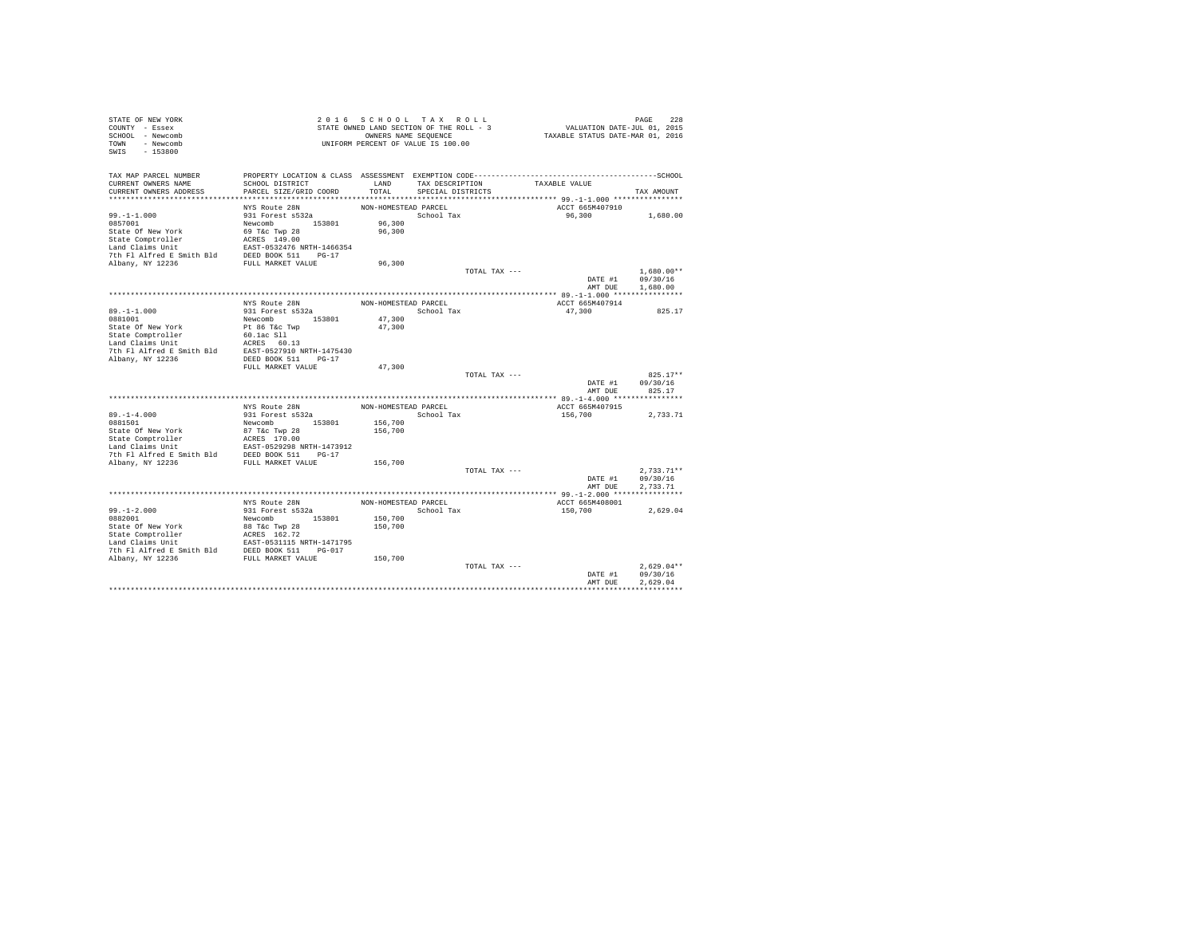STATE OF NEW YORK
COUNTY - Essex
SCHOOL - Newcomb
TOWN - Newcomb
SWIS - 153800

2 0 1 6 S C H O O L T A X R O L L
STATE OWNED LAND SECTION OF THE ROLL - 3
OWNERS NAME SEQUENCE
UNIFORM PERCENT OF VALUE IS 100.00

VALUATION DATE-JUL 01, 2015
TAXABLE STATUS DATE-MAR 01, 2016

```
TAX MAP PARCEL NUMBER     PROPERTY LOCATION & CLASS  ASSESSMENT  EXEMPTION CODE-----------------------------------------------SCHOOL
CURRENT OWNERS NAME       SCHOOL DISTRICT               LAND      TAX DESCRIPTION            TAXABLE VALUE
CURRENT OWNERS ADDRESS    PARCEL SIZE/GRID COORD        TOTAL     SPECIAL DISTRICTS                                    TAX AMOUNT
*********************************************************************************************** 99.-1-1.000 ****************
                          NYS Route 28N               NON-HOMESTEAD PARCEL                   ACCT 665M407910
99.-1-1.000               931 Forest s532a                        School Tax                  96,300          1,680.00
0857001                   Newcomb       153801         96,300
State Of New York         69 T&c Twp 28                96,300
State Comptroller         ACRES 149.00
Land Claims Unit          EAST-0532476 NRTH-1466354
7th Fl Alfred E Smith Bld DEED BOOK 511    PG-17
Albany, NY 12236          FULL MARKET VALUE            96,300
                                                                  TOTAL TAX ---                             1,680.00**
                                                                                            DATE #1        09/30/16
                                                                                            AMT DUE        1,680.00
*********************************************************************************************** 89.-1-1.000 ****************
                          NYS Route 28N               NON-HOMESTEAD PARCEL                   ACCT 665M407914
89.-1-1.000               931 Forest s532a                        School Tax                  47,300            825.17
0881001                   Newcomb       153801         47,300
State Of New York         Pt 86 T&c Twp                47,300
State Comptroller         60.1ac Sll
Land Claims Unit          ACRES  60.13
7th Fl Alfred E Smith Bld EAST-0527910 NRTH-1475430
Albany, NY 12236          DEED BOOK 511    PG-17
                          FULL MARKET VALUE            47,300
                                                                  TOTAL TAX ---                               825.17**
                                                                                            DATE #1        09/30/16
                                                                                            AMT DUE          825.17
*********************************************************************************************** 89.-1-4.000 ****************
                          NYS Route 28N               NON-HOMESTEAD PARCEL                   ACCT 665M407915
89.-1-4.000               931 Forest s532a                        School Tax                 156,700          2,733.71
0881501                   Newcomb       153801        156,700
State Of New York         87 T&c Twp 28               156,700
State Comptroller         ACRES 170.00
Land Claims Unit          EAST-0529298 NRTH-1473912
7th Fl Alfred E Smith Bld DEED BOOK 511    PG-17
Albany, NY 12236          FULL MARKET VALUE           156,700
                                                                  TOTAL TAX ---                             2,733.71**
                                                                                            DATE #1        09/30/16
                                                                                            AMT DUE        2,733.71
*********************************************************************************************** 99.-1-2.000 ****************
                          NYS Route 28N               NON-HOMESTEAD PARCEL                   ACCT 665M408001
99.-1-2.000               931 Forest s532a                        School Tax                 150,700          2,629.04
0882001                   Newcomb       153801        150,700
State Of New York         88 T&c Twp 28               150,700
State Comptroller         ACRES 162.72
Land Claims Unit          EAST-0531115 NRTH-1471795
7th Fl Alfred E Smith Bld DEED BOOK 511    PG-017
Albany, NY 12236          FULL MARKET VALUE           150,700
                                                                  TOTAL TAX ---                             2,629.04**
                                                                                            DATE #1        09/30/16
                                                                                            AMT DUE        2,629.04
****************************************************************************************************************************
```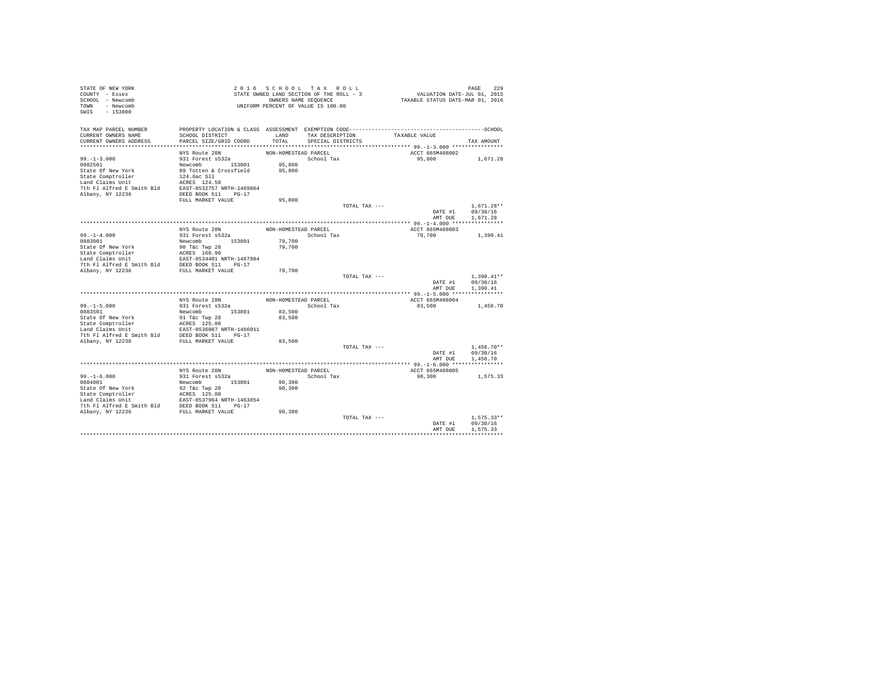STATE OF NEW YORK
COUNTY - Essex
SCHOOL - Newcomb
TOWN - Newcomb
SWIS - 153800

2 0 1 6 S C H O O L T A X R O L L
STATE OWNED LAND SECTION OF THE ROLL - 3
OWNERS NAME SEQUENCE
UNIFORM PERCENT OF VALUE IS 100.00

VALUATION DATE-JUL 01, 2015
TAXABLE STATUS DATE-MAR 01, 2016

| TAX MAP PARCEL NUMBER / CURRENT OWNERS NAME / CURRENT OWNERS ADDRESS | PROPERTY LOCATION & CLASS / SCHOOL DISTRICT / PARCEL SIZE/GRID COORD | ASSESSMENT LAND / TOTAL | EXEMPTION CODE / TAX DESCRIPTION / SPECIAL DISTRICTS | TAXABLE VALUE | TAX AMOUNT |
|---|---|---|---|---|---|
| **99.-1-3.000** | NYS Route 28N | NON-HOMESTEAD PARCEL | | ACCT 665M408002 | |
| 99.-1-3.000 | 931 Forest s532a | | School Tax | 95,800 | 1,671.28 |
| 0882501 | Newcomb 153801 | 95,800 | | | |
| State Of New York | 89 Totten & Crossfield | 95,800 | | | |
| State Comptroller | 124.6ac Sll | | | | |
| Land Claims Unit | ACRES 124.50 | | | | |
| 7th Fl Alfred E Smith Bld | EAST-0532757 NRTH-1469864 | | | | |
| Albany, NY 12236 | DEED BOOK 511 PG-17 | | | | |
| | FULL MARKET VALUE | 95,800 | | | |
| | | | TOTAL TAX --- | | 1,671.28** |
| | | | | DATE #1 | 09/30/16 |
| | | | | AMT DUE | 1,671.28 |
| **99.-1-4.000** | NYS Route 28N | NON-HOMESTEAD PARCEL | | ACCT 665M408003 | |
| 99.-1-4.000 | 931 Forest s532a | | School Tax | 79,700 | 1,390.41 |
| 0883001 | Newcomb 153801 | 79,700 | | | |
| State Of New York | 90 T&c Twp 28 | 79,700 | | | |
| State Comptroller | ACRES 168.90 | | | | |
| Land Claims Unit | EAST-0534401 NRTH-1467984 | | | | |
| 7th Fl Alfred E Smith Bld | DEED BOOK 511 PG-17 | | | | |
| Albany, NY 12236 | FULL MARKET VALUE | 79,700 | | | |
| | | | TOTAL TAX --- | | 1,390.41** |
| | | | | DATE #1 | 09/30/16 |
| | | | | AMT DUE | 1,390.41 |
| **99.-1-5.000** | NYS Route 28N | NON-HOMESTEAD PARCEL | | ACCT 665M408004 | |
| 99.-1-5.000 | 931 Forest s532a | | School Tax | 83,500 | 1,456.70 |
| 0883501 | Newcomb 153801 | 83,500 | | | |
| State Of New York | 91 T&c Twp 28 | 83,500 | | | |
| State Comptroller | ACRES 125.00 | | | | |
| Land Claims Unit | EAST-0536087 NRTH-1466011 | | | | |
| 7th Fl Alfred E Smith Bld | DEED BOOK 511 PG-17 | | | | |
| Albany, NY 12236 | FULL MARKET VALUE | 83,500 | | | |
| | | | TOTAL TAX --- | | 1,456.70** |
| | | | | DATE #1 | 09/30/16 |
| | | | | AMT DUE | 1,456.70 |
| **99.-1-6.000** | NYS Route 28N | NON-HOMESTEAD PARCEL | | ACCT 665M408005 | |
| 99.-1-6.000 | 931 Forest s532a | | School Tax | 90,300 | 1,575.33 |
| 0884001 | Newcomb 153801 | 90,300 | | | |
| State Of New York | 92 T&c Twp 28 | 90,300 | | | |
| State Comptroller | ACRES 125.00 | | | | |
| Land Claims Unit | EAST-0537964 NRTH-1463854 | | | | |
| 7th Fl Alfred E Smith Bld | DEED BOOK 511 PG-17 | | | | |
| Albany, NY 12236 | FULL MARKET VALUE | 90,300 | | | |
| | | | TOTAL TAX --- | | 1,575.33** |
| | | | | DATE #1 | 09/30/16 |
| | | | | AMT DUE | 1,575.33 |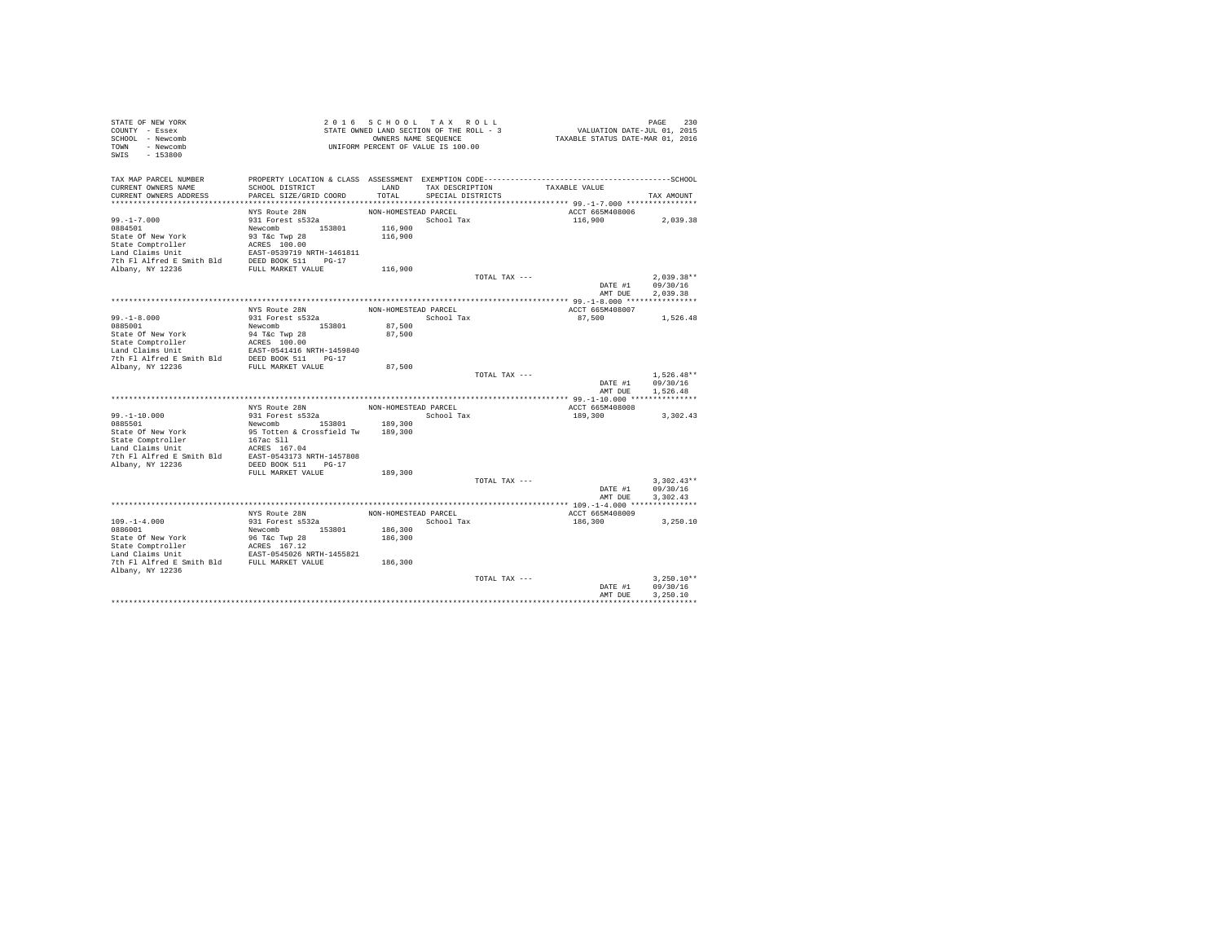STATE OF NEW YORK
COUNTY - Essex
SCHOOL - Newcomb
TOWN - Newcomb
SWIS - 153800

2016 SCHOOL TAX ROLL
STATE OWNED LAND SECTION OF THE ROLL - 3
OWNERS NAME SEQUENCE
UNIFORM PERCENT OF VALUE IS 100.00

VALUATION DATE-JUL 01, 2015
TAXABLE STATUS DATE-MAR 01, 2016

| TAX MAP PARCEL NUMBER / CURRENT OWNERS NAME / CURRENT OWNERS ADDRESS | PROPERTY LOCATION & CLASS / SCHOOL DISTRICT / PARCEL SIZE/GRID COORD | ASSESSMENT LAND / TOTAL | EXEMPTION CODE / TAX DESCRIPTION / SPECIAL DISTRICTS | TAXABLE VALUE | TAX AMOUNT |
|---|---|---|---|---|---|
| **99.-1-7.000** | NYS Route 28N | NON-HOMESTEAD PARCEL | | ACCT 665M408006 | |
| 0884501 | 931 Forest s532a | | School Tax | 116,900 | 2,039.38 |
| State Of New York | Newcomb 153801 | 116,900 | | | |
| State Comptroller | 93 T&c Twp 28 | 116,900 | | | |
| Land Claims Unit | ACRES 100.00 | | | | |
| 7th Fl Alfred E Smith Bld | EAST-0539719 NRTH-1461811 | | | | |
| Albany, NY 12236 | DEED BOOK 511 PG-17 | | | | |
| | FULL MARKET VALUE | 116,900 | | | |
| | | | TOTAL TAX --- | | 2,039.38** |
| | | | | DATE #1 | 09/30/16 |
| | | | | AMT DUE | 2,039.38 |
| **99.-1-8.000** | NYS Route 28N | NON-HOMESTEAD PARCEL | | ACCT 665M408007 | |
| 0885001 | 931 Forest s532a | | School Tax | 87,500 | 1,526.48 |
| State Of New York | Newcomb 153801 | 87,500 | | | |
| State Comptroller | 94 T&c Twp 28 | 87,500 | | | |
| Land Claims Unit | ACRES 100.00 | | | | |
| 7th Fl Alfred E Smith Bld | EAST-0541416 NRTH-1459840 | | | | |
| Albany, NY 12236 | DEED BOOK 511 PG-17 | | | | |
| | FULL MARKET VALUE | 87,500 | | | |
| | | | TOTAL TAX --- | | 1,526.48** |
| | | | | DATE #1 | 09/30/16 |
| | | | | AMT DUE | 1,526.48 |
| **99.-1-10.000** | NYS Route 28N | NON-HOMESTEAD PARCEL | | ACCT 665M408008 | |
| 0885501 | 931 Forest s532a | | School Tax | 189,300 | 3,302.43 |
| State Of New York | Newcomb 153801 | 189,300 | | | |
| State Comptroller | 95 Totten & Crossfield Tw | 189,300 | | | |
| Land Claims Unit | 167ac Sll | | | | |
| 7th Fl Alfred E Smith Bld | ACRES 167.04 | | | | |
| Albany, NY 12236 | EAST-0543173 NRTH-1457808 | | | | |
| | DEED BOOK 511 PG-17 | | | | |
| | FULL MARKET VALUE | 189,300 | | | |
| | | | TOTAL TAX --- | | 3,302.43** |
| | | | | DATE #1 | 09/30/16 |
| | | | | AMT DUE | 3,302.43 |
| **109.-1-4.000** | NYS Route 28N | NON-HOMESTEAD PARCEL | | ACCT 665M408009 | |
| 0886001 | 931 Forest s532a | | School Tax | 186,300 | 3,250.10 |
| State Of New York | Newcomb 153801 | 186,300 | | | |
| State Comptroller | 96 T&c Twp 28 | 186,300 | | | |
| Land Claims Unit | ACRES 167.12 | | | | |
| 7th Fl Alfred E Smith Bld | EAST-0545026 NRTH-1455821 | | | | |
| Albany, NY 12236 | FULL MARKET VALUE | 186,300 | | | |
| | | | TOTAL TAX --- | | 3,250.10** |
| | | | | DATE #1 | 09/30/16 |
| | | | | AMT DUE | 3,250.10 |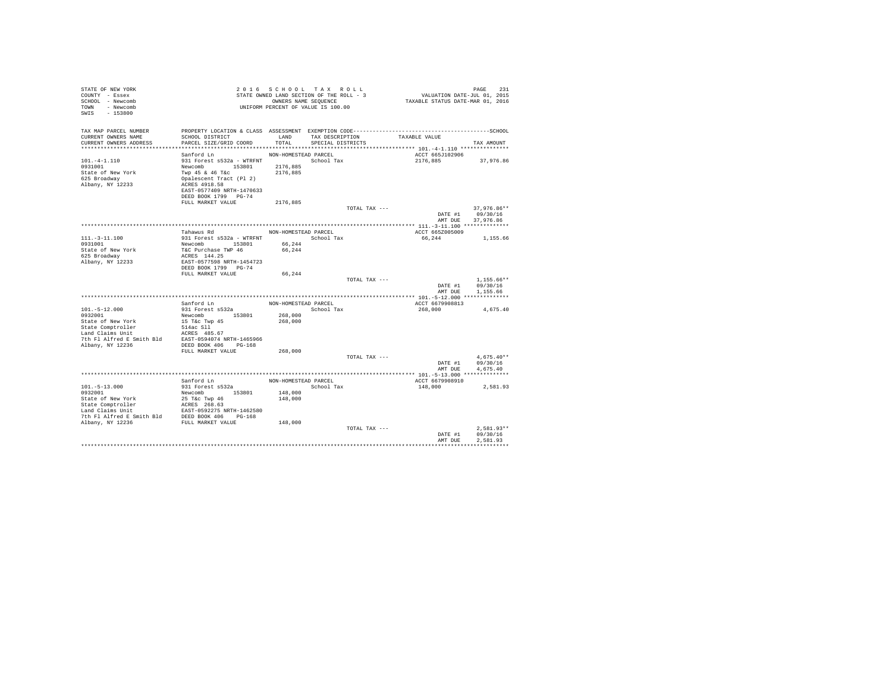STATE OF NEW YORK
COUNTY - Essex
SCHOOL - Newcomb
TOWN - Newcomb
SWIS - 153800

2016 SCHOOL TAX ROLL
STATE OWNED LAND SECTION OF THE ROLL - 3
OWNERS NAME SEQUENCE
UNIFORM PERCENT OF VALUE IS 100.00

VALUATION DATE-JUL 01, 2015
TAXABLE STATUS DATE-MAR 01, 2016

| TAX MAP PARCEL NUMBER / CURRENT OWNERS NAME / CURRENT OWNERS ADDRESS | PROPERTY LOCATION & CLASS / SCHOOL DISTRICT / PARCEL SIZE/GRID COORD | ASSESSMENT LAND / TOTAL | EXEMPTION CODE / TAX DESCRIPTION / SPECIAL DISTRICTS | TAXABLE VALUE | TAX AMOUNT |
|---|---|---|---|---|---|
| **101.-4-1.110** | Sanford Ln | NON-HOMESTEAD PARCEL | | ACCT 665J102906 | |
| 0931001 | 931 Forest s532a - WTRFNT | | School Tax | 2176,885 | 37,976.86 |
| State of New York | Newcomb 153801 | 2176,885 | | | |
| 625 Broadway | Twp 45 & 46 T&c | 2176,885 | | | |
| Albany, NY 12233 | Opalescent Tract (Pl 2) | | | | |
| | ACRES 4918.50 | | | | |
| | EAST-0577409 NRTH-1470633 | | | | |
| | DEED BOOK 1799 PG-74 | | | | |
| | FULL MARKET VALUE | 2176,885 | | | |
| | | | TOTAL TAX --- | | 37,976.86** |
| | | | | DATE #1 | 09/30/16 |
| | | | | AMT DUE | 37,976.86 |
| **111.-3-11.100** | Tahawus Rd | NON-HOMESTEAD PARCEL | | ACCT 665Z005009 | |
| 0931001 | 931 Forest s532a - WTRFNT | | School Tax | 66,244 | 1,155.66 |
| State of New York | Newcomb 153801 | 66,244 | | | |
| 625 Broadway | T&C Purchase TWP 46 | 66,244 | | | |
| Albany, NY 12233 | ACRES 144.25 | | | | |
| | EAST-0577598 NRTH-1454723 | | | | |
| | DEED BOOK 1799 PG-74 | | | | |
| | FULL MARKET VALUE | 66,244 | | | |
| | | | TOTAL TAX --- | | 1,155.66** |
| | | | | DATE #1 | 09/30/16 |
| | | | | AMT DUE | 1,155.66 |
| **101.-5-12.000** | Sanford Ln | NON-HOMESTEAD PARCEL | | ACCT 6679908813 | |
| 0932001 | 931 Forest s532a | | School Tax | 268,000 | 4,675.40 |
| State of New York | Newcomb 153801 | 268,000 | | | |
| State Comptroller | 15 T&c Twp 45 | 268,000 | | | |
| Land Claims Unit | 514ac Sll | | | | |
| 7th Fl Alfred E Smith Bld | ACRES 485.67 | | | | |
| Albany, NY 12236 | EAST-0594074 NRTH-1465966 | | | | |
| | DEED BOOK 406 PG-168 | | | | |
| | FULL MARKET VALUE | 268,000 | | | |
| | | | TOTAL TAX --- | | 4,675.40** |
| | | | | DATE #1 | 09/30/16 |
| | | | | AMT DUE | 4,675.40 |
| **101.-5-13.000** | Sanford Ln | NON-HOMESTEAD PARCEL | | ACCT 6679908910 | |
| 0932001 | 931 Forest s532a | | School Tax | 148,000 | 2,581.93 |
| State of New York | Newcomb 153801 | 148,000 | | | |
| State Comptroller | 25 T&c Twp 46 | 148,000 | | | |
| Land Claims Unit | ACRES 268.63 | | | | |
| 7th Fl Alfred E Smith Bld | EAST-0592275 NRTH-1462580 | | | | |
| Albany, NY 12236 | DEED BOOK 406 PG-168 | | | | |
| | FULL MARKET VALUE | 148,000 | | | |
| | | | TOTAL TAX --- | | 2,581.93** |
| | | | | DATE #1 | 09/30/16 |
| | | | | AMT DUE | 2,581.93 |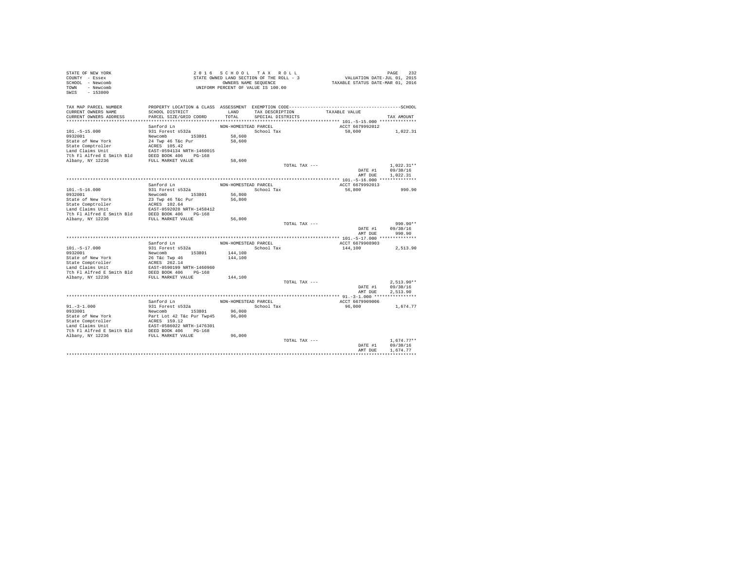```
STATE OF NEW YORK                    2 0 1 6   S C H O O L   T A X   R O L L                                 PAGE   232
COUNTY  - Essex                      STATE OWNED LAND SECTION OF THE ROLL - 3              VALUATION DATE-JUL 01, 2015
SCHOOL  - Newcomb                           OWNERS NAME SEQUENCE                       TAXABLE STATUS DATE-MAR 01, 2016
TOWN    - Newcomb                     UNIFORM PERCENT OF VALUE IS 100.00
SWIS    - 153800

TAX MAP PARCEL NUMBER          PROPERTY LOCATION & CLASS  ASSESSMENT  EXEMPTION CODE-----------------------------------------------SCHOOL
CURRENT OWNERS NAME            SCHOOL DISTRICT             LAND       TAX DESCRIPTION            TAXABLE VALUE
CURRENT OWNERS ADDRESS         PARCEL SIZE/GRID COORD      TOTAL      SPECIAL DISTRICTS                                     TAX AMOUNT
****************************************************************************************************** 101.-5-15.000 **************
                               Sanford Ln                  NON-HOMESTEAD PARCEL                      ACCT 6679992012
101.-5-15.000                  931 Forest s532a                         School Tax                     58,600            1,022.31
0932001                        Newcomb        153801        58,600
State of New York              24 Twp 46 T&c Pur             58,600
State Comptroller              ACRES  105.42
Land Claims Unit               EAST-0594134 NRTH-1460015
7th Fl Alfred E Smith Bld      DEED BOOK 406    PG-168
Albany, NY 12236               FULL MARKET VALUE             58,600
                                                                        TOTAL TAX ---                                  1,022.31**
                                                                                                     DATE #1          09/30/16
                                                                                                     AMT DUE          1,022.31
****************************************************************************************************** 101.-5-16.000 **************
                               Sanford Ln                  NON-HOMESTEAD PARCEL                      ACCT 6679992013
101.-5-16.000                  931 Forest s532a                         School Tax                     56,800              990.90
0932001                        Newcomb        153801        56,800
State of New York              23 Twp 46 T&c Pur             56,800
State Comptroller              ACRES  102.64
Land Claims Unit               EAST-0592028 NRTH-1458412
7th Fl Alfred E Smith Bld      DEED BOOK 406    PG-168
Albany, NY 12236               FULL MARKET VALUE             56,800
                                                                        TOTAL TAX ---                                    990.90**
                                                                                                     DATE #1          09/30/16
                                                                                                     AMT DUE            990.90
****************************************************************************************************** 101.-5-17.000 **************
                               Sanford Ln                  NON-HOMESTEAD PARCEL                      ACCT 6679908903
101.-5-17.000                  931 Forest s532a                         School Tax                    144,100            2,513.90
0932001                        Newcomb        153801       144,100
State of New York              26 T&c Twp 46                144,100
State Comptroller              ACRES  262.14
Land Claims Unit               EAST-0590199 NRTH-1460960
7th Fl Alfred E Smith Bld      DEED BOOK 406    PG-168
Albany, NY 12236               FULL MARKET VALUE            144,100
                                                                        TOTAL TAX ---                                  2,513.90**
                                                                                                     DATE #1          09/30/16
                                                                                                     AMT DUE          2,513.90
****************************************************************************************************** 91.-3-1.000 ****************
                               Sanford Ln                  NON-HOMESTEAD PARCEL                      ACCT 6679909006
91.-3-1.000                    931 Forest s532a                         School Tax                     96,000            1,674.77
0933001                        Newcomb        153801        96,000
State of New York              Part Lot 42 T&c Pur Twp45     96,000
State Comptroller              ACRES  159.12
Land Claims Unit               EAST-0586022 NRTH-1476301
7th Fl Alfred E Smith Bld      DEED BOOK 406    PG-168
Albany, NY 12236               FULL MARKET VALUE             96,000
                                                                        TOTAL TAX ---                                  1,674.77**
                                                                                                     DATE #1          09/30/16
                                                                                                     AMT DUE          1,674.77
************************************************************************************************************************************
```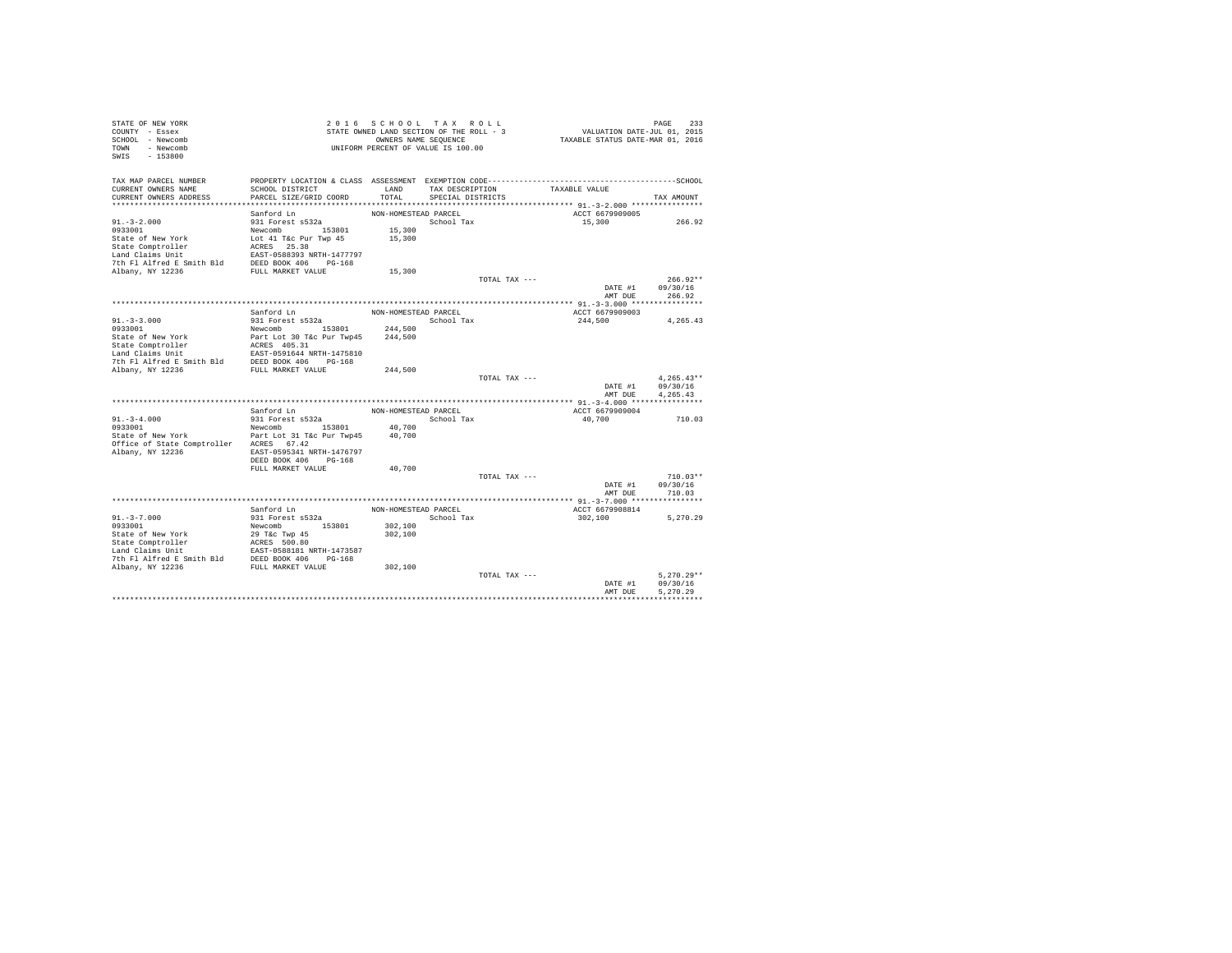STATE OF NEW YORK
COUNTY - Essex
SCHOOL - Newcomb
TOWN - Newcomb
SWIS - 153800

2 0 1 6 S C H O O L T A X R O L L
STATE OWNED LAND SECTION OF THE ROLL - 3
OWNERS NAME SEQUENCE
UNIFORM PERCENT OF VALUE IS 100.00

VALUATION DATE-JUL 01, 2015
TAXABLE STATUS DATE-MAR 01, 2016

| TAX MAP PARCEL NUMBER / CURRENT OWNERS NAME / CURRENT OWNERS ADDRESS | PROPERTY LOCATION & CLASS / SCHOOL DISTRICT / PARCEL SIZE/GRID COORD | ASSESSMENT LAND / TOTAL | EXEMPTION CODE / TAX DESCRIPTION / SPECIAL DISTRICTS | TAXABLE VALUE | TAX AMOUNT |
|---|---|---|---|---|---|
| **91.-3-2.000** | Sanford Ln | NON-HOMESTEAD PARCEL | | ACCT 6679909005 | |
| 91.-3-2.000 | 931 Forest s532a | | School Tax | 15,300 | 266.92 |
| 0933001 | Newcomb 153801 | 15,300 | | | |
| State of New York | Lot 41 T&c Pur Twp 45 | 15,300 | | | |
| State Comptroller | ACRES 25.38 | | | | |
| Land Claims Unit | EAST-0588393 NRTH-1477797 | | | | |
| 7th Fl Alfred E Smith Bld | DEED BOOK 406 PG-168 | | | | |
| Albany, NY 12236 | FULL MARKET VALUE | 15,300 | | | |
| | | | TOTAL TAX --- | | 266.92** |
| | | | | DATE #1 | 09/30/16 |
| | | | | AMT DUE | 266.92 |
| **91.-3-3.000** | Sanford Ln | NON-HOMESTEAD PARCEL | | ACCT 6679909003 | |
| 91.-3-3.000 | 931 Forest s532a | | School Tax | 244,500 | 4,265.43 |
| 0933001 | Newcomb 153801 | 244,500 | | | |
| State of New York | Part Lot 30 T&c Pur Twp45 | 244,500 | | | |
| State Comptroller | ACRES 405.31 | | | | |
| Land Claims Unit | EAST-0591644 NRTH-1475810 | | | | |
| 7th Fl Alfred E Smith Bld | DEED BOOK 406 PG-168 | | | | |
| Albany, NY 12236 | FULL MARKET VALUE | 244,500 | | | |
| | | | TOTAL TAX --- | | 4,265.43** |
| | | | | DATE #1 | 09/30/16 |
| | | | | AMT DUE | 4,265.43 |
| **91.-3-4.000** | Sanford Ln | NON-HOMESTEAD PARCEL | | ACCT 6679909004 | |
| 91.-3-4.000 | 931 Forest s532a | | School Tax | 40,700 | 710.03 |
| 0933001 | Newcomb 153801 | 40,700 | | | |
| State of New York | Part Lot 31 T&c Pur Twp45 | 40,700 | | | |
| Office of State Comptroller | ACRES 67.42 | | | | |
| Albany, NY 12236 | EAST-0595341 NRTH-1476797 | | | | |
| | DEED BOOK 406 PG-168 | | | | |
| | FULL MARKET VALUE | 40,700 | | | |
| | | | TOTAL TAX --- | | 710.03** |
| | | | | DATE #1 | 09/30/16 |
| | | | | AMT DUE | 710.03 |
| **91.-3-7.000** | Sanford Ln | NON-HOMESTEAD PARCEL | | ACCT 6679908814 | |
| 91.-3-7.000 | 931 Forest s532a | | School Tax | 302,100 | 5,270.29 |
| 0933001 | Newcomb 153801 | 302,100 | | | |
| State of New York | 29 T&c Twp 45 | 302,100 | | | |
| State Comptroller | ACRES 500.80 | | | | |
| Land Claims Unit | EAST-0588181 NRTH-1473587 | | | | |
| 7th Fl Alfred E Smith Bld | DEED BOOK 406 PG-168 | | | | |
| Albany, NY 12236 | FULL MARKET VALUE | 302,100 | | | |
| | | | TOTAL TAX --- | | 5,270.29** |
| | | | | DATE #1 | 09/30/16 |
| | | | | AMT DUE | 5,270.29 |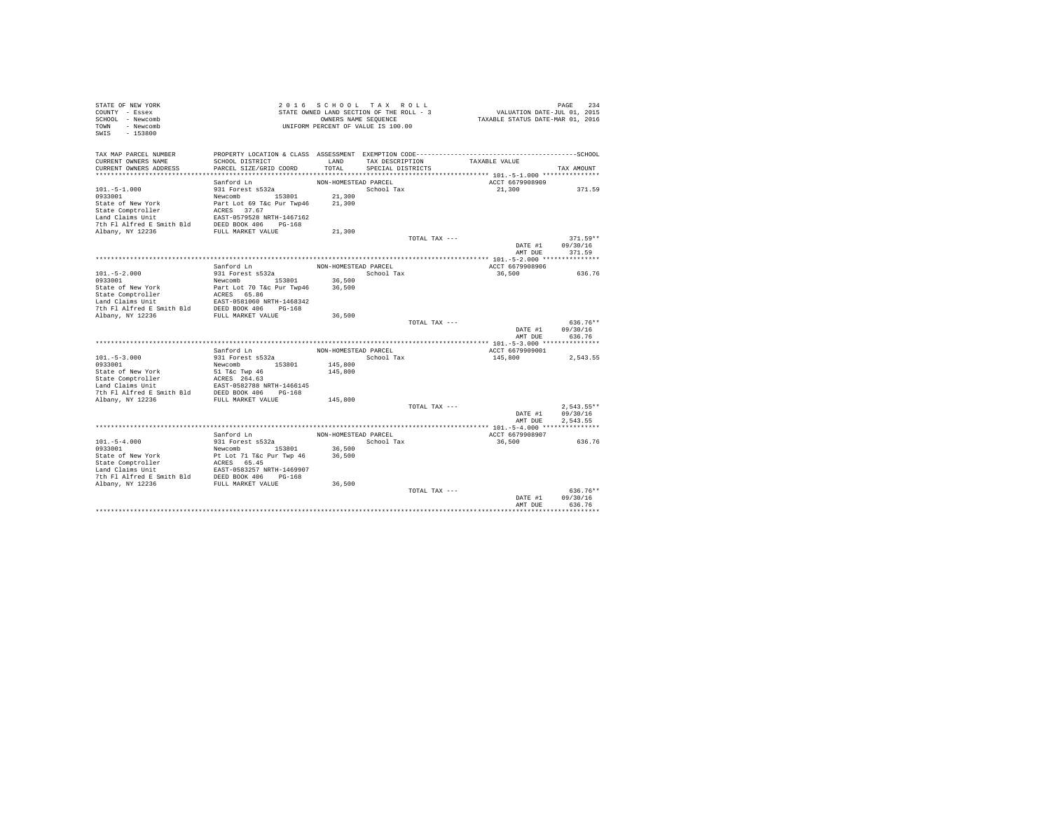STATE OF NEW YORK
COUNTY - Essex
SCHOOL - Newcomb
TOWN - Newcomb
SWIS - 153800

2016 SCHOOL TAX ROLL
STATE OWNED LAND SECTION OF THE ROLL - 3
OWNERS NAME SEQUENCE
UNIFORM PERCENT OF VALUE IS 100.00

VALUATION DATE-JUL 01, 2015
TAXABLE STATUS DATE-MAR 01, 2016

| TAX MAP PARCEL NUMBER / CURRENT OWNERS NAME / CURRENT OWNERS ADDRESS | PROPERTY LOCATION & CLASS / SCHOOL DISTRICT / PARCEL SIZE/GRID COORD | ASSESSMENT LAND / TOTAL | EXEMPTION CODE / TAX DESCRIPTION / SPECIAL DISTRICTS | TAXABLE VALUE | TAX AMOUNT |
|---|---|---|---|---|---|
| **101.-5-1.000** | Sanford Ln | NON-HOMESTEAD PARCEL | | ACCT 6679908909 | |
| 0933001 | 931 Forest s532a | | School Tax | 21,300 | 371.59 |
| State of New York | Newcomb 153801 | 21,300 | | | |
| State Comptroller | Part Lot 69 T&c Pur Twp46 | 21,300 | | | |
| Land Claims Unit | ACRES 37.67 | | | | |
| 7th Fl Alfred E Smith Bld | EAST-0579528 NRTH-1467162 | | | | |
| Albany, NY 12236 | DEED BOOK 406 PG-168 | | | | |
| | FULL MARKET VALUE | 21,300 | | | |
| | | | TOTAL TAX --- | | 371.59** |
| | | | | DATE #1 | 09/30/16 |
| | | | | AMT DUE | 371.59 |
| **101.-5-2.000** | Sanford Ln | NON-HOMESTEAD PARCEL | | ACCT 6679908906 | |
| 0933001 | 931 Forest s532a | | School Tax | 36,500 | 636.76 |
| State of New York | Newcomb 153801 | 36,500 | | | |
| State Comptroller | Part Lot 70 T&c Pur Twp46 | 36,500 | | | |
| Land Claims Unit | ACRES 65.86 | | | | |
| 7th Fl Alfred E Smith Bld | EAST-0581060 NRTH-1468342 | | | | |
| Albany, NY 12236 | DEED BOOK 406 PG-168 | | | | |
| | FULL MARKET VALUE | 36,500 | | | |
| | | | TOTAL TAX --- | | 636.76** |
| | | | | DATE #1 | 09/30/16 |
| | | | | AMT DUE | 636.76 |
| **101.-5-3.000** | Sanford Ln | NON-HOMESTEAD PARCEL | | ACCT 6679909001 | |
| 0933001 | 931 Forest s532a | | School Tax | 145,800 | 2,543.55 |
| State of New York | Newcomb 153801 | 145,800 | | | |
| State Comptroller | 51 T&c Twp 46 | 145,800 | | | |
| Land Claims Unit | ACRES 264.63 | | | | |
| 7th Fl Alfred E Smith Bld | EAST-0582788 NRTH-1466145 | | | | |
| Albany, NY 12236 | DEED BOOK 406 PG-168 | | | | |
| | FULL MARKET VALUE | 145,800 | | | |
| | | | TOTAL TAX --- | | 2,543.55** |
| | | | | DATE #1 | 09/30/16 |
| | | | | AMT DUE | 2,543.55 |
| **101.-5-4.000** | Sanford Ln | NON-HOMESTEAD PARCEL | | ACCT 6679908907 | |
| 0933001 | 931 Forest s532a | | School Tax | 36,500 | 636.76 |
| State of New York | Newcomb 153801 | 36,500 | | | |
| State Comptroller | Pt Lot 71 T&c Pur Twp 46 | 36,500 | | | |
| Land Claims Unit | ACRES 65.45 | | | | |
| 7th Fl Alfred E Smith Bld | EAST-0583257 NRTH-1469907 | | | | |
| Albany, NY 12236 | DEED BOOK 406 PG-168 | | | | |
| | FULL MARKET VALUE | 36,500 | | | |
| | | | TOTAL TAX --- | | 636.76** |
| | | | | DATE #1 | 09/30/16 |
| | | | | AMT DUE | 636.76 |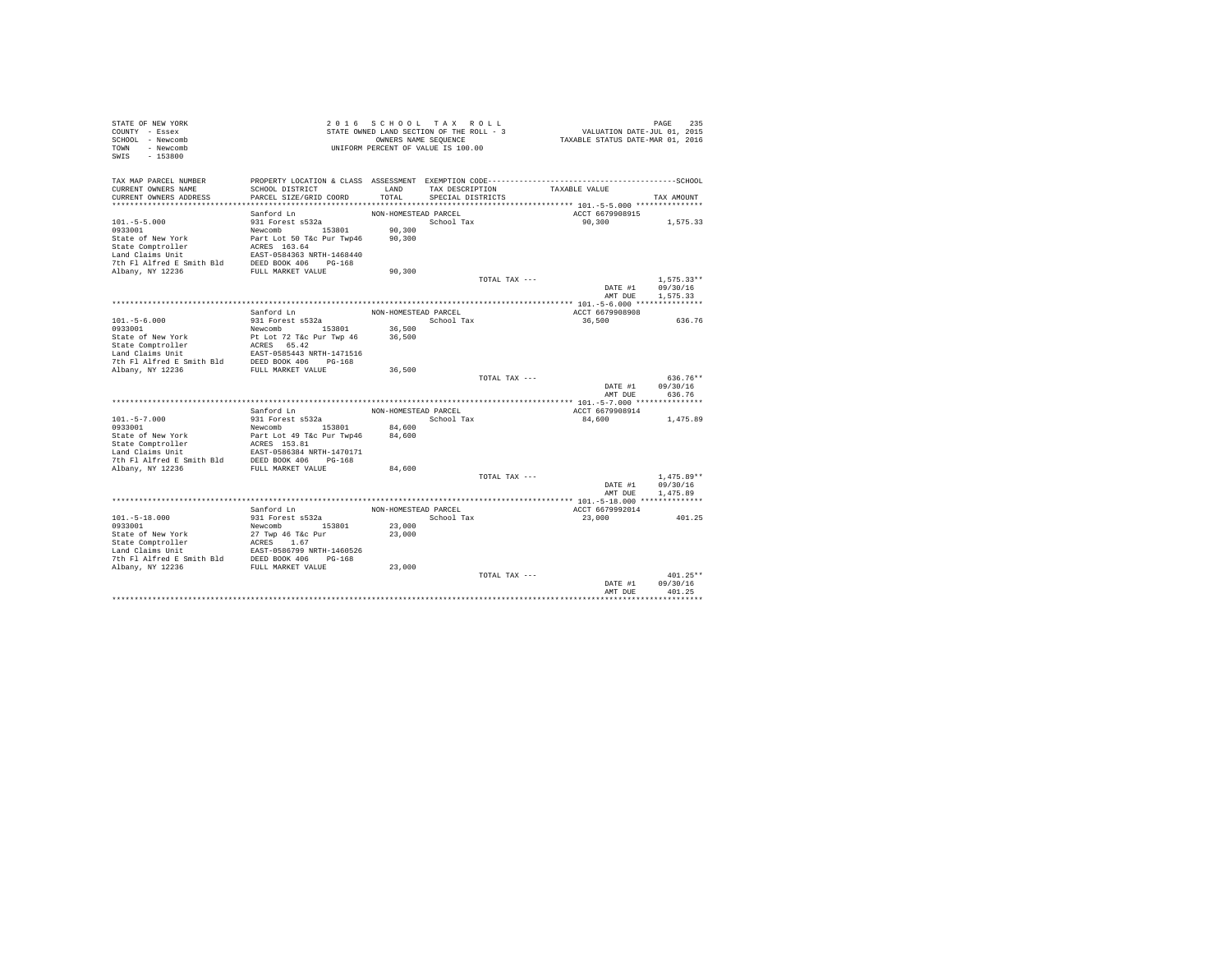STATE OF NEW YORK
COUNTY - Essex
SCHOOL - Newcomb
TOWN - Newcomb
SWIS - 153800

2 0 1 6 S C H O O L T A X R O L L
STATE OWNED LAND SECTION OF THE ROLL - 3
OWNERS NAME SEQUENCE
UNIFORM PERCENT OF VALUE IS 100.00

VALUATION DATE-JUL 01, 2015
TAXABLE STATUS DATE-MAR 01, 2016

| TAX MAP PARCEL NUMBER / CURRENT OWNERS NAME / CURRENT OWNERS ADDRESS | PROPERTY LOCATION & CLASS / SCHOOL DISTRICT / PARCEL SIZE/GRID COORD | ASSESSMENT LAND / TOTAL | EXEMPTION CODE / TAX DESCRIPTION / SPECIAL DISTRICTS | TAXABLE VALUE | TAX AMOUNT |
|---|---|---|---|---|---|
| **101.-5-5.000** | Sanford Ln | NON-HOMESTEAD PARCEL | | ACCT 6679908915 | |
| 0933001 | 931 Forest s532a | | School Tax | 90,300 | 1,575.33 |
| State of New York | Newcomb 153801 | 90,300 | | | |
| State Comptroller | Part Lot 50 T&c Pur Twp46 | 90,300 | | | |
| Land Claims Unit | ACRES 163.64 | | | | |
| 7th Fl Alfred E Smith Bld | EAST-0584363 NRTH-1468440 | | | | |
| Albany, NY 12236 | DEED BOOK 406 PG-168 | | | | |
| | FULL MARKET VALUE | 90,300 | | | |
| | | | TOTAL TAX --- | | 1,575.33** |
| | | | | DATE #1 | 09/30/16 |
| | | | | AMT DUE | 1,575.33 |
| **101.-5-6.000** | Sanford Ln | NON-HOMESTEAD PARCEL | | ACCT 6679908908 | |
| 0933001 | 931 Forest s532a | | School Tax | 36,500 | 636.76 |
| State of New York | Newcomb 153801 | 36,500 | | | |
| State Comptroller | Pt Lot 72 T&c Pur Twp 46 | 36,500 | | | |
| Land Claims Unit | ACRES 65.42 | | | | |
| 7th Fl Alfred E Smith Bld | EAST-0585443 NRTH-1471516 | | | | |
| Albany, NY 12236 | DEED BOOK 406 PG-168 | | | | |
| | FULL MARKET VALUE | 36,500 | | | |
| | | | TOTAL TAX --- | | 636.76** |
| | | | | DATE #1 | 09/30/16 |
| | | | | AMT DUE | 636.76 |
| **101.-5-7.000** | Sanford Ln | NON-HOMESTEAD PARCEL | | ACCT 6679908914 | |
| 0933001 | 931 Forest s532a | | School Tax | 84,600 | 1,475.89 |
| State of New York | Newcomb 153801 | 84,600 | | | |
| State Comptroller | Part Lot 49 T&c Pur Twp46 | 84,600 | | | |
| Land Claims Unit | ACRES 153.81 | | | | |
| 7th Fl Alfred E Smith Bld | EAST-0586384 NRTH-1470171 | | | | |
| Albany, NY 12236 | DEED BOOK 406 PG-168 | | | | |
| | FULL MARKET VALUE | 84,600 | | | |
| | | | TOTAL TAX --- | | 1,475.89** |
| | | | | DATE #1 | 09/30/16 |
| | | | | AMT DUE | 1,475.89 |
| **101.-5-18.000** | Sanford Ln | NON-HOMESTEAD PARCEL | | ACCT 6679992014 | |
| 0933001 | 931 Forest s532a | | School Tax | 23,000 | 401.25 |
| State of New York | Newcomb 153801 | 23,000 | | | |
| State Comptroller | 27 Twp 46 T&c Pur | 23,000 | | | |
| Land Claims Unit | ACRES 1.67 | | | | |
| 7th Fl Alfred E Smith Bld | EAST-0586799 NRTH-1460526 | | | | |
| Albany, NY 12236 | DEED BOOK 406 PG-168 | | | | |
| | FULL MARKET VALUE | 23,000 | | | |
| | | | TOTAL TAX --- | | 401.25** |
| | | | | DATE #1 | 09/30/16 |
| | | | | AMT DUE | 401.25 |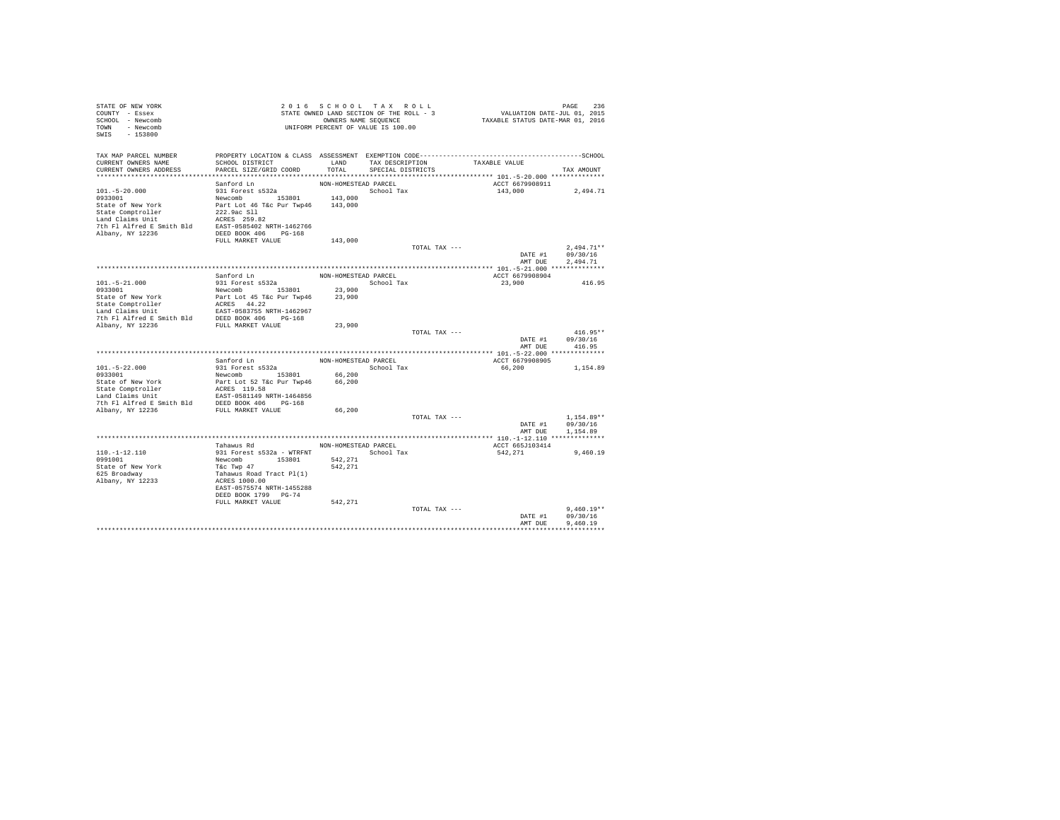STATE OF NEW YORK
COUNTY - Essex
SCHOOL - Newcomb
TOWN - Newcomb
SWIS - 153800

2016 SCHOOL TAX ROLL
STATE OWNED LAND SECTION OF THE ROLL - 3
OWNERS NAME SEQUENCE
UNIFORM PERCENT OF VALUE IS 100.00

VALUATION DATE-JUL 01, 2015
TAXABLE STATUS DATE-MAR 01, 2016

| TAX MAP PARCEL NUMBER / CURRENT OWNERS NAME / CURRENT OWNERS ADDRESS | PROPERTY LOCATION & CLASS / SCHOOL DISTRICT / PARCEL SIZE/GRID COORD | ASSESSMENT LAND / TOTAL | EXEMPTION CODE / TAX DESCRIPTION / SPECIAL DISTRICTS | TAXABLE VALUE | TAX AMOUNT |
|---|---|---|---|---|---|
| 101.-5-20.000 | Sanford Ln | NON-HOMESTEAD PARCEL | | ACCT 6679908911 | |
| 0933001 | 931 Forest s532a | | School Tax | 143,000 | 2,494.71 |
| State of New York | Newcomb 153801 | 143,000 | | | |
| State Comptroller | Part Lot 46 T&c Pur Twp46 | 143,000 | | | |
| Land Claims Unit | 222.9ac Sll | | | | |
| 7th Fl Alfred E Smith Bld | ACRES 259.82 | | | | |
| Albany, NY 12236 | EAST-0585402 NRTH-1462766 | | | | |
| | DEED BOOK 406 PG-168 | | | | |
| | FULL MARKET VALUE | 143,000 | | | |
| | | | TOTAL TAX --- | | 2,494.71** |
| | | | | DATE #1 | 09/30/16 |
| | | | | AMT DUE | 2,494.71 |
| 101.-5-21.000 | Sanford Ln | NON-HOMESTEAD PARCEL | | ACCT 6679908904 | |
| 0933001 | 931 Forest s532a | | School Tax | 23,900 | 416.95 |
| State of New York | Newcomb 153801 | 23,900 | | | |
| State Comptroller | Part Lot 45 T&c Pur Twp46 | 23,900 | | | |
| Land Claims Unit | ACRES 44.22 | | | | |
| 7th Fl Alfred E Smith Bld | EAST-0583755 NRTH-1462967 | | | | |
| Albany, NY 12236 | DEED BOOK 406 PG-168 | | | | |
| | FULL MARKET VALUE | 23,900 | | | |
| | | | TOTAL TAX --- | | 416.95** |
| | | | | DATE #1 | 09/30/16 |
| | | | | AMT DUE | 416.95 |
| 101.-5-22.000 | Sanford Ln | NON-HOMESTEAD PARCEL | | ACCT 6679908905 | |
| 0933001 | 931 Forest s532a | | School Tax | 66,200 | 1,154.89 |
| State of New York | Newcomb 153801 | 66,200 | | | |
| State Comptroller | Part Lot 52 T&c Pur Twp46 | 66,200 | | | |
| Land Claims Unit | ACRES 119.50 | | | | |
| 7th Fl Alfred E Smith Bld | EAST-0581149 NRTH-1464856 | | | | |
| Albany, NY 12236 | DEED BOOK 406 PG-168 | | | | |
| | FULL MARKET VALUE | 66,200 | | | |
| | | | TOTAL TAX --- | | 1,154.89** |
| | | | | DATE #1 | 09/30/16 |
| | | | | AMT DUE | 1,154.89 |
| 110.-1-12.110 | Tahawus Rd | NON-HOMESTEAD PARCEL | | ACCT 665J103414 | |
| 0991001 | 931 Forest s532a - WTRFNT | | School Tax | 542,271 | 9,460.19 |
| State of New York | Newcomb 153801 | 542,271 | | | |
| 625 Broadway | T&c Twp 47 | 542,271 | | | |
| Albany, NY 12233 | Tahawus Road Tract Pl(1) | | | | |
| | ACRES 1000.00 | | | | |
| | EAST-0575574 NRTH-1455288 | | | | |
| | DEED BOOK 1799 PG-74 | | | | |
| | FULL MARKET VALUE | 542,271 | | | |
| | | | TOTAL TAX --- | | 9,460.19** |
| | | | | DATE #1 | 09/30/16 |
| | | | | AMT DUE | 9,460.19 |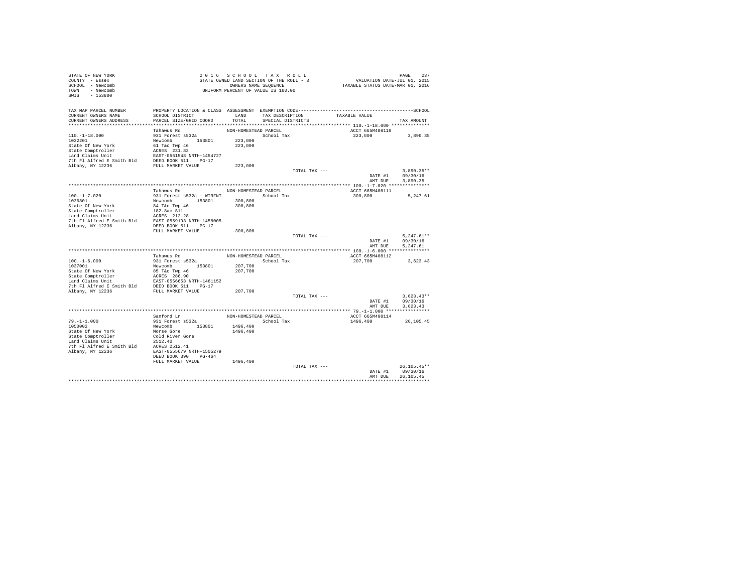STATE OF NEW YORK
COUNTY - Essex
SCHOOL - Newcomb
TOWN - Newcomb
SWIS - 153800

2016 SCHOOL TAX ROLL
STATE OWNED LAND SECTION OF THE ROLL - 3
OWNERS NAME SEQUENCE
UNIFORM PERCENT OF VALUE IS 100.00

VALUATION DATE-JUL 01, 2015
TAXABLE STATUS DATE-MAR 01, 2016

| TAX MAP PARCEL NUMBER / CURRENT OWNERS NAME / CURRENT OWNERS ADDRESS | PROPERTY LOCATION & CLASS / SCHOOL DISTRICT / PARCEL SIZE/GRID COORD | ASSESSMENT LAND / TOTAL | EXEMPTION CODE / TAX DESCRIPTION / SPECIAL DISTRICTS | TAXABLE VALUE | TAX AMOUNT |
|---|---|---|---|---|---|
| **110.-1-18.000** | Tahawus Rd | NON-HOMESTEAD PARCEL | | ACCT 665M408110 | |
| 1032201 | 931 Forest s532a | | School Tax | 223,000 | 3,890.35 |
| State Of New York | Newcomb 153801 | 223,000 | | | |
| State Comptroller | 61 T&c Twp 46 | 223,000 | | | |
| Land Claims Unit | ACRES 231.82 | | | | |
| 7th Fl Alfred E Smith Bld | EAST-0561548 NRTH-1454727 | | | | |
| Albany, NY 12236 | DEED BOOK 511 PG-17 | | | | |
| | FULL MARKET VALUE | 223,000 | | | |
| | | | TOTAL TAX --- | | 3,890.35** |
| | | | | DATE #1 | 09/30/16 |
| | | | | AMT DUE | 3,890.35 |
| **100.-1-7.020** | Tahawus Rd | NON-HOMESTEAD PARCEL | | ACCT 665M408111 | |
| 1036801 | 931 Forest s532a - WTRFNT | | School Tax | 300,800 | 5,247.61 |
| State Of New York | Newcomb 153801 | 300,800 | | | |
| State Comptroller | 84 T&c Twp 46 | 300,800 | | | |
| Land Claims Unit | 182.8ac Sll | | | | |
| 7th Fl Alfred E Smith Bld | ACRES 212.28 | | | | |
| Albany, NY 12236 | EAST-0559193 NRTH-1458005 | | | | |
| | DEED BOOK 511 PG-17 | | | | |
| | FULL MARKET VALUE | 300,800 | | | |
| | | | TOTAL TAX --- | | 5,247.61** |
| | | | | DATE #1 | 09/30/16 |
| | | | | AMT DUE | 5,247.61 |
| **100.-1-6.000** | Tahawus Rd | NON-HOMESTEAD PARCEL | | ACCT 665M408112 | |
| 1037001 | 931 Forest s532a | | School Tax | 207,700 | 3,623.43 |
| State Of New York | Newcomb 153801 | 207,700 | | | |
| State Comptroller | 85 T&c Twp 46 | 207,700 | | | |
| Land Claims Unit | ACRES 286.90 | | | | |
| 7th Fl Alfred E Smith Bld | EAST-0556653 NRTH-1461152 | | | | |
| Albany, NY 12236 | DEED BOOK 511 PG-17 | | | | |
| | FULL MARKET VALUE | 207,700 | | | |
| | | | TOTAL TAX --- | | 3,623.43** |
| | | | | DATE #1 | 09/30/16 |
| | | | | AMT DUE | 3,623.43 |
| **79.-1-1.000** | Sanford Ln | NON-HOMESTEAD PARCEL | | ACCT 665M408114 | |
| 1050002 | 931 Forest s532a | | School Tax | 1496,400 | 26,105.45 |
| State Of New York | Newcomb 153801 | 1496,400 | | | |
| State Comptroller | Morse Gore | 1496,400 | | | |
| Land Claims Unit | Cold River Gore | | | | |
| 7th Fl Alfred E Smith Bld | 2512.40 | | | | |
| Albany, NY 12236 | ACRES 2512.41 | | | | |
| | EAST-0555679 NRTH-1505279 | | | | |
| | DEED BOOK 390 PG-464 | | | | |
| | FULL MARKET VALUE | 1496,400 | | | |
| | | | TOTAL TAX --- | | 26,105.45** |
| | | | | DATE #1 | 09/30/16 |
| | | | | AMT DUE | 26,105.45 |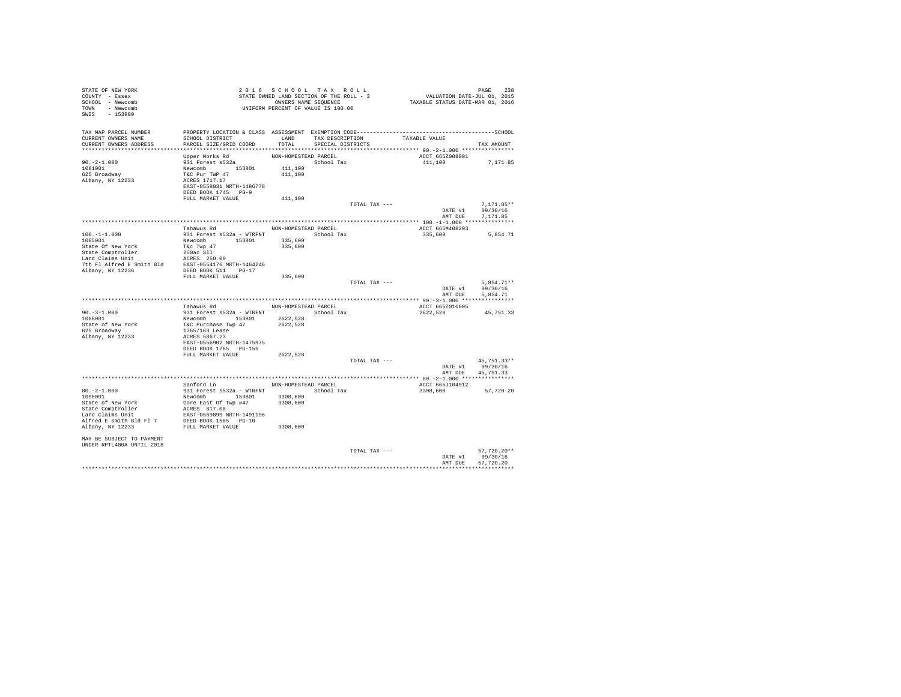STATE OF NEW YORK
COUNTY - Essex
SCHOOL - Newcomb
TOWN - Newcomb
SWIS - 153800

2016 SCHOOL TAX ROLL
STATE OWNED LAND SECTION OF THE ROLL - 3
OWNERS NAME SEQUENCE
UNIFORM PERCENT OF VALUE IS 100.00

VALUATION DATE-JUL 01, 2015
TAXABLE STATUS DATE-MAR 01, 2016

| TAX MAP PARCEL NUMBER / CURRENT OWNERS NAME / CURRENT OWNERS ADDRESS | PROPERTY LOCATION & CLASS / SCHOOL DISTRICT / PARCEL SIZE/GRID COORD | ASSESSMENT LAND / TOTAL | EXEMPTION CODE / TAX DESCRIPTION / SPECIAL DISTRICTS | TAXABLE VALUE | TAX AMOUNT |
|---|---|---|---|---|---|
| **90.-2-1.000** | Upper Works Rd | NON-HOMESTEAD PARCEL | | ACCT 665Z008001 | |
| 90.-2-1.000 | 931 Forest s532a | | School Tax | 411,100 | 7,171.85 |
| 1081001 | Newcomb 153801 | 411,100 | | | |
| 625 Broadway | T&C Pur TWP 47 | 411,100 | | | |
| Albany, NY 12233 | ACRES 1717.17 | | | | |
| | EAST-0558031 NRTH-1486778 | | | | |
| | DEED BOOK 1745 PG-9 | | | | |
| | FULL MARKET VALUE | 411,100 | | | |
| | | | TOTAL TAX --- | | 7,171.85** |
| | | | | DATE #1 | 09/30/16 |
| | | | | AMT DUE | 7,171.85 |
| **100.-1-1.000** | Tahawus Rd | NON-HOMESTEAD PARCEL | | ACCT 665M408203 | |
| 100.-1-1.000 | 931 Forest s532a - WTRFNT | | School Tax | 335,600 | 5,854.71 |
| 1085001 | Newcomb 153801 | 335,600 | | | |
| State Of New York | T&c Twp 47 | 335,600 | | | |
| State Comptroller | 250ac Sll | | | | |
| Land Claims Unit | ACRES 250.00 | | | | |
| 7th Fl Alfred E Smith Bld | EAST-0554176 NRTH-1464246 | | | | |
| Albany, NY 12236 | DEED BOOK 511 PG-17 | | | | |
| | FULL MARKET VALUE | 335,600 | | | |
| | | | TOTAL TAX --- | | 5,854.71** |
| | | | | DATE #1 | 09/30/16 |
| | | | | AMT DUE | 5,854.71 |
| **90.-3-1.000** | Tahawus Rd | NON-HOMESTEAD PARCEL | | ACCT 665Z010005 | |
| 90.-3-1.000 | 931 Forest s532a - WTRFNT | | School Tax | 2622,528 | 45,751.33 |
| 1086001 | Newcomb 153801 | 2622,528 | | | |
| State of New York | T&C Purchase Twp 47 | 2622,528 | | | |
| 625 Broadway | 1765/163 Lease | | | | |
| Albany, NY 12233 | ACRES 5867.23 | | | | |
| | EAST-0556902 NRTH-1475975 | | | | |
| | DEED BOOK 1765 PG-155 | | | | |
| | FULL MARKET VALUE | 2622,528 | | | |
| | | | TOTAL TAX --- | | 45,751.33** |
| | | | | DATE #1 | 09/30/16 |
| | | | | AMT DUE | 45,751.33 |
| **80.-2-1.000** | Sanford Ln | NON-HOMESTEAD PARCEL | | ACCT 665J104912 | |
| 80.-2-1.000 | 931 Forest s532a - WTRFNT | | School Tax | 3308,600 | 57,720.20 |
| 1090001 | Newcomb 153801 | 3308,600 | | | |
| State of New York | Gore East Of Twp #47 | 3308,600 | | | |
| State Comptroller | ACRES 817.00 | | | | |
| Land Claims Unit | EAST-0569899 NRTH-1491196 | | | | |
| Alfred E Smith Bld Fl 7 | DEED BOOK 1565 PG-10 | | | | |
| Albany, NY 12233 | FULL MARKET VALUE | 3308,600 | | | |
| MAY BE SUBJECT TO PAYMENT UNDER RPTL480A UNTIL 2018 | | | | | |
| | | | TOTAL TAX --- | | 57,720.20** |
| | | | | DATE #1 | 09/30/16 |
| | | | | AMT DUE | 57,720.20 |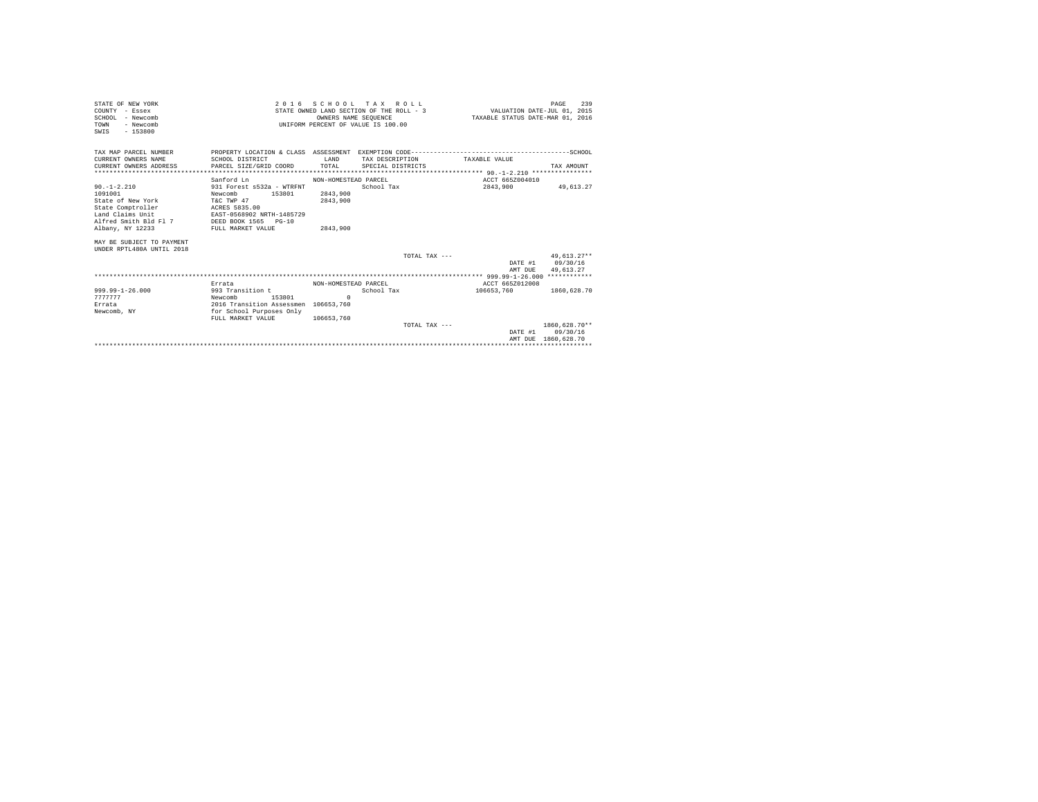STATE OF NEW YORK
COUNTY - Essex
SCHOOL - Newcomb
TOWN - Newcomb
SWIS - 153800

2016 SCHOOL TAX ROLL
STATE OWNED LAND SECTION OF THE ROLL - 3
OWNERS NAME SEQUENCE
UNIFORM PERCENT OF VALUE IS 100.00

VALUATION DATE-JUL 01, 2015
TAXABLE STATUS DATE-MAR 01, 2016

| TAX MAP PARCEL NUMBER / CURRENT OWNERS NAME / CURRENT OWNERS ADDRESS | PROPERTY LOCATION & CLASS / SCHOOL DISTRICT / PARCEL SIZE/GRID COORD | ASSESSMENT LAND / TOTAL | EXEMPTION CODE / TAX DESCRIPTION / SPECIAL DISTRICTS | TAXABLE VALUE | TAX AMOUNT |
|---|---|---|---|---|---|
| **90.-1-2.210** | Sanford Ln | NON-HOMESTEAD PARCEL | | ACCT 665Z004010 | |
| 90.-1-2.210 | 931 Forest s532a - WTRFNT | | School Tax | 2843,900 | 49,613.27 |
| 1091001 | Newcomb 153801 | 2843,900 | | | |
| State of New York | T&C TWP 47 | 2843,900 | | | |
| State Comptroller | ACRES 5835.00 | | | | |
| Land Claims Unit | EAST-0568902 NRTH-1485729 | | | | |
| Alfred Smith Bld Fl 7 | DEED BOOK 1565 PG-10 | | | | |
| Albany, NY 12233 | FULL MARKET VALUE | 2843,900 | | | |
| MAY BE SUBJECT TO PAYMENT UNDER RPTL480A UNTIL 2018 | | | | | |
| | | | TOTAL TAX --- | | 49,613.27** |
| | | | | DATE #1 | 09/30/16 |
| | | | | AMT DUE | 49,613.27 |
| **999.99-1-26.000** | Errata | NON-HOMESTEAD PARCEL | | ACCT 665Z012008 | |
| 999.99-1-26.000 | 993 Transition t | | School Tax | 106653,760 | 1860,628.70 |
| 7777777 | Newcomb 153801 | 0 | | | |
| Errata | 2016 Transition Assessmen | 106653,760 | | | |
| Newcomb, NY | for School Purposes Only | | | | |
| | FULL MARKET VALUE | 106653,760 | | | |
| | | | TOTAL TAX --- | | 1860,628.70** |
| | | | | DATE #1 | 09/30/16 |
| | | | | AMT DUE | 1860,628.70 |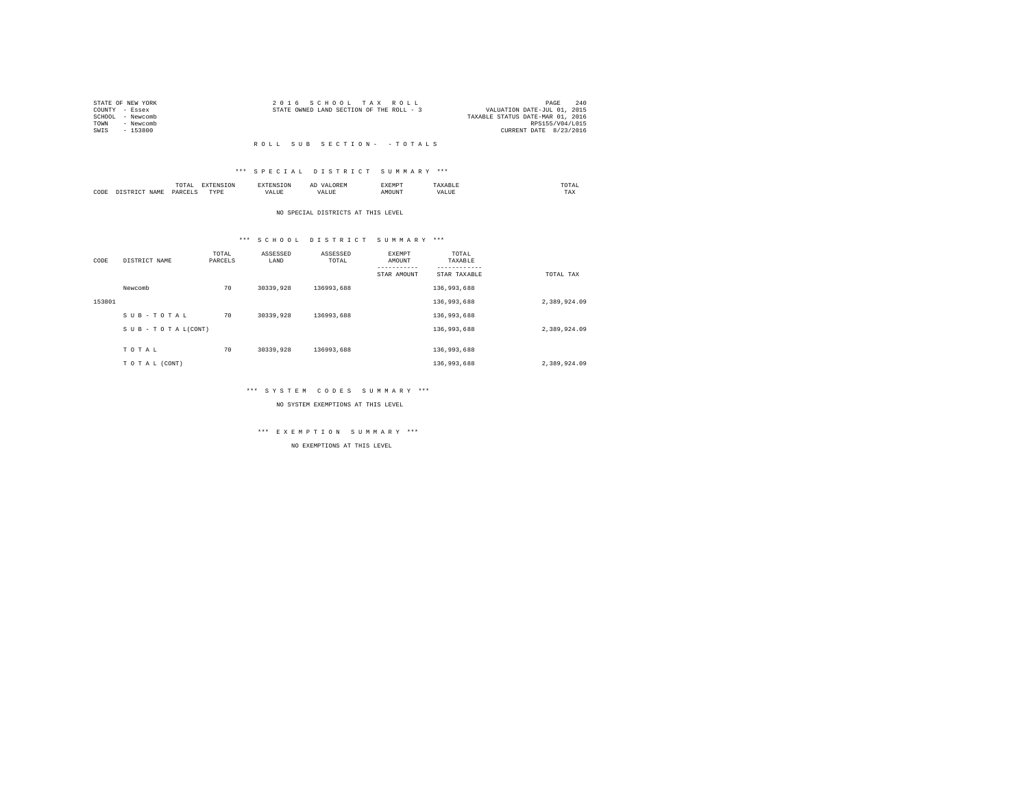STATE OF NEW YORK
COUNTY - Essex
SCHOOL - Newcomb
TOWN - Newcomb
SWIS - 153800

2 0 1 6 S C H O O L T A X R O L L
STATE OWNED LAND SECTION OF THE ROLL - 3

VALUATION DATE-JUL 01, 2015
TAXABLE STATUS DATE-MAR 01, 2016
RPS155/V04/L015
CURRENT DATE 8/23/2016

R O L L S U B S E C T I O N - - T O T A L S

*** S P E C I A L D I S T R I C T S U M M A R Y ***

| CODE | DISTRICT NAME | TOTAL PARCELS | EXTENSION TYPE | EXTENSION VALUE | AD VALOREM VALUE | EXEMPT AMOUNT | TAXABLE VALUE | TOTAL TAX |
|---|---|---|---|---|---|---|---|---|

NO SPECIAL DISTRICTS AT THIS LEVEL

*** S C H O O L D I S T R I C T S U M M A R Y ***

| CODE | DISTRICT NAME | TOTAL PARCELS | ASSESSED LAND | ASSESSED TOTAL | EXEMPT AMOUNT / STAR AMOUNT | TOTAL TAXABLE / STAR TAXABLE | TOTAL TAX |
|---|---|---|---|---|---|---|---|
| | Newcomb | 70 | 30339,928 | 136993,688 | | 136,993,688 | |
| 153801 | | | | | | 136,993,688 | 2,389,924.09 |
| | S U B - T O T A L | 70 | 30339,928 | 136993,688 | | 136,993,688 | |
| | S U B - T O T A L(CONT) | | | | | 136,993,688 | 2,389,924.09 |
| | T O T A L | 70 | 30339,928 | 136993,688 | | 136,993,688 | |
| | T O T A L (CONT) | | | | | 136,993,688 | 2,389,924.09 |

*** S Y S T E M C O D E S S U M M A R Y ***

NO SYSTEM EXEMPTIONS AT THIS LEVEL

*** E X E M P T I O N S U M M A R Y ***

NO EXEMPTIONS AT THIS LEVEL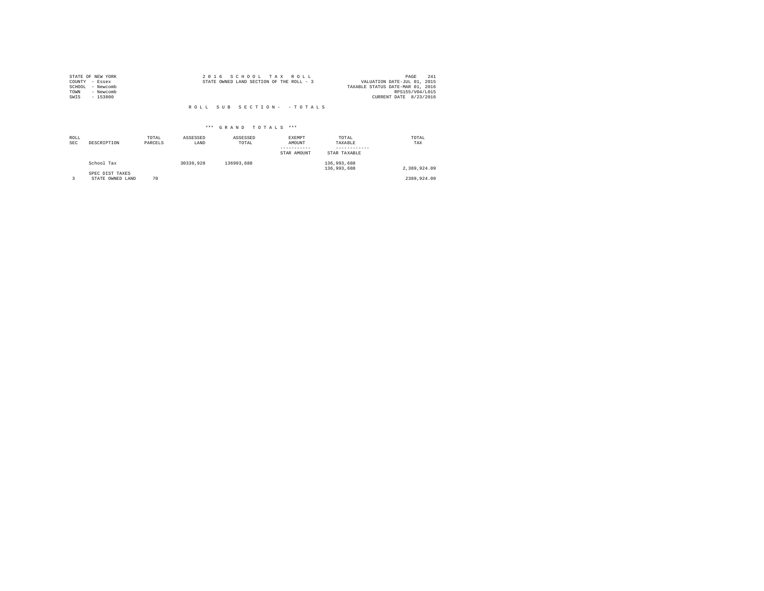STATE OF NEW YORK
COUNTY - Essex
SCHOOL - Newcomb
TOWN - Newcomb
SWIS - 153800

2 0 1 6 S C H O O L T A X R O L L
STATE OWNED LAND SECTION OF THE ROLL - 3

VALUATION DATE-JUL 01, 2015
TAXABLE STATUS DATE-MAR 01, 2016
RPS155/V04/L015
CURRENT DATE 8/23/2016

R O L L S U B S E C T I O N - - T O T A L S

*** G R A N D T O T A L S ***

| ROLL SEC | DESCRIPTION | TOTAL PARCELS | ASSESSED LAND | ASSESSED TOTAL | EXEMPT AMOUNT / STAR AMOUNT | TOTAL TAXABLE / STAR TAXABLE | TOTAL TAX |
|---|---|---|---|---|---|---|---|
| | School Tax | | 30339,928 | 136993,688 | | 136,993,688<br>136,993,688 | 2,389,924.09 |
| | SPEC DIST TAXES | | | | | | |
| 3 | STATE OWNED LAND | 70 | | | | | 2389,924.09 |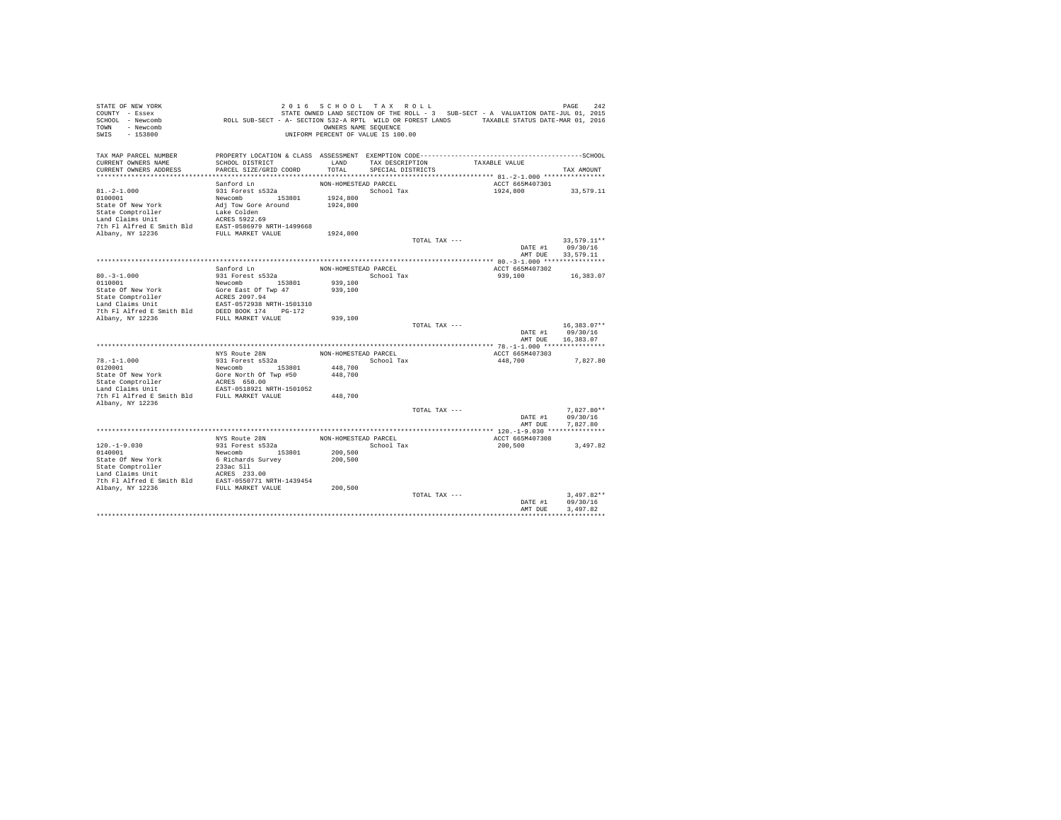STATE OF NEW YORK
COUNTY - Essex
SCHOOL - Newcomb
TOWN - Newcomb
SWIS - 153800

2016 SCHOOL TAX ROLL
STATE OWNED LAND SECTION OF THE ROLL - 3 SUB-SECT - A VALUATION DATE-JUL 01, 2015
ROLL SUB-SECT - A- SECTION 532-A RPTL WILD OR FOREST LANDS TAXABLE STATUS DATE-MAR 01, 2016
OWNERS NAME SEQUENCE
UNIFORM PERCENT OF VALUE IS 100.00

| TAX MAP PARCEL NUMBER / CURRENT OWNERS NAME / CURRENT OWNERS ADDRESS | PROPERTY LOCATION & CLASS / SCHOOL DISTRICT / PARCEL SIZE/GRID COORD | ASSESSMENT LAND / TOTAL | EXEMPTION CODE / TAX DESCRIPTION / SPECIAL DISTRICTS | TAXABLE VALUE | TAX AMOUNT |
|---|---|---|---|---|---|
| **81.-2-1.000** | Sanford Ln | NON-HOMESTEAD PARCEL | | ACCT 665M407301 | |
| 81.-2-1.000 | 931 Forest s532a | | School Tax | 1924,800 | 33,579.11 |
| 0100001 | Newcomb 153801 | 1924,800 | | | |
| State Of New York | Adj Tow Gore Around | 1924,800 | | | |
| State Comptroller | Lake Colden | | | | |
| Land Claims Unit | ACRES 5922.69 | | | | |
| 7th Fl Alfred E Smith Bld | EAST-0586979 NRTH-1499668 | | | | |
| Albany, NY 12236 | FULL MARKET VALUE | 1924,800 | | | |
| | | | TOTAL TAX --- | | 33,579.11** |
| | | | | DATE #1 | 09/30/16 |
| | | | | AMT DUE | 33,579.11 |
| **80.-3-1.000** | Sanford Ln | NON-HOMESTEAD PARCEL | | ACCT 665M407302 | |
| 80.-3-1.000 | 931 Forest s532a | | School Tax | 939,100 | 16,383.07 |
| 0110001 | Newcomb 153801 | 939,100 | | | |
| State Of New York | Gore East Of Twp 47 | 939,100 | | | |
| State Comptroller | ACRES 2097.94 | | | | |
| Land Claims Unit | EAST-0572938 NRTH-1501310 | | | | |
| 7th Fl Alfred E Smith Bld | DEED BOOK 174 PG-172 | | | | |
| Albany, NY 12236 | FULL MARKET VALUE | 939,100 | | | |
| | | | TOTAL TAX --- | | 16,383.07** |
| | | | | DATE #1 | 09/30/16 |
| | | | | AMT DUE | 16,383.07 |
| **78.-1-1.000** | NYS Route 28N | NON-HOMESTEAD PARCEL | | ACCT 665M407303 | |
| 78.-1-1.000 | 931 Forest s532a | | School Tax | 448,700 | 7,827.80 |
| 0120001 | Newcomb 153801 | 448,700 | | | |
| State Of New York | Gore North Of Twp #50 | 448,700 | | | |
| State Comptroller | ACRES 650.00 | | | | |
| Land Claims Unit | EAST-0518921 NRTH-1501052 | | | | |
| 7th Fl Alfred E Smith Bld | FULL MARKET VALUE | 448,700 | | | |
| Albany, NY 12236 | | | | | |
| | | | TOTAL TAX --- | | 7,827.80** |
| | | | | DATE #1 | 09/30/16 |
| | | | | AMT DUE | 7,827.80 |
| **120.-1-9.030** | NYS Route 28N | NON-HOMESTEAD PARCEL | | ACCT 665M407308 | |
| 120.-1-9.030 | 931 Forest s532a | | School Tax | 200,500 | 3,497.82 |
| 0140001 | Newcomb 153801 | 200,500 | | | |
| State Of New York | 6 Richards Survey | 200,500 | | | |
| State Comptroller | 233ac Sll | | | | |
| Land Claims Unit | ACRES 233.00 | | | | |
| 7th Fl Alfred E Smith Bld | EAST-0550771 NRTH-1439454 | | | | |
| Albany, NY 12236 | FULL MARKET VALUE | 200,500 | | | |
| | | | TOTAL TAX --- | | 3,497.82** |
| | | | | DATE #1 | 09/30/16 |
| | | | | AMT DUE | 3,497.82 |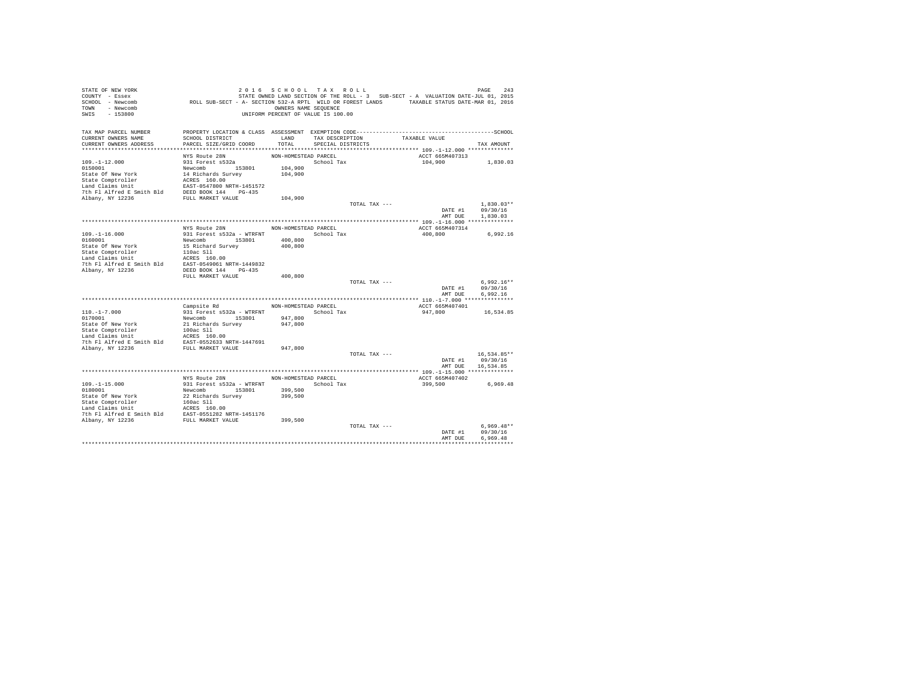STATE OF NEW YORK
COUNTY - Essex
SCHOOL - Newcomb
TOWN - Newcomb
SWIS - 153800

2 0 1 6 S C H O O L T A X R O L L
STATE OWNED LAND SECTION OF THE ROLL - 3 SUB-SECT - A VALUATION DATE-JUL 01, 2015
ROLL SUB-SECT - A- SECTION 532-A RPTL WILD OR FOREST LANDS TAXABLE STATUS DATE-MAR 01, 2016
OWNERS NAME SEQUENCE
UNIFORM PERCENT OF VALUE IS 100.00

| TAX MAP PARCEL NUMBER / CURRENT OWNERS NAME / CURRENT OWNERS ADDRESS | PROPERTY LOCATION & CLASS / SCHOOL DISTRICT / PARCEL SIZE/GRID COORD | ASSESSMENT LAND / TOTAL | EXEMPTION CODE / TAX DESCRIPTION / SPECIAL DISTRICTS | TAXABLE VALUE | SCHOOL TAX AMOUNT |
|---|---|---|---|---|---|
| 109.-1-12.000 | NYS Route 28N | NON-HOMESTEAD PARCEL | | ACCT 665M407313 | |
| 0150001 | 931 Forest s532a | | School Tax | 104,900 | 1,830.03 |
| State Of New York | Newcomb 153801 | 104,900 | | | |
| State Comptroller | 14 Richards Survey | 104,900 | | | |
| Land Claims Unit | ACRES 160.00 | | | | |
| 7th Fl Alfred E Smith Bld | EAST-0547800 NRTH-1451572 | | | | |
| Albany, NY 12236 | DEED BOOK 144 PG-435 | | | | |
| | FULL MARKET VALUE | 104,900 | | | |
| | | | TOTAL TAX --- | | 1,830.03** |
| | | | | DATE #1 | 09/30/16 |
| | | | | AMT DUE | 1,830.03 |
| 109.-1-16.000 | NYS Route 28N | NON-HOMESTEAD PARCEL | | ACCT 665M407314 | |
| 0160001 | 931 Forest s532a - WTRFNT | | School Tax | 400,800 | 6,992.16 |
| State Of New York | Newcomb 153801 | 400,800 | | | |
| State Comptroller | 15 Richard Survey | 400,800 | | | |
| Land Claims Unit | 110ac Sll | | | | |
| 7th Fl Alfred E Smith Bld | ACRES 160.00 | | | | |
| Albany, NY 12236 | EAST-0549061 NRTH-1449832 | | | | |
| | DEED BOOK 144 PG-435 | | | | |
| | FULL MARKET VALUE | 400,800 | | | |
| | | | TOTAL TAX --- | | 6,992.16** |
| | | | | DATE #1 | 09/30/16 |
| | | | | AMT DUE | 6,992.16 |
| 110.-1-7.000 | Campsite Rd | NON-HOMESTEAD PARCEL | | ACCT 665M407401 | |
| 0170001 | 931 Forest s532a - WTRFNT | | School Tax | 947,800 | 16,534.85 |
| State Of New York | Newcomb 153801 | 947,800 | | | |
| State Comptroller | 21 Richards Survey | 947,800 | | | |
| Land Claims Unit | 100ac Sll | | | | |
| 7th Fl Alfred E Smith Bld | ACRES 160.00 | | | | |
| Albany, NY 12236 | EAST-0552633 NRTH-1447691 | | | | |
| | FULL MARKET VALUE | 947,800 | | | |
| | | | TOTAL TAX --- | | 16,534.85** |
| | | | | DATE #1 | 09/30/16 |
| | | | | AMT DUE | 16,534.85 |
| 109.-1-15.000 | NYS Route 28N | NON-HOMESTEAD PARCEL | | ACCT 665M407402 | |
| 0180001 | 931 Forest s532a - WTRFNT | | School Tax | 399,500 | 6,969.48 |
| State Of New York | Newcomb 153801 | 399,500 | | | |
| State Comptroller | 22 Richards Survey | 399,500 | | | |
| Land Claims Unit | 160ac Sll | | | | |
| 7th Fl Alfred E Smith Bld | ACRES 160.00 | | | | |
| Albany, NY 12236 | EAST-0551282 NRTH-1451176 | | | | |
| | FULL MARKET VALUE | 399,500 | | | |
| | | | TOTAL TAX --- | | 6,969.48** |
| | | | | DATE #1 | 09/30/16 |
| | | | | AMT DUE | 6,969.48 |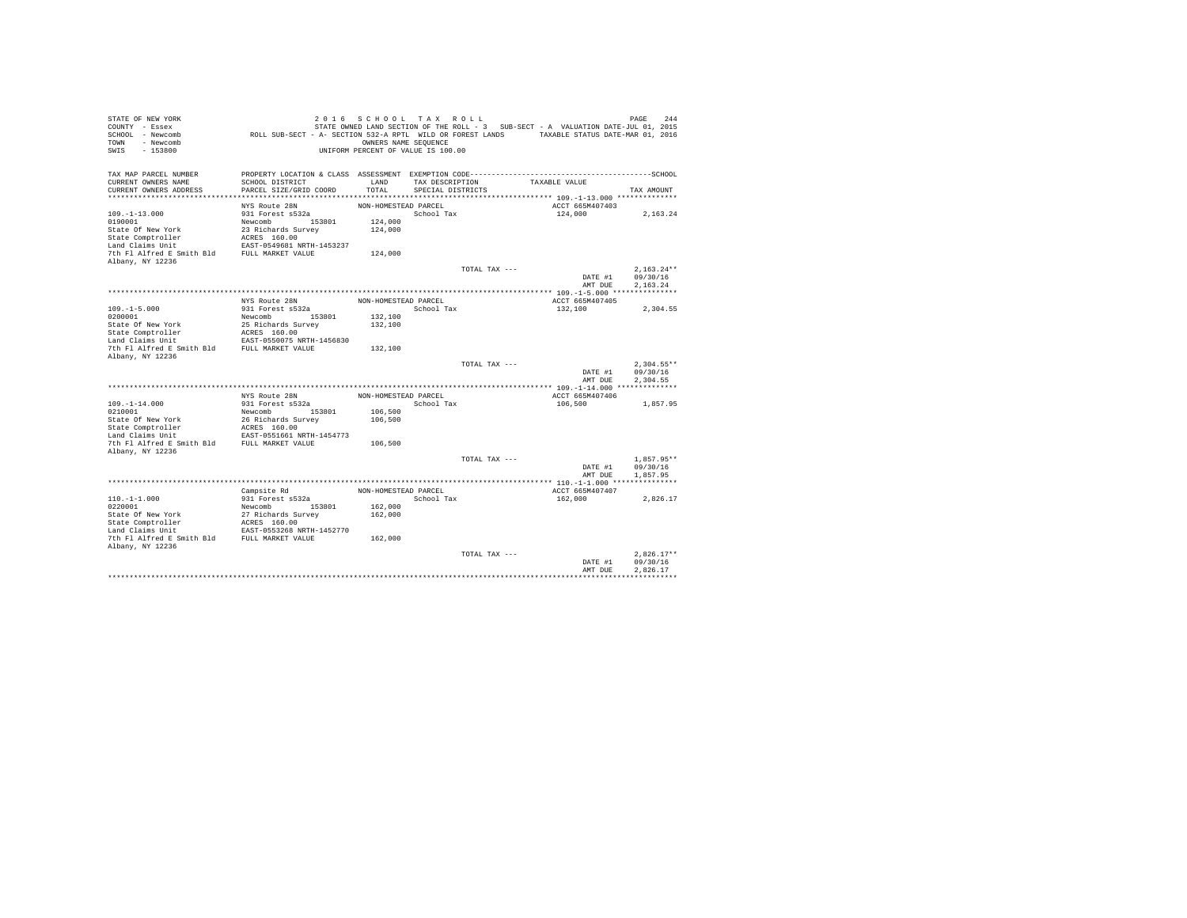STATE OF NEW YORK
COUNTY - Essex
SCHOOL - Newcomb
TOWN - Newcomb
SWIS - 153800

2016 SCHOOL TAX ROLL
STATE OWNED LAND SECTION OF THE ROLL - 3 SUB-SECT - A VALUATION DATE-JUL 01, 2015
ROLL SUB-SECT - A- SECTION 532-A RPTL WILD OR FOREST LANDS TAXABLE STATUS DATE-MAR 01, 2016
OWNERS NAME SEQUENCE
UNIFORM PERCENT OF VALUE IS 100.00

| TAX MAP PARCEL NUMBER / CURRENT OWNERS NAME / CURRENT OWNERS ADDRESS | PROPERTY LOCATION & CLASS / SCHOOL DISTRICT / PARCEL SIZE/GRID COORD | ASSESSMENT LAND / TOTAL | EXEMPTION CODE / TAX DESCRIPTION / SPECIAL DISTRICTS | TAXABLE VALUE | TAX AMOUNT |
|---|---|---|---|---|---|
| **109.-1-13.000** | NYS Route 28N | NON-HOMESTEAD PARCEL | | ACCT 665M407403 | |
| 109.-1-13.000 | 931 Forest s532a | | School Tax | 124,000 | 2,163.24 |
| 0190001 | Newcomb 153801 | 124,000 | | | |
| State Of New York | 23 Richards Survey | 124,000 | | | |
| State Comptroller | ACRES 160.00 | | | | |
| Land Claims Unit | EAST-0549681 NRTH-1453237 | | | | |
| 7th Fl Alfred E Smith Bld | FULL MARKET VALUE | 124,000 | | | |
| Albany, NY 12236 | | | | | |
| | | | TOTAL TAX --- | | 2,163.24** |
| | | | | DATE #1 | 09/30/16 |
| | | | | AMT DUE | 2,163.24 |
| **109.-1-5.000** | NYS Route 28N | NON-HOMESTEAD PARCEL | | ACCT 665M407405 | |
| 109.-1-5.000 | 931 Forest s532a | | School Tax | 132,100 | 2,304.55 |
| 0200001 | Newcomb 153801 | 132,100 | | | |
| State Of New York | 25 Richards Survey | 132,100 | | | |
| State Comptroller | ACRES 160.00 | | | | |
| Land Claims Unit | EAST-0550075 NRTH-1456830 | | | | |
| 7th Fl Alfred E Smith Bld | FULL MARKET VALUE | 132,100 | | | |
| Albany, NY 12236 | | | | | |
| | | | TOTAL TAX --- | | 2,304.55** |
| | | | | DATE #1 | 09/30/16 |
| | | | | AMT DUE | 2,304.55 |
| **109.-1-14.000** | NYS Route 28N | NON-HOMESTEAD PARCEL | | ACCT 665M407406 | |
| 109.-1-14.000 | 931 Forest s532a | | School Tax | 106,500 | 1,857.95 |
| 0210001 | Newcomb 153801 | 106,500 | | | |
| State Of New York | 26 Richards Survey | 106,500 | | | |
| State Comptroller | ACRES 160.00 | | | | |
| Land Claims Unit | EAST-0551661 NRTH-1454773 | | | | |
| 7th Fl Alfred E Smith Bld | FULL MARKET VALUE | 106,500 | | | |
| Albany, NY 12236 | | | | | |
| | | | TOTAL TAX --- | | 1,857.95** |
| | | | | DATE #1 | 09/30/16 |
| | | | | AMT DUE | 1,857.95 |
| **110.-1-1.000** | Campsite Rd | NON-HOMESTEAD PARCEL | | ACCT 665M407407 | |
| 110.-1-1.000 | 931 Forest s532a | | School Tax | 162,000 | 2,826.17 |
| 0220001 | Newcomb 153801 | 162,000 | | | |
| State Of New York | 27 Richards Survey | 162,000 | | | |
| State Comptroller | ACRES 160.00 | | | | |
| Land Claims Unit | EAST-0553268 NRTH-1452770 | | | | |
| 7th Fl Alfred E Smith Bld | FULL MARKET VALUE | 162,000 | | | |
| Albany, NY 12236 | | | | | |
| | | | TOTAL TAX --- | | 2,826.17** |
| | | | | DATE #1 | 09/30/16 |
| | | | | AMT DUE | 2,826.17 |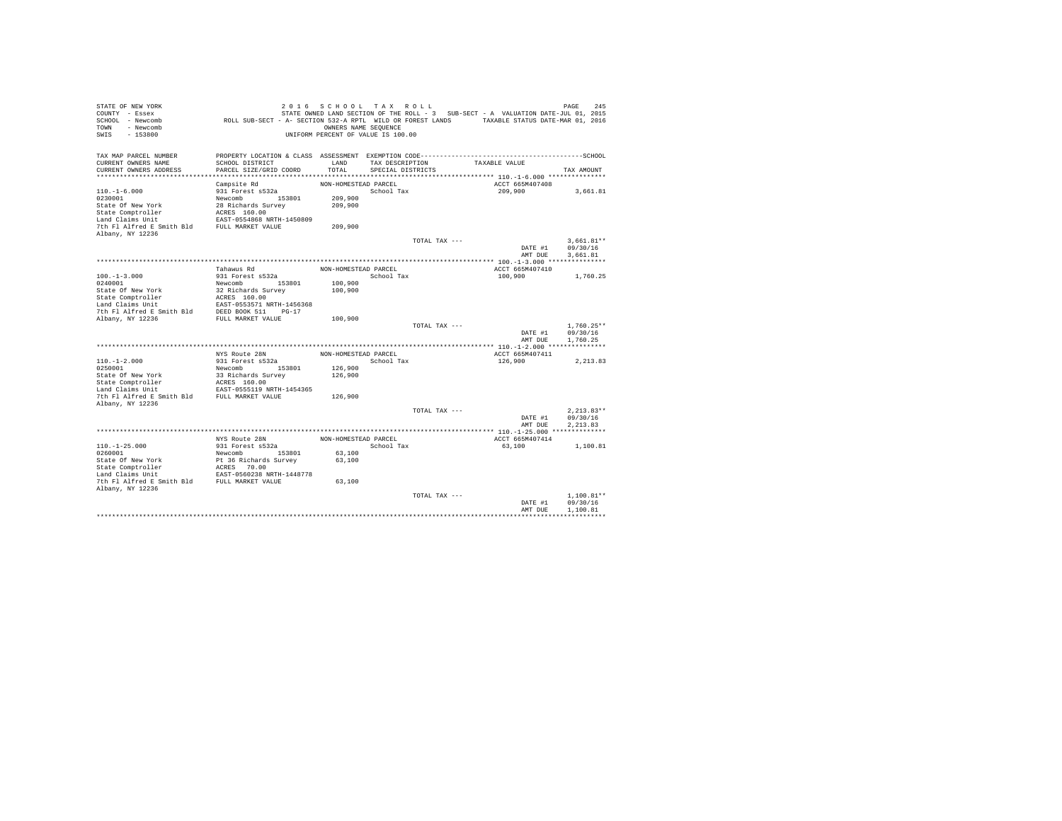```
STATE OF NEW YORK                    2 0 1 6   S C H O O L   T A X   R O L L                                   PAGE   245
COUNTY  - Essex                      STATE OWNED LAND SECTION OF THE ROLL - 3   SUB-SECT - A  VALUATION DATE-JUL 01, 2015
SCHOOL  - Newcomb           ROLL SUB-SECT - A- SECTION 532-A RPTL  WILD OR FOREST LANDS        TAXABLE STATUS DATE-MAR 01, 2016
TOWN    - Newcomb                                     OWNERS NAME SEQUENCE
SWIS    - 153800                                UNIFORM PERCENT OF VALUE IS 100.00

TAX MAP PARCEL NUMBER          PROPERTY LOCATION & CLASS  ASSESSMENT  EXEMPTION CODE------------------------------------------SCHOOL
CURRENT OWNERS NAME            SCHOOL DISTRICT               LAND      TAX DESCRIPTION           TAXABLE VALUE
CURRENT OWNERS ADDRESS         PARCEL SIZE/GRID COORD        TOTAL     SPECIAL DISTRICTS                                TAX AMOUNT
*********************************************************************************************** 110.-1-6.000 ***************
                               Campsite Rd                 NON-HOMESTEAD PARCEL                    ACCT 665M407408
110.-1-6.000                   931 Forest s532a                          School Tax                209,900            3,661.81
0230001                        Newcomb        153801        209,900
State Of New York              28 Richards Survey           209,900
State Comptroller              ACRES  160.00
Land Claims Unit               EAST-0554868 NRTH-1450809
7th Fl Alfred E Smith Bld      FULL MARKET VALUE            209,900
Albany, NY 12236
                                                                         TOTAL TAX ---                                3,661.81**
                                                                                                      DATE #1         09/30/16
                                                                                                      AMT DUE         3,661.81
*********************************************************************************************** 100.-1-3.000 ***************
                               Tahawus Rd                  NON-HOMESTEAD PARCEL                    ACCT 665M407410
100.-1-3.000                   931 Forest s532a                          School Tax                100,900            1,760.25
0240001                        Newcomb        153801        100,900
State Of New York              32 Richards Survey           100,900
State Comptroller              ACRES  160.00
Land Claims Unit               EAST-0553571 NRTH-1456368
7th Fl Alfred E Smith Bld      DEED BOOK 511    PG-17
Albany, NY 12236               FULL MARKET VALUE            100,900
                                                                         TOTAL TAX ---                                1,760.25**
                                                                                                      DATE #1         09/30/16
                                                                                                      AMT DUE         1,760.25
*********************************************************************************************** 110.-1-2.000 ***************
                               NYS Route 28N               NON-HOMESTEAD PARCEL                    ACCT 665M407411
110.-1-2.000                   931 Forest s532a                          School Tax                126,900            2,213.83
0250001                        Newcomb        153801        126,900
State Of New York              33 Richards Survey           126,900
State Comptroller              ACRES  160.00
Land Claims Unit               EAST-0555119 NRTH-1454365
7th Fl Alfred E Smith Bld      FULL MARKET VALUE            126,900
Albany, NY 12236
                                                                         TOTAL TAX ---                                2,213.83**
                                                                                                      DATE #1         09/30/16
                                                                                                      AMT DUE         2,213.83
*********************************************************************************************** 110.-1-25.000 **************
                               NYS Route 28N               NON-HOMESTEAD PARCEL                    ACCT 665M407414
110.-1-25.000                  931 Forest s532a                          School Tax                 63,100            1,100.81
0260001                        Newcomb        153801         63,100
State Of New York              Pt 36 Richards Survey         63,100
State Comptroller              ACRES   70.00
Land Claims Unit               EAST-0560238 NRTH-1448778
7th Fl Alfred E Smith Bld      FULL MARKET VALUE             63,100
Albany, NY 12236
                                                                         TOTAL TAX ---                                1,100.81**
                                                                                                      DATE #1         09/30/16
                                                                                                      AMT DUE         1,100.81
****************************************************************************************************************************
```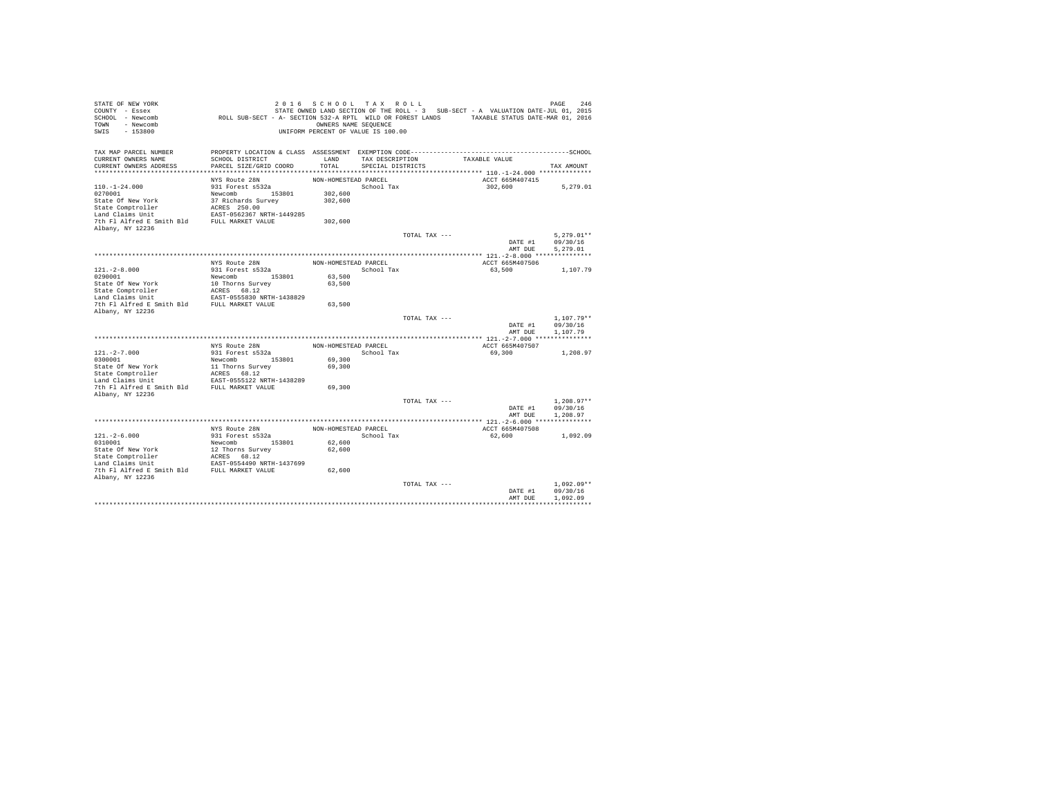```
STATE OF NEW YORK                    2 0 1 6   S C H O O L   T A X   R O L L                                    PAGE   246
COUNTY  - Essex                      STATE OWNED LAND SECTION OF THE ROLL - 3   SUB-SECT - A  VALUATION DATE-JUL 01, 2015
SCHOOL  - Newcomb          ROLL SUB-SECT - A- SECTION 532-A RPTL  WILD OR FOREST LANDS       TAXABLE STATUS DATE-MAR 01, 2016
TOWN    - Newcomb                                   OWNERS NAME SEQUENCE
SWIS    - 153800                               UNIFORM PERCENT OF VALUE IS 100.00

TAX MAP PARCEL NUMBER     PROPERTY LOCATION & CLASS  ASSESSMENT  EXEMPTION CODE------------------------------------------------SCHOOL
CURRENT OWNERS NAME       SCHOOL DISTRICT              LAND     TAX DESCRIPTION            TAXABLE VALUE
CURRENT OWNERS ADDRESS    PARCEL SIZE/GRID COORD      TOTAL     SPECIAL DISTRICTS                                      TAX AMOUNT
*********************************************************************************************** 110.-1-24.000 **************
                          NYS Route 28N               NON-HOMESTEAD PARCEL                       ACCT 665M407415
110.-1-24.000             931 Forest s532a                          School Tax                    302,600          5,279.01
0270001                   Newcomb          153801     302,600
State Of New York         37 Richards Survey          302,600
State Comptroller         ACRES  250.00
Land Claims Unit          EAST-0562367 NRTH-1449285
7th Fl Alfred E Smith Bld  FULL MARKET VALUE          302,600
Albany, NY 12236
                                                                    TOTAL TAX ---                                  5,279.01**
                                                                                                 DATE #1         09/30/16
                                                                                                 AMT DUE         5,279.01
*********************************************************************************************** 121.-2-8.000 ***************
                          NYS Route 28N               NON-HOMESTEAD PARCEL                       ACCT 665M407506
121.-2-8.000              931 Forest s532a                          School Tax                     63,500          1,107.79
0290001                   Newcomb          153801      63,500
State Of New York         10 Thorns Survey             63,500
State Comptroller         ACRES   68.12
Land Claims Unit          EAST-0555830 NRTH-1438829
7th Fl Alfred E Smith Bld  FULL MARKET VALUE           63,500
Albany, NY 12236
                                                                    TOTAL TAX ---                                  1,107.79**
                                                                                                 DATE #1         09/30/16
                                                                                                 AMT DUE         1,107.79
*********************************************************************************************** 121.-2-7.000 ***************
                          NYS Route 28N               NON-HOMESTEAD PARCEL                       ACCT 665M407507
121.-2-7.000              931 Forest s532a                          School Tax                     69,300          1,208.97
0300001                   Newcomb          153801      69,300
State Of New York         11 Thorns Survey             69,300
State Comptroller         ACRES   68.12
Land Claims Unit          EAST-0555122 NRTH-1438289
7th Fl Alfred E Smith Bld  FULL MARKET VALUE           69,300
Albany, NY 12236
                                                                    TOTAL TAX ---                                  1,208.97**
                                                                                                 DATE #1         09/30/16
                                                                                                 AMT DUE         1,208.97
*********************************************************************************************** 121.-2-6.000 ***************
                          NYS Route 28N               NON-HOMESTEAD PARCEL                       ACCT 665M407508
121.-2-6.000              931 Forest s532a                          School Tax                     62,600          1,092.09
0310001                   Newcomb          153801      62,600
State Of New York         12 Thorns Survey             62,600
State Comptroller         ACRES   68.12
Land Claims Unit          EAST-0554490 NRTH-1437699
7th Fl Alfred E Smith Bld  FULL MARKET VALUE           62,600
Albany, NY 12236
                                                                    TOTAL TAX ---                                  1,092.09**
                                                                                                 DATE #1         09/30/16
                                                                                                 AMT DUE         1,092.09
****************************************************************************************************************************
```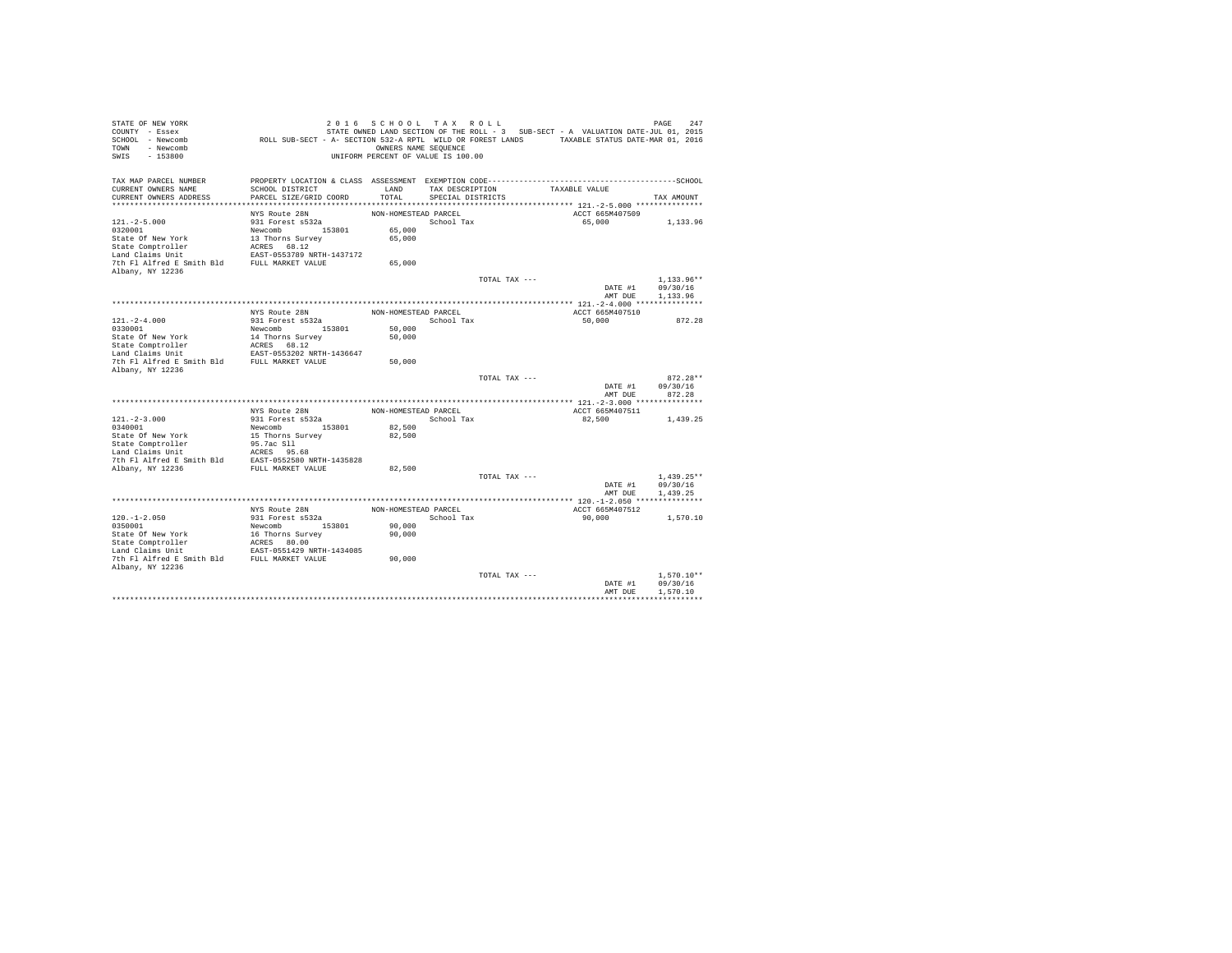```
STATE OF NEW YORK                    2 0 1 6   S C H O O L   T A X   R O L L                                     PAGE   247
COUNTY  - Essex                       STATE OWNED LAND SECTION OF THE ROLL - 3   SUB-SECT - A  VALUATION DATE-JUL 01, 2015
SCHOOL  - Newcomb             ROLL SUB-SECT - A- SECTION 532-A RPTL  WILD OR FOREST LANDS       TAXABLE STATUS DATE-MAR 01, 2016
TOWN    - Newcomb                                       OWNERS NAME SEQUENCE
SWIS    - 153800                                  UNIFORM PERCENT OF VALUE IS 100.00

TAX MAP PARCEL NUMBER         PROPERTY LOCATION & CLASS  ASSESSMENT  EXEMPTION CODE-----------------------------------------------SCHOOL
CURRENT OWNERS NAME           SCHOOL DISTRICT              LAND      TAX DESCRIPTION             TAXABLE VALUE
CURRENT OWNERS ADDRESS        PARCEL SIZE/GRID COORD       TOTAL     SPECIAL DISTRICTS                                      TAX AMOUNT
****************************************************************************************************** 121.-2-5.000 ***************
                              NYS Route 28N               NON-HOMESTEAD PARCEL                       ACCT 665M407509
121.-2-5.000                  931 Forest s532a                           School Tax                   65,000             1,133.96
0320001                       Newcomb        153801         65,000
State Of New York             13 Thorns Survey              65,000
State Comptroller             ACRES   68.12
Land Claims Unit              EAST-0553789 NRTH-1437172
7th Fl Alfred E Smith Bld     FULL MARKET VALUE             65,000
Albany, NY 12236
                                                                             TOTAL TAX ---                                1,133.96**
                                                                                                          DATE #1      09/30/16
                                                                                                          AMT DUE      1,133.96
****************************************************************************************************** 121.-2-4.000 ***************
                              NYS Route 28N               NON-HOMESTEAD PARCEL                       ACCT 665M407510
121.-2-4.000                  931 Forest s532a                           School Tax                   50,000               872.28
0330001                       Newcomb        153801         50,000
State Of New York             14 Thorns Survey              50,000
State Comptroller             ACRES   68.12
Land Claims Unit              EAST-0553202 NRTH-1436647
7th Fl Alfred E Smith Bld     FULL MARKET VALUE             50,000
Albany, NY 12236
                                                                             TOTAL TAX ---                                  872.28**
                                                                                                          DATE #1      09/30/16
                                                                                                          AMT DUE        872.28
****************************************************************************************************** 121.-2-3.000 ***************
                              NYS Route 28N               NON-HOMESTEAD PARCEL                       ACCT 665M407511
121.-2-3.000                  931 Forest s532a                           School Tax                   82,500             1,439.25
0340001                       Newcomb        153801         82,500
State Of New York             15 Thorns Survey              82,500
State Comptroller             95.7ac Sll
Land Claims Unit              ACRES   95.68
7th Fl Alfred E Smith Bld     EAST-0552580 NRTH-1435828
Albany, NY 12236              FULL MARKET VALUE             82,500
                                                                             TOTAL TAX ---                                1,439.25**
                                                                                                          DATE #1      09/30/16
                                                                                                          AMT DUE      1,439.25
****************************************************************************************************** 120.-1-2.050 ***************
                              NYS Route 28N               NON-HOMESTEAD PARCEL                       ACCT 665M407512
120.-1-2.050                  931 Forest s532a                           School Tax                   90,000             1,570.10
0350001                       Newcomb        153801         90,000
State Of New York             16 Thorns Survey              90,000
State Comptroller             ACRES   80.00
Land Claims Unit              EAST-0551429 NRTH-1434085
7th Fl Alfred E Smith Bld     FULL MARKET VALUE             90,000
Albany, NY 12236
                                                                             TOTAL TAX ---                                1,570.10**
                                                                                                          DATE #1      09/30/16
                                                                                                          AMT DUE      1,570.10
************************************************************************************************************************************
```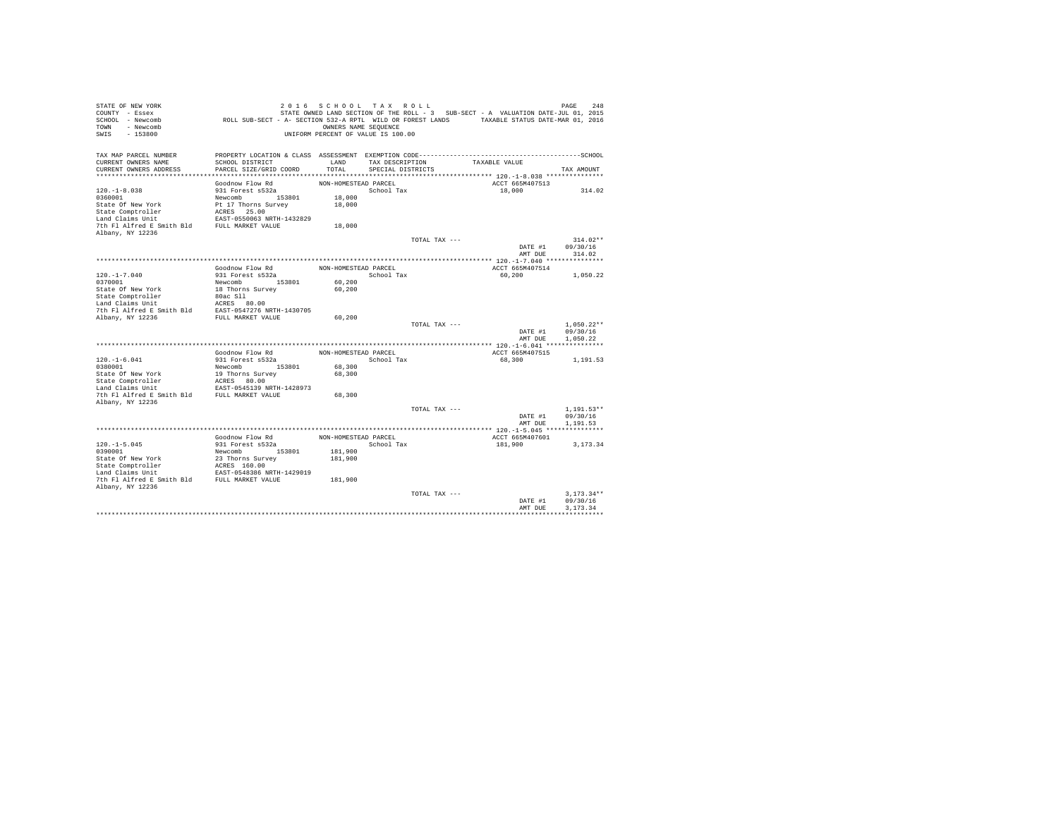STATE OF NEW YORK
COUNTY - Essex
SCHOOL - Newcomb
TOWN - Newcomb
SWIS - 153800

2 0 1 6 S C H O O L T A X R O L L
STATE OWNED LAND SECTION OF THE ROLL - 3 SUB-SECT - A VALUATION DATE-JUL 01, 2015
ROLL SUB-SECT - A- SECTION 532-A RPTL WILD OR FOREST LANDS TAXABLE STATUS DATE-MAR 01, 2016
OWNERS NAME SEQUENCE
UNIFORM PERCENT OF VALUE IS 100.00

| TAX MAP PARCEL NUMBER / CURRENT OWNERS NAME / CURRENT OWNERS ADDRESS | PROPERTY LOCATION & CLASS / SCHOOL DISTRICT / PARCEL SIZE/GRID COORD | ASSESSMENT LAND / TOTAL | EXEMPTION CODE / TAX DESCRIPTION / SPECIAL DISTRICTS | TAXABLE VALUE | TAX AMOUNT |
|---|---|---|---|---|---|
| 120.-1-8.038 | Goodnow Flow Rd | NON-HOMESTEAD PARCEL | | ACCT 665M407513 | |
| 0360001 | 931 Forest s532a | | School Tax | 18,000 | 314.02 |
| State Of New York | Newcomb 153801 | 18,000 | | | |
| State Comptroller | Pt 17 Thorns Survey | 18,000 | | | |
| Land Claims Unit | ACRES 25.00 | | | | |
| 7th Fl Alfred E Smith Bld | EAST-0550063 NRTH-1432829 | | | | |
| Albany, NY 12236 | FULL MARKET VALUE | 18,000 | | | |
| | | | TOTAL TAX --- | | 314.02** |
| | | | | DATE #1 | 09/30/16 |
| | | | | AMT DUE | 314.02 |
| 120.-1-7.040 | Goodnow Flow Rd | NON-HOMESTEAD PARCEL | | ACCT 665M407514 | |
| 0370001 | 931 Forest s532a | | School Tax | 60,200 | 1,050.22 |
| State Of New York | Newcomb 153801 | 60,200 | | | |
| State Comptroller | 18 Thorns Survey | 60,200 | | | |
| Land Claims Unit | 80ac Sll | | | | |
| 7th Fl Alfred E Smith Bld | ACRES 80.00 | | | | |
| Albany, NY 12236 | EAST-0547276 NRTH-1430705 | | | | |
| | FULL MARKET VALUE | 60,200 | | | |
| | | | TOTAL TAX --- | | 1,050.22** |
| | | | | DATE #1 | 09/30/16 |
| | | | | AMT DUE | 1,050.22 |
| 120.-1-6.041 | Goodnow Flow Rd | NON-HOMESTEAD PARCEL | | ACCT 665M407515 | |
| 0380001 | 931 Forest s532a | | School Tax | 68,300 | 1,191.53 |
| State Of New York | Newcomb 153801 | 68,300 | | | |
| State Comptroller | 19 Thorns Survey | 68,300 | | | |
| Land Claims Unit | ACRES 80.00 | | | | |
| 7th Fl Alfred E Smith Bld | EAST-0545139 NRTH-1428973 | | | | |
| Albany, NY 12236 | FULL MARKET VALUE | 68,300 | | | |
| | | | TOTAL TAX --- | | 1,191.53** |
| | | | | DATE #1 | 09/30/16 |
| | | | | AMT DUE | 1,191.53 |
| 120.-1-5.045 | Goodnow Flow Rd | NON-HOMESTEAD PARCEL | | ACCT 665M407601 | |
| 0390001 | 931 Forest s532a | | School Tax | 181,900 | 3,173.34 |
| State Of New York | Newcomb 153801 | 181,900 | | | |
| State Comptroller | 23 Thorns Survey | 181,900 | | | |
| Land Claims Unit | ACRES 160.00 | | | | |
| 7th Fl Alfred E Smith Bld | EAST-0548386 NRTH-1429019 | | | | |
| Albany, NY 12236 | FULL MARKET VALUE | 181,900 | | | |
| | | | TOTAL TAX --- | | 3,173.34** |
| | | | | DATE #1 | 09/30/16 |
| | | | | AMT DUE | 3,173.34 |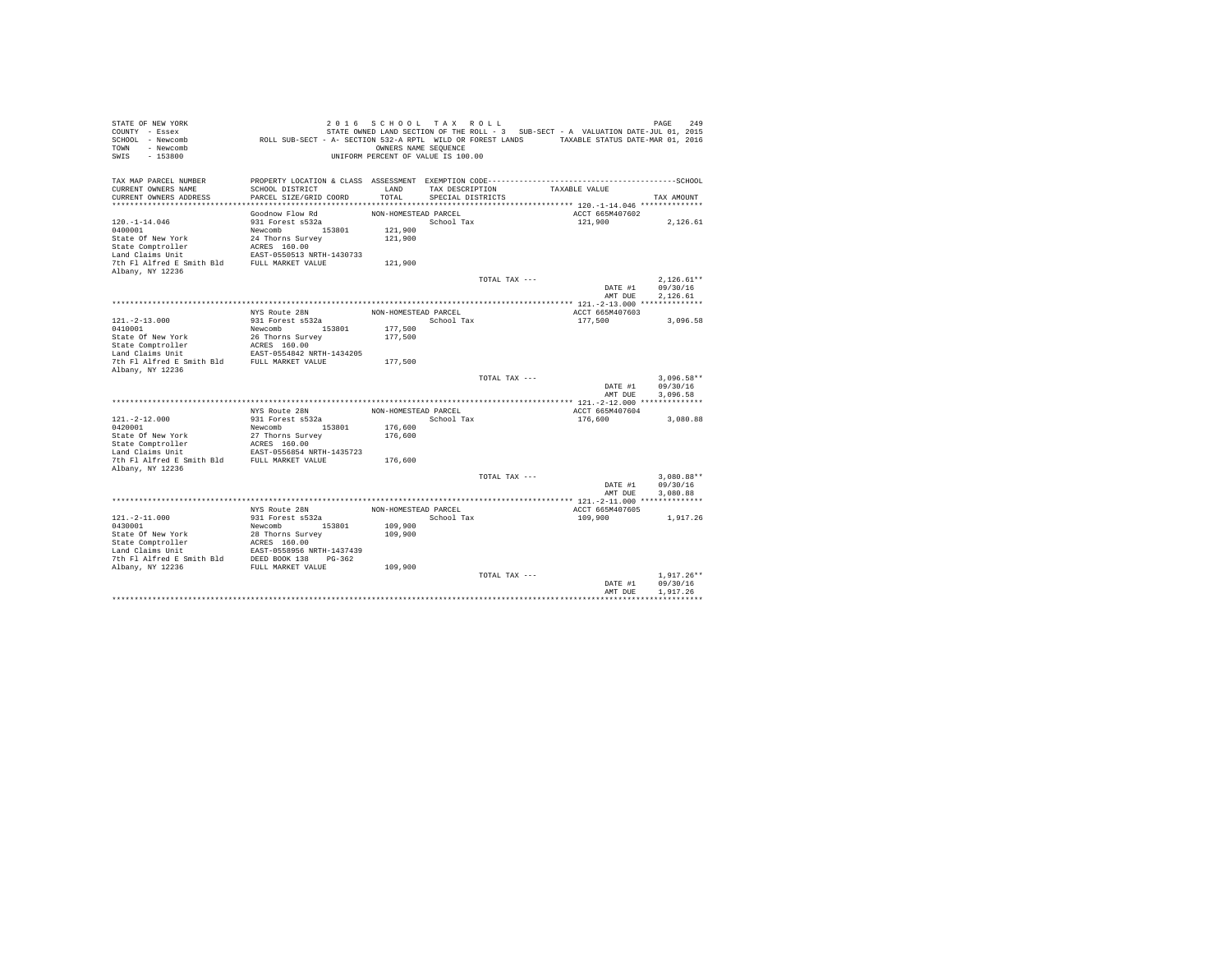STATE OF NEW YORK
COUNTY - Essex
SCHOOL - Newcomb
TOWN - Newcomb
SWIS - 153800

2 0 1 6 S C H O O L T A X R O L L
STATE OWNED LAND SECTION OF THE ROLL - 3 SUB-SECT - A VALUATION DATE-JUL 01, 2015
ROLL SUB-SECT - A- SECTION 532-A RPTL WILD OR FOREST LANDS TAXABLE STATUS DATE-MAR 01, 2016
OWNERS NAME SEQUENCE
UNIFORM PERCENT OF VALUE IS 100.00

| TAX MAP PARCEL NUMBER / CURRENT OWNERS NAME / CURRENT OWNERS ADDRESS | PROPERTY LOCATION & CLASS / SCHOOL DISTRICT / PARCEL SIZE/GRID COORD | ASSESSMENT LAND / TOTAL | EXEMPTION CODE / TAX DESCRIPTION / SPECIAL DISTRICTS | TAXABLE VALUE | TAX AMOUNT |
|---|---|---|---|---|---|
| 120.-1-14.046 | Goodnow Flow Rd | NON-HOMESTEAD PARCEL | | ACCT 665M407602 | |
| 0400001 | 931 Forest s532a | | School Tax | 121,900 | 2,126.61 |
| State Of New York | Newcomb 153801 | 121,900 | | | |
| State Comptroller | 24 Thorns Survey | 121,900 | | | |
| Land Claims Unit | ACRES 160.00 | | | | |
| 7th Fl Alfred E Smith Bld | EAST-0550513 NRTH-1430733 | | | | |
| Albany, NY 12236 | FULL MARKET VALUE | 121,900 | | | |
| | | | TOTAL TAX --- | | 2,126.61** |
| | | | | DATE #1 | 09/30/16 |
| | | | | AMT DUE | 2,126.61 |
| 121.-2-13.000 | NYS Route 28N | NON-HOMESTEAD PARCEL | | ACCT 665M407603 | |
| 0410001 | 931 Forest s532a | | School Tax | 177,500 | 3,096.58 |
| State Of New York | Newcomb 153801 | 177,500 | | | |
| State Comptroller | 26 Thorns Survey | 177,500 | | | |
| Land Claims Unit | ACRES 160.00 | | | | |
| 7th Fl Alfred E Smith Bld | EAST-0554842 NRTH-1434205 | | | | |
| Albany, NY 12236 | FULL MARKET VALUE | 177,500 | | | |
| | | | TOTAL TAX --- | | 3,096.58** |
| | | | | DATE #1 | 09/30/16 |
| | | | | AMT DUE | 3,096.58 |
| 121.-2-12.000 | NYS Route 28N | NON-HOMESTEAD PARCEL | | ACCT 665M407604 | |
| 0420001 | 931 Forest s532a | | School Tax | 176,600 | 3,080.88 |
| State Of New York | Newcomb 153801 | 176,600 | | | |
| State Comptroller | 27 Thorns Survey | 176,600 | | | |
| Land Claims Unit | ACRES 160.00 | | | | |
| 7th Fl Alfred E Smith Bld | EAST-0556854 NRTH-1435723 | | | | |
| Albany, NY 12236 | FULL MARKET VALUE | 176,600 | | | |
| | | | TOTAL TAX --- | | 3,080.88** |
| | | | | DATE #1 | 09/30/16 |
| | | | | AMT DUE | 3,080.88 |
| 121.-2-11.000 | NYS Route 28N | NON-HOMESTEAD PARCEL | | ACCT 665M407605 | |
| 0430001 | 931 Forest s532a | | School Tax | 109,900 | 1,917.26 |
| State Of New York | Newcomb 153801 | 109,900 | | | |
| State Comptroller | 28 Thorns Survey | 109,900 | | | |
| Land Claims Unit | ACRES 160.00 | | | | |
| 7th Fl Alfred E Smith Bld | EAST-0558956 NRTH-1437439 | | | | |
| Albany, NY 12236 | DEED BOOK 138 PG-362 | | | | |
| | FULL MARKET VALUE | 109,900 | | | |
| | | | TOTAL TAX --- | | 1,917.26** |
| | | | | DATE #1 | 09/30/16 |
| | | | | AMT DUE | 1,917.26 |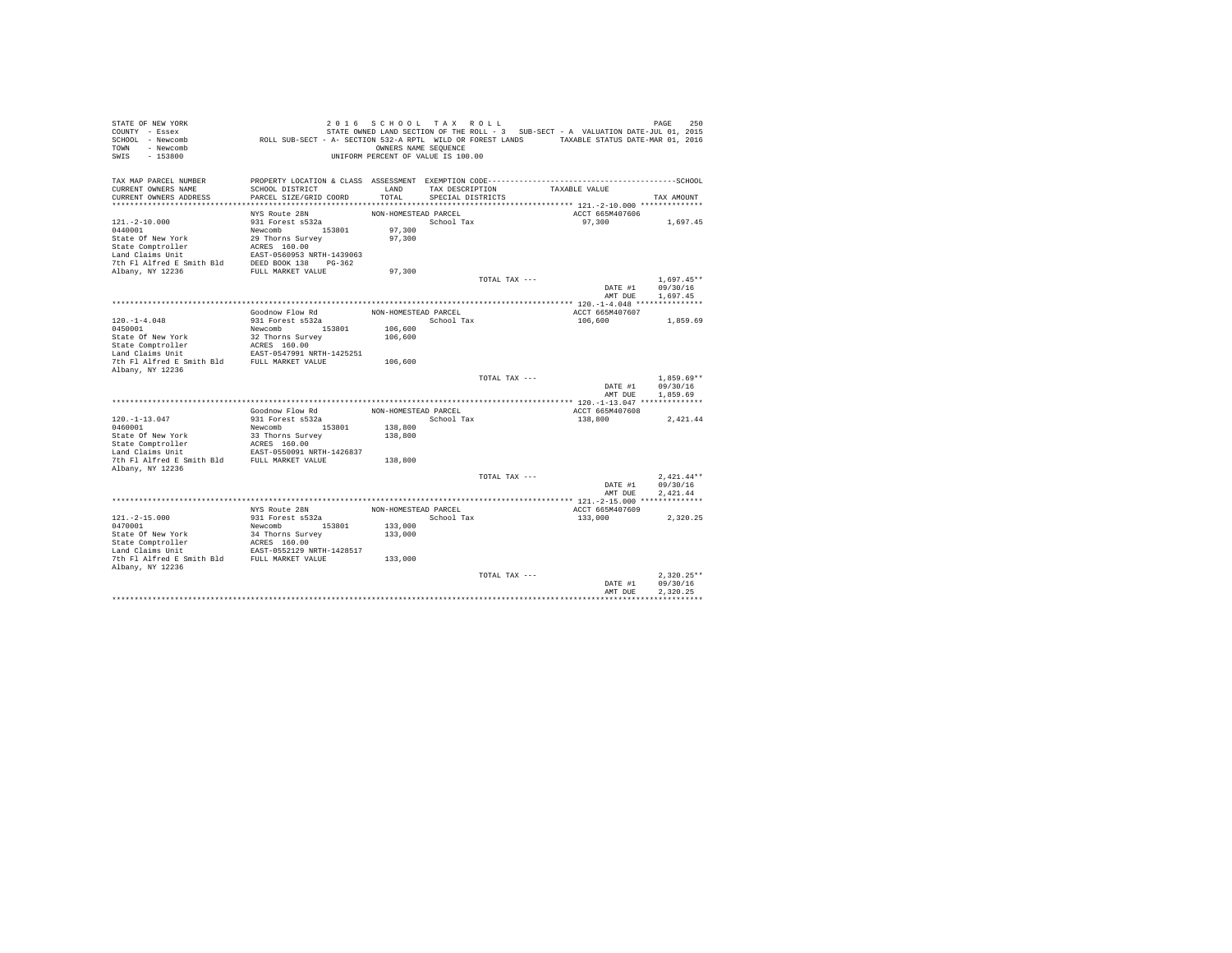STATE OF NEW YORK
COUNTY - Essex
SCHOOL - Newcomb
TOWN - Newcomb
SWIS - 153800

2 0 1 6 S C H O O L T A X R O L L
STATE OWNED LAND SECTION OF THE ROLL - 3 SUB-SECT - A VALUATION DATE-JUL 01, 2015
ROLL SUB-SECT - A- SECTION 532-A RPTL WILD OR FOREST LANDS TAXABLE STATUS DATE-MAR 01, 2016
OWNERS NAME SEQUENCE
UNIFORM PERCENT OF VALUE IS 100.00

| TAX MAP PARCEL NUMBER / CURRENT OWNERS NAME / CURRENT OWNERS ADDRESS | PROPERTY LOCATION & CLASS / SCHOOL DISTRICT / PARCEL SIZE/GRID COORD | ASSESSMENT LAND / TOTAL | EXEMPTION CODE / TAX DESCRIPTION / SPECIAL DISTRICTS | TAXABLE VALUE | TAX AMOUNT |
|---|---|---|---|---|---|
| **121.-2-10.000** | NYS Route 28N | NON-HOMESTEAD PARCEL | | ACCT 665M407606 | |
| 121.-2-10.000 | 931 Forest s532a | | School Tax | 97,300 | 1,697.45 |
| 0440001 | Newcomb 153801 | 97,300 | | | |
| State Of New York | 29 Thorns Survey | 97,300 | | | |
| State Comptroller | ACRES 160.00 | | | | |
| Land Claims Unit | EAST-0560953 NRTH-1439063 | | | | |
| 7th Fl Alfred E Smith Bld | DEED BOOK 138 PG-362 | | | | |
| Albany, NY 12236 | FULL MARKET VALUE | 97,300 | | | |
| | | | TOTAL TAX --- | | 1,697.45** |
| | | | | DATE #1 | 09/30/16 |
| | | | | AMT DUE | 1,697.45 |
| **120.-1-4.048** | Goodnow Flow Rd | NON-HOMESTEAD PARCEL | | ACCT 665M407607 | |
| 120.-1-4.048 | 931 Forest s532a | | School Tax | 106,600 | 1,859.69 |
| 0450001 | Newcomb 153801 | 106,600 | | | |
| State Of New York | 32 Thorns Survey | 106,600 | | | |
| State Comptroller | ACRES 160.00 | | | | |
| Land Claims Unit | EAST-0547991 NRTH-1425251 | | | | |
| 7th Fl Alfred E Smith Bld | FULL MARKET VALUE | 106,600 | | | |
| Albany, NY 12236 | | | | | |
| | | | TOTAL TAX --- | | 1,859.69** |
| | | | | DATE #1 | 09/30/16 |
| | | | | AMT DUE | 1,859.69 |
| **120.-1-13.047** | Goodnow Flow Rd | NON-HOMESTEAD PARCEL | | ACCT 665M407608 | |
| 120.-1-13.047 | 931 Forest s532a | | School Tax | 138,800 | 2,421.44 |
| 0460001 | Newcomb 153801 | 138,800 | | | |
| State Of New York | 33 Thorns Survey | 138,800 | | | |
| State Comptroller | ACRES 160.00 | | | | |
| Land Claims Unit | EAST-0550091 NRTH-1426837 | | | | |
| 7th Fl Alfred E Smith Bld | FULL MARKET VALUE | 138,800 | | | |
| Albany, NY 12236 | | | | | |
| | | | TOTAL TAX --- | | 2,421.44** |
| | | | | DATE #1 | 09/30/16 |
| | | | | AMT DUE | 2,421.44 |
| **121.-2-15.000** | NYS Route 28N | NON-HOMESTEAD PARCEL | | ACCT 665M407609 | |
| 121.-2-15.000 | 931 Forest s532a | | School Tax | 133,000 | 2,320.25 |
| 0470001 | Newcomb 153801 | 133,000 | | | |
| State Of New York | 34 Thorns Survey | 133,000 | | | |
| State Comptroller | ACRES 160.00 | | | | |
| Land Claims Unit | EAST-0552129 NRTH-1428517 | | | | |
| 7th Fl Alfred E Smith Bld | FULL MARKET VALUE | 133,000 | | | |
| Albany, NY 12236 | | | | | |
| | | | TOTAL TAX --- | | 2,320.25** |
| | | | | DATE #1 | 09/30/16 |
| | | | | AMT DUE | 2,320.25 |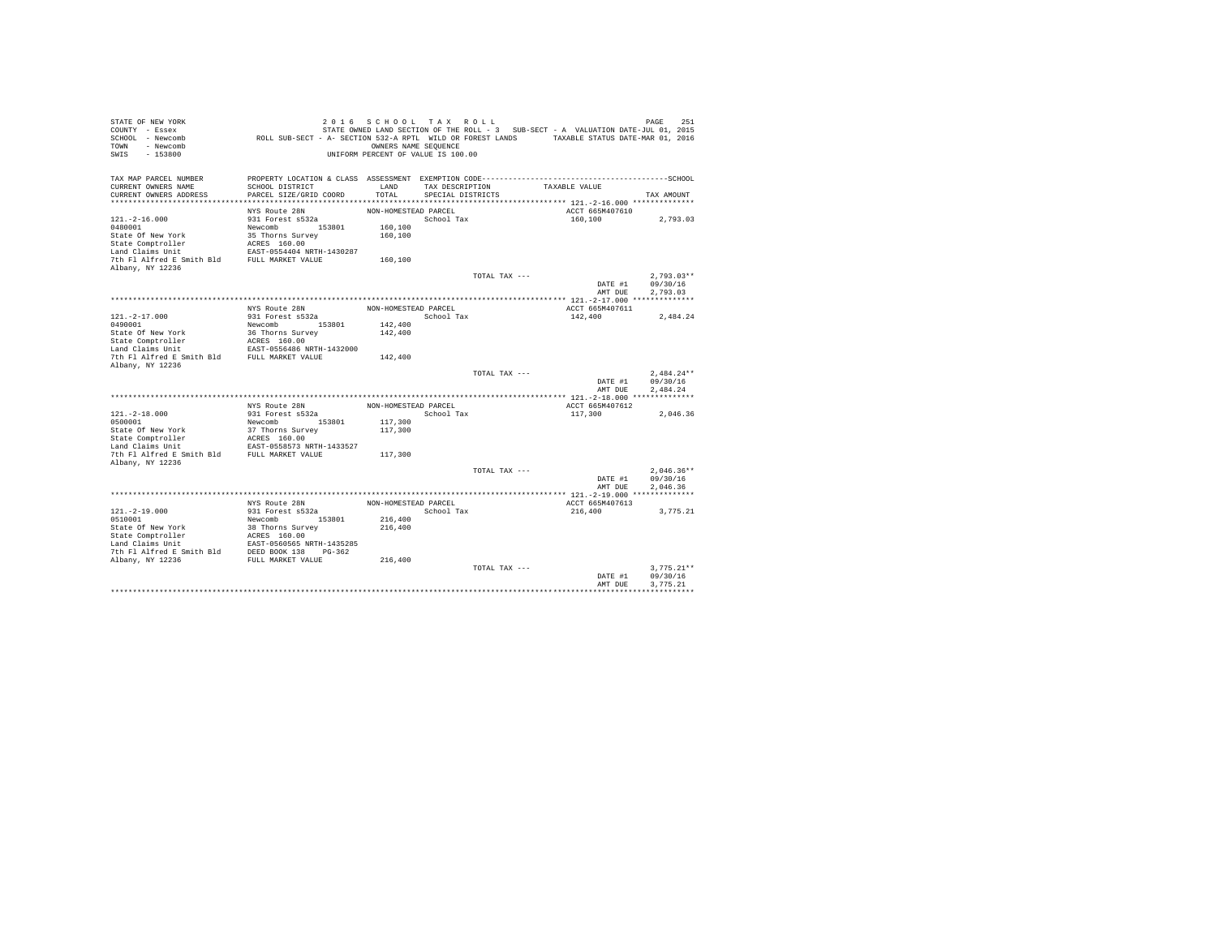STATE OF NEW YORK
COUNTY - Essex
SCHOOL - Newcomb
TOWN - Newcomb
SWIS - 153800

2 0 1 6 S C H O O L T A X R O L L
STATE OWNED LAND SECTION OF THE ROLL - 3 SUB-SECT - A VALUATION DATE-JUL 01, 2015
ROLL SUB-SECT - A- SECTION 532-A RPTL WILD OR FOREST LANDS TAXABLE STATUS DATE-MAR 01, 2016
OWNERS NAME SEQUENCE
UNIFORM PERCENT OF VALUE IS 100.00

| TAX MAP PARCEL NUMBER / CURRENT OWNERS NAME / CURRENT OWNERS ADDRESS | PROPERTY LOCATION & CLASS / SCHOOL DISTRICT / PARCEL SIZE/GRID COORD | ASSESSMENT LAND / TOTAL | EXEMPTION CODE / TAX DESCRIPTION / SPECIAL DISTRICTS | TAXABLE VALUE | TAX AMOUNT |
|---|---|---|---|---|---|
| **121.-2-16.000** | NYS Route 28N | NON-HOMESTEAD PARCEL | | ACCT 665M407610 | |
| 121.-2-16.000 | 931 Forest s532a | | School Tax | 160,100 | 2,793.03 |
| 0480001 | Newcomb 153801 | 160,100 | | | |
| State Of New York | 35 Thorns Survey | 160,100 | | | |
| State Comptroller | ACRES 160.00 | | | | |
| Land Claims Unit | EAST-0554404 NRTH-1430287 | | | | |
| 7th Fl Alfred E Smith Bld | FULL MARKET VALUE | 160,100 | | | |
| Albany, NY 12236 | | | | | |
| | | | TOTAL TAX --- | | 2,793.03** |
| | | | | DATE #1 | 09/30/16 |
| | | | | AMT DUE | 2,793.03 |
| **121.-2-17.000** | NYS Route 28N | NON-HOMESTEAD PARCEL | | ACCT 665M407611 | |
| 121.-2-17.000 | 931 Forest s532a | | School Tax | 142,400 | 2,484.24 |
| 0490001 | Newcomb 153801 | 142,400 | | | |
| State Of New York | 36 Thorns Survey | 142,400 | | | |
| State Comptroller | ACRES 160.00 | | | | |
| Land Claims Unit | EAST-0556486 NRTH-1432000 | | | | |
| 7th Fl Alfred E Smith Bld | FULL MARKET VALUE | 142,400 | | | |
| Albany, NY 12236 | | | | | |
| | | | TOTAL TAX --- | | 2,484.24** |
| | | | | DATE #1 | 09/30/16 |
| | | | | AMT DUE | 2,484.24 |
| **121.-2-18.000** | NYS Route 28N | NON-HOMESTEAD PARCEL | | ACCT 665M407612 | |
| 121.-2-18.000 | 931 Forest s532a | | School Tax | 117,300 | 2,046.36 |
| 0500001 | Newcomb 153801 | 117,300 | | | |
| State Of New York | 37 Thorns Survey | 117,300 | | | |
| State Comptroller | ACRES 160.00 | | | | |
| Land Claims Unit | EAST-0558573 NRTH-1433527 | | | | |
| 7th Fl Alfred E Smith Bld | FULL MARKET VALUE | 117,300 | | | |
| Albany, NY 12236 | | | | | |
| | | | TOTAL TAX --- | | 2,046.36** |
| | | | | DATE #1 | 09/30/16 |
| | | | | AMT DUE | 2,046.36 |
| **121.-2-19.000** | NYS Route 28N | NON-HOMESTEAD PARCEL | | ACCT 665M407613 | |
| 121.-2-19.000 | 931 Forest s532a | | School Tax | 216,400 | 3,775.21 |
| 0510001 | Newcomb 153801 | 216,400 | | | |
| State Of New York | 38 Thorns Survey | 216,400 | | | |
| State Comptroller | ACRES 160.00 | | | | |
| Land Claims Unit | EAST-0560565 NRTH-1435285 | | | | |
| 7th Fl Alfred E Smith Bld | DEED BOOK 138 PG-362 | | | | |
| Albany, NY 12236 | FULL MARKET VALUE | 216,400 | | | |
| | | | TOTAL TAX --- | | 3,775.21** |
| | | | | DATE #1 | 09/30/16 |
| | | | | AMT DUE | 3,775.21 |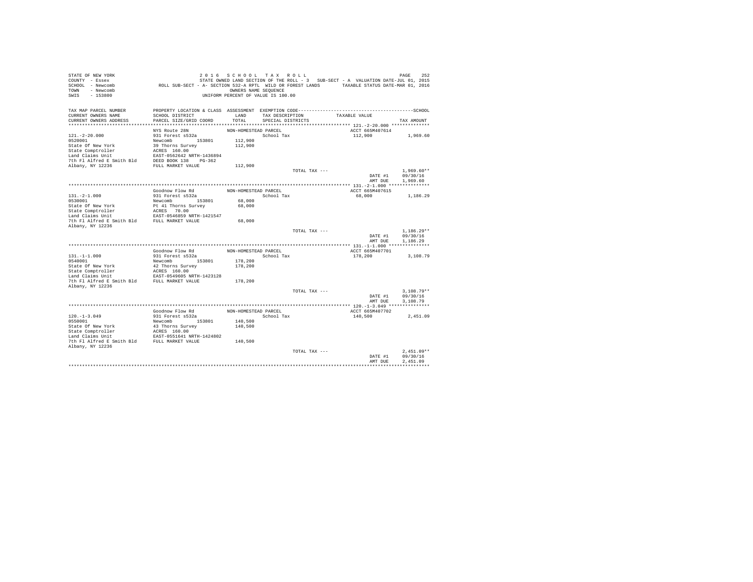STATE OF NEW YORK
COUNTY - Essex
SCHOOL - Newcomb
TOWN - Newcomb
SWIS - 153800

2 0 1 6 S C H O O L T A X R O L L
STATE OWNED LAND SECTION OF THE ROLL - 3 SUB-SECT - A VALUATION DATE-JUL 01, 2015
ROLL SUB-SECT - A- SECTION 532-A RPTL WILD OR FOREST LANDS TAXABLE STATUS DATE-MAR 01, 2016
OWNERS NAME SEQUENCE
UNIFORM PERCENT OF VALUE IS 100.00

| TAX MAP PARCEL NUMBER / CURRENT OWNERS NAME / CURRENT OWNERS ADDRESS | PROPERTY LOCATION & CLASS / SCHOOL DISTRICT / PARCEL SIZE/GRID COORD | ASSESSMENT LAND / TOTAL | EXEMPTION CODE / TAX DESCRIPTION / SPECIAL DISTRICTS | TAXABLE VALUE | TAX AMOUNT |
|---|---|---|---|---|---|
| 121.-2-20.000 | NYS Route 28N | NON-HOMESTEAD PARCEL | | ACCT 665M407614 | |
| 0520001 | 931 Forest s532a | | School Tax | 112,900 | 1,969.60 |
| State Of New York | Newcomb 153801 | 112,900 | | | |
| State Comptroller | 39 Thorns Survey | 112,900 | | | |
| Land Claims Unit | ACRES 160.00 | | | | |
| 7th Fl Alfred E Smith Bld | EAST-0562642 NRTH-1436894 | | | | |
| Albany, NY 12236 | DEED BOOK 138 PG-362 | | | | |
| | FULL MARKET VALUE | 112,900 | | | |
| | | | TOTAL TAX --- | | 1,969.60** |
| | | | | DATE #1 | 09/30/16 |
| | | | | AMT DUE | 1,969.60 |
| 131.-2-1.000 | Goodnow Flow Rd | NON-HOMESTEAD PARCEL | | ACCT 665M407615 | |
| 0530001 | 931 Forest s532a | | School Tax | 68,000 | 1,186.29 |
| State Of New York | Newcomb 153801 | 68,000 | | | |
| State Comptroller | Pt 41 Thorns Survey | 68,000 | | | |
| Land Claims Unit | ACRES 70.00 | | | | |
| 7th Fl Alfred E Smith Bld | EAST-0546859 NRTH-1421547 | | | | |
| Albany, NY 12236 | FULL MARKET VALUE | 68,000 | | | |
| | | | TOTAL TAX --- | | 1,186.29** |
| | | | | DATE #1 | 09/30/16 |
| | | | | AMT DUE | 1,186.29 |
| 131.-1-1.000 | Goodnow Flow Rd | NON-HOMESTEAD PARCEL | | ACCT 665M407701 | |
| 0540001 | 931 Forest s532a | | School Tax | 178,200 | 3,108.79 |
| State Of New York | Newcomb 153801 | 178,200 | | | |
| State Comptroller | 42 Thorns Survey | 178,200 | | | |
| Land Claims Unit | ACRES 160.00 | | | | |
| 7th Fl Alfred E Smith Bld | EAST-0549605 NRTH-1423128 | | | | |
| Albany, NY 12236 | FULL MARKET VALUE | 178,200 | | | |
| | | | TOTAL TAX --- | | 3,108.79** |
| | | | | DATE #1 | 09/30/16 |
| | | | | AMT DUE | 3,108.79 |
| 120.-1-3.049 | Goodnow Flow Rd | NON-HOMESTEAD PARCEL | | ACCT 665M407702 | |
| 0550001 | 931 Forest s532a | | School Tax | 140,500 | 2,451.09 |
| State Of New York | Newcomb 153801 | 140,500 | | | |
| State Comptroller | 43 Thorns Survey | 140,500 | | | |
| Land Claims Unit | ACRES 160.00 | | | | |
| 7th Fl Alfred E Smith Bld | EAST-0551641 NRTH-1424802 | | | | |
| Albany, NY 12236 | FULL MARKET VALUE | 140,500 | | | |
| | | | TOTAL TAX --- | | 2,451.09** |
| | | | | DATE #1 | 09/30/16 |
| | | | | AMT DUE | 2,451.09 |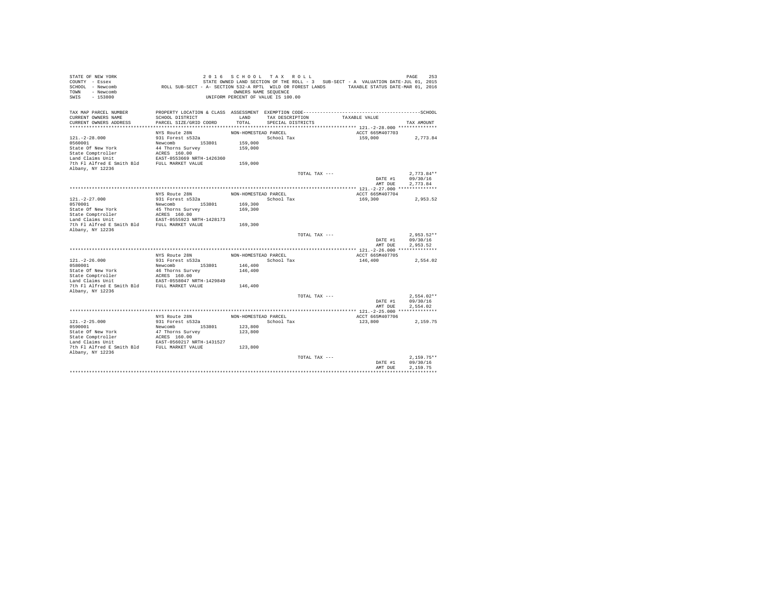STATE OF NEW YORK
COUNTY - Essex
SCHOOL - Newcomb
TOWN - Newcomb
SWIS - 153800

2 0 1 6 S C H O O L T A X R O L L
STATE OWNED LAND SECTION OF THE ROLL - 3 SUB-SECT - A VALUATION DATE-JUL 01, 2015
ROLL SUB-SECT - A- SECTION 532-A RPTL WILD OR FOREST LANDS TAXABLE STATUS DATE-MAR 01, 2016
OWNERS NAME SEQUENCE
UNIFORM PERCENT OF VALUE IS 100.00

| TAX MAP PARCEL NUMBER / CURRENT OWNERS NAME / CURRENT OWNERS ADDRESS | PROPERTY LOCATION & CLASS / SCHOOL DISTRICT / PARCEL SIZE/GRID COORD | ASSESSMENT LAND / TOTAL | EXEMPTION CODE / TAX DESCRIPTION / SPECIAL DISTRICTS | TAXABLE VALUE | TAX AMOUNT |
|---|---|---|---|---|---|
| 121.-2-28.000 | NYS Route 28N | NON-HOMESTEAD PARCEL | | ACCT 665M407703 | |
| 0560001 | 931 Forest s532a | | School Tax | 159,000 | 2,773.84 |
| State Of New York | Newcomb 153801 | 159,000 | | | |
| State Comptroller | 44 Thorns Survey | 159,000 | | | |
| Land Claims Unit | ACRES 160.00 | | | | |
| 7th Fl Alfred E Smith Bld | EAST-0553669 NRTH-1426360 | | | | |
| Albany, NY 12236 | FULL MARKET VALUE | 159,000 | | | |
| | | | TOTAL TAX --- | | 2,773.84** |
| | | | | DATE #1 | 09/30/16 |
| | | | | AMT DUE | 2,773.84 |
| 121.-2-27.000 | NYS Route 28N | NON-HOMESTEAD PARCEL | | ACCT 665M407704 | |
| 0570001 | 931 Forest s532a | | School Tax | 169,300 | 2,953.52 |
| State Of New York | Newcomb 153801 | 169,300 | | | |
| State Comptroller | 45 Thorns Survey | 169,300 | | | |
| Land Claims Unit | ACRES 160.00 | | | | |
| 7th Fl Alfred E Smith Bld | EAST-0555923 NRTH-1428173 | | | | |
| Albany, NY 12236 | FULL MARKET VALUE | 169,300 | | | |
| | | | TOTAL TAX --- | | 2,953.52** |
| | | | | DATE #1 | 09/30/16 |
| | | | | AMT DUE | 2,953.52 |
| 121.-2-26.000 | NYS Route 28N | NON-HOMESTEAD PARCEL | | ACCT 665M407705 | |
| 0580001 | 931 Forest s532a | | School Tax | 146,400 | 2,554.02 |
| State Of New York | Newcomb 153801 | 146,400 | | | |
| State Comptroller | 46 Thorns Survey | 146,400 | | | |
| Land Claims Unit | ACRES 160.00 | | | | |
| 7th Fl Alfred E Smith Bld | EAST-0558047 NRTH-1429849 | | | | |
| Albany, NY 12236 | FULL MARKET VALUE | 146,400 | | | |
| | | | TOTAL TAX --- | | 2,554.02** |
| | | | | DATE #1 | 09/30/16 |
| | | | | AMT DUE | 2,554.02 |
| 121.-2-25.000 | NYS Route 28N | NON-HOMESTEAD PARCEL | | ACCT 665M407706 | |
| 0590001 | 931 Forest s532a | | School Tax | 123,800 | 2,159.75 |
| State Of New York | Newcomb 153801 | 123,800 | | | |
| State Comptroller | 47 Thorns Survey | 123,800 | | | |
| Land Claims Unit | ACRES 160.00 | | | | |
| 7th Fl Alfred E Smith Bld | EAST-0560217 NRTH-1431527 | | | | |
| Albany, NY 12236 | FULL MARKET VALUE | 123,800 | | | |
| | | | TOTAL TAX --- | | 2,159.75** |
| | | | | DATE #1 | 09/30/16 |
| | | | | AMT DUE | 2,159.75 |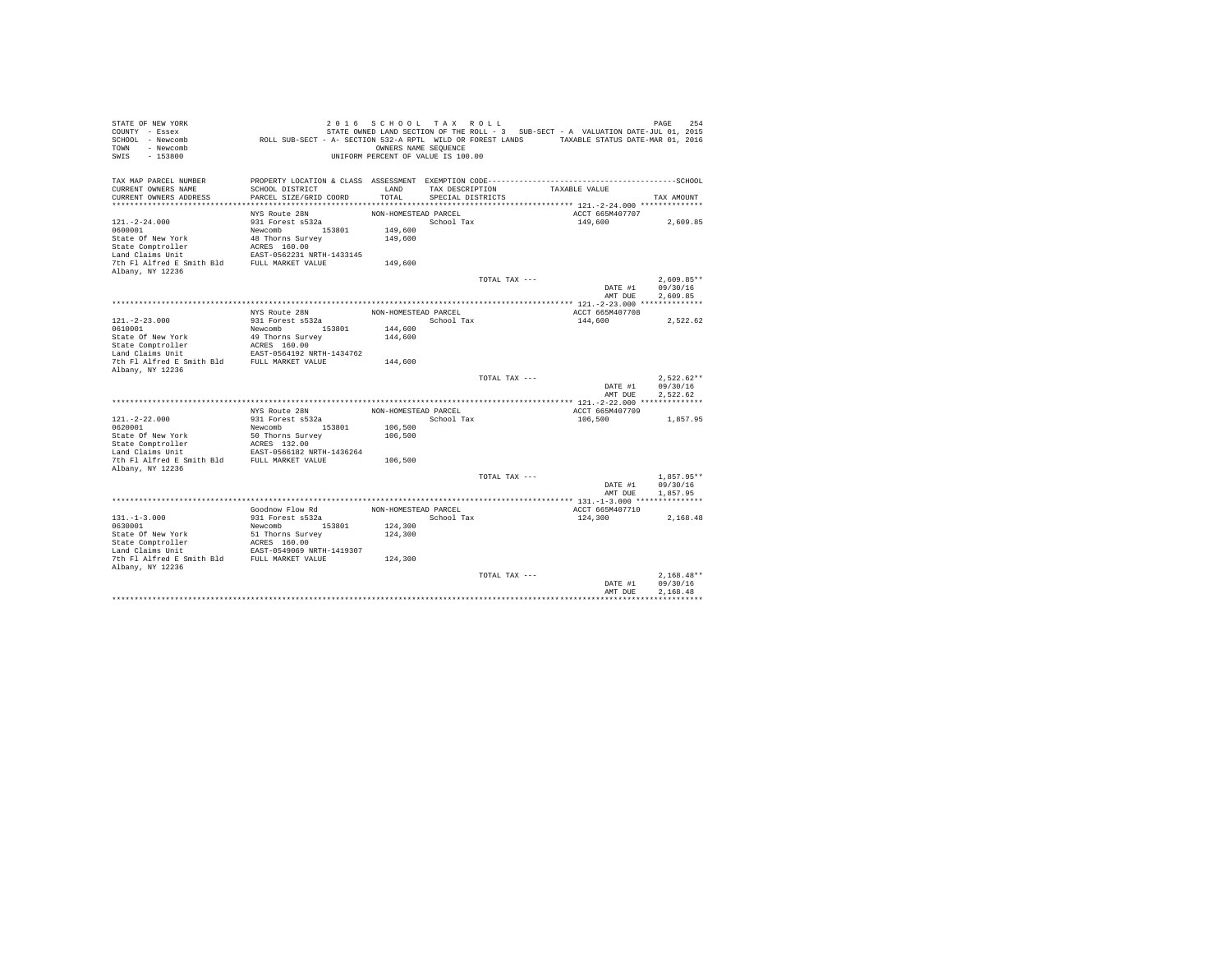STATE OF NEW YORK  
COUNTY - Essex  
SCHOOL - Newcomb  
TOWN - Newcomb  
SWIS - 153800

2 0 1 6 S C H O O L T A X R O L L  
STATE OWNED LAND SECTION OF THE ROLL - 3 SUB-SECT - A VALUATION DATE-JUL 01, 2015  
ROLL SUB-SECT - A- SECTION 532-A RPTL WILD OR FOREST LANDS TAXABLE STATUS DATE-MAR 01, 2016  
OWNERS NAME SEQUENCE  
UNIFORM PERCENT OF VALUE IS 100.00

| TAX MAP PARCEL NUMBER / CURRENT OWNERS NAME / CURRENT OWNERS ADDRESS | PROPERTY LOCATION & CLASS / SCHOOL DISTRICT / PARCEL SIZE/GRID COORD | ASSESSMENT LAND / TOTAL | EXEMPTION CODE / TAX DESCRIPTION / SPECIAL DISTRICTS | TAXABLE VALUE | TAX AMOUNT |
|---|---|---|---|---|---|
| **121.-2-24.000** | NYS Route 28N | NON-HOMESTEAD PARCEL | | ACCT 665M407707 | |
| 121.-2-24.000 | 931 Forest s532a | | School Tax | 149,600 | 2,609.85 |
| 0600001 | Newcomb 153801 | 149,600 | | | |
| State Of New York | 48 Thorns Survey | 149,600 | | | |
| State Comptroller | ACRES 160.00 | | | | |
| Land Claims Unit | EAST-0562231 NRTH-1433145 | | | | |
| 7th Fl Alfred E Smith Bld | FULL MARKET VALUE | 149,600 | | | |
| Albany, NY 12236 | | | | | |
| | | | TOTAL TAX --- | | 2,609.85** |
| | | | | DATE #1 | 09/30/16 |
| | | | | AMT DUE | 2,609.85 |
| **121.-2-23.000** | NYS Route 28N | NON-HOMESTEAD PARCEL | | ACCT 665M407708 | |
| 121.-2-23.000 | 931 Forest s532a | | School Tax | 144,600 | 2,522.62 |
| 0610001 | Newcomb 153801 | 144,600 | | | |
| State Of New York | 49 Thorns Survey | 144,600 | | | |
| State Comptroller | ACRES 160.00 | | | | |
| Land Claims Unit | EAST-0564192 NRTH-1434762 | | | | |
| 7th Fl Alfred E Smith Bld | FULL MARKET VALUE | 144,600 | | | |
| Albany, NY 12236 | | | | | |
| | | | TOTAL TAX --- | | 2,522.62** |
| | | | | DATE #1 | 09/30/16 |
| | | | | AMT DUE | 2,522.62 |
| **121.-2-22.000** | NYS Route 28N | NON-HOMESTEAD PARCEL | | ACCT 665M407709 | |
| 121.-2-22.000 | 931 Forest s532a | | School Tax | 106,500 | 1,857.95 |
| 0620001 | Newcomb 153801 | 106,500 | | | |
| State Of New York | 50 Thorns Survey | 106,500 | | | |
| State Comptroller | ACRES 132.00 | | | | |
| Land Claims Unit | EAST-0566182 NRTH-1436264 | | | | |
| 7th Fl Alfred E Smith Bld | FULL MARKET VALUE | 106,500 | | | |
| Albany, NY 12236 | | | | | |
| | | | TOTAL TAX --- | | 1,857.95** |
| | | | | DATE #1 | 09/30/16 |
| | | | | AMT DUE | 1,857.95 |
| **131.-1-3.000** | Goodnow Flow Rd | NON-HOMESTEAD PARCEL | | ACCT 665M407710 | |
| 131.-1-3.000 | 931 Forest s532a | | School Tax | 124,300 | 2,168.48 |
| 0630001 | Newcomb 153801 | 124,300 | | | |
| State Of New York | 51 Thorns Survey | 124,300 | | | |
| State Comptroller | ACRES 160.00 | | | | |
| Land Claims Unit | EAST-0549069 NRTH-1419307 | | | | |
| 7th Fl Alfred E Smith Bld | FULL MARKET VALUE | 124,300 | | | |
| Albany, NY 12236 | | | | | |
| | | | TOTAL TAX --- | | 2,168.48** |
| | | | | DATE #1 | 09/30/16 |
| | | | | AMT DUE | 2,168.48 |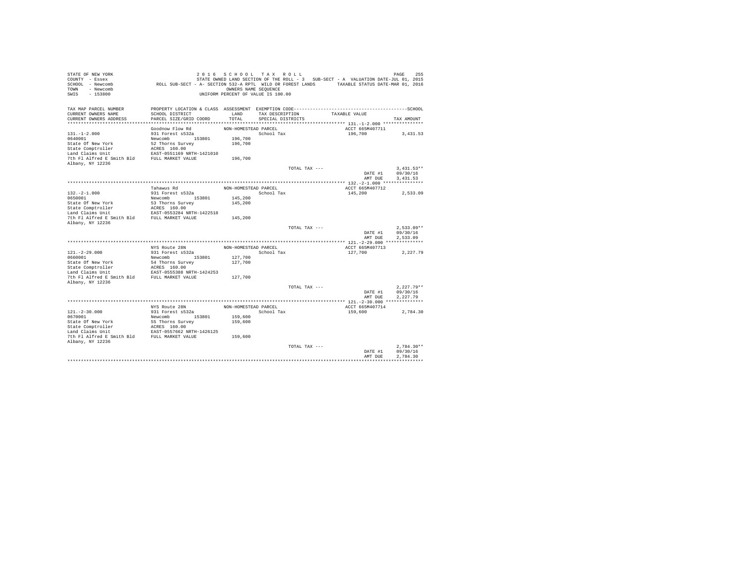```
STATE OF NEW YORK                    2 0 1 6   S C H O O L   T A X   R O L L                                        PAGE   255
COUNTY  - Essex                      STATE OWNED LAND SECTION OF THE ROLL - 3   SUB-SECT - A  VALUATION DATE-JUL 01, 2015
SCHOOL  - Newcomb             ROLL SUB-SECT - A- SECTION 532-A RPTL  WILD OR FOREST LANDS       TAXABLE STATUS DATE-MAR 01, 2016
TOWN    - Newcomb                                     OWNERS NAME SEQUENCE
SWIS    - 153800                                 UNIFORM PERCENT OF VALUE IS 100.00

TAX MAP PARCEL NUMBER        PROPERTY LOCATION & CLASS  ASSESSMENT  EXEMPTION CODE------------------------------------------------SCHOOL
CURRENT OWNERS NAME          SCHOOL DISTRICT               LAND      TAX DESCRIPTION            TAXABLE VALUE
CURRENT OWNERS ADDRESS       PARCEL SIZE/GRID COORD        TOTAL     SPECIAL DISTRICTS                                     TAX AMOUNT
*********************************************************************************************** 131.-1-2.000 ***************
                             Goodnow Flow Rd             NON-HOMESTEAD PARCEL                       ACCT 665M407711
131.-1-2.000                 931 Forest s532a                       School Tax                    196,700              3,431.53
0640001                      Newcomb        153801      196,700
State Of New York            52 Thorns Survey           196,700
State Comptroller            ACRES  160.00
Land Claims Unit             EAST-0551169 NRTH-1421010
7th Fl Alfred E Smith Bld    FULL MARKET VALUE          196,700
Albany, NY 12236
                                                                    TOTAL TAX ---                                    3,431.53**
                                                                                                     DATE #1          09/30/16
                                                                                                     AMT DUE          3,431.53
*********************************************************************************************** 132.-2-1.000 ***************
                             Tahawus Rd                  NON-HOMESTEAD PARCEL                       ACCT 665M407712
132.-2-1.000                 931 Forest s532a                       School Tax                    145,200              2,533.09
0650001                      Newcomb        153801      145,200
State Of New York            53 Thorns Survey           145,200
State Comptroller            ACRES  160.00
Land Claims Unit             EAST-0553284 NRTH-1422518
7th Fl Alfred E Smith Bld    FULL MARKET VALUE          145,200
Albany, NY 12236
                                                                    TOTAL TAX ---                                    2,533.09**
                                                                                                     DATE #1          09/30/16
                                                                                                     AMT DUE          2,533.09
*********************************************************************************************** 121.-2-29.000 **************
                             NYS Route 28N               NON-HOMESTEAD PARCEL                       ACCT 665M407713
121.-2-29.000                931 Forest s532a                       School Tax                    127,700              2,227.79
0660001                      Newcomb        153801      127,700
State Of New York            54 Thorns Survey           127,700
State Comptroller            ACRES  160.00
Land Claims Unit             EAST-0555388 NRTH-1424253
7th Fl Alfred E Smith Bld    FULL MARKET VALUE          127,700
Albany, NY 12236
                                                                    TOTAL TAX ---                                    2,227.79**
                                                                                                     DATE #1          09/30/16
                                                                                                     AMT DUE          2,227.79
*********************************************************************************************** 121.-2-30.000 **************
                             NYS Route 28N               NON-HOMESTEAD PARCEL                       ACCT 665M407714
121.-2-30.000                931 Forest s532a                       School Tax                    159,600              2,784.30
0670001                      Newcomb        153801      159,600
State Of New York            55 Thorns Survey           159,600
State Comptroller            ACRES  160.00
Land Claims Unit             EAST-0557662 NRTH-1426125
7th Fl Alfred E Smith Bld    FULL MARKET VALUE          159,600
Albany, NY 12236
                                                                    TOTAL TAX ---                                    2,784.30**
                                                                                                     DATE #1          09/30/16
                                                                                                     AMT DUE          2,784.30
****************************************************************************************************************************
```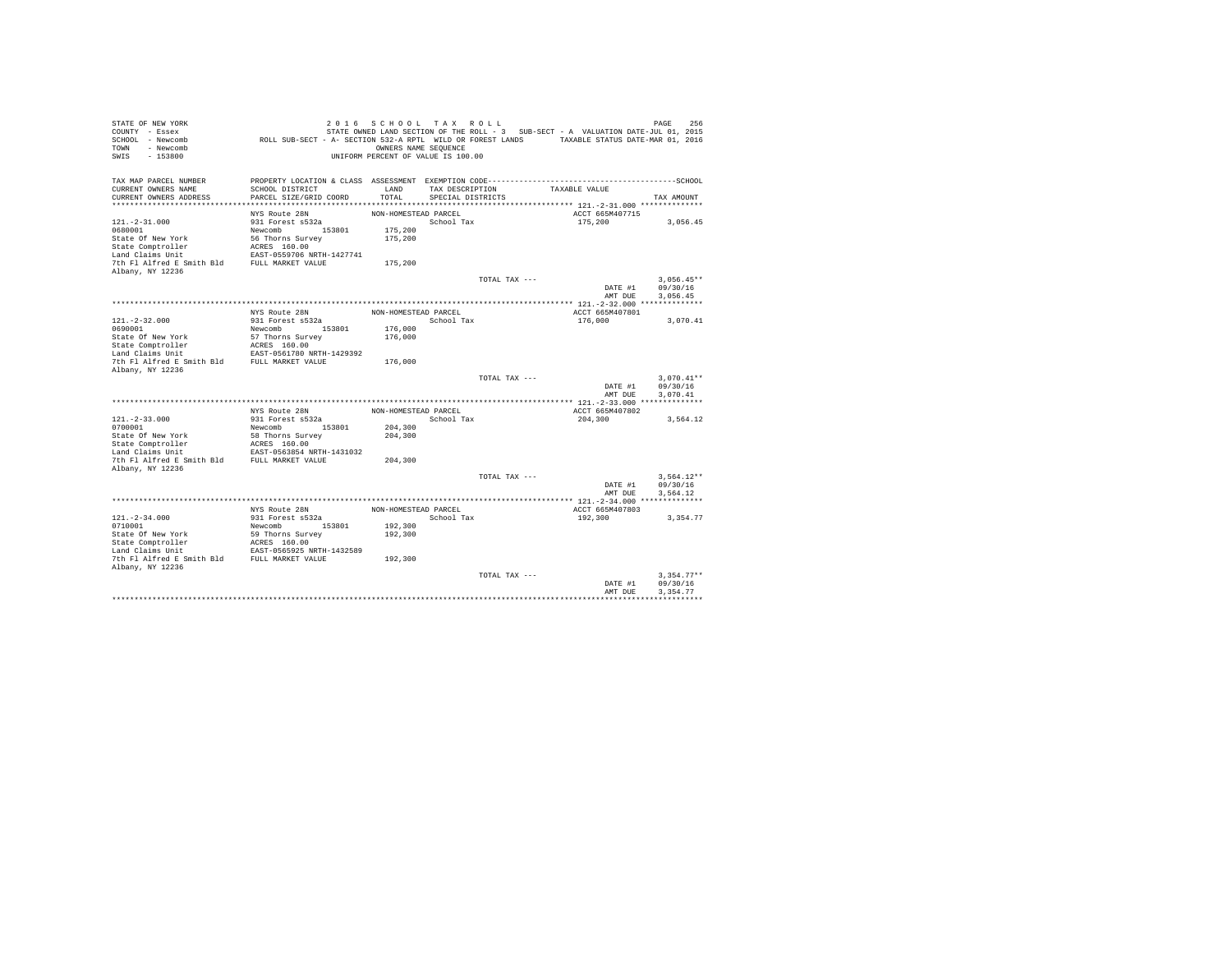STATE OF NEW YORK
COUNTY - Essex
SCHOOL - Newcomb
TOWN - Newcomb
SWIS - 153800

2 0 1 6 S C H O O L T A X R O L L

STATE OWNED LAND SECTION OF THE ROLL - 3 SUB-SECT - A VALUATION DATE-JUL 01, 2015

ROLL SUB-SECT - A- SECTION 532-A RPTL WILD OR FOREST LANDS TAXABLE STATUS DATE-MAR 01, 2016

OWNERS NAME SEQUENCE

UNIFORM PERCENT OF VALUE IS 100.00

| TAX MAP PARCEL NUMBER / CURRENT OWNERS NAME / CURRENT OWNERS ADDRESS | PROPERTY LOCATION & CLASS / SCHOOL DISTRICT / PARCEL SIZE/GRID COORD | ASSESSMENT LAND / TOTAL | EXEMPTION CODE / TAX DESCRIPTION / SPECIAL DISTRICTS | TAXABLE VALUE | TAX AMOUNT |
|---|---|---|---|---|---|
| **121.-2-31.000** | NYS Route 28N | NON-HOMESTEAD PARCEL | | ACCT 665M407715 | |
| 121.-2-31.000 | 931 Forest s532a | | School Tax | 175,200 | 3,056.45 |
| 0680001 | Newcomb 153801 | 175,200 | | | |
| State Of New York | 56 Thorns Survey | 175,200 | | | |
| State Comptroller | ACRES 160.00 | | | | |
| Land Claims Unit | EAST-0559706 NRTH-1427741 | | | | |
| 7th Fl Alfred E Smith Bld | FULL MARKET VALUE | 175,200 | | | |
| Albany, NY 12236 | | | | | |
| | | | TOTAL TAX --- | | 3,056.45** |
| | | | | DATE #1 | 09/30/16 |
| | | | | AMT DUE | 3,056.45 |
| **121.-2-32.000** | NYS Route 28N | NON-HOMESTEAD PARCEL | | ACCT 665M407801 | |
| 121.-2-32.000 | 931 Forest s532a | | School Tax | 176,000 | 3,070.41 |
| 0690001 | Newcomb 153801 | 176,000 | | | |
| State Of New York | 57 Thorns Survey | 176,000 | | | |
| State Comptroller | ACRES 160.00 | | | | |
| Land Claims Unit | EAST-0561780 NRTH-1429392 | | | | |
| 7th Fl Alfred E Smith Bld | FULL MARKET VALUE | 176,000 | | | |
| Albany, NY 12236 | | | | | |
| | | | TOTAL TAX --- | | 3,070.41** |
| | | | | DATE #1 | 09/30/16 |
| | | | | AMT DUE | 3,070.41 |
| **121.-2-33.000** | NYS Route 28N | NON-HOMESTEAD PARCEL | | ACCT 665M407802 | |
| 121.-2-33.000 | 931 Forest s532a | | School Tax | 204,300 | 3,564.12 |
| 0700001 | Newcomb 153801 | 204,300 | | | |
| State Of New York | 58 Thorns Survey | 204,300 | | | |
| State Comptroller | ACRES 160.00 | | | | |
| Land Claims Unit | EAST-0563854 NRTH-1431032 | | | | |
| 7th Fl Alfred E Smith Bld | FULL MARKET VALUE | 204,300 | | | |
| Albany, NY 12236 | | | | | |
| | | | TOTAL TAX --- | | 3,564.12** |
| | | | | DATE #1 | 09/30/16 |
| | | | | AMT DUE | 3,564.12 |
| **121.-2-34.000** | NYS Route 28N | NON-HOMESTEAD PARCEL | | ACCT 665M407803 | |
| 121.-2-34.000 | 931 Forest s532a | | School Tax | 192,300 | 3,354.77 |
| 0710001 | Newcomb 153801 | 192,300 | | | |
| State Of New York | 59 Thorns Survey | 192,300 | | | |
| State Comptroller | ACRES 160.00 | | | | |
| Land Claims Unit | EAST-0565925 NRTH-1432589 | | | | |
| 7th Fl Alfred E Smith Bld | FULL MARKET VALUE | 192,300 | | | |
| Albany, NY 12236 | | | | | |
| | | | TOTAL TAX --- | | 3,354.77** |
| | | | | DATE #1 | 09/30/16 |
| | | | | AMT DUE | 3,354.77 |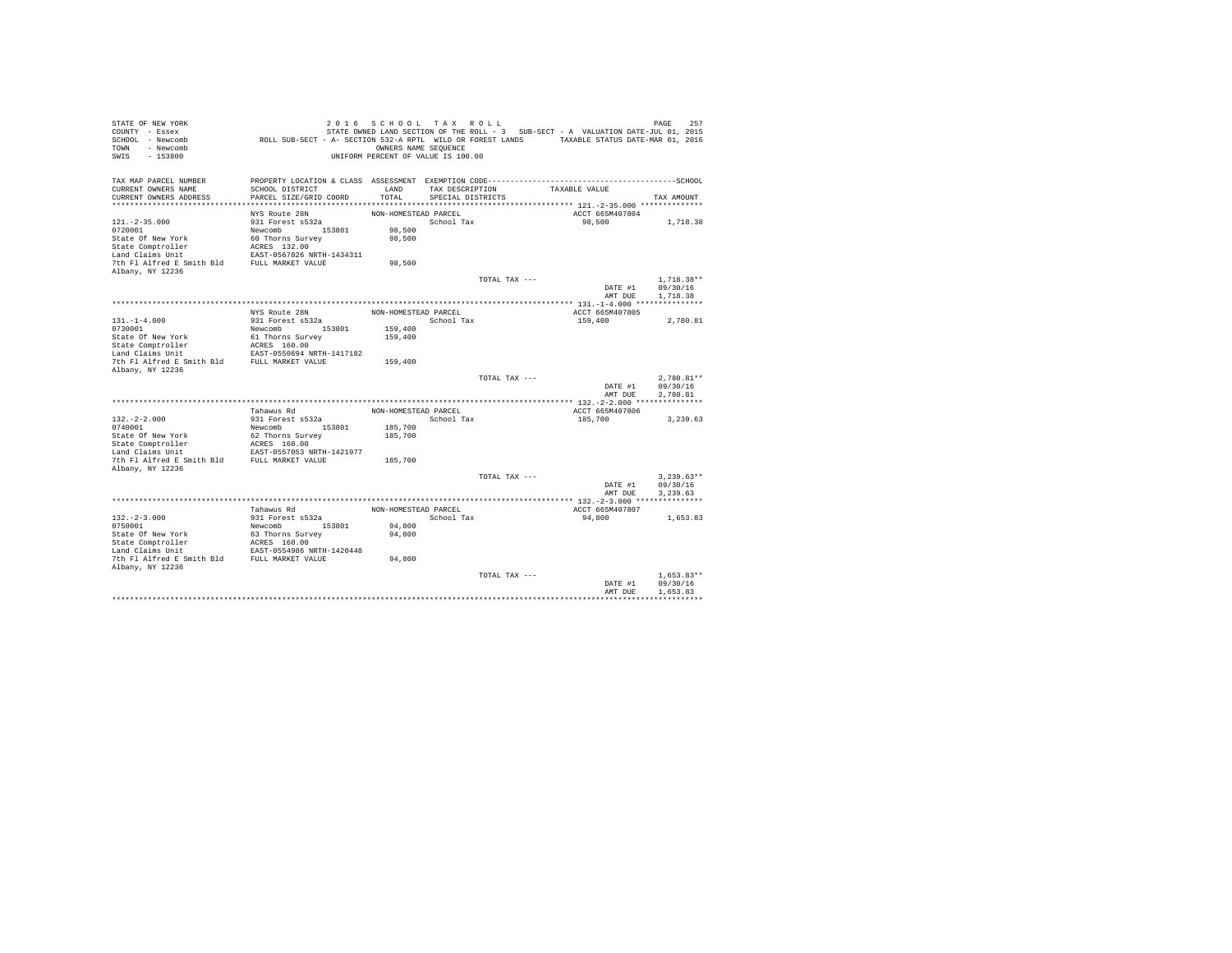STATE OF NEW YORK — 2016 SCHOOL TAX ROLL

COUNTY - Essex — STATE OWNED LAND SECTION OF THE ROLL - 3 SUB-SECT - A VALUATION DATE-JUL 01, 2015

SCHOOL - Newcomb — ROLL SUB-SECT - A- SECTION 532-A RPTL WILD OR FOREST LANDS — TAXABLE STATUS DATE-MAR 01, 2016

TOWN - Newcomb — OWNERS NAME SEQUENCE

SWIS - 153800 — UNIFORM PERCENT OF VALUE IS 100.00

| TAX MAP PARCEL NUMBER / CURRENT OWNERS NAME / CURRENT OWNERS ADDRESS | PROPERTY LOCATION & CLASS / SCHOOL DISTRICT / PARCEL SIZE/GRID COORD | ASSESSMENT LAND / TOTAL | EXEMPTION CODE / TAX DESCRIPTION / SPECIAL DISTRICTS | TAXABLE VALUE | TAX AMOUNT |
|---|---|---|---|---|---|
| **121.-2-35.000** | NYS Route 28N | NON-HOMESTEAD PARCEL | | ACCT 665M407804 | |
| 0720001 | 931 Forest s532a | | School Tax | 98,500 | 1,718.38 |
| State Of New York | Newcomb 153801 | 98,500 | | | |
| State Comptroller | 60 Thorns Survey | 98,500 | | | |
| Land Claims Unit | ACRES 132.00 | | | | |
| 7th Fl Alfred E Smith Bld | EAST-0567826 NRTH-1434311 | | | | |
| Albany, NY 12236 | FULL MARKET VALUE | 98,500 | | | |
| | | | TOTAL TAX --- | | 1,718.38** |
| | | | | DATE #1 | 09/30/16 |
| | | | | AMT DUE | 1,718.38 |
| **131.-1-4.000** | NYS Route 28N | NON-HOMESTEAD PARCEL | | ACCT 665M407805 | |
| 0730001 | 931 Forest s532a | | School Tax | 159,400 | 2,780.81 |
| State Of New York | Newcomb 153801 | 159,400 | | | |
| State Comptroller | 61 Thorns Survey | 159,400 | | | |
| Land Claims Unit | ACRES 160.00 | | | | |
| 7th Fl Alfred E Smith Bld | EAST-0550694 NRTH-1417182 | | | | |
| Albany, NY 12236 | FULL MARKET VALUE | 159,400 | | | |
| | | | TOTAL TAX --- | | 2,780.81** |
| | | | | DATE #1 | 09/30/16 |
| | | | | AMT DUE | 2,780.81 |
| **132.-2-2.000** | Tahawus Rd | NON-HOMESTEAD PARCEL | | ACCT 665M407806 | |
| 0740001 | 931 Forest s532a | | School Tax | 185,700 | 3,239.63 |
| State Of New York | Newcomb 153801 | 185,700 | | | |
| State Comptroller | 62 Thorns Survey | 185,700 | | | |
| Land Claims Unit | ACRES 160.00 | | | | |
| 7th Fl Alfred E Smith Bld | EAST-0557053 NRTH-1421977 | | | | |
| Albany, NY 12236 | FULL MARKET VALUE | 185,700 | | | |
| | | | TOTAL TAX --- | | 3,239.63** |
| | | | | DATE #1 | 09/30/16 |
| | | | | AMT DUE | 3,239.63 |
| **132.-2-3.000** | Tahawus Rd | NON-HOMESTEAD PARCEL | | ACCT 665M407807 | |
| 0750001 | 931 Forest s532a | | School Tax | 94,800 | 1,653.83 |
| State Of New York | Newcomb 153801 | 94,800 | | | |
| State Comptroller | 63 Thorns Survey | 94,800 | | | |
| Land Claims Unit | ACRES 160.00 | | | | |
| 7th Fl Alfred E Smith Bld | EAST-0554986 NRTH-1420448 | | | | |
| Albany, NY 12236 | FULL MARKET VALUE | 94,800 | | | |
| | | | TOTAL TAX --- | | 1,653.83** |
| | | | | DATE #1 | 09/30/16 |
| | | | | AMT DUE | 1,653.83 |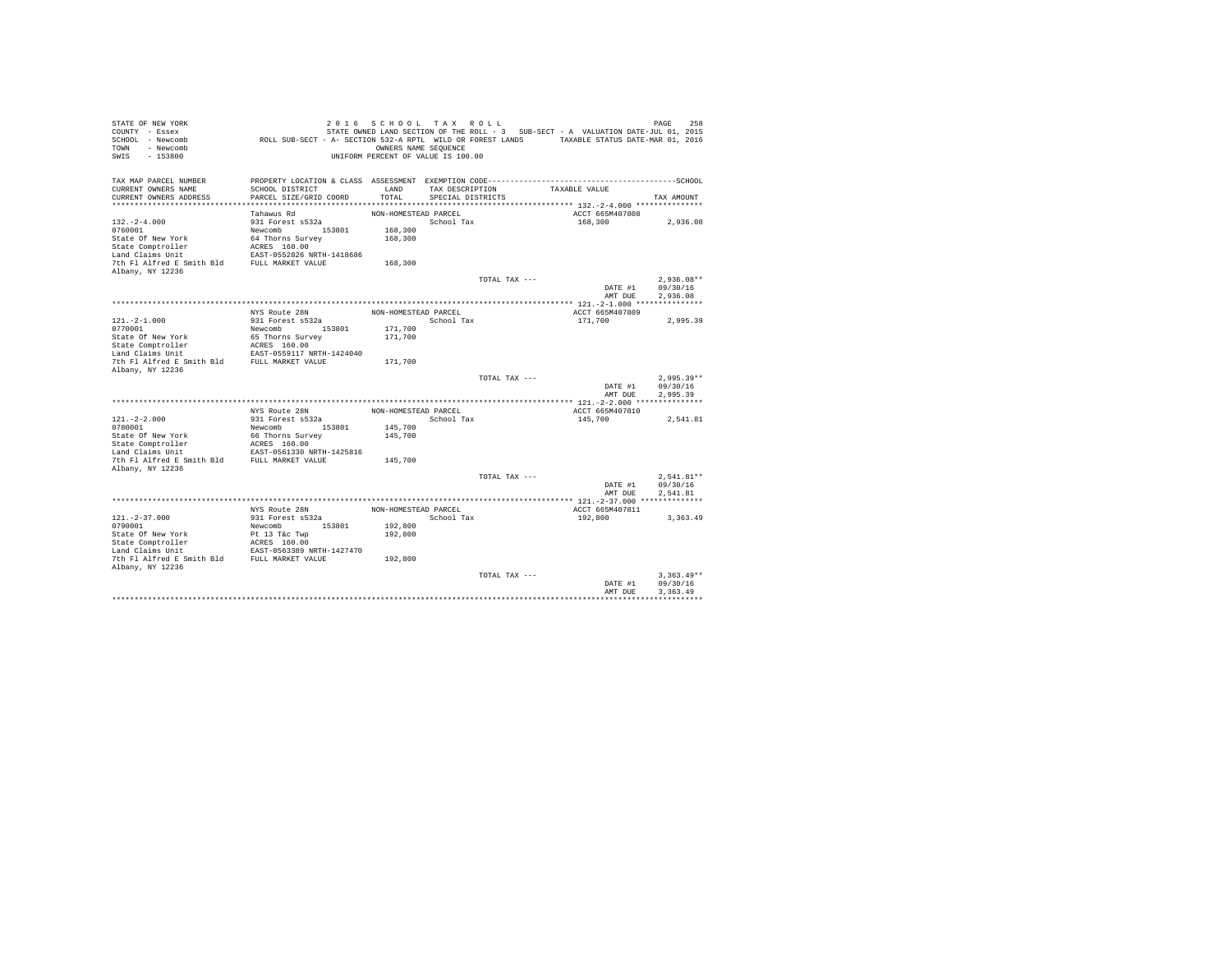STATE OF NEW YORK
COUNTY - Essex
SCHOOL - Newcomb
TOWN - Newcomb
SWIS - 153800

2016 SCHOOL TAX ROLL
STATE OWNED LAND SECTION OF THE ROLL - 3 SUB-SECT - A VALUATION DATE-JUL 01, 2015
ROLL SUB-SECT - A- SECTION 532-A RPTL WILD OR FOREST LANDS TAXABLE STATUS DATE-MAR 01, 2016
OWNERS NAME SEQUENCE
UNIFORM PERCENT OF VALUE IS 100.00

| TAX MAP PARCEL NUMBER / CURRENT OWNERS NAME / CURRENT OWNERS ADDRESS | PROPERTY LOCATION & CLASS / SCHOOL DISTRICT / PARCEL SIZE/GRID COORD | ASSESSMENT LAND / TOTAL | EXEMPTION CODE / TAX DESCRIPTION / SPECIAL DISTRICTS | TAXABLE VALUE | TAX AMOUNT |
|---|---|---|---|---|---|
| 132.-2-4.000 | Tahawus Rd | NON-HOMESTEAD PARCEL | | ACCT 665M407808 | |
| | 931 Forest s532a | | School Tax | 168,300 | 2,936.08 |
| 0760001 | Newcomb 153801 | 168,300 | | | |
| State Of New York | 64 Thorns Survey | 168,300 | | | |
| State Comptroller | ACRES 160.00 | | | | |
| Land Claims Unit | EAST-0552826 NRTH-1418686 | | | | |
| 7th Fl Alfred E Smith Bld | FULL MARKET VALUE | 168,300 | | | |
| Albany, NY 12236 | | | | | |
| | | | TOTAL TAX --- | | 2,936.08** |
| | | | | DATE #1 | 09/30/16 |
| | | | | AMT DUE | 2,936.08 |
| 121.-2-1.000 | NYS Route 28N | NON-HOMESTEAD PARCEL | | ACCT 665M407809 | |
| | 931 Forest s532a | | School Tax | 171,700 | 2,995.39 |
| 0770001 | Newcomb 153801 | 171,700 | | | |
| State Of New York | 65 Thorns Survey | 171,700 | | | |
| State Comptroller | ACRES 160.00 | | | | |
| Land Claims Unit | EAST-0559117 NRTH-1424040 | | | | |
| 7th Fl Alfred E Smith Bld | FULL MARKET VALUE | 171,700 | | | |
| Albany, NY 12236 | | | | | |
| | | | TOTAL TAX --- | | 2,995.39** |
| | | | | DATE #1 | 09/30/16 |
| | | | | AMT DUE | 2,995.39 |
| 121.-2-2.000 | NYS Route 28N | NON-HOMESTEAD PARCEL | | ACCT 665M407810 | |
| | 931 Forest s532a | | School Tax | 145,700 | 2,541.81 |
| 0780001 | Newcomb 153801 | 145,700 | | | |
| State Of New York | 66 Thorns Survey | 145,700 | | | |
| State Comptroller | ACRES 160.00 | | | | |
| Land Claims Unit | EAST-0561330 NRTH-1425816 | | | | |
| 7th Fl Alfred E Smith Bld | FULL MARKET VALUE | 145,700 | | | |
| Albany, NY 12236 | | | | | |
| | | | TOTAL TAX --- | | 2,541.81** |
| | | | | DATE #1 | 09/30/16 |
| | | | | AMT DUE | 2,541.81 |
| 121.-2-37.000 | NYS Route 28N | NON-HOMESTEAD PARCEL | | ACCT 665M407811 | |
| | 931 Forest s532a | | School Tax | 192,800 | 3,363.49 |
| 0790001 | Newcomb 153801 | 192,800 | | | |
| State Of New York | Pt 13 T&c Twp | 192,800 | | | |
| State Comptroller | ACRES 160.00 | | | | |
| Land Claims Unit | EAST-0563389 NRTH-1427470 | | | | |
| 7th Fl Alfred E Smith Bld | FULL MARKET VALUE | 192,800 | | | |
| Albany, NY 12236 | | | | | |
| | | | TOTAL TAX --- | | 3,363.49** |
| | | | | DATE #1 | 09/30/16 |
| | | | | AMT DUE | 3,363.49 |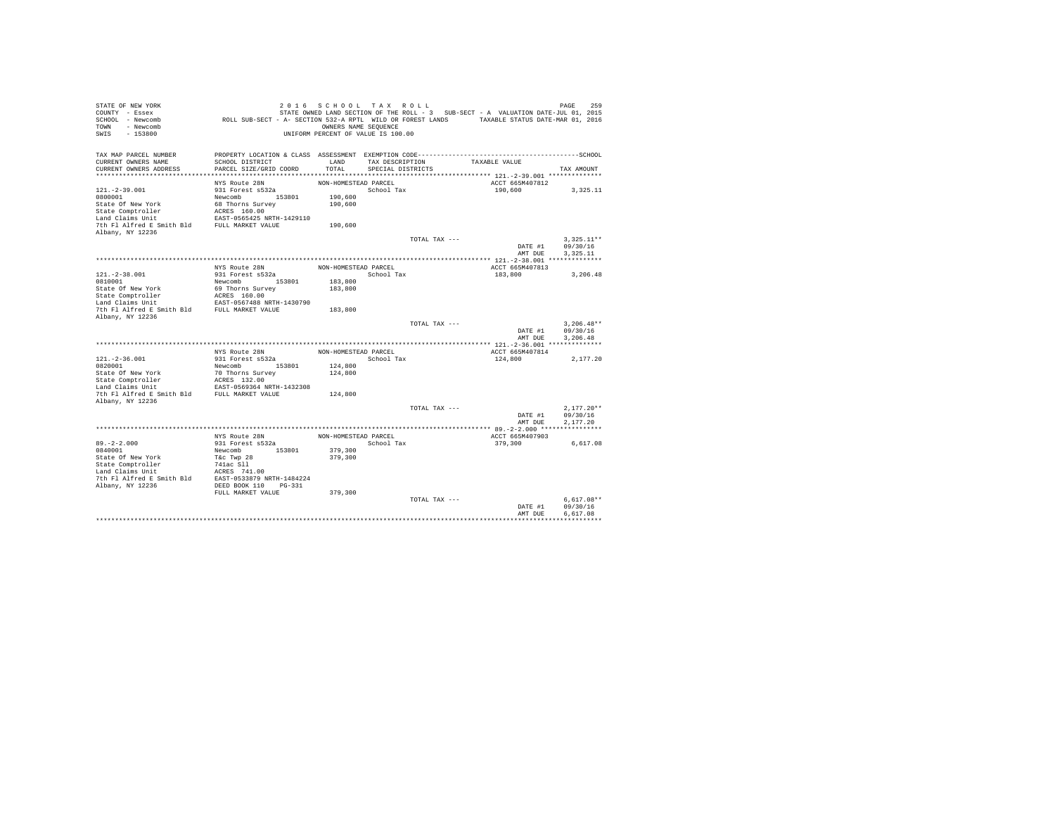```
STATE OF NEW YORK                          2 0 1 6   S C H O O L   T A X   R O L L                                    PAGE    259
COUNTY  - Essex                     STATE OWNED LAND SECTION OF THE ROLL - 3   SUB-SECT - A  VALUATION DATE-JUL 01, 2015
SCHOOL  - Newcomb           ROLL SUB-SECT - A- SECTION 532-A RPTL  WILD OR FOREST LANDS        TAXABLE STATUS DATE-MAR 01, 2016
TOWN    - Newcomb                                        OWNERS NAME SEQUENCE
SWIS    - 153800                                   UNIFORM PERCENT OF VALUE IS 100.00

TAX MAP PARCEL NUMBER        PROPERTY LOCATION & CLASS  ASSESSMENT  EXEMPTION CODE------------------------------------------------SCHOOL
CURRENT OWNERS NAME          SCHOOL DISTRICT              LAND      TAX DESCRIPTION           TAXABLE VALUE
CURRENT OWNERS ADDRESS       PARCEL SIZE/GRID COORD       TOTAL     SPECIAL DISTRICTS                                      TAX AMOUNT
****************************************************************************************************** 121.-2-39.001 **************
                             NYS Route 28N                NON-HOMESTEAD PARCEL                        ACCT 665M407812
121.-2-39.001                931 Forest s532a                          School Tax                     190,600            3,325.11
0800001                      Newcomb          153801       190,600
State Of New York            68 Thorns Survey              190,600
State Comptroller            ACRES  160.00
Land Claims Unit             EAST-0565425 NRTH-1429110
7th Fl Alfred E Smith Bld    FULL MARKET VALUE             190,600
Albany, NY 12236
                                                                       TOTAL TAX ---                                 3,325.11**
                                                                                                    DATE #1          09/30/16
                                                                                                    AMT DUE          3,325.11
****************************************************************************************************** 121.-2-38.001 **************
                             NYS Route 28N                NON-HOMESTEAD PARCEL                        ACCT 665M407813
121.-2-38.001                931 Forest s532a                          School Tax                     183,800            3,206.48
0810001                      Newcomb          153801       183,800
State Of New York            69 Thorns Survey              183,800
State Comptroller            ACRES  160.00
Land Claims Unit             EAST-0567488 NRTH-1430790
7th Fl Alfred E Smith Bld    FULL MARKET VALUE             183,800
Albany, NY 12236
                                                                       TOTAL TAX ---                                 3,206.48**
                                                                                                    DATE #1          09/30/16
                                                                                                    AMT DUE          3,206.48
****************************************************************************************************** 121.-2-36.001 **************
                             NYS Route 28N                NON-HOMESTEAD PARCEL                        ACCT 665M407814
121.-2-36.001                931 Forest s532a                          School Tax                     124,800            2,177.20
0820001                      Newcomb          153801       124,800
State Of New York            70 Thorns Survey              124,800
State Comptroller            ACRES  132.00
Land Claims Unit             EAST-0569364 NRTH-1432308
7th Fl Alfred E Smith Bld    FULL MARKET VALUE             124,800
Albany, NY 12236
                                                                       TOTAL TAX ---                                 2,177.20**
                                                                                                    DATE #1          09/30/16
                                                                                                    AMT DUE          2,177.20
****************************************************************************************************** 89.-2-2.000 ****************
                             NYS Route 28N                NON-HOMESTEAD PARCEL                        ACCT 665M407903
89.-2-2.000                  931 Forest s532a                          School Tax                     379,300            6,617.08
0840001                      Newcomb          153801       379,300
State Of New York            T&c Twp 28                    379,300
State Comptroller            741ac Sll
Land Claims Unit             ACRES  741.00
7th Fl Alfred E Smith Bld    EAST-0533879 NRTH-1484224
Albany, NY 12236             DEED BOOK 110    PG-331
                             FULL MARKET VALUE             379,300
                                                                       TOTAL TAX ---                                 6,617.08**
                                                                                                    DATE #1          09/30/16
                                                                                                    AMT DUE          6,617.08
************************************************************************************************************************************
```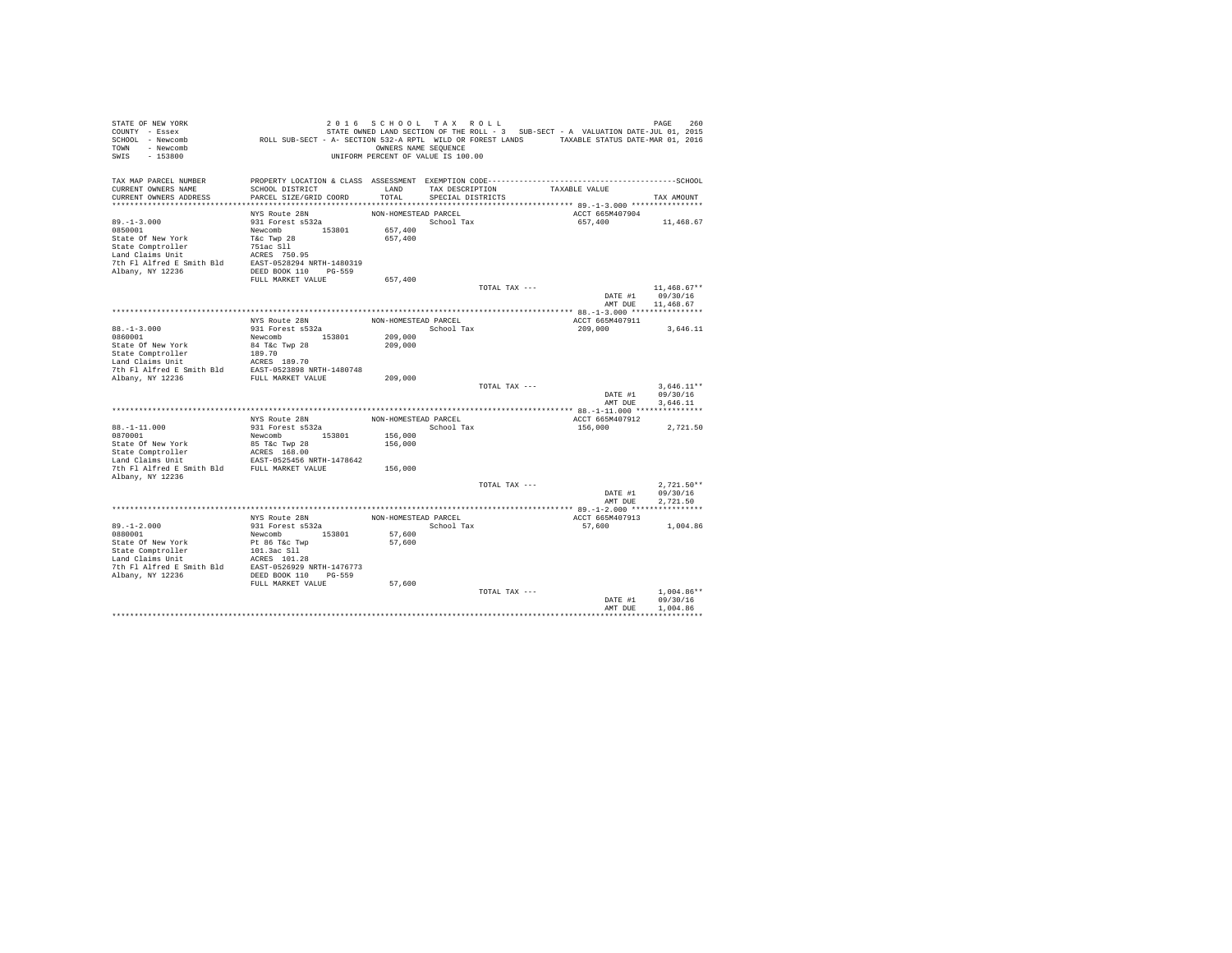```
STATE OF NEW YORK                    2 0 1 6   S C H O O L   T A X   R O L L                                          PAGE    260
COUNTY  - Essex                      STATE OWNED LAND SECTION OF THE ROLL - 3   SUB-SECT - A  VALUATION DATE-JUL 01, 2015
SCHOOL  - Newcomb          ROLL SUB-SECT - A- SECTION 532-A RPTL  WILD OR FOREST LANDS       TAXABLE STATUS DATE-MAR 01, 2016
TOWN    - Newcomb                                     OWNERS NAME SEQUENCE
SWIS    - 153800                                 UNIFORM PERCENT OF VALUE IS 100.00

TAX MAP PARCEL NUMBER          PROPERTY LOCATION & CLASS  ASSESSMENT  EXEMPTION CODE-----------------------------------------------SCHOOL
CURRENT OWNERS NAME            SCHOOL DISTRICT              LAND      TAX DESCRIPTION              TAXABLE VALUE
CURRENT OWNERS ADDRESS         PARCEL SIZE/GRID COORD       TOTAL     SPECIAL DISTRICTS                                      TAX AMOUNT
************************************************************************************************ 89.-1-3.000 ****************
                               NYS Route 28N              NON-HOMESTEAD PARCEL                           ACCT 665M407904
89.-1-3.000                    931 Forest s532a                         School Tax                    657,400          11,468.67
0850001                        Newcomb       153801       657,400
State Of New York              T&c Twp 28                 657,400
State Comptroller              751ac Sll
Land Claims Unit               ACRES  750.95
7th Fl Alfred E Smith Bld      EAST-0528294 NRTH-1480319
Albany, NY 12236               DEED BOOK 110    PG-559
                               FULL MARKET VALUE          657,400
                                                                        TOTAL TAX ---                               11,468.67**
                                                                                                  DATE #1      09/30/16
                                                                                                  AMT DUE      11,468.67
************************************************************************************************ 88.-1-3.000 ****************
                               NYS Route 28N              NON-HOMESTEAD PARCEL                           ACCT 665M407911
88.-1-3.000                    931 Forest s532a                         School Tax                    209,000           3,646.11
0860001                        Newcomb       153801       209,000
State Of New York              84 T&c Twp 28              209,000
State Comptroller              189.70
Land Claims Unit               ACRES  189.70
7th Fl Alfred E Smith Bld      EAST-0523898 NRTH-1480748
Albany, NY 12236               FULL MARKET VALUE          209,000
                                                                        TOTAL TAX ---                                3,646.11**
                                                                                                  DATE #1      09/30/16
                                                                                                  AMT DUE       3,646.11
************************************************************************************************ 88.-1-11.000 ***************
                               NYS Route 28N              NON-HOMESTEAD PARCEL                           ACCT 665M407912
88.-1-11.000                   931 Forest s532a                         School Tax                    156,000           2,721.50
0870001                        Newcomb       153801       156,000
State Of New York              85 T&c Twp 28              156,000
State Comptroller              ACRES  168.00
Land Claims Unit               EAST-0525456 NRTH-1478642
7th Fl Alfred E Smith Bld      FULL MARKET VALUE          156,000
Albany, NY 12236
                                                                        TOTAL TAX ---                                2,721.50**
                                                                                                  DATE #1      09/30/16
                                                                                                  AMT DUE       2,721.50
************************************************************************************************ 89.-1-2.000 ****************
                               NYS Route 28N              NON-HOMESTEAD PARCEL                           ACCT 665M407913
89.-1-2.000                    931 Forest s532a                         School Tax                     57,600           1,004.86
0880001                        Newcomb       153801        57,600
State Of New York              Pt 86 T&c Twp               57,600
State Comptroller              101.3ac Sll
Land Claims Unit               ACRES  101.28
7th Fl Alfred E Smith Bld      EAST-0526929 NRTH-1476773
Albany, NY 12236               DEED BOOK 110    PG-559
                               FULL MARKET VALUE           57,600
                                                                        TOTAL TAX ---                                1,004.86**
                                                                                                  DATE #1      09/30/16
                                                                                                  AMT DUE       1,004.86
******************************************************************************************************************************
```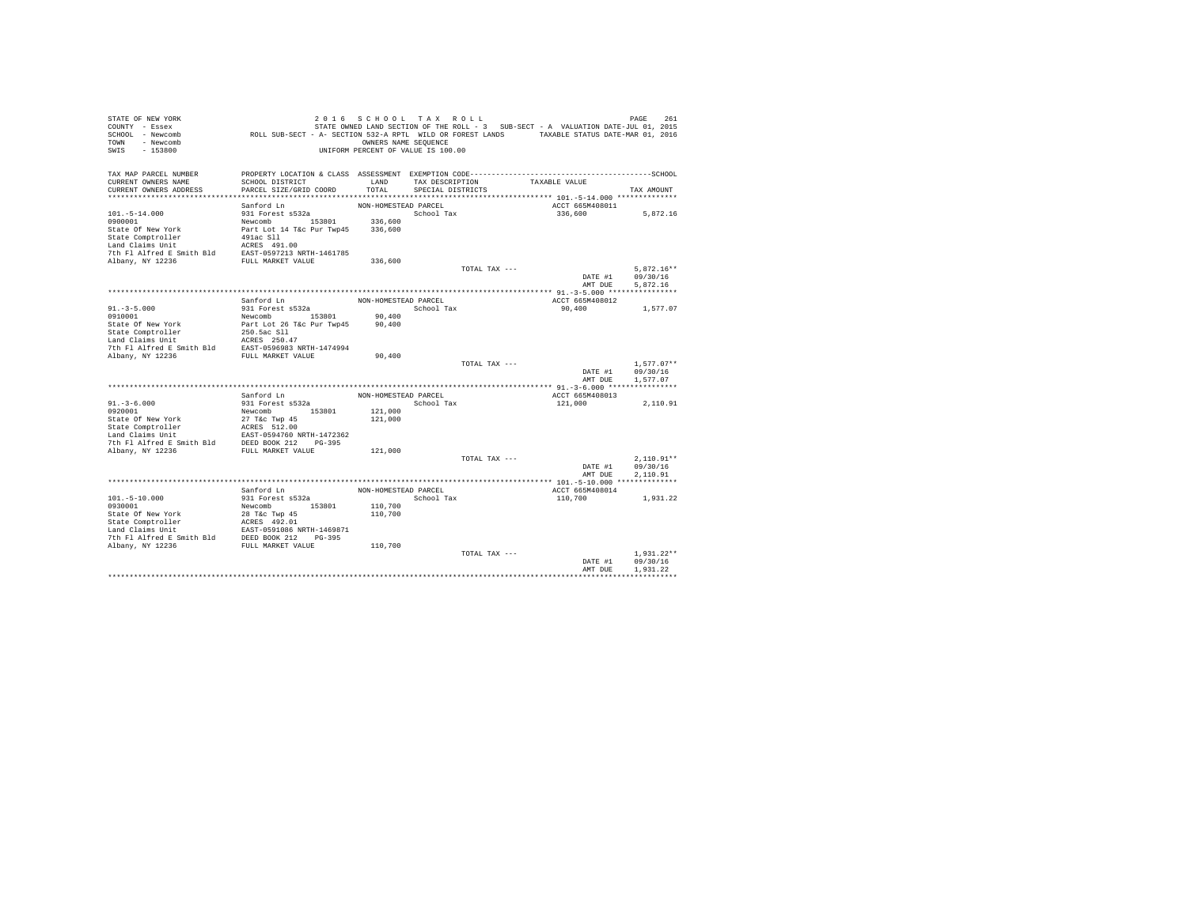STATE OF NEW YORK
COUNTY - Essex
SCHOOL - Newcomb
TOWN - Newcomb
SWIS - 153800

2 0 1 6 S C H O O L T A X R O L L
STATE OWNED LAND SECTION OF THE ROLL - 3 SUB-SECT - A VALUATION DATE-JUL 01, 2015
ROLL SUB-SECT - A- SECTION 532-A RPTL WILD OR FOREST LANDS TAXABLE STATUS DATE-MAR 01, 2016
OWNERS NAME SEQUENCE
UNIFORM PERCENT OF VALUE IS 100.00

| TAX MAP PARCEL NUMBER / CURRENT OWNERS NAME / CURRENT OWNERS ADDRESS | PROPERTY LOCATION & CLASS / SCHOOL DISTRICT / PARCEL SIZE/GRID COORD | ASSESSMENT LAND / TOTAL | EXEMPTION CODE / TAX DESCRIPTION / SPECIAL DISTRICTS | TAXABLE VALUE | TAX AMOUNT |
|---|---|---|---|---|---|
| 101.-5-14.000 | Sanford Ln | NON-HOMESTEAD PARCEL | | ACCT 665M408011 | |
| 0900001 | 931 Forest s532a | | School Tax | 336,600 | 5,872.16 |
| State Of New York | Newcomb 153801 | 336,600 | | | |
| State Comptroller | Part Lot 14 T&c Pur Twp45 | 336,600 | | | |
| Land Claims Unit | 491ac Sll | | | | |
| 7th Fl Alfred E Smith Bld | ACRES 491.00 | | | | |
| Albany, NY 12236 | EAST-0597213 NRTH-1461785 | | | | |
| | FULL MARKET VALUE | 336,600 | | | |
| | | | TOTAL TAX --- | | 5,872.16** |
| | | | | DATE #1 | 09/30/16 |
| | | | | AMT DUE | 5,872.16 |
| 91.-3-5.000 | Sanford Ln | NON-HOMESTEAD PARCEL | | ACCT 665M408012 | |
| 0910001 | 931 Forest s532a | | School Tax | 90,400 | 1,577.07 |
| State Of New York | Newcomb 153801 | 90,400 | | | |
| State Comptroller | Part Lot 26 T&c Pur Twp45 | 90,400 | | | |
| Land Claims Unit | 250.5ac Sll | | | | |
| 7th Fl Alfred E Smith Bld | ACRES 250.47 | | | | |
| Albany, NY 12236 | EAST-0596983 NRTH-1474994 | | | | |
| | FULL MARKET VALUE | 90,400 | | | |
| | | | TOTAL TAX --- | | 1,577.07** |
| | | | | DATE #1 | 09/30/16 |
| | | | | AMT DUE | 1,577.07 |
| 91.-3-6.000 | Sanford Ln | NON-HOMESTEAD PARCEL | | ACCT 665M408013 | |
| 0920001 | 931 Forest s532a | | School Tax | 121,000 | 2,110.91 |
| State Of New York | Newcomb 153801 | 121,000 | | | |
| State Comptroller | 27 T&c Twp 45 | 121,000 | | | |
| Land Claims Unit | ACRES 512.00 | | | | |
| 7th Fl Alfred E Smith Bld | EAST-0594760 NRTH-1472362 | | | | |
| Albany, NY 12236 | DEED BOOK 212 PG-395 | | | | |
| | FULL MARKET VALUE | 121,000 | | | |
| | | | TOTAL TAX --- | | 2,110.91** |
| | | | | DATE #1 | 09/30/16 |
| | | | | AMT DUE | 2,110.91 |
| 101.-5-10.000 | Sanford Ln | NON-HOMESTEAD PARCEL | | ACCT 665M408014 | |
| 0930001 | 931 Forest s532a | | School Tax | 110,700 | 1,931.22 |
| State Of New York | Newcomb 153801 | 110,700 | | | |
| State Comptroller | 28 T&c Twp 45 | 110,700 | | | |
| Land Claims Unit | ACRES 492.01 | | | | |
| 7th Fl Alfred E Smith Bld | EAST-0591086 NRTH-1469871 | | | | |
| Albany, NY 12236 | DEED BOOK 212 PG-395 | | | | |
| | FULL MARKET VALUE | 110,700 | | | |
| | | | TOTAL TAX --- | | 1,931.22** |
| | | | | DATE #1 | 09/30/16 |
| | | | | AMT DUE | 1,931.22 |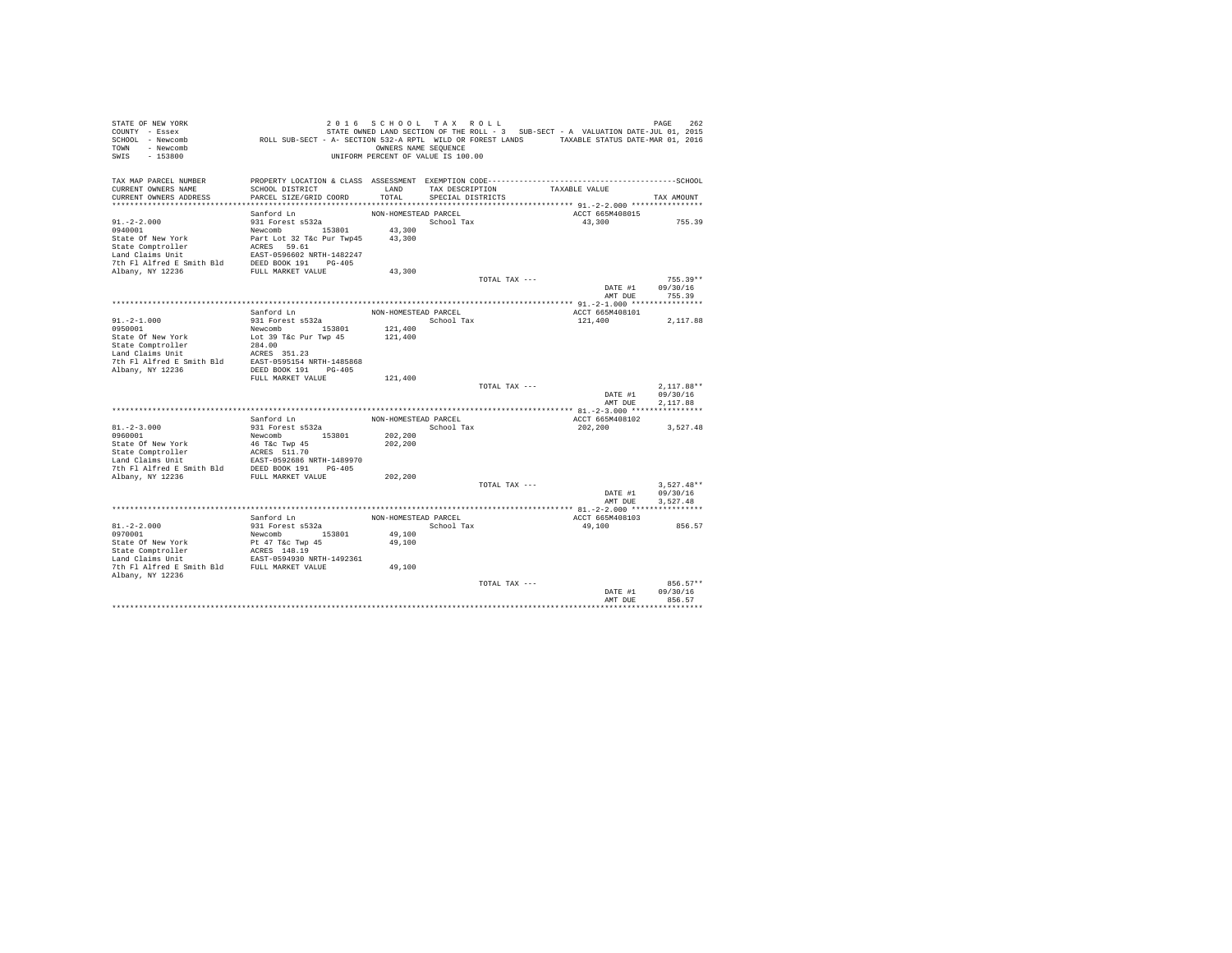```
STATE OF NEW YORK                    2 0 1 6   S C H O O L   T A X   R O L L                                       PAGE   262
COUNTY  - Essex                    STATE OWNED LAND SECTION OF THE ROLL - 3   SUB-SECT - A  VALUATION DATE-JUL 01, 2015
SCHOOL  - Newcomb          ROLL SUB-SECT - A- SECTION 532-A RPTL  WILD OR FOREST LANDS        TAXABLE STATUS DATE-MAR 01, 2016
TOWN    - Newcomb                                  OWNERS NAME SEQUENCE
SWIS    - 153800                              UNIFORM PERCENT OF VALUE IS 100.00

TAX MAP PARCEL NUMBER          PROPERTY LOCATION & CLASS  ASSESSMENT  EXEMPTION CODE-----------------------------------------SCHOOL
CURRENT OWNERS NAME            SCHOOL DISTRICT             LAND      TAX DESCRIPTION            TAXABLE VALUE
CURRENT OWNERS ADDRESS         PARCEL SIZE/GRID COORD      TOTAL     SPECIAL DISTRICTS                                TAX AMOUNT
******************************************************************************************** 91.-2-2.000 ****************
                               Sanford Ln                  NON-HOMESTEAD PARCEL                     ACCT 665M408015
91.-2-2.000                    931 Forest s532a                       School Tax                    43,300            755.39
0940001                        Newcomb        153801        43,300
State Of New York              Part Lot 32 T&c Pur Twp45    43,300
State Comptroller              ACRES   59.61
Land Claims Unit               EAST-0596602 NRTH-1482247
7th Fl Alfred E Smith Bld      DEED BOOK 191    PG-405
Albany, NY 12236               FULL MARKET VALUE            43,300
                                                                      TOTAL TAX ---                                  755.39**
                                                                                                  DATE #1        09/30/16
                                                                                                  AMT DUE          755.39
******************************************************************************************** 91.-2-1.000 ****************
                               Sanford Ln                  NON-HOMESTEAD PARCEL                     ACCT 665M408101
91.-2-1.000                    931 Forest s532a                       School Tax                   121,400          2,117.88
0950001                        Newcomb        153801       121,400
State Of New York              Lot 39 T&c Pur Twp 45       121,400
State Comptroller              284.00
Land Claims Unit               ACRES  351.23
7th Fl Alfred E Smith Bld      EAST-0595154 NRTH-1485868
Albany, NY 12236               DEED BOOK 191    PG-405
                               FULL MARKET VALUE           121,400
                                                                      TOTAL TAX ---                                2,117.88**
                                                                                                  DATE #1        09/30/16
                                                                                                  AMT DUE        2,117.88
******************************************************************************************** 81.-2-3.000 ****************
                               Sanford Ln                  NON-HOMESTEAD PARCEL                     ACCT 665M408102
81.-2-3.000                    931 Forest s532a                       School Tax                   202,200          3,527.48
0960001                        Newcomb        153801       202,200
State Of New York              46 T&c Twp 45               202,200
State Comptroller              ACRES  511.70
Land Claims Unit               EAST-0592686 NRTH-1489970
7th Fl Alfred E Smith Bld      DEED BOOK 191    PG-405
Albany, NY 12236               FULL MARKET VALUE           202,200
                                                                      TOTAL TAX ---                                3,527.48**
                                                                                                  DATE #1        09/30/16
                                                                                                  AMT DUE        3,527.48
******************************************************************************************** 81.-2-2.000 ****************
                               Sanford Ln                  NON-HOMESTEAD PARCEL                     ACCT 665M408103
81.-2-2.000                    931 Forest s532a                       School Tax                    49,100            856.57
0970001                        Newcomb        153801        49,100
State Of New York              Pt 47 T&c Twp 45             49,100
State Comptroller              ACRES  148.19
Land Claims Unit               EAST-0594930 NRTH-1492361
7th Fl Alfred E Smith Bld      FULL MARKET VALUE            49,100
Albany, NY 12236
                                                                      TOTAL TAX ---                                  856.57**
                                                                                                  DATE #1        09/30/16
                                                                                                  AMT DUE          856.57
****************************************************************************************************************************
```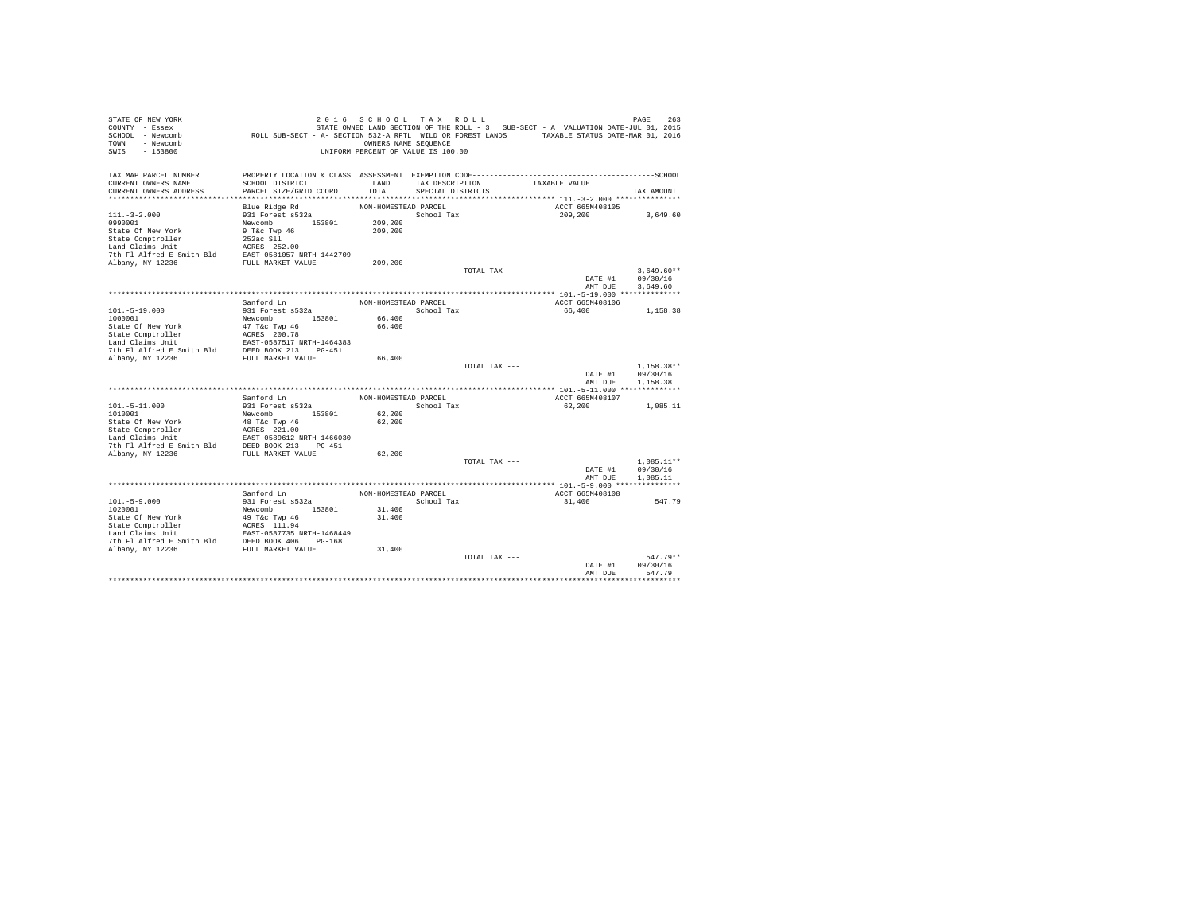STATE OF NEW YORK
COUNTY - Essex
SCHOOL - Newcomb
TOWN - Newcomb
SWIS - 153800

2 0 1 6 S C H O O L T A X R O L L
STATE OWNED LAND SECTION OF THE ROLL - 3 SUB-SECT - A VALUATION DATE-JUL 01, 2015
ROLL SUB-SECT - A- SECTION 532-A RPTL WILD OR FOREST LANDS TAXABLE STATUS DATE-MAR 01, 2016
OWNERS NAME SEQUENCE
UNIFORM PERCENT OF VALUE IS 100.00

| TAX MAP PARCEL NUMBER / CURRENT OWNERS NAME / CURRENT OWNERS ADDRESS | PROPERTY LOCATION & CLASS / SCHOOL DISTRICT / PARCEL SIZE/GRID COORD | ASSESSMENT LAND / TOTAL | EXEMPTION CODE / TAX DESCRIPTION / SPECIAL DISTRICTS | TAXABLE VALUE | TAX AMOUNT |
|---|---|---|---|---|---|
| **111.-3-2.000** | Blue Ridge Rd | NON-HOMESTEAD PARCEL | | ACCT 665M408105 | |
| 0990001 | 931 Forest s532a | | School Tax | 209,200 | 3,649.60 |
| State Of New York | Newcomb 153801 | 209,200 | | | |
| State Comptroller | 9 T&c Twp 46 | 209,200 | | | |
| Land Claims Unit | 252ac Sll | | | | |
| 7th Fl Alfred E Smith Bld | ACRES 252.00 | | | | |
| Albany, NY 12236 | EAST-0581057 NRTH-1442709 | | | | |
| | FULL MARKET VALUE | 209,200 | | | |
| | | | TOTAL TAX --- | | 3,649.60** |
| | | | | DATE #1 | 09/30/16 |
| | | | | AMT DUE | 3,649.60 |
| **101.-5-19.000** | Sanford Ln | NON-HOMESTEAD PARCEL | | ACCT 665M408106 | |
| 1000001 | 931 Forest s532a | | School Tax | 66,400 | 1,158.38 |
| State Of New York | Newcomb 153801 | 66,400 | | | |
| State Comptroller | 47 T&c Twp 46 | 66,400 | | | |
| Land Claims Unit | ACRES 200.78 | | | | |
| 7th Fl Alfred E Smith Bld | EAST-0587517 NRTH-1464383 | | | | |
| Albany, NY 12236 | DEED BOOK 213 PG-451 | | | | |
| | FULL MARKET VALUE | 66,400 | | | |
| | | | TOTAL TAX --- | | 1,158.38** |
| | | | | DATE #1 | 09/30/16 |
| | | | | AMT DUE | 1,158.38 |
| **101.-5-11.000** | Sanford Ln | NON-HOMESTEAD PARCEL | | ACCT 665M408107 | |
| 1010001 | 931 Forest s532a | | School Tax | 62,200 | 1,085.11 |
| State Of New York | Newcomb 153801 | 62,200 | | | |
| State Comptroller | 48 T&c Twp 46 | 62,200 | | | |
| Land Claims Unit | ACRES 221.00 | | | | |
| 7th Fl Alfred E Smith Bld | EAST-0589612 NRTH-1466030 | | | | |
| Albany, NY 12236 | DEED BOOK 213 PG-451 | | | | |
| | FULL MARKET VALUE | 62,200 | | | |
| | | | TOTAL TAX --- | | 1,085.11** |
| | | | | DATE #1 | 09/30/16 |
| | | | | AMT DUE | 1,085.11 |
| **101.-5-9.000** | Sanford Ln | NON-HOMESTEAD PARCEL | | ACCT 665M408108 | |
| 1020001 | 931 Forest s532a | | School Tax | 31,400 | 547.79 |
| State Of New York | Newcomb 153801 | 31,400 | | | |
| State Comptroller | 49 T&c Twp 46 | 31,400 | | | |
| Land Claims Unit | ACRES 111.94 | | | | |
| 7th Fl Alfred E Smith Bld | EAST-0587735 NRTH-1468449 | | | | |
| Albany, NY 12236 | DEED BOOK 406 PG-168 | | | | |
| | FULL MARKET VALUE | 31,400 | | | |
| | | | TOTAL TAX --- | | 547.79** |
| | | | | DATE #1 | 09/30/16 |
| | | | | AMT DUE | 547.79 |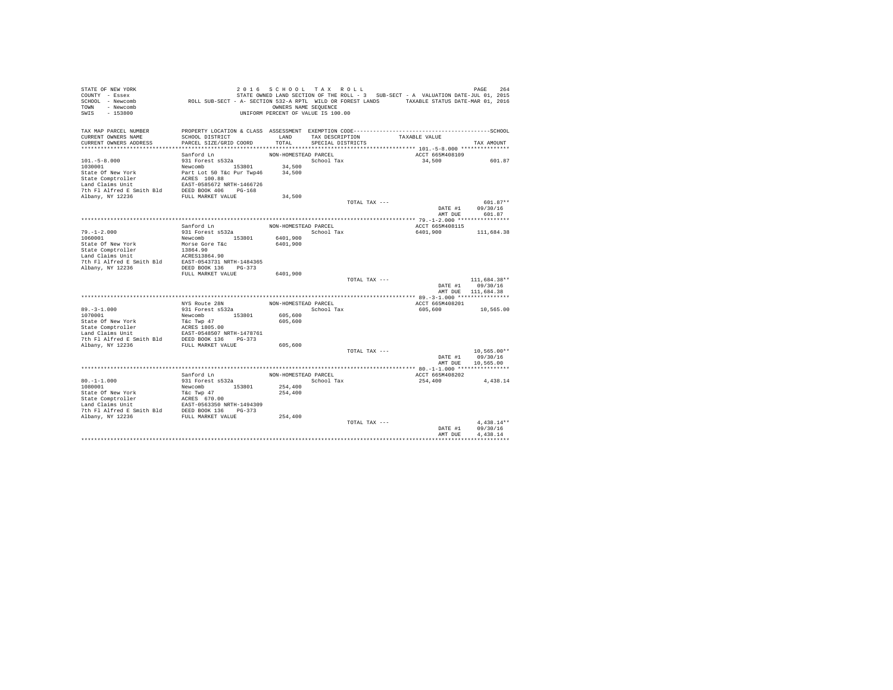STATE OF NEW YORK
COUNTY - Essex
SCHOOL - Newcomb
TOWN - Newcomb
SWIS - 153800

2 0 1 6 S C H O O L T A X R O L L
STATE OWNED LAND SECTION OF THE ROLL - 3 SUB-SECT - A VALUATION DATE-JUL 01, 2015
ROLL SUB-SECT - A- SECTION 532-A RPTL WILD OR FOREST LANDS TAXABLE STATUS DATE-MAR 01, 2016
OWNERS NAME SEQUENCE
UNIFORM PERCENT OF VALUE IS 100.00

| TAX MAP PARCEL NUMBER / CURRENT OWNERS NAME / CURRENT OWNERS ADDRESS | PROPERTY LOCATION & CLASS / SCHOOL DISTRICT / PARCEL SIZE/GRID COORD | ASSESSMENT LAND / TOTAL | EXEMPTION CODE / TAX DESCRIPTION / SPECIAL DISTRICTS | TAXABLE VALUE | TAX AMOUNT |
|---|---|---|---|---|---|
| **101.-5-8.000** | Sanford Ln | NON-HOMESTEAD PARCEL | | ACCT 665M408109 | |
| 1030001 | 931 Forest s532a | | School Tax | 34,500 | 601.87 |
| State Of New York | Newcomb 153801 | 34,500 | | | |
| State Comptroller | Part Lot 50 T&c Pur Twp46 | 34,500 | | | |
| Land Claims Unit | ACRES 100.88 | | | | |
| 7th Fl Alfred E Smith Bld | EAST-0585672 NRTH-1466726 | | | | |
| Albany, NY 12236 | DEED BOOK 406 PG-168 | | | | |
| | FULL MARKET VALUE | 34,500 | | | |
| | | | TOTAL TAX --- | | 601.87** |
| | | | | DATE #1 | 09/30/16 |
| | | | | AMT DUE | 601.87 |
| **79.-1-2.000** | Sanford Ln | NON-HOMESTEAD PARCEL | | ACCT 665M408115 | |
| 1060001 | 931 Forest s532a | | School Tax | 6401,900 | 111,684.38 |
| State Of New York | Newcomb 153801 | 6401,900 | | | |
| State Comptroller | Morse Gore T&c | 6401,900 | | | |
| Land Claims Unit | 13864.90 | | | | |
| 7th Fl Alfred E Smith Bld | ACRES13864.90 | | | | |
| Albany, NY 12236 | EAST-0543731 NRTH-1484365 | | | | |
| | DEED BOOK 136 PG-373 | | | | |
| | FULL MARKET VALUE | 6401,900 | | | |
| | | | TOTAL TAX --- | | 111,684.38** |
| | | | | DATE #1 | 09/30/16 |
| | | | | AMT DUE | 111,684.38 |
| **89.-3-1.000** | NYS Route 28N | NON-HOMESTEAD PARCEL | | ACCT 665M408201 | |
| 1070001 | 931 Forest s532a | | School Tax | 605,600 | 10,565.00 |
| State Of New York | Newcomb 153801 | 605,600 | | | |
| State Comptroller | T&c Twp 47 | 605,600 | | | |
| Land Claims Unit | ACRES 1805.00 | | | | |
| 7th Fl Alfred E Smith Bld | EAST-0548507 NRTH-1478761 | | | | |
| Albany, NY 12236 | DEED BOOK 136 PG-373 | | | | |
| | FULL MARKET VALUE | 605,600 | | | |
| | | | TOTAL TAX --- | | 10,565.00** |
| | | | | DATE #1 | 09/30/16 |
| | | | | AMT DUE | 10,565.00 |
| **80.-1-1.000** | Sanford Ln | NON-HOMESTEAD PARCEL | | ACCT 665M408202 | |
| 1080001 | 931 Forest s532a | | School Tax | 254,400 | 4,438.14 |
| State Of New York | Newcomb 153801 | 254,400 | | | |
| State Comptroller | T&c Twp 47 | 254,400 | | | |
| Land Claims Unit | ACRES 670.00 | | | | |
| 7th Fl Alfred E Smith Bld | EAST-0563350 NRTH-1494309 | | | | |
| Albany, NY 12236 | DEED BOOK 136 PG-373 | | | | |
| | FULL MARKET VALUE | 254,400 | | | |
| | | | TOTAL TAX --- | | 4,438.14** |
| | | | | DATE #1 | 09/30/16 |
| | | | | AMT DUE | 4,438.14 |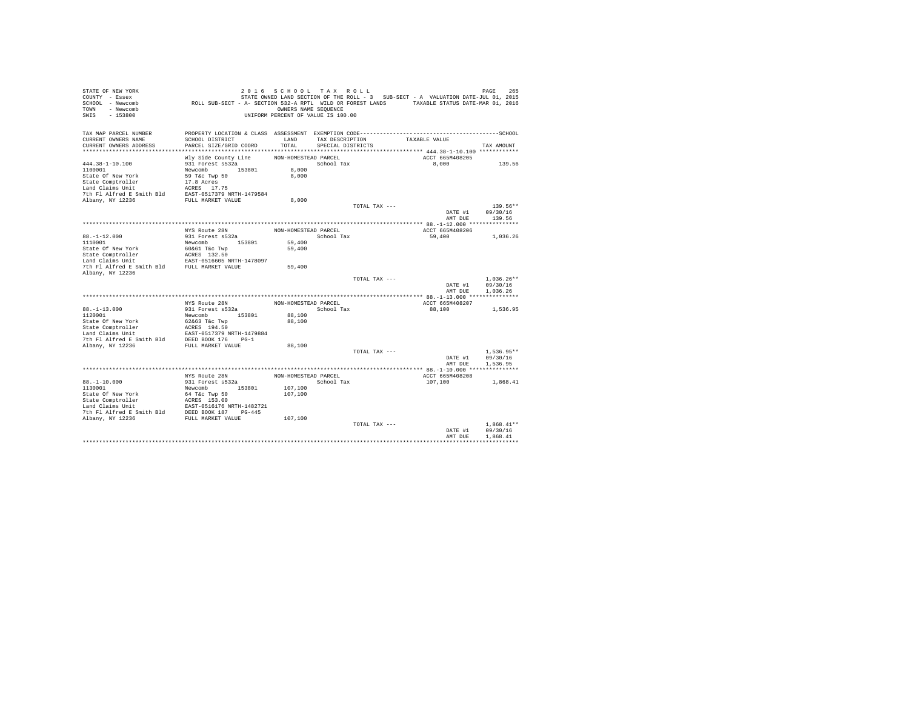STATE OF NEW YORK
COUNTY - Essex
SCHOOL - Newcomb
TOWN - Newcomb
SWIS - 153800

2 0 1 6 S C H O O L T A X R O L L
STATE OWNED LAND SECTION OF THE ROLL - 3 SUB-SECT - A VALUATION DATE-JUL 01, 2015
ROLL SUB-SECT - A- SECTION 532-A RPTL WILD OR FOREST LANDS TAXABLE STATUS DATE-MAR 01, 2016
OWNERS NAME SEQUENCE
UNIFORM PERCENT OF VALUE IS 100.00

| TAX MAP PARCEL NUMBER / CURRENT OWNERS NAME / CURRENT OWNERS ADDRESS | PROPERTY LOCATION & CLASS / SCHOOL DISTRICT / PARCEL SIZE/GRID COORD | ASSESSMENT LAND / TOTAL | EXEMPTION CODE / TAX DESCRIPTION / SPECIAL DISTRICTS | TAXABLE VALUE | TAX AMOUNT |
|---|---|---|---|---|---|
| **444.38-1-10.100** | Wly Side County Line | NON-HOMESTEAD PARCEL | | ACCT 665M408205 | |
| 444.38-1-10.100 | 931 Forest s532a | | School Tax | 8,000 | 139.56 |
| 1100001 | Newcomb 153801 | 8,000 | | | |
| State Of New York | 59 T&c Twp 50 | 8,000 | | | |
| State Comptroller | 17.8 Acres | | | | |
| Land Claims Unit | ACRES 17.75 | | | | |
| 7th Fl Alfred E Smith Bld | EAST-0517379 NRTH-1479584 | | | | |
| Albany, NY 12236 | FULL MARKET VALUE | 8,000 | | | |
| | | | TOTAL TAX --- | | 139.56** |
| | | | | DATE #1 | 09/30/16 |
| | | | | AMT DUE | 139.56 |
| **88.-1-12.000** | NYS Route 28N | NON-HOMESTEAD PARCEL | | ACCT 665M408206 | |
| 88.-1-12.000 | 931 Forest s532a | | School Tax | 59,400 | 1,036.26 |
| 1110001 | Newcomb 153801 | 59,400 | | | |
| State Of New York | 60&61 T&c Twp | 59,400 | | | |
| State Comptroller | ACRES 132.50 | | | | |
| Land Claims Unit | EAST-0516605 NRTH-1478097 | | | | |
| 7th Fl Alfred E Smith Bld | FULL MARKET VALUE | 59,400 | | | |
| Albany, NY 12236 | | | | | |
| | | | TOTAL TAX --- | | 1,036.26** |
| | | | | DATE #1 | 09/30/16 |
| | | | | AMT DUE | 1,036.26 |
| **88.-1-13.000** | NYS Route 28N | NON-HOMESTEAD PARCEL | | ACCT 665M408207 | |
| 88.-1-13.000 | 931 Forest s532a | | School Tax | 88,100 | 1,536.95 |
| 1120001 | Newcomb 153801 | 88,100 | | | |
| State Of New York | 62&63 T&c Twp | 88,100 | | | |
| State Comptroller | ACRES 194.50 | | | | |
| Land Claims Unit | EAST-0517379 NRTH-1479884 | | | | |
| 7th Fl Alfred E Smith Bld | DEED BOOK 176 PG-1 | | | | |
| Albany, NY 12236 | FULL MARKET VALUE | 88,100 | | | |
| | | | TOTAL TAX --- | | 1,536.95** |
| | | | | DATE #1 | 09/30/16 |
| | | | | AMT DUE | 1,536.95 |
| **88.-1-10.000** | NYS Route 28N | NON-HOMESTEAD PARCEL | | ACCT 665M408208 | |
| 88.-1-10.000 | 931 Forest s532a | | School Tax | 107,100 | 1,868.41 |
| 1130001 | Newcomb 153801 | 107,100 | | | |
| State Of New York | 64 T&c Twp 50 | 107,100 | | | |
| State Comptroller | ACRES 153.00 | | | | |
| Land Claims Unit | EAST-0516176 NRTH-1482721 | | | | |
| 7th Fl Alfred E Smith Bld | DEED BOOK 187 PG-445 | | | | |
| Albany, NY 12236 | FULL MARKET VALUE | 107,100 | | | |
| | | | TOTAL TAX --- | | 1,868.41** |
| | | | | DATE #1 | 09/30/16 |
| | | | | AMT DUE | 1,868.41 |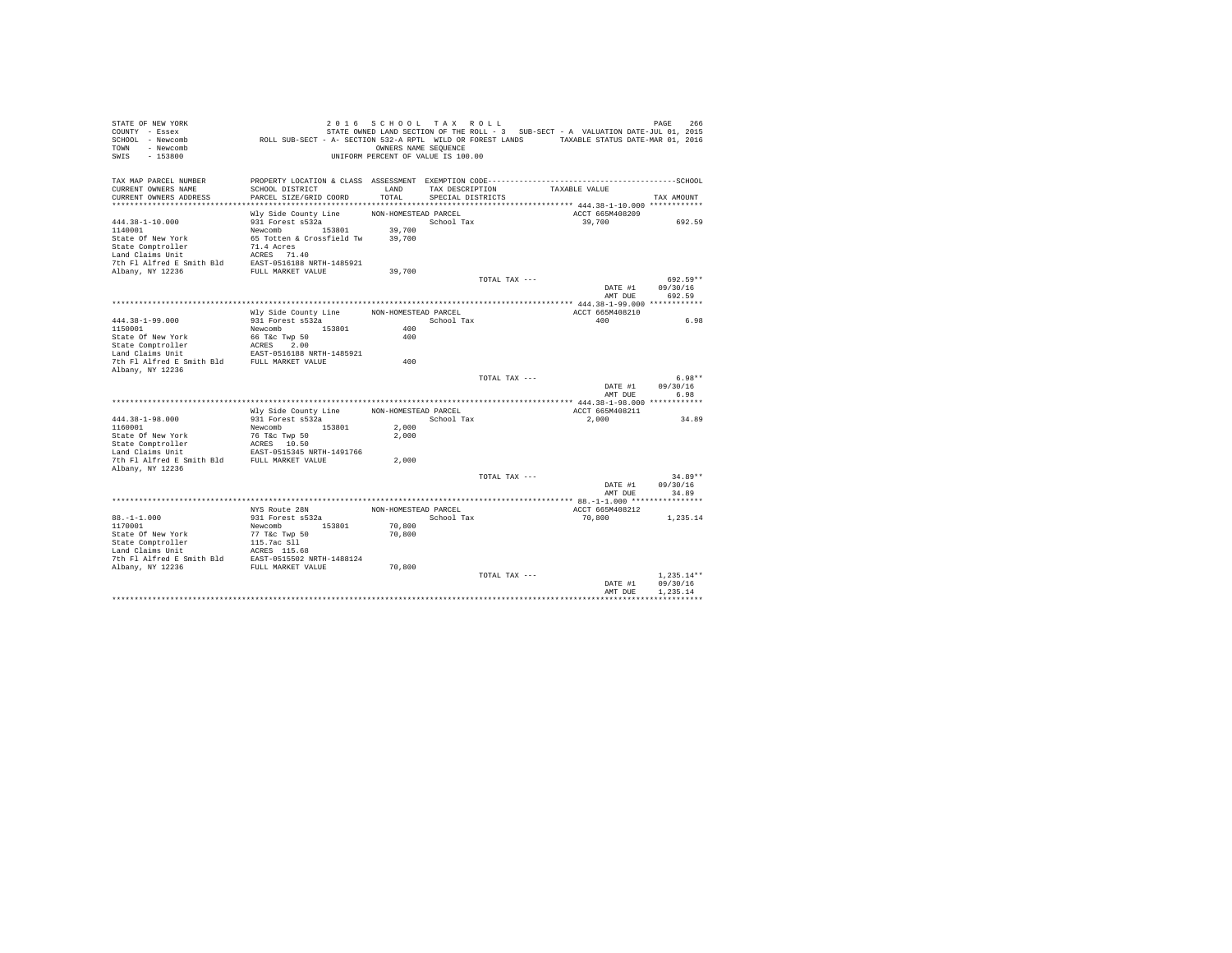STATE OF NEW YORK 2016 SCHOOL TAX ROLL
COUNTY - Essex STATE OWNED LAND SECTION OF THE ROLL - 3 SUB-SECT - A VALUATION DATE-JUL 01, 2015
SCHOOL - Newcomb ROLL SUB-SECT - A- SECTION 532-A RPTL WILD OR FOREST LANDS TAXABLE STATUS DATE-MAR 01, 2016
TOWN - Newcomb OWNERS NAME SEQUENCE
SWIS - 153800 UNIFORM PERCENT OF VALUE IS 100.00

| TAX MAP PARCEL NUMBER / CURRENT OWNERS NAME / CURRENT OWNERS ADDRESS | PROPERTY LOCATION & CLASS / SCHOOL DISTRICT / PARCEL SIZE/GRID COORD | ASSESSMENT LAND / TOTAL | EXEMPTION CODE / TAX DESCRIPTION / SPECIAL DISTRICTS | TAXABLE VALUE | TAX AMOUNT |
|---|---|---|---|---|---|
| 444.38-1-10.000 | Wly Side County Line | NON-HOMESTEAD PARCEL | | ACCT 665M408209 | |
| 1140001 | 931 Forest s532a | | School Tax | 39,700 | 692.59 |
| State Of New York | Newcomb 153801 | 39,700 | | | |
| State Comptroller | 65 Totten & Crossfield Tw | 39,700 | | | |
| Land Claims Unit | 71.4 Acres | | | | |
| 7th Fl Alfred E Smith Bld | ACRES 71.40 | | | | |
| Albany, NY 12236 | EAST-0516188 NRTH-1485921 | | | | |
| | FULL MARKET VALUE | 39,700 | | | |
| | | | TOTAL TAX --- | | 692.59** |
| | | | | DATE #1 | 09/30/16 |
| | | | | AMT DUE | 692.59 |
| 444.38-1-99.000 | Wly Side County Line | NON-HOMESTEAD PARCEL | | ACCT 665M408210 | |
| 1150001 | 931 Forest s532a | | School Tax | 400 | 6.98 |
| State Of New York | Newcomb 153801 | 400 | | | |
| State Comptroller | 66 T&c Twp 50 | 400 | | | |
| Land Claims Unit | ACRES 2.00 | | | | |
| 7th Fl Alfred E Smith Bld | EAST-0516188 NRTH-1485921 | | | | |
| Albany, NY 12236 | FULL MARKET VALUE | 400 | | | |
| | | | TOTAL TAX --- | | 6.98** |
| | | | | DATE #1 | 09/30/16 |
| | | | | AMT DUE | 6.98 |
| 444.38-1-98.000 | Wly Side County Line | NON-HOMESTEAD PARCEL | | ACCT 665M408211 | |
| 1160001 | 931 Forest s532a | | School Tax | 2,000 | 34.89 |
| State Of New York | Newcomb 153801 | 2,000 | | | |
| State Comptroller | 76 T&c Twp 50 | 2,000 | | | |
| Land Claims Unit | ACRES 10.50 | | | | |
| 7th Fl Alfred E Smith Bld | EAST-0515345 NRTH-1491766 | | | | |
| Albany, NY 12236 | FULL MARKET VALUE | 2,000 | | | |
| | | | TOTAL TAX --- | | 34.89** |
| | | | | DATE #1 | 09/30/16 |
| | | | | AMT DUE | 34.89 |
| 88.-1-1.000 | NYS Route 28N | NON-HOMESTEAD PARCEL | | ACCT 665M408212 | |
| 1170001 | 931 Forest s532a | | School Tax | 70,800 | 1,235.14 |
| State Of New York | Newcomb 153801 | 70,800 | | | |
| State Comptroller | 77 T&c Twp 50 | 70,800 | | | |
| Land Claims Unit | 115.7ac Sll | | | | |
| 7th Fl Alfred E Smith Bld | ACRES 115.68 | | | | |
| Albany, NY 12236 | EAST-0515502 NRTH-1488124 | | | | |
| | FULL MARKET VALUE | 70,800 | | | |
| | | | TOTAL TAX --- | | 1,235.14** |
| | | | | DATE #1 | 09/30/16 |
| | | | | AMT DUE | 1,235.14 |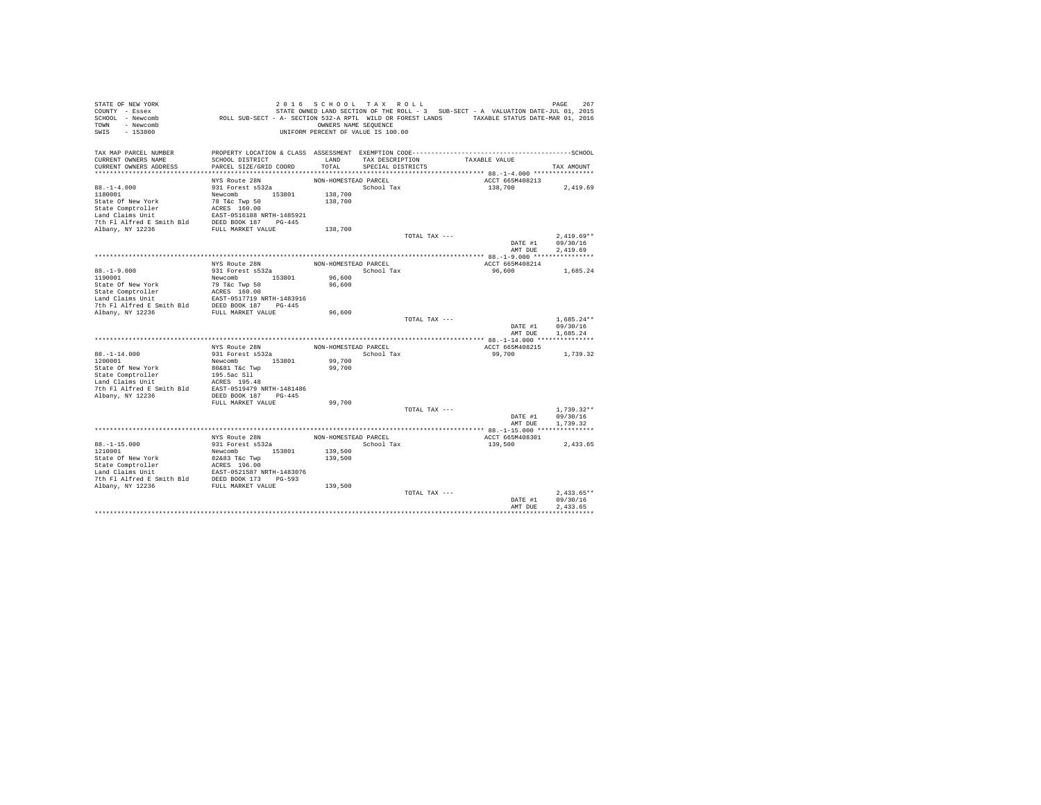STATE OF NEW YORK
COUNTY - Essex
SCHOOL - Newcomb
TOWN - Newcomb
SWIS - 153800

2016 SCHOOL TAX ROLL

STATE OWNED LAND SECTION OF THE ROLL - 3 SUB-SECT - A VALUATION DATE-JUL 01, 2015

ROLL SUB-SECT - A- SECTION 532-A RPTL WILD OR FOREST LANDS TAXABLE STATUS DATE-MAR 01, 2016

OWNERS NAME SEQUENCE

UNIFORM PERCENT OF VALUE IS 100.00

| TAX MAP PARCEL NUMBER / CURRENT OWNERS NAME / CURRENT OWNERS ADDRESS | PROPERTY LOCATION & CLASS / SCHOOL DISTRICT / PARCEL SIZE/GRID COORD | ASSESSMENT LAND / TOTAL | EXEMPTION CODE / TAX DESCRIPTION / SPECIAL DISTRICTS | TAXABLE VALUE | TAX AMOUNT |
|---|---|---|---|---|---|
| 88.-1-4.000 | NYS Route 28N | NON-HOMESTEAD PARCEL | | ACCT 665M408213 | |
| 1180001 | 931 Forest s532a | | School Tax | 138,700 | 2,419.69 |
| State Of New York | Newcomb 153801 | 138,700 | | | |
| State Comptroller | 78 T&c Twp 50 | 138,700 | | | |
| Land Claims Unit | ACRES 160.00 | | | | |
| 7th Fl Alfred E Smith Bld | EAST-0516188 NRTH-1485921 | | | | |
| Albany, NY 12236 | DEED BOOK 187 PG-445 | | | | |
| | FULL MARKET VALUE | 138,700 | | | |
| | | | TOTAL TAX --- | | 2,419.69** |
| | | | | DATE #1 | 09/30/16 |
| | | | | AMT DUE | 2,419.69 |
| 88.-1-9.000 | NYS Route 28N | NON-HOMESTEAD PARCEL | | ACCT 665M408214 | |
| 1190001 | 931 Forest s532a | | School Tax | 96,600 | 1,685.24 |
| State Of New York | Newcomb 153801 | 96,600 | | | |
| State Comptroller | 79 T&c Twp 50 | 96,600 | | | |
| Land Claims Unit | ACRES 160.00 | | | | |
| 7th Fl Alfred E Smith Bld | EAST-0517719 NRTH-1483916 | | | | |
| Albany, NY 12236 | DEED BOOK 187 PG-445 | | | | |
| | FULL MARKET VALUE | 96,600 | | | |
| | | | TOTAL TAX --- | | 1,685.24** |
| | | | | DATE #1 | 09/30/16 |
| | | | | AMT DUE | 1,685.24 |
| 88.-1-14.000 | NYS Route 28N | NON-HOMESTEAD PARCEL | | ACCT 665M408215 | |
| 1200001 | 931 Forest s532a | | School Tax | 99,700 | 1,739.32 |
| State Of New York | Newcomb 153801 | 99,700 | | | |
| State Comptroller | 80&81 T&c Twp | 99,700 | | | |
| Land Claims Unit | 195.5ac Sll | | | | |
| 7th Fl Alfred E Smith Bld | ACRES 195.48 | | | | |
| Albany, NY 12236 | EAST-0519479 NRTH-1481486 | | | | |
| | DEED BOOK 187 PG-445 | | | | |
| | FULL MARKET VALUE | 99,700 | | | |
| | | | TOTAL TAX --- | | 1,739.32** |
| | | | | DATE #1 | 09/30/16 |
| | | | | AMT DUE | 1,739.32 |
| 88.-1-15.000 | NYS Route 28N | NON-HOMESTEAD PARCEL | | ACCT 665M408301 | |
| 1210001 | 931 Forest s532a | | School Tax | 139,500 | 2,433.65 |
| State Of New York | Newcomb 153801 | 139,500 | | | |
| State Comptroller | 82&83 T&c Twp | 139,500 | | | |
| Land Claims Unit | ACRES 196.00 | | | | |
| 7th Fl Alfred E Smith Bld | EAST-0521587 NRTH-1483076 | | | | |
| Albany, NY 12236 | DEED BOOK 173 PG-593 | | | | |
| | FULL MARKET VALUE | 139,500 | | | |
| | | | TOTAL TAX --- | | 2,433.65** |
| | | | | DATE #1 | 09/30/16 |
| | | | | AMT DUE | 2,433.65 |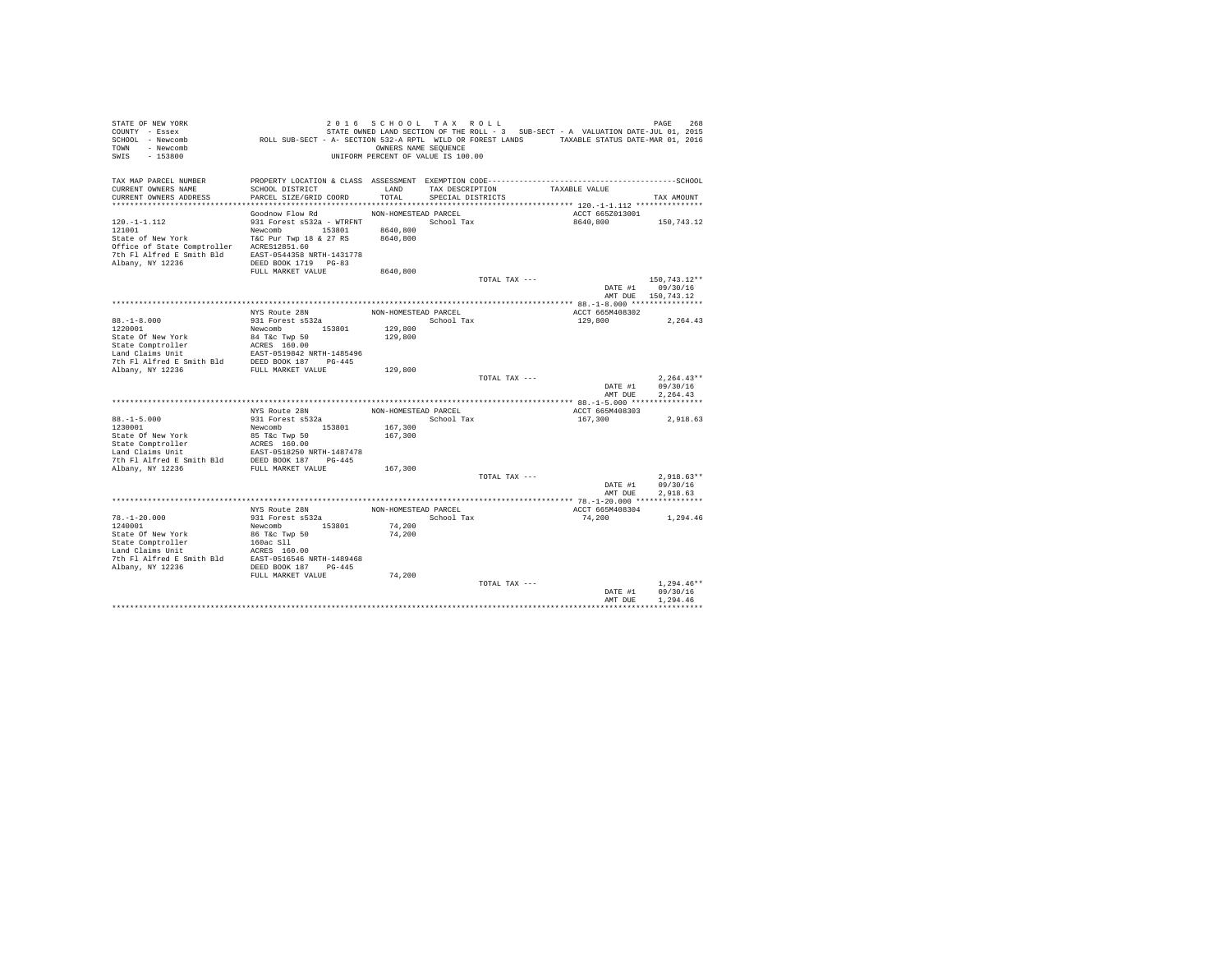STATE OF NEW YORK
COUNTY - Essex
SCHOOL - Newcomb
TOWN - Newcomb
SWIS - 153800

2 0 1 6 S C H O O L T A X R O L L
STATE OWNED LAND SECTION OF THE ROLL - 3 SUB-SECT - A VALUATION DATE-JUL 01, 2015
ROLL SUB-SECT - A- SECTION 532-A RPTL WILD OR FOREST LANDS TAXABLE STATUS DATE-MAR 01, 2016
OWNERS NAME SEQUENCE
UNIFORM PERCENT OF VALUE IS 100.00

| TAX MAP PARCEL NUMBER / CURRENT OWNERS NAME / CURRENT OWNERS ADDRESS | PROPERTY LOCATION & CLASS / SCHOOL DISTRICT / PARCEL SIZE/GRID COORD | ASSESSMENT LAND / TOTAL | EXEMPTION CODE / TAX DESCRIPTION / SPECIAL DISTRICTS | TAXABLE VALUE | TAX AMOUNT |
|---|---|---|---|---|---|
| **120.-1-1.112** | Goodnow Flow Rd | NON-HOMESTEAD PARCEL | | ACCT 665Z013001 | |
| 121001 | 931 Forest s532a - WTRFNT | | School Tax | 8640,800 | 150,743.12 |
| State of New York | Newcomb 153801 | 8640,800 | | | |
| Office of State Comptroller | T&C Pur Twp 18 & 27 RS | 8640,800 | | | |
| 7th Fl Alfred E Smith Bld | ACRES12851.60 | | | | |
| Albany, NY 12236 | EAST-0544358 NRTH-1431778 | | | | |
| | DEED BOOK 1719 PG-83 | | | | |
| | FULL MARKET VALUE | 8640,800 | | | |
| | | | TOTAL TAX --- | | 150,743.12** |
| | | | | DATE #1 | 09/30/16 |
| | | | | AMT DUE | 150,743.12 |
| **88.-1-8.000** | NYS Route 28N | NON-HOMESTEAD PARCEL | | ACCT 665M408302 | |
| 1220001 | 931 Forest s532a | | School Tax | 129,800 | 2,264.43 |
| State Of New York | Newcomb 153801 | 129,800 | | | |
| State Comptroller | 84 T&c Twp 50 | 129,800 | | | |
| Land Claims Unit | ACRES 160.00 | | | | |
| 7th Fl Alfred E Smith Bld | EAST-0519842 NRTH-1485496 | | | | |
| Albany, NY 12236 | DEED BOOK 187 PG-445 | | | | |
| | FULL MARKET VALUE | 129,800 | | | |
| | | | TOTAL TAX --- | | 2,264.43** |
| | | | | DATE #1 | 09/30/16 |
| | | | | AMT DUE | 2,264.43 |
| **88.-1-5.000** | NYS Route 28N | NON-HOMESTEAD PARCEL | | ACCT 665M408303 | |
| 1230001 | 931 Forest s532a | | School Tax | 167,300 | 2,918.63 |
| State Of New York | Newcomb 153801 | 167,300 | | | |
| State Comptroller | 85 T&c Twp 50 | 167,300 | | | |
| Land Claims Unit | ACRES 160.00 | | | | |
| 7th Fl Alfred E Smith Bld | EAST-0518250 NRTH-1487478 | | | | |
| Albany, NY 12236 | DEED BOOK 187 PG-445 | | | | |
| | FULL MARKET VALUE | 167,300 | | | |
| | | | TOTAL TAX --- | | 2,918.63** |
| | | | | DATE #1 | 09/30/16 |
| | | | | AMT DUE | 2,918.63 |
| **78.-1-20.000** | NYS Route 28N | NON-HOMESTEAD PARCEL | | ACCT 665M408304 | |
| 1240001 | 931 Forest s532a | | School Tax | 74,200 | 1,294.46 |
| State Of New York | Newcomb 153801 | 74,200 | | | |
| State Comptroller | 86 T&c Twp 50 | 74,200 | | | |
| Land Claims Unit | 160ac Sll | | | | |
| 7th Fl Alfred E Smith Bld | ACRES 160.00 | | | | |
| Albany, NY 12236 | EAST-0516546 NRTH-1489468 | | | | |
| | DEED BOOK 187 PG-445 | | | | |
| | FULL MARKET VALUE | 74,200 | | | |
| | | | TOTAL TAX --- | | 1,294.46** |
| | | | | DATE #1 | 09/30/16 |
| | | | | AMT DUE | 1,294.46 |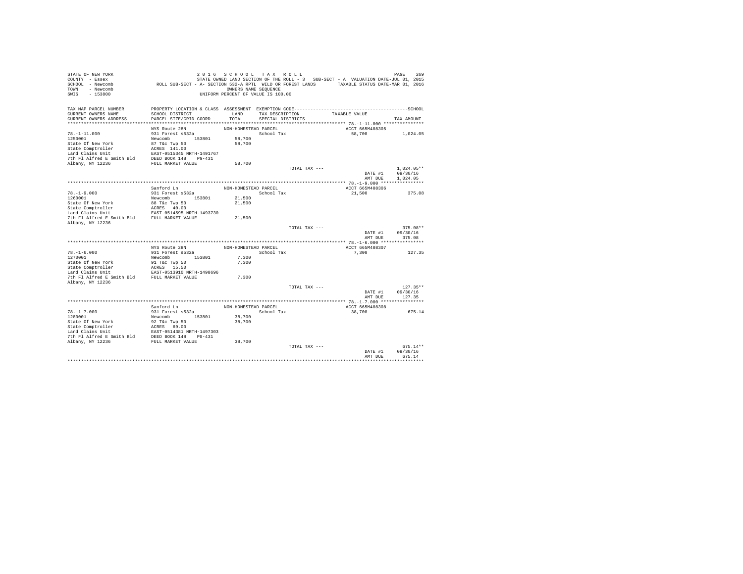```
STATE OF NEW YORK                    2 0 1 6   S C H O O L   T A X   R O L L                                    PAGE   269
COUNTY  - Essex                      STATE OWNED LAND SECTION OF THE ROLL - 3   SUB-SECT - A  VALUATION DATE-JUL 01, 2015
SCHOOL  - Newcomb          ROLL SUB-SECT - A- SECTION 532-A RPTL  WILD OR FOREST LANDS      TAXABLE STATUS DATE-MAR 01, 2016
TOWN    - Newcomb                                  OWNERS NAME SEQUENCE
SWIS    - 153800                             UNIFORM PERCENT OF VALUE IS 100.00

TAX MAP PARCEL NUMBER        PROPERTY LOCATION & CLASS  ASSESSMENT  EXEMPTION CODE-----------------------------------------SCHOOL
CURRENT OWNERS NAME          SCHOOL DISTRICT              LAND      TAX DESCRIPTION            TAXABLE VALUE
CURRENT OWNERS ADDRESS       PARCEL SIZE/GRID COORD       TOTAL     SPECIAL DISTRICTS                                    TAX AMOUNT
****************************************************************************************************** 78.-1-11.000 **************
                             NYS Route 28N               NON-HOMESTEAD PARCEL                          ACCT 665M408305
78.-1-11.000                 931 Forest s532a                         School Tax                        58,700            1,024.05
1250001                      Newcomb        153801        58,700
State Of New York            87 T&c Twp 50                58,700
State Comptroller            ACRES  141.00
Land Claims Unit             EAST-0515345 NRTH-1491767
7th Fl Alfred E Smith Bld    DEED BOOK 148    PG-431
Albany, NY 12236             FULL MARKET VALUE            58,700
                                                                      TOTAL TAX ---                                 1,024.05**
                                                                                                       DATE #1       09/30/16
                                                                                                       AMT DUE       1,024.05
****************************************************************************************************** 78.-1-9.000 ***************
                             Sanford Ln                  NON-HOMESTEAD PARCEL                          ACCT 665M408306
78.-1-9.000                  931 Forest s532a                         School Tax                        21,500              375.08
1260001                      Newcomb        153801        21,500
State Of New York            88 T&c Twp 50                21,500
State Comptroller            ACRES   40.00
Land Claims Unit             EAST-0514595 NRTH-1493730
7th Fl Alfred E Smith Bld    FULL MARKET VALUE            21,500
Albany, NY 12236
                                                                      TOTAL TAX ---                                   375.08**
                                                                                                       DATE #1       09/30/16
                                                                                                       AMT DUE         375.08
****************************************************************************************************** 78.-1-6.000 ***************
                             NYS Route 28N               NON-HOMESTEAD PARCEL                          ACCT 665M408307
78.-1-6.000                  931 Forest s532a                         School Tax                         7,300              127.35
1270001                      Newcomb        153801         7,300
State Of New York            91 T&c Twp 50                 7,300
State Comptroller            ACRES   15.50
Land Claims Unit             EAST-0513910 NRTH-1498696
7th Fl Alfred E Smith Bld    FULL MARKET VALUE             7,300
Albany, NY 12236
                                                                      TOTAL TAX ---                                   127.35**
                                                                                                       DATE #1       09/30/16
                                                                                                       AMT DUE         127.35
****************************************************************************************************** 78.-1-7.000 ***************
                             Sanford Ln                  NON-HOMESTEAD PARCEL                          ACCT 665M408308
78.-1-7.000                  931 Forest s532a                         School Tax                        38,700              675.14
1280001                      Newcomb        153801        38,700
State Of New York            92 T&c Twp 50                38,700
State Comptroller            ACRES   69.00
Land Claims Unit             EAST-0514381 NRTH-1497303
7th Fl Alfred E Smith Bld    DEED BOOK 148    PG-431
Albany, NY 12236             FULL MARKET VALUE            38,700
                                                                      TOTAL TAX ---                                   675.14**
                                                                                                       DATE #1       09/30/16
                                                                                                       AMT DUE         675.14
************************************************************************************************************************************
```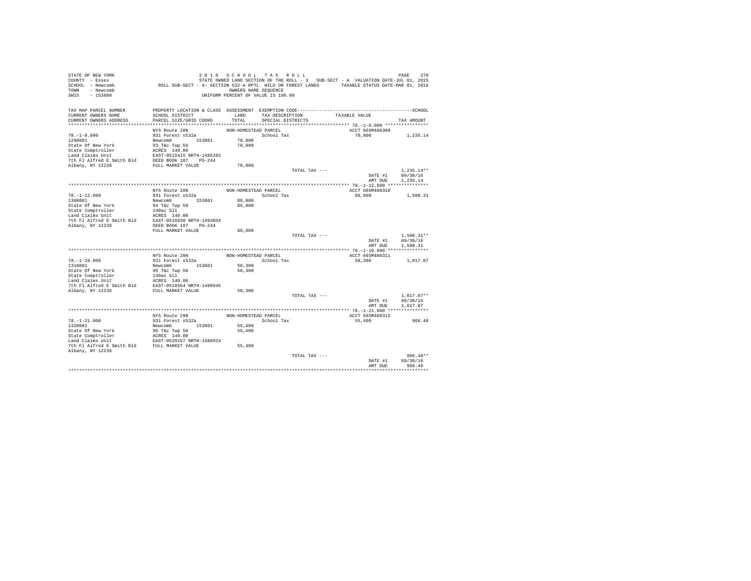```
STATE OF NEW YORK                    2 0 1 6   S C H O O L   T A X   R O L L                                   PAGE   270
COUNTY  - Essex                      STATE OWNED LAND SECTION OF THE ROLL - 3   SUB-SECT - A  VALUATION DATE-JUL 01, 2015
SCHOOL  - Newcomb          ROLL SUB-SECT - A- SECTION 532-A RPTL  WILD OR FOREST LANDS        TAXABLE STATUS DATE-MAR 01, 2016
TOWN    - Newcomb                                  OWNERS NAME SEQUENCE
SWIS    - 153800                              UNIFORM PERCENT OF VALUE IS 100.00

TAX MAP PARCEL NUMBER        PROPERTY LOCATION & CLASS  ASSESSMENT  EXEMPTION CODE-----------------------------------------------SCHOOL
CURRENT OWNERS NAME          SCHOOL DISTRICT             LAND      TAX DESCRIPTION           TAXABLE VALUE
CURRENT OWNERS ADDRESS       PARCEL SIZE/GRID COORD      TOTAL     SPECIAL DISTRICTS                                        TAX AMOUNT
****************************************************************************************************** 78.-1-8.000 ****************
                             NYS Route 28N               NON-HOMESTEAD PARCEL                         ACCT 665M408309
78.-1-8.000                  931 Forest s532a                      School Tax                         70,800            1,235.14
1290001                      Newcomb        153801       70,800
State Of New York            93 T&c Twp 50               70,800
State Comptroller            ACRES  140.00
Land Claims Unit             EAST-0515415 NRTH-1495202
7th Fl Alfred E Smith Bld    DEED BOOK 187    PG-244
Albany, NY 12236             FULL MARKET VALUE           70,800
                                                                   TOTAL TAX ---                                        1,235.14**
                                                                                                       DATE #1         09/30/16
                                                                                                       AMT DUE         1,235.14
****************************************************************************************************** 78.-1-12.000 ***************
                             NYS Route 28N               NON-HOMESTEAD PARCEL                         ACCT 665M408310
78.-1-12.000                 931 Forest s532a                      School Tax                         86,000            1,500.31
1300001                      Newcomb        153801       86,000
State Of New York            94 T&c Twp 50               86,000
State Comptroller            140ac Sll
Land Claims Unit             ACRES  140.00
7th Fl Alfred E Smith Bld    EAST-0516930 NRTH-1493034
Albany, NY 12236             DEED BOOK 187    PG-244
                             FULL MARKET VALUE           86,000
                                                                   TOTAL TAX ---                                        1,500.31**
                                                                                                       DATE #1         09/30/16
                                                                                                       AMT DUE         1,500.31
****************************************************************************************************** 78.-1-19.000 ***************
                             NYS Route 28N               NON-HOMESTEAD PARCEL                         ACCT 665M408311
78.-1-19.000                 931 Forest s532a                      School Tax                         58,300            1,017.07
1310001                      Newcomb        153801       58,300
State Of New York            95 T&c Twp 50               58,300
State Comptroller            140ac Sll
Land Claims Unit             ACRES  140.00
7th Fl Alfred E Smith Bld    EAST-0518564 NRTH-1490945
Albany, NY 12236             FULL MARKET VALUE           58,300
                                                                   TOTAL TAX ---                                        1,017.07**
                                                                                                       DATE #1         09/30/16
                                                                                                       AMT DUE         1,017.07
****************************************************************************************************** 78.-1-21.000 ***************
                             NYS Route 28N               NON-HOMESTEAD PARCEL                         ACCT 665M408312
78.-1-21.000                 931 Forest s532a                      School Tax                         55,400              966.48
1320001                      Newcomb        153801       55,400
State Of New York            96 T&c Twp 50               55,400
State Comptroller            ACRES  140.00
Land Claims Unit             EAST-0520157 NRTH-1488924
7th Fl Alfred E Smith Bld    FULL MARKET VALUE           55,400
Albany, NY 12236
                                                                   TOTAL TAX ---                                          966.48**
                                                                                                       DATE #1         09/30/16
                                                                                                       AMT DUE           966.48
************************************************************************************************************************************
```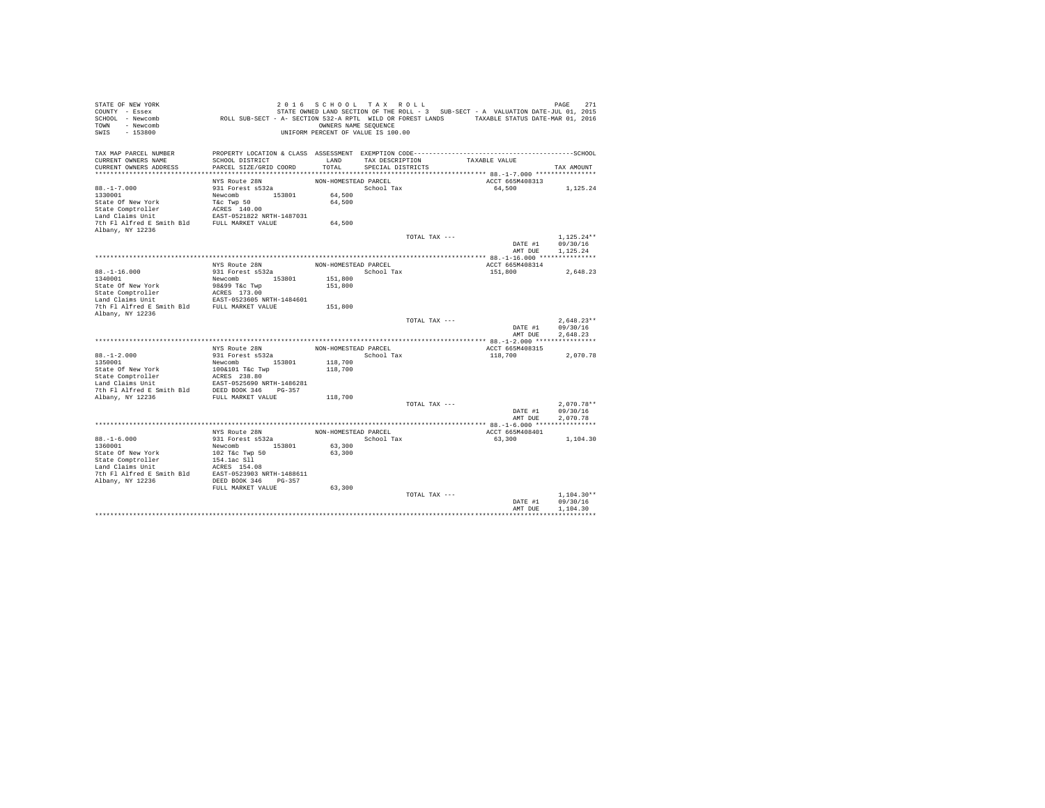STATE OF NEW YORK
COUNTY - Essex
SCHOOL - Newcomb
TOWN - Newcomb
SWIS - 153800

2 0 1 6 S C H O O L T A X R O L L
STATE OWNED LAND SECTION OF THE ROLL - 3 SUB-SECT - A VALUATION DATE-JUL 01, 2015
ROLL SUB-SECT - A- SECTION 532-A RPTL WILD OR FOREST LANDS TAXABLE STATUS DATE-MAR 01, 2016
OWNERS NAME SEQUENCE
UNIFORM PERCENT OF VALUE IS 100.00

| TAX MAP PARCEL NUMBER / CURRENT OWNERS NAME / CURRENT OWNERS ADDRESS | PROPERTY LOCATION & CLASS / SCHOOL DISTRICT / PARCEL SIZE/GRID COORD | ASSESSMENT LAND / TOTAL | EXEMPTION CODE / TAX DESCRIPTION / SPECIAL DISTRICTS | TAXABLE VALUE | TAX AMOUNT |
|---|---|---|---|---|---|
| 88.-1-7.000 | NYS Route 28N | NON-HOMESTEAD PARCEL | | ACCT 665M408313 | |
| 1330001 | 931 Forest s532a | | School Tax | 64,500 | 1,125.24 |
| State Of New York | Newcomb 153801 | 64,500 | | | |
| State Comptroller | T&c Twp 50 | 64,500 | | | |
| Land Claims Unit | ACRES 140.00 | | | | |
| 7th Fl Alfred E Smith Bld | EAST-0521822 NRTH-1487031 | | | | |
| Albany, NY 12236 | FULL MARKET VALUE | 64,500 | | | |
| | | | TOTAL TAX --- | | 1,125.24** |
| | | | | DATE #1 | 09/30/16 |
| | | | | AMT DUE | 1,125.24 |
| 88.-1-16.000 | NYS Route 28N | NON-HOMESTEAD PARCEL | | ACCT 665M408314 | |
| 1340001 | 931 Forest s532a | | School Tax | 151,800 | 2,648.23 |
| State Of New York | Newcomb 153801 | 151,800 | | | |
| State Comptroller | 98&99 T&c Twp | 151,800 | | | |
| Land Claims Unit | ACRES 173.00 | | | | |
| 7th Fl Alfred E Smith Bld | EAST-0523605 NRTH-1484601 | | | | |
| Albany, NY 12236 | FULL MARKET VALUE | 151,800 | | | |
| | | | TOTAL TAX --- | | 2,648.23** |
| | | | | DATE #1 | 09/30/16 |
| | | | | AMT DUE | 2,648.23 |
| 88.-1-2.000 | NYS Route 28N | NON-HOMESTEAD PARCEL | | ACCT 665M408315 | |
| 1350001 | 931 Forest s532a | | School Tax | 118,700 | 2,070.78 |
| State Of New York | Newcomb 153801 | 118,700 | | | |
| State Comptroller | 100&101 T&c Twp | 118,700 | | | |
| Land Claims Unit | ACRES 238.80 | | | | |
| 7th Fl Alfred E Smith Bld | EAST-0525690 NRTH-1486281 | | | | |
| Albany, NY 12236 | DEED BOOK 346 PG-357 | | | | |
| | FULL MARKET VALUE | 118,700 | | | |
| | | | TOTAL TAX --- | | 2,070.78** |
| | | | | DATE #1 | 09/30/16 |
| | | | | AMT DUE | 2,070.78 |
| 88.-1-6.000 | NYS Route 28N | NON-HOMESTEAD PARCEL | | ACCT 665M408401 | |
| 1360001 | 931 Forest s532a | | School Tax | 63,300 | 1,104.30 |
| State Of New York | Newcomb 153801 | 63,300 | | | |
| State Comptroller | 102 T&c Twp 50 | 63,300 | | | |
| Land Claims Unit | 154.1ac Sll | | | | |
| 7th Fl Alfred E Smith Bld | ACRES 154.08 | | | | |
| Albany, NY 12236 | EAST-0523903 NRTH-1488611 | | | | |
| | DEED BOOK 346 PG-357 | | | | |
| | FULL MARKET VALUE | 63,300 | | | |
| | | | TOTAL TAX --- | | 1,104.30** |
| | | | | DATE #1 | 09/30/16 |
| | | | | AMT DUE | 1,104.30 |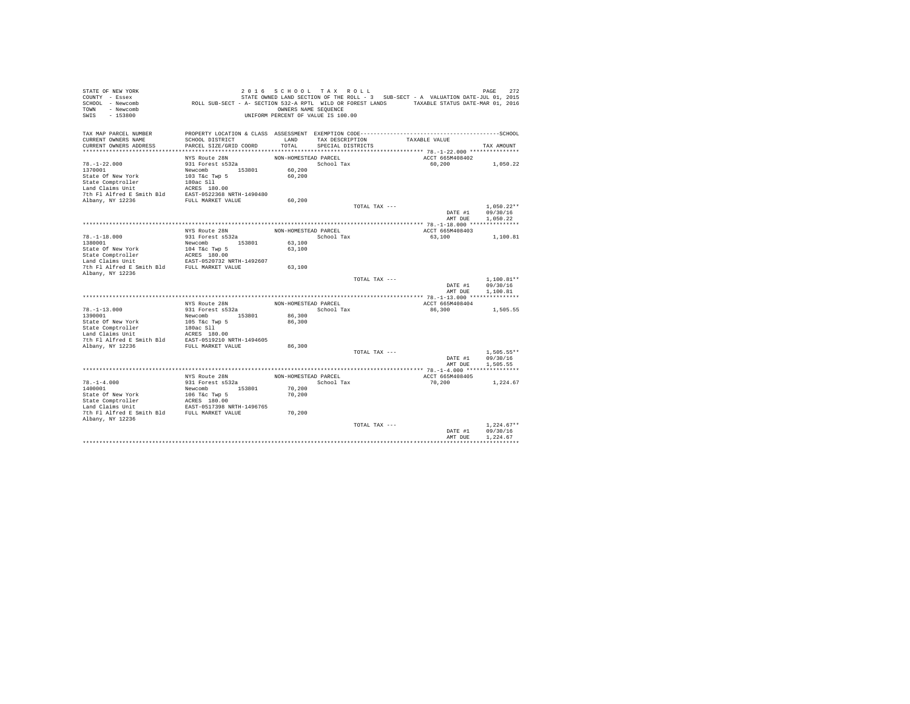STATE OF NEW YORK — 2 0 1 6 S C H O O L T A X R O L L
COUNTY - Essex — STATE OWNED LAND SECTION OF THE ROLL - 3 SUB-SECT - A VALUATION DATE-JUL 01, 2015
SCHOOL - Newcomb — ROLL SUB-SECT - A- SECTION 532-A RPTL WILD OR FOREST LANDS — TAXABLE STATUS DATE-MAR 01, 2016
TOWN - Newcomb — OWNERS NAME SEQUENCE
SWIS - 153800 — UNIFORM PERCENT OF VALUE IS 100.00

| TAX MAP PARCEL NUMBER / CURRENT OWNERS NAME / CURRENT OWNERS ADDRESS | PROPERTY LOCATION & CLASS / SCHOOL DISTRICT / PARCEL SIZE/GRID COORD | ASSESSMENT LAND / TOTAL | EXEMPTION CODE / TAX DESCRIPTION / SPECIAL DISTRICTS | TAXABLE VALUE | TAX AMOUNT |
|---|---|---|---|---|---|
| **78.-1-22.000** | NYS Route 28N | NON-HOMESTEAD PARCEL | | ACCT 665M408402 | |
| 78.-1-22.000 | 931 Forest s532a | | School Tax | 60,200 | 1,050.22 |
| 1370001 | Newcomb 153801 | 60,200 | | | |
| State Of New York | 103 T&c Twp 5 | 60,200 | | | |
| State Comptroller | 180ac Sll | | | | |
| Land Claims Unit | ACRES 180.00 | | | | |
| 7th Fl Alfred E Smith Bld | EAST-0522368 NRTH-1490480 | | | | |
| Albany, NY 12236 | FULL MARKET VALUE | 60,200 | | | |
| | | | TOTAL TAX --- | | 1,050.22** |
| | | | | DATE #1 | 09/30/16 |
| | | | | AMT DUE | 1,050.22 |
| **78.-1-18.000** | NYS Route 28N | NON-HOMESTEAD PARCEL | | ACCT 665M408403 | |
| 78.-1-18.000 | 931 Forest s532a | | School Tax | 63,100 | 1,100.81 |
| 1380001 | Newcomb 153801 | 63,100 | | | |
| State Of New York | 104 T&c Twp 5 | 63,100 | | | |
| State Comptroller | ACRES 180.00 | | | | |
| Land Claims Unit | EAST-0520732 NRTH-1492607 | | | | |
| 7th Fl Alfred E Smith Bld | FULL MARKET VALUE | 63,100 | | | |
| Albany, NY 12236 | | | | | |
| | | | TOTAL TAX --- | | 1,100.81** |
| | | | | DATE #1 | 09/30/16 |
| | | | | AMT DUE | 1,100.81 |
| **78.-1-13.000** | NYS Route 28N | NON-HOMESTEAD PARCEL | | ACCT 665M408404 | |
| 78.-1-13.000 | 931 Forest s532a | | School Tax | 86,300 | 1,505.55 |
| 1390001 | Newcomb 153801 | 86,300 | | | |
| State Of New York | 105 T&c Twp 5 | 86,300 | | | |
| State Comptroller | 180ac Sll | | | | |
| Land Claims Unit | ACRES 180.00 | | | | |
| 7th Fl Alfred E Smith Bld | EAST-0519210 NRTH-1494605 | | | | |
| Albany, NY 12236 | FULL MARKET VALUE | 86,300 | | | |
| | | | TOTAL TAX --- | | 1,505.55** |
| | | | | DATE #1 | 09/30/16 |
| | | | | AMT DUE | 1,505.55 |
| **78.-1-4.000** | NYS Route 28N | NON-HOMESTEAD PARCEL | | ACCT 665M408405 | |
| 78.-1-4.000 | 931 Forest s532a | | School Tax | 70,200 | 1,224.67 |
| 1400001 | Newcomb 153801 | 70,200 | | | |
| State Of New York | 106 T&c Twp 5 | 70,200 | | | |
| State Comptroller | ACRES 180.00 | | | | |
| Land Claims Unit | EAST-0517398 NRTH-1496765 | | | | |
| 7th Fl Alfred E Smith Bld | FULL MARKET VALUE | 70,200 | | | |
| Albany, NY 12236 | | | | | |
| | | | TOTAL TAX --- | | 1,224.67** |
| | | | | DATE #1 | 09/30/16 |
| | | | | AMT DUE | 1,224.67 |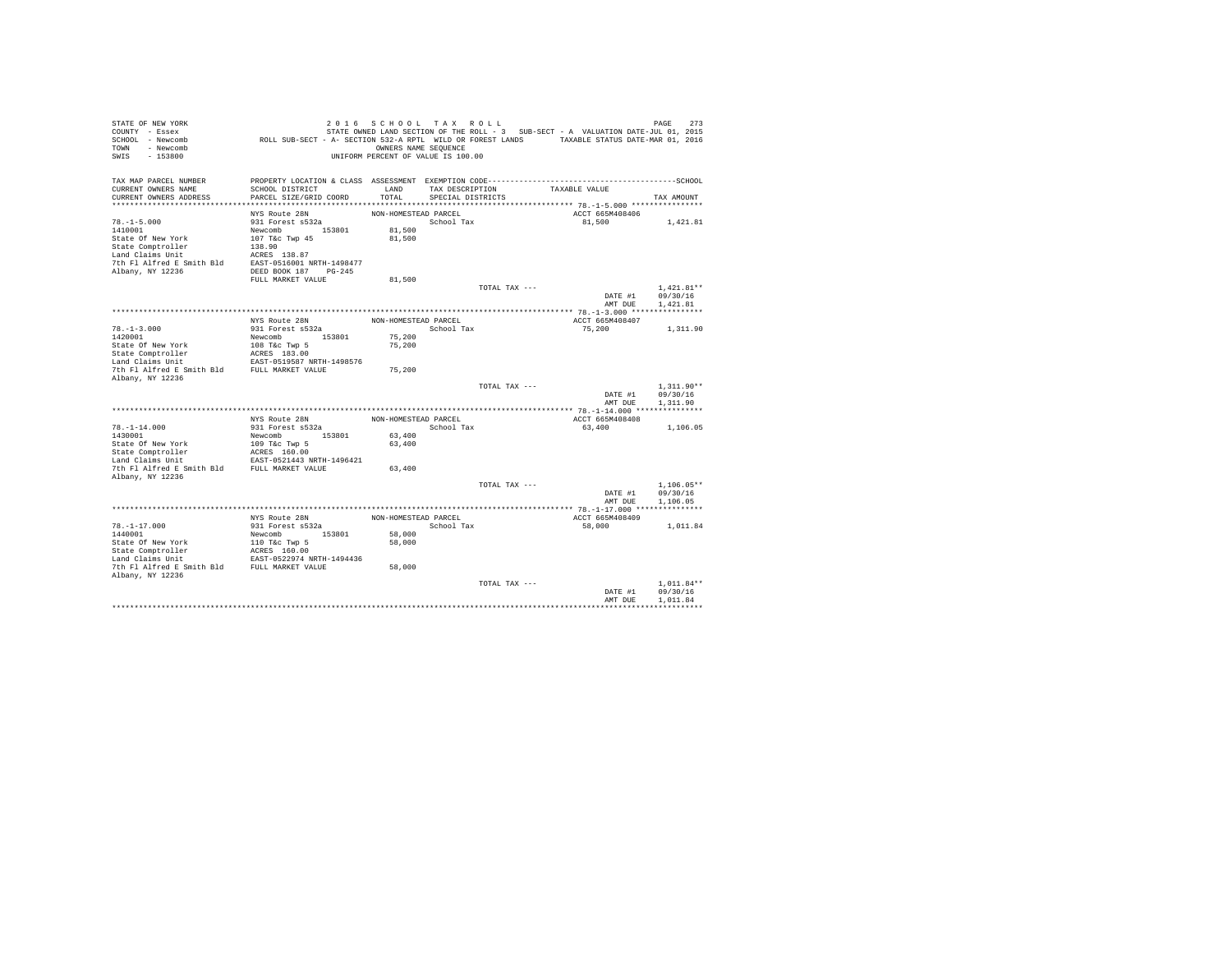```
STATE OF NEW YORK                    2 0 1 6   S C H O O L   T A X   R O L L                                    PAGE   273
COUNTY  - Essex                       STATE OWNED LAND SECTION OF THE ROLL - 3   SUB-SECT - A  VALUATION DATE-JUL 01, 2015
SCHOOL  - Newcomb          ROLL SUB-SECT - A- SECTION 532-A RPTL  WILD OR FOREST LANDS       TAXABLE STATUS DATE-MAR 01, 2016
TOWN    - Newcomb                                   OWNERS NAME SEQUENCE
SWIS    - 153800                                UNIFORM PERCENT OF VALUE IS 100.00

TAX MAP PARCEL NUMBER      PROPERTY LOCATION & CLASS  ASSESSMENT  EXEMPTION CODE-----------------------------------------------SCHOOL
CURRENT OWNERS NAME        SCHOOL DISTRICT              LAND      TAX DESCRIPTION            TAXABLE VALUE
CURRENT OWNERS ADDRESS     PARCEL SIZE/GRID COORD      TOTAL      SPECIAL DISTRICTS                                    TAX AMOUNT
************************************************************************************************ 78.-1-5.000 ****************
                           NYS Route 28N              NON-HOMESTEAD PARCEL                       ACCT 665M408406
78.-1-5.000                931 Forest s532a                        School Tax                   81,500            1,421.81
1410001                    Newcomb         153801       81,500
State Of New York          107 T&c Twp 45               81,500
State Comptroller          138.90
Land Claims Unit           ACRES  138.87
7th Fl Alfred E Smith Bld  EAST-0516001 NRTH-1498477
Albany, NY 12236           DEED BOOK 187    PG-245
                           FULL MARKET VALUE            81,500
                                                                      TOTAL TAX ---                                 1,421.81**
                                                                                                 DATE #1          09/30/16
                                                                                                 AMT DUE          1,421.81
************************************************************************************************ 78.-1-3.000 ****************
                           NYS Route 28N              NON-HOMESTEAD PARCEL                       ACCT 665M408407
78.-1-3.000                931 Forest s532a                        School Tax                   75,200            1,311.90
1420001                    Newcomb         153801       75,200
State Of New York          108 T&c Twp 5                75,200
State Comptroller          ACRES  183.00
Land Claims Unit           EAST-0519587 NRTH-1498576
7th Fl Alfred E Smith Bld  FULL MARKET VALUE            75,200
Albany, NY 12236
                                                                      TOTAL TAX ---                                 1,311.90**
                                                                                                 DATE #1          09/30/16
                                                                                                 AMT DUE          1,311.90
************************************************************************************************ 78.-1-14.000 ***************
                           NYS Route 28N              NON-HOMESTEAD PARCEL                       ACCT 665M408408
78.-1-14.000               931 Forest s532a                        School Tax                   63,400            1,106.05
1430001                    Newcomb         153801       63,400
State Of New York          109 T&c Twp 5                63,400
State Comptroller          ACRES  160.00
Land Claims Unit           EAST-0521443 NRTH-1496421
7th Fl Alfred E Smith Bld  FULL MARKET VALUE            63,400
Albany, NY 12236
                                                                      TOTAL TAX ---                                 1,106.05**
                                                                                                 DATE #1          09/30/16
                                                                                                 AMT DUE          1,106.05
************************************************************************************************ 78.-1-17.000 ***************
                           NYS Route 28N              NON-HOMESTEAD PARCEL                       ACCT 665M408409
78.-1-17.000               931 Forest s532a                        School Tax                   58,000            1,011.84
1440001                    Newcomb         153801       58,000
State Of New York          110 T&c Twp 5                58,000
State Comptroller          ACRES  160.00
Land Claims Unit           EAST-0522974 NRTH-1494436
7th Fl Alfred E Smith Bld  FULL MARKET VALUE            58,000
Albany, NY 12236
                                                                      TOTAL TAX ---                                 1,011.84**
                                                                                                 DATE #1          09/30/16
                                                                                                 AMT DUE          1,011.84
****************************************************************************************************************************
```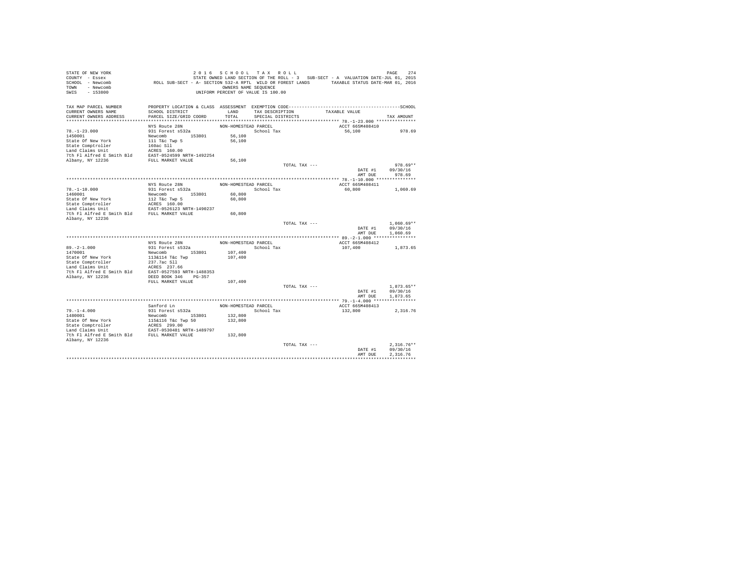STATE OF NEW YORK — 2016 SCHOOL TAX ROLL

COUNTY - Essex — STATE OWNED LAND SECTION OF THE ROLL - 3 SUB-SECT - A VALUATION DATE-JUL 01, 2015

SCHOOL - Newcomb — ROLL SUB-SECT - A- SECTION 532-A RPTL WILD OR FOREST LANDS — TAXABLE STATUS DATE-MAR 01, 2016

TOWN - Newcomb — OWNERS NAME SEQUENCE

SWIS - 153800 — UNIFORM PERCENT OF VALUE IS 100.00

| TAX MAP PARCEL NUMBER / CURRENT OWNERS NAME / CURRENT OWNERS ADDRESS | PROPERTY LOCATION & CLASS / SCHOOL DISTRICT / PARCEL SIZE/GRID COORD | ASSESSMENT LAND / TOTAL | EXEMPTION CODE / TAX DESCRIPTION / SPECIAL DISTRICTS | TAXABLE VALUE | SCHOOL TAX AMOUNT |
|---|---|---|---|---|---|
| 78.-1-23.000 | NYS Route 28N | NON-HOMESTEAD PARCEL | | ACCT 665M408410 | |
| 1450001 | 931 Forest s532a | | School Tax | 56,100 | 978.69 |
| State Of New York | Newcomb 153801 | 56,100 | | | |
| State Comptroller | 111 T&c Twp 5 | 56,100 | | | |
| Land Claims Unit | 160ac Sll | | | | |
| 7th Fl Alfred E Smith Bld | ACRES 160.00 | | | | |
| Albany, NY 12236 | EAST-0524599 NRTH-1492254 | | | | |
| | FULL MARKET VALUE | 56,100 | | | |
| | | | TOTAL TAX --- | | 978.69** |
| | | | | DATE #1 | 09/30/16 |
| | | | | AMT DUE | 978.69 |
| 78.-1-10.000 | NYS Route 28N | NON-HOMESTEAD PARCEL | | ACCT 665M408411 | |
| 1460001 | 931 Forest s532a | | School Tax | 60,800 | 1,060.69 |
| State Of New York | Newcomb 153801 | 60,800 | | | |
| State Comptroller | 112 T&c Twp 5 | 60,800 | | | |
| Land Claims Unit | ACRES 160.00 | | | | |
| 7th Fl Alfred E Smith Bld | EAST-0526123 NRTH-1490237 | | | | |
| Albany, NY 12236 | FULL MARKET VALUE | 60,800 | | | |
| | | | TOTAL TAX --- | | 1,060.69** |
| | | | | DATE #1 | 09/30/16 |
| | | | | AMT DUE | 1,060.69 |
| 89.-2-1.000 | NYS Route 28N | NON-HOMESTEAD PARCEL | | ACCT 665M408412 | |
| 1470001 | 931 Forest s532a | | School Tax | 107,400 | 1,873.65 |
| State Of New York | Newcomb 153801 | 107,400 | | | |
| State Comptroller | 113&114 T&c Twp | 107,400 | | | |
| Land Claims Unit | 237.7ac Sll | | | | |
| 7th Fl Alfred E Smith Bld | ACRES 237.66 | | | | |
| Albany, NY 12236 | EAST-0527593 NRTH-1488353 | | | | |
| | DEED BOOK 346 PG-357 | | | | |
| | FULL MARKET VALUE | 107,400 | | | |
| | | | TOTAL TAX --- | | 1,873.65** |
| | | | | DATE #1 | 09/30/16 |
| | | | | AMT DUE | 1,873.65 |
| 79.-1-4.000 | Sanford Ln | NON-HOMESTEAD PARCEL | | ACCT 665M408413 | |
| 1480001 | 931 Forest s532a | | School Tax | 132,800 | 2,316.76 |
| State Of New York | Newcomb 153801 | 132,800 | | | |
| State Comptroller | 115&116 T&c Twp 50 | 132,800 | | | |
| Land Claims Unit | ACRES 299.00 | | | | |
| 7th Fl Alfred E Smith Bld | EAST-0530481 NRTH-1489797 | | | | |
| Albany, NY 12236 | FULL MARKET VALUE | 132,800 | | | |
| | | | TOTAL TAX --- | | 2,316.76** |
| | | | | DATE #1 | 09/30/16 |
| | | | | AMT DUE | 2,316.76 |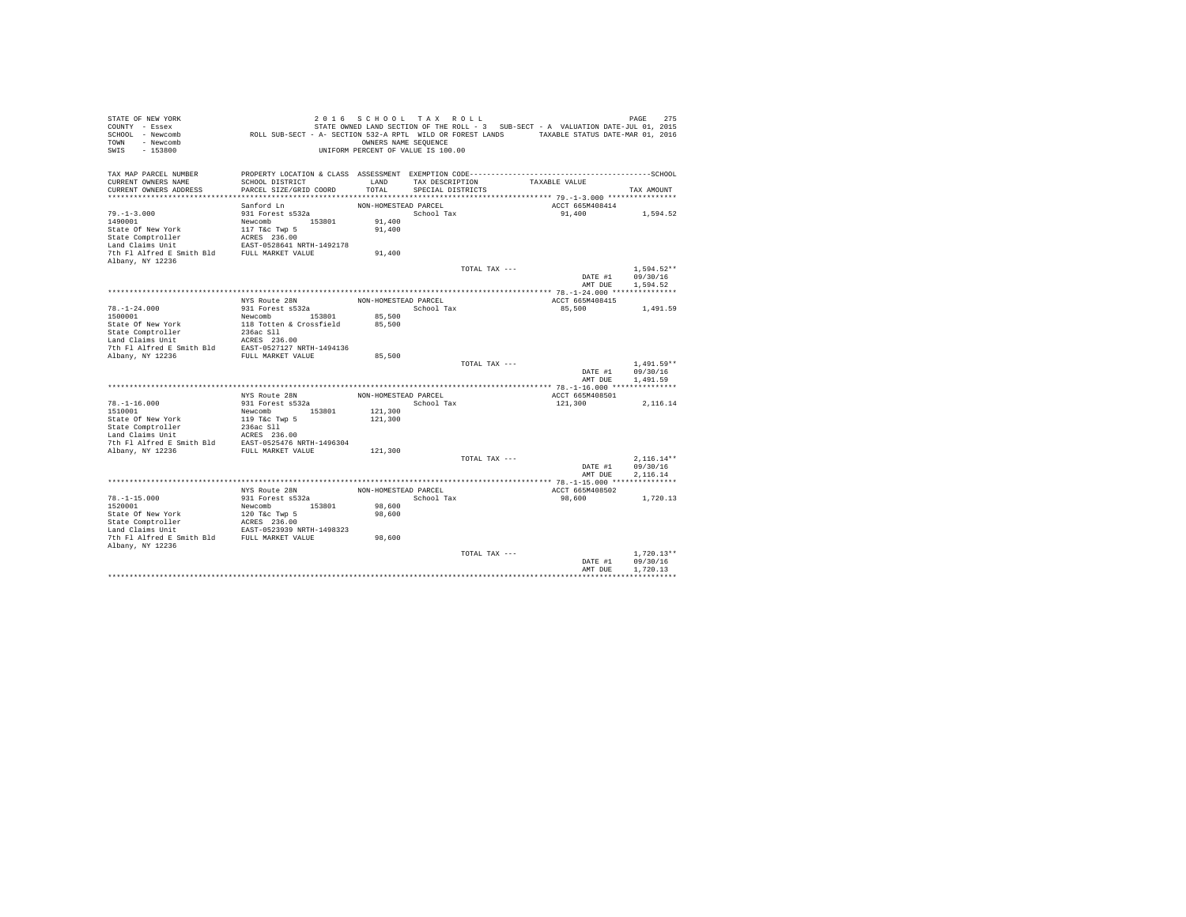STATE OF NEW YORK — 2016 SCHOOL TAX ROLL
COUNTY - Essex — STATE OWNED LAND SECTION OF THE ROLL - 3 SUB-SECT - A VALUATION DATE-JUL 01, 2015
SCHOOL - Newcomb — ROLL SUB-SECT - A- SECTION 532-A RPTL WILD OR FOREST LANDS — TAXABLE STATUS DATE-MAR 01, 2016
TOWN - Newcomb — OWNERS NAME SEQUENCE
SWIS - 153800 — UNIFORM PERCENT OF VALUE IS 100.00

| TAX MAP PARCEL NUMBER / CURRENT OWNERS NAME / CURRENT OWNERS ADDRESS | PROPERTY LOCATION & CLASS / SCHOOL DISTRICT / PARCEL SIZE/GRID COORD | ASSESSMENT LAND / TOTAL | EXEMPTION CODE / TAX DESCRIPTION / SPECIAL DISTRICTS | TAXABLE VALUE | TAX AMOUNT |
|---|---|---|---|---|---|
| 79.-1-3.000 | Sanford Ln | NON-HOMESTEAD PARCEL | | ACCT 665M408414 | |
| | 931 Forest s532a | | School Tax | 91,400 | 1,594.52 |
| 1490001 | Newcomb 153801 | 91,400 | | | |
| State Of New York | 117 T&c Twp 5 | 91,400 | | | |
| State Comptroller | ACRES 236.00 | | | | |
| Land Claims Unit | EAST-0528641 NRTH-1492178 | | | | |
| 7th Fl Alfred E Smith Bld | FULL MARKET VALUE | 91,400 | | | |
| Albany, NY 12236 | | | | | |
| | | | TOTAL TAX --- | | 1,594.52** |
| | | | | DATE #1 | 09/30/16 |
| | | | | AMT DUE | 1,594.52 |
| 78.-1-24.000 | NYS Route 28N | NON-HOMESTEAD PARCEL | | ACCT 665M408415 | |
| | 931 Forest s532a | | School Tax | 85,500 | 1,491.59 |
| 1500001 | Newcomb 153801 | 85,500 | | | |
| State Of New York | 118 Totten & Crossfield | 85,500 | | | |
| State Comptroller | 236ac Sll | | | | |
| Land Claims Unit | ACRES 236.00 | | | | |
| 7th Fl Alfred E Smith Bld | EAST-0527127 NRTH-1494136 | | | | |
| Albany, NY 12236 | FULL MARKET VALUE | 85,500 | | | |
| | | | TOTAL TAX --- | | 1,491.59** |
| | | | | DATE #1 | 09/30/16 |
| | | | | AMT DUE | 1,491.59 |
| 78.-1-16.000 | NYS Route 28N | NON-HOMESTEAD PARCEL | | ACCT 665M408501 | |
| | 931 Forest s532a | | School Tax | 121,300 | 2,116.14 |
| 1510001 | Newcomb 153801 | 121,300 | | | |
| State Of New York | 119 T&c Twp 5 | 121,300 | | | |
| State Comptroller | 236ac Sll | | | | |
| Land Claims Unit | ACRES 236.00 | | | | |
| 7th Fl Alfred E Smith Bld | EAST-0525476 NRTH-1496304 | | | | |
| Albany, NY 12236 | FULL MARKET VALUE | 121,300 | | | |
| | | | TOTAL TAX --- | | 2,116.14** |
| | | | | DATE #1 | 09/30/16 |
| | | | | AMT DUE | 2,116.14 |
| 78.-1-15.000 | NYS Route 28N | NON-HOMESTEAD PARCEL | | ACCT 665M408502 | |
| | 931 Forest s532a | | School Tax | 98,600 | 1,720.13 |
| 1520001 | Newcomb 153801 | 98,600 | | | |
| State Of New York | 120 T&c Twp 5 | 98,600 | | | |
| State Comptroller | ACRES 236.00 | | | | |
| Land Claims Unit | EAST-0523939 NRTH-1498323 | | | | |
| 7th Fl Alfred E Smith Bld | FULL MARKET VALUE | 98,600 | | | |
| Albany, NY 12236 | | | | | |
| | | | TOTAL TAX --- | | 1,720.13** |
| | | | | DATE #1 | 09/30/16 |
| | | | | AMT DUE | 1,720.13 |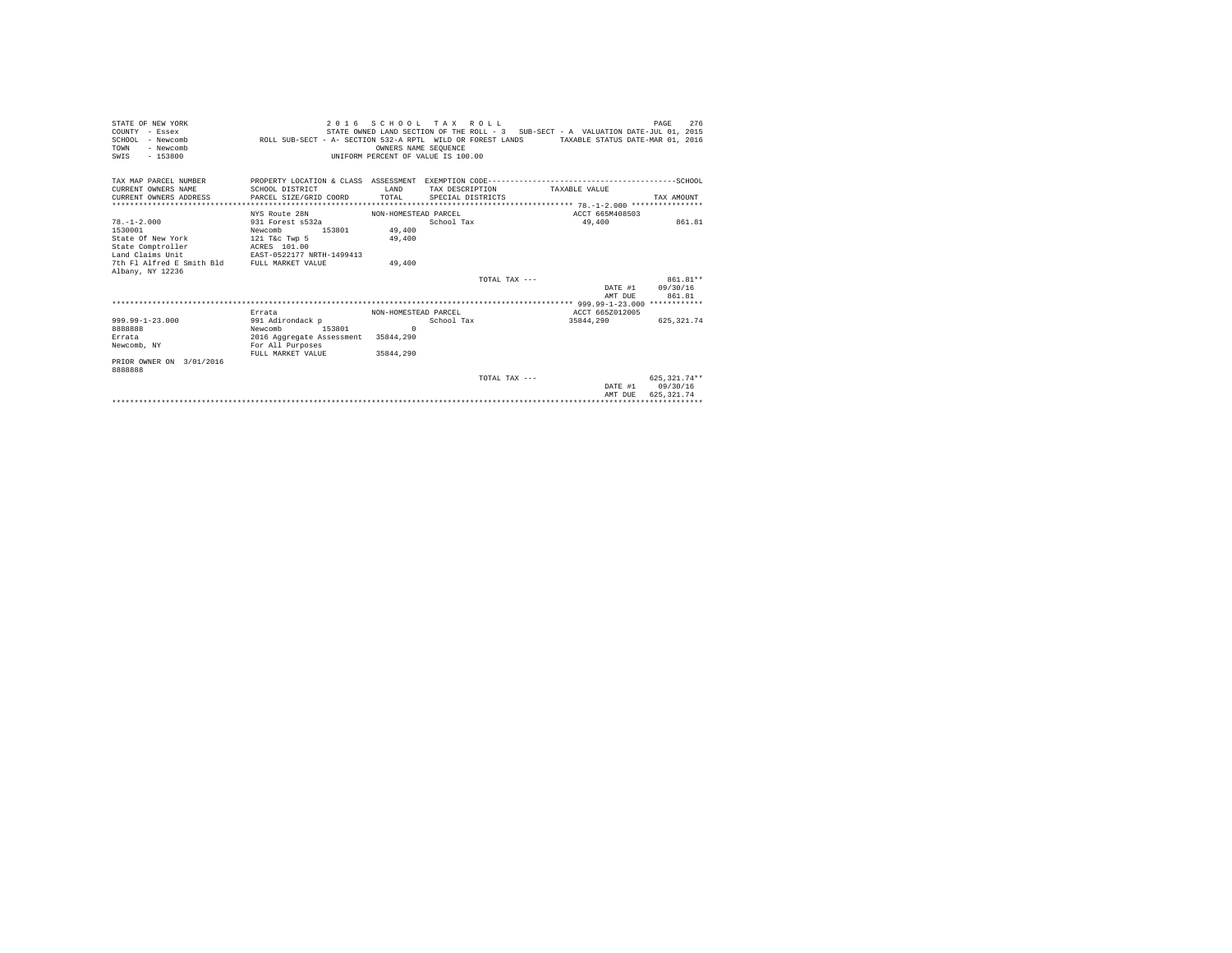STATE OF NEW YORK
COUNTY - Essex
SCHOOL - Newcomb
TOWN - Newcomb
SWIS - 153800

2 0 1 6 S C H O O L T A X R O L L
STATE OWNED LAND SECTION OF THE ROLL - 3 SUB-SECT - A VALUATION DATE-JUL 01, 2015
ROLL SUB-SECT - A- SECTION 532-A RPTL WILD OR FOREST LANDS TAXABLE STATUS DATE-MAR 01, 2016
OWNERS NAME SEQUENCE
UNIFORM PERCENT OF VALUE IS 100.00

| TAX MAP PARCEL NUMBER<br>CURRENT OWNERS NAME<br>CURRENT OWNERS ADDRESS | PROPERTY LOCATION & CLASS<br>SCHOOL DISTRICT<br>PARCEL SIZE/GRID COORD | ASSESSMENT<br>LAND<br>TOTAL | EXEMPTION CODE<br>TAX DESCRIPTION<br>SPECIAL DISTRICTS | SCHOOL<br>TAXABLE VALUE | TAX AMOUNT |
|---|---|---|---|---|---|
| **78.-1-2.000** | | | | | |
| | NYS Route 28N | NON-HOMESTEAD PARCEL | | ACCT 665M408503 | |
| 78.-1-2.000 | 931 Forest s532a | | School Tax | 49,400 | 861.81 |
| 1530001 | Newcomb 153801 | 49,400 | | | |
| State Of New York | 121 T&c Twp 5 | 49,400 | | | |
| State Comptroller | ACRES 101.00 | | | | |
| Land Claims Unit | EAST-0522177 NRTH-1499413 | | | | |
| 7th Fl Alfred E Smith Bld | FULL MARKET VALUE | 49,400 | | | |
| Albany, NY 12236 | | | | | |
| | | | TOTAL TAX --- | | 861.81** |
| | | | | DATE #1 | 09/30/16 |
| | | | | AMT DUE | 861.81 |
| **999.99-1-23.000** | | | | | |
| | Errata | NON-HOMESTEAD PARCEL | | ACCT 665Z012005 | |
| 999.99-1-23.000 | 991 Adirondack p | | School Tax | 35844,290 | 625,321.74 |
| 8888888 | Newcomb 153801 | 0 | | | |
| Errata | 2016 Aggregate Assessment | 35844,290 | | | |
| Newcomb, NY | For All Purposes | | | | |
| | FULL MARKET VALUE | 35844,290 | | | |
| PRIOR OWNER ON 3/01/2016 | | | | | |
| 8888888 | | | | | |
| | | | TOTAL TAX --- | | 625,321.74** |
| | | | | DATE #1 | 09/30/16 |
| | | | | AMT DUE | 625,321.74 |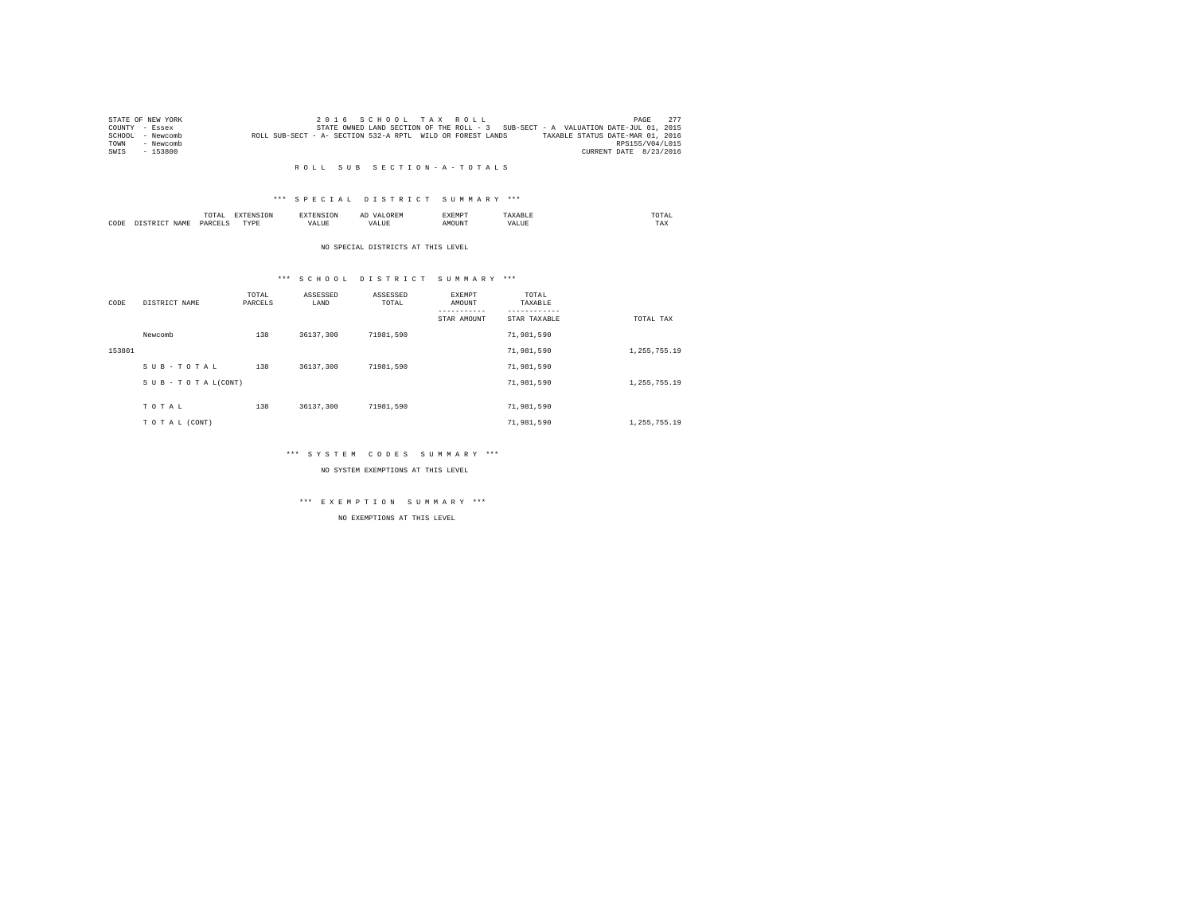STATE OF NEW YORK
COUNTY - Essex
SCHOOL - Newcomb
TOWN - Newcomb
SWIS - 153800

2 0 1 6 S C H O O L T A X R O L L
STATE OWNED LAND SECTION OF THE ROLL - 3 SUB-SECT - A VALUATION DATE-JUL 01, 2015
ROLL SUB-SECT - A- SECTION 532-A RPTL WILD OR FOREST LANDS TAXABLE STATUS DATE-MAR 01, 2016
RPS155/V04/L015
CURRENT DATE 8/23/2016

R O L L S U B S E C T I O N - A - T O T A L S

*** S P E C I A L D I S T R I C T S U M M A R Y ***

| CODE | DISTRICT NAME | TOTAL PARCELS | EXTENSION TYPE | EXTENSION VALUE | AD VALOREM VALUE | EXEMPT AMOUNT | TAXABLE VALUE | TOTAL TAX |
|---|---|---|---|---|---|---|---|---|

NO SPECIAL DISTRICTS AT THIS LEVEL

*** S C H O O L D I S T R I C T S U M M A R Y ***

| CODE | DISTRICT NAME | TOTAL PARCELS | ASSESSED LAND | ASSESSED TOTAL | EXEMPT AMOUNT<br>-----------<br>STAR AMOUNT | TOTAL TAXABLE<br>------------<br>STAR TAXABLE | TOTAL TAX |
|---|---|---|---|---|---|---|---|
| | Newcomb | 138 | 36137,300 | 71981,590 | | 71,981,590 | |
| 153801 | | | | | | 71,981,590 | 1,255,755.19 |
| | S U B - T O T A L | 138 | 36137,300 | 71981,590 | | 71,981,590 | |
| | S U B - T O T A L(CONT) | | | | | 71,981,590 | 1,255,755.19 |
| | T O T A L | 138 | 36137,300 | 71981,590 | | 71,981,590 | |
| | T O T A L (CONT) | | | | | 71,981,590 | 1,255,755.19 |

*** S Y S T E M C O D E S S U M M A R Y ***

NO SYSTEM EXEMPTIONS AT THIS LEVEL

*** E X E M P T I O N S U M M A R Y ***

NO EXEMPTIONS AT THIS LEVEL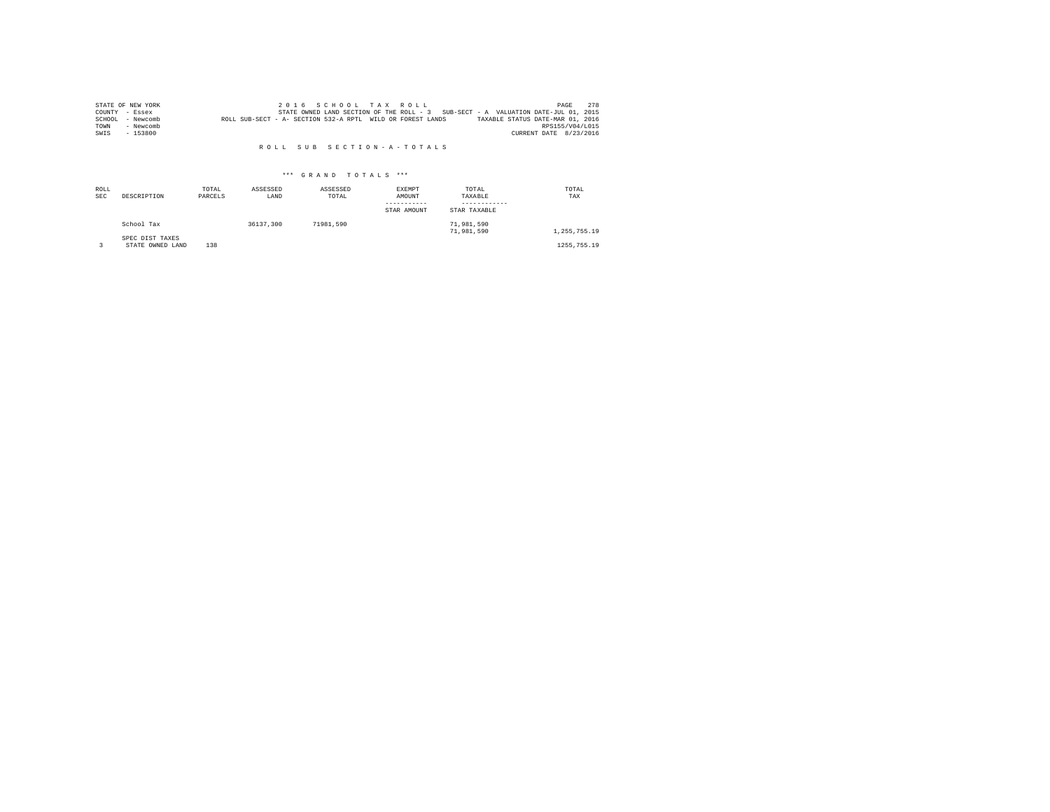STATE OF NEW YORK
COUNTY - Essex
SCHOOL - Newcomb
TOWN - Newcomb
SWIS - 153800

2 0 1 6 S C H O O L T A X R O L L
STATE OWNED LAND SECTION OF THE ROLL - 3 SUB-SECT - A VALUATION DATE-JUL 01, 2015
ROLL SUB-SECT - A- SECTION 532-A RPTL WILD OR FOREST LANDS TAXABLE STATUS DATE-MAR 01, 2016
RPS155/V04/L015
CURRENT DATE 8/23/2016

R O L L S U B S E C T I O N - A - T O T A L S

\*\*\* G R A N D T O T A L S \*\*\*

| ROLL SEC | DESCRIPTION | TOTAL PARCELS | ASSESSED LAND | ASSESSED TOTAL | EXEMPT AMOUNT / STAR AMOUNT | TOTAL TAXABLE / STAR TAXABLE | TOTAL TAX |
|---|---|---|---|---|---|---|---|
| | School Tax | | 36137,300 | 71981,590 | | 71,981,590 | |
| | | | | | | 71,981,590 | 1,255,755.19 |
| | SPEC DIST TAXES | | | | | | |
| 3 | STATE OWNED LAND | 138 | | | | | 1255,755.19 |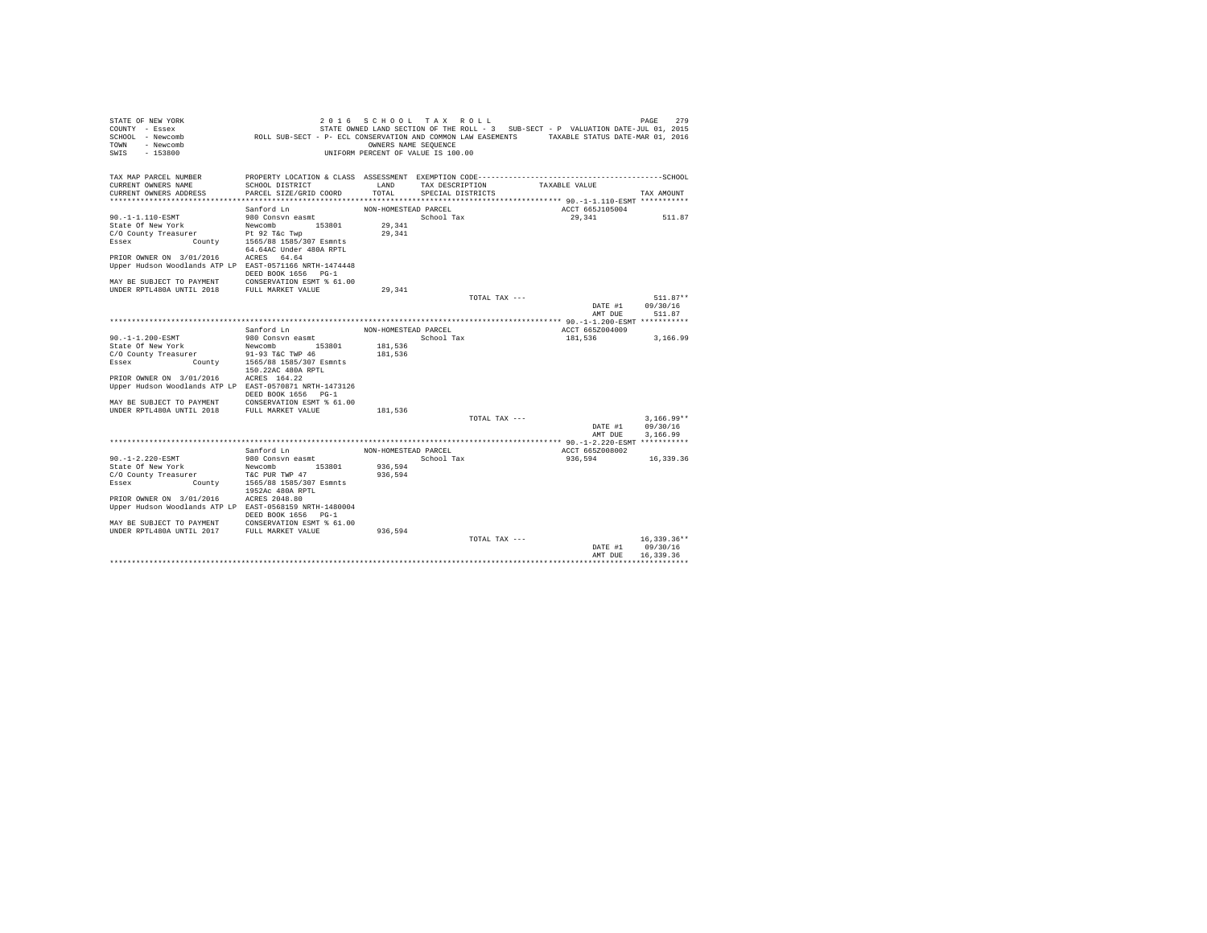```
STATE OF NEW YORK                    2 0 1 6   S C H O O L   T A X   R O L L                                    PAGE   279
COUNTY  - Essex                      STATE OWNED LAND SECTION OF THE ROLL - 3   SUB-SECT - P  VALUATION DATE-JUL 01, 2015
SCHOOL  - Newcomb           ROLL SUB-SECT - P- ECL CONSERVATION AND COMMON LAW EASEMENTS       TAXABLE STATUS DATE-MAR 01, 2016
TOWN    - Newcomb                                  OWNERS NAME SEQUENCE
SWIS    - 153800                              UNIFORM PERCENT OF VALUE IS 100.00

TAX MAP PARCEL NUMBER          PROPERTY LOCATION & CLASS  ASSESSMENT  EXEMPTION CODE------------------------------------------------SCHOOL
CURRENT OWNERS NAME            SCHOOL DISTRICT             LAND      TAX DESCRIPTION             TAXABLE VALUE
CURRENT OWNERS ADDRESS         PARCEL SIZE/GRID COORD      TOTAL     SPECIAL DISTRICTS                                       TAX AMOUNT
*********************************************************************************************** 90.-1-1.110-ESMT ***********
                               Sanford Ln                  NON-HOMESTEAD PARCEL                      ACCT 665J105004
90.-1-1.110-ESMT               980 Consvn easmt                        School Tax                        29,341           511.87
State Of New York              Newcomb          153801       29,341
C/O County Treasurer           Pt 92 T&c Twp                 29,341
Essex              County      1565/88 1585/307 Esmnts
                               64.64AC Under 480A RPTL
PRIOR OWNER ON  3/01/2016      ACRES   64.64
Upper Hudson Woodlands ATP LP  EAST-0571166 NRTH-1474448
                               DEED BOOK 1656   PG-1
MAY BE SUBJECT TO PAYMENT      CONSERVATION ESMT % 61.00
UNDER RPTL480A UNTIL 2018      FULL MARKET VALUE             29,341
                                                                      TOTAL TAX ---                                     511.87**
                                                                                                      DATE #1       09/30/16
                                                                                                      AMT DUE         511.87
*********************************************************************************************** 90.-1-1.200-ESMT ***********
                               Sanford Ln                  NON-HOMESTEAD PARCEL                      ACCT 665Z004009
90.-1-1.200-ESMT               980 Consvn easmt                        School Tax                       181,536         3,166.99
State Of New York              Newcomb          153801      181,536
C/O County Treasurer           91-93 T&C TWP 46             181,536
Essex              County      1565/88 1585/307 Esmnts
                               150.22AC 480A RPTL
PRIOR OWNER ON  3/01/2016      ACRES  164.22
Upper Hudson Woodlands ATP LP  EAST-0570871 NRTH-1473126
                               DEED BOOK 1656   PG-1
MAY BE SUBJECT TO PAYMENT      CONSERVATION ESMT % 61.00
UNDER RPTL480A UNTIL 2018      FULL MARKET VALUE            181,536
                                                                      TOTAL TAX ---                                   3,166.99**
                                                                                                      DATE #1       09/30/16
                                                                                                      AMT DUE       3,166.99
*********************************************************************************************** 90.-1-2.220-ESMT ***********
                               Sanford Ln                  NON-HOMESTEAD PARCEL                      ACCT 665Z008002
90.-1-2.220-ESMT               980 Consvn easmt                        School Tax                       936,594        16,339.36
State Of New York              Newcomb          153801      936,594
C/O County Treasurer           T&C PUR TWP 47               936,594
Essex              County      1565/88 1585/307 Esmnts
                               1952Ac 480A RPTL
PRIOR OWNER ON  3/01/2016      ACRES 2048.80
Upper Hudson Woodlands ATP LP  EAST-0568159 NRTH-1480004
                               DEED BOOK 1656   PG-1
MAY BE SUBJECT TO PAYMENT      CONSERVATION ESMT % 61.00
UNDER RPTL480A UNTIL 2017      FULL MARKET VALUE            936,594
                                                                      TOTAL TAX ---                                  16,339.36**
                                                                                                      DATE #1       09/30/16
                                                                                                      AMT DUE      16,339.36
******************************************************************************************************************************
```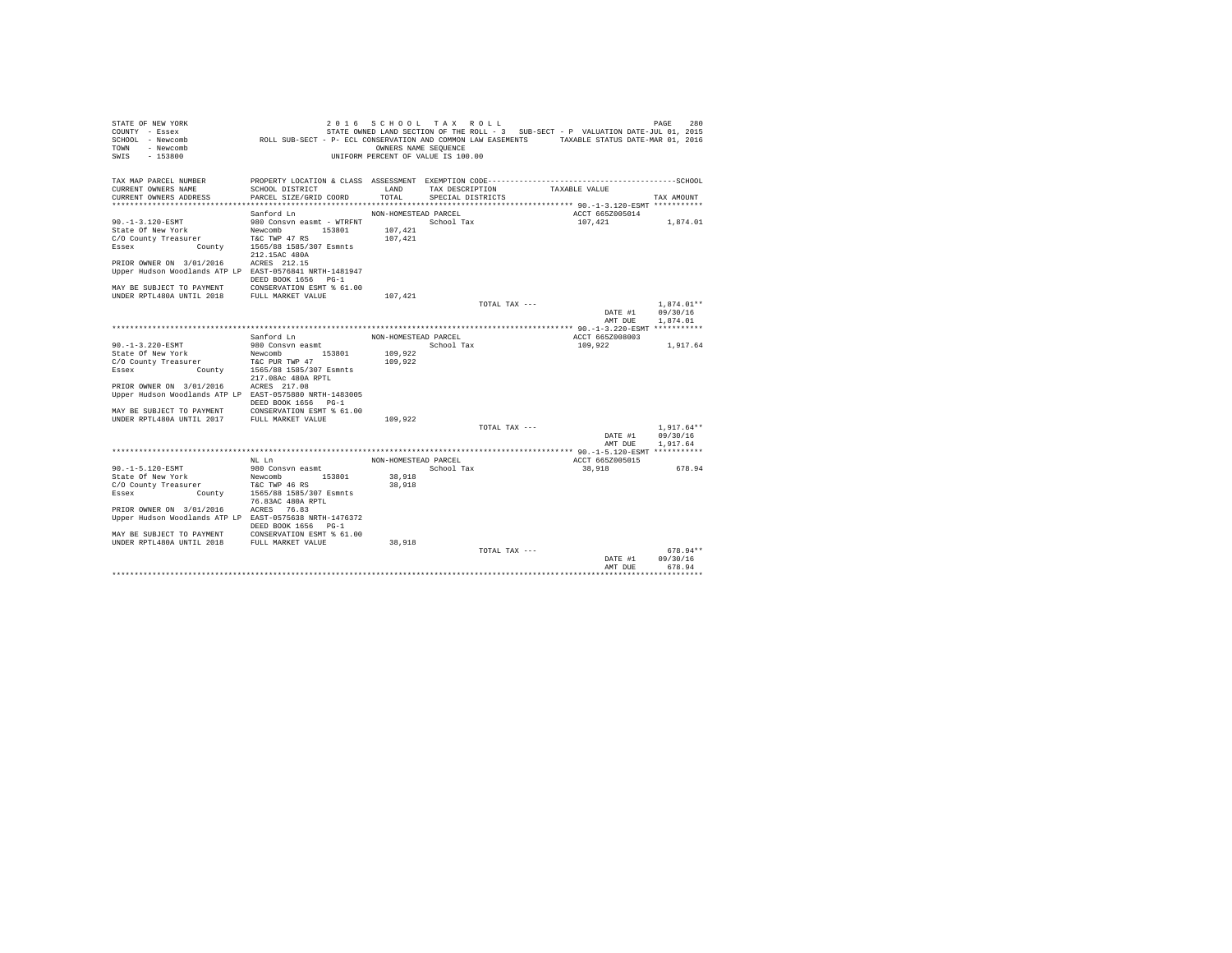STATE OF NEW YORK | 2 0 1 6 S C H O O L T A X R O L L
COUNTY - Essex | STATE OWNED LAND SECTION OF THE ROLL - 3 SUB-SECT - P VALUATION DATE-JUL 01, 2015
SCHOOL - Newcomb | ROLL SUB-SECT - P- ECL CONSERVATION AND COMMON LAW EASEMENTS TAXABLE STATUS DATE-MAR 01, 2016
TOWN - Newcomb | OWNERS NAME SEQUENCE
SWIS - 153800 | UNIFORM PERCENT OF VALUE IS 100.00

| TAX MAP PARCEL NUMBER / CURRENT OWNERS NAME / CURRENT OWNERS ADDRESS | PROPERTY LOCATION & CLASS / SCHOOL DISTRICT / PARCEL SIZE/GRID COORD | ASSESSMENT LAND / TOTAL | EXEMPTION CODE / TAX DESCRIPTION / SPECIAL DISTRICTS | TAXABLE VALUE | TAX AMOUNT |
|---|---|---|---|---|---|
| **90.-1-3.120-ESMT** | Sanford Ln | NON-HOMESTEAD PARCEL | | ACCT 665Z005014 | |
| 90.-1-3.120-ESMT | 980 Consvn easmt - WTRFNT | | School Tax | 107,421 | 1,874.01 |
| State Of New York | Newcomb 153801 | 107,421 | | | |
| C/O County Treasurer | T&C TWP 47 RS | 107,421 | | | |
| Essex County | 1565/88 1585/307 Esmnts | | | | |
| | 212.15AC 480A | | | | |
| PRIOR OWNER ON 3/01/2016 | ACRES 212.15 | | | | |
| Upper Hudson Woodlands ATP LP | EAST-0576841 NRTH-1481947 | | | | |
| | DEED BOOK 1656 PG-1 | | | | |
| MAY BE SUBJECT TO PAYMENT | CONSERVATION ESMT % 61.00 | | | | |
| UNDER RPTL480A UNTIL 2018 | FULL MARKET VALUE | 107,421 | | | |
| | | | TOTAL TAX --- | | 1,874.01** |
| | | | | DATE #1 | 09/30/16 |
| | | | | AMT DUE | 1,874.01 |
| **90.-1-3.220-ESMT** | Sanford Ln | NON-HOMESTEAD PARCEL | | ACCT 665Z008003 | |
| 90.-1-3.220-ESMT | 980 Consvn easmt | | School Tax | 109,922 | 1,917.64 |
| State Of New York | Newcomb 153801 | 109,922 | | | |
| C/O County Treasurer | T&C PUR TWP 47 | 109,922 | | | |
| Essex County | 1565/88 1585/307 Esmnts | | | | |
| | 217.08Ac 480A RPTL | | | | |
| PRIOR OWNER ON 3/01/2016 | ACRES 217.08 | | | | |
| Upper Hudson Woodlands ATP LP | EAST-0575880 NRTH-1483005 | | | | |
| | DEED BOOK 1656 PG-1 | | | | |
| MAY BE SUBJECT TO PAYMENT | CONSERVATION ESMT % 61.00 | | | | |
| UNDER RPTL480A UNTIL 2017 | FULL MARKET VALUE | 109,922 | | | |
| | | | TOTAL TAX --- | | 1,917.64** |
| | | | | DATE #1 | 09/30/16 |
| | | | | AMT DUE | 1,917.64 |
| **90.-1-5.120-ESMT** | NL Ln | NON-HOMESTEAD PARCEL | | ACCT 665Z005015 | |
| 90.-1-5.120-ESMT | 980 Consvn easmt | | School Tax | 38,918 | 678.94 |
| State Of New York | Newcomb 153801 | 38,918 | | | |
| C/O County Treasurer | T&C TWP 46 RS | 38,918 | | | |
| Essex County | 1565/88 1585/307 Esmnts | | | | |
| | 76.83AC 480A RPTL | | | | |
| PRIOR OWNER ON 3/01/2016 | ACRES 76.83 | | | | |
| Upper Hudson Woodlands ATP LP | EAST-0575638 NRTH-1476372 | | | | |
| | DEED BOOK 1656 PG-1 | | | | |
| MAY BE SUBJECT TO PAYMENT | CONSERVATION ESMT % 61.00 | | | | |
| UNDER RPTL480A UNTIL 2018 | FULL MARKET VALUE | 38,918 | | | |
| | | | TOTAL TAX --- | | 678.94** |
| | | | | DATE #1 | 09/30/16 |
| | | | | AMT DUE | 678.94 |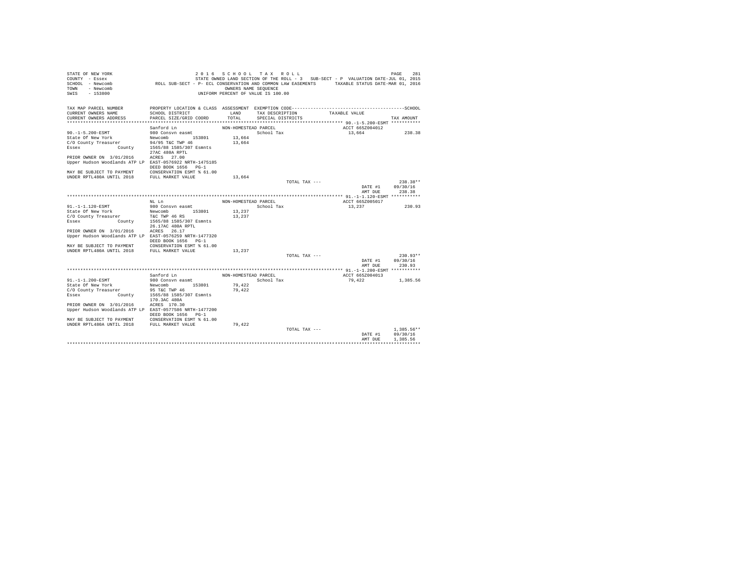STATE OF NEW YORK
COUNTY - Essex
SCHOOL - Newcomb
TOWN - Newcomb
SWIS - 153800

2 0 1 6 S C H O O L T A X R O L L
STATE OWNED LAND SECTION OF THE ROLL - 3 SUB-SECT - P VALUATION DATE-JUL 01, 2015
ROLL SUB-SECT - P- ECL CONSERVATION AND COMMON LAW EASEMENTS TAXABLE STATUS DATE-MAR 01, 2016
OWNERS NAME SEQUENCE
UNIFORM PERCENT OF VALUE IS 100.00

| TAX MAP PARCEL NUMBER / CURRENT OWNERS NAME / CURRENT OWNERS ADDRESS | PROPERTY LOCATION & CLASS / SCHOOL DISTRICT / PARCEL SIZE/GRID COORD | ASSESSMENT LAND / TOTAL | EXEMPTION CODE / TAX DESCRIPTION / SPECIAL DISTRICTS | TAXABLE VALUE | TAX AMOUNT |
|---|---|---|---|---|---|
| **90.-1-5.200-ESMT** | Sanford Ln | NON-HOMESTEAD PARCEL | | ACCT 665Z004012 | |
| 90.-1-5.200-ESMT | 980 Consvn easmt | | School Tax | 13,664 | 238.38 |
| State Of New York | Newcomb 153801 | 13,664 | | | |
| C/O County Treasurer | 94/95 T&C TWP 46 | 13,664 | | | |
| Essex County | 1565/88 1585/307 Esmnts | | | | |
| | 27AC 480A RPTL | | | | |
| PRIOR OWNER ON 3/01/2016 | ACRES 27.00 | | | | |
| Upper Hudson Woodlands ATP LP | EAST-0576922 NRTH-1475185 | | | | |
| | DEED BOOK 1656 PG-1 | | | | |
| MAY BE SUBJECT TO PAYMENT | CONSERVATION ESMT % 61.00 | | | | |
| UNDER RPTL480A UNTIL 2018 | FULL MARKET VALUE | 13,664 | | | |
| | | | TOTAL TAX --- | | 238.38** |
| | | | | DATE #1 | 09/30/16 |
| | | | | AMT DUE | 238.38 |
| **91.-1-1.120-ESMT** | NL Ln | NON-HOMESTEAD PARCEL | | ACCT 665Z005017 | |
| 91.-1-1.120-ESMT | 980 Consvn easmt | | School Tax | 13,237 | 230.93 |
| State Of New York | Newcomb 153801 | 13,237 | | | |
| C/O County Treasurer | T&C TWP 46 RS | 13,237 | | | |
| Essex County | 1565/88 1585/307 Esmnts | | | | |
| | 26.17AC 480A RPTL | | | | |
| PRIOR OWNER ON 3/01/2016 | ACRES 26.17 | | | | |
| Upper Hudson Woodlands ATP LP | EAST-0576259 NRTH-1477320 | | | | |
| | DEED BOOK 1656 PG-1 | | | | |
| MAY BE SUBJECT TO PAYMENT | CONSERVATION ESMT % 61.00 | | | | |
| UNDER RPTL480A UNTIL 2018 | FULL MARKET VALUE | 13,237 | | | |
| | | | TOTAL TAX --- | | 230.93** |
| | | | | DATE #1 | 09/30/16 |
| | | | | AMT DUE | 230.93 |
| **91.-1-1.200-ESMT** | Sanford Ln | NON-HOMESTEAD PARCEL | | ACCT 665Z004013 | |
| 91.-1-1.200-ESMT | 980 Consvn easmt | | School Tax | 79,422 | 1,385.56 |
| State Of New York | Newcomb 153801 | 79,422 | | | |
| C/O County Treasurer | 95 T&C TWP 46 | 79,422 | | | |
| Essex County | 1565/88 1585/307 Esmnts | | | | |
| | 170.3AC 480A | | | | |
| PRIOR OWNER ON 3/01/2016 | ACRES 170.30 | | | | |
| Upper Hudson Woodlands ATP LP | EAST-0577586 NRTH-1477200 | | | | |
| | DEED BOOK 1656 PG-1 | | | | |
| MAY BE SUBJECT TO PAYMENT | CONSERVATION ESMT % 61.00 | | | | |
| UNDER RPTL480A UNTIL 2018 | FULL MARKET VALUE | 79,422 | | | |
| | | | TOTAL TAX --- | | 1,385.56** |
| | | | | DATE #1 | 09/30/16 |
| | | | | AMT DUE | 1,385.56 |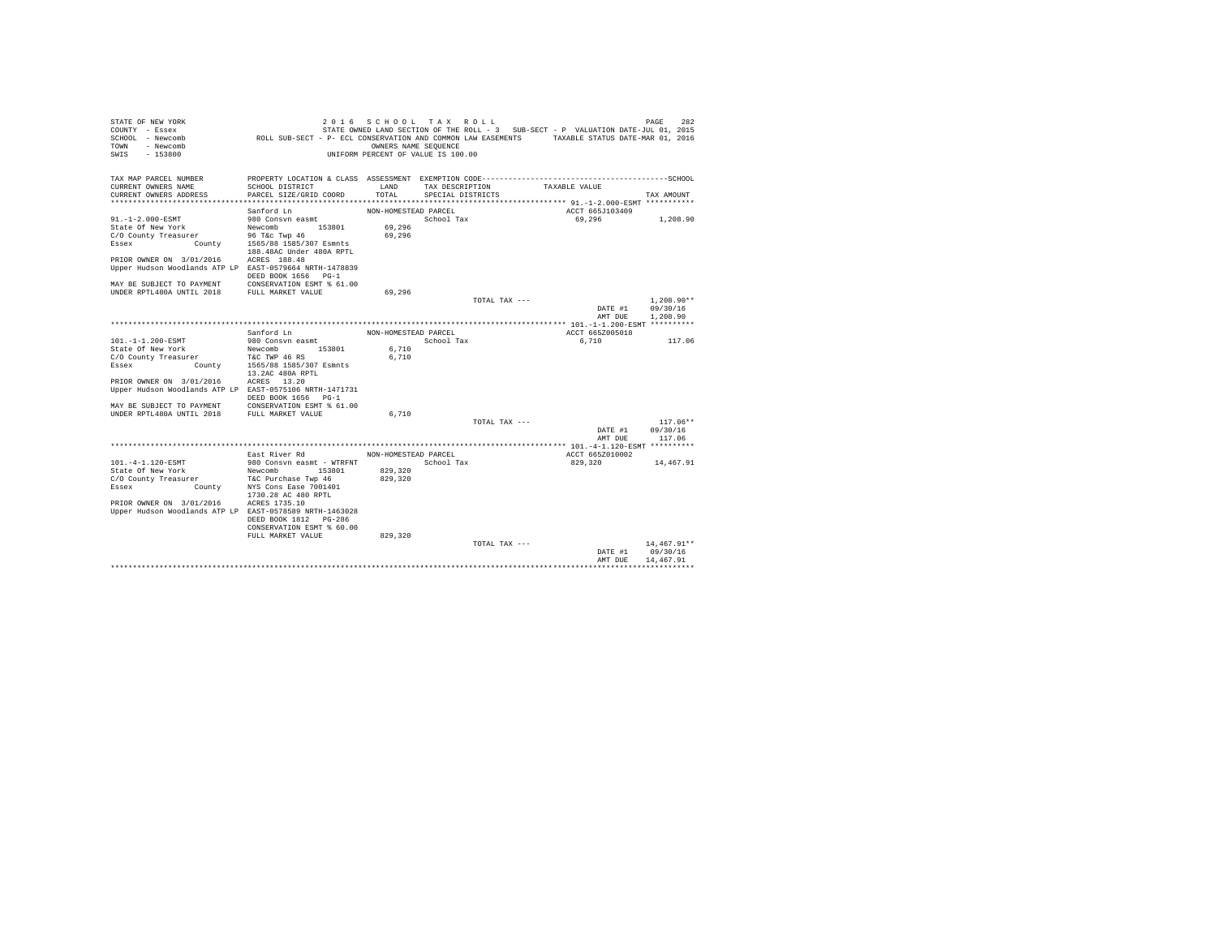```
STATE OF NEW YORK                              2 0 1 6   S C H O O L   T A X   R O L L                                      PAGE   282
COUNTY  - Essex                     STATE OWNED LAND SECTION OF THE ROLL - 3   SUB-SECT - P  VALUATION DATE-JUL 01, 2015
SCHOOL  - Newcomb           ROLL SUB-SECT - P- ECL CONSERVATION AND COMMON LAW EASEMENTS       TAXABLE STATUS DATE-MAR 01, 2016
TOWN    - Newcomb                                     OWNERS NAME SEQUENCE
SWIS    - 153800                                 UNIFORM PERCENT OF VALUE IS 100.00

TAX MAP PARCEL NUMBER         PROPERTY LOCATION & CLASS  ASSESSMENT  EXEMPTION CODE------------------------------------------------SCHOOL
CURRENT OWNERS NAME           SCHOOL DISTRICT              LAND      TAX DESCRIPTION            TAXABLE VALUE
CURRENT OWNERS ADDRESS        PARCEL SIZE/GRID COORD       TOTAL     SPECIAL DISTRICTS                                      TAX AMOUNT
*********************************************************************************************** 91.-1-2.000-ESMT ***********
                              Sanford Ln                  NON-HOMESTEAD PARCEL                      ACCT 665J103409
91.-1-2.000-ESMT              980 Consvn easmt                          School Tax                    69,296            1,208.90
State Of New York             Newcomb          153801        69,296
C/O County Treasurer          96 T&c Twp 46                  69,296
Essex              County     1565/88 1585/307 Esmnts
                              188.48AC Under 480A RPTL
PRIOR OWNER ON  3/01/2016     ACRES  188.48
Upper Hudson Woodlands ATP LP  EAST-0579664 NRTH-1478839
                              DEED BOOK 1656   PG-1
MAY BE SUBJECT TO PAYMENT     CONSERVATION ESMT % 61.00
UNDER RPTL480A UNTIL 2018     FULL MARKET VALUE              69,296
                                                                          TOTAL TAX ---                                1,208.90**
                                                                                                     DATE #1        09/30/16
                                                                                                     AMT DUE        1,208.90
*********************************************************************************************** 101.-1-1.200-ESMT **********
                              Sanford Ln                  NON-HOMESTEAD PARCEL                      ACCT 665Z005018
101.-1-1.200-ESMT             980 Consvn easmt                          School Tax                     6,710              117.06
State Of New York             Newcomb          153801         6,710
C/O County Treasurer          T&C TWP 46 RS                   6,710
Essex              County     1565/88 1585/307 Esmnts
                              13.2AC 480A RPTL
PRIOR OWNER ON  3/01/2016     ACRES   13.20
Upper Hudson Woodlands ATP LP  EAST-0575106 NRTH-1471731
                              DEED BOOK 1656   PG-1
MAY BE SUBJECT TO PAYMENT     CONSERVATION ESMT % 61.00
UNDER RPTL480A UNTIL 2018     FULL MARKET VALUE               6,710
                                                                          TOTAL TAX ---                                  117.06**
                                                                                                     DATE #1        09/30/16
                                                                                                     AMT DUE          117.06
*********************************************************************************************** 101.-4-1.120-ESMT **********
                              East River Rd               NON-HOMESTEAD PARCEL                      ACCT 665Z010002
101.-4-1.120-ESMT             980 Consvn easmt - WTRFNT                 School Tax                   829,320           14,467.91
State Of New York             Newcomb          153801       829,320
C/O County Treasurer          T&C Purchase Twp 46           829,320
Essex              County     NYS Cons Ease 7001401
                              1730.28 AC 480 RPTL
PRIOR OWNER ON  3/01/2016     ACRES 1735.10
Upper Hudson Woodlands ATP LP  EAST-0578589 NRTH-1463028
                              DEED BOOK 1812   PG-286
                              CONSERVATION ESMT % 60.00
                              FULL MARKET VALUE             829,320
                                                                          TOTAL TAX ---                               14,467.91**
                                                                                                     DATE #1        09/30/16
                                                                                                     AMT DUE       14,467.91
*****************************************************************************************************************************
```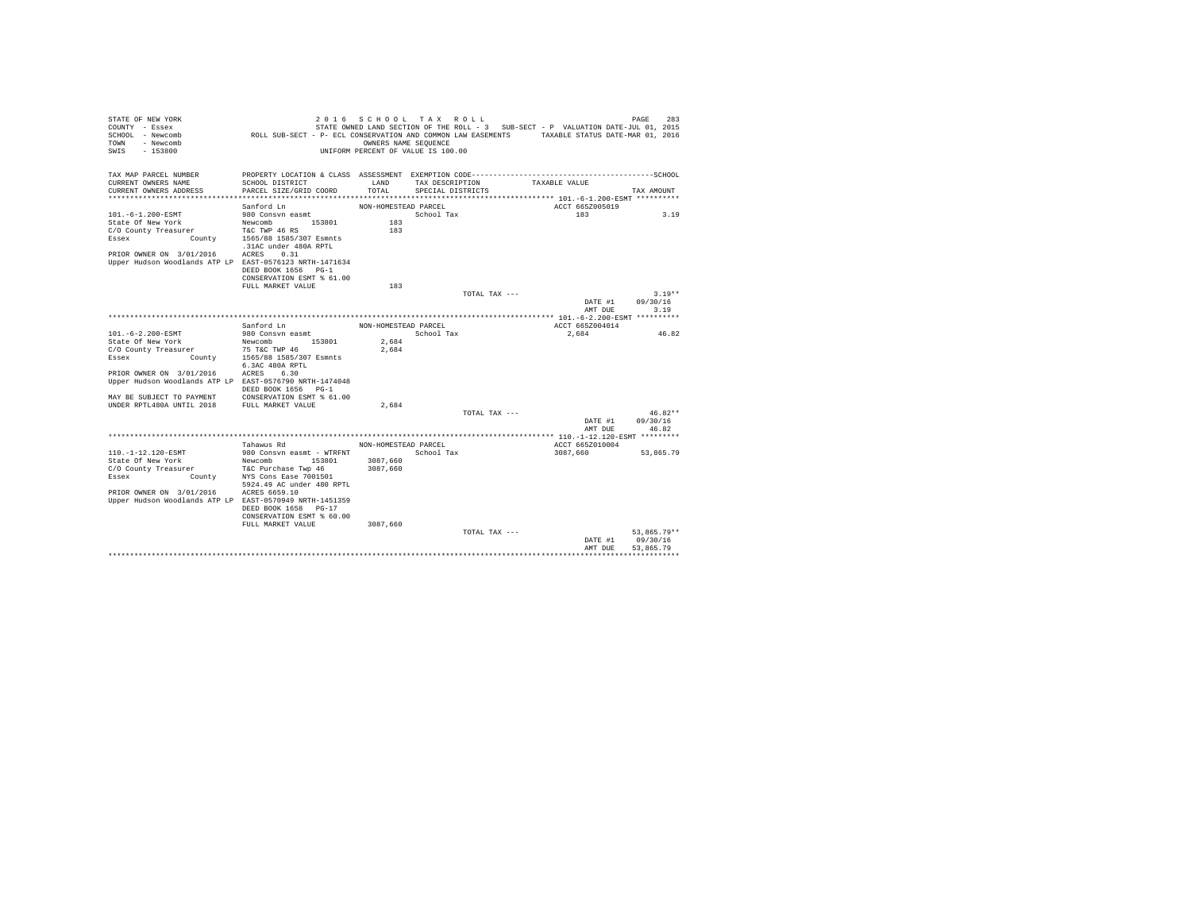STATE OF NEW YORK · COUNTY - Essex · SCHOOL - Newcomb · TOWN - Newcomb · SWIS - 153800

**2016 SCHOOL TAX ROLL**

STATE OWNED LAND SECTION OF THE ROLL - 3 SUB-SECT - P VALUATION DATE-JUL 01, 2015
ROLL SUB-SECT - P- ECL CONSERVATION AND COMMON LAW EASEMENTS TAXABLE STATUS DATE-MAR 01, 2016
OWNERS NAME SEQUENCE
UNIFORM PERCENT OF VALUE IS 100.00

| TAX MAP PARCEL NUMBER / CURRENT OWNERS NAME / CURRENT OWNERS ADDRESS | PROPERTY LOCATION & CLASS / SCHOOL DISTRICT / PARCEL SIZE/GRID COORD | ASSESSMENT LAND / TOTAL | EXEMPTION CODE / TAX DESCRIPTION / SPECIAL DISTRICTS | TAXABLE VALUE | SCHOOL TAX AMOUNT |
|---|---|---|---|---|---|
| **101.-6-1.200-ESMT** | Sanford Ln | NON-HOMESTEAD PARCEL | | ACCT 665Z005019 | |
| 101.-6-1.200-ESMT | 980 Consvn easmt | | School Tax | 183 | 3.19 |
| State Of New York | Newcomb 153801 | 183 | | | |
| C/O County Treasurer | T&C TWP 46 RS | 183 | | | |
| Essex County | 1565/88 1585/307 Esmnts | | | | |
| | .31AC under 480A RPTL | | | | |
| PRIOR OWNER ON 3/01/2016 | ACRES 0.31 | | | | |
| Upper Hudson Woodlands ATP LP | EAST-0576123 NRTH-1471634 | | | | |
| | DEED BOOK 1656 PG-1 | | | | |
| | CONSERVATION ESMT % 61.00 | | | | |
| | FULL MARKET VALUE | 183 | | | |
| | | | TOTAL TAX --- | | 3.19** |
| | | | | DATE #1 | 09/30/16 |
| | | | | AMT DUE | 3.19 |
| **101.-6-2.200-ESMT** | Sanford Ln | NON-HOMESTEAD PARCEL | | ACCT 665Z004014 | |
| 101.-6-2.200-ESMT | 980 Consvn easmt | | School Tax | 2,684 | 46.82 |
| State Of New York | Newcomb 153801 | 2,684 | | | |
| C/O County Treasurer | 75 T&C TWP 46 | 2,684 | | | |
| Essex County | 1565/88 1585/307 Esmnts | | | | |
| | 6.3AC 480A RPTL | | | | |
| PRIOR OWNER ON 3/01/2016 | ACRES 6.30 | | | | |
| Upper Hudson Woodlands ATP LP | EAST-0576790 NRTH-1474048 | | | | |
| | DEED BOOK 1656 PG-1 | | | | |
| MAY BE SUBJECT TO PAYMENT | CONSERVATION ESMT % 61.00 | | | | |
| UNDER RPTL480A UNTIL 2018 | FULL MARKET VALUE | 2,684 | | | |
| | | | TOTAL TAX --- | | 46.82** |
| | | | | DATE #1 | 09/30/16 |
| | | | | AMT DUE | 46.82 |
| **110.-1-12.120-ESMT** | Tahawus Rd | NON-HOMESTEAD PARCEL | | ACCT 665Z010004 | |
| 110.-1-12.120-ESMT | 980 Consvn easmt - WTRFNT | | School Tax | 3087,660 | 53,865.79 |
| State Of New York | Newcomb 153801 | 3087,660 | | | |
| C/O County Treasurer | T&C Purchase Twp 46 | 3087,660 | | | |
| Essex County | NYS Cons Ease 7001501 | | | | |
| | 5924.49 AC under 480 RPTL | | | | |
| PRIOR OWNER ON 3/01/2016 | ACRES 6659.10 | | | | |
| Upper Hudson Woodlands ATP LP | EAST-0570949 NRTH-1451359 | | | | |
| | DEED BOOK 1658 PG-17 | | | | |
| | CONSERVATION ESMT % 60.00 | | | | |
| | FULL MARKET VALUE | 3087,660 | | | |
| | | | TOTAL TAX --- | | 53,865.79** |
| | | | | DATE #1 | 09/30/16 |
| | | | | AMT DUE | 53,865.79 |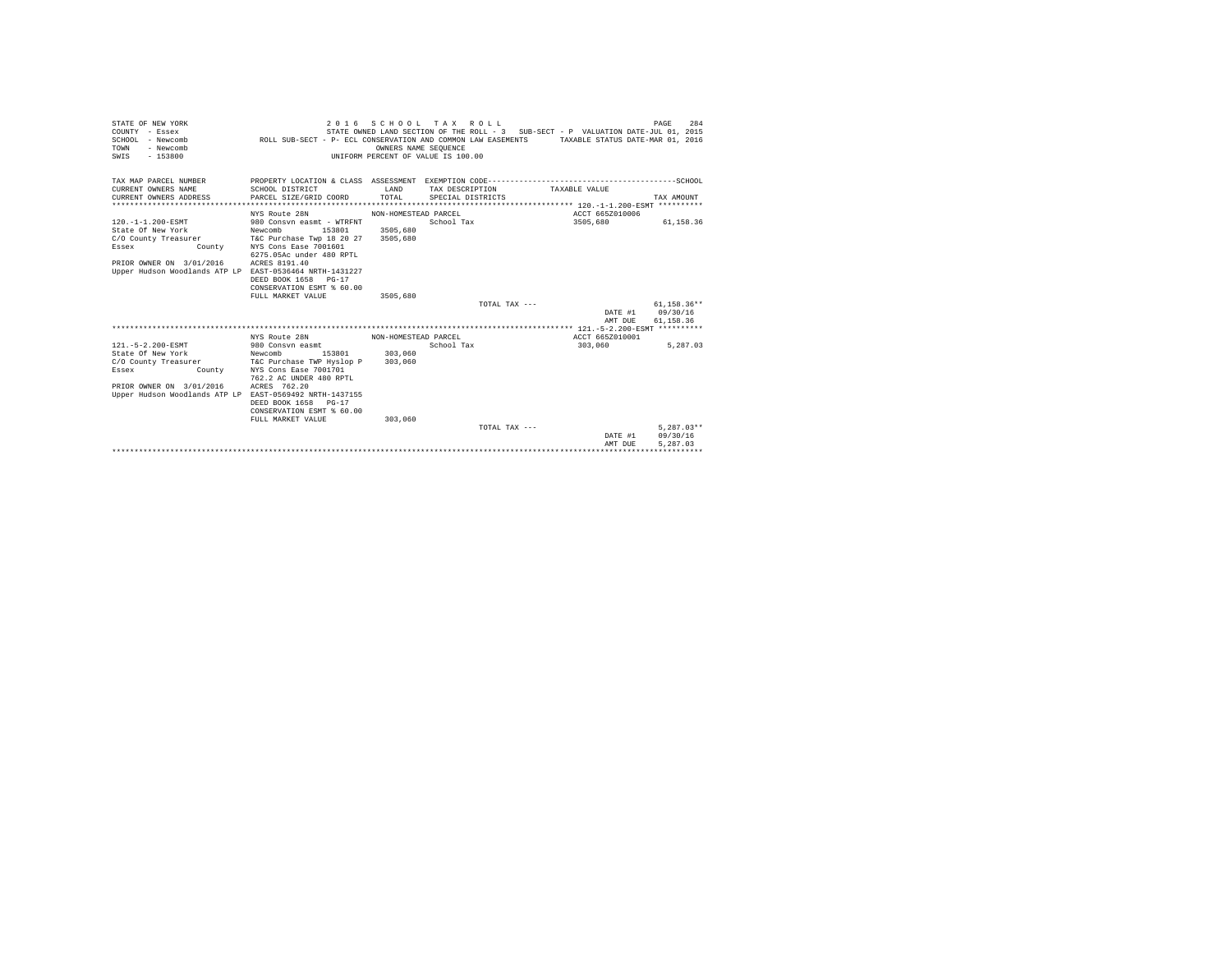STATE OF NEW YORK
COUNTY - Essex
SCHOOL - Newcomb
TOWN - Newcomb
SWIS - 153800

2 0 1 6 S C H O O L T A X R O L L
STATE OWNED LAND SECTION OF THE ROLL - 3 SUB-SECT - P VALUATION DATE-JUL 01, 2015
ROLL SUB-SECT - P- ECL CONSERVATION AND COMMON LAW EASEMENTS TAXABLE STATUS DATE-MAR 01, 2016
OWNERS NAME SEQUENCE
UNIFORM PERCENT OF VALUE IS 100.00

| TAX MAP PARCEL NUMBER / CURRENT OWNERS NAME / CURRENT OWNERS ADDRESS | PROPERTY LOCATION & CLASS / SCHOOL DISTRICT / PARCEL SIZE/GRID COORD | ASSESSMENT LAND / TOTAL | EXEMPTION CODE / TAX DESCRIPTION / SPECIAL DISTRICTS | TAXABLE VALUE | TAX AMOUNT |
|---|---|---|---|---|---|
| **120.-1-1.200-ESMT** | NYS Route 28N | NON-HOMESTEAD PARCEL | | ACCT 665Z010006 | |
| 120.-1-1.200-ESMT | 980 Consvn easmt - WTRFNT | | School Tax | 3505,680 | 61,158.36 |
| State Of New York | Newcomb 153801 | 3505,680 | | | |
| C/O County Treasurer | T&C Purchase Twp 18 20 27 | 3505,680 | | | |
| Essex County | NYS Cons Ease 7001601 | | | | |
| | 6275.05Ac under 480 RPTL | | | | |
| PRIOR OWNER ON 3/01/2016 | ACRES 8191.40 | | | | |
| Upper Hudson Woodlands ATP LP | EAST-0536464 NRTH-1431227 | | | | |
| | DEED BOOK 1658 PG-17 | | | | |
| | CONSERVATION ESMT % 60.00 | | | | |
| | FULL MARKET VALUE | 3505,680 | | | |
| | | | TOTAL TAX --- | | 61,158.36** |
| | | | | DATE #1 | 09/30/16 |
| | | | | AMT DUE | 61,158.36 |
| **121.-5-2.200-ESMT** | NYS Route 28N | NON-HOMESTEAD PARCEL | | ACCT 665Z010001 | |
| 121.-5-2.200-ESMT | 980 Consvn easmt | | School Tax | 303,060 | 5,287.03 |
| State Of New York | Newcomb 153801 | 303,060 | | | |
| C/O County Treasurer | T&C Purchase TWP Hyslop P | 303,060 | | | |
| Essex County | NYS Cons Ease 7001701 | | | | |
| | 762.2 AC UNDER 480 RPTL | | | | |
| PRIOR OWNER ON 3/01/2016 | ACRES 762.20 | | | | |
| Upper Hudson Woodlands ATP LP | EAST-0569492 NRTH-1437155 | | | | |
| | DEED BOOK 1658 PG-17 | | | | |
| | CONSERVATION ESMT % 60.00 | | | | |
| | FULL MARKET VALUE | 303,060 | | | |
| | | | TOTAL TAX --- | | 5,287.03** |
| | | | | DATE #1 | 09/30/16 |
| | | | | AMT DUE | 5,287.03 |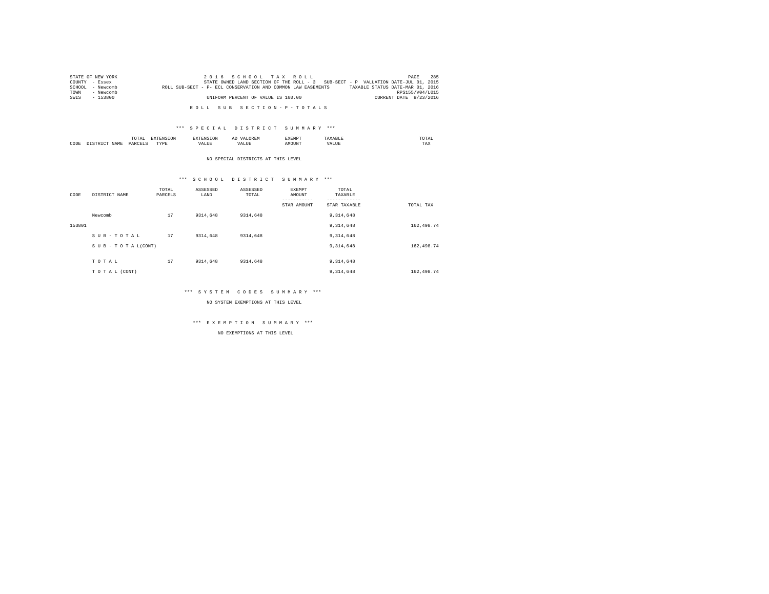STATE OF NEW YORK
COUNTY - Essex
SCHOOL - Newcomb
TOWN - Newcomb
SWIS - 153800

2 0 1 6 S C H O O L T A X R O L L
STATE OWNED LAND SECTION OF THE ROLL - 3 SUB-SECT - P VALUATION DATE-JUL 01, 2015
ROLL SUB-SECT - P- ECL CONSERVATION AND COMMON LAW EASEMENTS TAXABLE STATUS DATE-MAR 01, 2016
RPS155/V04/L015
UNIFORM PERCENT OF VALUE IS 100.00 CURRENT DATE 8/23/2016

R O L L S U B S E C T I O N - P - T O T A L S

*** S P E C I A L D I S T R I C T S U M M A R Y ***

| CODE | DISTRICT NAME | TOTAL PARCELS | EXTENSION TYPE | EXTENSION VALUE | AD VALOREM VALUE | EXEMPT AMOUNT | TAXABLE VALUE | TOTAL TAX |
|---|---|---|---|---|---|---|---|---|

NO SPECIAL DISTRICTS AT THIS LEVEL

*** S C H O O L D I S T R I C T S U M M A R Y ***

| CODE | DISTRICT NAME | TOTAL PARCELS | ASSESSED LAND | ASSESSED TOTAL | EXEMPT AMOUNT / STAR AMOUNT | TOTAL TAXABLE / STAR TAXABLE | TOTAL TAX |
|---|---|---|---|---|---|---|---|
| | Newcomb | 17 | 9314,648 | 9314,648 | | 9,314,648 | |
| 153801 | | | | | | 9,314,648 | 162,498.74 |
| | S U B - T O T A L | 17 | 9314,648 | 9314,648 | | 9,314,648 | |
| | S U B - T O T A L(CONT) | | | | | 9,314,648 | 162,498.74 |
| | T O T A L | 17 | 9314,648 | 9314,648 | | 9,314,648 | |
| | T O T A L (CONT) | | | | | 9,314,648 | 162,498.74 |

*** S Y S T E M C O D E S S U M M A R Y ***

NO SYSTEM EXEMPTIONS AT THIS LEVEL

*** E X E M P T I O N S U M M A R Y ***

NO EXEMPTIONS AT THIS LEVEL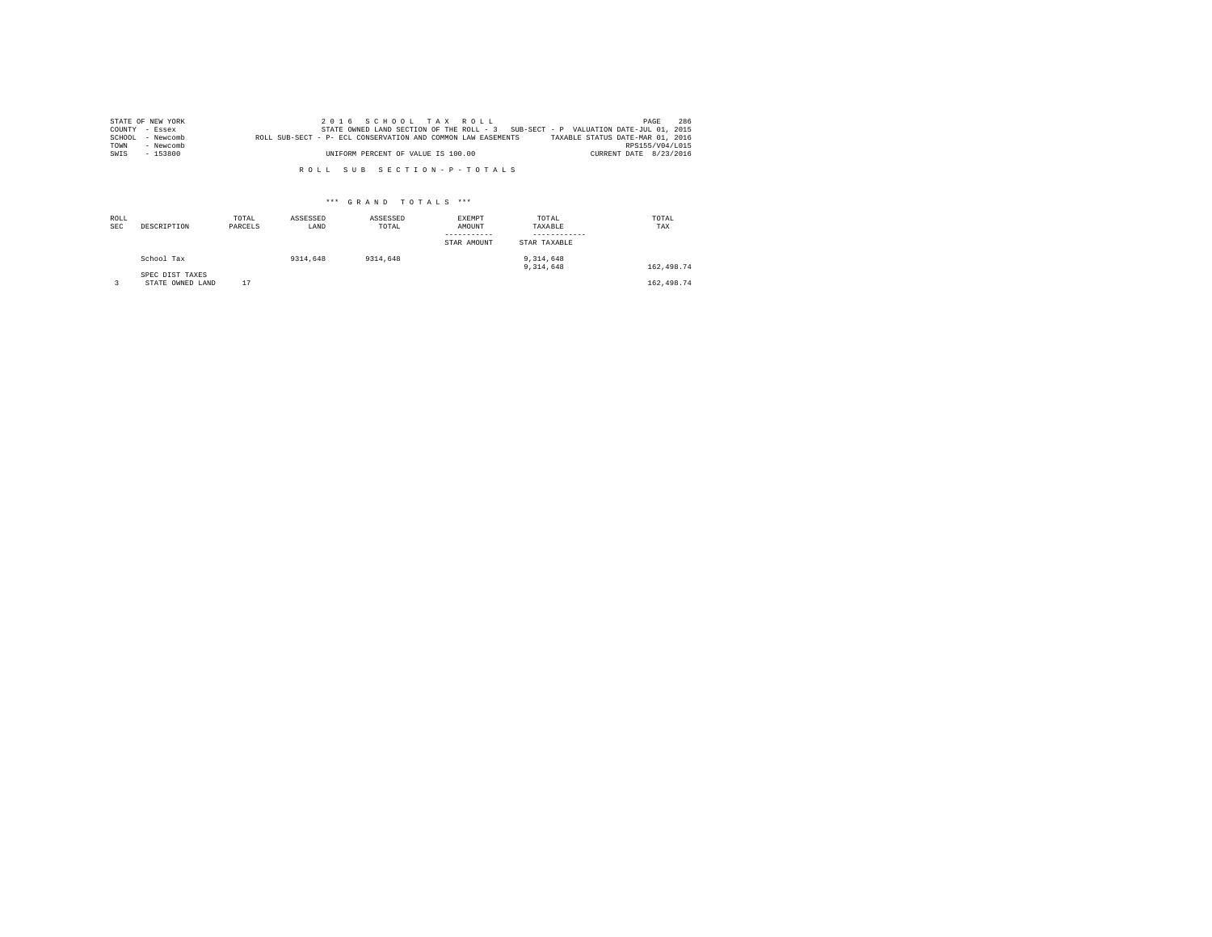STATE OF NEW YORK  
COUNTY - Essex  
SCHOOL - Newcomb  
TOWN - Newcomb  
SWIS - 153800

2 0 1 6 S C H O O L T A X R O L L  
STATE OWNED LAND SECTION OF THE ROLL - 3 SUB-SECT - P VALUATION DATE-JUL 01, 2015  
ROLL SUB-SECT - P- ECL CONSERVATION AND COMMON LAW EASEMENTS TAXABLE STATUS DATE-MAR 01, 2016  
RPS155/V04/L015  
UNIFORM PERCENT OF VALUE IS 100.00 CURRENT DATE 8/23/2016

R O L L S U B S E C T I O N - P - T O T A L S

\*\*\* G R A N D T O T A L S \*\*\*

| ROLL SEC | DESCRIPTION | TOTAL PARCELS | ASSESSED LAND | ASSESSED TOTAL | EXEMPT AMOUNT<br>-----------<br>STAR AMOUNT | TOTAL TAXABLE<br>------------<br>STAR TAXABLE | TOTAL TAX |
|---|---|---|---|---|---|---|---|
| | School Tax | | 9314,648 | 9314,648 | | 9,314,648<br>9,314,648 | 162,498.74 |
| | SPEC DIST TAXES | | | | | | |
| 3 | STATE OWNED LAND | 17 | | | | | 162,498.74 |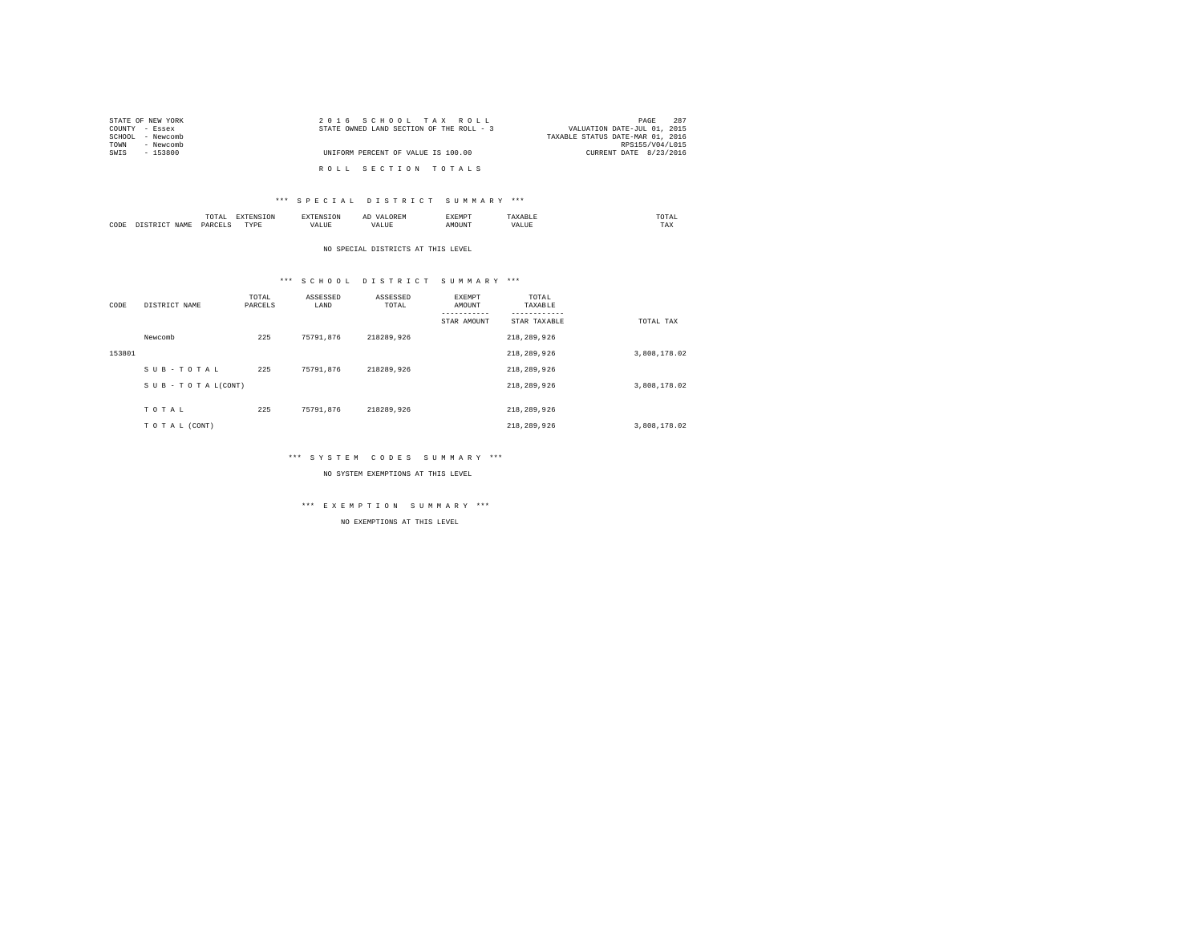STATE OF NEW YORK
COUNTY - Essex
SCHOOL - Newcomb
TOWN - Newcomb
SWIS - 153800

2 0 1 6 S C H O O L T A X R O L L
STATE OWNED LAND SECTION OF THE ROLL - 3
UNIFORM PERCENT OF VALUE IS 100.00

PAGE 287
VALUATION DATE-JUL 01, 2015
TAXABLE STATUS DATE-MAR 01, 2016
RPS155/V04/L015
CURRENT DATE 8/23/2016

R O L L S E C T I O N T O T A L S

*** S P E C I A L D I S T R I C T S U M M A R Y ***

| CODE | DISTRICT NAME | TOTAL PARCELS | EXTENSION TYPE | EXTENSION VALUE | AD VALOREM VALUE | EXEMPT AMOUNT | TAXABLE VALUE | TOTAL TAX |
|---|---|---|---|---|---|---|---|---|

NO SPECIAL DISTRICTS AT THIS LEVEL

*** S C H O O L D I S T R I C T S U M M A R Y ***

| CODE | DISTRICT NAME | TOTAL PARCELS | ASSESSED LAND | ASSESSED TOTAL | EXEMPT AMOUNT / STAR AMOUNT | TOTAL TAXABLE / STAR TAXABLE | TOTAL TAX |
|---|---|---|---|---|---|---|---|
| | Newcomb | 225 | 75791,876 | 218289,926 | | 218,289,926 | |
| 153801 | | | | | | 218,289,926 | 3,808,178.02 |
| | S U B - T O T A L | 225 | 75791,876 | 218289,926 | | 218,289,926 | |
| | S U B - T O T A L(CONT) | | | | | 218,289,926 | 3,808,178.02 |
| | T O T A L | 225 | 75791,876 | 218289,926 | | 218,289,926 | |
| | T O T A L (CONT) | | | | | 218,289,926 | 3,808,178.02 |

*** S Y S T E M C O D E S S U M M A R Y ***

NO SYSTEM EXEMPTIONS AT THIS LEVEL

*** E X E M P T I O N S U M M A R Y ***

NO EXEMPTIONS AT THIS LEVEL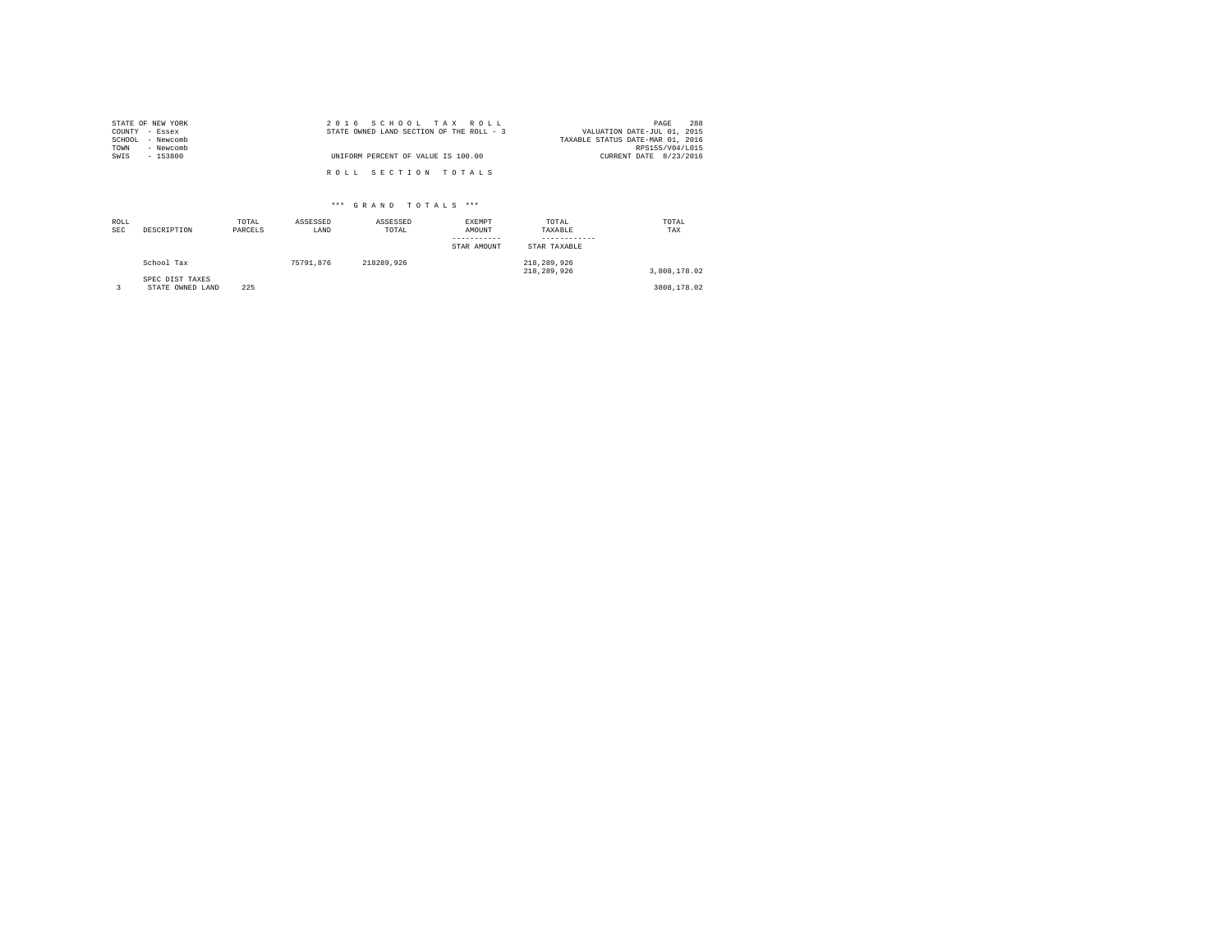STATE OF NEW YORK
COUNTY - Essex
SCHOOL - Newcomb
TOWN - Newcomb
SWIS - 153800

2 0 1 6 S C H O O L T A X R O L L
STATE OWNED LAND SECTION OF THE ROLL - 3

UNIFORM PERCENT OF VALUE IS 100.00

VALUATION DATE-JUL 01, 2015
TAXABLE STATUS DATE-MAR 01, 2016
RPS155/V04/L015
CURRENT DATE 8/23/2016

R O L L S E C T I O N T O T A L S

*** G R A N D T O T A L S ***

| ROLL SEC | DESCRIPTION | TOTAL PARCELS | ASSESSED LAND | ASSESSED TOTAL | EXEMPT AMOUNT<br>-----------<br>STAR AMOUNT | TOTAL TAXABLE<br>------------<br>STAR TAXABLE | TOTAL TAX |
|---|---|---|---|---|---|---|---|
| | School Tax | | 75791,876 | 218289,926 | | 218,289,926<br>218,289,926 | 3,808,178.02 |
| | SPEC DIST TAXES | | | | | | |
| 3 | STATE OWNED LAND | 225 | | | | | 3808,178.02 |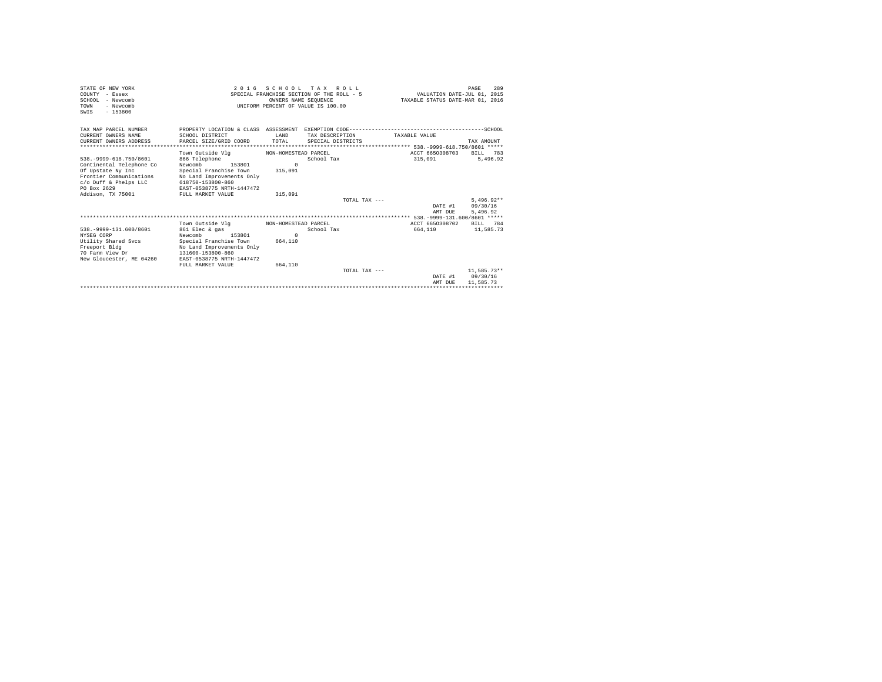STATE OF NEW YORK
COUNTY - Essex
SCHOOL - Newcomb
TOWN - Newcomb
SWIS - 153800

2016 SCHOOL TAX ROLL
SPECIAL FRANCHISE SECTION OF THE ROLL - 5
OWNERS NAME SEQUENCE
UNIFORM PERCENT OF VALUE IS 100.00

VALUATION DATE-JUL 01, 2015
TAXABLE STATUS DATE-MAR 01, 2016

| TAX MAP PARCEL NUMBER / CURRENT OWNERS NAME / CURRENT OWNERS ADDRESS | PROPERTY LOCATION & CLASS / SCHOOL DISTRICT / PARCEL SIZE/GRID COORD | ASSESSMENT LAND / TOTAL | EXEMPTION CODE / TAX DESCRIPTION / SPECIAL DISTRICTS | TAXABLE VALUE | TAX AMOUNT |
|---|---|---|---|---|---|
| **538.-9999-618.750/8601** | Town Outside Vlg | NON-HOMESTEAD PARCEL | | ACCT 6650308703 | BILL 783 |
| 538.-9999-618.750/8601 | 866 Telephone | | School Tax | 315,091 | 5,496.92 |
| Continental Telephone Co | Newcomb 153801 | 0 | | | |
| Of Upstate Ny Inc | Special Franchise Town | 315,091 | | | |
| Frontier Communications | No Land Improvements Only | | | | |
| c/o Duff & Phelps LLC | 618750-153800-860 | | | | |
| PO Box 2629 | EAST-0538775 NRTH-1447472 | | | | |
| Addison, TX 75001 | FULL MARKET VALUE | 315,091 | | | |
| | | | TOTAL TAX --- | | 5,496.92** |
| | | | | DATE #1 | 09/30/16 |
| | | | | AMT DUE | 5,496.92 |
| **538.-9999-131.600/8601** | Town Outside Vlg | NON-HOMESTEAD PARCEL | | ACCT 6650308702 | BILL 784 |
| 538.-9999-131.600/8601 | 861 Elec & gas | | School Tax | 664,110 | 11,585.73 |
| NYSEG CORP | Newcomb 153801 | 0 | | | |
| Utility Shared Svcs | Special Franchise Town | 664,110 | | | |
| Freeport Bldg | No Land Improvements Only | | | | |
| 70 Farm View Dr | 131600-153800-860 | | | | |
| New Gloucester, ME 04260 | EAST-0538775 NRTH-1447472 | | | | |
| | FULL MARKET VALUE | 664,110 | | | |
| | | | TOTAL TAX --- | | 11,585.73** |
| | | | | DATE #1 | 09/30/16 |
| | | | | AMT DUE | 11,585.73 |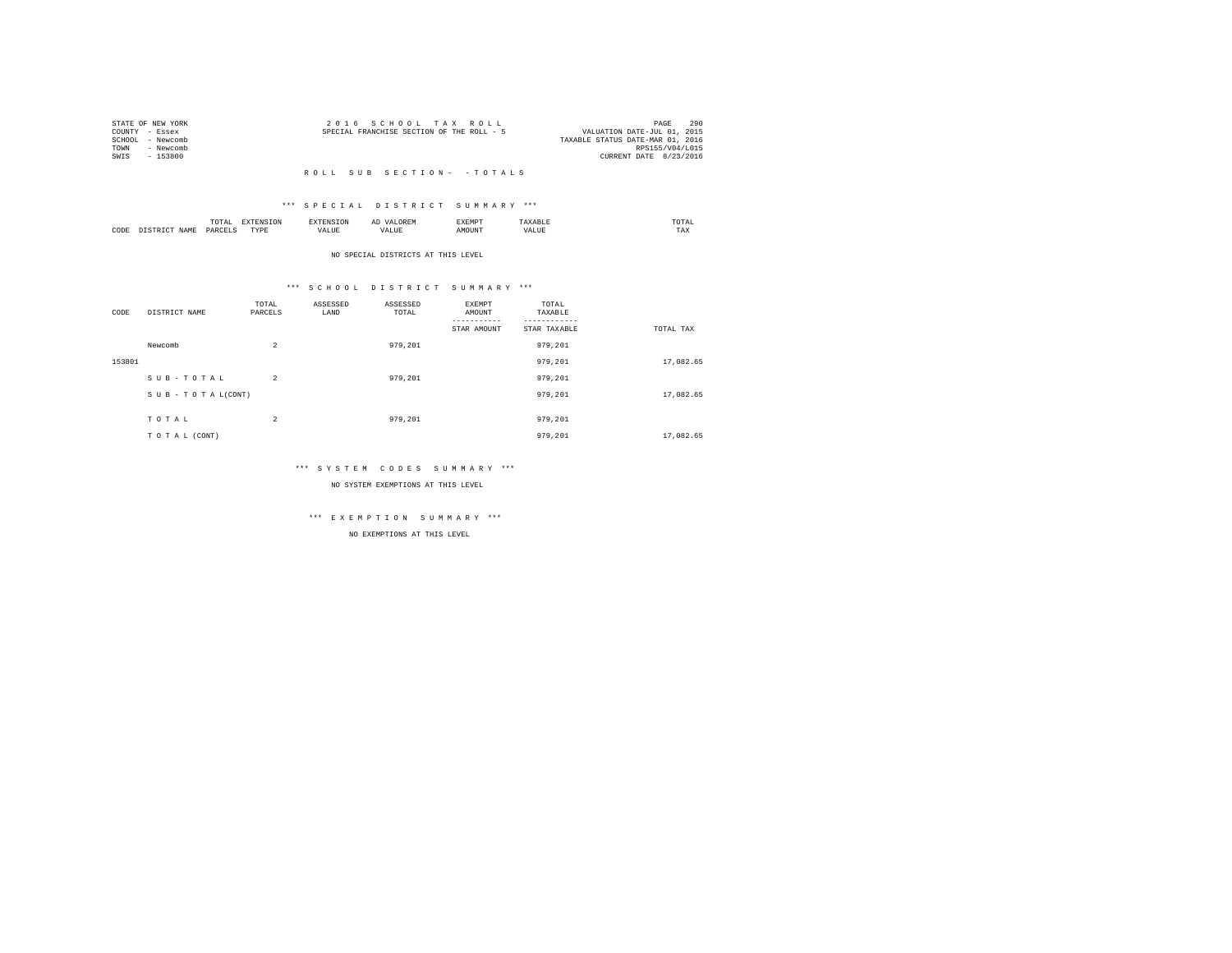STATE OF NEW YORK
COUNTY - Essex
SCHOOL - Newcomb
TOWN - Newcomb
SWIS - 153800

2 0 1 6 S C H O O L T A X R O L L
SPECIAL FRANCHISE SECTION OF THE ROLL - 5

VALUATION DATE-JUL 01, 2015
TAXABLE STATUS DATE-MAR 01, 2016
RPS155/V04/L015
CURRENT DATE 8/23/2016

R O L L S U B S E C T I O N - - T O T A L S

*** S P E C I A L D I S T R I C T S U M M A R Y ***

| CODE | DISTRICT NAME | TOTAL PARCELS | EXTENSION TYPE | EXTENSION VALUE | AD VALOREM VALUE | EXEMPT AMOUNT | TAXABLE VALUE | TOTAL TAX |
|---|---|---|---|---|---|---|---|---|

NO SPECIAL DISTRICTS AT THIS LEVEL

*** S C H O O L D I S T R I C T S U M M A R Y ***

| CODE | DISTRICT NAME | TOTAL PARCELS | ASSESSED LAND | ASSESSED TOTAL | EXEMPT AMOUNT / STAR AMOUNT | TOTAL TAXABLE / STAR TAXABLE | TOTAL TAX |
|---|---|---|---|---|---|---|---|
| | Newcomb | 2 | | 979,201 | | 979,201 | |
| 153801 | | | | | | 979,201 | 17,082.65 |
| | S U B - T O T A L | 2 | | 979,201 | | 979,201 | |
| | S U B - T O T A L(CONT) | | | | | 979,201 | 17,082.65 |
| | T O T A L | 2 | | 979,201 | | 979,201 | |
| | T O T A L (CONT) | | | | | 979,201 | 17,082.65 |

*** S Y S T E M C O D E S S U M M A R Y ***

NO SYSTEM EXEMPTIONS AT THIS LEVEL

*** E X E M P T I O N S U M M A R Y ***

NO EXEMPTIONS AT THIS LEVEL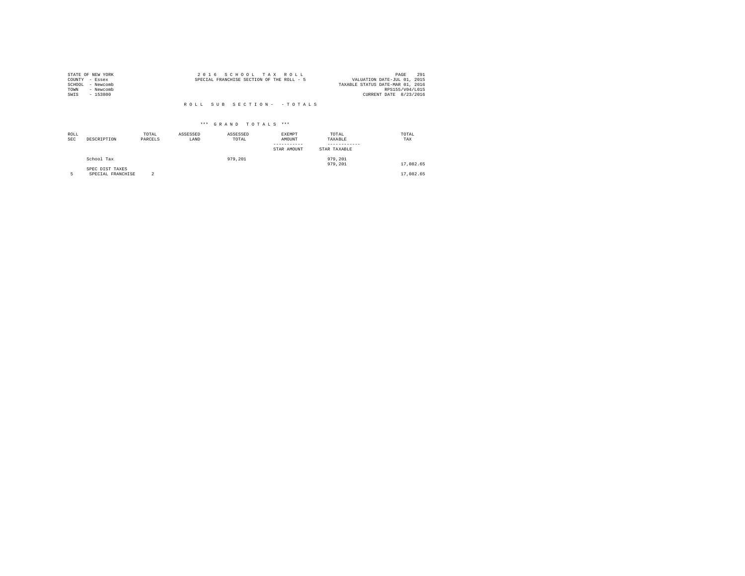STATE OF NEW YORK
COUNTY - Essex
SCHOOL - Newcomb
TOWN - Newcomb
SWIS - 153800

2 0 1 6 S C H O O L T A X R O L L
SPECIAL FRANCHISE SECTION OF THE ROLL - 5

VALUATION DATE-JUL 01, 2015
TAXABLE STATUS DATE-MAR 01, 2016
RPS155/V04/L015
CURRENT DATE 8/23/2016

R O L L S U B S E C T I O N - - T O T A L S

*** G R A N D T O T A L S ***

| ROLL SEC | DESCRIPTION | TOTAL PARCELS | ASSESSED LAND | ASSESSED TOTAL | EXEMPT AMOUNT / STAR AMOUNT | TOTAL TAXABLE / STAR TAXABLE | TOTAL TAX |
|---|---|---|---|---|---|---|---|
| | School Tax | | | 979,201 | | 979,201 | |
| | | | | | | 979,201 | 17,082.65 |
| | SPEC DIST TAXES | | | | | | |
| 5 | SPECIAL FRANCHISE | 2 | | | | | 17,082.65 |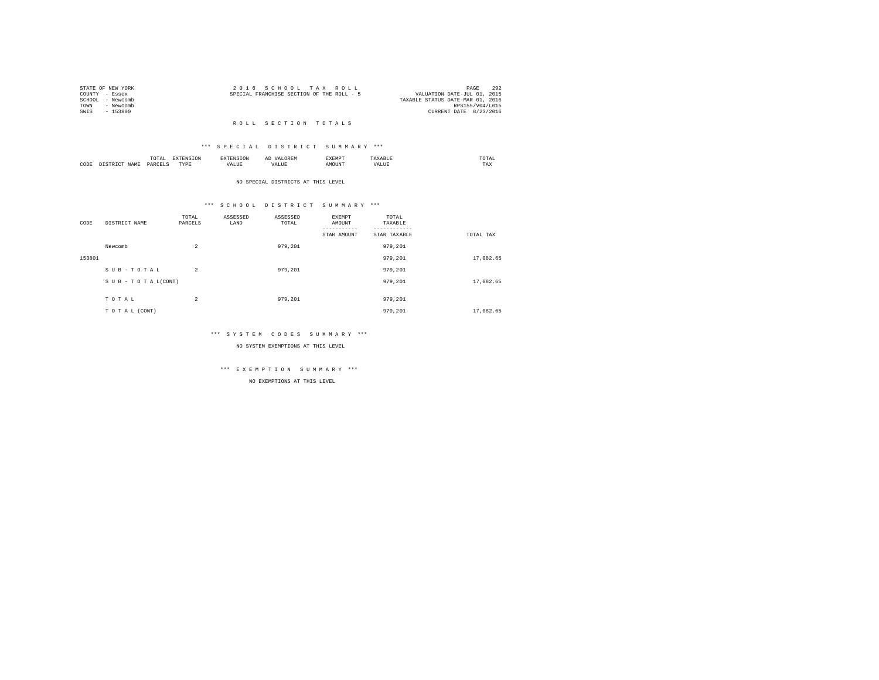STATE OF NEW YORK
COUNTY - Essex
SCHOOL - Newcomb
TOWN - Newcomb
SWIS - 153800

2 0 1 6 S C H O O L T A X R O L L
SPECIAL FRANCHISE SECTION OF THE ROLL - 5

VALUATION DATE-JUL 01, 2015
TAXABLE STATUS DATE-MAR 01, 2016
RPS155/V04/L015
CURRENT DATE 8/23/2016

# R O L L S E C T I O N T O T A L S

## *** S P E C I A L D I S T R I C T S U M M A R Y ***

| CODE | DISTRICT NAME | TOTAL PARCELS | EXTENSION TYPE | EXTENSION VALUE | AD VALOREM VALUE | EXEMPT AMOUNT | TAXABLE VALUE | TOTAL TAX |
|---|---|---|---|---|---|---|---|---|

NO SPECIAL DISTRICTS AT THIS LEVEL

## *** S C H O O L D I S T R I C T S U M M A R Y ***

| CODE | DISTRICT NAME | TOTAL PARCELS | ASSESSED LAND | ASSESSED TOTAL | EXEMPT AMOUNT / STAR AMOUNT | TOTAL TAXABLE / STAR TAXABLE | TOTAL TAX |
|---|---|---|---|---|---|---|---|
| | Newcomb | 2 | | 979,201 | | 979,201 | |
| 153801 | | | | | | 979,201 | 17,082.65 |
| | S U B - T O T A L | 2 | | 979,201 | | 979,201 | |
| | S U B - T O T A L(CONT) | | | | | 979,201 | 17,082.65 |
| | T O T A L | 2 | | 979,201 | | 979,201 | |
| | T O T A L (CONT) | | | | | 979,201 | 17,082.65 |

## *** S Y S T E M C O D E S S U M M A R Y ***

NO SYSTEM EXEMPTIONS AT THIS LEVEL

## *** E X E M P T I O N S U M M A R Y ***

NO EXEMPTIONS AT THIS LEVEL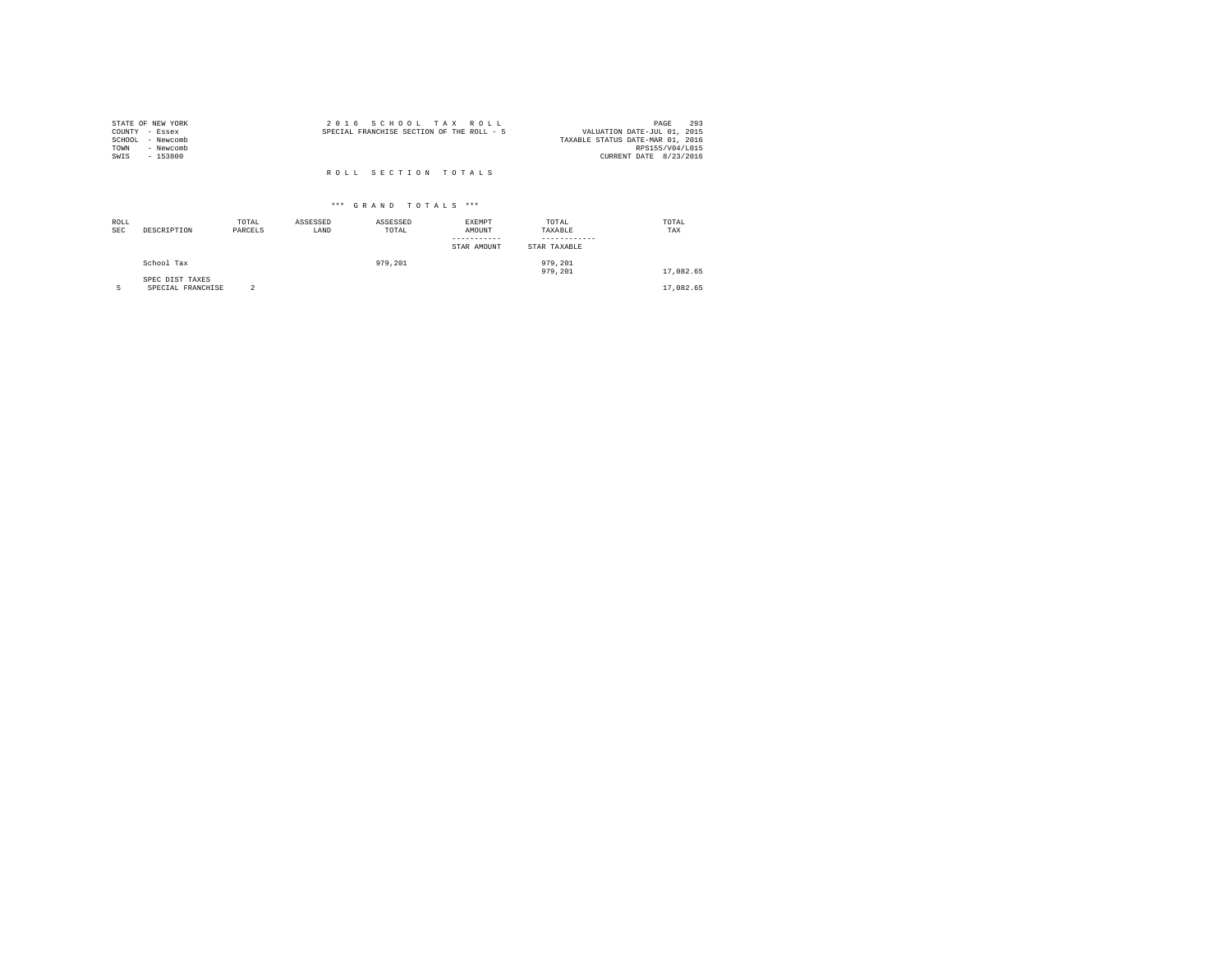STATE OF NEW YORK
COUNTY - Essex
SCHOOL - Newcomb
TOWN - Newcomb
SWIS - 153800

2 0 1 6 S C H O O L T A X R O L L
SPECIAL FRANCHISE SECTION OF THE ROLL - 5

VALUATION DATE-JUL 01, 2015
TAXABLE STATUS DATE-MAR 01, 2016
RPS155/V04/L015
CURRENT DATE 8/23/2016

R O L L S E C T I O N T O T A L S

\*\*\* G R A N D T O T A L S \*\*\*

| ROLL SEC | DESCRIPTION | TOTAL PARCELS | ASSESSED LAND | ASSESSED TOTAL | EXEMPT AMOUNT / STAR AMOUNT | TOTAL TAXABLE / STAR TAXABLE | TOTAL TAX |
|---|---|---|---|---|---|---|---|
| | School Tax | | | 979,201 | | 979,201 | |
| | | | | | | 979,201 | 17,082.65 |
| | SPEC DIST TAXES | | | | | | |
| 5 | SPECIAL FRANCHISE | 2 | | | | | 17,082.65 |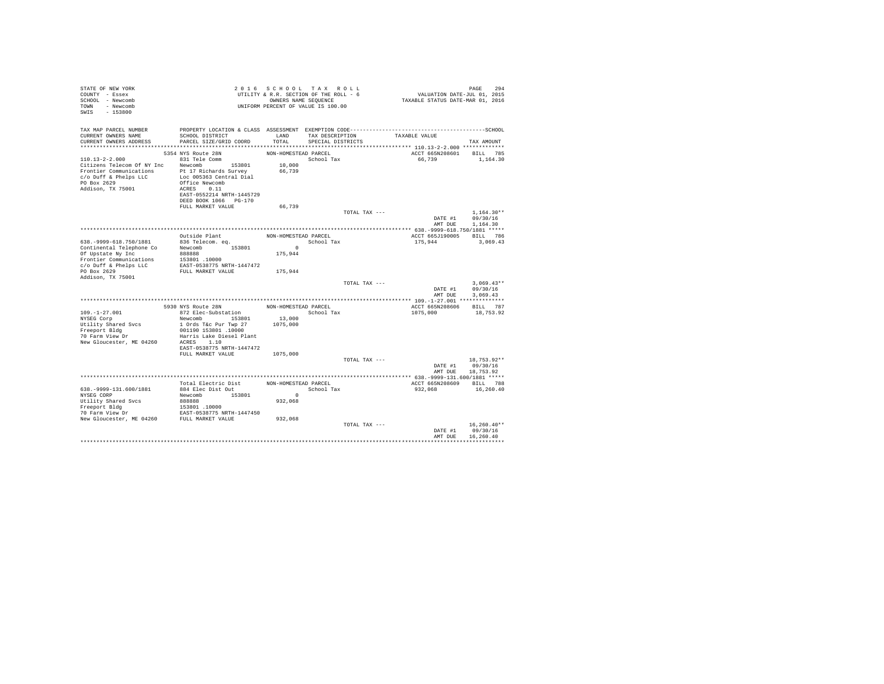STATE OF NEW YORK
COUNTY - Essex
SCHOOL - Newcomb
TOWN - Newcomb
SWIS - 153800

2 0 1 6 S C H O O L T A X R O L L
UTILITY & R.R. SECTION OF THE ROLL - 6
OWNERS NAME SEQUENCE
UNIFORM PERCENT OF VALUE IS 100.00

PAGE 294
VALUATION DATE-JUL 01, 2015
TAXABLE STATUS DATE-MAR 01, 2016

| TAX MAP PARCEL NUMBER / CURRENT OWNERS NAME / CURRENT OWNERS ADDRESS | PROPERTY LOCATION & CLASS / SCHOOL DISTRICT / PARCEL SIZE/GRID COORD | ASSESSMENT LAND / TOTAL | EXEMPTION CODE / TAX DESCRIPTION / SPECIAL DISTRICTS | TAXABLE VALUE | TAX AMOUNT |
|---|---|---|---|---|---|
| 110.13-2-2.000 | 5354 NYS Route 28N | NON-HOMESTEAD PARCEL | | ACCT 665N208601 | BILL 785 |
| Citizens Telecom Of NY Inc | 831 Tele Comm | | School Tax | 66,739 | 1,164.30 |
| Frontier Communications | Newcomb 153801 | 10,000 | | | |
| c/o Duff & Phelps LLC | Pt 17 Richards Survey | 66,739 | | | |
| PO Box 2629 | Loc 005363 Central Dial | | | | |
| Addison, TX 75001 | Office Newcomb | | | | |
| | ACRES 0.11 | | | | |
| | EAST-0552214 NRTH-1445729 | | | | |
| | DEED BOOK 1066 PG-170 | | | | |
| | FULL MARKET VALUE | 66,739 | | | |
| | | | TOTAL TAX --- | | 1,164.30** |
| | | | | DATE #1 | 09/30/16 |
| | | | | AMT DUE | 1,164.30 |
| 638.-9999-618.750/1881 | Outside Plant | NON-HOMESTEAD PARCEL | | ACCT 665J190005 | BILL 786 |
| Continental Telephone Co | 836 Telecom. eq. | | School Tax | 175,944 | 3,069.43 |
| Of Upstate Ny Inc | Newcomb 153801 | 0 | | | |
| Frontier Communications | 888888 | 175,944 | | | |
| c/o Duff & Phelps LLC | 153801 .10000 | | | | |
| PO Box 2629 | EAST-0538775 NRTH-1447472 | | | | |
| Addison, TX 75001 | FULL MARKET VALUE | 175,944 | | | |
| | | | TOTAL TAX --- | | 3,069.43** |
| | | | | DATE #1 | 09/30/16 |
| | | | | AMT DUE | 3,069.43 |
| 109.-1-27.001 | 5930 NYS Route 28N | NON-HOMESTEAD PARCEL | | ACCT 665N208606 | BILL 787 |
| NYSEG Corp | 872 Elec-Substation | | School Tax | 1075,000 | 18,753.92 |
| Utility Shared Svcs | Newcomb 153801 | 13,000 | | | |
| Freeport Bldg | 1 Ords T&c Pur Twp 27 | 1075,000 | | | |
| 70 Farm View Dr | 001190 153801 .10000 | | | | |
| New Gloucester, ME 04260 | Harris Lake Diesel Plant | | | | |
| | ACRES 1.10 | | | | |
| | EAST-0538775 NRTH-1447472 | | | | |
| | FULL MARKET VALUE | 1075,000 | | | |
| | | | TOTAL TAX --- | | 18,753.92** |
| | | | | DATE #1 | 09/30/16 |
| | | | | AMT DUE | 18,753.92 |
| 638.-9999-131.600/1881 | Total Electric Dist | NON-HOMESTEAD PARCEL | | ACCT 665N208609 | BILL 788 |
| NYSEG CORP | 884 Elec Dist Out | | School Tax | 932,068 | 16,260.40 |
| Utility Shared Svcs | Newcomb 153801 | 0 | | | |
| Freeport Bldg | 888888 | 932,068 | | | |
| 70 Farm View Dr | 153801 .10000 | | | | |
| New Gloucester, ME 04260 | EAST-0538775 NRTH-1447450 | | | | |
| | FULL MARKET VALUE | 932,068 | | | |
| | | | TOTAL TAX --- | | 16,260.40** |
| | | | | DATE #1 | 09/30/16 |
| | | | | AMT DUE | 16,260.40 |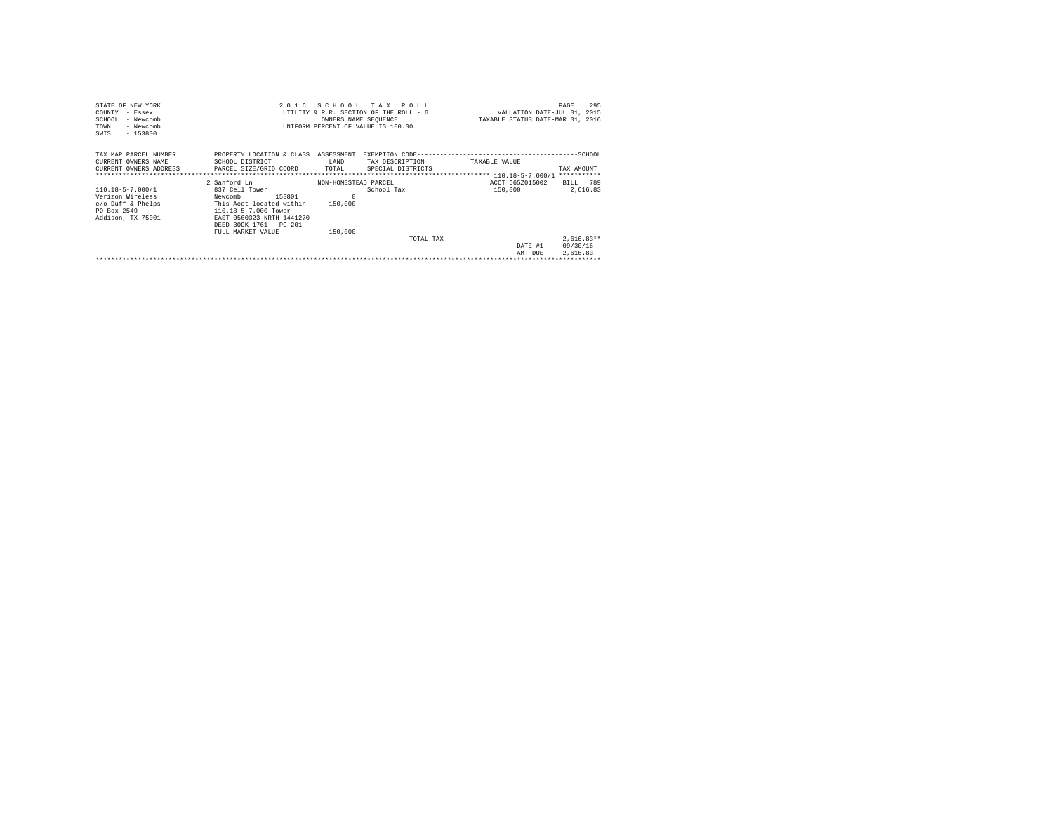STATE OF NEW YORK
COUNTY - Essex
SCHOOL - Newcomb
TOWN - Newcomb
SWIS - 153800

2 0 1 6 S C H O O L T A X R O L L
UTILITY & R.R. SECTION OF THE ROLL - 6
OWNERS NAME SEQUENCE
UNIFORM PERCENT OF VALUE IS 100.00

VALUATION DATE-JUL 01, 2015
TAXABLE STATUS DATE-MAR 01, 2016

| TAX MAP PARCEL NUMBER / CURRENT OWNERS NAME / CURRENT OWNERS ADDRESS | PROPERTY LOCATION & CLASS / SCHOOL DISTRICT / PARCEL SIZE/GRID COORD | ASSESSMENT / LAND / TOTAL | EXEMPTION CODE / TAX DESCRIPTION / SPECIAL DISTRICTS | TAXABLE VALUE | TAX AMOUNT |
|---|---|---|---|---|---|
| | 2 Sanford Ln | NON-HOMESTEAD PARCEL | | ACCT 665Z015002 | BILL 789 |
| 110.18-5-7.000/1 | 837 Cell Tower | | School Tax | 150,000 | 2,616.83 |
| Verizon Wireless | Newcomb 153801 | 0 | | | |
| c/o Duff & Phelps | This Acct located within | 150,000 | | | |
| PO Box 2549 | 110.18-5-7.000 Tower | | | | |
| Addison, TX 75001 | EAST-0560323 NRTH-1441270 | | | | |
| | DEED BOOK 1761 PG-201 | | | | |
| | FULL MARKET VALUE | 150,000 | | | |
| | | | TOTAL TAX --- | | 2,616.83** |
| | | | | DATE #1 | 09/30/16 |
| | | | | AMT DUE | 2,616.83 |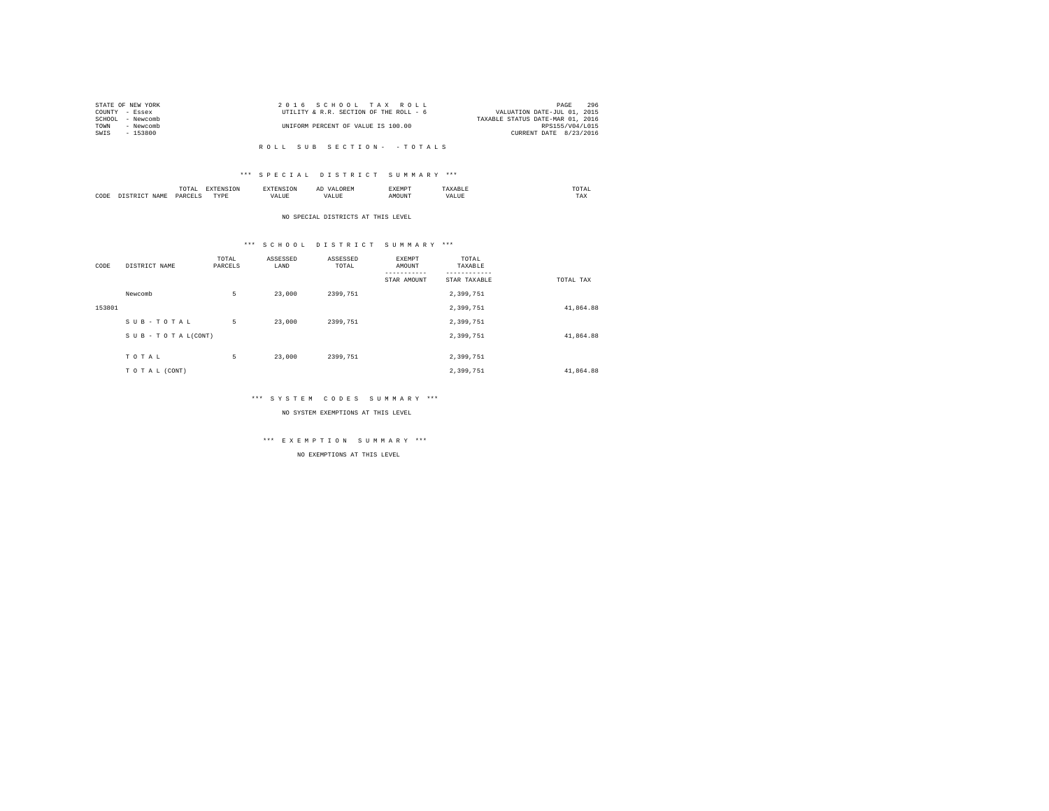STATE OF NEW YORK
COUNTY - Essex
SCHOOL - Newcomb
TOWN - Newcomb
SWIS - 153800

2 0 1 6 S C H O O L T A X R O L L
UTILITY & R.R. SECTION OF THE ROLL - 6
UNIFORM PERCENT OF VALUE IS 100.00

VALUATION DATE-JUL 01, 2015
TAXABLE STATUS DATE-MAR 01, 2016
RPS155/V04/L015
CURRENT DATE 8/23/2016

R O L L S U B S E C T I O N - - T O T A L S

### *** S P E C I A L D I S T R I C T S U M M A R Y ***

| CODE | DISTRICT NAME | TOTAL PARCELS | EXTENSION TYPE | EXTENSION VALUE | AD VALOREM VALUE | EXEMPT AMOUNT | TAXABLE VALUE | TOTAL TAX |
|---|---|---|---|---|---|---|---|---|

NO SPECIAL DISTRICTS AT THIS LEVEL

### *** S C H O O L D I S T R I C T S U M M A R Y ***

| CODE | DISTRICT NAME | TOTAL PARCELS | ASSESSED LAND | ASSESSED TOTAL | EXEMPT AMOUNT / STAR AMOUNT | TOTAL TAXABLE / STAR TAXABLE | TOTAL TAX |
|---|---|---|---|---|---|---|---|
| | Newcomb | 5 | 23,000 | 2399,751 | | 2,399,751 | |
| 153801 | | | | | | 2,399,751 | 41,864.88 |
| | S U B - T O T A L | 5 | 23,000 | 2399,751 | | 2,399,751 | |
| | S U B - T O T A L(CONT) | | | | | 2,399,751 | 41,864.88 |
| | T O T A L | 5 | 23,000 | 2399,751 | | 2,399,751 | |
| | T O T A L (CONT) | | | | | 2,399,751 | 41,864.88 |

### *** S Y S T E M C O D E S S U M M A R Y ***

NO SYSTEM EXEMPTIONS AT THIS LEVEL

### *** E X E M P T I O N S U M M A R Y ***

NO EXEMPTIONS AT THIS LEVEL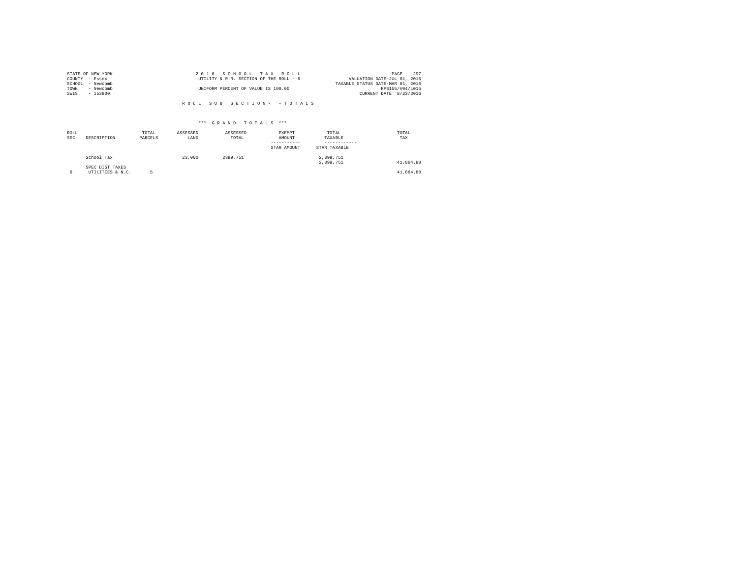STATE OF NEW YORK
COUNTY - Essex
SCHOOL - Newcomb
TOWN - Newcomb
SWIS - 153800

2016 SCHOOL TAX ROLL
UTILITY & R.R. SECTION OF THE ROLL - 6
UNIFORM PERCENT OF VALUE IS 100.00

VALUATION DATE-JUL 01, 2015
TAXABLE STATUS DATE-MAR 01, 2016
RPS155/V04/L015
CURRENT DATE 8/23/2016

R O L L  S U B  S E C T I O N -  - T O T A L S

\*\*\* G R A N D  T O T A L S \*\*\*

| ROLL SEC | DESCRIPTION | TOTAL PARCELS | ASSESSED LAND | ASSESSED TOTAL | EXEMPT AMOUNT / STAR AMOUNT | TOTAL TAXABLE / STAR TAXABLE | TOTAL TAX |
|---|---|---|---|---|---|---|---|
| | School Tax | | 23,000 | 2399,751 | | 2,399,751<br>2,399,751 | 41,864.88 |
| | SPEC DIST TAXES | | | | | | |
| 6 | UTILITIES & N.C. | 5 | | | | | 41,864.88 |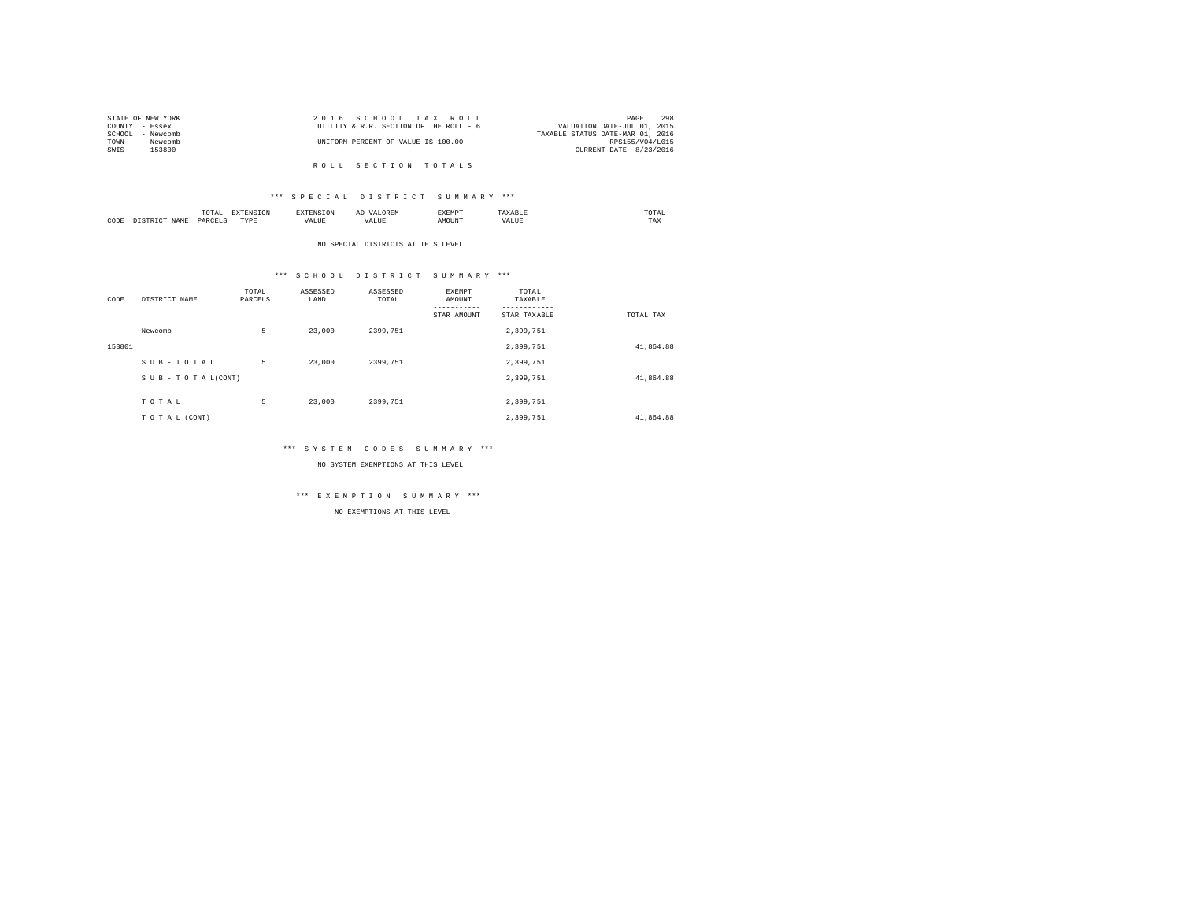STATE OF NEW YORK
COUNTY - Essex
SCHOOL - Newcomb
TOWN - Newcomb
SWIS - 153800

2 0 1 6 S C H O O L T A X R O L L
UTILITY & R.R. SECTION OF THE ROLL - 6
UNIFORM PERCENT OF VALUE IS 100.00

VALUATION DATE-JUL 01, 2015
TAXABLE STATUS DATE-MAR 01, 2016
RPS155/V04/L015
CURRENT DATE 8/23/2016

R O L L S E C T I O N T O T A L S

*** S P E C I A L D I S T R I C T S U M M A R Y ***

| CODE | DISTRICT NAME | TOTAL PARCELS | EXTENSION TYPE | EXTENSION VALUE | AD VALOREM VALUE | EXEMPT AMOUNT | TAXABLE VALUE | TOTAL TAX |
|---|---|---|---|---|---|---|---|---|

NO SPECIAL DISTRICTS AT THIS LEVEL

*** S C H O O L D I S T R I C T S U M M A R Y ***

| CODE | DISTRICT NAME | TOTAL PARCELS | ASSESSED LAND | ASSESSED TOTAL | EXEMPT AMOUNT / STAR AMOUNT | TOTAL TAXABLE / STAR TAXABLE | TOTAL TAX |
|---|---|---|---|---|---|---|---|
| | Newcomb | 5 | 23,000 | 2399,751 | | 2,399,751 | |
| 153801 | | | | | | 2,399,751 | 41,864.88 |
| | S U B - T O T A L | 5 | 23,000 | 2399,751 | | 2,399,751 | |
| | S U B - T O T A L(CONT) | | | | | 2,399,751 | 41,864.88 |
| | T O T A L | 5 | 23,000 | 2399,751 | | 2,399,751 | |
| | T O T A L (CONT) | | | | | 2,399,751 | 41,864.88 |

*** S Y S T E M C O D E S S U M M A R Y ***

NO SYSTEM EXEMPTIONS AT THIS LEVEL

*** E X E M P T I O N S U M M A R Y ***

NO EXEMPTIONS AT THIS LEVEL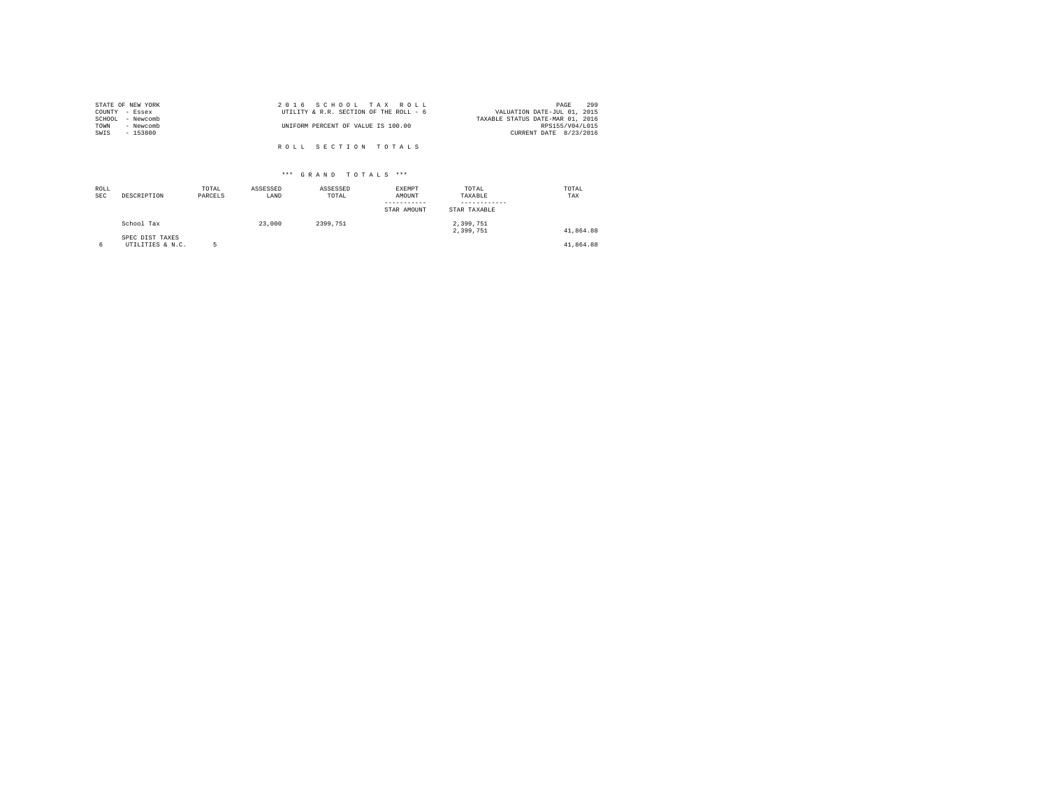STATE OF NEW YORK
COUNTY - Essex
SCHOOL - Newcomb
TOWN - Newcomb
SWIS - 153800

2 0 1 6 S C H O O L T A X R O L L
UTILITY & R.R. SECTION OF THE ROLL - 6

UNIFORM PERCENT OF VALUE IS 100.00

VALUATION DATE-JUL 01, 2015
TAXABLE STATUS DATE-MAR 01, 2016
RPS155/V04/L015
CURRENT DATE 8/23/2016

R O L L S E C T I O N T O T A L S

*** G R A N D T O T A L S ***

| ROLL SEC | DESCRIPTION | TOTAL PARCELS | ASSESSED LAND | ASSESSED TOTAL | EXEMPT AMOUNT / STAR AMOUNT | TOTAL TAXABLE / STAR TAXABLE | TOTAL TAX |
|---|---|---|---|---|---|---|---|
| | School Tax | | 23,000 | 2399,751 | | 2,399,751<br>2,399,751 | 41,864.88 |
| | SPEC DIST TAXES | | | | | | |
| 6 | UTILITIES & N.C. | 5 | | | | | 41,864.88 |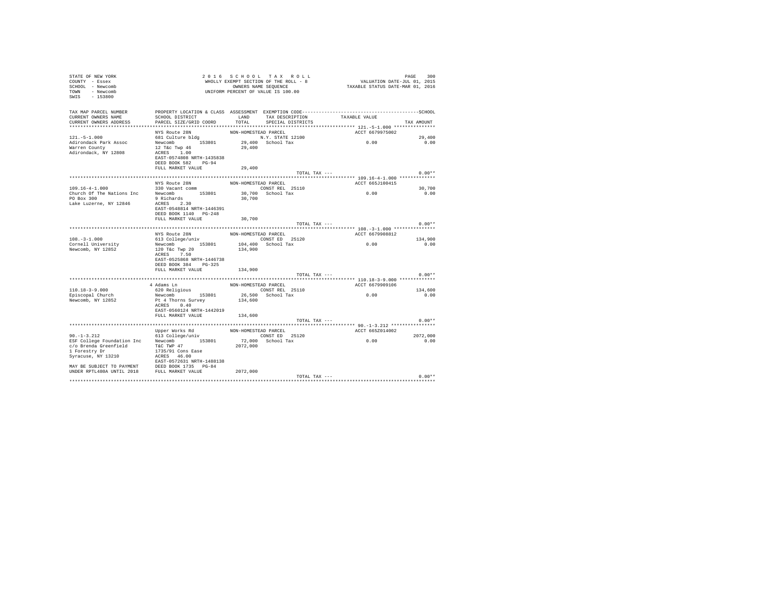STATE OF NEW YORK
COUNTY - Essex
SCHOOL - Newcomb
TOWN - Newcomb
SWIS - 153800

2 0 1 6 S C H O O L T A X R O L L
WHOLLY EXEMPT SECTION OF THE ROLL - 8
OWNERS NAME SEQUENCE
UNIFORM PERCENT OF VALUE IS 100.00

VALUATION DATE-JUL 01, 2015
TAXABLE STATUS DATE-MAR 01, 2016

```
TAX MAP PARCEL NUMBER      PROPERTY LOCATION & CLASS  ASSESSMENT  EXEMPTION CODE-----------------------------------------------SCHOOL
CURRENT OWNERS NAME        SCHOOL DISTRICT            LAND        TAX DESCRIPTION            TAXABLE VALUE
CURRENT OWNERS ADDRESS     PARCEL SIZE/GRID COORD     TOTAL       SPECIAL DISTRICTS                                        TAX AMOUNT
*********************************************************************************************** 121.-5-1.000 ***************
                           NYS Route 28N              NON-HOMESTEAD PARCEL                       ACCT 6679975002
121.-5-1.000               681 Culture bldg                       N.Y. STATE 12100                                         29,400
Adirondack Park Assoc      Newcomb       153801         29,400    School Tax                         0.00                    0.00
Warren County              12 T&c Twp 46                29,400
Adirondack, NY 12808       ACRES    1.00
                           EAST-0574808 NRTH-1435838
                           DEED BOOK 582    PG-94
                           FULL MARKET VALUE            29,400
                                                                              TOTAL TAX ---                                  0.00**
*********************************************************************************************** 109.16-4-1.000 *************
                           NYS Route 28N              NON-HOMESTEAD PARCEL                       ACCT 665J100415
109.16-4-1.000             330 Vacant comm                        CONST REL  25110                                         30,700
Church Of The Nations Inc  Newcomb       153801         30,700    School Tax                         0.00                    0.00
PO Box 300                 9 Richards                   30,700
Lake Luzerne, NY 12846     ACRES    2.30
                           EAST-0548814 NRTH-1446391
                           DEED BOOK 1140   PG-248
                           FULL MARKET VALUE            30,700
                                                                              TOTAL TAX ---                                  0.00**
*********************************************************************************************** 108.-3-1.000 ***************
                           NYS Route 28N              NON-HOMESTEAD PARCEL                       ACCT 6679908812
108.-3-1.000               613 College/univ                       CONST ED   25120                                        134,900
Cornell University         Newcomb       153801        104,400    School Tax                         0.00                    0.00
Newcomb, NY 12852          120 T&c Twp 20              134,900
                           ACRES    7.50
                           EAST-0525868 NRTH-1446738
                           DEED BOOK 384    PG-325
                           FULL MARKET VALUE           134,900
                                                                              TOTAL TAX ---                                  0.00**
*********************************************************************************************** 110.18-3-9.000 *************
                           4 Adams Ln                 NON-HOMESTEAD PARCEL                       ACCT 6679909106
110.18-3-9.000             620 Religious                          CONST REL  25110                                        134,600
Episcopal Church           Newcomb       153801         26,500    School Tax                         0.00                    0.00
Newcomb, NY 12852          Pt 4 Thorns Survey          134,600
                           ACRES    0.40
                           EAST-0560124 NRTH-1442019
                           FULL MARKET VALUE           134,600
                                                                              TOTAL TAX ---                                  0.00**
*********************************************************************************************** 90.-1-3.212 ****************
                           Upper Works Rd             NON-HOMESTEAD PARCEL                       ACCT 665Z014002
90.-1-3.212                613 College/univ                       CONST ED   25120                                       2072,000
ESF College Foundation Inc Newcomb       153801         72,000    School Tax                         0.00                    0.00
c/o Brenda Greenfield      T&C TWP 47                 2072,000
1 Forestry Dr              1735/91 Cons Ease
Syracuse, NY 13210         ACRES   46.00
                           EAST-0572631 NRTH-1488138
MAY BE SUBJECT TO PAYMENT  DEED BOOK 1735   PG-84
UNDER RPTL480A UNTIL 2018  FULL MARKET VALUE          2072,000
                                                                              TOTAL TAX ---                                  0.00**
****************************************************************************************************************************
```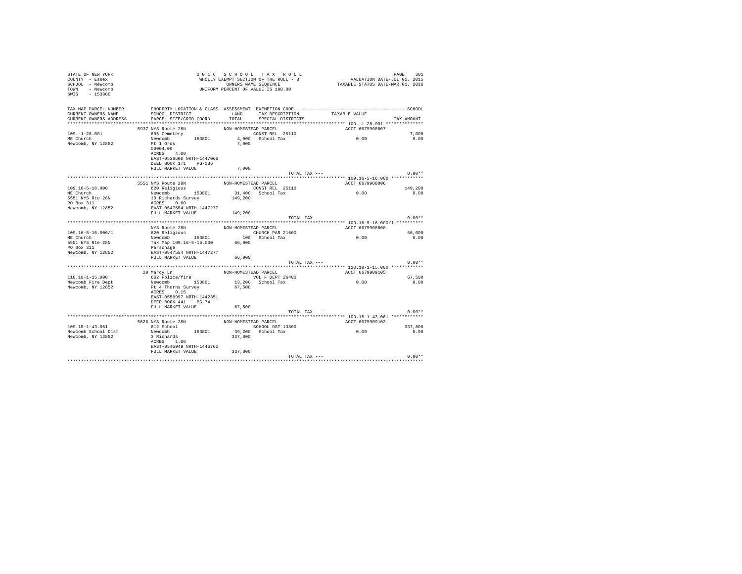STATE OF NEW YORK
COUNTY - Essex
SCHOOL - Newcomb
TOWN - Newcomb
SWIS - 153800

2016 SCHOOL TAX ROLL
WHOLLY EXEMPT SECTION OF THE ROLL - 8
OWNERS NAME SEQUENCE
UNIFORM PERCENT OF VALUE IS 100.00

VALUATION DATE-JUL 01, 2015
TAXABLE STATUS DATE-MAR 01, 2016

| TAX MAP PARCEL NUMBER / CURRENT OWNERS NAME / CURRENT OWNERS ADDRESS | PROPERTY LOCATION & CLASS / SCHOOL DISTRICT / PARCEL SIZE/GRID COORD | ASSESSMENT LAND / TOTAL | EXEMPTION CODE / TAX DESCRIPTION / SPECIAL DISTRICTS | TAXABLE VALUE | SCHOOL / TAX AMOUNT |
|---|---|---|---|---|---|
| 109.-1-28.001 | 5937 NYS Route 28N | NON-HOMESTEAD PARCEL | | ACCT 6679908807 | |
| ME Church | 695 Cemetery | | CONST REL 25110 | | 7,000 |
| Newcomb, NY 12852 | Newcomb 153801 | 4,000 | School Tax | 0.00 | 0.00 |
| | Pt 1 Ords | 7,000 | | | |
| | 00004.00 | | | | |
| | ACRES 4.00 | | | | |
| | EAST-0538600 NRTH-1447066 | | | | |
| | DEED BOOK 171 PG-186 | | | | |
| | FULL MARKET VALUE | 7,000 | | | |
| | | | TOTAL TAX --- | | 0.00** |
| 109.16-5-16.000 | 5551 NYS Route 28N | NON-HOMESTEAD PARCEL | | ACCT 6679908806 | |
| ME Church | 620 Religious | | CONST REL 25110 | | 149,200 |
| 5551 NYS Rte 28N | Newcomb 153801 | 31,400 | School Tax | 0.00 | 0.00 |
| PO Box 311 | 10 Richards Survey | 149,200 | | | |
| Newcomb, NY 12852 | ACRES 0.60 | | | | |
| | EAST-0547554 NRTH-1447277 | | | | |
| | FULL MARKET VALUE | 149,200 | | | |
| | | | TOTAL TAX --- | | 0.00** |
| 109.16-5-16.000/1 | NYS Route 28N | NON-HOMESTEAD PARCEL | | ACCT 6679908808 | |
| ME Church | 620 Religious | | CHURCH PAR 21600 | | 66,000 |
| 5551 NYS Rte 28N | Newcomb 153801 | 100 | School Tax | 0.00 | 0.00 |
| PO Box 311 | Tax Map 109.16-5-16.000 | 66,000 | | | |
| Newcomb, NY 12852 | Parsonage | | | | |
| | EAST-0547554 NRTH-1447277 | | | | |
| | FULL MARKET VALUE | 66,000 | | | |
| | | | TOTAL TAX --- | | 0.00** |
| 110.18-1-15.000 | 20 Marcy Ln | NON-HOMESTEAD PARCEL | | ACCT 6679909105 | |
| Newcomb Fire Dept | 662 Police/fire | | VOL F DEPT 26400 | | 67,500 |
| Newcomb, NY 12852 | Newcomb 153801 | 13,200 | School Tax | 0.00 | 0.00 |
| | Pt 4 Thorns Survey | 67,500 | | | |
| | ACRES 0.15 | | | | |
| | EAST-0558997 NRTH-1442351 | | | | |
| | DEED BOOK 441 PG-74 | | | | |
| | FULL MARKET VALUE | 67,500 | | | |
| | | | TOTAL TAX --- | | 0.00** |
| 109.15-1-43.061 | 5626 NYS Route 28N | NON-HOMESTEAD PARCEL | | ACCT 6679909103 | |
| Newcomb School Dist | 612 School | | SCHOOL DST 13800 | | 337,800 |
| Newcomb, NY 12852 | Newcomb 153801 | 39,200 | School Tax | 0.00 | 0.00 |
| | 3 Richards | 337,800 | | | |
| | ACRES 1.00 | | | | |
| | EAST-0545949 NRTH-1446762 | | | | |
| | FULL MARKET VALUE | 337,800 | | | |
| | | | TOTAL TAX --- | | 0.00** |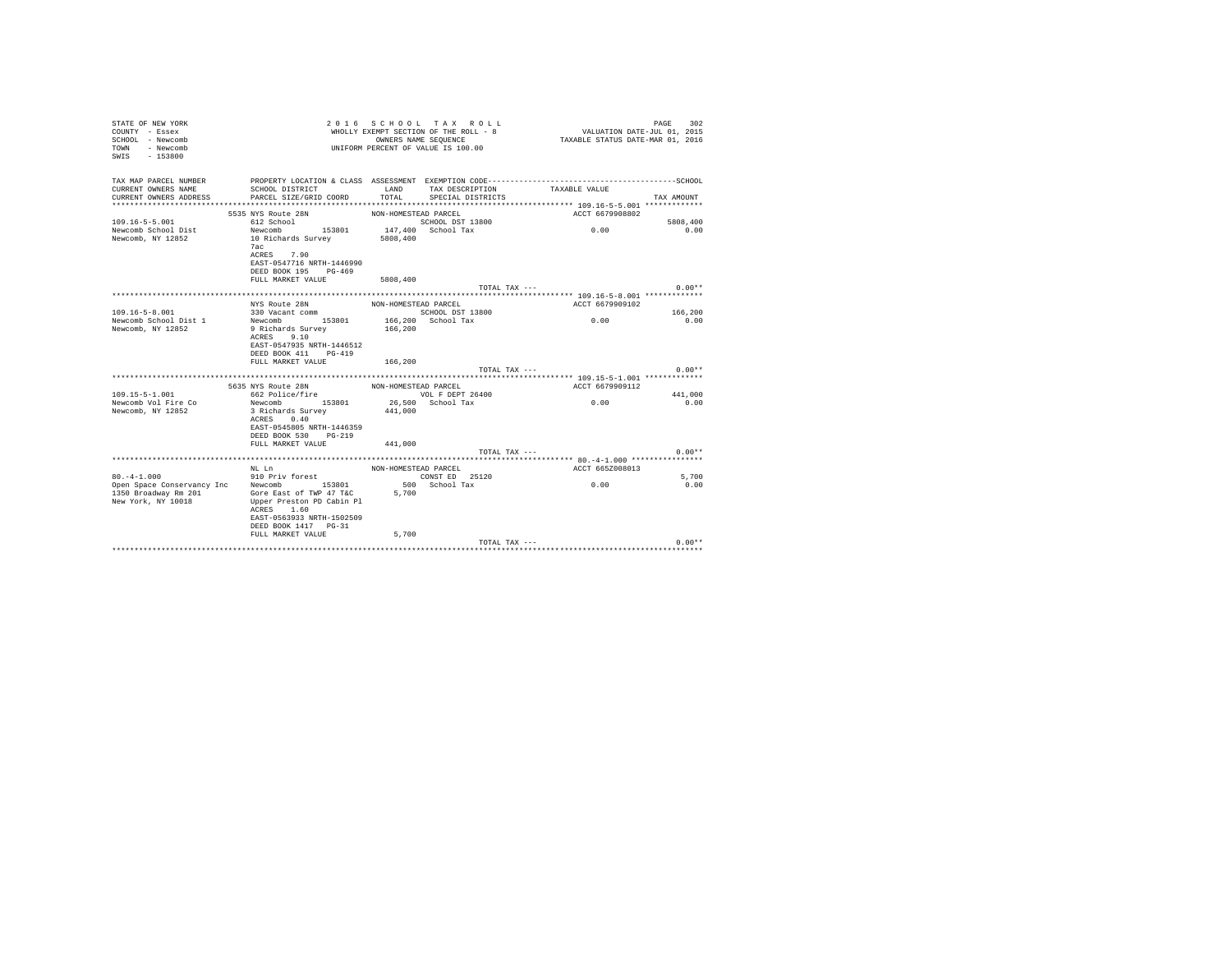STATE OF NEW YORK
COUNTY - Essex
SCHOOL - Newcomb
TOWN - Newcomb
SWIS - 153800

2016 SCHOOL TAX ROLL
WHOLLY EXEMPT SECTION OF THE ROLL - 8
OWNERS NAME SEQUENCE
UNIFORM PERCENT OF VALUE IS 100.00

VALUATION DATE-JUL 01, 2015
TAXABLE STATUS DATE-MAR 01, 2016

| TAX MAP PARCEL NUMBER / CURRENT OWNERS NAME / CURRENT OWNERS ADDRESS | PROPERTY LOCATION & CLASS / SCHOOL DISTRICT / PARCEL SIZE/GRID COORD | ASSESSMENT LAND / TOTAL | EXEMPTION CODE / TAX DESCRIPTION / SPECIAL DISTRICTS | TAXABLE VALUE | SCHOOL / TAX AMOUNT |
|---|---|---|---|---|---|
| **109.16-5-5.001** | 5535 NYS Route 28N | NON-HOMESTEAD PARCEL | | ACCT 6679908802 | |
| 109.16-5-5.001 | 612 School | | SCHOOL DST 13800 | | 5808,400 |
| Newcomb School Dist | Newcomb 153801 | 147,400 | School Tax | 0.00 | 0.00 |
| Newcomb, NY 12852 | 10 Richards Survey | 5808,400 | | | |
| | 7ac | | | | |
| | ACRES 7.90 | | | | |
| | EAST-0547716 NRTH-1446990 | | | | |
| | DEED BOOK 195 PG-469 | | | | |
| | FULL MARKET VALUE | 5808,400 | | | |
| | | | TOTAL TAX --- | | 0.00** |
| **109.16-5-8.001** | NYS Route 28N | NON-HOMESTEAD PARCEL | | ACCT 6679909102 | |
| 109.16-5-8.001 | 330 Vacant comm | | SCHOOL DST 13800 | | 166,200 |
| Newcomb School Dist 1 | Newcomb 153801 | 166,200 | School Tax | 0.00 | 0.00 |
| Newcomb, NY 12852 | 9 Richards Survey | 166,200 | | | |
| | ACRES 9.10 | | | | |
| | EAST-0547935 NRTH-1446512 | | | | |
| | DEED BOOK 411 PG-419 | | | | |
| | FULL MARKET VALUE | 166,200 | | | |
| | | | TOTAL TAX --- | | 0.00** |
| **109.15-5-1.001** | 5635 NYS Route 28N | NON-HOMESTEAD PARCEL | | ACCT 6679909112 | |
| 109.15-5-1.001 | 662 Police/fire | | VOL F DEPT 26400 | | 441,000 |
| Newcomb Vol Fire Co | Newcomb 153801 | 26,500 | School Tax | 0.00 | 0.00 |
| Newcomb, NY 12852 | 3 Richards Survey | 441,000 | | | |
| | ACRES 0.40 | | | | |
| | EAST-0545805 NRTH-1446359 | | | | |
| | DEED BOOK 530 PG-219 | | | | |
| | FULL MARKET VALUE | 441,000 | | | |
| | | | TOTAL TAX --- | | 0.00** |
| **80.-4-1.000** | NL Ln | NON-HOMESTEAD PARCEL | | ACCT 665Z008013 | |
| 80.-4-1.000 | 910 Priv forest | | CONST ED 25120 | | 5,700 |
| Open Space Conservancy Inc | Newcomb 153801 | 500 | School Tax | 0.00 | 0.00 |
| 1350 Broadway Rm 201 | Gore East of TWP 47 T&C | 5,700 | | | |
| New York, NY 10018 | Upper Preston PD Cabin Pl | | | | |
| | ACRES 1.60 | | | | |
| | EAST-0563933 NRTH-1502509 | | | | |
| | DEED BOOK 1417 PG-31 | | | | |
| | FULL MARKET VALUE | 5,700 | | | |
| | | | TOTAL TAX --- | | 0.00** |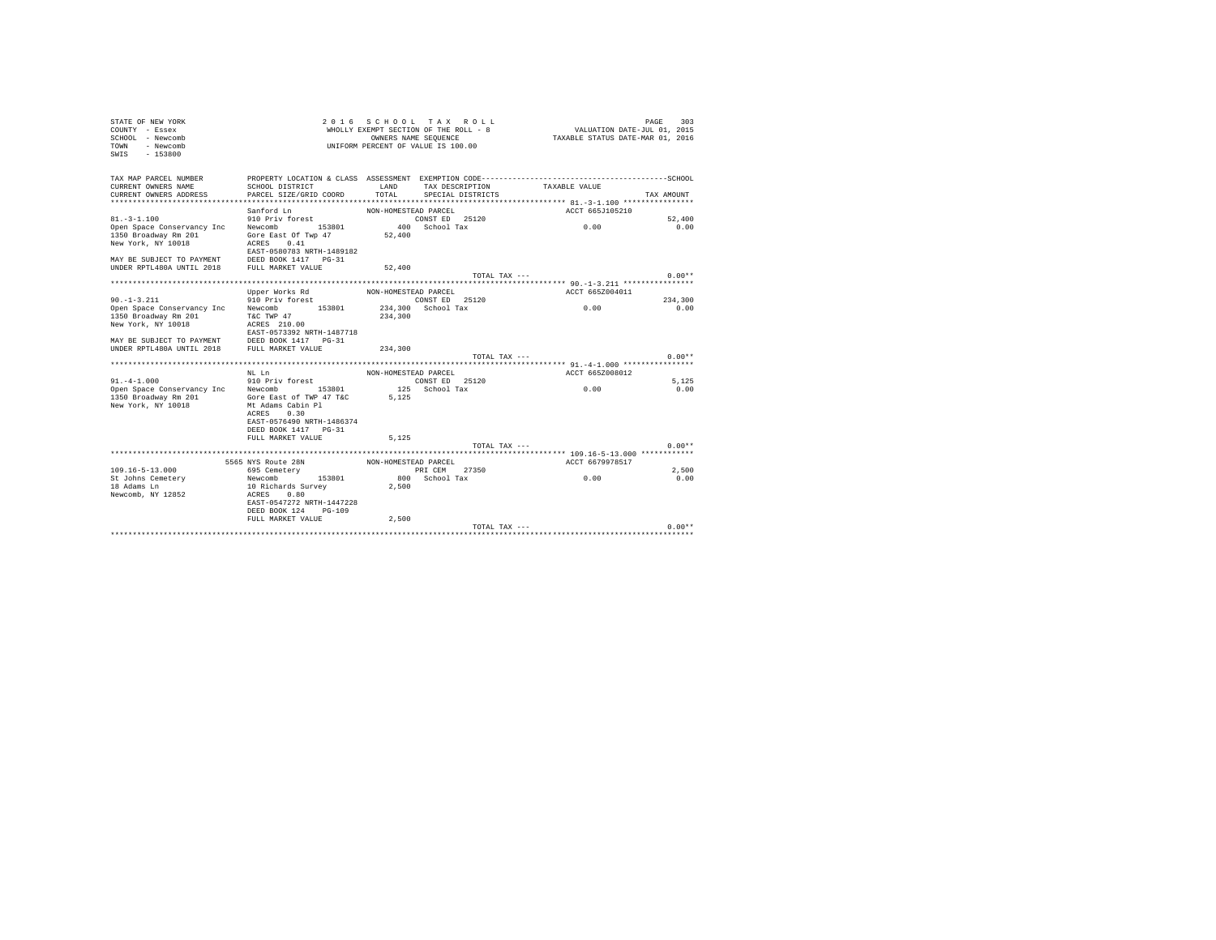```
STATE OF NEW YORK                    2 0 1 6   S C H O O L   T A X   R O L L                          PAGE   303
COUNTY  - Essex                      WHOLLY EXEMPT SECTION OF THE ROLL - 8              VALUATION DATE-JUL 01, 2015
SCHOOL  - Newcomb                           OWNERS NAME SEQUENCE                   TAXABLE STATUS DATE-MAR 01, 2016
TOWN    - Newcomb                     UNIFORM PERCENT OF VALUE IS 100.00
SWIS    - 153800

TAX MAP PARCEL NUMBER          PROPERTY LOCATION & CLASS  ASSESSMENT  EXEMPTION CODE------------------------------------------SCHOOL
CURRENT OWNERS NAME            SCHOOL DISTRICT              LAND      TAX DESCRIPTION           TAXABLE VALUE
CURRENT OWNERS ADDRESS         PARCEL SIZE/GRID COORD      TOTAL      SPECIAL DISTRICTS                                 TAX AMOUNT
******************************************************************************************************* 81.-3-1.100 ***************
                               Sanford Ln                 NON-HOMESTEAD PARCEL                        ACCT 665J105210
81.-3-1.100                    910 Priv forest                       CONST ED   25120                                       52,400
Open Space Conservancy Inc     Newcomb        153801           400   School Tax                             0.00              0.00
1350 Broadway Rm 201           Gore East Of Twp 47          52,400
New York, NY 10018             ACRES    0.41
                               EAST-0580783 NRTH-1489182
MAY BE SUBJECT TO PAYMENT      DEED BOOK 1417   PG-31
UNDER RPTL480A UNTIL 2018      FULL MARKET VALUE            52,400
                                                                              TOTAL TAX ---                               0.00**
******************************************************************************************************* 90.-1-3.211 ***************
                               Upper Works Rd             NON-HOMESTEAD PARCEL                        ACCT 665Z004011
90.-1-3.211                    910 Priv forest                       CONST ED   25120                                      234,300
Open Space Conservancy Inc     Newcomb        153801       234,300   School Tax                             0.00              0.00
1350 Broadway Rm 201           T&C TWP 47                  234,300
New York, NY 10018             ACRES  210.00
                               EAST-0573392 NRTH-1487718
MAY BE SUBJECT TO PAYMENT      DEED BOOK 1417   PG-31
UNDER RPTL480A UNTIL 2018      FULL MARKET VALUE           234,300
                                                                              TOTAL TAX ---                               0.00**
******************************************************************************************************* 91.-4-1.000 ***************
                               NL Ln                      NON-HOMESTEAD PARCEL                        ACCT 665Z008012
91.-4-1.000                    910 Priv forest                       CONST ED   25120                                        5,125
Open Space Conservancy Inc     Newcomb        153801           125   School Tax                             0.00              0.00
1350 Broadway Rm 201           Gore East of TWP 47 T&C       5,125
New York, NY 10018             Mt Adams Cabin Pl
                               ACRES    0.30
                               EAST-0576490 NRTH-1486374
                               DEED BOOK 1417   PG-31
                               FULL MARKET VALUE             5,125
                                                                              TOTAL TAX ---                               0.00**
******************************************************************************************************* 109.16-5-13.000 ***********
                          5565 NYS Route 28N              NON-HOMESTEAD PARCEL                        ACCT 6679978517
109.16-5-13.000                695 Cemetery                          PRI CEM    27350                                        2,500
St Johns Cemetery              Newcomb        153801           800   School Tax                             0.00              0.00
18 Adams Ln                    10 Richards Survey            2,500
Newcomb, NY 12852              ACRES    0.80
                               EAST-0547272 NRTH-1447228
                               DEED BOOK 124    PG-109
                               FULL MARKET VALUE             2,500
                                                                              TOTAL TAX ---                               0.00**
************************************************************************************************************************************
```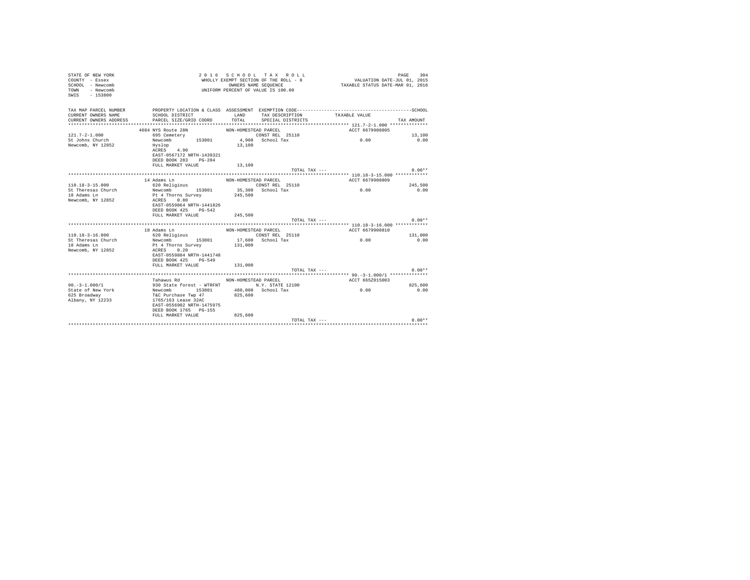```
STATE OF NEW YORK                     2 0 1 6   S C H O O L   T A X   R O L L                                    PAGE   304
COUNTY  - Essex                        WHOLLY EXEMPT SECTION OF THE ROLL - 8                    VALUATION DATE-JUL 01, 2015
SCHOOL  - Newcomb                              OWNERS NAME SEQUENCE                        TAXABLE STATUS DATE-MAR 01, 2016
TOWN    - Newcomb                          UNIFORM PERCENT OF VALUE IS 100.00
SWIS    - 153800

TAX MAP PARCEL NUMBER          PROPERTY LOCATION & CLASS  ASSESSMENT  EXEMPTION CODE----------------------------------------------SCHOOL
CURRENT OWNERS NAME            SCHOOL DISTRICT              LAND      TAX DESCRIPTION           TAXABLE VALUE
CURRENT OWNERS ADDRESS         PARCEL SIZE/GRID COORD       TOTAL     SPECIAL DISTRICTS                                    TAX AMOUNT
****************************************************************************************************** 121.7-2-1.000 **************
                          4684 NYS Route 28N             NON-HOMESTEAD PARCEL                           ACCT 6679908805
121.7-2-1.000                  695 Cemetery                            CONST REL  25110                                        13,100
St Johns Church                Newcomb        153801          4,900   School Tax                        0.00                     0.00
Newcomb, NY 12852              Hyslop                         13,100
                               ACRES    4.90
                               EAST-0567172 NRTH-1439321
                               DEED BOOK 283    PG-284
                               FULL MARKET VALUE              13,100
                                                                                     TOTAL TAX ---                             0.00**
****************************************************************************************************** 110.18-3-15.000 ************
                          14 Adams Ln                    NON-HOMESTEAD PARCEL                           ACCT 6679908809
110.18-3-15.000                620 Religious                           CONST REL  25110                                       245,500
St Theresas Church             Newcomb        153801         35,300   School Tax                        0.00                     0.00
18 Adams Ln                    Pt 4 Thorns Survey            245,500
Newcomb, NY 12852              ACRES    0.80
                               EAST-0559864 NRTH-1441826
                               DEED BOOK 425    PG-542
                               FULL MARKET VALUE             245,500
                                                                                     TOTAL TAX ---                             0.00**
****************************************************************************************************** 110.18-3-16.000 ************
                          18 Adams Ln                    NON-HOMESTEAD PARCEL                           ACCT 6679908810
110.18-3-16.000                620 Religious                           CONST REL  25110                                       131,000
St Theresas Church             Newcomb        153801         17,600   School Tax                        0.00                     0.00
18 Adams Ln                    Pt 4 Thorns Survey            131,000
Newcomb, NY 12852              ACRES    0.20
                               EAST-0559884 NRTH-1441748
                               DEED BOOK 425    PG-549
                               FULL MARKET VALUE             131,000
                                                                                     TOTAL TAX ---                             0.00**
****************************************************************************************************** 90.-3-1.000/1 **************
                          Tahawus Rd                     NON-HOMESTEAD PARCEL                           ACCT 665Z015003
90.-3-1.000/1                  930 State forest - WTRFNT               N.Y. STATE 12100                                       825,600
State of New York              Newcomb        153801        480,000   School Tax                        0.00                     0.00
625 Broadway                   T&C Purchase Twp 47           825,600
Albany, NY 12233               1765/163 Lease 32AC
                               EAST-0556902 NRTH-1475975
                               DEED BOOK 1765   PG-155
                               FULL MARKET VALUE             825,600
                                                                                     TOTAL TAX ---                             0.00**
************************************************************************************************************************************
```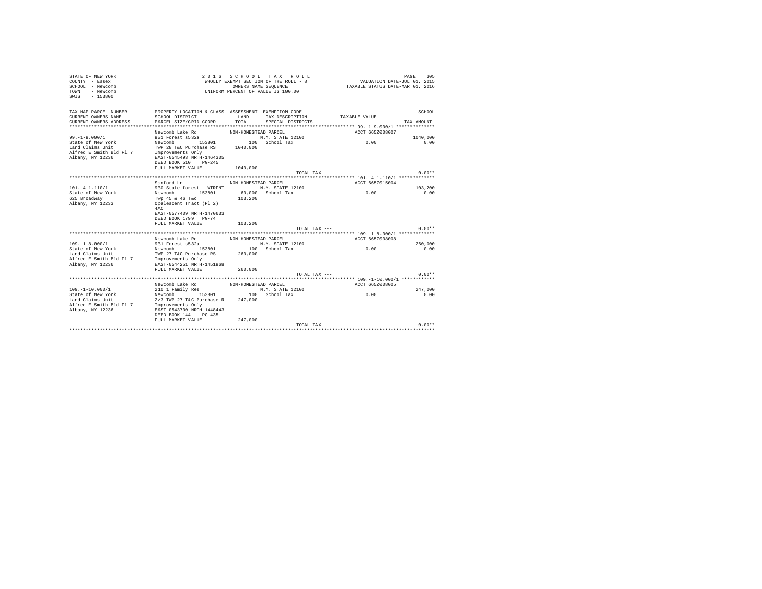STATE OF NEW YORK
COUNTY - Essex
SCHOOL - Newcomb
TOWN - Newcomb
SWIS - 153800

2016 SCHOOL TAX ROLL
WHOLLY EXEMPT SECTION OF THE ROLL - 8
OWNERS NAME SEQUENCE
UNIFORM PERCENT OF VALUE IS 100.00

VALUATION DATE-JUL 01, 2015
TAXABLE STATUS DATE-MAR 01, 2016

| TAX MAP PARCEL NUMBER / CURRENT OWNERS NAME / CURRENT OWNERS ADDRESS | PROPERTY LOCATION & CLASS / SCHOOL DISTRICT / PARCEL SIZE/GRID COORD | ASSESSMENT LAND / TOTAL | EXEMPTION CODE / TAX DESCRIPTION / SPECIAL DISTRICTS | TAXABLE VALUE | SCHOOL / TAX AMOUNT |
|---|---|---|---|---|---|
| 99.-1-9.000/1 | Newcomb Lake Rd | NON-HOMESTEAD PARCEL | | ACCT 665Z008007 | |
| | 931 Forest s532a | | N.Y. STATE 12100 | | 1040,000 |
| State of New York | Newcomb 153801 | 100 | School Tax | 0.00 | 0.00 |
| Land Claims Unit | TWP 28 T&C Purchase RS | 1040,000 | | | |
| Alfred E Smith Bld Fl 7 | Improvements Only | | | | |
| Albany, NY 12236 | EAST-0545493 NRTH-1464305 | | | | |
| | DEED BOOK 510 PG-245 | | | | |
| | FULL MARKET VALUE | 1040,000 | | | |
| | | | TOTAL TAX --- | | 0.00** |
| 101.-4-1.110/1 | Sanford Ln | NON-HOMESTEAD PARCEL | | ACCT 665Z015004 | |
| | 930 State forest - WTRFNT | | N.Y. STATE 12100 | | 103,200 |
| State of New York | Newcomb 153801 | 60,000 | School Tax | 0.00 | 0.00 |
| 625 Broadway | Twp 45 & 46 T&c | 103,200 | | | |
| Albany, NY 12233 | Opalescent Tract (Pl 2) | | | | |
| | 4AC | | | | |
| | EAST-0577409 NRTH-1470633 | | | | |
| | DEED BOOK 1799 PG-74 | | | | |
| | FULL MARKET VALUE | 103,200 | | | |
| | | | TOTAL TAX --- | | 0.00** |
| 109.-1-8.000/1 | Newcomb Lake Rd | NON-HOMESTEAD PARCEL | | ACCT 665Z008008 | |
| | 931 Forest s532a | | N.Y. STATE 12100 | | 260,000 |
| State of New York | Newcomb 153801 | 100 | School Tax | 0.00 | 0.00 |
| Land Claims Unit | TWP 27 T&C Purchase RS | 260,000 | | | |
| Alfred E Smith Bld Fl 7 | Improvements Only | | | | |
| Albany, NY 12236 | EAST-0544251 NRTH-1451968 | | | | |
| | FULL MARKET VALUE | 260,000 | | | |
| | | | TOTAL TAX --- | | 0.00** |
| 109.-1-10.000/1 | Newcomb Lake Rd | NON-HOMESTEAD PARCEL | | ACCT 665Z008005 | |
| | 210 1 Family Res | | N.Y. STATE 12100 | | 247,000 |
| State of New York | Newcomb 153801 | 100 | School Tax | 0.00 | 0.00 |
| Land Claims Unit | 2/3 TWP 27 T&C Purchase R | 247,000 | | | |
| Alfred E Smith Bld Fl 7 | Improvements Only | | | | |
| Albany, NY 12236 | EAST-0543700 NRTH-1448443 | | | | |
| | DEED BOOK 144 PG-435 | | | | |
| | FULL MARKET VALUE | 247,000 | | | |
| | | | TOTAL TAX --- | | 0.00** |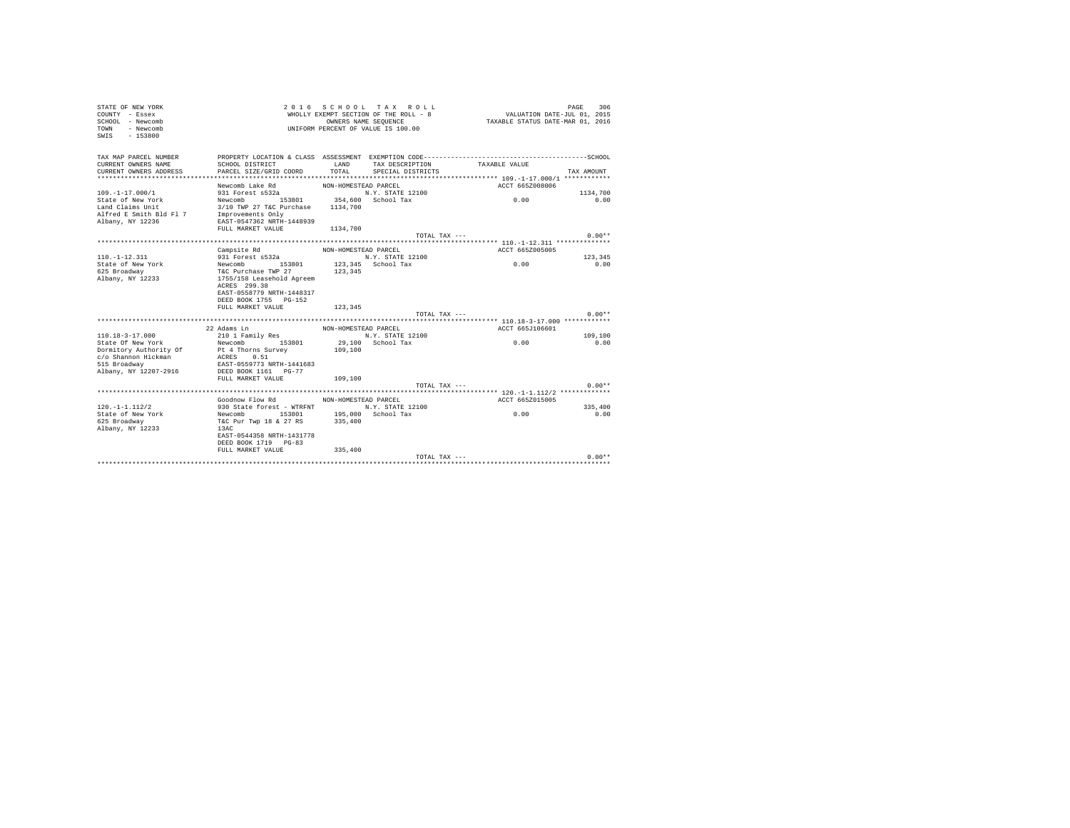STATE OF NEW YORK
COUNTY - Essex
SCHOOL - Newcomb
TOWN - Newcomb
SWIS - 153800

2 0 1 6 S C H O O L T A X R O L L
WHOLLY EXEMPT SECTION OF THE ROLL - 8
OWNERS NAME SEQUENCE
UNIFORM PERCENT OF VALUE IS 100.00

VALUATION DATE-JUL 01, 2015
TAXABLE STATUS DATE-MAR 01, 2016

| TAX MAP PARCEL NUMBER / CURRENT OWNERS NAME / CURRENT OWNERS ADDRESS | PROPERTY LOCATION & CLASS / SCHOOL DISTRICT / PARCEL SIZE/GRID COORD | ASSESSMENT LAND / TOTAL | EXEMPTION CODE / TAX DESCRIPTION / SPECIAL DISTRICTS | TAXABLE VALUE | SCHOOL / TAX AMOUNT |
|---|---|---|---|---|---|
| **109.-1-17.000/1** | Newcomb Lake Rd | NON-HOMESTEAD PARCEL | | ACCT 665Z008006 | |
| 109.-1-17.000/1 | 931 Forest s532a | | N.Y. STATE 12100 | | 1134,700 |
| State of New York | Newcomb 153801 | 354,600 | School Tax | 0.00 | 0.00 |
| Land Claims Unit | 3/10 TWP 27 T&C Purchase | 1134,700 | | | |
| Alfred E Smith Bld Fl 7 | Improvements Only | | | | |
| Albany, NY 12236 | EAST-0547362 NRTH-1448939 | | | | |
| | FULL MARKET VALUE | 1134,700 | | | |
| | | | TOTAL TAX --- | | 0.00** |
| **110.-1-12.311** | Campsite Rd | NON-HOMESTEAD PARCEL | | ACCT 665Z005005 | |
| 110.-1-12.311 | 931 Forest s532a | | N.Y. STATE 12100 | | 123,345 |
| State of New York | Newcomb 153801 | 123,345 | School Tax | 0.00 | 0.00 |
| 625 Broadway | T&C Purchase TWP 27 | 123,345 | | | |
| Albany, NY 12233 | 1755/158 Leasehold Agreem | | | | |
| | ACRES 299.38 | | | | |
| | EAST-0558779 NRTH-1448317 | | | | |
| | DEED BOOK 1755 PG-152 | | | | |
| | FULL MARKET VALUE | 123,345 | | | |
| | | | TOTAL TAX --- | | 0.00** |
| **110.18-3-17.000** | 22 Adams Ln | NON-HOMESTEAD PARCEL | | ACCT 665J106601 | |
| 110.18-3-17.000 | 210 1 Family Res | | N.Y. STATE 12100 | | 109,100 |
| State Of New York | Newcomb 153801 | 29,100 | School Tax | 0.00 | 0.00 |
| Dormitory Authority Of | Pt 4 Thorns Survey | 109,100 | | | |
| c/o Shannon Hickman | ACRES 0.51 | | | | |
| 515 Broadway | EAST-0559773 NRTH-1441683 | | | | |
| Albany, NY 12207-2916 | DEED BOOK 1161 PG-77 | | | | |
| | FULL MARKET VALUE | 109,100 | | | |
| | | | TOTAL TAX --- | | 0.00** |
| **120.-1-1.112/2** | Goodnow Flow Rd | NON-HOMESTEAD PARCEL | | ACCT 665Z015005 | |
| 120.-1-1.112/2 | 930 State forest - WTRFNT | | N.Y. STATE 12100 | | 335,400 |
| State of New York | Newcomb 153801 | 195,000 | School Tax | 0.00 | 0.00 |
| 625 Broadway | T&C Pur Twp 18 & 27 RS | 335,400 | | | |
| Albany, NY 12233 | 13AC | | | | |
| | EAST-0544358 NRTH-1431778 | | | | |
| | DEED BOOK 1719 PG-83 | | | | |
| | FULL MARKET VALUE | 335,400 | | | |
| | | | TOTAL TAX --- | | 0.00** |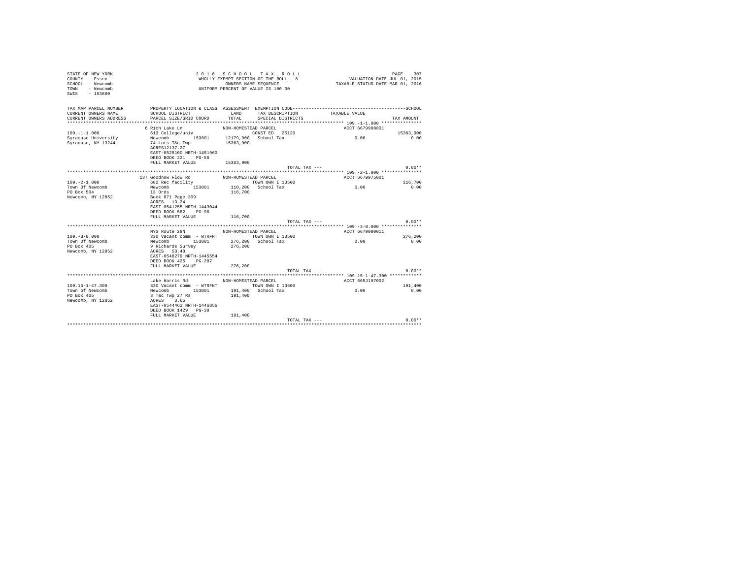STATE OF NEW YORK
COUNTY - Essex
SCHOOL - Newcomb
TOWN - Newcomb
SWIS - 153800

2016 SCHOOL TAX ROLL
WHOLLY EXEMPT SECTION OF THE ROLL - 8
OWNERS NAME SEQUENCE
UNIFORM PERCENT OF VALUE IS 100.00

VALUATION DATE-JUL 01, 2015
TAXABLE STATUS DATE-MAR 01, 2016

| TAX MAP PARCEL NUMBER / CURRENT OWNERS NAME / CURRENT OWNERS ADDRESS | PROPERTY LOCATION & CLASS / SCHOOL DISTRICT / PARCEL SIZE/GRID COORD | ASSESSMENT LAND / TOTAL | EXEMPTION CODE / TAX DESCRIPTION / SPECIAL DISTRICTS | TAXABLE VALUE | SCHOOL / TAX AMOUNT |
|---|---|---|---|---|---|
| 109.-1-1.000 | 6 Rich Lake Ln | NON-HOMESTEAD PARCEL | | ACCT 6679908801 | |
| Syracuse University | 613 College/univ | | CONST ED 25120 | | 15363,900 |
| Syracuse, NY 13244 | Newcomb 153801 | 12179,900 | School Tax | 0.00 | 0.00 |
| | 74 Lots T&c Twp | 15363,900 | | | |
| | ACRES12137.27 | | | | |
| | EAST-0525100 NRTH-1451960 | | | | |
| | DEED BOOK 221 PG-56 | | | | |
| | FULL MARKET VALUE | 15363,900 | | | |
| | | | TOTAL TAX --- | | 0.00** |
| 109.-2-1.000 | 137 Goodnow Flow Rd | NON-HOMESTEAD PARCEL | | ACCT 6679975001 | |
| Town Of Newcomb | 682 Rec facility | | TOWN OWN I 13500 | | 116,700 |
| PO Box 504 | Newcomb 153801 | 110,200 | School Tax | 0.00 | 0.00 |
| Newcomb, NY 12852 | 13 Ords | 116,700 | | | |
| | Book 871 Page 309 | | | | |
| | ACRES 13.24 | | | | |
| | EAST-0541255 NRTH-1443044 | | | | |
| | DEED BOOK 582 PG-96 | | | | |
| | FULL MARKET VALUE | 116,700 | | | |
| | | | TOTAL TAX --- | | 0.00** |
| 109.-3-8.000 | NYS Route 28N | NON-HOMESTEAD PARCEL | | ACCT 6679980011 | |
| Town Of Newcomb | 330 Vacant comm - WTRFNT | | TOWN OWN I 13500 | | 276,200 |
| PO Box 405 | Newcomb 153801 | 276,200 | School Tax | 0.00 | 0.00 |
| Newcomb, NY 12852 | 9 Richards Survey | 276,200 | | | |
| | ACRES 53.48 | | | | |
| | EAST-0548279 NRTH-1445554 | | | | |
| | DEED BOOK 425 PG-287 | | | | |
| | FULL MARKET VALUE | 276,200 | | | |
| | | | TOTAL TAX --- | | 0.00** |
| 109.15-1-47.300 | Lake Harris Rd | NON-HOMESTEAD PARCEL | | ACCT 665J197002 | |
| Town of Newcomb | 330 Vacant comm - WTRFNT | | TOWN OWN I 13500 | | 191,400 |
| PO Box 405 | Newcomb 153801 | 191,400 | School Tax | 0.00 | 0.00 |
| Newcomb, NY 12852 | 3 T&c Twp 27 Rs | 191,400 | | | |
| | ACRES 3.65 | | | | |
| | EAST-0544462 NRTH-1446856 | | | | |
| | DEED BOOK 1429 PG-30 | | | | |
| | FULL MARKET VALUE | 191,400 | | | |
| | | | TOTAL TAX --- | | 0.00** |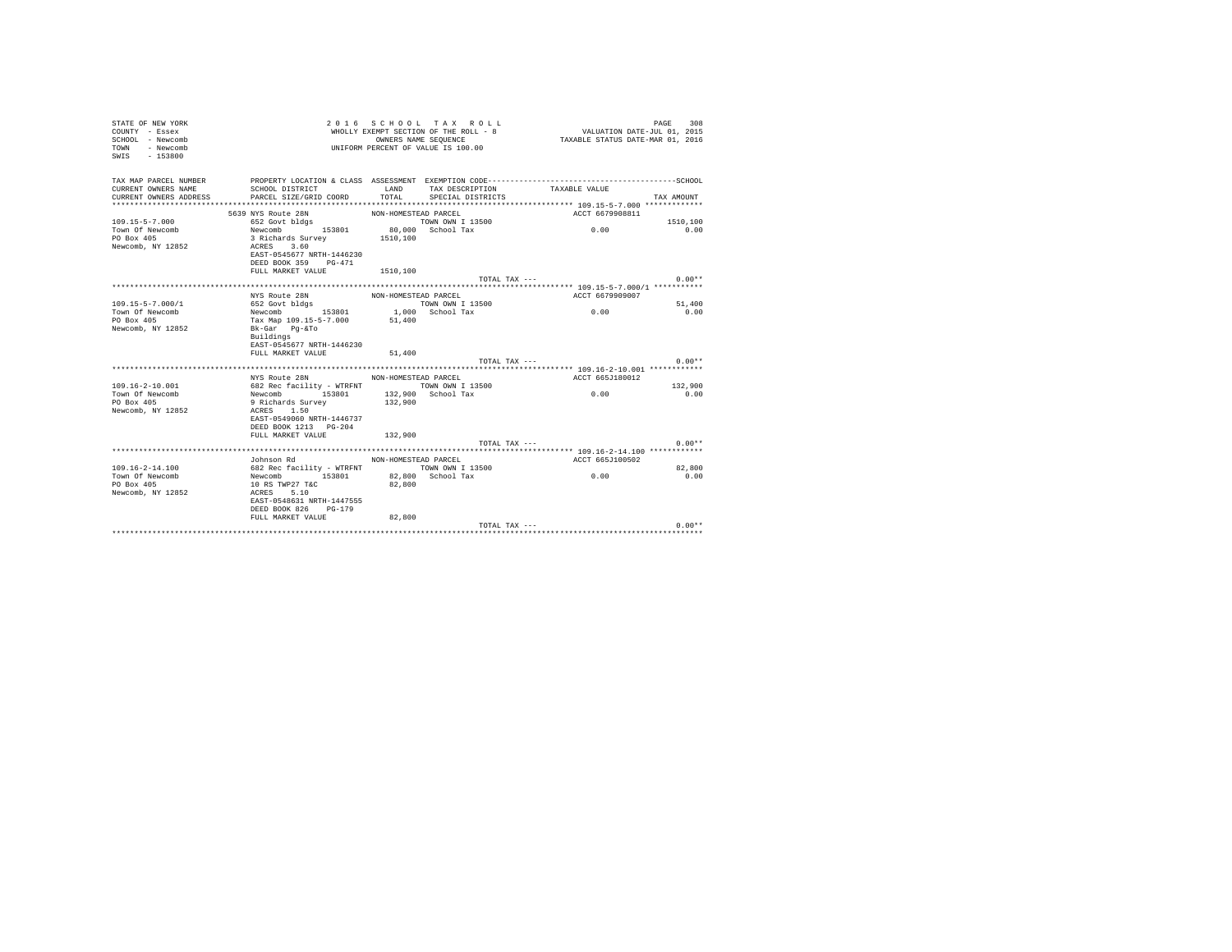STATE OF NEW YORK
COUNTY - Essex
SCHOOL - Newcomb
TOWN - Newcomb
SWIS - 153800

2 0 1 6 S C H O O L T A X R O L L
WHOLLY EXEMPT SECTION OF THE ROLL - 8
OWNERS NAME SEQUENCE
UNIFORM PERCENT OF VALUE IS 100.00

VALUATION DATE-JUL 01, 2015
TAXABLE STATUS DATE-MAR 01, 2016

| TAX MAP PARCEL NUMBER / CURRENT OWNERS NAME / CURRENT OWNERS ADDRESS | PROPERTY LOCATION & CLASS / SCHOOL DISTRICT / PARCEL SIZE/GRID COORD | ASSESSMENT LAND / TOTAL | EXEMPTION CODE / TAX DESCRIPTION / SPECIAL DISTRICTS | TAXABLE VALUE | SCHOOL / TAX AMOUNT |
|---|---|---|---|---|---|
| **109.15-5-7.000** | 5639 NYS Route 28N | NON-HOMESTEAD PARCEL | | ACCT 6679908811 | |
| 109.15-5-7.000 | 652 Govt bldgs | | TOWN OWN I 13500 | | 1510,100 |
| Town Of Newcomb | Newcomb 153801 | 80,000 | School Tax | 0.00 | 0.00 |
| PO Box 405 | 3 Richards Survey | 1510,100 | | | |
| Newcomb, NY 12852 | ACRES 3.60 | | | | |
| | EAST-0545677 NRTH-1446230 | | | | |
| | DEED BOOK 359 PG-471 | | | | |
| | FULL MARKET VALUE | 1510,100 | | | |
| | | | TOTAL TAX --- | | 0.00** |
| **109.15-5-7.000/1** | NYS Route 28N | NON-HOMESTEAD PARCEL | | ACCT 6679909007 | |
| 109.15-5-7.000/1 | 652 Govt bldgs | | TOWN OWN I 13500 | | 51,400 |
| Town Of Newcomb | Newcomb 153801 | 1,000 | School Tax | 0.00 | 0.00 |
| PO Box 405 | Tax Map 109.15-5-7.000 | 51,400 | | | |
| Newcomb, NY 12852 | Bk-Gar Pg-&To | | | | |
| | Buildings | | | | |
| | EAST-0545677 NRTH-1446230 | | | | |
| | FULL MARKET VALUE | 51,400 | | | |
| | | | TOTAL TAX --- | | 0.00** |
| **109.16-2-10.001** | NYS Route 28N | NON-HOMESTEAD PARCEL | | ACCT 665J180012 | |
| 109.16-2-10.001 | 682 Rec facility - WTRFNT | | TOWN OWN I 13500 | | 132,900 |
| Town Of Newcomb | Newcomb 153801 | 132,900 | School Tax | 0.00 | 0.00 |
| PO Box 405 | 9 Richards Survey | 132,900 | | | |
| Newcomb, NY 12852 | ACRES 1.50 | | | | |
| | EAST-0549060 NRTH-1446737 | | | | |
| | DEED BOOK 1213 PG-204 | | | | |
| | FULL MARKET VALUE | 132,900 | | | |
| | | | TOTAL TAX --- | | 0.00** |
| **109.16-2-14.100** | Johnson Rd | NON-HOMESTEAD PARCEL | | ACCT 665J100502 | |
| 109.16-2-14.100 | 682 Rec facility - WTRFNT | | TOWN OWN I 13500 | | 82,800 |
| Town Of Newcomb | Newcomb 153801 | 82,800 | School Tax | 0.00 | 0.00 |
| PO Box 405 | 10 RS TWP27 T&C | 82,800 | | | |
| Newcomb, NY 12852 | ACRES 5.10 | | | | |
| | EAST-0548631 NRTH-1447555 | | | | |
| | DEED BOOK 826 PG-179 | | | | |
| | FULL MARKET VALUE | 82,800 | | | |
| | | | TOTAL TAX --- | | 0.00** |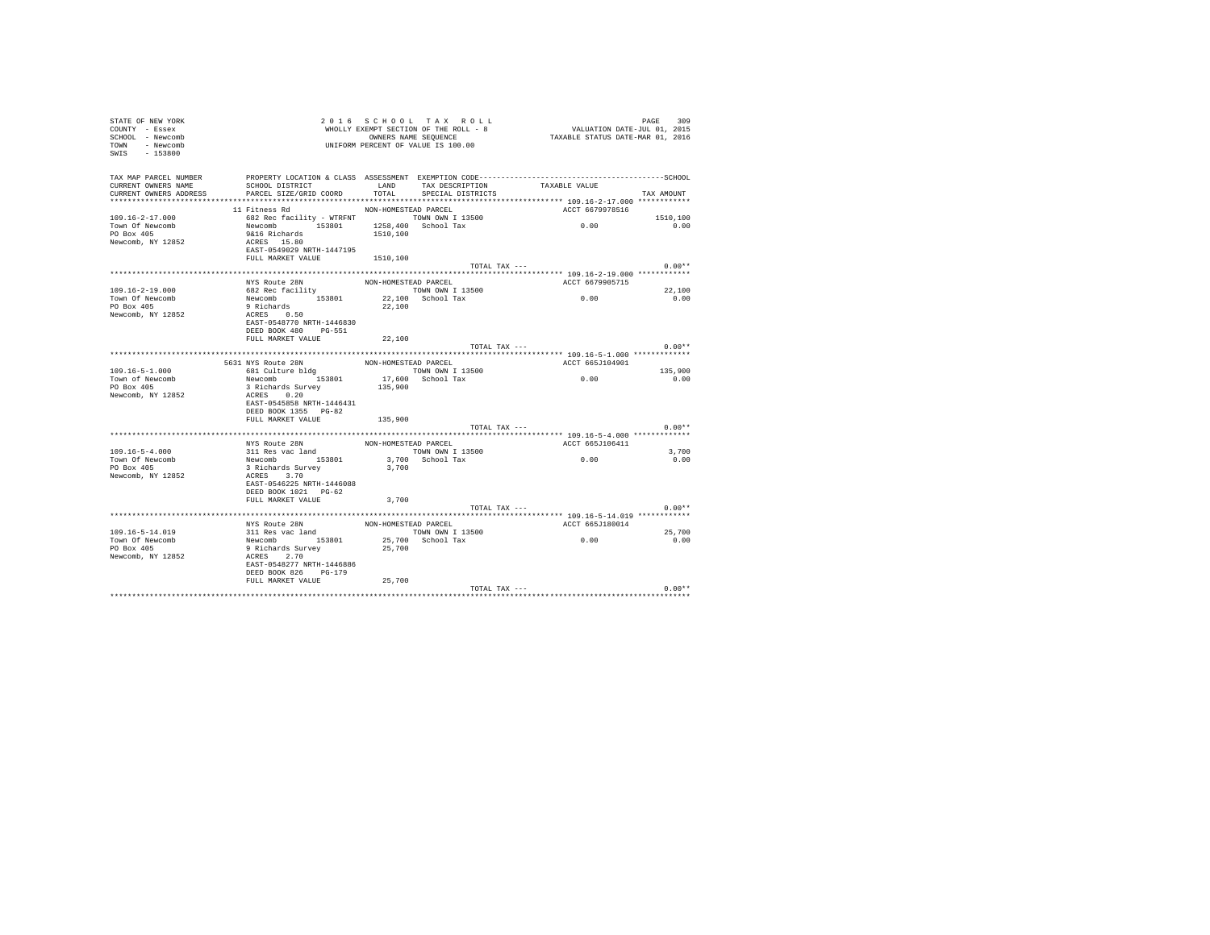STATE OF NEW YORK
COUNTY - Essex
SCHOOL - Newcomb
TOWN - Newcomb
SWIS - 153800

2 0 1 6 S C H O O L T A X R O L L
WHOLLY EXEMPT SECTION OF THE ROLL - 8
OWNERS NAME SEQUENCE
UNIFORM PERCENT OF VALUE IS 100.00

VALUATION DATE-JUL 01, 2015
TAXABLE STATUS DATE-MAR 01, 2016

| TAX MAP PARCEL NUMBER / CURRENT OWNERS NAME / CURRENT OWNERS ADDRESS | PROPERTY LOCATION & CLASS / SCHOOL DISTRICT / PARCEL SIZE/GRID COORD | ASSESSMENT LAND / TOTAL | EXEMPTION CODE / TAX DESCRIPTION / SPECIAL DISTRICTS | TAXABLE VALUE | SCHOOL / TAX AMOUNT |
|---|---|---|---|---|---|
| **109.16-2-17.000** | 11 Fitness Rd | NON-HOMESTEAD PARCEL | | ACCT 6679978516 | |
| 109.16-2-17.000 | 682 Rec facility - WTRFNT | | TOWN OWN I 13500 | | 1510,100 |
| Town Of Newcomb | Newcomb 153801 | 1258,400 | School Tax | 0.00 | 0.00 |
| PO Box 405 | 9&16 Richards | 1510,100 | | | |
| Newcomb, NY 12852 | ACRES 15.80 | | | | |
| | EAST-0549029 NRTH-1447195 | | | | |
| | FULL MARKET VALUE | 1510,100 | | | |
| | | | TOTAL TAX --- | | 0.00** |
| **109.16-2-19.000** | NYS Route 28N | NON-HOMESTEAD PARCEL | | ACCT 6679905715 | |
| 109.16-2-19.000 | 682 Rec facility | | TOWN OWN I 13500 | | 22,100 |
| Town Of Newcomb | Newcomb 153801 | 22,100 | School Tax | 0.00 | 0.00 |
| PO Box 405 | 9 Richards | 22,100 | | | |
| Newcomb, NY 12852 | ACRES 0.50 | | | | |
| | EAST-0548770 NRTH-1446830 | | | | |
| | DEED BOOK 480 PG-551 | | | | |
| | FULL MARKET VALUE | 22,100 | | | |
| | | | TOTAL TAX --- | | 0.00** |
| **109.16-5-1.000** | 5631 NYS Route 28N | NON-HOMESTEAD PARCEL | | ACCT 665J104901 | |
| 109.16-5-1.000 | 681 Culture bldg | | TOWN OWN I 13500 | | 135,900 |
| Town of Newcomb | Newcomb 153801 | 17,600 | School Tax | 0.00 | 0.00 |
| PO Box 405 | 3 Richards Survey | 135,900 | | | |
| Newcomb, NY 12852 | ACRES 0.20 | | | | |
| | EAST-0545858 NRTH-1446431 | | | | |
| | DEED BOOK 1355 PG-82 | | | | |
| | FULL MARKET VALUE | 135,900 | | | |
| | | | TOTAL TAX --- | | 0.00** |
| **109.16-5-4.000** | NYS Route 28N | NON-HOMESTEAD PARCEL | | ACCT 665J106411 | |
| 109.16-5-4.000 | 311 Res vac land | | TOWN OWN I 13500 | | 3,700 |
| Town Of Newcomb | Newcomb 153801 | 3,700 | School Tax | 0.00 | 0.00 |
| PO Box 405 | 3 Richards Survey | 3,700 | | | |
| Newcomb, NY 12852 | ACRES 3.70 | | | | |
| | EAST-0546225 NRTH-1446088 | | | | |
| | DEED BOOK 1021 PG-62 | | | | |
| | FULL MARKET VALUE | 3,700 | | | |
| | | | TOTAL TAX --- | | 0.00** |
| **109.16-5-14.019** | NYS Route 28N | NON-HOMESTEAD PARCEL | | ACCT 665J180014 | |
| 109.16-5-14.019 | 311 Res vac land | | TOWN OWN I 13500 | | 25,700 |
| Town Of Newcomb | Newcomb 153801 | 25,700 | School Tax | 0.00 | 0.00 |
| PO Box 405 | 9 Richards Survey | 25,700 | | | |
| Newcomb, NY 12852 | ACRES 2.70 | | | | |
| | EAST-0548277 NRTH-1446886 | | | | |
| | DEED BOOK 826 PG-179 | | | | |
| | FULL MARKET VALUE | 25,700 | | | |
| | | | TOTAL TAX --- | | 0.00** |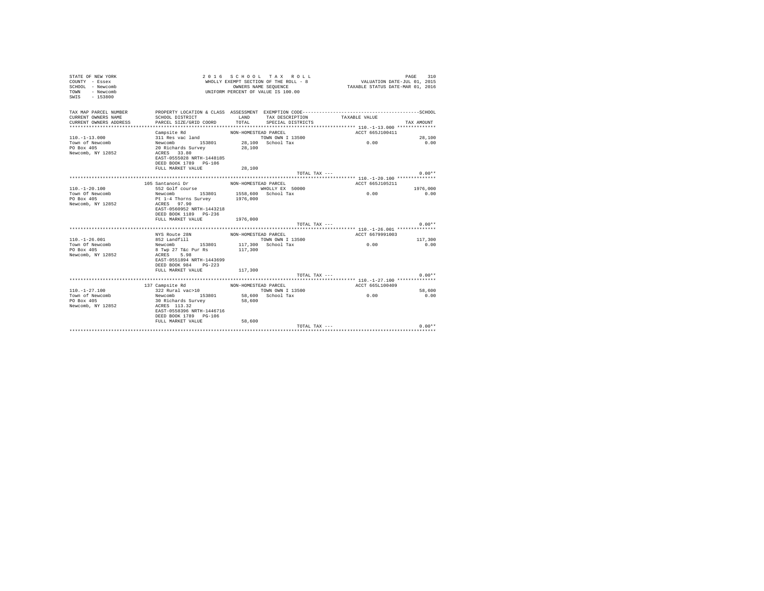STATE OF NEW YORK
COUNTY - Essex
SCHOOL - Newcomb
TOWN - Newcomb
SWIS - 153800

2 0 1 6 S C H O O L T A X R O L L
WHOLLY EXEMPT SECTION OF THE ROLL - 8
OWNERS NAME SEQUENCE
UNIFORM PERCENT OF VALUE IS 100.00

VALUATION DATE-JUL 01, 2015
TAXABLE STATUS DATE-MAR 01, 2016

| TAX MAP PARCEL NUMBER / CURRENT OWNERS NAME / CURRENT OWNERS ADDRESS | PROPERTY LOCATION & CLASS / SCHOOL DISTRICT / PARCEL SIZE/GRID COORD | ASSESSMENT LAND / TOTAL | EXEMPTION CODE / TAX DESCRIPTION / SPECIAL DISTRICTS | TAXABLE VALUE | SCHOOL / TAX AMOUNT |
|---|---|---|---|---|---|
| 110.-1-13.000 | Campsite Rd | NON-HOMESTEAD PARCEL | | ACCT 665J100411 | |
| Town of Newcomb | 311 Res vac land | | TOWN OWN I 13500 | | 28,100 |
| PO Box 405 | Newcomb 153801 | 28,100 | School Tax | 0.00 | 0.00 |
| Newcomb, NY 12852 | 20 Richards Survey | 28,100 | | | |
| | ACRES 33.80 | | | | |
| | EAST-0555028 NRTH-1448185 | | | | |
| | DEED BOOK 1789 PG-106 | | | | |
| | FULL MARKET VALUE | 28,100 | | | |
| | | | TOTAL TAX --- | | 0.00** |
| 110.-1-20.100 | 105 Santanoni Dr | NON-HOMESTEAD PARCEL | | ACCT 665J105211 | |
| Town Of Newcomb | 552 Golf course | | WHOLLY EX 50000 | | 1976,000 |
| PO Box 405 | Newcomb 153801 | 1558,600 | School Tax | 0.00 | 0.00 |
| Newcomb, NY 12852 | Pt 1-4 Thorns Survey | 1976,000 | | | |
| | ACRES 97.90 | | | | |
| | EAST-0560952 NRTH-1443218 | | | | |
| | DEED BOOK 1189 PG-236 | | | | |
| | FULL MARKET VALUE | 1976,000 | | | |
| | | | TOTAL TAX --- | | 0.00** |
| 110.-1-26.001 | NYS Route 28N | NON-HOMESTEAD PARCEL | | ACCT 6679991003 | |
| Town Of Newcomb | 852 Landfill | | TOWN OWN I 13500 | | 117,300 |
| PO Box 405 | Newcomb 153801 | 117,300 | School Tax | 0.00 | 0.00 |
| Newcomb, NY 12852 | 8 Twp 27 T&c Pur Rs | 117,300 | | | |
| | ACRES 5.98 | | | | |
| | EAST-0551894 NRTH-1443699 | | | | |
| | DEED BOOK 984 PG-223 | | | | |
| | FULL MARKET VALUE | 117,300 | | | |
| | | | TOTAL TAX --- | | 0.00** |
| 110.-1-27.100 | 137 Campsite Rd | NON-HOMESTEAD PARCEL | | ACCT 665L100409 | |
| Town of Newcomb | 322 Rural vac>10 | | TOWN OWN I 13500 | | 58,600 |
| PO Box 405 | Newcomb 153801 | 58,600 | School Tax | 0.00 | 0.00 |
| Newcomb, NY 12852 | 30 Richards Survey | 58,600 | | | |
| | ACRES 113.32 | | | | |
| | EAST-0558396 NRTH-1446716 | | | | |
| | DEED BOOK 1789 PG-106 | | | | |
| | FULL MARKET VALUE | 58,600 | | | |
| | | | TOTAL TAX --- | | 0.00** |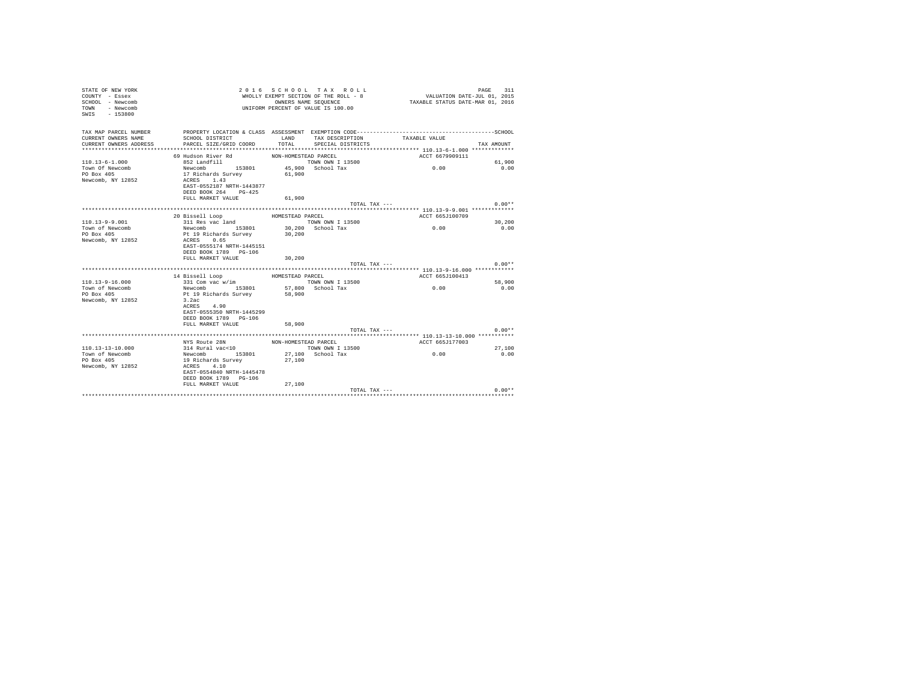STATE OF NEW YORK
COUNTY - Essex
SCHOOL - Newcomb
TOWN - Newcomb
SWIS - 153800

2016 SCHOOL TAX ROLL
WHOLLY EXEMPT SECTION OF THE ROLL - 8
OWNERS NAME SEQUENCE
UNIFORM PERCENT OF VALUE IS 100.00

VALUATION DATE-JUL 01, 2015
TAXABLE STATUS DATE-MAR 01, 2016

| TAX MAP PARCEL NUMBER / CURRENT OWNERS NAME / CURRENT OWNERS ADDRESS | PROPERTY LOCATION & CLASS / SCHOOL DISTRICT / PARCEL SIZE/GRID COORD | ASSESSMENT LAND / TOTAL | EXEMPTION CODE / TAX DESCRIPTION / SPECIAL DISTRICTS | TAXABLE VALUE | SCHOOL TAX AMOUNT |
|---|---|---|---|---|---|
| **110.13-6-1.000** | 69 Hudson River Rd | NON-HOMESTEAD PARCEL | | ACCT 6679909111 | |
| 110.13-6-1.000 | 852 Landfill | | TOWN OWN I 13500 | | 61,900 |
| Town Of Newcomb | Newcomb 153801 | 45,900 | School Tax | 0.00 | 0.00 |
| PO Box 405 | 17 Richards Survey | 61,900 | | | |
| Newcomb, NY 12852 | ACRES 1.43 | | | | |
| | EAST-0552187 NRTH-1443877 | | | | |
| | DEED BOOK 264 PG-425 | | | | |
| | FULL MARKET VALUE | 61,900 | | | |
| | | | TOTAL TAX --- | | 0.00** |
| **110.13-9-9.001** | 20 Bissell Loop | HOMESTEAD PARCEL | | ACCT 665J100709 | |
| 110.13-9-9.001 | 311 Res vac land | | TOWN OWN I 13500 | | 30,200 |
| Town of Newcomb | Newcomb 153801 | 30,200 | School Tax | 0.00 | 0.00 |
| PO Box 405 | Pt 19 Richards Survey | 30,200 | | | |
| Newcomb, NY 12852 | ACRES 0.65 | | | | |
| | EAST-0555174 NRTH-1445151 | | | | |
| | DEED BOOK 1789 PG-106 | | | | |
| | FULL MARKET VALUE | 30,200 | | | |
| | | | TOTAL TAX --- | | 0.00** |
| **110.13-9-16.000** | 14 Bissell Loop | HOMESTEAD PARCEL | | ACCT 665J100413 | |
| 110.13-9-16.000 | 331 Com vac w/im | | TOWN OWN I 13500 | | 58,900 |
| Town of Newcomb | Newcomb 153801 | 57,800 | School Tax | 0.00 | 0.00 |
| PO Box 405 | Pt 19 Richards Survey | 58,900 | | | |
| Newcomb, NY 12852 | 3.2ac | | | | |
| | ACRES 4.90 | | | | |
| | EAST-0555350 NRTH-1445299 | | | | |
| | DEED BOOK 1789 PG-106 | | | | |
| | FULL MARKET VALUE | 58,900 | | | |
| | | | TOTAL TAX --- | | 0.00** |
| **110.13-13-10.000** | NYS Route 28N | NON-HOMESTEAD PARCEL | | ACCT 665J177003 | |
| 110.13-13-10.000 | 314 Rural vac<10 | | TOWN OWN I 13500 | | 27,100 |
| Town of Newcomb | Newcomb 153801 | 27,100 | School Tax | 0.00 | 0.00 |
| PO Box 405 | 19 Richards Survey | 27,100 | | | |
| Newcomb, NY 12852 | ACRES 4.10 | | | | |
| | EAST-0554840 NRTH-1445478 | | | | |
| | DEED BOOK 1789 PG-106 | | | | |
| | FULL MARKET VALUE | 27,100 | | | |
| | | | TOTAL TAX --- | | 0.00** |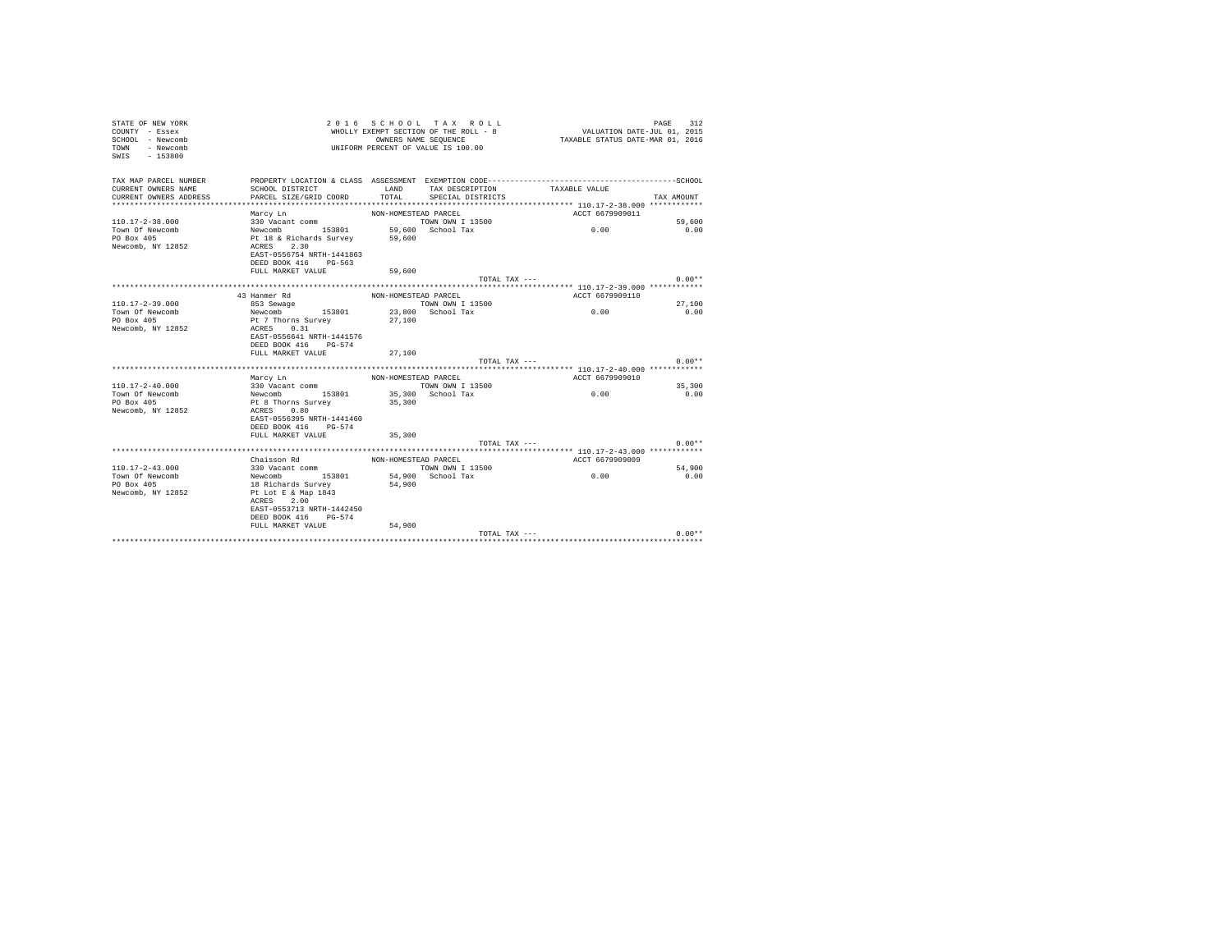STATE OF NEW YORK
COUNTY - Essex
SCHOOL - Newcomb
TOWN - Newcomb
SWIS - 153800

2016 SCHOOL TAX ROLL
WHOLLY EXEMPT SECTION OF THE ROLL - 8
OWNERS NAME SEQUENCE
UNIFORM PERCENT OF VALUE IS 100.00

VALUATION DATE-JUL 01, 2015
TAXABLE STATUS DATE-MAR 01, 2016

| TAX MAP PARCEL NUMBER / CURRENT OWNERS NAME / CURRENT OWNERS ADDRESS | PROPERTY LOCATION & CLASS / SCHOOL DISTRICT / PARCEL SIZE/GRID COORD | ASSESSMENT LAND / TOTAL | EXEMPTION CODE / TAX DESCRIPTION / SPECIAL DISTRICTS | TAXABLE VALUE | SCHOOL / TAX AMOUNT |
|---|---|---|---|---|---|
| **110.17-2-38.000** | Marcy Ln | NON-HOMESTEAD PARCEL | | ACCT 6679909011 | |
| 110.17-2-38.000 | 330 Vacant comm | | TOWN OWN I 13500 | | 59,600 |
| Town Of Newcomb | Newcomb 153801 | 59,600 | School Tax | 0.00 | 0.00 |
| PO Box 405 | Pt 18 & Richards Survey | 59,600 | | | |
| Newcomb, NY 12852 | ACRES 2.30 | | | | |
| | EAST-0556754 NRTH-1441863 | | | | |
| | DEED BOOK 416 PG-563 | | | | |
| | FULL MARKET VALUE | 59,600 | | | |
| | | | TOTAL TAX --- | | 0.00** |
| **110.17-2-39.000** | 43 Hanmer Rd | NON-HOMESTEAD PARCEL | | ACCT 6679909110 | |
| 110.17-2-39.000 | 853 Sewage | | TOWN OWN I 13500 | | 27,100 |
| Town Of Newcomb | Newcomb 153801 | 23,800 | School Tax | 0.00 | 0.00 |
| PO Box 405 | Pt 7 Thorns Survey | 27,100 | | | |
| Newcomb, NY 12852 | ACRES 0.31 | | | | |
| | EAST-0556641 NRTH-1441576 | | | | |
| | DEED BOOK 416 PG-574 | | | | |
| | FULL MARKET VALUE | 27,100 | | | |
| | | | TOTAL TAX --- | | 0.00** |
| **110.17-2-40.000** | Marcy Ln | NON-HOMESTEAD PARCEL | | ACCT 6679909010 | |
| 110.17-2-40.000 | 330 Vacant comm | | TOWN OWN I 13500 | | 35,300 |
| Town Of Newcomb | Newcomb 153801 | 35,300 | School Tax | 0.00 | 0.00 |
| PO Box 405 | Pt 8 Thorns Survey | 35,300 | | | |
| Newcomb, NY 12852 | ACRES 0.80 | | | | |
| | EAST-0556395 NRTH-1441460 | | | | |
| | DEED BOOK 416 PG-574 | | | | |
| | FULL MARKET VALUE | 35,300 | | | |
| | | | TOTAL TAX --- | | 0.00** |
| **110.17-2-43.000** | Chaisson Rd | NON-HOMESTEAD PARCEL | | ACCT 6679909009 | |
| 110.17-2-43.000 | 330 Vacant comm | | TOWN OWN I 13500 | | 54,900 |
| Town Of Newcomb | Newcomb 153801 | 54,900 | School Tax | 0.00 | 0.00 |
| PO Box 405 | 18 Richards Survey | 54,900 | | | |
| Newcomb, NY 12852 | Pt Lot E & Map 1843 | | | | |
| | ACRES 2.00 | | | | |
| | EAST-0553713 NRTH-1442450 | | | | |
| | DEED BOOK 416 PG-574 | | | | |
| | FULL MARKET VALUE | 54,900 | | | |
| | | | TOTAL TAX --- | | 0.00** |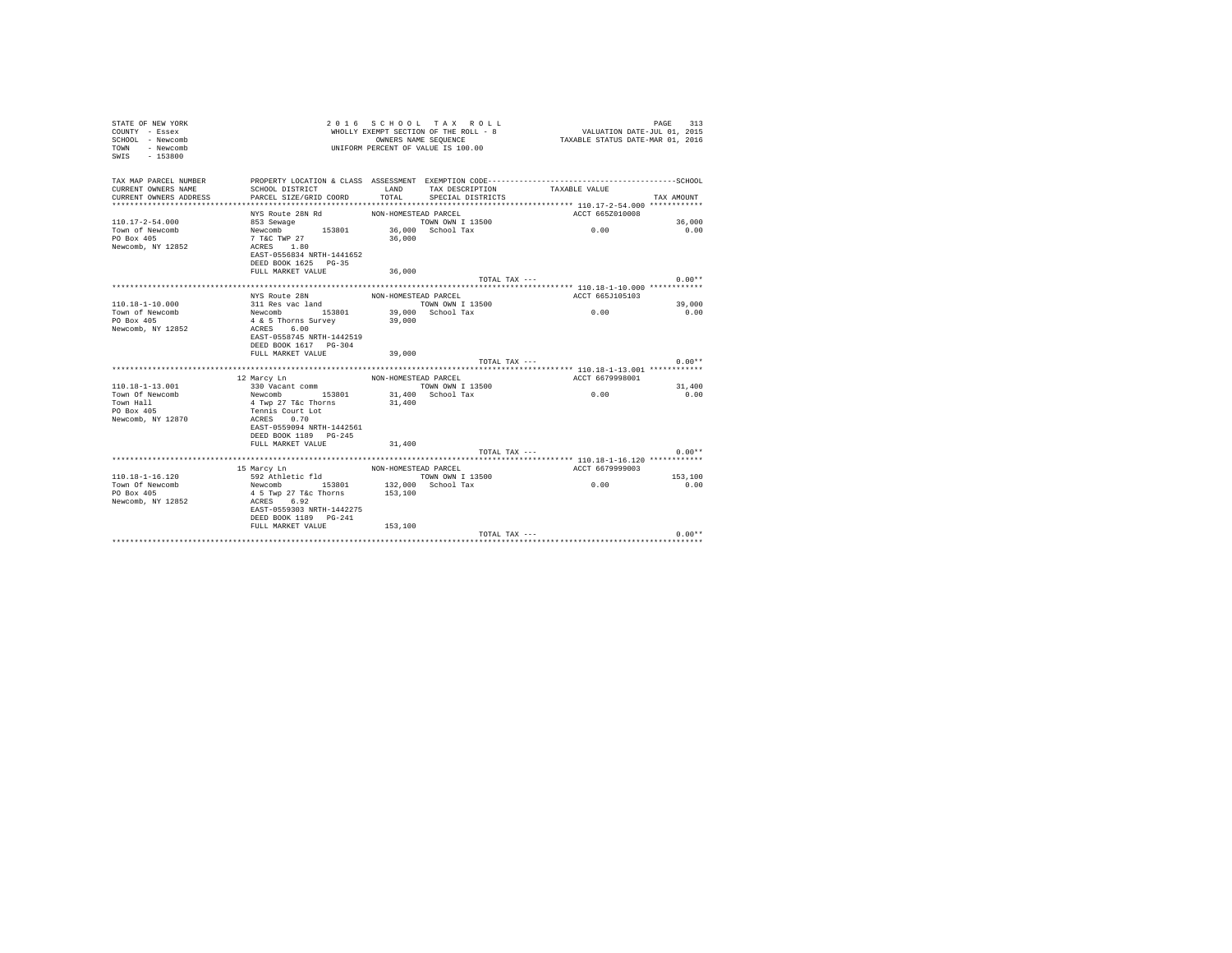```
STATE OF NEW YORK                                   2 0 1 6   S C H O O L   T A X   R O L L                                  PAGE   313
COUNTY  - Essex                                   WHOLLY EXEMPT SECTION OF THE ROLL - 8              VALUATION DATE-JUL 01, 2015
SCHOOL  - Newcomb                                        OWNERS NAME SEQUENCE                     TAXABLE STATUS DATE-MAR 01, 2016
TOWN    - Newcomb                                  UNIFORM PERCENT OF VALUE IS 100.00
SWIS    - 153800

TAX MAP PARCEL NUMBER          PROPERTY LOCATION & CLASS  ASSESSMENT  EXEMPTION CODE-----------------------------------------------SCHOOL
CURRENT OWNERS NAME            SCHOOL DISTRICT               LAND      TAX DESCRIPTION             TAXABLE VALUE
CURRENT OWNERS ADDRESS         PARCEL SIZE/GRID COORD       TOTAL      SPECIAL DISTRICTS                                          TAX AMOUNT
************************************************************************************************************ 110.17-2-54.000 ************
                               NYS Route 28N Rd           NON-HOMESTEAD PARCEL                           ACCT 665Z010008
110.17-2-54.000                853 Sewage                               TOWN OWN I 13500                                              36,000
Town of Newcomb                Newcomb         153801        36,000   School Tax                          0.00                          0.00
PO Box 405                     7 T&C TWP 27                  36,000
Newcomb, NY 12852              ACRES    1.80
                               EAST-0556834 NRTH-1441652
                               DEED BOOK 1625   PG-35
                               FULL MARKET VALUE             36,000
                                                                                      TOTAL TAX ---                                    0.00**
************************************************************************************************************ 110.18-1-10.000 ************
                               NYS Route 28N              NON-HOMESTEAD PARCEL                           ACCT 665J105103
110.18-1-10.000                311 Res vac land                         TOWN OWN I 13500                                              39,000
Town of Newcomb                Newcomb         153801        39,000   School Tax                          0.00                          0.00
PO Box 405                     4 & 5 Thorns Survey           39,000
Newcomb, NY 12852              ACRES    6.00
                               EAST-0558745 NRTH-1442519
                               DEED BOOK 1617   PG-304
                               FULL MARKET VALUE             39,000
                                                                                      TOTAL TAX ---                                    0.00**
************************************************************************************************************ 110.18-1-13.001 ************
                          12 Marcy Ln                     NON-HOMESTEAD PARCEL                           ACCT 6679998001
110.18-1-13.001                330 Vacant comm                          TOWN OWN I 13500                                              31,400
Town Of Newcomb                Newcomb         153801        31,400   School Tax                          0.00                          0.00
Town Hall                      4 Twp 27 T&c Thorns           31,400
PO Box 405                     Tennis Court Lot
Newcomb, NY 12870              ACRES    0.70
                               EAST-0559094 NRTH-1442561
                               DEED BOOK 1189   PG-245
                               FULL MARKET VALUE             31,400
                                                                                      TOTAL TAX ---                                    0.00**
************************************************************************************************************ 110.18-1-16.120 ************
                          15 Marcy Ln                     NON-HOMESTEAD PARCEL                           ACCT 6679999003
110.18-1-16.120                592 Athletic fld                         TOWN OWN I 13500                                             153,100
Town Of Newcomb                Newcomb         153801       132,000   School Tax                          0.00                          0.00
PO Box 405                     4 5 Twp 27 T&c Thorns        153,100
Newcomb, NY 12852              ACRES    6.92
                               EAST-0559303 NRTH-1442275
                               DEED BOOK 1189   PG-241
                               FULL MARKET VALUE            153,100
                                                                                      TOTAL TAX ---                                    0.00**
*****************************************************************************************************************************************
```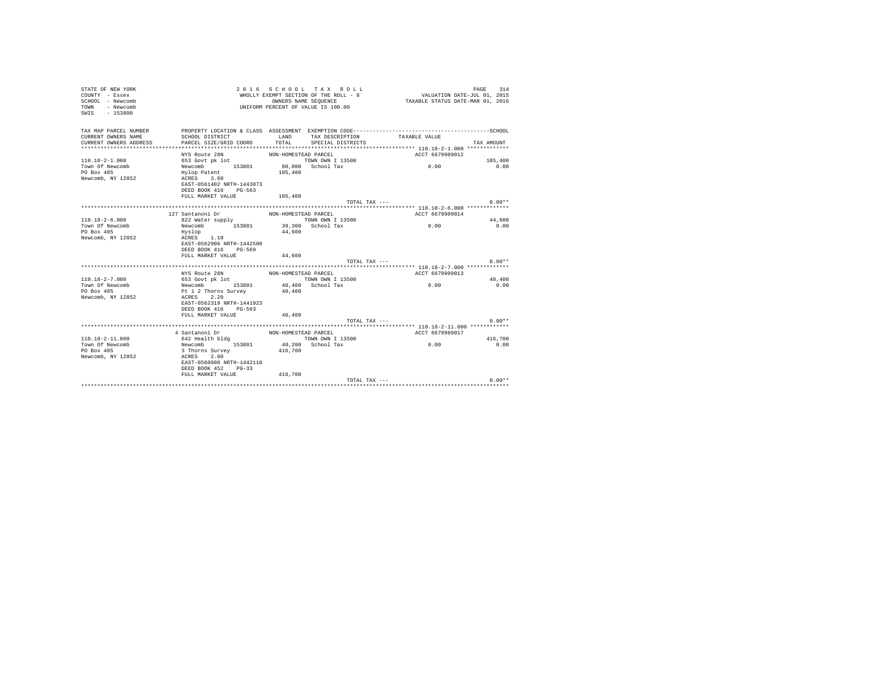STATE OF NEW YORK
COUNTY - Essex
SCHOOL - Newcomb
TOWN - Newcomb
SWIS - 153800

2016 SCHOOL TAX ROLL
WHOLLY EXEMPT SECTION OF THE ROLL - 8
OWNERS NAME SEQUENCE
UNIFORM PERCENT OF VALUE IS 100.00

VALUATION DATE-JUL 01, 2015
TAXABLE STATUS DATE-MAR 01, 2016

| TAX MAP PARCEL NUMBER / CURRENT OWNERS NAME / CURRENT OWNERS ADDRESS | PROPERTY LOCATION & CLASS / SCHOOL DISTRICT / PARCEL SIZE/GRID COORD | ASSESSMENT LAND / TOTAL | EXEMPTION CODE / TAX DESCRIPTION / SPECIAL DISTRICTS | TAXABLE VALUE | SCHOOL TAX AMOUNT |
|---|---|---|---|---|---|
| 110.18-2-1.000 | NYS Route 28N | | NON-HOMESTEAD PARCEL | ACCT 6679909012 | |
| 110.18-2-1.000 | 653 Govt pk lot | | TOWN OWN I 13500 | | 105,400 |
| Town Of Newcomb | Newcomb 153801 | 80,000 | School Tax | 0.00 | 0.00 |
| PO Box 405 | Hylop Patent | 105,400 | | | |
| Newcomb, NY 12852 | ACRES 3.60 | | | | |
| | EAST-0561402 NRTH-1443073 | | | | |
| | DEED BOOK 416 PG-563 | | | | |
| | FULL MARKET VALUE | 105,400 | | | |
| | | | TOTAL TAX --- | | 0.00** |
| 110.18-2-6.000 | 127 Santanoni Dr | | NON-HOMESTEAD PARCEL | ACCT 6679909014 | |
| 110.18-2-6.000 | 822 Water supply | | TOWN OWN I 13500 | | 44,600 |
| Town Of Newcomb | Newcomb 153801 | 39,300 | School Tax | 0.00 | 0.00 |
| PO Box 405 | Hyslop | 44,600 | | | |
| Newcomb, NY 12852 | ACRES 1.10 | | | | |
| | EAST-0562906 NRTH-1442500 | | | | |
| | DEED BOOK 416 PG-569 | | | | |
| | FULL MARKET VALUE | 44,600 | | | |
| | | | TOTAL TAX --- | | 0.00** |
| 110.18-2-7.000 | NYS Route 28N | | NON-HOMESTEAD PARCEL | ACCT 6679909013 | |
| 110.18-2-7.000 | 653 Govt pk lot | | TOWN OWN I 13500 | | 40,400 |
| Town Of Newcomb | Newcomb 153801 | 40,400 | School Tax | 0.00 | 0.00 |
| PO Box 405 | Pt 1 2 Thorns Survey | 40,400 | | | |
| Newcomb, NY 12852 | ACRES 2.20 | | | | |
| | EAST-0562319 NRTH-1441923 | | | | |
| | DEED BOOK 416 PG-563 | | | | |
| | FULL MARKET VALUE | 40,400 | | | |
| | | | TOTAL TAX --- | | 0.00** |
| 110.18-2-11.000 | 4 Santanoni Dr | | NON-HOMESTEAD PARCEL | ACCT 6679980017 | |
| 110.18-2-11.000 | 642 Health bldg | | TOWN OWN I 13500 | | 416,700 |
| Town Of Newcomb | Newcomb 153801 | 40,200 | School Tax | 0.00 | 0.00 |
| PO Box 405 | 3 Thorns Survey | 416,700 | | | |
| Newcomb, NY 12852 | ACRES 2.00 | | | | |
| | EAST-0560608 NRTH-1442118 | | | | |
| | DEED BOOK 452 PG-33 | | | | |
| | FULL MARKET VALUE | 416,700 | | | |
| | | | TOTAL TAX --- | | 0.00** |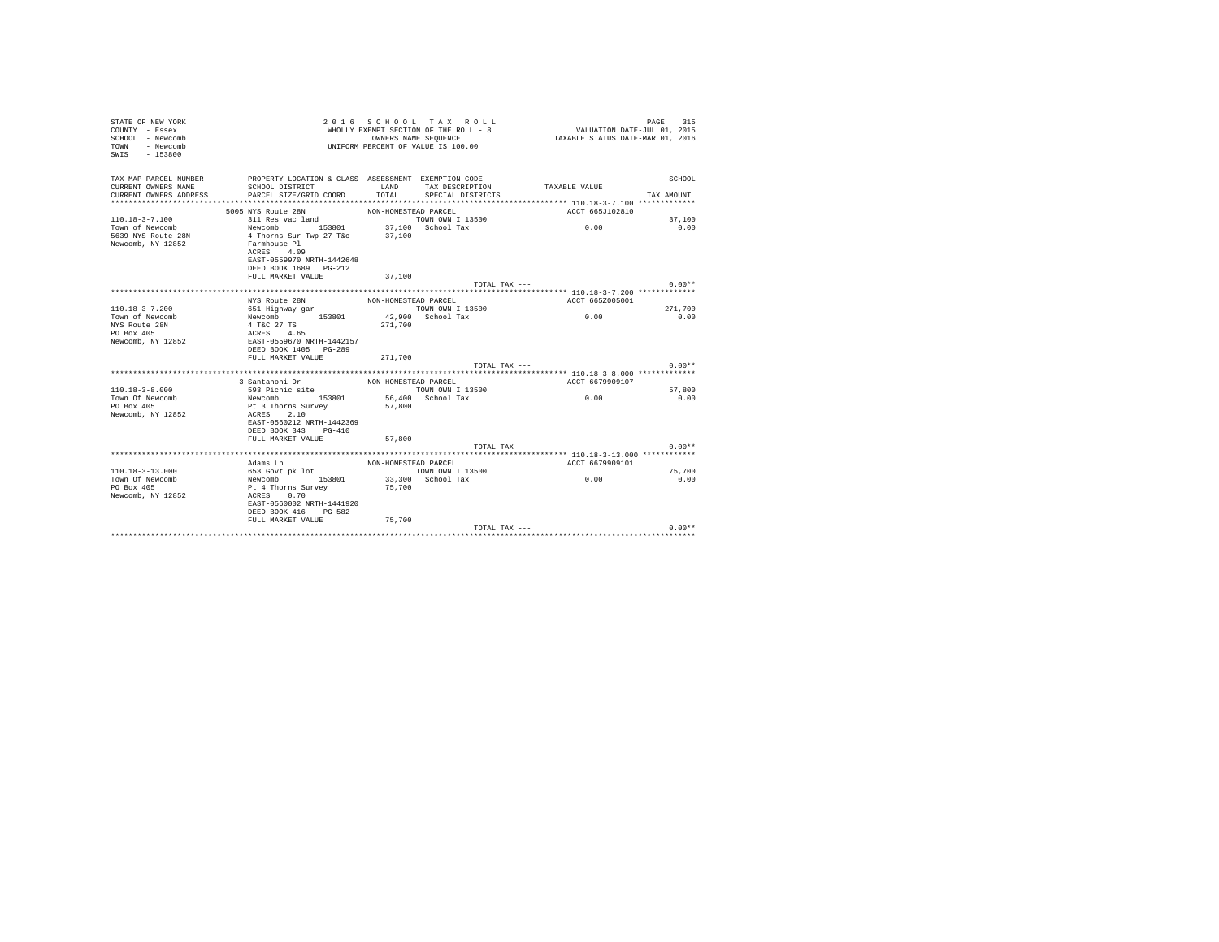STATE OF NEW YORK
COUNTY - Essex
SCHOOL - Newcomb
TOWN - Newcomb
SWIS - 153800

2 0 1 6 S C H O O L T A X R O L L
WHOLLY EXEMPT SECTION OF THE ROLL - 8
OWNERS NAME SEQUENCE
UNIFORM PERCENT OF VALUE IS 100.00

VALUATION DATE-JUL 01, 2015
TAXABLE STATUS DATE-MAR 01, 2016

| TAX MAP PARCEL NUMBER / CURRENT OWNERS NAME / CURRENT OWNERS ADDRESS | PROPERTY LOCATION & CLASS / SCHOOL DISTRICT / PARCEL SIZE/GRID COORD | ASSESSMENT LAND / TOTAL | EXEMPTION CODE / TAX DESCRIPTION / SPECIAL DISTRICTS | TAXABLE VALUE | TAX AMOUNT |
|---|---|---|---|---|---|
| **110.18-3-7.100** | 5005 NYS Route 28N | NON-HOMESTEAD PARCEL | | ACCT 665J102810 | |
| 110.18-3-7.100 | 311 Res vac land | | TOWN OWN I 13500 | | 37,100 |
| Town of Newcomb | Newcomb 153801 | 37,100 | School Tax | 0.00 | 0.00 |
| 5639 NYS Route 28N | 4 Thorns Sur Twp 27 T&c | 37,100 | | | |
| Newcomb, NY 12852 | Farmhouse Pl | | | | |
| | ACRES 4.09 | | | | |
| | EAST-0559970 NRTH-1442648 | | | | |
| | DEED BOOK 1689 PG-212 | | | | |
| | FULL MARKET VALUE | 37,100 | | | |
| | | | TOTAL TAX --- | | 0.00** |
| **110.18-3-7.200** | NYS Route 28N | NON-HOMESTEAD PARCEL | | ACCT 665Z005001 | |
| 110.18-3-7.200 | 651 Highway gar | | TOWN OWN I 13500 | | 271,700 |
| Town of Newcomb | Newcomb 153801 | 42,900 | School Tax | 0.00 | 0.00 |
| NYS Route 28N | 4 T&C 27 TS | 271,700 | | | |
| PO Box 405 | ACRES 4.65 | | | | |
| Newcomb, NY 12852 | EAST-0559670 NRTH-1442157 | | | | |
| | DEED BOOK 1405 PG-289 | | | | |
| | FULL MARKET VALUE | 271,700 | | | |
| | | | TOTAL TAX --- | | 0.00** |
| **110.18-3-8.000** | 3 Santanoni Dr | NON-HOMESTEAD PARCEL | | ACCT 6679909107 | |
| 110.18-3-8.000 | 593 Picnic site | | TOWN OWN I 13500 | | 57,800 |
| Town Of Newcomb | Newcomb 153801 | 56,400 | School Tax | 0.00 | 0.00 |
| PO Box 405 | Pt 3 Thorns Survey | 57,800 | | | |
| Newcomb, NY 12852 | ACRES 2.10 | | | | |
| | EAST-0560212 NRTH-1442369 | | | | |
| | DEED BOOK 343 PG-410 | | | | |
| | FULL MARKET VALUE | 57,800 | | | |
| | | | TOTAL TAX --- | | 0.00** |
| **110.18-3-13.000** | Adams Ln | NON-HOMESTEAD PARCEL | | ACCT 6679909101 | |
| 110.18-3-13.000 | 653 Govt pk lot | | TOWN OWN I 13500 | | 75,700 |
| Town Of Newcomb | Newcomb 153801 | 33,300 | School Tax | 0.00 | 0.00 |
| PO Box 405 | Pt 4 Thorns Survey | 75,700 | | | |
| Newcomb, NY 12852 | ACRES 0.70 | | | | |
| | EAST-0560002 NRTH-1441920 | | | | |
| | DEED BOOK 416 PG-582 | | | | |
| | FULL MARKET VALUE | 75,700 | | | |
| | | | TOTAL TAX --- | | 0.00** |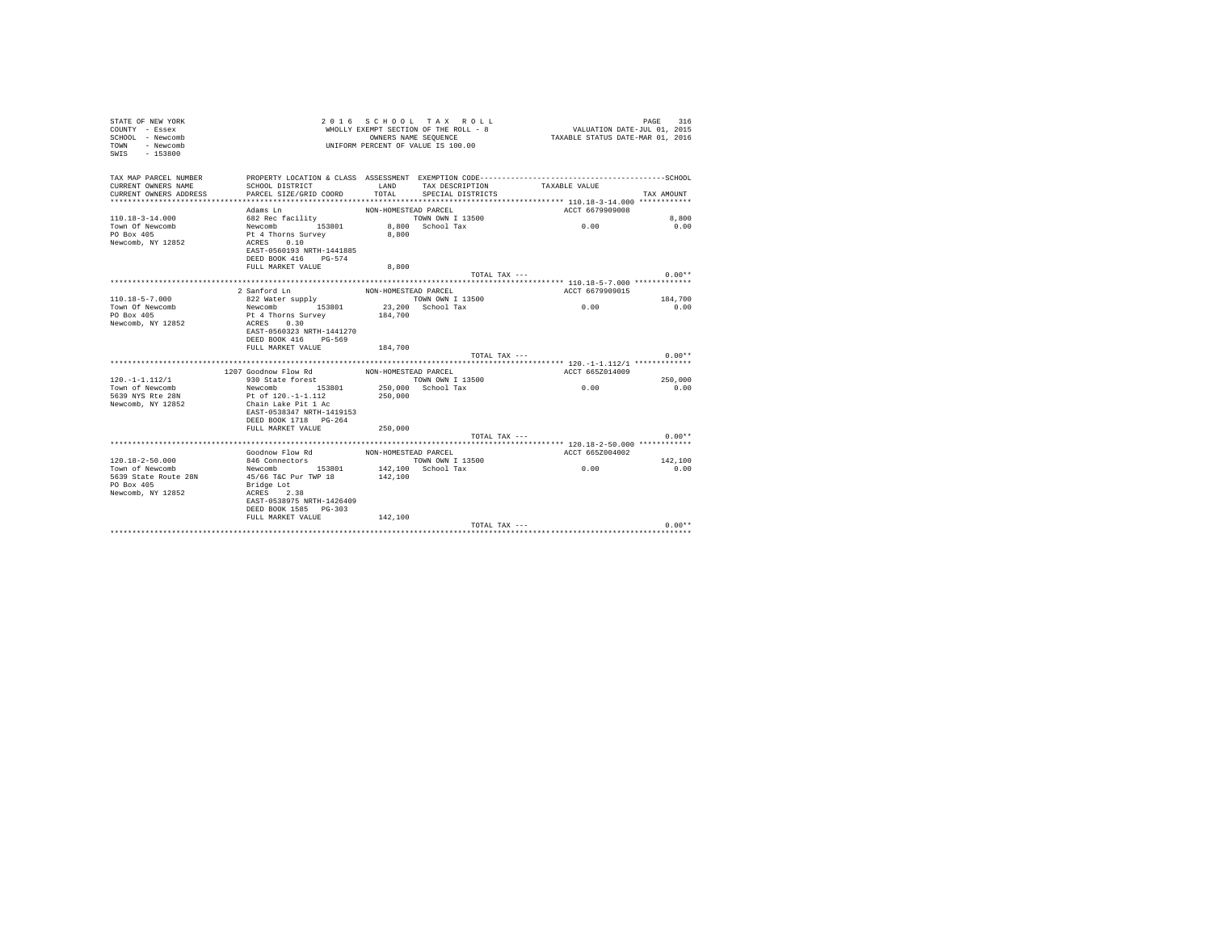STATE OF NEW YORK
COUNTY - Essex
SCHOOL - Newcomb
TOWN - Newcomb
SWIS - 153800

2 0 1 6 S C H O O L T A X R O L L
WHOLLY EXEMPT SECTION OF THE ROLL - 8
OWNERS NAME SEQUENCE
UNIFORM PERCENT OF VALUE IS 100.00

VALUATION DATE-JUL 01, 2015
TAXABLE STATUS DATE-MAR 01, 2016

| TAX MAP PARCEL NUMBER / CURRENT OWNERS NAME / CURRENT OWNERS ADDRESS | PROPERTY LOCATION & CLASS / SCHOOL DISTRICT / PARCEL SIZE/GRID COORD | ASSESSMENT LAND / TOTAL | EXEMPTION CODE / TAX DESCRIPTION / SPECIAL DISTRICTS | TAXABLE VALUE | SCHOOL / TAX AMOUNT |
|---|---|---|---|---|---|
| 110.18-3-14.000 | Adams Ln | NON-HOMESTEAD PARCEL | | ACCT 6679909008 | |
| Town Of Newcomb | 682 Rec facility | | TOWN OWN I 13500 | | 8,800 |
| PO Box 405 | Newcomb 153801 | 8,800 | School Tax | 0.00 | 0.00 |
| Newcomb, NY 12852 | Pt 4 Thorns Survey | 8,800 | | | |
| | ACRES 0.10 | | | | |
| | EAST-0560193 NRTH-1441885 | | | | |
| | DEED BOOK 416 PG-574 | | | | |
| | FULL MARKET VALUE | 8,800 | | | |
| | | | TOTAL TAX --- | | 0.00** |
| 110.18-5-7.000 | 2 Sanford Ln | NON-HOMESTEAD PARCEL | | ACCT 6679909015 | |
| Town Of Newcomb | 822 Water supply | | TOWN OWN I 13500 | | 184,700 |
| PO Box 405 | Newcomb 153801 | 23,200 | School Tax | 0.00 | 0.00 |
| Newcomb, NY 12852 | Pt 4 Thorns Survey | 184,700 | | | |
| | ACRES 0.30 | | | | |
| | EAST-0560323 NRTH-1441270 | | | | |
| | DEED BOOK 416 PG-569 | | | | |
| | FULL MARKET VALUE | 184,700 | | | |
| | | | TOTAL TAX --- | | 0.00** |
| 120.-1-1.112/1 | 1207 Goodnow Flow Rd | NON-HOMESTEAD PARCEL | | ACCT 665Z014009 | |
| Town of Newcomb | 930 State forest | | TOWN OWN I 13500 | | 250,000 |
| 5639 NYS Rte 28N | Newcomb 153801 | 250,000 | School Tax | 0.00 | 0.00 |
| Newcomb, NY 12852 | Pt of 120.-1-1.112 | 250,000 | | | |
| | Chain Lake Pit 1 Ac | | | | |
| | EAST-0538347 NRTH-1419153 | | | | |
| | DEED BOOK 1718 PG-264 | | | | |
| | FULL MARKET VALUE | 250,000 | | | |
| | | | TOTAL TAX --- | | 0.00** |
| 120.18-2-50.000 | Goodnow Flow Rd | NON-HOMESTEAD PARCEL | | ACCT 665Z004002 | |
| Town of Newcomb | 846 Connectors | | TOWN OWN I 13500 | | 142,100 |
| 5639 State Route 28N | Newcomb 153801 | 142,100 | School Tax | 0.00 | 0.00 |
| PO Box 405 | 45/66 T&C Pur TWP 18 | 142,100 | | | |
| Newcomb, NY 12852 | Bridge Lot | | | | |
| | ACRES 2.38 | | | | |
| | EAST-0538975 NRTH-1426409 | | | | |
| | DEED BOOK 1585 PG-303 | | | | |
| | FULL MARKET VALUE | 142,100 | | | |
| | | | TOTAL TAX --- | | 0.00** |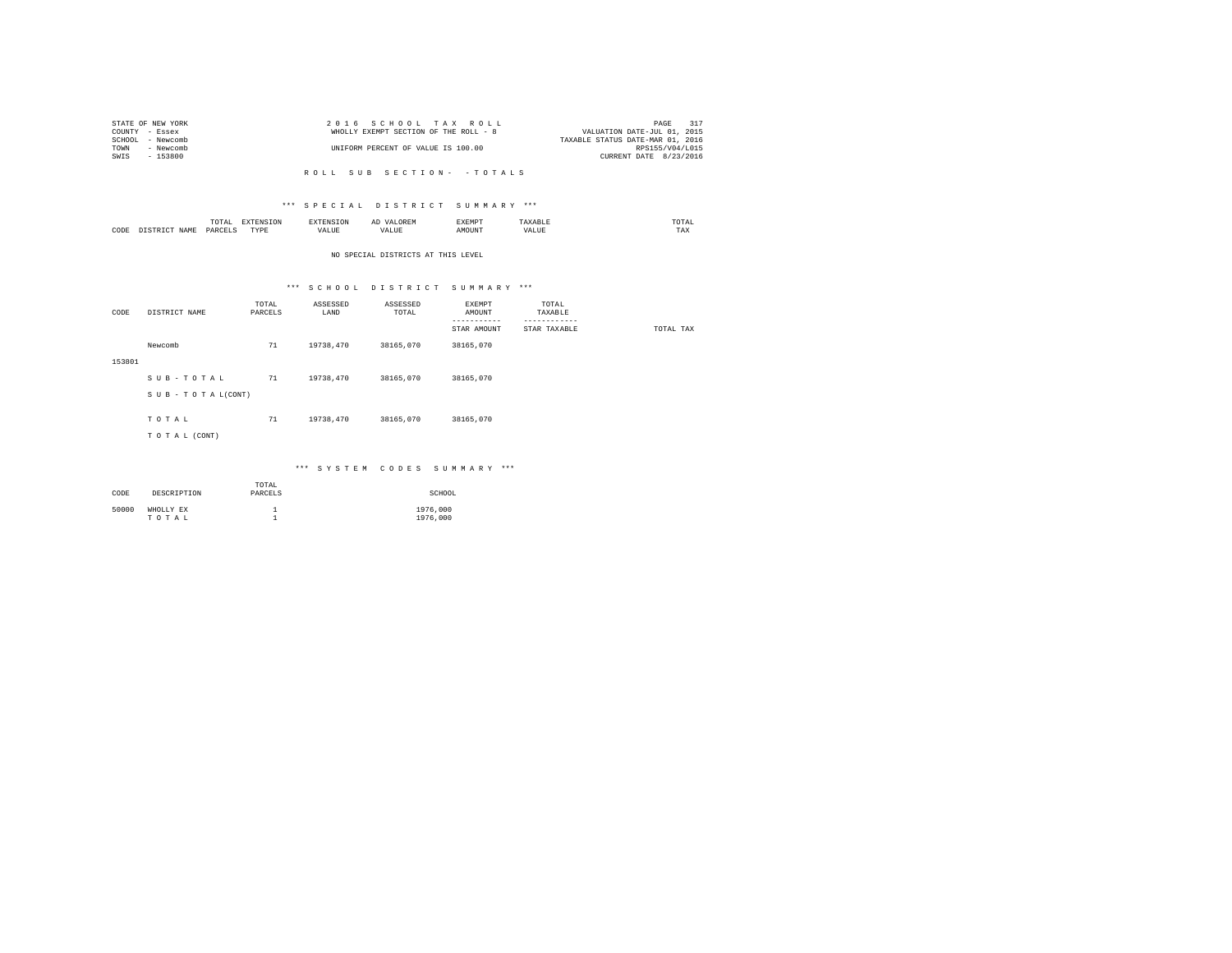STATE OF NEW YORK — 2016 SCHOOL TAX ROLL
COUNTY - Essex — WHOLLY EXEMPT SECTION OF THE ROLL - 8 — VALUATION DATE-JUL 01, 2015
SCHOOL - Newcomb — TAXABLE STATUS DATE-MAR 01, 2016
TOWN - Newcomb — UNIFORM PERCENT OF VALUE IS 100.00 — RPS155/V04/L015
SWIS - 153800 — CURRENT DATE 8/23/2016

ROLL SUB SECTION- - TOTALS

### *** SPECIAL DISTRICT SUMMARY ***

| CODE | DISTRICT NAME | TOTAL PARCELS | EXTENSION TYPE | EXTENSION VALUE | AD VALOREM VALUE | EXEMPT AMOUNT | TAXABLE VALUE | TOTAL TAX |
|---|---|---|---|---|---|---|---|---|

NO SPECIAL DISTRICTS AT THIS LEVEL

### *** SCHOOL DISTRICT SUMMARY ***

| CODE | DISTRICT NAME | TOTAL PARCELS | ASSESSED LAND | ASSESSED TOTAL | EXEMPT AMOUNT / STAR AMOUNT | TOTAL TAXABLE / STAR TAXABLE | TOTAL TAX |
|---|---|---|---|---|---|---|---|
| 153801 | Newcomb | 71 | 19738,470 | 38165,070 | 38165,070 | | |
| | SUB-TOTAL | 71 | 19738,470 | 38165,070 | 38165,070 | | |
| | SUB-TOTAL(CONT) | | | | | | |
| | TOTAL | 71 | 19738,470 | 38165,070 | 38165,070 | | |
| | TOTAL (CONT) | | | | | | |

### *** SYSTEM CODES SUMMARY ***

| CODE | DESCRIPTION | TOTAL PARCELS | SCHOOL |
|---|---|---|---|
| 50000 | WHOLLY EX | 1 | 1976,000 |
| | TOTAL | 1 | 1976,000 |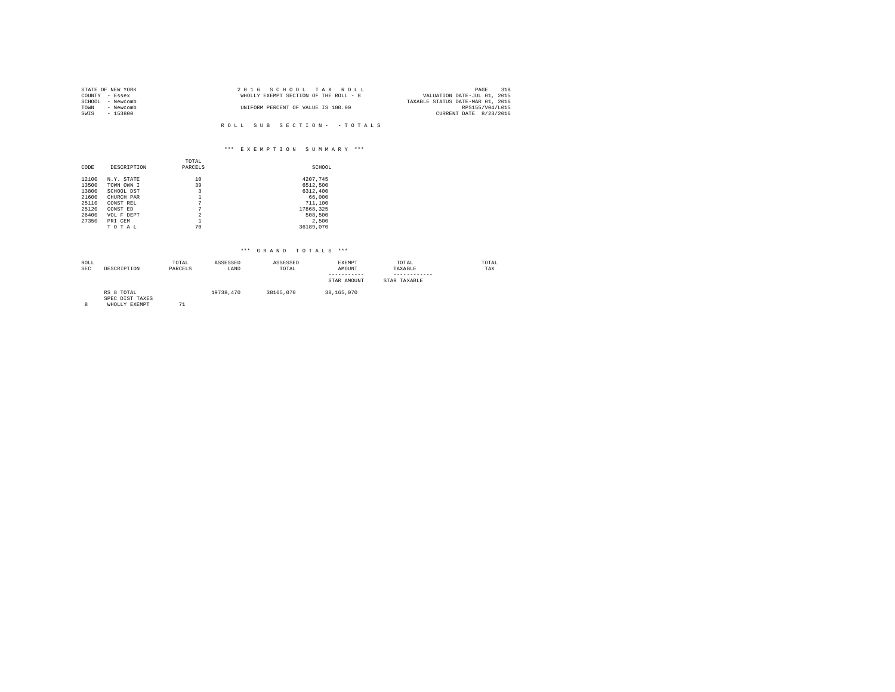STATE OF NEW YORK
COUNTY - Essex
SCHOOL - Newcomb
TOWN - Newcomb
SWIS - 153800

2 0 1 6 S C H O O L T A X R O L L
WHOLLY EXEMPT SECTION OF THE ROLL - 8
UNIFORM PERCENT OF VALUE IS 100.00

VALUATION DATE-JUL 01, 2015
TAXABLE STATUS DATE-MAR 01, 2016
RPS155/V04/L015
CURRENT DATE 8/23/2016

R O L L S U B S E C T I O N - - T O T A L S

*** E X E M P T I O N S U M M A R Y ***

| CODE | DESCRIPTION | TOTAL PARCELS | SCHOOL |
|---|---|---|---|
| 12100 | N.Y. STATE | 10 | 4207,745 |
| 13500 | TOWN OWN I | 39 | 6512,500 |
| 13800 | SCHOOL DST | 3 | 6312,400 |
| 21600 | CHURCH PAR | 1 | 66,000 |
| 25110 | CONST REL | 7 | 711,100 |
| 25120 | CONST ED | 7 | 17868,325 |
| 26400 | VOL F DEPT | 2 | 508,500 |
| 27350 | PRI CEM | 1 | 2,500 |
| | T O T A L | 70 | 36189,070 |

*** G R A N D T O T A L S ***

| ROLL SEC | DESCRIPTION | TOTAL PARCELS | ASSESSED LAND | ASSESSED TOTAL | EXEMPT AMOUNT<br>-----------<br>STAR AMOUNT | TOTAL TAXABLE<br>------------<br>STAR TAXABLE | TOTAL TAX |
|---|---|---|---|---|---|---|---|
| | RS 8 TOTAL | | 19738,470 | 38165,070 | 38,165,070 | | |
| | SPEC DIST TAXES | | | | | | |
| 8 | WHOLLY EXEMPT | 71 | | | | | |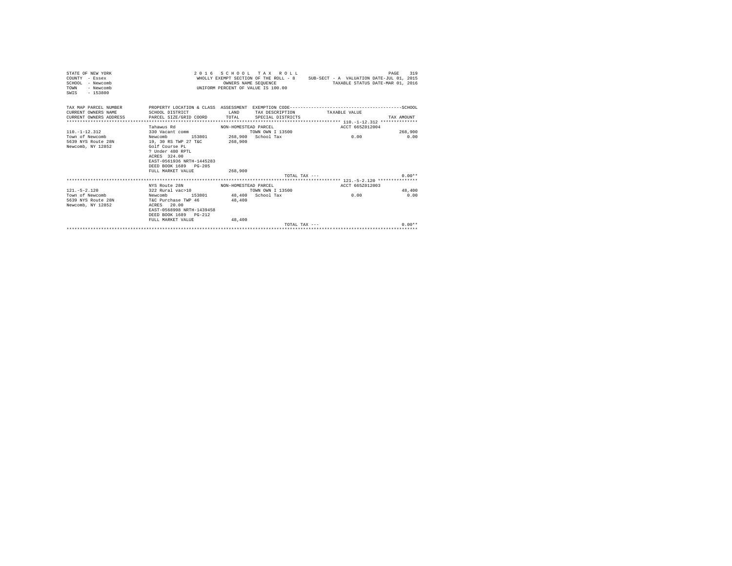STATE OF NEW YORK
COUNTY - Essex
SCHOOL - Newcomb
TOWN - Newcomb
SWIS - 153800

2016 SCHOOL TAX ROLL
WHOLLY EXEMPT SECTION OF THE ROLL - 8
OWNERS NAME SEQUENCE
UNIFORM PERCENT OF VALUE IS 100.00

SUB-SECT - A VALUATION DATE-JUL 01, 2015
TAXABLE STATUS DATE-MAR 01, 2016

| TAX MAP PARCEL NUMBER / CURRENT OWNERS NAME / CURRENT OWNERS ADDRESS | PROPERTY LOCATION & CLASS / SCHOOL DISTRICT / PARCEL SIZE/GRID COORD | ASSESSMENT LAND / TOTAL | EXEMPTION CODE / TAX DESCRIPTION / SPECIAL DISTRICTS | TAXABLE VALUE | TAX AMOUNT |
|---|---|---|---|---|---|
| 110.-1-12.312 | Tahawus Rd | NON-HOMESTEAD PARCEL | | ACCT 665Z012004 | |
| Town of Newcomb | 330 Vacant comm | | TOWN OWN I 13500 | | 268,900 |
| 5639 NYS Route 28N | Newcomb 153801 | 268,900 | School Tax | 0.00 | 0.00 |
| Newcomb, NY 12852 | 19, 30 RS TWP 27 T&C | 268,900 | | | |
| | Golf Course PL | | | | |
| | ? Under 480 RPTL | | | | |
| | ACRES 324.00 | | | | |
| | EAST-0561936 NRTH-1445283 | | | | |
| | DEED BOOK 1689 PG-205 | | | | |
| | FULL MARKET VALUE | 268,900 | | | |
| | | | TOTAL TAX --- | | 0.00** |
| 121.-5-2.120 | NYS Route 28N | NON-HOMESTEAD PARCEL | | ACCT 665Z012003 | |
| Town of Newcomb | 322 Rural vac>10 | | TOWN OWN I 13500 | | 48,400 |
| 5639 NYS Route 28N | Newcomb 153801 | 48,400 | School Tax | 0.00 | 0.00 |
| Newcomb, NY 12852 | T&C Purchase TWP 46 | 48,400 | | | |
| | ACRES 20.00 | | | | |
| | EAST-0568998 NRTH-1439458 | | | | |
| | DEED BOOK 1689 PG-212 | | | | |
| | FULL MARKET VALUE | 48,400 | | | |
| | | | TOTAL TAX --- | | 0.00** |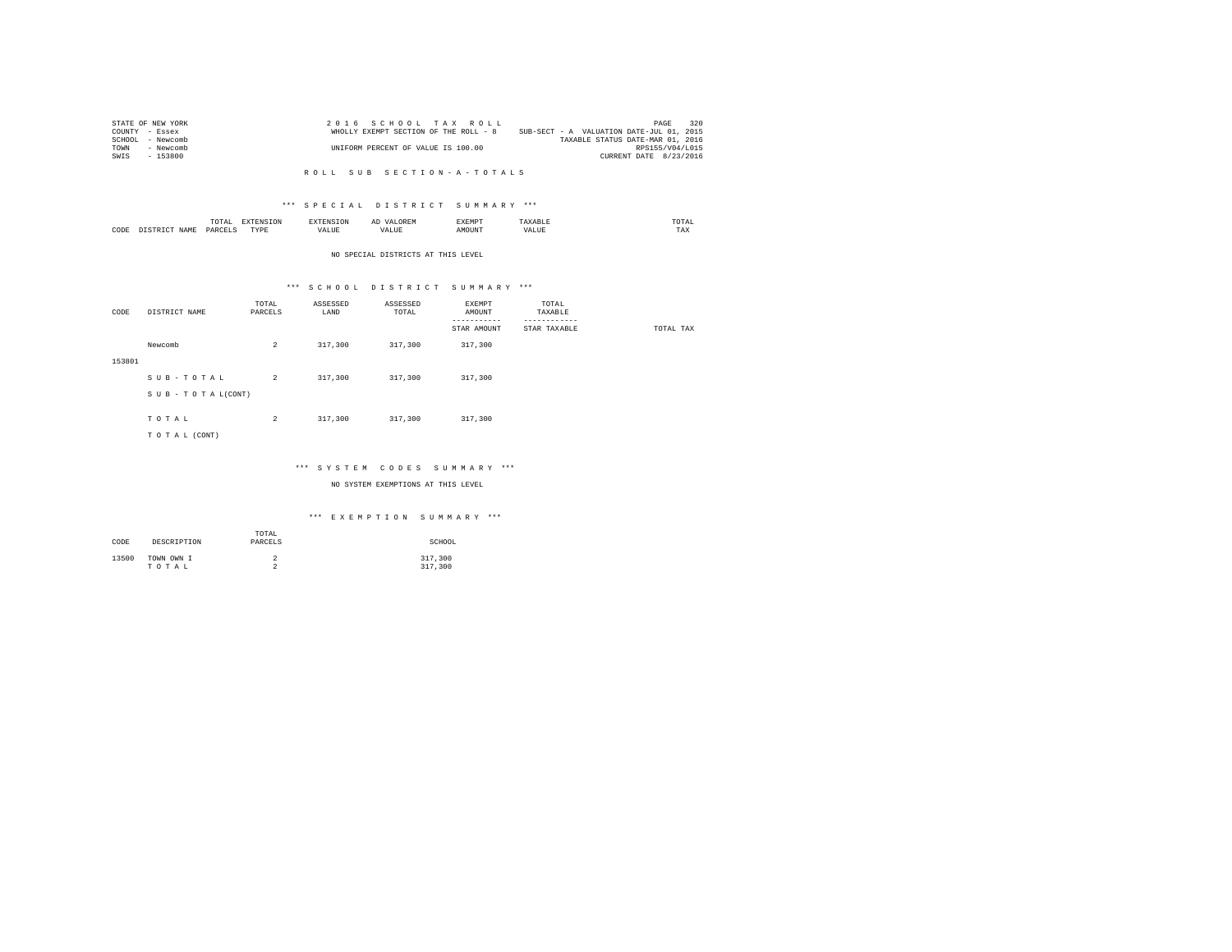STATE OF NEW YORK
COUNTY - Essex
SCHOOL - Newcomb
TOWN - Newcomb
SWIS - 153800

2 0 1 6 S C H O O L T A X R O L L
WHOLLY EXEMPT SECTION OF THE ROLL - 8
UNIFORM PERCENT OF VALUE IS 100.00

SUB-SECT - A VALUATION DATE-JUL 01, 2015
TAXABLE STATUS DATE-MAR 01, 2016
RPS155/V04/L015
CURRENT DATE 8/23/2016

R O L L S U B S E C T I O N - A - T O T A L S

*** S P E C I A L D I S T R I C T S U M M A R Y ***

| CODE | DISTRICT NAME | TOTAL PARCELS | EXTENSION TYPE | EXTENSION VALUE | AD VALOREM VALUE | EXEMPT AMOUNT | TAXABLE VALUE | TOTAL TAX |
|---|---|---|---|---|---|---|---|---|

NO SPECIAL DISTRICTS AT THIS LEVEL

*** S C H O O L D I S T R I C T S U M M A R Y ***

| CODE | DISTRICT NAME | TOTAL PARCELS | ASSESSED LAND | ASSESSED TOTAL | EXEMPT AMOUNT / STAR AMOUNT | TOTAL TAXABLE / STAR TAXABLE | TOTAL TAX |
|---|---|---|---|---|---|---|---|
| 153801 | Newcomb | 2 | 317,300 | 317,300 | 317,300 | | |
| | S U B - T O T A L | 2 | 317,300 | 317,300 | 317,300 | | |
| | S U B - T O T A L(CONT) | | | | | | |
| | T O T A L | 2 | 317,300 | 317,300 | 317,300 | | |
| | T O T A L (CONT) | | | | | | |

*** S Y S T E M C O D E S S U M M A R Y ***

NO SYSTEM EXEMPTIONS AT THIS LEVEL

*** E X E M P T I O N S U M M A R Y ***

| CODE | DESCRIPTION | TOTAL PARCELS | SCHOOL |
|---|---|---|---|
| 13500 | TOWN OWN I | 2 | 317,300 |
| | T O T A L | 2 | 317,300 |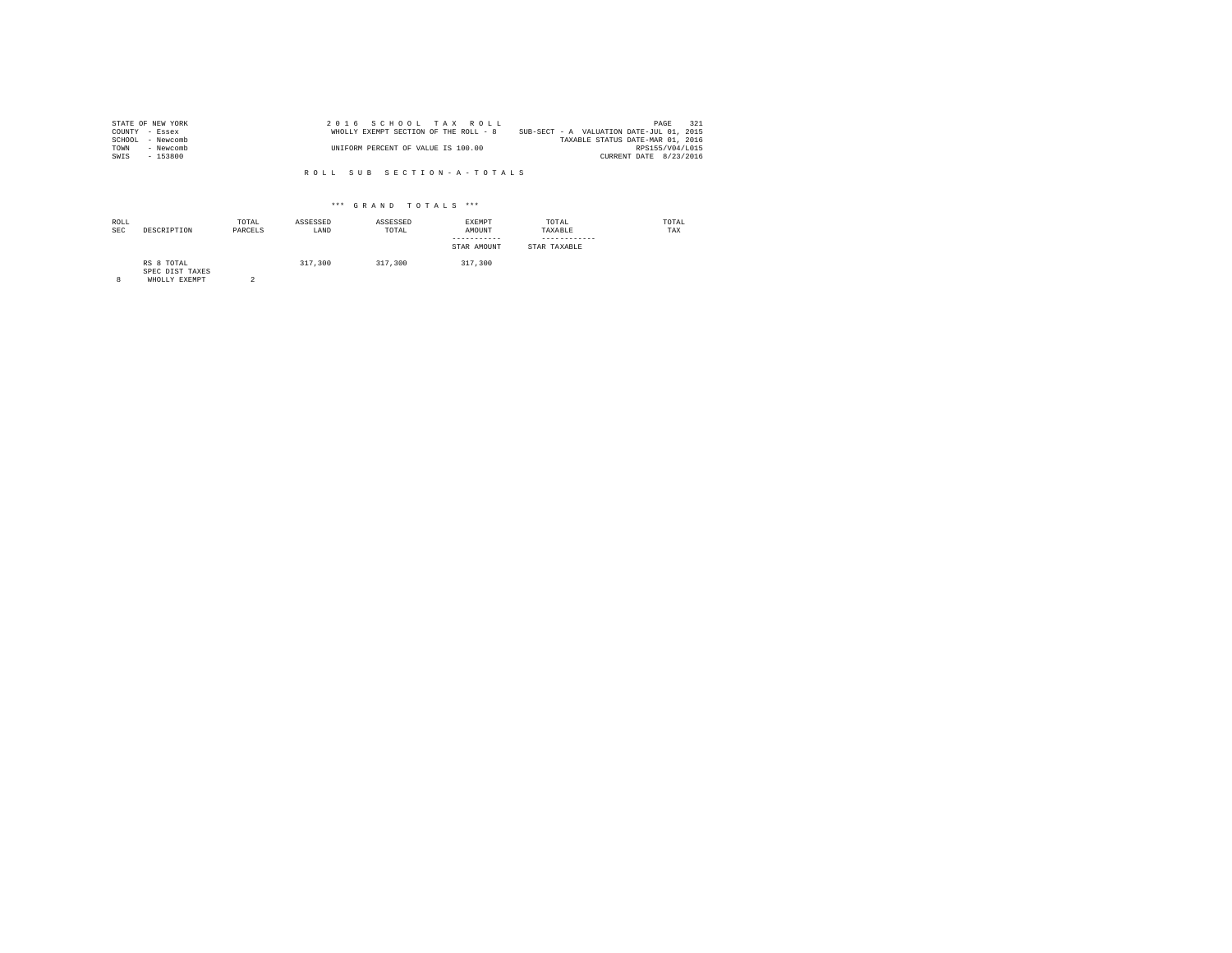STATE OF NEW YORK
COUNTY - Essex
SCHOOL - Newcomb
TOWN - Newcomb
SWIS - 153800

2 0 1 6 S C H O O L T A X R O L L
WHOLLY EXEMPT SECTION OF THE ROLL - 8
UNIFORM PERCENT OF VALUE IS 100.00

SUB-SECT - A VALUATION DATE-JUL 01, 2015
TAXABLE STATUS DATE-MAR 01, 2016
RPS155/V04/L015
CURRENT DATE 8/23/2016

R O L L S U B S E C T I O N - A - T O T A L S

\*\*\* G R A N D T O T A L S \*\*\*

| ROLL SEC | DESCRIPTION | TOTAL PARCELS | ASSESSED LAND | ASSESSED TOTAL | EXEMPT AMOUNT<br>-----------<br>STAR AMOUNT | TOTAL TAXABLE<br>------------<br>STAR TAXABLE | TOTAL TAX |
|---|---|---|---|---|---|---|---|
| | RS 8 TOTAL | | 317,300 | 317,300 | 317,300 | | |
| | SPEC DIST TAXES | | | | | | |
| 8 | WHOLLY EXEMPT | 2 | | | | | |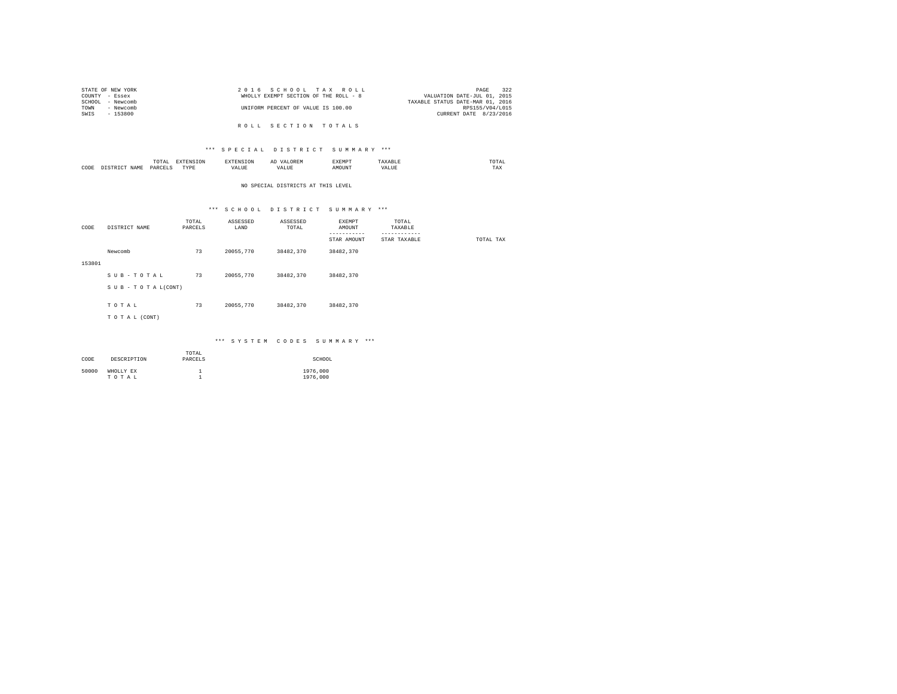STATE OF NEW YORK
COUNTY - Essex
SCHOOL - Newcomb
TOWN - Newcomb
SWIS - 153800

2016 SCHOOL TAX ROLL
WHOLLY EXEMPT SECTION OF THE ROLL - 8
UNIFORM PERCENT OF VALUE IS 100.00

VALUATION DATE-JUL 01, 2015
TAXABLE STATUS DATE-MAR 01, 2016
RPS155/V04/L015
CURRENT DATE 8/23/2016

## ROLL SECTION TOTALS

### *** SPECIAL DISTRICT SUMMARY ***

| CODE | DISTRICT NAME | TOTAL PARCELS | EXTENSION TYPE | EXTENSION VALUE | AD VALOREM VALUE | EXEMPT AMOUNT | TAXABLE VALUE | TOTAL TAX |
|---|---|---|---|---|---|---|---|---|

NO SPECIAL DISTRICTS AT THIS LEVEL

### *** SCHOOL DISTRICT SUMMARY ***

| CODE | DISTRICT NAME | TOTAL PARCELS | ASSESSED LAND | ASSESSED TOTAL | EXEMPT AMOUNT / STAR AMOUNT | TOTAL TAXABLE / STAR TAXABLE | TOTAL TAX |
|---|---|---|---|---|---|---|---|
| 153801 | Newcomb | 73 | 20055,770 | 38482,370 | 38482,370 | | |
| | SUB-TOTAL | 73 | 20055,770 | 38482,370 | 38482,370 | | |
| | SUB-TOTAL(CONT) | | | | | | |
| | TOTAL | 73 | 20055,770 | 38482,370 | 38482,370 | | |
| | TOTAL (CONT) | | | | | | |

### *** SYSTEM CODES SUMMARY ***

| CODE | DESCRIPTION | TOTAL PARCELS | SCHOOL |
|---|---|---|---|
| 50000 | WHOLLY EX | 1 | 1976,000 |
| | TOTAL | 1 | 1976,000 |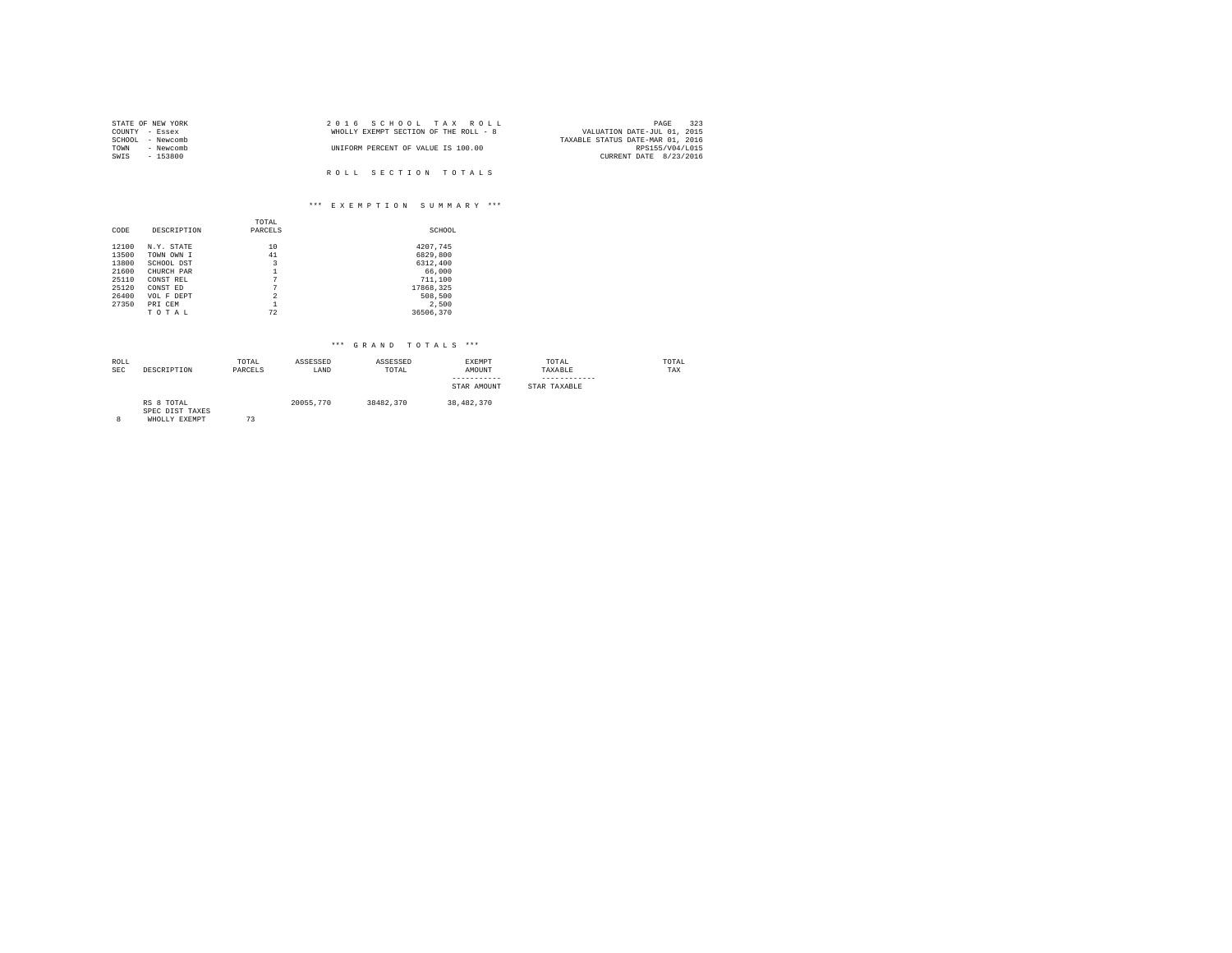STATE OF NEW YORK
COUNTY - Essex
SCHOOL - Newcomb
TOWN - Newcomb
SWIS - 153800

2 0 1 6 S C H O O L T A X R O L L
WHOLLY EXEMPT SECTION OF THE ROLL - 8

UNIFORM PERCENT OF VALUE IS 100.00

VALUATION DATE-JUL 01, 2015
TAXABLE STATUS DATE-MAR 01, 2016
RPS155/V04/L015
CURRENT DATE 8/23/2016

R O L L S E C T I O N T O T A L S

*** E X E M P T I O N S U M M A R Y ***

| CODE | DESCRIPTION | TOTAL PARCELS | SCHOOL |
|---|---|---|---|
| 12100 | N.Y. STATE | 10 | 4207,745 |
| 13500 | TOWN OWN I | 41 | 6829,800 |
| 13800 | SCHOOL DST | 3 | 6312,400 |
| 21600 | CHURCH PAR | 1 | 66,000 |
| 25110 | CONST REL | 7 | 711,100 |
| 25120 | CONST ED | 7 | 17868,325 |
| 26400 | VOL F DEPT | 2 | 508,500 |
| 27350 | PRI CEM | 1 | 2,500 |
| | T O T A L | 72 | 36506,370 |

*** G R A N D T O T A L S ***

| ROLL SEC | DESCRIPTION | TOTAL PARCELS | ASSESSED LAND | ASSESSED TOTAL | EXEMPT AMOUNT<br>-----------<br>STAR AMOUNT | TOTAL TAXABLE<br>------------<br>STAR TAXABLE | TOTAL TAX |
|---|---|---|---|---|---|---|---|
| | RS 8 TOTAL | | 20055,770 | 38482,370 | 38,482,370 | | |
| | SPEC DIST TAXES | | | | | | |
| 8 | WHOLLY EXEMPT | 73 | | | | | |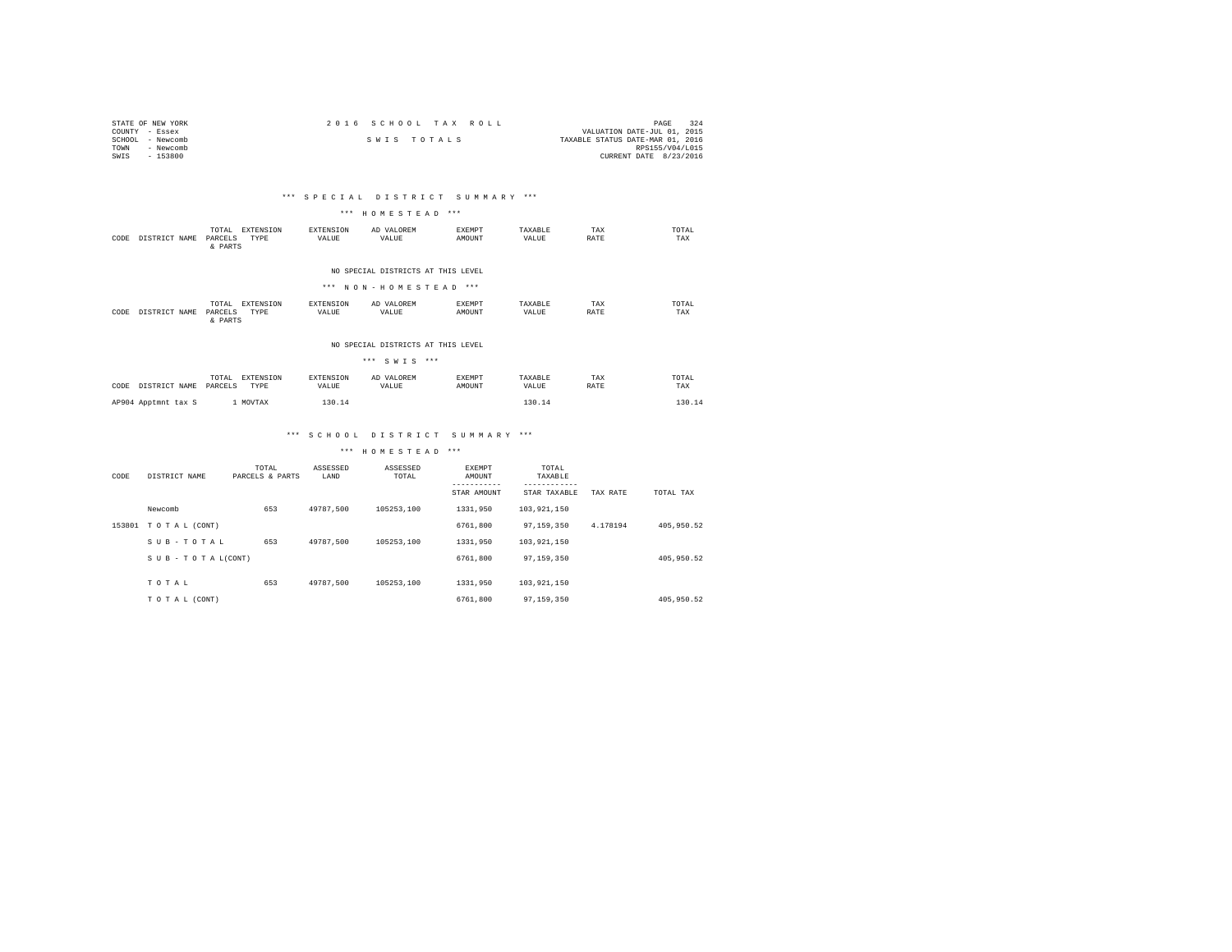STATE OF NEW YORK
COUNTY - Essex
SCHOOL - Newcomb
TOWN - Newcomb
SWIS - 153800

2 0 1 6 S C H O O L T A X R O L L

S W I S T O T A L S

VALUATION DATE-JUL 01, 2015
TAXABLE STATUS DATE-MAR 01, 2016
RPS155/V04/L015
CURRENT DATE 8/23/2016

## *** S P E C I A L D I S T R I C T S U M M A R Y ***

### *** H O M E S T E A D ***

| CODE | DISTRICT NAME | TOTAL PARCELS & PARTS | EXTENSION TYPE | EXTENSION VALUE | AD VALOREM VALUE | EXEMPT AMOUNT | TAXABLE VALUE | TAX RATE | TOTAL TAX |
|---|---|---|---|---|---|---|---|---|---|

NO SPECIAL DISTRICTS AT THIS LEVEL

### *** N O N - H O M E S T E A D ***

| CODE | DISTRICT NAME | TOTAL PARCELS & PARTS | EXTENSION TYPE | EXTENSION VALUE | AD VALOREM VALUE | EXEMPT AMOUNT | TAXABLE VALUE | TAX RATE | TOTAL TAX |
|---|---|---|---|---|---|---|---|---|---|

NO SPECIAL DISTRICTS AT THIS LEVEL

### *** S W I S ***

| CODE | DISTRICT NAME | TOTAL PARCELS | EXTENSION TYPE | EXTENSION VALUE | AD VALOREM VALUE | EXEMPT AMOUNT | TAXABLE VALUE | TAX RATE | TOTAL TAX |
|---|---|---|---|---|---|---|---|---|---|
| AP904 | Apptmnt tax S | 1 | MOVTAX | 130.14 | | | 130.14 | | 130.14 |

## *** S C H O O L D I S T R I C T S U M M A R Y ***

### *** H O M E S T E A D ***

| CODE | DISTRICT NAME | TOTAL PARCELS & PARTS | ASSESSED LAND | ASSESSED TOTAL | EXEMPT AMOUNT / STAR AMOUNT | TOTAL TAXABLE / STAR TAXABLE | TAX RATE | TOTAL TAX |
|---|---|---|---|---|---|---|---|---|
| | Newcomb | 653 | 49787,500 | 105253,100 | 1331,950 | 103,921,150 | | |
| 153801 | T O T A L (CONT) | | | | 6761,800 | 97,159,350 | 4.178194 | 405,950.52 |
| | S U B - T O T A L | 653 | 49787,500 | 105253,100 | 1331,950 | 103,921,150 | | |
| | S U B - T O T A L(CONT) | | | | 6761,800 | 97,159,350 | | 405,950.52 |
| | T O T A L | 653 | 49787,500 | 105253,100 | 1331,950 | 103,921,150 | | |
| | T O T A L (CONT) | | | | 6761,800 | 97,159,350 | | 405,950.52 |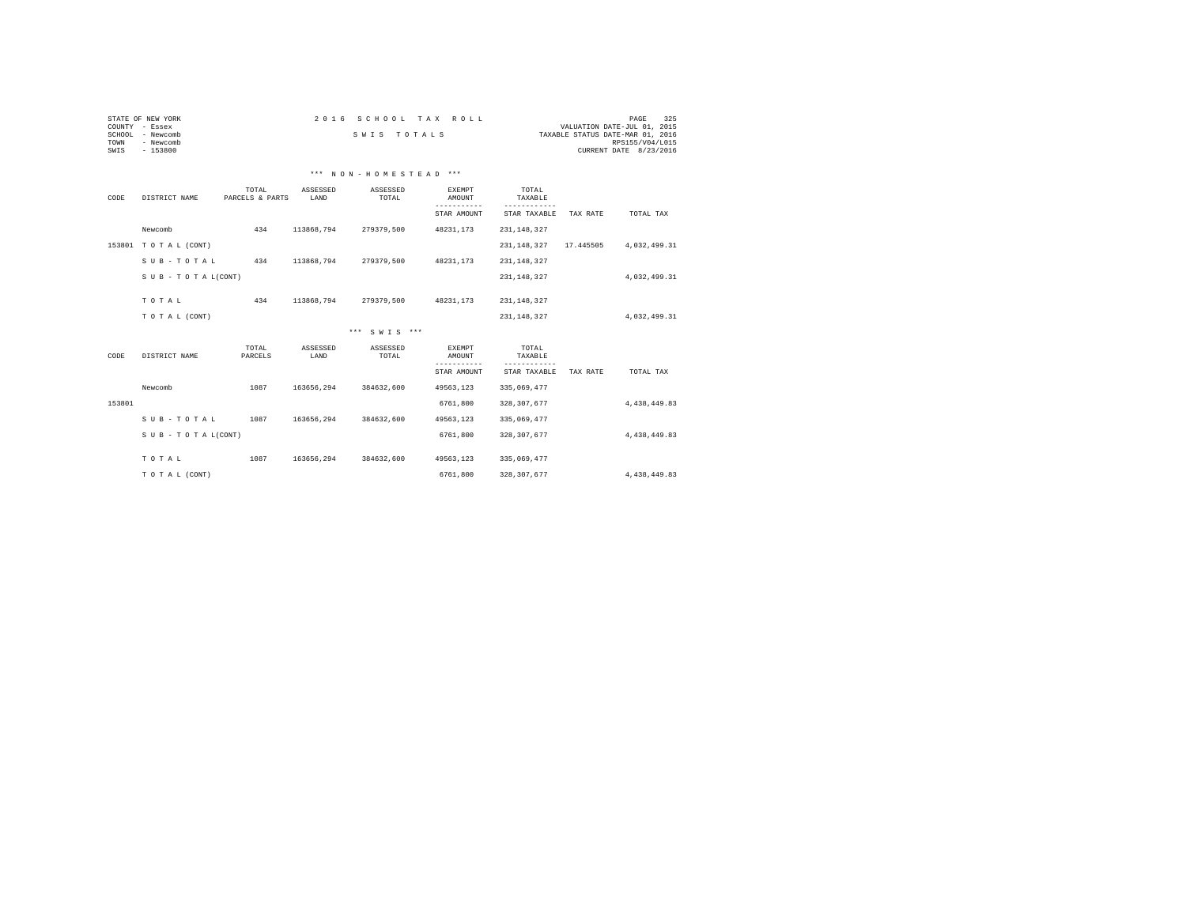STATE OF NEW YORK
COUNTY - Essex
SCHOOL - Newcomb
TOWN - Newcomb
SWIS - 153800

2016 SCHOOL TAX ROLL

SWIS TOTALS

VALUATION DATE-JUL 01, 2015
TAXABLE STATUS DATE-MAR 01, 2016
RPS155/V04/L015
CURRENT DATE 8/23/2016

### *** NON-HOMESTEAD ***

| CODE | DISTRICT NAME | TOTAL PARCELS & PARTS | ASSESSED LAND | ASSESSED TOTAL | EXEMPT AMOUNT / STAR AMOUNT | TOTAL TAXABLE / STAR TAXABLE | TAX RATE | TOTAL TAX |
|---|---|---|---|---|---|---|---|---|
| | Newcomb | 434 | 113868,794 | 279379,500 | 48231,173 | 231,148,327 | | |
| 153801 | T O T A L (CONT) | | | | | 231,148,327 | 17.445505 | 4,032,499.31 |
| | S U B - T O T A L | 434 | 113868,794 | 279379,500 | 48231,173 | 231,148,327 | | |
| | S U B - T O T A L(CONT) | | | | | 231,148,327 | | 4,032,499.31 |
| | T O T A L | 434 | 113868,794 | 279379,500 | 48231,173 | 231,148,327 | | |
| | T O T A L (CONT) | | | | | 231,148,327 | | 4,032,499.31 |

### *** S W I S ***

| CODE | DISTRICT NAME | TOTAL PARCELS | ASSESSED LAND | ASSESSED TOTAL | EXEMPT AMOUNT / STAR AMOUNT | TOTAL TAXABLE / STAR TAXABLE | TAX RATE | TOTAL TAX |
|---|---|---|---|---|---|---|---|---|
| | Newcomb | 1087 | 163656,294 | 384632,600 | 49563,123 | 335,069,477 | | |
| 153801 | | | | | 6761,800 | 328,307,677 | | 4,438,449.83 |
| | S U B - T O T A L | 1087 | 163656,294 | 384632,600 | 49563,123 | 335,069,477 | | |
| | S U B - T O T A L(CONT) | | | | 6761,800 | 328,307,677 | | 4,438,449.83 |
| | T O T A L | 1087 | 163656,294 | 384632,600 | 49563,123 | 335,069,477 | | |
| | T O T A L (CONT) | | | | 6761,800 | 328,307,677 | | 4,438,449.83 |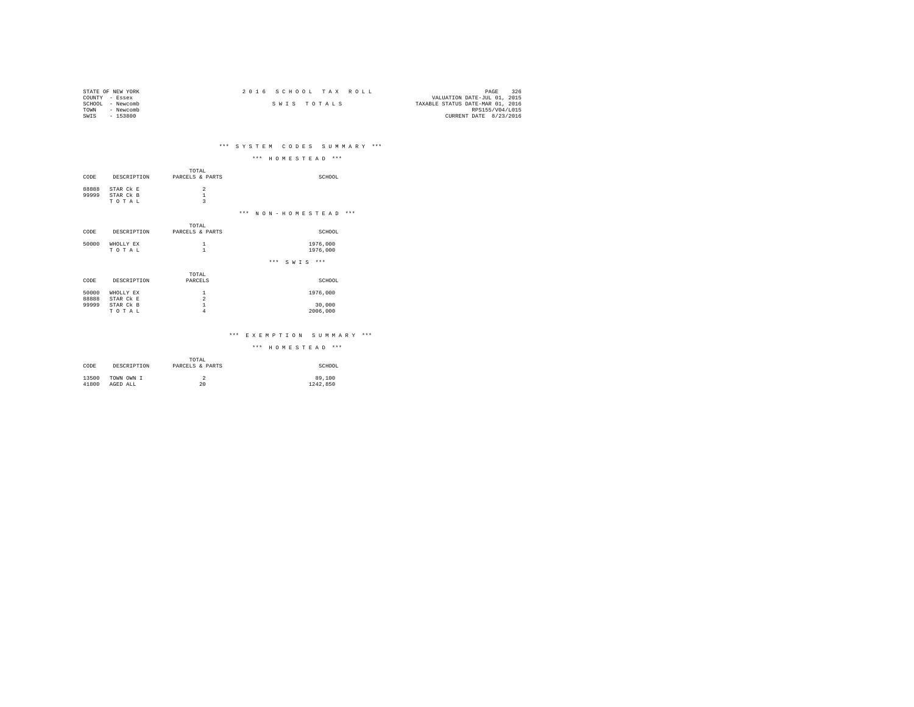STATE OF NEW YORK
COUNTY - Essex
SCHOOL - Newcomb
TOWN - Newcomb
SWIS - 153800

2 0 1 6 S C H O O L T A X R O L L

S W I S T O T A L S

VALUATION DATE-JUL 01, 2015
TAXABLE STATUS DATE-MAR 01, 2016
RPS155/V04/L015
CURRENT DATE 8/23/2016

## *** S Y S T E M C O D E S S U M M A R Y ***

### *** H O M E S T E A D ***

| CODE | DESCRIPTION | TOTAL PARCELS & PARTS | SCHOOL |
|---|---|---|---|
| 88888 | STAR Ck E | 2 | |
| 99999 | STAR Ck B | 1 | |
| | T O T A L | 3 | |

### *** N O N - H O M E S T E A D ***

| CODE | DESCRIPTION | TOTAL PARCELS & PARTS | SCHOOL |
|---|---|---|---|
| 50000 | WHOLLY EX | 1 | 1976,000 |
| | T O T A L | 1 | 1976,000 |

### *** S W I S ***

| CODE | DESCRIPTION | TOTAL PARCELS | SCHOOL |
|---|---|---|---|
| 50000 | WHOLLY EX | 1 | 1976,000 |
| 88888 | STAR Ck E | 2 | |
| 99999 | STAR Ck B | 1 | 30,000 |
| | T O T A L | 4 | 2006,000 |

## *** E X E M P T I O N S U M M A R Y ***

### *** H O M E S T E A D ***

| CODE | DESCRIPTION | TOTAL PARCELS & PARTS | SCHOOL |
|---|---|---|---|
| 13500 | TOWN OWN I | 2 | 89,100 |
| 41800 | AGED ALL | 20 | 1242,850 |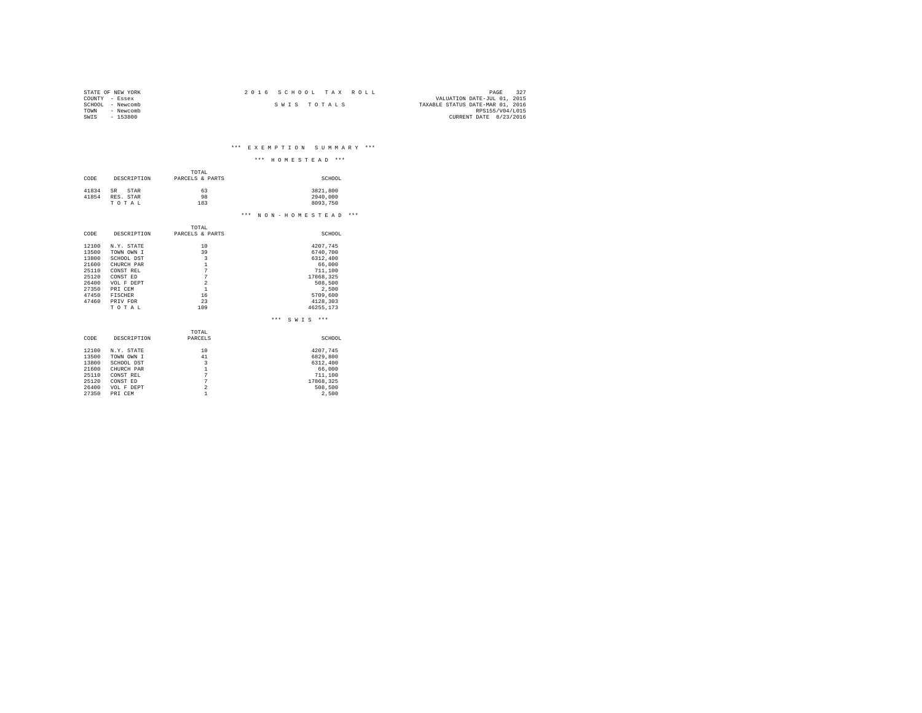STATE OF NEW YORK
COUNTY - Essex
SCHOOL - Newcomb
TOWN - Newcomb
SWIS - 153800

2016 SCHOOL TAX ROLL

SWIS TOTALS

VALUATION DATE-JUL 01, 2015
TAXABLE STATUS DATE-MAR 01, 2016
RPS155/V04/L015
CURRENT DATE 8/23/2016

### *** EXEMPTION SUMMARY ***

#### *** HOMESTEAD ***

| CODE | DESCRIPTION | TOTAL PARCELS & PARTS | SCHOOL |
|---|---|---|---|
| 41834 | SR STAR | 63 | 3821,800 |
| 41854 | RES. STAR | 98 | 2940,000 |
| | T O T A L | 183 | 8093,750 |

#### *** NON-HOMESTEAD ***

| CODE | DESCRIPTION | TOTAL PARCELS & PARTS | SCHOOL |
|---|---|---|---|
| 12100 | N.Y. STATE | 10 | 4207,745 |
| 13500 | TOWN OWN I | 39 | 6740,700 |
| 13800 | SCHOOL DST | 3 | 6312,400 |
| 21600 | CHURCH PAR | 1 | 66,000 |
| 25110 | CONST REL | 7 | 711,100 |
| 25120 | CONST ED | 7 | 17868,325 |
| 26400 | VOL F DEPT | 2 | 508,500 |
| 27350 | PRI CEM | 1 | 2,500 |
| 47450 | FISCHER | 16 | 5709,600 |
| 47460 | PRIV FOR | 23 | 4128,303 |
| | T O T A L | 109 | 46255,173 |

#### *** SWIS ***

| CODE | DESCRIPTION | TOTAL PARCELS | SCHOOL |
|---|---|---|---|
| 12100 | N.Y. STATE | 10 | 4207,745 |
| 13500 | TOWN OWN I | 41 | 6829,800 |
| 13800 | SCHOOL DST | 3 | 6312,400 |
| 21600 | CHURCH PAR | 1 | 66,000 |
| 25110 | CONST REL | 7 | 711,100 |
| 25120 | CONST ED | 7 | 17868,325 |
| 26400 | VOL F DEPT | 2 | 508,500 |
| 27350 | PRI CEM | 1 | 2,500 |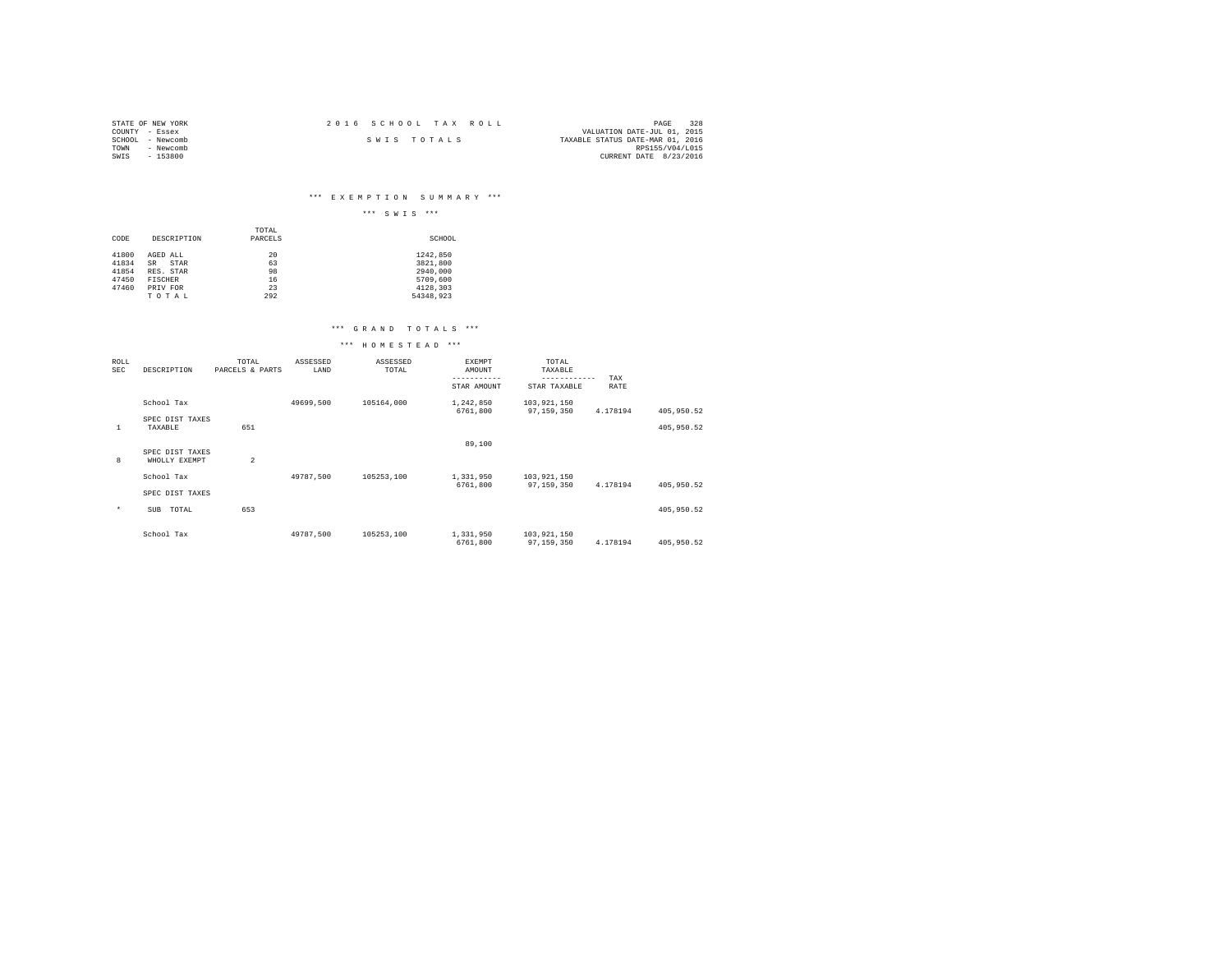STATE OF NEW YORK
COUNTY - Essex
SCHOOL - Newcomb
TOWN - Newcomb
SWIS - 153800

2 0 1 6 S C H O O L T A X R O L L

S W I S T O T A L S

VALUATION DATE-JUL 01, 2015
TAXABLE STATUS DATE-MAR 01, 2016
RPS155/V04/L015
CURRENT DATE 8/23/2016

## *** E X E M P T I O N S U M M A R Y ***

### *** S W I S ***

| CODE | DESCRIPTION | TOTAL PARCELS | SCHOOL |
|---|---|---|---|
| 41800 | AGED ALL | 20 | 1242,850 |
| 41834 | SR STAR | 63 | 3821,800 |
| 41854 | RES. STAR | 98 | 2940,000 |
| 47450 | FISCHER | 16 | 5709,600 |
| 47460 | PRIV FOR | 23 | 4128,303 |
| | T O T A L | 292 | 54348,923 |

## *** G R A N D T O T A L S ***

### *** H O M E S T E A D ***

| ROLL SEC | DESCRIPTION | TOTAL PARCELS & PARTS | ASSESSED LAND | ASSESSED TOTAL | EXEMPT AMOUNT / STAR AMOUNT | TOTAL TAXABLE / STAR TAXABLE | TAX RATE | |
|---|---|---|---|---|---|---|---|---|
| | School Tax | | 49699,500 | 105164,000 | 1,242,850<br>6761,800 | 103,921,150<br>97,159,350 | 4.178194 | 405,950.52 |
| | SPEC DIST TAXES | | | | | | | |
| 1 | TAXABLE | 651 | | | | | | 405,950.52 |
| | | | | | 89,100 | | | |
| | SPEC DIST TAXES | | | | | | | |
| 8 | WHOLLY EXEMPT | 2 | | | | | | |
| | School Tax | | 49787,500 | 105253,100 | 1,331,950<br>6761,800 | 103,921,150<br>97,159,350 | 4.178194 | 405,950.52 |
| | SPEC DIST TAXES | | | | | | | |
| * | SUB TOTAL | 653 | | | | | | 405,950.52 |
| | School Tax | | 49787,500 | 105253,100 | 1,331,950<br>6761,800 | 103,921,150<br>97,159,350 | 4.178194 | 405,950.52 |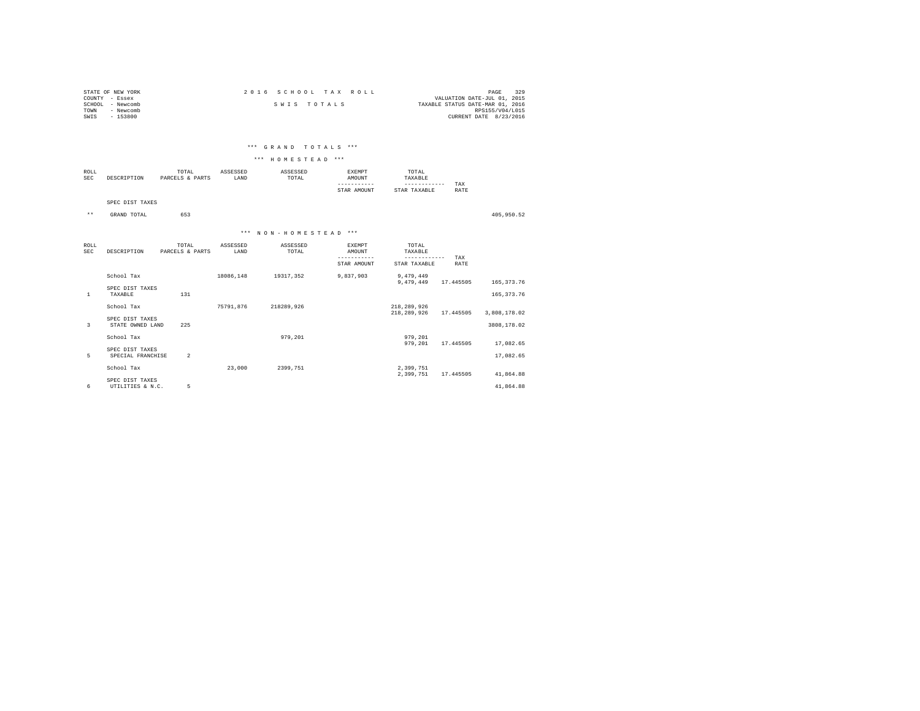STATE OF NEW YORK
COUNTY - Essex
SCHOOL - Newcomb
TOWN - Newcomb
SWIS - 153800

2016 SCHOOL TAX ROLL
SWIS TOTALS

VALUATION DATE-JUL 01, 2015
TAXABLE STATUS DATE-MAR 01, 2016
RPS155/V04/L015
CURRENT DATE 8/23/2016

*** GRAND TOTALS ***

*** HOMESTEAD ***

| ROLL SEC | DESCRIPTION | TOTAL PARCELS & PARTS | ASSESSED LAND | ASSESSED TOTAL | EXEMPT AMOUNT / STAR AMOUNT | TOTAL TAXABLE / STAR TAXABLE | TAX RATE | |
|---|---|---|---|---|---|---|---|---|
| | SPEC DIST TAXES | | | | | | | |
| ** | GRAND TOTAL | 653 | | | | | | 405,950.52 |

*** NON-HOMESTEAD ***

| ROLL SEC | DESCRIPTION | TOTAL PARCELS & PARTS | ASSESSED LAND | ASSESSED TOTAL | EXEMPT AMOUNT / STAR AMOUNT | TOTAL TAXABLE / STAR TAXABLE | TAX RATE | |
|---|---|---|---|---|---|---|---|---|
| | School Tax | | 18086,148 | 19317,352 | 9,837,903 | 9,479,449 | | |
| | | | | | | 9,479,449 | 17.445505 | 165,373.76 |
| | SPEC DIST TAXES | | | | | | | |
| 1 | TAXABLE | 131 | | | | | | 165,373.76 |
| | School Tax | | 75791,876 | 218289,926 | | 218,289,926 | | |
| | | | | | | 218,289,926 | 17.445505 | 3,808,178.02 |
| | SPEC DIST TAXES | | | | | | | |
| 3 | STATE OWNED LAND | 225 | | | | | | 3808,178.02 |
| | School Tax | | | 979,201 | | 979,201 | | |
| | | | | | | 979,201 | 17.445505 | 17,082.65 |
| | SPEC DIST TAXES | | | | | | | |
| 5 | SPECIAL FRANCHISE | 2 | | | | | | 17,082.65 |
| | School Tax | | 23,000 | 2399,751 | | 2,399,751 | | |
| | | | | | | 2,399,751 | 17.445505 | 41,864.88 |
| | SPEC DIST TAXES | | | | | | | |
| 6 | UTILITIES & N.C. | 5 | | | | | | 41,864.88 |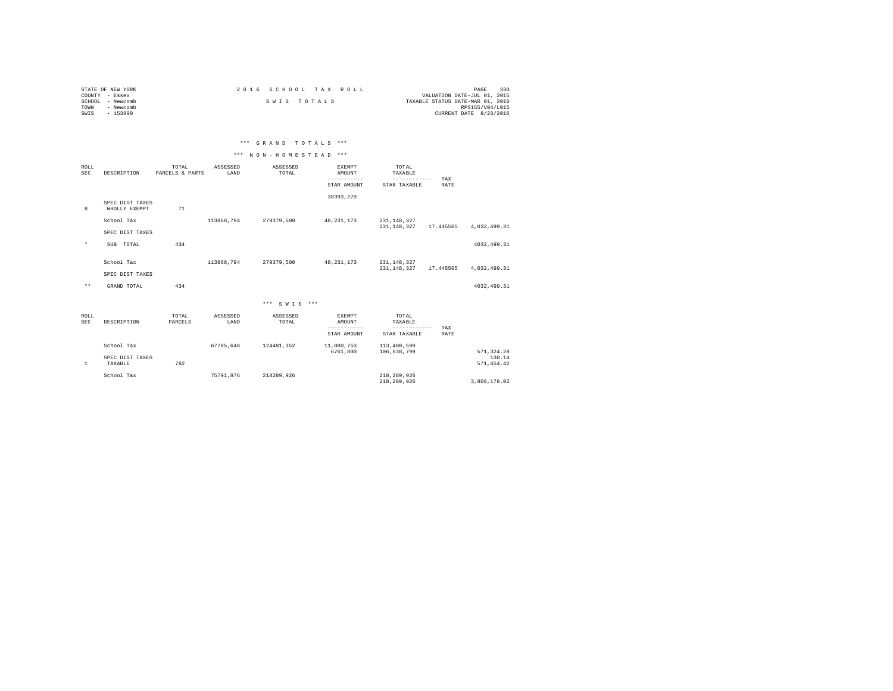STATE OF NEW YORK
COUNTY - Essex
SCHOOL - Newcomb
TOWN - Newcomb
SWIS - 153800

2 0 1 6 S C H O O L T A X R O L L

S W I S T O T A L S

VALUATION DATE-JUL 01, 2015
TAXABLE STATUS DATE-MAR 01, 2016
RPS155/V04/L015
CURRENT DATE 8/23/2016

### *** G R A N D T O T A L S ***

### *** N O N - H O M E S T E A D ***

| ROLL SEC | DESCRIPTION | TOTAL PARCELS & PARTS | ASSESSED LAND | ASSESSED TOTAL | EXEMPT AMOUNT / STAR AMOUNT | TOTAL TAXABLE / STAR TAXABLE | TAX RATE | |
|---|---|---|---|---|---|---|---|---|
| | | | | | 38393,270 | | | |
| 8 | SPEC DIST TAXES WHOLLY EXEMPT | 71 | | | | | | |
| | School Tax | | 113868,794 | 279379,500 | 48,231,173 | 231,148,327 / 231,148,327 | 17.445505 | 4,032,499.31 |
| | SPEC DIST TAXES | | | | | | | |
| * | SUB TOTAL | 434 | | | | | | 4032,499.31 |
| | School Tax | | 113868,794 | 279379,500 | 48,231,173 | 231,148,327 / 231,148,327 | 17.445505 | 4,032,499.31 |
| | SPEC DIST TAXES | | | | | | | |
| ** | GRAND TOTAL | 434 | | | | | | 4032,499.31 |

### *** S W I S ***

| ROLL SEC | DESCRIPTION | TOTAL PARCELS | ASSESSED LAND | ASSESSED TOTAL | EXEMPT AMOUNT / STAR AMOUNT | TOTAL TAXABLE / STAR TAXABLE | TAX RATE | |
|---|---|---|---|---|---|---|---|---|
| | School Tax | | 67785,648 | 124481,352 | 11,080,753 / 6761,800 | 113,400,599 / 106,638,799 | | 571,324.28 |
| | SPEC DIST TAXES | | | | | | | 130.14 |
| 1 | TAXABLE | 782 | | | | | | 571,454.42 |
| | School Tax | | 75791,876 | 218289,926 | | 218,289,926 / 218,289,926 | | 3,808,178.02 |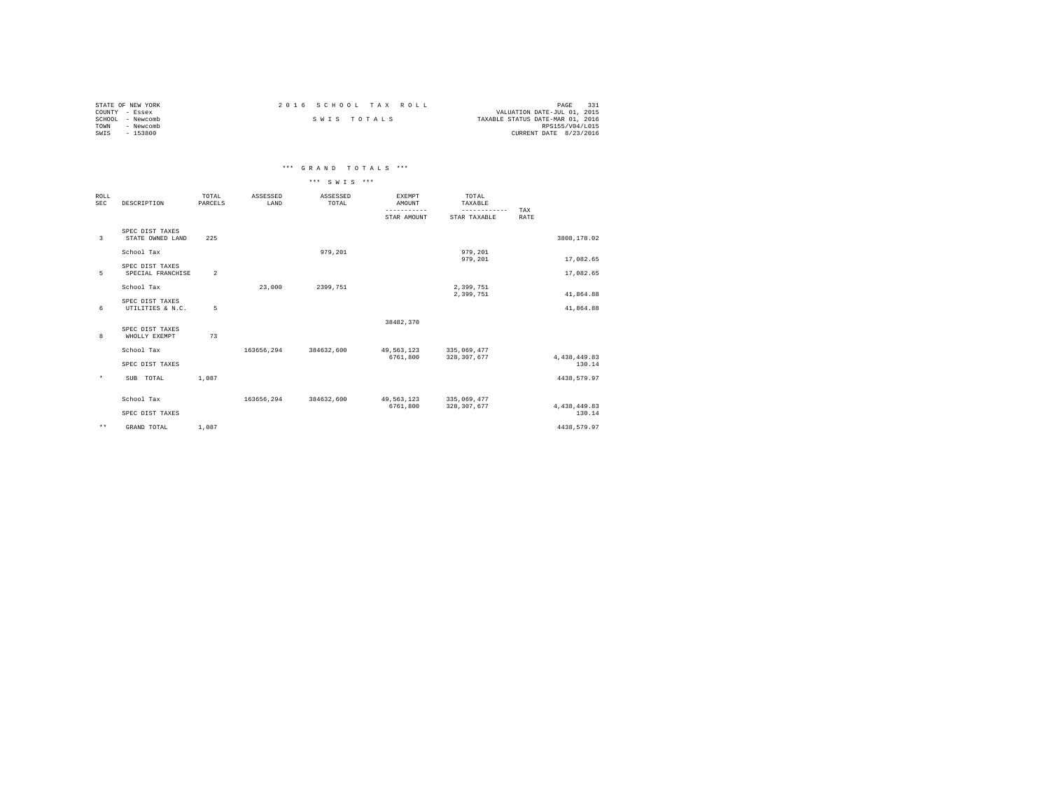STATE OF NEW YORK
COUNTY - Essex
SCHOOL - Newcomb
TOWN - Newcomb
SWIS - 153800

2 0 1 6 S C H O O L T A X R O L L

S W I S T O T A L S

VALUATION DATE-JUL 01, 2015
TAXABLE STATUS DATE-MAR 01, 2016
RPS155/V04/L015
CURRENT DATE 8/23/2016

*** G R A N D T O T A L S ***

*** S W I S ***

| ROLL SEC | DESCRIPTION | TOTAL PARCELS | ASSESSED LAND | ASSESSED TOTAL | EXEMPT AMOUNT / STAR AMOUNT | TOTAL TAXABLE / STAR TAXABLE | TAX RATE | |
|---|---|---|---|---|---|---|---|---|
| 3 | SPEC DIST TAXES STATE OWNED LAND | 225 | | | | | | 3808,178.02 |
| | School Tax | | | 979,201 | | 979,201 | | |
| | | | | | | 979,201 | | 17,082.65 |
| 5 | SPEC DIST TAXES SPECIAL FRANCHISE | 2 | | | | | | 17,082.65 |
| | School Tax | | 23,000 | 2399,751 | | 2,399,751 | | |
| | | | | | | 2,399,751 | | 41,864.88 |
| 6 | SPEC DIST TAXES UTILITIES & N.C. | 5 | | | | | | 41,864.88 |
| | | | | | 38482,370 | | | |
| 8 | SPEC DIST TAXES WHOLLY EXEMPT | 73 | | | | | | |
| | School Tax | | 163656,294 | 384632,600 | 49,563,123 | 335,069,477 | | |
| | | | | | 6761,800 | 328,307,677 | | 4,438,449.83 |
| | SPEC DIST TAXES | | | | | | | 130.14 |
| * | SUB TOTAL | 1,087 | | | | | | 4438,579.97 |
| | School Tax | | 163656,294 | 384632,600 | 49,563,123 | 335,069,477 | | |
| | | | | | 6761,800 | 328,307,677 | | 4,438,449.83 |
| | SPEC DIST TAXES | | | | | | | 130.14 |
| ** | GRAND TOTAL | 1,087 | | | | | | 4438,579.97 |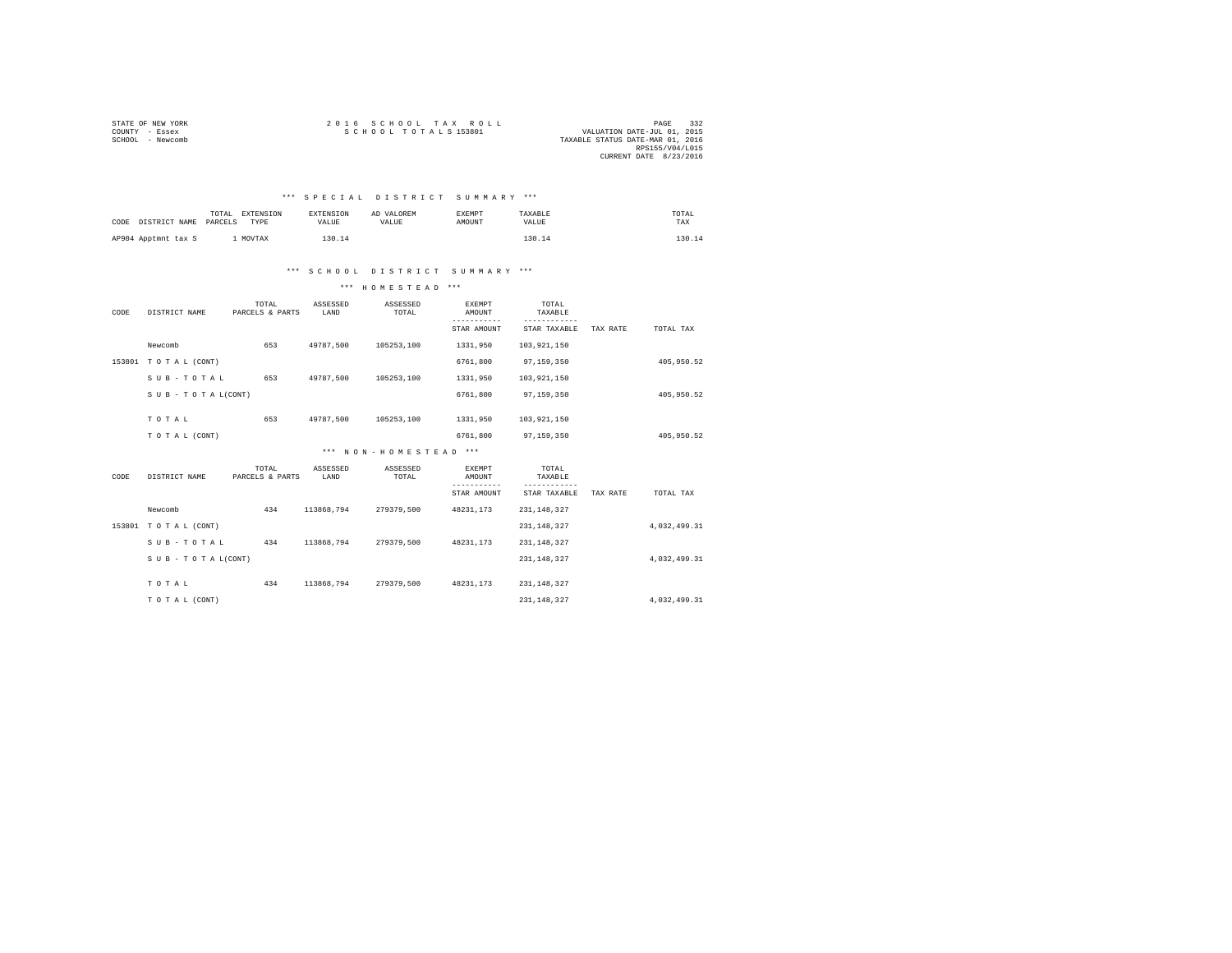STATE OF NEW YORK
COUNTY - Essex
SCHOOL - Newcomb

2016 SCHOOL TAX ROLL
SCHOOL TOTALS 153801

VALUATION DATE-JUL 01, 2015
TAXABLE STATUS DATE-MAR 01, 2016
RPS155/V04/L015
CURRENT DATE 8/23/2016

### *** SPECIAL DISTRICT SUMMARY ***

| CODE | DISTRICT NAME | TOTAL PARCELS | EXTENSION TYPE | EXTENSION VALUE | AD VALOREM VALUE | EXEMPT AMOUNT | TAXABLE VALUE | TOTAL TAX |
|---|---|---|---|---|---|---|---|---|
| AP904 | Apptmnt tax S | 1 | MOVTAX | 130.14 | | | 130.14 | 130.14 |

### *** SCHOOL DISTRICT SUMMARY ***

#### *** HOMESTEAD ***

| CODE | DISTRICT NAME | TOTAL PARCELS & PARTS | ASSESSED LAND | ASSESSED TOTAL | EXEMPT AMOUNT / STAR AMOUNT | TOTAL TAXABLE / STAR TAXABLE | TAX RATE | TOTAL TAX |
|---|---|---|---|---|---|---|---|---|
| | Newcomb | 653 | 49787,500 | 105253,100 | 1331,950 | 103,921,150 | | |
| 153801 | T O T A L (CONT) | | | | 6761,800 | 97,159,350 | | 405,950.52 |
| | S U B - T O T A L | 653 | 49787,500 | 105253,100 | 1331,950 | 103,921,150 | | |
| | S U B - T O T A L(CONT) | | | | 6761,800 | 97,159,350 | | 405,950.52 |
| | T O T A L | 653 | 49787,500 | 105253,100 | 1331,950 | 103,921,150 | | |
| | T O T A L (CONT) | | | | 6761,800 | 97,159,350 | | 405,950.52 |

#### *** NON-HOMESTEAD ***

| CODE | DISTRICT NAME | TOTAL PARCELS & PARTS | ASSESSED LAND | ASSESSED TOTAL | EXEMPT AMOUNT / STAR AMOUNT | TOTAL TAXABLE / STAR TAXABLE | TAX RATE | TOTAL TAX |
|---|---|---|---|---|---|---|---|---|
| | Newcomb | 434 | 113868,794 | 279379,500 | 48231,173 | 231,148,327 | | |
| 153801 | T O T A L (CONT) | | | | | 231,148,327 | | 4,032,499.31 |
| | S U B - T O T A L | 434 | 113868,794 | 279379,500 | 48231,173 | 231,148,327 | | |
| | S U B - T O T A L(CONT) | | | | | 231,148,327 | | 4,032,499.31 |
| | T O T A L | 434 | 113868,794 | 279379,500 | 48231,173 | 231,148,327 | | |
| | T O T A L (CONT) | | | | | 231,148,327 | | 4,032,499.31 |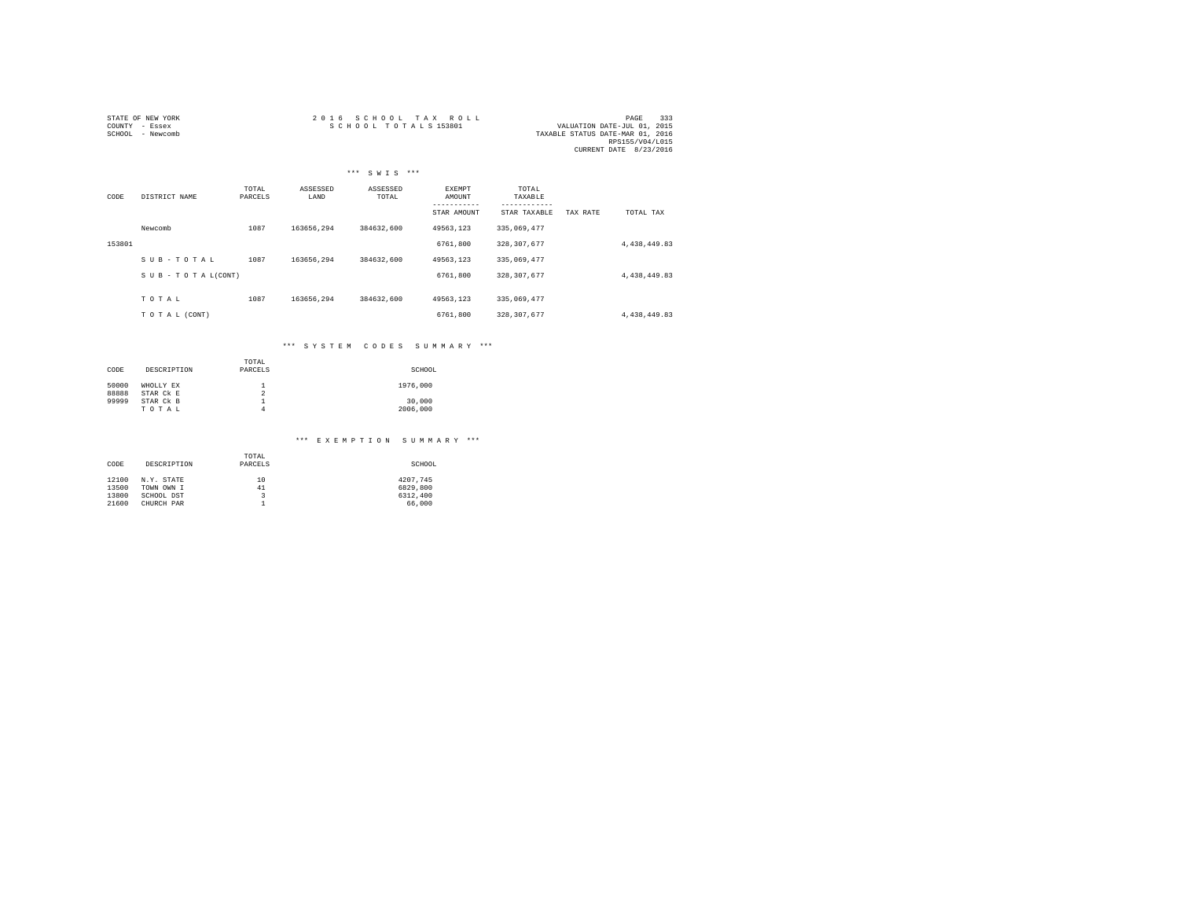STATE OF NEW YORK
COUNTY - Essex
SCHOOL - Newcomb

2 0 1 6 S C H O O L T A X R O L L
S C H O O L T O T A L S 153801

VALUATION DATE-JUL 01, 2015
TAXABLE STATUS DATE-MAR 01, 2016
RPS155/V04/L015
CURRENT DATE 8/23/2016

### *** S W I S ***

| CODE | DISTRICT NAME | TOTAL PARCELS | ASSESSED LAND | ASSESSED TOTAL | EXEMPT AMOUNT / STAR AMOUNT | TOTAL TAXABLE / STAR TAXABLE | TAX RATE | TOTAL TAX |
|---|---|---|---|---|---|---|---|---|
| | Newcomb | 1087 | 163656,294 | 384632,600 | 49563,123 | 335,069,477 | | |
| 153801 | | | | | 6761,800 | 328,307,677 | | 4,438,449.83 |
| | S U B - T O T A L | 1087 | 163656,294 | 384632,600 | 49563,123 | 335,069,477 | | |
| | S U B - T O T A L(CONT) | | | | 6761,800 | 328,307,677 | | 4,438,449.83 |
| | T O T A L | 1087 | 163656,294 | 384632,600 | 49563,123 | 335,069,477 | | |
| | T O T A L (CONT) | | | | 6761,800 | 328,307,677 | | 4,438,449.83 |

### *** S Y S T E M C O D E S S U M M A R Y ***

| CODE | DESCRIPTION | TOTAL PARCELS | SCHOOL |
|---|---|---|---|
| 50000 | WHOLLY EX | 1 | 1976,000 |
| 88888 | STAR Ck E | 2 | |
| 99999 | STAR Ck B | 1 | 30,000 |
| | T O T A L | 4 | 2006,000 |

### *** E X E M P T I O N S U M M A R Y ***

| CODE | DESCRIPTION | TOTAL PARCELS | SCHOOL |
|---|---|---|---|
| 12100 | N.Y. STATE | 10 | 4207,745 |
| 13500 | TOWN OWN I | 41 | 6829,800 |
| 13800 | SCHOOL DST | 3 | 6312,400 |
| 21600 | CHURCH PAR | 1 | 66,000 |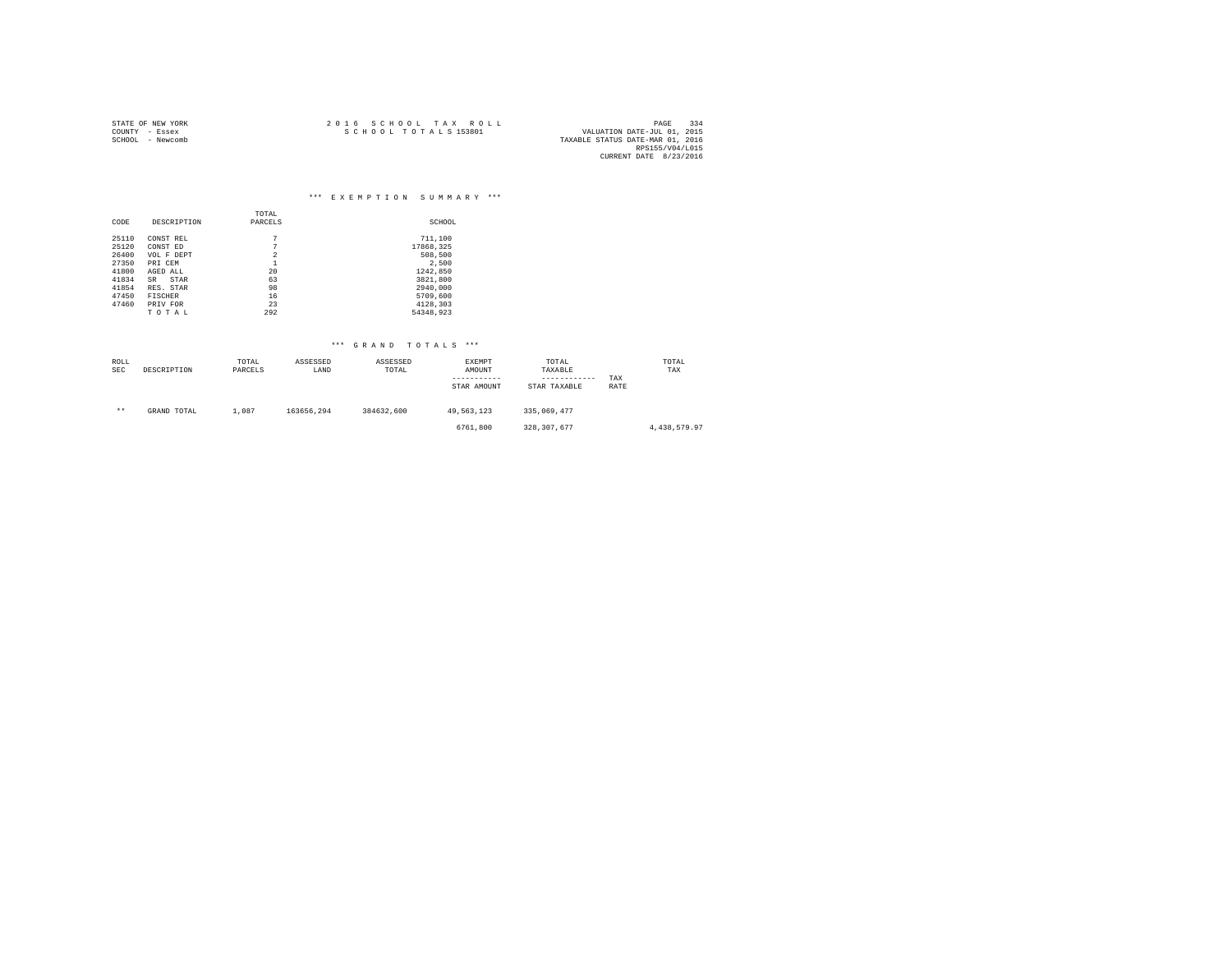STATE OF NEW YORK
COUNTY - Essex
SCHOOL - Newcomb

# 2016 SCHOOL TAX ROLL
## SCHOOL TOTALS 153801

VALUATION DATE-JUL 01, 2015
TAXABLE STATUS DATE-MAR 01, 2016
RPS155/V04/L015
CURRENT DATE 8/23/2016

### *** EXEMPTION SUMMARY ***

| CODE | DESCRIPTION | TOTAL PARCELS | SCHOOL |
|---|---|---|---|
| 25110 | CONST REL | 7 | 711,100 |
| 25120 | CONST ED | 7 | 17868,325 |
| 26400 | VOL F DEPT | 2 | 508,500 |
| 27350 | PRI CEM | 1 | 2,500 |
| 41800 | AGED ALL | 20 | 1242,850 |
| 41834 | SR STAR | 63 | 3821,800 |
| 41854 | RES. STAR | 98 | 2940,000 |
| 47450 | FISCHER | 16 | 5709,600 |
| 47460 | PRIV FOR | 23 | 4128,303 |
| | TOTAL | 292 | 54348,923 |

### *** GRAND TOTALS ***

| ROLL SEC | DESCRIPTION | TOTAL PARCELS | ASSESSED LAND | ASSESSED TOTAL | EXEMPT AMOUNT / STAR AMOUNT | TOTAL TAXABLE / STAR TAXABLE | TAX RATE | TOTAL TAX |
|---|---|---|---|---|---|---|---|---|
| ** | GRAND TOTAL | 1,087 | 163656,294 | 384632,600 | 49,563,123 | 335,069,477 | | |
| | | | | | 6761,800 | 328,307,677 | | 4,438,579.97 |